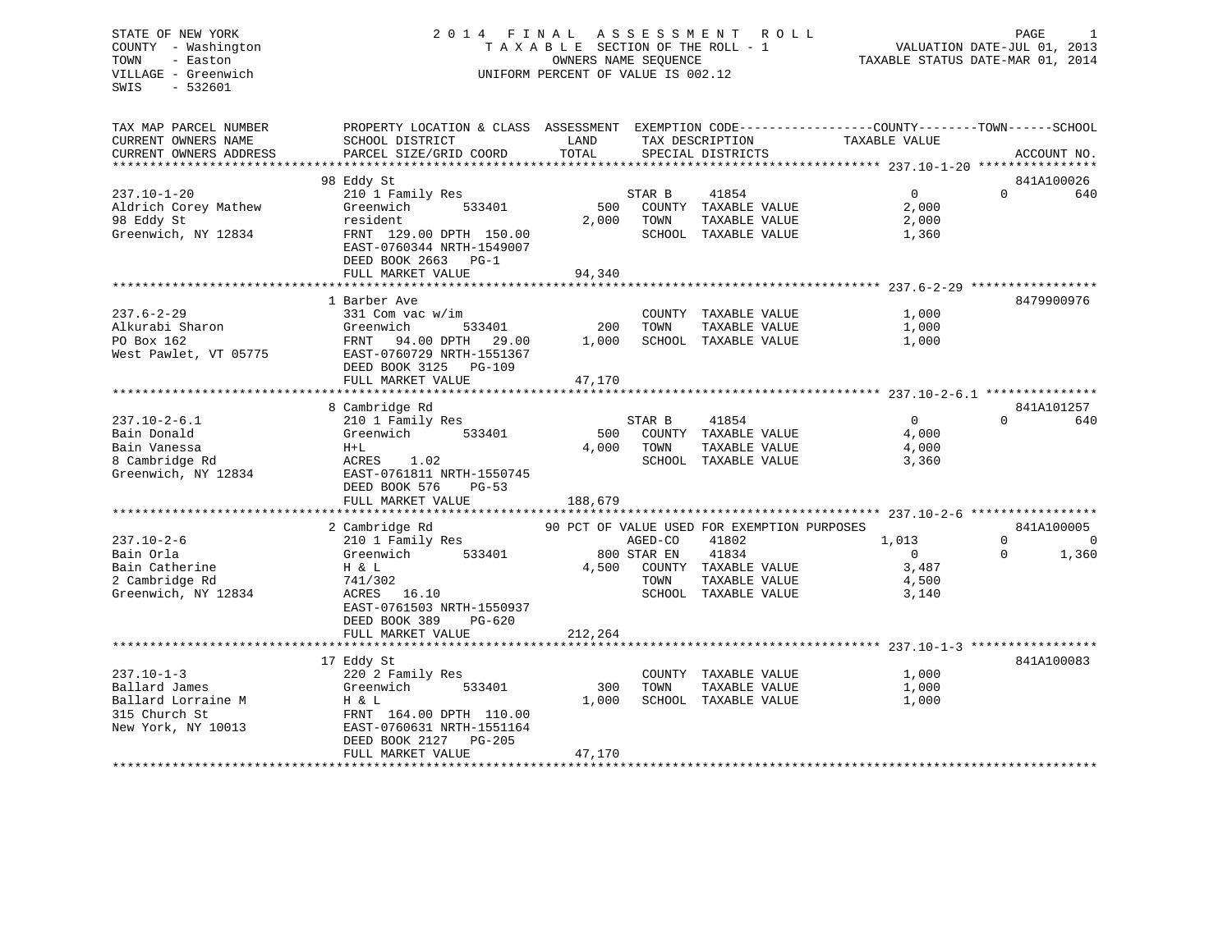STATE OF NEW YORK
COUNTY - Washington
TOWN - Easton
VILLAGE - Greenwich
SWIS - 532601

# 2014 FINAL ASSESSMENT ROLL

TAXABLE SECTION OF THE ROLL - 1
OWNERS NAME SEQUENCE
UNIFORM PERCENT OF VALUE IS 002.12

VALUATION DATE-JUL 01, 2013
TAXABLE STATUS DATE-MAR 01, 2014

| TAX MAP PARCEL NUMBER / CURRENT OWNERS NAME / CURRENT OWNERS ADDRESS | PROPERTY LOCATION & CLASS / SCHOOL DISTRICT / PARCEL SIZE/GRID COORD | ASSESSMENT LAND / TOTAL | EXEMPTION CODE / TAX DESCRIPTION / SPECIAL DISTRICTS | COUNTY TAXABLE VALUE | TOWN | SCHOOL / ACCOUNT NO. |
|---|---|---|---|---|---|---|
| **237.10-1-20** | 98 Eddy St | | | | | 841A100026 |
| 237.10-1-20 | 210 1 Family Res | | STAR B 41854 | 0 | 0 | 640 |
| Aldrich Corey Mathew | Greenwich 533401 | 500 | COUNTY TAXABLE VALUE | 2,000 | | |
| 98 Eddy St | resident | 2,000 | TOWN TAXABLE VALUE | 2,000 | | |
| Greenwich, NY 12834 | FRNT 129.00 DPTH 150.00 | | SCHOOL TAXABLE VALUE | 1,360 | | |
| | EAST-0760344 NRTH-1549007 | | | | | |
| | DEED BOOK 2663 PG-1 | | | | | |
| | FULL MARKET VALUE | 94,340 | | | | |
| **237.6-2-29** | 1 Barber Ave | | | | | 8479900976 |
| 237.6-2-29 | 331 Com vac w/im | | COUNTY TAXABLE VALUE | 1,000 | | |
| Alkurabi Sharon | Greenwich 533401 | 200 | TOWN TAXABLE VALUE | 1,000 | | |
| PO Box 162 | FRNT 94.00 DPTH 29.00 | 1,000 | SCHOOL TAXABLE VALUE | 1,000 | | |
| West Pawlet, VT 05775 | EAST-0760729 NRTH-1551367 | | | | | |
| | DEED BOOK 3125 PG-109 | | | | | |
| | FULL MARKET VALUE | 47,170 | | | | |
| **237.10-2-6.1** | 8 Cambridge Rd | | | | | 841A101257 |
| 237.10-2-6.1 | 210 1 Family Res | | STAR B 41854 | 0 | 0 | 640 |
| Bain Donald | Greenwich 533401 | 500 | COUNTY TAXABLE VALUE | 4,000 | | |
| Bain Vanessa | H+L | 4,000 | TOWN TAXABLE VALUE | 4,000 | | |
| 8 Cambridge Rd | ACRES 1.02 | | SCHOOL TAXABLE VALUE | 3,360 | | |
| Greenwich, NY 12834 | EAST-0761811 NRTH-1550745 | | | | | |
| | DEED BOOK 576 PG-53 | | | | | |
| | FULL MARKET VALUE | 188,679 | | | | |
| **237.10-2-6** | 2 Cambridge Rd | | 90 PCT OF VALUE USED FOR EXEMPTION PURPOSES | | | 841A100005 |
| 237.10-2-6 | 210 1 Family Res | | AGED-CO 41802 | 1,013 | 0 | 0 |
| Bain Orla | Greenwich 533401 | 800 | STAR EN 41834 | 0 | 0 | 1,360 |
| Bain Catherine | H & L | 4,500 | COUNTY TAXABLE VALUE | 3,487 | | |
| 2 Cambridge Rd | 741/302 | | TOWN TAXABLE VALUE | 4,500 | | |
| Greenwich, NY 12834 | ACRES 16.10 | | SCHOOL TAXABLE VALUE | 3,140 | | |
| | EAST-0761503 NRTH-1550937 | | | | | |
| | DEED BOOK 389 PG-620 | | | | | |
| | FULL MARKET VALUE | 212,264 | | | | |
| **237.10-1-3** | 17 Eddy St | | | | | 841A100083 |
| 237.10-1-3 | 220 2 Family Res | | COUNTY TAXABLE VALUE | 1,000 | | |
| Ballard James | Greenwich 533401 | 300 | TOWN TAXABLE VALUE | 1,000 | | |
| Ballard Lorraine M | H & L | 1,000 | SCHOOL TAXABLE VALUE | 1,000 | | |
| 315 Church St | FRNT 164.00 DPTH 110.00 | | | | | |
| New York, NY 10013 | EAST-0760631 NRTH-1551164 | | | | | |
| | DEED BOOK 2127 PG-205 | | | | | |
| | FULL MARKET VALUE | 47,170 | | | | |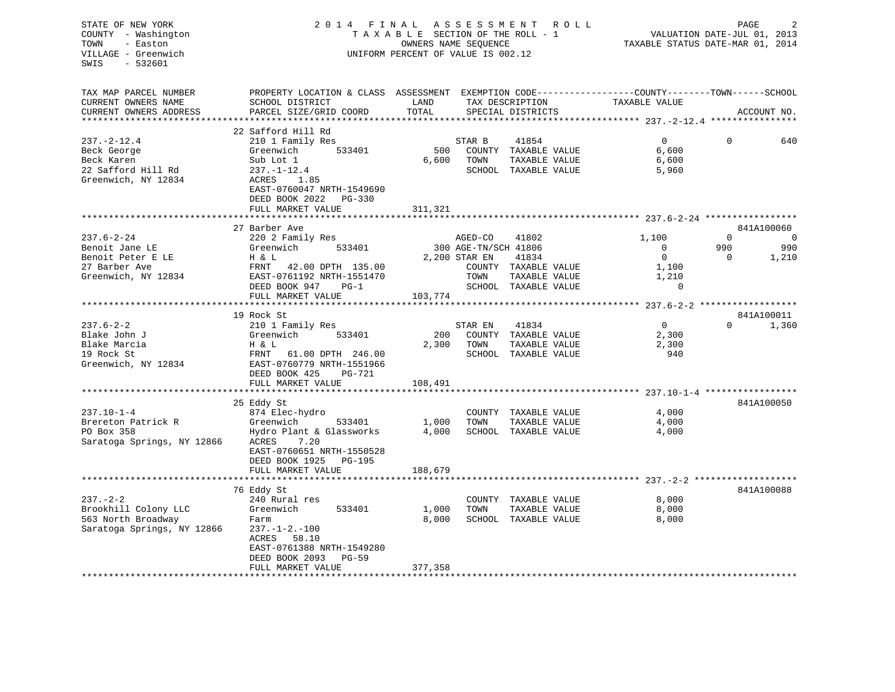STATE OF NEW YORK
COUNTY - Washington
TOWN - Easton
VILLAGE - Greenwich
SWIS - 532601

2014 FINAL ASSESSMENT ROLL
TAXABLE SECTION OF THE ROLL - 1
OWNERS NAME SEQUENCE
UNIFORM PERCENT OF VALUE IS 002.12

VALUATION DATE-JUL 01, 2013
TAXABLE STATUS DATE-MAR 01, 2014

| TAX MAP PARCEL NUMBER / CURRENT OWNERS NAME / CURRENT OWNERS ADDRESS | PROPERTY LOCATION & CLASS / SCHOOL DISTRICT / PARCEL SIZE/GRID COORD | ASSESSMENT LAND / TOTAL | EXEMPTION CODE / TAX DESCRIPTION / SPECIAL DISTRICTS | COUNTY TAXABLE VALUE | TOWN | SCHOOL | ACCOUNT NO. |
|---|---|---|---|---|---|---|---|
| **237.-2-12.4** | 22 Safford Hill Rd | | | | | | |
| 237.-2-12.4 | 210 1 Family Res | | STAR B 41854 | 0 | 0 | 640 | |
| Beck George | Greenwich 533401 | 500 | COUNTY TAXABLE VALUE | 6,600 | | | |
| Beck Karen | Sub Lot 1 | 6,600 | TOWN TAXABLE VALUE | 6,600 | | | |
| 22 Safford Hill Rd | 237.-1-12.4 | | SCHOOL TAXABLE VALUE | 5,960 | | | |
| Greenwich, NY 12834 | ACRES 1.85 | | | | | | |
| | EAST-0760047 NRTH-1549690 | | | | | | |
| | DEED BOOK 2022 PG-330 | | | | | | |
| | FULL MARKET VALUE | 311,321 | | | | | |
| **237.6-2-24** | 27 Barber Ave | | | | | | 841A100060 |
| 237.6-2-24 | 220 2 Family Res | | AGED-CO 41802 | 1,100 | 0 | 0 | |
| Benoit Jane LE | Greenwich 533401 | 300 | AGE-TN/SCH 41806 | 0 | 990 | 990 | |
| Benoit Peter E LE | H & L | 2,200 | STAR EN 41834 | 0 | 0 | 1,210 | |
| 27 Barber Ave | FRNT 42.00 DPTH 135.00 | | COUNTY TAXABLE VALUE | 1,100 | | | |
| Greenwich, NY 12834 | EAST-0761192 NRTH-1551470 | | TOWN TAXABLE VALUE | 1,210 | | | |
| | DEED BOOK 947 PG-1 | | SCHOOL TAXABLE VALUE | 0 | | | |
| | FULL MARKET VALUE | 103,774 | | | | | |
| **237.6-2-2** | 19 Rock St | | | | | | 841A100011 |
| 237.6-2-2 | 210 1 Family Res | | STAR EN 41834 | 0 | 0 | 1,360 | |
| Blake John J | Greenwich 533401 | 200 | COUNTY TAXABLE VALUE | 2,300 | | | |
| Blake Marcia | H & L | 2,300 | TOWN TAXABLE VALUE | 2,300 | | | |
| 19 Rock St | FRNT 61.00 DPTH 246.00 | | SCHOOL TAXABLE VALUE | 940 | | | |
| Greenwich, NY 12834 | EAST-0760779 NRTH-1551966 | | | | | | |
| | DEED BOOK 425 PG-721 | | | | | | |
| | FULL MARKET VALUE | 108,491 | | | | | |
| **237.10-1-4** | 25 Eddy St | | | | | | 841A100050 |
| 237.10-1-4 | 874 Elec-hydro | | COUNTY TAXABLE VALUE | 4,000 | | | |
| Brereton Patrick R | Greenwich 533401 | 1,000 | TOWN TAXABLE VALUE | 4,000 | | | |
| PO Box 358 | Hydro Plant & Glassworks | 4,000 | SCHOOL TAXABLE VALUE | 4,000 | | | |
| Saratoga Springs, NY 12866 | ACRES 7.20 | | | | | | |
| | EAST-0760651 NRTH-1550528 | | | | | | |
| | DEED BOOK 1925 PG-195 | | | | | | |
| | FULL MARKET VALUE | 188,679 | | | | | |
| **237.-2-2** | 76 Eddy St | | | | | | 841A100088 |
| 237.-2-2 | 240 Rural res | | COUNTY TAXABLE VALUE | 8,000 | | | |
| Brookhill Colony LLC | Greenwich 533401 | 1,000 | TOWN TAXABLE VALUE | 8,000 | | | |
| 563 North Broadway | Farm | 8,000 | SCHOOL TAXABLE VALUE | 8,000 | | | |
| Saratoga Springs, NY 12866 | 237.-1-2.-100 | | | | | | |
| | ACRES 58.10 | | | | | | |
| | EAST-0761388 NRTH-1549280 | | | | | | |
| | DEED BOOK 2093 PG-59 | | | | | | |
| | FULL MARKET VALUE | 377,358 | | | | | |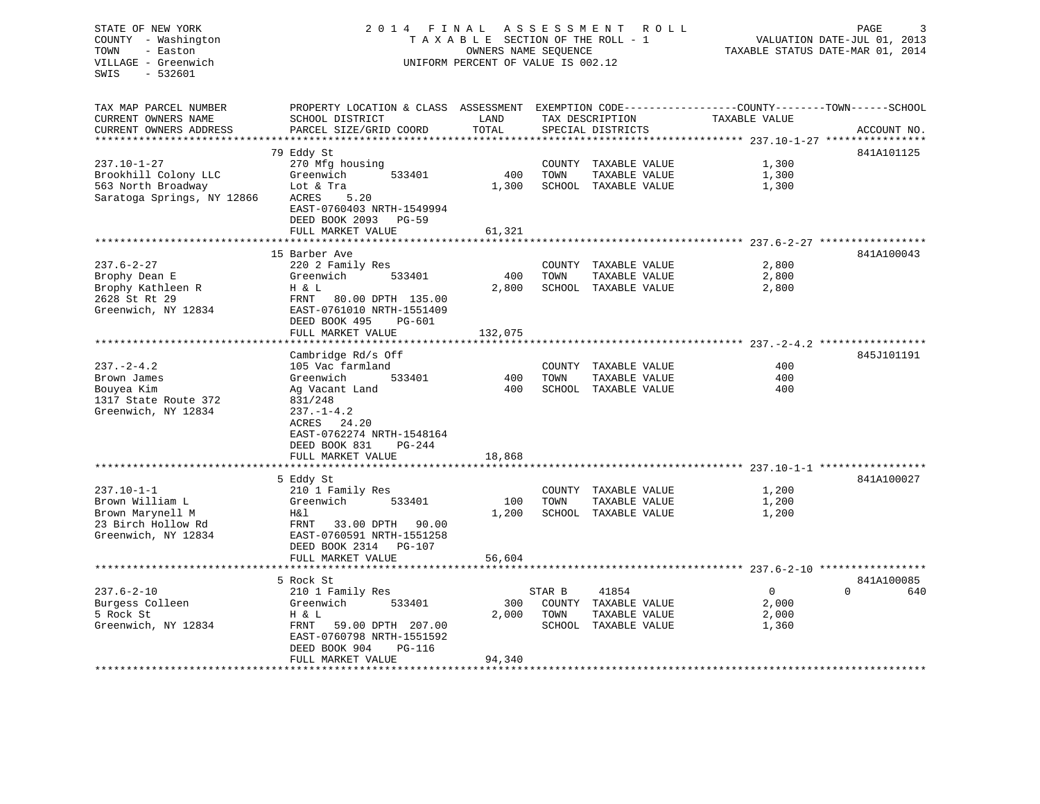STATE OF NEW YORK
COUNTY - Washington
TOWN - Easton
VILLAGE - Greenwich
SWIS - 532601

# 2014 FINAL ASSESSMENT ROLL

TAXABLE SECTION OF THE ROLL - 1
OWNERS NAME SEQUENCE
UNIFORM PERCENT OF VALUE IS 002.12

VALUATION DATE-JUL 01, 2013
TAXABLE STATUS DATE-MAR 01, 2014

| TAX MAP PARCEL NUMBER / CURRENT OWNERS NAME / CURRENT OWNERS ADDRESS | PROPERTY LOCATION & CLASS / SCHOOL DISTRICT / PARCEL SIZE/GRID COORD | ASSESSMENT LAND | TOTAL | EXEMPTION CODE / TAX DESCRIPTION / SPECIAL DISTRICTS | COUNTY/TOWN TAXABLE VALUE | SCHOOL | ACCOUNT NO. |
|---|---|---|---|---|---|---|---|
| **237.10-1-27** | 79 Eddy St | | | | | | 841A101125 |
| Brookhill Colony LLC | 270 Mfg housing | | | COUNTY TAXABLE VALUE | 1,300 | | |
| 563 North Broadway | Greenwich 533401 | 400 | | TOWN TAXABLE VALUE | 1,300 | | |
| Saratoga Springs, NY 12866 | Lot & Tra | | 1,300 | SCHOOL TAXABLE VALUE | 1,300 | | |
| | ACRES 5.20 | | | | | | |
| | EAST-0760403 NRTH-1549994 | | | | | | |
| | DEED BOOK 2093 PG-59 | | | | | | |
| | FULL MARKET VALUE | | 61,321 | | | | |
| **237.6-2-27** | 15 Barber Ave | | | | | | 841A100043 |
| Brophy Dean E | 220 2 Family Res | | | COUNTY TAXABLE VALUE | 2,800 | | |
| Brophy Kathleen R | Greenwich 533401 | 400 | | TOWN TAXABLE VALUE | 2,800 | | |
| 2628 St Rt 29 | H & L | | 2,800 | SCHOOL TAXABLE VALUE | 2,800 | | |
| Greenwich, NY 12834 | FRNT 80.00 DPTH 135.00 | | | | | | |
| | EAST-0761010 NRTH-1551409 | | | | | | |
| | DEED BOOK 495 PG-601 | | | | | | |
| | FULL MARKET VALUE | | 132,075 | | | | |
| **237.-2-4.2** | Cambridge Rd/s Off | | | | | | 845J101191 |
| Brown James | 105 Vac farmland | | | COUNTY TAXABLE VALUE | 400 | | |
| Bouyea Kim | Greenwich 533401 | 400 | | TOWN TAXABLE VALUE | 400 | | |
| 1317 State Route 372 | Ag Vacant Land | | 400 | SCHOOL TAXABLE VALUE | 400 | | |
| Greenwich, NY 12834 | 831/248 | | | | | | |
| | 237.-1-4.2 | | | | | | |
| | ACRES 24.20 | | | | | | |
| | EAST-0762274 NRTH-1548164 | | | | | | |
| | DEED BOOK 831 PG-244 | | | | | | |
| | FULL MARKET VALUE | | 18,868 | | | | |
| **237.10-1-1** | 5 Eddy St | | | | | | 841A100027 |
| Brown William L | 210 1 Family Res | | | COUNTY TAXABLE VALUE | 1,200 | | |
| Brown Marynell M | Greenwich 533401 | 100 | | TOWN TAXABLE VALUE | 1,200 | | |
| 23 Birch Hollow Rd | H&l | | 1,200 | SCHOOL TAXABLE VALUE | 1,200 | | |
| Greenwich, NY 12834 | FRNT 33.00 DPTH 90.00 | | | | | | |
| | EAST-0760591 NRTH-1551258 | | | | | | |
| | DEED BOOK 2314 PG-107 | | | | | | |
| | FULL MARKET VALUE | | 56,604 | | | | |
| **237.6-2-10** | 5 Rock St | | | | | | 841A100085 |
| Burgess Colleen | 210 1 Family Res | | | STAR B 41854 | 0 | 0 | 640 |
| 5 Rock St | Greenwich 533401 | 300 | | COUNTY TAXABLE VALUE | 2,000 | | |
| Greenwich, NY 12834 | H & L | | 2,000 | TOWN TAXABLE VALUE | 2,000 | | |
| | FRNT 59.00 DPTH 207.00 | | | SCHOOL TAXABLE VALUE | 1,360 | | |
| | EAST-0760798 NRTH-1551592 | | | | | | |
| | DEED BOOK 904 PG-116 | | | | | | |
| | FULL MARKET VALUE | | 94,340 | | | | |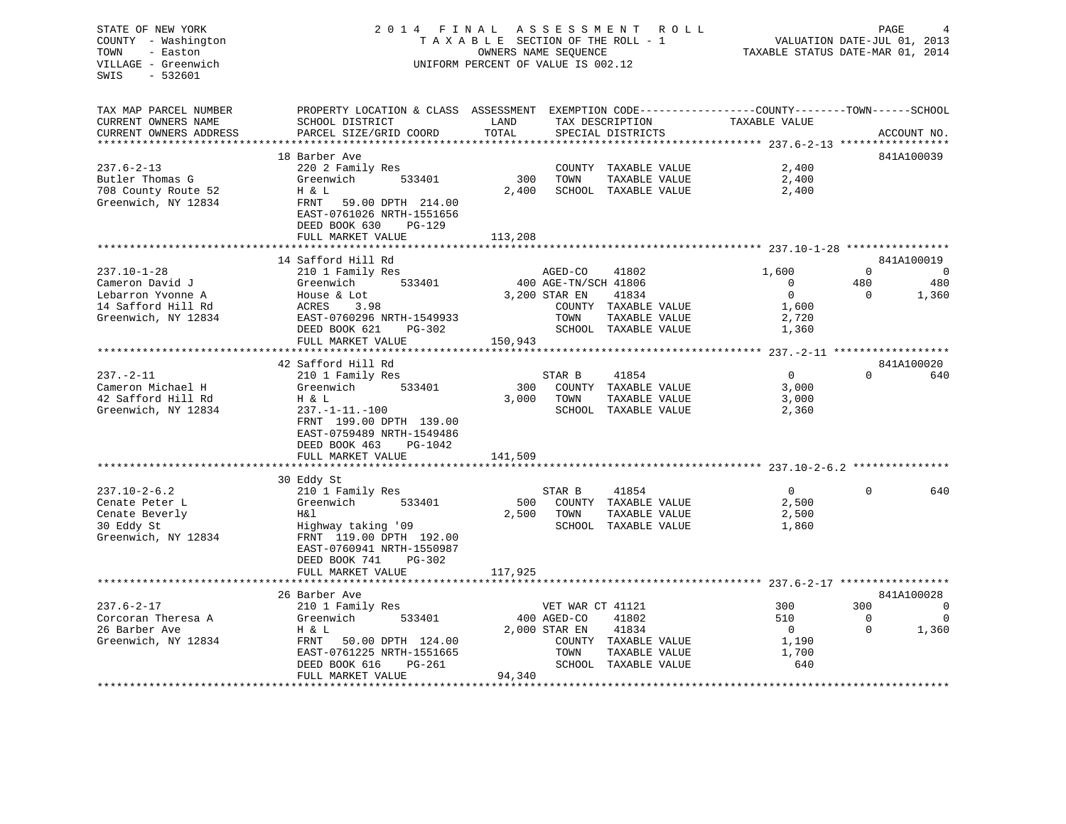STATE OF NEW YORK
COUNTY - Washington
TOWN - Easton
VILLAGE - Greenwich
SWIS - 532601

2014 FINAL ASSESSMENT ROLL
TAXABLE SECTION OF THE ROLL - 1
OWNERS NAME SEQUENCE
UNIFORM PERCENT OF VALUE IS 002.12

VALUATION DATE-JUL 01, 2013
TAXABLE STATUS DATE-MAR 01, 2014

```
TAX MAP PARCEL NUMBER          PROPERTY LOCATION & CLASS  ASSESSMENT  EXEMPTION CODE-----------------COUNTY--------TOWN------SCHOOL
CURRENT OWNERS NAME            SCHOOL DISTRICT               LAND      TAX DESCRIPTION            TAXABLE VALUE
CURRENT OWNERS ADDRESS         PARCEL SIZE/GRID COORD        TOTAL     SPECIAL DISTRICTS                                       ACCOUNT NO.
******************************************************************************************************* 237.6-2-13 *****************
                               18 Barber Ave                                                                                841A100039
237.6-2-13                     220 2 Family Res                          COUNTY  TAXABLE VALUE           2,400
Butler Thomas G                Greenwich        533401         300       TOWN    TAXABLE VALUE           2,400
708 County Route 52            H & L                         2,400       SCHOOL  TAXABLE VALUE           2,400
Greenwich, NY 12834            FRNT   59.00 DPTH 214.00
                               EAST-0761026 NRTH-1551656
                               DEED BOOK 630    PG-129
                               FULL MARKET VALUE           113,208
******************************************************************************************************* 237.10-1-28 ****************
                               14 Safford Hill Rd                                                                           841A100019
237.10-1-28                    210 1 Family Res                  AGED-CO     41802              1,600            0            0
Cameron David J                Greenwich        533401         400 AGE-TN/SCH 41806                 0          480          480
Lebarron Yvonne A              House & Lot                   3,200 STAR EN     41834                 0            0        1,360
14 Safford Hill Rd             ACRES    3.98                       COUNTY  TAXABLE VALUE           1,600
Greenwich, NY 12834            EAST-0760296 NRTH-1549933           TOWN    TAXABLE VALUE           2,720
                               DEED BOOK 621    PG-302             SCHOOL  TAXABLE VALUE           1,360
                               FULL MARKET VALUE           150,943
******************************************************************************************************* 237.-2-11 ******************
                               42 Safford Hill Rd                                                                           841A100020
237.-2-11                      210 1 Family Res                  STAR B      41854                  0            0          640
Cameron Michael H              Greenwich        533401         300   COUNTY  TAXABLE VALUE           3,000
42 Safford Hill Rd             H & L                         3,000   TOWN    TAXABLE VALUE           3,000
Greenwich, NY 12834            237.-1-11.-100                        SCHOOL  TAXABLE VALUE           2,360
                               FRNT  199.00 DPTH 139.00
                               EAST-0759489 NRTH-1549486
                               DEED BOOK 463    PG-1042
                               FULL MARKET VALUE           141,509
******************************************************************************************************* 237.10-2-6.2 ***************
                               30 Eddy St
237.10-2-6.2                   210 1 Family Res                  STAR B      41854                  0            0          640
Cenate Peter L                 Greenwich        533401         500   COUNTY  TAXABLE VALUE           2,500
Cenate Beverly                 H&l                           2,500   TOWN    TAXABLE VALUE           2,500
30 Eddy St                     Highway taking '09                    SCHOOL  TAXABLE VALUE           1,860
Greenwich, NY 12834            FRNT  119.00 DPTH 192.00
                               EAST-0760941 NRTH-1550987
                               DEED BOOK 741    PG-302
                               FULL MARKET VALUE           117,925
******************************************************************************************************* 237.6-2-17 *****************
                               26 Barber Ave                                                                                841A100028
237.6-2-17                     210 1 Family Res                  VET WAR CT 41121                 300          300            0
Corcoran Theresa A             Greenwich        533401         400 AGED-CO     41802                510            0            0
26 Barber Ave                  H & L                         2,000 STAR EN     41834                  0            0        1,360
Greenwich, NY 12834            FRNT   50.00 DPTH 124.00            COUNTY  TAXABLE VALUE           1,190
                               EAST-0761225 NRTH-1551665           TOWN    TAXABLE VALUE           1,700
                               DEED BOOK 616    PG-261             SCHOOL  TAXABLE VALUE             640
                               FULL MARKET VALUE            94,340
************************************************************************************************************************************
```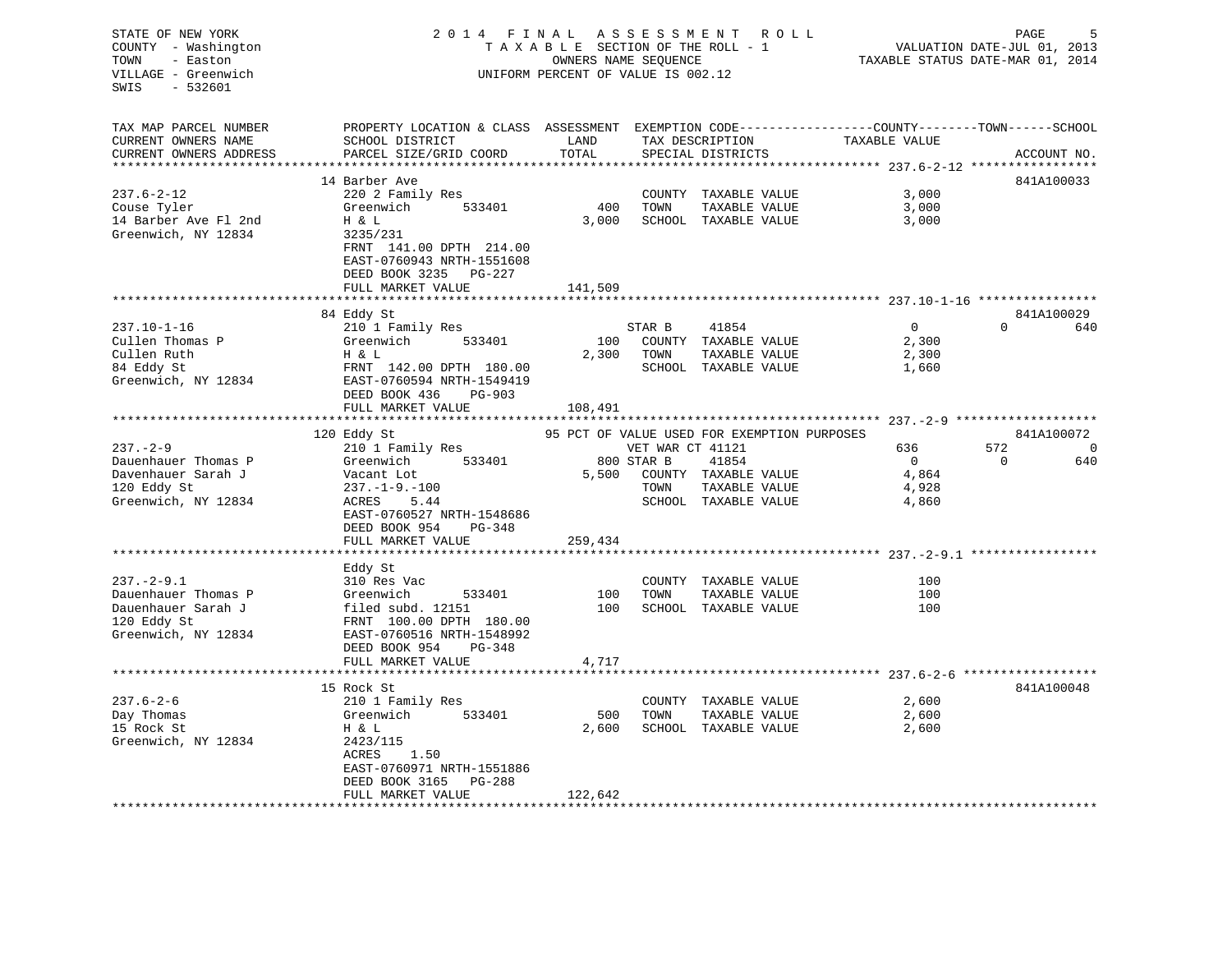STATE OF NEW YORK
COUNTY - Washington
TOWN - Easton
VILLAGE - Greenwich
SWIS - 532601

2014 FINAL ASSESSMENT ROLL
TAXABLE SECTION OF THE ROLL - 1
OWNERS NAME SEQUENCE
UNIFORM PERCENT OF VALUE IS 002.12

VALUATION DATE-JUL 01, 2013
TAXABLE STATUS DATE-MAR 01, 2014

| TAX MAP PARCEL NUMBER / CURRENT OWNERS NAME / CURRENT OWNERS ADDRESS | PROPERTY LOCATION & CLASS / SCHOOL DISTRICT / PARCEL SIZE/GRID COORD | ASSESSMENT LAND | ASSESSMENT TOTAL | EXEMPTION CODE / TAX DESCRIPTION / SPECIAL DISTRICTS | COUNTY TAXABLE VALUE | TOWN | SCHOOL | ACCOUNT NO. |
|---|---|---|---|---|---|---|---|---|
| 237.6-2-12 | 14 Barber Ave | | | | | | | 841A100033 |
| Couse Tyler | 220 2 Family Res | | | COUNTY TAXABLE VALUE | 3,000 | | | |
| 14 Barber Ave Fl 2nd | Greenwich 533401 | 400 | | TOWN TAXABLE VALUE | 3,000 | | | |
| Greenwich, NY 12834 | H & L | | 3,000 | SCHOOL TAXABLE VALUE | 3,000 | | | |
| | 3235/231 | | | | | | | |
| | FRNT 141.00 DPTH 214.00 | | | | | | | |
| | EAST-0760943 NRTH-1551608 | | | | | | | |
| | DEED BOOK 3235 PG-227 | | | | | | | |
| | FULL MARKET VALUE | | 141,509 | | | | | |
| 237.10-1-16 | 84 Eddy St | | | | | | | 841A100029 |
| Cullen Thomas P | 210 1 Family Res | | | STAR B 41854 | 0 | 0 | 640 | |
| Cullen Ruth | Greenwich 533401 | 100 | | COUNTY TAXABLE VALUE | 2,300 | | | |
| 84 Eddy St | H & L | | 2,300 | TOWN TAXABLE VALUE | 2,300 | | | |
| Greenwich, NY 12834 | FRNT 142.00 DPTH 180.00 | | | SCHOOL TAXABLE VALUE | 1,660 | | | |
| | EAST-0760594 NRTH-1549419 | | | | | | | |
| | DEED BOOK 436 PG-903 | | | | | | | |
| | FULL MARKET VALUE | | 108,491 | | | | | |
| 237.-2-9 | 120 Eddy St | | | 95 PCT OF VALUE USED FOR EXEMPTION PURPOSES | | | | 841A100072 |
| Dauenhauer Thomas P | 210 1 Family Res | | | VET WAR CT 41121 | 636 | 572 | 0 | |
| Davenhauer Sarah J | Greenwich 533401 | 800 | | STAR B 41854 | 0 | 0 | 640 | |
| 120 Eddy St | Vacant Lot | | 5,500 | COUNTY TAXABLE VALUE | 4,864 | | | |
| Greenwich, NY 12834 | 237.-1-9.-100 | | | TOWN TAXABLE VALUE | 4,928 | | | |
| | ACRES 5.44 | | | SCHOOL TAXABLE VALUE | 4,860 | | | |
| | EAST-0760527 NRTH-1548686 | | | | | | | |
| | DEED BOOK 954 PG-348 | | | | | | | |
| | FULL MARKET VALUE | | 259,434 | | | | | |
| 237.-2-9.1 | Eddy St | | | | | | | |
| Dauenhauer Thomas P | 310 Res Vac | | | COUNTY TAXABLE VALUE | 100 | | | |
| Dauenhauer Sarah J | Greenwich 533401 | 100 | | TOWN TAXABLE VALUE | 100 | | | |
| 120 Eddy St | filed subd. 12151 | | 100 | SCHOOL TAXABLE VALUE | 100 | | | |
| Greenwich, NY 12834 | FRNT 100.00 DPTH 180.00 | | | | | | | |
| | EAST-0760516 NRTH-1548992 | | | | | | | |
| | DEED BOOK 954 PG-348 | | | | | | | |
| | FULL MARKET VALUE | | 4,717 | | | | | |
| 237.6-2-6 | 15 Rock St | | | | | | | 841A100048 |
| Day Thomas | 210 1 Family Res | | | COUNTY TAXABLE VALUE | 2,600 | | | |
| 15 Rock St | Greenwich 533401 | 500 | | TOWN TAXABLE VALUE | 2,600 | | | |
| Greenwich, NY 12834 | H & L | | 2,600 | SCHOOL TAXABLE VALUE | 2,600 | | | |
| | 2423/115 | | | | | | | |
| | ACRES 1.50 | | | | | | | |
| | EAST-0760971 NRTH-1551886 | | | | | | | |
| | DEED BOOK 3165 PG-288 | | | | | | | |
| | FULL MARKET VALUE | | 122,642 | | | | | |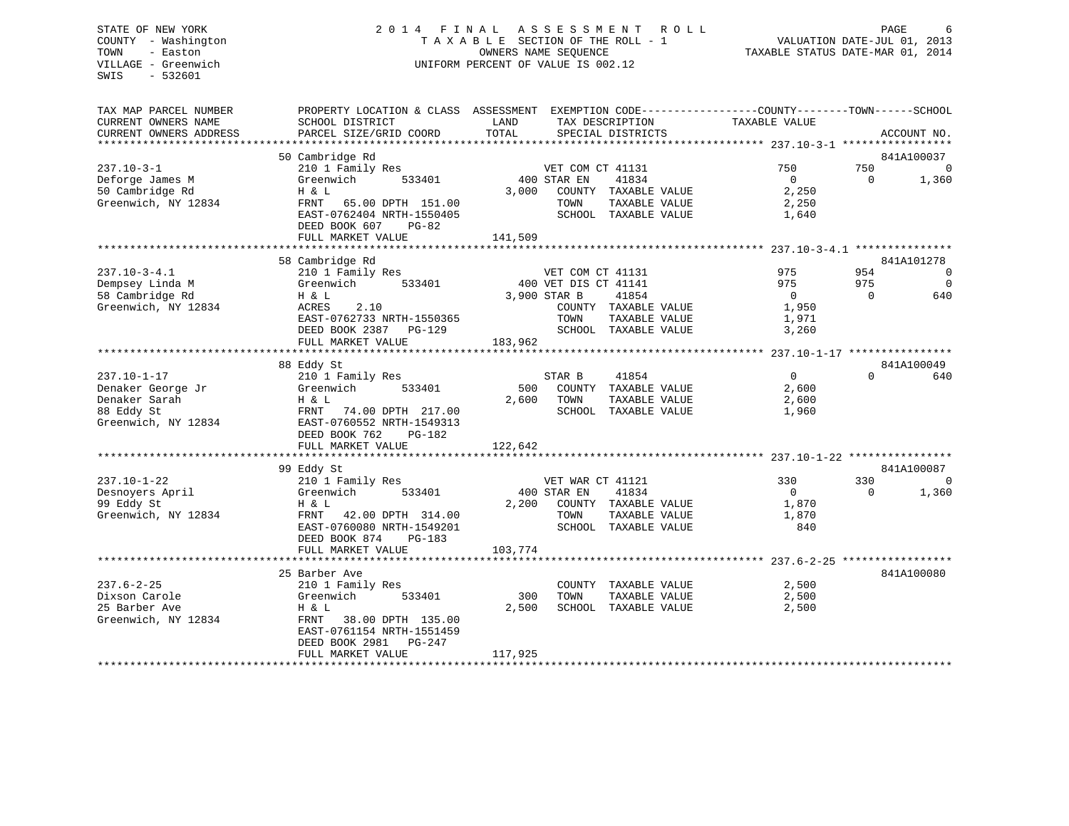STATE OF NEW YORK
COUNTY - Washington
TOWN - Easton
VILLAGE - Greenwich
SWIS - 532601

2014 FINAL ASSESSMENT ROLL
TAXABLE SECTION OF THE ROLL - 1
OWNERS NAME SEQUENCE
UNIFORM PERCENT OF VALUE IS 002.12

VALUATION DATE-JUL 01, 2013
TAXABLE STATUS DATE-MAR 01, 2014

```
TAX MAP PARCEL NUMBER      PROPERTY LOCATION & CLASS  ASSESSMENT  EXEMPTION CODE-----------------COUNTY--------TOWN------SCHOOL
CURRENT OWNERS NAME        SCHOOL DISTRICT               LAND      TAX DESCRIPTION            TAXABLE VALUE
CURRENT OWNERS ADDRESS     PARCEL SIZE/GRID COORD        TOTAL     SPECIAL DISTRICTS                                      ACCOUNT NO.
******************************************************************************************* 237.10-3-1 *****************
                           50 Cambridge Rd                                                                           841A100037
237.10-3-1                 210 1 Family Res                    VET COM CT 41131                   750         750            0
Deforge James M            Greenwich        533401        400 STAR EN    41834                      0           0        1,360
50 Cambridge Rd            H & L                        3,000    COUNTY  TAXABLE VALUE            2,250
Greenwich, NY 12834        FRNT   65.00 DPTH 151.00              TOWN    TAXABLE VALUE            2,250
                           EAST-0762404 NRTH-1550405             SCHOOL  TAXABLE VALUE            1,640
                           DEED BOOK 607     PG-82
                           FULL MARKET VALUE              141,509
******************************************************************************************* 237.10-3-4.1 ***************
                           58 Cambridge Rd                                                                           841A101278
237.10-3-4.1               210 1 Family Res                    VET COM CT 41131                   975         954            0
Dempsey Linda M            Greenwich        533401        400 VET DIS CT 41141                    975         975            0
58 Cambridge Rd            H & L                        3,900 STAR B     41854                      0           0          640
Greenwich, NY 12834        ACRES    2.10                         COUNTY  TAXABLE VALUE            1,950
                           EAST-0762733 NRTH-1550365             TOWN    TAXABLE VALUE            1,971
                           DEED BOOK 2387    PG-129              SCHOOL  TAXABLE VALUE            3,260
                           FULL MARKET VALUE              183,962
******************************************************************************************* 237.10-1-17 ****************
                           88 Eddy St                                                                                841A100049
237.10-1-17                210 1 Family Res                    STAR B     41854                      0           0          640
Denaker George Jr          Greenwich        533401        500    COUNTY  TAXABLE VALUE            2,600
Denaker Sarah              H & L                        2,600    TOWN    TAXABLE VALUE            2,600
88 Eddy St                 FRNT   74.00 DPTH 217.00              SCHOOL  TAXABLE VALUE            1,960
Greenwich, NY 12834        EAST-0760552 NRTH-1549313
                           DEED BOOK 762     PG-182
                           FULL MARKET VALUE              122,642
******************************************************************************************* 237.10-1-22 ****************
                           99 Eddy St                                                                                841A100087
237.10-1-22                210 1 Family Res                    VET WAR CT 41121                   330         330            0
Desnoyers April            Greenwich        533401        400 STAR EN    41834                      0           0        1,360
99 Eddy St                 H & L                        2,200    COUNTY  TAXABLE VALUE            1,870
Greenwich, NY 12834        FRNT   42.00 DPTH 314.00              TOWN    TAXABLE VALUE            1,870
                           EAST-0760080 NRTH-1549201             SCHOOL  TAXABLE VALUE              840
                           DEED BOOK 874     PG-183
                           FULL MARKET VALUE              103,774
******************************************************************************************* 237.6-2-25 *****************
                           25 Barber Ave                                                                             841A100080
237.6-2-25                 210 1 Family Res                      COUNTY  TAXABLE VALUE            2,500
Dixson Carole              Greenwich        533401        300    TOWN    TAXABLE VALUE            2,500
25 Barber Ave              H & L                        2,500    SCHOOL  TAXABLE VALUE            2,500
Greenwich, NY 12834        FRNT   38.00 DPTH 135.00
                           EAST-0761154 NRTH-1551459
                           DEED BOOK 2981    PG-247
                           FULL MARKET VALUE              117,925
*************************************************************************************************************************
```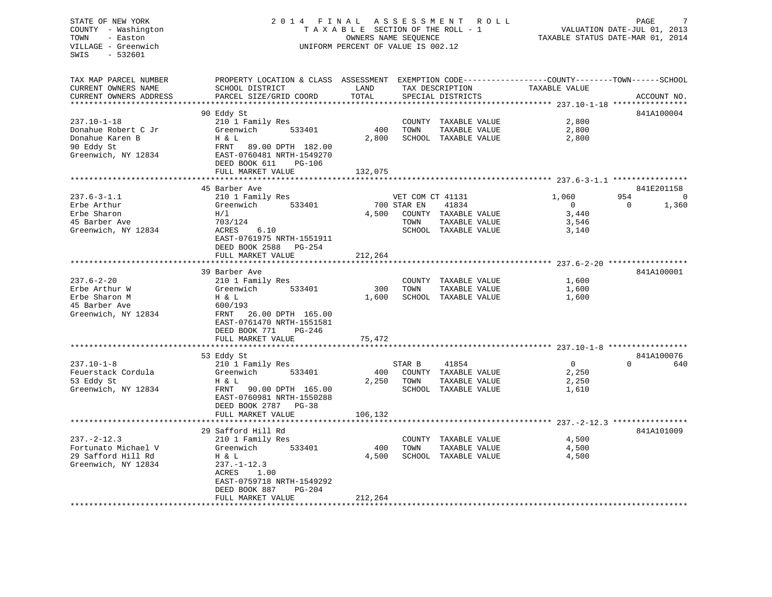STATE OF NEW YORK
COUNTY - Washington
TOWN - Easton
VILLAGE - Greenwich
SWIS - 532601

**2014 FINAL ASSESSMENT ROLL**
TAXABLE SECTION OF THE ROLL - 1
OWNERS NAME SEQUENCE
UNIFORM PERCENT OF VALUE IS 002.12

VALUATION DATE-JUL 01, 2013
TAXABLE STATUS DATE-MAR 01, 2014

| TAX MAP PARCEL NUMBER / CURRENT OWNERS NAME / CURRENT OWNERS ADDRESS | PROPERTY LOCATION & CLASS / SCHOOL DISTRICT / PARCEL SIZE/GRID COORD | ASSESSMENT LAND / TOTAL | EXEMPTION CODE / TAX DESCRIPTION / SPECIAL DISTRICTS | COUNTY TAXABLE VALUE | TOWN | SCHOOL | ACCOUNT NO. |
|---|---|---|---|---|---|---|---|
| **237.10-1-18** | 90 Eddy St | | | | | | 841A100004 |
| Donahue Robert C Jr | 210 1 Family Res | | COUNTY TAXABLE VALUE | 2,800 | | | |
| Donahue Karen B | Greenwich 533401 | 400 | TOWN TAXABLE VALUE | 2,800 | | | |
| 90 Eddy St | H & L | 2,800 | SCHOOL TAXABLE VALUE | 2,800 | | | |
| Greenwich, NY 12834 | FRNT 89.00 DPTH 182.00 | | | | | | |
| | EAST-0760481 NRTH-1549270 | | | | | | |
| | DEED BOOK 611 PG-106 | | | | | | |
| | FULL MARKET VALUE | 132,075 | | | | | |
| **237.6-3-1.1** | 45 Barber Ave | | | | | | 841E201158 |
| Erbe Arthur | 210 1 Family Res | | VET COM CT 41131 | 1,060 | 954 | 0 | |
| Erbe Sharon | Greenwich 533401 | 700 | STAR EN 41834 | 0 | 0 | 1,360 | |
| 45 Barber Ave | H/l | 4,500 | COUNTY TAXABLE VALUE | 3,440 | | | |
| Greenwich, NY 12834 | 703/124 | | TOWN TAXABLE VALUE | 3,546 | | | |
| | ACRES 6.10 | | SCHOOL TAXABLE VALUE | 3,140 | | | |
| | EAST-0761975 NRTH-1551911 | | | | | | |
| | DEED BOOK 2588 PG-254 | | | | | | |
| | FULL MARKET VALUE | 212,264 | | | | | |
| **237.6-2-20** | 39 Barber Ave | | | | | | 841A100001 |
| Erbe Arthur W | 210 1 Family Res | | COUNTY TAXABLE VALUE | 1,600 | | | |
| Erbe Sharon M | Greenwich 533401 | 300 | TOWN TAXABLE VALUE | 1,600 | | | |
| 45 Barber Ave | H & L | 1,600 | SCHOOL TAXABLE VALUE | 1,600 | | | |
| Greenwich, NY 12834 | 600/193 | | | | | | |
| | FRNT 26.00 DPTH 165.00 | | | | | | |
| | EAST-0761470 NRTH-1551581 | | | | | | |
| | DEED BOOK 771 PG-246 | | | | | | |
| | FULL MARKET VALUE | 75,472 | | | | | |
| **237.10-1-8** | 53 Eddy St | | | | | | 841A100076 |
| Feuerstack Cordula | 210 1 Family Res | | STAR B 41854 | 0 | 0 | 640 | |
| 53 Eddy St | Greenwich 533401 | 400 | COUNTY TAXABLE VALUE | 2,250 | | | |
| Greenwich, NY 12834 | H & L | 2,250 | TOWN TAXABLE VALUE | 2,250 | | | |
| | FRNT 90.00 DPTH 165.00 | | SCHOOL TAXABLE VALUE | 1,610 | | | |
| | EAST-0760981 NRTH-1550288 | | | | | | |
| | DEED BOOK 2787 PG-38 | | | | | | |
| | FULL MARKET VALUE | 106,132 | | | | | |
| **237.-2-12.3** | 29 Safford Hill Rd | | | | | | 841A101009 |
| Fortunato Michael V | 210 1 Family Res | | COUNTY TAXABLE VALUE | 4,500 | | | |
| 29 Safford Hill Rd | Greenwich 533401 | 400 | TOWN TAXABLE VALUE | 4,500 | | | |
| Greenwich, NY 12834 | H & L | 4,500 | SCHOOL TAXABLE VALUE | 4,500 | | | |
| | 237.-1-12.3 | | | | | | |
| | ACRES 1.00 | | | | | | |
| | EAST-0759718 NRTH-1549292 | | | | | | |
| | DEED BOOK 887 PG-204 | | | | | | |
| | FULL MARKET VALUE | 212,264 | | | | | |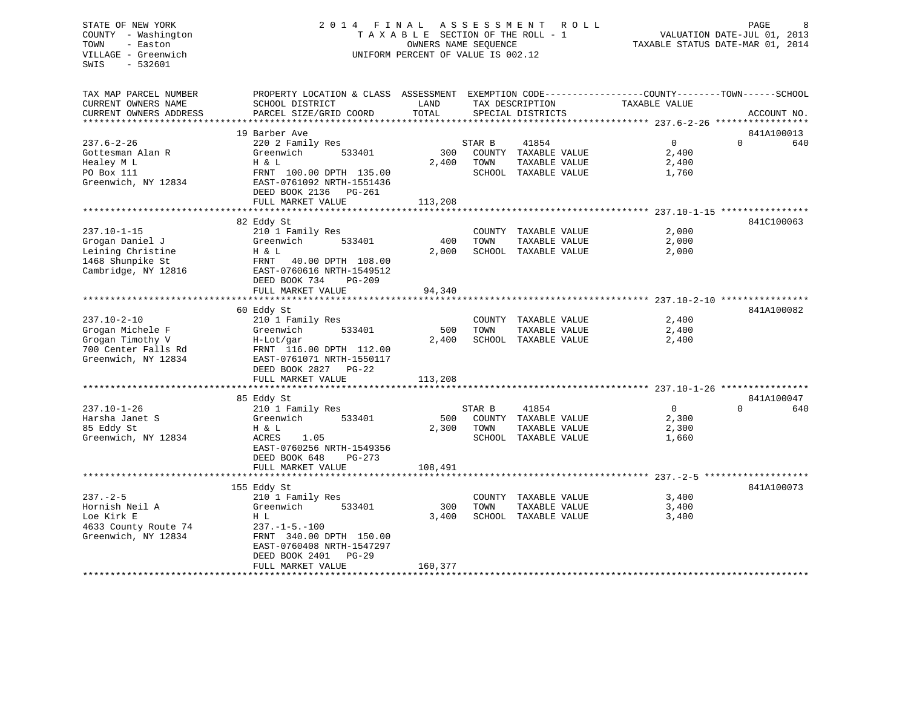STATE OF NEW YORK
COUNTY - Washington
TOWN - Easton
VILLAGE - Greenwich
SWIS - 532601

2014 FINAL ASSESSMENT ROLL
TAXABLE SECTION OF THE ROLL - 1
OWNERS NAME SEQUENCE
UNIFORM PERCENT OF VALUE IS 002.12

VALUATION DATE-JUL 01, 2013
TAXABLE STATUS DATE-MAR 01, 2014

| TAX MAP PARCEL NUMBER / CURRENT OWNERS NAME / CURRENT OWNERS ADDRESS | PROPERTY LOCATION & CLASS / SCHOOL DISTRICT / PARCEL SIZE/GRID COORD | ASSESSMENT LAND / TOTAL | EXEMPTION CODE / TAX DESCRIPTION / SPECIAL DISTRICTS | COUNTY TAXABLE VALUE | TOWN | SCHOOL / ACCOUNT NO. |
|---|---|---|---|---|---|---|
| **237.6-2-26** | 19 Barber Ave | | | | | 841A100013 |
| Gottesman Alan R | 220 2 Family Res | | STAR B 41854 | 0 | 0 | 640 |
| Healey M L | Greenwich 533401 | 300 | COUNTY TAXABLE VALUE | 2,400 | | |
| PO Box 111 | H & L | 2,400 | TOWN TAXABLE VALUE | 2,400 | | |
| Greenwich, NY 12834 | FRNT 100.00 DPTH 135.00 | | SCHOOL TAXABLE VALUE | 1,760 | | |
| | EAST-0761092 NRTH-1551436 | | | | | |
| | DEED BOOK 2136 PG-261 | | | | | |
| | FULL MARKET VALUE | 113,208 | | | | |
| **237.10-1-15** | 82 Eddy St | | | | | 841C100063 |
| Grogan Daniel J | 210 1 Family Res | | COUNTY TAXABLE VALUE | 2,000 | | |
| Leining Christine | Greenwich 533401 | 400 | TOWN TAXABLE VALUE | 2,000 | | |
| 1468 Shunpike St | H & L | 2,000 | SCHOOL TAXABLE VALUE | 2,000 | | |
| Cambridge, NY 12816 | FRNT 40.00 DPTH 108.00 | | | | | |
| | EAST-0760616 NRTH-1549512 | | | | | |
| | DEED BOOK 734 PG-209 | | | | | |
| | FULL MARKET VALUE | 94,340 | | | | |
| **237.10-2-10** | 60 Eddy St | | | | | 841A100082 |
| Grogan Michele F | 210 1 Family Res | | COUNTY TAXABLE VALUE | 2,400 | | |
| Grogan Timothy V | Greenwich 533401 | 500 | TOWN TAXABLE VALUE | 2,400 | | |
| 700 Center Falls Rd | H-Lot/gar | 2,400 | SCHOOL TAXABLE VALUE | 2,400 | | |
| Greenwich, NY 12834 | FRNT 116.00 DPTH 112.00 | | | | | |
| | EAST-0761071 NRTH-1550117 | | | | | |
| | DEED BOOK 2827 PG-22 | | | | | |
| | FULL MARKET VALUE | 113,208 | | | | |
| **237.10-1-26** | 85 Eddy St | | | | | 841A100047 |
| Harsha Janet S | 210 1 Family Res | | STAR B 41854 | 0 | 0 | 640 |
| 85 Eddy St | Greenwich 533401 | 500 | COUNTY TAXABLE VALUE | 2,300 | | |
| Greenwich, NY 12834 | H & L | 2,300 | TOWN TAXABLE VALUE | 2,300 | | |
| | ACRES 1.05 | | SCHOOL TAXABLE VALUE | 1,660 | | |
| | EAST-0760256 NRTH-1549356 | | | | | |
| | DEED BOOK 648 PG-273 | | | | | |
| | FULL MARKET VALUE | 108,491 | | | | |
| **237.-2-5** | 155 Eddy St | | | | | 841A100073 |
| Hornish Neil A | 210 1 Family Res | | COUNTY TAXABLE VALUE | 3,400 | | |
| Loe Kirk E | Greenwich 533401 | 300 | TOWN TAXABLE VALUE | 3,400 | | |
| 4633 County Route 74 | H L | 3,400 | SCHOOL TAXABLE VALUE | 3,400 | | |
| Greenwich, NY 12834 | 237.-1-5.-100 | | | | | |
| | FRNT 340.00 DPTH 150.00 | | | | | |
| | EAST-0760408 NRTH-1547297 | | | | | |
| | DEED BOOK 2401 PG-29 | | | | | |
| | FULL MARKET VALUE | 160,377 | | | | |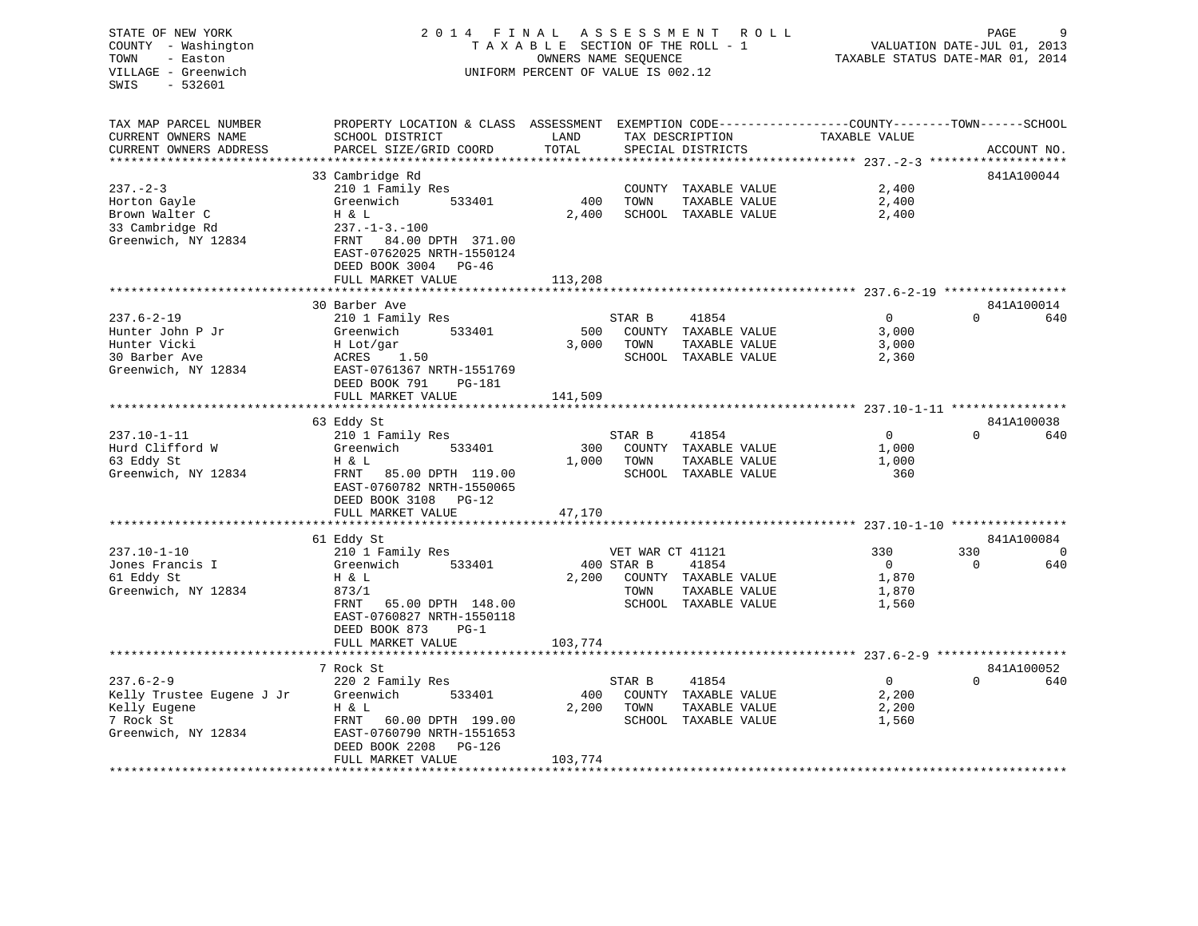STATE OF NEW YORK
COUNTY - Washington
TOWN - Easton
VILLAGE - Greenwich
SWIS - 532601

2014 FINAL ASSESSMENT ROLL
TAXABLE SECTION OF THE ROLL - 1
OWNERS NAME SEQUENCE
UNIFORM PERCENT OF VALUE IS 002.12

VALUATION DATE-JUL 01, 2013
TAXABLE STATUS DATE-MAR 01, 2014

| TAX MAP PARCEL NUMBER / CURRENT OWNERS NAME / CURRENT OWNERS ADDRESS | PROPERTY LOCATION & CLASS / SCHOOL DISTRICT / PARCEL SIZE/GRID COORD | ASSESSMENT LAND / TOTAL | EXEMPTION CODE / TAX DESCRIPTION / SPECIAL DISTRICTS | COUNTY TAXABLE VALUE | TOWN | SCHOOL | ACCOUNT NO. |
|---|---|---|---|---|---|---|---|
| 237.-2-3 | 33 Cambridge Rd | | | | | | 841A100044 |
| | 210 1 Family Res | | COUNTY TAXABLE VALUE | 2,400 | | | |
| Horton Gayle | Greenwich 533401 | 400 | TOWN TAXABLE VALUE | 2,400 | | | |
| Brown Walter C | H & L | 2,400 | SCHOOL TAXABLE VALUE | 2,400 | | | |
| 33 Cambridge Rd | 237.-1-3.-100 | | | | | | |
| Greenwich, NY 12834 | FRNT 84.00 DPTH 371.00 | | | | | | |
| | EAST-0762025 NRTH-1550124 | | | | | | |
| | DEED BOOK 3004 PG-46 | | | | | | |
| | FULL MARKET VALUE | 113,208 | | | | | |
| 237.6-2-19 | 30 Barber Ave | | | | | | 841A100014 |
| | 210 1 Family Res | | STAR B 41854 | 0 | 0 | 640 | |
| Hunter John P Jr | Greenwich 533401 | 500 | COUNTY TAXABLE VALUE | 3,000 | | | |
| Hunter Vicki | H Lot/gar | 3,000 | TOWN TAXABLE VALUE | 3,000 | | | |
| 30 Barber Ave | ACRES 1.50 | | SCHOOL TAXABLE VALUE | 2,360 | | | |
| Greenwich, NY 12834 | EAST-0761367 NRTH-1551769 | | | | | | |
| | DEED BOOK 791 PG-181 | | | | | | |
| | FULL MARKET VALUE | 141,509 | | | | | |
| 237.10-1-11 | 63 Eddy St | | | | | | 841A100038 |
| | 210 1 Family Res | | STAR B 41854 | 0 | 0 | 640 | |
| Hurd Clifford W | Greenwich 533401 | 300 | COUNTY TAXABLE VALUE | 1,000 | | | |
| 63 Eddy St | H & L | 1,000 | TOWN TAXABLE VALUE | 1,000 | | | |
| Greenwich, NY 12834 | FRNT 85.00 DPTH 119.00 | | SCHOOL TAXABLE VALUE | 360 | | | |
| | EAST-0760782 NRTH-1550065 | | | | | | |
| | DEED BOOK 3108 PG-12 | | | | | | |
| | FULL MARKET VALUE | 47,170 | | | | | |
| 237.10-1-10 | 61 Eddy St | | | | | | 841A100084 |
| | 210 1 Family Res | | VET WAR CT 41121 | 330 | 330 | 0 | |
| Jones Francis I | Greenwich 533401 | 400 | STAR B 41854 | 0 | 0 | 640 | |
| 61 Eddy St | H & L | 2,200 | COUNTY TAXABLE VALUE | 1,870 | | | |
| Greenwich, NY 12834 | 873/1 | | TOWN TAXABLE VALUE | 1,870 | | | |
| | FRNT 65.00 DPTH 148.00 | | SCHOOL TAXABLE VALUE | 1,560 | | | |
| | EAST-0760827 NRTH-1550118 | | | | | | |
| | DEED BOOK 873 PG-1 | | | | | | |
| | FULL MARKET VALUE | 103,774 | | | | | |
| 237.6-2-9 | 7 Rock St | | | | | | 841A100052 |
| | 220 2 Family Res | | STAR B 41854 | 0 | 0 | 640 | |
| Kelly Trustee Eugene J Jr | Greenwich 533401 | 400 | COUNTY TAXABLE VALUE | 2,200 | | | |
| Kelly Eugene | H & L | 2,200 | TOWN TAXABLE VALUE | 2,200 | | | |
| 7 Rock St | FRNT 60.00 DPTH 199.00 | | SCHOOL TAXABLE VALUE | 1,560 | | | |
| Greenwich, NY 12834 | EAST-0760790 NRTH-1551653 | | | | | | |
| | DEED BOOK 2208 PG-126 | | | | | | |
| | FULL MARKET VALUE | 103,774 | | | | | |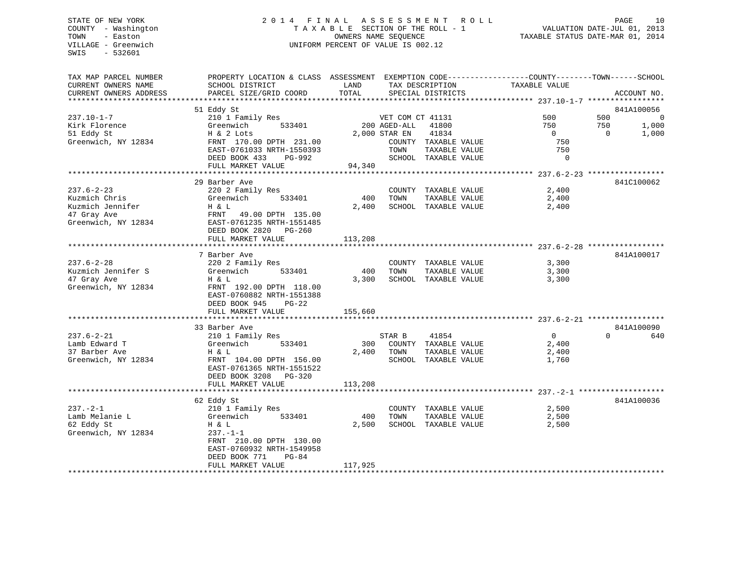STATE OF NEW YORK
COUNTY - Washington
TOWN - Easton
VILLAGE - Greenwich
SWIS - 532601

# 2014 FINAL ASSESSMENT ROLL

TAXABLE SECTION OF THE ROLL - 1
OWNERS NAME SEQUENCE
UNIFORM PERCENT OF VALUE IS 002.12

VALUATION DATE-JUL 01, 2013
TAXABLE STATUS DATE-MAR 01, 2014

```
TAX MAP PARCEL NUMBER          PROPERTY LOCATION & CLASS  ASSESSMENT  EXEMPTION CODE------------------COUNTY--------TOWN------SCHOOL
CURRENT OWNERS NAME            SCHOOL DISTRICT              LAND       TAX DESCRIPTION             TAXABLE VALUE
CURRENT OWNERS ADDRESS         PARCEL SIZE/GRID COORD       TOTAL      SPECIAL DISTRICTS                                  ACCOUNT NO.
******************************************************************************************************* 237.10-1-7 *****************
                               51 Eddy St                                                                                841A100056
237.10-1-7                     210 1 Family Res                    VET COM CT 41131              500         500              0
Kirk Florence                  Greenwich        533401         200 AGED-ALL   41800              750         750          1,000
51 Eddy St                     H & 2 Lots                    2,000 STAR EN    41834                0           0          1,000
Greenwich, NY 12834            FRNT 170.00 DPTH 231.00             COUNTY  TAXABLE VALUE           750
                               EAST-0761033 NRTH-1550393           TOWN    TAXABLE VALUE           750
                               DEED BOOK 433     PG-992            SCHOOL  TAXABLE VALUE             0
                               FULL MARKET VALUE            94,340
******************************************************************************************************* 237.6-2-23 *****************
                               29 Barber Ave                                                                             841C100062
237.6-2-23                     220 2 Family Res                    COUNTY  TAXABLE VALUE         2,400
Kuzmich Chris                  Greenwich        533401         400 TOWN    TAXABLE VALUE         2,400
Kuzmich Jennifer               H & L                         2,400 SCHOOL  TAXABLE VALUE         2,400
47 Gray Ave                    FRNT  49.00 DPTH 135.00
Greenwich, NY 12834            EAST-0761235 NRTH-1551485
                               DEED BOOK 2820   PG-260
                               FULL MARKET VALUE           113,208
******************************************************************************************************* 237.6-2-28 *****************
                               7 Barber Ave                                                                              841A100017
237.6-2-28                     220 2 Family Res                    COUNTY  TAXABLE VALUE         3,300
Kuzmich Jennifer S             Greenwich        533401         400 TOWN    TAXABLE VALUE         3,300
47 Gray Ave                    H & L                         3,300 SCHOOL  TAXABLE VALUE         3,300
Greenwich, NY 12834            FRNT 192.00 DPTH 118.00
                               EAST-0760882 NRTH-1551388
                               DEED BOOK 945     PG-22
                               FULL MARKET VALUE           155,660
******************************************************************************************************* 237.6-2-21 *****************
                               33 Barber Ave                                                                             841A100090
237.6-2-21                     210 1 Family Res                    STAR B     41854                0           0            640
Lamb Edward T                  Greenwich        533401         300 COUNTY  TAXABLE VALUE         2,400
37 Barber Ave                  H & L                         2,400 TOWN    TAXABLE VALUE         2,400
Greenwich, NY 12834            FRNT 104.00 DPTH 156.00             SCHOOL  TAXABLE VALUE         1,760
                               EAST-0761365 NRTH-1551522
                               DEED BOOK 3208   PG-320
                               FULL MARKET VALUE           113,208
******************************************************************************************************* 237.-2-1 *******************
                               62 Eddy St                                                                                841A100036
237.-2-1                       210 1 Family Res                    COUNTY  TAXABLE VALUE         2,500
Lamb Melanie L                 Greenwich        533401         400 TOWN    TAXABLE VALUE         2,500
62 Eddy St                     H & L                         2,500 SCHOOL  TAXABLE VALUE         2,500
Greenwich, NY 12834            237.-1-1
                               FRNT 210.00 DPTH 130.00
                               EAST-0760932 NRTH-1549958
                               DEED BOOK 771     PG-84
                               FULL MARKET VALUE           117,925
************************************************************************************************************************************
```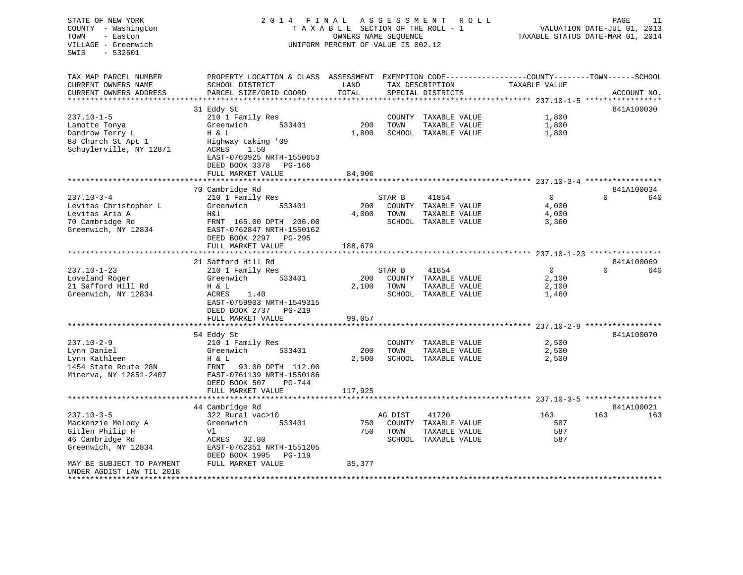STATE OF NEW YORK
COUNTY - Washington
TOWN - Easton
VILLAGE - Greenwich
SWIS - 532601

2014 FINAL ASSESSMENT ROLL
TAXABLE SECTION OF THE ROLL - 1
OWNERS NAME SEQUENCE
UNIFORM PERCENT OF VALUE IS 002.12

VALUATION DATE-JUL 01, 2013
TAXABLE STATUS DATE-MAR 01, 2014

| TAX MAP PARCEL NUMBER / CURRENT OWNERS NAME / CURRENT OWNERS ADDRESS | PROPERTY LOCATION & CLASS / SCHOOL DISTRICT / PARCEL SIZE/GRID COORD | ASSESSMENT LAND | TOTAL | EXEMPTION CODE / TAX DESCRIPTION / SPECIAL DISTRICTS | | COUNTY TAXABLE VALUE | TOWN | SCHOOL | ACCOUNT NO. |
|---|---|---|---|---|---|---|---|---|---|
| **237.10-1-5** | 31 Eddy St | | | | | | | | 841A100030 |
| 237.10-1-5 | 210 1 Family Res | | | COUNTY | TAXABLE VALUE | 1,800 | | | |
| Lamotte Tonya | Greenwich 533401 | 200 | | TOWN | TAXABLE VALUE | 1,800 | | | |
| Dandrow Terry L | H & L | | 1,800 | SCHOOL | TAXABLE VALUE | 1,800 | | | |
| 88 Church St Apt 1 | Highway taking '09 | | | | | | | | |
| Schuylerville, NY 12871 | ACRES 1.50 | | | | | | | | |
| | EAST-0760925 NRTH-1550653 | | | | | | | | |
| | DEED BOOK 3378 PG-166 | | | | | | | | |
| | FULL MARKET VALUE | | 84,906 | | | | | | |
| **237.10-3-4** | 70 Cambridge Rd | | | | | | | | 841A100034 |
| 237.10-3-4 | 210 1 Family Res | | | STAR B | 41854 | 0 | 0 | 640 | |
| Levitas Christopher L | Greenwich 533401 | 200 | | COUNTY | TAXABLE VALUE | 4,000 | | | |
| Levitas Aria A | H&l | | 4,000 | TOWN | TAXABLE VALUE | 4,000 | | | |
| 70 Cambridge Rd | FRNT 165.00 DPTH 206.00 | | | SCHOOL | TAXABLE VALUE | 3,360 | | | |
| Greenwich, NY 12834 | EAST-0762847 NRTH-1550162 | | | | | | | | |
| | DEED BOOK 2297 PG-295 | | | | | | | | |
| | FULL MARKET VALUE | | 188,679 | | | | | | |
| **237.10-1-23** | 21 Safford Hill Rd | | | | | | | | 841A100069 |
| 237.10-1-23 | 210 1 Family Res | | | STAR B | 41854 | 0 | 0 | 640 | |
| Loveland Roger | Greenwich 533401 | 200 | | COUNTY | TAXABLE VALUE | 2,100 | | | |
| 21 Safford Hill Rd | H & L | | 2,100 | TOWN | TAXABLE VALUE | 2,100 | | | |
| Greenwich, NY 12834 | ACRES 1.40 | | | SCHOOL | TAXABLE VALUE | 1,460 | | | |
| | EAST-0759903 NRTH-1549315 | | | | | | | | |
| | DEED BOOK 2737 PG-219 | | | | | | | | |
| | FULL MARKET VALUE | | 99,057 | | | | | | |
| **237.10-2-9** | 54 Eddy St | | | | | | | | 841A100070 |
| 237.10-2-9 | 210 1 Family Res | | | COUNTY | TAXABLE VALUE | 2,500 | | | |
| Lynn Daniel | Greenwich 533401 | 200 | | TOWN | TAXABLE VALUE | 2,500 | | | |
| Lynn Kathleen | H & L | | 2,500 | SCHOOL | TAXABLE VALUE | 2,500 | | | |
| 1454 State Route 28N | FRNT 93.00 DPTH 112.00 | | | | | | | | |
| Minerva, NY 12851-2407 | EAST-0761139 NRTH-1550186 | | | | | | | | |
| | DEED BOOK 507 PG-744 | | | | | | | | |
| | FULL MARKET VALUE | | 117,925 | | | | | | |
| **237.10-3-5** | 44 Cambridge Rd | | | | | | | | 841A100021 |
| 237.10-3-5 | 322 Rural vac>10 | | | AG DIST | 41720 | 163 | 163 | 163 | |
| Mackenzie Melody A | Greenwich 533401 | 750 | | COUNTY | TAXABLE VALUE | 587 | | | |
| Gitlen Philip H | Vl | | 750 | TOWN | TAXABLE VALUE | 587 | | | |
| 46 Cambridge Rd | ACRES 32.80 | | | SCHOOL | TAXABLE VALUE | 587 | | | |
| Greenwich, NY 12834 | EAST-0762351 NRTH-1551205 | | | | | | | | |
| | DEED BOOK 1995 PG-119 | | | | | | | | |
| MAY BE SUBJECT TO PAYMENT | FULL MARKET VALUE | | 35,377 | | | | | | |
| UNDER AGDIST LAW TIL 2018 | | | | | | | | | |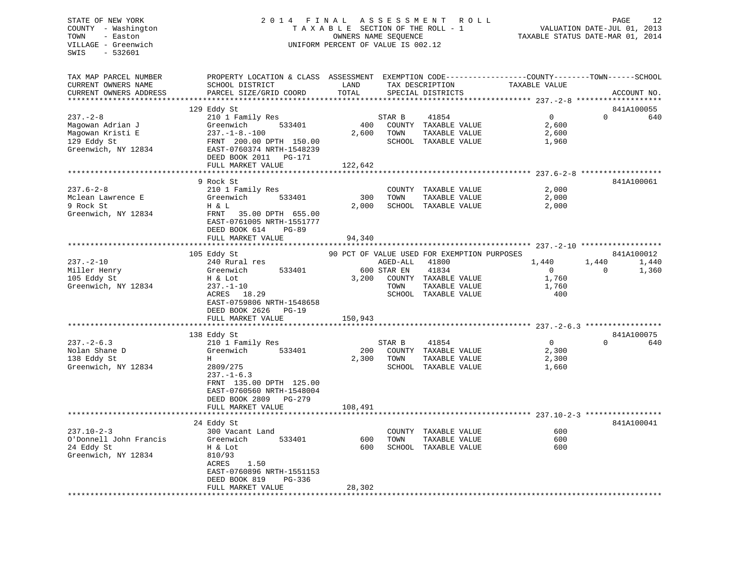STATE OF NEW YORK
COUNTY - Washington
TOWN - Easton
VILLAGE - Greenwich
SWIS - 532601

2014 FINAL ASSESSMENT ROLL
TAXABLE SECTION OF THE ROLL - 1
OWNERS NAME SEQUENCE
UNIFORM PERCENT OF VALUE IS 002.12

VALUATION DATE-JUL 01, 2013
TAXABLE STATUS DATE-MAR 01, 2014

```
TAX MAP PARCEL NUMBER          PROPERTY LOCATION & CLASS  ASSESSMENT  EXEMPTION CODE------------------COUNTY--------TOWN------SCHOOL
CURRENT OWNERS NAME            SCHOOL DISTRICT               LAND      TAX DESCRIPTION            TAXABLE VALUE
CURRENT OWNERS ADDRESS         PARCEL SIZE/GRID COORD        TOTAL     SPECIAL DISTRICTS                                     ACCOUNT NO.
******************************************************************************************************* 237.-2-8 *******************
                               129 Eddy St                                                                                841A100055
237.-2-8                       210 1 Family Res                       STAR B    41854                   0             0          640
Magowan Adrian J               Greenwich        533401         400     COUNTY  TAXABLE VALUE             2,600
Magowan Kristi E               237.-1-8.-100                  2,600    TOWN    TAXABLE VALUE             2,600
129 Eddy St                    FRNT 200.00 DPTH 150.00                 SCHOOL  TAXABLE VALUE             1,960
Greenwich, NY 12834            EAST-0760374 NRTH-1548239
                               DEED BOOK 2011    PG-171
                               FULL MARKET VALUE              122,642
******************************************************************************************************* 237.6-2-8 ******************
                               9 Rock St                                                                                  841A100061
237.6-2-8                      210 1 Family Res                        COUNTY  TAXABLE VALUE             2,000
Mclean Lawrence E              Greenwich        533401         300     TOWN    TAXABLE VALUE             2,000
9 Rock St                      H & L                          2,000    SCHOOL  TAXABLE VALUE             2,000
Greenwich, NY 12834            FRNT  35.00 DPTH 655.00
                               EAST-0761005 NRTH-1551777
                               DEED BOOK 614     PG-89
                               FULL MARKET VALUE               94,340
******************************************************************************************************* 237.-2-10 ******************
                               105 Eddy St                     90 PCT OF VALUE USED FOR EXEMPTION PURPOSES                841A100012
237.-2-10                      240 Rural res                          AGED-ALL  41800                1,440         1,440        1,440
Miller Henry                   Greenwich        533401         600 STAR EN   41834                   0             0        1,360
105 Eddy St                    H & Lot                        3,200    COUNTY  TAXABLE VALUE             1,760
Greenwich, NY 12834            237.-1-10                               TOWN    TAXABLE VALUE             1,760
                               ACRES  18.29                            SCHOOL  TAXABLE VALUE               400
                               EAST-0759806 NRTH-1548658
                               DEED BOOK 2626    PG-19
                               FULL MARKET VALUE              150,943
******************************************************************************************************* 237.-2-6.3 *****************
                               138 Eddy St                                                                                841A100075
237.-2-6.3                     210 1 Family Res                       STAR B    41854                   0             0          640
Nolan Shane D                  Greenwich        533401         200     COUNTY  TAXABLE VALUE             2,300
138 Eddy St                    H                              2,300    TOWN    TAXABLE VALUE             2,300
Greenwich, NY 12834            2809/275                                SCHOOL  TAXABLE VALUE             1,660
                               237.-1-6.3
                               FRNT 135.00 DPTH 125.00
                               EAST-0760560 NRTH-1548004
                               DEED BOOK 2809    PG-279
                               FULL MARKET VALUE              108,491
******************************************************************************************************* 237.10-2-3 *****************
                               24 Eddy St                                                                                 841A100041
237.10-2-3                     300 Vacant Land                         COUNTY  TAXABLE VALUE               600
O'Donnell John Francis         Greenwich        533401         600     TOWN    TAXABLE VALUE               600
24 Eddy St                     H & Lot                          600    SCHOOL  TAXABLE VALUE               600
Greenwich, NY 12834            810/93
                               ACRES    1.50
                               EAST-0760896 NRTH-1551153
                               DEED BOOK 819     PG-336
                               FULL MARKET VALUE               28,302
************************************************************************************************************************************
```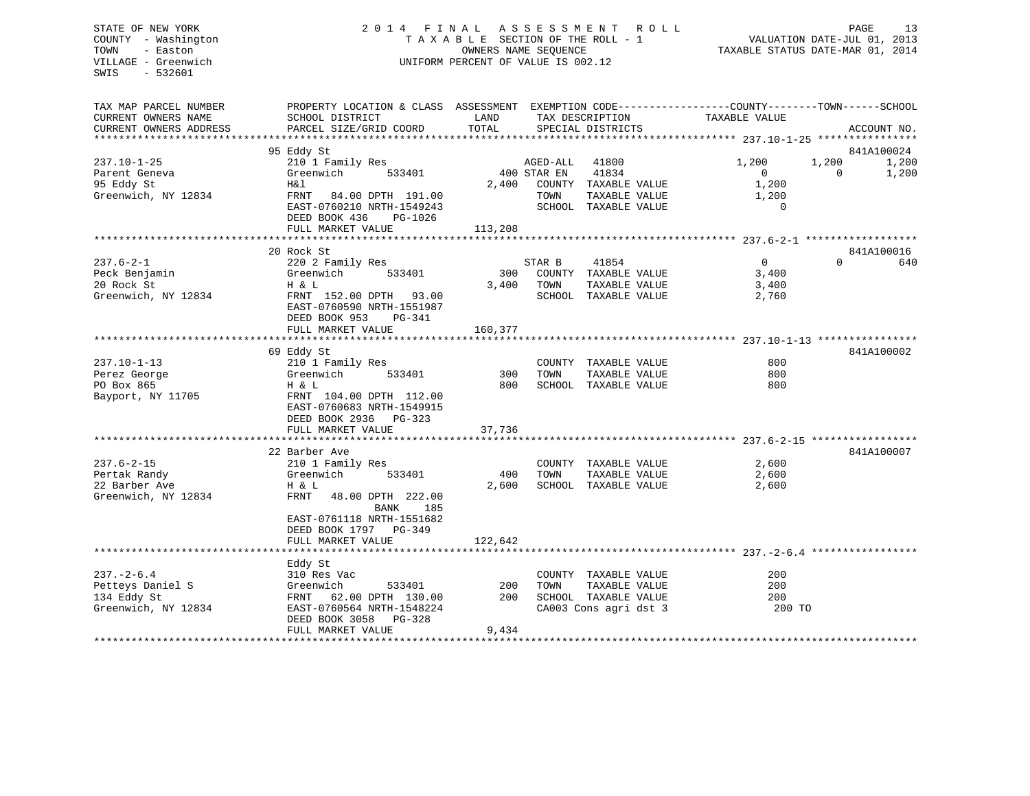STATE OF NEW YORK
COUNTY - Washington
TOWN - Easton
VILLAGE - Greenwich
SWIS - 532601

2014 FINAL ASSESSMENT ROLL
TAXABLE SECTION OF THE ROLL - 1
OWNERS NAME SEQUENCE
UNIFORM PERCENT OF VALUE IS 002.12

VALUATION DATE-JUL 01, 2013
TAXABLE STATUS DATE-MAR 01, 2014

```
TAX MAP PARCEL NUMBER        PROPERTY LOCATION & CLASS  ASSESSMENT  EXEMPTION CODE------------------COUNTY--------TOWN------SCHOOL
CURRENT OWNERS NAME          SCHOOL DISTRICT               LAND        TAX DESCRIPTION            TAXABLE VALUE
CURRENT OWNERS ADDRESS       PARCEL SIZE/GRID COORD        TOTAL       SPECIAL DISTRICTS                                    ACCOUNT NO.
******************************************************************************************************* 237.10-1-25 ****************
                             95 Eddy St                                                                                841A100024
237.10-1-25                  210 1 Family Res                   AGED-ALL   41800              1,200       1,200        1,200
Parent Geneva                Greenwich        533401        400 STAR EN    41834                  0           0        1,200
95 Eddy St                   H&l                          2,400   COUNTY  TAXABLE VALUE          1,200
Greenwich, NY 12834          FRNT   84.00 DPTH 191.00              TOWN    TAXABLE VALUE          1,200
                             EAST-0760210 NRTH-1549243              SCHOOL  TAXABLE VALUE              0
                             DEED BOOK 436    PG-1026
                             FULL MARKET VALUE              113,208
******************************************************************************************************* 237.6-2-1 ******************
                             20 Rock St                                                                                841A100016
237.6-2-1                    220 2 Family Res                   STAR B     41854                  0           0          640
Peck Benjamin                Greenwich        533401        300   COUNTY  TAXABLE VALUE          3,400
20 Rock St                   H & L                        3,400   TOWN    TAXABLE VALUE          3,400
Greenwich, NY 12834          FRNT  152.00 DPTH  93.00              SCHOOL  TAXABLE VALUE          2,760
                             EAST-0760590 NRTH-1551987
                             DEED BOOK 953    PG-341
                             FULL MARKET VALUE              160,377
******************************************************************************************************* 237.10-1-13 ****************
                             69 Eddy St                                                                                841A100002
237.10-1-13                  210 1 Family Res                      COUNTY  TAXABLE VALUE            800
Perez George                 Greenwich        533401        300   TOWN    TAXABLE VALUE            800
PO Box 865                   H & L                          800   SCHOOL  TAXABLE VALUE            800
Bayport, NY 11705            FRNT  104.00 DPTH 112.00
                             EAST-0760683 NRTH-1549915
                             DEED BOOK 2936   PG-323
                             FULL MARKET VALUE               37,736
******************************************************************************************************* 237.6-2-15 *****************
                             22 Barber Ave                                                                             841A100007
237.6-2-15                   210 1 Family Res                      COUNTY  TAXABLE VALUE          2,600
Pertak Randy                 Greenwich        533401        400   TOWN    TAXABLE VALUE          2,600
22 Barber Ave                H & L                        2,600   SCHOOL  TAXABLE VALUE          2,600
Greenwich, NY 12834          FRNT   48.00 DPTH 222.00
                                            BANK    185
                             EAST-0761118 NRTH-1551682
                             DEED BOOK 1797   PG-349
                             FULL MARKET VALUE              122,642
******************************************************************************************************* 237.-2-6.4 *****************
                             Eddy St
237.-2-6.4                   310 Res Vac                           COUNTY  TAXABLE VALUE            200
Petteys Daniel S             Greenwich        533401        200   TOWN    TAXABLE VALUE            200
134 Eddy St                  FRNT   62.00 DPTH 130.00         200   SCHOOL  TAXABLE VALUE            200
Greenwich, NY 12834          EAST-0760564 NRTH-1548224              CA003 Cons agri dst 3            200 TO
                             DEED BOOK 3058   PG-328
                             FULL MARKET VALUE                9,434
************************************************************************************************************************************
```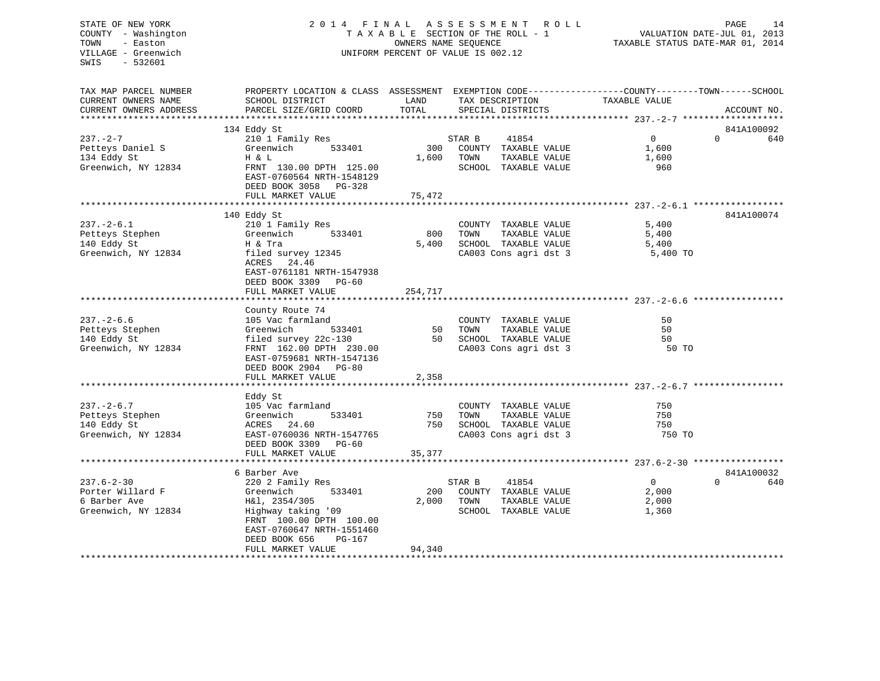STATE OF NEW YORK
COUNTY - Washington
TOWN - Easton
VILLAGE - Greenwich
SWIS - 532601

2014 FINAL ASSESSMENT ROLL
TAXABLE SECTION OF THE ROLL - 1
OWNERS NAME SEQUENCE
UNIFORM PERCENT OF VALUE IS 002.12

VALUATION DATE-JUL 01, 2013
TAXABLE STATUS DATE-MAR 01, 2014

| TAX MAP PARCEL NUMBER / CURRENT OWNERS NAME / CURRENT OWNERS ADDRESS | PROPERTY LOCATION & CLASS / SCHOOL DISTRICT / PARCEL SIZE/GRID COORD | ASSESSMENT LAND / TOTAL | EXEMPTION CODE / TAX DESCRIPTION / SPECIAL DISTRICTS | COUNTY TAXABLE VALUE | TOWN | SCHOOL | ACCOUNT NO. |
|---|---|---|---|---|---|---|---|
| **237.-2-7** | 134 Eddy St | | | | | | 841A100092 |
| 237.-2-7 | 210 1 Family Res | | STAR B 41854 | 0 | 0 | 640 | |
| Petteys Daniel S | Greenwich 533401 | 300 | COUNTY TAXABLE VALUE | 1,600 | | | |
| 134 Eddy St | H & L | 1,600 | TOWN TAXABLE VALUE | 1,600 | | | |
| Greenwich, NY 12834 | FRNT 130.00 DPTH 125.00 | | SCHOOL TAXABLE VALUE | 960 | | | |
| | EAST-0760564 NRTH-1548129 | | | | | | |
| | DEED BOOK 3058 PG-328 | | | | | | |
| | FULL MARKET VALUE | 75,472 | | | | | |
| **237.-2-6.1** | 140 Eddy St | | | | | | 841A100074 |
| 237.-2-6.1 | 210 1 Family Res | | COUNTY TAXABLE VALUE | 5,400 | | | |
| Petteys Stephen | Greenwich 533401 | 800 | TOWN TAXABLE VALUE | 5,400 | | | |
| 140 Eddy St | H & Tra | 5,400 | SCHOOL TAXABLE VALUE | 5,400 | | | |
| Greenwich, NY 12834 | filed survey 12345 | | CA003 Cons agri dst 3 | 5,400 TO | | | |
| | ACRES 24.46 | | | | | | |
| | EAST-0761181 NRTH-1547938 | | | | | | |
| | DEED BOOK 3309 PG-60 | | | | | | |
| | FULL MARKET VALUE | 254,717 | | | | | |
| **237.-2-6.6** | County Route 74 | | | | | | |
| 237.-2-6.6 | 105 Vac farmland | | COUNTY TAXABLE VALUE | 50 | | | |
| Petteys Stephen | Greenwich 533401 | 50 | TOWN TAXABLE VALUE | 50 | | | |
| 140 Eddy St | filed survey 22c-130 | 50 | SCHOOL TAXABLE VALUE | 50 | | | |
| Greenwich, NY 12834 | FRNT 162.00 DPTH 230.00 | | CA003 Cons agri dst 3 | 50 TO | | | |
| | EAST-0759681 NRTH-1547136 | | | | | | |
| | DEED BOOK 2904 PG-80 | | | | | | |
| | FULL MARKET VALUE | 2,358 | | | | | |
| **237.-2-6.7** | Eddy St | | | | | | |
| 237.-2-6.7 | 105 Vac farmland | | COUNTY TAXABLE VALUE | 750 | | | |
| Petteys Stephen | Greenwich 533401 | 750 | TOWN TAXABLE VALUE | 750 | | | |
| 140 Eddy St | ACRES 24.60 | 750 | SCHOOL TAXABLE VALUE | 750 | | | |
| Greenwich, NY 12834 | EAST-0760036 NRTH-1547765 | | CA003 Cons agri dst 3 | 750 TO | | | |
| | DEED BOOK 3309 PG-60 | | | | | | |
| | FULL MARKET VALUE | 35,377 | | | | | |
| **237.6-2-30** | 6 Barber Ave | | | | | | 841A100032 |
| 237.6-2-30 | 220 2 Family Res | | STAR B 41854 | 0 | 0 | 640 | |
| Porter Willard F | Greenwich 533401 | 200 | COUNTY TAXABLE VALUE | 2,000 | | | |
| 6 Barber Ave | H&l, 2354/305 | 2,000 | TOWN TAXABLE VALUE | 2,000 | | | |
| Greenwich, NY 12834 | Highway taking '09 | | SCHOOL TAXABLE VALUE | 1,360 | | | |
| | FRNT 100.00 DPTH 100.00 | | | | | | |
| | EAST-0760647 NRTH-1551460 | | | | | | |
| | DEED BOOK 656 PG-167 | | | | | | |
| | FULL MARKET VALUE | 94,340 | | | | | |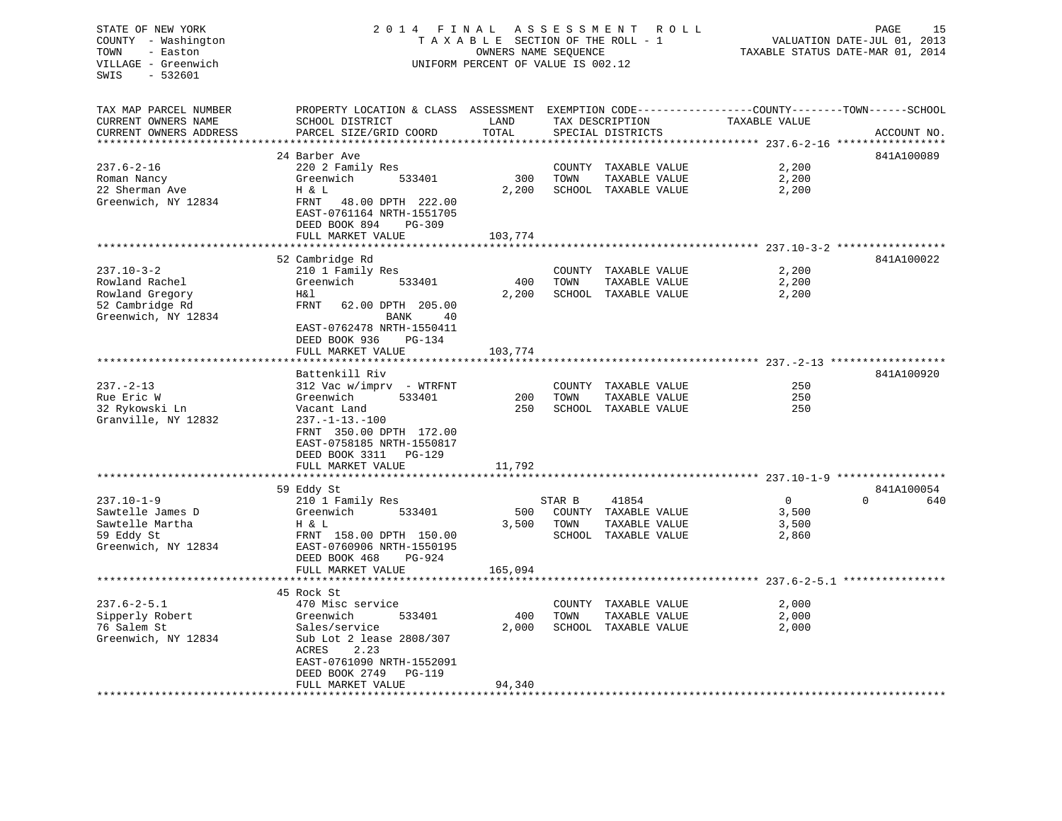STATE OF NEW YORK
COUNTY - Washington
TOWN - Easton
VILLAGE - Greenwich
SWIS - 532601

2014 FINAL ASSESSMENT ROLL
TAXABLE SECTION OF THE ROLL - 1
OWNERS NAME SEQUENCE
UNIFORM PERCENT OF VALUE IS 002.12

VALUATION DATE-JUL 01, 2013
TAXABLE STATUS DATE-MAR 01, 2014

| TAX MAP PARCEL NUMBER / CURRENT OWNERS NAME / CURRENT OWNERS ADDRESS | PROPERTY LOCATION & CLASS / SCHOOL DISTRICT / PARCEL SIZE/GRID COORD | ASSESSMENT LAND / TOTAL | EXEMPTION CODE / TAX DESCRIPTION / SPECIAL DISTRICTS | COUNTY TAXABLE VALUE | TOWN | SCHOOL | ACCOUNT NO. |
|---|---|---|---|---|---|---|---|
| **237.6-2-16** | 24 Barber Ave | | | | | | 841A100089 |
| 237.6-2-16 | 220 2 Family Res | | COUNTY TAXABLE VALUE | 2,200 | | | |
| Roman Nancy | Greenwich 533401 | 300 | TOWN TAXABLE VALUE | 2,200 | | | |
| 22 Sherman Ave | H & L | 2,200 | SCHOOL TAXABLE VALUE | 2,200 | | | |
| Greenwich, NY 12834 | FRNT 48.00 DPTH 222.00 | | | | | | |
| | EAST-0761164 NRTH-1551705 | | | | | | |
| | DEED BOOK 894 PG-309 | | | | | | |
| | FULL MARKET VALUE | 103,774 | | | | | |
| **237.10-3-2** | 52 Cambridge Rd | | | | | | 841A100022 |
| 237.10-3-2 | 210 1 Family Res | | COUNTY TAXABLE VALUE | 2,200 | | | |
| Rowland Rachel | Greenwich 533401 | 400 | TOWN TAXABLE VALUE | 2,200 | | | |
| Rowland Gregory | H&l | 2,200 | SCHOOL TAXABLE VALUE | 2,200 | | | |
| 52 Cambridge Rd | FRNT 62.00 DPTH 205.00 | | | | | | |
| Greenwich, NY 12834 | BANK 40 | | | | | | |
| | EAST-0762478 NRTH-1550411 | | | | | | |
| | DEED BOOK 936 PG-134 | | | | | | |
| | FULL MARKET VALUE | 103,774 | | | | | |
| **237.-2-13** | Battenkill Riv | | | | | | 841A100920 |
| 237.-2-13 | 312 Vac w/imprv - WTRFNT | | COUNTY TAXABLE VALUE | 250 | | | |
| Rue Eric W | Greenwich 533401 | 200 | TOWN TAXABLE VALUE | 250 | | | |
| 32 Rykowski Ln | Vacant Land | 250 | SCHOOL TAXABLE VALUE | 250 | | | |
| Granville, NY 12832 | 237.-1-13.-100 | | | | | | |
| | FRNT 350.00 DPTH 172.00 | | | | | | |
| | EAST-0758185 NRTH-1550817 | | | | | | |
| | DEED BOOK 3311 PG-129 | | | | | | |
| | FULL MARKET VALUE | 11,792 | | | | | |
| **237.10-1-9** | 59 Eddy St | | | | | | 841A100054 |
| 237.10-1-9 | 210 1 Family Res | | STAR B 41854 | 0 | 0 | 640 | |
| Sawtelle James D | Greenwich 533401 | 500 | COUNTY TAXABLE VALUE | 3,500 | | | |
| Sawtelle Martha | H & L | 3,500 | TOWN TAXABLE VALUE | 3,500 | | | |
| 59 Eddy St | FRNT 158.00 DPTH 150.00 | | SCHOOL TAXABLE VALUE | 2,860 | | | |
| Greenwich, NY 12834 | EAST-0760906 NRTH-1550195 | | | | | | |
| | DEED BOOK 468 PG-924 | | | | | | |
| | FULL MARKET VALUE | 165,094 | | | | | |
| **237.6-2-5.1** | 45 Rock St | | | | | | |
| 237.6-2-5.1 | 470 Misc service | | COUNTY TAXABLE VALUE | 2,000 | | | |
| Sipperly Robert | Greenwich 533401 | 400 | TOWN TAXABLE VALUE | 2,000 | | | |
| 76 Salem St | Sales/service | 2,000 | SCHOOL TAXABLE VALUE | 2,000 | | | |
| Greenwich, NY 12834 | Sub Lot 2 lease 2808/307 | | | | | | |
| | ACRES 2.23 | | | | | | |
| | EAST-0761090 NRTH-1552091 | | | | | | |
| | DEED BOOK 2749 PG-119 | | | | | | |
| | FULL MARKET VALUE | 94,340 | | | | | |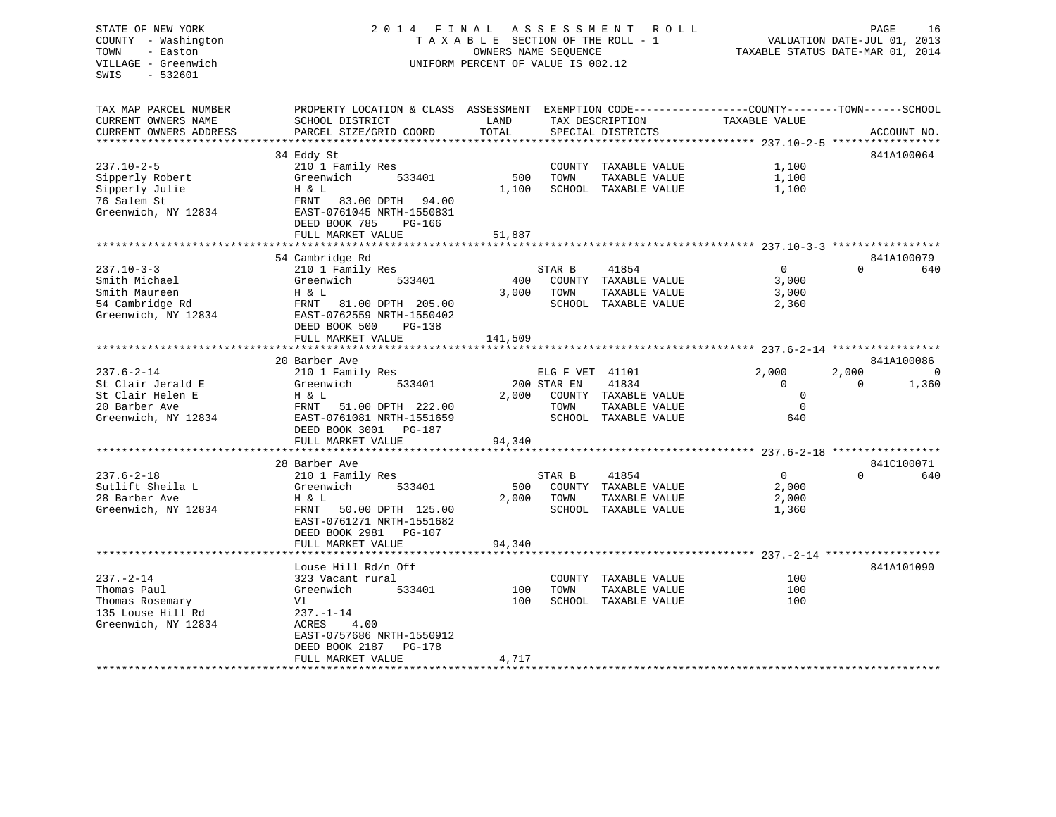STATE OF NEW YORK
COUNTY - Washington
TOWN - Easton
VILLAGE - Greenwich
SWIS - 532601

# 2014 FINAL ASSESSMENT ROLL

TAXABLE SECTION OF THE ROLL - 1
OWNERS NAME SEQUENCE
UNIFORM PERCENT OF VALUE IS 002.12

VALUATION DATE-JUL 01, 2013
TAXABLE STATUS DATE-MAR 01, 2014

```
TAX MAP PARCEL NUMBER          PROPERTY LOCATION & CLASS  ASSESSMENT  EXEMPTION CODE------------------COUNTY--------TOWN------SCHOOL
CURRENT OWNERS NAME            SCHOOL DISTRICT               LAND      TAX DESCRIPTION            TAXABLE VALUE
CURRENT OWNERS ADDRESS         PARCEL SIZE/GRID COORD        TOTAL     SPECIAL DISTRICTS                                    ACCOUNT NO.
******************************************************************************************************* 237.10-2-5 *****************
                               34 Eddy St                                                                                   841A100064
237.10-2-5                     210 1 Family Res                        COUNTY  TAXABLE VALUE            1,100
Sipperly Robert                Greenwich        533401          500    TOWN    TAXABLE VALUE            1,100
Sipperly Julie                 H & L                          1,100    SCHOOL  TAXABLE VALUE            1,100
76 Salem St                    FRNT   83.00 DPTH   94.00
Greenwich, NY 12834            EAST-0761045 NRTH-1550831
                               DEED BOOK 785    PG-166
                               FULL MARKET VALUE             51,887
******************************************************************************************************* 237.10-3-3 *****************
                               54 Cambridge Rd                                                                              841A100079
237.10-3-3                     210 1 Family Res                        STAR B     41854                  0             0          640
Smith Michael                  Greenwich        533401          400    COUNTY  TAXABLE VALUE            3,000
Smith Maureen                  H & L                          3,000    TOWN    TAXABLE VALUE            3,000
54 Cambridge Rd                FRNT   81.00 DPTH  205.00               SCHOOL  TAXABLE VALUE            2,360
Greenwich, NY 12834            EAST-0762559 NRTH-1550402
                               DEED BOOK 500    PG-138
                               FULL MARKET VALUE            141,509
******************************************************************************************************* 237.6-2-14 *****************
                               20 Barber Ave                                                                                841A100086
237.6-2-14                     210 1 Family Res                        ELG F VET  41101              2,000         2,000            0
St Clair Jerald E              Greenwich        533401          200 STAR EN    41834                  0             0        1,360
St Clair Helen E               H & L                          2,000    COUNTY  TAXABLE VALUE                0
20 Barber Ave                  FRNT   51.00 DPTH  222.00               TOWN    TAXABLE VALUE                0
Greenwich, NY 12834            EAST-0761081 NRTH-1551659               SCHOOL  TAXABLE VALUE              640
                               DEED BOOK 3001   PG-187
                               FULL MARKET VALUE             94,340
******************************************************************************************************* 237.6-2-18 *****************
                               28 Barber Ave                                                                                841C100071
237.6-2-18                     210 1 Family Res                        STAR B     41854                  0             0          640
Sutlift Sheila L               Greenwich        533401          500    COUNTY  TAXABLE VALUE            2,000
28 Barber Ave                  H & L                          2,000    TOWN    TAXABLE VALUE            2,000
Greenwich, NY 12834            FRNT   50.00 DPTH  125.00               SCHOOL  TAXABLE VALUE            1,360
                               EAST-0761271 NRTH-1551682
                               DEED BOOK 2981   PG-107
                               FULL MARKET VALUE             94,340
******************************************************************************************************* 237.-2-14 ******************
                               Louse Hill Rd/n Off                                                                          841A101090
237.-2-14                      323 Vacant rural                        COUNTY  TAXABLE VALUE              100
Thomas Paul                    Greenwich        533401          100    TOWN    TAXABLE VALUE              100
Thomas Rosemary                Vl                               100    SCHOOL  TAXABLE VALUE              100
135 Louse Hill Rd              237.-1-14
Greenwich, NY 12834            ACRES    4.00
                               EAST-0757686 NRTH-1550912
                               DEED BOOK 2187   PG-178
                               FULL MARKET VALUE              4,717
************************************************************************************************************************************
```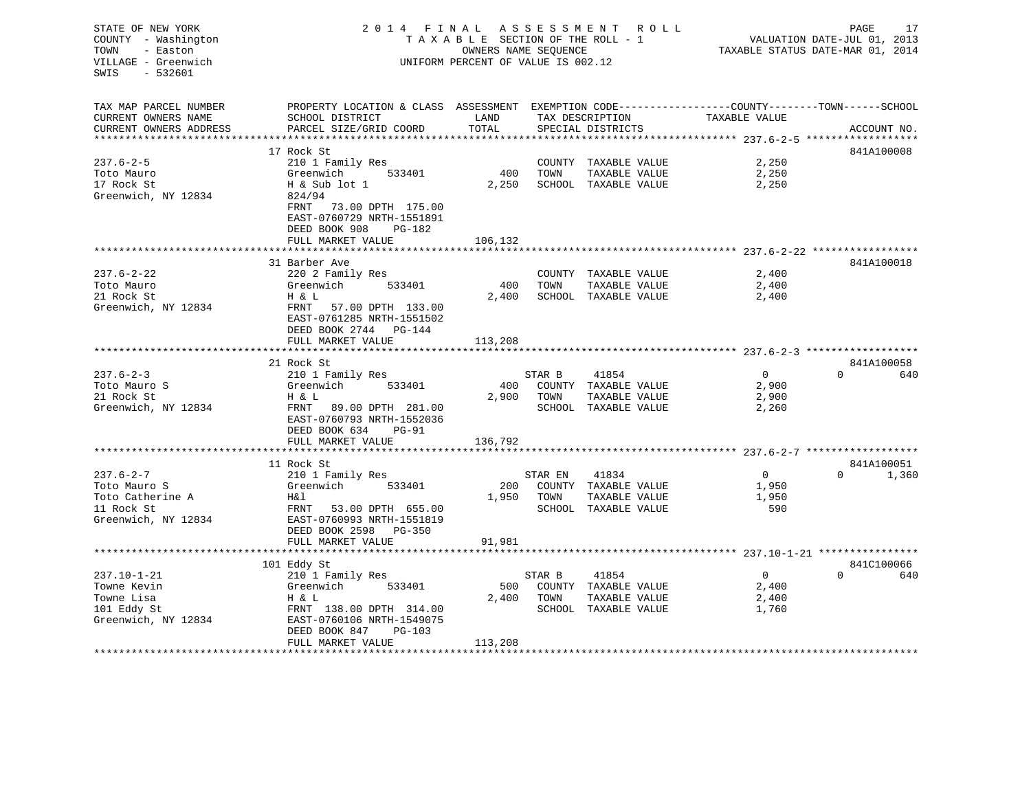STATE OF NEW YORK
COUNTY - Washington
TOWN - Easton
VILLAGE - Greenwich
SWIS - 532601

# 2014 FINAL ASSESSMENT ROLL

TAXABLE SECTION OF THE ROLL - 1
OWNERS NAME SEQUENCE
UNIFORM PERCENT OF VALUE IS 002.12

VALUATION DATE-JUL 01, 2013
TAXABLE STATUS DATE-MAR 01, 2014

| TAX MAP PARCEL NUMBER / CURRENT OWNERS NAME / CURRENT OWNERS ADDRESS | PROPERTY LOCATION & CLASS / SCHOOL DISTRICT / PARCEL SIZE/GRID COORD | ASSESSMENT LAND | TOTAL | EXEMPTION CODE / TAX DESCRIPTION / SPECIAL DISTRICTS | COUNTY TAXABLE VALUE | TOWN | SCHOOL | ACCOUNT NO. |
|---|---|---|---|---|---|---|---|---|
| **237.6-2-5** | 17 Rock St | | | | | | | 841A100008 |
| Toto Mauro | 210 1 Family Res | | | COUNTY TAXABLE VALUE | 2,250 | | | |
| 17 Rock St | Greenwich 533401 | 400 | | TOWN TAXABLE VALUE | 2,250 | | | |
| Greenwich, NY 12834 | H & Sub lot 1 | | 2,250 | SCHOOL TAXABLE VALUE | 2,250 | | | |
| | 824/94 | | | | | | | |
| | FRNT 73.00 DPTH 175.00 | | | | | | | |
| | EAST-0760729 NRTH-1551891 | | | | | | | |
| | DEED BOOK 908 PG-182 | | | | | | | |
| | FULL MARKET VALUE | | 106,132 | | | | | |
| **237.6-2-22** | 31 Barber Ave | | | | | | | 841A100018 |
| Toto Mauro | 220 2 Family Res | | | COUNTY TAXABLE VALUE | 2,400 | | | |
| 21 Rock St | Greenwich 533401 | 400 | | TOWN TAXABLE VALUE | 2,400 | | | |
| Greenwich, NY 12834 | H & L | | 2,400 | SCHOOL TAXABLE VALUE | 2,400 | | | |
| | FRNT 57.00 DPTH 133.00 | | | | | | | |
| | EAST-0761285 NRTH-1551502 | | | | | | | |
| | DEED BOOK 2744 PG-144 | | | | | | | |
| | FULL MARKET VALUE | | 113,208 | | | | | |
| **237.6-2-3** | 21 Rock St | | | | | | | 841A100058 |
| Toto Mauro S | 210 1 Family Res | | | STAR B 41854 | 0 | 0 | 640 | |
| 21 Rock St | Greenwich 533401 | 400 | | COUNTY TAXABLE VALUE | 2,900 | | | |
| Greenwich, NY 12834 | H & L | | 2,900 | TOWN TAXABLE VALUE | 2,900 | | | |
| | FRNT 89.00 DPTH 281.00 | | | SCHOOL TAXABLE VALUE | 2,260 | | | |
| | EAST-0760793 NRTH-1552036 | | | | | | | |
| | DEED BOOK 634 PG-91 | | | | | | | |
| | FULL MARKET VALUE | | 136,792 | | | | | |
| **237.6-2-7** | 11 Rock St | | | | | | | 841A100051 |
| Toto Mauro S | 210 1 Family Res | | | STAR EN 41834 | 0 | 0 | 1,360 | |
| Toto Catherine A | Greenwich 533401 | 200 | | COUNTY TAXABLE VALUE | 1,950 | | | |
| 11 Rock St | H&l | | 1,950 | TOWN TAXABLE VALUE | 1,950 | | | |
| Greenwich, NY 12834 | FRNT 53.00 DPTH 655.00 | | | SCHOOL TAXABLE VALUE | 590 | | | |
| | EAST-0760993 NRTH-1551819 | | | | | | | |
| | DEED BOOK 2598 PG-350 | | | | | | | |
| | FULL MARKET VALUE | | 91,981 | | | | | |
| **237.10-1-21** | 101 Eddy St | | | | | | | 841C100066 |
| Towne Kevin | 210 1 Family Res | | | STAR B 41854 | 0 | 0 | 640 | |
| Towne Lisa | Greenwich 533401 | 500 | | COUNTY TAXABLE VALUE | 2,400 | | | |
| 101 Eddy St | H & L | | 2,400 | TOWN TAXABLE VALUE | 2,400 | | | |
| Greenwich, NY 12834 | FRNT 138.00 DPTH 314.00 | | | SCHOOL TAXABLE VALUE | 1,760 | | | |
| | EAST-0760106 NRTH-1549075 | | | | | | | |
| | DEED BOOK 847 PG-103 | | | | | | | |
| | FULL MARKET VALUE | | 113,208 | | | | | |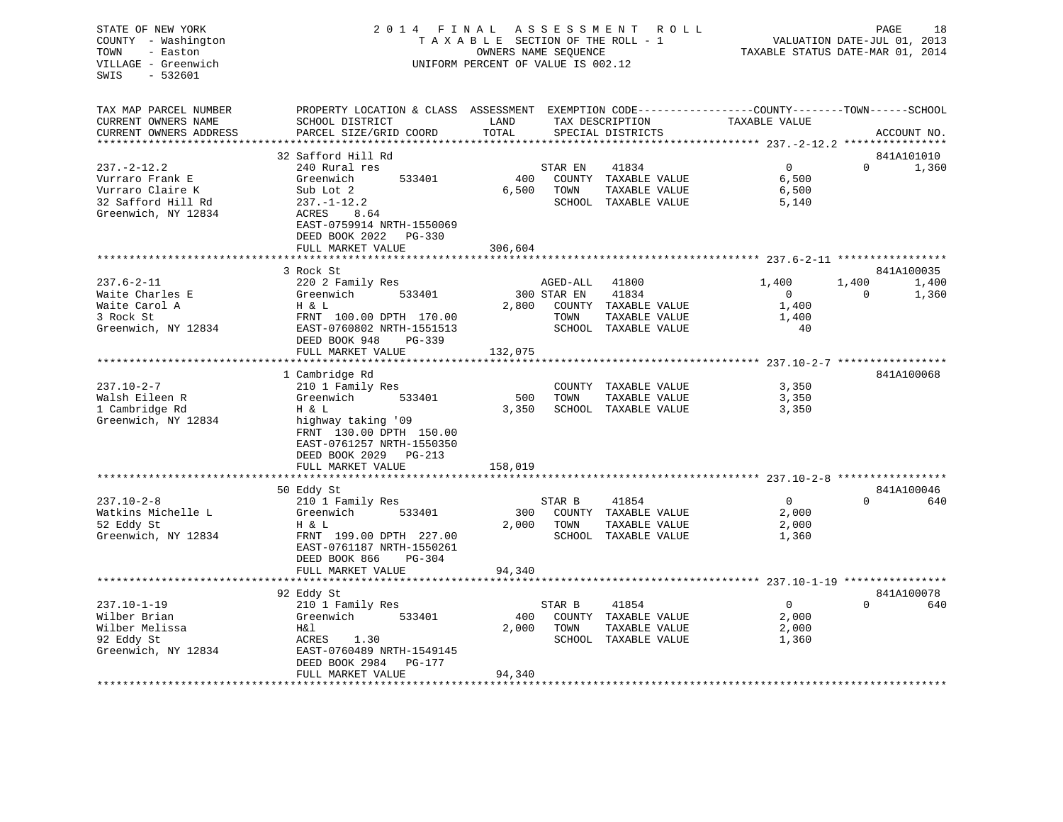STATE OF NEW YORK
COUNTY - Washington
TOWN - Easton
VILLAGE - Greenwich
SWIS - 532601

# 2014 FINAL ASSESSMENT ROLL

TAXABLE SECTION OF THE ROLL - 1
OWNERS NAME SEQUENCE
UNIFORM PERCENT OF VALUE IS 002.12

VALUATION DATE-JUL 01, 2013
TAXABLE STATUS DATE-MAR 01, 2014

| TAX MAP PARCEL NUMBER / CURRENT OWNERS NAME / CURRENT OWNERS ADDRESS | PROPERTY LOCATION & CLASS / SCHOOL DISTRICT / PARCEL SIZE/GRID COORD | ASSESSMENT LAND | TOTAL | EXEMPTION CODE / TAX DESCRIPTION / SPECIAL DISTRICTS | | COUNTY TAXABLE VALUE | TOWN | SCHOOL | ACCOUNT NO. |
|---|---|---|---|---|---|---|---|---|---|
| 237.-2-12.2 | 32 Safford Hill Rd | | | | | | | | 841A101010 |
| 237.-2-12.2 | 240 Rural res | | | STAR EN | 41834 | 0 | 0 | 1,360 | |
| Vurraro Frank E | Greenwich 533401 | 400 | | COUNTY | TAXABLE VALUE | 6,500 | | | |
| Vurraro Claire K | Sub Lot 2 | | 6,500 | TOWN | TAXABLE VALUE | 6,500 | | | |
| 32 Safford Hill Rd | 237.-1-12.2 | | | SCHOOL | TAXABLE VALUE | 5,140 | | | |
| Greenwich, NY 12834 | ACRES 8.64 | | | | | | | | |
| | EAST-0759914 NRTH-1550069 | | | | | | | | |
| | DEED BOOK 2022 PG-330 | | | | | | | | |
| | FULL MARKET VALUE | | 306,604 | | | | | | |
| 237.6-2-11 | 3 Rock St | | | | | | | | 841A100035 |
| 237.6-2-11 | 220 2 Family Res | | | AGED-ALL | 41800 | 1,400 | 1,400 | 1,400 | |
| Waite Charles E | Greenwich 533401 | 300 | | STAR EN | 41834 | 0 | 0 | 1,360 | |
| Waite Carol A | H & L | | 2,800 | COUNTY | TAXABLE VALUE | 1,400 | | | |
| 3 Rock St | FRNT 100.00 DPTH 170.00 | | | TOWN | TAXABLE VALUE | 1,400 | | | |
| Greenwich, NY 12834 | EAST-0760802 NRTH-1551513 | | | SCHOOL | TAXABLE VALUE | 40 | | | |
| | DEED BOOK 948 PG-339 | | | | | | | | |
| | FULL MARKET VALUE | | 132,075 | | | | | | |
| 237.10-2-7 | 1 Cambridge Rd | | | | | | | | 841A100068 |
| 237.10-2-7 | 210 1 Family Res | | | COUNTY | TAXABLE VALUE | 3,350 | | | |
| Walsh Eileen R | Greenwich 533401 | 500 | | TOWN | TAXABLE VALUE | 3,350 | | | |
| 1 Cambridge Rd | H & L | | 3,350 | SCHOOL | TAXABLE VALUE | 3,350 | | | |
| Greenwich, NY 12834 | highway taking '09 | | | | | | | | |
| | FRNT 130.00 DPTH 150.00 | | | | | | | | |
| | EAST-0761257 NRTH-1550350 | | | | | | | | |
| | DEED BOOK 2029 PG-213 | | | | | | | | |
| | FULL MARKET VALUE | | 158,019 | | | | | | |
| 237.10-2-8 | 50 Eddy St | | | | | | | | 841A100046 |
| 237.10-2-8 | 210 1 Family Res | | | STAR B | 41854 | 0 | 0 | 640 | |
| Watkins Michelle L | Greenwich 533401 | 300 | | COUNTY | TAXABLE VALUE | 2,000 | | | |
| 52 Eddy St | H & L | | 2,000 | TOWN | TAXABLE VALUE | 2,000 | | | |
| Greenwich, NY 12834 | FRNT 199.00 DPTH 227.00 | | | SCHOOL | TAXABLE VALUE | 1,360 | | | |
| | EAST-0761187 NRTH-1550261 | | | | | | | | |
| | DEED BOOK 866 PG-304 | | | | | | | | |
| | FULL MARKET VALUE | | 94,340 | | | | | | |
| 237.10-1-19 | 92 Eddy St | | | | | | | | 841A100078 |
| 237.10-1-19 | 210 1 Family Res | | | STAR B | 41854 | 0 | 0 | 640 | |
| Wilber Brian | Greenwich 533401 | 400 | | COUNTY | TAXABLE VALUE | 2,000 | | | |
| Wilber Melissa | H&l | | 2,000 | TOWN | TAXABLE VALUE | 2,000 | | | |
| 92 Eddy St | ACRES 1.30 | | | SCHOOL | TAXABLE VALUE | 1,360 | | | |
| Greenwich, NY 12834 | EAST-0760489 NRTH-1549145 | | | | | | | | |
| | DEED BOOK 2984 PG-177 | | | | | | | | |
| | FULL MARKET VALUE | | 94,340 | | | | | | |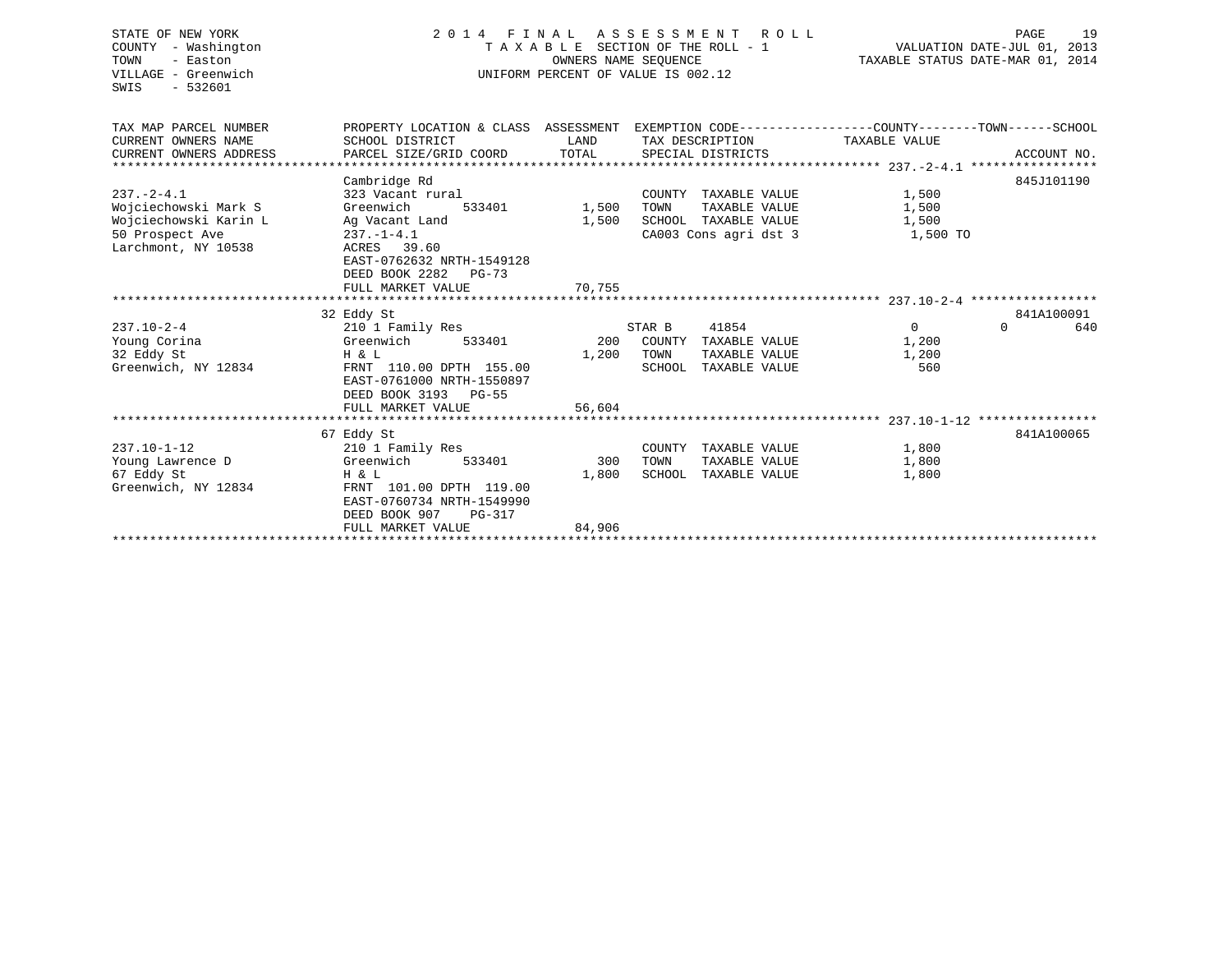STATE OF NEW YORK
COUNTY - Washington
TOWN - Easton
VILLAGE - Greenwich
SWIS - 532601

2 0 1 4 F I N A L A S S E S S M E N T R O L L
T A X A B L E SECTION OF THE ROLL - 1
OWNERS NAME SEQUENCE
UNIFORM PERCENT OF VALUE IS 002.12

VALUATION DATE-JUL 01, 2013
TAXABLE STATUS DATE-MAR 01, 2014

| TAX MAP PARCEL NUMBER / CURRENT OWNERS NAME / CURRENT OWNERS ADDRESS | PROPERTY LOCATION & CLASS / SCHOOL DISTRICT / PARCEL SIZE/GRID COORD | ASSESSMENT LAND | ASSESSMENT TOTAL | EXEMPTION CODE / TAX DESCRIPTION / SPECIAL DISTRICTS | COUNTY TAXABLE VALUE | TOWN | SCHOOL | ACCOUNT NO. |
|---|---|---|---|---|---|---|---|---|
| **237.-2-4.1** | Cambridge Rd | | | | | | | 845J101190 |
| 237.-2-4.1 | 323 Vacant rural | | | COUNTY TAXABLE VALUE | 1,500 | | | |
| Wojciechowski Mark S | Greenwich 533401 | 1,500 | | TOWN TAXABLE VALUE | 1,500 | | | |
| Wojciechowski Karin L | Ag Vacant Land | | 1,500 | SCHOOL TAXABLE VALUE | 1,500 | | | |
| 50 Prospect Ave | 237.-1-4.1 | | | CA003 Cons agri dst 3 | 1,500 TO | | | |
| Larchmont, NY 10538 | ACRES 39.60 | | | | | | | |
| | EAST-0762632 NRTH-1549128 | | | | | | | |
| | DEED BOOK 2282 PG-73 | | | | | | | |
| | FULL MARKET VALUE | | 70,755 | | | | | |
| **237.10-2-4** | 32 Eddy St | | | | | | | 841A100091 |
| 237.10-2-4 | 210 1 Family Res | | | STAR B 41854 | 0 | 0 | 640 | |
| Young Corina | Greenwich 533401 | 200 | | COUNTY TAXABLE VALUE | 1,200 | | | |
| 32 Eddy St | H & L | | 1,200 | TOWN TAXABLE VALUE | 1,200 | | | |
| Greenwich, NY 12834 | FRNT 110.00 DPTH 155.00 | | | SCHOOL TAXABLE VALUE | 560 | | | |
| | EAST-0761000 NRTH-1550897 | | | | | | | |
| | DEED BOOK 3193 PG-55 | | | | | | | |
| | FULL MARKET VALUE | | 56,604 | | | | | |
| **237.10-1-12** | 67 Eddy St | | | | | | | 841A100065 |
| 237.10-1-12 | 210 1 Family Res | | | COUNTY TAXABLE VALUE | 1,800 | | | |
| Young Lawrence D | Greenwich 533401 | 300 | | TOWN TAXABLE VALUE | 1,800 | | | |
| 67 Eddy St | H & L | | 1,800 | SCHOOL TAXABLE VALUE | 1,800 | | | |
| Greenwich, NY 12834 | FRNT 101.00 DPTH 119.00 | | | | | | | |
| | EAST-0760734 NRTH-1549990 | | | | | | | |
| | DEED BOOK 907 PG-317 | | | | | | | |
| | FULL MARKET VALUE | | 84,906 | | | | | |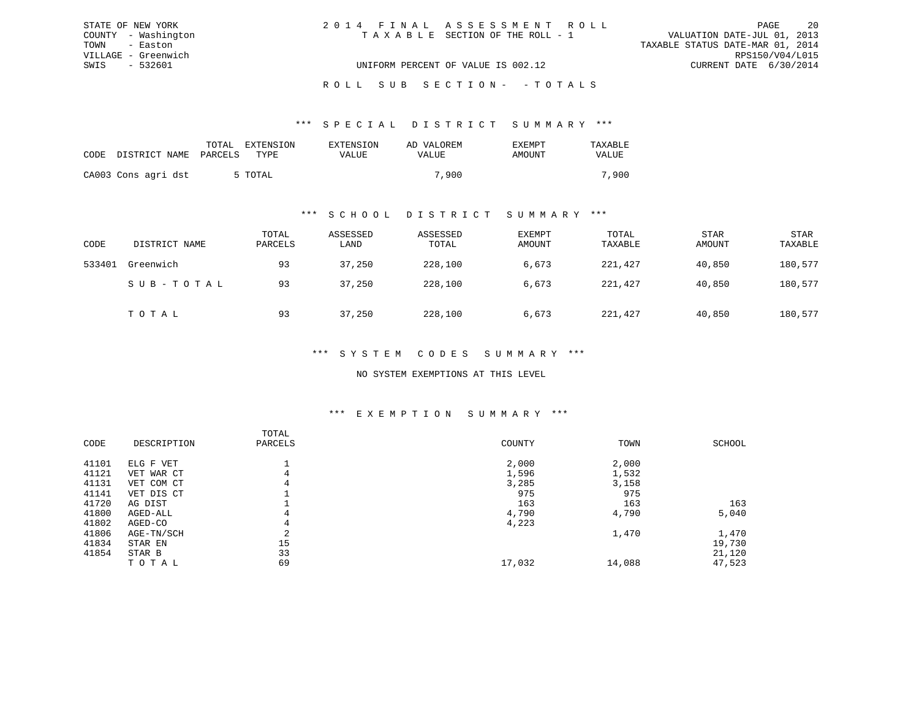STATE OF NEW YORK
COUNTY - Washington
TOWN - Easton
VILLAGE - Greenwich
SWIS - 532601

2014 FINAL ASSESSMENT ROLL
TAXABLE SECTION OF THE ROLL - 1

UNIFORM PERCENT OF VALUE IS 002.12

VALUATION DATE-JUL 01, 2013
TAXABLE STATUS DATE-MAR 01, 2014
RPS150/V04/L015
CURRENT DATE 6/30/2014

ROLL SUB SECTION- -TOTALS

### *** SPECIAL DISTRICT SUMMARY ***

| CODE | DISTRICT NAME | TOTAL PARCELS | EXTENSION TYPE | EXTENSION VALUE | AD VALOREM VALUE | EXEMPT AMOUNT | TAXABLE VALUE |
|---|---|---|---|---|---|---|---|
| CA003 | Cons agri dst | 5 | TOTAL | | 7,900 | | 7,900 |

### *** SCHOOL DISTRICT SUMMARY ***

| CODE | DISTRICT NAME | TOTAL PARCELS | ASSESSED LAND | ASSESSED TOTAL | EXEMPT AMOUNT | TOTAL TAXABLE | STAR AMOUNT | STAR TAXABLE |
|---|---|---|---|---|---|---|---|---|
| 533401 | Greenwich | 93 | 37,250 | 228,100 | 6,673 | 221,427 | 40,850 | 180,577 |
| | SUB-TOTAL | 93 | 37,250 | 228,100 | 6,673 | 221,427 | 40,850 | 180,577 |
| | TOTAL | 93 | 37,250 | 228,100 | 6,673 | 221,427 | 40,850 | 180,577 |

### *** SYSTEM CODES SUMMARY ***

NO SYSTEM EXEMPTIONS AT THIS LEVEL

### *** EXEMPTION SUMMARY ***

| CODE | DESCRIPTION | TOTAL PARCELS | COUNTY | TOWN | SCHOOL |
|---|---|---|---|---|---|
| 41101 | ELG F VET | 1 | 2,000 | 2,000 | |
| 41121 | VET WAR CT | 4 | 1,596 | 1,532 | |
| 41131 | VET COM CT | 4 | 3,285 | 3,158 | |
| 41141 | VET DIS CT | 1 | 975 | 975 | |
| 41720 | AG DIST | 1 | 163 | 163 | 163 |
| 41800 | AGED-ALL | 4 | 4,790 | 4,790 | 5,040 |
| 41802 | AGED-CO | 4 | 4,223 | | |
| 41806 | AGE-TN/SCH | 2 | | 1,470 | 1,470 |
| 41834 | STAR EN | 15 | | | 19,730 |
| 41854 | STAR B | 33 | | | 21,120 |
| | TOTAL | 69 | 17,032 | 14,088 | 47,523 |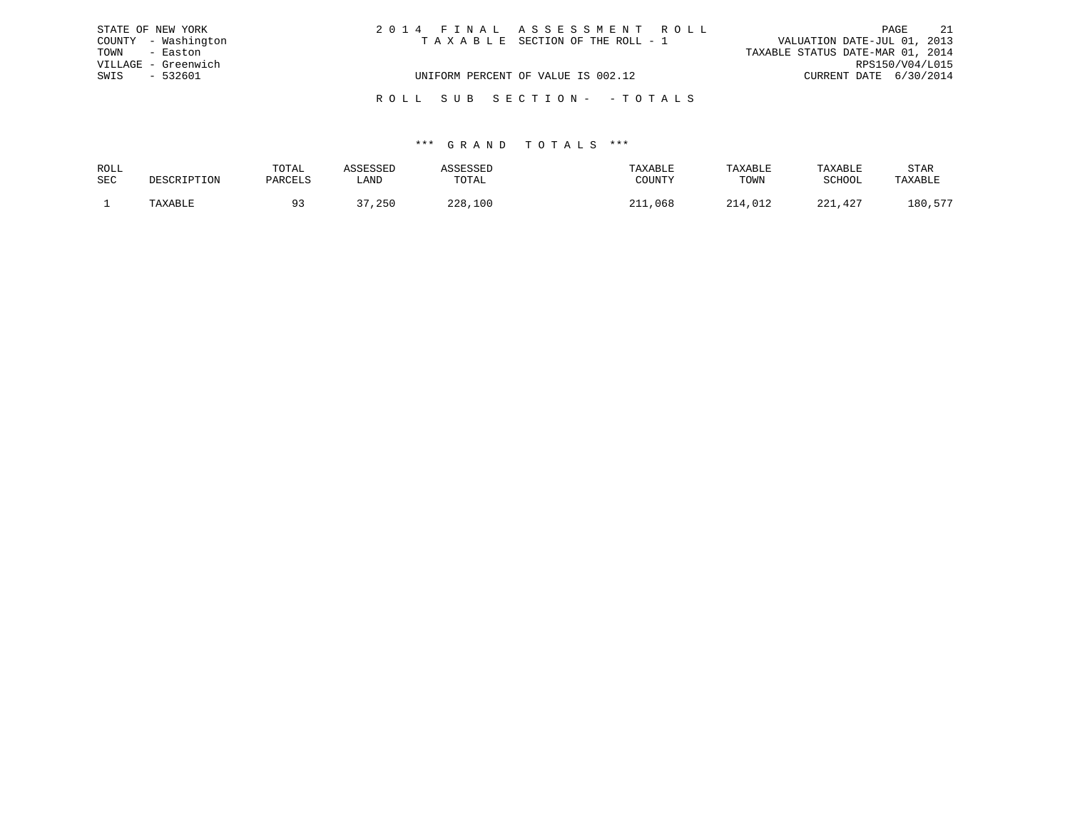STATE OF NEW YORK
COUNTY - Washington
TOWN - Easton
VILLAGE - Greenwich
SWIS - 532601

2014 FINAL ASSESSMENT ROLL
TAXABLE SECTION OF THE ROLL - 1

UNIFORM PERCENT OF VALUE IS 002.12

VALUATION DATE-JUL 01, 2013
TAXABLE STATUS DATE-MAR 01, 2014
RPS150/V04/L015
CURRENT DATE 6/30/2014

ROLL SUB SECTION- - TOTALS

*** GRAND TOTALS ***

| ROLL SEC | DESCRIPTION | TOTAL PARCELS | ASSESSED LAND | ASSESSED TOTAL | TAXABLE COUNTY | TAXABLE TOWN | TAXABLE SCHOOL | STAR TAXABLE |
|---|---|---|---|---|---|---|---|---|
| 1 | TAXABLE | 93 | 37,250 | 228,100 | 211,068 | 214,012 | 221,427 | 180,577 |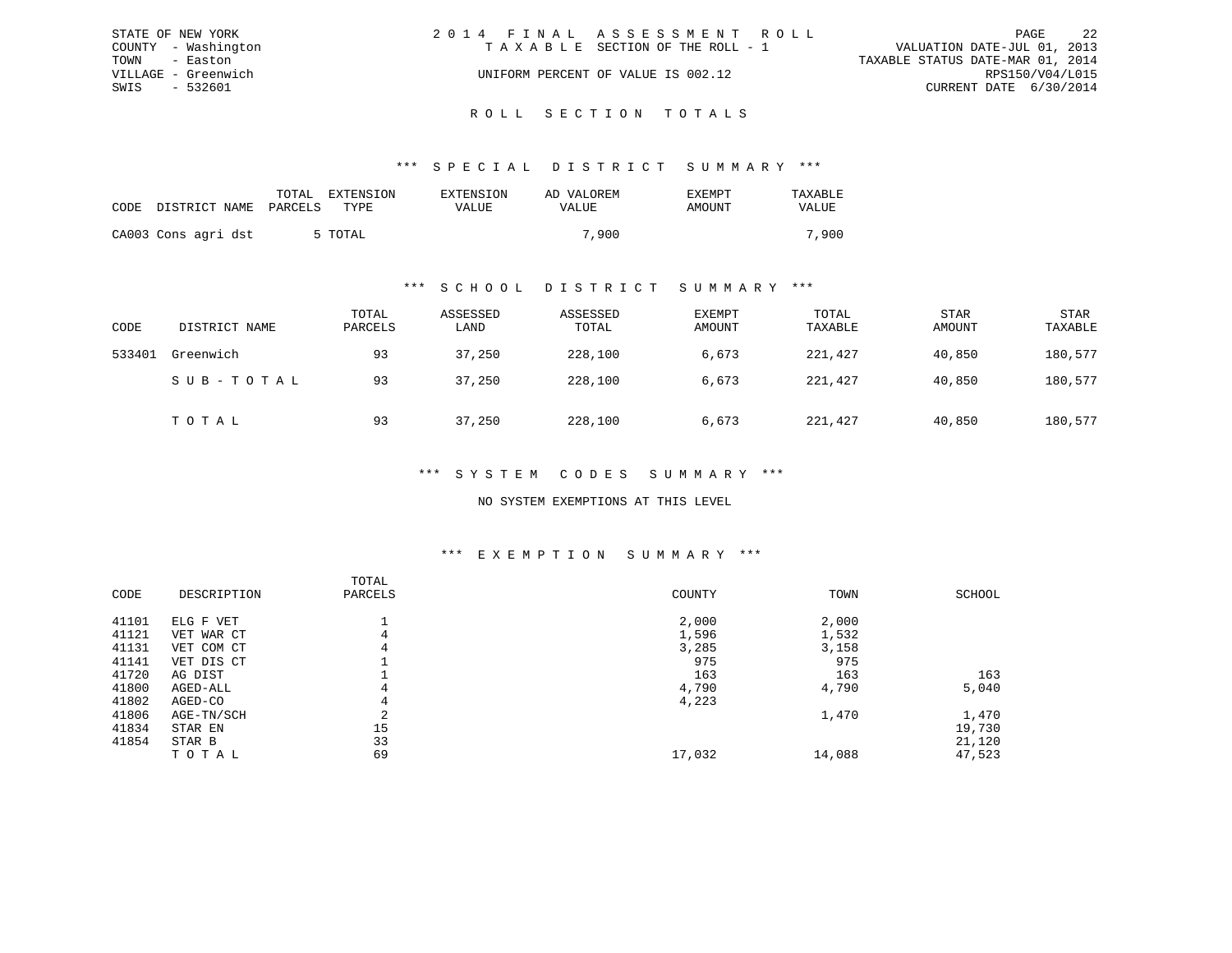STATE OF NEW YORK
COUNTY - Washington
TOWN - Easton
VILLAGE - Greenwich
SWIS - 532601

2014 FINAL ASSESSMENT ROLL
TAXABLE SECTION OF THE ROLL - 1
UNIFORM PERCENT OF VALUE IS 002.12

VALUATION DATE-JUL 01, 2013
TAXABLE STATUS DATE-MAR 01, 2014
RPS150/V04/L015
CURRENT DATE 6/30/2014

# ROLL SECTION TOTALS

## *** SPECIAL DISTRICT SUMMARY ***

| CODE | DISTRICT NAME | TOTAL PARCELS | EXTENSION TYPE | EXTENSION VALUE | AD VALOREM VALUE | EXEMPT AMOUNT | TAXABLE VALUE |
|---|---|---|---|---|---|---|---|
| CA003 | Cons agri dst | 5 | TOTAL | | 7,900 | | 7,900 |

## *** SCHOOL DISTRICT SUMMARY ***

| CODE | DISTRICT NAME | TOTAL PARCELS | ASSESSED LAND | ASSESSED TOTAL | EXEMPT AMOUNT | TOTAL TAXABLE | STAR AMOUNT | STAR TAXABLE |
|---|---|---|---|---|---|---|---|---|
| 533401 | Greenwich | 93 | 37,250 | 228,100 | 6,673 | 221,427 | 40,850 | 180,577 |
| | SUB-TOTAL | 93 | 37,250 | 228,100 | 6,673 | 221,427 | 40,850 | 180,577 |
| | TOTAL | 93 | 37,250 | 228,100 | 6,673 | 221,427 | 40,850 | 180,577 |

## *** SYSTEM CODES SUMMARY ***

NO SYSTEM EXEMPTIONS AT THIS LEVEL

## *** EXEMPTION SUMMARY ***

| CODE | DESCRIPTION | TOTAL PARCELS | COUNTY | TOWN | SCHOOL |
|---|---|---|---|---|---|
| 41101 | ELG F VET | 1 | 2,000 | 2,000 | |
| 41121 | VET WAR CT | 4 | 1,596 | 1,532 | |
| 41131 | VET COM CT | 4 | 3,285 | 3,158 | |
| 41141 | VET DIS CT | 1 | 975 | 975 | |
| 41720 | AG DIST | 1 | 163 | 163 | 163 |
| 41800 | AGED-ALL | 4 | 4,790 | 4,790 | 5,040 |
| 41802 | AGED-CO | 4 | 4,223 | | |
| 41806 | AGE-TN/SCH | 2 | | 1,470 | 1,470 |
| 41834 | STAR EN | 15 | | | 19,730 |
| 41854 | STAR B | 33 | | | 21,120 |
| | TOTAL | 69 | 17,032 | 14,088 | 47,523 |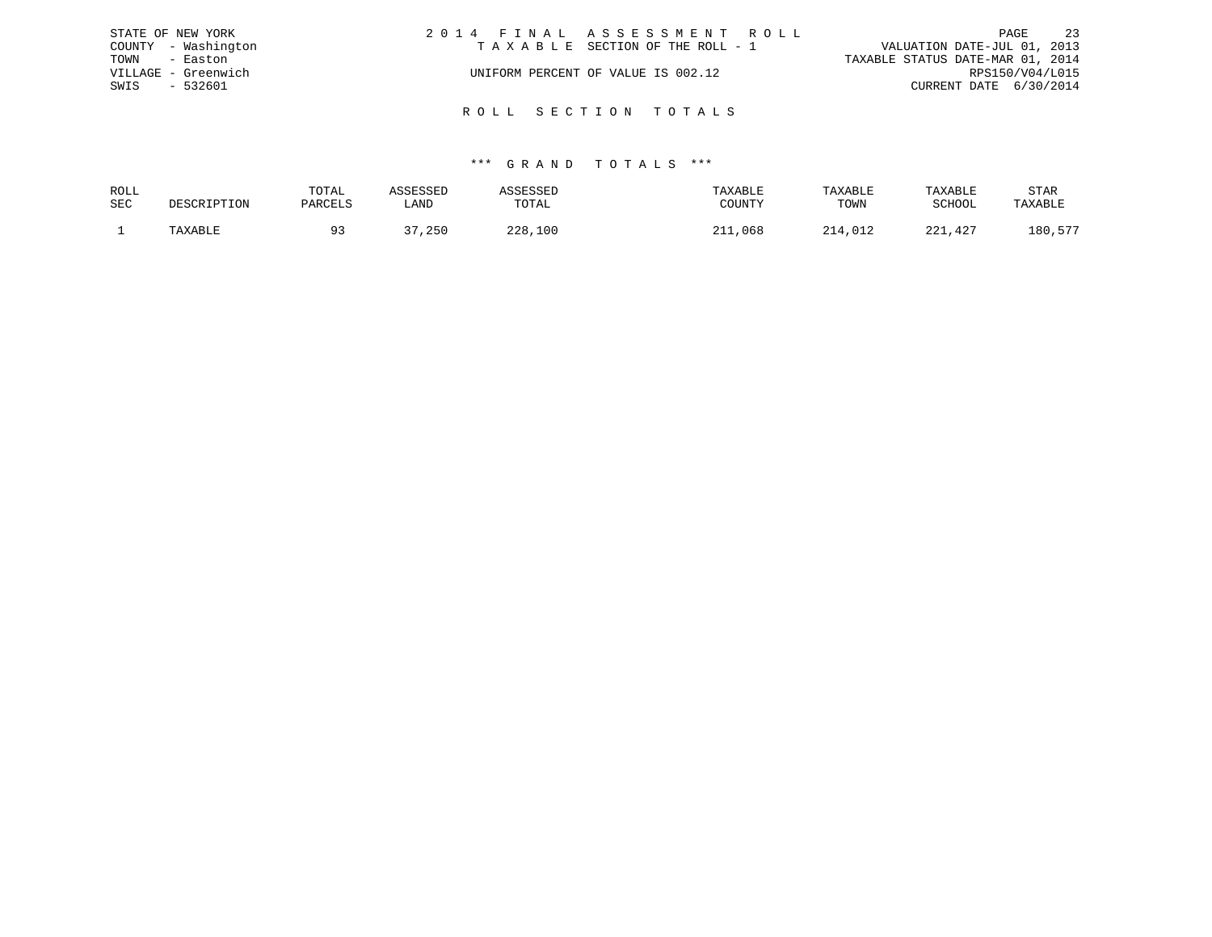STATE OF NEW YORK
COUNTY - Washington
TOWN - Easton
VILLAGE - Greenwich
SWIS - 532601

2 0 1 4 F I N A L A S S E S S M E N T R O L L
T A X A B L E SECTION OF THE ROLL - 1
UNIFORM PERCENT OF VALUE IS 002.12

VALUATION DATE-JUL 01, 2013
TAXABLE STATUS DATE-MAR 01, 2014
RPS150/V04/L015
CURRENT DATE 6/30/2014

## R O L L S E C T I O N T O T A L S

### *** G R A N D T O T A L S ***

| ROLL SEC | DESCRIPTION | TOTAL PARCELS | ASSESSED LAND | ASSESSED TOTAL | TAXABLE COUNTY | TAXABLE TOWN | TAXABLE SCHOOL | STAR TAXABLE |
|---|---|---|---|---|---|---|---|---|
| 1 | TAXABLE | 93 | 37,250 | 228,100 | 211,068 | 214,012 | 221,427 | 180,577 |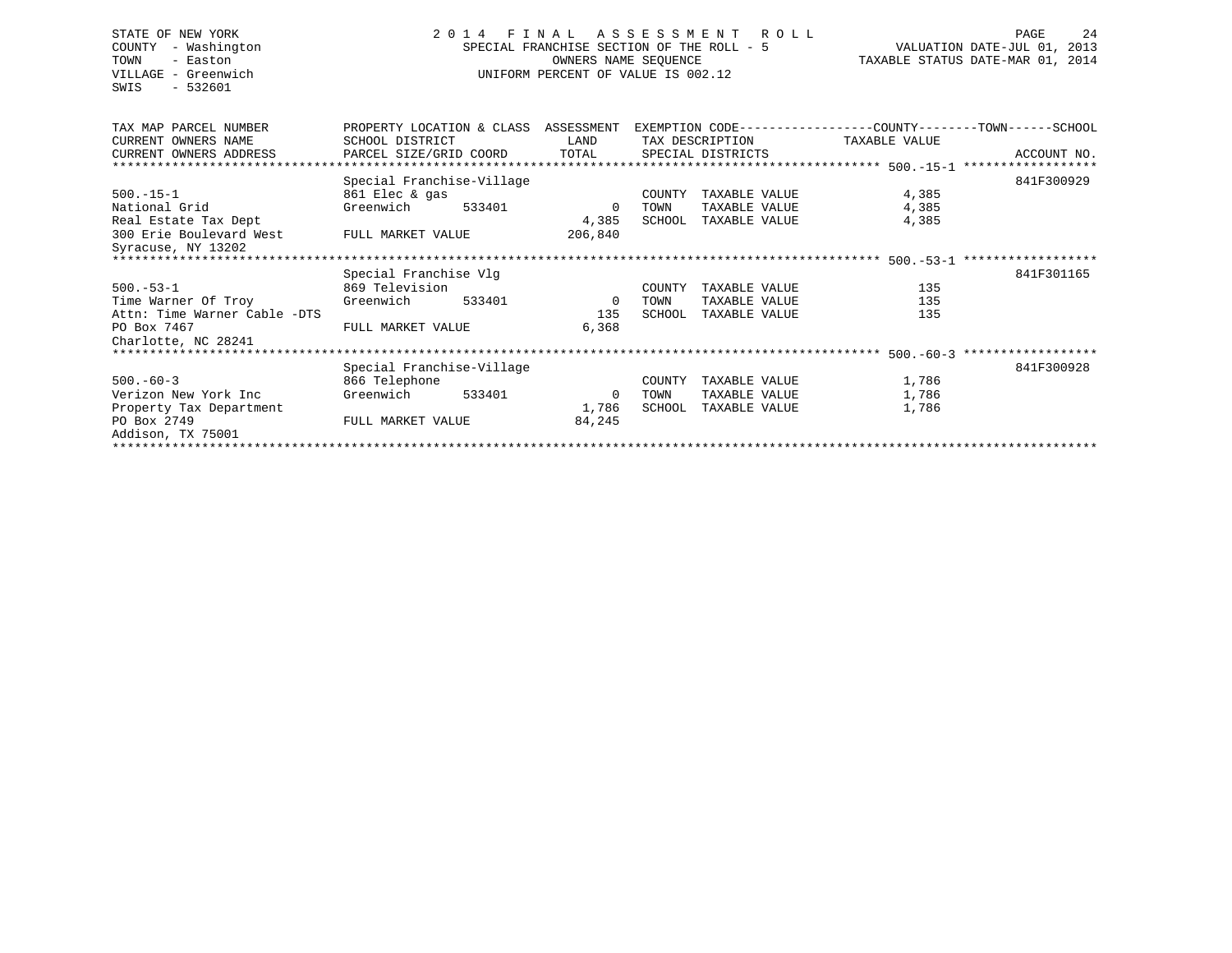STATE OF NEW YORK
COUNTY - Washington
TOWN - Easton
VILLAGE - Greenwich
SWIS - 532601

2014 FINAL ASSESSMENT ROLL
SPECIAL FRANCHISE SECTION OF THE ROLL - 5
OWNERS NAME SEQUENCE
UNIFORM PERCENT OF VALUE IS 002.12

VALUATION DATE-JUL 01, 2013
TAXABLE STATUS DATE-MAR 01, 2014

| TAX MAP PARCEL NUMBER / CURRENT OWNERS NAME / CURRENT OWNERS ADDRESS | PROPERTY LOCATION & CLASS / SCHOOL DISTRICT / PARCEL SIZE/GRID COORD | ASSESSMENT LAND / TOTAL | EXEMPTION CODE / TAX DESCRIPTION / SPECIAL DISTRICTS | COUNTY--TOWN--SCHOOL TAXABLE VALUE | ACCOUNT NO. |
|---|---|---|---|---|---|
| **500.-15-1** | Special Franchise-Village | | | | 841F300929 |
| 500.-15-1 | 861 Elec & gas | | COUNTY TAXABLE VALUE | 4,385 | |
| National Grid | Greenwich 533401 | 0 | TOWN TAXABLE VALUE | 4,385 | |
| Real Estate Tax Dept | | 4,385 | SCHOOL TAXABLE VALUE | 4,385 | |
| 300 Erie Boulevard West | FULL MARKET VALUE | 206,840 | | | |
| Syracuse, NY 13202 | | | | | |
| **500.-53-1** | Special Franchise Vlg | | | | 841F301165 |
| 500.-53-1 | 869 Television | | COUNTY TAXABLE VALUE | 135 | |
| Time Warner Of Troy | Greenwich 533401 | 0 | TOWN TAXABLE VALUE | 135 | |
| Attn: Time Warner Cable -DTS | | 135 | SCHOOL TAXABLE VALUE | 135 | |
| PO Box 7467 | FULL MARKET VALUE | 6,368 | | | |
| Charlotte, NC 28241 | | | | | |
| **500.-60-3** | Special Franchise-Village | | | | 841F300928 |
| 500.-60-3 | 866 Telephone | | COUNTY TAXABLE VALUE | 1,786 | |
| Verizon New York Inc | Greenwich 533401 | 0 | TOWN TAXABLE VALUE | 1,786 | |
| Property Tax Department | | 1,786 | SCHOOL TAXABLE VALUE | 1,786 | |
| PO Box 2749 | FULL MARKET VALUE | 84,245 | | | |
| Addison, TX 75001 | | | | | |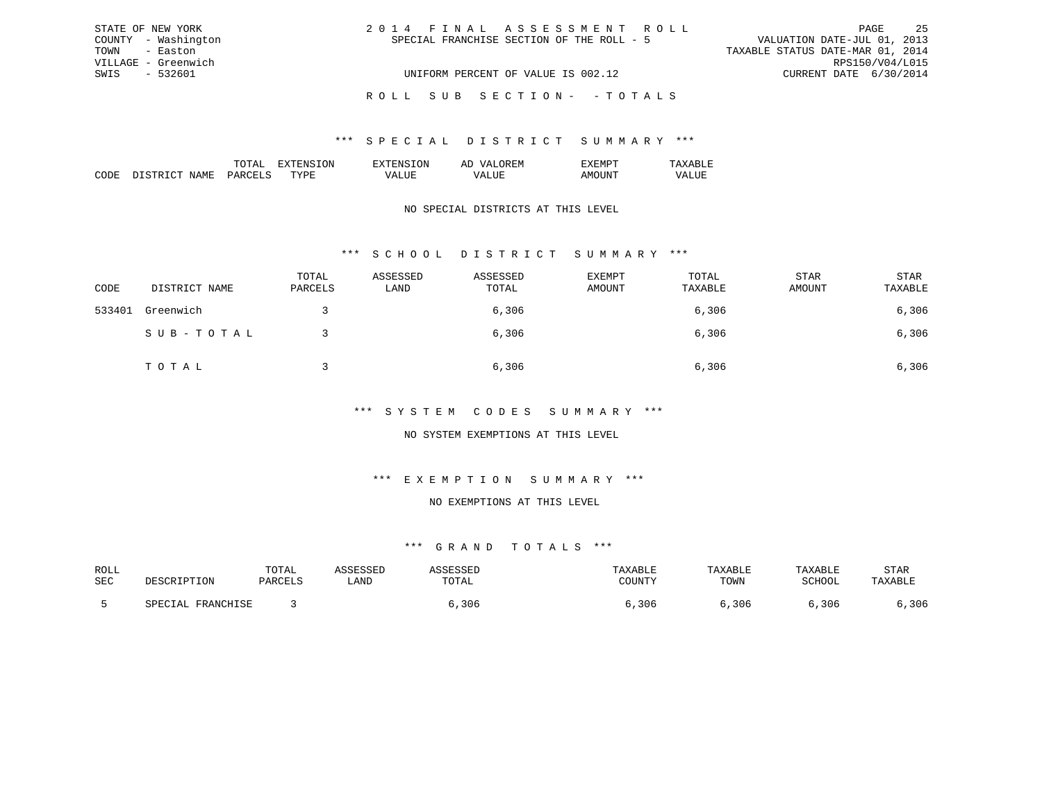STATE OF NEW YORK
COUNTY - Washington
TOWN - Easton
VILLAGE - Greenwich
SWIS - 532601

2014 FINAL ASSESSMENT ROLL
SPECIAL FRANCHISE SECTION OF THE ROLL - 5

UNIFORM PERCENT OF VALUE IS 002.12

VALUATION DATE-JUL 01, 2013
TAXABLE STATUS DATE-MAR 01, 2014
RPS150/V04/L015
CURRENT DATE 6/30/2014

ROLL SUB SECTION- - TOTALS

### *** SPECIAL DISTRICT SUMMARY ***

| CODE | DISTRICT NAME | TOTAL PARCELS | EXTENSION TYPE | EXTENSION VALUE | AD VALOREM VALUE | EXEMPT AMOUNT | TAXABLE VALUE |
|---|---|---|---|---|---|---|---|

NO SPECIAL DISTRICTS AT THIS LEVEL

### *** SCHOOL DISTRICT SUMMARY ***

| CODE | DISTRICT NAME | TOTAL PARCELS | ASSESSED LAND | ASSESSED TOTAL | EXEMPT AMOUNT | TOTAL TAXABLE | STAR AMOUNT | STAR TAXABLE |
|---|---|---|---|---|---|---|---|---|
| 533401 | Greenwich | 3 | | 6,306 | | 6,306 | | 6,306 |
| | SUB-TOTAL | 3 | | 6,306 | | 6,306 | | 6,306 |
| | TOTAL | 3 | | 6,306 | | 6,306 | | 6,306 |

### *** SYSTEM CODES SUMMARY ***

NO SYSTEM EXEMPTIONS AT THIS LEVEL

### *** EXEMPTION SUMMARY ***

NO EXEMPTIONS AT THIS LEVEL

### *** GRAND TOTALS ***

| ROLL SEC | DESCRIPTION | TOTAL PARCELS | ASSESSED LAND | ASSESSED TOTAL | TAXABLE COUNTY | TAXABLE TOWN | TAXABLE SCHOOL | STAR TAXABLE |
|---|---|---|---|---|---|---|---|---|
| 5 | SPECIAL FRANCHISE | 3 | | 6,306 | 6,306 | 6,306 | 6,306 | 6,306 |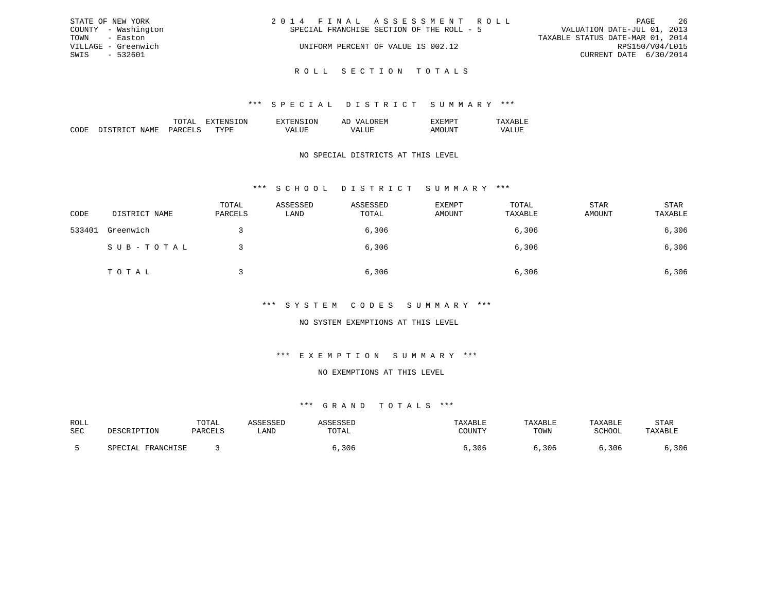STATE OF NEW YORK — 2014 FINAL ASSESSMENT ROLL
COUNTY - Washington — SPECIAL FRANCHISE SECTION OF THE ROLL - 5 — VALUATION DATE-JUL 01, 2013
TOWN - Easton — TAXABLE STATUS DATE-MAR 01, 2014
VILLAGE - Greenwich — UNIFORM PERCENT OF VALUE IS 002.12 — RPS150/V04/L015
SWIS - 532601 — CURRENT DATE 6/30/2014

## ROLL SECTION TOTALS

### *** SPECIAL DISTRICT SUMMARY ***

| CODE | DISTRICT NAME | TOTAL PARCELS | EXTENSION TYPE | EXTENSION VALUE | AD VALOREM VALUE | EXEMPT AMOUNT | TAXABLE VALUE |
|---|---|---|---|---|---|---|---|

NO SPECIAL DISTRICTS AT THIS LEVEL

### *** SCHOOL DISTRICT SUMMARY ***

| CODE | DISTRICT NAME | TOTAL PARCELS | ASSESSED LAND | ASSESSED TOTAL | EXEMPT AMOUNT | TOTAL TAXABLE | STAR AMOUNT | STAR TAXABLE |
|---|---|---|---|---|---|---|---|---|
| 533401 | Greenwich | 3 | | 6,306 | | 6,306 | | 6,306 |
| | SUB-TOTAL | 3 | | 6,306 | | 6,306 | | 6,306 |
| | TOTAL | 3 | | 6,306 | | 6,306 | | 6,306 |

### *** SYSTEM CODES SUMMARY ***

NO SYSTEM EXEMPTIONS AT THIS LEVEL

### *** EXEMPTION SUMMARY ***

NO EXEMPTIONS AT THIS LEVEL

### *** GRAND TOTALS ***

| ROLL SEC | DESCRIPTION | TOTAL PARCELS | ASSESSED LAND | ASSESSED TOTAL | TAXABLE COUNTY | TAXABLE TOWN | TAXABLE SCHOOL | STAR TAXABLE |
|---|---|---|---|---|---|---|---|---|
| 5 | SPECIAL FRANCHISE | 3 | | 6,306 | 6,306 | 6,306 | 6,306 | 6,306 |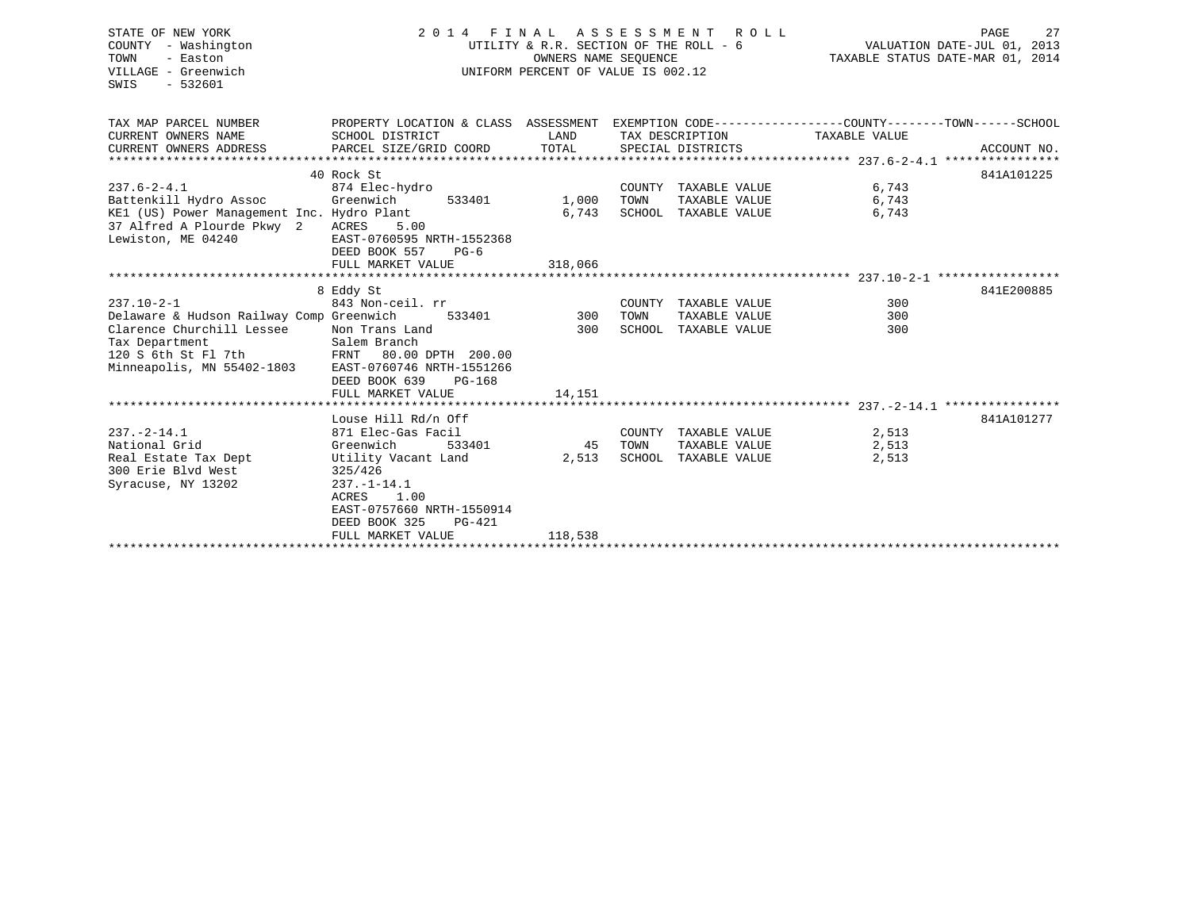STATE OF NEW YORK
COUNTY - Washington
TOWN - Easton
VILLAGE - Greenwich
SWIS - 532601

2014 FINAL ASSESSMENT ROLL
UTILITY & R.R. SECTION OF THE ROLL - 6
OWNERS NAME SEQUENCE
UNIFORM PERCENT OF VALUE IS 002.12

VALUATION DATE-JUL 01, 2013
TAXABLE STATUS DATE-MAR 01, 2014

| TAX MAP PARCEL NUMBER / CURRENT OWNERS NAME / CURRENT OWNERS ADDRESS | PROPERTY LOCATION & CLASS / SCHOOL DISTRICT / PARCEL SIZE/GRID COORD | ASSESSMENT LAND | ASSESSMENT TOTAL | EXEMPTION CODE / TAX DESCRIPTION / SPECIAL DISTRICTS | TAXABLE VALUE (COUNTY / TOWN / SCHOOL) | ACCOUNT NO. |
|---|---|---|---|---|---|---|
| 237.6-2-4.1 | 40 Rock St | | | | | 841A101225 |
| | 874 Elec-hydro | | | COUNTY TAXABLE VALUE | 6,743 | |
| Battenkill Hydro Assoc | Greenwich 533401 | 1,000 | | TOWN TAXABLE VALUE | 6,743 | |
| KE1 (US) Power Management Inc. | Hydro Plant | | 6,743 | SCHOOL TAXABLE VALUE | 6,743 | |
| 37 Alfred A Plourde Pkwy 2 | ACRES 5.00 | | | | | |
| Lewiston, ME 04240 | EAST-0760595 NRTH-1552368 | | | | | |
| | DEED BOOK 557 PG-6 | | | | | |
| | FULL MARKET VALUE | | 318,066 | | | |
| 237.10-2-1 | 8 Eddy St | | | | | 841E200885 |
| | 843 Non-ceil. rr | | | COUNTY TAXABLE VALUE | 300 | |
| Delaware & Hudson Railway Comp | Greenwich 533401 | 300 | | TOWN TAXABLE VALUE | 300 | |
| Clarence Churchill Lessee | Non Trans Land | | 300 | SCHOOL TAXABLE VALUE | 300 | |
| Tax Department | Salem Branch | | | | | |
| 120 S 6th St Fl 7th | FRNT 80.00 DPTH 200.00 | | | | | |
| Minneapolis, MN 55402-1803 | EAST-0760746 NRTH-1551266 | | | | | |
| | DEED BOOK 639 PG-168 | | | | | |
| | FULL MARKET VALUE | | 14,151 | | | |
| 237.-2-14.1 | Louse Hill Rd/n Off | | | | | 841A101277 |
| | 871 Elec-Gas Facil | | | COUNTY TAXABLE VALUE | 2,513 | |
| National Grid | Greenwich 533401 | 45 | | TOWN TAXABLE VALUE | 2,513 | |
| Real Estate Tax Dept | Utility Vacant Land | | 2,513 | SCHOOL TAXABLE VALUE | 2,513 | |
| 300 Erie Blvd West | 325/426 | | | | | |
| Syracuse, NY 13202 | 237.-1-14.1 | | | | | |
| | ACRES 1.00 | | | | | |
| | EAST-0757660 NRTH-1550914 | | | | | |
| | DEED BOOK 325 PG-421 | | | | | |
| | FULL MARKET VALUE | | 118,538 | | | |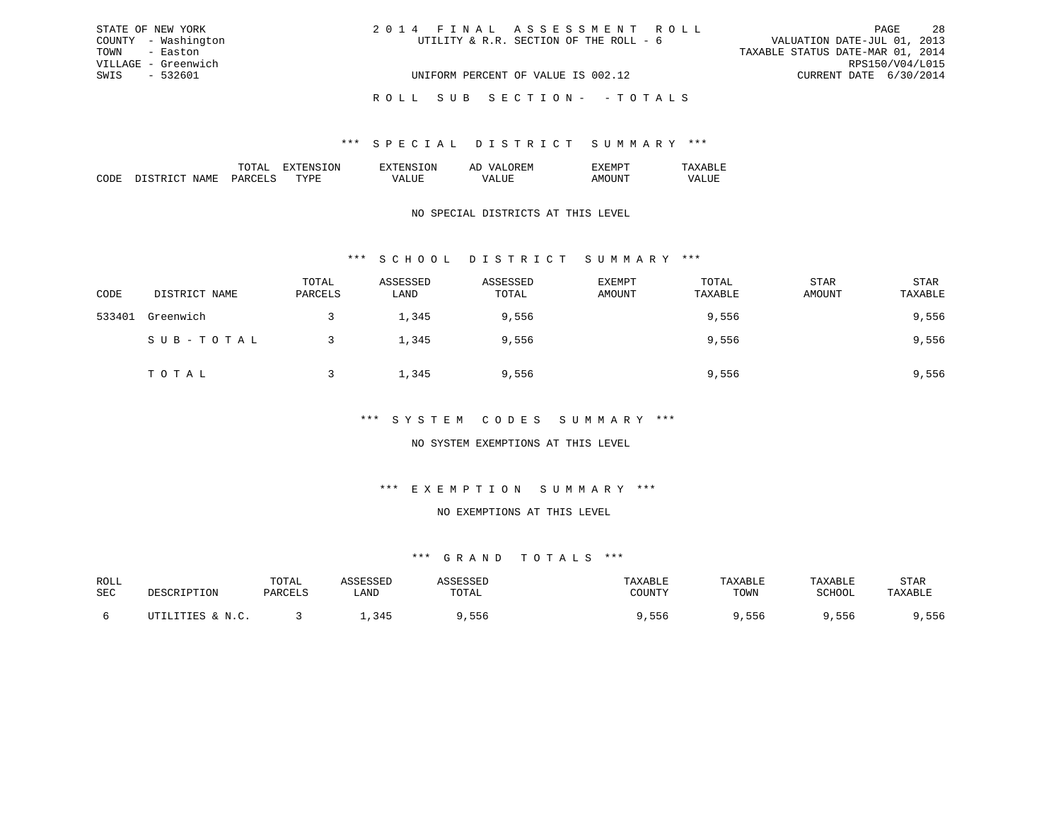STATE OF NEW YORK
COUNTY - Washington
TOWN - Easton
VILLAGE - Greenwich
SWIS - 532601

2 0 1 4 F I N A L A S S E S S M E N T R O L L
UTILITY & R.R. SECTION OF THE ROLL - 6

UNIFORM PERCENT OF VALUE IS 002.12

VALUATION DATE-JUL 01, 2013
TAXABLE STATUS DATE-MAR 01, 2014
RPS150/V04/L015
CURRENT DATE 6/30/2014

R O L L S U B S E C T I O N - - T O T A L S

*** S P E C I A L D I S T R I C T S U M M A R Y ***

| CODE | DISTRICT NAME | TOTAL PARCELS | EXTENSION TYPE | EXTENSION VALUE | AD VALOREM VALUE | EXEMPT AMOUNT | TAXABLE VALUE |
|---|---|---|---|---|---|---|---|

NO SPECIAL DISTRICTS AT THIS LEVEL

*** S C H O O L D I S T R I C T S U M M A R Y ***

| CODE | DISTRICT NAME | TOTAL PARCELS | ASSESSED LAND | ASSESSED TOTAL | EXEMPT AMOUNT | TOTAL TAXABLE | STAR AMOUNT | STAR TAXABLE |
|---|---|---|---|---|---|---|---|---|
| 533401 | Greenwich | 3 | 1,345 | 9,556 | | 9,556 | | 9,556 |
| | S U B - T O T A L | 3 | 1,345 | 9,556 | | 9,556 | | 9,556 |
| | T O T A L | 3 | 1,345 | 9,556 | | 9,556 | | 9,556 |

*** S Y S T E M C O D E S S U M M A R Y ***

NO SYSTEM EXEMPTIONS AT THIS LEVEL

*** E X E M P T I O N S U M M A R Y ***

NO EXEMPTIONS AT THIS LEVEL

*** G R A N D T O T A L S ***

| ROLL SEC | DESCRIPTION | TOTAL PARCELS | ASSESSED LAND | ASSESSED TOTAL | TAXABLE COUNTY | TAXABLE TOWN | TAXABLE SCHOOL | STAR TAXABLE |
|---|---|---|---|---|---|---|---|---|
| 6 | UTILITIES & N.C. | 3 | 1,345 | 9,556 | 9,556 | 9,556 | 9,556 | 9,556 |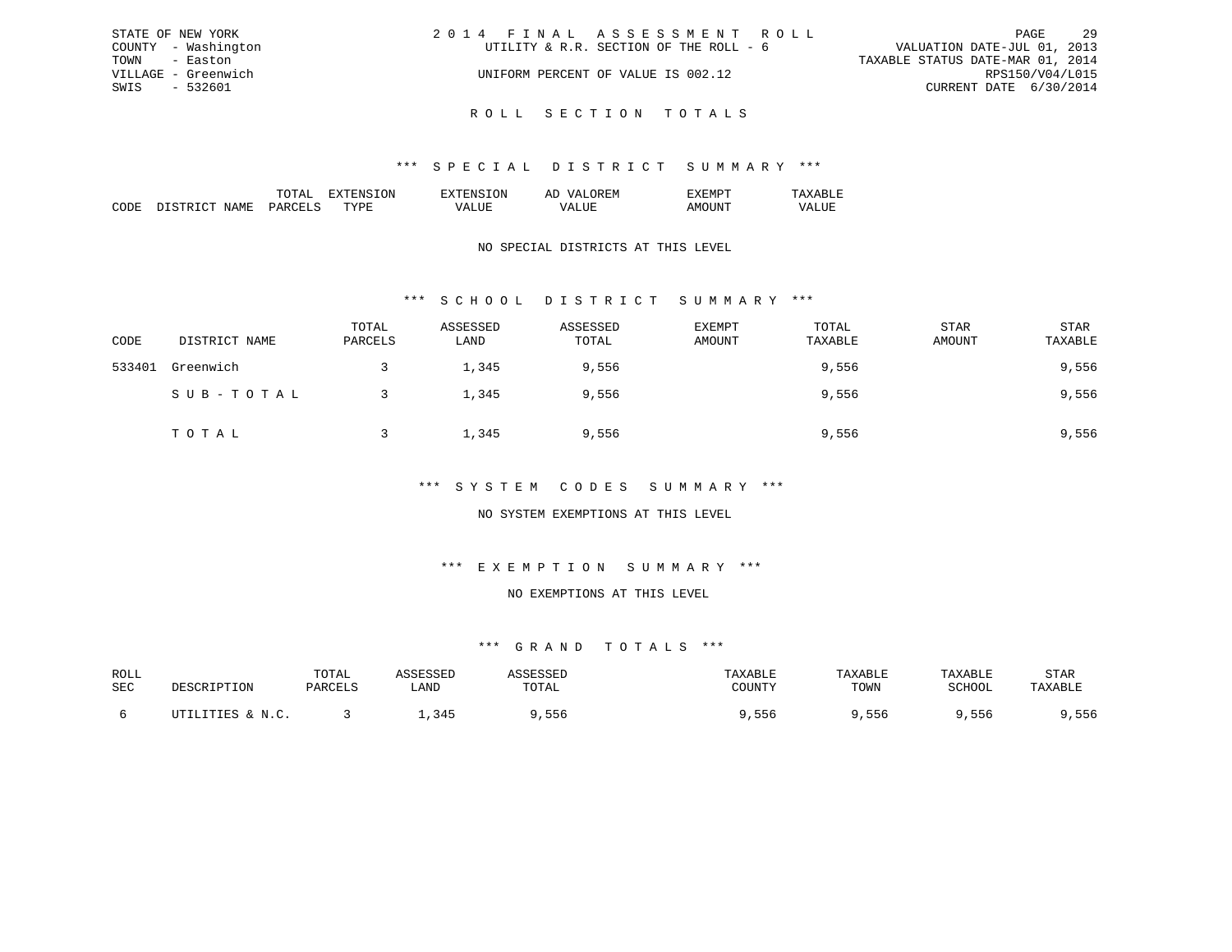STATE OF NEW YORK
COUNTY - Washington
TOWN - Easton
VILLAGE - Greenwich
SWIS - 532601

2 0 1 4 F I N A L A S S E S S M E N T R O L L
UTILITY & R.R. SECTION OF THE ROLL - 6

UNIFORM PERCENT OF VALUE IS 002.12

VALUATION DATE-JUL 01, 2013
TAXABLE STATUS DATE-MAR 01, 2014
RPS150/V04/L015
CURRENT DATE 6/30/2014

## R O L L S E C T I O N T O T A L S

### *** S P E C I A L D I S T R I C T S U M M A R Y ***

| CODE | DISTRICT NAME | TOTAL PARCELS | EXTENSION TYPE | EXTENSION VALUE | AD VALOREM VALUE | EXEMPT AMOUNT | TAXABLE VALUE |
|---|---|---|---|---|---|---|---|

NO SPECIAL DISTRICTS AT THIS LEVEL

### *** S C H O O L D I S T R I C T S U M M A R Y ***

| CODE | DISTRICT NAME | TOTAL PARCELS | ASSESSED LAND | ASSESSED TOTAL | EXEMPT AMOUNT | TOTAL TAXABLE | STAR AMOUNT | STAR TAXABLE |
|---|---|---|---|---|---|---|---|---|
| 533401 | Greenwich | 3 | 1,345 | 9,556 | | 9,556 | | 9,556 |
| | S U B - T O T A L | 3 | 1,345 | 9,556 | | 9,556 | | 9,556 |
| | T O T A L | 3 | 1,345 | 9,556 | | 9,556 | | 9,556 |

### *** S Y S T E M C O D E S S U M M A R Y ***

NO SYSTEM EXEMPTIONS AT THIS LEVEL

### *** E X E M P T I O N S U M M A R Y ***

NO EXEMPTIONS AT THIS LEVEL

### *** G R A N D T O T A L S ***

| ROLL SEC | DESCRIPTION | TOTAL PARCELS | ASSESSED LAND | ASSESSED TOTAL | TAXABLE COUNTY | TAXABLE TOWN | TAXABLE SCHOOL | STAR TAXABLE |
|---|---|---|---|---|---|---|---|---|
| 6 | UTILITIES & N.C. | 3 | 1,345 | 9,556 | 9,556 | 9,556 | 9,556 | 9,556 |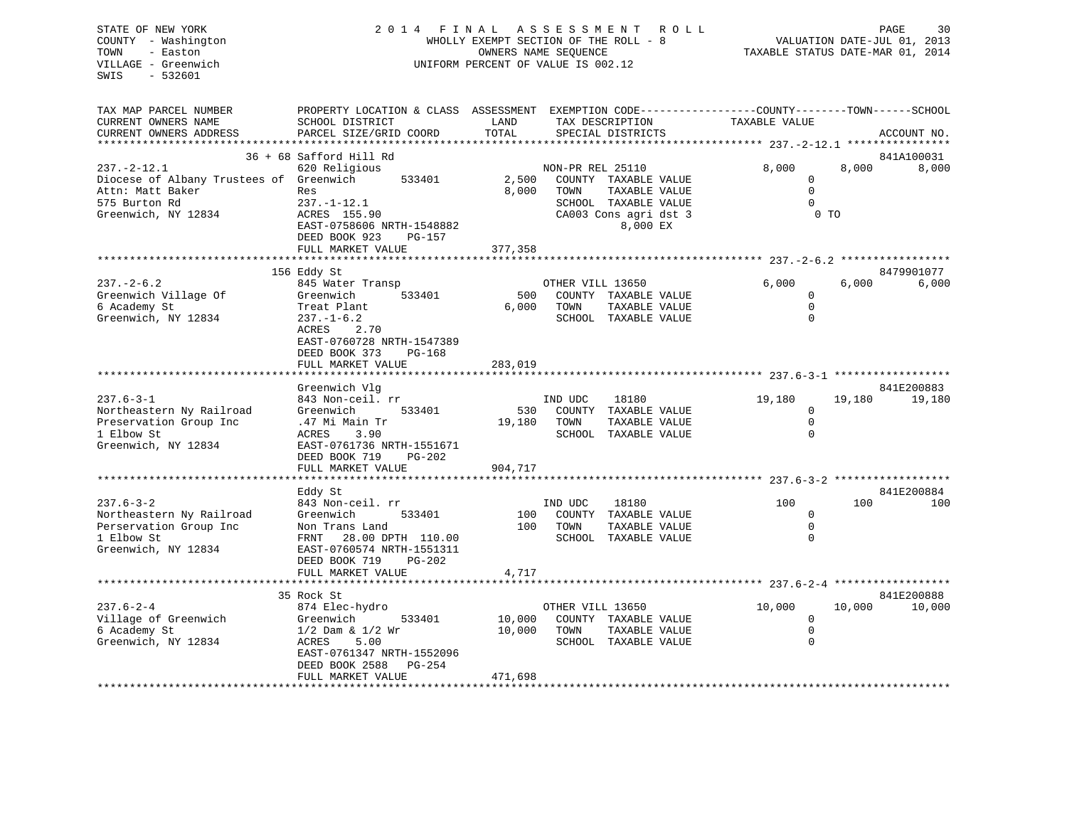STATE OF NEW YORK
COUNTY - Washington
TOWN - Easton
VILLAGE - Greenwich
SWIS - 532601

2014 FINAL ASSESSMENT ROLL
WHOLLY EXEMPT SECTION OF THE ROLL - 8
OWNERS NAME SEQUENCE
UNIFORM PERCENT OF VALUE IS 002.12

VALUATION DATE-JUL 01, 2013
TAXABLE STATUS DATE-MAR 01, 2014

| TAX MAP PARCEL NUMBER / CURRENT OWNERS NAME / CURRENT OWNERS ADDRESS | PROPERTY LOCATION & CLASS / SCHOOL DISTRICT / PARCEL SIZE/GRID COORD | ASSESSMENT LAND / TOTAL | EXEMPTION CODE / TAX DESCRIPTION / SPECIAL DISTRICTS | COUNTY TAXABLE VALUE | TOWN | SCHOOL | ACCOUNT NO. |
|---|---|---|---|---|---|---|---|
| 237.-2-12.1 | 36 + 68 Safford Hill Rd | | | | | | 841A100031 |
| Diocese of Albany Trustees of | 620 Religious | | NON-PR REL 25110 | 8,000 | 8,000 | 8,000 | |
| Attn: Matt Baker | Greenwich 533401 | 2,500 | COUNTY TAXABLE VALUE | 0 | | | |
| 575 Burton Rd | Res | 8,000 | TOWN TAXABLE VALUE | 0 | | | |
| Greenwich, NY 12834 | 237.-1-12.1 | | SCHOOL TAXABLE VALUE | 0 | | | |
| | ACRES 155.90 | | CA003 Cons agri dst 3 | 0 TO | | | |
| | EAST-0758606 NRTH-1548882 | | 8,000 EX | | | | |
| | DEED BOOK 923 PG-157 | | | | | | |
| | FULL MARKET VALUE | 377,358 | | | | | |
| 237.-2-6.2 | 156 Eddy St | | | | | | 8479901077 |
| Greenwich Village Of | 845 Water Transp | | OTHER VILL 13650 | 6,000 | 6,000 | 6,000 | |
| 6 Academy St | Greenwich 533401 | 500 | COUNTY TAXABLE VALUE | 0 | | | |
| Greenwich, NY 12834 | Treat Plant | 6,000 | TOWN TAXABLE VALUE | 0 | | | |
| | 237.-1-6.2 | | SCHOOL TAXABLE VALUE | 0 | | | |
| | ACRES 2.70 | | | | | | |
| | EAST-0760728 NRTH-1547389 | | | | | | |
| | DEED BOOK 373 PG-168 | | | | | | |
| | FULL MARKET VALUE | 283,019 | | | | | |
| 237.6-3-1 | Greenwich Vlg | | | | | | 841E200883 |
| Northeastern Ny Railroad | 843 Non-ceil. rr | | IND UDC 18180 | 19,180 | 19,180 | 19,180 | |
| Preservation Group Inc | Greenwich 533401 | 530 | COUNTY TAXABLE VALUE | 0 | | | |
| 1 Elbow St | .47 Mi Main Tr | 19,180 | TOWN TAXABLE VALUE | 0 | | | |
| Greenwich, NY 12834 | ACRES 3.90 | | SCHOOL TAXABLE VALUE | 0 | | | |
| | EAST-0761736 NRTH-1551671 | | | | | | |
| | DEED BOOK 719 PG-202 | | | | | | |
| | FULL MARKET VALUE | 904,717 | | | | | |
| 237.6-3-2 | Eddy St | | | | | | 841E200884 |
| Northeastern Ny Railroad | 843 Non-ceil. rr | | IND UDC 18180 | 100 | 100 | 100 | |
| Perservation Group Inc | Greenwich 533401 | 100 | COUNTY TAXABLE VALUE | 0 | | | |
| 1 Elbow St | Non Trans Land | 100 | TOWN TAXABLE VALUE | 0 | | | |
| Greenwich, NY 12834 | FRNT 28.00 DPTH 110.00 | | SCHOOL TAXABLE VALUE | 0 | | | |
| | EAST-0760574 NRTH-1551311 | | | | | | |
| | DEED BOOK 719 PG-202 | | | | | | |
| | FULL MARKET VALUE | 4,717 | | | | | |
| 237.6-2-4 | 35 Rock St | | | | | | 841E200888 |
| Village of Greenwich | 874 Elec-hydro | | OTHER VILL 13650 | 10,000 | 10,000 | 10,000 | |
| 6 Academy St | Greenwich 533401 | 10,000 | COUNTY TAXABLE VALUE | 0 | | | |
| Greenwich, NY 12834 | 1/2 Dam & 1/2 Wr | 10,000 | TOWN TAXABLE VALUE | 0 | | | |
| | ACRES 5.00 | | SCHOOL TAXABLE VALUE | 0 | | | |
| | EAST-0761347 NRTH-1552096 | | | | | | |
| | DEED BOOK 2588 PG-254 | | | | | | |
| | FULL MARKET VALUE | 471,698 | | | | | |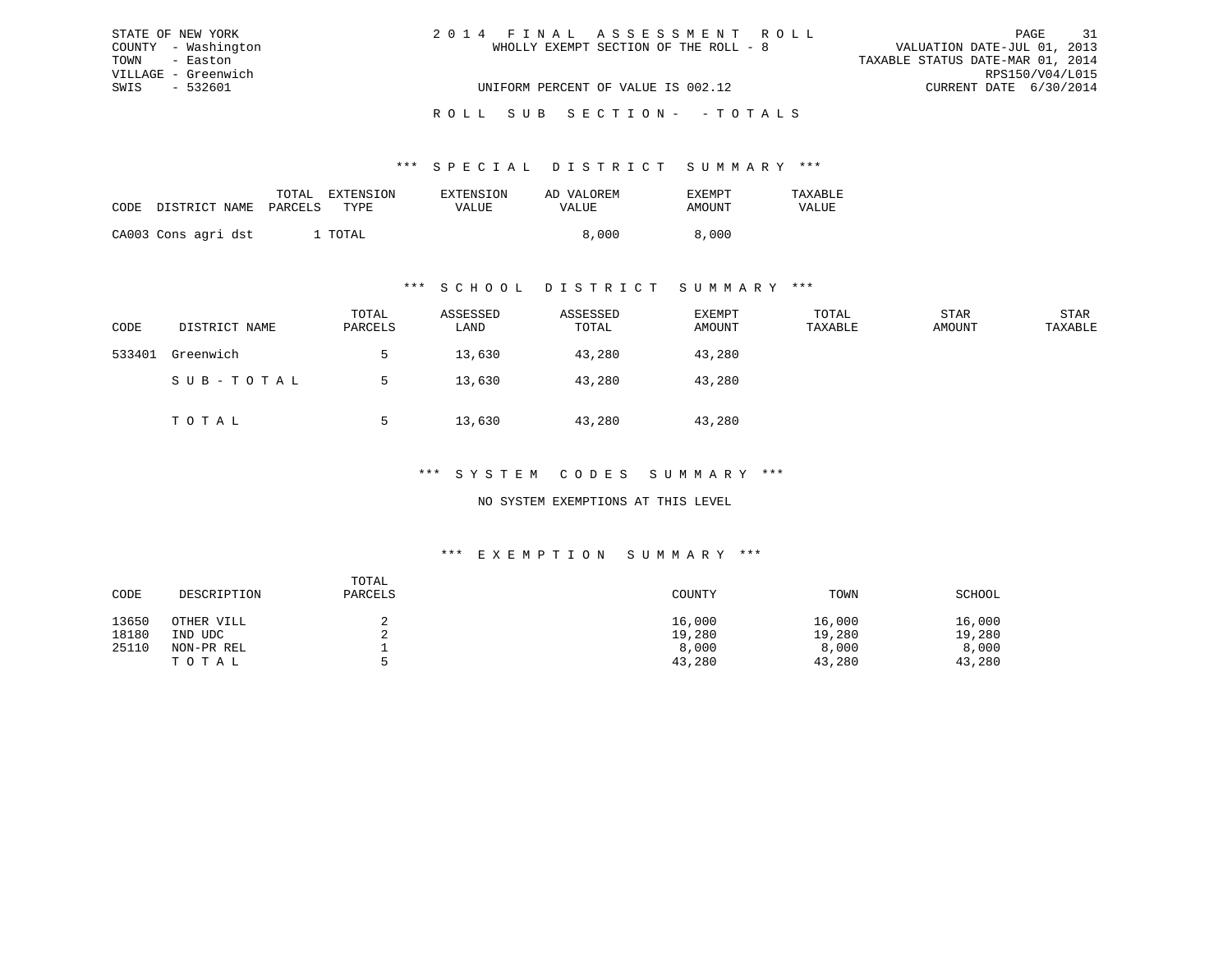STATE OF NEW YORK
COUNTY - Washington
TOWN - Easton
VILLAGE - Greenwich
SWIS - 532601

2014 FINAL ASSESSMENT ROLL
WHOLLY EXEMPT SECTION OF THE ROLL - 8

UNIFORM PERCENT OF VALUE IS 002.12

VALUATION DATE-JUL 01, 2013
TAXABLE STATUS DATE-MAR 01, 2014
RPS150/V04/L015
CURRENT DATE 6/30/2014

ROLL SUB SECTION- - TOTALS

*** SPECIAL DISTRICT SUMMARY ***

| CODE | DISTRICT NAME | TOTAL PARCELS | EXTENSION TYPE | EXTENSION VALUE | AD VALOREM VALUE | EXEMPT AMOUNT | TAXABLE VALUE |
|---|---|---|---|---|---|---|---|
| CA003 | Cons agri dst | 1 | TOTAL | | 8,000 | 8,000 | |

*** SCHOOL DISTRICT SUMMARY ***

| CODE | DISTRICT NAME | TOTAL PARCELS | ASSESSED LAND | ASSESSED TOTAL | EXEMPT AMOUNT | TOTAL TAXABLE | STAR AMOUNT | STAR TAXABLE |
|---|---|---|---|---|---|---|---|---|
| 533401 | Greenwich | 5 | 13,630 | 43,280 | 43,280 | | | |
| | SUB-TOTAL | 5 | 13,630 | 43,280 | 43,280 | | | |
| | TOTAL | 5 | 13,630 | 43,280 | 43,280 | | | |

*** SYSTEM CODES SUMMARY ***

NO SYSTEM EXEMPTIONS AT THIS LEVEL

*** EXEMPTION SUMMARY ***

| CODE | DESCRIPTION | TOTAL PARCELS | COUNTY | TOWN | SCHOOL |
|---|---|---|---|---|---|
| 13650 | OTHER VILL | 2 | 16,000 | 16,000 | 16,000 |
| 18180 | IND UDC | 2 | 19,280 | 19,280 | 19,280 |
| 25110 | NON-PR REL | 1 | 8,000 | 8,000 | 8,000 |
| | TOTAL | 5 | 43,280 | 43,280 | 43,280 |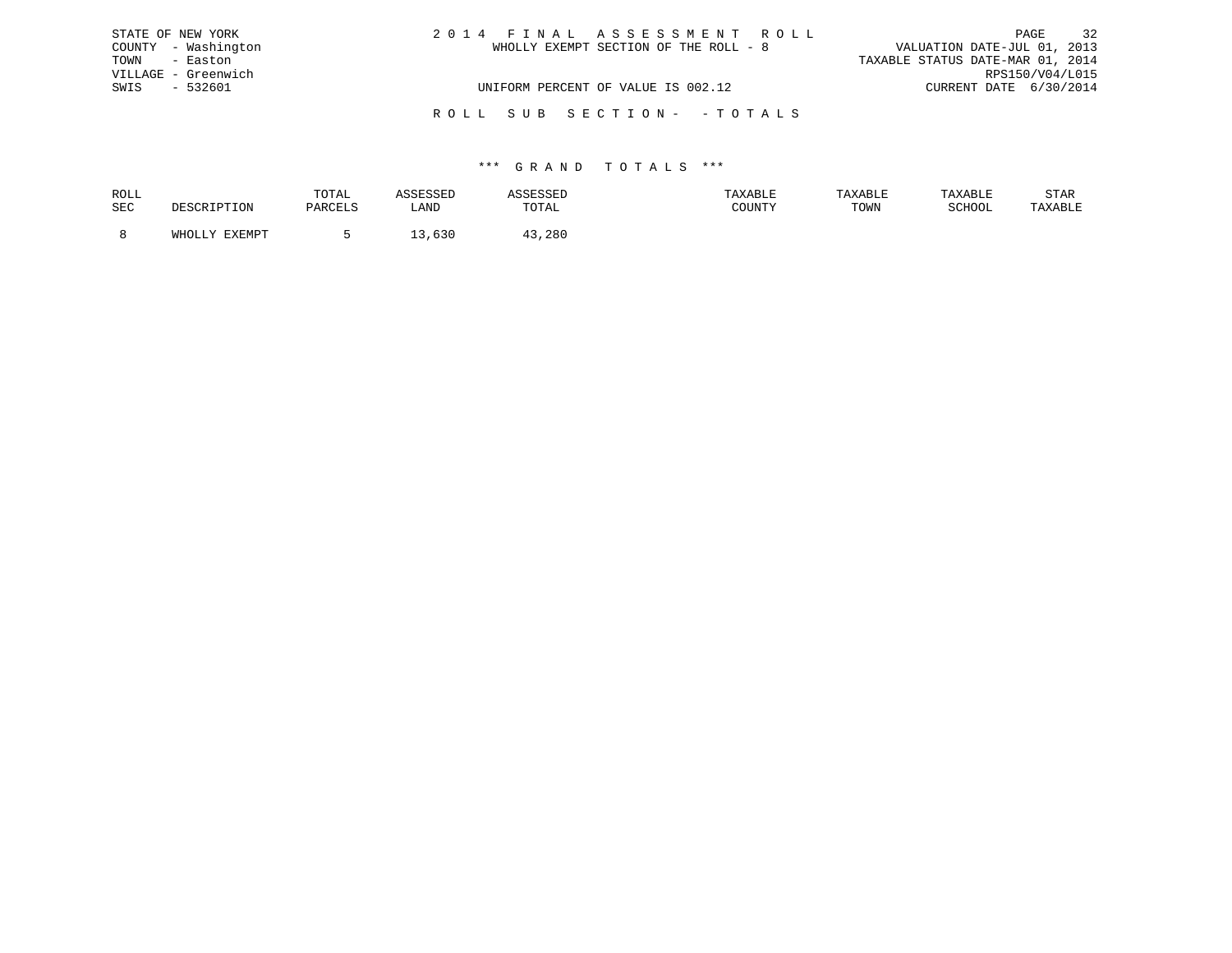STATE OF NEW YORK
COUNTY - Washington
TOWN - Easton
VILLAGE - Greenwich
SWIS - 532601

# 2014 FINAL ASSESSMENT ROLL

WHOLLY EXEMPT SECTION OF THE ROLL - 8

UNIFORM PERCENT OF VALUE IS 002.12

VALUATION DATE-JUL 01, 2013
TAXABLE STATUS DATE-MAR 01, 2014
RPS150/V04/L015
CURRENT DATE 6/30/2014

## ROLL SUB SECTION- -TOTALS

### *** GRAND TOTALS ***

| ROLL SEC | DESCRIPTION | TOTAL PARCELS | ASSESSED LAND | ASSESSED TOTAL | TAXABLE COUNTY | TAXABLE TOWN | TAXABLE SCHOOL | STAR TAXABLE |
|---|---|---|---|---|---|---|---|---|
| 8 | WHOLLY EXEMPT | 5 | 13,630 | 43,280 | | | | |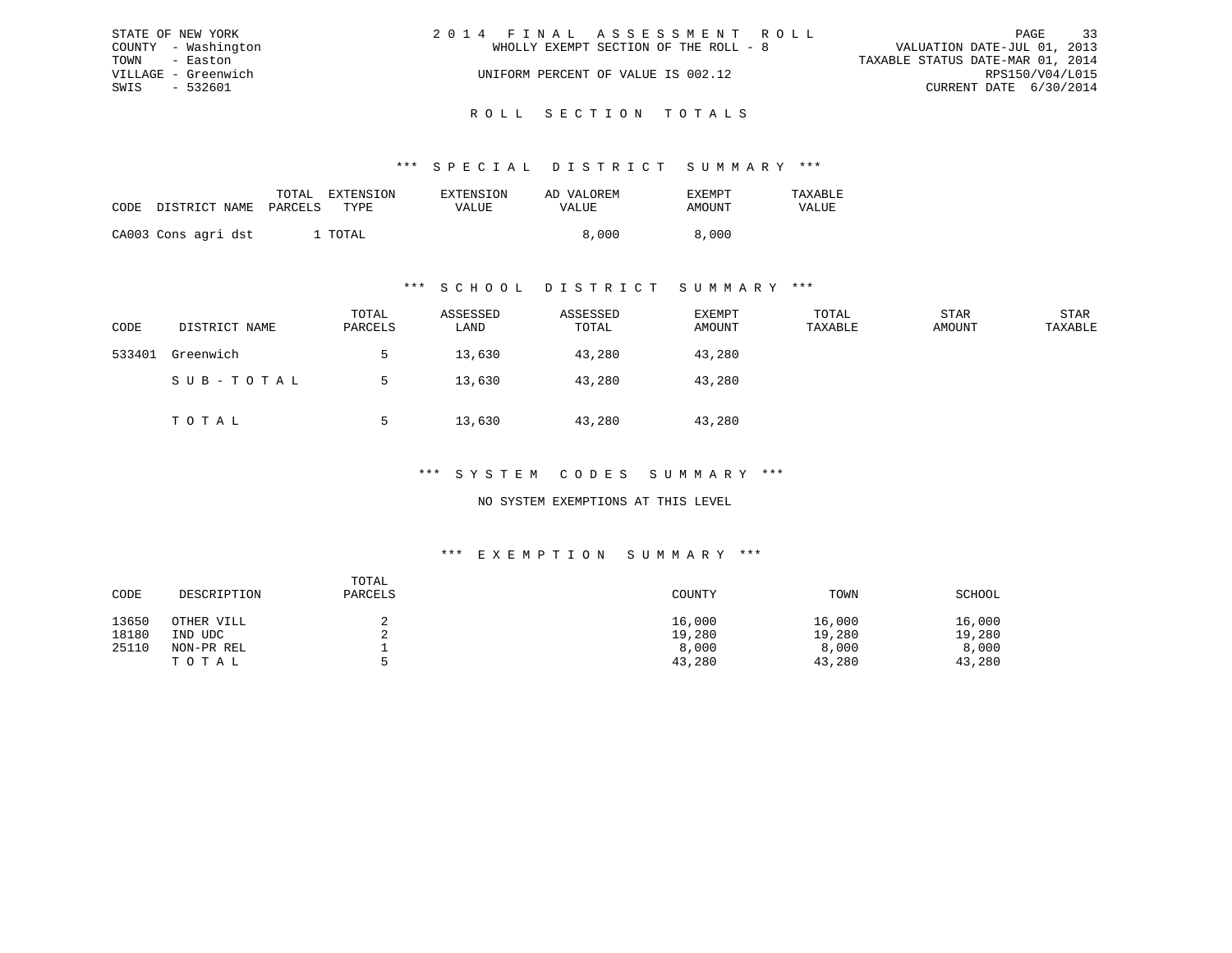STATE OF NEW YORK
COUNTY - Washington
TOWN - Easton
VILLAGE - Greenwich
SWIS - 532601

2014 FINAL ASSESSMENT ROLL
WHOLLY EXEMPT SECTION OF THE ROLL - 8
UNIFORM PERCENT OF VALUE IS 002.12

VALUATION DATE-JUL 01, 2013
TAXABLE STATUS DATE-MAR 01, 2014
RPS150/V04/L015
CURRENT DATE 6/30/2014

# ROLL SECTION TOTALS

## *** SPECIAL DISTRICT SUMMARY ***

| CODE | DISTRICT NAME | TOTAL PARCELS | EXTENSION TYPE | EXTENSION VALUE | AD VALOREM VALUE | EXEMPT AMOUNT | TAXABLE VALUE |
|---|---|---|---|---|---|---|---|
| CA003 | Cons agri dst | 1 | TOTAL | | 8,000 | 8,000 | |

## *** SCHOOL DISTRICT SUMMARY ***

| CODE | DISTRICT NAME | TOTAL PARCELS | ASSESSED LAND | ASSESSED TOTAL | EXEMPT AMOUNT | TOTAL TAXABLE | STAR AMOUNT | STAR TAXABLE |
|---|---|---|---|---|---|---|---|---|
| 533401 | Greenwich | 5 | 13,630 | 43,280 | 43,280 | | | |
| | SUB-TOTAL | 5 | 13,630 | 43,280 | 43,280 | | | |
| | TOTAL | 5 | 13,630 | 43,280 | 43,280 | | | |

## *** SYSTEM CODES SUMMARY ***

NO SYSTEM EXEMPTIONS AT THIS LEVEL

## *** EXEMPTION SUMMARY ***

| CODE | DESCRIPTION | TOTAL PARCELS | COUNTY | TOWN | SCHOOL |
|---|---|---|---|---|---|
| 13650 | OTHER VILL | 2 | 16,000 | 16,000 | 16,000 |
| 18180 | IND UDC | 2 | 19,280 | 19,280 | 19,280 |
| 25110 | NON-PR REL | 1 | 8,000 | 8,000 | 8,000 |
| | TOTAL | 5 | 43,280 | 43,280 | 43,280 |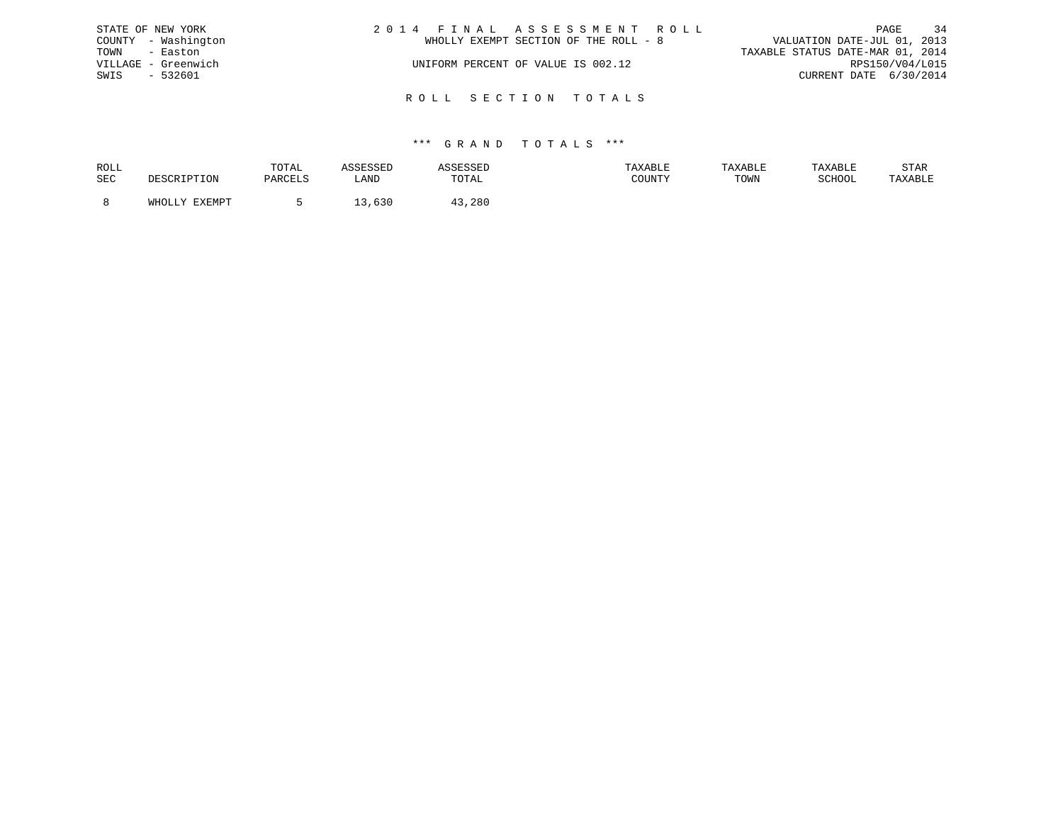STATE OF NEW YORK
COUNTY - Washington
TOWN - Easton
VILLAGE - Greenwich
SWIS - 532601

# 2014 FINAL ASSESSMENT ROLL

WHOLLY EXEMPT SECTION OF THE ROLL - 8

UNIFORM PERCENT OF VALUE IS 002.12

VALUATION DATE-JUL 01, 2013
TAXABLE STATUS DATE-MAR 01, 2014
RPS150/V04/L015
CURRENT DATE 6/30/2014

## ROLL SECTION TOTALS

### *** GRAND TOTALS ***

| ROLL SEC | DESCRIPTION | TOTAL PARCELS | ASSESSED LAND | ASSESSED TOTAL | TAXABLE COUNTY | TAXABLE TOWN | TAXABLE SCHOOL | STAR TAXABLE |
|---|---|---|---|---|---|---|---|---|
| 8 | WHOLLY EXEMPT | 5 | 13,630 | 43,280 | | | | |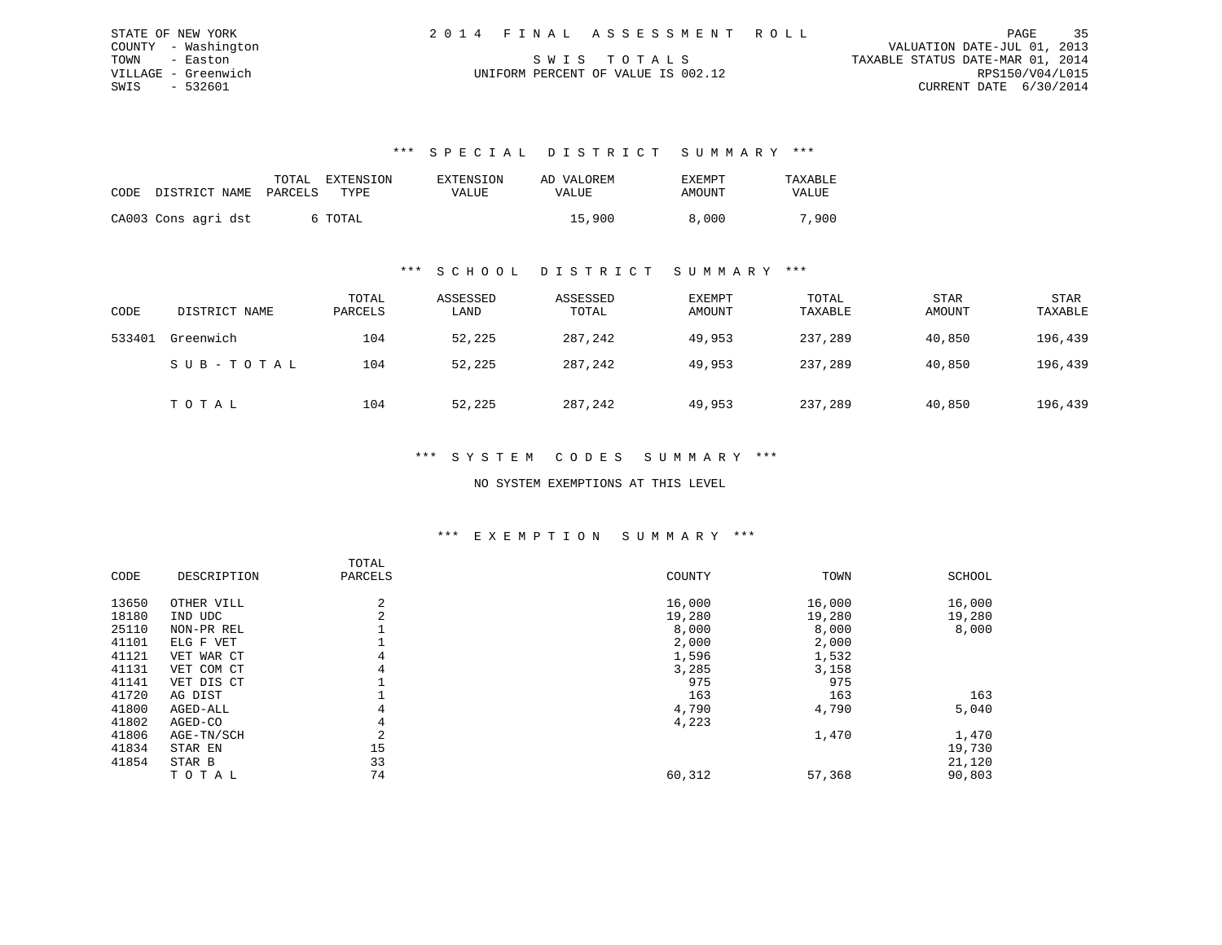STATE OF NEW YORK
COUNTY - Washington
TOWN - Easton
VILLAGE - Greenwich
SWIS - 532601

2014 FINAL ASSESSMENT ROLL

SWIS TOTALS

UNIFORM PERCENT OF VALUE IS 002.12

VALUATION DATE-JUL 01, 2013
TAXABLE STATUS DATE-MAR 01, 2014
RPS150/V04/L015
CURRENT DATE 6/30/2014

### *** SPECIAL DISTRICT SUMMARY ***

| CODE | DISTRICT NAME | TOTAL PARCELS | EXTENSION TYPE | EXTENSION VALUE | AD VALOREM VALUE | EXEMPT AMOUNT | TAXABLE VALUE |
|---|---|---|---|---|---|---|---|
| CA003 | Cons agri dst | 6 | TOTAL | | 15,900 | 8,000 | 7,900 |

### *** SCHOOL DISTRICT SUMMARY ***

| CODE | DISTRICT NAME | TOTAL PARCELS | ASSESSED LAND | ASSESSED TOTAL | EXEMPT AMOUNT | TOTAL TAXABLE | STAR AMOUNT | STAR TAXABLE |
|---|---|---|---|---|---|---|---|---|
| 533401 | Greenwich | 104 | 52,225 | 287,242 | 49,953 | 237,289 | 40,850 | 196,439 |
| | SUB-TOTAL | 104 | 52,225 | 287,242 | 49,953 | 237,289 | 40,850 | 196,439 |
| | TOTAL | 104 | 52,225 | 287,242 | 49,953 | 237,289 | 40,850 | 196,439 |

### *** SYSTEM CODES SUMMARY ***

NO SYSTEM EXEMPTIONS AT THIS LEVEL

### *** EXEMPTION SUMMARY ***

| CODE | DESCRIPTION | TOTAL PARCELS | COUNTY | TOWN | SCHOOL |
|---|---|---|---|---|---|
| 13650 | OTHER VILL | 2 | 16,000 | 16,000 | 16,000 |
| 18180 | IND UDC | 2 | 19,280 | 19,280 | 19,280 |
| 25110 | NON-PR REL | 1 | 8,000 | 8,000 | 8,000 |
| 41101 | ELG F VET | 1 | 2,000 | 2,000 | |
| 41121 | VET WAR CT | 4 | 1,596 | 1,532 | |
| 41131 | VET COM CT | 4 | 3,285 | 3,158 | |
| 41141 | VET DIS CT | 1 | 975 | 975 | |
| 41720 | AG DIST | 1 | 163 | 163 | 163 |
| 41800 | AGED-ALL | 4 | 4,790 | 4,790 | 5,040 |
| 41802 | AGED-CO | 4 | 4,223 | | |
| 41806 | AGE-TN/SCH | 2 | | 1,470 | 1,470 |
| 41834 | STAR EN | 15 | | | 19,730 |
| 41854 | STAR B | 33 | | | 21,120 |
| | TOTAL | 74 | 60,312 | 57,368 | 90,803 |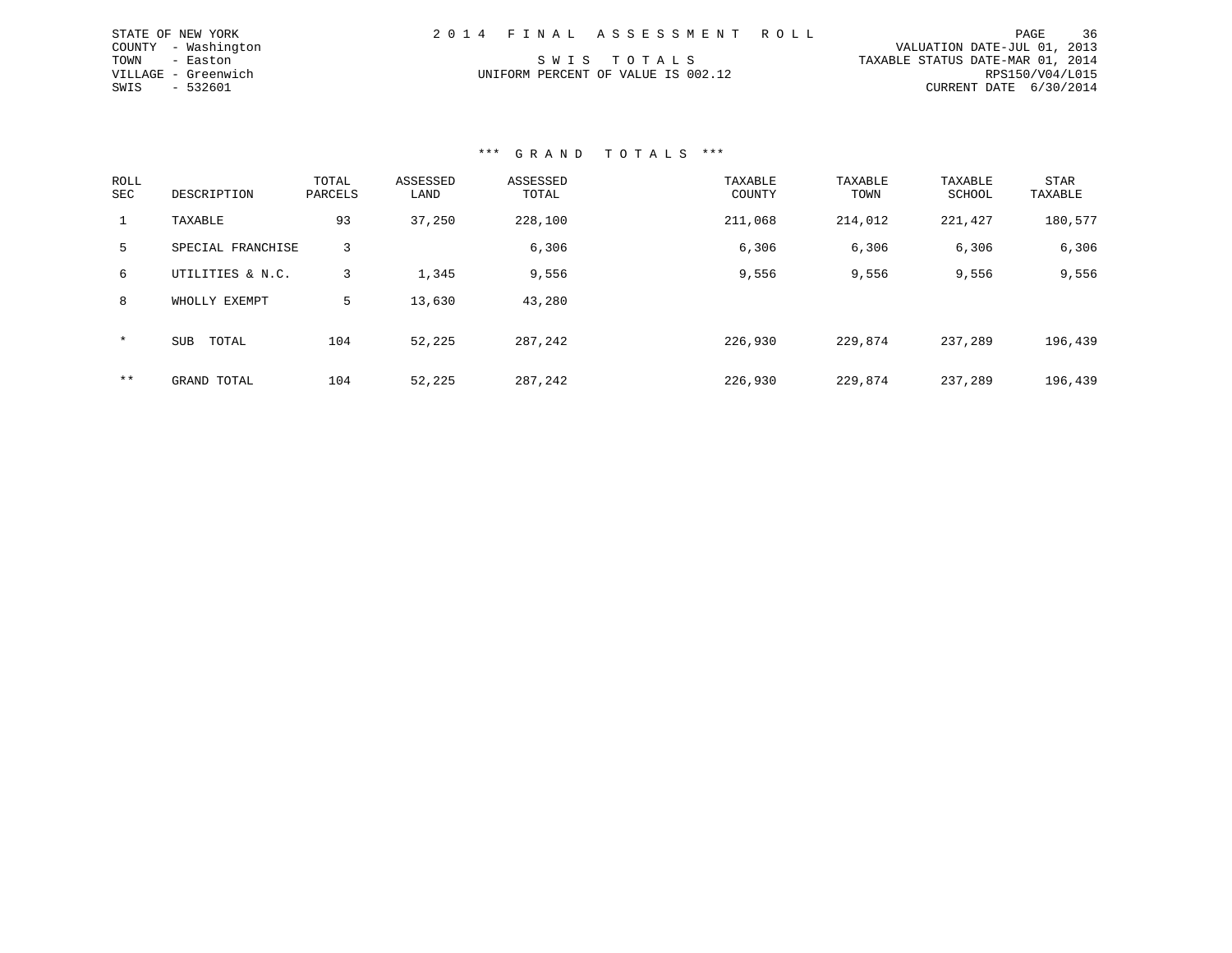STATE OF NEW YORK
COUNTY - Washington
TOWN - Easton
VILLAGE - Greenwich
SWIS - 532601

2 0 1 4 F I N A L A S S E S S M E N T R O L L

S W I S T O T A L S

UNIFORM PERCENT OF VALUE IS 002.12

VALUATION DATE-JUL 01, 2013
TAXABLE STATUS DATE-MAR 01, 2014
RPS150/V04/L015
CURRENT DATE 6/30/2014

### *** G R A N D T O T A L S ***

| ROLL SEC | DESCRIPTION | TOTAL PARCELS | ASSESSED LAND | ASSESSED TOTAL | TAXABLE COUNTY | TAXABLE TOWN | TAXABLE SCHOOL | STAR TAXABLE |
|---|---|---|---|---|---|---|---|---|
| 1 | TAXABLE | 93 | 37,250 | 228,100 | 211,068 | 214,012 | 221,427 | 180,577 |
| 5 | SPECIAL FRANCHISE | 3 | | 6,306 | 6,306 | 6,306 | 6,306 | 6,306 |
| 6 | UTILITIES & N.C. | 3 | 1,345 | 9,556 | 9,556 | 9,556 | 9,556 | 9,556 |
| 8 | WHOLLY EXEMPT | 5 | 13,630 | 43,280 | | | | |
| * | SUB TOTAL | 104 | 52,225 | 287,242 | 226,930 | 229,874 | 237,289 | 196,439 |
| ** | GRAND TOTAL | 104 | 52,225 | 287,242 | 226,930 | 229,874 | 237,289 | 196,439 |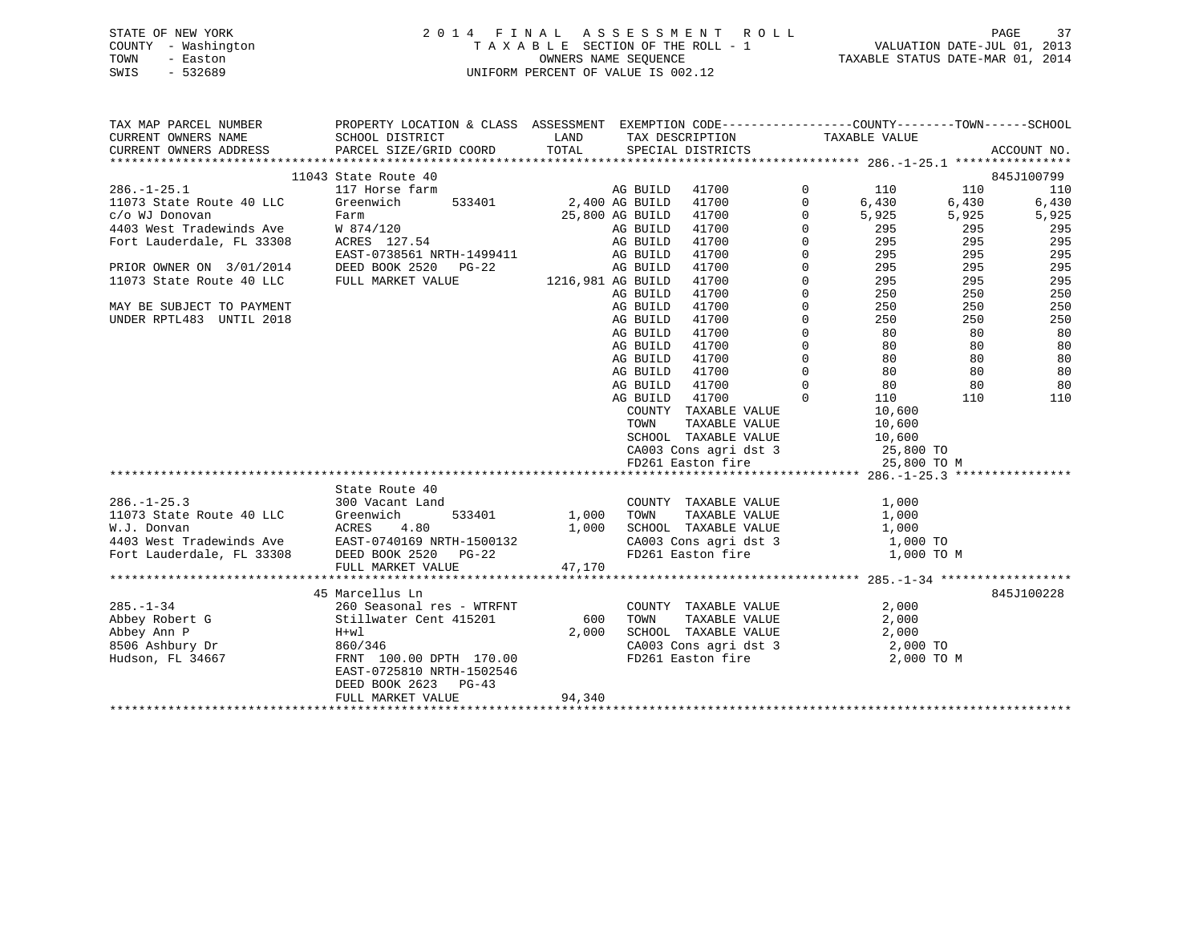STATE OF NEW YORK
COUNTY - Washington
TOWN - Easton
SWIS - 532689

2014 FINAL ASSESSMENT ROLL
TAXABLE SECTION OF THE ROLL - 1
OWNERS NAME SEQUENCE
UNIFORM PERCENT OF VALUE IS 002.12

VALUATION DATE-JUL 01, 2013
TAXABLE STATUS DATE-MAR 01, 2014

| TAX MAP PARCEL NUMBER / CURRENT OWNERS NAME / CURRENT OWNERS ADDRESS | PROPERTY LOCATION & CLASS / SCHOOL DISTRICT / PARCEL SIZE/GRID COORD | ASSESSMENT LAND / TOTAL | EXEMPTION CODE / TAX DESCRIPTION / SPECIAL DISTRICTS | | COUNTY TAXABLE VALUE | TOWN | SCHOOL | ACCOUNT NO. |
|---|---|---|---|---|---|---|---|---|
| **286.-1-25.1** | 11043 State Route 40 | | | | | | | 845J100799 |
| 286.-1-25.1 | 117 Horse farm | | AG BUILD 41700 | 0 | 110 | 110 | 110 | |
| 11073 State Route 40 LLC | Greenwich 533401 | 2,400 | AG BUILD 41700 | 0 | 6,430 | 6,430 | 6,430 | |
| c/o WJ Donovan | Farm | 25,800 | AG BUILD 41700 | 0 | 5,925 | 5,925 | 5,925 | |
| 4403 West Tradewinds Ave | W 874/120 | | AG BUILD 41700 | 0 | 295 | 295 | 295 | |
| Fort Lauderdale, FL 33308 | ACRES 127.54 | | AG BUILD 41700 | 0 | 295 | 295 | 295 | |
| | EAST-0738561 NRTH-1499411 | | AG BUILD 41700 | 0 | 295 | 295 | 295 | |
| PRIOR OWNER ON 3/01/2014 | DEED BOOK 2520 PG-22 | | AG BUILD 41700 | 0 | 295 | 295 | 295 | |
| 11073 State Route 40 LLC | FULL MARKET VALUE | 1216,981 | AG BUILD 41700 | 0 | 295 | 295 | 295 | |
| | | | AG BUILD 41700 | 0 | 250 | 250 | 250 | |
| MAY BE SUBJECT TO PAYMENT | | | AG BUILD 41700 | 0 | 250 | 250 | 250 | |
| UNDER RPTL483 UNTIL 2018 | | | AG BUILD 41700 | 0 | 250 | 250 | 250 | |
| | | | AG BUILD 41700 | 0 | 80 | 80 | 80 | |
| | | | AG BUILD 41700 | 0 | 80 | 80 | 80 | |
| | | | AG BUILD 41700 | 0 | 80 | 80 | 80 | |
| | | | AG BUILD 41700 | 0 | 80 | 80 | 80 | |
| | | | AG BUILD 41700 | 0 | 80 | 80 | 80 | |
| | | | AG BUILD 41700 | 0 | 110 | 110 | 110 | |
| | | | COUNTY TAXABLE VALUE | | 10,600 | | | |
| | | | TOWN TAXABLE VALUE | | 10,600 | | | |
| | | | SCHOOL TAXABLE VALUE | | 10,600 | | | |
| | | | CA003 Cons agri dst 3 | | 25,800 TO | | | |
| | | | FD261 Easton fire | | 25,800 TO M | | | |
| **286.-1-25.3** | State Route 40 | | | | | | | |
| 286.-1-25.3 | 300 Vacant Land | | COUNTY TAXABLE VALUE | | 1,000 | | | |
| 11073 State Route 40 LLC | Greenwich 533401 | 1,000 | TOWN TAXABLE VALUE | | 1,000 | | | |
| W.J. Donvan | ACRES 4.80 | 1,000 | SCHOOL TAXABLE VALUE | | 1,000 | | | |
| 4403 West Tradewinds Ave | EAST-0740169 NRTH-1500132 | | CA003 Cons agri dst 3 | | 1,000 TO | | | |
| Fort Lauderdale, FL 33308 | DEED BOOK 2520 PG-22 | | FD261 Easton fire | | 1,000 TO M | | | |
| | FULL MARKET VALUE | 47,170 | | | | | | |
| **285.-1-34** | 45 Marcellus Ln | | | | | | | 845J100228 |
| 285.-1-34 | 260 Seasonal res - WTRFNT | | COUNTY TAXABLE VALUE | | 2,000 | | | |
| Abbey Robert G | Stillwater Cent 415201 | 600 | TOWN TAXABLE VALUE | | 2,000 | | | |
| Abbey Ann P | H+wl | 2,000 | SCHOOL TAXABLE VALUE | | 2,000 | | | |
| 8506 Ashbury Dr | 860/346 | | CA003 Cons agri dst 3 | | 2,000 TO | | | |
| Hudson, FL 34667 | FRNT 100.00 DPTH 170.00 | | FD261 Easton fire | | 2,000 TO M | | | |
| | EAST-0725810 NRTH-1502546 | | | | | | | |
| | DEED BOOK 2623 PG-43 | | | | | | | |
| | FULL MARKET VALUE | 94,340 | | | | | | |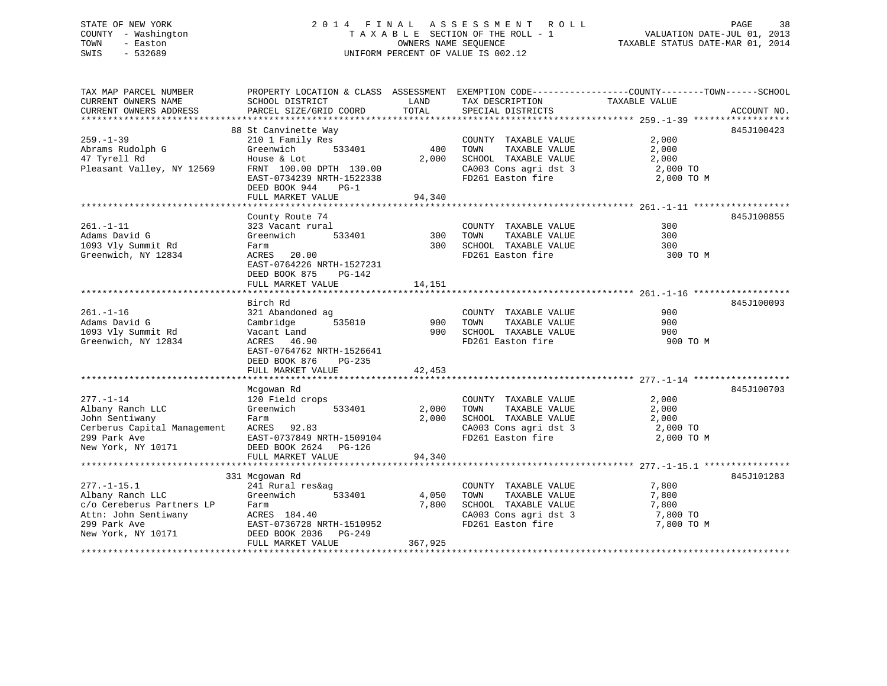STATE OF NEW YORK
COUNTY - Washington
TOWN - Easton
SWIS - 532689

2 0 1 4 F I N A L A S S E S S M E N T R O L L
T A X A B L E SECTION OF THE ROLL - 1
OWNERS NAME SEQUENCE
UNIFORM PERCENT OF VALUE IS 002.12

VALUATION DATE-JUL 01, 2013
TAXABLE STATUS DATE-MAR 01, 2014

| TAX MAP PARCEL NUMBER / CURRENT OWNERS NAME / CURRENT OWNERS ADDRESS | PROPERTY LOCATION & CLASS / SCHOOL DISTRICT / PARCEL SIZE/GRID COORD | ASSESSMENT LAND / TOTAL | EXEMPTION CODE / TAX DESCRIPTION / SPECIAL DISTRICTS | COUNTY--------TOWN------SCHOOL TAXABLE VALUE | ACCOUNT NO. |
|---|---|---|---|---|---|
| **259.-1-39** | 88 St Canvinette Way | | | | 845J100423 |
| 259.-1-39 | 210 1 Family Res | | COUNTY TAXABLE VALUE | 2,000 | |
| Abrams Rudolph G | Greenwich 533401 | 400 | TOWN TAXABLE VALUE | 2,000 | |
| 47 Tyrell Rd | House & Lot | 2,000 | SCHOOL TAXABLE VALUE | 2,000 | |
| Pleasant Valley, NY 12569 | FRNT 100.00 DPTH 130.00 | | CA003 Cons agri dst 3 | 2,000 TO | |
| | EAST-0734239 NRTH-1522338 | | FD261 Easton fire | 2,000 TO M | |
| | DEED BOOK 944 PG-1 | | | | |
| | FULL MARKET VALUE | 94,340 | | | |
| **261.-1-11** | County Route 74 | | | | 845J100855 |
| 261.-1-11 | 323 Vacant rural | | COUNTY TAXABLE VALUE | 300 | |
| Adams David G | Greenwich 533401 | 300 | TOWN TAXABLE VALUE | 300 | |
| 1093 Vly Summit Rd | Farm | 300 | SCHOOL TAXABLE VALUE | 300 | |
| Greenwich, NY 12834 | ACRES 20.00 | | FD261 Easton fire | 300 TO M | |
| | EAST-0764226 NRTH-1527231 | | | | |
| | DEED BOOK 875 PG-142 | | | | |
| | FULL MARKET VALUE | 14,151 | | | |
| **261.-1-16** | Birch Rd | | | | 845J100093 |
| 261.-1-16 | 321 Abandoned ag | | COUNTY TAXABLE VALUE | 900 | |
| Adams David G | Cambridge 535010 | 900 | TOWN TAXABLE VALUE | 900 | |
| 1093 Vly Summit Rd | Vacant Land | 900 | SCHOOL TAXABLE VALUE | 900 | |
| Greenwich, NY 12834 | ACRES 46.90 | | FD261 Easton fire | 900 TO M | |
| | EAST-0764762 NRTH-1526641 | | | | |
| | DEED BOOK 876 PG-235 | | | | |
| | FULL MARKET VALUE | 42,453 | | | |
| **277.-1-14** | Mcgowan Rd | | | | 845J100703 |
| 277.-1-14 | 120 Field crops | | COUNTY TAXABLE VALUE | 2,000 | |
| Albany Ranch LLC | Greenwich 533401 | 2,000 | TOWN TAXABLE VALUE | 2,000 | |
| John Sentiwany | Farm | 2,000 | SCHOOL TAXABLE VALUE | 2,000 | |
| Cerberus Capital Management | ACRES 92.83 | | CA003 Cons agri dst 3 | 2,000 TO | |
| 299 Park Ave | EAST-0737849 NRTH-1509104 | | FD261 Easton fire | 2,000 TO M | |
| New York, NY 10171 | DEED BOOK 2624 PG-126 | | | | |
| | FULL MARKET VALUE | 94,340 | | | |
| **277.-1-15.1** | 331 Mcgowan Rd | | | | 845J101283 |
| 277.-1-15.1 | 241 Rural res&ag | | COUNTY TAXABLE VALUE | 7,800 | |
| Albany Ranch LLC | Greenwich 533401 | 4,050 | TOWN TAXABLE VALUE | 7,800 | |
| c/o Cereberus Partners LP | Farm | 7,800 | SCHOOL TAXABLE VALUE | 7,800 | |
| Attn: John Sentiwany | ACRES 184.40 | | CA003 Cons agri dst 3 | 7,800 TO | |
| 299 Park Ave | EAST-0736728 NRTH-1510952 | | FD261 Easton fire | 7,800 TO M | |
| New York, NY 10171 | DEED BOOK 2036 PG-249 | | | | |
| | FULL MARKET VALUE | 367,925 | | | |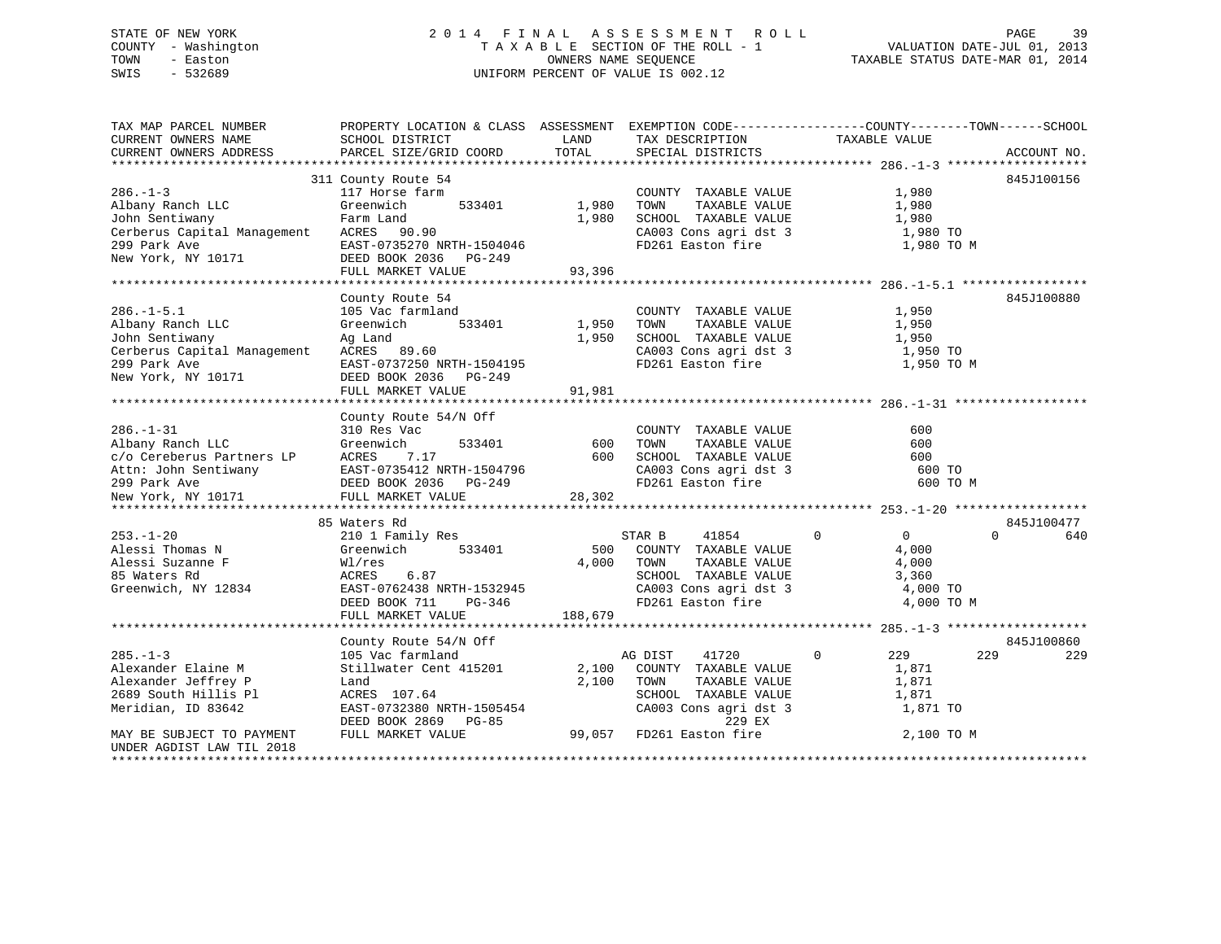STATE OF NEW YORK
COUNTY - Washington
TOWN - Easton
SWIS - 532689

2014 FINAL ASSESSMENT ROLL
TAXABLE SECTION OF THE ROLL - 1
OWNERS NAME SEQUENCE
UNIFORM PERCENT OF VALUE IS 002.12

VALUATION DATE-JUL 01, 2013
TAXABLE STATUS DATE-MAR 01, 2014

```
TAX MAP PARCEL NUMBER          PROPERTY LOCATION & CLASS  ASSESSMENT  EXEMPTION CODE------------------COUNTY--------TOWN------SCHOOL
CURRENT OWNERS NAME            SCHOOL DISTRICT              LAND      TAX DESCRIPTION              TAXABLE VALUE
CURRENT OWNERS ADDRESS         PARCEL SIZE/GRID COORD       TOTAL     SPECIAL DISTRICTS                                   ACCOUNT NO.
******************************************************************************************************* 286.-1-3 *******************
                               311 County Route 54                                                                       845J100156
286.-1-3                       117 Horse farm                         COUNTY  TAXABLE VALUE              1,980
Albany Ranch LLC               Greenwich        533401        1,980   TOWN    TAXABLE VALUE              1,980
John Sentiwany                 Farm Land                      1,980   SCHOOL  TAXABLE VALUE              1,980
Cerberus Capital Management    ACRES   90.90                          CA003 Cons agri dst 3               1,980 TO
299 Park Ave                   EAST-0735270 NRTH-1504046              FD261 Easton fire                   1,980 TO M
New York, NY 10171             DEED BOOK 2036   PG-249
                               FULL MARKET VALUE             93,396
******************************************************************************************************* 286.-1-5.1 *****************
                               County Route 54                                                                           845J100880
286.-1-5.1                     105 Vac farmland                       COUNTY  TAXABLE VALUE              1,950
Albany Ranch LLC               Greenwich        533401        1,950   TOWN    TAXABLE VALUE              1,950
John Sentiwany                 Ag Land                        1,950   SCHOOL  TAXABLE VALUE              1,950
Cerberus Capital Management    ACRES   89.60                          CA003 Cons agri dst 3               1,950 TO
299 Park Ave                   EAST-0737250 NRTH-1504195              FD261 Easton fire                   1,950 TO M
New York, NY 10171             DEED BOOK 2036   PG-249
                               FULL MARKET VALUE             91,981
******************************************************************************************************* 286.-1-31 ******************
                               County Route 54/N Off
286.-1-31                      310 Res Vac                            COUNTY  TAXABLE VALUE                600
Albany Ranch LLC               Greenwich        533401          600   TOWN    TAXABLE VALUE                600
c/o Cereberus Partners LP      ACRES    7.17                    600   SCHOOL  TAXABLE VALUE                600
Attn: John Sentiwany           EAST-0735412 NRTH-1504796              CA003 Cons agri dst 3                 600 TO
299 Park Ave                   DEED BOOK 2036   PG-249                FD261 Easton fire                     600 TO M
New York, NY 10171             FULL MARKET VALUE             28,302
******************************************************************************************************* 253.-1-20 ******************
                               85 Waters Rd                                                                              845J100477
253.-1-20                      210 1 Family Res                       STAR B     41854        0           0           0         640
Alessi Thomas N                Greenwich        533401          500   COUNTY  TAXABLE VALUE              4,000
Alessi Suzanne F               Wl/res                         4,000   TOWN    TAXABLE VALUE              4,000
85 Waters Rd                   ACRES    6.87                          SCHOOL  TAXABLE VALUE              3,360
Greenwich, NY 12834            EAST-0762438 NRTH-1532945              CA003 Cons agri dst 3               4,000 TO
                               DEED BOOK 711    PG-346                FD261 Easton fire                   4,000 TO M
                               FULL MARKET VALUE            188,679
******************************************************************************************************* 285.-1-3 *******************
                               County Route 54/N Off                                                                     845J100860
285.-1-3                       105 Vac farmland                       AG DIST    41720        0         229         229         229
Alexander Elaine M             Stillwater Cent 415201         2,100   COUNTY  TAXABLE VALUE              1,871
Alexander Jeffrey P            Land                           2,100   TOWN    TAXABLE VALUE              1,871
2689 South Hillis Pl           ACRES  107.64                          SCHOOL  TAXABLE VALUE              1,871
Meridian, ID 83642             EAST-0732380 NRTH-1505454              CA003 Cons agri dst 3               1,871 TO
                               DEED BOOK 2869   PG-85                              229 EX
MAY BE SUBJECT TO PAYMENT      FULL MARKET VALUE             99,057   FD261 Easton fire                   2,100 TO M
UNDER AGDIST LAW TIL 2018
************************************************************************************************************************************
```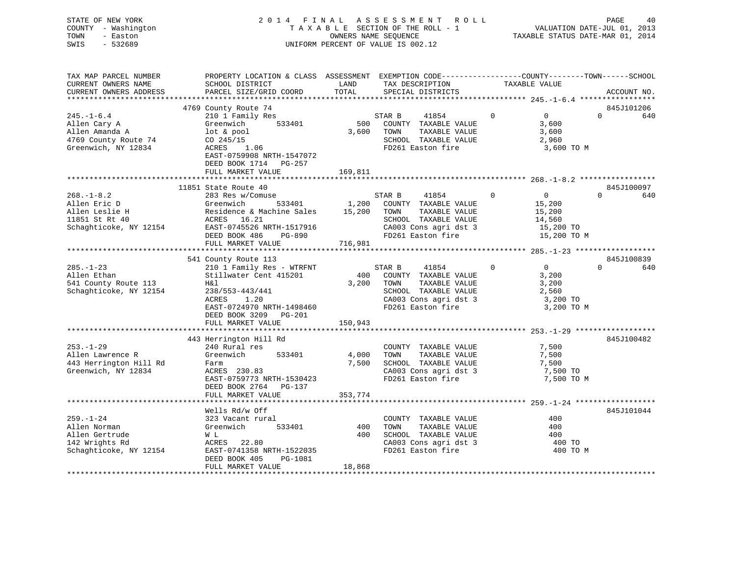STATE OF NEW YORK
COUNTY - Washington
TOWN - Easton
SWIS - 532689

# 2014 FINAL ASSESSMENT ROLL

TAXABLE SECTION OF THE ROLL - 1
OWNERS NAME SEQUENCE
UNIFORM PERCENT OF VALUE IS 002.12

VALUATION DATE-JUL 01, 2013
TAXABLE STATUS DATE-MAR 01, 2014

| TAX MAP PARCEL NUMBER / CURRENT OWNERS NAME / CURRENT OWNERS ADDRESS | PROPERTY LOCATION & CLASS / SCHOOL DISTRICT / PARCEL SIZE/GRID COORD | ASSESSMENT LAND / TOTAL | EXEMPTION CODE / TAX DESCRIPTION / SPECIAL DISTRICTS | COUNTY | TOWN | SCHOOL / TAXABLE VALUE | ACCOUNT NO. |
|---|---|---|---|---|---|---|---|
| | 4769 County Route 74 | | | | | | 845J101206 |
| 245.-1-6.4 | 210 1 Family Res | | STAR B 41854 | 0 | 0 | 0 | 640 |
| Allen Cary A | Greenwich 533401 | 500 | COUNTY TAXABLE VALUE | | 3,600 | | |
| Allen Amanda A | lot & pool | 3,600 | TOWN TAXABLE VALUE | | 3,600 | | |
| 4769 County Route 74 | CO 245/15 | | SCHOOL TAXABLE VALUE | | 2,960 | | |
| Greenwich, NY 12834 | ACRES 1.06 | | FD261 Easton fire | | 3,600 TO M | | |
| | EAST-0759908 NRTH-1547072 | | | | | | |
| | DEED BOOK 1714 PG-257 | | | | | | |
| | FULL MARKET VALUE | 169,811 | | | | | |
| | 11851 State Route 40 | | | | | | 845J100097 |
| 268.-1-8.2 | 283 Res w/Comuse | | STAR B 41854 | 0 | 0 | 0 | 640 |
| Allen Eric D | Greenwich 533401 | 1,200 | COUNTY TAXABLE VALUE | | 15,200 | | |
| Allen Leslie H | Residence & Machine Sales | 15,200 | TOWN TAXABLE VALUE | | 15,200 | | |
| 11851 St Rt 40 | ACRES 16.21 | | SCHOOL TAXABLE VALUE | | 14,560 | | |
| Schaghticoke, NY 12154 | EAST-0745526 NRTH-1517916 | | CA003 Cons agri dst 3 | | 15,200 TO | | |
| | DEED BOOK 486 PG-890 | | FD261 Easton fire | | 15,200 TO M | | |
| | FULL MARKET VALUE | 716,981 | | | | | |
| | 541 County Route 113 | | | | | | 845J100839 |
| 285.-1-23 | 210 1 Family Res - WTRFNT | | STAR B 41854 | 0 | 0 | 0 | 640 |
| Allen Ethan | Stillwater Cent 415201 | 400 | COUNTY TAXABLE VALUE | | 3,200 | | |
| 541 County Route 113 | H&l | 3,200 | TOWN TAXABLE VALUE | | 3,200 | | |
| Schaghticoke, NY 12154 | 238/553-443/441 | | SCHOOL TAXABLE VALUE | | 2,560 | | |
| | ACRES 1.20 | | CA003 Cons agri dst 3 | | 3,200 TO | | |
| | EAST-0724970 NRTH-1498460 | | FD261 Easton fire | | 3,200 TO M | | |
| | DEED BOOK 3209 PG-201 | | | | | | |
| | FULL MARKET VALUE | 150,943 | | | | | |
| | 443 Herrington Hill Rd | | | | | | 845J100482 |
| 253.-1-29 | 240 Rural res | | COUNTY TAXABLE VALUE | | 7,500 | | |
| Allen Lawrence R | Greenwich 533401 | 4,000 | TOWN TAXABLE VALUE | | 7,500 | | |
| 443 Herrington Hill Rd | Farm | 7,500 | SCHOOL TAXABLE VALUE | | 7,500 | | |
| Greenwich, NY 12834 | ACRES 230.83 | | CA003 Cons agri dst 3 | | 7,500 TO | | |
| | EAST-0759773 NRTH-1530423 | | FD261 Easton fire | | 7,500 TO M | | |
| | DEED BOOK 2764 PG-137 | | | | | | |
| | FULL MARKET VALUE | 353,774 | | | | | |
| | Wells Rd/w Off | | | | | | 845J101044 |
| 259.-1-24 | 323 Vacant rural | | COUNTY TAXABLE VALUE | | 400 | | |
| Allen Norman | Greenwich 533401 | 400 | TOWN TAXABLE VALUE | | 400 | | |
| Allen Gertrude | W L | 400 | SCHOOL TAXABLE VALUE | | 400 | | |
| 142 Wrights Rd | ACRES 22.80 | | CA003 Cons agri dst 3 | | 400 TO | | |
| Schaghticoke, NY 12154 | EAST-0741358 NRTH-1522035 | | FD261 Easton fire | | 400 TO M | | |
| | DEED BOOK 405 PG-1081 | | | | | | |
| | FULL MARKET VALUE | 18,868 | | | | | |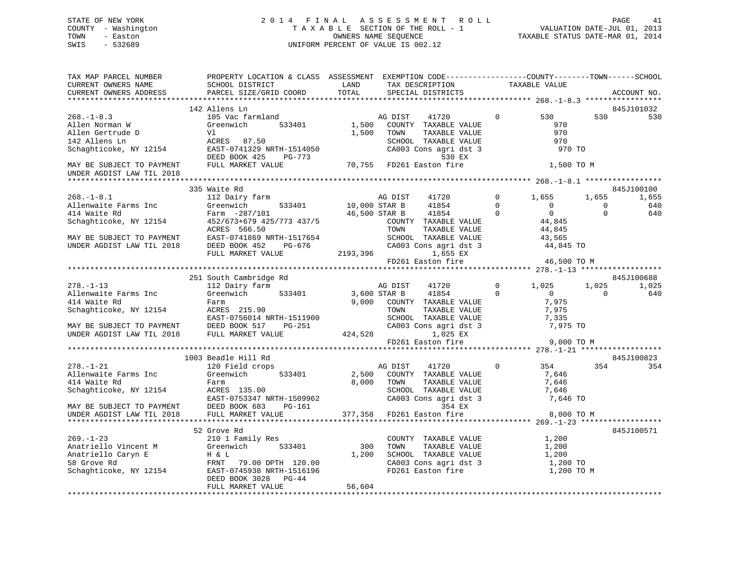STATE OF NEW YORK
COUNTY - Washington
TOWN - Easton
SWIS - 532689

# 2014 FINAL ASSESSMENT ROLL
TAXABLE SECTION OF THE ROLL - 1
OWNERS NAME SEQUENCE
UNIFORM PERCENT OF VALUE IS 002.12

VALUATION DATE-JUL 01, 2013
TAXABLE STATUS DATE-MAR 01, 2014

```
TAX MAP PARCEL NUMBER        PROPERTY LOCATION & CLASS  ASSESSMENT  EXEMPTION CODE------------------COUNTY--------TOWN------SCHOOL
CURRENT OWNERS NAME          SCHOOL DISTRICT              LAND      TAX DESCRIPTION              TAXABLE VALUE
CURRENT OWNERS ADDRESS       PARCEL SIZE/GRID COORD       TOTAL     SPECIAL DISTRICTS                                        ACCOUNT NO.
******************************************************************************************************* 268.-1-8.3 *****************
                             142 Allens Ln                                                                              845J101032
268.-1-8.3                   105 Vac farmland                       AG DIST    41720         0        530          530          530
Allen Norman W               Greenwich       533401       1,500     COUNTY  TAXABLE VALUE              970
Allen Gertrude D             Vl                           1,500     TOWN    TAXABLE VALUE              970
142 Allens Ln                ACRES   87.50                          SCHOOL  TAXABLE VALUE              970
Schaghticoke, NY 12154       EAST-0741329 NRTH-1514050              CA003 Cons agri dst 3              970 TO
                             DEED BOOK 425    PG-773                              530 EX
MAY BE SUBJECT TO PAYMENT    FULL MARKET VALUE           70,755     FD261 Easton fire                1,500 TO M
UNDER AGDIST LAW TIL 2018
******************************************************************************************************* 268.-1-8.1 *****************
                             335 Waite Rd                                                                               845J100100
268.-1-8.1                   112 Dairy farm                         AG DIST    41720         0      1,655        1,655        1,655
Allenwaite Farms Inc         Greenwich       533401      10,000 STAR B      41854         0          0            0          640
414 Waite Rd                 Farm  -287/101              46,500 STAR B      41854         0          0            0          640
Schaghticoke, NY 12154       452/673+679 425/773 437/5              COUNTY  TAXABLE VALUE           44,845
                             ACRES  566.50                          TOWN    TAXABLE VALUE           44,845
MAY BE SUBJECT TO PAYMENT    EAST-0741869 NRTH-1517654              SCHOOL  TAXABLE VALUE           43,565
UNDER AGDIST LAW TIL 2018    DEED BOOK 452    PG-676                CA003 Cons agri dst 3           44,845 TO
                             FULL MARKET VALUE        2193,396                    1,655 EX
                                                                    FD261 Easton fire               46,500 TO M
******************************************************************************************************* 278.-1-13 ******************
                             251 South Cambridge Rd                                                                     845J100688
278.-1-13                    112 Dairy farm                         AG DIST    41720         0      1,025        1,025        1,025
Allenwaite Farms Inc         Greenwich       533401       3,600 STAR B      41854         0          0            0          640
414 Waite Rd                 Farm                         9,000     COUNTY  TAXABLE VALUE            7,975
Schaghticoke, NY 12154       ACRES  215.90                          TOWN    TAXABLE VALUE            7,975
                             EAST-0756014 NRTH-1511900              SCHOOL  TAXABLE VALUE            7,335
MAY BE SUBJECT TO PAYMENT    DEED BOOK 517    PG-251                CA003 Cons agri dst 3            7,975 TO
UNDER AGDIST LAW TIL 2018    FULL MARKET VALUE          424,528                   1,025 EX
                                                                    FD261 Easton fire                9,000 TO M
******************************************************************************************************* 278.-1-21 ******************
                             1003 Beadle Hill Rd                                                                        845J100823
278.-1-21                    120 Field crops                        AG DIST    41720         0        354          354          354
Allenwaite Farms Inc         Greenwich       533401       2,500     COUNTY  TAXABLE VALUE            7,646
414 Waite Rd                 Farm                         8,000     TOWN    TAXABLE VALUE            7,646
Schaghticoke, NY 12154       ACRES  135.00                          SCHOOL  TAXABLE VALUE            7,646
                             EAST-0753347 NRTH-1509962              CA003 Cons agri dst 3            7,646 TO
MAY BE SUBJECT TO PAYMENT    DEED BOOK 683    PG-161                              354 EX
UNDER AGDIST LAW TIL 2018    FULL MARKET VALUE          377,358     FD261 Easton fire                8,000 TO M
******************************************************************************************************* 269.-1-23 ******************
                             52 Grove Rd                                                                                845J100571
269.-1-23                    210 1 Family Res                       COUNTY  TAXABLE VALUE            1,200
Anatriello Vincent M         Greenwich       533401         300     TOWN    TAXABLE VALUE            1,200
Anatriello Caryn E           H & L                        1,200     SCHOOL  TAXABLE VALUE            1,200
58 Grove Rd                  FRNT   79.00 DPTH  120.00              CA003 Cons agri dst 3            1,200 TO
Schaghticoke, NY 12154       EAST-0745938 NRTH-1516196              FD261 Easton fire                1,200 TO M
                             DEED BOOK 3028   PG-44
                             FULL MARKET VALUE           56,604
************************************************************************************************************************************
```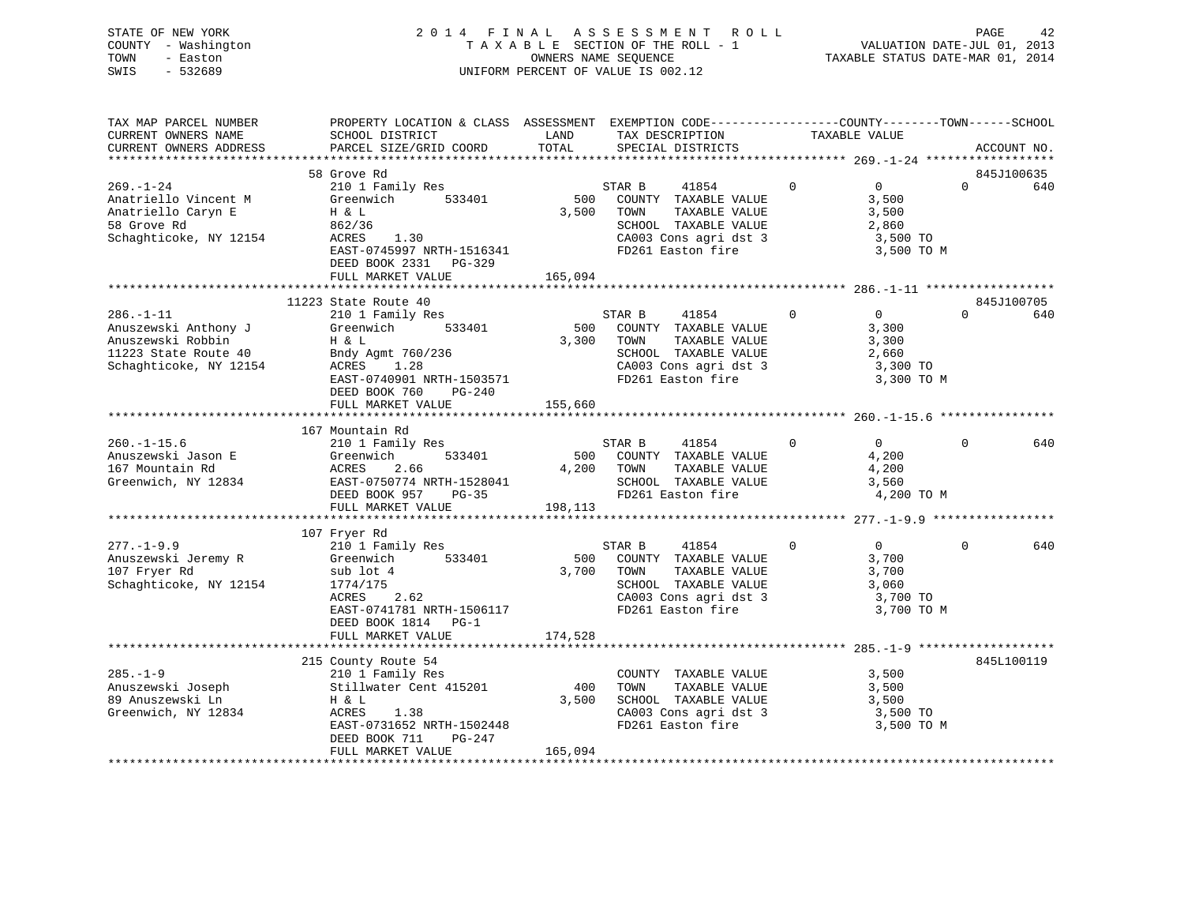STATE OF NEW YORK
COUNTY - Washington
TOWN - Easton
SWIS - 532689

2014 FINAL ASSESSMENT ROLL
TAXABLE SECTION OF THE ROLL - 1
OWNERS NAME SEQUENCE
UNIFORM PERCENT OF VALUE IS 002.12

VALUATION DATE-JUL 01, 2013
TAXABLE STATUS DATE-MAR 01, 2014

```
TAX MAP PARCEL NUMBER          PROPERTY LOCATION & CLASS  ASSESSMENT  EXEMPTION CODE------------------COUNTY--------TOWN------SCHOOL
CURRENT OWNERS NAME            SCHOOL DISTRICT               LAND      TAX DESCRIPTION             TAXABLE VALUE
CURRENT OWNERS ADDRESS         PARCEL SIZE/GRID COORD        TOTAL     SPECIAL DISTRICTS                                      ACCOUNT NO.
******************************************************************************************************* 269.-1-24 ******************
                               58 Grove Rd                                                                                   845J100635
269.-1-24                      210 1 Family Res                     STAR B      41854          0             0          0        640
Anatriello Vincent M           Greenwich        533401        500   COUNTY  TAXABLE VALUE                3,500
Anatriello Caryn E             H & L                        3,500   TOWN    TAXABLE VALUE                3,500
58 Grove Rd                    862/36                               SCHOOL  TAXABLE VALUE                2,860
Schaghticoke, NY 12154         ACRES     1.30                       CA003 Cons agri dst 3                 3,500 TO
                               EAST-0745997 NRTH-1516341            FD261 Easton fire                     3,500 TO M
                               DEED BOOK 2331   PG-329
                               FULL MARKET VALUE             165,094
******************************************************************************************************* 286.-1-11 ******************
                               11223 State Route 40                                                                          845J100705
286.-1-11                      210 1 Family Res                     STAR B      41854          0             0          0        640
Anuszewski Anthony J           Greenwich        533401        500   COUNTY  TAXABLE VALUE                3,300
Anuszewski Robbin              H & L                        3,300   TOWN    TAXABLE VALUE                3,300
11223 State Route 40           Bndy Agmt 760/236                    SCHOOL  TAXABLE VALUE                2,660
Schaghticoke, NY 12154         ACRES     1.28                       CA003 Cons agri dst 3                 3,300 TO
                               EAST-0740901 NRTH-1503571            FD261 Easton fire                     3,300 TO M
                               DEED BOOK 760    PG-240
                               FULL MARKET VALUE             155,660
******************************************************************************************************* 260.-1-15.6 ****************
                               167 Mountain Rd
260.-1-15.6                    210 1 Family Res                     STAR B      41854          0             0          0        640
Anuszewski Jason E             Greenwich        533401        500   COUNTY  TAXABLE VALUE                4,200
167 Mountain Rd                ACRES     2.66               4,200   TOWN    TAXABLE VALUE                4,200
Greenwich, NY 12834            EAST-0750774 NRTH-1528041            SCHOOL  TAXABLE VALUE                3,560
                               DEED BOOK 957    PG-35               FD261 Easton fire                     4,200 TO M
                               FULL MARKET VALUE             198,113
******************************************************************************************************* 277.-1-9.9 *****************
                               107 Fryer Rd
277.-1-9.9                     210 1 Family Res                     STAR B      41854          0             0          0        640
Anuszewski Jeremy R            Greenwich        533401        500   COUNTY  TAXABLE VALUE                3,700
107 Fryer Rd                   sub lot 4                    3,700   TOWN    TAXABLE VALUE                3,700
Schaghticoke, NY 12154         1774/175                             SCHOOL  TAXABLE VALUE                3,060
                               ACRES     2.62                       CA003 Cons agri dst 3                 3,700 TO
                               EAST-0741781 NRTH-1506117            FD261 Easton fire                     3,700 TO M
                               DEED BOOK 1814   PG-1
                               FULL MARKET VALUE             174,528
******************************************************************************************************* 285.-1-9 *******************
                               215 County Route 54                                                                           845L100119
285.-1-9                       210 1 Family Res                     COUNTY  TAXABLE VALUE                3,500
Anuszewski Joseph              Stillwater Cent 415201         400   TOWN    TAXABLE VALUE                3,500
89 Anuszewski Ln               H & L                        3,500   SCHOOL  TAXABLE VALUE                3,500
Greenwich, NY 12834            ACRES     1.38                       CA003 Cons agri dst 3                 3,500 TO
                               EAST-0731652 NRTH-1502448            FD261 Easton fire                     3,500 TO M
                               DEED BOOK 711    PG-247
                               FULL MARKET VALUE             165,094
************************************************************************************************************************************
```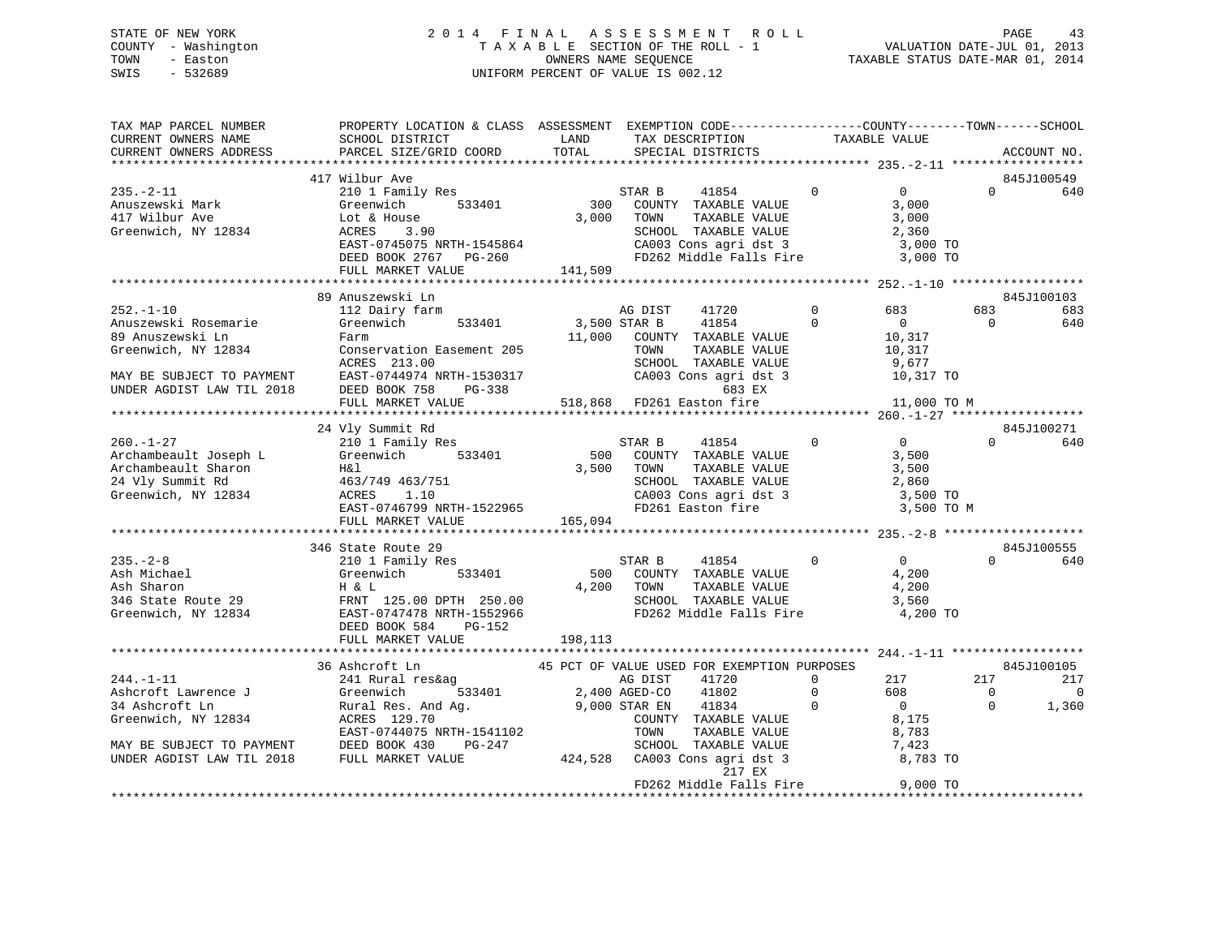STATE OF NEW YORK
COUNTY - Washington
TOWN - Easton
SWIS - 532689

# 2014 FINAL ASSESSMENT ROLL
TAXABLE SECTION OF THE ROLL - 1
OWNERS NAME SEQUENCE
UNIFORM PERCENT OF VALUE IS 002.12

VALUATION DATE-JUL 01, 2013
TAXABLE STATUS DATE-MAR 01, 2014

```
TAX MAP PARCEL NUMBER          PROPERTY LOCATION & CLASS  ASSESSMENT  EXEMPTION CODE------------------COUNTY--------TOWN------SCHOOL
CURRENT OWNERS NAME            SCHOOL DISTRICT              LAND       TAX DESCRIPTION              TAXABLE VALUE
CURRENT OWNERS ADDRESS         PARCEL SIZE/GRID COORD       TOTAL      SPECIAL DISTRICTS                                          ACCOUNT NO.
******************************************************************************************************* 235.-2-11 ******************
                               417 Wilbur Ave                                                                                   845J100549
235.-2-11                      210 1 Family Res                        STAR B      41854          0          0            0          640
Anuszewski Mark                Greenwich        533401         300     COUNTY  TAXABLE VALUE                 3,000
417 Wilbur Ave                 Lot & House                   3,000     TOWN    TAXABLE VALUE                 3,000
Greenwich, NY 12834            ACRES    3.90                           SCHOOL  TAXABLE VALUE                 2,360
                               EAST-0745075 NRTH-1545864               CA003 Cons agri dst 3                 3,000 TO
                               DEED BOOK 2767   PG-260                 FD262 Middle Falls Fire               3,000 TO
                               FULL MARKET VALUE           141,509
******************************************************************************************************* 252.-1-10 ******************
                               89 Anuszewski Ln                                                                                 845J100103
252.-1-10                      112 Dairy farm                          AG DIST     41720          0        683          683          683
Anuszewski Rosemarie           Greenwich        533401       3,500 STAR B      41854          0          0            0          640
89 Anuszewski Ln               Farm                         11,000     COUNTY  TAXABLE VALUE                10,317
Greenwich, NY 12834            Conservation Easement 205               TOWN    TAXABLE VALUE                10,317
                               ACRES  213.00                           SCHOOL  TAXABLE VALUE                 9,677
MAY BE SUBJECT TO PAYMENT      EAST-0744974 NRTH-1530317               CA003 Cons agri dst 3                10,317 TO
UNDER AGDIST LAW TIL 2018      DEED BOOK 758    PG-338                          683 EX
                               FULL MARKET VALUE           518,868     FD261 Easton fire                    11,000 TO M
******************************************************************************************************* 260.-1-27 ******************
                               24 Vly Summit Rd                                                                                 845J100271
260.-1-27                      210 1 Family Res                        STAR B      41854          0          0            0          640
Archambeault Joseph L          Greenwich        533401         500     COUNTY  TAXABLE VALUE                 3,500
Archambeault Sharon            H&l                           3,500     TOWN    TAXABLE VALUE                 3,500
24 Vly Summit Rd               463/749 463/751                         SCHOOL  TAXABLE VALUE                 2,860
Greenwich, NY 12834            ACRES    1.10                           CA003 Cons agri dst 3                 3,500 TO
                               EAST-0746799 NRTH-1522965               FD261 Easton fire                     3,500 TO M
                               FULL MARKET VALUE           165,094
******************************************************************************************************* 235.-2-8 *******************
                               346 State Route 29                                                                               845J100555
235.-2-8                       210 1 Family Res                        STAR B      41854          0          0            0          640
Ash Michael                    Greenwich        533401         500     COUNTY  TAXABLE VALUE                 4,200
Ash Sharon                     H & L                         4,200     TOWN    TAXABLE VALUE                 4,200
346 State Route 29             FRNT  125.00 DPTH  250.00               SCHOOL  TAXABLE VALUE                 3,560
Greenwich, NY 12834            EAST-0747478 NRTH-1552966               FD262 Middle Falls Fire               4,200 TO
                               DEED BOOK 584    PG-152
                               FULL MARKET VALUE           198,113
******************************************************************************************************* 244.-1-11 ******************
                               36 Ashcroft Ln               45 PCT OF VALUE USED FOR EXEMPTION PURPOSES                         845J100105
244.-1-11                      241 Rural res&ag                        AG DIST     41720          0        217          217          217
Ashcroft Lawrence J            Greenwich        533401       2,400 AGED-CO     41802          0        608            0            0
34 Ashcroft Ln                 Rural Res. And Ag.            9,000 STAR EN     41834          0          0            0        1,360
Greenwich, NY 12834            ACRES  129.70                           COUNTY  TAXABLE VALUE                 8,175
                               EAST-0744075 NRTH-1541102               TOWN    TAXABLE VALUE                 8,783
MAY BE SUBJECT TO PAYMENT      DEED BOOK 430    PG-247                 SCHOOL  TAXABLE VALUE                 7,423
UNDER AGDIST LAW TIL 2018      FULL MARKET VALUE           424,528     CA003 Cons agri dst 3                 8,783 TO
                                                                                217 EX
                                                                       FD262 Middle Falls Fire               9,000 TO
************************************************************************************************************************************
```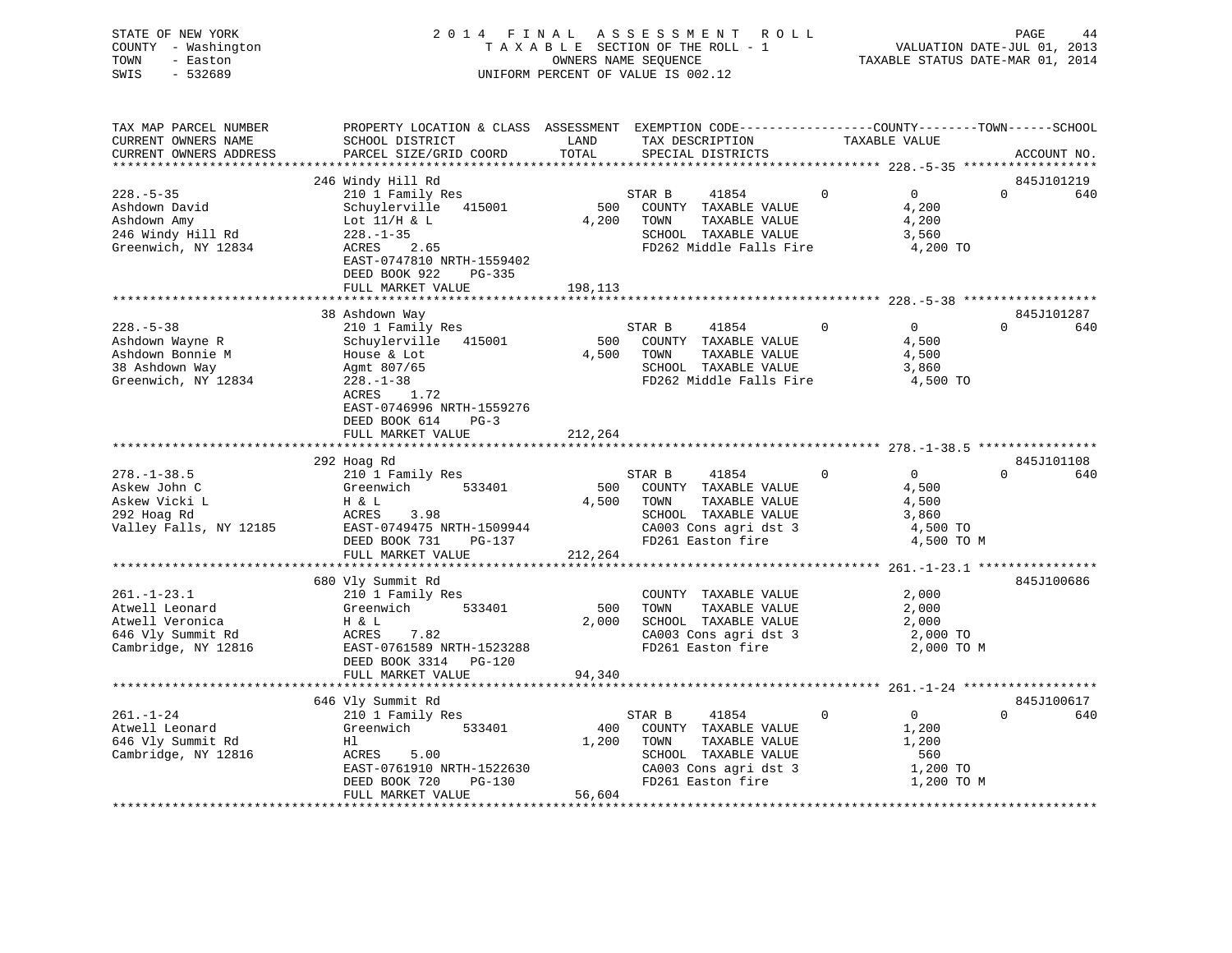STATE OF NEW YORK
COUNTY - Washington
TOWN - Easton
SWIS - 532689

2014 FINAL ASSESSMENT ROLL
TAXABLE SECTION OF THE ROLL - 1
OWNERS NAME SEQUENCE
UNIFORM PERCENT OF VALUE IS 002.12

VALUATION DATE-JUL 01, 2013
TAXABLE STATUS DATE-MAR 01, 2014

| TAX MAP PARCEL NUMBER / CURRENT OWNERS NAME / CURRENT OWNERS ADDRESS | PROPERTY LOCATION & CLASS / SCHOOL DISTRICT / PARCEL SIZE/GRID COORD | ASSESSMENT LAND / TOTAL | EXEMPTION CODE / TAX DESCRIPTION / SPECIAL DISTRICTS | COUNTY TAXABLE VALUE | TOWN | SCHOOL / ACCOUNT NO. |
|---|---|---|---|---|---|---|
| 228.-5-35 | 246 Windy Hill Rd | | | | | 845J101219 |
| Ashdown David | 210 1 Family Res | | STAR B 41854 | 0 | 0 | 0 640 |
| Ashdown Amy | Schuylerville 415001 | 500 | COUNTY TAXABLE VALUE | 4,200 | | |
| 246 Windy Hill Rd | Lot 11/H & L | 4,200 | TOWN TAXABLE VALUE | 4,200 | | |
| Greenwich, NY 12834 | 228.-1-35 | | SCHOOL TAXABLE VALUE | 3,560 | | |
| | ACRES 2.65 | | FD262 Middle Falls Fire | 4,200 TO | | |
| | EAST-0747810 NRTH-1559402 | | | | | |
| | DEED BOOK 922 PG-335 | | | | | |
| | FULL MARKET VALUE | 198,113 | | | | |
| 228.-5-38 | 38 Ashdown Way | | | | | 845J101287 |
| Ashdown Wayne R | 210 1 Family Res | | STAR B 41854 | 0 | 0 | 0 640 |
| Ashdown Bonnie M | Schuylerville 415001 | 500 | COUNTY TAXABLE VALUE | 4,500 | | |
| 38 Ashdown Way | House & Lot | 4,500 | TOWN TAXABLE VALUE | 4,500 | | |
| Greenwich, NY 12834 | Agmt 807/65 | | SCHOOL TAXABLE VALUE | 3,860 | | |
| | 228.-1-38 | | FD262 Middle Falls Fire | 4,500 TO | | |
| | ACRES 1.72 | | | | | |
| | EAST-0746996 NRTH-1559276 | | | | | |
| | DEED BOOK 614 PG-3 | | | | | |
| | FULL MARKET VALUE | 212,264 | | | | |
| 278.-1-38.5 | 292 Hoag Rd | | | | | 845J101108 |
| Askew John C | 210 1 Family Res | | STAR B 41854 | 0 | 0 | 0 640 |
| Askew Vicki L | Greenwich 533401 | 500 | COUNTY TAXABLE VALUE | 4,500 | | |
| 292 Hoag Rd | H & L | 4,500 | TOWN TAXABLE VALUE | 4,500 | | |
| Valley Falls, NY 12185 | ACRES 3.98 | | SCHOOL TAXABLE VALUE | 3,860 | | |
| | EAST-0749475 NRTH-1509944 | | CA003 Cons agri dst 3 | 4,500 TO | | |
| | DEED BOOK 731 PG-137 | | FD261 Easton fire | 4,500 TO M | | |
| | FULL MARKET VALUE | 212,264 | | | | |
| 261.-1-23.1 | 680 Vly Summit Rd | | | | | 845J100686 |
| Atwell Leonard | 210 1 Family Res | | COUNTY TAXABLE VALUE | 2,000 | | |
| Atwell Veronica | Greenwich 533401 | 500 | TOWN TAXABLE VALUE | 2,000 | | |
| 646 Vly Summit Rd | H & L | 2,000 | SCHOOL TAXABLE VALUE | 2,000 | | |
| Cambridge, NY 12816 | ACRES 7.82 | | CA003 Cons agri dst 3 | 2,000 TO | | |
| | EAST-0761589 NRTH-1523288 | | FD261 Easton fire | 2,000 TO M | | |
| | DEED BOOK 3314 PG-120 | | | | | |
| | FULL MARKET VALUE | 94,340 | | | | |
| 261.-1-24 | 646 Vly Summit Rd | | | | | 845J100617 |
| Atwell Leonard | 210 1 Family Res | | STAR B 41854 | 0 | 0 | 0 640 |
| 646 Vly Summit Rd | Greenwich 533401 | 400 | COUNTY TAXABLE VALUE | 1,200 | | |
| Cambridge, NY 12816 | Hl | 1,200 | TOWN TAXABLE VALUE | 1,200 | | |
| | ACRES 5.00 | | SCHOOL TAXABLE VALUE | 560 | | |
| | EAST-0761910 NRTH-1522630 | | CA003 Cons agri dst 3 | 1,200 TO | | |
| | DEED BOOK 720 PG-130 | | FD261 Easton fire | 1,200 TO M | | |
| | FULL MARKET VALUE | 56,604 | | | | |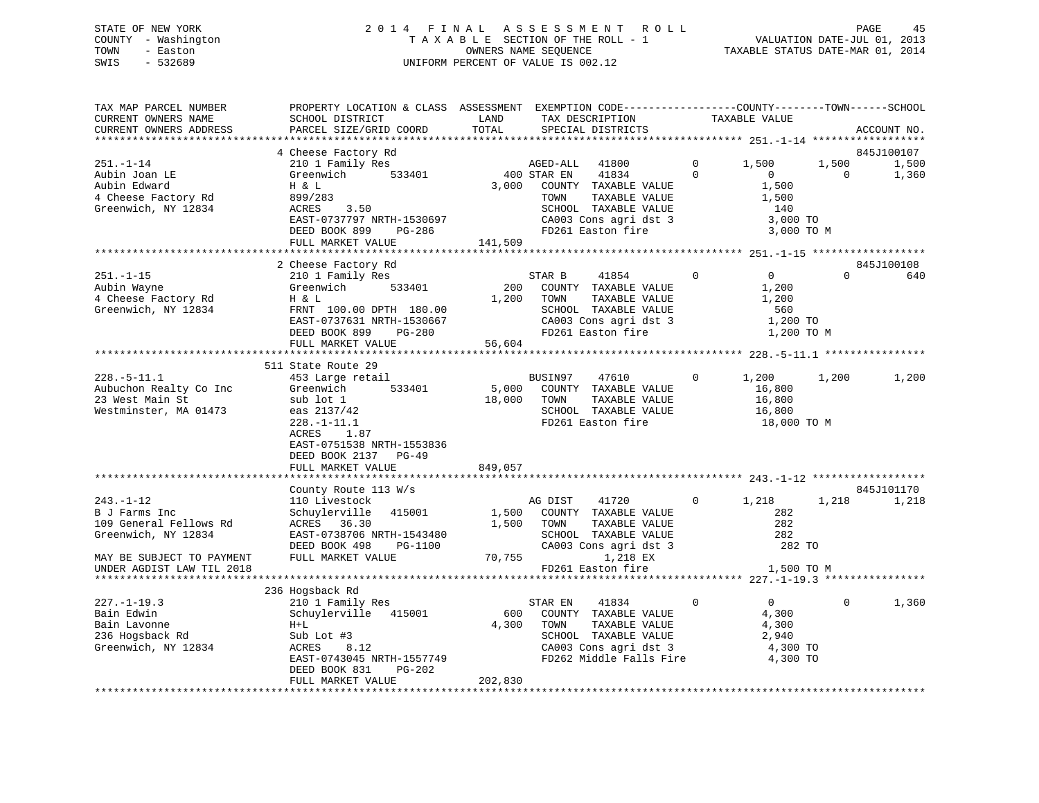STATE OF NEW YORK
COUNTY - Washington
TOWN - Easton
SWIS - 532689

2014 FINAL ASSESSMENT ROLL
TAXABLE SECTION OF THE ROLL - 1
OWNERS NAME SEQUENCE
UNIFORM PERCENT OF VALUE IS 002.12

VALUATION DATE-JUL 01, 2013
TAXABLE STATUS DATE-MAR 01, 2014

```
TAX MAP PARCEL NUMBER          PROPERTY LOCATION & CLASS  ASSESSMENT  EXEMPTION CODE-----------------COUNTY--------TOWN------SCHOOL
CURRENT OWNERS NAME            SCHOOL DISTRICT               LAND      TAX DESCRIPTION            TAXABLE VALUE
CURRENT OWNERS ADDRESS         PARCEL SIZE/GRID COORD        TOTAL     SPECIAL DISTRICTS                                       ACCOUNT NO.
******************************************************************************************************* 251.-1-14 ******************
                               4 Cheese Factory Rd                                                                           845J100107
251.-1-14                      210 1 Family Res                    AGED-ALL    41800        0      1,500      1,500       1,500
Aubin Joan LE                  Greenwich       533401          400 STAR EN     41834        0          0          0       1,360
Aubin Edward                   H & L                          3,000   COUNTY  TAXABLE VALUE            1,500
4 Cheese Factory Rd            899/283                                TOWN    TAXABLE VALUE            1,500
Greenwich, NY 12834            ACRES    3.50                          SCHOOL  TAXABLE VALUE              140
                               EAST-0737797 NRTH-1530697              CA003 Cons agri dst 3            3,000 TO
                               DEED BOOK 899    PG-286                FD261 Easton fire                3,000 TO M
                               FULL MARKET VALUE             141,509
******************************************************************************************************* 251.-1-15 ******************
                               2 Cheese Factory Rd                                                                           845J100108
251.-1-15                      210 1 Family Res                    STAR B      41854        0          0          0         640
Aubin Wayne                    Greenwich       533401          200   COUNTY  TAXABLE VALUE            1,200
4 Cheese Factory Rd            H & L                          1,200   TOWN    TAXABLE VALUE            1,200
Greenwich, NY 12834            FRNT 100.00 DPTH 180.00                SCHOOL  TAXABLE VALUE              560
                               EAST-0737631 NRTH-1530667              CA003 Cons agri dst 3            1,200 TO
                               DEED BOOK 899    PG-280                FD261 Easton fire                1,200 TO M
                               FULL MARKET VALUE              56,604
******************************************************************************************************* 228.-5-11.1 ****************
                               511 State Route 29
228.-5-11.1                    453 Large retail                    BUSIN97     47610        0      1,200      1,200       1,200
Aubuchon Realty Co Inc         Greenwich       533401        5,000   COUNTY  TAXABLE VALUE           16,800
23 West Main St                sub lot 1                     18,000   TOWN    TAXABLE VALUE           16,800
Westminster, MA 01473          eas 2137/42                            SCHOOL  TAXABLE VALUE           16,800
                               228.-1-11.1                            FD261 Easton fire               18,000 TO M
                               ACRES    1.87
                               EAST-0751538 NRTH-1553836
                               DEED BOOK 2137   PG-49
                               FULL MARKET VALUE             849,057
******************************************************************************************************* 243.-1-12 ******************
                               County Route 113 W/s                                                                          845J101170
243.-1-12                      110 Livestock                       AG DIST     41720        0      1,218      1,218       1,218
B J Farms Inc                  Schuylerville   415001        1,500   COUNTY  TAXABLE VALUE              282
109 General Fellows Rd         ACRES   36.30                  1,500   TOWN    TAXABLE VALUE              282
Greenwich, NY 12834            EAST-0738706 NRTH-1543480              SCHOOL  TAXABLE VALUE              282
                               DEED BOOK 498    PG-1100               CA003 Cons agri dst 3              282 TO
MAY BE SUBJECT TO PAYMENT      FULL MARKET VALUE              70,755            1,218 EX
UNDER AGDIST LAW TIL 2018                                             FD261 Easton fire                1,500 TO M
******************************************************************************************************* 227.-1-19.3 ****************
                               236 Hogsback Rd
227.-1-19.3                    210 1 Family Res                    STAR EN     41834        0          0          0       1,360
Bain Edwin                     Schuylerville   415001          600   COUNTY  TAXABLE VALUE            4,300
Bain Lavonne                   H+L                            4,300   TOWN    TAXABLE VALUE            4,300
236 Hogsback Rd                Sub Lot #3                             SCHOOL  TAXABLE VALUE            2,940
Greenwich, NY 12834            ACRES    8.12                          CA003 Cons agri dst 3            4,300 TO
                               EAST-0743045 NRTH-1557749              FD262 Middle Falls Fire          4,300 TO
                               DEED BOOK 831    PG-202
                               FULL MARKET VALUE             202,830
************************************************************************************************************************************
```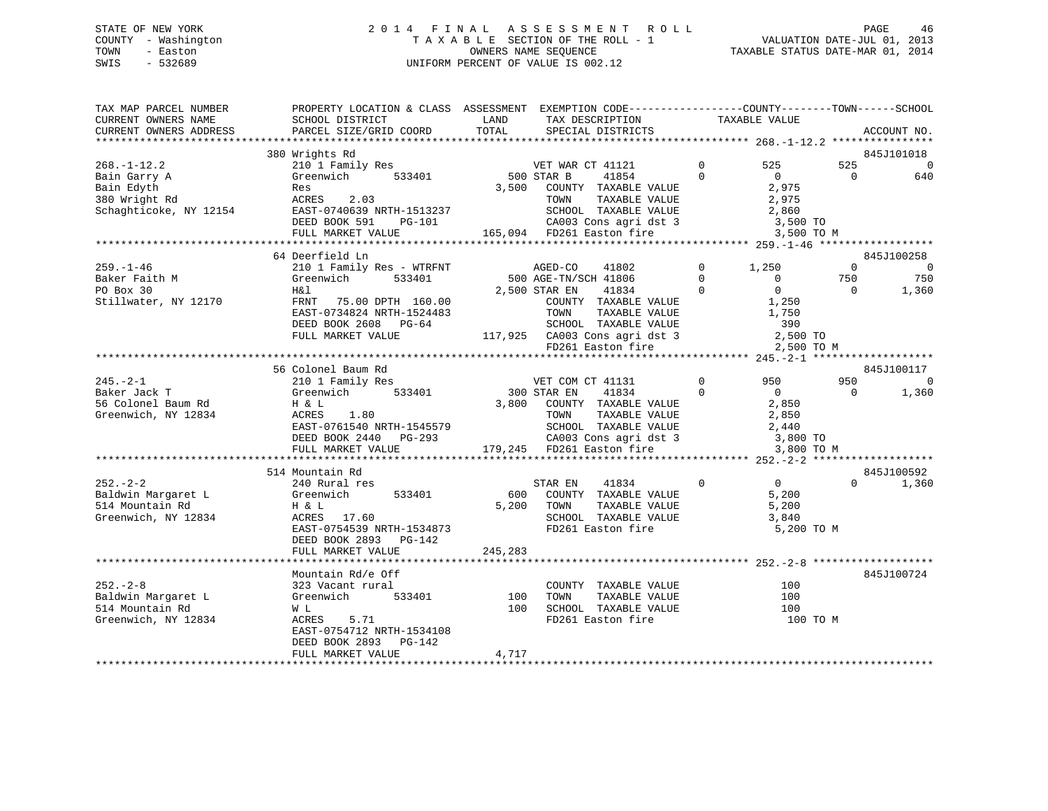STATE OF NEW YORK
COUNTY - Washington
TOWN - Easton
SWIS - 532689

2 0 1 4 F I N A L A S S E S S M E N T R O L L
T A X A B L E SECTION OF THE ROLL - 1
OWNERS NAME SEQUENCE
UNIFORM PERCENT OF VALUE IS 002.12

VALUATION DATE-JUL 01, 2013
TAXABLE STATUS DATE-MAR 01, 2014

```
TAX MAP PARCEL NUMBER          PROPERTY LOCATION & CLASS  ASSESSMENT  EXEMPTION CODE------------------COUNTY--------TOWN------SCHOOL
CURRENT OWNERS NAME            SCHOOL DISTRICT              LAND      TAX DESCRIPTION            TAXABLE VALUE
CURRENT OWNERS ADDRESS         PARCEL SIZE/GRID COORD       TOTAL     SPECIAL DISTRICTS                                      ACCOUNT NO.
******************************************************************************************************* 268.-1-12.2 ****************
                               380 Wrights Rd                                                                             845J101018
268.-1-12.2                    210 1 Family Res                      VET WAR CT 41121       0         525         525            0
Bain Garry A                   Greenwich        533401         500 STAR B      41854        0           0           0          640
Bain Edyth                     Res                           3,500   COUNTY  TAXABLE VALUE            2,975
380 Wright Rd                  ACRES     2.03                        TOWN    TAXABLE VALUE            2,975
Schaghticoke, NY 12154         EAST-0740639 NRTH-1513237             SCHOOL  TAXABLE VALUE            2,860
                               DEED BOOK 591     PG-101              CA003 Cons agri dst 3              3,500 TO
                               FULL MARKET VALUE             165,094 FD261 Easton fire                  3,500 TO M
******************************************************************************************************* 259.-1-46 ******************
                               64 Deerfield Ln                                                                            845J100258
259.-1-46                      210 1 Family Res - WTRFNT             AGED-CO     41802      0       1,250           0            0
Baker Faith M                  Greenwich        533401         500 AGE-TN/SCH 41806         0           0         750          750
PO Box 30                      H&l                           2,500 STAR EN     41834        0           0           0        1,360
Stillwater, NY 12170           FRNT   75.00 DPTH 160.00              COUNTY  TAXABLE VALUE            1,250
                               EAST-0734824 NRTH-1524483             TOWN    TAXABLE VALUE            1,750
                               DEED BOOK 2608    PG-64               SCHOOL  TAXABLE VALUE              390
                               FULL MARKET VALUE             117,925 CA003 Cons agri dst 3              2,500 TO
                                                                     FD261 Easton fire                  2,500 TO M
******************************************************************************************************* 245.-2-1 *******************
                               56 Colonel Baum Rd                                                                         845J100117
245.-2-1                       210 1 Family Res                      VET COM CT 41131       0         950         950            0
Baker Jack T                   Greenwich        533401         300 STAR EN     41834        0           0           0        1,360
56 Colonel Baum Rd             H & L                         3,800   COUNTY  TAXABLE VALUE            2,850
Greenwich, NY 12834            ACRES     1.80                        TOWN    TAXABLE VALUE            2,850
                               EAST-0761540 NRTH-1545579             SCHOOL  TAXABLE VALUE            2,440
                               DEED BOOK 2440    PG-293              CA003 Cons agri dst 3              3,800 TO
                               FULL MARKET VALUE             179,245 FD261 Easton fire                  3,800 TO M
******************************************************************************************************* 252.-2-2 *******************
                               514 Mountain Rd                                                                            845J100592
252.-2-2                       240 Rural res                         STAR EN     41834      0           0           0        1,360
Baldwin Margaret L             Greenwich        533401         600   COUNTY  TAXABLE VALUE            5,200
514 Mountain Rd                H & L                         5,200   TOWN    TAXABLE VALUE            5,200
Greenwich, NY 12834            ACRES    17.60                        SCHOOL  TAXABLE VALUE            3,840
                               EAST-0754539 NRTH-1534873             FD261 Easton fire                  5,200 TO M
                               DEED BOOK 2893    PG-142
                               FULL MARKET VALUE             245,283
******************************************************************************************************* 252.-2-8 *******************
                               Mountain Rd/e Off                                                                          845J100724
252.-2-8                       323 Vacant rural                      COUNTY  TAXABLE VALUE              100
Baldwin Margaret L             Greenwich        533401         100   TOWN    TAXABLE VALUE              100
514 Mountain Rd                W L                             100   SCHOOL  TAXABLE VALUE              100
Greenwich, NY 12834            ACRES     5.71                        FD261 Easton fire                    100 TO M
                               EAST-0754712 NRTH-1534108
                               DEED BOOK 2893    PG-142
                               FULL MARKET VALUE               4,717
************************************************************************************************************************************
```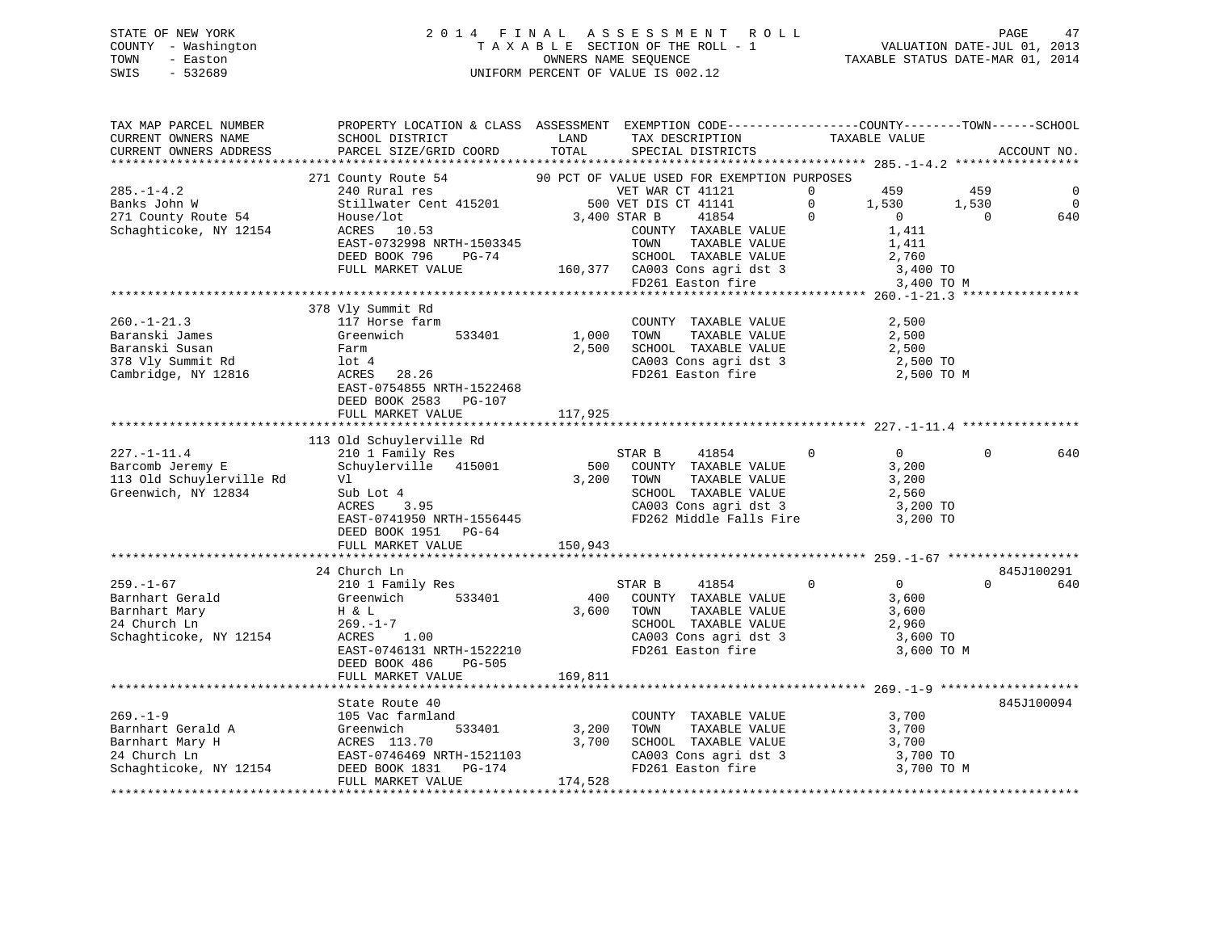STATE OF NEW YORK
COUNTY - Washington
TOWN - Easton
SWIS - 532689

2014 FINAL ASSESSMENT ROLL
TAXABLE SECTION OF THE ROLL - 1
OWNERS NAME SEQUENCE
UNIFORM PERCENT OF VALUE IS 002.12

VALUATION DATE-JUL 01, 2013
TAXABLE STATUS DATE-MAR 01, 2014

```
TAX MAP PARCEL NUMBER          PROPERTY LOCATION & CLASS  ASSESSMENT  EXEMPTION CODE------------------COUNTY--------TOWN------SCHOOL
CURRENT OWNERS NAME            SCHOOL DISTRICT              LAND      TAX DESCRIPTION             TAXABLE VALUE
CURRENT OWNERS ADDRESS         PARCEL SIZE/GRID COORD       TOTAL     SPECIAL DISTRICTS                                      ACCOUNT NO.
****************************************************************************************************** 285.-1-4.2 *****************
                               271 County Route 54          90 PCT OF VALUE USED FOR EXEMPTION PURPOSES
285.-1-4.2                     240 Rural res                     VET WAR CT 41121         0         459          459             0
Banks John W                   Stillwater Cent 415201       500 VET DIS CT 41141          0       1,530        1,530             0
271 County Route 54            House/lot                  3,400 STAR B     41854          0           0            0           640
Schaghticoke, NY 12154         ACRES   10.53                     COUNTY  TAXABLE VALUE               1,411
                               EAST-0732998 NRTH-1503345         TOWN    TAXABLE VALUE               1,411
                               DEED BOOK 796    PG-74            SCHOOL  TAXABLE VALUE               2,760
                               FULL MARKET VALUE         160,377  CA003 Cons agri dst 3               3,400 TO
                                                                  FD261 Easton fire                   3,400 TO M
****************************************************************************************************** 260.-1-21.3 ****************
                               378 Vly Summit Rd
260.-1-21.3                    117 Horse farm                    COUNTY  TAXABLE VALUE               2,500
Baranski James                 Greenwich       533401      1,000  TOWN    TAXABLE VALUE               2,500
Baranski Susan                 Farm                        2,500  SCHOOL  TAXABLE VALUE               2,500
378 Vly Summit Rd              lot 4                              CA003 Cons agri dst 3               2,500 TO
Cambridge, NY 12816            ACRES   28.26                      FD261 Easton fire                   2,500 TO M
                               EAST-0754855 NRTH-1522468
                               DEED BOOK 2583   PG-107
                               FULL MARKET VALUE         117,925
****************************************************************************************************** 227.-1-11.4 ****************
                               113 Old Schuylerville Rd
227.-1-11.4                    210 1 Family Res                  STAR B     41854          0           0            0           640
Barcomb Jeremy E               Schuylerville  415001         500  COUNTY  TAXABLE VALUE               3,200
113 Old Schuylerville Rd       Vl                          3,200  TOWN    TAXABLE VALUE               3,200
Greenwich, NY 12834            Sub Lot 4                          SCHOOL  TAXABLE VALUE               2,560
                               ACRES    3.95                      CA003 Cons agri dst 3               3,200 TO
                               EAST-0741950 NRTH-1556445          FD262 Middle Falls Fire             3,200 TO
                               DEED BOOK 1951   PG-64
                               FULL MARKET VALUE         150,943
****************************************************************************************************** 259.-1-67 ******************
                               24 Church Ln                                                                          845J100291
259.-1-67                      210 1 Family Res                  STAR B     41854          0           0            0           640
Barnhart Gerald                Greenwich       533401        400  COUNTY  TAXABLE VALUE               3,600
Barnhart Mary                  H & L                       3,600  TOWN    TAXABLE VALUE               3,600
24 Church Ln                   269.-1-7                           SCHOOL  TAXABLE VALUE               2,960
Schaghticoke, NY 12154         ACRES    1.00                      CA003 Cons agri dst 3               3,600 TO
                               EAST-0746131 NRTH-1522210          FD261 Easton fire                   3,600 TO M
                               DEED BOOK 486    PG-505
                               FULL MARKET VALUE         169,811
****************************************************************************************************** 269.-1-9 *******************
                               State Route 40                                                                        845J100094
269.-1-9                       105 Vac farmland                   COUNTY  TAXABLE VALUE               3,700
Barnhart Gerald A              Greenwich       533401      3,200  TOWN    TAXABLE VALUE               3,700
Barnhart Mary H                ACRES  113.70               3,700  SCHOOL  TAXABLE VALUE               3,700
24 Church Ln                   EAST-0746469 NRTH-1521103          CA003 Cons agri dst 3               3,700 TO
Schaghticoke, NY 12154         DEED BOOK 1831   PG-174            FD261 Easton fire                   3,700 TO M
                               FULL MARKET VALUE         174,528
************************************************************************************************************************************
```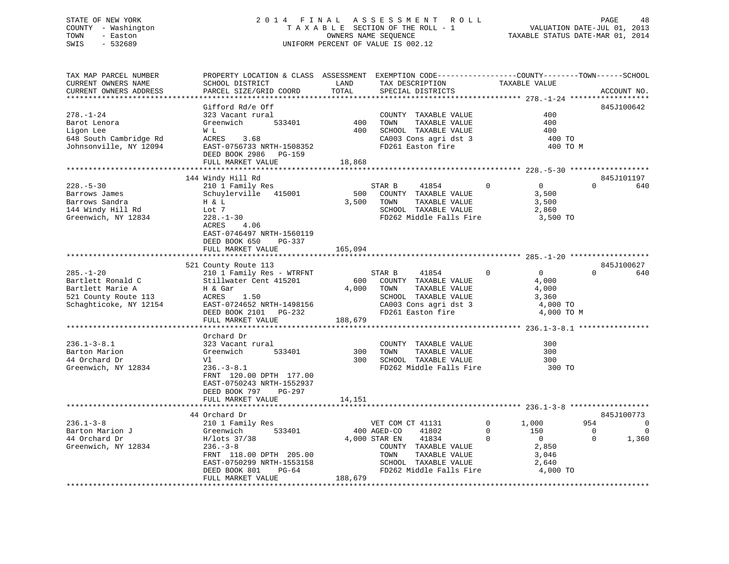STATE OF NEW YORK — COUNTY - Washington — TOWN - Easton — SWIS - 532689

2014 FINAL ASSESSMENT ROLL
TAXABLE SECTION OF THE ROLL - 1
OWNERS NAME SEQUENCE
UNIFORM PERCENT OF VALUE IS 002.12

VALUATION DATE-JUL 01, 2013
TAXABLE STATUS DATE-MAR 01, 2014

| TAX MAP PARCEL NUMBER / CURRENT OWNERS NAME / CURRENT OWNERS ADDRESS | PROPERTY LOCATION & CLASS / SCHOOL DISTRICT / PARCEL SIZE/GRID COORD | ASSESSMENT LAND | TOTAL | EXEMPTION CODE / TAX DESCRIPTION / SPECIAL DISTRICTS | COUNTY | TOWN | SCHOOL / TAXABLE VALUE | ACCOUNT NO. |
|---|---|---|---|---|---|---|---|---|
| **278.-1-24** | Gifford Rd/e Off | | | | | | | 845J100642 |
| 278.-1-24 | 323 Vacant rural | | | COUNTY TAXABLE VALUE | 400 | | | |
| Barot Lenora | Greenwich 533401 | 400 | | TOWN TAXABLE VALUE | 400 | | | |
| Ligon Lee | W L | | 400 | SCHOOL TAXABLE VALUE | 400 | | | |
| 648 South Cambridge Rd | ACRES 3.68 | | | CA003 Cons agri dst 3 | 400 TO | | | |
| Johnsonville, NY 12094 | EAST-0756733 NRTH-1508352 | | | FD261 Easton fire | 400 TO M | | | |
| | DEED BOOK 2986 PG-159 | | | | | | | |
| | FULL MARKET VALUE | | 18,868 | | | | | |
| **228.-5-30** | 144 Windy Hill Rd | | | | | | | 845J101197 |
| 228.-5-30 | 210 1 Family Res | | | STAR B 41854 | 0 | 0 | 0 640 | |
| Barrows James | Schuylerville 415001 | 500 | | COUNTY TAXABLE VALUE | 3,500 | | | |
| Barrows Sandra | H & L | | 3,500 | TOWN TAXABLE VALUE | 3,500 | | | |
| 144 Windy Hill Rd | Lot 7 | | | SCHOOL TAXABLE VALUE | 2,860 | | | |
| Greenwich, NY 12834 | 228.-1-30 | | | FD262 Middle Falls Fire | 3,500 TO | | | |
| | ACRES 4.06 | | | | | | | |
| | EAST-0746497 NRTH-1560119 | | | | | | | |
| | DEED BOOK 650 PG-337 | | | | | | | |
| | FULL MARKET VALUE | | 165,094 | | | | | |
| **285.-1-20** | 521 County Route 113 | | | | | | | 845J100627 |
| 285.-1-20 | 210 1 Family Res - WTRFNT | | | STAR B 41854 | 0 | 0 | 0 640 | |
| Bartlett Ronald C | Stillwater Cent 415201 | 600 | | COUNTY TAXABLE VALUE | 4,000 | | | |
| Bartlett Marie A | H & Gar | | 4,000 | TOWN TAXABLE VALUE | 4,000 | | | |
| 521 County Route 113 | ACRES 1.50 | | | SCHOOL TAXABLE VALUE | 3,360 | | | |
| Schaghticoke, NY 12154 | EAST-0724652 NRTH-1498156 | | | CA003 Cons agri dst 3 | 4,000 TO | | | |
| | DEED BOOK 2101 PG-232 | | | FD261 Easton fire | 4,000 TO M | | | |
| | FULL MARKET VALUE | | 188,679 | | | | | |
| **236.1-3-8.1** | Orchard Dr | | | | | | | |
| 236.1-3-8.1 | 323 Vacant rural | | | COUNTY TAXABLE VALUE | 300 | | | |
| Barton Marion | Greenwich 533401 | 300 | | TOWN TAXABLE VALUE | 300 | | | |
| 44 Orchard Dr | Vl | | 300 | SCHOOL TAXABLE VALUE | 300 | | | |
| Greenwich, NY 12834 | 236.-3-8.1 | | | FD262 Middle Falls Fire | 300 TO | | | |
| | FRNT 120.00 DPTH 177.00 | | | | | | | |
| | EAST-0750243 NRTH-1552937 | | | | | | | |
| | DEED BOOK 797 PG-297 | | | | | | | |
| | FULL MARKET VALUE | | 14,151 | | | | | |
| **236.1-3-8** | 44 Orchard Dr | | | | | | | 845J100773 |
| 236.1-3-8 | 210 1 Family Res | | | VET COM CT 41131 | 1,000 | 954 | 0 | |
| Barton Marion J | Greenwich 533401 | 400 | | AGED-CO 41802 | 150 | 0 | 0 | |
| 44 Orchard Dr | H/lots 37/38 | | 4,000 | STAR EN 41834 | 0 | 0 | 1,360 | |
| Greenwich, NY 12834 | 236.-3-8 | | | COUNTY TAXABLE VALUE | 2,850 | | | |
| | FRNT 118.00 DPTH 205.00 | | | TOWN TAXABLE VALUE | 3,046 | | | |
| | EAST-0750299 NRTH-1553158 | | | SCHOOL TAXABLE VALUE | 2,640 | | | |
| | DEED BOOK 801 PG-64 | | | FD262 Middle Falls Fire | 4,000 TO | | | |
| | FULL MARKET VALUE | | 188,679 | | | | | |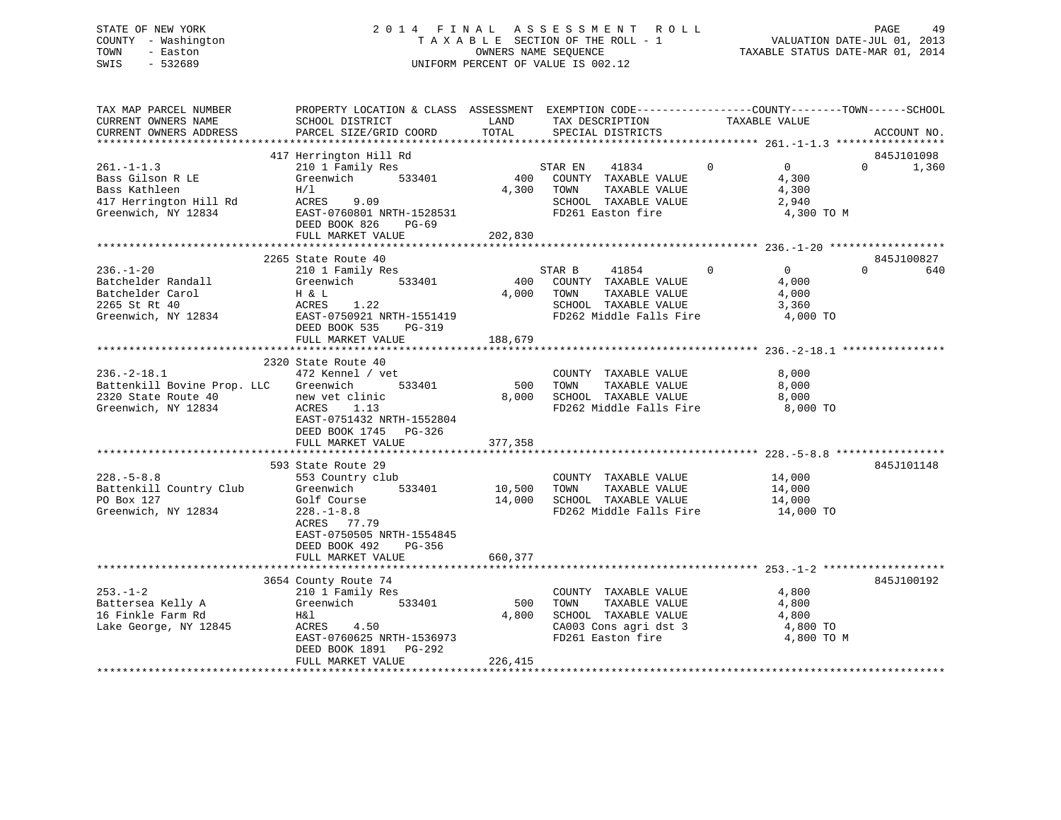STATE OF NEW YORK — 2014 FINAL ASSESSMENT ROLL
COUNTY - Washington — TAXABLE SECTION OF THE ROLL - 1 — VALUATION DATE-JUL 01, 2013
TOWN - Easton — OWNERS NAME SEQUENCE — TAXABLE STATUS DATE-MAR 01, 2014
SWIS - 532689 — UNIFORM PERCENT OF VALUE IS 002.12

| TAX MAP PARCEL NUMBER / CURRENT OWNERS NAME / CURRENT OWNERS ADDRESS | PROPERTY LOCATION & CLASS / SCHOOL DISTRICT / PARCEL SIZE/GRID COORD | ASSESSMENT LAND / TOTAL | EXEMPTION CODE / TAX DESCRIPTION / SPECIAL DISTRICTS | COUNTY | TOWN | SCHOOL | ACCOUNT NO. |
|---|---|---|---|---|---|---|---|
| 261.-1-1.3 | 417 Herrington Hill Rd | | | | | | 845J101098 |
| Bass Gilson R LE | 210 1 Family Res | | STAR EN 41834 | 0 | 0 | 0 | 1,360 |
| Bass Kathleen | Greenwich 533401 | 400 | COUNTY TAXABLE VALUE | 4,300 | | | |
| 417 Herrington Hill Rd | H/l | 4,300 | TOWN TAXABLE VALUE | 4,300 | | | |
| Greenwich, NY 12834 | ACRES 9.09 | | SCHOOL TAXABLE VALUE | 2,940 | | | |
| | EAST-0760801 NRTH-1528531 | | FD261 Easton fire | 4,300 TO M | | | |
| | DEED BOOK 826 PG-69 | | | | | | |
| | FULL MARKET VALUE | 202,830 | | | | | |
| 236.-1-20 | 2265 State Route 40 | | | | | | 845J100827 |
| Batchelder Randall | 210 1 Family Res | | STAR B 41854 | 0 | 0 | 0 | 640 |
| Batchelder Carol | Greenwich 533401 | 400 | COUNTY TAXABLE VALUE | 4,000 | | | |
| 2265 St Rt 40 | H & L | 4,000 | TOWN TAXABLE VALUE | 4,000 | | | |
| Greenwich, NY 12834 | ACRES 1.22 | | SCHOOL TAXABLE VALUE | 3,360 | | | |
| | EAST-0750921 NRTH-1551419 | | FD262 Middle Falls Fire | 4,000 TO | | | |
| | DEED BOOK 535 PG-319 | | | | | | |
| | FULL MARKET VALUE | 188,679 | | | | | |
| 236.-2-18.1 | 2320 State Route 40 | | | | | | |
| Battenkill Bovine Prop. LLC | 472 Kennel / vet | | COUNTY TAXABLE VALUE | 8,000 | | | |
| 2320 State Route 40 | Greenwich 533401 | 500 | TOWN TAXABLE VALUE | 8,000 | | | |
| Greenwich, NY 12834 | new vet clinic | 8,000 | SCHOOL TAXABLE VALUE | 8,000 | | | |
| | ACRES 1.13 | | FD262 Middle Falls Fire | 8,000 TO | | | |
| | EAST-0751432 NRTH-1552804 | | | | | | |
| | DEED BOOK 1745 PG-326 | | | | | | |
| | FULL MARKET VALUE | 377,358 | | | | | |
| 228.-5-8.8 | 593 State Route 29 | | | | | | 845J101148 |
| Battenkill Country Club | 553 Country club | | COUNTY TAXABLE VALUE | 14,000 | | | |
| PO Box 127 | Greenwich 533401 | 10,500 | TOWN TAXABLE VALUE | 14,000 | | | |
| Greenwich, NY 12834 | Golf Course | 14,000 | SCHOOL TAXABLE VALUE | 14,000 | | | |
| | 228.-1-8.8 | | FD262 Middle Falls Fire | 14,000 TO | | | |
| | ACRES 77.79 | | | | | | |
| | EAST-0750505 NRTH-1554845 | | | | | | |
| | DEED BOOK 492 PG-356 | | | | | | |
| | FULL MARKET VALUE | 660,377 | | | | | |
| 253.-1-2 | 3654 County Route 74 | | | | | | 845J100192 |
| Battersea Kelly A | 210 1 Family Res | | COUNTY TAXABLE VALUE | 4,800 | | | |
| 16 Finkle Farm Rd | Greenwich 533401 | 500 | TOWN TAXABLE VALUE | 4,800 | | | |
| Lake George, NY 12845 | H&l | 4,800 | SCHOOL TAXABLE VALUE | 4,800 | | | |
| | ACRES 4.50 | | CA003 Cons agri dst 3 | 4,800 TO | | | |
| | EAST-0760625 NRTH-1536973 | | FD261 Easton fire | 4,800 TO M | | | |
| | DEED BOOK 1891 PG-292 | | | | | | |
| | FULL MARKET VALUE | 226,415 | | | | | |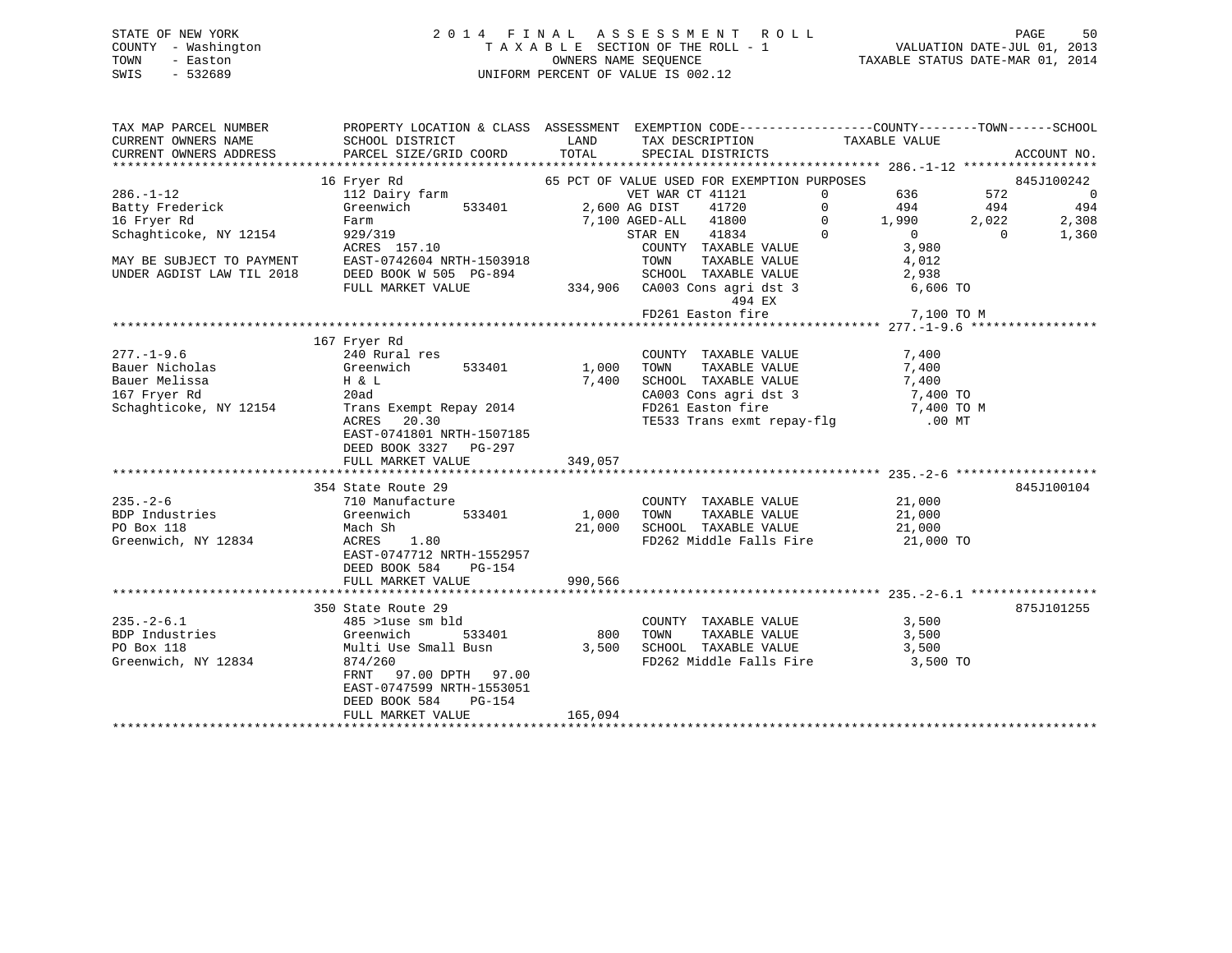STATE OF NEW YORK
COUNTY - Washington
TOWN - Easton
SWIS - 532689

2014 FINAL ASSESSMENT ROLL
TAXABLE SECTION OF THE ROLL - 1
OWNERS NAME SEQUENCE
UNIFORM PERCENT OF VALUE IS 002.12

VALUATION DATE-JUL 01, 2013
TAXABLE STATUS DATE-MAR 01, 2014

```
TAX MAP PARCEL NUMBER        PROPERTY LOCATION & CLASS  ASSESSMENT  EXEMPTION CODE------------------COUNTY--------TOWN------SCHOOL
CURRENT OWNERS NAME          SCHOOL DISTRICT               LAND      TAX DESCRIPTION            TAXABLE VALUE
CURRENT OWNERS ADDRESS       PARCEL SIZE/GRID COORD        TOTAL     SPECIAL DISTRICTS                                      ACCOUNT NO.
******************************************************************************************************* 286.-1-12 *****************
                         16 Fryer Rd                  65 PCT OF VALUE USED FOR EXEMPTION PURPOSES                          845J100242
286.-1-12                    112 Dairy farm                  VET WAR CT 41121          0        636          572              0
Batty Frederick              Greenwich       533401       2,600 AG DIST    41720          0        494          494            494
16 Fryer Rd                  Farm                         7,100 AGED-ALL   41800          0      1,990        2,022          2,308
Schaghticoke, NY 12154       929/319                            STAR EN    41834          0          0            0          1,360
                             ACRES  157.10                       COUNTY  TAXABLE VALUE              3,980
MAY BE SUBJECT TO PAYMENT    EAST-0742604 NRTH-1503918           TOWN    TAXABLE VALUE              4,012
UNDER AGDIST LAW TIL 2018    DEED BOOK W 505  PG-894             SCHOOL  TAXABLE VALUE              2,938
                             FULL MARKET VALUE          334,906  CA003 Cons agri dst 3              6,606 TO
                                                                       494 EX
                                                                 FD261 Easton fire                  7,100 TO M
******************************************************************************************************* 277.-1-9.6 ****************
                         167 Fryer Rd
277.-1-9.6                   240 Rural res                       COUNTY  TAXABLE VALUE              7,400
Bauer Nicholas               Greenwich       533401       1,000  TOWN    TAXABLE VALUE              7,400
Bauer Melissa                H & L                        7,400  SCHOOL  TAXABLE VALUE              7,400
167 Fryer Rd                 20ad                                CA003 Cons agri dst 3              7,400 TO
Schaghticoke, NY 12154       Trans Exempt Repay 2014             FD261 Easton fire                  7,400 TO M
                             ACRES   20.30                       TE533 Trans exmt repay-flg           .00 MT
                             EAST-0741801 NRTH-1507185
                             DEED BOOK 3327   PG-297
                             FULL MARKET VALUE          349,057
******************************************************************************************************* 235.-2-6 ******************
                         354 State Route 29                                                                        845J100104
235.-2-6                     710 Manufacture                     COUNTY  TAXABLE VALUE             21,000
BDP Industries               Greenwich       533401       1,000  TOWN    TAXABLE VALUE             21,000
PO Box 118                   Mach Sh                     21,000  SCHOOL  TAXABLE VALUE             21,000
Greenwich, NY 12834          ACRES    1.80                       FD262 Middle Falls Fire           21,000 TO
                             EAST-0747712 NRTH-1552957
                             DEED BOOK 584    PG-154
                             FULL MARKET VALUE          990,566
******************************************************************************************************* 235.-2-6.1 ****************
                         350 State Route 29                                                                        875J101255
235.-2-6.1                   485 >1use sm bld                    COUNTY  TAXABLE VALUE              3,500
BDP Industries               Greenwich       533401         800  TOWN    TAXABLE VALUE              3,500
PO Box 118                   Multi Use Small Busn         3,500  SCHOOL  TAXABLE VALUE              3,500
Greenwich, NY 12834          874/260                             FD262 Middle Falls Fire            3,500 TO
                             FRNT   97.00 DPTH   97.00
                             EAST-0747599 NRTH-1553051
                             DEED BOOK 584    PG-154
                             FULL MARKET VALUE          165,094
************************************************************************************************************************************
```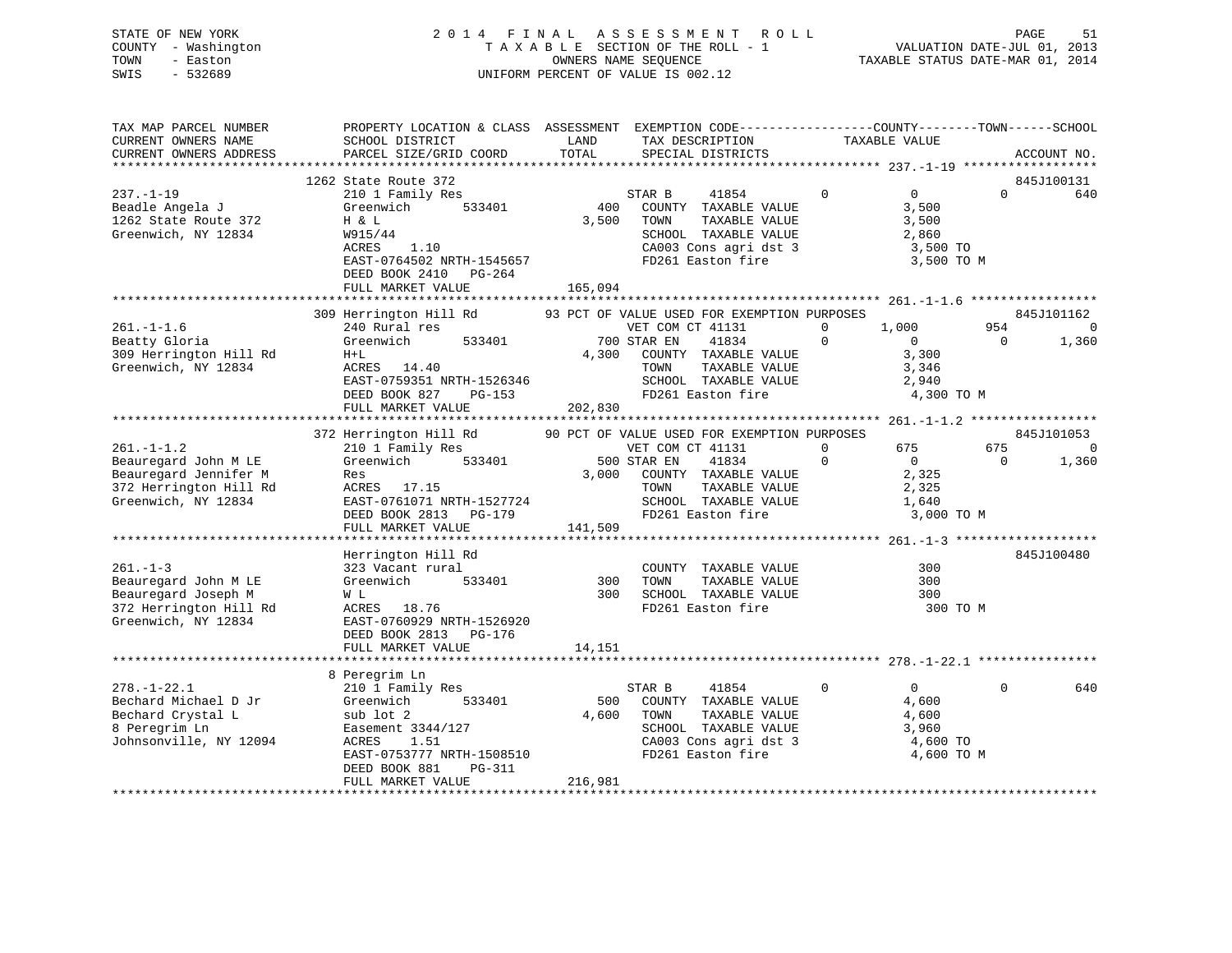STATE OF NEW YORK 2014 FINAL ASSESSMENT ROLL
COUNTY - Washington TAXABLE SECTION OF THE ROLL - 1 VALUATION DATE-JUL 01, 2013
TOWN - Easton OWNERS NAME SEQUENCE TAXABLE STATUS DATE-MAR 01, 2014
SWIS - 532689 UNIFORM PERCENT OF VALUE IS 002.12

```
TAX MAP PARCEL NUMBER          PROPERTY LOCATION & CLASS  ASSESSMENT  EXEMPTION CODE------------------COUNTY--------TOWN------SCHOOL
CURRENT OWNERS NAME            SCHOOL DISTRICT               LAND      TAX DESCRIPTION              TAXABLE VALUE
CURRENT OWNERS ADDRESS         PARCEL SIZE/GRID COORD       TOTAL      SPECIAL DISTRICTS                                    ACCOUNT NO.
******************************************************************************************************* 237.-1-19 ******************
                          1262 State Route 372                                                                         845J100131
237.-1-19                      210 1 Family Res                   STAR B      41854         0           0            0         640
Beadle Angela J                Greenwich        533401       400   COUNTY  TAXABLE VALUE             3,500
1262 State Route 372           H & L                        3,500   TOWN    TAXABLE VALUE             3,500
Greenwich, NY 12834            W915/44                              SCHOOL  TAXABLE VALUE             2,860
                               ACRES    1.10                        CA003 Cons agri dst 3              3,500 TO
                               EAST-0764502 NRTH-1545657            FD261 Easton fire                  3,500 TO M
                               DEED BOOK 2410   PG-264
                               FULL MARKET VALUE          165,094
******************************************************************************************************* 261.-1-1.6 *****************
                          309 Herrington Hill Rd       93 PCT OF VALUE USED FOR EXEMPTION PURPOSES                     845J101162
261.-1-1.6                     240 Rural res                      VET COM CT 41131         0       1,000          954            0
Beatty Gloria                  Greenwich        533401       700 STAR EN    41834         0           0            0       1,360
309 Herrington Hill Rd         H+L                          4,300   COUNTY  TAXABLE VALUE             3,300
Greenwich, NY 12834            ACRES   14.40                        TOWN    TAXABLE VALUE             3,346
                               EAST-0759351 NRTH-1526346            SCHOOL  TAXABLE VALUE             2,940
                               DEED BOOK 827    PG-153              FD261 Easton fire                  4,300 TO M
                               FULL MARKET VALUE          202,830
******************************************************************************************************* 261.-1-1.2 *****************
                          372 Herrington Hill Rd       90 PCT OF VALUE USED FOR EXEMPTION PURPOSES                     845J101053
261.-1-1.2                     210 1 Family Res                   VET COM CT 41131         0         675          675            0
Beauregard John M LE           Greenwich        533401       500 STAR EN    41834         0           0            0       1,360
Beauregard Jennifer M          Res                          3,000   COUNTY  TAXABLE VALUE             2,325
372 Herrington Hill Rd         ACRES   17.15                        TOWN    TAXABLE VALUE             2,325
Greenwich, NY 12834            EAST-0761071 NRTH-1527724            SCHOOL  TAXABLE VALUE             1,640
                               DEED BOOK 2813   PG-179              FD261 Easton fire                  3,000 TO M
                               FULL MARKET VALUE          141,509
******************************************************************************************************* 261.-1-3 *******************
                               Herrington Hill Rd                                                                      845J100480
261.-1-3                       323 Vacant rural                     COUNTY  TAXABLE VALUE               300
Beauregard John M LE           Greenwich        533401       300   TOWN    TAXABLE VALUE               300
Beauregard Joseph M            W L                            300   SCHOOL  TAXABLE VALUE               300
372 Herrington Hill Rd         ACRES   18.76                        FD261 Easton fire                    300 TO M
Greenwich, NY 12834            EAST-0760929 NRTH-1526920
                               DEED BOOK 2813   PG-176
                               FULL MARKET VALUE           14,151
******************************************************************************************************* 278.-1-22.1 ****************
                          8 Peregrim Ln
278.-1-22.1                    210 1 Family Res                   STAR B      41854         0           0            0         640
Bechard Michael D Jr           Greenwich        533401       500   COUNTY  TAXABLE VALUE             4,600
Bechard Crystal L              sub lot 2                    4,600   TOWN    TAXABLE VALUE             4,600
8 Peregrim Ln                  Easement 3344/127                    SCHOOL  TAXABLE VALUE             3,960
Johnsonville, NY 12094         ACRES    1.51                        CA003 Cons agri dst 3              4,600 TO
                               EAST-0753777 NRTH-1508510            FD261 Easton fire                  4,600 TO M
                               DEED BOOK 881    PG-311
                               FULL MARKET VALUE          216,981
************************************************************************************************************************************
```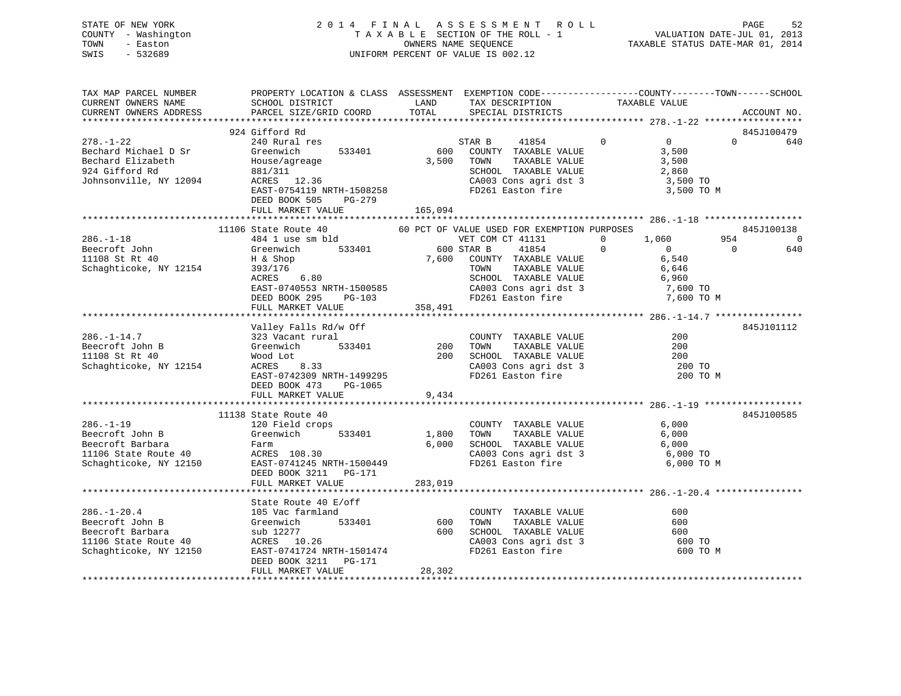STATE OF NEW YORK
COUNTY - Washington
TOWN - Easton
SWIS - 532689

2014 FINAL ASSESSMENT ROLL
TAXABLE SECTION OF THE ROLL - 1
OWNERS NAME SEQUENCE
UNIFORM PERCENT OF VALUE IS 002.12

VALUATION DATE-JUL 01, 2013
TAXABLE STATUS DATE-MAR 01, 2014

```
TAX MAP PARCEL NUMBER          PROPERTY LOCATION & CLASS  ASSESSMENT  EXEMPTION CODE------------------COUNTY--------TOWN------SCHOOL
CURRENT OWNERS NAME            SCHOOL DISTRICT              LAND      TAX DESCRIPTION              TAXABLE VALUE
CURRENT OWNERS ADDRESS         PARCEL SIZE/GRID COORD       TOTAL     SPECIAL DISTRICTS                                    ACCOUNT NO.
******************************************************************************************************* 278.-1-22 ******************
                    924 Gifford Rd                                                                                          845J100479
278.-1-22                      240 Rural res                          STAR B      41854          0          0          0        640
Bechard Michael D Sr           Greenwich        533401        600     COUNTY  TAXABLE VALUE              3,500
Bechard Elizabeth              House/agreage                3,500     TOWN    TAXABLE VALUE              3,500
924 Gifford Rd                 881/311                                SCHOOL  TAXABLE VALUE              2,860
Johnsonville, NY 12094         ACRES  12.36                           CA003 Cons agri dst 3               3,500 TO
                               EAST-0754119 NRTH-1508258              FD261 Easton fire                   3,500 TO M
                               DEED BOOK 505    PG-279
                               FULL MARKET VALUE          165,094
******************************************************************************************************* 286.-1-18 ******************
                  11106 State Route 40            60 PCT OF VALUE USED FOR EXEMPTION PURPOSES                               845J100138
286.-1-18                      484 1 use sm bld                       VET COM CT 41131          0      1,060        954          0
Beecroft John                  Greenwich        533401        600 STAR B      41854          0          0          0        640
11108 St Rt 40                 H & Shop                     7,600     COUNTY  TAXABLE VALUE              6,540
Schaghticoke, NY 12154         393/176                                TOWN    TAXABLE VALUE              6,646
                               ACRES   6.80                           SCHOOL  TAXABLE VALUE              6,960
                               EAST-0740553 NRTH-1500585              CA003 Cons agri dst 3               7,600 TO
                               DEED BOOK 295    PG-103                FD261 Easton fire                   7,600 TO M
                               FULL MARKET VALUE          358,491
******************************************************************************************************* 286.-1-14.7 ****************
                    Valley Falls Rd/w Off                                                                                   845J101112
286.-1-14.7                    323 Vacant rural                       COUNTY  TAXABLE VALUE                200
Beecroft John B                Greenwich        533401        200     TOWN    TAXABLE VALUE                200
11108 St Rt 40                 Wood Lot                       200     SCHOOL  TAXABLE VALUE                200
Schaghticoke, NY 12154         ACRES   8.33                           CA003 Cons agri dst 3                 200 TO
                               EAST-0742309 NRTH-1499295              FD261 Easton fire                     200 TO M
                               DEED BOOK 473    PG-1065
                               FULL MARKET VALUE            9,434
******************************************************************************************************* 286.-1-19 ******************
                  11138 State Route 40                                                                                      845J100585
286.-1-19                      120 Field crops                        COUNTY  TAXABLE VALUE              6,000
Beecroft John B                Greenwich        533401      1,800     TOWN    TAXABLE VALUE              6,000
Beecroft Barbara               Farm                         6,000     SCHOOL  TAXABLE VALUE              6,000
11106 State Route 40           ACRES 108.30                           CA003 Cons agri dst 3               6,000 TO
Schaghticoke, NY 12150         EAST-0741245 NRTH-1500449              FD261 Easton fire                   6,000 TO M
                               DEED BOOK 3211   PG-171
                               FULL MARKET VALUE          283,019
******************************************************************************************************* 286.-1-20.4 ****************
                    State Route 40 E/off
286.-1-20.4                    105 Vac farmland                       COUNTY  TAXABLE VALUE                600
Beecroft John B                Greenwich        533401        600     TOWN    TAXABLE VALUE                600
Beecroft Barbara               sub 12277                      600     SCHOOL  TAXABLE VALUE                600
11106 State Route 40           ACRES  10.26                           CA003 Cons agri dst 3                 600 TO
Schaghticoke, NY 12150         EAST-0741724 NRTH-1501474              FD261 Easton fire                     600 TO M
                               DEED BOOK 3211   PG-171
                               FULL MARKET VALUE           28,302
************************************************************************************************************************************
```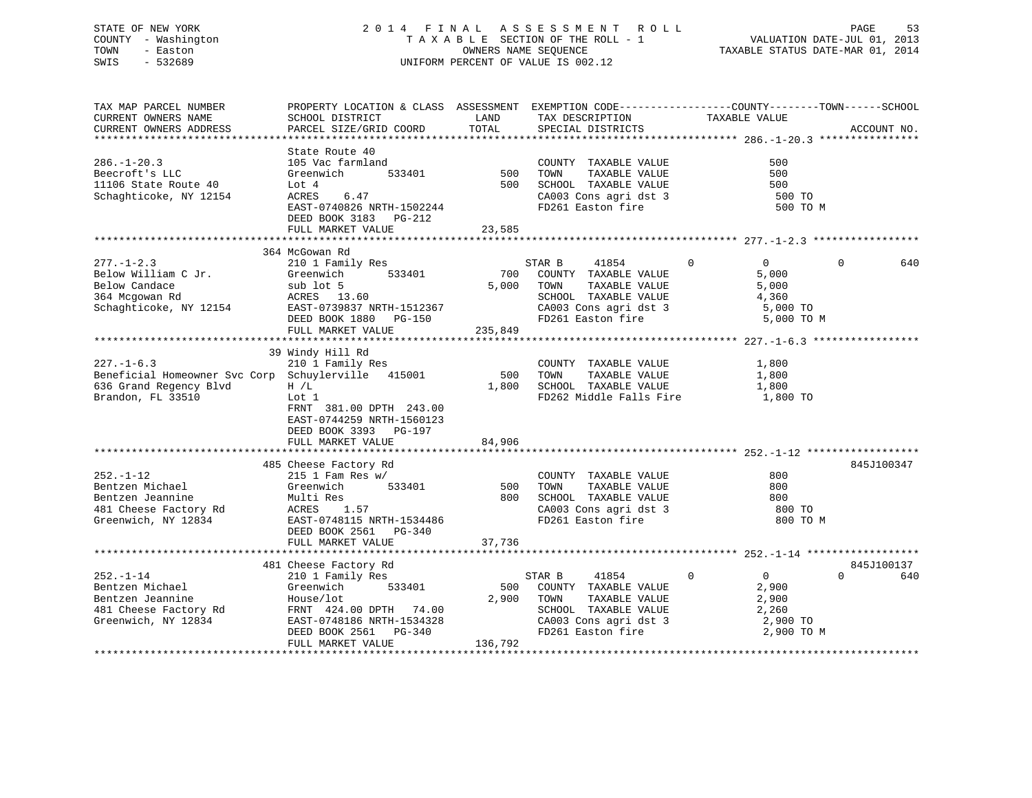STATE OF NEW YORK — 2014 FINAL ASSESSMENT ROLL
COUNTY - Washington — TAXABLE SECTION OF THE ROLL - 1 — VALUATION DATE-JUL 01, 2013
TOWN - Easton — OWNERS NAME SEQUENCE — TAXABLE STATUS DATE-MAR 01, 2014
SWIS - 532689 — UNIFORM PERCENT OF VALUE IS 002.12

```
TAX MAP PARCEL NUMBER          PROPERTY LOCATION & CLASS  ASSESSMENT  EXEMPTION CODE-----------------COUNTY--------TOWN------SCHOOL
CURRENT OWNERS NAME            SCHOOL DISTRICT              LAND      TAX DESCRIPTION             TAXABLE VALUE
CURRENT OWNERS ADDRESS         PARCEL SIZE/GRID COORD       TOTAL     SPECIAL DISTRICTS                                      ACCOUNT NO.
******************************************************************************************************* 286.-1-20.3 ****************
                               State Route 40
286.-1-20.3                    105 Vac farmland                       COUNTY  TAXABLE VALUE              500
Beecroft's LLC                 Greenwich       533401          500    TOWN    TAXABLE VALUE              500
11106 State Route 40           Lot 4                           500    SCHOOL  TAXABLE VALUE              500
Schaghticoke, NY 12154         ACRES    6.47                          CA003 Cons agri dst 3               500 TO
                               EAST-0740826 NRTH-1502244              FD261 Easton fire                   500 TO M
                               DEED BOOK 3183   PG-212
                               FULL MARKET VALUE            23,585
******************************************************************************************************* 277.-1-2.3 *****************
                               364 McGowan Rd
277.-1-2.3                     210 1 Family Res                       STAR B      41854         0          0            0         640
Below William C Jr.            Greenwich       533401          700    COUNTY  TAXABLE VALUE            5,000
Below Candace                  sub lot 5                     5,000    TOWN    TAXABLE VALUE            5,000
364 Mcgowan Rd                 ACRES   13.60                          SCHOOL  TAXABLE VALUE            4,360
Schaghticoke, NY 12154         EAST-0739837 NRTH-1512367              CA003 Cons agri dst 3             5,000 TO
                               DEED BOOK 1880   PG-150                FD261 Easton fire                 5,000 TO M
                               FULL MARKET VALUE           235,849
******************************************************************************************************* 227.-1-6.3 *****************
                               39 Windy Hill Rd
227.-1-6.3                     210 1 Family Res                       COUNTY  TAXABLE VALUE            1,800
Beneficial Homeowner Svc Corp  Schuylerville   415001          500    TOWN    TAXABLE VALUE            1,800
636 Grand Regency Blvd         H /L                          1,800    SCHOOL  TAXABLE VALUE            1,800
Brandon, FL 33510              Lot 1                                  FD262 Middle Falls Fire           1,800 TO
                               FRNT  381.00 DPTH  243.00
                               EAST-0744259 NRTH-1560123
                               DEED BOOK 3393   PG-197
                               FULL MARKET VALUE            84,906
******************************************************************************************************* 252.-1-12 ******************
                               485 Cheese Factory Rd                                                                   845J100347
252.-1-12                      215 1 Fam Res w/                       COUNTY  TAXABLE VALUE              800
Bentzen Michael                Greenwich       533401          500    TOWN    TAXABLE VALUE              800
Bentzen Jeannine               Multi Res                       800    SCHOOL  TAXABLE VALUE              800
481 Cheese Factory Rd          ACRES    1.57                          CA003 Cons agri dst 3               800 TO
Greenwich, NY 12834            EAST-0748115 NRTH-1534486              FD261 Easton fire                   800 TO M
                               DEED BOOK 2561   PG-340
                               FULL MARKET VALUE            37,736
******************************************************************************************************* 252.-1-14 ******************
                               481 Cheese Factory Rd                                                                   845J100137
252.-1-14                      210 1 Family Res                       STAR B      41854         0          0            0         640
Bentzen Michael                Greenwich       533401          500    COUNTY  TAXABLE VALUE            2,900
Bentzen Jeannine               House/lot                     2,900    TOWN    TAXABLE VALUE            2,900
481 Cheese Factory Rd          FRNT  424.00 DPTH   74.00              SCHOOL  TAXABLE VALUE            2,260
Greenwich, NY 12834            EAST-0748186 NRTH-1534328              CA003 Cons agri dst 3             2,900 TO
                               DEED BOOK 2561   PG-340                FD261 Easton fire                 2,900 TO M
                               FULL MARKET VALUE           136,792
************************************************************************************************************************************
```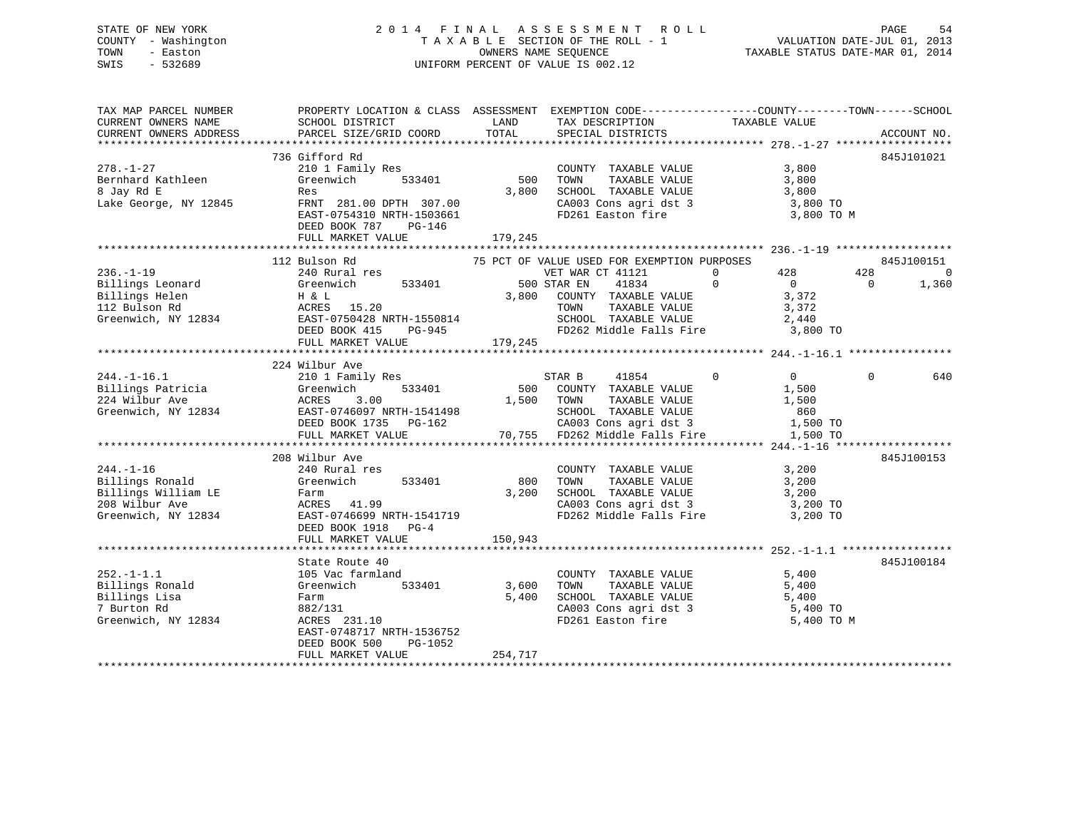STATE OF NEW YORK
COUNTY - Washington
TOWN - Easton
SWIS - 532689

# 2014 FINAL ASSESSMENT ROLL

TAXABLE SECTION OF THE ROLL - 1
OWNERS NAME SEQUENCE
UNIFORM PERCENT OF VALUE IS 002.12

VALUATION DATE-JUL 01, 2013
TAXABLE STATUS DATE-MAR 01, 2014

```
TAX MAP PARCEL NUMBER      PROPERTY LOCATION & CLASS  ASSESSMENT  EXEMPTION CODE------------------COUNTY--------TOWN------SCHOOL
CURRENT OWNERS NAME        SCHOOL DISTRICT             LAND       TAX DESCRIPTION            TAXABLE VALUE
CURRENT OWNERS ADDRESS     PARCEL SIZE/GRID COORD      TOTAL      SPECIAL DISTRICTS                                    ACCOUNT NO.
******************************************************************************************************* 278.-1-27 ******************
                           736 Gifford Rd                                                                              845J101021
278.-1-27                  210 1 Family Res                       COUNTY  TAXABLE VALUE          3,800
Bernhard Kathleen          Greenwich       533401          500    TOWN    TAXABLE VALUE          3,800
8 Jay Rd E                 Res                           3,800    SCHOOL  TAXABLE VALUE          3,800
Lake George, NY 12845      FRNT 281.00 DPTH 307.00                CA003 Cons agri dst 3            3,800 TO
                           EAST-0754310 NRTH-1503661              FD261 Easton fire                3,800 TO M
                           DEED BOOK 787    PG-146
                           FULL MARKET VALUE            179,245
******************************************************************************************************* 236.-1-19 ******************
                           112 Bulson Rd                  75 PCT OF VALUE USED FOR EXEMPTION PURPOSES                  845J100151
236.-1-19                  240 Rural res                          VET WAR CT 41121          0        428          428            0
Billings Leonard           Greenwich       533401          500 STAR EN    41834          0          0            0        1,360
Billings Helen             H & L                         3,800    COUNTY  TAXABLE VALUE          3,372
112 Bulson Rd              ACRES  15.20                           TOWN    TAXABLE VALUE          3,372
Greenwich, NY 12834        EAST-0750428 NRTH-1550814              SCHOOL  TAXABLE VALUE          2,440
                           DEED BOOK 415    PG-945                FD262 Middle Falls Fire          3,800 TO
                           FULL MARKET VALUE            179,245
******************************************************************************************************* 244.-1-16.1 ****************
                           224 Wilbur Ave
244.-1-16.1                210 1 Family Res                       STAR B     41854          0          0            0          640
Billings Patricia          Greenwich       533401          500    COUNTY  TAXABLE VALUE          1,500
224 Wilbur Ave             ACRES    3.00                 1,500    TOWN    TAXABLE VALUE          1,500
Greenwich, NY 12834        EAST-0746097 NRTH-1541498              SCHOOL  TAXABLE VALUE            860
                           DEED BOOK 1735   PG-162                CA003 Cons agri dst 3            1,500 TO
                           FULL MARKET VALUE             70,755   FD262 Middle Falls Fire          1,500 TO
******************************************************************************************************* 244.-1-16 ******************
                           208 Wilbur Ave                                                                              845J100153
244.-1-16                  240 Rural res                          COUNTY  TAXABLE VALUE          3,200
Billings Ronald            Greenwich       533401          800    TOWN    TAXABLE VALUE          3,200
Billings William LE        Farm                          3,200    SCHOOL  TAXABLE VALUE          3,200
208 Wilbur Ave             ACRES  41.99                           CA003 Cons agri dst 3            3,200 TO
Greenwich, NY 12834        EAST-0746699 NRTH-1541719              FD262 Middle Falls Fire          3,200 TO
                           DEED BOOK 1918   PG-4
                           FULL MARKET VALUE            150,943
******************************************************************************************************* 252.-1-1.1 *****************
                           State Route 40                                                                              845J100184
252.-1-1.1                 105 Vac farmland                       COUNTY  TAXABLE VALUE          5,400
Billings Ronald            Greenwich       533401        3,600    TOWN    TAXABLE VALUE          5,400
Billings Lisa              Farm                          5,400    SCHOOL  TAXABLE VALUE          5,400
7 Burton Rd                882/131                                CA003 Cons agri dst 3            5,400 TO
Greenwich, NY 12834        ACRES 231.10                           FD261 Easton fire                5,400 TO M
                           EAST-0748717 NRTH-1536752
                           DEED BOOK 500    PG-1052
                           FULL MARKET VALUE            254,717
************************************************************************************************************************************
```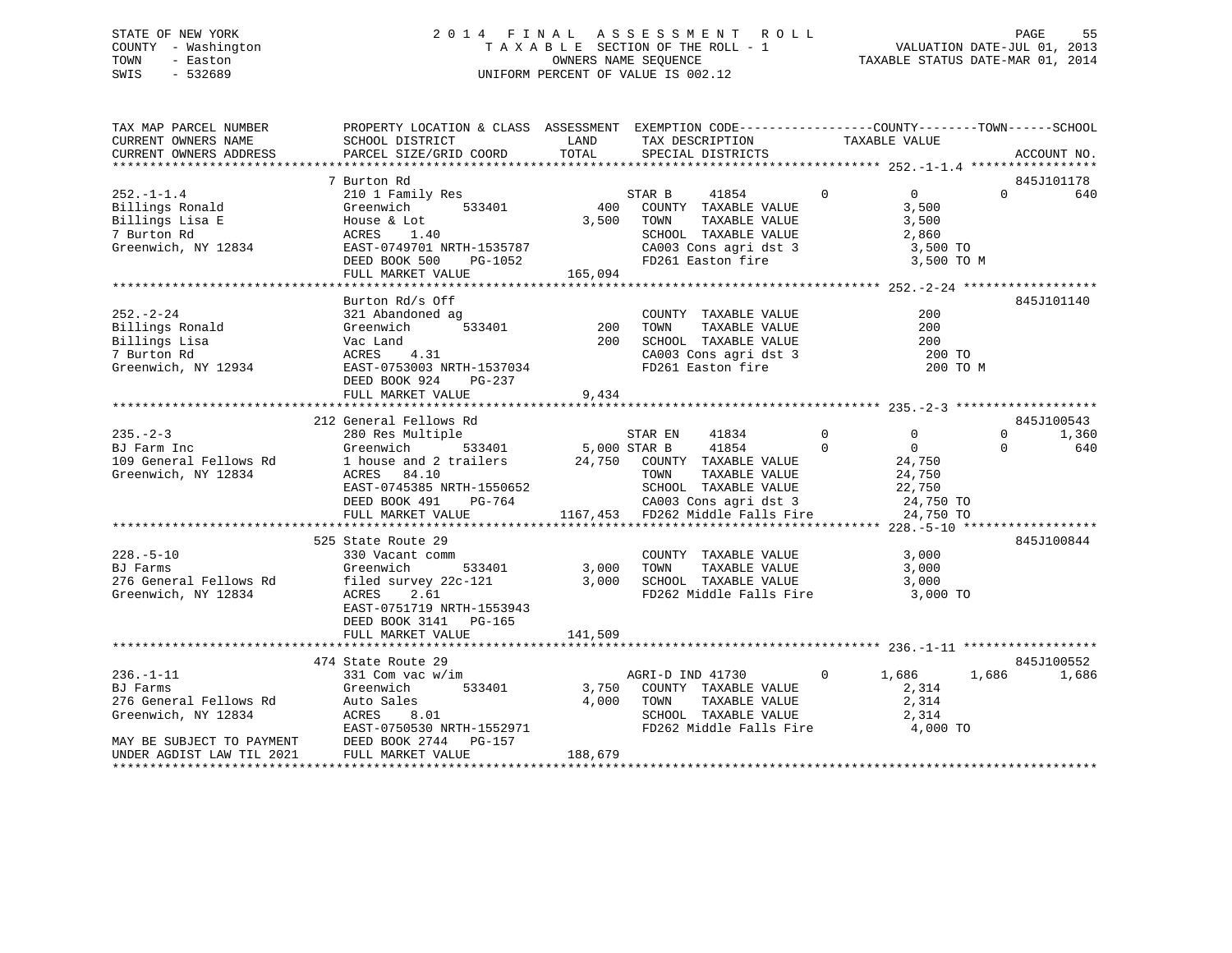STATE OF NEW YORK
COUNTY - Washington
TOWN - Easton
SWIS - 532689

2014 FINAL ASSESSMENT ROLL
TAXABLE SECTION OF THE ROLL - 1
OWNERS NAME SEQUENCE
UNIFORM PERCENT OF VALUE IS 002.12

VALUATION DATE-JUL 01, 2013
TAXABLE STATUS DATE-MAR 01, 2014

```
TAX MAP PARCEL NUMBER          PROPERTY LOCATION & CLASS  ASSESSMENT  EXEMPTION CODE------------------COUNTY--------TOWN------SCHOOL
CURRENT OWNERS NAME            SCHOOL DISTRICT             LAND       TAX DESCRIPTION             TAXABLE VALUE
CURRENT OWNERS ADDRESS         PARCEL SIZE/GRID COORD      TOTAL      SPECIAL DISTRICTS                                      ACCOUNT NO.
****************************************************************************************************** 252.-1-1.4 *****************
                               7 Burton Rd                                                                               845J101178
252.-1-1.4                     210 1 Family Res                    STAR B     41854          0          0           0          640
Billings Ronald                Greenwich        533401        400   COUNTY  TAXABLE VALUE              3,500
Billings Lisa E                House & Lot                  3,500   TOWN    TAXABLE VALUE              3,500
7 Burton Rd                    ACRES    1.40                        SCHOOL  TAXABLE VALUE              2,860
Greenwich, NY 12834            EAST-0749701 NRTH-1535787            CA003 Cons agri dst 3               3,500 TO
                               DEED BOOK 500    PG-1052             FD261 Easton fire                   3,500 TO M
                               FULL MARKET VALUE           165,094
****************************************************************************************************** 252.-2-24 ******************
                               Burton Rd/s Off                                                                           845J101140
252.-2-24                      321 Abandoned ag                     COUNTY  TAXABLE VALUE                200
Billings Ronald                Greenwich        533401        200   TOWN    TAXABLE VALUE                200
Billings Lisa                  Vac Land                       200   SCHOOL  TAXABLE VALUE                200
7 Burton Rd                    ACRES    4.31                        CA003 Cons agri dst 3                 200 TO
Greenwich, NY 12934            EAST-0753003 NRTH-1537034            FD261 Easton fire                     200 TO M
                               DEED BOOK 924    PG-237
                               FULL MARKET VALUE             9,434
****************************************************************************************************** 235.-2-3 *******************
                               212 General Fellows Rd                                                                    845J100543
235.-2-3                       280 Res Multiple                    STAR EN    41834          0          0           0        1,360
BJ Farm Inc                    Greenwich        533401      5,000 STAR B     41854          0          0           0          640
109 General Fellows Rd         1 house and 2 trailers      24,750   COUNTY  TAXABLE VALUE             24,750
Greenwich, NY 12834            ACRES   84.10                        TOWN    TAXABLE VALUE             24,750
                               EAST-0745385 NRTH-1550652            SCHOOL  TAXABLE VALUE             22,750
                               DEED BOOK 491    PG-764              CA003 Cons agri dst 3              24,750 TO
                               FULL MARKET VALUE          1167,453  FD262 Middle Falls Fire            24,750 TO
****************************************************************************************************** 228.-5-10 ******************
                               525 State Route 29                                                                        845J100844
228.-5-10                      330 Vacant comm                      COUNTY  TAXABLE VALUE              3,000
BJ Farms                       Greenwich        533401      3,000   TOWN    TAXABLE VALUE              3,000
276 General Fellows Rd         filed survey 22c-121         3,000   SCHOOL  TAXABLE VALUE              3,000
Greenwich, NY 12834            ACRES    2.61                        FD262 Middle Falls Fire             3,000 TO
                               EAST-0751719 NRTH-1553943
                               DEED BOOK 3141   PG-165
                               FULL MARKET VALUE           141,509
****************************************************************************************************** 236.-1-11 ******************
                               474 State Route 29                                                                        845J100552
236.-1-11                      331 Com vac w/im                    AGRI-D IND 41730          0      1,686       1,686        1,686
BJ Farms                       Greenwich        533401      3,750   COUNTY  TAXABLE VALUE              2,314
276 General Fellows Rd         Auto Sales                   4,000   TOWN    TAXABLE VALUE              2,314
Greenwich, NY 12834            ACRES    8.01                        SCHOOL  TAXABLE VALUE              2,314
                               EAST-0750530 NRTH-1552971            FD262 Middle Falls Fire             4,000 TO
MAY BE SUBJECT TO PAYMENT      DEED BOOK 2744   PG-157
UNDER AGDIST LAW TIL 2021      FULL MARKET VALUE           188,679
************************************************************************************************************************************
```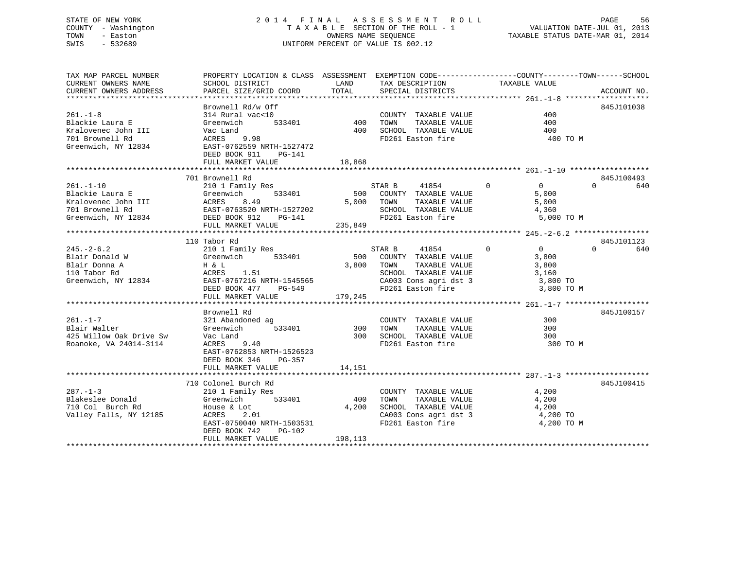STATE OF NEW YORK
COUNTY - Washington
TOWN - Easton
SWIS - 532689

2014 FINAL ASSESSMENT ROLL
TAXABLE SECTION OF THE ROLL - 1
OWNERS NAME SEQUENCE
UNIFORM PERCENT OF VALUE IS 002.12

VALUATION DATE-JUL 01, 2013
TAXABLE STATUS DATE-MAR 01, 2014

| TAX MAP PARCEL NUMBER / CURRENT OWNERS NAME / CURRENT OWNERS ADDRESS | PROPERTY LOCATION & CLASS / SCHOOL DISTRICT / PARCEL SIZE/GRID COORD | ASSESSMENT LAND | TOTAL | EXEMPTION CODE / TAX DESCRIPTION / SPECIAL DISTRICTS | COUNTY TAXABLE VALUE | TOWN | SCHOOL | ACCOUNT NO. |
|---|---|---|---|---|---|---|---|---|
| **261.-1-8** | Brownell Rd/w Off | | | | | | | 845J101038 |
| 261.-1-8 | 314 Rural vac<10 | | | COUNTY TAXABLE VALUE | 400 | | | |
| Blackie Laura E | Greenwich 533401 | 400 | | TOWN TAXABLE VALUE | 400 | | | |
| Kralovenec John III | Vac Land | | 400 | SCHOOL TAXABLE VALUE | 400 | | | |
| 701 Brownell Rd | ACRES 9.98 | | | FD261 Easton fire | 400 TO M | | | |
| Greenwich, NY 12834 | EAST-0762559 NRTH-1527472 | | | | | | | |
| | DEED BOOK 911 PG-141 | | | | | | | |
| | FULL MARKET VALUE | | 18,868 | | | | | |
| **261.-1-10** | 701 Brownell Rd | | | | | | | 845J100493 |
| 261.-1-10 | 210 1 Family Res | | | STAR B 41854 | 0 | 0 | 0 | 640 |
| Blackie Laura E | Greenwich 533401 | 500 | | COUNTY TAXABLE VALUE | 5,000 | | | |
| Kralovenec John III | ACRES 8.49 | | 5,000 | TOWN TAXABLE VALUE | 5,000 | | | |
| 701 Brownell Rd | EAST-0763520 NRTH-1527202 | | | SCHOOL TAXABLE VALUE | 4,360 | | | |
| Greenwich, NY 12834 | DEED BOOK 912 PG-141 | | | FD261 Easton fire | 5,000 TO M | | | |
| | FULL MARKET VALUE | | 235,849 | | | | | |
| **245.-2-6.2** | 110 Tabor Rd | | | | | | | 845J101123 |
| 245.-2-6.2 | 210 1 Family Res | | | STAR B 41854 | 0 | 0 | 0 | 640 |
| Blair Donald W | Greenwich 533401 | 500 | | COUNTY TAXABLE VALUE | 3,800 | | | |
| Blair Donna A | H & L | | 3,800 | TOWN TAXABLE VALUE | 3,800 | | | |
| 110 Tabor Rd | ACRES 1.51 | | | SCHOOL TAXABLE VALUE | 3,160 | | | |
| Greenwich, NY 12834 | EAST-0767216 NRTH-1545565 | | | CA003 Cons agri dst 3 | 3,800 TO | | | |
| | DEED BOOK 477 PG-549 | | | FD261 Easton fire | 3,800 TO M | | | |
| | FULL MARKET VALUE | | 179,245 | | | | | |
| **261.-1-7** | Brownell Rd | | | | | | | 845J100157 |
| 261.-1-7 | 321 Abandoned ag | | | COUNTY TAXABLE VALUE | 300 | | | |
| Blair Walter | Greenwich 533401 | 300 | | TOWN TAXABLE VALUE | 300 | | | |
| 425 Willow Oak Drive Sw | Vac Land | | 300 | SCHOOL TAXABLE VALUE | 300 | | | |
| Roanoke, VA 24014-3114 | ACRES 9.40 | | | FD261 Easton fire | 300 TO M | | | |
| | EAST-0762853 NRTH-1526523 | | | | | | | |
| | DEED BOOK 346 PG-357 | | | | | | | |
| | FULL MARKET VALUE | | 14,151 | | | | | |
| **287.-1-3** | 710 Colonel Burch Rd | | | | | | | 845J100415 |
| 287.-1-3 | 210 1 Family Res | | | COUNTY TAXABLE VALUE | 4,200 | | | |
| Blakeslee Donald | Greenwich 533401 | 400 | | TOWN TAXABLE VALUE | 4,200 | | | |
| 710 Col Burch Rd | House & Lot | | 4,200 | SCHOOL TAXABLE VALUE | 4,200 | | | |
| Valley Falls, NY 12185 | ACRES 2.01 | | | CA003 Cons agri dst 3 | 4,200 TO | | | |
| | EAST-0750040 NRTH-1503531 | | | FD261 Easton fire | 4,200 TO M | | | |
| | DEED BOOK 742 PG-102 | | | | | | | |
| | FULL MARKET VALUE | | 198,113 | | | | | |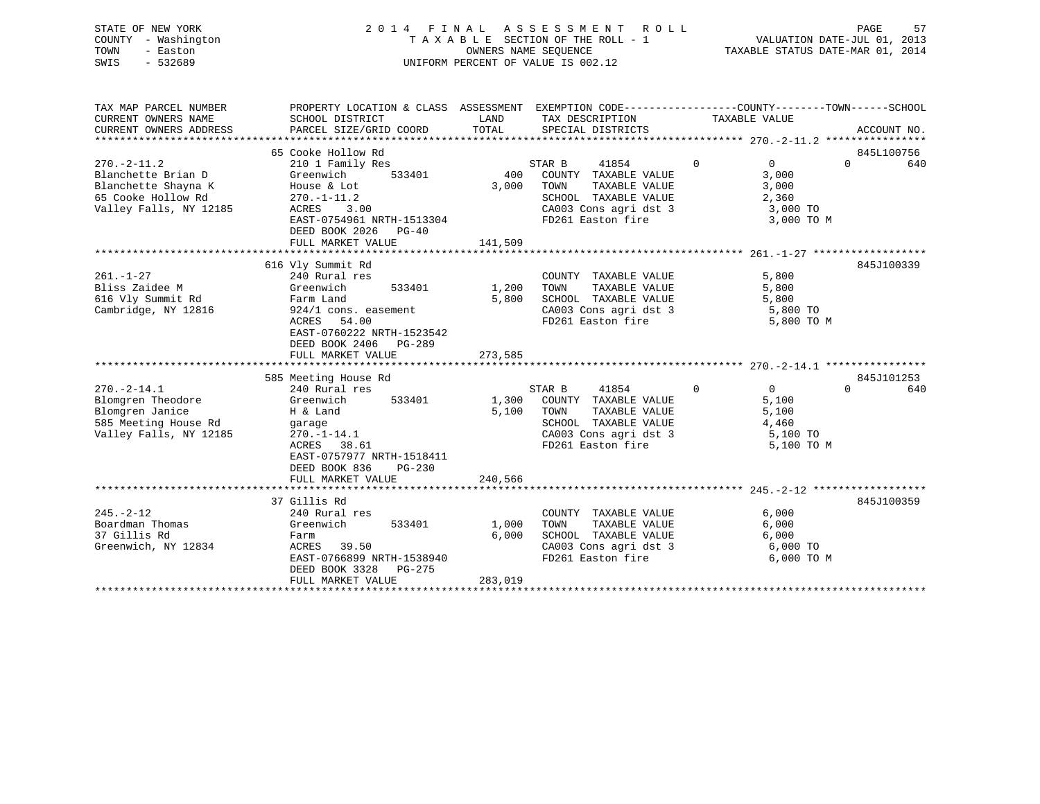STATE OF NEW YORK
COUNTY - Washington
TOWN - Easton
SWIS - 532689

2014 FINAL ASSESSMENT ROLL
TAXABLE SECTION OF THE ROLL - 1
OWNERS NAME SEQUENCE
UNIFORM PERCENT OF VALUE IS 002.12

VALUATION DATE-JUL 01, 2013
TAXABLE STATUS DATE-MAR 01, 2014

```
TAX MAP PARCEL NUMBER          PROPERTY LOCATION & CLASS  ASSESSMENT  EXEMPTION CODE------------------COUNTY--------TOWN------SCHOOL
CURRENT OWNERS NAME            SCHOOL DISTRICT               LAND      TAX DESCRIPTION            TAXABLE VALUE
CURRENT OWNERS ADDRESS         PARCEL SIZE/GRID COORD        TOTAL     SPECIAL DISTRICTS                                       ACCOUNT NO.
******************************************************************************************************* 270.-2-11.2 ****************
                               65 Cooke Hollow Rd                                                                             845L100756
270.-2-11.2                    210 1 Family Res                     STAR B      41854          0           0           0           640
Blanchette Brian D             Greenwich        533401       400    COUNTY  TAXABLE VALUE               3,000
Blanchette Shayna K            House & Lot                 3,000    TOWN    TAXABLE VALUE               3,000
65 Cooke Hollow Rd             270.-1-11.2                          SCHOOL  TAXABLE VALUE               2,360
Valley Falls, NY 12185         ACRES    3.00                        CA003 Cons agri dst 3                3,000 TO
                               EAST-0754961 NRTH-1513304            FD261 Easton fire                    3,000 TO M
                               DEED BOOK 2026   PG-40
                               FULL MARKET VALUE           141,509
******************************************************************************************************* 261.-1-27 ******************
                               616 Vly Summit Rd                                                                              845J100339
261.-1-27                      240 Rural res                        COUNTY  TAXABLE VALUE               5,800
Bliss Zaidee M                 Greenwich        533401     1,200    TOWN    TAXABLE VALUE               5,800
616 Vly Summit Rd              Farm Land                   5,800    SCHOOL  TAXABLE VALUE               5,800
Cambridge, NY 12816            924/1 cons. easement                 CA003 Cons agri dst 3                5,800 TO
                               ACRES   54.00                        FD261 Easton fire                    5,800 TO M
                               EAST-0760222 NRTH-1523542
                               DEED BOOK 2406   PG-289
                               FULL MARKET VALUE           273,585
******************************************************************************************************* 270.-2-14.1 ****************
                               585 Meeting House Rd                                                                           845J101253
270.-2-14.1                    240 Rural res                        STAR B      41854          0           0           0           640
Blomgren Theodore              Greenwich        533401     1,300    COUNTY  TAXABLE VALUE               5,100
Blomgren Janice                H & Land                    5,100    TOWN    TAXABLE VALUE               5,100
585 Meeting House Rd           garage                               SCHOOL  TAXABLE VALUE               4,460
Valley Falls, NY 12185         270.-1-14.1                          CA003 Cons agri dst 3                5,100 TO
                               ACRES   38.61                        FD261 Easton fire                    5,100 TO M
                               EAST-0757977 NRTH-1518411
                               DEED BOOK 836    PG-230
                               FULL MARKET VALUE           240,566
******************************************************************************************************* 245.-2-12 ******************
                               37 Gillis Rd                                                                                   845J100359
245.-2-12                      240 Rural res                        COUNTY  TAXABLE VALUE               6,000
Boardman Thomas                Greenwich        533401     1,000    TOWN    TAXABLE VALUE               6,000
37 Gillis Rd                   Farm                        6,000    SCHOOL  TAXABLE VALUE               6,000
Greenwich, NY 12834            ACRES   39.50                        CA003 Cons agri dst 3                6,000 TO
                               EAST-0766899 NRTH-1538940            FD261 Easton fire                    6,000 TO M
                               DEED BOOK 3328   PG-275
                               FULL MARKET VALUE           283,019
************************************************************************************************************************************
```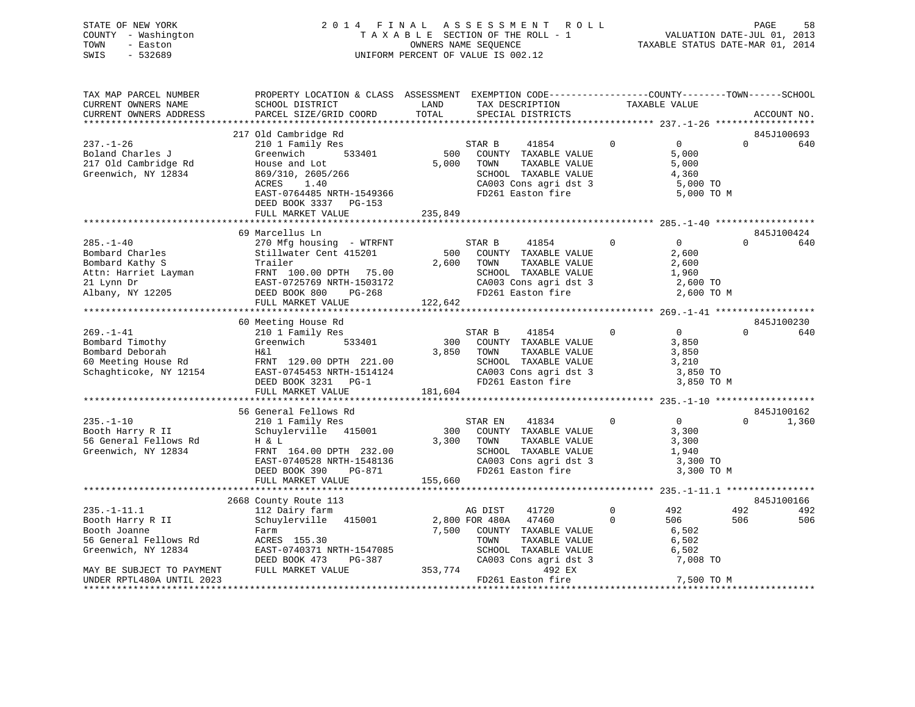STATE OF NEW YORK
COUNTY - Washington
TOWN - Easton
SWIS - 532689

2 0 1 4 F I N A L A S S E S S M E N T R O L L
T A X A B L E SECTION OF THE ROLL - 1
OWNERS NAME SEQUENCE
UNIFORM PERCENT OF VALUE IS 002.12

VALUATION DATE-JUL 01, 2013
TAXABLE STATUS DATE-MAR 01, 2014

```
TAX MAP PARCEL NUMBER          PROPERTY LOCATION & CLASS  ASSESSMENT  EXEMPTION CODE------------------COUNTY--------TOWN------SCHOOL
CURRENT OWNERS NAME            SCHOOL DISTRICT               LAND      TAX DESCRIPTION            TAXABLE VALUE
CURRENT OWNERS ADDRESS         PARCEL SIZE/GRID COORD        TOTAL     SPECIAL DISTRICTS                                      ACCOUNT NO.
******************************************************************************************************* 237.-1-26 ******************
                       217 Old Cambridge Rd                                                                                845J100693
237.-1-26              210 1 Family Res                        STAR B       41854            0            0            0         640
Boland Charles J       Greenwich        533401          500    COUNTY  TAXABLE VALUE                    5,000
217 Old Cambridge Rd   House and Lot                  5,000    TOWN    TAXABLE VALUE                    5,000
Greenwich, NY 12834    869/310, 2605/266                       SCHOOL  TAXABLE VALUE                    4,360
                       ACRES    1.40                           CA003 Cons agri dst 3                     5,000 TO
                       EAST-0764485 NRTH-1549366               FD261 Easton fire                         5,000 TO M
                       DEED BOOK 3337   PG-153
                       FULL MARKET VALUE            235,849
******************************************************************************************************* 285.-1-40 ******************
                       69 Marcellus Ln                                                                                     845J100424
285.-1-40              270 Mfg housing  - WTRFNT               STAR B       41854            0            0            0         640
Bombard Charles        Stillwater Cent 415201           500    COUNTY  TAXABLE VALUE                    2,600
Bombard Kathy S        Trailer                        2,600    TOWN    TAXABLE VALUE                    2,600
Attn: Harriet Layman   FRNT 100.00 DPTH  75.00                 SCHOOL  TAXABLE VALUE                    1,960
21 Lynn Dr             EAST-0725769 NRTH-1503172               CA003 Cons agri dst 3                     2,600 TO
Albany, NY 12205       DEED BOOK 800    PG-268                 FD261 Easton fire                         2,600 TO M
                       FULL MARKET VALUE            122,642
******************************************************************************************************* 269.-1-41 ******************
                       60 Meeting House Rd                                                                                 845J100230
269.-1-41              210 1 Family Res                        STAR B       41854            0            0            0         640
Bombard Timothy        Greenwich        533401          300    COUNTY  TAXABLE VALUE                    3,850
Bombard Deborah        H&l                            3,850    TOWN    TAXABLE VALUE                    3,850
60 Meeting House Rd    FRNT 129.00 DPTH 221.00                 SCHOOL  TAXABLE VALUE                    3,210
Schaghticoke, NY 12154 EAST-0745453 NRTH-1514124               CA003 Cons agri dst 3                     3,850 TO
                       DEED BOOK 3231   PG-1                   FD261 Easton fire                         3,850 TO M
                       FULL MARKET VALUE            181,604
******************************************************************************************************* 235.-1-10 ******************
                       56 General Fellows Rd                                                                               845J100162
235.-1-10              210 1 Family Res                        STAR EN      41834            0            0            0       1,360
Booth Harry R II       Schuylerville   415001           300    COUNTY  TAXABLE VALUE                    3,300
56 General Fellows Rd  H & L                          3,300    TOWN    TAXABLE VALUE                    3,300
Greenwich, NY 12834    FRNT 164.00 DPTH 232.00                 SCHOOL  TAXABLE VALUE                    1,940
                       EAST-0740528 NRTH-1548136               CA003 Cons agri dst 3                     3,300 TO
                       DEED BOOK 390    PG-871                 FD261 Easton fire                         3,300 TO M
                       FULL MARKET VALUE            155,660
******************************************************************************************************* 235.-1-11.1 ****************
                       2668 County Route 113                                                                               845J100166
235.-1-11.1            112 Dairy farm                          AG DIST      41720            0          492          492         492
Booth Harry R II       Schuylerville   415001         2,800 FOR 480A    47460            0          506          506         506
Booth Joanne           Farm                           7,500    COUNTY  TAXABLE VALUE                    6,502
56 General Fellows Rd  ACRES  155.30                           TOWN    TAXABLE VALUE                    6,502
Greenwich, NY 12834    EAST-0740371 NRTH-1547085               SCHOOL  TAXABLE VALUE                    6,502
                       DEED BOOK 473    PG-387                 CA003 Cons agri dst 3                     7,008 TO
MAY BE SUBJECT TO PAYMENT FULL MARKET VALUE         353,774              492 EX
UNDER RPTL480A UNTIL 2023                                      FD261 Easton fire                         7,500 TO M
************************************************************************************************************************************
```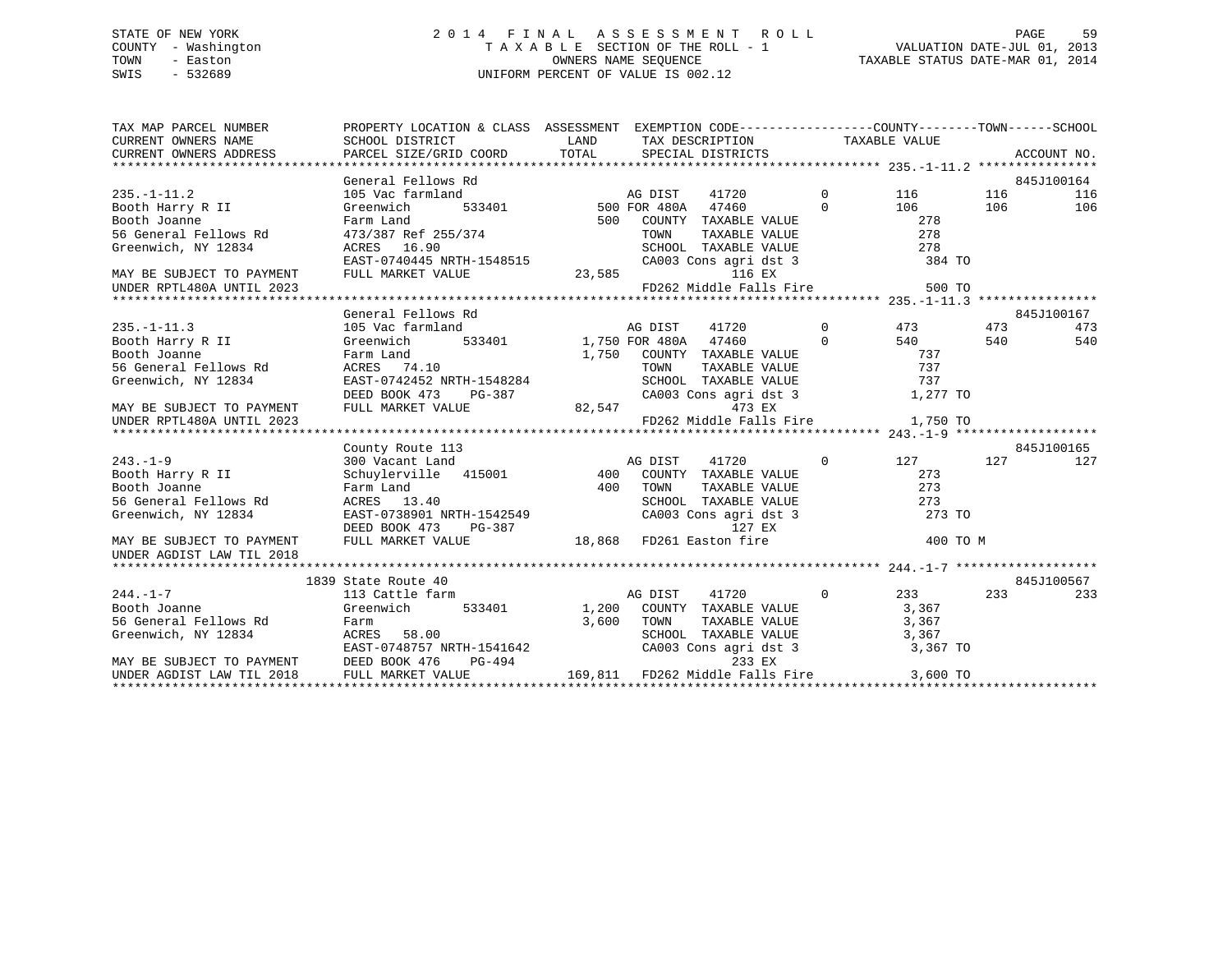STATE OF NEW YORK
COUNTY - Washington
TOWN - Easton
SWIS - 532689

# 2014 FINAL ASSESSMENT ROLL
TAXABLE SECTION OF THE ROLL - 1
OWNERS NAME SEQUENCE
UNIFORM PERCENT OF VALUE IS 002.12

VALUATION DATE-JUL 01, 2013
TAXABLE STATUS DATE-MAR 01, 2014

```
TAX MAP PARCEL NUMBER      PROPERTY LOCATION & CLASS  ASSESSMENT  EXEMPTION CODE-----------------COUNTY--------TOWN------SCHOOL
CURRENT OWNERS NAME        SCHOOL DISTRICT               LAND      TAX DESCRIPTION              TAXABLE VALUE
CURRENT OWNERS ADDRESS     PARCEL SIZE/GRID COORD        TOTAL     SPECIAL DISTRICTS                                        ACCOUNT NO.
******************************************************************************************** 235.-1-11.2 ****************
                           General Fellows Rd                                                                            845J100164
235.-1-11.2                105 Vac farmland                    AG DIST     41720          0         116        116         116
Booth Harry R II           Greenwich        533401         500 FOR 480A    47460          0         106        106         106
Booth Joanne               Farm Land                       500    COUNTY  TAXABLE VALUE              278
56 General Fellows Rd      473/387 Ref 255/374                    TOWN    TAXABLE VALUE              278
Greenwich, NY 12834        ACRES   16.90                          SCHOOL  TAXABLE VALUE              278
                           EAST-0740445 NRTH-1548515              CA003 Cons agri dst 3                 384 TO
MAY BE SUBJECT TO PAYMENT  FULL MARKET VALUE             23,585                116 EX
UNDER RPTL480A UNTIL 2023                                         FD262 Middle Falls Fire               500 TO
******************************************************************************************** 235.-1-11.3 ****************
                           General Fellows Rd                                                                            845J100167
235.-1-11.3                105 Vac farmland                    AG DIST     41720          0         473        473         473
Booth Harry R II           Greenwich        533401       1,750 FOR 480A    47460          0         540        540         540
Booth Joanne               Farm Land                     1,750    COUNTY  TAXABLE VALUE              737
56 General Fellows Rd      ACRES   74.10                          TOWN    TAXABLE VALUE              737
Greenwich, NY 12834        EAST-0742452 NRTH-1548284              SCHOOL  TAXABLE VALUE              737
                           DEED BOOK 473     PG-387               CA003 Cons agri dst 3               1,277 TO
MAY BE SUBJECT TO PAYMENT  FULL MARKET VALUE             82,547                473 EX
UNDER RPTL480A UNTIL 2023                                         FD262 Middle Falls Fire             1,750 TO
******************************************************************************************** 243.-1-9 *******************
                           County Route 113                                                                              845J100165
243.-1-9                   300 Vacant Land                     AG DIST     41720          0         127        127         127
Booth Harry R II           Schuylerville   415001          400    COUNTY  TAXABLE VALUE              273
Booth Joanne               Farm Land                       400    TOWN    TAXABLE VALUE              273
56 General Fellows Rd      ACRES   13.40                          SCHOOL  TAXABLE VALUE              273
Greenwich, NY 12834        EAST-0738901 NRTH-1542549              CA003 Cons agri dst 3                 273 TO
                           DEED BOOK 473     PG-387                        127 EX
MAY BE SUBJECT TO PAYMENT  FULL MARKET VALUE             18,868   FD261 Easton fire                     400 TO M
UNDER AGDIST LAW TIL 2018
******************************************************************************************** 244.-1-7 *******************
                      1839 State Route 40                                                                                845J100567
244.-1-7                   113 Cattle farm                     AG DIST     41720          0         233        233         233
Booth Joanne               Greenwich        533401       1,200    COUNTY  TAXABLE VALUE            3,367
56 General Fellows Rd      Farm                          3,600    TOWN    TAXABLE VALUE            3,367
Greenwich, NY 12834        ACRES   58.00                          SCHOOL  TAXABLE VALUE            3,367
                           EAST-0748757 NRTH-1541642              CA003 Cons agri dst 3               3,367 TO
MAY BE SUBJECT TO PAYMENT  DEED BOOK 476     PG-494                        233 EX
UNDER AGDIST LAW TIL 2018  FULL MARKET VALUE            169,811   FD262 Middle Falls Fire             3,600 TO
****************************************************************************************************************************
```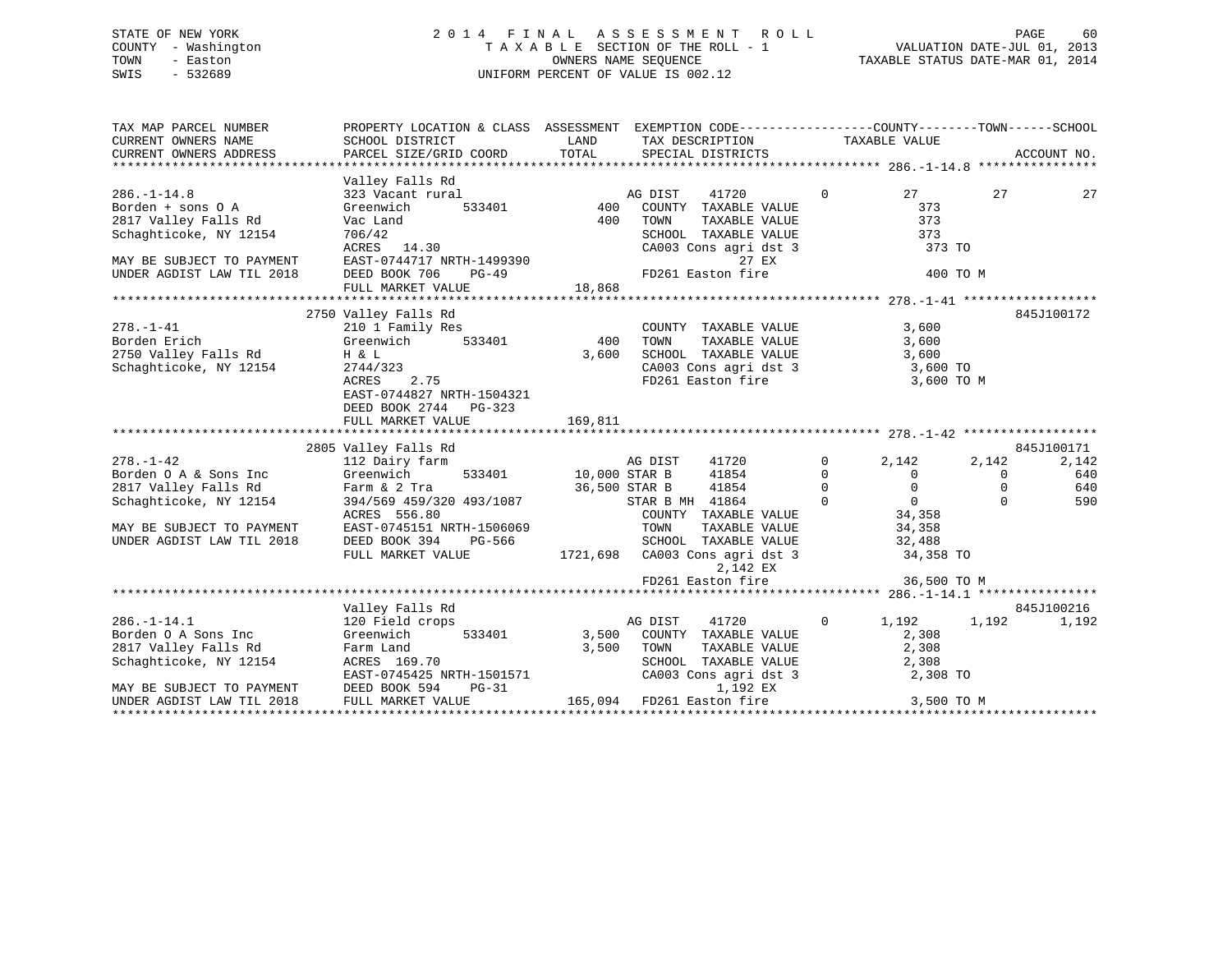STATE OF NEW YORK
COUNTY - Washington
TOWN - Easton
SWIS - 532689

# 2014 FINAL ASSESSMENT ROLL

TAXABLE SECTION OF THE ROLL - 1
OWNERS NAME SEQUENCE
UNIFORM PERCENT OF VALUE IS 002.12

VALUATION DATE-JUL 01, 2013
TAXABLE STATUS DATE-MAR 01, 2014

```
TAX MAP PARCEL NUMBER          PROPERTY LOCATION & CLASS  ASSESSMENT  EXEMPTION CODE------------------COUNTY--------TOWN------SCHOOL
CURRENT OWNERS NAME            SCHOOL DISTRICT             LAND       TAX DESCRIPTION            TAXABLE VALUE
CURRENT OWNERS ADDRESS         PARCEL SIZE/GRID COORD      TOTAL      SPECIAL DISTRICTS                                    ACCOUNT NO.
******************************************************************************************************* 286.-1-14.8 ****************
                               Valley Falls Rd
286.-1-14.8                    323 Vacant rural                 AG DIST     41720         0          27         27          27
Borden + sons O A              Greenwich        533401      400   COUNTY  TAXABLE VALUE               373
2817 Valley Falls Rd           Vac Land                     400   TOWN    TAXABLE VALUE               373
Schaghticoke, NY 12154         706/42                             SCHOOL  TAXABLE VALUE               373
                               ACRES   14.30                      CA003 Cons agri dst 3               373 TO
MAY BE SUBJECT TO PAYMENT      EAST-0744717 NRTH-1499390                       27 EX
UNDER AGDIST LAW TIL 2018      DEED BOOK 706    PG-49             FD261 Easton fire                   400 TO M
                               FULL MARKET VALUE             18,868
******************************************************************************************************* 278.-1-41 ******************
                               2750 Valley Falls Rd                                                                    845J100172
278.-1-41                      210 1 Family Res                   COUNTY  TAXABLE VALUE             3,600
Borden Erich                   Greenwich        533401      400   TOWN    TAXABLE VALUE             3,600
2750 Valley Falls Rd           H & L                      3,600   SCHOOL  TAXABLE VALUE             3,600
Schaghticoke, NY 12154         2744/323                           CA003 Cons agri dst 3             3,600 TO
                               ACRES    2.75                      FD261 Easton fire                 3,600 TO M
                               EAST-0744827 NRTH-1504321
                               DEED BOOK 2744   PG-323
                               FULL MARKET VALUE            169,811
******************************************************************************************************* 278.-1-42 ******************
                               2805 Valley Falls Rd                                                                    845J100171
278.-1-42                      112 Dairy farm                     AG DIST     41720         0       2,142      2,142       2,142
Borden O A & Sons Inc          Greenwich        533401   10,000 STAR B      41854         0           0          0         640
2817 Valley Falls Rd           Farm & 2 Tra              36,500 STAR B      41854         0           0          0         640
Schaghticoke, NY 12154         394/569 459/320 493/1087          STAR B MH  41864         0           0          0         590
                               ACRES  556.80                      COUNTY  TAXABLE VALUE            34,358
MAY BE SUBJECT TO PAYMENT      EAST-0745151 NRTH-1506069          TOWN    TAXABLE VALUE            34,358
UNDER AGDIST LAW TIL 2018      DEED BOOK 394    PG-566            SCHOOL  TAXABLE VALUE            32,488
                               FULL MARKET VALUE           1721,698  CA003 Cons agri dst 3          34,358 TO
                                                                            2,142 EX
                                                                  FD261 Easton fire                36,500 TO M
******************************************************************************************************* 286.-1-14.1 ****************
                               Valley Falls Rd                                                                         845J100216
286.-1-14.1                    120 Field crops                    AG DIST     41720         0       1,192      1,192       1,192
Borden O A Sons Inc            Greenwich        533401    3,500   COUNTY  TAXABLE VALUE             2,308
2817 Valley Falls Rd           Farm Land                  3,500   TOWN    TAXABLE VALUE             2,308
Schaghticoke, NY 12154         ACRES  169.70                      SCHOOL  TAXABLE VALUE             2,308
                               EAST-0745425 NRTH-1501571          CA003 Cons agri dst 3             2,308 TO
MAY BE SUBJECT TO PAYMENT      DEED BOOK 594    PG-31                       1,192 EX
UNDER AGDIST LAW TIL 2018      FULL MARKET VALUE            165,094  FD261 Easton fire              3,500 TO M
************************************************************************************************************************************
```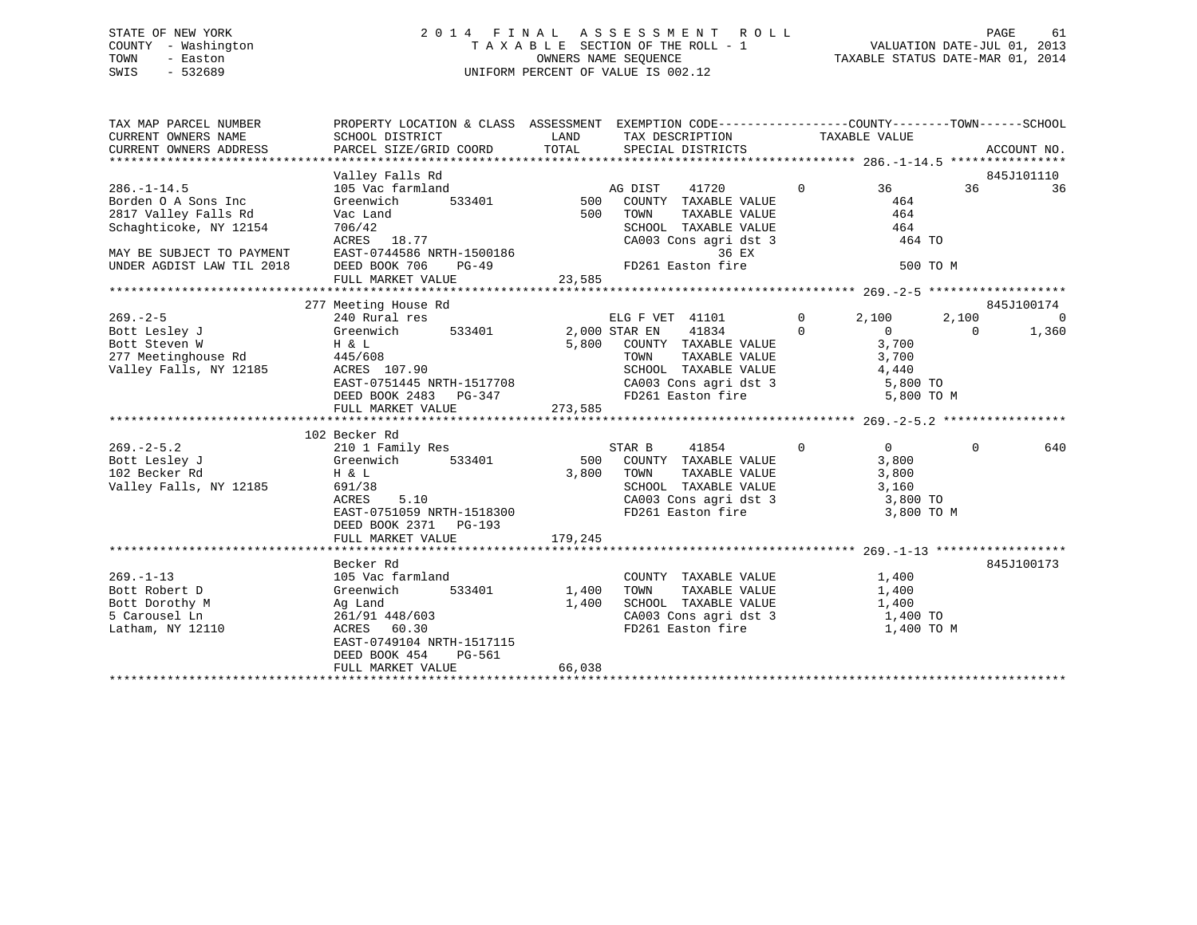STATE OF NEW YORK
COUNTY - Washington
TOWN - Easton
SWIS - 532689

2014 FINAL ASSESSMENT ROLL
TAXABLE SECTION OF THE ROLL - 1
OWNERS NAME SEQUENCE
UNIFORM PERCENT OF VALUE IS 002.12

VALUATION DATE-JUL 01, 2013
TAXABLE STATUS DATE-MAR 01, 2014

```
TAX MAP PARCEL NUMBER          PROPERTY LOCATION & CLASS  ASSESSMENT  EXEMPTION CODE------------------COUNTY--------TOWN------SCHOOL
CURRENT OWNERS NAME            SCHOOL DISTRICT               LAND      TAX DESCRIPTION            TAXABLE VALUE
CURRENT OWNERS ADDRESS         PARCEL SIZE/GRID COORD        TOTAL     SPECIAL DISTRICTS                                    ACCOUNT NO.
******************************************************************************************************* 286.-1-14.5 ****************
                               Valley Falls Rd                                                                           845J101110
286.-1-14.5                    105 Vac farmland                      AG DIST    41720          0         36          36          36
Borden O A Sons Inc            Greenwich        533401        500    COUNTY  TAXABLE VALUE                464
2817 Valley Falls Rd           Vac Land                       500    TOWN    TAXABLE VALUE                464
Schaghticoke, NY 12154         706/42                                SCHOOL  TAXABLE VALUE                464
                               ACRES   18.77                         CA003 Cons agri dst 3                 464 TO
MAY BE SUBJECT TO PAYMENT      EAST-0744586 NRTH-1500186                            36 EX
UNDER AGDIST LAW TIL 2018      DEED BOOK 706    PG-49                FD261 Easton fire                     500 TO M
                               FULL MARKET VALUE              23,585
******************************************************************************************************* 269.-2-5 *******************
                               277 Meeting House Rd                                                                      845J100174
269.-2-5                       240 Rural res                         ELG F VET  41101          0      2,100       2,100           0
Bott Lesley J                  Greenwich        533401      2,000 STAR EN    41834          0          0           0       1,360
Bott Steven W                  H & L                        5,800    COUNTY  TAXABLE VALUE              3,700
277 Meetinghouse Rd            445/608                               TOWN    TAXABLE VALUE              3,700
Valley Falls, NY 12185         ACRES  107.90                         SCHOOL  TAXABLE VALUE              4,440
                               EAST-0751445 NRTH-1517708             CA003 Cons agri dst 3               5,800 TO
                               DEED BOOK 2483   PG-347               FD261 Easton fire                   5,800 TO M
                               FULL MARKET VALUE             273,585
******************************************************************************************************* 269.-2-5.2 *****************
                               102 Becker Rd
269.-2-5.2                     210 1 Family Res                      STAR B     41854          0          0           0         640
Bott Lesley J                  Greenwich        533401        500    COUNTY  TAXABLE VALUE              3,800
102 Becker Rd                  H & L                        3,800    TOWN    TAXABLE VALUE              3,800
Valley Falls, NY 12185         691/38                                SCHOOL  TAXABLE VALUE              3,160
                               ACRES    5.10                         CA003 Cons agri dst 3               3,800 TO
                               EAST-0751059 NRTH-1518300             FD261 Easton fire                   3,800 TO M
                               DEED BOOK 2371   PG-193
                               FULL MARKET VALUE             179,245
******************************************************************************************************* 269.-1-13 ******************
                               Becker Rd                                                                                 845J100173
269.-1-13                      105 Vac farmland                      COUNTY  TAXABLE VALUE              1,400
Bott Robert D                  Greenwich        533401      1,400    TOWN    TAXABLE VALUE              1,400
Bott Dorothy M                 Ag Land                      1,400    SCHOOL  TAXABLE VALUE              1,400
5 Carousel Ln                  261/91 448/603                        CA003 Cons agri dst 3               1,400 TO
Latham, NY 12110               ACRES   60.30                         FD261 Easton fire                   1,400 TO M
                               EAST-0749104 NRTH-1517115
                               DEED BOOK 454    PG-561
                               FULL MARKET VALUE              66,038
************************************************************************************************************************************
```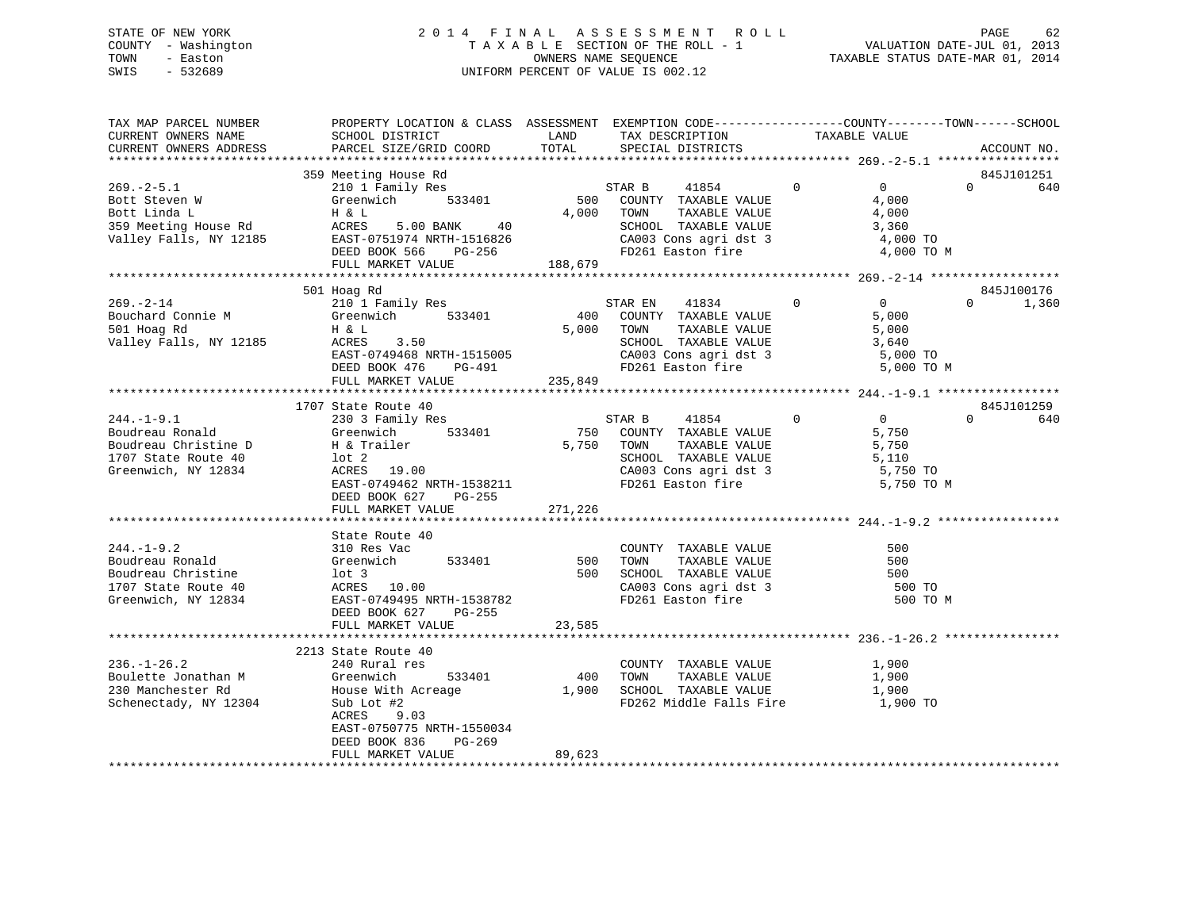STATE OF NEW YORK
COUNTY - Washington
TOWN - Easton
SWIS - 532689

# 2014 FINAL ASSESSMENT ROLL
TAXABLE SECTION OF THE ROLL - 1
OWNERS NAME SEQUENCE
UNIFORM PERCENT OF VALUE IS 002.12

VALUATION DATE-JUL 01, 2013
TAXABLE STATUS DATE-MAR 01, 2014

| TAX MAP PARCEL NUMBER / CURRENT OWNERS NAME / CURRENT OWNERS ADDRESS | PROPERTY LOCATION & CLASS / SCHOOL DISTRICT / PARCEL SIZE/GRID COORD | ASSESSMENT LAND / TOTAL | EXEMPTION CODE / TAX DESCRIPTION / SPECIAL DISTRICTS | COUNTY | TOWN | SCHOOL | TAXABLE VALUE | ACCOUNT NO. |
|---|---|---|---|---|---|---|---|---|
| **269.-2-5.1** | 359 Meeting House Rd | | | | | | | 845J101251 |
| 269.-2-5.1 | 210 1 Family Res | | STAR B 41854 | 0 | 0 | 0 | | 640 |
| Bott Steven W | Greenwich 533401 | 500 | COUNTY TAXABLE VALUE | | | | 4,000 | |
| Bott Linda L | H & L | 4,000 | TOWN TAXABLE VALUE | | | | 4,000 | |
| 359 Meeting House Rd | ACRES 5.00 BANK 40 | | SCHOOL TAXABLE VALUE | | | | 3,360 | |
| Valley Falls, NY 12185 | EAST-0751974 NRTH-1516826 | | CA003 Cons agri dst 3 | | | | 4,000 TO | |
| | DEED BOOK 566 PG-256 | | FD261 Easton fire | | | | 4,000 TO M | |
| | FULL MARKET VALUE | 188,679 | | | | | | |
| **269.-2-14** | 501 Hoag Rd | | | | | | | 845J100176 |
| 269.-2-14 | 210 1 Family Res | | STAR EN 41834 | 0 | 0 | 0 | | 1,360 |
| Bouchard Connie M | Greenwich 533401 | 400 | COUNTY TAXABLE VALUE | | | | 5,000 | |
| 501 Hoag Rd | H & L | 5,000 | TOWN TAXABLE VALUE | | | | 5,000 | |
| Valley Falls, NY 12185 | ACRES 3.50 | | SCHOOL TAXABLE VALUE | | | | 3,640 | |
| | EAST-0749468 NRTH-1515005 | | CA003 Cons agri dst 3 | | | | 5,000 TO | |
| | DEED BOOK 476 PG-491 | | FD261 Easton fire | | | | 5,000 TO M | |
| | FULL MARKET VALUE | 235,849 | | | | | | |
| **244.-1-9.1** | 1707 State Route 40 | | | | | | | 845J101259 |
| 244.-1-9.1 | 230 3 Family Res | | STAR B 41854 | 0 | 0 | 0 | | 640 |
| Boudreau Ronald | Greenwich 533401 | 750 | COUNTY TAXABLE VALUE | | | | 5,750 | |
| Boudreau Christine D | H & Trailer | 5,750 | TOWN TAXABLE VALUE | | | | 5,750 | |
| 1707 State Route 40 | lot 2 | | SCHOOL TAXABLE VALUE | | | | 5,110 | |
| Greenwich, NY 12834 | ACRES 19.00 | | CA003 Cons agri dst 3 | | | | 5,750 TO | |
| | EAST-0749462 NRTH-1538211 | | FD261 Easton fire | | | | 5,750 TO M | |
| | DEED BOOK 627 PG-255 | | | | | | | |
| | FULL MARKET VALUE | 271,226 | | | | | | |
| **244.-1-9.2** | State Route 40 | | | | | | | |
| 244.-1-9.2 | 310 Res Vac | | COUNTY TAXABLE VALUE | | | | 500 | |
| Boudreau Ronald | Greenwich 533401 | 500 | TOWN TAXABLE VALUE | | | | 500 | |
| Boudreau Christine | lot 3 | 500 | SCHOOL TAXABLE VALUE | | | | 500 | |
| 1707 State Route 40 | ACRES 10.00 | | CA003 Cons agri dst 3 | | | | 500 TO | |
| Greenwich, NY 12834 | EAST-0749495 NRTH-1538782 | | FD261 Easton fire | | | | 500 TO M | |
| | DEED BOOK 627 PG-255 | | | | | | | |
| | FULL MARKET VALUE | 23,585 | | | | | | |
| **236.-1-26.2** | 2213 State Route 40 | | | | | | | |
| 236.-1-26.2 | 240 Rural res | | COUNTY TAXABLE VALUE | | | | 1,900 | |
| Boulette Jonathan M | Greenwich 533401 | 400 | TOWN TAXABLE VALUE | | | | 1,900 | |
| 230 Manchester Rd | House With Acreage | 1,900 | SCHOOL TAXABLE VALUE | | | | 1,900 | |
| Schenectady, NY 12304 | Sub Lot #2 | | FD262 Middle Falls Fire | | | | 1,900 TO | |
| | ACRES 9.03 | | | | | | | |
| | EAST-0750775 NRTH-1550034 | | | | | | | |
| | DEED BOOK 836 PG-269 | | | | | | | |
| | FULL MARKET VALUE | 89,623 | | | | | | |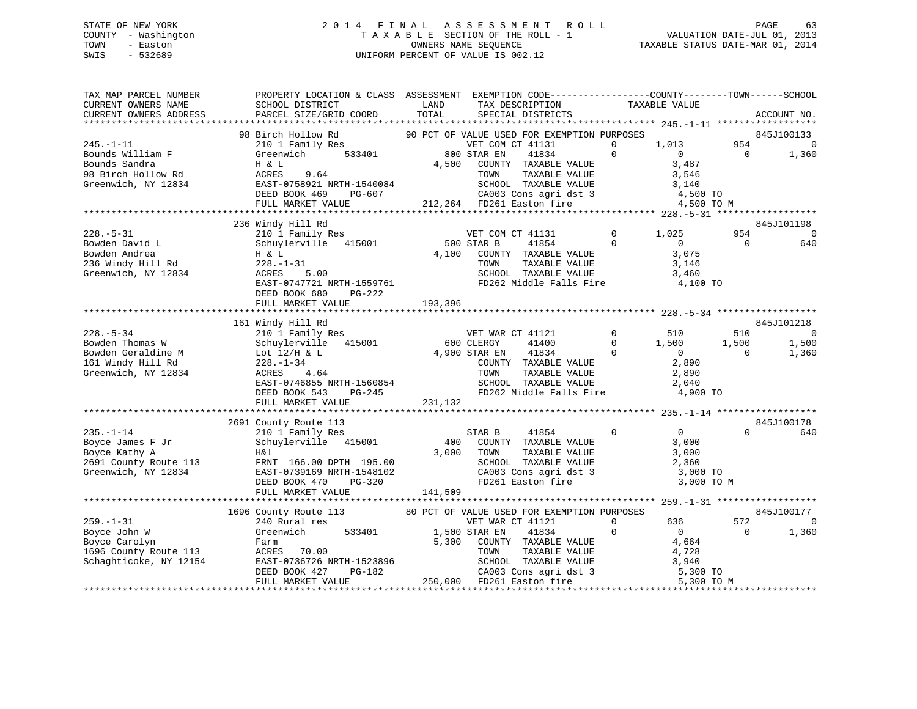STATE OF NEW YORK
COUNTY - Washington
TOWN - Easton
SWIS - 532689

# 2014 FINAL ASSESSMENT ROLL

TAXABLE SECTION OF THE ROLL - 1
OWNERS NAME SEQUENCE
UNIFORM PERCENT OF VALUE IS 002.12

VALUATION DATE-JUL 01, 2013
TAXABLE STATUS DATE-MAR 01, 2014

```
TAX MAP PARCEL NUMBER     PROPERTY LOCATION & CLASS  ASSESSMENT  EXEMPTION CODE------------------COUNTY--------TOWN------SCHOOL
CURRENT OWNERS NAME       SCHOOL DISTRICT             LAND       TAX DESCRIPTION            TAXABLE VALUE
CURRENT OWNERS ADDRESS    PARCEL SIZE/GRID COORD      TOTAL      SPECIAL DISTRICTS                                        ACCOUNT NO.
******************************************************************************************************* 245.-1-11 ******************
                          98 Birch Hollow Rd          90 PCT OF VALUE USED FOR EXEMPTION PURPOSES                          845J100133
245.-1-11                 210 1 Family Res                   VET COM CT 41131        0      1,013         954            0
Bounds William F          Greenwich      533401          800 STAR EN    41834        0          0           0        1,360
Bounds Sandra             H & L                        4,500   COUNTY  TAXABLE VALUE          3,487
98 Birch Hollow Rd        ACRES     9.64                       TOWN    TAXABLE VALUE          3,546
Greenwich, NY 12834       EAST-0758921 NRTH-1540084            SCHOOL  TAXABLE VALUE          3,140
                          DEED BOOK 469     PG-607             CA003 Cons agri dst 3           4,500 TO
                          FULL MARKET VALUE          212,264   FD261 Easton fire               4,500 TO M
******************************************************************************************************* 228.-5-31 ******************
                          236 Windy Hill Rd                                                                             845J101198
228.-5-31                 210 1 Family Res                   VET COM CT 41131        0      1,025         954            0
Bowden David L            Schuylerville   415001         500 STAR B     41854        0          0           0          640
Bowden Andrea             H & L                        4,100   COUNTY  TAXABLE VALUE          3,075
236 Windy Hill Rd         228.-1-31                            TOWN    TAXABLE VALUE          3,146
Greenwich, NY 12834       ACRES     5.00                       SCHOOL  TAXABLE VALUE          3,460
                          EAST-0747721 NRTH-1559761            FD262 Middle Falls Fire         4,100 TO
                          DEED BOOK 680     PG-222
                          FULL MARKET VALUE          193,396
******************************************************************************************************* 228.-5-34 ******************
                          161 Windy Hill Rd                                                                             845J101218
228.-5-34                 210 1 Family Res                   VET WAR CT 41121        0        510         510            0
Bowden Thomas W           Schuylerville   415001         600 CLERGY     41400        0      1,500       1,500        1,500
Bowden Geraldine M        Lot 12/H & L                 4,900 STAR EN    41834        0          0           0        1,360
161 Windy Hill Rd         228.-1-34                            COUNTY  TAXABLE VALUE          2,890
Greenwich, NY 12834       ACRES     4.64                       TOWN    TAXABLE VALUE          2,890
                          EAST-0746855 NRTH-1560854            SCHOOL  TAXABLE VALUE          2,040
                          DEED BOOK 543     PG-245             FD262 Middle Falls Fire         4,900 TO
                          FULL MARKET VALUE          231,132
******************************************************************************************************* 235.-1-14 ******************
                          2691 County Route 113                                                                         845J100178
235.-1-14                 210 1 Family Res                   STAR B     41854        0          0           0          640
Boyce James F Jr          Schuylerville   415001         400   COUNTY  TAXABLE VALUE          3,000
Boyce Kathy A             H&l                          3,000   TOWN    TAXABLE VALUE          3,000
2691 County Route 113     FRNT  166.00 DPTH  195.00            SCHOOL  TAXABLE VALUE          2,360
Greenwich, NY 12834       EAST-0739169 NRTH-1548102            CA003 Cons agri dst 3           3,000 TO
                          DEED BOOK 470     PG-320             FD261 Easton fire               3,000 TO M
                          FULL MARKET VALUE          141,509
******************************************************************************************************* 259.-1-31 ******************
                          1696 County Route 113       80 PCT OF VALUE USED FOR EXEMPTION PURPOSES                          845J100177
259.-1-31                 240 Rural res                      VET WAR CT 41121        0        636         572            0
Boyce John W              Greenwich      533401        1,500 STAR EN    41834        0          0           0        1,360
Boyce Carolyn             Farm                         5,300   COUNTY  TAXABLE VALUE          4,664
1696 County Route 113     ACRES    70.00                       TOWN    TAXABLE VALUE          4,728
Schaghticoke, NY 12154    EAST-0736726 NRTH-1523896            SCHOOL  TAXABLE VALUE          3,940
                          DEED BOOK 427     PG-182             CA003 Cons agri dst 3           5,300 TO
                          FULL MARKET VALUE          250,000   FD261 Easton fire               5,300 TO M
************************************************************************************************************************************
```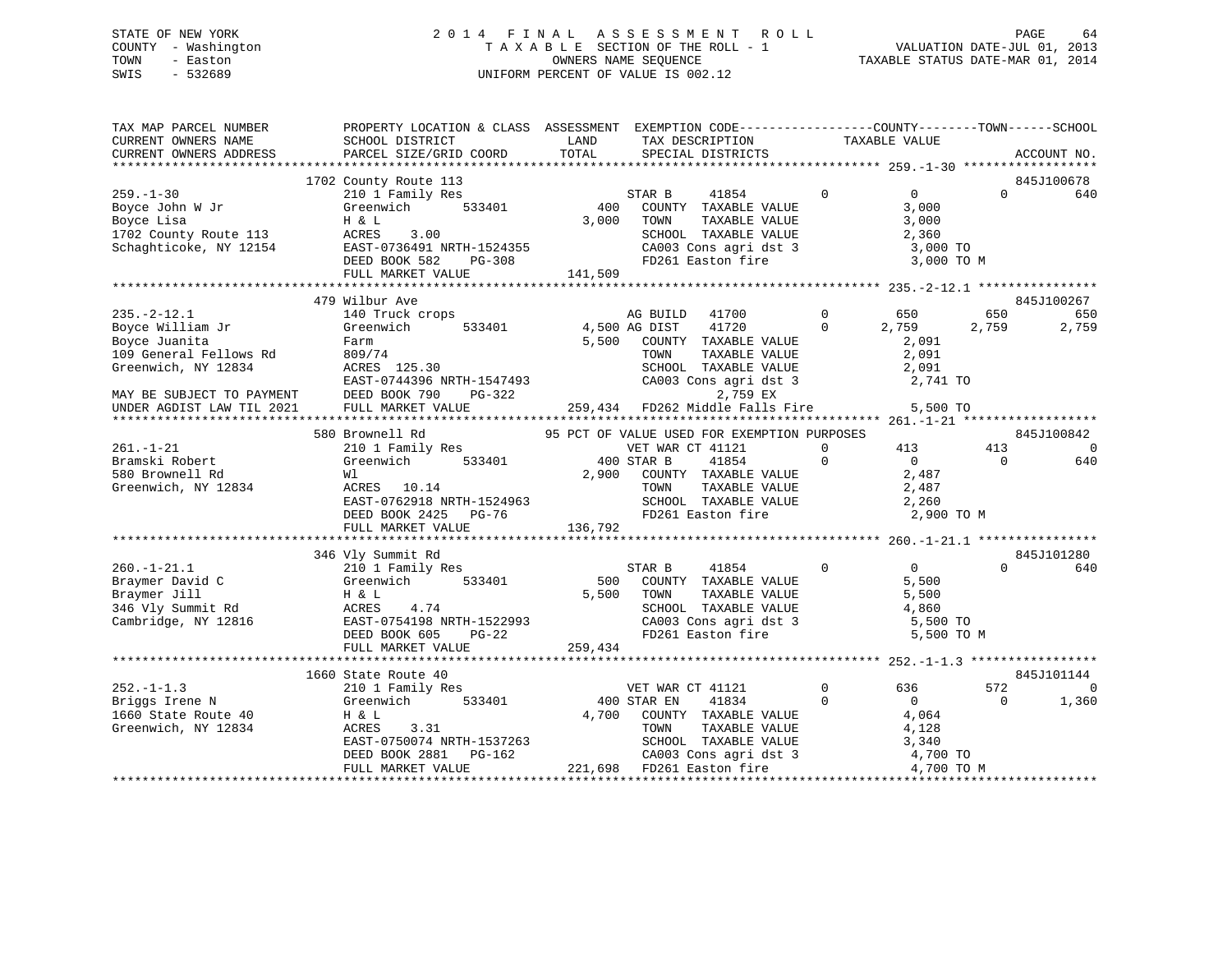STATE OF NEW YORK
COUNTY - Washington
TOWN - Easton
SWIS - 532689

2014 FINAL ASSESSMENT ROLL
TAXABLE SECTION OF THE ROLL - 1
OWNERS NAME SEQUENCE
UNIFORM PERCENT OF VALUE IS 002.12

VALUATION DATE-JUL 01, 2013
TAXABLE STATUS DATE-MAR 01, 2014

```
TAX MAP PARCEL NUMBER          PROPERTY LOCATION & CLASS  ASSESSMENT  EXEMPTION CODE------------------COUNTY--------TOWN------SCHOOL
CURRENT OWNERS NAME            SCHOOL DISTRICT              LAND      TAX DESCRIPTION              TAXABLE VALUE
CURRENT OWNERS ADDRESS         PARCEL SIZE/GRID COORD      TOTAL      SPECIAL DISTRICTS                                         ACCOUNT NO.
******************************************************************************************************* 259.-1-30 ******************
                    1702 County Route 113                                                                                   845J100678
259.-1-30                      210 1 Family Res                  STAR B      41854          0           0            0          640
Boyce John W Jr                Greenwich      533401       400    COUNTY  TAXABLE VALUE            3,000
Boyce Lisa                     H & L                     3,000    TOWN    TAXABLE VALUE            3,000
1702 County Route 113          ACRES    3.00                      SCHOOL  TAXABLE VALUE            2,360
Schaghticoke, NY 12154         EAST-0736491 NRTH-1524355          CA003 Cons agri dst 3             3,000 TO
                               DEED BOOK 582     PG-308           FD261 Easton fire                 3,000 TO M
                               FULL MARKET VALUE         141,509
******************************************************************************************************* 235.-2-12.1 ****************
                    479 Wilbur Ave                                                                                          845J100267
235.-2-12.1                    140 Truck crops                   AG BUILD    41700          0         650          650          650
Boyce William Jr               Greenwich      533401     4,500 AG DIST     41720          0       2,759        2,759        2,759
Boyce Juanita                  Farm                      5,500    COUNTY  TAXABLE VALUE            2,091
109 General Fellows Rd         809/74                             TOWN    TAXABLE VALUE            2,091
Greenwich, NY 12834            ACRES  125.30                      SCHOOL  TAXABLE VALUE            2,091
                               EAST-0744396 NRTH-1547493          CA003 Cons agri dst 3             2,741 TO
MAY BE SUBJECT TO PAYMENT      DEED BOOK 790     PG-322                   2,759 EX
UNDER AGDIST LAW TIL 2021      FULL MARKET VALUE         259,434  FD262 Middle Falls Fire           5,500 TO
******************************************************************************************************* 261.-1-21 ******************
                    580 Brownell Rd                 95 PCT OF VALUE USED FOR EXEMPTION PURPOSES                           845J100842
261.-1-21                      210 1 Family Res                  VET WAR CT 41121           0         413          413            0
Bramski Robert                 Greenwich      533401       400 STAR B      41854          0           0            0          640
580 Brownell Rd                Wl                        2,900    COUNTY  TAXABLE VALUE            2,487
Greenwich, NY 12834            ACRES   10.14                      TOWN    TAXABLE VALUE            2,487
                               EAST-0762918 NRTH-1524963          SCHOOL  TAXABLE VALUE            2,260
                               DEED BOOK 2425    PG-76            FD261 Easton fire                 2,900 TO M
                               FULL MARKET VALUE         136,792
******************************************************************************************************* 260.-1-21.1 ****************
                    346 Vly Summit Rd                                                                                       845J101280
260.-1-21.1                    210 1 Family Res                  STAR B      41854          0           0            0          640
Braymer David C                Greenwich      533401       500    COUNTY  TAXABLE VALUE            5,500
Braymer Jill                   H & L                     5,500    TOWN    TAXABLE VALUE            5,500
346 Vly Summit Rd              ACRES    4.74                      SCHOOL  TAXABLE VALUE            4,860
Cambridge, NY 12816            EAST-0754198 NRTH-1522993          CA003 Cons agri dst 3             5,500 TO
                               DEED BOOK 605     PG-22            FD261 Easton fire                 5,500 TO M
                               FULL MARKET VALUE         259,434
******************************************************************************************************* 252.-1-1.3 *****************
                    1660 State Route 40                                                                                     845J101144
252.-1-1.3                     210 1 Family Res                  VET WAR CT 41121           0         636          572            0
Briggs Irene N                 Greenwich      533401       400 STAR EN     41834          0           0            0        1,360
1660 State Route 40            H & L                     4,700    COUNTY  TAXABLE VALUE            4,064
Greenwich, NY 12834            ACRES    3.31                      TOWN    TAXABLE VALUE            4,128
                               EAST-0750074 NRTH-1537263          SCHOOL  TAXABLE VALUE            3,340
                               DEED BOOK 2881    PG-162           CA003 Cons agri dst 3             4,700 TO
                               FULL MARKET VALUE         221,698  FD261 Easton fire                 4,700 TO M
************************************************************************************************************************************
```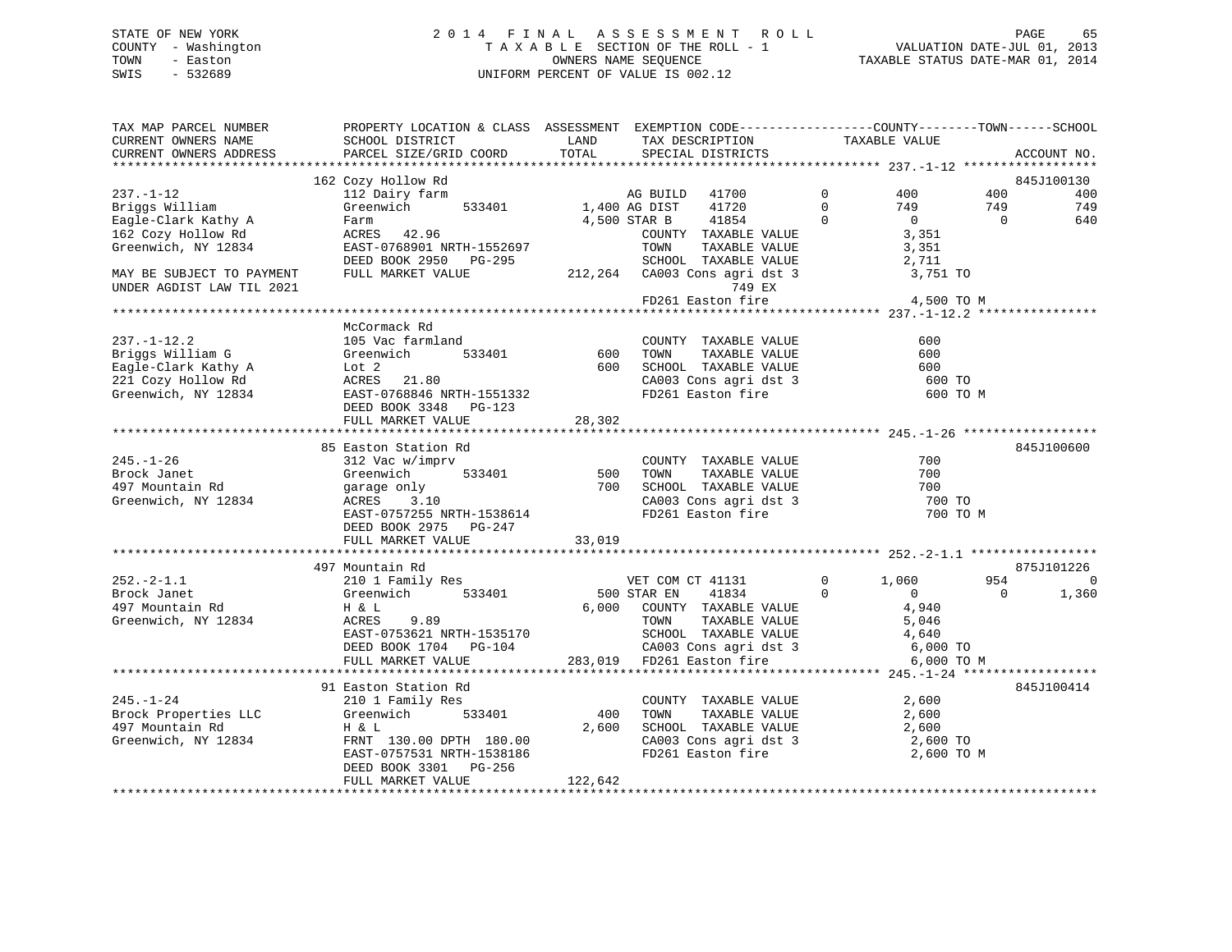STATE OF NEW YORK
COUNTY - Washington
TOWN - Easton
SWIS - 532689

# 2014 FINAL ASSESSMENT ROLL

TAXABLE SECTION OF THE ROLL - 1
OWNERS NAME SEQUENCE
UNIFORM PERCENT OF VALUE IS 002.12

VALUATION DATE-JUL 01, 2013
TAXABLE STATUS DATE-MAR 01, 2014

```
TAX MAP PARCEL NUMBER      PROPERTY LOCATION & CLASS  ASSESSMENT  EXEMPTION CODE------------------COUNTY--------TOWN------SCHOOL
CURRENT OWNERS NAME        SCHOOL DISTRICT               LAND      TAX DESCRIPTION            TAXABLE VALUE
CURRENT OWNERS ADDRESS     PARCEL SIZE/GRID COORD        TOTAL     SPECIAL DISTRICTS                                     ACCOUNT NO.
******************************************************************************************* 237.-1-12 ******************
                           162 Cozy Hollow Rd                                                                           845J100130
237.-1-12                  112 Dairy farm                     AG BUILD   41700        0        400          400          400
Briggs William             Greenwich       533401      1,400 AG DIST    41720        0        749          749          749
Eagle-Clark Kathy A        Farm                        4,500 STAR B     41854        0          0            0          640
162 Cozy Hollow Rd         ACRES   42.96                     COUNTY  TAXABLE VALUE            3,351
Greenwich, NY 12834        EAST-0768901 NRTH-1552697         TOWN    TAXABLE VALUE            3,351
                           DEED BOOK 2950   PG-295           SCHOOL  TAXABLE VALUE            2,711
MAY BE SUBJECT TO PAYMENT  FULL MARKET VALUE         212,264  CA003 Cons agri dst 3            3,751 TO
UNDER AGDIST LAW TIL 2021                                           749 EX
                                                             FD261 Easton fire                4,500 TO M
******************************************************************************************* 237.-1-12.2 ****************
                           McCormack Rd
237.-1-12.2                105 Vac farmland                  COUNTY  TAXABLE VALUE              600
Briggs William G           Greenwich       533401        600 TOWN    TAXABLE VALUE              600
Eagle-Clark Kathy A        Lot 2                         600 SCHOOL  TAXABLE VALUE              600
221 Cozy Hollow Rd         ACRES   21.80                     CA003 Cons agri dst 3              600 TO
Greenwich, NY 12834        EAST-0768846 NRTH-1551332         FD261 Easton fire                  600 TO M
                           DEED BOOK 3348   PG-123
                           FULL MARKET VALUE          28,302
******************************************************************************************* 245.-1-26 ******************
                           85 Easton Station Rd                                                                         845J100600
245.-1-26                  312 Vac w/imprv                   COUNTY  TAXABLE VALUE              700
Brock Janet                Greenwich       533401        500 TOWN    TAXABLE VALUE              700
497 Mountain Rd            garage only                   700 SCHOOL  TAXABLE VALUE              700
Greenwich, NY 12834        ACRES    3.10                     CA003 Cons agri dst 3              700 TO
                           EAST-0757255 NRTH-1538614         FD261 Easton fire                  700 TO M
                           DEED BOOK 2975   PG-247
                           FULL MARKET VALUE          33,019
******************************************************************************************* 252.-2-1.1 *****************
                           497 Mountain Rd                                                                              875J101226
252.-2-1.1                 210 1 Family Res                  VET COM CT 41131     0      1,060          954            0
Brock Janet                Greenwich       533401        500 STAR EN    41834     0          0            0        1,360
497 Mountain Rd            H & L                       6,000  COUNTY  TAXABLE VALUE            4,940
Greenwich, NY 12834        ACRES    9.89                     TOWN    TAXABLE VALUE            5,046
                           EAST-0753621 NRTH-1535170         SCHOOL  TAXABLE VALUE            4,640
                           DEED BOOK 1704   PG-104           CA003 Cons agri dst 3            6,000 TO
                           FULL MARKET VALUE         283,019  FD261 Easton fire                6,000 TO M
******************************************************************************************* 245.-1-24 ******************
                           91 Easton Station Rd                                                                         845J100414
245.-1-24                  210 1 Family Res                  COUNTY  TAXABLE VALUE            2,600
Brock Properties LLC       Greenwich       533401        400 TOWN    TAXABLE VALUE            2,600
497 Mountain Rd            H & L                       2,600  SCHOOL  TAXABLE VALUE            2,600
Greenwich, NY 12834        FRNT 130.00 DPTH 180.00           CA003 Cons agri dst 3            2,600 TO
                           EAST-0757531 NRTH-1538186         FD261 Easton fire                2,600 TO M
                           DEED BOOK 3301   PG-256
                           FULL MARKET VALUE         122,642
*************************************************************************************************************************
```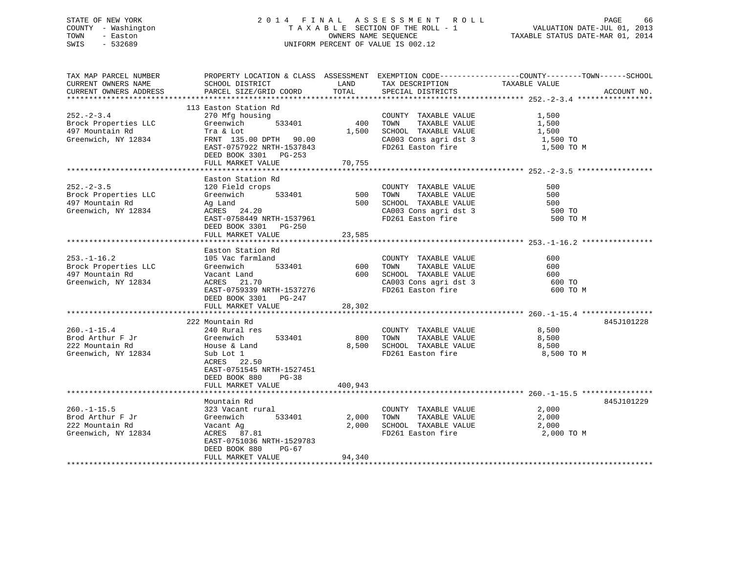STATE OF NEW YORK
COUNTY - Washington
TOWN - Easton
SWIS - 532689

2 0 1 4 F I N A L A S S E S S M E N T R O L L
T A X A B L E SECTION OF THE ROLL - 1
OWNERS NAME SEQUENCE
UNIFORM PERCENT OF VALUE IS 002.12

VALUATION DATE-JUL 01, 2013
TAXABLE STATUS DATE-MAR 01, 2014

| TAX MAP PARCEL NUMBER / CURRENT OWNERS NAME / CURRENT OWNERS ADDRESS | PROPERTY LOCATION & CLASS / SCHOOL DISTRICT / PARCEL SIZE/GRID COORD | ASSESSMENT LAND / TOTAL | EXEMPTION CODE / TAX DESCRIPTION / SPECIAL DISTRICTS | COUNTY / TOWN / SCHOOL TAXABLE VALUE | ACCOUNT NO. |
|---|---|---|---|---|---|
| 252.-2-3.4 | 113 Easton Station Rd | | | | |
| | 270 Mfg housing | | COUNTY TAXABLE VALUE | 1,500 | |
| Brock Properties LLC | Greenwich 533401 | 400 | TOWN TAXABLE VALUE | 1,500 | |
| 497 Mountain Rd | Tra & Lot | 1,500 | SCHOOL TAXABLE VALUE | 1,500 | |
| Greenwich, NY 12834 | FRNT 135.00 DPTH 90.00 | | CA003 Cons agri dst 3 | 1,500 TO | |
| | EAST-0757922 NRTH-1537843 | | FD261 Easton fire | 1,500 TO M | |
| | DEED BOOK 3301 PG-253 | | | | |
| | FULL MARKET VALUE | 70,755 | | | |
| 252.-2-3.5 | Easton Station Rd | | | | |
| | 120 Field crops | | COUNTY TAXABLE VALUE | 500 | |
| Brock Properties LLC | Greenwich 533401 | 500 | TOWN TAXABLE VALUE | 500 | |
| 497 Mountain Rd | Ag Land | 500 | SCHOOL TAXABLE VALUE | 500 | |
| Greenwich, NY 12834 | ACRES 24.20 | | CA003 Cons agri dst 3 | 500 TO | |
| | EAST-0758449 NRTH-1537961 | | FD261 Easton fire | 500 TO M | |
| | DEED BOOK 3301 PG-250 | | | | |
| | FULL MARKET VALUE | 23,585 | | | |
| 253.-1-16.2 | Easton Station Rd | | | | |
| | 105 Vac farmland | | COUNTY TAXABLE VALUE | 600 | |
| Brock Properties LLC | Greenwich 533401 | 600 | TOWN TAXABLE VALUE | 600 | |
| 497 Mountain Rd | Vacant Land | 600 | SCHOOL TAXABLE VALUE | 600 | |
| Greenwich, NY 12834 | ACRES 21.70 | | CA003 Cons agri dst 3 | 600 TO | |
| | EAST-0759339 NRTH-1537276 | | FD261 Easton fire | 600 TO M | |
| | DEED BOOK 3301 PG-247 | | | | |
| | FULL MARKET VALUE | 28,302 | | | |
| 260.-1-15.4 | 222 Mountain Rd | | | | 845J101228 |
| | 240 Rural res | | COUNTY TAXABLE VALUE | 8,500 | |
| Brod Arthur F Jr | Greenwich 533401 | 800 | TOWN TAXABLE VALUE | 8,500 | |
| 222 Mountain Rd | House & Land | 8,500 | SCHOOL TAXABLE VALUE | 8,500 | |
| Greenwich, NY 12834 | Sub Lot 1 | | FD261 Easton fire | 8,500 TO M | |
| | ACRES 22.50 | | | | |
| | EAST-0751545 NRTH-1527451 | | | | |
| | DEED BOOK 880 PG-38 | | | | |
| | FULL MARKET VALUE | 400,943 | | | |
| 260.-1-15.5 | Mountain Rd | | | | 845J101229 |
| | 323 Vacant rural | | COUNTY TAXABLE VALUE | 2,000 | |
| Brod Arthur F Jr | Greenwich 533401 | 2,000 | TOWN TAXABLE VALUE | 2,000 | |
| 222 Mountain Rd | Vacant Ag | 2,000 | SCHOOL TAXABLE VALUE | 2,000 | |
| Greenwich, NY 12834 | ACRES 87.81 | | FD261 Easton fire | 2,000 TO M | |
| | EAST-0751036 NRTH-1529783 | | | | |
| | DEED BOOK 880 PG-67 | | | | |
| | FULL MARKET VALUE | 94,340 | | | |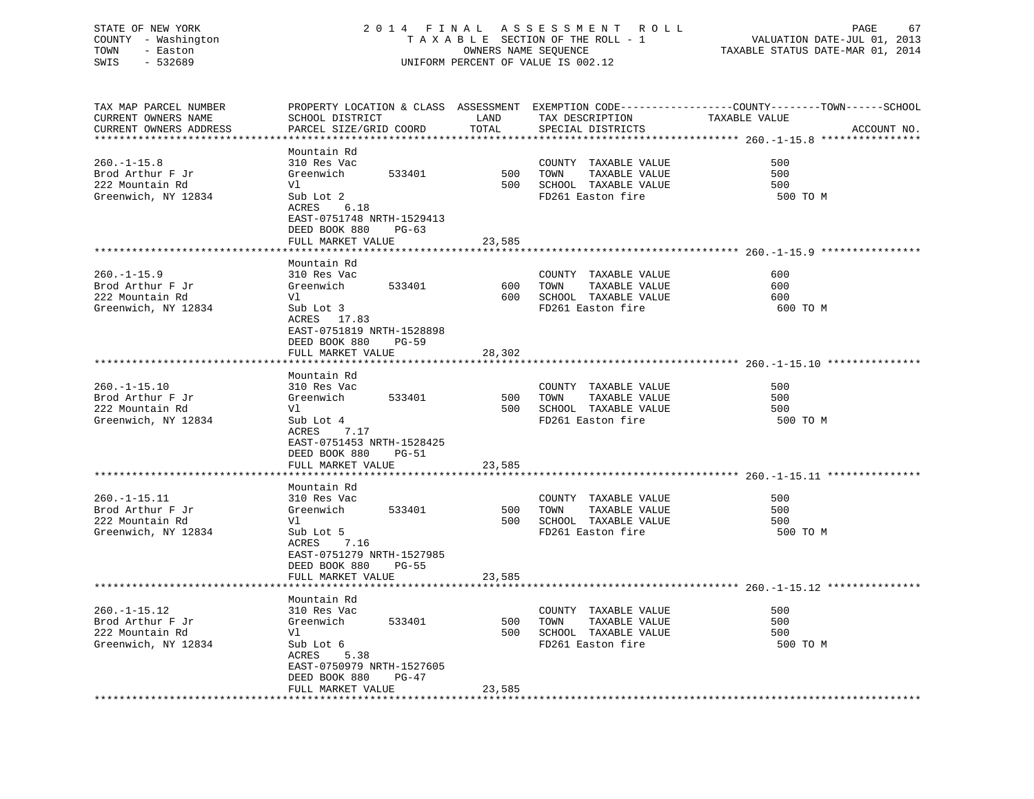STATE OF NEW YORK
COUNTY - Washington
TOWN - Easton
SWIS - 532689

# 2014 FINAL ASSESSMENT ROLL

TAXABLE SECTION OF THE ROLL - 1
OWNERS NAME SEQUENCE
UNIFORM PERCENT OF VALUE IS 002.12

VALUATION DATE-JUL 01, 2013
TAXABLE STATUS DATE-MAR 01, 2014

| TAX MAP PARCEL NUMBER / CURRENT OWNERS NAME / CURRENT OWNERS ADDRESS | PROPERTY LOCATION & CLASS / SCHOOL DISTRICT / PARCEL SIZE/GRID COORD | ASSESSMENT LAND / TOTAL | EXEMPTION CODE / TAX DESCRIPTION / SPECIAL DISTRICTS | COUNTY / TOWN / SCHOOL TAXABLE VALUE | ACCOUNT NO. |
|---|---|---|---|---|---|
| **260.-1-15.8** | Mountain Rd | | | | |
| 260.-1-15.8 | 310 Res Vac | | COUNTY TAXABLE VALUE | 500 | |
| Brod Arthur F Jr | Greenwich 533401 | 500 | TOWN TAXABLE VALUE | 500 | |
| 222 Mountain Rd | Vl | 500 | SCHOOL TAXABLE VALUE | 500 | |
| Greenwich, NY 12834 | Sub Lot 2 | | FD261 Easton fire | 500 TO M | |
| | ACRES 6.18 | | | | |
| | EAST-0751748 NRTH-1529413 | | | | |
| | DEED BOOK 880 PG-63 | | | | |
| | FULL MARKET VALUE | 23,585 | | | |
| **260.-1-15.9** | Mountain Rd | | | | |
| 260.-1-15.9 | 310 Res Vac | | COUNTY TAXABLE VALUE | 600 | |
| Brod Arthur F Jr | Greenwich 533401 | 600 | TOWN TAXABLE VALUE | 600 | |
| 222 Mountain Rd | Vl | 600 | SCHOOL TAXABLE VALUE | 600 | |
| Greenwich, NY 12834 | Sub Lot 3 | | FD261 Easton fire | 600 TO M | |
| | ACRES 17.83 | | | | |
| | EAST-0751819 NRTH-1528898 | | | | |
| | DEED BOOK 880 PG-59 | | | | |
| | FULL MARKET VALUE | 28,302 | | | |
| **260.-1-15.10** | Mountain Rd | | | | |
| 260.-1-15.10 | 310 Res Vac | | COUNTY TAXABLE VALUE | 500 | |
| Brod Arthur F Jr | Greenwich 533401 | 500 | TOWN TAXABLE VALUE | 500 | |
| 222 Mountain Rd | Vl | 500 | SCHOOL TAXABLE VALUE | 500 | |
| Greenwich, NY 12834 | Sub Lot 4 | | FD261 Easton fire | 500 TO M | |
| | ACRES 7.17 | | | | |
| | EAST-0751453 NRTH-1528425 | | | | |
| | DEED BOOK 880 PG-51 | | | | |
| | FULL MARKET VALUE | 23,585 | | | |
| **260.-1-15.11** | Mountain Rd | | | | |
| 260.-1-15.11 | 310 Res Vac | | COUNTY TAXABLE VALUE | 500 | |
| Brod Arthur F Jr | Greenwich 533401 | 500 | TOWN TAXABLE VALUE | 500 | |
| 222 Mountain Rd | Vl | 500 | SCHOOL TAXABLE VALUE | 500 | |
| Greenwich, NY 12834 | Sub Lot 5 | | FD261 Easton fire | 500 TO M | |
| | ACRES 7.16 | | | | |
| | EAST-0751279 NRTH-1527985 | | | | |
| | DEED BOOK 880 PG-55 | | | | |
| | FULL MARKET VALUE | 23,585 | | | |
| **260.-1-15.12** | Mountain Rd | | | | |
| 260.-1-15.12 | 310 Res Vac | | COUNTY TAXABLE VALUE | 500 | |
| Brod Arthur F Jr | Greenwich 533401 | 500 | TOWN TAXABLE VALUE | 500 | |
| 222 Mountain Rd | Vl | 500 | SCHOOL TAXABLE VALUE | 500 | |
| Greenwich, NY 12834 | Sub Lot 6 | | FD261 Easton fire | 500 TO M | |
| | ACRES 5.38 | | | | |
| | EAST-0750979 NRTH-1527605 | | | | |
| | DEED BOOK 880 PG-47 | | | | |
| | FULL MARKET VALUE | 23,585 | | | |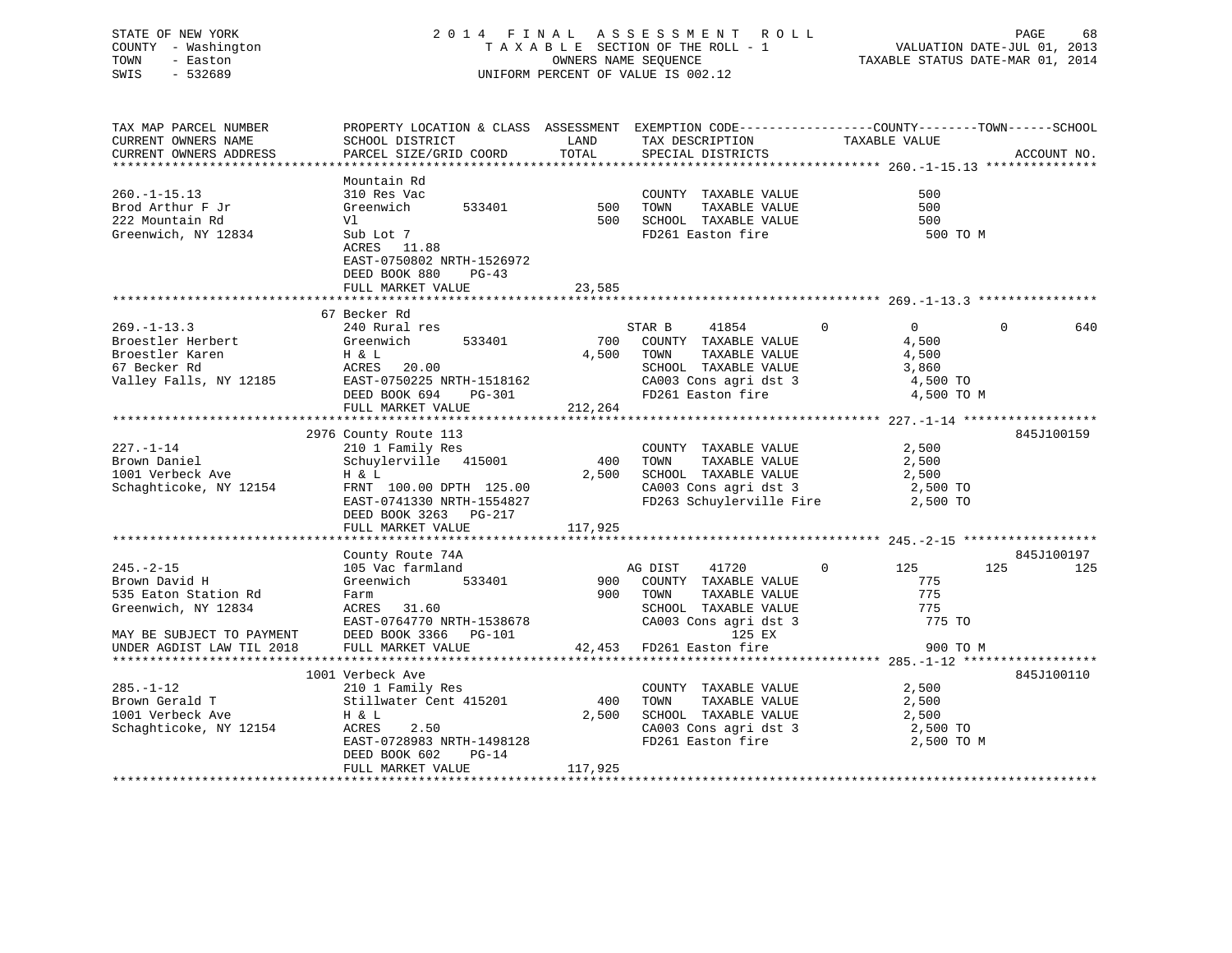STATE OF NEW YORK
COUNTY - Washington
TOWN - Easton
SWIS - 532689

2 0 1 4 F I N A L A S S E S S M E N T R O L L
T A X A B L E SECTION OF THE ROLL - 1
OWNERS NAME SEQUENCE
UNIFORM PERCENT OF VALUE IS 002.12

VALUATION DATE-JUL 01, 2013
TAXABLE STATUS DATE-MAR 01, 2014

```
TAX MAP PARCEL NUMBER          PROPERTY LOCATION & CLASS  ASSESSMENT  EXEMPTION CODE------------------COUNTY--------TOWN------SCHOOL
CURRENT OWNERS NAME            SCHOOL DISTRICT             LAND        TAX DESCRIPTION              TAXABLE VALUE
CURRENT OWNERS ADDRESS         PARCEL SIZE/GRID COORD      TOTAL       SPECIAL DISTRICTS                                      ACCOUNT NO.
******************************************************************************************************* 260.-1-15.13 ***************
                               Mountain Rd
260.-1-15.13                   310 Res Vac                             COUNTY  TAXABLE VALUE              500
Brod Arthur F Jr               Greenwich      533401         500       TOWN    TAXABLE VALUE              500
222 Mountain Rd                Vl                            500       SCHOOL  TAXABLE VALUE              500
Greenwich, NY 12834            Sub Lot 7                               FD261 Easton fire                  500 TO M
                               ACRES  11.88
                               EAST-0750802 NRTH-1526972
                               DEED BOOK 880    PG-43
                               FULL MARKET VALUE           23,585
******************************************************************************************************* 269.-1-13.3 ****************
                               67 Becker Rd
269.-1-13.3                    240 Rural res                           STAR B     41854          0          0          0        640
Broestler Herbert              Greenwich      533401         700       COUNTY  TAXABLE VALUE            4,500
Broestler Karen                H & L                       4,500       TOWN    TAXABLE VALUE            4,500
67 Becker Rd                   ACRES  20.00                            SCHOOL  TAXABLE VALUE            3,860
Valley Falls, NY 12185         EAST-0750225 NRTH-1518162               CA003 Cons agri dst 3            4,500 TO
                               DEED BOOK 694    PG-301                 FD261 Easton fire                4,500 TO M
                               FULL MARKET VALUE          212,264
******************************************************************************************************* 227.-1-14 ******************
                               2976 County Route 113                                                              845J100159
227.-1-14                      210 1 Family Res                        COUNTY  TAXABLE VALUE            2,500
Brown Daniel                   Schuylerville  415001         400       TOWN    TAXABLE VALUE            2,500
1001 Verbeck Ave               H & L                       2,500       SCHOOL  TAXABLE VALUE            2,500
Schaghticoke, NY 12154         FRNT 100.00 DPTH 125.00                 CA003 Cons agri dst 3            2,500 TO
                               EAST-0741330 NRTH-1554827               FD263 Schuylerville Fire         2,500 TO
                               DEED BOOK 3263   PG-217
                               FULL MARKET VALUE          117,925
******************************************************************************************************* 245.-2-15 ******************
                               County Route 74A                                                                   845J100197
245.-2-15                      105 Vac farmland                        AG DIST    41720          0        125        125        125
Brown David H                  Greenwich      533401         900       COUNTY  TAXABLE VALUE              775
535 Eaton Station Rd           Farm                          900       TOWN    TAXABLE VALUE              775
Greenwich, NY 12834            ACRES  31.60                            SCHOOL  TAXABLE VALUE              775
                               EAST-0764770 NRTH-1538678               CA003 Cons agri dst 3              775 TO
MAY BE SUBJECT TO PAYMENT      DEED BOOK 3366   PG-101                          125 EX
UNDER AGDIST LAW TIL 2018      FULL MARKET VALUE           42,453      FD261 Easton fire                  900 TO M
******************************************************************************************************* 285.-1-12 ******************
                               1001 Verbeck Ave                                                                   845J100110
285.-1-12                      210 1 Family Res                        COUNTY  TAXABLE VALUE            2,500
Brown Gerald T                 Stillwater Cent 415201        400       TOWN    TAXABLE VALUE            2,500
1001 Verbeck Ave               H & L                       2,500       SCHOOL  TAXABLE VALUE            2,500
Schaghticoke, NY 12154         ACRES   2.50                            CA003 Cons agri dst 3            2,500 TO
                               EAST-0728983 NRTH-1498128               FD261 Easton fire                2,500 TO M
                               DEED BOOK 602    PG-14
                               FULL MARKET VALUE          117,925
************************************************************************************************************************************
```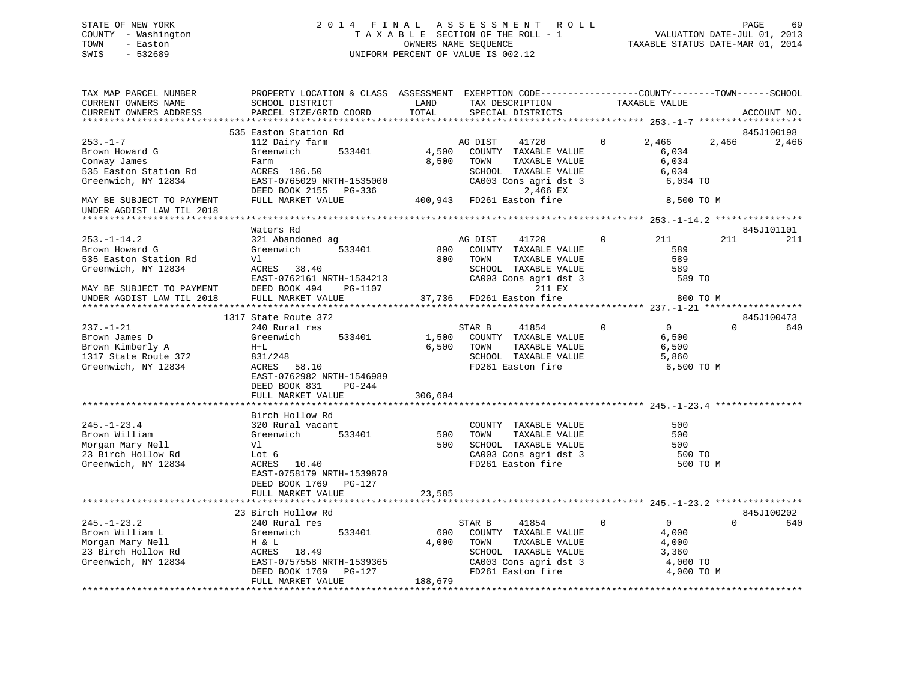STATE OF NEW YORK
COUNTY - Washington
TOWN - Easton
SWIS - 532689

2014 FINAL ASSESSMENT ROLL
TAXABLE SECTION OF THE ROLL - 1
OWNERS NAME SEQUENCE
UNIFORM PERCENT OF VALUE IS 002.12

VALUATION DATE-JUL 01, 2013
TAXABLE STATUS DATE-MAR 01, 2014

```
TAX MAP PARCEL NUMBER        PROPERTY LOCATION & CLASS  ASSESSMENT  EXEMPTION CODE------------------COUNTY--------TOWN------SCHOOL
CURRENT OWNERS NAME          SCHOOL DISTRICT              LAND      TAX DESCRIPTION             TAXABLE VALUE
CURRENT OWNERS ADDRESS       PARCEL SIZE/GRID COORD       TOTAL     SPECIAL DISTRICTS                                        ACCOUNT NO.
******************************************************************************************************* 253.-1-7 *******************
                             535 Easton Station Rd                                                                         845J100198
253.-1-7                     112 Dairy farm                         AG DIST    41720          0       2,466       2,466       2,466
Brown Howard G               Greenwich         533401      4,500    COUNTY  TAXABLE VALUE              6,034
Conway James                 Farm                          8,500    TOWN    TAXABLE VALUE              6,034
535 Easton Station Rd        ACRES 186.50                           SCHOOL  TAXABLE VALUE              6,034
Greenwich, NY 12834          EAST-0765029 NRTH-1535000              CA003 Cons agri dst 3              6,034 TO
                             DEED BOOK 2155   PG-336                         2,466 EX
MAY BE SUBJECT TO PAYMENT    FULL MARKET VALUE           400,943    FD261 Easton fire                  8,500 TO M
UNDER AGDIST LAW TIL 2018
******************************************************************************************************* 253.-1-14.2 ****************
                             Waters Rd                                                                                     845J101101
253.-1-14.2                  321 Abandoned ag                       AG DIST    41720          0         211         211         211
Brown Howard G               Greenwich         533401        800    COUNTY  TAXABLE VALUE                589
535 Easton Station Rd        Vl                              800    TOWN    TAXABLE VALUE                589
Greenwich, NY 12834          ACRES  38.40                           SCHOOL  TAXABLE VALUE                589
                             EAST-0762161 NRTH-1534213              CA003 Cons agri dst 3                589 TO
MAY BE SUBJECT TO PAYMENT    DEED BOOK 494    PG-1107                          211 EX
UNDER AGDIST LAW TIL 2018    FULL MARKET VALUE            37,736    FD261 Easton fire                    800 TO M
******************************************************************************************************* 237.-1-21 ******************
                             1317 State Route 372                                                                          845J100473
237.-1-21                    240 Rural res                          STAR B     41854          0           0           0         640
Brown James D                Greenwich         533401      1,500    COUNTY  TAXABLE VALUE              6,500
Brown Kimberly A             H+L                           6,500    TOWN    TAXABLE VALUE              6,500
1317 State Route 372         831/248                                SCHOOL  TAXABLE VALUE              5,860
Greenwich, NY 12834          ACRES  58.10                           FD261 Easton fire                  6,500 TO M
                             EAST-0762982 NRTH-1546989
                             DEED BOOK 831    PG-244
                             FULL MARKET VALUE           306,604
******************************************************************************************************* 245.-1-23.4 ****************
                             Birch Hollow Rd
245.-1-23.4                  320 Rural vacant                       COUNTY  TAXABLE VALUE                500
Brown William                Greenwich         533401        500    TOWN    TAXABLE VALUE                500
Morgan Mary Nell             Vl                              500    SCHOOL  TAXABLE VALUE                500
23 Birch Hollow Rd           Lot 6                                  CA003 Cons agri dst 3                500 TO
Greenwich, NY 12834          ACRES  10.40                           FD261 Easton fire                    500 TO M
                             EAST-0758179 NRTH-1539870
                             DEED BOOK 1769   PG-127
                             FULL MARKET VALUE            23,585
******************************************************************************************************* 245.-1-23.2 ****************
                             23 Birch Hollow Rd                                                                            845J100202
245.-1-23.2                  240 Rural res                          STAR B     41854          0           0           0         640
Brown William L              Greenwich         533401        600    COUNTY  TAXABLE VALUE              4,000
Morgan Mary Nell             H & L                         4,000    TOWN    TAXABLE VALUE              4,000
23 Birch Hollow Rd           ACRES  18.49                           SCHOOL  TAXABLE VALUE              3,360
Greenwich, NY 12834          EAST-0757558 NRTH-1539365              CA003 Cons agri dst 3              4,000 TO
                             DEED BOOK 1769   PG-127                FD261 Easton fire                  4,000 TO M
                             FULL MARKET VALUE           188,679
************************************************************************************************************************************
```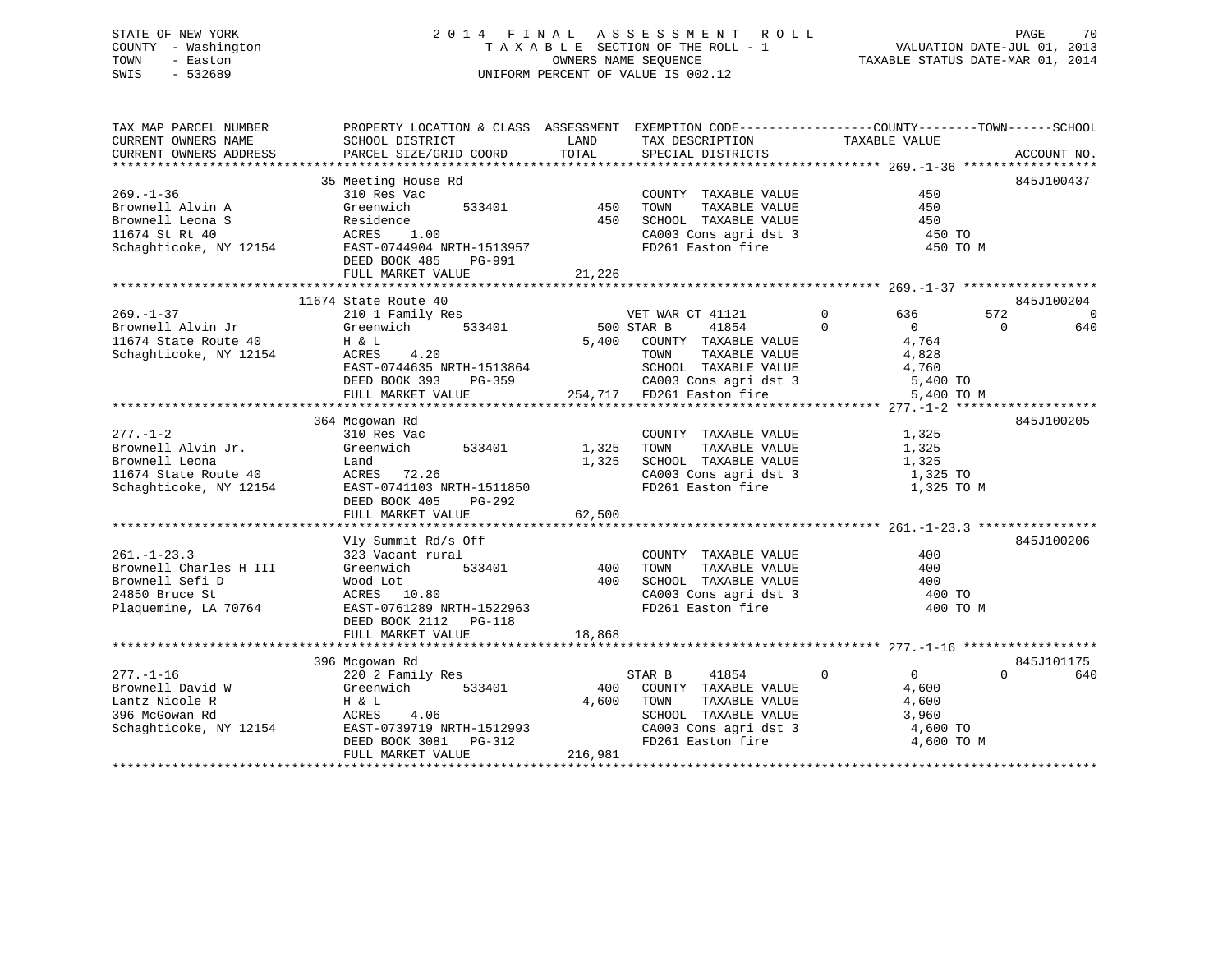STATE OF NEW YORK
COUNTY - Washington
TOWN - Easton
SWIS - 532689

2014 FINAL ASSESSMENT ROLL
TAXABLE SECTION OF THE ROLL - 1
OWNERS NAME SEQUENCE
UNIFORM PERCENT OF VALUE IS 002.12

VALUATION DATE-JUL 01, 2013
TAXABLE STATUS DATE-MAR 01, 2014

| TAX MAP PARCEL NUMBER / CURRENT OWNERS NAME / CURRENT OWNERS ADDRESS | PROPERTY LOCATION & CLASS / SCHOOL DISTRICT / PARCEL SIZE/GRID COORD | ASSESSMENT LAND / TOTAL | EXEMPTION CODE / TAX DESCRIPTION / SPECIAL DISTRICTS | COUNTY TAXABLE VALUE | TOWN | SCHOOL | ACCOUNT NO. |
|---|---|---|---|---|---|---|---|
| **269.-1-36** | 35 Meeting House Rd | | | | | | 845J100437 |
| 269.-1-36 | 310 Res Vac | | COUNTY TAXABLE VALUE | 450 | | | |
| Brownell Alvin A | Greenwich 533401 | 450 | TOWN TAXABLE VALUE | 450 | | | |
| Brownell Leona S | Residence | 450 | SCHOOL TAXABLE VALUE | 450 | | | |
| 11674 St Rt 40 | ACRES 1.00 | | CA003 Cons agri dst 3 | 450 TO | | | |
| Schaghticoke, NY 12154 | EAST-0744904 NRTH-1513957 | | FD261 Easton fire | 450 TO M | | | |
| | DEED BOOK 485 PG-991 | | | | | | |
| | FULL MARKET VALUE | 21,226 | | | | | |
| **269.-1-37** | 11674 State Route 40 | | | | | | 845J100204 |
| 269.-1-37 | 210 1 Family Res | | VET WAR CT 41121 0 | 636 | 572 | 0 | |
| Brownell Alvin Jr | Greenwich 533401 | 500 | STAR B 41854 0 | 0 | 0 | 640 | |
| 11674 State Route 40 | H & L | 5,400 | COUNTY TAXABLE VALUE | 4,764 | | | |
| Schaghticoke, NY 12154 | ACRES 4.20 | | TOWN TAXABLE VALUE | 4,828 | | | |
| | EAST-0744635 NRTH-1513864 | | SCHOOL TAXABLE VALUE | 4,760 | | | |
| | DEED BOOK 393 PG-359 | | CA003 Cons agri dst 3 | 5,400 TO | | | |
| | FULL MARKET VALUE | 254,717 | FD261 Easton fire | 5,400 TO M | | | |
| **277.-1-2** | 364 Mcgowan Rd | | | | | | 845J100205 |
| 277.-1-2 | 310 Res Vac | | COUNTY TAXABLE VALUE | 1,325 | | | |
| Brownell Alvin Jr. | Greenwich 533401 | 1,325 | TOWN TAXABLE VALUE | 1,325 | | | |
| Brownell Leona | Land | 1,325 | SCHOOL TAXABLE VALUE | 1,325 | | | |
| 11674 State Route 40 | ACRES 72.26 | | CA003 Cons agri dst 3 | 1,325 TO | | | |
| Schaghticoke, NY 12154 | EAST-0741103 NRTH-1511850 | | FD261 Easton fire | 1,325 TO M | | | |
| | DEED BOOK 405 PG-292 | | | | | | |
| | FULL MARKET VALUE | 62,500 | | | | | |
| **261.-1-23.3** | Vly Summit Rd/s Off | | | | | | 845J100206 |
| 261.-1-23.3 | 323 Vacant rural | | COUNTY TAXABLE VALUE | 400 | | | |
| Brownell Charles H III | Greenwich 533401 | 400 | TOWN TAXABLE VALUE | 400 | | | |
| Brownell Sefi D | Wood Lot | 400 | SCHOOL TAXABLE VALUE | 400 | | | |
| 24850 Bruce St | ACRES 10.80 | | CA003 Cons agri dst 3 | 400 TO | | | |
| Plaquemine, LA 70764 | EAST-0761289 NRTH-1522963 | | FD261 Easton fire | 400 TO M | | | |
| | DEED BOOK 2112 PG-118 | | | | | | |
| | FULL MARKET VALUE | 18,868 | | | | | |
| **277.-1-16** | 396 Mcgowan Rd | | | | | | 845J101175 |
| 277.-1-16 | 220 2 Family Res | | STAR B 41854 0 | 0 | 0 | 640 | |
| Brownell David W | Greenwich 533401 | 400 | COUNTY TAXABLE VALUE | 4,600 | | | |
| Lantz Nicole R | H & L | 4,600 | TOWN TAXABLE VALUE | 4,600 | | | |
| 396 McGowan Rd | ACRES 4.06 | | SCHOOL TAXABLE VALUE | 3,960 | | | |
| Schaghticoke, NY 12154 | EAST-0739719 NRTH-1512993 | | CA003 Cons agri dst 3 | 4,600 TO | | | |
| | DEED BOOK 3081 PG-312 | | FD261 Easton fire | 4,600 TO M | | | |
| | FULL MARKET VALUE | 216,981 | | | | | |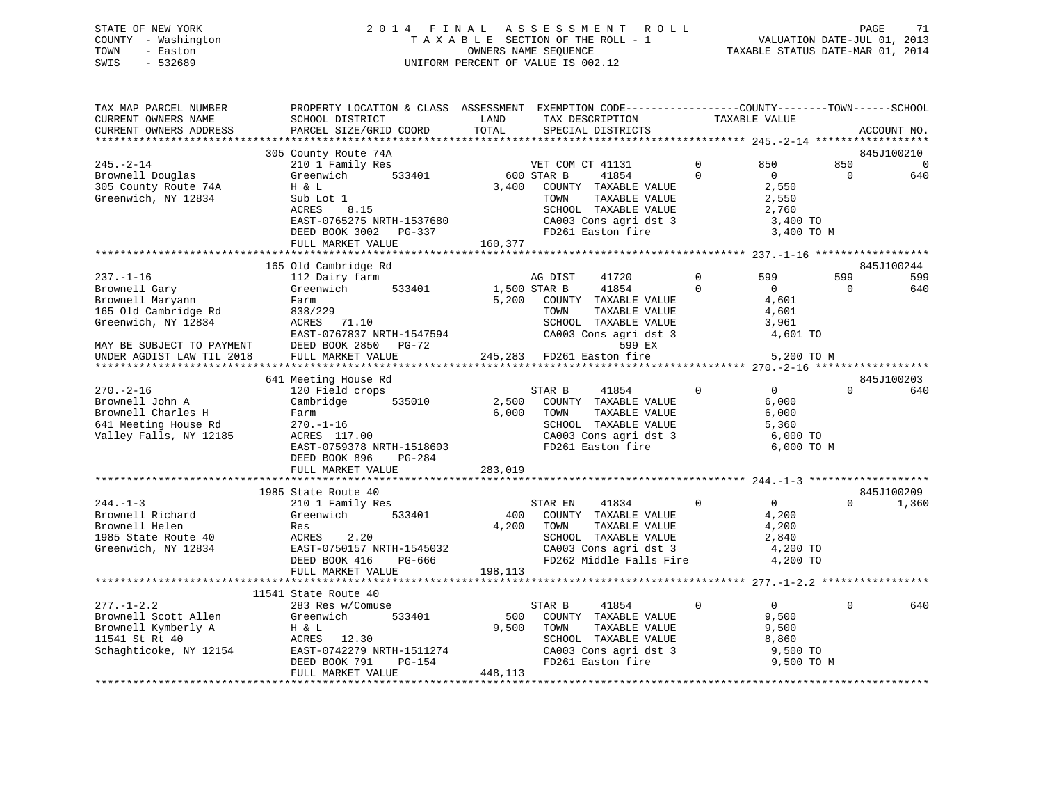STATE OF NEW YORK
COUNTY - Washington
TOWN - Easton
SWIS - 532689

2014 FINAL ASSESSMENT ROLL
TAXABLE SECTION OF THE ROLL - 1
OWNERS NAME SEQUENCE
UNIFORM PERCENT OF VALUE IS 002.12

VALUATION DATE-JUL 01, 2013
TAXABLE STATUS DATE-MAR 01, 2014

```
TAX MAP PARCEL NUMBER          PROPERTY LOCATION & CLASS  ASSESSMENT  EXEMPTION CODE------------------COUNTY--------TOWN------SCHOOL
CURRENT OWNERS NAME            SCHOOL DISTRICT               LAND       TAX DESCRIPTION              TAXABLE VALUE
CURRENT OWNERS ADDRESS         PARCEL SIZE/GRID COORD        TOTAL      SPECIAL DISTRICTS                                    ACCOUNT NO.
****************************************************************************************************** 245.-2-14 ******************
                    305 County Route 74A                                                                              845J100210
245.-2-14           210 1 Family Res                    VET COM CT 41131         0         850           850              0
Brownell Douglas    Greenwich      533401          600 STAR B     41854         0           0             0            640
305 County Route 74A  H & L                       3,400    COUNTY  TAXABLE VALUE              2,550
Greenwich, NY 12834 Sub Lot 1                              TOWN    TAXABLE VALUE              2,550
                    ACRES    8.15                          SCHOOL  TAXABLE VALUE              2,760
                    EAST-0765275 NRTH-1537680              CA003 Cons agri dst 3               3,400 TO
                    DEED BOOK 3002   PG-337                FD261 Easton fire                   3,400 TO M
                    FULL MARKET VALUE               160,377
****************************************************************************************************** 237.-1-16 ******************
                    165 Old Cambridge Rd                                                                              845J100244
237.-1-16           112 Dairy farm                      AG DIST    41720         0         599           599            599
Brownell Gary       Greenwich      533401        1,500 STAR B     41854         0           0             0            640
Brownell Maryann    Farm                          5,200    COUNTY  TAXABLE VALUE              4,601
165 Old Cambridge Rd  838/229                              TOWN    TAXABLE VALUE              4,601
Greenwich, NY 12834 ACRES   71.10                          SCHOOL  TAXABLE VALUE              3,961
                    EAST-0767837 NRTH-1547594              CA003 Cons agri dst 3               4,601 TO
MAY BE SUBJECT TO PAYMENT  DEED BOOK 2850   PG-72                         599 EX
UNDER AGDIST LAW TIL 2018  FULL MARKET VALUE        245,283   FD261 Easton fire                   5,200 TO M
****************************************************************************************************** 270.-2-16 ******************
                    641 Meeting House Rd                                                                              845J100203
270.-2-16           120 Field crops                     STAR B     41854         0           0             0            640
Brownell John A     Cambridge      535010        2,500    COUNTY  TAXABLE VALUE              6,000
Brownell Charles H  Farm                          6,000    TOWN    TAXABLE VALUE              6,000
641 Meeting House Rd  270.-1-16                            SCHOOL  TAXABLE VALUE              5,360
Valley Falls, NY 12185  ACRES  117.00                      CA003 Cons agri dst 3               6,000 TO
                    EAST-0759378 NRTH-1518603              FD261 Easton fire                   6,000 TO M
                    DEED BOOK 896    PG-284
                    FULL MARKET VALUE               283,019
****************************************************************************************************** 244.-1-3 *******************
                    1985 State Route 40                                                                               845J100209
244.-1-3            210 1 Family Res                    STAR EN    41834         0           0             0          1,360
Brownell Richard    Greenwich      533401          400    COUNTY  TAXABLE VALUE              4,200
Brownell Helen      Res                           4,200    TOWN    TAXABLE VALUE              4,200
1985 State Route 40 ACRES    2.20                          SCHOOL  TAXABLE VALUE              2,840
Greenwich, NY 12834 EAST-0750157 NRTH-1545032              CA003 Cons agri dst 3               4,200 TO
                    DEED BOOK 416    PG-666                FD262 Middle Falls Fire             4,200 TO
                    FULL MARKET VALUE               198,113
****************************************************************************************************** 277.-1-2.2 *****************
                    11541 State Route 40
277.-1-2.2          283 Res w/Comuse                    STAR B     41854         0           0             0            640
Brownell Scott Allen  Greenwich    533401          500    COUNTY  TAXABLE VALUE              9,500
Brownell Kymberly A H & L                         9,500    TOWN    TAXABLE VALUE              9,500
11541 St Rt 40      ACRES   12.30                          SCHOOL  TAXABLE VALUE              8,860
Schaghticoke, NY 12154  EAST-0742279 NRTH-1511274          CA003 Cons agri dst 3               9,500 TO
                    DEED BOOK 791    PG-154                FD261 Easton fire                   9,500 TO M
                    FULL MARKET VALUE               448,113
************************************************************************************************************************************
```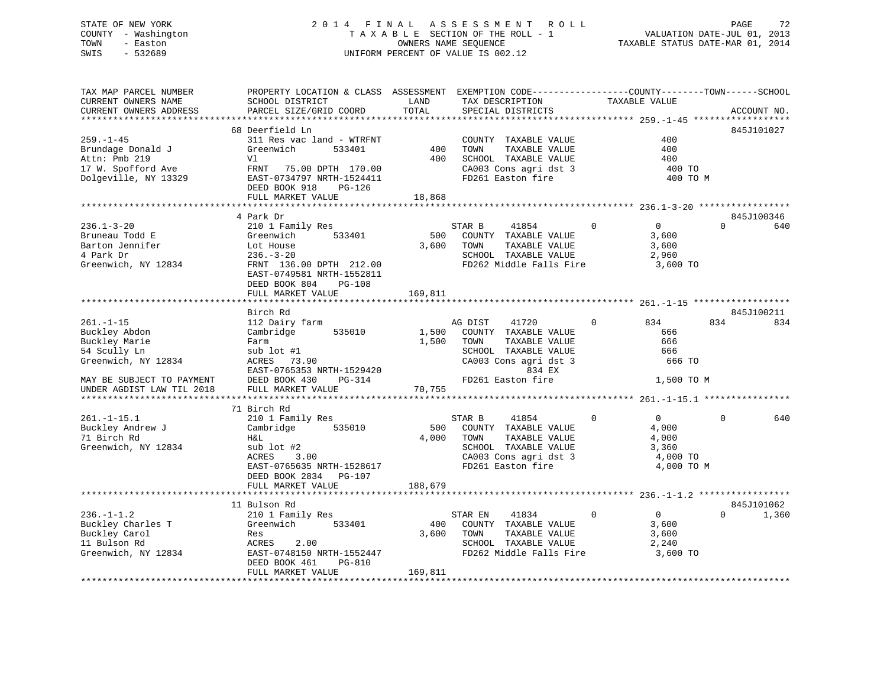STATE OF NEW YORK
COUNTY - Washington
TOWN - Easton
SWIS - 532689

2014 FINAL ASSESSMENT ROLL
TAXABLE SECTION OF THE ROLL - 1
OWNERS NAME SEQUENCE
UNIFORM PERCENT OF VALUE IS 002.12

VALUATION DATE-JUL 01, 2013
TAXABLE STATUS DATE-MAR 01, 2014

| TAX MAP PARCEL NUMBER / CURRENT OWNERS NAME / CURRENT OWNERS ADDRESS | PROPERTY LOCATION & CLASS / SCHOOL DISTRICT / PARCEL SIZE/GRID COORD | ASSESSMENT LAND / TOTAL | EXEMPTION CODE / TAX DESCRIPTION / SPECIAL DISTRICTS | COUNTY | TOWN | SCHOOL / ACCOUNT NO. |
|---|---|---|---|---|---|---|
| **259.-1-45** | 68 Deerfield Ln | | | | | 845J101027 |
| 259.-1-45 | 311 Res vac land - WTRFNT | | COUNTY TAXABLE VALUE | 400 | | |
| Brundage Donald J | Greenwich 533401 | 400 | TOWN TAXABLE VALUE | | 400 | |
| Attn: Pmb 219 | Vl | 400 | SCHOOL TAXABLE VALUE | | | 400 |
| 17 W. Spofford Ave | FRNT 75.00 DPTH 170.00 | | CA003 Cons agri dst 3 | 400 TO | | |
| Dolgeville, NY 13329 | EAST-0734797 NRTH-1524411 | | FD261 Easton fire | 400 TO M | | |
| | DEED BOOK 918 PG-126 | | | | | |
| | FULL MARKET VALUE | 18,868 | | | | |
| **236.1-3-20** | 4 Park Dr | | | | | 845J100346 |
| 236.1-3-20 | 210 1 Family Res | | STAR B 41854 0 | 0 | 0 | 640 |
| Bruneau Todd E | Greenwich 533401 | 500 | COUNTY TAXABLE VALUE | 3,600 | | |
| Barton Jennifer | Lot House | 3,600 | TOWN TAXABLE VALUE | | 3,600 | |
| 4 Park Dr | 236.-3-20 | | SCHOOL TAXABLE VALUE | | | 2,960 |
| Greenwich, NY 12834 | FRNT 136.00 DPTH 212.00 | | FD262 Middle Falls Fire | 3,600 TO | | |
| | EAST-0749581 NRTH-1552811 | | | | | |
| | DEED BOOK 804 PG-108 | | | | | |
| | FULL MARKET VALUE | 169,811 | | | | |
| **261.-1-15** | Birch Rd | | | | | 845J100211 |
| 261.-1-15 | 112 Dairy farm | | AG DIST 41720 0 | 834 | 834 | 834 |
| Buckley Abdon | Cambridge 535010 | 1,500 | COUNTY TAXABLE VALUE | 666 | | |
| Buckley Marie | Farm | 1,500 | TOWN TAXABLE VALUE | | 666 | |
| 54 Scully Ln | sub lot #1 | | SCHOOL TAXABLE VALUE | | | 666 |
| Greenwich, NY 12834 | ACRES 73.90 | | CA003 Cons agri dst 3 | 666 TO | | |
| | EAST-0765353 NRTH-1529420 | | 834 EX | | | |
| MAY BE SUBJECT TO PAYMENT | DEED BOOK 430 PG-314 | | FD261 Easton fire | 1,500 TO M | | |
| UNDER AGDIST LAW TIL 2018 | FULL MARKET VALUE | 70,755 | | | | |
| **261.-1-15.1** | 71 Birch Rd | | | | | |
| 261.-1-15.1 | 210 1 Family Res | | STAR B 41854 0 | 0 | 0 | 640 |
| Buckley Andrew J | Cambridge 535010 | 500 | COUNTY TAXABLE VALUE | 4,000 | | |
| 71 Birch Rd | H&L | 4,000 | TOWN TAXABLE VALUE | | 4,000 | |
| Greenwich, NY 12834 | sub lot #2 | | SCHOOL TAXABLE VALUE | | | 3,360 |
| | ACRES 3.00 | | CA003 Cons agri dst 3 | 4,000 TO | | |
| | EAST-0765635 NRTH-1528617 | | FD261 Easton fire | 4,000 TO M | | |
| | DEED BOOK 2834 PG-107 | | | | | |
| | FULL MARKET VALUE | 188,679 | | | | |
| **236.-1-1.2** | 11 Bulson Rd | | | | | 845J101062 |
| 236.-1-1.2 | 210 1 Family Res | | STAR EN 41834 0 | 0 | 0 | 1,360 |
| Buckley Charles T | Greenwich 533401 | 400 | COUNTY TAXABLE VALUE | 3,600 | | |
| Buckley Carol | Res | 3,600 | TOWN TAXABLE VALUE | | 3,600 | |
| 11 Bulson Rd | ACRES 2.00 | | SCHOOL TAXABLE VALUE | | | 2,240 |
| Greenwich, NY 12834 | EAST-0748150 NRTH-1552447 | | FD262 Middle Falls Fire | 3,600 TO | | |
| | DEED BOOK 461 PG-810 | | | | | |
| | FULL MARKET VALUE | 169,811 | | | | |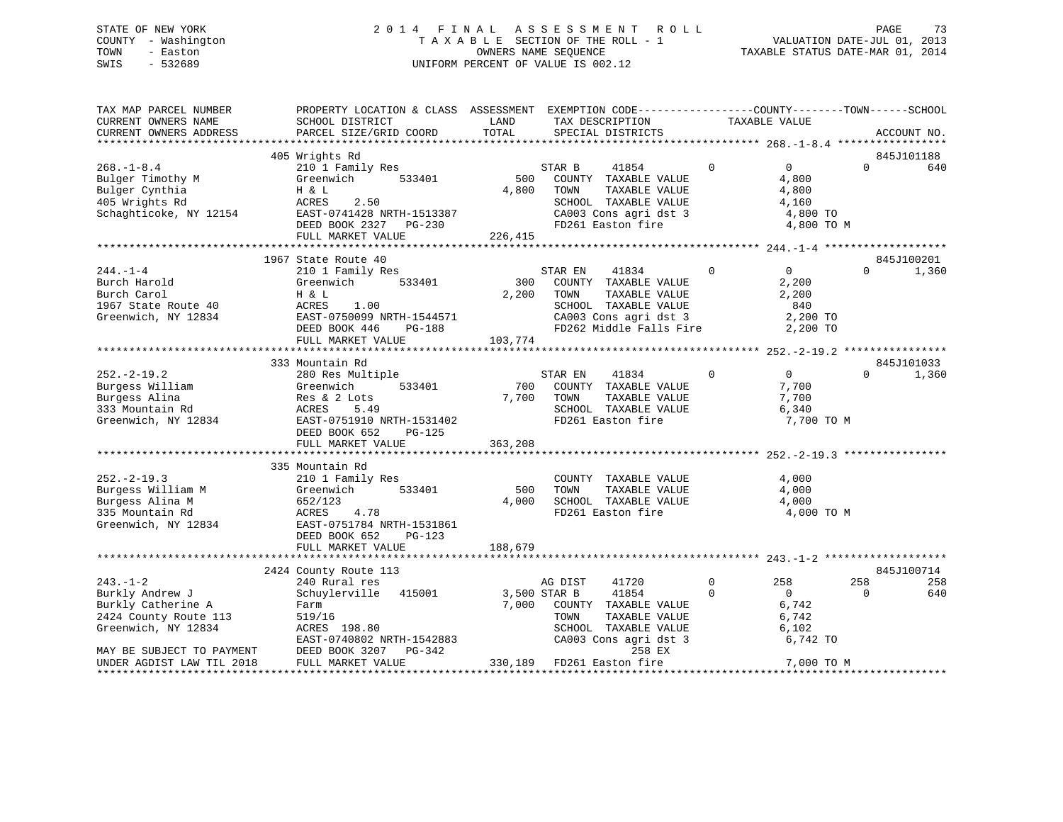STATE OF NEW YORK
COUNTY - Washington
TOWN - Easton
SWIS - 532689

2014 FINAL ASSESSMENT ROLL
TAXABLE SECTION OF THE ROLL - 1
OWNERS NAME SEQUENCE
UNIFORM PERCENT OF VALUE IS 002.12

VALUATION DATE-JUL 01, 2013
TAXABLE STATUS DATE-MAR 01, 2014

| TAX MAP PARCEL NUMBER / CURRENT OWNERS NAME / CURRENT OWNERS ADDRESS | PROPERTY LOCATION & CLASS / SCHOOL DISTRICT / PARCEL SIZE/GRID COORD | ASSESSMENT LAND / TOTAL | EXEMPTION CODE / TAX DESCRIPTION / SPECIAL DISTRICTS | | COUNTY TAXABLE VALUE | TOWN | SCHOOL | ACCOUNT NO. |
|---|---|---|---|---|---|---|---|---|
| **268.-1-8.4** | 405 Wrights Rd | | | | | | | 845J101188 |
| Bulger Timothy M | 210 1 Family Res | | STAR B 41854 | 0 | 0 | 0 | 640 | |
| Bulger Cynthia | Greenwich 533401 | 500 | COUNTY TAXABLE VALUE | | 4,800 | | | |
| 405 Wrights Rd | H & L | 4,800 | TOWN TAXABLE VALUE | | 4,800 | | | |
| Schaghticoke, NY 12154 | ACRES 2.50 | | SCHOOL TAXABLE VALUE | | 4,160 | | | |
| | EAST-0741428 NRTH-1513387 | | CA003 Cons agri dst 3 | | 4,800 TO | | | |
| | DEED BOOK 2327 PG-230 | | FD261 Easton fire | | 4,800 TO M | | | |
| | FULL MARKET VALUE | 226,415 | | | | | | |
| **244.-1-4** | 1967 State Route 40 | | | | | | | 845J100201 |
| Burch Harold | 210 1 Family Res | | STAR EN 41834 | 0 | 0 | 0 | 1,360 | |
| Burch Carol | Greenwich 533401 | 300 | COUNTY TAXABLE VALUE | | 2,200 | | | |
| 1967 State Route 40 | H & L | 2,200 | TOWN TAXABLE VALUE | | 2,200 | | | |
| Greenwich, NY 12834 | ACRES 1.00 | | SCHOOL TAXABLE VALUE | | 840 | | | |
| | EAST-0750099 NRTH-1544571 | | CA003 Cons agri dst 3 | | 2,200 TO | | | |
| | DEED BOOK 446 PG-188 | | FD262 Middle Falls Fire | | 2,200 TO | | | |
| | FULL MARKET VALUE | 103,774 | | | | | | |
| **252.-2-19.2** | 333 Mountain Rd | | | | | | | 845J101033 |
| Burgess William | 280 Res Multiple | | STAR EN 41834 | 0 | 0 | 0 | 1,360 | |
| Burgess Alina | Greenwich 533401 | 700 | COUNTY TAXABLE VALUE | | 7,700 | | | |
| 333 Mountain Rd | Res & 2 Lots | 7,700 | TOWN TAXABLE VALUE | | 7,700 | | | |
| Greenwich, NY 12834 | ACRES 5.49 | | SCHOOL TAXABLE VALUE | | 6,340 | | | |
| | EAST-0751910 NRTH-1531402 | | FD261 Easton fire | | 7,700 TO M | | | |
| | DEED BOOK 652 PG-125 | | | | | | | |
| | FULL MARKET VALUE | 363,208 | | | | | | |
| **252.-2-19.3** | 335 Mountain Rd | | | | | | | |
| Burgess William M | 210 1 Family Res | | COUNTY TAXABLE VALUE | | 4,000 | | | |
| Burgess Alina M | Greenwich 533401 | 500 | TOWN TAXABLE VALUE | | 4,000 | | | |
| 335 Mountain Rd | 652/123 | 4,000 | SCHOOL TAXABLE VALUE | | 4,000 | | | |
| Greenwich, NY 12834 | ACRES 4.78 | | FD261 Easton fire | | 4,000 TO M | | | |
| | EAST-0751784 NRTH-1531861 | | | | | | | |
| | DEED BOOK 652 PG-123 | | | | | | | |
| | FULL MARKET VALUE | 188,679 | | | | | | |
| **243.-1-2** | 2424 County Route 113 | | | | | | | 845J100714 |
| Burkly Andrew J | 240 Rural res | | AG DIST 41720 | 0 | 258 | 258 | 258 | |
| Burkly Catherine A | Schuylerville 415001 | 3,500 | STAR B 41854 | 0 | 0 | 0 | 640 | |
| 2424 County Route 113 | Farm | 7,000 | COUNTY TAXABLE VALUE | | 6,742 | | | |
| Greenwich, NY 12834 | 519/16 | | TOWN TAXABLE VALUE | | 6,742 | | | |
| | ACRES 198.80 | | SCHOOL TAXABLE VALUE | | 6,102 | | | |
| | EAST-0740802 NRTH-1542883 | | CA003 Cons agri dst 3 | | 6,742 TO | | | |
| MAY BE SUBJECT TO PAYMENT | DEED BOOK 3207 PG-342 | | 258 EX | | | | | |
| UNDER AGDIST LAW TIL 2018 | FULL MARKET VALUE | 330,189 | FD261 Easton fire | | 7,000 TO M | | | |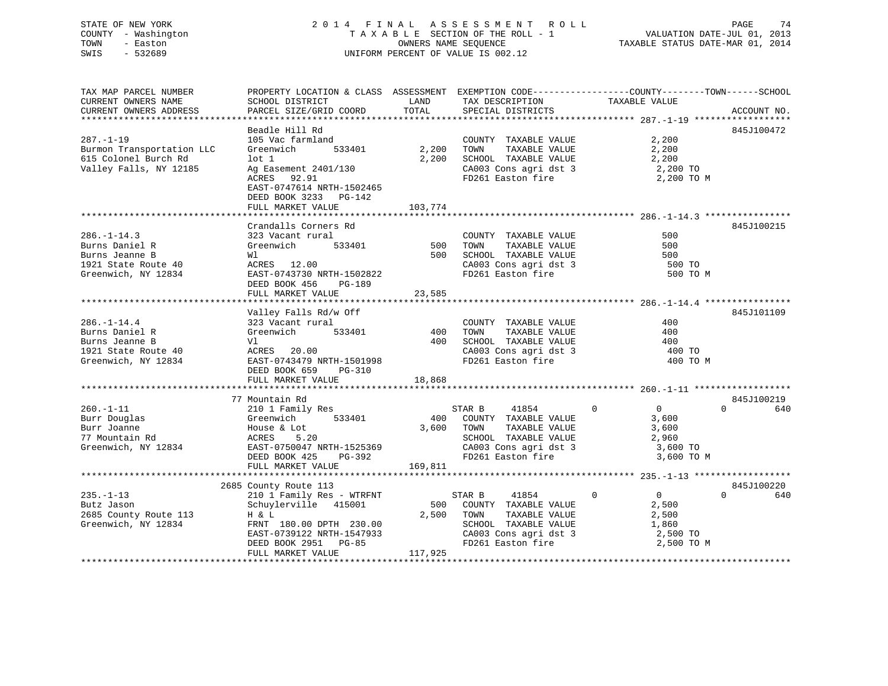STATE OF NEW YORK
COUNTY - Washington
TOWN - Easton
SWIS - 532689

2014 FINAL ASSESSMENT ROLL
TAXABLE SECTION OF THE ROLL - 1
OWNERS NAME SEQUENCE
UNIFORM PERCENT OF VALUE IS 002.12

VALUATION DATE-JUL 01, 2013
TAXABLE STATUS DATE-MAR 01, 2014

| TAX MAP PARCEL NUMBER / CURRENT OWNERS NAME / CURRENT OWNERS ADDRESS | PROPERTY LOCATION & CLASS / SCHOOL DISTRICT / PARCEL SIZE/GRID COORD | ASSESSMENT LAND | TOTAL | EXEMPTION CODE / TAX DESCRIPTION / SPECIAL DISTRICTS | COUNTY | TOWN | SCHOOL TAXABLE VALUE | ACCOUNT NO. |
|---|---|---|---|---|---|---|---|---|
| **287.-1-19** | Beadle Hill Rd | | | | | | | 845J100472 |
| 287.-1-19 | 105 Vac farmland | | | COUNTY TAXABLE VALUE | 2,200 | | | |
| Burmon Transportation LLC | Greenwich 533401 | 2,200 | | TOWN TAXABLE VALUE | | 2,200 | | |
| 615 Colonel Burch Rd | lot 1 | | 2,200 | SCHOOL TAXABLE VALUE | | | 2,200 | |
| Valley Falls, NY 12185 | Ag Easement 2401/130 | | | CA003 Cons agri dst 3 | 2,200 TO | | | |
| | ACRES 92.91 | | | FD261 Easton fire | 2,200 TO M | | | |
| | EAST-0747614 NRTH-1502465 | | | | | | | |
| | DEED BOOK 3233 PG-142 | | | | | | | |
| | FULL MARKET VALUE | | 103,774 | | | | | |
| **286.-1-14.3** | Crandalls Corners Rd | | | | | | | 845J100215 |
| 286.-1-14.3 | 323 Vacant rural | | | COUNTY TAXABLE VALUE | 500 | | | |
| Burns Daniel R | Greenwich 533401 | 500 | | TOWN TAXABLE VALUE | | 500 | | |
| Burns Jeanne B | Wl | | 500 | SCHOOL TAXABLE VALUE | | | 500 | |
| 1921 State Route 40 | ACRES 12.00 | | | CA003 Cons agri dst 3 | 500 TO | | | |
| Greenwich, NY 12834 | EAST-0743730 NRTH-1502822 | | | FD261 Easton fire | 500 TO M | | | |
| | DEED BOOK 456 PG-189 | | | | | | | |
| | FULL MARKET VALUE | | 23,585 | | | | | |
| **286.-1-14.4** | Valley Falls Rd/w Off | | | | | | | 845J101109 |
| 286.-1-14.4 | 323 Vacant rural | | | COUNTY TAXABLE VALUE | 400 | | | |
| Burns Daniel R | Greenwich 533401 | 400 | | TOWN TAXABLE VALUE | | 400 | | |
| Burns Jeanne B | Vl | | 400 | SCHOOL TAXABLE VALUE | | | 400 | |
| 1921 State Route 40 | ACRES 20.00 | | | CA003 Cons agri dst 3 | 400 TO | | | |
| Greenwich, NY 12834 | EAST-0743479 NRTH-1501998 | | | FD261 Easton fire | 400 TO M | | | |
| | DEED BOOK 659 PG-310 | | | | | | | |
| | FULL MARKET VALUE | | 18,868 | | | | | |
| **260.-1-11** | 77 Mountain Rd | | | | | | | 845J100219 |
| 260.-1-11 | 210 1 Family Res | | | STAR B 41854 | 0 | 0 | 640 | |
| Burr Douglas | Greenwich 533401 | 400 | | COUNTY TAXABLE VALUE | 3,600 | | | |
| Burr Joanne | House & Lot | | 3,600 | TOWN TAXABLE VALUE | | 3,600 | | |
| 77 Mountain Rd | ACRES 5.20 | | | SCHOOL TAXABLE VALUE | | | 2,960 | |
| Greenwich, NY 12834 | EAST-0750047 NRTH-1525369 | | | CA003 Cons agri dst 3 | 3,600 TO | | | |
| | DEED BOOK 425 PG-392 | | | FD261 Easton fire | 3,600 TO M | | | |
| | FULL MARKET VALUE | | 169,811 | | | | | |
| **235.-1-13** | 2685 County Route 113 | | | | | | | 845J100220 |
| 235.-1-13 | 210 1 Family Res - WTRFNT | | | STAR B 41854 | 0 | 0 | 640 | |
| Butz Jason | Schuylerville 415001 | 500 | | COUNTY TAXABLE VALUE | 2,500 | | | |
| 2685 County Route 113 | H & L | | 2,500 | TOWN TAXABLE VALUE | | 2,500 | | |
| Greenwich, NY 12834 | FRNT 180.00 DPTH 230.00 | | | SCHOOL TAXABLE VALUE | | | 1,860 | |
| | EAST-0739122 NRTH-1547933 | | | CA003 Cons agri dst 3 | 2,500 TO | | | |
| | DEED BOOK 2951 PG-85 | | | FD261 Easton fire | 2,500 TO M | | | |
| | FULL MARKET VALUE | | 117,925 | | | | | |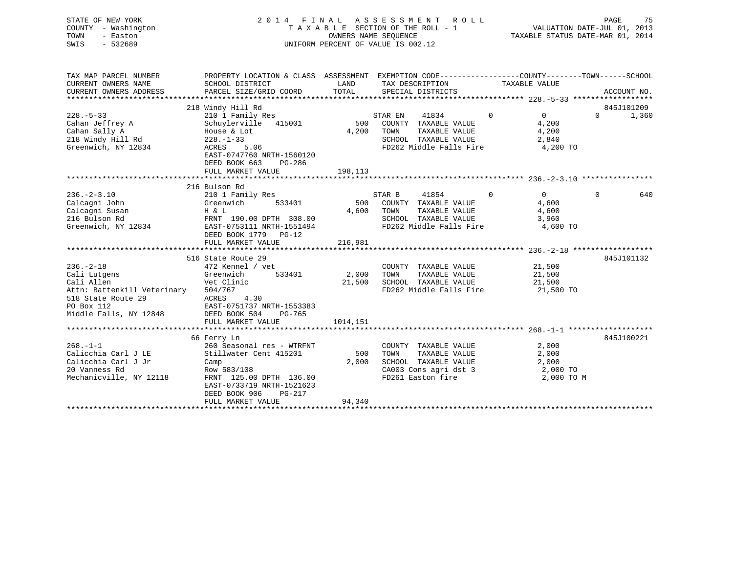STATE OF NEW YORK
COUNTY - Washington
TOWN - Easton
SWIS - 532689

# 2014 FINAL ASSESSMENT ROLL

TAXABLE SECTION OF THE ROLL - 1
OWNERS NAME SEQUENCE
UNIFORM PERCENT OF VALUE IS 002.12

VALUATION DATE-JUL 01, 2013
TAXABLE STATUS DATE-MAR 01, 2014

| TAX MAP PARCEL NUMBER / CURRENT OWNERS NAME / CURRENT OWNERS ADDRESS | PROPERTY LOCATION & CLASS / SCHOOL DISTRICT / PARCEL SIZE/GRID COORD | ASSESSMENT LAND / TOTAL | EXEMPTION CODE / TAX DESCRIPTION / SPECIAL DISTRICTS | COUNTY | TOWN | SCHOOL / TAXABLE VALUE | ACCOUNT NO. |
|---|---|---|---|---|---|---|---|
| **228.-5-33** | 218 Windy Hill Rd | | | | | | 845J101209 |
| Cahan Jeffrey A | 210 1 Family Res | | STAR EN 41834 | 0 | 0 | 0 | 1,360 |
| Cahan Sally A | Schuylerville 415001 | 500 | COUNTY TAXABLE VALUE | | | 4,200 | |
| 218 Windy Hill Rd | House & Lot | 4,200 | TOWN TAXABLE VALUE | | | 4,200 | |
| Greenwich, NY 12834 | 228.-1-33 | | SCHOOL TAXABLE VALUE | | | 2,840 | |
| | ACRES 5.06 | | FD262 Middle Falls Fire | | | 4,200 TO | |
| | EAST-0747760 NRTH-1560120 | | | | | | |
| | DEED BOOK 663 PG-286 | | | | | | |
| | FULL MARKET VALUE | 198,113 | | | | | |
| **236.-2-3.10** | 216 Bulson Rd | | | | | | |
| Calcagni John | 210 1 Family Res | | STAR B 41854 | 0 | 0 | 0 | 640 |
| Calcagni Susan | Greenwich 533401 | 500 | COUNTY TAXABLE VALUE | | | 4,600 | |
| 216 Bulson Rd | H & L | 4,600 | TOWN TAXABLE VALUE | | | 4,600 | |
| Greenwich, NY 12834 | FRNT 190.00 DPTH 308.00 | | SCHOOL TAXABLE VALUE | | | 3,960 | |
| | EAST-0753111 NRTH-1551494 | | FD262 Middle Falls Fire | | | 4,600 TO | |
| | DEED BOOK 1779 PG-12 | | | | | | |
| | FULL MARKET VALUE | 216,981 | | | | | |
| **236.-2-18** | 516 State Route 29 | | | | | | 845J101132 |
| Cali Lutgens | 472 Kennel / vet | | COUNTY TAXABLE VALUE | | | 21,500 | |
| Cali Allen | Greenwich 533401 | 2,000 | TOWN TAXABLE VALUE | | | 21,500 | |
| Attn: Battenkill Veterinary | Vet Clinic | 21,500 | SCHOOL TAXABLE VALUE | | | 21,500 | |
| 518 State Route 29 | 504/767 | | FD262 Middle Falls Fire | | | 21,500 TO | |
| PO Box 112 | ACRES 4.30 | | | | | | |
| Middle Falls, NY 12848 | EAST-0751737 NRTH-1553383 | | | | | | |
| | DEED BOOK 504 PG-765 | | | | | | |
| | FULL MARKET VALUE | 1014,151 | | | | | |
| **268.-1-1** | 66 Ferry Ln | | | | | | 845J100221 |
| Calicchia Carl J LE | 260 Seasonal res - WTRFNT | | COUNTY TAXABLE VALUE | | | 2,000 | |
| Calicchia Carl J Jr | Stillwater Cent 415201 | 500 | TOWN TAXABLE VALUE | | | 2,000 | |
| 20 Vanness Rd | Camp | 2,000 | SCHOOL TAXABLE VALUE | | | 2,000 | |
| Mechanicville, NY 12118 | Row 583/108 | | CA003 Cons agri dst 3 | | | 2,000 TO | |
| | FRNT 125.00 DPTH 136.00 | | FD261 Easton fire | | | 2,000 TO M | |
| | EAST-0733719 NRTH-1521623 | | | | | | |
| | DEED BOOK 906 PG-217 | | | | | | |
| | FULL MARKET VALUE | 94,340 | | | | | |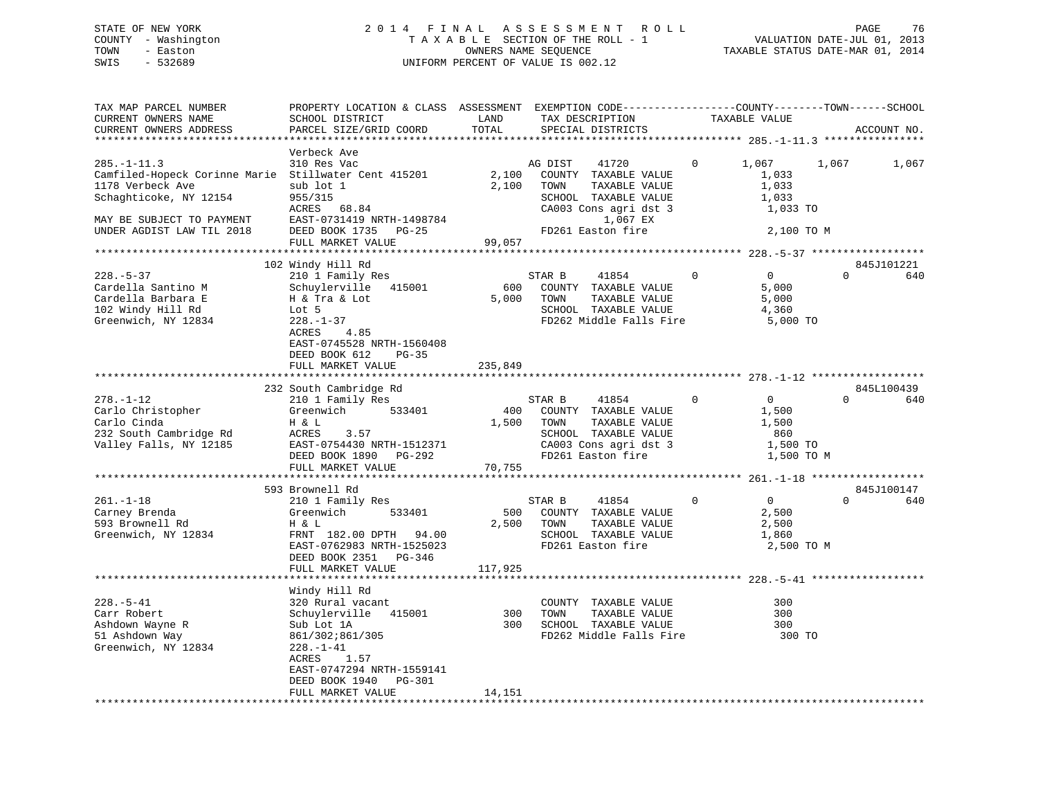STATE OF NEW YORK
COUNTY - Washington
TOWN - Easton
SWIS - 532689

2014 FINAL ASSESSMENT ROLL
TAXABLE SECTION OF THE ROLL - 1
OWNERS NAME SEQUENCE
UNIFORM PERCENT OF VALUE IS 002.12

VALUATION DATE-JUL 01, 2013
TAXABLE STATUS DATE-MAR 01, 2014

```
TAX MAP PARCEL NUMBER          PROPERTY LOCATION & CLASS  ASSESSMENT  EXEMPTION CODE------------------COUNTY--------TOWN------SCHOOL
CURRENT OWNERS NAME            SCHOOL DISTRICT               LAND      TAX DESCRIPTION              TAXABLE VALUE
CURRENT OWNERS ADDRESS         PARCEL SIZE/GRID COORD       TOTAL      SPECIAL DISTRICTS                                    ACCOUNT NO.
******************************************************************************************************* 285.-1-11.3 ****************
                               Verbeck Ave
285.-1-11.3                    310 Res Vac                             AG DIST    41720         0      1,067      1,067      1,067
Camfiled-Hopeck Corinne Marie  Stillwater Cent 415201        2,100     COUNTY  TAXABLE VALUE              1,033
1178 Verbeck Ave               sub lot 1                     2,100     TOWN    TAXABLE VALUE              1,033
Schaghticoke, NY 12154         955/315                                 SCHOOL  TAXABLE VALUE              1,033
                               ACRES   68.84                           CA003 Cons agri dst 3              1,033 TO
MAY BE SUBJECT TO PAYMENT      EAST-0731419 NRTH-1498784                     1,067 EX
UNDER AGDIST LAW TIL 2018      DEED BOOK 1735   PG-25                  FD261 Easton fire                  2,100 TO M
                               FULL MARKET VALUE            99,057
******************************************************************************************************* 228.-5-37 ******************
                               102 Windy Hill Rd                                                                      845J101221
228.-5-37                      210 1 Family Res                        STAR B     41854         0          0          0        640
Cardella Santino M             Schuylerville   415001          600     COUNTY  TAXABLE VALUE              5,000
Cardella Barbara E             H & Tra & Lot                 5,000     TOWN    TAXABLE VALUE              5,000
102 Windy Hill Rd              Lot 5                                   SCHOOL  TAXABLE VALUE              4,360
Greenwich, NY 12834            228.-1-37                               FD262 Middle Falls Fire            5,000 TO
                               ACRES    4.85
                               EAST-0745528 NRTH-1560408
                               DEED BOOK 612    PG-35
                               FULL MARKET VALUE           235,849
******************************************************************************************************* 278.-1-12 ******************
                               232 South Cambridge Rd                                                                 845L100439
278.-1-12                      210 1 Family Res                        STAR B     41854         0          0          0        640
Carlo Christopher              Greenwich       533401          400     COUNTY  TAXABLE VALUE              1,500
Carlo Cinda                    H & L                         1,500     TOWN    TAXABLE VALUE              1,500
232 South Cambridge Rd         ACRES    3.57                           SCHOOL  TAXABLE VALUE                860
Valley Falls, NY 12185         EAST-0754430 NRTH-1512371               CA003 Cons agri dst 3              1,500 TO
                               DEED BOOK 1890   PG-292                 FD261 Easton fire                  1,500 TO M
                               FULL MARKET VALUE            70,755
******************************************************************************************************* 261.-1-18 ******************
                               593 Brownell Rd                                                                        845J100147
261.-1-18                      210 1 Family Res                        STAR B     41854         0          0          0        640
Carney Brenda                  Greenwich       533401          500     COUNTY  TAXABLE VALUE              2,500
593 Brownell Rd                H & L                         2,500     TOWN    TAXABLE VALUE              2,500
Greenwich, NY 12834            FRNT 182.00 DPTH  94.00                 SCHOOL  TAXABLE VALUE              1,860
                               EAST-0762983 NRTH-1525023               FD261 Easton fire                  2,500 TO M
                               DEED BOOK 2351   PG-346
                               FULL MARKET VALUE           117,925
******************************************************************************************************* 228.-5-41 ******************
                               Windy Hill Rd
228.-5-41                      320 Rural vacant                        COUNTY  TAXABLE VALUE                300
Carr Robert                    Schuylerville   415001          300     TOWN    TAXABLE VALUE                300
Ashdown Wayne R                Sub Lot 1A                      300     SCHOOL  TAXABLE VALUE                300
51 Ashdown Way                 861/302;861/305                         FD262 Middle Falls Fire              300 TO
Greenwich, NY 12834            228.-1-41
                               ACRES    1.57
                               EAST-0747294 NRTH-1559141
                               DEED BOOK 1940   PG-301
                               FULL MARKET VALUE            14,151
************************************************************************************************************************************
```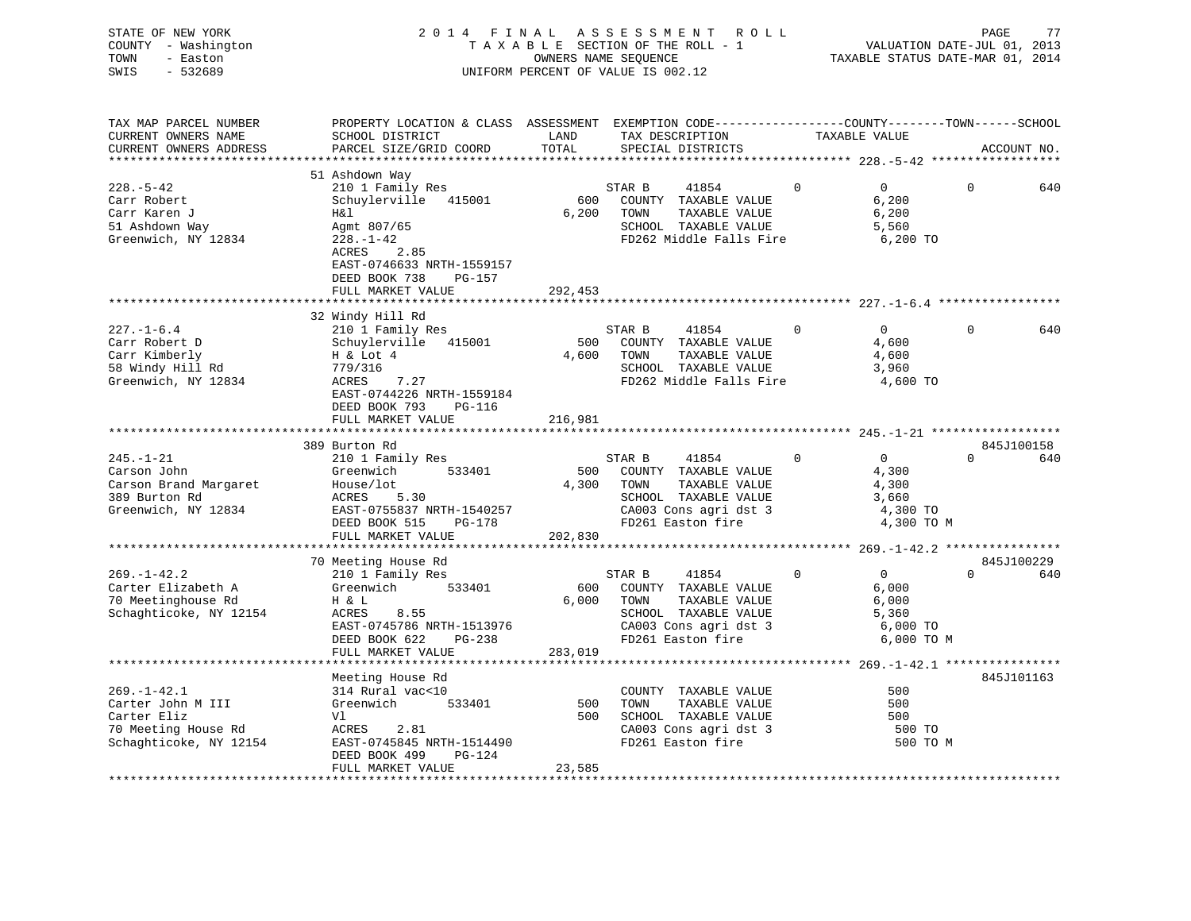STATE OF NEW YORK
COUNTY - Washington
TOWN - Easton
SWIS - 532689

2014 FINAL ASSESSMENT ROLL
TAXABLE SECTION OF THE ROLL - 1
OWNERS NAME SEQUENCE
UNIFORM PERCENT OF VALUE IS 002.12

VALUATION DATE-JUL 01, 2013
TAXABLE STATUS DATE-MAR 01, 2014

| TAX MAP PARCEL NUMBER / CURRENT OWNERS NAME / CURRENT OWNERS ADDRESS | PROPERTY LOCATION & CLASS / SCHOOL DISTRICT / PARCEL SIZE/GRID COORD | ASSESSMENT LAND / TOTAL | EXEMPTION CODE / TAX DESCRIPTION / SPECIAL DISTRICTS | COUNTY | TOWN | SCHOOL / TAXABLE VALUE | ACCOUNT NO. |
|---|---|---|---|---|---|---|---|
| **228.-5-42** | 51 Ashdown Way | | | | | | |
| 228.-5-42 | 210 1 Family Res | | STAR B 41854 | 0 | 0 | 0 / 640 | |
| Carr Robert | Schuylerville 415001 | 600 | COUNTY TAXABLE VALUE | 6,200 | | | |
| Carr Karen J | H&l | 6,200 | TOWN TAXABLE VALUE | | 6,200 | | |
| 51 Ashdown Way | Agmt 807/65 | | SCHOOL TAXABLE VALUE | | | 5,560 | |
| Greenwich, NY 12834 | 228.-1-42 | | FD262 Middle Falls Fire | | | 6,200 TO | |
| | ACRES 2.85 | | | | | | |
| | EAST-0746633 NRTH-1559157 | | | | | | |
| | DEED BOOK 738 PG-157 | | | | | | |
| | FULL MARKET VALUE | 292,453 | | | | | |
| **227.-1-6.4** | 32 Windy Hill Rd | | | | | | |
| 227.-1-6.4 | 210 1 Family Res | | STAR B 41854 | 0 | 0 | 0 / 640 | |
| Carr Robert D | Schuylerville 415001 | 500 | COUNTY TAXABLE VALUE | 4,600 | | | |
| Carr Kimberly | H & Lot 4 | 4,600 | TOWN TAXABLE VALUE | | 4,600 | | |
| 58 Windy Hill Rd | 779/316 | | SCHOOL TAXABLE VALUE | | | 3,960 | |
| Greenwich, NY 12834 | ACRES 7.27 | | FD262 Middle Falls Fire | | | 4,600 TO | |
| | EAST-0744226 NRTH-1559184 | | | | | | |
| | DEED BOOK 793 PG-116 | | | | | | |
| | FULL MARKET VALUE | 216,981 | | | | | |
| **245.-1-21** | 389 Burton Rd | | | | | | 845J100158 |
| 245.-1-21 | 210 1 Family Res | | STAR B 41854 | 0 | 0 | 0 / 640 | |
| Carson John | Greenwich 533401 | 500 | COUNTY TAXABLE VALUE | 4,300 | | | |
| Carson Brand Margaret | House/lot | 4,300 | TOWN TAXABLE VALUE | | 4,300 | | |
| 389 Burton Rd | ACRES 5.30 | | SCHOOL TAXABLE VALUE | | | 3,660 | |
| Greenwich, NY 12834 | EAST-0755837 NRTH-1540257 | | CA003 Cons agri dst 3 | | | 4,300 TO | |
| | DEED BOOK 515 PG-178 | | FD261 Easton fire | | | 4,300 TO M | |
| | FULL MARKET VALUE | 202,830 | | | | | |
| **269.-1-42.2** | 70 Meeting House Rd | | | | | | 845J100229 |
| 269.-1-42.2 | 210 1 Family Res | | STAR B 41854 | 0 | 0 | 0 / 640 | |
| Carter Elizabeth A | Greenwich 533401 | 600 | COUNTY TAXABLE VALUE | 6,000 | | | |
| 70 Meetinghouse Rd | H & L | 6,000 | TOWN TAXABLE VALUE | | 6,000 | | |
| Schaghticoke, NY 12154 | ACRES 8.55 | | SCHOOL TAXABLE VALUE | | | 5,360 | |
| | EAST-0745786 NRTH-1513976 | | CA003 Cons agri dst 3 | | | 6,000 TO | |
| | DEED BOOK 622 PG-238 | | FD261 Easton fire | | | 6,000 TO M | |
| | FULL MARKET VALUE | 283,019 | | | | | |
| **269.-1-42.1** | Meeting House Rd | | | | | | 845J101163 |
| 269.-1-42.1 | 314 Rural vac<10 | | COUNTY TAXABLE VALUE | 500 | | | |
| Carter John M III | Greenwich 533401 | 500 | TOWN TAXABLE VALUE | | 500 | | |
| Carter Eliz | Vl | 500 | SCHOOL TAXABLE VALUE | | | 500 | |
| 70 Meeting House Rd | ACRES 2.81 | | CA003 Cons agri dst 3 | | | 500 TO | |
| Schaghticoke, NY 12154 | EAST-0745845 NRTH-1514490 | | FD261 Easton fire | | | 500 TO M | |
| | DEED BOOK 499 PG-124 | | | | | | |
| | FULL MARKET VALUE | 23,585 | | | | | |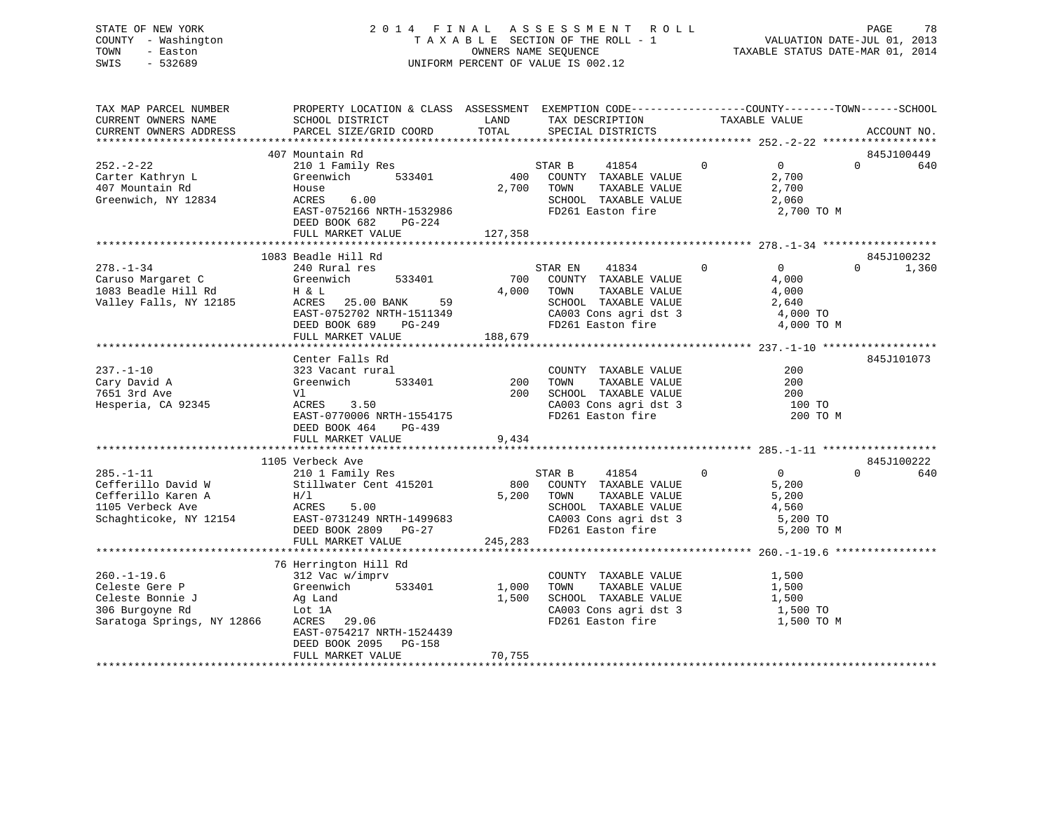STATE OF NEW YORK — 2014 FINAL ASSESSMENT ROLL
COUNTY - Washington — TAXABLE SECTION OF THE ROLL - 1 — VALUATION DATE-JUL 01, 2013
TOWN - Easton — OWNERS NAME SEQUENCE — TAXABLE STATUS DATE-MAR 01, 2014
SWIS - 532689 — UNIFORM PERCENT OF VALUE IS 002.12

```
TAX MAP PARCEL NUMBER          PROPERTY LOCATION & CLASS  ASSESSMENT  EXEMPTION CODE------------------COUNTY--------TOWN------SCHOOL
CURRENT OWNERS NAME            SCHOOL DISTRICT               LAND      TAX DESCRIPTION            TAXABLE VALUE
CURRENT OWNERS ADDRESS         PARCEL SIZE/GRID COORD        TOTAL     SPECIAL DISTRICTS                                      ACCOUNT NO.
******************************************************************************************************* 252.-2-22 ******************
                           407 Mountain Rd                                                                                845J100449
252.-2-22                      210 1 Family Res                      STAR B     41854          0            0            0        640
Carter Kathryn L               Greenwich        533401          400   COUNTY  TAXABLE VALUE              2,700
407 Mountain Rd                House                          2,700   TOWN    TAXABLE VALUE              2,700
Greenwich, NY 12834            ACRES    6.00                          SCHOOL  TAXABLE VALUE              2,060
                               EAST-0752166 NRTH-1532986              FD261 Easton fire                    2,700 TO M
                               DEED BOOK 682    PG-224
                               FULL MARKET VALUE             127,358
******************************************************************************************************* 278.-1-34 ******************
                           1083 Beadle Hill Rd                                                                            845J100232
278.-1-34                      240 Rural res                         STAR EN    41834          0            0            0      1,360
Caruso Margaret C              Greenwich        533401          700   COUNTY  TAXABLE VALUE              4,000
1083 Beadle Hill Rd            H & L                          4,000   TOWN    TAXABLE VALUE              4,000
Valley Falls, NY 12185         ACRES   25.00 BANK     59              SCHOOL  TAXABLE VALUE              2,640
                               EAST-0752702 NRTH-1511349              CA003 Cons agri dst 3                4,000 TO
                               DEED BOOK 689    PG-249                FD261 Easton fire                    4,000 TO M
                               FULL MARKET VALUE             188,679
******************************************************************************************************* 237.-1-10 ******************
                               Center Falls Rd                                                                            845J101073
237.-1-10                      323 Vacant rural                       COUNTY  TAXABLE VALUE                200
Cary David A                   Greenwich        533401          200   TOWN    TAXABLE VALUE                200
7651 3rd Ave                   Vl                               200   SCHOOL  TAXABLE VALUE                200
Hesperia, CA 92345             ACRES    3.50                          CA003 Cons agri dst 3                  100 TO
                               EAST-0770006 NRTH-1554175              FD261 Easton fire                      200 TO M
                               DEED BOOK 464    PG-439
                               FULL MARKET VALUE               9,434
******************************************************************************************************* 285.-1-11 ******************
                           1105 Verbeck Ave                                                                               845J100222
285.-1-11                      210 1 Family Res                      STAR B     41854          0            0            0        640
Cefferillo David W             Stillwater Cent 415201          800   COUNTY  TAXABLE VALUE              5,200
Cefferillo Karen A             H/l                            5,200   TOWN    TAXABLE VALUE              5,200
1105 Verbeck Ave               ACRES    5.00                          SCHOOL  TAXABLE VALUE              4,560
Schaghticoke, NY 12154         EAST-0731249 NRTH-1499683              CA003 Cons agri dst 3                5,200 TO
                               DEED BOOK 2809   PG-27                 FD261 Easton fire                    5,200 TO M
                               FULL MARKET VALUE             245,283
******************************************************************************************************* 260.-1-19.6 ****************
                            76 Herrington Hill Rd
260.-1-19.6                    312 Vac w/imprv                        COUNTY  TAXABLE VALUE              1,500
Celeste Gere P                 Greenwich        533401        1,000   TOWN    TAXABLE VALUE              1,500
Celeste Bonnie J               Ag Land                        1,500   SCHOOL  TAXABLE VALUE              1,500
306 Burgoyne Rd                Lot 1A                                 CA003 Cons agri dst 3                1,500 TO
Saratoga Springs, NY 12866     ACRES   29.06                          FD261 Easton fire                    1,500 TO M
                               EAST-0754217 NRTH-1524439
                               DEED BOOK 2095   PG-158
                               FULL MARKET VALUE              70,755
************************************************************************************************************************************
```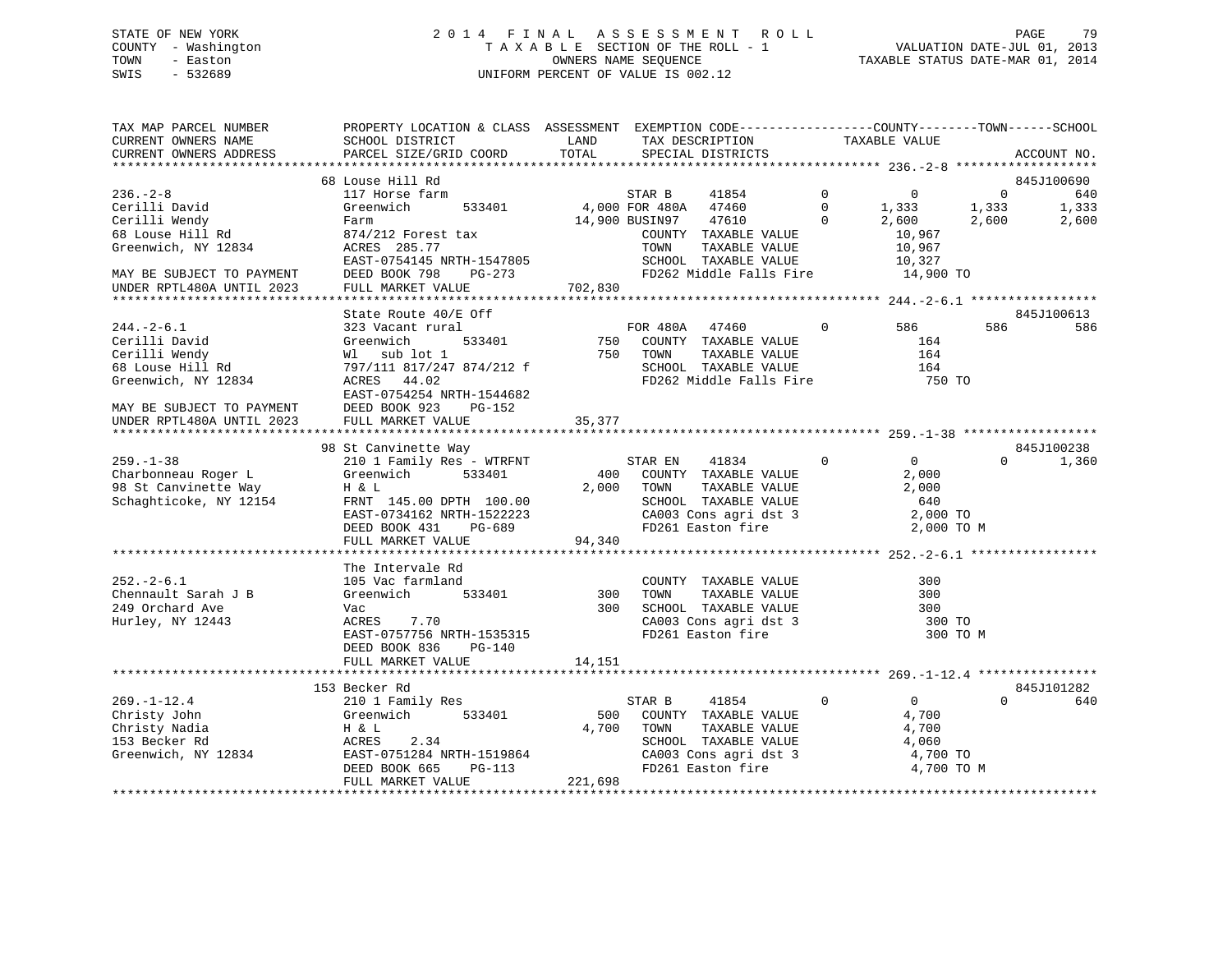STATE OF NEW YORK
COUNTY - Washington
TOWN - Easton
SWIS - 532689

2014 FINAL ASSESSMENT ROLL
TAXABLE SECTION OF THE ROLL - 1
OWNERS NAME SEQUENCE
UNIFORM PERCENT OF VALUE IS 002.12

VALUATION DATE-JUL 01, 2013
TAXABLE STATUS DATE-MAR 01, 2014

| TAX MAP PARCEL NUMBER / CURRENT OWNERS NAME / CURRENT OWNERS ADDRESS | PROPERTY LOCATION & CLASS / SCHOOL DISTRICT / PARCEL SIZE/GRID COORD | ASSESSMENT LAND / TOTAL | EXEMPTION CODE / TAX DESCRIPTION / SPECIAL DISTRICTS | | COUNTY TAXABLE VALUE | TOWN | SCHOOL | ACCOUNT NO. |
|---|---|---|---|---|---|---|---|---|
| **236.-2-8** | 68 Louse Hill Rd | | | | | | | 845J100690 |
| 236.-2-8 | 117 Horse farm | | STAR B 41854 | 0 | 0 | 0 | 640 | |
| Cerilli David | Greenwich 533401 | 4,000 | FOR 480A 47460 | 0 | 1,333 | 1,333 | 1,333 | |
| Cerilli Wendy | Farm | 14,900 | BUSIN97 47610 | 0 | 2,600 | 2,600 | 2,600 | |
| 68 Louse Hill Rd | 874/212 Forest tax | | COUNTY TAXABLE VALUE | | 10,967 | | | |
| Greenwich, NY 12834 | ACRES 285.77 | | TOWN TAXABLE VALUE | | 10,967 | | | |
| | EAST-0754145 NRTH-1547805 | | SCHOOL TAXABLE VALUE | | 10,327 | | | |
| MAY BE SUBJECT TO PAYMENT | DEED BOOK 798 PG-273 | | FD262 Middle Falls Fire | | 14,900 TO | | | |
| UNDER RPTL480A UNTIL 2023 | FULL MARKET VALUE | 702,830 | | | | | | |
| **244.-2-6.1** | State Route 40/E Off | | | | | | | 845J100613 |
| 244.-2-6.1 | 323 Vacant rural | | FOR 480A 47460 | 0 | 586 | 586 | 586 | |
| Cerilli David | Greenwich 533401 | 750 | COUNTY TAXABLE VALUE | | 164 | | | |
| Cerilli Wendy | Wl sub lot 1 | 750 | TOWN TAXABLE VALUE | | 164 | | | |
| 68 Louse Hill Rd | 797/111 817/247 874/212 f | | SCHOOL TAXABLE VALUE | | 164 | | | |
| Greenwich, NY 12834 | ACRES 44.02 | | FD262 Middle Falls Fire | | 750 TO | | | |
| | EAST-0754254 NRTH-1544682 | | | | | | | |
| MAY BE SUBJECT TO PAYMENT | DEED BOOK 923 PG-152 | | | | | | | |
| UNDER RPTL480A UNTIL 2023 | FULL MARKET VALUE | 35,377 | | | | | | |
| **259.-1-38** | 98 St Canvinette Way | | | | | | | 845J100238 |
| 259.-1-38 | 210 1 Family Res - WTRFNT | | STAR EN 41834 | 0 | 0 | 0 | 1,360 | |
| Charbonneau Roger L | Greenwich 533401 | 400 | COUNTY TAXABLE VALUE | | 2,000 | | | |
| 98 St Canvinette Way | H & L | 2,000 | TOWN TAXABLE VALUE | | 2,000 | | | |
| Schaghticoke, NY 12154 | FRNT 145.00 DPTH 100.00 | | SCHOOL TAXABLE VALUE | | 640 | | | |
| | EAST-0734162 NRTH-1522223 | | CA003 Cons agri dst 3 | | 2,000 TO | | | |
| | DEED BOOK 431 PG-689 | | FD261 Easton fire | | 2,000 TO M | | | |
| | FULL MARKET VALUE | 94,340 | | | | | | |
| **252.-2-6.1** | The Intervale Rd | | | | | | | |
| 252.-2-6.1 | 105 Vac farmland | | COUNTY TAXABLE VALUE | | 300 | | | |
| Chennault Sarah J B | Greenwich 533401 | 300 | TOWN TAXABLE VALUE | | 300 | | | |
| 249 Orchard Ave | Vac | 300 | SCHOOL TAXABLE VALUE | | 300 | | | |
| Hurley, NY 12443 | ACRES 7.70 | | CA003 Cons agri dst 3 | | 300 TO | | | |
| | EAST-0757756 NRTH-1535315 | | FD261 Easton fire | | 300 TO M | | | |
| | DEED BOOK 836 PG-140 | | | | | | | |
| | FULL MARKET VALUE | 14,151 | | | | | | |
| **269.-1-12.4** | 153 Becker Rd | | | | | | | 845J101282 |
| 269.-1-12.4 | 210 1 Family Res | | STAR B 41854 | 0 | 0 | 0 | 640 | |
| Christy John | Greenwich 533401 | 500 | COUNTY TAXABLE VALUE | | 4,700 | | | |
| Christy Nadia | H & L | 4,700 | TOWN TAXABLE VALUE | | 4,700 | | | |
| 153 Becker Rd | ACRES 2.34 | | SCHOOL TAXABLE VALUE | | 4,060 | | | |
| Greenwich, NY 12834 | EAST-0751284 NRTH-1519864 | | CA003 Cons agri dst 3 | | 4,700 TO | | | |
| | DEED BOOK 665 PG-113 | | FD261 Easton fire | | 4,700 TO M | | | |
| | FULL MARKET VALUE | 221,698 | | | | | | |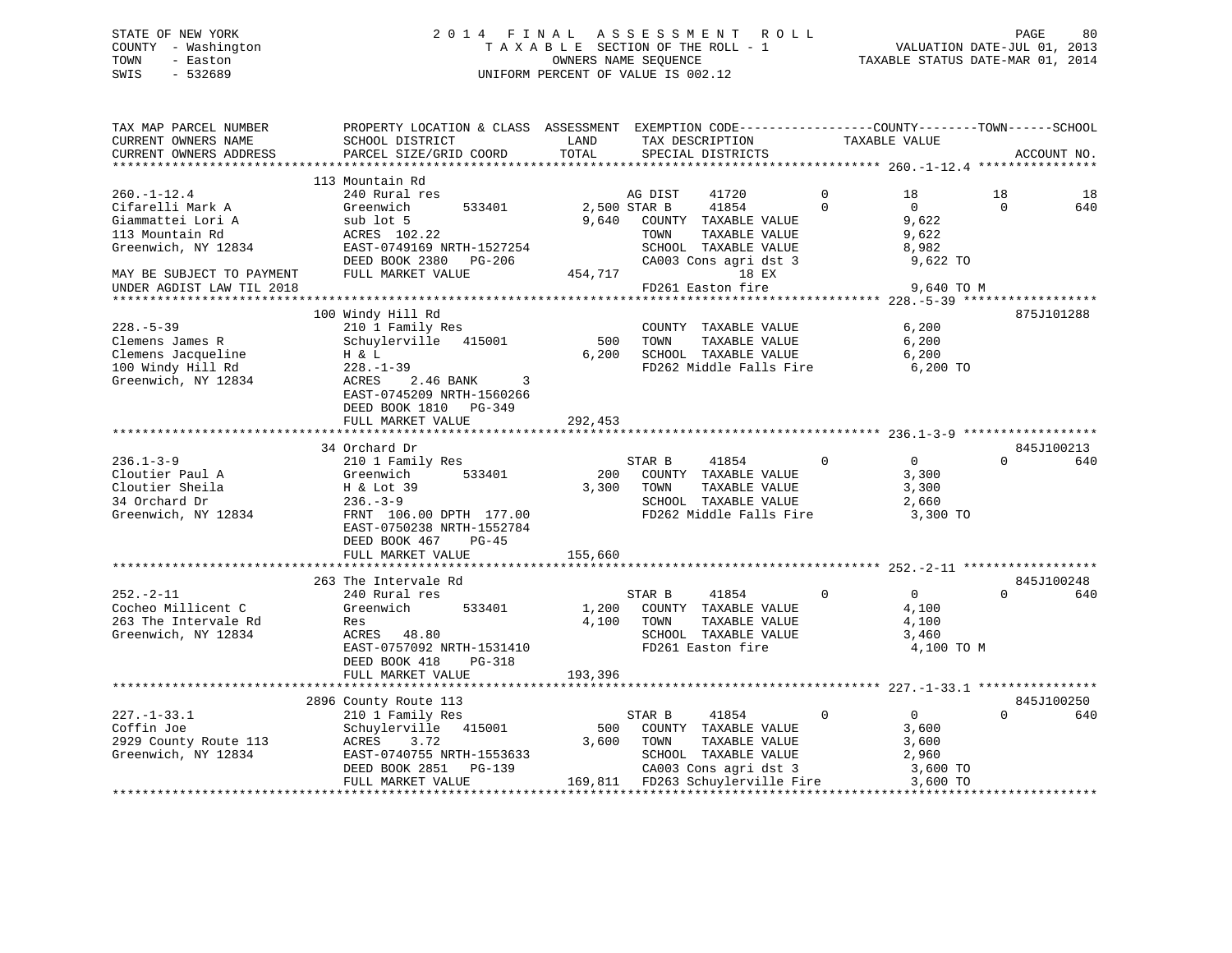STATE OF NEW YORK — COUNTY - Washington — TOWN - Easton — SWIS - 532689

# 2014 FINAL ASSESSMENT ROLL

TAXABLE SECTION OF THE ROLL - 1
OWNERS NAME SEQUENCE
UNIFORM PERCENT OF VALUE IS 002.12

VALUATION DATE-JUL 01, 2013
TAXABLE STATUS DATE-MAR 01, 2014

```
TAX MAP PARCEL NUMBER          PROPERTY LOCATION & CLASS  ASSESSMENT  EXEMPTION CODE------------------COUNTY--------TOWN------SCHOOL
CURRENT OWNERS NAME            SCHOOL DISTRICT              LAND      TAX DESCRIPTION            TAXABLE VALUE
CURRENT OWNERS ADDRESS         PARCEL SIZE/GRID COORD       TOTAL     SPECIAL DISTRICTS                                      ACCOUNT NO.
*********************************************************************************************** 260.-1-12.4 ****************
                               113 Mountain Rd
260.-1-12.4                    240 Rural res                          AG DIST    41720          0         18         18         18
Cifarelli Mark A               Greenwich       533401        2,500 STAR B     41854          0          0          0        640
Giammattei Lori A              sub lot 5                     9,640    COUNTY  TAXABLE VALUE            9,622
113 Mountain Rd                ACRES 102.22                           TOWN    TAXABLE VALUE            9,622
Greenwich, NY 12834            EAST-0749169 NRTH-1527254              SCHOOL  TAXABLE VALUE            8,982
                               DEED BOOK 2380   PG-206                CA003 Cons agri dst 3             9,622 TO
MAY BE SUBJECT TO PAYMENT      FULL MARKET VALUE            454,717                18 EX
UNDER AGDIST LAW TIL 2018                                             FD261 Easton fire                 9,640 TO M
*********************************************************************************************** 228.-5-39 ******************
                               100 Windy Hill Rd                                                                      875J101288
228.-5-39                      210 1 Family Res                       COUNTY  TAXABLE VALUE            6,200
Clemens James R                Schuylerville  415001           500   TOWN    TAXABLE VALUE            6,200
Clemens Jacqueline             H & L                          6,200   SCHOOL  TAXABLE VALUE            6,200
100 Windy Hill Rd              228.-1-39                              FD262 Middle Falls Fire           6,200 TO
Greenwich, NY 12834            ACRES    2.46 BANK     3
                               EAST-0745209 NRTH-1560266
                               DEED BOOK 1810   PG-349
                               FULL MARKET VALUE            292,453
*********************************************************************************************** 236.1-3-9 ******************
                               34 Orchard Dr                                                                          845J100213
236.1-3-9                      210 1 Family Res                       STAR B     41854          0          0          0        640
Cloutier Paul A                Greenwich       533401          200    COUNTY  TAXABLE VALUE            3,300
Cloutier Sheila                H & Lot 39                     3,300   TOWN    TAXABLE VALUE            3,300
34 Orchard Dr                  236.-3-9                               SCHOOL  TAXABLE VALUE            2,660
Greenwich, NY 12834            FRNT 106.00 DPTH 177.00                FD262 Middle Falls Fire           3,300 TO
                               EAST-0750238 NRTH-1552784
                               DEED BOOK 467    PG-45
                               FULL MARKET VALUE            155,660
*********************************************************************************************** 252.-2-11 ******************
                               263 The Intervale Rd                                                                   845J100248
252.-2-11                      240 Rural res                          STAR B     41854          0          0          0        640
Cocheo Millicent C             Greenwich       533401        1,200    COUNTY  TAXABLE VALUE            4,100
263 The Intervale Rd           Res                            4,100   TOWN    TAXABLE VALUE            4,100
Greenwich, NY 12834            ACRES   48.80                          SCHOOL  TAXABLE VALUE            3,460
                               EAST-0757092 NRTH-1531410              FD261 Easton fire                 4,100 TO M
                               DEED BOOK 418    PG-318
                               FULL MARKET VALUE            193,396
*********************************************************************************************** 227.-1-33.1 ****************
                               2896 County Route 113                                                                  845J100250
227.-1-33.1                    210 1 Family Res                       STAR B     41854          0          0          0        640
Coffin Joe                     Schuylerville  415001           500    COUNTY  TAXABLE VALUE            3,600
2929 County Route 113          ACRES    3.72                  3,600   TOWN    TAXABLE VALUE            3,600
Greenwich, NY 12834            EAST-0740755 NRTH-1553633              SCHOOL  TAXABLE VALUE            2,960
                               DEED BOOK 2851   PG-139                CA003 Cons agri dst 3             3,600 TO
                               FULL MARKET VALUE            169,811   FD263 Schuylerville Fire          3,600 TO
****************************************************************************************************************************
```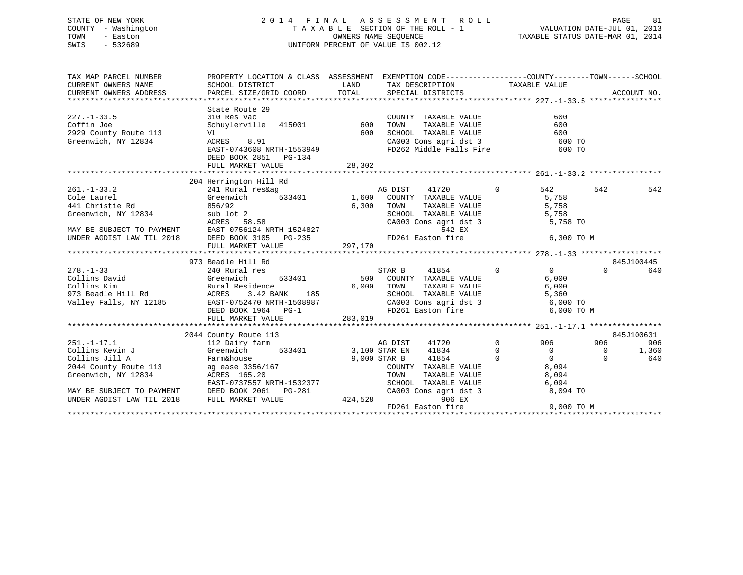STATE OF NEW YORK
COUNTY - Washington
TOWN - Easton
SWIS - 532689

2 0 1 4 F I N A L A S S E S S M E N T R O L L
T A X A B L E SECTION OF THE ROLL - 1
OWNERS NAME SEQUENCE
UNIFORM PERCENT OF VALUE IS 002.12

VALUATION DATE-JUL 01, 2013
TAXABLE STATUS DATE-MAR 01, 2014

| TAX MAP PARCEL NUMBER / CURRENT OWNERS NAME / CURRENT OWNERS ADDRESS | PROPERTY LOCATION & CLASS / SCHOOL DISTRICT / PARCEL SIZE/GRID COORD | ASSESSMENT LAND / TOTAL | EXEMPTION CODE / TAX DESCRIPTION / SPECIAL DISTRICTS | | COUNTY TAXABLE VALUE | TOWN | SCHOOL | ACCOUNT NO. |
|---|---|---|---|---|---|---|---|---|
| **227.-1-33.5** | State Route 29 | | | | | | | |
| 227.-1-33.5 | 310 Res Vac | | COUNTY TAXABLE VALUE | | 600 | | | |
| Coffin Joe | Schuylerville 415001 | 600 | TOWN TAXABLE VALUE | | 600 | | | |
| 2929 County Route 113 | Vl | 600 | SCHOOL TAXABLE VALUE | | 600 | | | |
| Greenwich, NY 12834 | ACRES 8.91 | | CA003 Cons agri dst 3 | | 600 TO | | | |
| | EAST-0743608 NRTH-1553949 | | FD262 Middle Falls Fire | | 600 TO | | | |
| | DEED BOOK 2851 PG-134 | | | | | | | |
| | FULL MARKET VALUE | 28,302 | | | | | | |
| **261.-1-33.2** | 204 Herrington Hill Rd | | | | | | | |
| 261.-1-33.2 | 241 Rural res&ag | | AG DIST 41720 | 0 | 542 | 542 | 542 | |
| Cole Laurel | Greenwich 533401 | 1,600 | COUNTY TAXABLE VALUE | | 5,758 | | | |
| 441 Christie Rd | 856/92 | 6,300 | TOWN TAXABLE VALUE | | 5,758 | | | |
| Greenwich, NY 12834 | sub lot 2 | | SCHOOL TAXABLE VALUE | | 5,758 | | | |
| | ACRES 58.58 | | CA003 Cons agri dst 3 | | 5,758 TO | | | |
| MAY BE SUBJECT TO PAYMENT | EAST-0756124 NRTH-1524827 | | 542 EX | | | | | |
| UNDER AGDIST LAW TIL 2018 | DEED BOOK 3105 PG-235 | | FD261 Easton fire | | 6,300 TO M | | | |
| | FULL MARKET VALUE | 297,170 | | | | | | |
| **278.-1-33** | 973 Beadle Hill Rd | | | | | | | 845J100445 |
| 278.-1-33 | 240 Rural res | | STAR B 41854 | 0 | 0 | 0 | 640 | |
| Collins David | Greenwich 533401 | 500 | COUNTY TAXABLE VALUE | | 6,000 | | | |
| Collins Kim | Rural Residence | 6,000 | TOWN TAXABLE VALUE | | 6,000 | | | |
| 973 Beadle Hill Rd | ACRES 3.42 BANK 185 | | SCHOOL TAXABLE VALUE | | 5,360 | | | |
| Valley Falls, NY 12185 | EAST-0752470 NRTH-1508987 | | CA003 Cons agri dst 3 | | 6,000 TO | | | |
| | DEED BOOK 1964 PG-1 | | FD261 Easton fire | | 6,000 TO M | | | |
| | FULL MARKET VALUE | 283,019 | | | | | | |
| **251.-1-17.1** | 2044 County Route 113 | | | | | | | 845J100631 |
| 251.-1-17.1 | 112 Dairy farm | | AG DIST 41720 | 0 | 906 | 906 | 906 | |
| Collins Kevin J | Greenwich 533401 | 3,100 | STAR EN 41834 | 0 | 0 | 0 | 1,360 | |
| Collins Jill A | Farm&house | 9,000 | STAR B 41854 | 0 | 0 | 0 | 640 | |
| 2044 County Route 113 | ag ease 3356/167 | | COUNTY TAXABLE VALUE | | 8,094 | | | |
| Greenwich, NY 12834 | ACRES 165.20 | | TOWN TAXABLE VALUE | | 8,094 | | | |
| | EAST-0737557 NRTH-1532377 | | SCHOOL TAXABLE VALUE | | 6,094 | | | |
| MAY BE SUBJECT TO PAYMENT | DEED BOOK 2061 PG-281 | | CA003 Cons agri dst 3 | | 8,094 TO | | | |
| UNDER AGDIST LAW TIL 2018 | FULL MARKET VALUE | 424,528 | 906 EX | | | | | |
| | | | FD261 Easton fire | | 9,000 TO M | | | |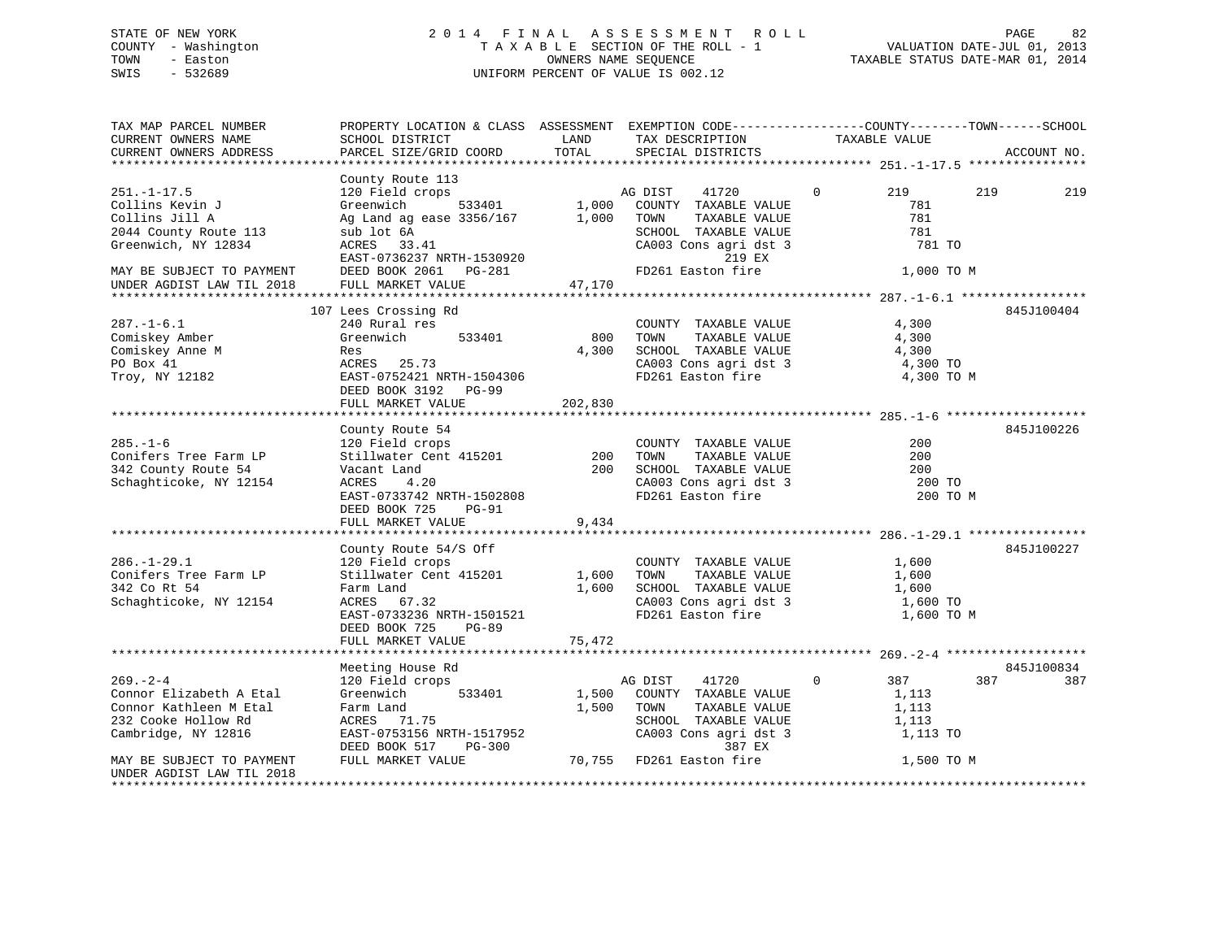STATE OF NEW YORK
COUNTY - Washington
TOWN - Easton
SWIS - 532689

2014 FINAL ASSESSMENT ROLL
TAXABLE SECTION OF THE ROLL - 1
OWNERS NAME SEQUENCE
UNIFORM PERCENT OF VALUE IS 002.12

VALUATION DATE-JUL 01, 2013
TAXABLE STATUS DATE-MAR 01, 2014

```
TAX MAP PARCEL NUMBER          PROPERTY LOCATION & CLASS  ASSESSMENT  EXEMPTION CODE------------------COUNTY--------TOWN------SCHOOL
CURRENT OWNERS NAME            SCHOOL DISTRICT               LAND      TAX DESCRIPTION            TAXABLE VALUE
CURRENT OWNERS ADDRESS         PARCEL SIZE/GRID COORD        TOTAL     SPECIAL DISTRICTS                                    ACCOUNT NO.
******************************************************************************************************* 251.-1-17.5 ****************
                               County Route 113
251.-1-17.5                    120 Field crops                          AG DIST    41720          0       219        219          219
Collins Kevin J                Greenwich       533401        1,000     COUNTY  TAXABLE VALUE               781
Collins Jill A                 Ag Land ag ease 3356/167      1,000     TOWN    TAXABLE VALUE               781
2044 County Route 113          sub lot 6A                              SCHOOL  TAXABLE VALUE               781
Greenwich, NY 12834            ACRES   33.41                           CA003 Cons agri dst 3               781 TO
                               EAST-0736237 NRTH-1530920                       219 EX
MAY BE SUBJECT TO PAYMENT      DEED BOOK 2061   PG-281                 FD261 Easton fire                 1,000 TO M
UNDER AGDIST LAW TIL 2018      FULL MARKET VALUE            47,170
******************************************************************************************************* 287.-1-6.1 *****************
                               107 Lees Crossing Rd                                                                    845J100404
287.-1-6.1                     240 Rural res                            COUNTY  TAXABLE VALUE             4,300
Comiskey Amber                 Greenwich       533401          800     TOWN    TAXABLE VALUE             4,300
Comiskey Anne M                Res                           4,300     SCHOOL  TAXABLE VALUE             4,300
PO Box 41                      ACRES   25.73                           CA003 Cons agri dst 3             4,300 TO
Troy, NY 12182                 EAST-0752421 NRTH-1504306               FD261 Easton fire                 4,300 TO M
                               DEED BOOK 3192   PG-99
                               FULL MARKET VALUE           202,830
******************************************************************************************************* 285.-1-6 *******************
                               County Route 54                                                                         845J100226
285.-1-6                       120 Field crops                          COUNTY  TAXABLE VALUE               200
Conifers Tree Farm LP          Stillwater Cent 415201          200     TOWN    TAXABLE VALUE               200
342 County Route 54            Vacant Land                     200     SCHOOL  TAXABLE VALUE               200
Schaghticoke, NY 12154         ACRES    4.20                           CA003 Cons agri dst 3               200 TO
                               EAST-0733742 NRTH-1502808               FD261 Easton fire                   200 TO M
                               DEED BOOK 725    PG-91
                               FULL MARKET VALUE             9,434
******************************************************************************************************* 286.-1-29.1 ****************
                               County Route 54/S Off                                                                   845J100227
286.-1-29.1                    120 Field crops                          COUNTY  TAXABLE VALUE             1,600
Conifers Tree Farm LP          Stillwater Cent 415201        1,600     TOWN    TAXABLE VALUE             1,600
342 Co Rt 54                   Farm Land                     1,600     SCHOOL  TAXABLE VALUE             1,600
Schaghticoke, NY 12154         ACRES   67.32                           CA003 Cons agri dst 3             1,600 TO
                               EAST-0733236 NRTH-1501521               FD261 Easton fire                 1,600 TO M
                               DEED BOOK 725    PG-89
                               FULL MARKET VALUE            75,472
******************************************************************************************************* 269.-2-4 *******************
                               Meeting House Rd                                                                        845J100834
269.-2-4                       120 Field crops                          AG DIST    41720          0       387        387          387
Connor Elizabeth A Etal        Greenwich       533401        1,500     COUNTY  TAXABLE VALUE             1,113
Connor Kathleen M Etal         Farm Land                     1,500     TOWN    TAXABLE VALUE             1,113
232 Cooke Hollow Rd            ACRES   71.75                           SCHOOL  TAXABLE VALUE             1,113
Cambridge, NY 12816            EAST-0753156 NRTH-1517952               CA003 Cons agri dst 3             1,113 TO
                               DEED BOOK 517    PG-300                         387 EX
MAY BE SUBJECT TO PAYMENT      FULL MARKET VALUE            70,755     FD261 Easton fire                 1,500 TO M
UNDER AGDIST LAW TIL 2018
************************************************************************************************************************************
```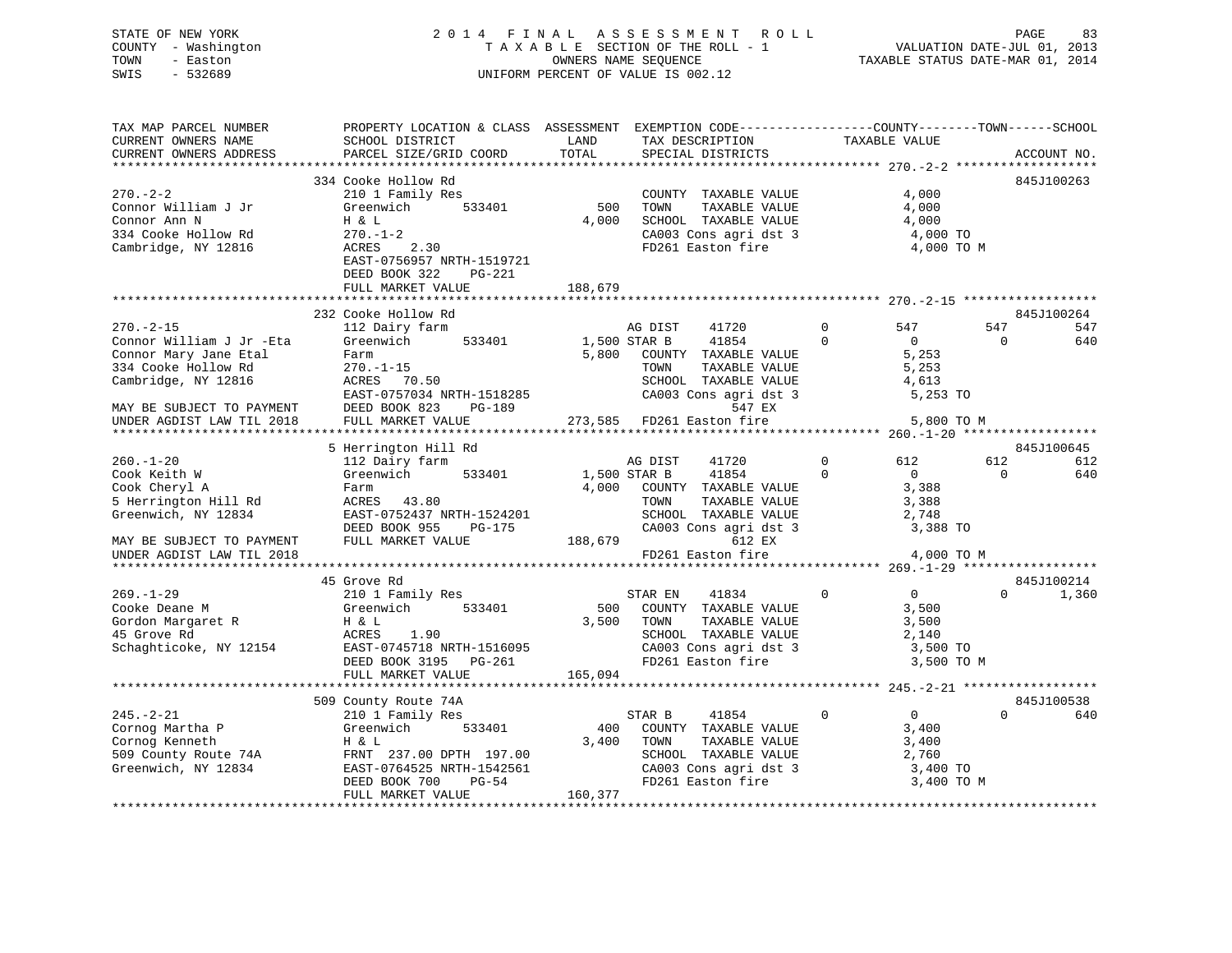STATE OF NEW YORK
COUNTY - Washington
TOWN - Easton
SWIS - 532689

2014 FINAL ASSESSMENT ROLL
TAXABLE SECTION OF THE ROLL - 1
OWNERS NAME SEQUENCE
UNIFORM PERCENT OF VALUE IS 002.12

VALUATION DATE-JUL 01, 2013
TAXABLE STATUS DATE-MAR 01, 2014

```
TAX MAP PARCEL NUMBER          PROPERTY LOCATION & CLASS  ASSESSMENT  EXEMPTION CODE-----------------COUNTY--------TOWN------SCHOOL
CURRENT OWNERS NAME            SCHOOL DISTRICT              LAND      TAX DESCRIPTION              TAXABLE VALUE
CURRENT OWNERS ADDRESS         PARCEL SIZE/GRID COORD       TOTAL     SPECIAL DISTRICTS                                      ACCOUNT NO.
******************************************************************************************************* 270.-2-2 *******************
                              334 Cooke Hollow Rd                                                                          845J100263
270.-2-2                      210 1 Family Res                         COUNTY  TAXABLE VALUE             4,000
Connor William J Jr           Greenwich        533401          500     TOWN    TAXABLE VALUE             4,000
Connor Ann N                  H & L                          4,000     SCHOOL  TAXABLE VALUE             4,000
334 Cooke Hollow Rd           270.-1-2                                 CA003 Cons agri dst 3              4,000 TO
Cambridge, NY 12816           ACRES    2.30                            FD261 Easton fire                  4,000 TO M
                              EAST-0756957 NRTH-1519721
                              DEED BOOK 322    PG-221
                              FULL MARKET VALUE            188,679
******************************************************************************************************* 270.-2-15 ******************
                              232 Cooke Hollow Rd                                                                          845J100264
270.-2-15                     112 Dairy farm                           AG DIST    41720          0        547          547          547
Connor William J Jr -Eta      Greenwich        533401        1,500 STAR B     41854          0          0            0          640
Connor Mary Jane Etal         Farm                           5,800     COUNTY  TAXABLE VALUE             5,253
334 Cooke Hollow Rd           270.-1-15                                TOWN    TAXABLE VALUE             5,253
Cambridge, NY 12816           ACRES   70.50                            SCHOOL  TAXABLE VALUE             4,613
                              EAST-0757034 NRTH-1518285                CA003 Cons agri dst 3              5,253 TO
MAY BE SUBJECT TO PAYMENT     DEED BOOK 823    PG-189                           547 EX
UNDER AGDIST LAW TIL 2018     FULL MARKET VALUE            273,585     FD261 Easton fire                  5,800 TO M
******************************************************************************************************* 260.-1-20 ******************
                              5 Herrington Hill Rd                                                                         845J100645
260.-1-20                     112 Dairy farm                           AG DIST    41720          0        612          612          612
Cook Keith W                  Greenwich        533401        1,500 STAR B     41854          0          0            0          640
Cook Cheryl A                 Farm                           4,000     COUNTY  TAXABLE VALUE             3,388
5 Herrington Hill Rd          ACRES   43.80                            TOWN    TAXABLE VALUE             3,388
Greenwich, NY 12834           EAST-0752437 NRTH-1524201                SCHOOL  TAXABLE VALUE             2,748
                              DEED BOOK 955    PG-175                  CA003 Cons agri dst 3              3,388 TO
MAY BE SUBJECT TO PAYMENT     FULL MARKET VALUE            188,679              612 EX
UNDER AGDIST LAW TIL 2018                                              FD261 Easton fire                  4,000 TO M
******************************************************************************************************* 269.-1-29 ******************
                              45 Grove Rd                                                                                  845J100214
269.-1-29                     210 1 Family Res                         STAR EN    41834          0          0            0        1,360
Cooke Deane M                 Greenwich        533401          500     COUNTY  TAXABLE VALUE             3,500
Gordon Margaret R             H & L                          3,500     TOWN    TAXABLE VALUE             3,500
45 Grove Rd                   ACRES    1.90                            SCHOOL  TAXABLE VALUE             2,140
Schaghticoke, NY 12154        EAST-0745718 NRTH-1516095                CA003 Cons agri dst 3              3,500 TO
                              DEED BOOK 3195   PG-261                  FD261 Easton fire                  3,500 TO M
                              FULL MARKET VALUE            165,094
******************************************************************************************************* 245.-2-21 ******************
                              509 County Route 74A                                                                         845J100538
245.-2-21                     210 1 Family Res                         STAR B     41854          0          0            0          640
Cornog Martha P               Greenwich        533401          400     COUNTY  TAXABLE VALUE             3,400
Cornog Kenneth                H & L                          3,400     TOWN    TAXABLE VALUE             3,400
509 County Route 74A          FRNT 237.00 DPTH 197.00                  SCHOOL  TAXABLE VALUE             2,760
Greenwich, NY 12834           EAST-0764525 NRTH-1542561                CA003 Cons agri dst 3              3,400 TO
                              DEED BOOK 700    PG-54                   FD261 Easton fire                  3,400 TO M
                              FULL MARKET VALUE            160,377
************************************************************************************************************************************
```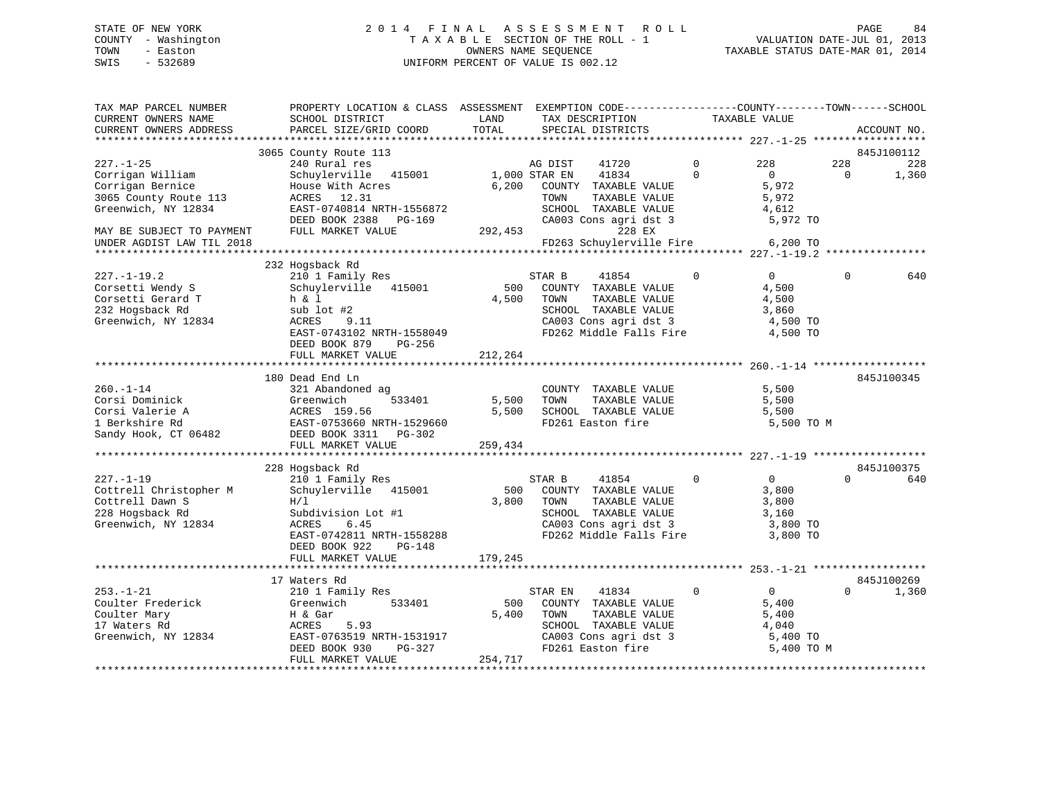STATE OF NEW YORK　　　　　　　2014 FINAL ASSESSMENT ROLL
COUNTY - Washington　　　　　　TAXABLE SECTION OF THE ROLL - 1　　　　VALUATION DATE-JUL 01, 2013
TOWN - Easton　　　　　　　　　OWNERS NAME SEQUENCE　　　　　　TAXABLE STATUS DATE-MAR 01, 2014
SWIS - 532689　　　　　　　　UNIFORM PERCENT OF VALUE IS 002.12

```
TAX MAP PARCEL NUMBER          PROPERTY LOCATION & CLASS  ASSESSMENT  EXEMPTION CODE------------------COUNTY--------TOWN------SCHOOL
CURRENT OWNERS NAME            SCHOOL DISTRICT               LAND      TAX DESCRIPTION             TAXABLE VALUE
CURRENT OWNERS ADDRESS         PARCEL SIZE/GRID COORD        TOTAL     SPECIAL DISTRICTS                                    ACCOUNT NO.
******************************************************************************************************* 227.-1-25 *****************
                           3065 County Route 113                                                                         845J100112
227.-1-25                      240 Rural res                        AG DIST    41720         0          228          228         228
Corrigan William               Schuylerville   415001       1,000 STAR EN    41834         0            0            0       1,360
Corrigan Bernice               House With Acres              6,200   COUNTY  TAXABLE VALUE            5,972
3065 County Route 113          ACRES   12.31                         TOWN    TAXABLE VALUE            5,972
Greenwich, NY 12834            EAST-0740814 NRTH-1556872             SCHOOL  TAXABLE VALUE            4,612
                               DEED BOOK 2388   PG-169               CA003 Cons agri dst 3            5,972 TO
MAY BE SUBJECT TO PAYMENT      FULL MARKET VALUE           292,453              228 EX
UNDER AGDIST LAW TIL 2018                                            FD263 Schuylerville Fire         6,200 TO
******************************************************************************************************* 227.-1-19.2 ***************
                           232 Hogsback Rd
227.-1-19.2                    210 1 Family Res                     STAR B     41854         0            0            0         640
Corsetti Wendy S               Schuylerville   415001         500   COUNTY  TAXABLE VALUE            4,500
Corsetti Gerard T              h & l                         4,500   TOWN    TAXABLE VALUE            4,500
232 Hogsback Rd                sub lot #2                            SCHOOL  TAXABLE VALUE            3,860
Greenwich, NY 12834            ACRES    9.11                         CA003 Cons agri dst 3            4,500 TO
                               EAST-0743102 NRTH-1558049             FD262 Middle Falls Fire          4,500 TO
                               DEED BOOK 879    PG-256
                               FULL MARKET VALUE           212,264
******************************************************************************************************* 260.-1-14 *****************
                           180 Dead End Ln                                                                               845J100345
260.-1-14                      321 Abandoned ag                      COUNTY  TAXABLE VALUE            5,500
Corsi Dominick                 Greenwich       533401       5,500   TOWN    TAXABLE VALUE            5,500
Corsi Valerie A                ACRES  159.56                 5,500   SCHOOL  TAXABLE VALUE            5,500
1 Berkshire Rd                 EAST-0753660 NRTH-1529660             FD261 Easton fire                5,500 TO M
Sandy Hook, CT 06482           DEED BOOK 3311   PG-302
                               FULL MARKET VALUE           259,434
******************************************************************************************************* 227.-1-19 *****************
                           228 Hogsback Rd                                                                               845J100375
227.-1-19                      210 1 Family Res                     STAR B     41854         0            0            0         640
Cottrell Christopher M         Schuylerville   415001         500   COUNTY  TAXABLE VALUE            3,800
Cottrell Dawn S                H/l                           3,800   TOWN    TAXABLE VALUE            3,800
228 Hogsback Rd                Subdivision Lot #1                    SCHOOL  TAXABLE VALUE            3,160
Greenwich, NY 12834            ACRES    6.45                         CA003 Cons agri dst 3            3,800 TO
                               EAST-0742811 NRTH-1558288             FD262 Middle Falls Fire          3,800 TO
                               DEED BOOK 922    PG-148
                               FULL MARKET VALUE           179,245
******************************************************************************************************* 253.-1-21 *****************
                           17 Waters Rd                                                                                  845J100269
253.-1-21                      210 1 Family Res                     STAR EN    41834         0            0            0       1,360
Coulter Frederick              Greenwich       533401         500   COUNTY  TAXABLE VALUE            5,400
Coulter Mary                   H & Gar                       5,400   TOWN    TAXABLE VALUE            5,400
17 Waters Rd                   ACRES    5.93                         SCHOOL  TAXABLE VALUE            4,040
Greenwich, NY 12834            EAST-0763519 NRTH-1531917             CA003 Cons agri dst 3            5,400 TO
                               DEED BOOK 930    PG-327               FD261 Easton fire                5,400 TO M
                               FULL MARKET VALUE           254,717
************************************************************************************************************************************
```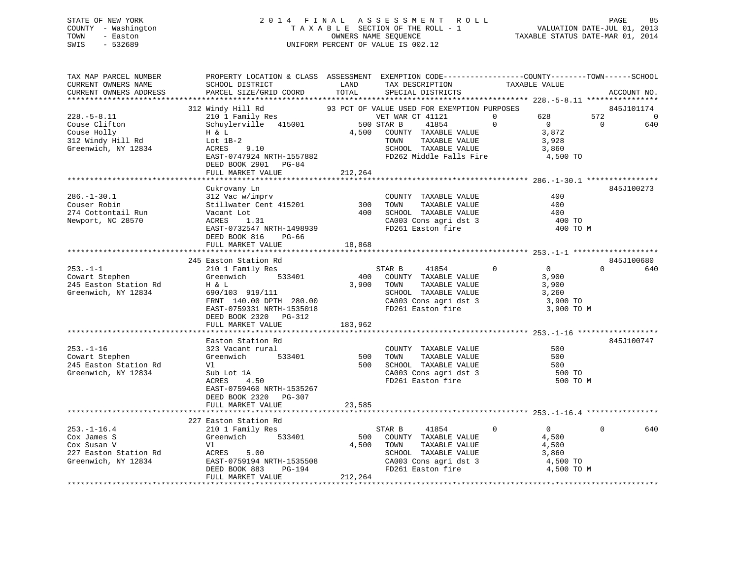STATE OF NEW YORK  
COUNTY - Washington  
TOWN - Easton  
SWIS - 532689

2014 FINAL ASSESSMENT ROLL  
TAXABLE SECTION OF THE ROLL - 1  
OWNERS NAME SEQUENCE  
UNIFORM PERCENT OF VALUE IS 002.12

VALUATION DATE-JUL 01, 2013  
TAXABLE STATUS DATE-MAR 01, 2014

```
TAX MAP PARCEL NUMBER          PROPERTY LOCATION & CLASS  ASSESSMENT  EXEMPTION CODE------------------COUNTY--------TOWN------SCHOOL
CURRENT OWNERS NAME            SCHOOL DISTRICT              LAND      TAX DESCRIPTION            TAXABLE VALUE
CURRENT OWNERS ADDRESS         PARCEL SIZE/GRID COORD       TOTAL     SPECIAL DISTRICTS                                      ACCOUNT NO.
******************************************************************************************************* 228.-5-8.11 ****************
                               312 Windy Hill Rd            93 PCT OF VALUE USED FOR EXEMPTION PURPOSES                      845J101174
228.-5-8.11                    210 1 Family Res              VET WAR CT 41121         0         628         572            0
Couse Clifton                  Schuylerville   415001       500 STAR B      41854     0           0           0          640
Couse Holly                    H & L                       4,500   COUNTY  TAXABLE VALUE          3,872
312 Windy Hill Rd              Lot 1B-2                            TOWN    TAXABLE VALUE          3,928
Greenwich, NY 12834            ACRES    9.10                       SCHOOL  TAXABLE VALUE          3,860
                               EAST-0747924 NRTH-1557882           FD262 Middle Falls Fire         4,500 TO
                               DEED BOOK 2901   PG-84
                               FULL MARKET VALUE          212,264
******************************************************************************************************* 286.-1-30.1 ****************
                               Cukrovany Ln                                                                          845J100273
286.-1-30.1                    312 Vac w/imprv                     COUNTY  TAXABLE VALUE            400
Couser Robin                   Stillwater Cent 415201       300    TOWN    TAXABLE VALUE            400
274 Cottontail Run             Vacant Lot                   400    SCHOOL  TAXABLE VALUE            400
Newport, NC 28570              ACRES    1.31                       CA003 Cons agri dst 3             400 TO
                               EAST-0732547 NRTH-1498939           FD261 Easton fire                 400 TO M
                               DEED BOOK 816    PG-66
                               FULL MARKET VALUE           18,868
******************************************************************************************************* 253.-1-1 *******************
                               245 Easton Station Rd                                                                 845J100680
253.-1-1                       210 1 Family Res                    STAR B      41854     0           0           0          640
Cowart Stephen                 Greenwich       533401       400    COUNTY  TAXABLE VALUE          3,900
245 Easton Station Rd          H & L                       3,900   TOWN    TAXABLE VALUE          3,900
Greenwich, NY 12834            690/103  919/111                    SCHOOL  TAXABLE VALUE          3,260
                               FRNT 140.00 DPTH 280.00             CA003 Cons agri dst 3           3,900 TO
                               EAST-0759331 NRTH-1535018           FD261 Easton fire               3,900 TO M
                               DEED BOOK 2320   PG-312
                               FULL MARKET VALUE          183,962
******************************************************************************************************* 253.-1-16 ******************
                               Easton Station Rd                                                                     845J100747
253.-1-16                      323 Vacant rural                    COUNTY  TAXABLE VALUE            500
Cowart Stephen                 Greenwich       533401       500    TOWN    TAXABLE VALUE            500
245 Easton Station Rd          Vl                           500    SCHOOL  TAXABLE VALUE            500
Greenwich, NY 12834            Sub Lot 1A                          CA003 Cons agri dst 3             500 TO
                               ACRES    4.50                       FD261 Easton fire                 500 TO M
                               EAST-0759460 NRTH-1535267
                               DEED BOOK 2320   PG-307
                               FULL MARKET VALUE           23,585
******************************************************************************************************* 253.-1-16.4 ****************
                               227 Easton Station Rd
253.-1-16.4                    210 1 Family Res                    STAR B      41854     0           0           0          640
Cox James S                    Greenwich       533401       500    COUNTY  TAXABLE VALUE          4,500
Cox Susan V                    Vl                          4,500   TOWN    TAXABLE VALUE          4,500
227 Easton Station Rd          ACRES    5.00                       SCHOOL  TAXABLE VALUE          3,860
Greenwich, NY 12834            EAST-0759194 NRTH-1535508           CA003 Cons agri dst 3           4,500 TO
                               DEED BOOK 883    PG-194             FD261 Easton fire               4,500 TO M
                               FULL MARKET VALUE          212,264
************************************************************************************************************************************
```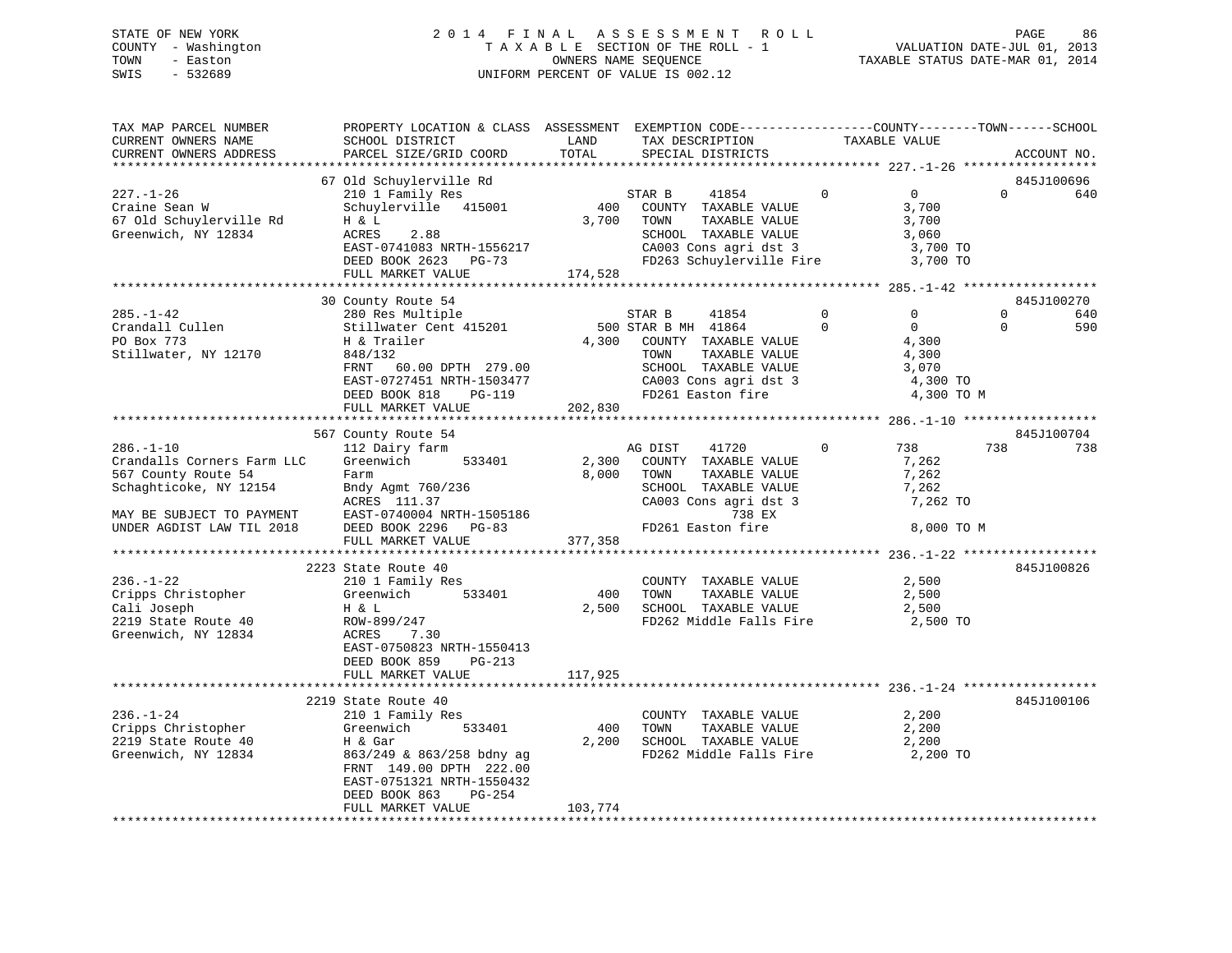STATE OF NEW YORK
COUNTY - Washington
TOWN - Easton
SWIS - 532689

2 0 1 4 F I N A L A S S E S S M E N T R O L L
T A X A B L E SECTION OF THE ROLL - 1
OWNERS NAME SEQUENCE
UNIFORM PERCENT OF VALUE IS 002.12

VALUATION DATE-JUL 01, 2013
TAXABLE STATUS DATE-MAR 01, 2014

```
TAX MAP PARCEL NUMBER          PROPERTY LOCATION & CLASS  ASSESSMENT  EXEMPTION CODE------------------COUNTY--------TOWN------SCHOOL
CURRENT OWNERS NAME            SCHOOL DISTRICT              LAND      TAX DESCRIPTION               TAXABLE VALUE
CURRENT OWNERS ADDRESS         PARCEL SIZE/GRID COORD       TOTAL     SPECIAL DISTRICTS                                     ACCOUNT NO.
******************************************************************************************************* 227.-1-26 ******************
                               67 Old Schuylerville Rd                                                                      845J100696
227.-1-26                      210 1 Family Res                       STAR B      41854          0          0           0          640
Craine Sean W                  Schuylerville   415001         400     COUNTY  TAXABLE VALUE                  3,700
67 Old Schuylerville Rd        H & L                        3,700     TOWN    TAXABLE VALUE                  3,700
Greenwich, NY 12834            ACRES    2.88                          SCHOOL  TAXABLE VALUE                  3,060
                               EAST-0741083 NRTH-1556217              CA003 Cons agri dst 3                   3,700 TO
                               DEED BOOK 2623   PG-73                 FD263 Schuylerville Fire                3,700 TO
                               FULL MARKET VALUE              174,528
******************************************************************************************************* 285.-1-42 ******************
                               30 County Route 54                                                                           845J100270
285.-1-42                      280 Res Multiple                       STAR B      41854          0          0           0          640
Crandall Cullen                Stillwater Cent 415201         500 STAR B MH   41864          0          0           0          590
PO Box 773                     H & Trailer                  4,300     COUNTY  TAXABLE VALUE                  4,300
Stillwater, NY 12170           848/132                                TOWN    TAXABLE VALUE                  4,300
                               FRNT   60.00 DPTH 279.00               SCHOOL  TAXABLE VALUE                  3,070
                               EAST-0727451 NRTH-1503477              CA003 Cons agri dst 3                   4,300 TO
                               DEED BOOK 818    PG-119                FD261 Easton fire                       4,300 TO M
                               FULL MARKET VALUE              202,830
******************************************************************************************************* 286.-1-10 ******************
                               567 County Route 54                                                                          845J100704
286.-1-10                      112 Dairy farm                         AG DIST     41720          0        738         738          738
Crandalls Corners Farm LLC     Greenwich       533401       2,300     COUNTY  TAXABLE VALUE                  7,262
567 County Route 54            Farm                         8,000     TOWN    TAXABLE VALUE                  7,262
Schaghticoke, NY 12154         Bndy Agmt 760/236                      SCHOOL  TAXABLE VALUE                  7,262
                               ACRES  111.37                          CA003 Cons agri dst 3                   7,262 TO
MAY BE SUBJECT TO PAYMENT      EAST-0740004 NRTH-1505186                    738 EX
UNDER AGDIST LAW TIL 2018      DEED BOOK 2296   PG-83                 FD261 Easton fire                       8,000 TO M
                               FULL MARKET VALUE              377,358
******************************************************************************************************* 236.-1-22 ******************
                               2223 State Route 40                                                                          845J100826
236.-1-22                      210 1 Family Res                       COUNTY  TAXABLE VALUE                  2,500
Cripps Christopher             Greenwich       533401         400     TOWN    TAXABLE VALUE                  2,500
Cali Joseph                    H & L                        2,500     SCHOOL  TAXABLE VALUE                  2,500
2219 State Route 40            ROW-899/247                            FD262 Middle Falls Fire                 2,500 TO
Greenwich, NY 12834            ACRES    7.30
                               EAST-0750823 NRTH-1550413
                               DEED BOOK 859    PG-213
                               FULL MARKET VALUE              117,925
******************************************************************************************************* 236.-1-24 ******************
                               2219 State Route 40                                                                          845J100106
236.-1-24                      210 1 Family Res                       COUNTY  TAXABLE VALUE                  2,200
Cripps Christopher             Greenwich       533401         400     TOWN    TAXABLE VALUE                  2,200
2219 State Route 40            H & Gar                      2,200     SCHOOL  TAXABLE VALUE                  2,200
Greenwich, NY 12834            863/249 & 863/258 bdny ag              FD262 Middle Falls Fire                 2,200 TO
                               FRNT  149.00 DPTH 222.00
                               EAST-0751321 NRTH-1550432
                               DEED BOOK 863    PG-254
                               FULL MARKET VALUE              103,774
************************************************************************************************************************************
```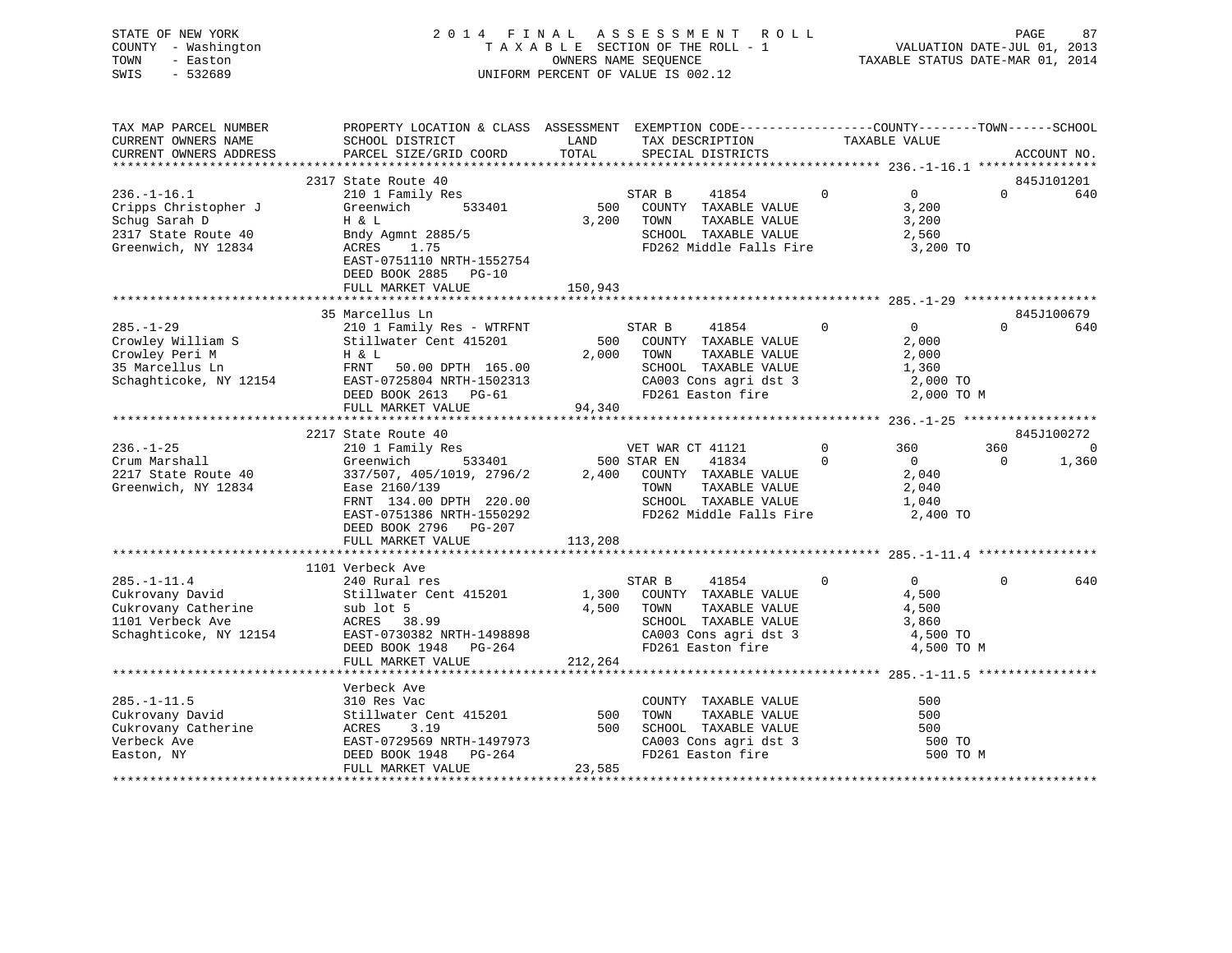STATE OF NEW YORK
COUNTY - Washington
TOWN - Easton
SWIS - 532689

2 0 1 4 F I N A L A S S E S S M E N T R O L L
T A X A B L E SECTION OF THE ROLL - 1
OWNERS NAME SEQUENCE
UNIFORM PERCENT OF VALUE IS 002.12

VALUATION DATE-JUL 01, 2013
TAXABLE STATUS DATE-MAR 01, 2014

```
TAX MAP PARCEL NUMBER      PROPERTY LOCATION & CLASS  ASSESSMENT  EXEMPTION CODE------------------COUNTY--------TOWN------SCHOOL
CURRENT OWNERS NAME        SCHOOL DISTRICT               LAND      TAX DESCRIPTION            TAXABLE VALUE
CURRENT OWNERS ADDRESS     PARCEL SIZE/GRID COORD        TOTAL     SPECIAL DISTRICTS                                          ACCOUNT NO.
******************************************************************************************************* 236.-1-16.1 ****************
                           2317 State Route 40                                                                            845J101201
236.-1-16.1                210 1 Family Res                         STAR B     41854         0            0            0         640
Cripps Christopher J       Greenwich       533401          500      COUNTY  TAXABLE VALUE            3,200
Schug Sarah D              H & L                         3,200      TOWN    TAXABLE VALUE            3,200
2317 State Route 40        Bndy Agmnt 2885/5                        SCHOOL  TAXABLE VALUE            2,560
Greenwich, NY 12834        ACRES    1.75                            FD262 Middle Falls Fire           3,200 TO
                           EAST-0751110 NRTH-1552754
                           DEED BOOK 2885   PG-10
                           FULL MARKET VALUE           150,943
******************************************************************************************************* 285.-1-29 ******************
                           35 Marcellus Ln                                                                                845J100679
285.-1-29                  210 1 Family Res - WTRFNT                STAR B     41854         0            0            0         640
Crowley William S          Stillwater Cent 415201          500      COUNTY  TAXABLE VALUE            2,000
Crowley Peri M             H & L                         2,000      TOWN    TAXABLE VALUE            2,000
35 Marcellus Ln            FRNT   50.00 DPTH 165.00                 SCHOOL  TAXABLE VALUE            1,360
Schaghticoke, NY 12154     EAST-0725804 NRTH-1502313                CA003 Cons agri dst 3             2,000 TO
                           DEED BOOK 2613   PG-61                   FD261 Easton fire                 2,000 TO M
                           FULL MARKET VALUE            94,340
******************************************************************************************************* 236.-1-25 ******************
                           2217 State Route 40                                                                            845J100272
236.-1-25                  210 1 Family Res                         VET WAR CT 41121         0          360          360           0
Crum Marshall              Greenwich       533401          500 STAR EN    41834         0            0            0       1,360
2217 State Route 40        337/507, 405/1019, 2796/2     2,400      COUNTY  TAXABLE VALUE            2,040
Greenwich, NY 12834        Ease 2160/139                            TOWN    TAXABLE VALUE            2,040
                           FRNT  134.00 DPTH 220.00                 SCHOOL  TAXABLE VALUE            1,040
                           EAST-0751386 NRTH-1550292                FD262 Middle Falls Fire           2,400 TO
                           DEED BOOK 2796   PG-207
                           FULL MARKET VALUE           113,208
******************************************************************************************************* 285.-1-11.4 ****************
                           1101 Verbeck Ave
285.-1-11.4                240 Rural res                            STAR B     41854         0            0            0         640
Cukrovany David            Stillwater Cent 415201        1,300      COUNTY  TAXABLE VALUE            4,500
Cukrovany Catherine        sub lot 5                     4,500      TOWN    TAXABLE VALUE            4,500
1101 Verbeck Ave           ACRES   38.99                            SCHOOL  TAXABLE VALUE            3,860
Schaghticoke, NY 12154     EAST-0730382 NRTH-1498898                CA003 Cons agri dst 3             4,500 TO
                           DEED BOOK 1948   PG-264                  FD261 Easton fire                 4,500 TO M
                           FULL MARKET VALUE           212,264
******************************************************************************************************* 285.-1-11.5 ****************
                           Verbeck Ave
285.-1-11.5                310 Res Vac                              COUNTY  TAXABLE VALUE              500
Cukrovany David            Stillwater Cent 415201          500      TOWN    TAXABLE VALUE              500
Cukrovany Catherine        ACRES    3.19                   500      SCHOOL  TAXABLE VALUE              500
Verbeck Ave                EAST-0729569 NRTH-1497973                CA003 Cons agri dst 3               500 TO
Easton, NY                 DEED BOOK 1948   PG-264                  FD261 Easton fire                   500 TO M
                           FULL MARKET VALUE            23,585
************************************************************************************************************************************
```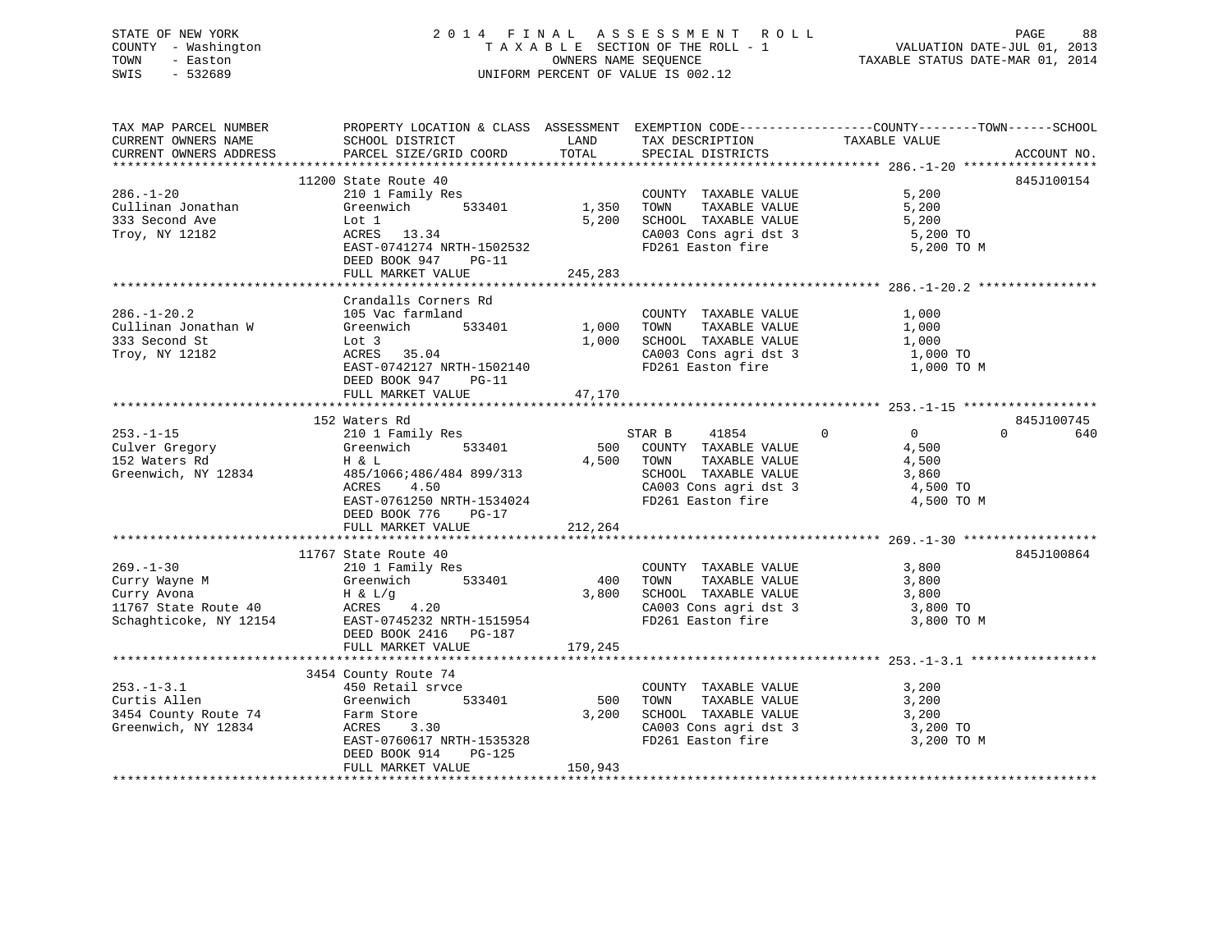STATE OF NEW YORK
COUNTY - Washington
TOWN - Easton
SWIS - 532689

2014 FINAL ASSESSMENT ROLL
TAXABLE SECTION OF THE ROLL - 1
OWNERS NAME SEQUENCE
UNIFORM PERCENT OF VALUE IS 002.12

VALUATION DATE-JUL 01, 2013
TAXABLE STATUS DATE-MAR 01, 2014

```
TAX MAP PARCEL NUMBER      PROPERTY LOCATION & CLASS  ASSESSMENT  EXEMPTION CODE------------------COUNTY--------TOWN------SCHOOL
CURRENT OWNERS NAME        SCHOOL DISTRICT               LAND      TAX DESCRIPTION            TAXABLE VALUE
CURRENT OWNERS ADDRESS     PARCEL SIZE/GRID COORD        TOTAL     SPECIAL DISTRICTS                                    ACCOUNT NO.
******************************************************************************************************* 286.-1-20 ******************
                           11200 State Route 40                                                                          845J100154
286.-1-20                  210 1 Family Res                        COUNTY  TAXABLE VALUE              5,200
Cullinan Jonathan          Greenwich        533401       1,350     TOWN    TAXABLE VALUE              5,200
333 Second Ave             Lot 1                         5,200     SCHOOL  TAXABLE VALUE              5,200
Troy, NY 12182             ACRES   13.34                           CA003 Cons agri dst 3              5,200 TO
                           EAST-0741274 NRTH-1502532               FD261 Easton fire                  5,200 TO M
                           DEED BOOK 947    PG-11
                           FULL MARKET VALUE           245,283
******************************************************************************************************* 286.-1-20.2 ****************
                           Crandalls Corners Rd
286.-1-20.2                105 Vac farmland                        COUNTY  TAXABLE VALUE              1,000
Cullinan Jonathan W        Greenwich        533401       1,000     TOWN    TAXABLE VALUE              1,000
333 Second St              Lot 3                         1,000     SCHOOL  TAXABLE VALUE              1,000
Troy, NY 12182             ACRES   35.04                           CA003 Cons agri dst 3              1,000 TO
                           EAST-0742127 NRTH-1502140               FD261 Easton fire                  1,000 TO M
                           DEED BOOK 947    PG-11
                           FULL MARKET VALUE            47,170
******************************************************************************************************* 253.-1-15 ******************
                           152 Waters Rd                                                                                 845J100745
253.-1-15                  210 1 Family Res                        STAR B     41854         0              0            0        640
Culver Gregory             Greenwich        533401         500     COUNTY  TAXABLE VALUE              4,500
152 Waters Rd              H & L                         4,500     TOWN    TAXABLE VALUE              4,500
Greenwich, NY 12834        485/1066;486/484 899/313                SCHOOL  TAXABLE VALUE              3,860
                           ACRES    4.50                           CA003 Cons agri dst 3              4,500 TO
                           EAST-0761250 NRTH-1534024               FD261 Easton fire                  4,500 TO M
                           DEED BOOK 776    PG-17
                           FULL MARKET VALUE           212,264
******************************************************************************************************* 269.-1-30 ******************
                           11767 State Route 40                                                                          845J100864
269.-1-30                  210 1 Family Res                        COUNTY  TAXABLE VALUE              3,800
Curry Wayne M              Greenwich        533401         400     TOWN    TAXABLE VALUE              3,800
Curry Avona                H & L/g                       3,800     SCHOOL  TAXABLE VALUE              3,800
11767 State Route 40       ACRES    4.20                           CA003 Cons agri dst 3              3,800 TO
Schaghticoke, NY 12154     EAST-0745232 NRTH-1515954               FD261 Easton fire                  3,800 TO M
                           DEED BOOK 2416   PG-187
                           FULL MARKET VALUE           179,245
******************************************************************************************************* 253.-1-3.1 *****************
                           3454 County Route 74
253.-1-3.1                 450 Retail srvce                        COUNTY  TAXABLE VALUE              3,200
Curtis Allen               Greenwich        533401         500     TOWN    TAXABLE VALUE              3,200
3454 County Route 74       Farm Store                    3,200     SCHOOL  TAXABLE VALUE              3,200
Greenwich, NY 12834        ACRES    3.30                           CA003 Cons agri dst 3              3,200 TO
                           EAST-0760617 NRTH-1535328               FD261 Easton fire                  3,200 TO M
                           DEED BOOK 914    PG-125
                           FULL MARKET VALUE           150,943
************************************************************************************************************************************
```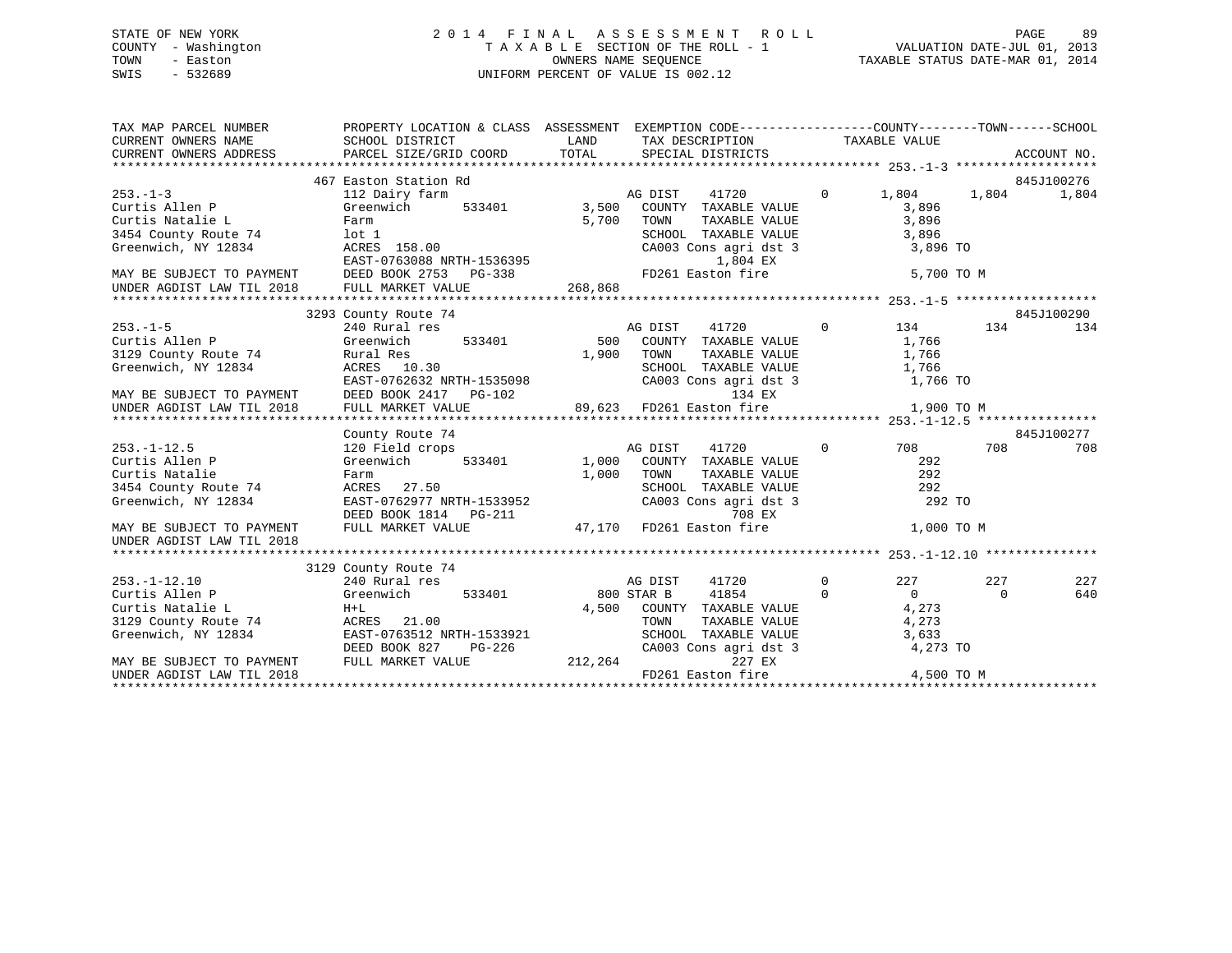STATE OF NEW YORK
COUNTY - Washington
TOWN - Easton
SWIS - 532689

# 2014 FINAL ASSESSMENT ROLL

TAXABLE SECTION OF THE ROLL - 1
OWNERS NAME SEQUENCE
UNIFORM PERCENT OF VALUE IS 002.12

VALUATION DATE-JUL 01, 2013
TAXABLE STATUS DATE-MAR 01, 2014

```
TAX MAP PARCEL NUMBER          PROPERTY LOCATION & CLASS  ASSESSMENT  EXEMPTION CODE------------------COUNTY--------TOWN------SCHOOL
CURRENT OWNERS NAME            SCHOOL DISTRICT               LAND      TAX DESCRIPTION            TAXABLE VALUE
CURRENT OWNERS ADDRESS         PARCEL SIZE/GRID COORD       TOTAL      SPECIAL DISTRICTS                                      ACCOUNT NO.
******************************************************************************************************* 253.-1-3 *******************
                               467 Easton Station Rd                                                                        845J100276
253.-1-3                       112 Dairy farm                       AG DIST    41720         0     1,804       1,804        1,804
Curtis Allen P                 Greenwich       533401       3,500   COUNTY  TAXABLE VALUE           3,896
Curtis Natalie L               Farm                         5,700   TOWN    TAXABLE VALUE           3,896
3454 County Route 74           lot 1                                SCHOOL  TAXABLE VALUE           3,896
Greenwich, NY 12834            ACRES  158.00                        CA003 Cons agri dst 3           3,896 TO
                               EAST-0763088 NRTH-1536395                   1,804 EX
MAY BE SUBJECT TO PAYMENT      DEED BOOK 2753   PG-338              FD261 Easton fire               5,700 TO M
UNDER AGDIST LAW TIL 2018      FULL MARKET VALUE          268,868
******************************************************************************************************* 253.-1-5 *******************
                               3293 County Route 74                                                                         845J100290
253.-1-5                       240 Rural res                        AG DIST    41720         0       134         134          134
Curtis Allen P                 Greenwich       533401         500   COUNTY  TAXABLE VALUE           1,766
3129 County Route 74           Rural Res                    1,900   TOWN    TAXABLE VALUE           1,766
Greenwich, NY 12834            ACRES   10.30                        SCHOOL  TAXABLE VALUE           1,766
                               EAST-0762632 NRTH-1535098            CA003 Cons agri dst 3           1,766 TO
MAY BE SUBJECT TO PAYMENT      DEED BOOK 2417   PG-102                       134 EX
UNDER AGDIST LAW TIL 2018      FULL MARKET VALUE           89,623   FD261 Easton fire               1,900 TO M
******************************************************************************************************* 253.-1-12.5 ****************
                               County Route 74                                                                              845J100277
253.-1-12.5                    120 Field crops                      AG DIST    41720         0       708         708          708
Curtis Allen P                 Greenwich       533401       1,000   COUNTY  TAXABLE VALUE             292
Curtis Natalie                 Farm                         1,000   TOWN    TAXABLE VALUE             292
3454 County Route 74           ACRES   27.50                        SCHOOL  TAXABLE VALUE             292
Greenwich, NY 12834            EAST-0762977 NRTH-1533952            CA003 Cons agri dst 3             292 TO
                               DEED BOOK 1814   PG-211                       708 EX
MAY BE SUBJECT TO PAYMENT      FULL MARKET VALUE           47,170   FD261 Easton fire               1,000 TO M
UNDER AGDIST LAW TIL 2018
******************************************************************************************************* 253.-1-12.10 ***************
                               3129 County Route 74
253.-1-12.10                   240 Rural res                        AG DIST    41720         0       227         227          227
Curtis Allen P                 Greenwich       533401         800 STAR B       41854         0         0           0          640
Curtis Natalie L               H+L                          4,500   COUNTY  TAXABLE VALUE           4,273
3129 County Route 74           ACRES   21.00                        TOWN    TAXABLE VALUE           4,273
Greenwich, NY 12834            EAST-0763512 NRTH-1533921            SCHOOL  TAXABLE VALUE           3,633
                               DEED BOOK 827    PG-226              CA003 Cons agri dst 3           4,273 TO
MAY BE SUBJECT TO PAYMENT      FULL MARKET VALUE          212,264            227 EX
UNDER AGDIST LAW TIL 2018                                           FD261 Easton fire               4,500 TO M
************************************************************************************************************************************
```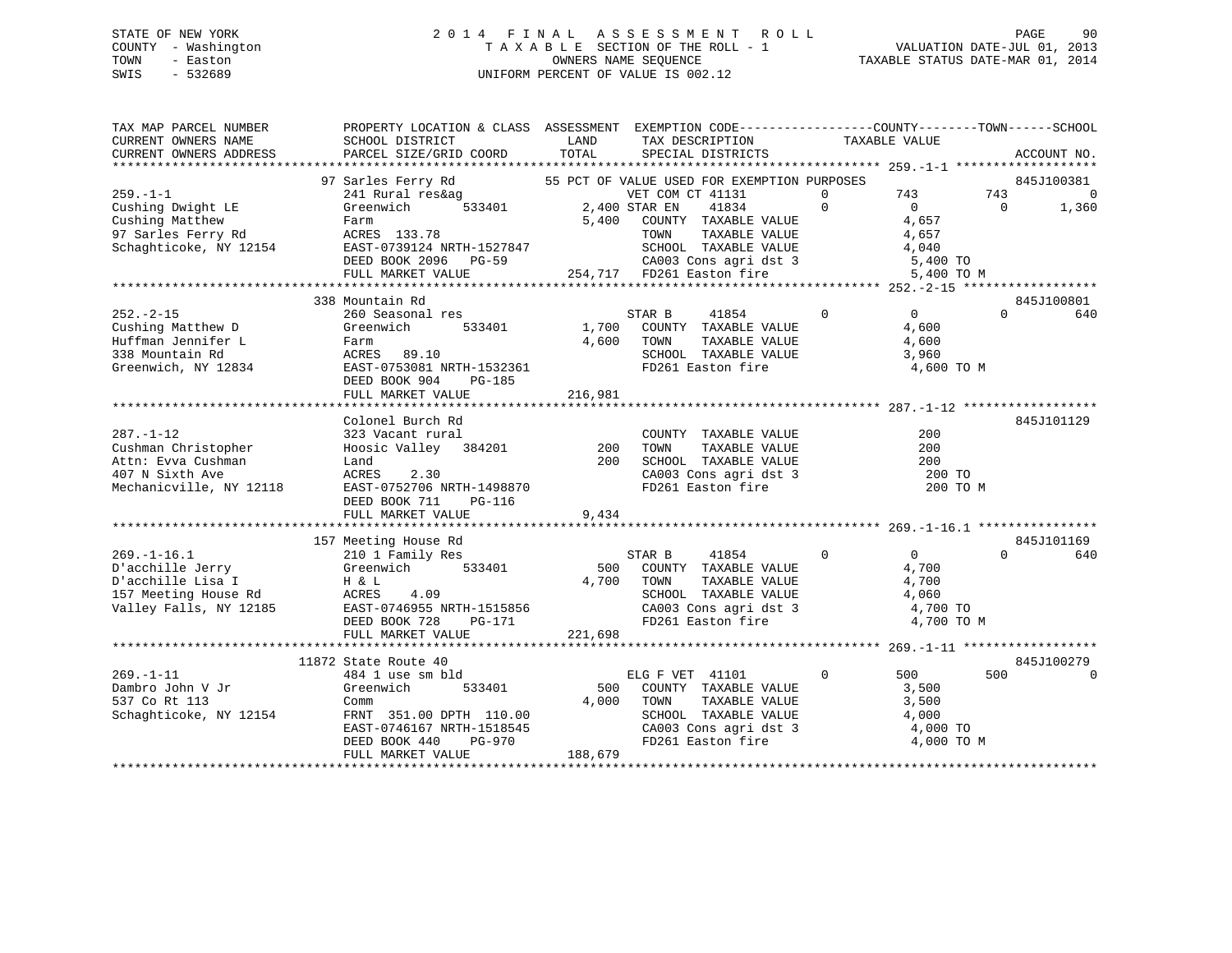STATE OF NEW YORK
COUNTY - Washington
TOWN - Easton
SWIS - 532689

2014 FINAL ASSESSMENT ROLL
TAXABLE SECTION OF THE ROLL - 1
OWNERS NAME SEQUENCE
UNIFORM PERCENT OF VALUE IS 002.12

VALUATION DATE-JUL 01, 2013
TAXABLE STATUS DATE-MAR 01, 2014

```
TAX MAP PARCEL NUMBER          PROPERTY LOCATION & CLASS  ASSESSMENT  EXEMPTION CODE------------------COUNTY--------TOWN------SCHOOL
CURRENT OWNERS NAME            SCHOOL DISTRICT               LAND      TAX DESCRIPTION            TAXABLE VALUE
CURRENT OWNERS ADDRESS         PARCEL SIZE/GRID COORD        TOTAL     SPECIAL DISTRICTS                                    ACCOUNT NO.
*********************************************************************************************** 259.-1-1 *******************
                    97 Sarles Ferry Rd          55 PCT OF VALUE USED FOR EXEMPTION PURPOSES                           845J100381
259.-1-1                       241 Rural res&ag                  VET COM CT 41131        0         743        743            0
Cushing Dwight LE              Greenwich       533401      2,400 STAR EN    41834        0           0          0        1,360
Cushing Matthew                Farm                        5,400   COUNTY  TAXABLE VALUE          4,657
97 Sarles Ferry Rd             ACRES  133.78                       TOWN    TAXABLE VALUE          4,657
Schaghticoke, NY 12154         EAST-0739124 NRTH-1527847           SCHOOL  TAXABLE VALUE          4,040
                               DEED BOOK 2096   PG-59              CA003 Cons agri dst 3            5,400 TO
                               FULL MARKET VALUE         254,717   FD261 Easton fire                5,400 TO M
*********************************************************************************************** 252.-2-15 ******************
                    338 Mountain Rd                                                                          845J100801
252.-2-15                      260 Seasonal res                  STAR B     41854        0           0          0          640
Cushing Matthew D              Greenwich       533401      1,700   COUNTY  TAXABLE VALUE          4,600
Huffman Jennifer L             Farm                        4,600   TOWN    TAXABLE VALUE          4,600
338 Mountain Rd                ACRES   89.10                       SCHOOL  TAXABLE VALUE          3,960
Greenwich, NY 12834            EAST-0753081 NRTH-1532361           FD261 Easton fire                4,600 TO M
                               DEED BOOK 904    PG-185
                               FULL MARKET VALUE         216,981
*********************************************************************************************** 287.-1-12 ******************
                    Colonel Burch Rd                                                                         845J101129
287.-1-12                      323 Vacant rural                    COUNTY  TAXABLE VALUE            200
Cushman Christopher            Hoosic Valley   384201        200   TOWN    TAXABLE VALUE            200
Attn: Evva Cushman             Land                          200   SCHOOL  TAXABLE VALUE            200
407 N Sixth Ave                ACRES    2.30                       CA003 Cons agri dst 3              200 TO
Mechanicville, NY 12118        EAST-0752706 NRTH-1498870           FD261 Easton fire                  200 TO M
                               DEED BOOK 711    PG-116
                               FULL MARKET VALUE           9,434
*********************************************************************************************** 269.-1-16.1 ****************
                    157 Meeting House Rd                                                                     845J101169
269.-1-16.1                    210 1 Family Res                  STAR B     41854        0           0          0          640
D'acchille Jerry               Greenwich       533401        500   COUNTY  TAXABLE VALUE          4,700
D'acchille Lisa I              H & L                       4,700   TOWN    TAXABLE VALUE          4,700
157 Meeting House Rd           ACRES    4.09                       SCHOOL  TAXABLE VALUE          4,060
Valley Falls, NY 12185         EAST-0746955 NRTH-1515856           CA003 Cons agri dst 3            4,700 TO
                               DEED BOOK 728    PG-171             FD261 Easton fire                4,700 TO M
                               FULL MARKET VALUE         221,698
*********************************************************************************************** 269.-1-11 ******************
                    11872 State Route 40                                                                     845J100279
269.-1-11                      484 1 use sm bld                  ELG F VET  41101        0         500        500            0
Dambro John V Jr               Greenwich       533401        500   COUNTY  TAXABLE VALUE          3,500
537 Co Rt 113                  Comm                        4,000   TOWN    TAXABLE VALUE          3,500
Schaghticoke, NY 12154         FRNT  351.00 DPTH  110.00           SCHOOL  TAXABLE VALUE          4,000
                               EAST-0746167 NRTH-1518545           CA003 Cons agri dst 3            4,000 TO
                               DEED BOOK 440    PG-970             FD261 Easton fire                4,000 TO M
                               FULL MARKET VALUE         188,679
********************************************************************************************************************************
```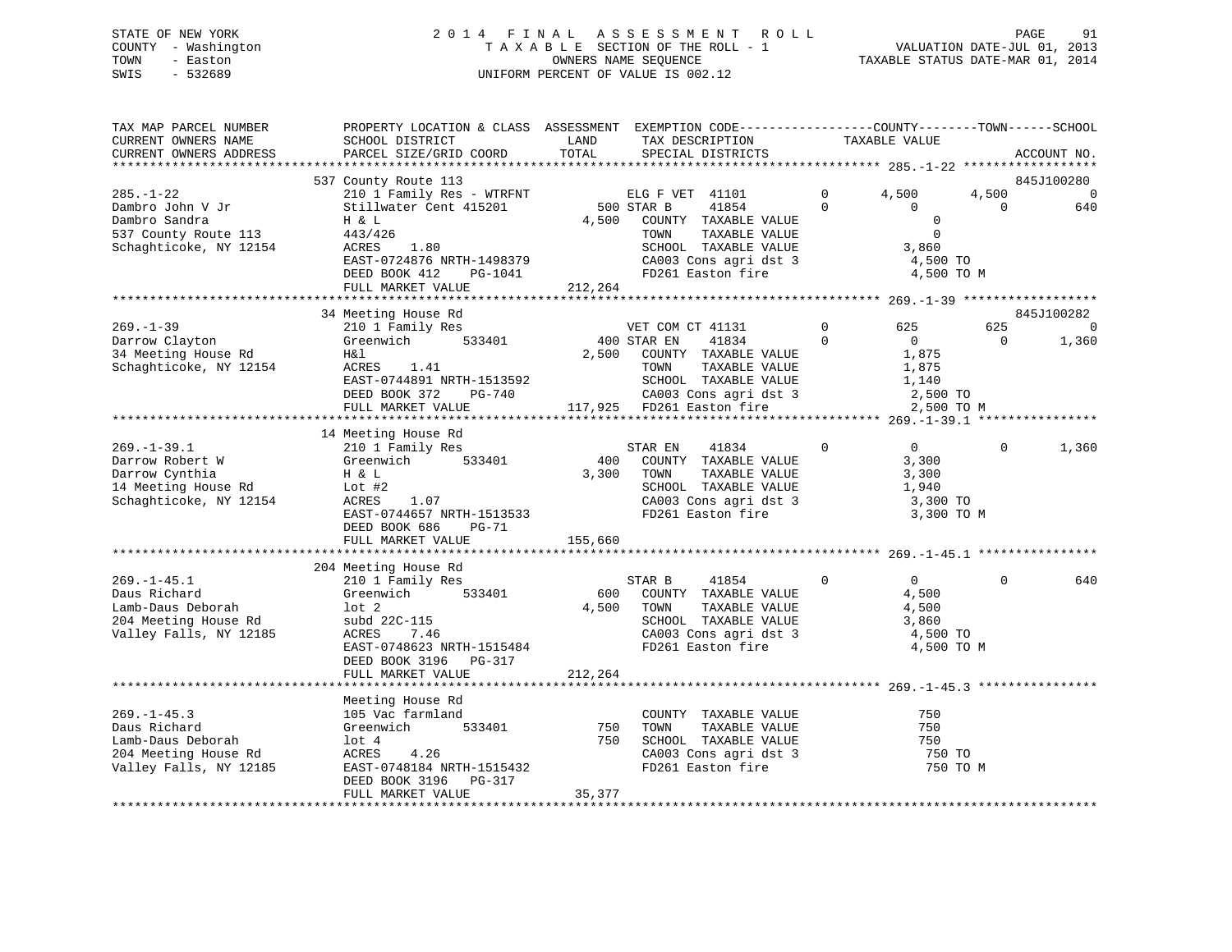STATE OF NEW YORK
COUNTY - Washington
TOWN - Easton
SWIS - 532689

2014 FINAL ASSESSMENT ROLL
TAXABLE SECTION OF THE ROLL - 1
OWNERS NAME SEQUENCE
UNIFORM PERCENT OF VALUE IS 002.12

VALUATION DATE-JUL 01, 2013
TAXABLE STATUS DATE-MAR 01, 2014

```
TAX MAP PARCEL NUMBER      PROPERTY LOCATION & CLASS  ASSESSMENT  EXEMPTION CODE------------------COUNTY--------TOWN------SCHOOL
CURRENT OWNERS NAME        SCHOOL DISTRICT              LAND      TAX DESCRIPTION             TAXABLE VALUE
CURRENT OWNERS ADDRESS     PARCEL SIZE/GRID COORD       TOTAL     SPECIAL DISTRICTS                                      ACCOUNT NO.
******************************************************************************************************* 285.-1-22 ******************
                           537 County Route 113                                                                        845J100280
285.-1-22                  210 1 Family Res - WTRFNT          ELG F VET  41101        0       4,500       4,500             0
Dambro John V Jr           Stillwater Cent 415201     500 STAR B      41854        0           0           0           640
Dambro Sandra              H & L                    4,500   COUNTY  TAXABLE VALUE                 0
537 County Route 113       443/426                           TOWN    TAXABLE VALUE                 0
Schaghticoke, NY 12154     ACRES    1.80                     SCHOOL  TAXABLE VALUE             3,860
                           EAST-0724876 NRTH-1498379         CA003 Cons agri dst 3              4,500 TO
                           DEED BOOK 412    PG-1041          FD261 Easton fire                  4,500 TO M
                           FULL MARKET VALUE          212,264
******************************************************************************************************* 269.-1-39 ******************
                           34 Meeting House Rd                                                                         845J100282
269.-1-39                  210 1 Family Res                  VET COM CT 41131        0         625         625             0
Darrow Clayton             Greenwich      533401      400 STAR EN     41834        0           0           0         1,360
34 Meeting House Rd        H&l                      2,500   COUNTY  TAXABLE VALUE             1,875
Schaghticoke, NY 12154     ACRES    1.41                     TOWN    TAXABLE VALUE             1,875
                           EAST-0744891 NRTH-1513592         SCHOOL  TAXABLE VALUE             1,140
                           DEED BOOK 372    PG-740           CA003 Cons agri dst 3              2,500 TO
                           FULL MARKET VALUE          117,925 FD261 Easton fire                 2,500 TO M
******************************************************************************************************* 269.-1-39.1 ****************
                           14 Meeting House Rd
269.-1-39.1                210 1 Family Res                  STAR EN     41834        0           0           0         1,360
Darrow Robert W            Greenwich      533401      400   COUNTY  TAXABLE VALUE             3,300
Darrow Cynthia             H & L                    3,300   TOWN    TAXABLE VALUE             3,300
14 Meeting House Rd        Lot #2                            SCHOOL  TAXABLE VALUE             1,940
Schaghticoke, NY 12154     ACRES    1.07                     CA003 Cons agri dst 3              3,300 TO
                           EAST-0744657 NRTH-1513533         FD261 Easton fire                  3,300 TO M
                           DEED BOOK 686    PG-71
                           FULL MARKET VALUE          155,660
******************************************************************************************************* 269.-1-45.1 ****************
                           204 Meeting House Rd
269.-1-45.1                210 1 Family Res                  STAR B      41854        0           0           0           640
Daus Richard               Greenwich      533401      600   COUNTY  TAXABLE VALUE             4,500
Lamb-Daus Deborah          lot 2                    4,500   TOWN    TAXABLE VALUE             4,500
204 Meeting House Rd       subd 22C-115                      SCHOOL  TAXABLE VALUE             3,860
Valley Falls, NY 12185     ACRES    7.46                     CA003 Cons agri dst 3              4,500 TO
                           EAST-0748623 NRTH-1515484         FD261 Easton fire                  4,500 TO M
                           DEED BOOK 3196   PG-317
                           FULL MARKET VALUE          212,264
******************************************************************************************************* 269.-1-45.3 ****************
                           Meeting House Rd
269.-1-45.3                105 Vac farmland                  COUNTY  TAXABLE VALUE               750
Daus Richard               Greenwich      533401      750   TOWN    TAXABLE VALUE               750
Lamb-Daus Deborah          lot 4                      750   SCHOOL  TAXABLE VALUE               750
204 Meeting House Rd       ACRES    4.26                     CA003 Cons agri dst 3                750 TO
Valley Falls, NY 12185     EAST-0748184 NRTH-1515432         FD261 Easton fire                    750 TO M
                           DEED BOOK 3196   PG-317
                           FULL MARKET VALUE           35,377
************************************************************************************************************************************
```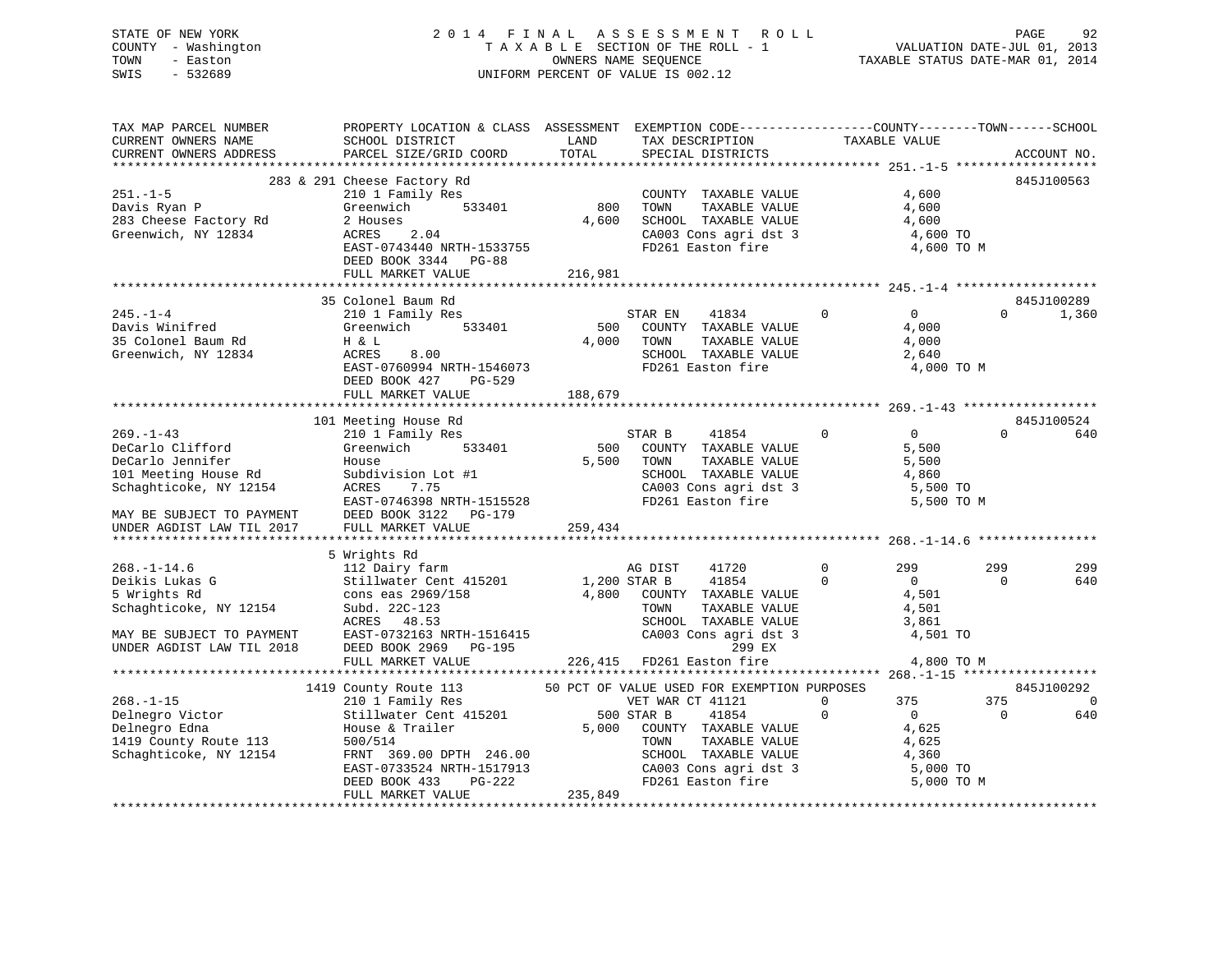STATE OF NEW YORK
COUNTY - Washington
TOWN - Easton
SWIS - 532689

# 2014 FINAL ASSESSMENT ROLL
TAXABLE SECTION OF THE ROLL - 1
OWNERS NAME SEQUENCE
UNIFORM PERCENT OF VALUE IS 002.12

VALUATION DATE-JUL 01, 2013
TAXABLE STATUS DATE-MAR 01, 2014

```
TAX MAP PARCEL NUMBER          PROPERTY LOCATION & CLASS  ASSESSMENT  EXEMPTION CODE------------------COUNTY--------TOWN------SCHOOL
CURRENT OWNERS NAME            SCHOOL DISTRICT               LAND      TAX DESCRIPTION            TAXABLE VALUE
CURRENT OWNERS ADDRESS         PARCEL SIZE/GRID COORD       TOTAL      SPECIAL DISTRICTS                                   ACCOUNT NO.
******************************************************************************************************* 251.-1-5 *******************
                     283 & 291 Cheese Factory Rd                                                                         845J100563
251.-1-5                       210 1 Family Res                     COUNTY  TAXABLE VALUE           4,600
Davis Ryan P                   Greenwich        533401       800    TOWN    TAXABLE VALUE           4,600
283 Cheese Factory Rd          2 Houses                    4,600    SCHOOL  TAXABLE VALUE           4,600
Greenwich, NY 12834            ACRES    2.04                        CA003 Cons agri dst 3            4,600 TO
                               EAST-0743440 NRTH-1533755            FD261 Easton fire                4,600 TO M
                               DEED BOOK 3344   PG-88
                               FULL MARKET VALUE          216,981
******************************************************************************************************* 245.-1-4 *******************
                      35 Colonel Baum Rd                                                                                 845J100289
245.-1-4                       210 1 Family Res                  STAR EN     41834          0            0          0        1,360
Davis Winifred                 Greenwich        533401       500    COUNTY  TAXABLE VALUE           4,000
35 Colonel Baum Rd             H & L                       4,000    TOWN    TAXABLE VALUE           4,000
Greenwich, NY 12834            ACRES    8.00                        SCHOOL  TAXABLE VALUE           2,640
                               EAST-0760994 NRTH-1546073            FD261 Easton fire                4,000 TO M
                               DEED BOOK 427    PG-529
                               FULL MARKET VALUE          188,679
******************************************************************************************************* 269.-1-43 ******************
                     101 Meeting House Rd                                                                                845J100524
269.-1-43                      210 1 Family Res                  STAR B      41854          0            0          0          640
DeCarlo Clifford               Greenwich        533401       500    COUNTY  TAXABLE VALUE           5,500
DeCarlo Jennifer               House                       5,500    TOWN    TAXABLE VALUE           5,500
101 Meeting House Rd           Subdivision Lot #1                   SCHOOL  TAXABLE VALUE           4,860
Schaghticoke, NY 12154         ACRES    7.75                        CA003 Cons agri dst 3            5,500 TO
                               EAST-0746398 NRTH-1515528            FD261 Easton fire                5,500 TO M
MAY BE SUBJECT TO PAYMENT      DEED BOOK 3122   PG-179
UNDER AGDIST LAW TIL 2017      FULL MARKET VALUE          259,434
******************************************************************************************************* 268.-1-14.6 ****************
                       5 Wrights Rd
268.-1-14.6                    112 Dairy farm                    AG DIST     41720          0          299        299          299
Deikis Lukas G                 Stillwater Cent 415201      1,200 STAR B      41854          0            0          0          640
5 Wrights Rd                   cons eas 2969/158           4,800    COUNTY  TAXABLE VALUE           4,501
Schaghticoke, NY 12154         Subd. 22C-123                        TOWN    TAXABLE VALUE           4,501
                               ACRES   48.53                        SCHOOL  TAXABLE VALUE           3,861
MAY BE SUBJECT TO PAYMENT      EAST-0732163 NRTH-1516415            CA003 Cons agri dst 3            4,501 TO
UNDER AGDIST LAW TIL 2018      DEED BOOK 2969   PG-195                            299 EX
                               FULL MARKET VALUE          226,415   FD261 Easton fire                4,800 TO M
******************************************************************************************************* 268.-1-15 ******************
                    1419 County Route 113             50 PCT OF VALUE USED FOR EXEMPTION PURPOSES                        845J100292
268.-1-15                      210 1 Family Res                  VET WAR CT 41121           0          375        375            0
Delnegro Victor                Stillwater Cent 415201        500 STAR B      41854          0            0          0          640
Delnegro Edna                  House & Trailer             5,000    COUNTY  TAXABLE VALUE           4,625
1419 County Route 113          500/514                              TOWN    TAXABLE VALUE           4,625
Schaghticoke, NY 12154         FRNT 369.00 DPTH 246.00              SCHOOL  TAXABLE VALUE           4,360
                               EAST-0733524 NRTH-1517913            CA003 Cons agri dst 3            5,000 TO
                               DEED BOOK 433    PG-222              FD261 Easton fire                5,000 TO M
                               FULL MARKET VALUE          235,849
************************************************************************************************************************************
```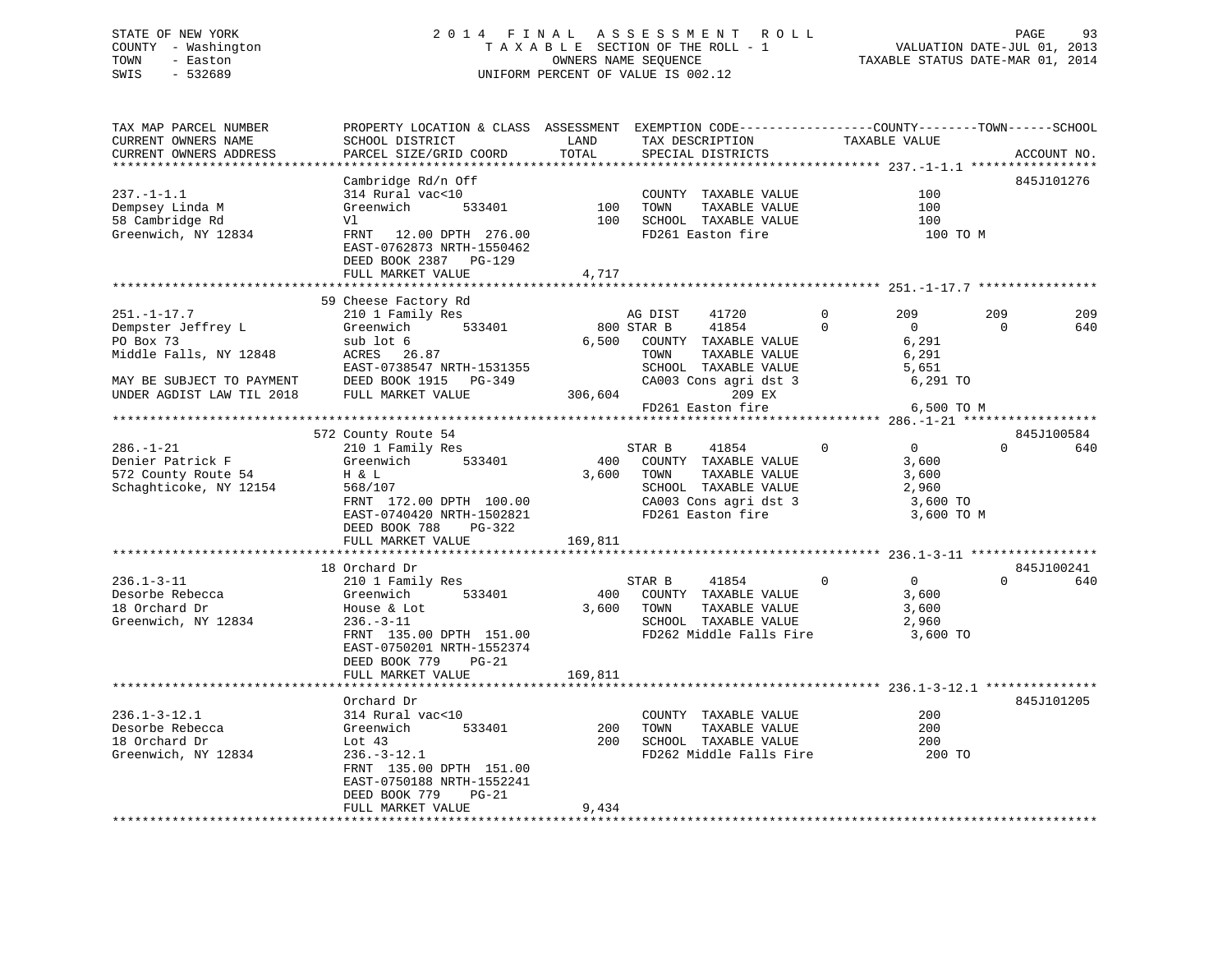STATE OF NEW YORK | 2014 FINAL ASSESSMENT ROLL | PAGE 93
COUNTY - Washington | TAXABLE SECTION OF THE ROLL - 1 | VALUATION DATE-JUL 01, 2013
TOWN - Easton | OWNERS NAME SEQUENCE | TAXABLE STATUS DATE-MAR 01, 2014
SWIS - 532689 | UNIFORM PERCENT OF VALUE IS 002.12

```
TAX MAP PARCEL NUMBER          PROPERTY LOCATION & CLASS  ASSESSMENT  EXEMPTION CODE------------------COUNTY--------TOWN------SCHOOL
CURRENT OWNERS NAME            SCHOOL DISTRICT               LAND      TAX DESCRIPTION            TAXABLE VALUE
CURRENT OWNERS ADDRESS         PARCEL SIZE/GRID COORD        TOTAL     SPECIAL DISTRICTS                                     ACCOUNT NO.
******************************************************************************************************* 237.-1-1.1 *****************
                               Cambridge Rd/n Off                                                                        845J101276
237.-1-1.1                     314 Rural vac<10                        COUNTY  TAXABLE VALUE              100
Dempsey Linda M                Greenwich        533401        100      TOWN    TAXABLE VALUE              100
58 Cambridge Rd                Vl                             100      SCHOOL  TAXABLE VALUE              100
Greenwich, NY 12834            FRNT   12.00 DPTH 276.00                FD261 Easton fire                  100 TO M
                               EAST-0762873 NRTH-1550462
                               DEED BOOK 2387   PG-129
                               FULL MARKET VALUE            4,717
******************************************************************************************************* 251.-1-17.7 ****************
                               59 Cheese Factory Rd
251.-1-17.7                    210 1 Family Res                        AG DIST     41720         0        209         209         209
Dempster Jeffrey L             Greenwich        533401        800 STAR B      41854         0          0           0         640
PO Box 73                      sub lot 6                    6,500      COUNTY  TAXABLE VALUE            6,291
Middle Falls, NY 12848         ACRES   26.87                           TOWN    TAXABLE VALUE            6,291
                               EAST-0738547 NRTH-1531355               SCHOOL  TAXABLE VALUE            5,651
MAY BE SUBJECT TO PAYMENT      DEED BOOK 1915   PG-349                 CA003 Cons agri dst 3            6,291 TO
UNDER AGDIST LAW TIL 2018      FULL MARKET VALUE          306,604             209 EX
                                                                       FD261 Easton fire                6,500 TO M
******************************************************************************************************* 286.-1-21 ******************
                               572 County Route 54                                                                       845J100584
286.-1-21                      210 1 Family Res                        STAR B      41854         0          0           0         640
Denier Patrick F               Greenwich        533401        400      COUNTY  TAXABLE VALUE            3,600
572 County Route 54            H & L                        3,600      TOWN    TAXABLE VALUE            3,600
Schaghticoke, NY 12154         568/107                                 SCHOOL  TAXABLE VALUE            2,960
                               FRNT  172.00 DPTH 100.00                CA003 Cons agri dst 3            3,600 TO
                               EAST-0740420 NRTH-1502821               FD261 Easton fire                3,600 TO M
                               DEED BOOK 788    PG-322
                               FULL MARKET VALUE          169,811
******************************************************************************************************* 236.1-3-11 *****************
                               18 Orchard Dr                                                                             845J100241
236.1-3-11                     210 1 Family Res                        STAR B      41854         0          0           0         640
Desorbe Rebecca                Greenwich        533401        400      COUNTY  TAXABLE VALUE            3,600
18 Orchard Dr                  House & Lot                  3,600      TOWN    TAXABLE VALUE            3,600
Greenwich, NY 12834            236.-3-11                               SCHOOL  TAXABLE VALUE            2,960
                               FRNT  135.00 DPTH 151.00                FD262 Middle Falls Fire          3,600 TO
                               EAST-0750201 NRTH-1552374
                               DEED BOOK 779    PG-21
                               FULL MARKET VALUE          169,811
******************************************************************************************************* 236.1-3-12.1 ***************
                               Orchard Dr                                                                                845J101205
236.1-3-12.1                   314 Rural vac<10                        COUNTY  TAXABLE VALUE              200
Desorbe Rebecca                Greenwich        533401        200      TOWN    TAXABLE VALUE              200
18 Orchard Dr                  Lot 43                         200      SCHOOL  TAXABLE VALUE              200
Greenwich, NY 12834            236.-3-12.1                             FD262 Middle Falls Fire            200 TO
                               FRNT  135.00 DPTH 151.00
                               EAST-0750188 NRTH-1552241
                               DEED BOOK 779    PG-21
                               FULL MARKET VALUE            9,434
************************************************************************************************************************************
```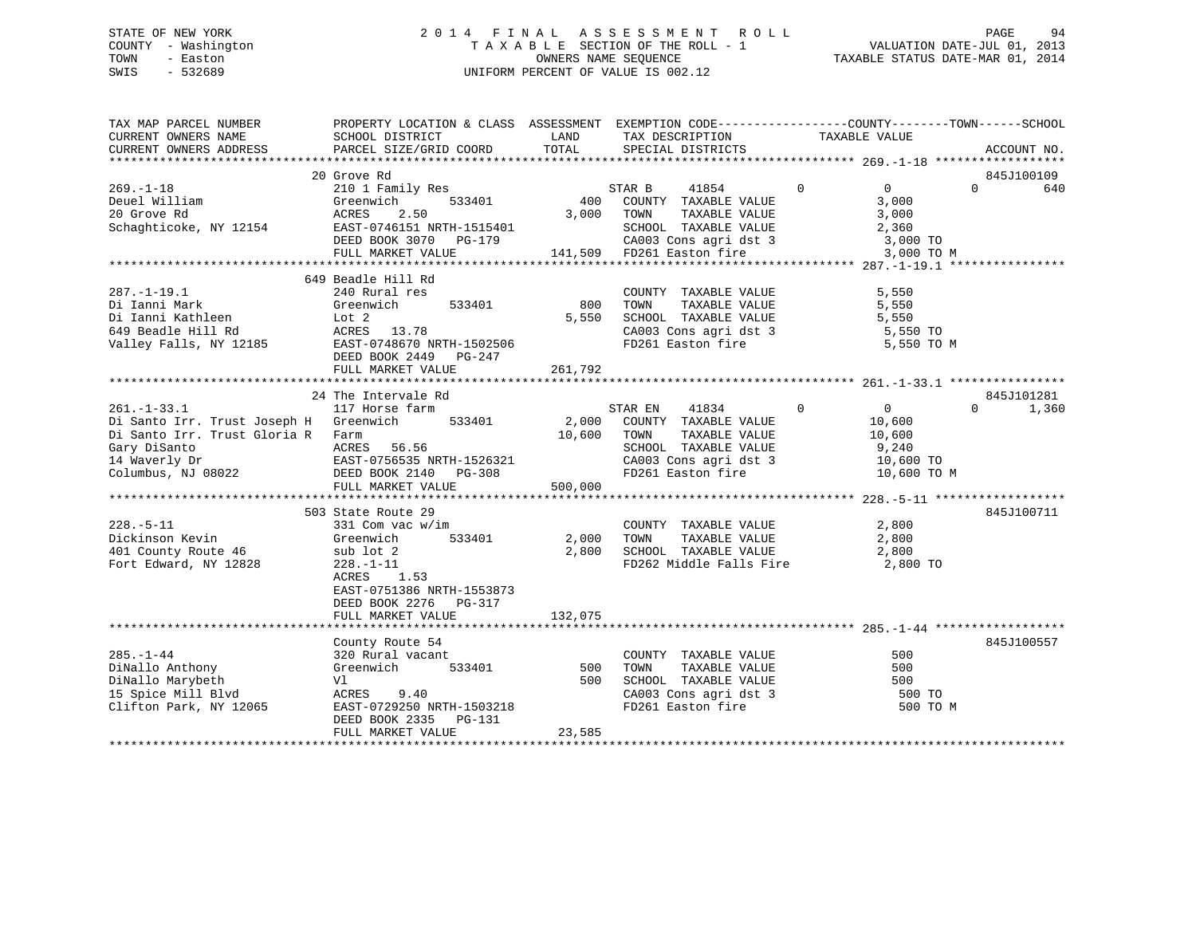STATE OF NEW YORK                                    2014 FINAL ASSESSMENT ROLL
COUNTY - Washington                                  TAXABLE SECTION OF THE ROLL - 1                    VALUATION DATE-JUL 01, 2013
TOWN - Easton                                        OWNERS NAME SEQUENCE                               TAXABLE STATUS DATE-MAR 01, 2014
SWIS - 532689                                        UNIFORM PERCENT OF VALUE IS 002.12

| TAX MAP PARCEL NUMBER / CURRENT OWNERS NAME / CURRENT OWNERS ADDRESS | PROPERTY LOCATION & CLASS / SCHOOL DISTRICT / PARCEL SIZE/GRID COORD | ASSESSMENT LAND / TOTAL | EXEMPTION CODE / TAX DESCRIPTION / SPECIAL DISTRICTS | COUNTY | TOWN | SCHOOL TAXABLE VALUE | ACCOUNT NO. |
|---|---|---|---|---|---|---|---|
| **269.-1-18** | 20 Grove Rd | | | | | | 845J100109 |
| 269.-1-18 | 210 1 Family Res | | STAR B 41854 | 0 | 0 | 0 | 640 |
| Deuel William | Greenwich 533401 | 400 | COUNTY TAXABLE VALUE | 3,000 | | | |
| 20 Grove Rd | ACRES 2.50 | 3,000 | TOWN TAXABLE VALUE | | 3,000 | | |
| Schaghticoke, NY 12154 | EAST-0746151 NRTH-1515401 | | SCHOOL TAXABLE VALUE | | | 2,360 | |
| | DEED BOOK 3070 PG-179 | | CA003 Cons agri dst 3 | 3,000 TO | | | |
| | FULL MARKET VALUE | 141,509 | FD261 Easton fire | 3,000 TO M | | | |
| **287.-1-19.1** | 649 Beadle Hill Rd | | | | | | |
| 287.-1-19.1 | 240 Rural res | | COUNTY TAXABLE VALUE | 5,550 | | | |
| Di Ianni Mark | Greenwich 533401 | 800 | TOWN TAXABLE VALUE | | 5,550 | | |
| Di Ianni Kathleen | Lot 2 | 5,550 | SCHOOL TAXABLE VALUE | | | 5,550 | |
| 649 Beadle Hill Rd | ACRES 13.78 | | CA003 Cons agri dst 3 | 5,550 TO | | | |
| Valley Falls, NY 12185 | EAST-0748670 NRTH-1502506 | | FD261 Easton fire | 5,550 TO M | | | |
| | DEED BOOK 2449 PG-247 | | | | | | |
| | FULL MARKET VALUE | 261,792 | | | | | |
| **261.-1-33.1** | 24 The Intervale Rd | | | | | | 845J101281 |
| 261.-1-33.1 | 117 Horse farm | | STAR EN 41834 | 0 | 0 | 0 | 1,360 |
| Di Santo Irr. Trust Joseph H | Greenwich 533401 | 2,000 | COUNTY TAXABLE VALUE | 10,600 | | | |
| Di Santo Irr. Trust Gloria R | Farm | 10,600 | TOWN TAXABLE VALUE | | 10,600 | | |
| Gary DiSanto | ACRES 56.56 | | SCHOOL TAXABLE VALUE | | | 9,240 | |
| 14 Waverly Dr | EAST-0756535 NRTH-1526321 | | CA003 Cons agri dst 3 | 10,600 TO | | | |
| Columbus, NJ 08022 | DEED BOOK 2140 PG-308 | | FD261 Easton fire | 10,600 TO M | | | |
| | FULL MARKET VALUE | 500,000 | | | | | |
| **228.-5-11** | 503 State Route 29 | | | | | | 845J100711 |
| 228.-5-11 | 331 Com vac w/im | | COUNTY TAXABLE VALUE | 2,800 | | | |
| Dickinson Kevin | Greenwich 533401 | 2,000 | TOWN TAXABLE VALUE | | 2,800 | | |
| 401 County Route 46 | sub lot 2 | 2,800 | SCHOOL TAXABLE VALUE | | | 2,800 | |
| Fort Edward, NY 12828 | 228.-1-11 | | FD262 Middle Falls Fire | 2,800 TO | | | |
| | ACRES 1.53 | | | | | | |
| | EAST-0751386 NRTH-1553873 | | | | | | |
| | DEED BOOK 2276 PG-317 | | | | | | |
| | FULL MARKET VALUE | 132,075 | | | | | |
| **285.-1-44** | County Route 54 | | | | | | 845J100557 |
| 285.-1-44 | 320 Rural vacant | | COUNTY TAXABLE VALUE | 500 | | | |
| DiNallo Anthony | Greenwich 533401 | 500 | TOWN TAXABLE VALUE | | 500 | | |
| DiNallo Marybeth | Vl | 500 | SCHOOL TAXABLE VALUE | | | 500 | |
| 15 Spice Mill Blvd | ACRES 9.40 | | CA003 Cons agri dst 3 | 500 TO | | | |
| Clifton Park, NY 12065 | EAST-0729250 NRTH-1503218 | | FD261 Easton fire | 500 TO M | | | |
| | DEED BOOK 2335 PG-131 | | | | | | |
| | FULL MARKET VALUE | 23,585 | | | | | |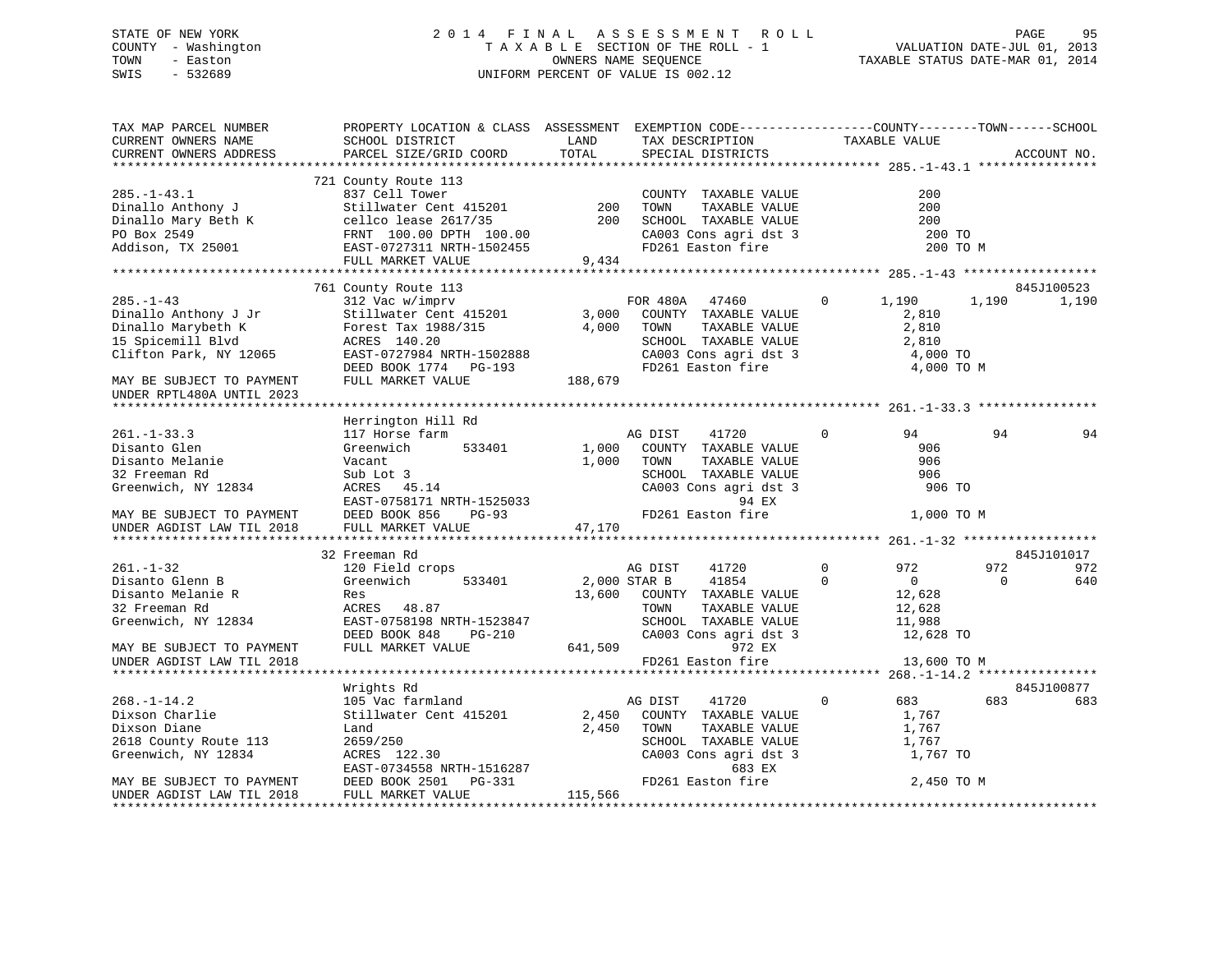STATE OF NEW YORK
COUNTY - Washington
TOWN - Easton
SWIS - 532689

2014 FINAL ASSESSMENT ROLL
TAXABLE SECTION OF THE ROLL - 1
OWNERS NAME SEQUENCE
UNIFORM PERCENT OF VALUE IS 002.12

VALUATION DATE-JUL 01, 2013
TAXABLE STATUS DATE-MAR 01, 2014

```
TAX MAP PARCEL NUMBER          PROPERTY LOCATION & CLASS  ASSESSMENT  EXEMPTION CODE-----------------COUNTY--------TOWN------SCHOOL
CURRENT OWNERS NAME            SCHOOL DISTRICT              LAND      TAX DESCRIPTION            TAXABLE VALUE
CURRENT OWNERS ADDRESS         PARCEL SIZE/GRID COORD       TOTAL     SPECIAL DISTRICTS                                    ACCOUNT NO.
******************************************************************************************************* 285.-1-43.1 ****************
                               721 County Route 113
285.-1-43.1                    837 Cell Tower                         COUNTY  TAXABLE VALUE               200
Dinallo Anthony J              Stillwater Cent 415201       200       TOWN    TAXABLE VALUE               200
Dinallo Mary Beth K            cellco lease 2617/35         200       SCHOOL  TAXABLE VALUE               200
PO Box 2549                    FRNT 100.00 DPTH 100.00                CA003 Cons agri dst 3               200 TO
Addison, TX 25001              EAST-0727311 NRTH-1502455              FD261 Easton fire                   200 TO M
                               FULL MARKET VALUE            9,434
******************************************************************************************************* 285.-1-43 ******************
                               761 County Route 113                                                                 845J100523
285.-1-43                      312 Vac w/imprv                        FOR 480A   47460          0       1,190      1,190      1,190
Dinallo Anthony J Jr           Stillwater Cent 415201      3,000      COUNTY  TAXABLE VALUE             2,810
Dinallo Marybeth K             Forest Tax 1988/315         4,000      TOWN    TAXABLE VALUE             2,810
15 Spicemill Blvd              ACRES 140.20                           SCHOOL  TAXABLE VALUE             2,810
Clifton Park, NY 12065         EAST-0727984 NRTH-1502888              CA003 Cons agri dst 3             4,000 TO
                               DEED BOOK 1774   PG-193                FD261 Easton fire                 4,000 TO M
MAY BE SUBJECT TO PAYMENT      FULL MARKET VALUE          188,679
UNDER RPTL480A UNTIL 2023
******************************************************************************************************* 261.-1-33.3 ****************
                               Herrington Hill Rd
261.-1-33.3                    117 Horse farm                         AG DIST    41720          0          94         94         94
Disanto Glen                   Greenwich       533401      1,000      COUNTY  TAXABLE VALUE               906
Disanto Melanie                Vacant                      1,000      TOWN    TAXABLE VALUE               906
32 Freeman Rd                  Sub Lot 3                              SCHOOL  TAXABLE VALUE               906
Greenwich, NY 12834            ACRES  45.14                           CA003 Cons agri dst 3               906 TO
                               EAST-0758171 NRTH-1525033                     94 EX
MAY BE SUBJECT TO PAYMENT      DEED BOOK 856    PG-93                 FD261 Easton fire                 1,000 TO M
UNDER AGDIST LAW TIL 2018      FULL MARKET VALUE           47,170
******************************************************************************************************* 261.-1-32 ******************
                               32 Freeman Rd                                                                        845J101017
261.-1-32                      120 Field crops                        AG DIST    41720          0         972        972        972
Disanto Glenn B                Greenwich       533401      2,000 STAR B     41854          0           0          0        640
Disanto Melanie R              Res                        13,600      COUNTY  TAXABLE VALUE            12,628
32 Freeman Rd                  ACRES  48.87                           TOWN    TAXABLE VALUE            12,628
Greenwich, NY 12834            EAST-0758198 NRTH-1523847              SCHOOL  TAXABLE VALUE            11,988
                               DEED BOOK 848    PG-210                CA003 Cons agri dst 3            12,628 TO
MAY BE SUBJECT TO PAYMENT      FULL MARKET VALUE          641,509            972 EX
UNDER AGDIST LAW TIL 2018                                             FD261 Easton fire                13,600 TO M
******************************************************************************************************* 268.-1-14.2 ****************
                               Wrights Rd                                                                           845J100877
268.-1-14.2                    105 Vac farmland                       AG DIST    41720          0         683        683        683
Dixson Charlie                 Stillwater Cent 415201      2,450      COUNTY  TAXABLE VALUE             1,767
Dixson Diane                   Land                        2,450      TOWN    TAXABLE VALUE             1,767
2618 County Route 113          2659/250                               SCHOOL  TAXABLE VALUE             1,767
Greenwich, NY 12834            ACRES 122.30                           CA003 Cons agri dst 3             1,767 TO
                               EAST-0734558 NRTH-1516287                     683 EX
MAY BE SUBJECT TO PAYMENT      DEED BOOK 2501   PG-331                FD261 Easton fire                 2,450 TO M
UNDER AGDIST LAW TIL 2018      FULL MARKET VALUE          115,566
************************************************************************************************************************************
```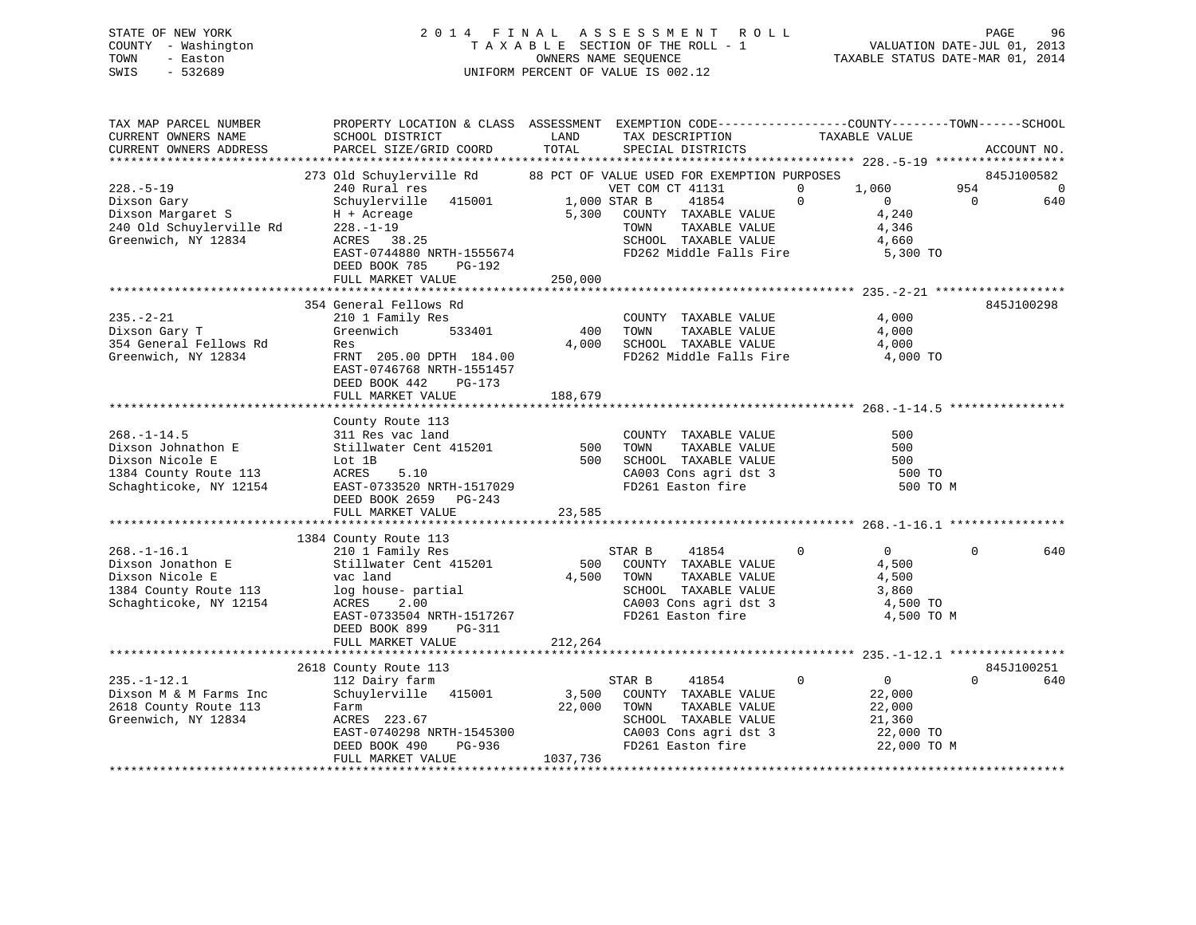STATE OF NEW YORK
COUNTY - Washington
TOWN - Easton
SWIS - 532689

2014 FINAL ASSESSMENT ROLL
TAXABLE SECTION OF THE ROLL - 1
OWNERS NAME SEQUENCE
UNIFORM PERCENT OF VALUE IS 002.12

VALUATION DATE-JUL 01, 2013
TAXABLE STATUS DATE-MAR 01, 2014

```
TAX MAP PARCEL NUMBER          PROPERTY LOCATION & CLASS  ASSESSMENT  EXEMPTION CODE------------------COUNTY--------TOWN------SCHOOL
CURRENT OWNERS NAME            SCHOOL DISTRICT             LAND        TAX DESCRIPTION            TAXABLE VALUE
CURRENT OWNERS ADDRESS         PARCEL SIZE/GRID COORD      TOTAL       SPECIAL DISTRICTS                                      ACCOUNT NO.
******************************************************************************************************* 228.-5-19 ******************
                          273 Old Schuylerville Rd       88 PCT OF VALUE USED FOR EXEMPTION PURPOSES                          845J100582
228.-5-19                      240 Rural res                         VET COM CT 41131          0      1,060         954            0
Dixson Gary                    Schuylerville   415001        1,000 STAR B     41854          0          0            0          640
Dixson Margaret S              H + Acreage                   5,300   COUNTY  TAXABLE VALUE             4,240
240 Old Schuylerville Rd       228.-1-19                             TOWN    TAXABLE VALUE             4,346
Greenwich, NY 12834            ACRES  38.25                          SCHOOL  TAXABLE VALUE             4,660
                               EAST-0744880 NRTH-1555674             FD262 Middle Falls Fire            5,300 TO
                               DEED BOOK 785    PG-192
                               FULL MARKET VALUE             250,000
******************************************************************************************************* 235.-2-21 ******************
                          354 General Fellows Rd                                                                              845J100298
235.-2-21                      210 1 Family Res                      COUNTY  TAXABLE VALUE             4,000
Dixson Gary T                  Greenwich       533401          400   TOWN    TAXABLE VALUE             4,000
354 General Fellows Rd         Res                           4,000   SCHOOL  TAXABLE VALUE             4,000
Greenwich, NY 12834            FRNT 205.00 DPTH 184.00               FD262 Middle Falls Fire            4,000 TO
                               EAST-0746768 NRTH-1551457
                               DEED BOOK 442    PG-173
                               FULL MARKET VALUE             188,679
******************************************************************************************************* 268.-1-14.5 ****************
                          County Route 113
268.-1-14.5                    311 Res vac land                      COUNTY  TAXABLE VALUE               500
Dixson Johnathon E             Stillwater Cent 415201          500   TOWN    TAXABLE VALUE               500
Dixson Nicole E                Lot 1B                          500   SCHOOL  TAXABLE VALUE               500
1384 County Route 113          ACRES   5.10                          CA003 Cons agri dst 3                500 TO
Schaghticoke, NY 12154         EAST-0733520 NRTH-1517029             FD261 Easton fire                    500 TO M
                               DEED BOOK 2659   PG-243
                               FULL MARKET VALUE              23,585
******************************************************************************************************* 268.-1-16.1 ****************
                          1384 County Route 113
268.-1-16.1                    210 1 Family Res                      STAR B     41854          0          0            0          640
Dixson Jonathon E              Stillwater Cent 415201          500   COUNTY  TAXABLE VALUE             4,500
Dixson Nicole E                vac land                      4,500   TOWN    TAXABLE VALUE             4,500
1384 County Route 113          log house- partial                    SCHOOL  TAXABLE VALUE             3,860
Schaghticoke, NY 12154         ACRES   2.00                          CA003 Cons agri dst 3              4,500 TO
                               EAST-0733504 NRTH-1517267             FD261 Easton fire                  4,500 TO M
                               DEED BOOK 899    PG-311
                               FULL MARKET VALUE             212,264
******************************************************************************************************* 235.-1-12.1 ****************
                          2618 County Route 113                                                                               845J100251
235.-1-12.1                    112 Dairy farm                        STAR B     41854          0          0            0          640
Dixson M & M Farms Inc         Schuylerville   415001        3,500   COUNTY  TAXABLE VALUE            22,000
2618 County Route 113          Farm                         22,000   TOWN    TAXABLE VALUE            22,000
Greenwich, NY 12834            ACRES 223.67                          SCHOOL  TAXABLE VALUE            21,360
                               EAST-0740298 NRTH-1545300             CA003 Cons agri dst 3             22,000 TO
                               DEED BOOK 490    PG-936               FD261 Easton fire                 22,000 TO M
                               FULL MARKET VALUE            1037,736
************************************************************************************************************************************
```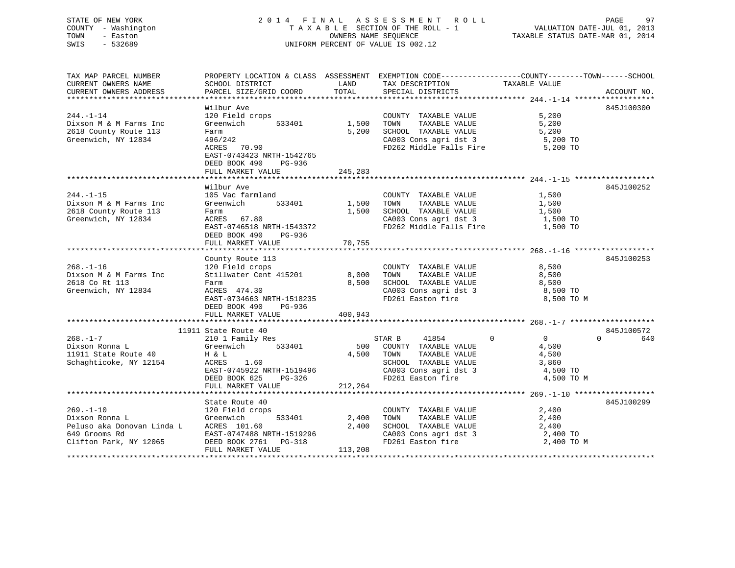STATE OF NEW YORK
COUNTY - Washington
TOWN - Easton
SWIS - 532689

2 0 1 4 F I N A L A S S E S S M E N T R O L L
T A X A B L E SECTION OF THE ROLL - 1
OWNERS NAME SEQUENCE
UNIFORM PERCENT OF VALUE IS 002.12

VALUATION DATE-JUL 01, 2013
TAXABLE STATUS DATE-MAR 01, 2014

```
TAX MAP PARCEL NUMBER          PROPERTY LOCATION & CLASS  ASSESSMENT  EXEMPTION CODE------------------COUNTY--------TOWN------SCHOOL
CURRENT OWNERS NAME            SCHOOL DISTRICT              LAND      TAX DESCRIPTION            TAXABLE VALUE
CURRENT OWNERS ADDRESS         PARCEL SIZE/GRID COORD      TOTAL      SPECIAL DISTRICTS                                    ACCOUNT NO.
******************************************************************************************************* 244.-1-14 ******************
                               Wilbur Ave                                                                               845J100300
244.-1-14                      120 Field crops                         COUNTY  TAXABLE VALUE             5,200
Dixson M & M Farms Inc         Greenwich        533401       1,500     TOWN    TAXABLE VALUE             5,200
2618 County Route 113          Farm                          5,200     SCHOOL  TAXABLE VALUE             5,200
Greenwich, NY 12834            496/242                                 CA003 Cons agri dst 3              5,200 TO
                               ACRES   70.90                           FD262 Middle Falls Fire            5,200 TO
                               EAST-0743423 NRTH-1542765
                               DEED BOOK 490    PG-936
                               FULL MARKET VALUE           245,283
******************************************************************************************************* 244.-1-15 ******************
                               Wilbur Ave                                                                               845J100252
244.-1-15                      105 Vac farmland                        COUNTY  TAXABLE VALUE             1,500
Dixson M & M Farms Inc         Greenwich        533401       1,500     TOWN    TAXABLE VALUE             1,500
2618 County Route 113          Farm                          1,500     SCHOOL  TAXABLE VALUE             1,500
Greenwich, NY 12834            ACRES   67.80                           CA003 Cons agri dst 3              1,500 TO
                               EAST-0746518 NRTH-1543372               FD262 Middle Falls Fire            1,500 TO
                               DEED BOOK 490    PG-936
                               FULL MARKET VALUE            70,755
******************************************************************************************************* 268.-1-16 ******************
                               County Route 113                                                                         845J100253
268.-1-16                      120 Field crops                         COUNTY  TAXABLE VALUE             8,500
Dixson M & M Farms Inc         Stillwater Cent 415201       8,000     TOWN    TAXABLE VALUE             8,500
2618 Co Rt 113                 Farm                          8,500     SCHOOL  TAXABLE VALUE             8,500
Greenwich, NY 12834            ACRES  474.30                           CA003 Cons agri dst 3              8,500 TO
                               EAST-0734663 NRTH-1518235               FD261 Easton fire                  8,500 TO M
                               DEED BOOK 490    PG-936
                               FULL MARKET VALUE           400,943
******************************************************************************************************* 268.-1-7 *******************
                          11911 State Route 40                                                                          845J100572
268.-1-7                       210 1 Family Res                        STAR B     41854          0            0           0        640
Dixson Ronna L                 Greenwich        533401         500     COUNTY  TAXABLE VALUE             4,500
11911 State Route 40           H & L                         4,500     TOWN    TAXABLE VALUE             4,500
Schaghticoke, NY 12154         ACRES    1.60                           SCHOOL  TAXABLE VALUE             3,860
                               EAST-0745922 NRTH-1519496               CA003 Cons agri dst 3              4,500 TO
                               DEED BOOK 625    PG-326                 FD261 Easton fire                  4,500 TO M
                               FULL MARKET VALUE           212,264
******************************************************************************************************* 269.-1-10 ******************
                               State Route 40                                                                           845J100299
269.-1-10                      120 Field crops                         COUNTY  TAXABLE VALUE             2,400
Dixson Ronna L                 Greenwich        533401       2,400     TOWN    TAXABLE VALUE             2,400
Peluso aka Donovan Linda L     ACRES  101.60                 2,400     SCHOOL  TAXABLE VALUE             2,400
649 Grooms Rd                  EAST-0747488 NRTH-1519296               CA003 Cons agri dst 3              2,400 TO
Clifton Park, NY 12065         DEED BOOK 2761   PG-318                 FD261 Easton fire                  2,400 TO M
                               FULL MARKET VALUE           113,208
************************************************************************************************************************************
```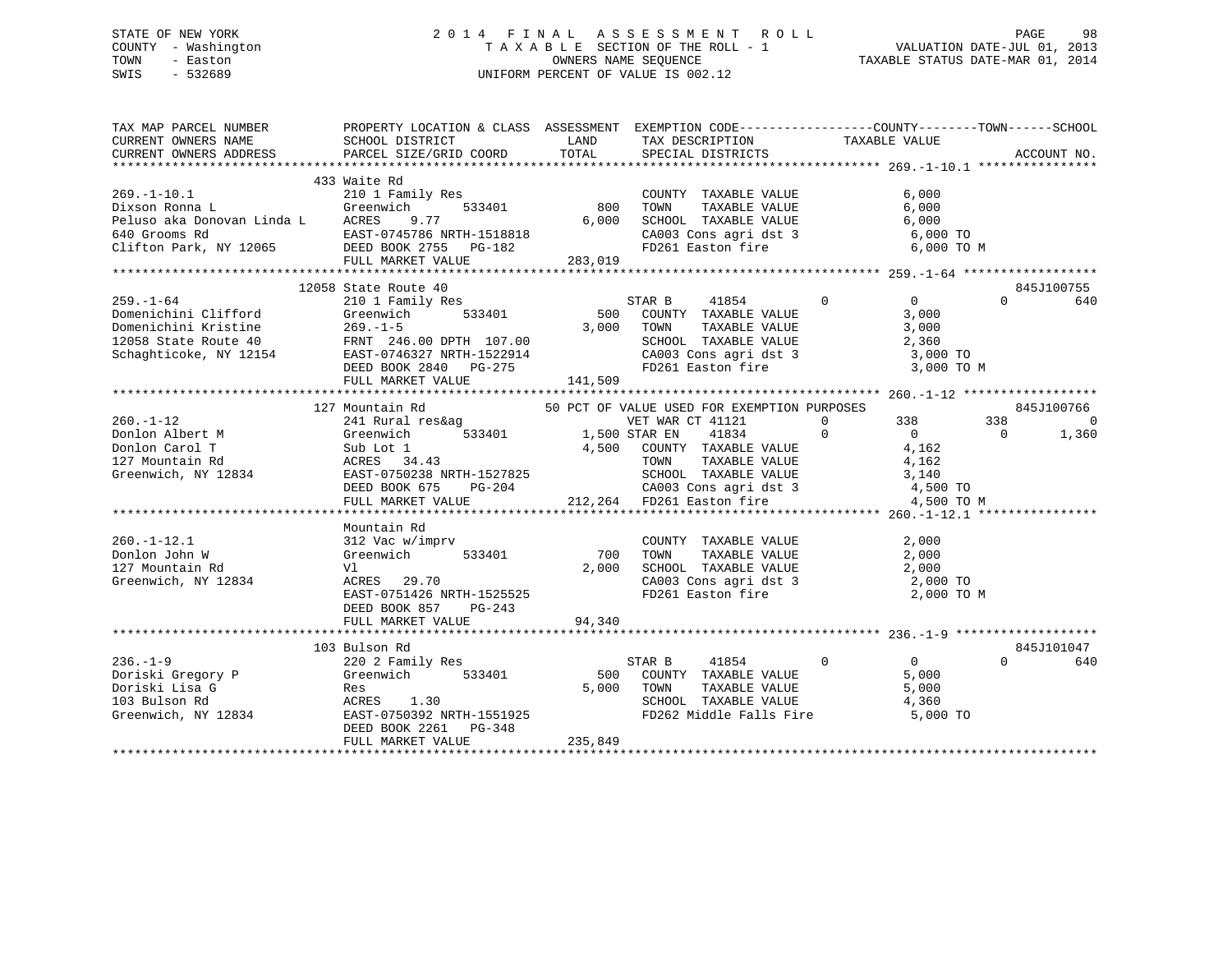STATE OF NEW YORK
COUNTY - Washington
TOWN - Easton
SWIS - 532689

2014 FINAL ASSESSMENT ROLL
TAXABLE SECTION OF THE ROLL - 1
OWNERS NAME SEQUENCE
UNIFORM PERCENT OF VALUE IS 002.12

VALUATION DATE-JUL 01, 2013
TAXABLE STATUS DATE-MAR 01, 2014

| TAX MAP PARCEL NUMBER / CURRENT OWNERS NAME / CURRENT OWNERS ADDRESS | PROPERTY LOCATION & CLASS / SCHOOL DISTRICT / PARCEL SIZE/GRID COORD | ASSESSMENT LAND / TOTAL | EXEMPTION CODE / TAX DESCRIPTION / SPECIAL DISTRICTS | COUNTY TAXABLE VALUE | TOWN | SCHOOL | ACCOUNT NO. |
|---|---|---|---|---|---|---|---|
| **269.-1-10.1** | 433 Waite Rd | | | | | | |
| 269.-1-10.1 | 210 1 Family Res | | COUNTY TAXABLE VALUE | 6,000 | | | |
| Dixson Ronna L | Greenwich 533401 | 800 | TOWN TAXABLE VALUE | 6,000 | | | |
| Peluso aka Donovan Linda L | ACRES 9.77 | 6,000 | SCHOOL TAXABLE VALUE | 6,000 | | | |
| 640 Grooms Rd | EAST-0745786 NRTH-1518818 | | CA003 Cons agri dst 3 | 6,000 TO | | | |
| Clifton Park, NY 12065 | DEED BOOK 2755 PG-182 | | FD261 Easton fire | 6,000 TO M | | | |
| | FULL MARKET VALUE | 283,019 | | | | | |
| **259.-1-64** | 12058 State Route 40 | | | | | | 845J100755 |
| 259.-1-64 | 210 1 Family Res | | STAR B 41854 0 | 0 | 0 | 640 | |
| Domenichini Clifford | Greenwich 533401 | 500 | COUNTY TAXABLE VALUE | 3,000 | | | |
| Domenichini Kristine | 269.-1-5 | 3,000 | TOWN TAXABLE VALUE | 3,000 | | | |
| 12058 State Route 40 | FRNT 246.00 DPTH 107.00 | | SCHOOL TAXABLE VALUE | 2,360 | | | |
| Schaghticoke, NY 12154 | EAST-0746327 NRTH-1522914 | | CA003 Cons agri dst 3 | 3,000 TO | | | |
| | DEED BOOK 2840 PG-275 | | FD261 Easton fire | 3,000 TO M | | | |
| | FULL MARKET VALUE | 141,509 | | | | | |
| **260.-1-12** | 127 Mountain Rd | | 50 PCT OF VALUE USED FOR EXEMPTION PURPOSES | | | | 845J100766 |
| 260.-1-12 | 241 Rural res&ag | | VET WAR CT 41121 0 | 338 | 338 | 0 | |
| Donlon Albert M | Greenwich 533401 | 1,500 | STAR EN 41834 0 | 0 | 0 | 1,360 | |
| Donlon Carol T | Sub Lot 1 | 4,500 | COUNTY TAXABLE VALUE | 4,162 | | | |
| 127 Mountain Rd | ACRES 34.43 | | TOWN TAXABLE VALUE | 4,162 | | | |
| Greenwich, NY 12834 | EAST-0750238 NRTH-1527825 | | SCHOOL TAXABLE VALUE | 3,140 | | | |
| | DEED BOOK 675 PG-204 | | CA003 Cons agri dst 3 | 4,500 TO | | | |
| | FULL MARKET VALUE | 212,264 | FD261 Easton fire | 4,500 TO M | | | |
| **260.-1-12.1** | Mountain Rd | | | | | | |
| 260.-1-12.1 | 312 Vac w/imprv | | COUNTY TAXABLE VALUE | 2,000 | | | |
| Donlon John W | Greenwich 533401 | 700 | TOWN TAXABLE VALUE | 2,000 | | | |
| 127 Mountain Rd | Vl | 2,000 | SCHOOL TAXABLE VALUE | 2,000 | | | |
| Greenwich, NY 12834 | ACRES 29.70 | | CA003 Cons agri dst 3 | 2,000 TO | | | |
| | EAST-0751426 NRTH-1525525 | | FD261 Easton fire | 2,000 TO M | | | |
| | DEED BOOK 857 PG-243 | | | | | | |
| | FULL MARKET VALUE | 94,340 | | | | | |
| **236.-1-9** | 103 Bulson Rd | | | | | | 845J101047 |
| 236.-1-9 | 220 2 Family Res | | STAR B 41854 0 | 0 | 0 | 640 | |
| Doriski Gregory P | Greenwich 533401 | 500 | COUNTY TAXABLE VALUE | 5,000 | | | |
| Doriski Lisa G | Res | 5,000 | TOWN TAXABLE VALUE | 5,000 | | | |
| 103 Bulson Rd | ACRES 1.30 | | SCHOOL TAXABLE VALUE | 4,360 | | | |
| Greenwich, NY 12834 | EAST-0750392 NRTH-1551925 | | FD262 Middle Falls Fire | 5,000 TO | | | |
| | DEED BOOK 2261 PG-348 | | | | | | |
| | FULL MARKET VALUE | 235,849 | | | | | |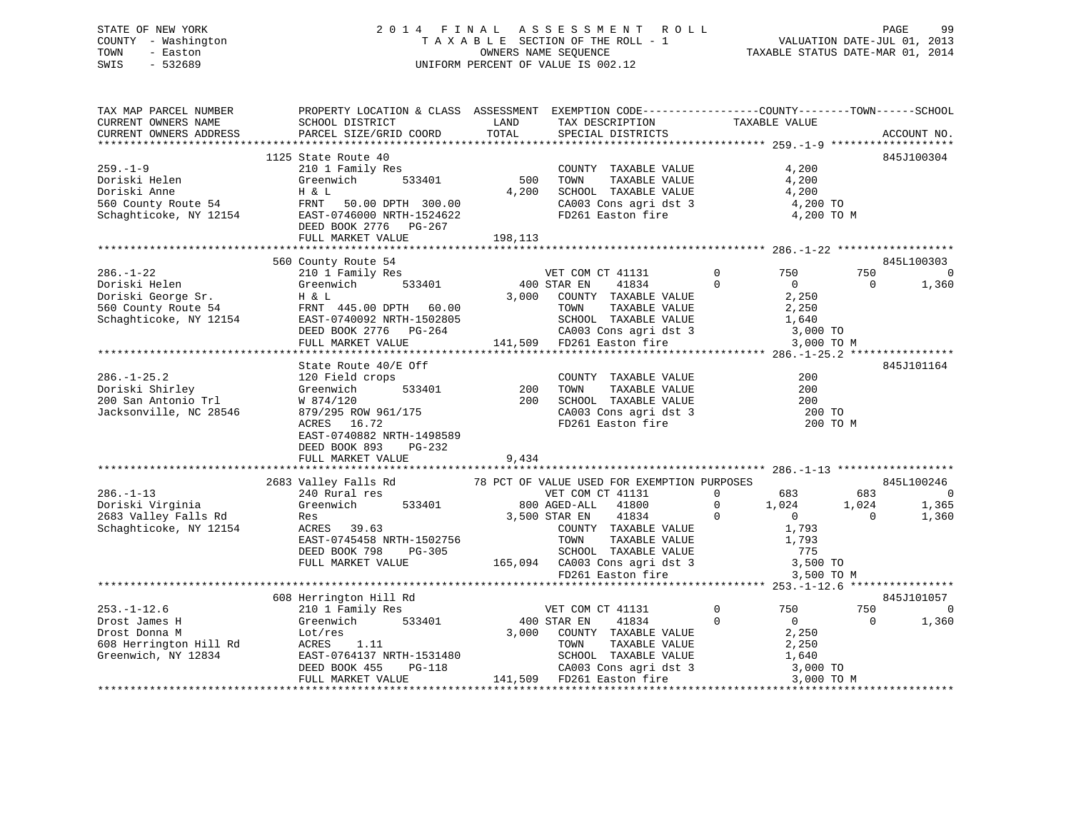STATE OF NEW YORK
COUNTY - Washington
TOWN - Easton
SWIS - 532689

2014 FINAL ASSESSMENT ROLL
TAXABLE SECTION OF THE ROLL - 1
OWNERS NAME SEQUENCE
UNIFORM PERCENT OF VALUE IS 002.12

VALUATION DATE-JUL 01, 2013
TAXABLE STATUS DATE-MAR 01, 2014

```
TAX MAP PARCEL NUMBER     PROPERTY LOCATION & CLASS  ASSESSMENT  EXEMPTION CODE------------------COUNTY--------TOWN------SCHOOL
CURRENT OWNERS NAME       SCHOOL DISTRICT              LAND      TAX DESCRIPTION            TAXABLE VALUE
CURRENT OWNERS ADDRESS    PARCEL SIZE/GRID COORD       TOTAL     SPECIAL DISTRICTS                                     ACCOUNT NO.
******************************************************************************************************* 259.-1-9 *******************
                          1125 State Route 40                                                                      845J100304
259.-1-9                  210 1 Family Res                         COUNTY  TAXABLE VALUE             4,200
Doriski Helen             Greenwich        533401        500       TOWN    TAXABLE VALUE             4,200
Doriski Anne              H & L                        4,200       SCHOOL  TAXABLE VALUE             4,200
560 County Route 54       FRNT   50.00 DPTH  300.00                 CA003 Cons agri dst 3              4,200 TO
Schaghticoke, NY 12154    EAST-0746000 NRTH-1524622                FD261 Easton fire                  4,200 TO M
                          DEED BOOK 2776   PG-267
                          FULL MARKET VALUE          198,113
******************************************************************************************************* 286.-1-22 ******************
                          560 County Route 54                                                                      845L100303
286.-1-22                 210 1 Family Res                   VET COM CT 41131         0         750          750             0
Doriski Helen             Greenwich        533401        400 STAR EN    41834         0           0            0         1,360
Doriski George Sr.        H & L                        3,000   COUNTY  TAXABLE VALUE             2,250
560 County Route 54       FRNT  445.00 DPTH   60.00            TOWN    TAXABLE VALUE             2,250
Schaghticoke, NY 12154    EAST-0740092 NRTH-1502805            SCHOOL  TAXABLE VALUE             1,640
                          DEED BOOK 2776   PG-264              CA003 Cons agri dst 3              3,000 TO
                          FULL MARKET VALUE          141,509   FD261 Easton fire                  3,000 TO M
******************************************************************************************************* 286.-1-25.2 ****************
                          State Route 40/E Off                                                                     845J101164
286.-1-25.2               120 Field crops                          COUNTY  TAXABLE VALUE               200
Doriski Shirley           Greenwich        533401        200       TOWN    TAXABLE VALUE               200
200 San Antonio Trl       W 874/120                      200       SCHOOL  TAXABLE VALUE               200
Jacksonville, NC 28546    879/295 ROW 961/175                      CA003 Cons agri dst 3                200 TO
                          ACRES   16.72                            FD261 Easton fire                    200 TO M
                          EAST-0740882 NRTH-1498589
                          DEED BOOK 893    PG-232
                          FULL MARKET VALUE            9,434
******************************************************************************************************* 286.-1-13 ******************
                          2683 Valley Falls Rd         78 PCT OF VALUE USED FOR EXEMPTION PURPOSES                 845L100246
286.-1-13                 240 Rural res                      VET COM CT 41131         0         683          683             0
Doriski Virginia          Greenwich        533401        800 AGED-ALL   41800         0       1,024        1,024         1,365
2683 Valley Falls Rd      Res                          3,500 STAR EN    41834         0           0            0         1,360
Schaghticoke, NY 12154    ACRES   39.63                        COUNTY  TAXABLE VALUE             1,793
                          EAST-0745458 NRTH-1502756            TOWN    TAXABLE VALUE             1,793
                          DEED BOOK 798    PG-305              SCHOOL  TAXABLE VALUE               775
                          FULL MARKET VALUE          165,094   CA003 Cons agri dst 3              3,500 TO
                                                               FD261 Easton fire                  3,500 TO M
******************************************************************************************************* 253.-1-12.6 ****************
                          608 Herrington Hill Rd                                                                   845J101057
253.-1-12.6               210 1 Family Res                   VET COM CT 41131         0         750          750             0
Drost James H             Greenwich        533401        400 STAR EN    41834         0           0            0         1,360
Drost Donna M             Lot/res                      3,000   COUNTY  TAXABLE VALUE             2,250
608 Herrington Hill Rd    ACRES    1.11                        TOWN    TAXABLE VALUE             2,250
Greenwich, NY 12834       EAST-0764137 NRTH-1531480            SCHOOL  TAXABLE VALUE             1,640
                          DEED BOOK 455    PG-118              CA003 Cons agri dst 3              3,000 TO
                          FULL MARKET VALUE          141,509   FD261 Easton fire                  3,000 TO M
************************************************************************************************************************************
```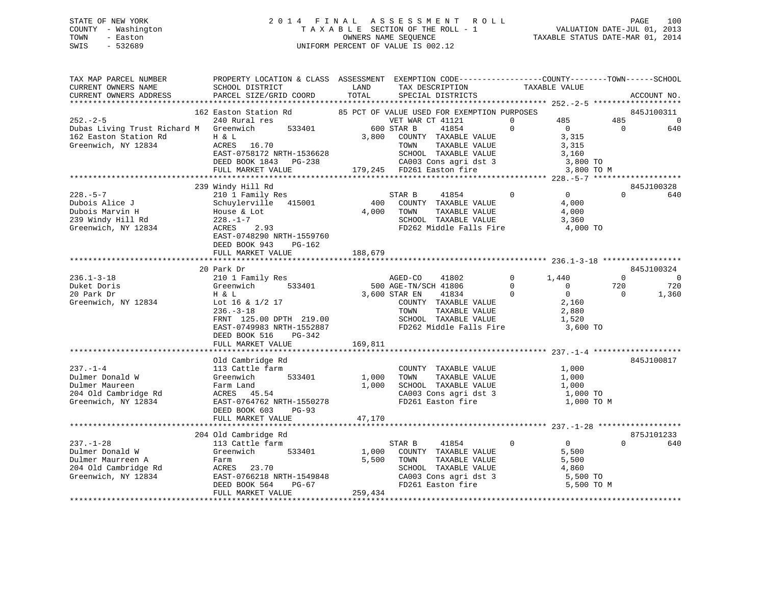STATE OF NEW YORK
COUNTY - Washington
TOWN - Easton
SWIS - 532689

2014 FINAL ASSESSMENT ROLL
TAXABLE SECTION OF THE ROLL - 1
OWNERS NAME SEQUENCE
UNIFORM PERCENT OF VALUE IS 002.12

VALUATION DATE-JUL 01, 2013
TAXABLE STATUS DATE-MAR 01, 2014

```
TAX MAP PARCEL NUMBER          PROPERTY LOCATION & CLASS  ASSESSMENT  EXEMPTION CODE------------------COUNTY--------TOWN------SCHOOL
CURRENT OWNERS NAME            SCHOOL DISTRICT              LAND        TAX DESCRIPTION             TAXABLE VALUE
CURRENT OWNERS ADDRESS         PARCEL SIZE/GRID COORD       TOTAL       SPECIAL DISTRICTS                                       ACCOUNT NO.
*************************************************************************************************** 252.-2-5 *******************
                     162 Easton Station Rd          85 PCT OF VALUE USED FOR EXEMPTION PURPOSES                            845J100311
252.-2-5                       240 Rural res                          VET WAR CT 41121        0          485         485            0
Dubas Living Trust Richard M   Greenwich       533401          600 STAR B      41854          0            0           0          640
162 Easton Station Rd          H & L                          3,800    COUNTY  TAXABLE VALUE              3,315
Greenwich, NY 12834            ACRES   16.70                           TOWN    TAXABLE VALUE              3,315
                               EAST-0758172 NRTH-1536628               SCHOOL  TAXABLE VALUE              3,160
                               DEED BOOK 1843   PG-238                 CA003 Cons agri dst 3              3,800 TO
                               FULL MARKET VALUE             179,245   FD261 Easton fire                  3,800 TO M
*************************************************************************************************** 228.-5-7 *******************
                     239 Windy Hill Rd                                                                                    845J100328
228.-5-7                       210 1 Family Res                        STAR B      41854          0            0           0          640
Dubois Alice J                 Schuylerville   415001          400    COUNTY  TAXABLE VALUE              4,000
Dubois Marvin H                House & Lot                    4,000    TOWN    TAXABLE VALUE              4,000
239 Windy Hill Rd              228.-1-7                                SCHOOL  TAXABLE VALUE              3,360
Greenwich, NY 12834            ACRES    2.93                           FD262 Middle Falls Fire            4,000 TO
                               EAST-0748290 NRTH-1559760
                               DEED BOOK 943    PG-162
                               FULL MARKET VALUE             188,679
*************************************************************************************************** 236.1-3-18 *****************
                     20 Park Dr                                                                                           845J100324
236.1-3-18                     210 1 Family Res                        AGED-CO     41802          0        1,440           0            0
Duket Doris                    Greenwich       533401          500 AGE-TN/SCH 41806              0            0         720          720
20 Park Dr                     H & L                          3,600 STAR EN     41834             0            0           0        1,360
Greenwich, NY 12834            Lot 16 & 1/2 17                         COUNTY  TAXABLE VALUE              2,160
                               236.-3-18                               TOWN    TAXABLE VALUE              2,880
                               FRNT 125.00 DPTH 219.00                 SCHOOL  TAXABLE VALUE              1,520
                               EAST-0749983 NRTH-1552887               FD262 Middle Falls Fire            3,600 TO
                               DEED BOOK 516    PG-342
                               FULL MARKET VALUE             169,811
*************************************************************************************************** 237.-1-4 *******************
                     Old Cambridge Rd                                                                                     845J100817
237.-1-4                       113 Cattle farm                         COUNTY  TAXABLE VALUE              1,000
Dulmer Donald W                Greenwich       533401        1,000    TOWN    TAXABLE VALUE              1,000
Dulmer Maureen                 Farm Land                      1,000    SCHOOL  TAXABLE VALUE              1,000
204 Old Cambridge Rd           ACRES   45.54                           CA003 Cons agri dst 3              1,000 TO
Greenwich, NY 12834            EAST-0764762 NRTH-1550278               FD261 Easton fire                  1,000 TO M
                               DEED BOOK 603    PG-93
                               FULL MARKET VALUE              47,170
*************************************************************************************************** 237.-1-28 ******************
                     204 Old Cambridge Rd                                                                                 875J101233
237.-1-28                      113 Cattle farm                         STAR B      41854          0            0           0          640
Dulmer Donald W                Greenwich       533401        1,000    COUNTY  TAXABLE VALUE              5,500
Dulmer Maurreen A              Farm                           5,500    TOWN    TAXABLE VALUE              5,500
204 Old Cambridge Rd           ACRES   23.70                           SCHOOL  TAXABLE VALUE              4,860
Greenwich, NY 12834            EAST-0766218 NRTH-1549848               CA003 Cons agri dst 3              5,500 TO
                               DEED BOOK 564    PG-67                  FD261 Easton fire                  5,500 TO M
                               FULL MARKET VALUE             259,434
********************************************************************************************************************************
```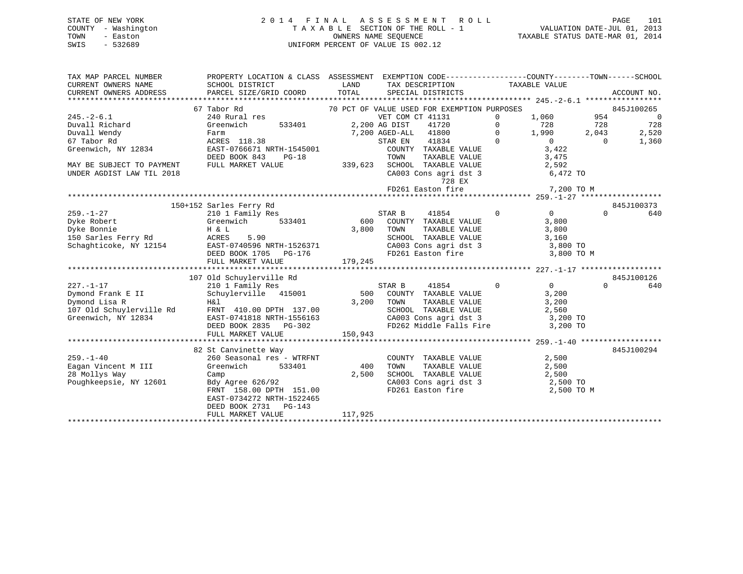STATE OF NEW YORK
COUNTY - Washington
TOWN - Easton
SWIS - 532689

2014 FINAL ASSESSMENT ROLL
TAXABLE SECTION OF THE ROLL - 1
OWNERS NAME SEQUENCE
UNIFORM PERCENT OF VALUE IS 002.12

VALUATION DATE-JUL 01, 2013
TAXABLE STATUS DATE-MAR 01, 2014

```
TAX MAP PARCEL NUMBER          PROPERTY LOCATION & CLASS  ASSESSMENT  EXEMPTION CODE------------------COUNTY--------TOWN------SCHOOL
CURRENT OWNERS NAME            SCHOOL DISTRICT             LAND       TAX DESCRIPTION             TAXABLE VALUE
CURRENT OWNERS ADDRESS         PARCEL SIZE/GRID COORD      TOTAL      SPECIAL DISTRICTS                                        ACCOUNT NO.
******************************************************************************************************* 245.-2-6.1 *****************
                               67 Tabor Rd                      70 PCT OF VALUE USED FOR EXEMPTION PURPOSES                    845J100265
245.-2-6.1                     240 Rural res                      VET COM CT 41131        0        1,060        954           0
Duvall Richard                 Greenwich      533401       2,200 AG DIST    41720         0          728        728         728
Duvall Wendy                   Farm                        7,200 AGED-ALL   41800         0        1,990      2,043       2,520
67 Tabor Rd                    ACRES 118.38                       STAR EN    41834         0            0          0       1,360
Greenwich, NY 12834            EAST-0766671 NRTH-1545001          COUNTY  TAXABLE VALUE              3,422
                               DEED BOOK 843    PG-18             TOWN    TAXABLE VALUE              3,475
MAY BE SUBJECT TO PAYMENT      FULL MARKET VALUE          339,623 SCHOOL  TAXABLE VALUE              2,592
UNDER AGDIST LAW TIL 2018                                         CA003 Cons agri dst 3               6,472 TO
                                                                          728 EX
                                                                  FD261 Easton fire                   7,200 TO M
******************************************************************************************************* 259.-1-27 ******************
                               150+152 Sarles Ferry Rd                                                                845J100373
259.-1-27                      210 1 Family Res                   STAR B     41854         0            0          0         640
Dyke Robert                    Greenwich      533401         600  COUNTY  TAXABLE VALUE              3,800
Dyke Bonnie                    H & L                       3,800  TOWN    TAXABLE VALUE              3,800
150 Sarles Ferry Rd            ACRES    5.90                      SCHOOL  TAXABLE VALUE              3,160
Schaghticoke, NY 12154         EAST-0740596 NRTH-1526371          CA003 Cons agri dst 3               3,800 TO
                               DEED BOOK 1705   PG-176            FD261 Easton fire                   3,800 TO M
                               FULL MARKET VALUE          179,245
******************************************************************************************************* 227.-1-17 ******************
                               107 Old Schuylerville Rd                                                               845J100126
227.-1-17                      210 1 Family Res                   STAR B     41854         0            0          0         640
Dymond Frank E II              Schuylerville  415001         500  COUNTY  TAXABLE VALUE              3,200
Dymond Lisa R                  H&l                         3,200  TOWN    TAXABLE VALUE              3,200
107 Old Schuylerville Rd       FRNT 410.00 DPTH 137.00            SCHOOL  TAXABLE VALUE              2,560
Greenwich, NY 12834            EAST-0741818 NRTH-1556163          CA003 Cons agri dst 3               3,200 TO
                               DEED BOOK 2835   PG-302            FD262 Middle Falls Fire             3,200 TO
                               FULL MARKET VALUE          150,943
******************************************************************************************************* 259.-1-40 ******************
                               82 St Canvinette Way                                                                   845J100294
259.-1-40                      260 Seasonal res - WTRFNT          COUNTY  TAXABLE VALUE              2,500
Eagan Vincent M III            Greenwich      533401         400  TOWN    TAXABLE VALUE              2,500
28 Mollys Way                  Camp                        2,500  SCHOOL  TAXABLE VALUE              2,500
Poughkeepsie, NY 12601         Bdy Agree 626/92                   CA003 Cons agri dst 3               2,500 TO
                               FRNT 158.00 DPTH 151.00            FD261 Easton fire                   2,500 TO M
                               EAST-0734272 NRTH-1522465
                               DEED BOOK 2731   PG-143
                               FULL MARKET VALUE          117,925
************************************************************************************************************************************
```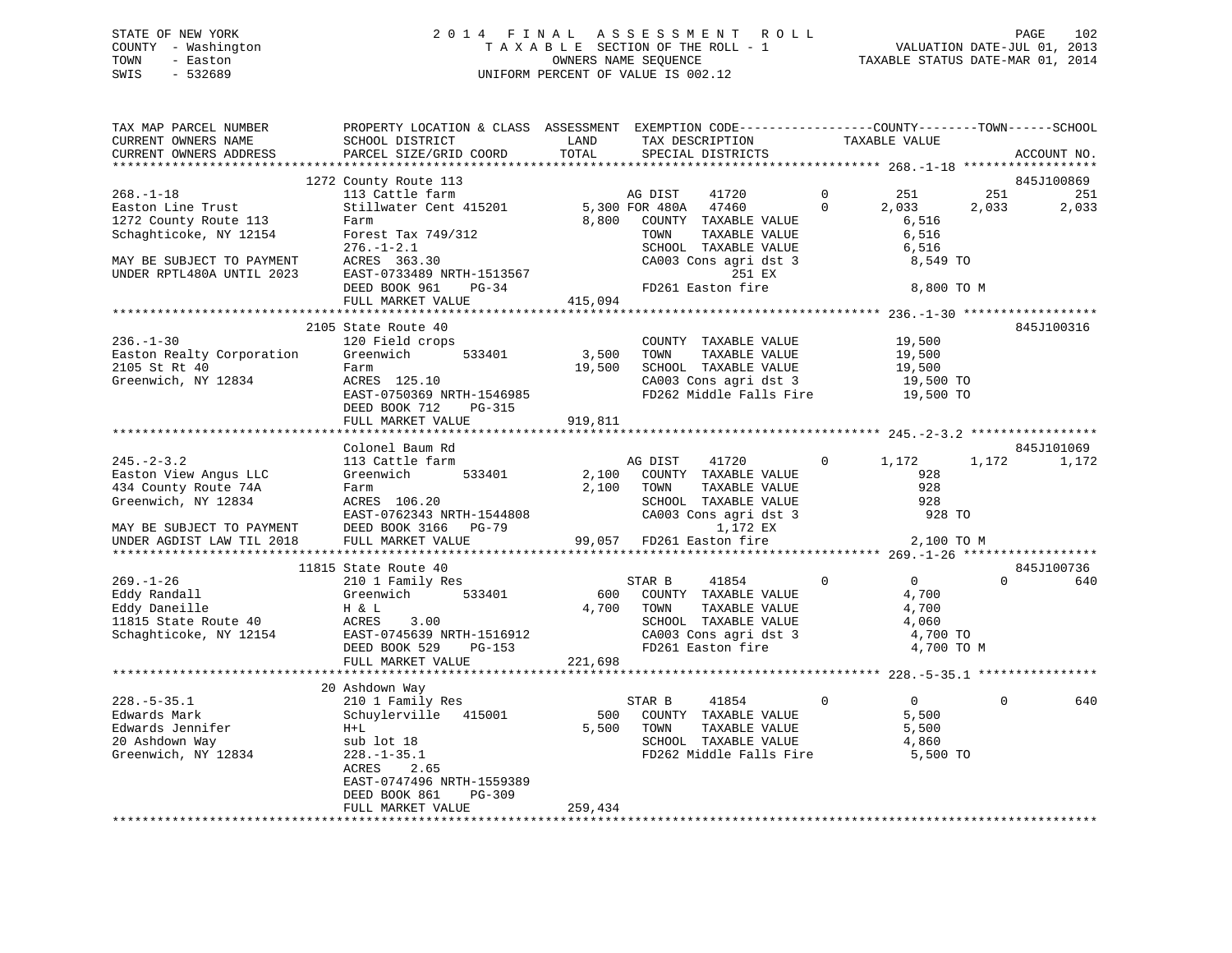STATE OF NEW YORK
COUNTY - Washington
TOWN - Easton
SWIS - 532689

# 2014 FINAL ASSESSMENT ROLL
TAXABLE SECTION OF THE ROLL - 1
OWNERS NAME SEQUENCE
UNIFORM PERCENT OF VALUE IS 002.12

VALUATION DATE-JUL 01, 2013
TAXABLE STATUS DATE-MAR 01, 2014

```
TAX MAP PARCEL NUMBER          PROPERTY LOCATION & CLASS  ASSESSMENT  EXEMPTION CODE-----------------COUNTY--------TOWN------SCHOOL
CURRENT OWNERS NAME            SCHOOL DISTRICT               LAND      TAX DESCRIPTION            TAXABLE VALUE
CURRENT OWNERS ADDRESS         PARCEL SIZE/GRID COORD       TOTAL      SPECIAL DISTRICTS                                  ACCOUNT NO.
******************************************************************************************************* 268.-1-18 ******************
                               1272 County Route 113                                                                   845J100869
268.-1-18                      113 Cattle farm                        AG DIST    41720          0       251        251        251
Easton Line Trust              Stillwater Cent 415201        5,300 FOR 480A  47460          0     2,033      2,033      2,033
1272 County Route 113          Farm                          8,800   COUNTY  TAXABLE VALUE            6,516
Schaghticoke, NY 12154         Forest Tax 749/312                    TOWN    TAXABLE VALUE            6,516
                               276.-1-2.1                            SCHOOL  TAXABLE VALUE            6,516
MAY BE SUBJECT TO PAYMENT      ACRES  363.30                         CA003 Cons agri dst 3              8,549 TO
UNDER RPTL480A UNTIL 2023      EAST-0733489 NRTH-1513567                      251 EX
                               DEED BOOK 961    PG-34                FD261 Easton fire                  8,800 TO M
                               FULL MARKET VALUE           415,094
******************************************************************************************************* 236.-1-30 ******************
                               2105 State Route 40                                                                     845J100316
236.-1-30                      120 Field crops                       COUNTY  TAXABLE VALUE           19,500
Easton Realty Corporation      Greenwich        533401       3,500   TOWN    TAXABLE VALUE           19,500
2105 St Rt 40                  Farm                         19,500   SCHOOL  TAXABLE VALUE           19,500
Greenwich, NY 12834            ACRES  125.10                         CA003 Cons agri dst 3             19,500 TO
                               EAST-0750369 NRTH-1546985             FD262 Middle Falls Fire           19,500 TO
                               DEED BOOK 712    PG-315
                               FULL MARKET VALUE           919,811
******************************************************************************************************* 245.-2-3.2 *****************
                               Colonel Baum Rd                                                                         845J101069
245.-2-3.2                     113 Cattle farm                        AG DIST    41720          0     1,172      1,172      1,172
Easton View Angus LLC          Greenwich        533401       2,100   COUNTY  TAXABLE VALUE              928
434 County Route 74A           Farm                          2,100   TOWN    TAXABLE VALUE              928
Greenwich, NY 12834            ACRES  106.20                         SCHOOL  TAXABLE VALUE              928
                               EAST-0762343 NRTH-1544808             CA003 Cons agri dst 3                928 TO
MAY BE SUBJECT TO PAYMENT      DEED BOOK 3166   PG-79                        1,172 EX
UNDER AGDIST LAW TIL 2018      FULL MARKET VALUE            99,057   FD261 Easton fire                  2,100 TO M
******************************************************************************************************* 269.-1-26 ******************
                               11815 State Route 40                                                                    845J100736
269.-1-26                      210 1 Family Res                       STAR B     41854          0         0          0        640
Eddy Randall                   Greenwich        533401         600   COUNTY  TAXABLE VALUE            4,700
Eddy Daneille                  H & L                         4,700   TOWN    TAXABLE VALUE            4,700
11815 State Route 40           ACRES    3.00                         SCHOOL  TAXABLE VALUE            4,060
Schaghticoke, NY 12154         EAST-0745639 NRTH-1516912             CA003 Cons agri dst 3              4,700 TO
                               DEED BOOK 529    PG-153               FD261 Easton fire                  4,700 TO M
                               FULL MARKET VALUE           221,698
******************************************************************************************************* 228.-5-35.1 ****************
                               20 Ashdown Way
228.-5-35.1                    210 1 Family Res                       STAR B     41854          0         0          0        640
Edwards Mark                   Schuylerville   415001          500   COUNTY  TAXABLE VALUE            5,500
Edwards Jennifer               H+L                           5,500   TOWN    TAXABLE VALUE            5,500
20 Ashdown Way                 sub lot 18                            SCHOOL  TAXABLE VALUE            4,860
Greenwich, NY 12834            228.-1-35.1                           FD262 Middle Falls Fire            5,500 TO
                               ACRES    2.65
                               EAST-0747496 NRTH-1559389
                               DEED BOOK 861    PG-309
                               FULL MARKET VALUE           259,434
************************************************************************************************************************************
```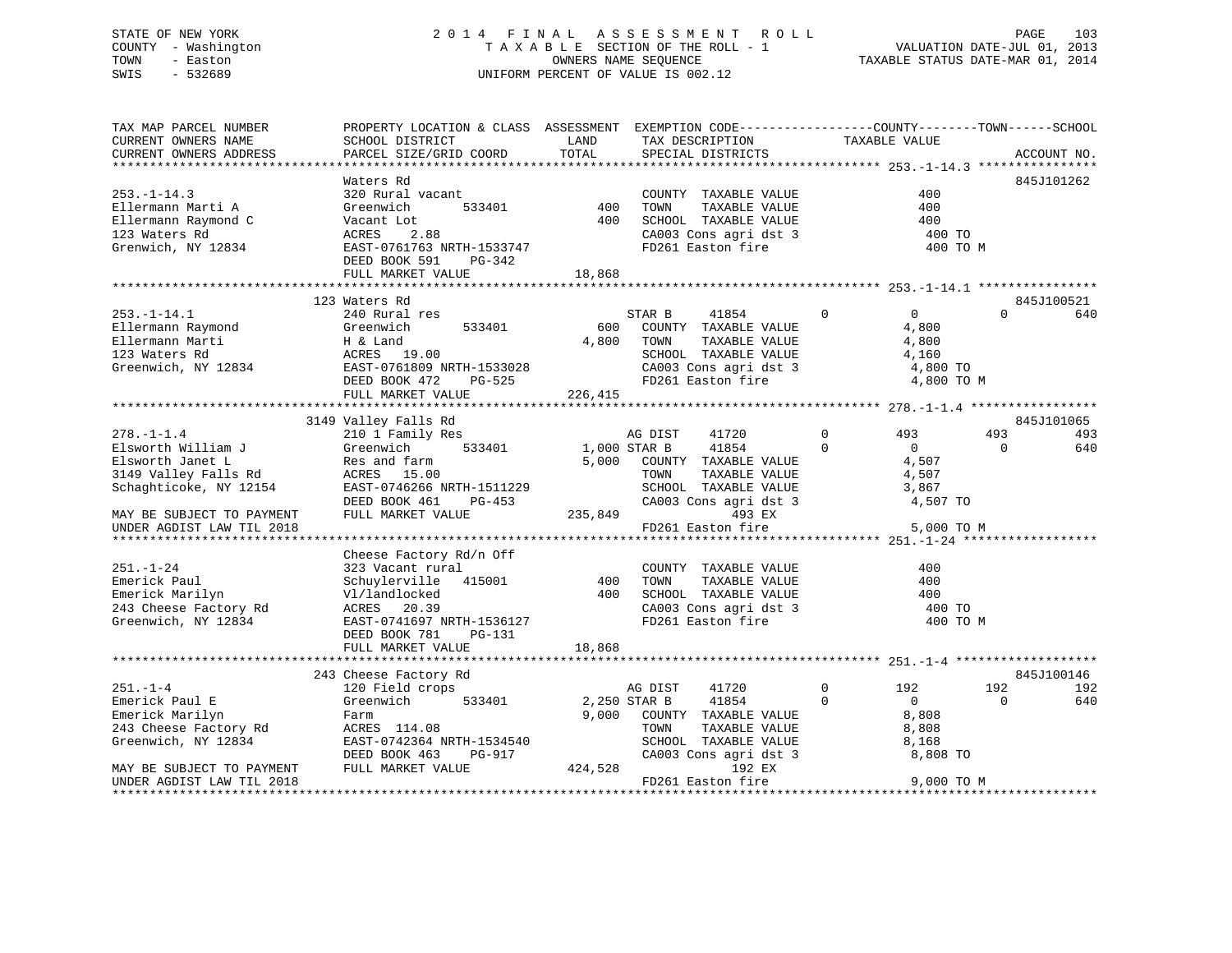STATE OF NEW YORK
COUNTY - Washington
TOWN - Easton
SWIS - 532689

# 2014 FINAL ASSESSMENT ROLL
TAXABLE SECTION OF THE ROLL - 1
OWNERS NAME SEQUENCE
UNIFORM PERCENT OF VALUE IS 002.12

VALUATION DATE-JUL 01, 2013
TAXABLE STATUS DATE-MAR 01, 2014

```
TAX MAP PARCEL NUMBER          PROPERTY LOCATION & CLASS  ASSESSMENT  EXEMPTION CODE------------------COUNTY--------TOWN------SCHOOL
CURRENT OWNERS NAME            SCHOOL DISTRICT               LAND      TAX DESCRIPTION            TAXABLE VALUE
CURRENT OWNERS ADDRESS         PARCEL SIZE/GRID COORD        TOTAL     SPECIAL DISTRICTS                                   ACCOUNT NO.
******************************************************************************************************* 253.-1-14.3 ****************
                               Waters Rd                                                                                845J101262
253.-1-14.3                    320 Rural vacant                        COUNTY  TAXABLE VALUE                400
Ellermann Marti A              Greenwich      533401         400       TOWN    TAXABLE VALUE                400
Ellermann Raymond C            Vacant Lot                    400       SCHOOL  TAXABLE VALUE                400
123 Waters Rd                  ACRES    2.88                           CA003 Cons agri dst 3                400 TO
Grenwich, NY 12834             EAST-0761763 NRTH-1533747               FD261 Easton fire                    400 TO M
                               DEED BOOK 591    PG-342
                               FULL MARKET VALUE          18,868
******************************************************************************************************* 253.-1-14.1 ****************
                               123 Waters Rd                                                                            845J100521
253.-1-14.1                    240 Rural res                           STAR B     41854           0           0            0        640
Ellermann Raymond              Greenwich      533401         600       COUNTY  TAXABLE VALUE              4,800
Ellermann Marti                H & Land                    4,800       TOWN    TAXABLE VALUE              4,800
123 Waters Rd                  ACRES   19.00                           SCHOOL  TAXABLE VALUE              4,160
Greenwich, NY 12834            EAST-0761809 NRTH-1533028               CA003 Cons agri dst 3              4,800 TO
                               DEED BOOK 472    PG-525                 FD261 Easton fire                  4,800 TO M
                               FULL MARKET VALUE         226,415
******************************************************************************************************* 278.-1-1.4 *****************
                               3149 Valley Falls Rd                                                                     845J101065
278.-1-1.4                     210 1 Family Res                        AG DIST    41720           0         493          493        493
Elsworth William J             Greenwich      533401       1,000 STAR B     41854           0           0            0        640
Elsworth Janet L               Res and farm                5,000       COUNTY  TAXABLE VALUE              4,507
3149 Valley Falls Rd           ACRES   15.00                           TOWN    TAXABLE VALUE              4,507
Schaghticoke, NY 12154         EAST-0746266 NRTH-1511229               SCHOOL  TAXABLE VALUE              3,867
                               DEED BOOK 461    PG-453                 CA003 Cons agri dst 3              4,507 TO
MAY BE SUBJECT TO PAYMENT      FULL MARKET VALUE         235,849                     493 EX
UNDER AGDIST LAW TIL 2018                                              FD261 Easton fire                  5,000 TO M
******************************************************************************************************* 251.-1-24 ******************
                               Cheese Factory Rd/n Off
251.-1-24                      323 Vacant rural                        COUNTY  TAXABLE VALUE                400
Emerick Paul                   Schuylerville  415001         400       TOWN    TAXABLE VALUE                400
Emerick Marilyn                Vl/landlocked                 400       SCHOOL  TAXABLE VALUE                400
243 Cheese Factory Rd          ACRES   20.39                           CA003 Cons agri dst 3                400 TO
Greenwich, NY 12834            EAST-0741697 NRTH-1536127               FD261 Easton fire                    400 TO M
                               DEED BOOK 781    PG-131
                               FULL MARKET VALUE          18,868
******************************************************************************************************* 251.-1-4 *******************
                               243 Cheese Factory Rd                                                                    845J100146
251.-1-4                       120 Field crops                         AG DIST    41720           0         192          192        192
Emerick Paul E                 Greenwich      533401       2,250 STAR B     41854           0           0            0        640
Emerick Marilyn                Farm                        9,000       COUNTY  TAXABLE VALUE              8,808
243 Cheese Factory Rd          ACRES  114.08                           TOWN    TAXABLE VALUE              8,808
Greenwich, NY 12834            EAST-0742364 NRTH-1534540               SCHOOL  TAXABLE VALUE              8,168
                               DEED BOOK 463    PG-917                 CA003 Cons agri dst 3              8,808 TO
MAY BE SUBJECT TO PAYMENT      FULL MARKET VALUE         424,528                     192 EX
UNDER AGDIST LAW TIL 2018                                              FD261 Easton fire                  9,000 TO M
************************************************************************************************************************************
```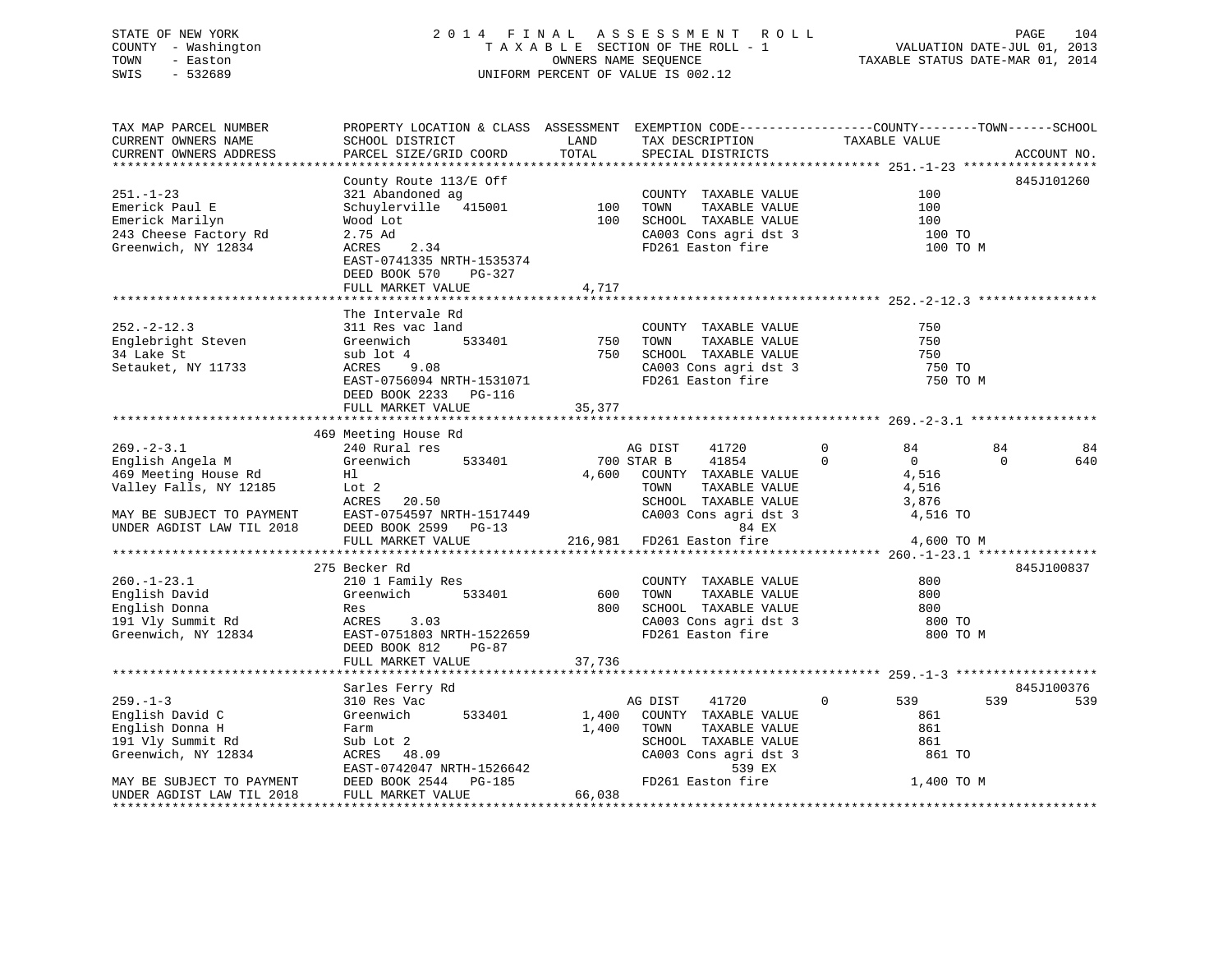STATE OF NEW YORK
COUNTY - Washington
TOWN - Easton
SWIS - 532689

2014 FINAL ASSESSMENT ROLL
TAXABLE SECTION OF THE ROLL - 1
OWNERS NAME SEQUENCE
UNIFORM PERCENT OF VALUE IS 002.12

VALUATION DATE-JUL 01, 2013
TAXABLE STATUS DATE-MAR 01, 2014

```
TAX MAP PARCEL NUMBER          PROPERTY LOCATION & CLASS  ASSESSMENT  EXEMPTION CODE------------------COUNTY--------TOWN------SCHOOL
CURRENT OWNERS NAME            SCHOOL DISTRICT              LAND      TAX DESCRIPTION            TAXABLE VALUE
CURRENT OWNERS ADDRESS         PARCEL SIZE/GRID COORD       TOTAL     SPECIAL DISTRICTS                                    ACCOUNT NO.
******************************************************************************************************* 251.-1-23 ******************
                               County Route 113/E Off                                                                  845J101260
251.-1-23                      321 Abandoned ag                        COUNTY  TAXABLE VALUE            100
Emerick Paul E                 Schuylerville   415001         100      TOWN    TAXABLE VALUE            100
Emerick Marilyn                Wood Lot                       100      SCHOOL  TAXABLE VALUE            100
243 Cheese Factory Rd          2.75 Ad                                 CA003 Cons agri dst 3             100 TO
Greenwich, NY 12834            ACRES    2.34                           FD261 Easton fire                 100 TO M
                               EAST-0741335 NRTH-1535374
                               DEED BOOK 570    PG-327
                               FULL MARKET VALUE            4,717
******************************************************************************************************* 252.-2-12.3 ****************
                               The Intervale Rd
252.-2-12.3                    311 Res vac land                        COUNTY  TAXABLE VALUE            750
Englebright Steven             Greenwich       533401         750      TOWN    TAXABLE VALUE            750
34 Lake St                     sub lot 4                      750      SCHOOL  TAXABLE VALUE            750
Setauket, NY 11733             ACRES    9.08                           CA003 Cons agri dst 3             750 TO
                               EAST-0756094 NRTH-1531071               FD261 Easton fire                 750 TO M
                               DEED BOOK 2233   PG-116
                               FULL MARKET VALUE           35,377
******************************************************************************************************* 269.-2-3.1 *****************
                               469 Meeting House Rd
269.-2-3.1                     240 Rural res                           AG DIST     41720         0          84          84          84
English Angela M               Greenwich       533401         700 STAR B       41854         0           0           0         640
469 Meeting House Rd           Hl                           4,600      COUNTY  TAXABLE VALUE          4,516
Valley Falls, NY 12185         Lot 2                                   TOWN    TAXABLE VALUE          4,516
                               ACRES   20.50                           SCHOOL  TAXABLE VALUE          3,876
MAY BE SUBJECT TO PAYMENT      EAST-0754597 NRTH-1517449               CA003 Cons agri dst 3           4,516 TO
UNDER AGDIST LAW TIL 2018      DEED BOOK 2599   PG-13                              84 EX
                               FULL MARKET VALUE          216,981      FD261 Easton fire               4,600 TO M
******************************************************************************************************* 260.-1-23.1 ****************
                               275 Becker Rd                                                                           845J100837
260.-1-23.1                    210 1 Family Res                        COUNTY  TAXABLE VALUE            800
English David                  Greenwich       533401         600      TOWN    TAXABLE VALUE            800
English Donna                  Res                            800      SCHOOL  TAXABLE VALUE            800
191 Vly Summit Rd              ACRES    3.03                           CA003 Cons agri dst 3             800 TO
Greenwich, NY 12834            EAST-0751803 NRTH-1522659               FD261 Easton fire                 800 TO M
                               DEED BOOK 812    PG-87
                               FULL MARKET VALUE           37,736
******************************************************************************************************* 259.-1-3 *******************
                               Sarles Ferry Rd                                                                         845J100376
259.-1-3                       310 Res Vac                             AG DIST     41720         0         539         539         539
English David C                Greenwich       533401       1,400      COUNTY  TAXABLE VALUE            861
English Donna H                Farm                         1,400      TOWN    TAXABLE VALUE            861
191 Vly Summit Rd              Sub Lot 2                               SCHOOL  TAXABLE VALUE            861
Greenwich, NY 12834            ACRES   48.09                           CA003 Cons agri dst 3             861 TO
                               EAST-0742047 NRTH-1526642                          539 EX
MAY BE SUBJECT TO PAYMENT      DEED BOOK 2544   PG-185                 FD261 Easton fire               1,400 TO M
UNDER AGDIST LAW TIL 2018      FULL MARKET VALUE           66,038
************************************************************************************************************************************
```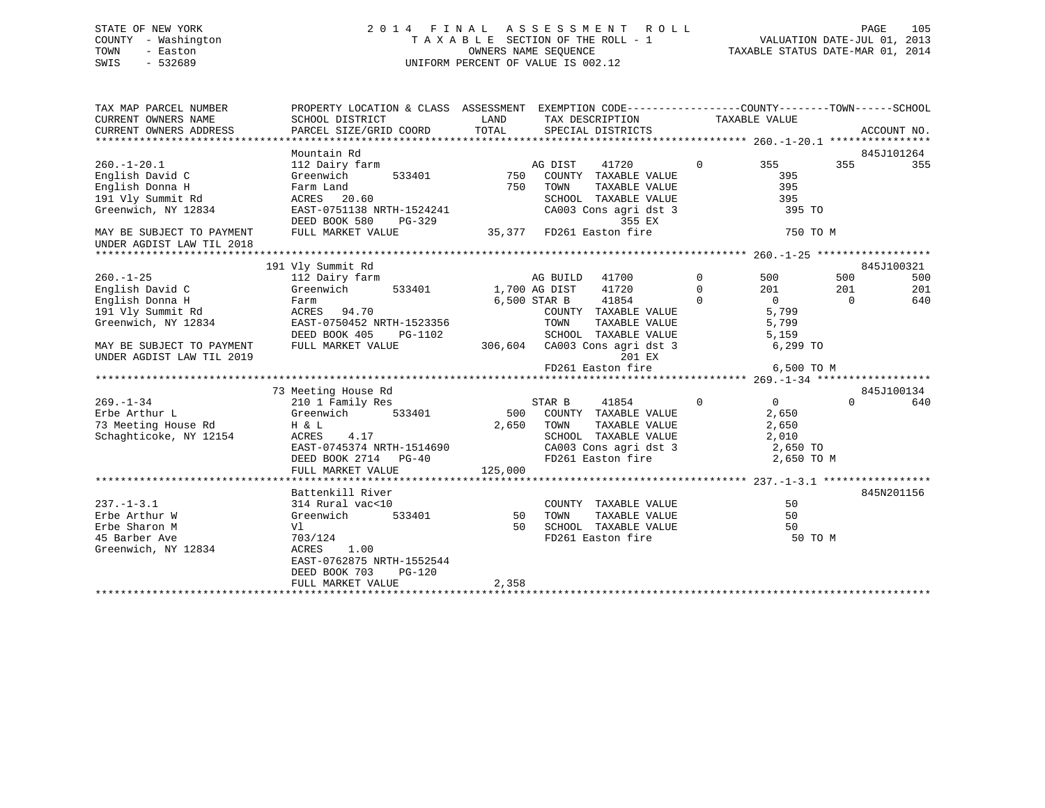STATE OF NEW YORK
COUNTY - Washington
TOWN - Easton
SWIS - 532689

2014 FINAL ASSESSMENT ROLL
TAXABLE SECTION OF THE ROLL - 1
OWNERS NAME SEQUENCE
UNIFORM PERCENT OF VALUE IS 002.12

VALUATION DATE-JUL 01, 2013
TAXABLE STATUS DATE-MAR 01, 2014

```
TAX MAP PARCEL NUMBER       PROPERTY LOCATION & CLASS  ASSESSMENT  EXEMPTION CODE-----------------COUNTY--------TOWN------SCHOOL
CURRENT OWNERS NAME         SCHOOL DISTRICT               LAND      TAX DESCRIPTION            TAXABLE VALUE
CURRENT OWNERS ADDRESS      PARCEL SIZE/GRID COORD        TOTAL     SPECIAL DISTRICTS                                      ACCOUNT NO.
******************************************************************************************************* 260.-1-20.1 ****************
                            Mountain Rd                                                                               845J101264
260.-1-20.1                 112 Dairy farm                          AG DIST    41720          0          355          355          355
English David C             Greenwich        533401         750     COUNTY  TAXABLE VALUE                395
English Donna H             Farm Land                       750     TOWN    TAXABLE VALUE                395
191 Vly Summit Rd           ACRES   20.60                           SCHOOL  TAXABLE VALUE                395
Greenwich, NY 12834         EAST-0751138 NRTH-1524241               CA003 Cons agri dst 3                 395 TO
                            DEED BOOK 580    PG-329                              355 EX
MAY BE SUBJECT TO PAYMENT   FULL MARKET VALUE             35,377    FD261 Easton fire                     750 TO M
UNDER AGDIST LAW TIL 2018
******************************************************************************************************* 260.-1-25 ******************
                            191 Vly Summit Rd                                                                         845J100321
260.-1-25                   112 Dairy farm                          AG BUILD   41700          0          500          500          500
English David C             Greenwich        533401       1,700 AG DIST    41720          0          201          201          201
English Donna H             Farm                           6,500 STAR B     41854          0            0            0          640
191 Vly Summit Rd           ACRES   94.70                           COUNTY  TAXABLE VALUE              5,799
Greenwich, NY 12834         EAST-0750452 NRTH-1523356               TOWN    TAXABLE VALUE              5,799
                            DEED BOOK 405    PG-1102                SCHOOL  TAXABLE VALUE              5,159
MAY BE SUBJECT TO PAYMENT   FULL MARKET VALUE            306,604    CA003 Cons agri dst 3               6,299 TO
UNDER AGDIST LAW TIL 2019                                                        201 EX
                                                                    FD261 Easton fire                   6,500 TO M
******************************************************************************************************* 269.-1-34 ******************
                            73 Meeting House Rd                                                                       845J100134
269.-1-34                   210 1 Family Res                        STAR B     41854          0            0            0          640
Erbe Arthur L               Greenwich        533401         500     COUNTY  TAXABLE VALUE              2,650
73 Meeting House Rd         H & L                         2,650     TOWN    TAXABLE VALUE              2,650
Schaghticoke, NY 12154      ACRES    4.17                           SCHOOL  TAXABLE VALUE              2,010
                            EAST-0745374 NRTH-1514690               CA003 Cons agri dst 3               2,650 TO
                            DEED BOOK 2714   PG-40                  FD261 Easton fire                   2,650 TO M
                            FULL MARKET VALUE            125,000
******************************************************************************************************* 237.-1-3.1 *****************
                            Battenkill River                                                                          845N201156
237.-1-3.1                  314 Rural vac<10                        COUNTY  TAXABLE VALUE                 50
Erbe Arthur W               Greenwich        533401          50     TOWN    TAXABLE VALUE                 50
Erbe Sharon M               Vl                               50     SCHOOL  TAXABLE VALUE                 50
45 Barber Ave               703/124                                 FD261 Easton fire                      50 TO M
Greenwich, NY 12834         ACRES    1.00
                            EAST-0762875 NRTH-1552544
                            DEED BOOK 703    PG-120
                            FULL MARKET VALUE              2,358
************************************************************************************************************************************
```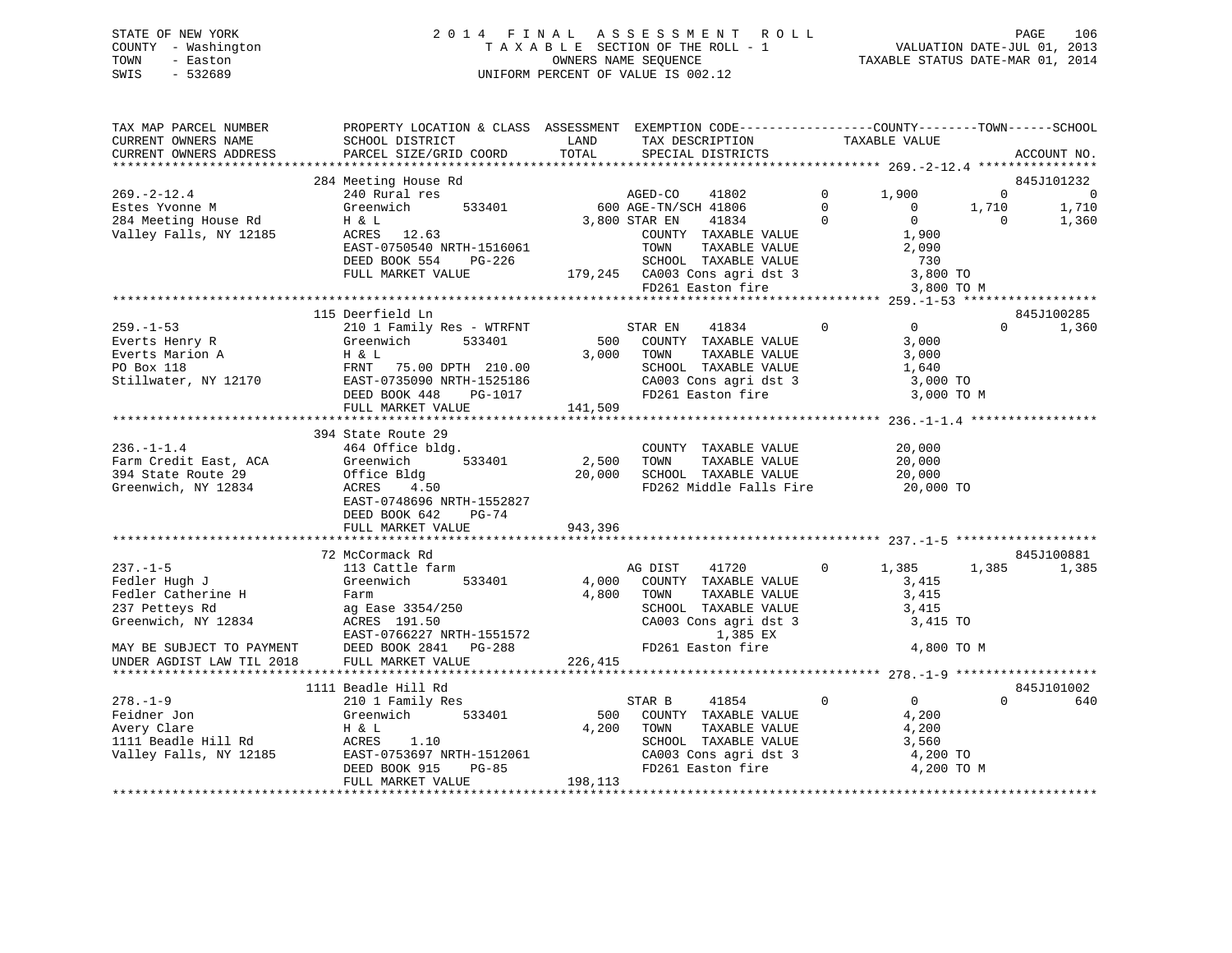STATE OF NEW YORK
COUNTY - Washington
TOWN - Easton
SWIS - 532689

2014 FINAL ASSESSMENT ROLL
TAXABLE SECTION OF THE ROLL - 1
OWNERS NAME SEQUENCE
UNIFORM PERCENT OF VALUE IS 002.12

VALUATION DATE-JUL 01, 2013
TAXABLE STATUS DATE-MAR 01, 2014

```
TAX MAP PARCEL NUMBER          PROPERTY LOCATION & CLASS  ASSESSMENT  EXEMPTION CODE-----------------COUNTY--------TOWN------SCHOOL
CURRENT OWNERS NAME            SCHOOL DISTRICT              LAND      TAX DESCRIPTION            TAXABLE VALUE
CURRENT OWNERS ADDRESS         PARCEL SIZE/GRID COORD       TOTAL     SPECIAL DISTRICTS                                    ACCOUNT NO.
******************************************************************************************************* 269.-2-12.4 ****************
                          284 Meeting House Rd                                                                          845J101232
269.-2-12.4                    240 Rural res                      AGED-CO     41802          0      1,900         0            0
Estes Yvonne M                 Greenwich       533401         600 AGE-TN/SCH 41806          0          0     1,710        1,710
284 Meeting House Rd           H & L                        3,800 STAR EN     41834          0          0         0        1,360
Valley Falls, NY 12185         ACRES  12.63                       COUNTY  TAXABLE VALUE                1,900
                               EAST-0750540 NRTH-1516061          TOWN    TAXABLE VALUE                2,090
                               DEED BOOK 554    PG-226            SCHOOL  TAXABLE VALUE                  730
                               FULL MARKET VALUE          179,245  CA003 Cons agri dst 3               3,800 TO
                                                                  FD261 Easton fire                    3,800 TO M
******************************************************************************************************* 259.-1-53 ******************
                          115 Deerfield Ln                                                                              845J100285
259.-1-53                      210 1 Family Res - WTRFNT          STAR EN     41834          0          0         0        1,360
Everts Henry R                 Greenwich       533401         500  COUNTY  TAXABLE VALUE                3,000
Everts Marion A                H & L                        3,000  TOWN    TAXABLE VALUE                3,000
PO Box 118                     FRNT  75.00 DPTH 210.00             SCHOOL  TAXABLE VALUE                1,640
Stillwater, NY 12170           EAST-0735090 NRTH-1525186           CA003 Cons agri dst 3               3,000 TO
                               DEED BOOK 448    PG-1017            FD261 Easton fire                    3,000 TO M
                               FULL MARKET VALUE          141,509
******************************************************************************************************* 236.-1-1.4 *****************
                          394 State Route 29
236.-1-1.4                     464 Office bldg.                   COUNTY  TAXABLE VALUE               20,000
Farm Credit East, ACA          Greenwich       533401       2,500  TOWN    TAXABLE VALUE               20,000
394 State Route 29             Office Bldg                 20,000  SCHOOL  TAXABLE VALUE               20,000
Greenwich, NY 12834            ACRES   4.50                        FD262 Middle Falls Fire            20,000 TO
                               EAST-0748696 NRTH-1552827
                               DEED BOOK 642    PG-74
                               FULL MARKET VALUE          943,396
******************************************************************************************************* 237.-1-5 *******************
                          72 McCormack Rd                                                                               845J100881
237.-1-5                       113 Cattle farm                    AG DIST     41720          0      1,385     1,385        1,385
Fedler Hugh J                  Greenwich       533401       4,000  COUNTY  TAXABLE VALUE                3,415
Fedler Catherine H             Farm                         4,800  TOWN    TAXABLE VALUE                3,415
237 Petteys Rd                 ag Ease 3354/250                    SCHOOL  TAXABLE VALUE                3,415
Greenwich, NY 12834            ACRES 191.50                        CA003 Cons agri dst 3               3,415 TO
                               EAST-0766227 NRTH-1551572                    1,385 EX
MAY BE SUBJECT TO PAYMENT      DEED BOOK 2841   PG-288             FD261 Easton fire                    4,800 TO M
UNDER AGDIST LAW TIL 2018      FULL MARKET VALUE          226,415
******************************************************************************************************* 278.-1-9 *******************
                          1111 Beadle Hill Rd                                                                           845J101002
278.-1-9                       210 1 Family Res                   STAR B      41854          0          0         0          640
Feidner Jon                    Greenwich       533401         500  COUNTY  TAXABLE VALUE                4,200
Avery Clare                    H & L                        4,200  TOWN    TAXABLE VALUE                4,200
1111 Beadle Hill Rd            ACRES   1.10                        SCHOOL  TAXABLE VALUE                3,560
Valley Falls, NY 12185         EAST-0753697 NRTH-1512061           CA003 Cons agri dst 3               4,200 TO
                               DEED BOOK 915    PG-85              FD261 Easton fire                    4,200 TO M
                               FULL MARKET VALUE          198,113
************************************************************************************************************************************
```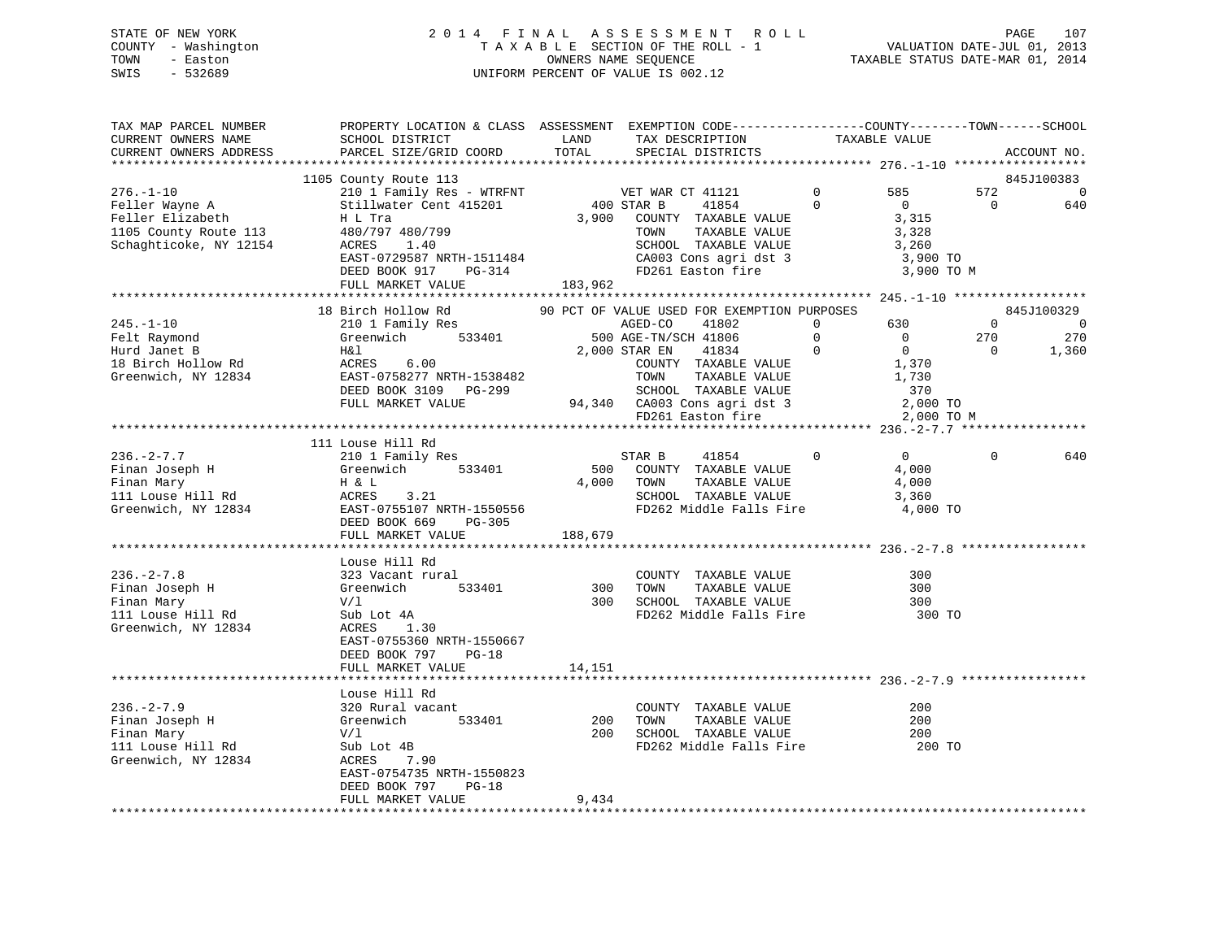STATE OF NEW YORK — 2014 FINAL ASSESSMENT ROLL — TAXABLE SECTION OF THE ROLL - 1 — OWNERS NAME SEQUENCE — UNIFORM PERCENT OF VALUE IS 002.12

COUNTY - Washington
TOWN - Easton
SWIS - 532689

VALUATION DATE-JUL 01, 2013
TAXABLE STATUS DATE-MAR 01, 2014

```
TAX MAP PARCEL NUMBER          PROPERTY LOCATION & CLASS  ASSESSMENT  EXEMPTION CODE------------------COUNTY--------TOWN------SCHOOL
CURRENT OWNERS NAME            SCHOOL DISTRICT              LAND      TAX DESCRIPTION            TAXABLE VALUE
CURRENT OWNERS ADDRESS         PARCEL SIZE/GRID COORD       TOTAL     SPECIAL DISTRICTS                                    ACCOUNT NO.
******************************************************************************************************* 276.-1-10 ******************
                    1105 County Route 113                                                                              845J100383
276.-1-10                      210 1 Family Res - WTRFNT          VET WAR CT 41121       0        585         572              0
Feller Wayne A                 Stillwater Cent 415201       400 STAR B      41854       0          0           0            640
Feller Elizabeth               H L Tra                    3,900   COUNTY  TAXABLE VALUE           3,315
1105 County Route 113          480/797 480/799                    TOWN    TAXABLE VALUE           3,328
Schaghticoke, NY 12154         ACRES     1.40                     SCHOOL  TAXABLE VALUE           3,260
                               EAST-0729587 NRTH-1511484          CA003 Cons agri dst 3            3,900 TO
                               DEED BOOK 917     PG-314           FD261 Easton fire                3,900 TO M
                               FULL MARKET VALUE          183,962
******************************************************************************************************* 245.-1-10 ******************
                    18 Birch Hollow Rd           90 PCT OF VALUE USED FOR EXEMPTION PURPOSES                                 845J100329
245.-1-10                      210 1 Family Res                   AGED-CO     41802       0        630           0              0
Felt Raymond                   Greenwich       533401       500 AGE-TN/SCH 41806        0          0         270            270
Hurd Janet B                   H&l                        2,000 STAR EN     41834       0          0           0          1,360
18 Birch Hollow Rd             ACRES     6.00                     COUNTY  TAXABLE VALUE           1,370
Greenwich, NY 12834            EAST-0758277 NRTH-1538482          TOWN    TAXABLE VALUE           1,730
                               DEED BOOK 3109    PG-299           SCHOOL  TAXABLE VALUE             370
                               FULL MARKET VALUE           94,340 CA003 Cons agri dst 3            2,000 TO
                                                                  FD261 Easton fire                2,000 TO M
******************************************************************************************************* 236.-2-7.7 *****************
                    111 Louse Hill Rd
236.-2-7.7                     210 1 Family Res                   STAR B      41854       0          0           0            640
Finan Joseph H                 Greenwich       533401       500   COUNTY  TAXABLE VALUE           4,000
Finan Mary                     H & L                      4,000   TOWN    TAXABLE VALUE           4,000
111 Louse Hill Rd              ACRES     3.21                     SCHOOL  TAXABLE VALUE           3,360
Greenwich, NY 12834            EAST-0755107 NRTH-1550556          FD262 Middle Falls Fire          4,000 TO
                               DEED BOOK 669     PG-305
                               FULL MARKET VALUE          188,679
******************************************************************************************************* 236.-2-7.8 *****************
                               Louse Hill Rd
236.-2-7.8                     323 Vacant rural                   COUNTY  TAXABLE VALUE             300
Finan Joseph H                 Greenwich       533401       300   TOWN    TAXABLE VALUE             300
Finan Mary                     V/l                          300   SCHOOL  TAXABLE VALUE             300
111 Louse Hill Rd              Sub Lot 4A                         FD262 Middle Falls Fire            300 TO
Greenwich, NY 12834            ACRES     1.30
                               EAST-0755360 NRTH-1550667
                               DEED BOOK 797     PG-18
                               FULL MARKET VALUE           14,151
******************************************************************************************************* 236.-2-7.9 *****************
                               Louse Hill Rd
236.-2-7.9                     320 Rural vacant                   COUNTY  TAXABLE VALUE             200
Finan Joseph H                 Greenwich       533401       200   TOWN    TAXABLE VALUE             200
Finan Mary                     V/l                          200   SCHOOL  TAXABLE VALUE             200
111 Louse Hill Rd              Sub Lot 4B                         FD262 Middle Falls Fire            200 TO
Greenwich, NY 12834            ACRES     7.90
                               EAST-0754735 NRTH-1550823
                               DEED BOOK 797     PG-18
                               FULL MARKET VALUE            9,434
************************************************************************************************************************************
```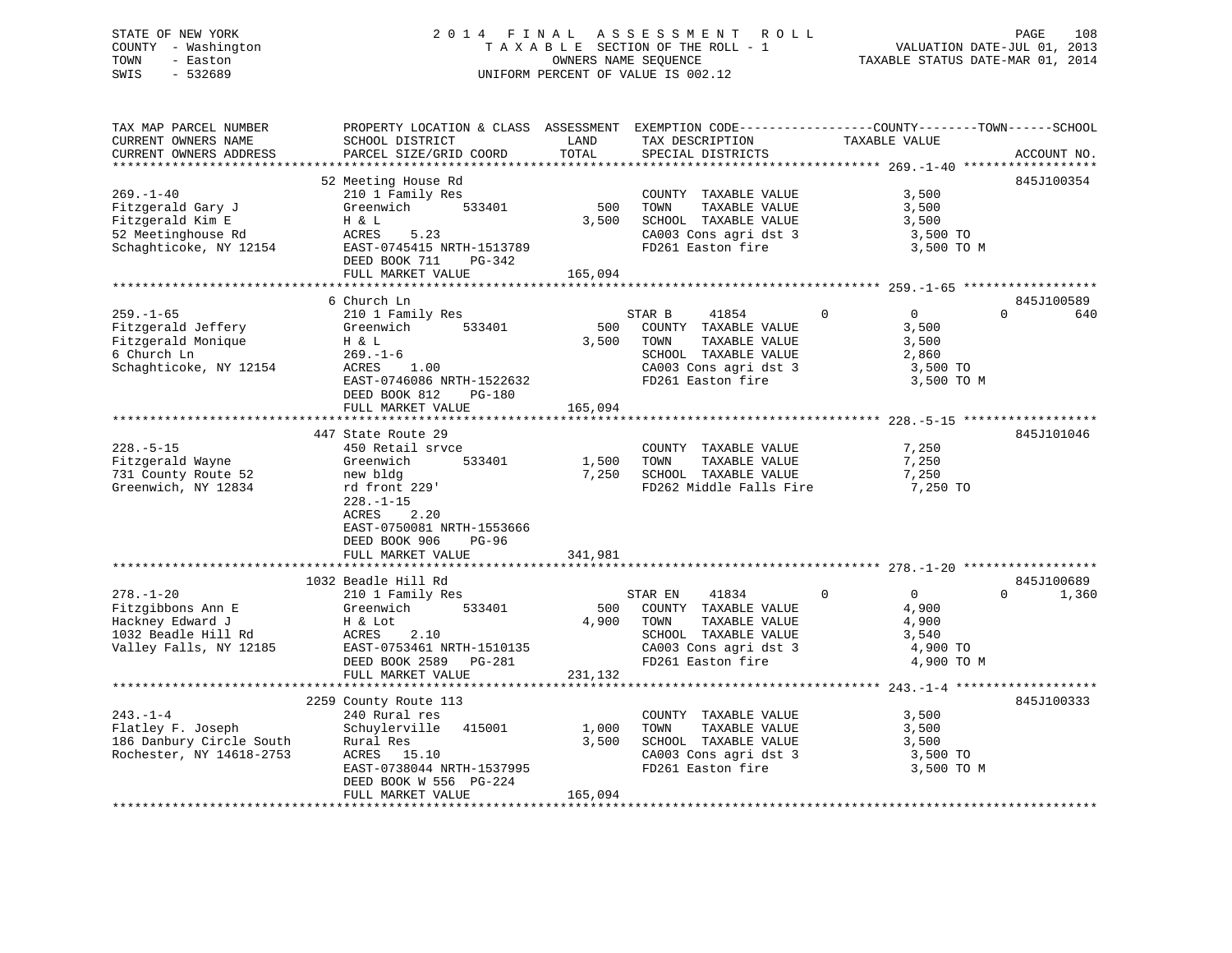STATE OF NEW YORK — COUNTY - Washington — TOWN - Easton — SWIS - 532689

# 2014 FINAL ASSESSMENT ROLL
TAXABLE SECTION OF THE ROLL - 1
OWNERS NAME SEQUENCE
UNIFORM PERCENT OF VALUE IS 002.12

VALUATION DATE-JUL 01, 2013
TAXABLE STATUS DATE-MAR 01, 2014

| TAX MAP PARCEL NUMBER / CURRENT OWNERS NAME / CURRENT OWNERS ADDRESS | PROPERTY LOCATION & CLASS / SCHOOL DISTRICT / PARCEL SIZE/GRID COORD | ASSESSMENT LAND / TOTAL | EXEMPTION CODE / TAX DESCRIPTION / SPECIAL DISTRICTS | COUNTY | TOWN | SCHOOL | TAXABLE VALUE | ACCOUNT NO. |
|---|---|---|---|---|---|---|---|---|
| 269.-1-40 | 52 Meeting House Rd | | | | | | | 845J100354 |
| | 210 1 Family Res | | COUNTY TAXABLE VALUE | | | | 3,500 | |
| Fitzgerald Gary J | Greenwich 533401 | 500 | TOWN TAXABLE VALUE | | | | 3,500 | |
| Fitzgerald Kim E | H & L | 3,500 | SCHOOL TAXABLE VALUE | | | | 3,500 | |
| 52 Meetinghouse Rd | ACRES 5.23 | | CA003 Cons agri dst 3 | | | | 3,500 TO | |
| Schaghticoke, NY 12154 | EAST-0745415 NRTH-1513789 | | FD261 Easton fire | | | | 3,500 TO M | |
| | DEED BOOK 711 PG-342 | | | | | | | |
| | FULL MARKET VALUE | 165,094 | | | | | | |
| 259.-1-65 | 6 Church Ln | | | | | | | 845J100589 |
| | 210 1 Family Res | | STAR B 41854 | 0 | 0 | 640 | | |
| Fitzgerald Jeffery | Greenwich 533401 | 500 | COUNTY TAXABLE VALUE | | | | 3,500 | |
| Fitzgerald Monique | H & L | 3,500 | TOWN TAXABLE VALUE | | | | 3,500 | |
| 6 Church Ln | 269.-1-6 | | SCHOOL TAXABLE VALUE | | | | 2,860 | |
| Schaghticoke, NY 12154 | ACRES 1.00 | | CA003 Cons agri dst 3 | | | | 3,500 TO | |
| | EAST-0746086 NRTH-1522632 | | FD261 Easton fire | | | | 3,500 TO M | |
| | DEED BOOK 812 PG-180 | | | | | | | |
| | FULL MARKET VALUE | 165,094 | | | | | | |
| 228.-5-15 | 447 State Route 29 | | | | | | | 845J101046 |
| | 450 Retail srvce | | COUNTY TAXABLE VALUE | | | | 7,250 | |
| Fitzgerald Wayne | Greenwich 533401 | 1,500 | TOWN TAXABLE VALUE | | | | 7,250 | |
| 731 County Route 52 | new bldg | 7,250 | SCHOOL TAXABLE VALUE | | | | 7,250 | |
| Greenwich, NY 12834 | rd front 229' | | FD262 Middle Falls Fire | | | | 7,250 TO | |
| | 228.-1-15 | | | | | | | |
| | ACRES 2.20 | | | | | | | |
| | EAST-0750081 NRTH-1553666 | | | | | | | |
| | DEED BOOK 906 PG-96 | | | | | | | |
| | FULL MARKET VALUE | 341,981 | | | | | | |
| 278.-1-20 | 1032 Beadle Hill Rd | | | | | | | 845J100689 |
| | 210 1 Family Res | | STAR EN 41834 | 0 | 0 | 1,360 | | |
| Fitzgibbons Ann E | Greenwich 533401 | 500 | COUNTY TAXABLE VALUE | | | | 4,900 | |
| Hackney Edward J | H & Lot | 4,900 | TOWN TAXABLE VALUE | | | | 4,900 | |
| 1032 Beadle Hill Rd | ACRES 2.10 | | SCHOOL TAXABLE VALUE | | | | 3,540 | |
| Valley Falls, NY 12185 | EAST-0753461 NRTH-1510135 | | CA003 Cons agri dst 3 | | | | 4,900 TO | |
| | DEED BOOK 2589 PG-281 | | FD261 Easton fire | | | | 4,900 TO M | |
| | FULL MARKET VALUE | 231,132 | | | | | | |
| 243.-1-4 | 2259 County Route 113 | | | | | | | 845J100333 |
| | 240 Rural res | | COUNTY TAXABLE VALUE | | | | 3,500 | |
| Flatley F. Joseph | Schuylerville 415001 | 1,000 | TOWN TAXABLE VALUE | | | | 3,500 | |
| 186 Danbury Circle South | Rural Res | 3,500 | SCHOOL TAXABLE VALUE | | | | 3,500 | |
| Rochester, NY 14618-2753 | ACRES 15.10 | | CA003 Cons agri dst 3 | | | | 3,500 TO | |
| | EAST-0738044 NRTH-1537995 | | FD261 Easton fire | | | | 3,500 TO M | |
| | DEED BOOK W 556 PG-224 | | | | | | | |
| | FULL MARKET VALUE | 165,094 | | | | | | |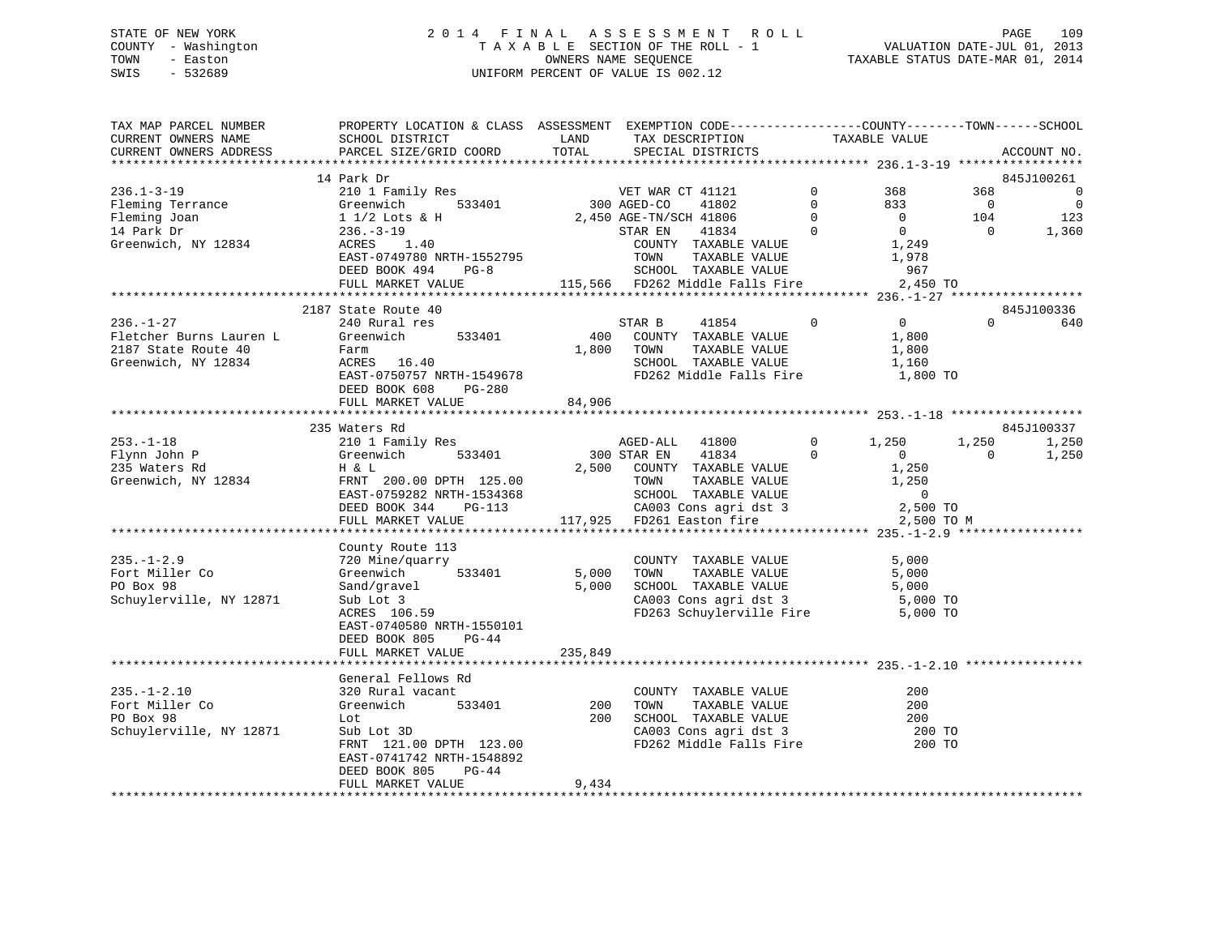STATE OF NEW YORK
COUNTY - Washington
TOWN - Easton
SWIS - 532689

2014 FINAL ASSESSMENT ROLL
TAXABLE SECTION OF THE ROLL - 1
OWNERS NAME SEQUENCE
UNIFORM PERCENT OF VALUE IS 002.12

VALUATION DATE-JUL 01, 2013
TAXABLE STATUS DATE-MAR 01, 2014

```
TAX MAP PARCEL NUMBER          PROPERTY LOCATION & CLASS  ASSESSMENT  EXEMPTION CODE------------------COUNTY--------TOWN------SCHOOL
CURRENT OWNERS NAME            SCHOOL DISTRICT              LAND      TAX DESCRIPTION              TAXABLE VALUE
CURRENT OWNERS ADDRESS         PARCEL SIZE/GRID COORD       TOTAL     SPECIAL DISTRICTS                                    ACCOUNT NO.
*********************************************************************************************** 236.1-3-19 *****************
                               14 Park Dr                                                                               845J100261
236.1-3-19                     210 1 Family Res                        VET WAR CT 41121        0         368        368            0
Fleming Terrance               Greenwich      533401          300 AGED-CO     41802            0         833          0            0
Fleming Joan                   1 1/2 Lots & H               2,450 AGE-TN/SCH 41806             0           0        104          123
14 Park Dr                     236.-3-19                              STAR EN     41834        0           0          0        1,360
Greenwich, NY 12834            ACRES     1.40                          COUNTY  TAXABLE VALUE             1,249
                               EAST-0749780 NRTH-1552795               TOWN    TAXABLE VALUE             1,978
                               DEED BOOK 494     PG-8                  SCHOOL  TAXABLE VALUE               967
                               FULL MARKET VALUE           115,566  FD262 Middle Falls Fire              2,450 TO
*********************************************************************************************** 236.-1-27 ******************
                               2187 State Route 40                                                                      845J100336
236.-1-27                      240 Rural res                           STAR B      41854        0           0          0          640
Fletcher Burns Lauren L        Greenwich      533401          400   COUNTY  TAXABLE VALUE             1,800
2187 State Route 40            Farm                         1,800   TOWN    TAXABLE VALUE             1,800
Greenwich, NY 12834            ACRES    16.40                       SCHOOL  TAXABLE VALUE             1,160
                               EAST-0750757 NRTH-1549678            FD262 Middle Falls Fire              1,800 TO
                               DEED BOOK 608     PG-280
                               FULL MARKET VALUE            84,906
*********************************************************************************************** 253.-1-18 ******************
                               235 Waters Rd                                                                            845J100337
253.-1-18                      210 1 Family Res                        AGED-ALL    41800        0       1,250      1,250        1,250
Flynn John P                   Greenwich      533401          300 STAR EN     41834            0           0          0        1,250
235 Waters Rd                  H & L                        2,500   COUNTY  TAXABLE VALUE             1,250
Greenwich, NY 12834            FRNT 200.00 DPTH 125.00              TOWN    TAXABLE VALUE             1,250
                               EAST-0759282 NRTH-1534368            SCHOOL  TAXABLE VALUE                 0
                               DEED BOOK 344     PG-113             CA003 Cons agri dst 3                2,500 TO
                               FULL MARKET VALUE           117,925  FD261 Easton fire                    2,500 TO M
*********************************************************************************************** 235.-1-2.9 *****************
                               County Route 113
235.-1-2.9                     720 Mine/quarry                      COUNTY  TAXABLE VALUE             5,000
Fort Miller Co                 Greenwich      533401        5,000   TOWN    TAXABLE VALUE             5,000
PO Box 98                      Sand/gravel                  5,000   SCHOOL  TAXABLE VALUE             5,000
Schuylerville, NY 12871        Sub Lot 3                            CA003 Cons agri dst 3                5,000 TO
                               ACRES   106.59                       FD263 Schuylerville Fire             5,000 TO
                               EAST-0740580 NRTH-1550101
                               DEED BOOK 805     PG-44
                               FULL MARKET VALUE           235,849
*********************************************************************************************** 235.-1-2.10 ****************
                               General Fellows Rd
235.-1-2.10                    320 Rural vacant                     COUNTY  TAXABLE VALUE               200
Fort Miller Co                 Greenwich      533401          200   TOWN    TAXABLE VALUE               200
PO Box 98                      Lot                            200   SCHOOL  TAXABLE VALUE               200
Schuylerville, NY 12871        Sub Lot 3D                           CA003 Cons agri dst 3                  200 TO
                               FRNT 121.00 DPTH 123.00              FD262 Middle Falls Fire                200 TO
                               EAST-0741742 NRTH-1548892
                               DEED BOOK 805     PG-44
                               FULL MARKET VALUE             9,434
******************************************************************************************************************************
```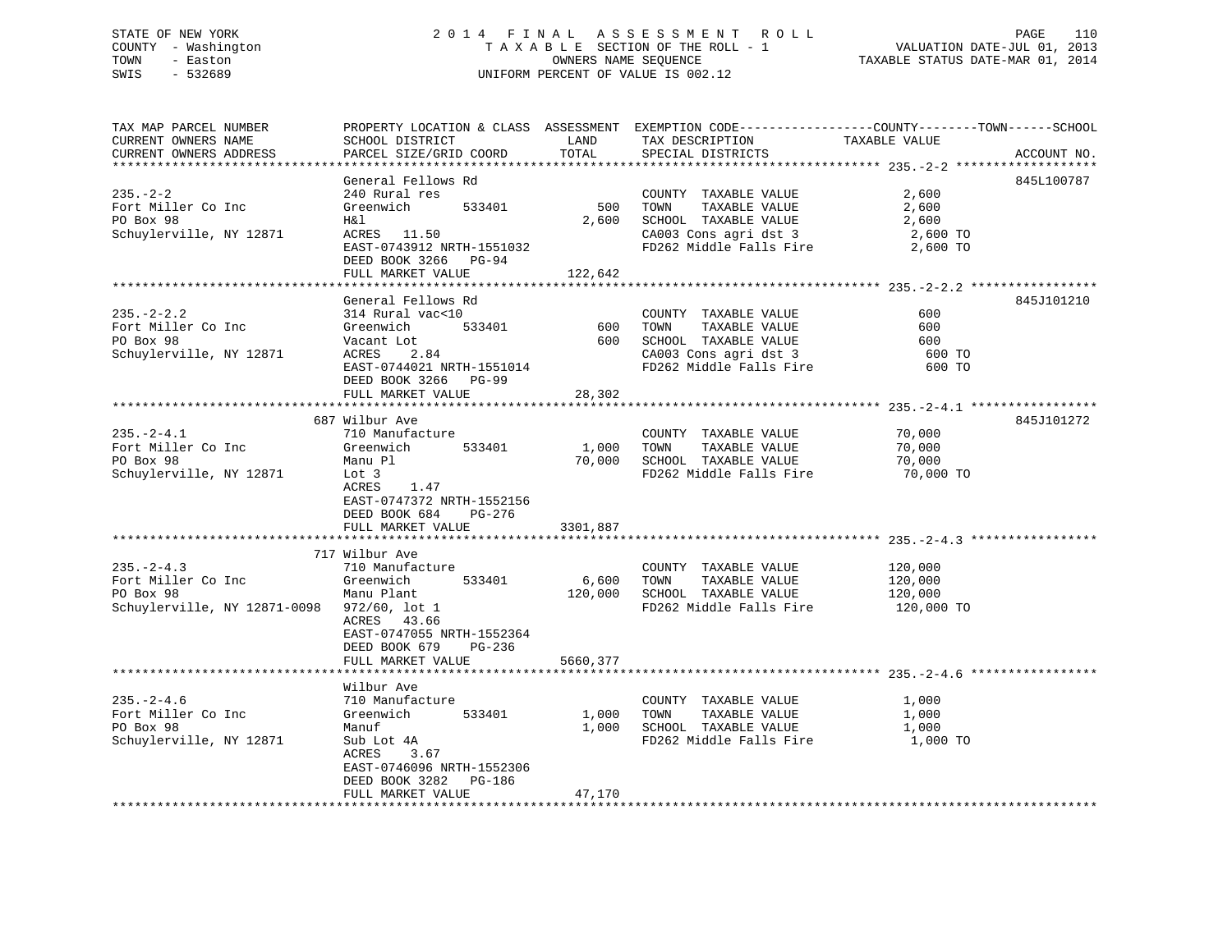STATE OF NEW YORK
COUNTY - Washington
TOWN - Easton
SWIS - 532689

2014 FINAL ASSESSMENT ROLL
TAXABLE SECTION OF THE ROLL - 1
OWNERS NAME SEQUENCE
UNIFORM PERCENT OF VALUE IS 002.12

VALUATION DATE-JUL 01, 2013
TAXABLE STATUS DATE-MAR 01, 2014

| TAX MAP PARCEL NUMBER / CURRENT OWNERS NAME / CURRENT OWNERS ADDRESS | PROPERTY LOCATION & CLASS / SCHOOL DISTRICT / PARCEL SIZE/GRID COORD | ASSESSMENT LAND | ASSESSMENT TOTAL | EXEMPTION CODE / TAX DESCRIPTION / SPECIAL DISTRICTS | TAXABLE VALUE | ACCOUNT NO. |
|---|---|---|---|---|---|---|
| **235.-2-2** | General Fellows Rd | | | | | 845L100787 |
| 235.-2-2 | 240 Rural res | | | COUNTY TAXABLE VALUE | 2,600 | |
| Fort Miller Co Inc | Greenwich 533401 | 500 | | TOWN TAXABLE VALUE | 2,600 | |
| PO Box 98 | H&l | | 2,600 | SCHOOL TAXABLE VALUE | 2,600 | |
| Schuylerville, NY 12871 | ACRES 11.50 | | | CA003 Cons agri dst 3 | 2,600 TO | |
| | EAST-0743912 NRTH-1551032 | | | FD262 Middle Falls Fire | 2,600 TO | |
| | DEED BOOK 3266 PG-94 | | | | | |
| | FULL MARKET VALUE | | 122,642 | | | |
| **235.-2-2.2** | General Fellows Rd | | | | | 845J101210 |
| 235.-2-2.2 | 314 Rural vac<10 | | | COUNTY TAXABLE VALUE | 600 | |
| Fort Miller Co Inc | Greenwich 533401 | 600 | | TOWN TAXABLE VALUE | 600 | |
| PO Box 98 | Vacant Lot | | 600 | SCHOOL TAXABLE VALUE | 600 | |
| Schuylerville, NY 12871 | ACRES 2.84 | | | CA003 Cons agri dst 3 | 600 TO | |
| | EAST-0744021 NRTH-1551014 | | | FD262 Middle Falls Fire | 600 TO | |
| | DEED BOOK 3266 PG-99 | | | | | |
| | FULL MARKET VALUE | | 28,302 | | | |
| **235.-2-4.1** | 687 Wilbur Ave | | | | | 845J101272 |
| 235.-2-4.1 | 710 Manufacture | | | COUNTY TAXABLE VALUE | 70,000 | |
| Fort Miller Co Inc | Greenwich 533401 | 1,000 | | TOWN TAXABLE VALUE | 70,000 | |
| PO Box 98 | Manu Pl | | 70,000 | SCHOOL TAXABLE VALUE | 70,000 | |
| Schuylerville, NY 12871 | Lot 3 | | | FD262 Middle Falls Fire | 70,000 TO | |
| | ACRES 1.47 | | | | | |
| | EAST-0747372 NRTH-1552156 | | | | | |
| | DEED BOOK 684 PG-276 | | | | | |
| | FULL MARKET VALUE | | 3301,887 | | | |
| **235.-2-4.3** | 717 Wilbur Ave | | | | | |
| 235.-2-4.3 | 710 Manufacture | | | COUNTY TAXABLE VALUE | 120,000 | |
| Fort Miller Co Inc | Greenwich 533401 | 6,600 | | TOWN TAXABLE VALUE | 120,000 | |
| PO Box 98 | Manu Plant | | 120,000 | SCHOOL TAXABLE VALUE | 120,000 | |
| Schuylerville, NY 12871-0098 | 972/60, lot 1 | | | FD262 Middle Falls Fire | 120,000 TO | |
| | ACRES 43.66 | | | | | |
| | EAST-0747055 NRTH-1552364 | | | | | |
| | DEED BOOK 679 PG-236 | | | | | |
| | FULL MARKET VALUE | | 5660,377 | | | |
| **235.-2-4.6** | Wilbur Ave | | | | | |
| 235.-2-4.6 | 710 Manufacture | | | COUNTY TAXABLE VALUE | 1,000 | |
| Fort Miller Co Inc | Greenwich 533401 | 1,000 | | TOWN TAXABLE VALUE | 1,000 | |
| PO Box 98 | Manuf | | 1,000 | SCHOOL TAXABLE VALUE | 1,000 | |
| Schuylerville, NY 12871 | Sub Lot 4A | | | FD262 Middle Falls Fire | 1,000 TO | |
| | ACRES 3.67 | | | | | |
| | EAST-0746096 NRTH-1552306 | | | | | |
| | DEED BOOK 3282 PG-186 | | | | | |
| | FULL MARKET VALUE | | 47,170 | | | |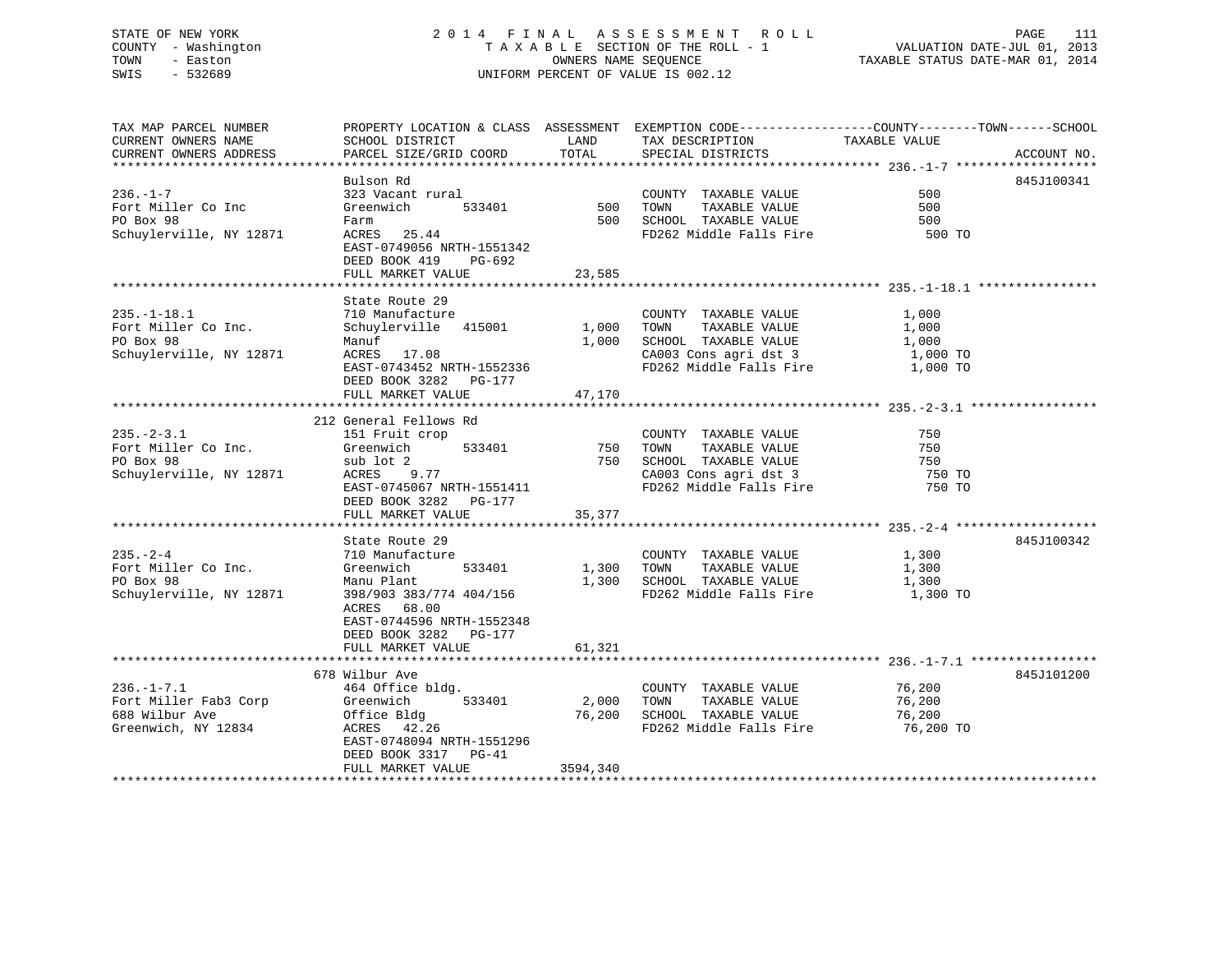STATE OF NEW YORK
COUNTY - Washington
TOWN - Easton
SWIS - 532689

2014 FINAL ASSESSMENT ROLL
TAXABLE SECTION OF THE ROLL - 1
OWNERS NAME SEQUENCE
UNIFORM PERCENT OF VALUE IS 002.12

VALUATION DATE-JUL 01, 2013
TAXABLE STATUS DATE-MAR 01, 2014

| TAX MAP PARCEL NUMBER / CURRENT OWNERS NAME / CURRENT OWNERS ADDRESS | PROPERTY LOCATION & CLASS / SCHOOL DISTRICT / PARCEL SIZE/GRID COORD | ASSESSMENT LAND | TOTAL | EXEMPTION CODE / TAX DESCRIPTION / SPECIAL DISTRICTS | TAXABLE VALUE (COUNTY / TOWN / SCHOOL) | ACCOUNT NO. |
|---|---|---|---|---|---|---|
| 236.-1-7 | Bulson Rd | | | | | 845J100341 |
| | 323 Vacant rural | | | COUNTY TAXABLE VALUE | 500 | |
| Fort Miller Co Inc | Greenwich 533401 | 500 | | TOWN TAXABLE VALUE | 500 | |
| PO Box 98 | Farm | | 500 | SCHOOL TAXABLE VALUE | 500 | |
| Schuylerville, NY 12871 | ACRES 25.44 | | | FD262 Middle Falls Fire | 500 TO | |
| | EAST-0749056 NRTH-1551342 | | | | | |
| | DEED BOOK 419 PG-692 | | | | | |
| | FULL MARKET VALUE | | 23,585 | | | |
| 235.-1-18.1 | State Route 29 | | | | | |
| | 710 Manufacture | | | COUNTY TAXABLE VALUE | 1,000 | |
| Fort Miller Co Inc. | Schuylerville 415001 | 1,000 | | TOWN TAXABLE VALUE | 1,000 | |
| PO Box 98 | Manuf | | 1,000 | SCHOOL TAXABLE VALUE | 1,000 | |
| Schuylerville, NY 12871 | ACRES 17.08 | | | CA003 Cons agri dst 3 | 1,000 TO | |
| | EAST-0743452 NRTH-1552336 | | | FD262 Middle Falls Fire | 1,000 TO | |
| | DEED BOOK 3282 PG-177 | | | | | |
| | FULL MARKET VALUE | | 47,170 | | | |
| 235.-2-3.1 | 212 General Fellows Rd | | | | | |
| | 151 Fruit crop | | | COUNTY TAXABLE VALUE | 750 | |
| Fort Miller Co Inc. | Greenwich 533401 | 750 | | TOWN TAXABLE VALUE | 750 | |
| PO Box 98 | sub lot 2 | | 750 | SCHOOL TAXABLE VALUE | 750 | |
| Schuylerville, NY 12871 | ACRES 9.77 | | | CA003 Cons agri dst 3 | 750 TO | |
| | EAST-0745067 NRTH-1551411 | | | FD262 Middle Falls Fire | 750 TO | |
| | DEED BOOK 3282 PG-177 | | | | | |
| | FULL MARKET VALUE | | 35,377 | | | |
| 235.-2-4 | State Route 29 | | | | | 845J100342 |
| | 710 Manufacture | | | COUNTY TAXABLE VALUE | 1,300 | |
| Fort Miller Co Inc. | Greenwich 533401 | 1,300 | | TOWN TAXABLE VALUE | 1,300 | |
| PO Box 98 | Manu Plant | | 1,300 | SCHOOL TAXABLE VALUE | 1,300 | |
| Schuylerville, NY 12871 | 398/903 383/774 404/156 | | | FD262 Middle Falls Fire | 1,300 TO | |
| | ACRES 68.00 | | | | | |
| | EAST-0744596 NRTH-1552348 | | | | | |
| | DEED BOOK 3282 PG-177 | | | | | |
| | FULL MARKET VALUE | | 61,321 | | | |
| 236.-1-7.1 | 678 Wilbur Ave | | | | | 845J101200 |
| | 464 Office bldg. | | | COUNTY TAXABLE VALUE | 76,200 | |
| Fort Miller Fab3 Corp | Greenwich 533401 | 2,000 | | TOWN TAXABLE VALUE | 76,200 | |
| 688 Wilbur Ave | Office Bldg | | 76,200 | SCHOOL TAXABLE VALUE | 76,200 | |
| Greenwich, NY 12834 | ACRES 42.26 | | | FD262 Middle Falls Fire | 76,200 TO | |
| | EAST-0748094 NRTH-1551296 | | | | | |
| | DEED BOOK 3317 PG-41 | | | | | |
| | FULL MARKET VALUE | | 3594,340 | | | |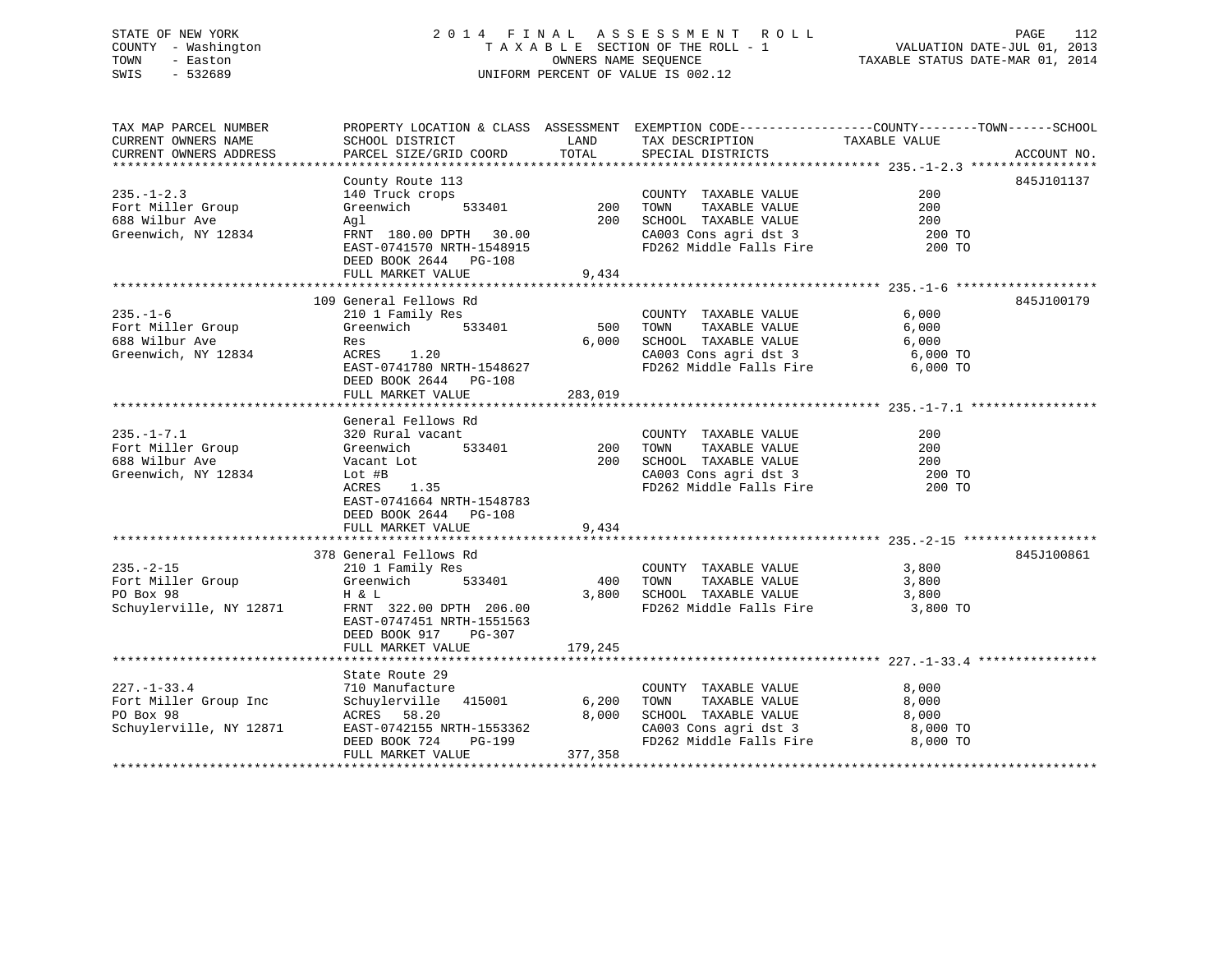STATE OF NEW YORK
COUNTY - Washington
TOWN - Easton
SWIS - 532689

2014 FINAL ASSESSMENT ROLL
TAXABLE SECTION OF THE ROLL - 1
OWNERS NAME SEQUENCE
UNIFORM PERCENT OF VALUE IS 002.12

VALUATION DATE-JUL 01, 2013
TAXABLE STATUS DATE-MAR 01, 2014

| TAX MAP PARCEL NUMBER / CURRENT OWNERS NAME / CURRENT OWNERS ADDRESS | PROPERTY LOCATION & CLASS / SCHOOL DISTRICT / PARCEL SIZE/GRID COORD | ASSESSMENT LAND / TOTAL | EXEMPTION CODE / TAX DESCRIPTION / SPECIAL DISTRICTS | COUNTY / TOWN / SCHOOL TAXABLE VALUE | ACCOUNT NO. |
|---|---|---|---|---|---|
| 235.-1-2.3 | County Route 113 | | | | 845J101137 |
| | 140 Truck crops | | COUNTY TAXABLE VALUE | 200 | |
| Fort Miller Group | Greenwich 533401 | 200 | TOWN TAXABLE VALUE | 200 | |
| 688 Wilbur Ave | Agl | 200 | SCHOOL TAXABLE VALUE | 200 | |
| Greenwich, NY 12834 | FRNT 180.00 DPTH 30.00 | | CA003 Cons agri dst 3 | 200 TO | |
| | EAST-0741570 NRTH-1548915 | | FD262 Middle Falls Fire | 200 TO | |
| | DEED BOOK 2644 PG-108 | | | | |
| | FULL MARKET VALUE | 9,434 | | | |
| 235.-1-6 | 109 General Fellows Rd | | | | 845J100179 |
| | 210 1 Family Res | | COUNTY TAXABLE VALUE | 6,000 | |
| Fort Miller Group | Greenwich 533401 | 500 | TOWN TAXABLE VALUE | 6,000 | |
| 688 Wilbur Ave | Res | 6,000 | SCHOOL TAXABLE VALUE | 6,000 | |
| Greenwich, NY 12834 | ACRES 1.20 | | CA003 Cons agri dst 3 | 6,000 TO | |
| | EAST-0741780 NRTH-1548627 | | FD262 Middle Falls Fire | 6,000 TO | |
| | DEED BOOK 2644 PG-108 | | | | |
| | FULL MARKET VALUE | 283,019 | | | |
| 235.-1-7.1 | General Fellows Rd | | | | |
| | 320 Rural vacant | | COUNTY TAXABLE VALUE | 200 | |
| Fort Miller Group | Greenwich 533401 | 200 | TOWN TAXABLE VALUE | 200 | |
| 688 Wilbur Ave | Vacant Lot | 200 | SCHOOL TAXABLE VALUE | 200 | |
| Greenwich, NY 12834 | Lot #B | | CA003 Cons agri dst 3 | 200 TO | |
| | ACRES 1.35 | | FD262 Middle Falls Fire | 200 TO | |
| | EAST-0741664 NRTH-1548783 | | | | |
| | DEED BOOK 2644 PG-108 | | | | |
| | FULL MARKET VALUE | 9,434 | | | |
| 235.-2-15 | 378 General Fellows Rd | | | | 845J100861 |
| | 210 1 Family Res | | COUNTY TAXABLE VALUE | 3,800 | |
| Fort Miller Group | Greenwich 533401 | 400 | TOWN TAXABLE VALUE | 3,800 | |
| PO Box 98 | H & L | 3,800 | SCHOOL TAXABLE VALUE | 3,800 | |
| Schuylerville, NY 12871 | FRNT 322.00 DPTH 206.00 | | FD262 Middle Falls Fire | 3,800 TO | |
| | EAST-0747451 NRTH-1551563 | | | | |
| | DEED BOOK 917 PG-307 | | | | |
| | FULL MARKET VALUE | 179,245 | | | |
| 227.-1-33.4 | State Route 29 | | | | |
| | 710 Manufacture | | COUNTY TAXABLE VALUE | 8,000 | |
| Fort Miller Group Inc | Schuylerville 415001 | 6,200 | TOWN TAXABLE VALUE | 8,000 | |
| PO Box 98 | ACRES 58.20 | 8,000 | SCHOOL TAXABLE VALUE | 8,000 | |
| Schuylerville, NY 12871 | EAST-0742155 NRTH-1553362 | | CA003 Cons agri dst 3 | 8,000 TO | |
| | DEED BOOK 724 PG-199 | | FD262 Middle Falls Fire | 8,000 TO | |
| | FULL MARKET VALUE | 377,358 | | | |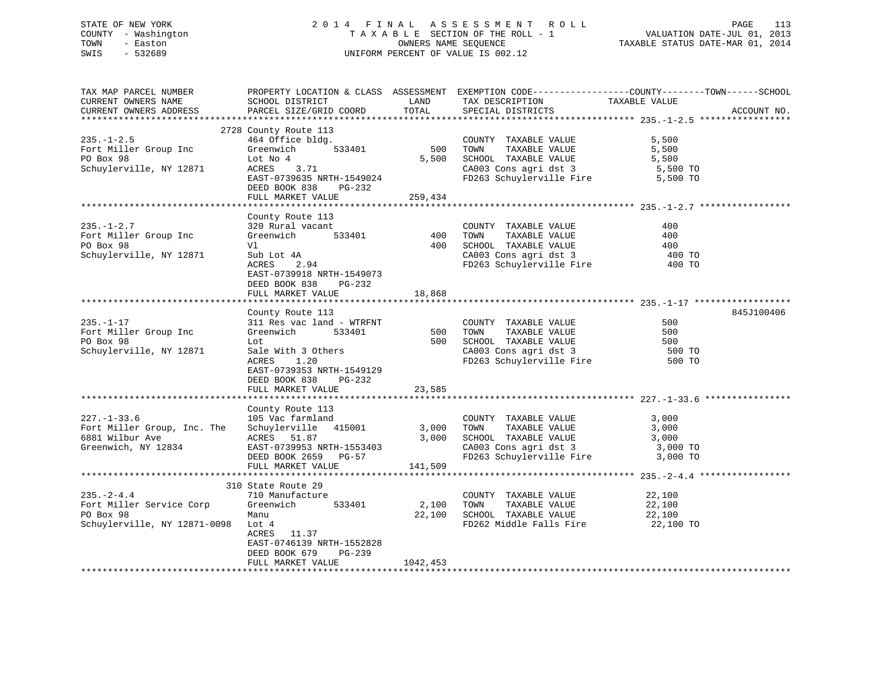STATE OF NEW YORK
COUNTY - Washington
TOWN - Easton
SWIS - 532689

# 2014 FINAL ASSESSMENT ROLL

TAXABLE SECTION OF THE ROLL - 1
OWNERS NAME SEQUENCE
UNIFORM PERCENT OF VALUE IS 002.12

VALUATION DATE-JUL 01, 2013
TAXABLE STATUS DATE-MAR 01, 2014

| TAX MAP PARCEL NUMBER / CURRENT OWNERS NAME / CURRENT OWNERS ADDRESS | PROPERTY LOCATION & CLASS / SCHOOL DISTRICT / PARCEL SIZE/GRID COORD | ASSESSMENT LAND / TOTAL | EXEMPTION CODE / TAX DESCRIPTION / SPECIAL DISTRICTS | TAXABLE VALUE (COUNTY / TOWN / SCHOOL) | ACCOUNT NO. |
|---|---|---|---|---|---|
| **235.-1-2.5** | 2728 County Route 113 | | | | |
| 235.-1-2.5 | 464 Office bldg. | | COUNTY TAXABLE VALUE | 5,500 | |
| Fort Miller Group Inc | Greenwich 533401 | 500 | TOWN TAXABLE VALUE | 5,500 | |
| PO Box 98 | Lot No 4 | 5,500 | SCHOOL TAXABLE VALUE | 5,500 | |
| Schuylerville, NY 12871 | ACRES 3.71 | | CA003 Cons agri dst 3 | 5,500 TO | |
| | EAST-0739635 NRTH-1549024 | | FD263 Schuylerville Fire | 5,500 TO | |
| | DEED BOOK 838 PG-232 | | | | |
| | FULL MARKET VALUE | 259,434 | | | |
| **235.-1-2.7** | County Route 113 | | | | |
| 235.-1-2.7 | 320 Rural vacant | | COUNTY TAXABLE VALUE | 400 | |
| Fort Miller Group Inc | Greenwich 533401 | 400 | TOWN TAXABLE VALUE | 400 | |
| PO Box 98 | Vl | 400 | SCHOOL TAXABLE VALUE | 400 | |
| Schuylerville, NY 12871 | Sub Lot 4A | | CA003 Cons agri dst 3 | 400 TO | |
| | ACRES 2.94 | | FD263 Schuylerville Fire | 400 TO | |
| | EAST-0739918 NRTH-1549073 | | | | |
| | DEED BOOK 838 PG-232 | | | | |
| | FULL MARKET VALUE | 18,868 | | | |
| **235.-1-17** | County Route 113 | | | | 845J100406 |
| 235.-1-17 | 311 Res vac land - WTRFNT | | COUNTY TAXABLE VALUE | 500 | |
| Fort Miller Group Inc | Greenwich 533401 | 500 | TOWN TAXABLE VALUE | 500 | |
| PO Box 98 | Lot | 500 | SCHOOL TAXABLE VALUE | 500 | |
| Schuylerville, NY 12871 | Sale With 3 Others | | CA003 Cons agri dst 3 | 500 TO | |
| | ACRES 1.20 | | FD263 Schuylerville Fire | 500 TO | |
| | EAST-0739353 NRTH-1549129 | | | | |
| | DEED BOOK 838 PG-232 | | | | |
| | FULL MARKET VALUE | 23,585 | | | |
| **227.-1-33.6** | County Route 113 | | | | |
| 227.-1-33.6 | 105 Vac farmland | | COUNTY TAXABLE VALUE | 3,000 | |
| Fort Miller Group, Inc. The | Schuylerville 415001 | 3,000 | TOWN TAXABLE VALUE | 3,000 | |
| 6881 Wilbur Ave | ACRES 51.87 | 3,000 | SCHOOL TAXABLE VALUE | 3,000 | |
| Greenwich, NY 12834 | EAST-0739953 NRTH-1553403 | | CA003 Cons agri dst 3 | 3,000 TO | |
| | DEED BOOK 2659 PG-57 | | FD263 Schuylerville Fire | 3,000 TO | |
| | FULL MARKET VALUE | 141,509 | | | |
| **235.-2-4.4** | 310 State Route 29 | | | | |
| 235.-2-4.4 | 710 Manufacture | | COUNTY TAXABLE VALUE | 22,100 | |
| Fort Miller Service Corp | Greenwich 533401 | 2,100 | TOWN TAXABLE VALUE | 22,100 | |
| PO Box 98 | Manu | 22,100 | SCHOOL TAXABLE VALUE | 22,100 | |
| Schuylerville, NY 12871-0098 | Lot 4 | | FD262 Middle Falls Fire | 22,100 TO | |
| | ACRES 11.37 | | | | |
| | EAST-0746139 NRTH-1552828 | | | | |
| | DEED BOOK 679 PG-239 | | | | |
| | FULL MARKET VALUE | 1042,453 | | | |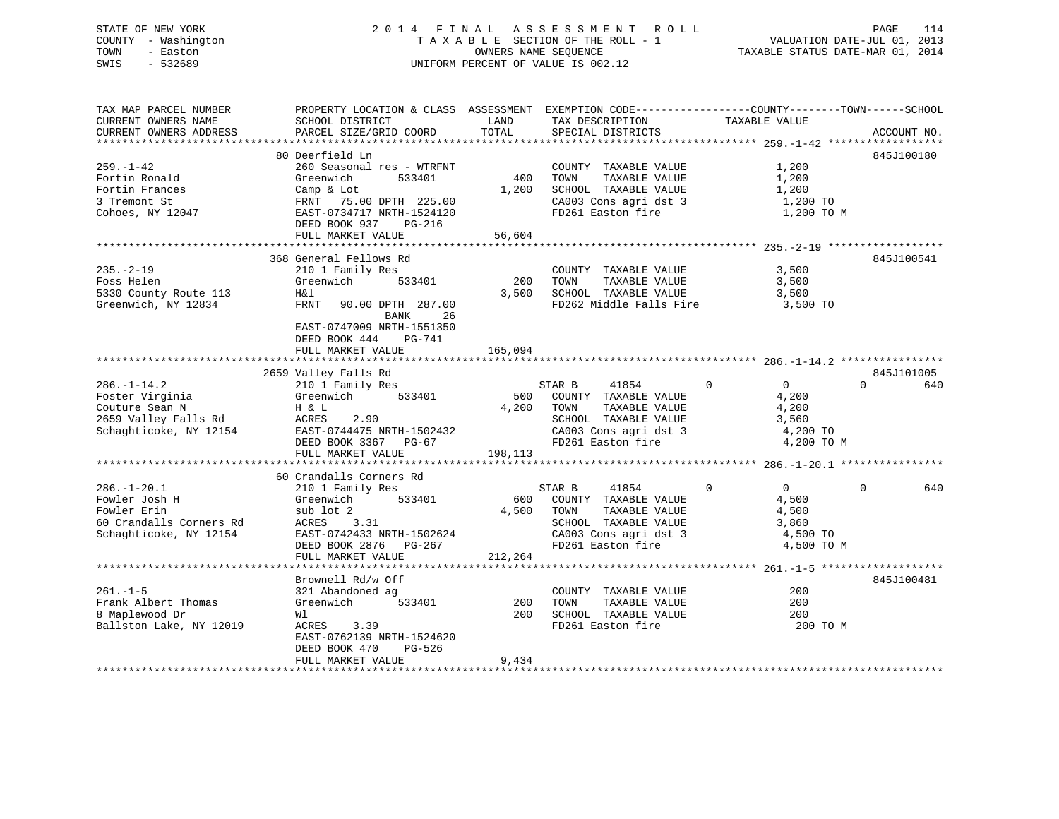STATE OF NEW YORK
COUNTY - Washington
TOWN - Easton
SWIS - 532689

# 2014 FINAL ASSESSMENT ROLL

TAXABLE SECTION OF THE ROLL - 1
OWNERS NAME SEQUENCE
UNIFORM PERCENT OF VALUE IS 002.12

VALUATION DATE-JUL 01, 2013
TAXABLE STATUS DATE-MAR 01, 2014

| TAX MAP PARCEL NUMBER / CURRENT OWNERS NAME / CURRENT OWNERS ADDRESS | PROPERTY LOCATION & CLASS / SCHOOL DISTRICT / PARCEL SIZE/GRID COORD | ASSESSMENT LAND / TOTAL | EXEMPTION CODE / TAX DESCRIPTION / SPECIAL DISTRICTS | COUNTY | TOWN | SCHOOL / TAXABLE VALUE | ACCOUNT NO. |
|---|---|---|---|---|---|---|---|
| **259.-1-42** | 80 Deerfield Ln | | | | | | 845J100180 |
| 259.-1-42 | 260 Seasonal res - WTRFNT | | COUNTY TAXABLE VALUE | | | 1,200 | |
| Fortin Ronald | Greenwich 533401 | 400 | TOWN TAXABLE VALUE | | | 1,200 | |
| Fortin Frances | Camp & Lot | 1,200 | SCHOOL TAXABLE VALUE | | | 1,200 | |
| 3 Tremont St | FRNT 75.00 DPTH 225.00 | | CA003 Cons agri dst 3 | | | 1,200 TO | |
| Cohoes, NY 12047 | EAST-0734717 NRTH-1524120 | | FD261 Easton fire | | | 1,200 TO M | |
| | DEED BOOK 937 PG-216 | | | | | | |
| | FULL MARKET VALUE | 56,604 | | | | | |
| **235.-2-19** | 368 General Fellows Rd | | | | | | 845J100541 |
| 235.-2-19 | 210 1 Family Res | | COUNTY TAXABLE VALUE | | | 3,500 | |
| Foss Helen | Greenwich 533401 | 200 | TOWN TAXABLE VALUE | | | 3,500 | |
| 5330 County Route 113 | H&l | 3,500 | SCHOOL TAXABLE VALUE | | | 3,500 | |
| Greenwich, NY 12834 | FRNT 90.00 DPTH 287.00 | | FD262 Middle Falls Fire | | | 3,500 TO | |
| | BANK 26 | | | | | | |
| | EAST-0747009 NRTH-1551350 | | | | | | |
| | DEED BOOK 444 PG-741 | | | | | | |
| | FULL MARKET VALUE | 165,094 | | | | | |
| **286.-1-14.2** | 2659 Valley Falls Rd | | | | | | 845J101005 |
| 286.-1-14.2 | 210 1 Family Res | | STAR B 41854 | 0 | 0 | 0 | 640 |
| Foster Virginia | Greenwich 533401 | 500 | COUNTY TAXABLE VALUE | | | 4,200 | |
| Couture Sean N | H & L | 4,200 | TOWN TAXABLE VALUE | | | 4,200 | |
| 2659 Valley Falls Rd | ACRES 2.90 | | SCHOOL TAXABLE VALUE | | | 3,560 | |
| Schaghticoke, NY 12154 | EAST-0744475 NRTH-1502432 | | CA003 Cons agri dst 3 | | | 4,200 TO | |
| | DEED BOOK 3367 PG-67 | | FD261 Easton fire | | | 4,200 TO M | |
| | FULL MARKET VALUE | 198,113 | | | | | |
| **286.-1-20.1** | 60 Crandalls Corners Rd | | | | | | |
| 286.-1-20.1 | 210 1 Family Res | | STAR B 41854 | 0 | 0 | 0 | 640 |
| Fowler Josh H | Greenwich 533401 | 600 | COUNTY TAXABLE VALUE | | | 4,500 | |
| Fowler Erin | sub lot 2 | 4,500 | TOWN TAXABLE VALUE | | | 4,500 | |
| 60 Crandalls Corners Rd | ACRES 3.31 | | SCHOOL TAXABLE VALUE | | | 3,860 | |
| Schaghticoke, NY 12154 | EAST-0742433 NRTH-1502624 | | CA003 Cons agri dst 3 | | | 4,500 TO | |
| | DEED BOOK 2876 PG-267 | | FD261 Easton fire | | | 4,500 TO M | |
| | FULL MARKET VALUE | 212,264 | | | | | |
| **261.-1-5** | Brownell Rd/w Off | | | | | | 845J100481 |
| 261.-1-5 | 321 Abandoned ag | | COUNTY TAXABLE VALUE | | | 200 | |
| Frank Albert Thomas | Greenwich 533401 | 200 | TOWN TAXABLE VALUE | | | 200 | |
| 8 Maplewood Dr | Wl | 200 | SCHOOL TAXABLE VALUE | | | 200 | |
| Ballston Lake, NY 12019 | ACRES 3.39 | | FD261 Easton fire | | | 200 TO M | |
| | EAST-0762139 NRTH-1524620 | | | | | | |
| | DEED BOOK 470 PG-526 | | | | | | |
| | FULL MARKET VALUE | 9,434 | | | | | |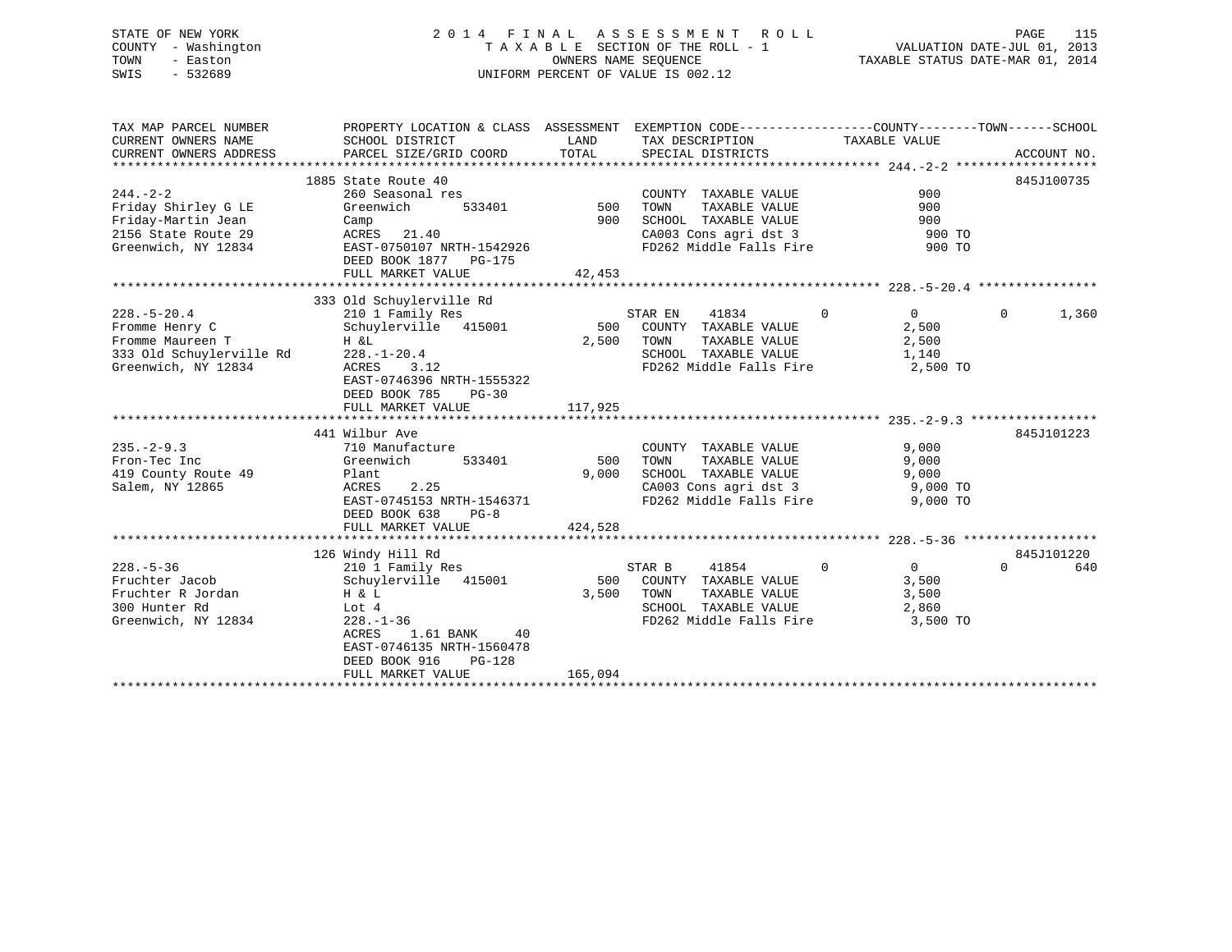STATE OF NEW YORK
COUNTY - Washington
TOWN - Easton
SWIS - 532689

2 0 1 4 F I N A L A S S E S S M E N T R O L L
T A X A B L E SECTION OF THE ROLL - 1
OWNERS NAME SEQUENCE
UNIFORM PERCENT OF VALUE IS 002.12

VALUATION DATE-JUL 01, 2013
TAXABLE STATUS DATE-MAR 01, 2014

| TAX MAP PARCEL NUMBER / CURRENT OWNERS NAME / CURRENT OWNERS ADDRESS | PROPERTY LOCATION & CLASS / SCHOOL DISTRICT / PARCEL SIZE/GRID COORD | ASSESSMENT LAND / TOTAL | EXEMPTION CODE / TAX DESCRIPTION / SPECIAL DISTRICTS | COUNTY | TOWN | SCHOOL / TAXABLE VALUE | ACCOUNT NO. |
|---|---|---|---|---|---|---|---|
| **244.-2-2** | 1885 State Route 40 | | | | | | 845J100735 |
| 244.-2-2 | 260 Seasonal res | | COUNTY TAXABLE VALUE | | | 900 | |
| Friday Shirley G LE | Greenwich 533401 | 500 | TOWN TAXABLE VALUE | | | 900 | |
| Friday-Martin Jean | Camp | 900 | SCHOOL TAXABLE VALUE | | | 900 | |
| 2156 State Route 29 | ACRES 21.40 | | CA003 Cons agri dst 3 | | | 900 TO | |
| Greenwich, NY 12834 | EAST-0750107 NRTH-1542926 | | FD262 Middle Falls Fire | | | 900 TO | |
| | DEED BOOK 1877 PG-175 | | | | | | |
| | FULL MARKET VALUE | 42,453 | | | | | |
| **228.-5-20.4** | 333 Old Schuylerville Rd | | | | | | |
| 228.-5-20.4 | 210 1 Family Res | | STAR EN 41834 | 0 | 0 | 0 | 1,360 |
| Fromme Henry C | Schuylerville 415001 | 500 | COUNTY TAXABLE VALUE | | | 2,500 | |
| Fromme Maureen T | H &L | 2,500 | TOWN TAXABLE VALUE | | | 2,500 | |
| 333 Old Schuylerville Rd | 228.-1-20.4 | | SCHOOL TAXABLE VALUE | | | 1,140 | |
| Greenwich, NY 12834 | ACRES 3.12 | | FD262 Middle Falls Fire | | | 2,500 TO | |
| | EAST-0746396 NRTH-1555322 | | | | | | |
| | DEED BOOK 785 PG-30 | | | | | | |
| | FULL MARKET VALUE | 117,925 | | | | | |
| **235.-2-9.3** | 441 Wilbur Ave | | | | | | 845J101223 |
| 235.-2-9.3 | 710 Manufacture | | COUNTY TAXABLE VALUE | | | 9,000 | |
| Fron-Tec Inc | Greenwich 533401 | 500 | TOWN TAXABLE VALUE | | | 9,000 | |
| 419 County Route 49 | Plant | 9,000 | SCHOOL TAXABLE VALUE | | | 9,000 | |
| Salem, NY 12865 | ACRES 2.25 | | CA003 Cons agri dst 3 | | | 9,000 TO | |
| | EAST-0745153 NRTH-1546371 | | FD262 Middle Falls Fire | | | 9,000 TO | |
| | DEED BOOK 638 PG-8 | | | | | | |
| | FULL MARKET VALUE | 424,528 | | | | | |
| **228.-5-36** | 126 Windy Hill Rd | | | | | | 845J101220 |
| 228.-5-36 | 210 1 Family Res | | STAR B 41854 | 0 | 0 | 0 | 640 |
| Fruchter Jacob | Schuylerville 415001 | 500 | COUNTY TAXABLE VALUE | | | 3,500 | |
| Fruchter R Jordan | H & L | 3,500 | TOWN TAXABLE VALUE | | | 3,500 | |
| 300 Hunter Rd | Lot 4 | | SCHOOL TAXABLE VALUE | | | 2,860 | |
| Greenwich, NY 12834 | 228.-1-36 | | FD262 Middle Falls Fire | | | 3,500 TO | |
| | ACRES 1.61 BANK 40 | | | | | | |
| | EAST-0746135 NRTH-1560478 | | | | | | |
| | DEED BOOK 916 PG-128 | | | | | | |
| | FULL MARKET VALUE | 165,094 | | | | | |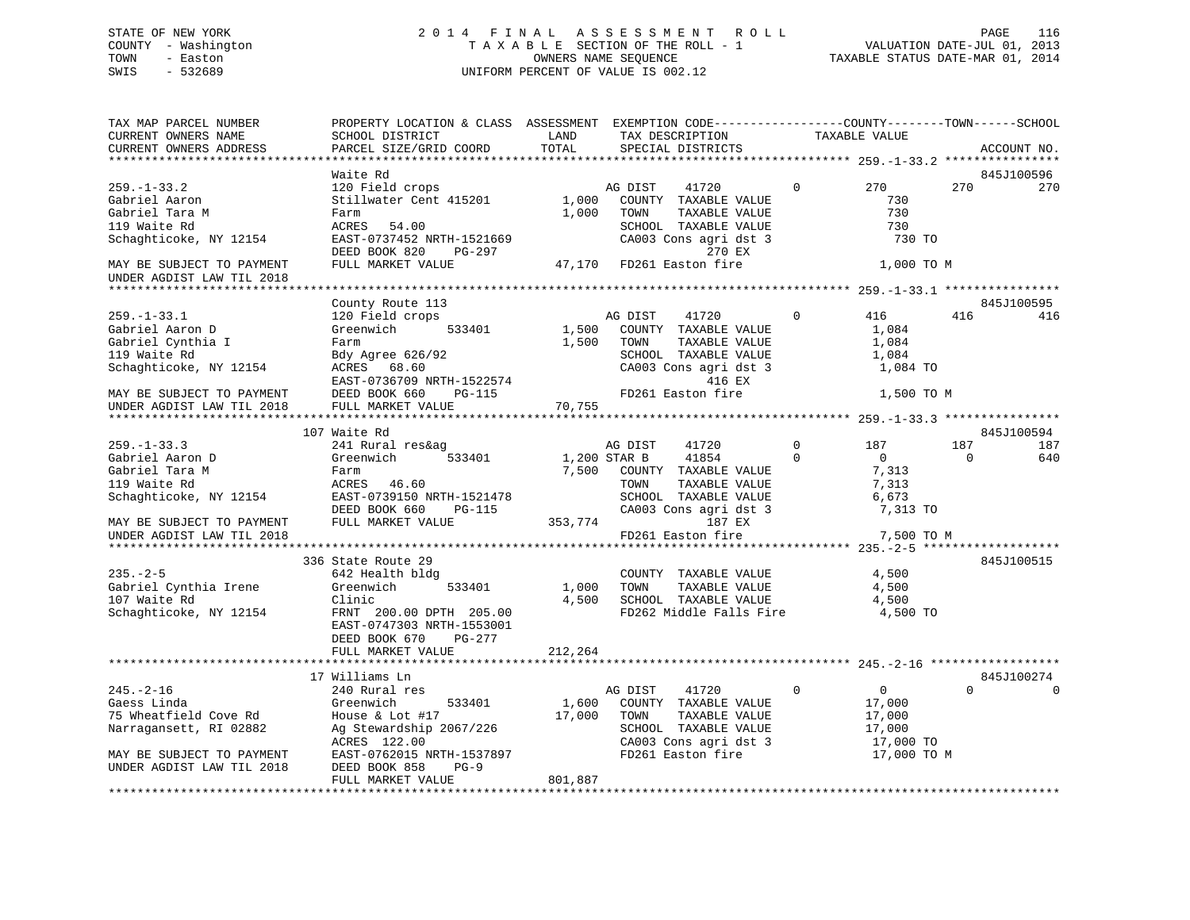STATE OF NEW YORK
COUNTY - Washington
TOWN - Easton
SWIS - 532689

2 0 1 4 F I N A L A S S E S S M E N T R O L L
T A X A B L E SECTION OF THE ROLL - 1
OWNERS NAME SEQUENCE
UNIFORM PERCENT OF VALUE IS 002.12

VALUATION DATE-JUL 01, 2013
TAXABLE STATUS DATE-MAR 01, 2014

```
TAX MAP PARCEL NUMBER          PROPERTY LOCATION & CLASS  ASSESSMENT  EXEMPTION CODE------------------COUNTY--------TOWN------SCHOOL
CURRENT OWNERS NAME            SCHOOL DISTRICT               LAND      TAX DESCRIPTION            TAXABLE VALUE
CURRENT OWNERS ADDRESS         PARCEL SIZE/GRID COORD        TOTAL     SPECIAL DISTRICTS                                        ACCOUNT NO.
******************************************************************************************************* 259.-1-33.2 ****************
                               Waite Rd                                                                                    845J100596
259.-1-33.2                    120 Field crops                        AG DIST     41720          0         270          270          270
Gabriel Aaron                  Stillwater Cent 415201        1,000    COUNTY  TAXABLE VALUE                730
Gabriel Tara M                 Farm                          1,000    TOWN    TAXABLE VALUE                730
119 Waite Rd                   ACRES   54.00                          SCHOOL  TAXABLE VALUE                730
Schaghticoke, NY 12154         EAST-0737452 NRTH-1521669              CA003 Cons agri dst 3                 730 TO
                               DEED BOOK 820    PG-297                              270 EX
MAY BE SUBJECT TO PAYMENT      FULL MARKET VALUE            47,170    FD261 Easton fire                   1,000 TO M
UNDER AGDIST LAW TIL 2018
******************************************************************************************************* 259.-1-33.1 ****************
                               County Route 113                                                                            845J100595
259.-1-33.1                    120 Field crops                        AG DIST     41720          0         416          416          416
Gabriel Aaron D                Greenwich       533401        1,500    COUNTY  TAXABLE VALUE              1,084
Gabriel Cynthia I              Farm                          1,500    TOWN    TAXABLE VALUE              1,084
119 Waite Rd                   Bdy Agree 626/92                       SCHOOL  TAXABLE VALUE              1,084
Schaghticoke, NY 12154         ACRES   68.60                          CA003 Cons agri dst 3               1,084 TO
                               EAST-0736709 NRTH-1522574                            416 EX
MAY BE SUBJECT TO PAYMENT      DEED BOOK 660    PG-115                FD261 Easton fire                   1,500 TO M
UNDER AGDIST LAW TIL 2018      FULL MARKET VALUE            70,755
******************************************************************************************************* 259.-1-33.3 ****************
                               107 Waite Rd                                                                                845J100594
259.-1-33.3                    241 Rural res&ag                       AG DIST     41720          0         187          187          187
Gabriel Aaron D                Greenwich       533401        1,200 STAR B      41854          0           0            0          640
Gabriel Tara M                 Farm                          7,500    COUNTY  TAXABLE VALUE              7,313
119 Waite Rd                   ACRES   46.60                          TOWN    TAXABLE VALUE              7,313
Schaghticoke, NY 12154         EAST-0739150 NRTH-1521478              SCHOOL  TAXABLE VALUE              6,673
                               DEED BOOK 660    PG-115                CA003 Cons agri dst 3               7,313 TO
MAY BE SUBJECT TO PAYMENT      FULL MARKET VALUE           353,774                  187 EX
UNDER AGDIST LAW TIL 2018                                             FD261 Easton fire                   7,500 TO M
******************************************************************************************************* 235.-2-5 *******************
                               336 State Route 29                                                                          845J100515
235.-2-5                       642 Health bldg                        COUNTY  TAXABLE VALUE              4,500
Gabriel Cynthia Irene          Greenwich       533401        1,000    TOWN    TAXABLE VALUE              4,500
107 Waite Rd                   Clinic                        4,500    SCHOOL  TAXABLE VALUE              4,500
Schaghticoke, NY 12154         FRNT 200.00 DPTH 205.00                FD262 Middle Falls Fire             4,500 TO
                               EAST-0747303 NRTH-1553001
                               DEED BOOK 670    PG-277
                               FULL MARKET VALUE           212,264
******************************************************************************************************* 245.-2-16 ******************
                               17 Williams Ln                                                                              845J100274
245.-2-16                      240 Rural res                          AG DIST     41720          0           0            0            0
Gaess Linda                    Greenwich       533401        1,600    COUNTY  TAXABLE VALUE             17,000
75 Wheatfield Cove Rd          House & Lot #17              17,000    TOWN    TAXABLE VALUE             17,000
Narragansett, RI 02882         Ag Stewardship 2067/226                SCHOOL  TAXABLE VALUE             17,000
                               ACRES  122.00                          CA003 Cons agri dst 3              17,000 TO
MAY BE SUBJECT TO PAYMENT      EAST-0762015 NRTH-1537897              FD261 Easton fire                  17,000 TO M
UNDER AGDIST LAW TIL 2018      DEED BOOK 858    PG-9
                               FULL MARKET VALUE           801,887
************************************************************************************************************************************
```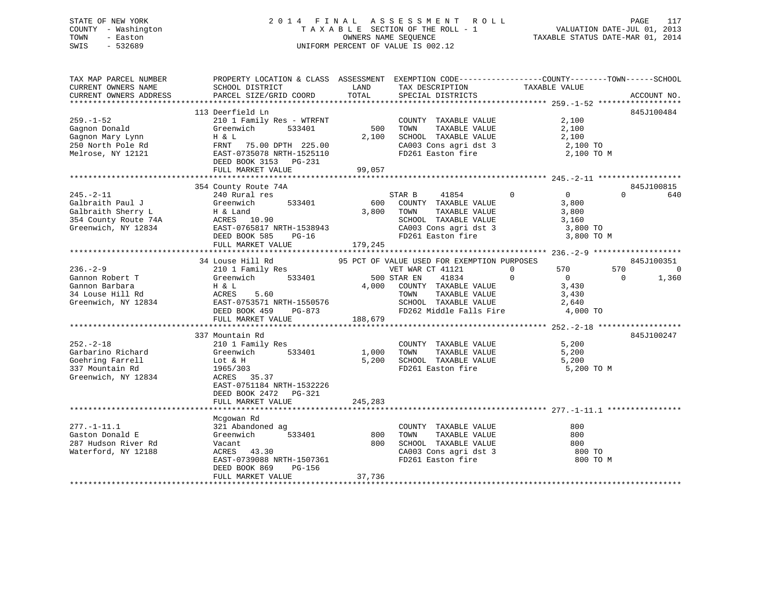STATE OF NEW YORK
COUNTY - Washington
TOWN - Easton
SWIS - 532689

2014 FINAL ASSESSMENT ROLL
TAXABLE SECTION OF THE ROLL - 1
OWNERS NAME SEQUENCE
UNIFORM PERCENT OF VALUE IS 002.12

VALUATION DATE-JUL 01, 2013
TAXABLE STATUS DATE-MAR 01, 2014

```
TAX MAP PARCEL NUMBER     PROPERTY LOCATION & CLASS  ASSESSMENT  EXEMPTION CODE------------------COUNTY--------TOWN------SCHOOL
CURRENT OWNERS NAME       SCHOOL DISTRICT               LAND      TAX DESCRIPTION            TAXABLE VALUE
CURRENT OWNERS ADDRESS    PARCEL SIZE/GRID COORD       TOTAL      SPECIAL DISTRICTS                                     ACCOUNT NO.
******************************************************************************************** 259.-1-52 ******************
                          113 Deerfield Ln                                                                          845J100484
259.-1-52                 210 1 Family Res - WTRFNT            COUNTY  TAXABLE VALUE            2,100
Gagnon Donald             Greenwich        533401        500   TOWN    TAXABLE VALUE            2,100
Gagnon Mary Lynn          H & L                        2,100   SCHOOL  TAXABLE VALUE            2,100
250 North Pole Rd         FRNT   75.00 DPTH 225.00             CA003 Cons agri dst 3             2,100 TO
Melrose, NY 12121         EAST-0735078 NRTH-1525110            FD261 Easton fire                 2,100 TO M
                          DEED BOOK 3153   PG-231
                          FULL MARKET VALUE             99,057
******************************************************************************************** 245.-2-11 ******************
                          354 County Route 74A                                                                      845J100815
245.-2-11                 240 Rural res                        STAR B     41854          0          0          0        640
Galbraith Paul J          Greenwich        533401        600   COUNTY  TAXABLE VALUE            3,800
Galbraith Sherry L        H & Land                     3,800   TOWN    TAXABLE VALUE            3,800
354 County Route 74A      ACRES   10.90                        SCHOOL  TAXABLE VALUE            3,160
Greenwich, NY 12834       EAST-0765817 NRTH-1538943            CA003 Cons agri dst 3             3,800 TO
                          DEED BOOK 585    PG-16               FD261 Easton fire                 3,800 TO M
                          FULL MARKET VALUE            179,245
******************************************************************************************** 236.-2-9 *******************
                          34 Louse Hill Rd             95 PCT OF VALUE USED FOR EXEMPTION PURPOSES                  845J100351
236.-2-9                  210 1 Family Res                     VET WAR CT 41121          0        570        570          0
Gannon Robert T           Greenwich        533401        500 STAR EN    41834          0          0          0      1,360
Gannon Barbara            H & L                        4,000   COUNTY  TAXABLE VALUE            3,430
34 Louse Hill Rd          ACRES    5.60                        TOWN    TAXABLE VALUE            3,430
Greenwich, NY 12834       EAST-0753571 NRTH-1550576            SCHOOL  TAXABLE VALUE            2,640
                          DEED BOOK 459    PG-873              FD262 Middle Falls Fire           4,000 TO
                          FULL MARKET VALUE            188,679
******************************************************************************************** 252.-2-18 ******************
                          337 Mountain Rd                                                                           845J100247
252.-2-18                 210 1 Family Res                     COUNTY  TAXABLE VALUE            5,200
Garbarino Richard         Greenwich        533401      1,000   TOWN    TAXABLE VALUE            5,200
Goehring Farrell          Lot & H                      5,200   SCHOOL  TAXABLE VALUE            5,200
337 Mountain Rd           1965/303                             FD261 Easton fire                 5,200 TO M
Greenwich, NY 12834       ACRES   35.37
                          EAST-0751184 NRTH-1532226
                          DEED BOOK 2472   PG-321
                          FULL MARKET VALUE            245,283
******************************************************************************************** 277.-1-11.1 ****************
                          Mcgowan Rd
277.-1-11.1               321 Abandoned ag                     COUNTY  TAXABLE VALUE              800
Gaston Donald E           Greenwich        533401        800   TOWN    TAXABLE VALUE              800
287 Hudson River Rd       Vacant                         800   SCHOOL  TAXABLE VALUE              800
Waterford, NY 12188       ACRES   43.30                        CA003 Cons agri dst 3               800 TO
                          EAST-0739088 NRTH-1507361            FD261 Easton fire                   800 TO M
                          DEED BOOK 869    PG-156
                          FULL MARKET VALUE             37,736
****************************************************************************************************************************
```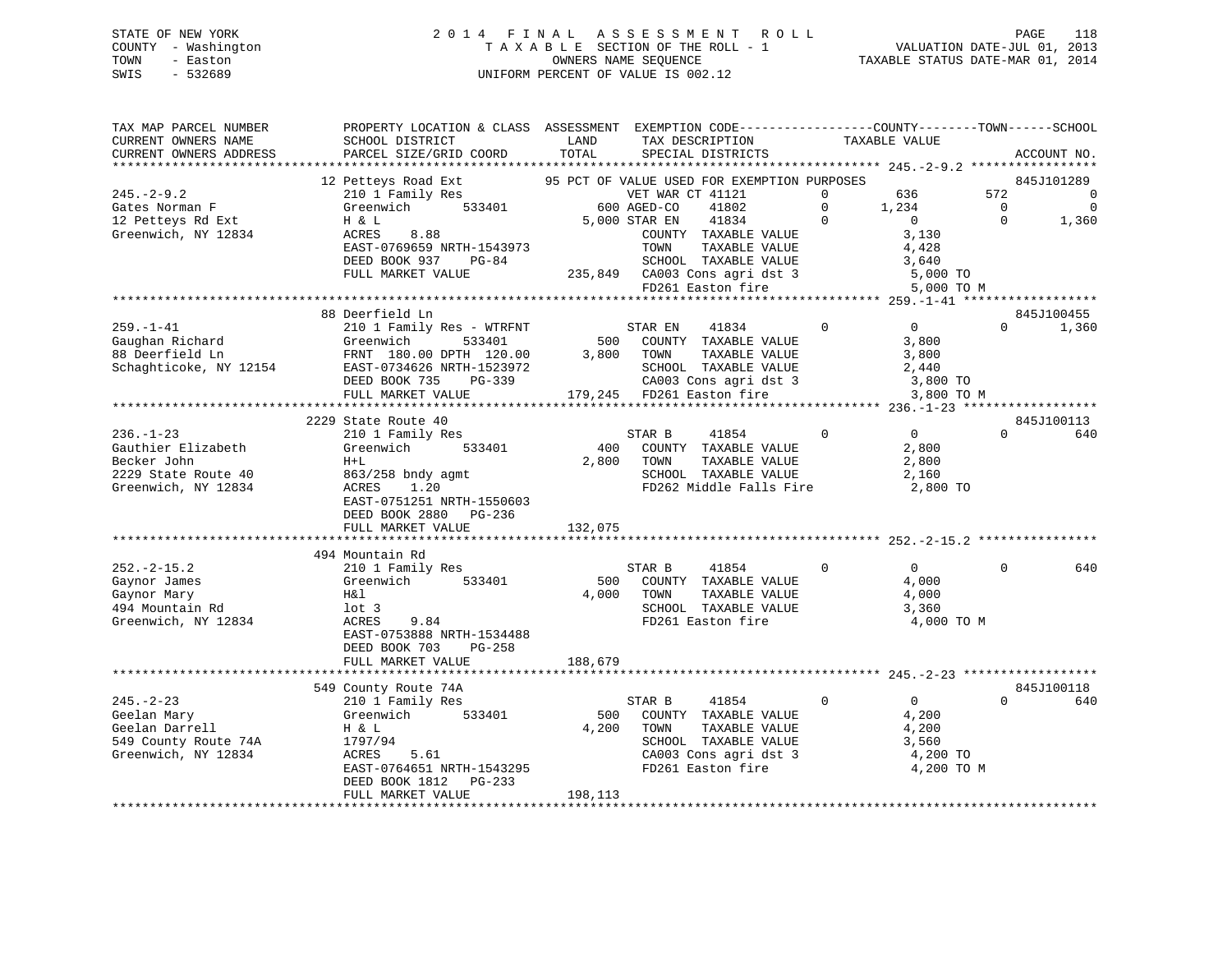STATE OF NEW YORK
COUNTY - Washington
TOWN - Easton
SWIS - 532689

2014 FINAL ASSESSMENT ROLL
TAXABLE SECTION OF THE ROLL - 1
OWNERS NAME SEQUENCE
UNIFORM PERCENT OF VALUE IS 002.12

VALUATION DATE-JUL 01, 2013
TAXABLE STATUS DATE-MAR 01, 2014

```
TAX MAP PARCEL NUMBER          PROPERTY LOCATION & CLASS  ASSESSMENT  EXEMPTION CODE-----------------COUNTY--------TOWN------SCHOOL
CURRENT OWNERS NAME            SCHOOL DISTRICT               LAND      TAX DESCRIPTION            TAXABLE VALUE
CURRENT OWNERS ADDRESS         PARCEL SIZE/GRID COORD        TOTAL     SPECIAL DISTRICTS                                      ACCOUNT NO.
******************************************************************************************************* 245.-2-9.2 *****************
                               12 Petteys Road Ext          95 PCT OF VALUE USED FOR EXEMPTION PURPOSES                        845J101289
245.-2-9.2                     210 1 Family Res                  VET WAR CT 41121       0         636          572             0
Gates Norman F                 Greenwich       533401        600 AGED-CO    41802       0       1,234            0             0
12 Petteys Rd Ext              H & L                       5,000 STAR EN    41834       0           0            0         1,360
Greenwich, NY 12834            ACRES     8.88                    COUNTY  TAXABLE VALUE            3,130
                               EAST-0769659 NRTH-1543973         TOWN    TAXABLE VALUE            4,428
                               DEED BOOK 937    PG-84            SCHOOL  TAXABLE VALUE            3,640
                               FULL MARKET VALUE           235,849  CA003 Cons agri dst 3             5,000 TO
                                                                 FD261 Easton fire                 5,000 TO M
******************************************************************************************************* 259.-1-41 ******************
                               88 Deerfield Ln                                                                          845J100455
259.-1-41                      210 1 Family Res - WTRFNT         STAR EN    41834       0           0            0         1,360
Gaughan Richard                Greenwich       533401        500    COUNTY  TAXABLE VALUE            3,800
88 Deerfield Ln                FRNT  180.00 DPTH  120.00   3,800    TOWN    TAXABLE VALUE            3,800
Schaghticoke, NY 12154         EAST-0734626 NRTH-1523972            SCHOOL  TAXABLE VALUE            2,440
                               DEED BOOK 735    PG-339              CA003 Cons agri dst 3             3,800 TO
                               FULL MARKET VALUE           179,245  FD261 Easton fire                 3,800 TO M
******************************************************************************************************* 236.-1-23 ******************
                               2229 State Route 40                                                                      845J100113
236.-1-23                      210 1 Family Res                  STAR B     41854       0           0            0           640
Gauthier Elizabeth             Greenwich       533401        400    COUNTY  TAXABLE VALUE            2,800
Becker John                    H+L                         2,800    TOWN    TAXABLE VALUE            2,800
2229 State Route 40            863/258 bndy agmt                    SCHOOL  TAXABLE VALUE            2,160
Greenwich, NY 12834            ACRES     1.20                       FD262 Middle Falls Fire           2,800 TO
                               EAST-0751251 NRTH-1550603
                               DEED BOOK 2880   PG-236
                               FULL MARKET VALUE           132,075
******************************************************************************************************* 252.-2-15.2 ****************
                               494 Mountain Rd
252.-2-15.2                    210 1 Family Res                  STAR B     41854       0           0            0           640
Gaynor James                   Greenwich       533401        500    COUNTY  TAXABLE VALUE            4,000
Gaynor Mary                    H&l                         4,000    TOWN    TAXABLE VALUE            4,000
494 Mountain Rd                lot 3                                SCHOOL  TAXABLE VALUE            3,360
Greenwich, NY 12834            ACRES     9.84                       FD261 Easton fire                 4,000 TO M
                               EAST-0753888 NRTH-1534488
                               DEED BOOK 703    PG-258
                               FULL MARKET VALUE           188,679
******************************************************************************************************* 245.-2-23 ******************
                               549 County Route 74A                                                                     845J100118
245.-2-23                      210 1 Family Res                  STAR B     41854       0           0            0           640
Geelan Mary                    Greenwich       533401        500    COUNTY  TAXABLE VALUE            4,200
Geelan Darrell                 H & L                       4,200    TOWN    TAXABLE VALUE            4,200
549 County Route 74A           1797/94                              SCHOOL  TAXABLE VALUE            3,560
Greenwich, NY 12834            ACRES     5.61                       CA003 Cons agri dst 3             4,200 TO
                               EAST-0764651 NRTH-1543295            FD261 Easton fire                 4,200 TO M
                               DEED BOOK 1812   PG-233
                               FULL MARKET VALUE           198,113
************************************************************************************************************************************
```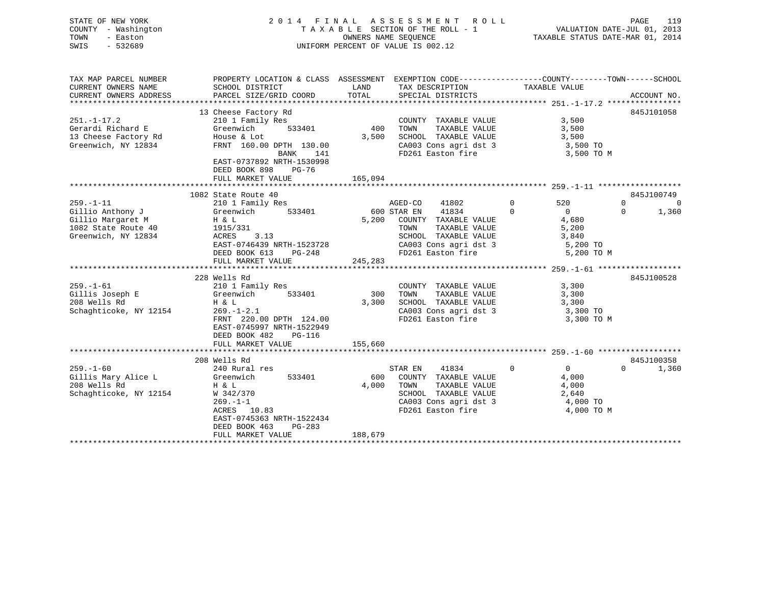STATE OF NEW YORK
COUNTY - Washington
TOWN - Easton
SWIS - 532689

2014 FINAL ASSESSMENT ROLL
TAXABLE SECTION OF THE ROLL - 1
OWNERS NAME SEQUENCE
UNIFORM PERCENT OF VALUE IS 002.12

VALUATION DATE-JUL 01, 2013
TAXABLE STATUS DATE-MAR 01, 2014

```
TAX MAP PARCEL NUMBER        PROPERTY LOCATION & CLASS  ASSESSMENT  EXEMPTION CODE-----------------COUNTY--------TOWN------SCHOOL
CURRENT OWNERS NAME          SCHOOL DISTRICT             LAND       TAX DESCRIPTION            TAXABLE VALUE
CURRENT OWNERS ADDRESS       PARCEL SIZE/GRID COORD      TOTAL      SPECIAL DISTRICTS                                    ACCOUNT NO.
******************************************************************************************************* 251.-1-17.2 ****************
                             13 Cheese Factory Rd                                                                      845J101058
251.-1-17.2                  210 1 Family Res                       COUNTY  TAXABLE VALUE            3,500
Gerardi Richard E            Greenwich        533401        400     TOWN    TAXABLE VALUE            3,500
13 Cheese Factory Rd         House & Lot                  3,500     SCHOOL  TAXABLE VALUE            3,500
Greenwich, NY 12834          FRNT  160.00 DPTH 130.00               CA003 Cons agri dst 3             3,500 TO
                                          BANK    141               FD261 Easton fire                 3,500 TO M
                             EAST-0737892 NRTH-1530998
                             DEED BOOK 898    PG-76
                             FULL MARKET VALUE          165,094
******************************************************************************************************* 259.-1-11 ******************
                             1082 State Route 40                                                                       845J100749
259.-1-11                    210 1 Family Res                       AGED-CO    41802         0        520            0           0
Gillio Anthony J             Greenwich        533401        600 STAR EN    41834         0          0            0       1,360
Gillio Margaret M            H & L                        5,200     COUNTY  TAXABLE VALUE            4,680
1082 State Route 40          1915/331                               TOWN    TAXABLE VALUE            5,200
Greenwich, NY 12834          ACRES    3.13                          SCHOOL  TAXABLE VALUE            3,840
                             EAST-0746439 NRTH-1523728              CA003 Cons agri dst 3             5,200 TO
                             DEED BOOK 613    PG-248                FD261 Easton fire                 5,200 TO M
                             FULL MARKET VALUE          245,283
******************************************************************************************************* 259.-1-61 ******************
                             228 Wells Rd                                                                              845J100528
259.-1-61                    210 1 Family Res                       COUNTY  TAXABLE VALUE            3,300
Gillis Joseph E              Greenwich        533401        300     TOWN    TAXABLE VALUE            3,300
208 Wells Rd                 H & L                        3,300     SCHOOL  TAXABLE VALUE            3,300
Schaghticoke, NY 12154       269.-1-2.1                             CA003 Cons agri dst 3             3,300 TO
                             FRNT  220.00 DPTH 124.00               FD261 Easton fire                 3,300 TO M
                             EAST-0745997 NRTH-1522949
                             DEED BOOK 482    PG-116
                             FULL MARKET VALUE          155,660
******************************************************************************************************* 259.-1-60 ******************
                             208 Wells Rd                                                                              845J100358
259.-1-60                    240 Rural res                          STAR EN    41834         0          0            0       1,360
Gillis Mary Alice L          Greenwich        533401        600     COUNTY  TAXABLE VALUE            4,000
208 Wells Rd                 H & L                        4,000     TOWN    TAXABLE VALUE            4,000
Schaghticoke, NY 12154       W 342/370                              SCHOOL  TAXABLE VALUE            2,640
                             269.-1-1                               CA003 Cons agri dst 3             4,000 TO
                             ACRES   10.83                          FD261 Easton fire                 4,000 TO M
                             EAST-0745363 NRTH-1522434
                             DEED BOOK 463    PG-283
                             FULL MARKET VALUE          188,679
************************************************************************************************************************************
```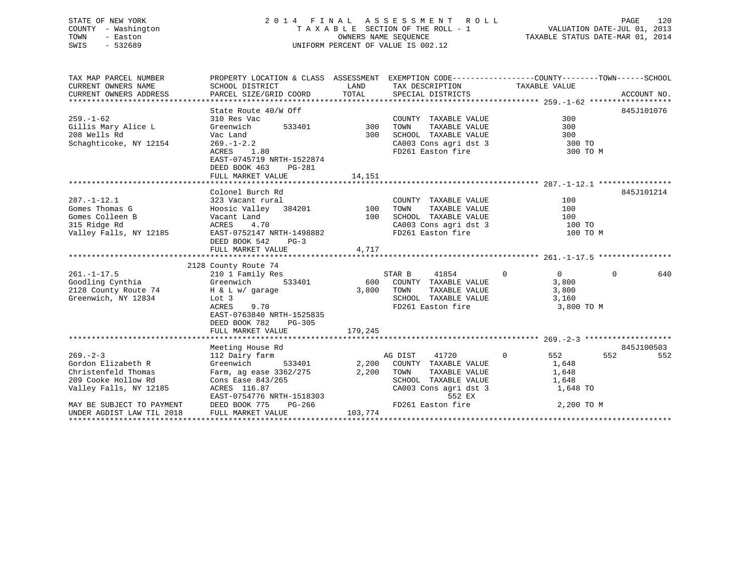STATE OF NEW YORK
COUNTY - Washington
TOWN - Easton
SWIS - 532689

2014 FINAL ASSESSMENT ROLL
TAXABLE SECTION OF THE ROLL - 1
OWNERS NAME SEQUENCE
UNIFORM PERCENT OF VALUE IS 002.12

VALUATION DATE-JUL 01, 2013
TAXABLE STATUS DATE-MAR 01, 2014

```
TAX MAP PARCEL NUMBER          PROPERTY LOCATION & CLASS  ASSESSMENT  EXEMPTION CODE------------------COUNTY--------TOWN------SCHOOL
CURRENT OWNERS NAME            SCHOOL DISTRICT               LAND      TAX DESCRIPTION             TAXABLE VALUE
CURRENT OWNERS ADDRESS         PARCEL SIZE/GRID COORD        TOTAL     SPECIAL DISTRICTS                                         ACCOUNT NO.
****************************************************************************************************** 259.-1-62 *****************
                               State Route 40/W Off                                                                       845J101076
259.-1-62                      310 Res Vac                              COUNTY  TAXABLE VALUE              300
Gillis Mary Alice L            Greenwich       533401          300      TOWN    TAXABLE VALUE              300
208 Wells Rd                   Vac Land                        300      SCHOOL  TAXABLE VALUE              300
Schaghticoke, NY 12154         269.-1-2.2                               CA003 Cons agri dst 3              300 TO
                               ACRES    1.80                            FD261 Easton fire                  300 TO M
                               EAST-0745719 NRTH-1522874
                               DEED BOOK 463    PG-281
                               FULL MARKET VALUE            14,151
****************************************************************************************************** 287.-1-12.1 ***************
                               Colonel Burch Rd                                                                           845J101214
287.-1-12.1                    323 Vacant rural                         COUNTY  TAXABLE VALUE              100
Gomes Thomas G                 Hoosic Valley   384201          100      TOWN    TAXABLE VALUE              100
Gomes Colleen B                Vacant Land                     100      SCHOOL  TAXABLE VALUE              100
315 Ridge Rd                   ACRES    4.70                            CA003 Cons agri dst 3              100 TO
Valley Falls, NY 12185         EAST-0752147 NRTH-1498882                FD261 Easton fire                  100 TO M
                               DEED BOOK 542    PG-3
                               FULL MARKET VALUE             4,717
****************************************************************************************************** 261.-1-17.5 ***************
                          2128 County Route 74
261.-1-17.5                    210 1 Family Res                         STAR B     41854          0          0           0         640
Goodling Cynthia               Greenwich       533401          600      COUNTY  TAXABLE VALUE            3,800
2128 County Route 74           H & L w/ garage               3,800      TOWN    TAXABLE VALUE            3,800
Greenwich, NY 12834            Lot 3                                    SCHOOL  TAXABLE VALUE            3,160
                               ACRES    9.70                            FD261 Easton fire                3,800 TO M
                               EAST-0763840 NRTH-1525835
                               DEED BOOK 782    PG-305
                               FULL MARKET VALUE           179,245
****************************************************************************************************** 269.-2-3 ******************
                               Meeting House Rd                                                                           845J100503
269.-2-3                       112 Dairy farm                           AG DIST    41720          0        552         552         552
Gordon Elizabeth R             Greenwich       533401        2,200      COUNTY  TAXABLE VALUE            1,648
Christenfeld Thomas            Farm, ag ease 3362/275        2,200      TOWN    TAXABLE VALUE            1,648
209 Cooke Hollow Rd            Cons Ease 843/265                        SCHOOL  TAXABLE VALUE            1,648
Valley Falls, NY 12185         ACRES  116.87                            CA003 Cons agri dst 3            1,648 TO
                               EAST-0754776 NRTH-1518303                              552 EX
MAY BE SUBJECT TO PAYMENT      DEED BOOK 775    PG-266                  FD261 Easton fire                2,200 TO M
UNDER AGDIST LAW TIL 2018      FULL MARKET VALUE           103,774
**********************************************************************************************************************************
```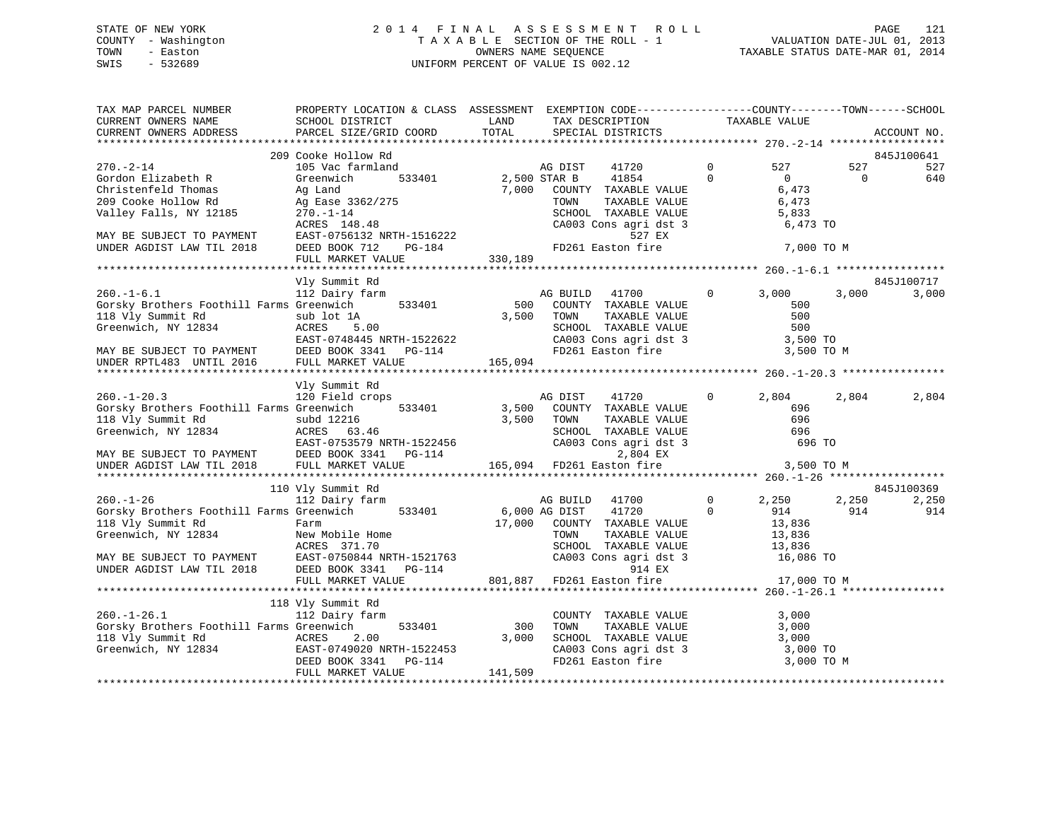STATE OF NEW YORK
COUNTY - Washington
TOWN - Easton
SWIS - 532689

# 2014 FINAL ASSESSMENT ROLL

TAXABLE SECTION OF THE ROLL - 1
OWNERS NAME SEQUENCE
UNIFORM PERCENT OF VALUE IS 002.12

VALUATION DATE-JUL 01, 2013
TAXABLE STATUS DATE-MAR 01, 2014

```
TAX MAP PARCEL NUMBER          PROPERTY LOCATION & CLASS  ASSESSMENT  EXEMPTION CODE------------------COUNTY--------TOWN------SCHOOL
CURRENT OWNERS NAME            SCHOOL DISTRICT            LAND        TAX DESCRIPTION             TAXABLE VALUE
CURRENT OWNERS ADDRESS         PARCEL SIZE/GRID COORD     TOTAL       SPECIAL DISTRICTS                                       ACCOUNT NO.
*********************************************************************************************** 270.-2-14 ******************
                               209 Cooke Hollow Rd                                                                         845J100641
270.-2-14                      105 Vac farmland                       AG DIST     41720       0         527        527          527
Gordon Elizabeth R             Greenwich      533401         2,500 STAR B      41854       0           0          0          640
Christenfeld Thomas            Ag Land                       7,000   COUNTY  TAXABLE VALUE          6,473
209 Cooke Hollow Rd            Ag Ease 3362/275                      TOWN    TAXABLE VALUE          6,473
Valley Falls, NY 12185         270.-1-14                             SCHOOL  TAXABLE VALUE          5,833
                               ACRES  148.48                         CA003 Cons agri dst 3           6,473 TO
MAY BE SUBJECT TO PAYMENT      EAST-0756132 NRTH-1516222                        527 EX
UNDER AGDIST LAW TIL 2018      DEED BOOK 712    PG-184               FD261 Easton fire               7,000 TO M
                               FULL MARKET VALUE           330,189
*********************************************************************************************** 260.-1-6.1 *****************
                               Vly Summit Rd                                                                               845J100717
260.-1-6.1                     112 Dairy farm                         AG BUILD    41700       0       3,000      3,000        3,000
Gorsky Brothers Foothill Farms Greenwich      533401           500   COUNTY  TAXABLE VALUE            500
118 Vly Summit Rd              sub lot 1A                    3,500   TOWN    TAXABLE VALUE            500
Greenwich, NY 12834            ACRES    5.00                         SCHOOL  TAXABLE VALUE            500
                               EAST-0748445 NRTH-1522622             CA003 Cons agri dst 3           3,500 TO
MAY BE SUBJECT TO PAYMENT      DEED BOOK 3341   PG-114               FD261 Easton fire               3,500 TO M
UNDER RPTL483  UNTIL 2016      FULL MARKET VALUE           165,094
*********************************************************************************************** 260.-1-20.3 ****************
                               Vly Summit Rd
260.-1-20.3                    120 Field crops                        AG DIST     41720       0       2,804      2,804        2,804
Gorsky Brothers Foothill Farms Greenwich      533401         3,500   COUNTY  TAXABLE VALUE            696
118 Vly Summit Rd              subd 12216                    3,500   TOWN    TAXABLE VALUE            696
Greenwich, NY 12834            ACRES   63.46                         SCHOOL  TAXABLE VALUE            696
                               EAST-0753579 NRTH-1522456             CA003 Cons agri dst 3             696 TO
MAY BE SUBJECT TO PAYMENT      DEED BOOK 3341   PG-114                        2,804 EX
UNDER AGDIST LAW TIL 2018      FULL MARKET VALUE           165,094  FD261 Easton fire               3,500 TO M
*********************************************************************************************** 260.-1-26 ******************
                               110 Vly Summit Rd                                                                           845J100369
260.-1-26                      112 Dairy farm                         AG BUILD    41700       0       2,250      2,250        2,250
Gorsky Brothers Foothill Farms Greenwich      533401         6,000 AG DIST     41720       0         914        914          914
118 Vly Summit Rd              Farm                         17,000   COUNTY  TAXABLE VALUE         13,836
Greenwich, NY 12834            New Mobile Home                       TOWN    TAXABLE VALUE         13,836
                               ACRES  371.70                         SCHOOL  TAXABLE VALUE         13,836
MAY BE SUBJECT TO PAYMENT      EAST-0750844 NRTH-1521763             CA003 Cons agri dst 3          16,086 TO
UNDER AGDIST LAW TIL 2018      DEED BOOK 3341   PG-114                          914 EX
                               FULL MARKET VALUE           801,887  FD261 Easton fire              17,000 TO M
*********************************************************************************************** 260.-1-26.1 ****************
                               118 Vly Summit Rd
260.-1-26.1                    112 Dairy farm                         COUNTY  TAXABLE VALUE          3,000
Gorsky Brothers Foothill Farms Greenwich      533401           300   TOWN    TAXABLE VALUE          3,000
118 Vly Summit Rd              ACRES    2.00                 3,000   SCHOOL  TAXABLE VALUE          3,000
Greenwich, NY 12834            EAST-0749020 NRTH-1522453             CA003 Cons agri dst 3           3,000 TO
                               DEED BOOK 3341   PG-114               FD261 Easton fire               3,000 TO M
                               FULL MARKET VALUE           141,509
******************************************************************************************************************************
```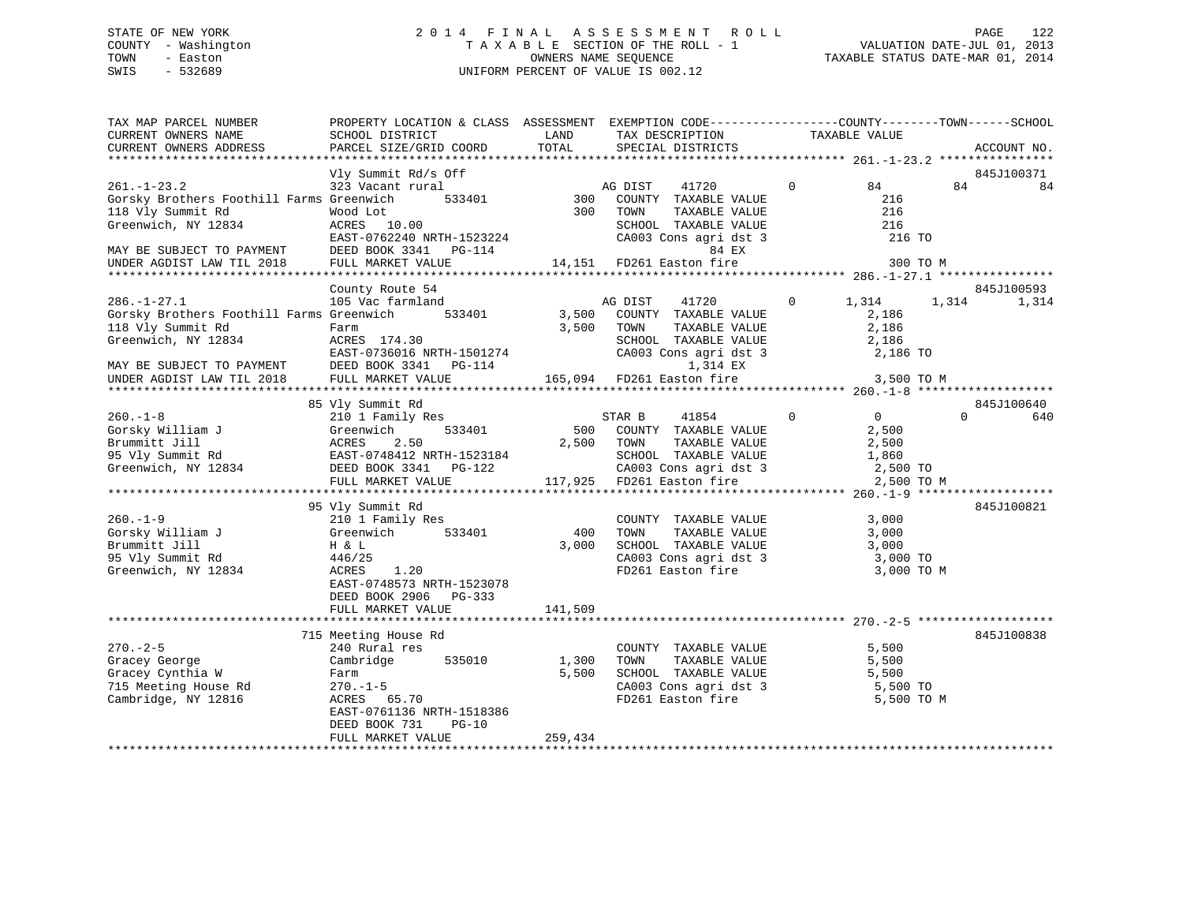STATE OF NEW YORK
COUNTY - Washington
TOWN - Easton
SWIS - 532689

2014 FINAL ASSESSMENT ROLL
TAXABLE SECTION OF THE ROLL - 1
OWNERS NAME SEQUENCE
UNIFORM PERCENT OF VALUE IS 002.12

VALUATION DATE-JUL 01, 2013
TAXABLE STATUS DATE-MAR 01, 2014

```
TAX MAP PARCEL NUMBER          PROPERTY LOCATION & CLASS  ASSESSMENT  EXEMPTION CODE------------------COUNTY--------TOWN------SCHOOL
CURRENT OWNERS NAME            SCHOOL DISTRICT               LAND      TAX DESCRIPTION              TAXABLE VALUE
CURRENT OWNERS ADDRESS         PARCEL SIZE/GRID COORD        TOTAL      SPECIAL DISTRICTS                                    ACCOUNT NO.
******************************************************************************************************* 261.-1-23.2 ****************
                               Vly Summit Rd/s Off                                                                        845J100371
261.-1-23.2                    323 Vacant rural                        AG DIST    41720         0         84          84          84
Gorsky Brothers Foothill Farms Greenwich        533401          300    COUNTY  TAXABLE VALUE              216
118 Vly Summit Rd              Wood Lot                          300    TOWN    TAXABLE VALUE              216
Greenwich, NY 12834            ACRES   10.00                            SCHOOL  TAXABLE VALUE              216
                               EAST-0762240 NRTH-1523224                CA003 Cons agri dst 3              216 TO
MAY BE SUBJECT TO PAYMENT      DEED BOOK 3341   PG-114                          84 EX
UNDER AGDIST LAW TIL 2018      FULL MARKET VALUE              14,151    FD261 Easton fire                  300 TO M
******************************************************************************************************* 286.-1-27.1 ****************
                               County Route 54                                                                            845J100593
286.-1-27.1                    105 Vac farmland                        AG DIST    41720         0      1,314       1,314       1,314
Gorsky Brothers Foothill Farms Greenwich        533401        3,500    COUNTY  TAXABLE VALUE            2,186
118 Vly Summit Rd              Farm                            3,500    TOWN    TAXABLE VALUE            2,186
Greenwich, NY 12834            ACRES  174.30                            SCHOOL  TAXABLE VALUE            2,186
                               EAST-0736016 NRTH-1501274                CA003 Cons agri dst 3            2,186 TO
MAY BE SUBJECT TO PAYMENT      DEED BOOK 3341   PG-114                       1,314 EX
UNDER AGDIST LAW TIL 2018      FULL MARKET VALUE             165,094    FD261 Easton fire                3,500 TO M
******************************************************************************************************* 260.-1-8 *******************
                               85 Vly Summit Rd                                                                           845J100640
260.-1-8                       210 1 Family Res                        STAR B     41854         0          0           0         640
Gorsky William J               Greenwich        533401          500    COUNTY  TAXABLE VALUE            2,500
Brummitt Jill                  ACRES    2.50                  2,500    TOWN    TAXABLE VALUE            2,500
95 Vly Summit Rd               EAST-0748412 NRTH-1523184                SCHOOL  TAXABLE VALUE            1,860
Greenwich, NY 12834            DEED BOOK 3341   PG-122                  CA003 Cons agri dst 3            2,500 TO
                               FULL MARKET VALUE             117,925    FD261 Easton fire                2,500 TO M
******************************************************************************************************* 260.-1-9 *******************
                               95 Vly Summit Rd                                                                           845J100821
260.-1-9                       210 1 Family Res                         COUNTY  TAXABLE VALUE            3,000
Gorsky William J               Greenwich        533401          400    TOWN    TAXABLE VALUE            3,000
Brummitt Jill                  H & L                          3,000    SCHOOL  TAXABLE VALUE            3,000
95 Vly Summit Rd               446/25                                   CA003 Cons agri dst 3            3,000 TO
Greenwich, NY 12834            ACRES    1.20                            FD261 Easton fire                3,000 TO M
                               EAST-0748573 NRTH-1523078
                               DEED BOOK 2906   PG-333
                               FULL MARKET VALUE             141,509
******************************************************************************************************* 270.-2-5 *******************
                               715 Meeting House Rd                                                                       845J100838
270.-2-5                       240 Rural res                            COUNTY  TAXABLE VALUE            5,500
Gracey George                  Cambridge        535010        1,300    TOWN    TAXABLE VALUE            5,500
Gracey Cynthia W               Farm                            5,500    SCHOOL  TAXABLE VALUE            5,500
715 Meeting House Rd           270.-1-5                                 CA003 Cons agri dst 3            5,500 TO
Cambridge, NY 12816            ACRES   65.70                            FD261 Easton fire                5,500 TO M
                               EAST-0761136 NRTH-1518386
                               DEED BOOK 731    PG-10
                               FULL MARKET VALUE             259,434
************************************************************************************************************************************
```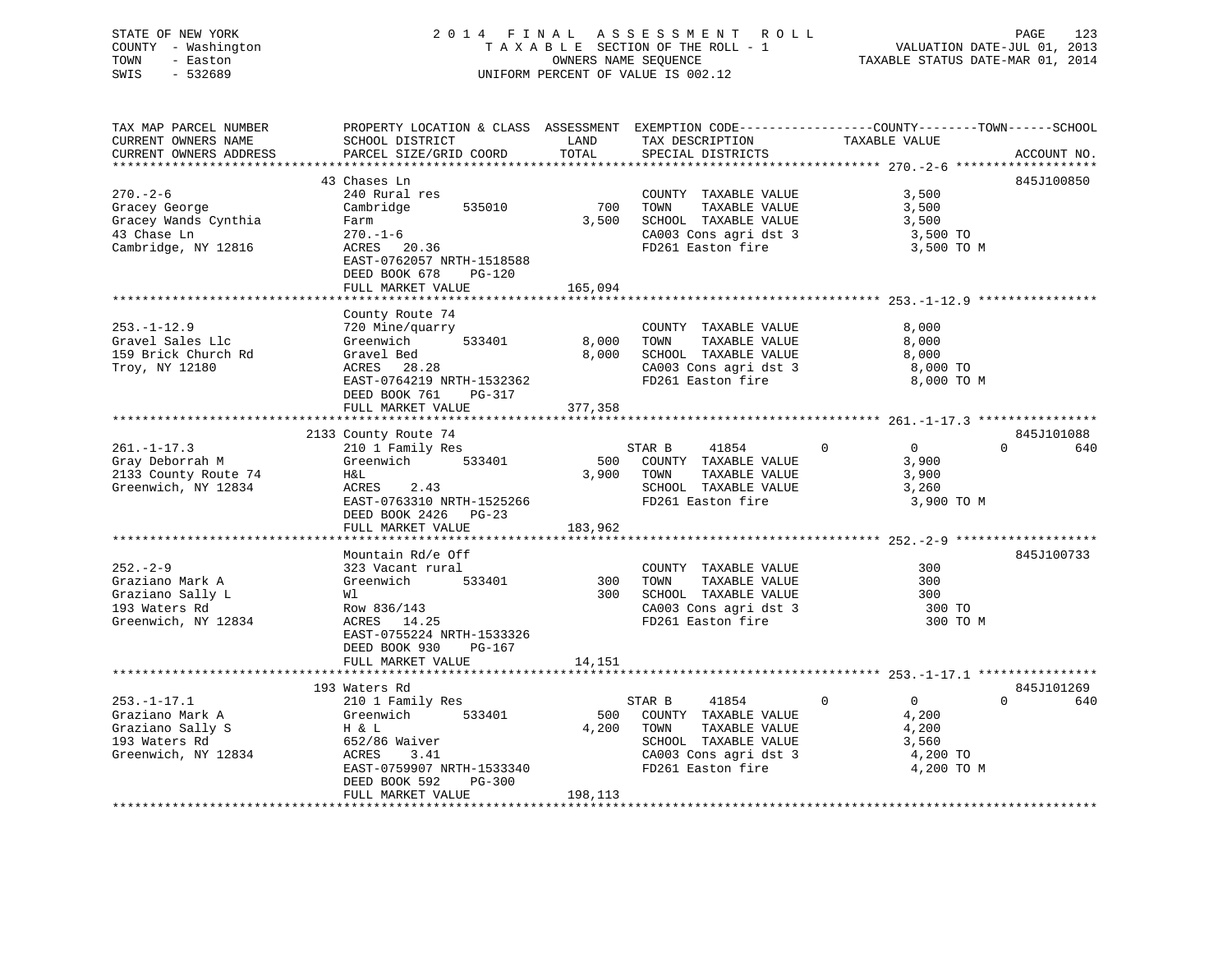STATE OF NEW YORK                    2 0 1 4   F I N A L   A S S E S S M E N T   R O L L
COUNTY - Washington                  T A X A B L E SECTION OF THE ROLL - 1                VALUATION DATE-JUL 01, 2013
TOWN - Easton                        OWNERS NAME SEQUENCE                                  TAXABLE STATUS DATE-MAR 01, 2014
SWIS - 532689                        UNIFORM PERCENT OF VALUE IS 002.12

| TAX MAP PARCEL NUMBER / CURRENT OWNERS NAME / CURRENT OWNERS ADDRESS | PROPERTY LOCATION & CLASS / SCHOOL DISTRICT / PARCEL SIZE/GRID COORD | ASSESSMENT LAND | TOTAL | EXEMPTION CODE / TAX DESCRIPTION / SPECIAL DISTRICTS | COUNTY TAXABLE VALUE | TOWN | SCHOOL | ACCOUNT NO. |
|---|---|---|---|---|---|---|---|---|
| 270.-2-6 | 43 Chases Ln | | | | | | | 845J100850 |
| Gracey George | 240 Rural res | | | COUNTY TAXABLE VALUE | 3,500 | | | |
| Gracey Wands Cynthia | Cambridge 535010 | 700 | | TOWN TAXABLE VALUE | 3,500 | | | |
| 43 Chase Ln | Farm | | 3,500 | SCHOOL TAXABLE VALUE | 3,500 | | | |
| Cambridge, NY 12816 | 270.-1-6 | | | CA003 Cons agri dst 3 | 3,500 TO | | | |
| | ACRES 20.36 | | | FD261 Easton fire | 3,500 TO M | | | |
| | EAST-0762057 NRTH-1518588 | | | | | | | |
| | DEED BOOK 678 PG-120 | | | | | | | |
| | FULL MARKET VALUE | | 165,094 | | | | | |
| 253.-1-12.9 | County Route 74 | | | | | | | |
| Gravel Sales Llc | 720 Mine/quarry | | | COUNTY TAXABLE VALUE | 8,000 | | | |
| 159 Brick Church Rd | Greenwich 533401 | 8,000 | | TOWN TAXABLE VALUE | 8,000 | | | |
| Troy, NY 12180 | Gravel Bed | | 8,000 | SCHOOL TAXABLE VALUE | 8,000 | | | |
| | ACRES 28.28 | | | CA003 Cons agri dst 3 | 8,000 TO | | | |
| | EAST-0764219 NRTH-1532362 | | | FD261 Easton fire | 8,000 TO M | | | |
| | DEED BOOK 761 PG-317 | | | | | | | |
| | FULL MARKET VALUE | | 377,358 | | | | | |
| 261.-1-17.3 | 2133 County Route 74 | | | | | | | 845J101088 |
| Gray Deborrah M | 210 1 Family Res | | | STAR B 41854 | 0 | 0 | 0 | 640 |
| 2133 County Route 74 | Greenwich 533401 | 500 | | COUNTY TAXABLE VALUE | 3,900 | | | |
| Greenwich, NY 12834 | H&L | | 3,900 | TOWN TAXABLE VALUE | 3,900 | | | |
| | ACRES 2.43 | | | SCHOOL TAXABLE VALUE | 3,260 | | | |
| | EAST-0763310 NRTH-1525266 | | | FD261 Easton fire | 3,900 TO M | | | |
| | DEED BOOK 2426 PG-23 | | | | | | | |
| | FULL MARKET VALUE | | 183,962 | | | | | |
| 252.-2-9 | Mountain Rd/e Off | | | | | | | 845J100733 |
| Graziano Mark A | 323 Vacant rural | | | COUNTY TAXABLE VALUE | 300 | | | |
| Graziano Sally L | Greenwich 533401 | 300 | | TOWN TAXABLE VALUE | 300 | | | |
| 193 Waters Rd | Wl | | 300 | SCHOOL TAXABLE VALUE | 300 | | | |
| Greenwich, NY 12834 | Row 836/143 | | | CA003 Cons agri dst 3 | 300 TO | | | |
| | ACRES 14.25 | | | FD261 Easton fire | 300 TO M | | | |
| | EAST-0755224 NRTH-1533326 | | | | | | | |
| | DEED BOOK 930 PG-167 | | | | | | | |
| | FULL MARKET VALUE | | 14,151 | | | | | |
| 253.-1-17.1 | 193 Waters Rd | | | | | | | 845J101269 |
| Graziano Mark A | 210 1 Family Res | | | STAR B 41854 | 0 | 0 | 0 | 640 |
| Graziano Sally S | Greenwich 533401 | 500 | | COUNTY TAXABLE VALUE | 4,200 | | | |
| 193 Waters Rd | H & L | | 4,200 | TOWN TAXABLE VALUE | 4,200 | | | |
| Greenwich, NY 12834 | 652/86 Waiver | | | SCHOOL TAXABLE VALUE | 3,560 | | | |
| | ACRES 3.41 | | | CA003 Cons agri dst 3 | 4,200 TO | | | |
| | EAST-0759907 NRTH-1533340 | | | FD261 Easton fire | 4,200 TO M | | | |
| | DEED BOOK 592 PG-300 | | | | | | | |
| | FULL MARKET VALUE | | 198,113 | | | | | |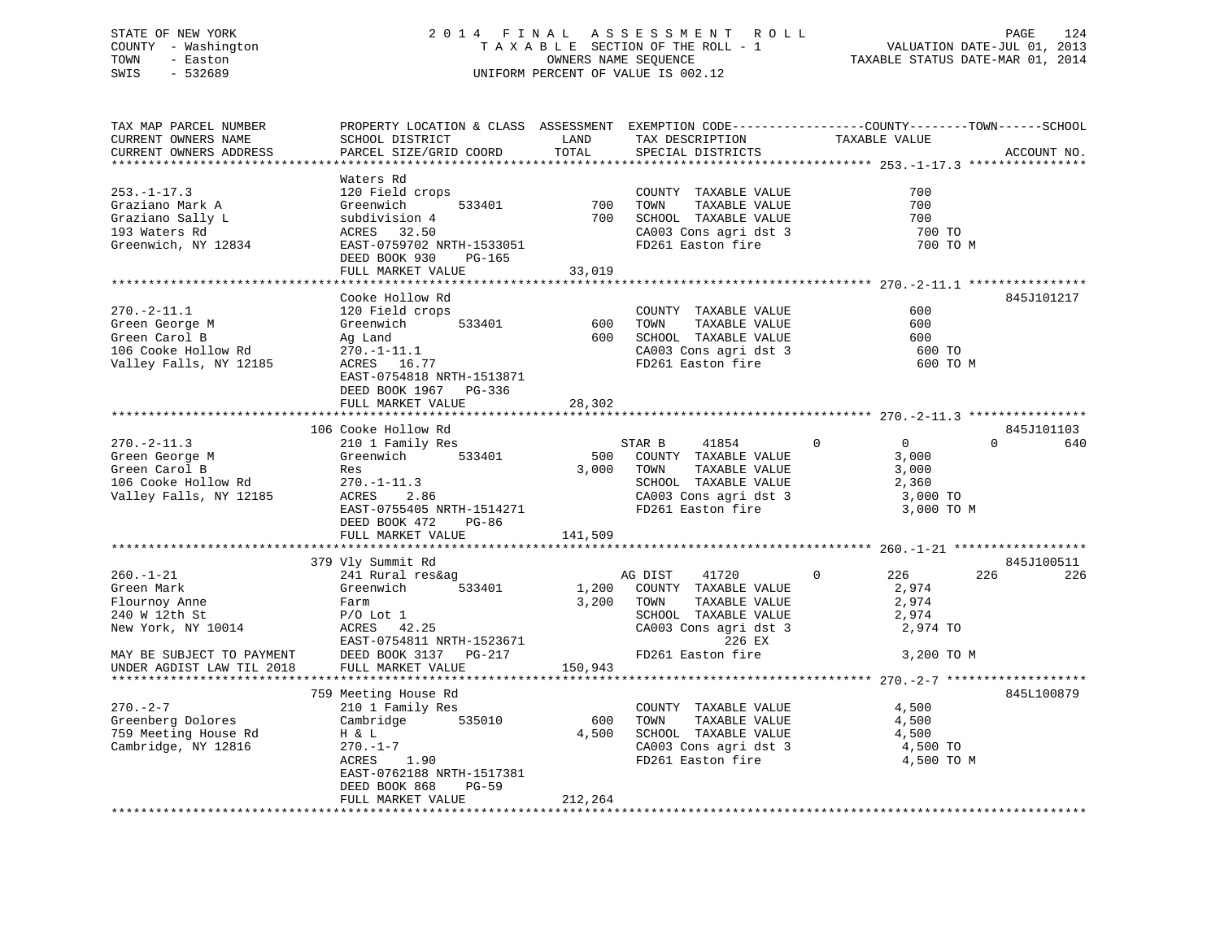STATE OF NEW YORK
COUNTY - Washington
TOWN - Easton
SWIS - 532689

# 2014 FINAL ASSESSMENT ROLL
TAXABLE SECTION OF THE ROLL - 1
OWNERS NAME SEQUENCE
UNIFORM PERCENT OF VALUE IS 002.12

VALUATION DATE-JUL 01, 2013
TAXABLE STATUS DATE-MAR 01, 2014

| TAX MAP PARCEL NUMBER / CURRENT OWNERS NAME / CURRENT OWNERS ADDRESS | PROPERTY LOCATION & CLASS / SCHOOL DISTRICT / PARCEL SIZE/GRID COORD | ASSESSMENT LAND / TOTAL | EXEMPTION CODE / TAX DESCRIPTION / SPECIAL DISTRICTS | COUNTY | TOWN | SCHOOL / TAXABLE VALUE | ACCOUNT NO. |
|---|---|---|---|---|---|---|---|
| **253.-1-17.3** | Waters Rd | | | | | | |
| 253.-1-17.3 | 120 Field crops | | COUNTY TAXABLE VALUE | | | 700 | |
| Graziano Mark A | Greenwich 533401 | 700 | TOWN TAXABLE VALUE | | | 700 | |
| Graziano Sally L | subdivision 4 | 700 | SCHOOL TAXABLE VALUE | | | 700 | |
| 193 Waters Rd | ACRES 32.50 | | CA003 Cons agri dst 3 | | | 700 TO | |
| Greenwich, NY 12834 | EAST-0759702 NRTH-1533051 | | FD261 Easton fire | | | 700 TO M | |
| | DEED BOOK 930 PG-165 | | | | | | |
| | FULL MARKET VALUE | 33,019 | | | | | |
| **270.-2-11.1** | Cooke Hollow Rd | | | | | | 845J101217 |
| 270.-2-11.1 | 120 Field crops | | COUNTY TAXABLE VALUE | | | 600 | |
| Green George M | Greenwich 533401 | 600 | TOWN TAXABLE VALUE | | | 600 | |
| Green Carol B | Ag Land | 600 | SCHOOL TAXABLE VALUE | | | 600 | |
| 106 Cooke Hollow Rd | 270.-1-11.1 | | CA003 Cons agri dst 3 | | | 600 TO | |
| Valley Falls, NY 12185 | ACRES 16.77 | | FD261 Easton fire | | | 600 TO M | |
| | EAST-0754818 NRTH-1513871 | | | | | | |
| | DEED BOOK 1967 PG-336 | | | | | | |
| | FULL MARKET VALUE | 28,302 | | | | | |
| **270.-2-11.3** | 106 Cooke Hollow Rd | | | | | | 845J101103 |
| 270.-2-11.3 | 210 1 Family Res | | STAR B 41854 | 0 | 0 | 0 640 | |
| Green George M | Greenwich 533401 | 500 | COUNTY TAXABLE VALUE | | | 3,000 | |
| Green Carol B | Res | 3,000 | TOWN TAXABLE VALUE | | | 3,000 | |
| 106 Cooke Hollow Rd | 270.-1-11.3 | | SCHOOL TAXABLE VALUE | | | 2,360 | |
| Valley Falls, NY 12185 | ACRES 2.86 | | CA003 Cons agri dst 3 | | | 3,000 TO | |
| | EAST-0755405 NRTH-1514271 | | FD261 Easton fire | | | 3,000 TO M | |
| | DEED BOOK 472 PG-86 | | | | | | |
| | FULL MARKET VALUE | 141,509 | | | | | |
| **260.-1-21** | 379 Vly Summit Rd | | | | | | 845J100511 |
| 260.-1-21 | 241 Rural res&ag | | AG DIST 41720 | 0 | 226 | 226 226 | |
| Green Mark | Greenwich 533401 | 1,200 | COUNTY TAXABLE VALUE | | | 2,974 | |
| Flournoy Anne | Farm | 3,200 | TOWN TAXABLE VALUE | | | 2,974 | |
| 240 W 12th St | P/O Lot 1 | | SCHOOL TAXABLE VALUE | | | 2,974 | |
| New York, NY 10014 | ACRES 42.25 | | CA003 Cons agri dst 3 | | | 2,974 TO | |
| | EAST-0754811 NRTH-1523671 | | 226 EX | | | | |
| MAY BE SUBJECT TO PAYMENT | DEED BOOK 3137 PG-217 | | FD261 Easton fire | | | 3,200 TO M | |
| UNDER AGDIST LAW TIL 2018 | FULL MARKET VALUE | 150,943 | | | | | |
| **270.-2-7** | 759 Meeting House Rd | | | | | | 845L100879 |
| 270.-2-7 | 210 1 Family Res | | COUNTY TAXABLE VALUE | | | 4,500 | |
| Greenberg Dolores | Cambridge 535010 | 600 | TOWN TAXABLE VALUE | | | 4,500 | |
| 759 Meeting House Rd | H & L | 4,500 | SCHOOL TAXABLE VALUE | | | 4,500 | |
| Cambridge, NY 12816 | 270.-1-7 | | CA003 Cons agri dst 3 | | | 4,500 TO | |
| | ACRES 1.90 | | FD261 Easton fire | | | 4,500 TO M | |
| | EAST-0762188 NRTH-1517381 | | | | | | |
| | DEED BOOK 868 PG-59 | | | | | | |
| | FULL MARKET VALUE | 212,264 | | | | | |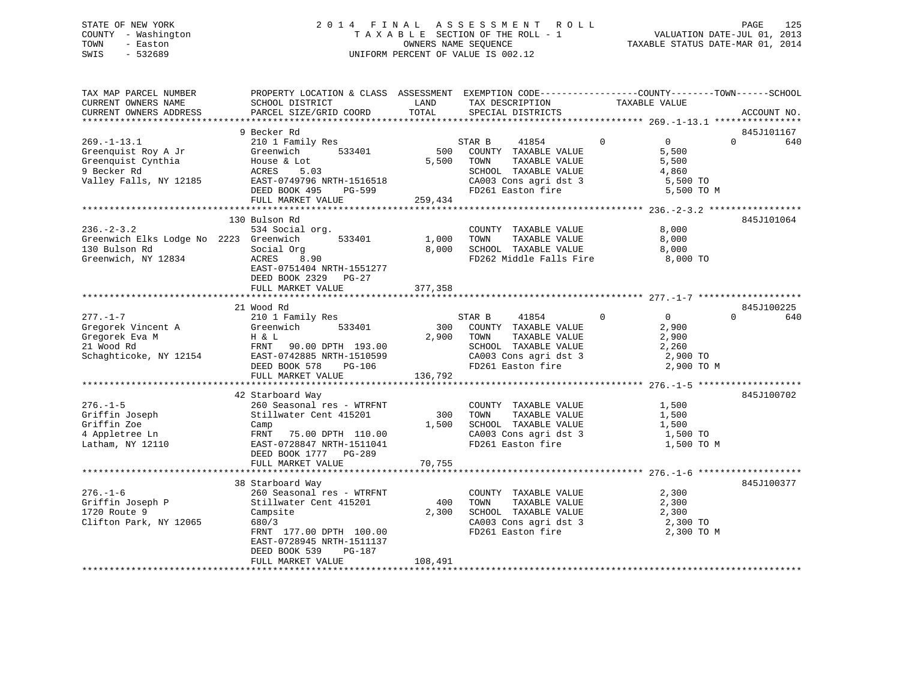STATE OF NEW YORK
COUNTY - Washington
TOWN - Easton
SWIS - 532689

2 0 1 4 F I N A L A S S E S S M E N T R O L L
T A X A B L E SECTION OF THE ROLL - 1
OWNERS NAME SEQUENCE
UNIFORM PERCENT OF VALUE IS 002.12

VALUATION DATE-JUL 01, 2013
TAXABLE STATUS DATE-MAR 01, 2014

```
TAX MAP PARCEL NUMBER          PROPERTY LOCATION & CLASS  ASSESSMENT  EXEMPTION CODE------------------COUNTY--------TOWN------SCHOOL
CURRENT OWNERS NAME            SCHOOL DISTRICT               LAND      TAX DESCRIPTION            TAXABLE VALUE
CURRENT OWNERS ADDRESS         PARCEL SIZE/GRID COORD        TOTAL     SPECIAL DISTRICTS                                  ACCOUNT NO.
******************************************************************************************************* 269.-1-13.1 ****************
                               9 Becker Rd                                                                                845J101167
269.-1-13.1                    210 1 Family Res                        STAR B     41854          0          0           0        640
Greenquist Roy A Jr            Greenwich        533401          500    COUNTY  TAXABLE VALUE              5,500
Greenquist Cynthia             House & Lot                    5,500    TOWN    TAXABLE VALUE              5,500
9 Becker Rd                    ACRES     5.03                          SCHOOL  TAXABLE VALUE              4,860
Valley Falls, NY 12185         EAST-0749796 NRTH-1516518               CA003 Cons agri dst 3               5,500 TO
                               DEED BOOK 495     PG-599                FD261 Easton fire                   5,500 TO M
                               FULL MARKET VALUE             259,434
******************************************************************************************************* 236.-2-3.2 *****************
                               130 Bulson Rd                                                                              845J101064
236.-2-3.2                     534 Social org.                         COUNTY  TAXABLE VALUE              8,000
Greenwich Elks Lodge No  2223  Greenwich        533401        1,000    TOWN    TAXABLE VALUE              8,000
130 Bulson Rd                  Social Org                     8,000    SCHOOL  TAXABLE VALUE              8,000
Greenwich, NY 12834            ACRES     8.90                          FD262 Middle Falls Fire             8,000 TO
                               EAST-0751404 NRTH-1551277
                               DEED BOOK 2329    PG-27
                               FULL MARKET VALUE             377,358
******************************************************************************************************* 277.-1-7 *******************
                               21 Wood Rd                                                                                 845J100225
277.-1-7                       210 1 Family Res                        STAR B     41854          0          0           0        640
Gregorek Vincent A             Greenwich        533401          300    COUNTY  TAXABLE VALUE              2,900
Gregorek Eva M                 H & L                          2,900    TOWN    TAXABLE VALUE              2,900
21 Wood Rd                     FRNT    90.00 DPTH  193.00              SCHOOL  TAXABLE VALUE              2,260
Schaghticoke, NY 12154         EAST-0742885 NRTH-1510599               CA003 Cons agri dst 3               2,900 TO
                               DEED BOOK 578     PG-106                FD261 Easton fire                   2,900 TO M
                               FULL MARKET VALUE             136,792
******************************************************************************************************* 276.-1-5 *******************
                               42 Starboard Way                                                                           845J100702
276.-1-5                       260 Seasonal res - WTRFNT               COUNTY  TAXABLE VALUE              1,500
Griffin Joseph                 Stillwater Cent 415201          300    TOWN    TAXABLE VALUE              1,500
Griffin Zoe                    Camp                           1,500    SCHOOL  TAXABLE VALUE              1,500
4 Appletree Ln                 FRNT    75.00 DPTH  110.00              CA003 Cons agri dst 3               1,500 TO
Latham, NY 12110               EAST-0728847 NRTH-1511041               FD261 Easton fire                   1,500 TO M
                               DEED BOOK 1777    PG-289
                               FULL MARKET VALUE              70,755
******************************************************************************************************* 276.-1-6 *******************
                               38 Starboard Way                                                                           845J100377
276.-1-6                       260 Seasonal res - WTRFNT               COUNTY  TAXABLE VALUE              2,300
Griffin Joseph P               Stillwater Cent 415201          400    TOWN    TAXABLE VALUE              2,300
1720 Route 9                   Campsite                       2,300    SCHOOL  TAXABLE VALUE              2,300
Clifton Park, NY 12065         680/3                                   CA003 Cons agri dst 3               2,300 TO
                               FRNT   177.00 DPTH  100.00              FD261 Easton fire                   2,300 TO M
                               EAST-0728945 NRTH-1511137
                               DEED BOOK 539     PG-187
                               FULL MARKET VALUE             108,491
************************************************************************************************************************************
```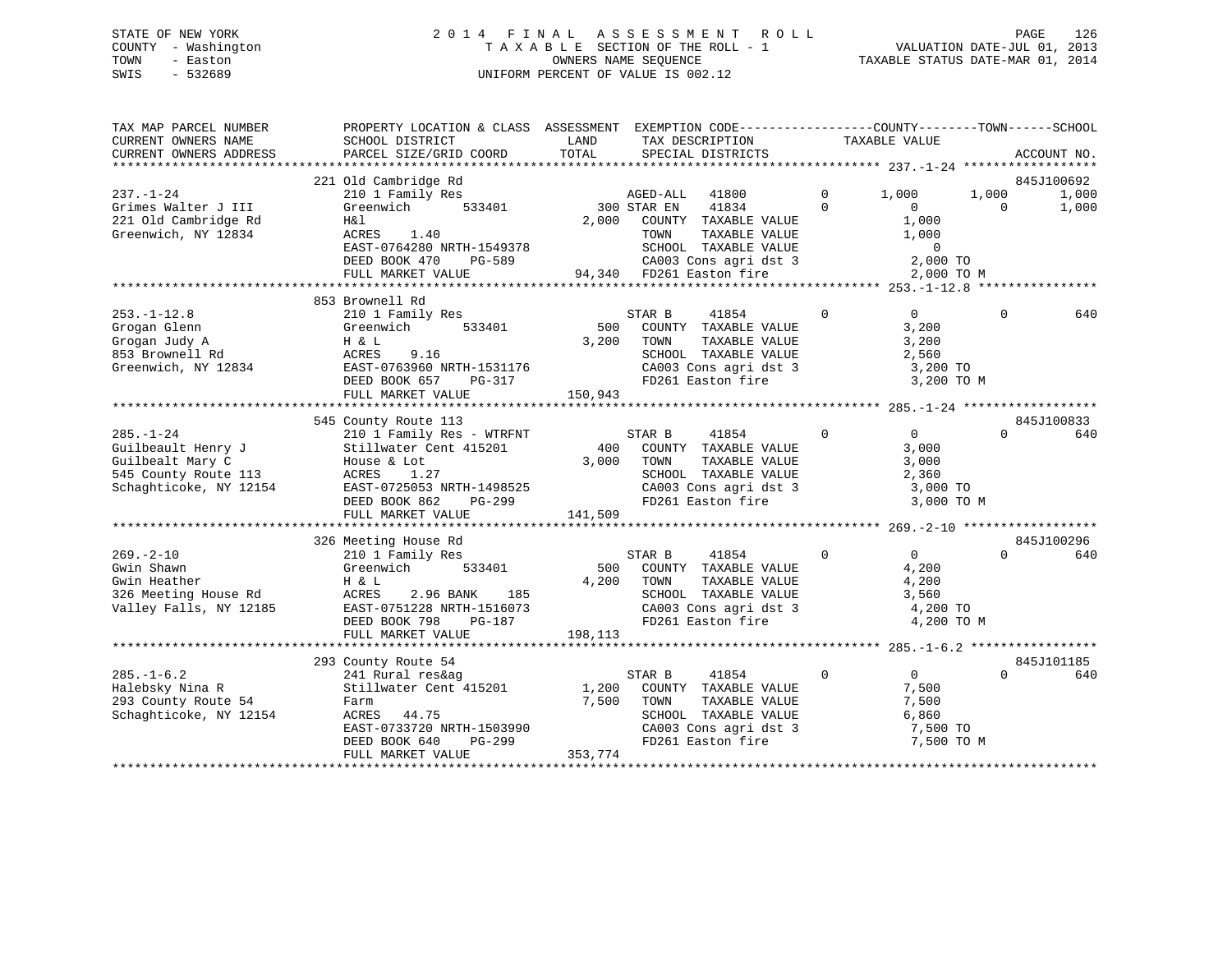STATE OF NEW YORK
COUNTY - Washington
TOWN - Easton
SWIS - 532689

2014 FINAL ASSESSMENT ROLL
TAXABLE SECTION OF THE ROLL - 1
OWNERS NAME SEQUENCE
UNIFORM PERCENT OF VALUE IS 002.12

VALUATION DATE-JUL 01, 2013
TAXABLE STATUS DATE-MAR 01, 2014

```
TAX MAP PARCEL NUMBER      PROPERTY LOCATION & CLASS  ASSESSMENT  EXEMPTION CODE------------------COUNTY--------TOWN------SCHOOL
CURRENT OWNERS NAME        SCHOOL DISTRICT               LAND       TAX DESCRIPTION            TAXABLE VALUE
CURRENT OWNERS ADDRESS     PARCEL SIZE/GRID COORD        TOTAL      SPECIAL DISTRICTS                                        ACCOUNT NO.
******************************************************************************************************* 237.-1-24 ******************
                           221 Old Cambridge Rd                                                                              845J100692
237.-1-24                  210 1 Family Res                 AGED-ALL   41800          0       1,000        1,000        1,000
Grimes Walter J III        Greenwich        533401       300 STAR EN    41834          0           0            0        1,000
221 Old Cambridge Rd       H&l                         2,000   COUNTY  TAXABLE VALUE              1,000
Greenwich, NY 12834        ACRES     1.40                      TOWN    TAXABLE VALUE              1,000
                           EAST-0764280 NRTH-1549378           SCHOOL  TAXABLE VALUE                  0
                           DEED BOOK 470    PG-589             CA003 Cons agri dst 3              2,000 TO
                           FULL MARKET VALUE            94,340 FD261 Easton fire                  2,000 TO M
******************************************************************************************************* 253.-1-12.8 ****************
                           853 Brownell Rd
253.-1-12.8                210 1 Family Res                 STAR B     41854          0           0            0          640
Grogan Glenn               Greenwich        533401       500   COUNTY  TAXABLE VALUE              3,200
Grogan Judy A              H & L                       3,200   TOWN    TAXABLE VALUE              3,200
853 Brownell Rd            ACRES     9.16                      SCHOOL  TAXABLE VALUE              2,560
Greenwich, NY 12834        EAST-0763960 NRTH-1531176           CA003 Cons agri dst 3              3,200 TO
                           DEED BOOK 657    PG-317             FD261 Easton fire                  3,200 TO M
                           FULL MARKET VALUE           150,943
******************************************************************************************************* 285.-1-24 ******************
                           545 County Route 113                                                                              845J100833
285.-1-24                  210 1 Family Res - WTRFNT        STAR B     41854          0           0            0          640
Guilbeault Henry J         Stillwater Cent 415201        400   COUNTY  TAXABLE VALUE              3,000
Guilbealt Mary C           House & Lot                 3,000   TOWN    TAXABLE VALUE              3,000
545 County Route 113       ACRES     1.27                      SCHOOL  TAXABLE VALUE              2,360
Schaghticoke, NY 12154     EAST-0725053 NRTH-1498525           CA003 Cons agri dst 3              3,000 TO
                           DEED BOOK 862    PG-299             FD261 Easton fire                  3,000 TO M
                           FULL MARKET VALUE           141,509
******************************************************************************************************* 269.-2-10 ******************
                           326 Meeting House Rd                                                                              845J100296
269.-2-10                  210 1 Family Res                 STAR B     41854          0           0            0          640
Gwin Shawn                 Greenwich        533401       500   COUNTY  TAXABLE VALUE              4,200
Gwin Heather               H & L                       4,200   TOWN    TAXABLE VALUE              4,200
326 Meeting House Rd       ACRES     2.96 BANK    185          SCHOOL  TAXABLE VALUE              3,560
Valley Falls, NY 12185     EAST-0751228 NRTH-1516073           CA003 Cons agri dst 3              4,200 TO
                           DEED BOOK 798    PG-187             FD261 Easton fire                  4,200 TO M
                           FULL MARKET VALUE           198,113
******************************************************************************************************* 285.-1-6.2 *****************
                           293 County Route 54                                                                               845J101185
285.-1-6.2                 241 Rural res&ag                 STAR B     41854          0           0            0          640
Halebsky Nina R            Stillwater Cent 415201      1,200   COUNTY  TAXABLE VALUE              7,500
293 County Route 54        Farm                        7,500   TOWN    TAXABLE VALUE              7,500
Schaghticoke, NY 12154     ACRES    44.75                      SCHOOL  TAXABLE VALUE              6,860
                           EAST-0733720 NRTH-1503990           CA003 Cons agri dst 3              7,500 TO
                           DEED BOOK 640    PG-299             FD261 Easton fire                  7,500 TO M
                           FULL MARKET VALUE           353,774
************************************************************************************************************************************
```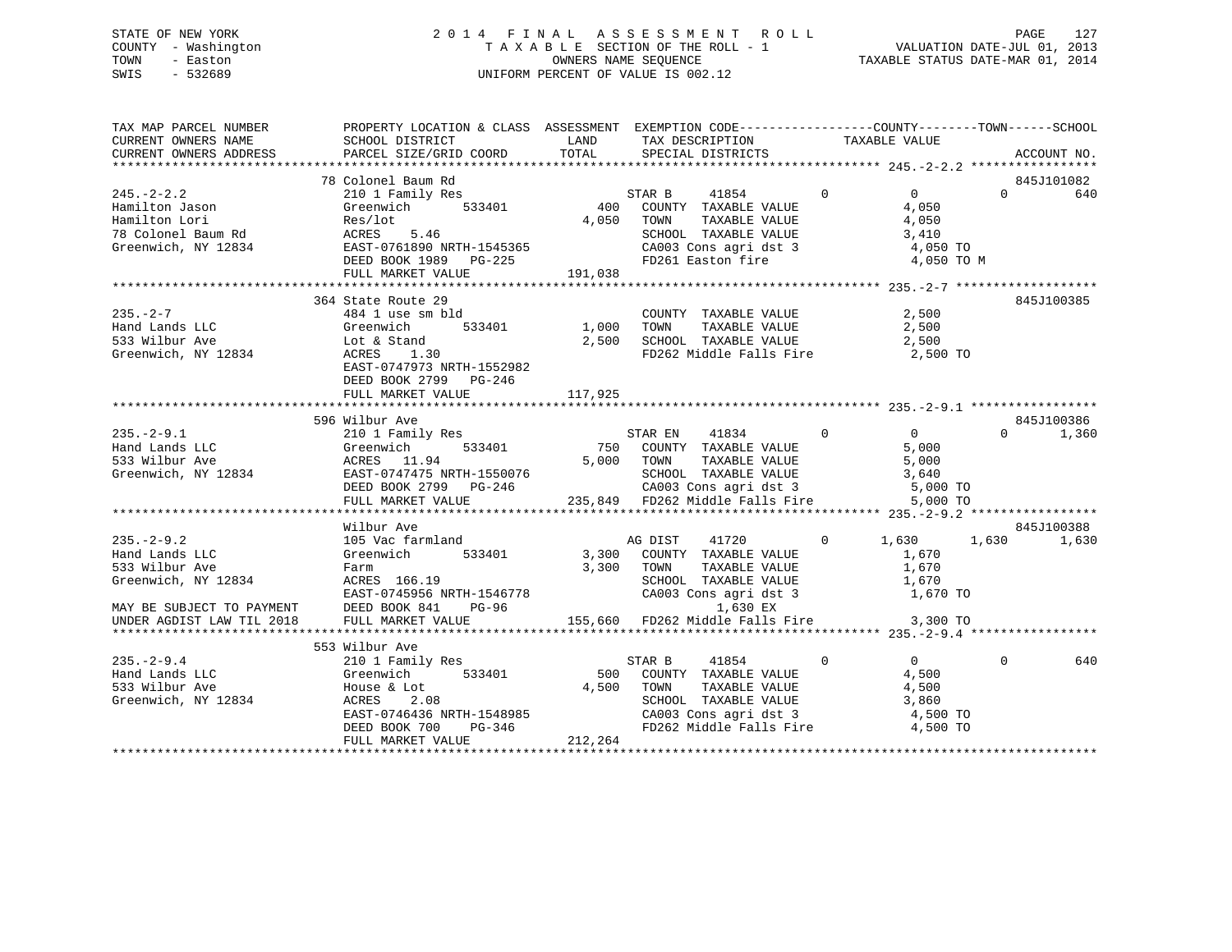STATE OF NEW YORK
COUNTY - Washington
TOWN - Easton
SWIS - 532689

# 2014 FINAL ASSESSMENT ROLL

TAXABLE SECTION OF THE ROLL - 1
OWNERS NAME SEQUENCE
UNIFORM PERCENT OF VALUE IS 002.12

VALUATION DATE-JUL 01, 2013
TAXABLE STATUS DATE-MAR 01, 2014

| TAX MAP PARCEL NUMBER / CURRENT OWNERS NAME / CURRENT OWNERS ADDRESS | PROPERTY LOCATION & CLASS / SCHOOL DISTRICT / PARCEL SIZE/GRID COORD | ASSESSMENT LAND / TOTAL | EXEMPTION CODE / TAX DESCRIPTION / SPECIAL DISTRICTS | COUNTY TAXABLE VALUE | TOWN | SCHOOL | ACCOUNT NO. |
|---|---|---|---|---|---|---|---|
| **245.-2-2.2** | 78 Colonel Baum Rd | | | | | | 845J101082 |
| Hamilton Jason | 210 1 Family Res | | STAR B 41854 0 | 0 | 0 | 640 | |
| Hamilton Lori | Greenwich 533401 | 400 | COUNTY TAXABLE VALUE | 4,050 | | | |
| 78 Colonel Baum Rd | Res/lot | 4,050 | TOWN TAXABLE VALUE | 4,050 | | | |
| Greenwich, NY 12834 | ACRES 5.46 | | SCHOOL TAXABLE VALUE | 3,410 | | | |
| | EAST-0761890 NRTH-1545365 | | CA003 Cons agri dst 3 | 4,050 TO | | | |
| | DEED BOOK 1989 PG-225 | | FD261 Easton fire | 4,050 TO M | | | |
| | FULL MARKET VALUE | 191,038 | | | | | |
| **235.-2-7** | 364 State Route 29 | | | | | | 845J100385 |
| Hand Lands LLC | 484 1 use sm bld | | COUNTY TAXABLE VALUE | 2,500 | | | |
| 533 Wilbur Ave | Greenwich 533401 | 1,000 | TOWN TAXABLE VALUE | 2,500 | | | |
| Greenwich, NY 12834 | Lot & Stand | 2,500 | SCHOOL TAXABLE VALUE | 2,500 | | | |
| | ACRES 1.30 | | FD262 Middle Falls Fire | 2,500 TO | | | |
| | EAST-0747973 NRTH-1552982 | | | | | | |
| | DEED BOOK 2799 PG-246 | | | | | | |
| | FULL MARKET VALUE | 117,925 | | | | | |
| **235.-2-9.1** | 596 Wilbur Ave | | | | | | 845J100386 |
| Hand Lands LLC | 210 1 Family Res | | STAR EN 41834 0 | 0 | 0 | 1,360 | |
| 533 Wilbur Ave | Greenwich 533401 | 750 | COUNTY TAXABLE VALUE | 5,000 | | | |
| Greenwich, NY 12834 | ACRES 11.94 | 5,000 | TOWN TAXABLE VALUE | 5,000 | | | |
| | EAST-0747475 NRTH-1550076 | | SCHOOL TAXABLE VALUE | 3,640 | | | |
| | DEED BOOK 2799 PG-246 | | CA003 Cons agri dst 3 | 5,000 TO | | | |
| | FULL MARKET VALUE | 235,849 | FD262 Middle Falls Fire | 5,000 TO | | | |
| **235.-2-9.2** | Wilbur Ave | | | | | | 845J100388 |
| Hand Lands LLC | 105 Vac farmland | | AG DIST 41720 0 | 1,630 | 1,630 | 1,630 | |
| 533 Wilbur Ave | Greenwich 533401 | 3,300 | COUNTY TAXABLE VALUE | 1,670 | | | |
| Greenwich, NY 12834 | Farm | 3,300 | TOWN TAXABLE VALUE | 1,670 | | | |
| | ACRES 166.19 | | SCHOOL TAXABLE VALUE | 1,670 | | | |
| | EAST-0745956 NRTH-1546778 | | CA003 Cons agri dst 3 | 1,670 TO | | | |
| MAY BE SUBJECT TO PAYMENT | DEED BOOK 841 PG-96 | | 1,630 EX | | | | |
| UNDER AGDIST LAW TIL 2018 | FULL MARKET VALUE | 155,660 | FD262 Middle Falls Fire | 3,300 TO | | | |
| **235.-2-9.4** | 553 Wilbur Ave | | | | | | |
| Hand Lands LLC | 210 1 Family Res | | STAR B 41854 0 | 0 | 0 | 640 | |
| 533 Wilbur Ave | Greenwich 533401 | 500 | COUNTY TAXABLE VALUE | 4,500 | | | |
| Greenwich, NY 12834 | House & Lot | 4,500 | TOWN TAXABLE VALUE | 4,500 | | | |
| | ACRES 2.08 | | SCHOOL TAXABLE VALUE | 3,860 | | | |
| | EAST-0746436 NRTH-1548985 | | CA003 Cons agri dst 3 | 4,500 TO | | | |
| | DEED BOOK 700 PG-346 | | FD262 Middle Falls Fire | 4,500 TO | | | |
| | FULL MARKET VALUE | 212,264 | | | | | |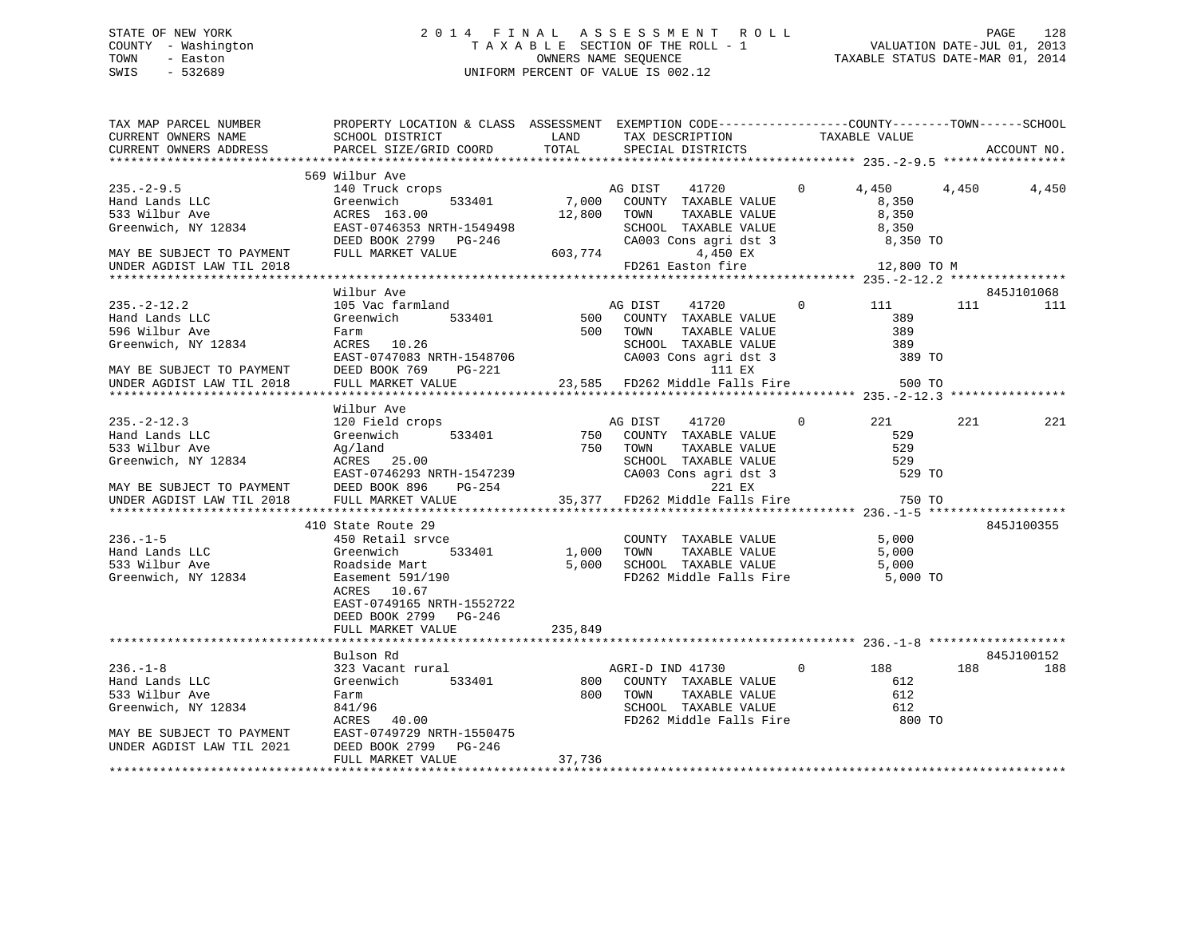STATE OF NEW YORK
COUNTY - Washington
TOWN - Easton
SWIS - 532689

2014 FINAL ASSESSMENT ROLL
TAXABLE SECTION OF THE ROLL - 1
OWNERS NAME SEQUENCE
UNIFORM PERCENT OF VALUE IS 002.12

VALUATION DATE-JUL 01, 2013
TAXABLE STATUS DATE-MAR 01, 2014

```
TAX MAP PARCEL NUMBER          PROPERTY LOCATION & CLASS  ASSESSMENT  EXEMPTION CODE------------------COUNTY--------TOWN------SCHOOL
CURRENT OWNERS NAME            SCHOOL DISTRICT               LAND      TAX DESCRIPTION             TAXABLE VALUE
CURRENT OWNERS ADDRESS         PARCEL SIZE/GRID COORD        TOTAL     SPECIAL DISTRICTS                                    ACCOUNT NO.
******************************************************************************************************* 235.-2-9.5 *****************
                               569 Wilbur Ave
235.-2-9.5                     140 Truck crops                     AG DIST    41720          0       4,450        4,450       4,450
Hand Lands LLC                 Greenwich        533401      7,000   COUNTY  TAXABLE VALUE             8,350
533 Wilbur Ave                 ACRES 163.00                12,800   TOWN    TAXABLE VALUE             8,350
Greenwich, NY 12834            EAST-0746353 NRTH-1549498            SCHOOL  TAXABLE VALUE             8,350
                               DEED BOOK 2799   PG-246              CA003 Cons agri dst 3              8,350 TO
MAY BE SUBJECT TO PAYMENT      FULL MARKET VALUE          603,774        4,450 EX
UNDER AGDIST LAW TIL 2018                                           FD261 Easton fire                 12,800 TO M
******************************************************************************************************* 235.-2-12.2 ****************
                               Wilbur Ave                                                                              845J101068
235.-2-12.2                    105 Vac farmland                    AG DIST    41720          0         111          111         111
Hand Lands LLC                 Greenwich        533401        500   COUNTY  TAXABLE VALUE               389
596 Wilbur Ave                 Farm                           500   TOWN    TAXABLE VALUE               389
Greenwich, NY 12834            ACRES  10.26                         SCHOOL  TAXABLE VALUE               389
                               EAST-0747083 NRTH-1548706            CA003 Cons agri dst 3                389 TO
MAY BE SUBJECT TO PAYMENT      DEED BOOK 769    PG-221                     111 EX
UNDER AGDIST LAW TIL 2018      FULL MARKET VALUE           23,585   FD262 Middle Falls Fire              500 TO
******************************************************************************************************* 235.-2-12.3 ****************
                               Wilbur Ave
235.-2-12.3                    120 Field crops                     AG DIST    41720          0         221          221         221
Hand Lands LLC                 Greenwich        533401        750   COUNTY  TAXABLE VALUE               529
533 Wilbur Ave                 Ag/land                        750   TOWN    TAXABLE VALUE               529
Greenwich, NY 12834            ACRES  25.00                         SCHOOL  TAXABLE VALUE               529
                               EAST-0746293 NRTH-1547239            CA003 Cons agri dst 3                529 TO
MAY BE SUBJECT TO PAYMENT      DEED BOOK 896    PG-254                     221 EX
UNDER AGDIST LAW TIL 2018      FULL MARKET VALUE           35,377   FD262 Middle Falls Fire              750 TO
******************************************************************************************************* 236.-1-5 *******************
                               410 State Route 29                                                                      845J100355
236.-1-5                       450 Retail srvce                     COUNTY  TAXABLE VALUE             5,000
Hand Lands LLC                 Greenwich        533401      1,000   TOWN    TAXABLE VALUE             5,000
533 Wilbur Ave                 Roadside Mart                5,000   SCHOOL  TAXABLE VALUE             5,000
Greenwich, NY 12834            Easement 591/190                     FD262 Middle Falls Fire            5,000 TO
                               ACRES  10.67
                               EAST-0749165 NRTH-1552722
                               DEED BOOK 2799   PG-246
                               FULL MARKET VALUE          235,849
******************************************************************************************************* 236.-1-8 *******************
                               Bulson Rd                                                                               845J100152
236.-1-8                       323 Vacant rural                    AGRI-D IND 41730          0         188          188         188
Hand Lands LLC                 Greenwich        533401        800   COUNTY  TAXABLE VALUE               612
533 Wilbur Ave                 Farm                           800   TOWN    TAXABLE VALUE               612
Greenwich, NY 12834            841/96                               SCHOOL  TAXABLE VALUE               612
                               ACRES  40.00                         FD262 Middle Falls Fire              800 TO
MAY BE SUBJECT TO PAYMENT      EAST-0749729 NRTH-1550475
UNDER AGDIST LAW TIL 2021      DEED BOOK 2799   PG-246
                               FULL MARKET VALUE           37,736
************************************************************************************************************************************
```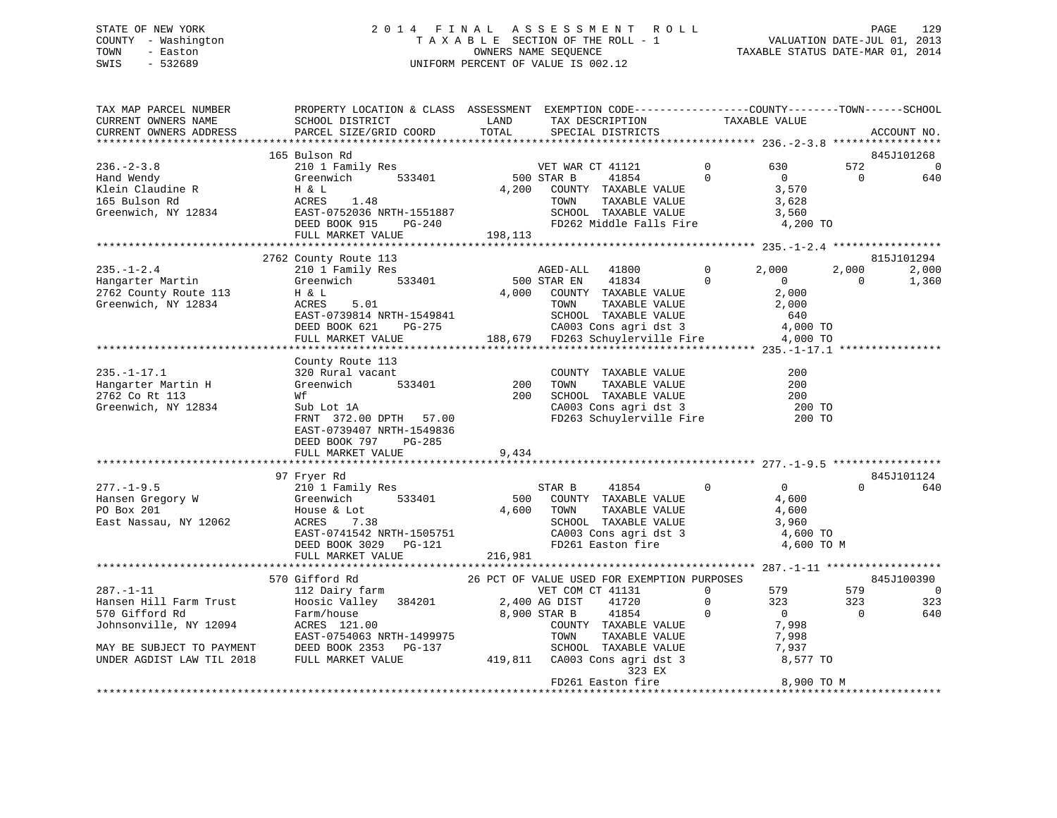STATE OF NEW YORK
COUNTY - Washington
TOWN - Easton
SWIS - 532689

# 2014 FINAL ASSESSMENT ROLL

TAXABLE SECTION OF THE ROLL - 1
OWNERS NAME SEQUENCE
UNIFORM PERCENT OF VALUE IS 002.12

VALUATION DATE-JUL 01, 2013
TAXABLE STATUS DATE-MAR 01, 2014

```
TAX MAP PARCEL NUMBER          PROPERTY LOCATION & CLASS  ASSESSMENT  EXEMPTION CODE------------------COUNTY--------TOWN------SCHOOL
CURRENT OWNERS NAME            SCHOOL DISTRICT              LAND      TAX DESCRIPTION              TAXABLE VALUE
CURRENT OWNERS ADDRESS         PARCEL SIZE/GRID COORD       TOTAL     SPECIAL DISTRICTS                                        ACCOUNT NO.
******************************************************************************************************* 236.-2-3.8 *****************
                              165 Bulson Rd                                                                                  845J101268
236.-2-3.8                     210 1 Family Res                     VET WAR CT 41121         0         630          572            0
Hand Wendy                     Greenwich      533401        500 STAR B      41854            0           0            0          640
Klein Claudine R               H & L                      4,200   COUNTY  TAXABLE VALUE                3,570
165 Bulson Rd                  ACRES     1.48                      TOWN    TAXABLE VALUE                3,628
Greenwich, NY 12834            EAST-0752036 NRTH-1551887           SCHOOL  TAXABLE VALUE                3,560
                               DEED BOOK 915     PG-240            FD262 Middle Falls Fire               4,200 TO
                               FULL MARKET VALUE           198,113
******************************************************************************************************* 235.-1-2.4 *****************
                              2762 County Route 113                                                                          815J101294
235.-1-2.4                     210 1 Family Res                     AGED-ALL   41800         0       2,000        2,000        2,000
Hangarter Martin               Greenwich      533401        500 STAR EN     41834            0           0            0        1,360
2762 County Route 113          H & L                      4,000   COUNTY  TAXABLE VALUE                2,000
Greenwich, NY 12834            ACRES     5.01                      TOWN    TAXABLE VALUE                2,000
                               EAST-0739814 NRTH-1549841           SCHOOL  TAXABLE VALUE                  640
                               DEED BOOK 621     PG-275            CA003 Cons agri dst 3                 4,000 TO
                               FULL MARKET VALUE           188,679 FD263 Schuylerville Fire              4,000 TO
******************************************************************************************************* 235.-1-17.1 ****************
                               County Route 113
235.-1-17.1                    320 Rural vacant                     COUNTY  TAXABLE VALUE                  200
Hangarter Martin H             Greenwich      533401        200    TOWN    TAXABLE VALUE                  200
2762 Co Rt 113                 Wf                           200    SCHOOL  TAXABLE VALUE                  200
Greenwich, NY 12834            Sub Lot 1A                          CA003 Cons agri dst 3                   200 TO
                               FRNT  372.00 DPTH   57.00           FD263 Schuylerville Fire                200 TO
                               EAST-0739407 NRTH-1549836
                               DEED BOOK 797     PG-285
                               FULL MARKET VALUE             9,434
******************************************************************************************************* 277.-1-9.5 *****************
                               97 Fryer Rd                                                                                   845J101124
277.-1-9.5                     210 1 Family Res                     STAR B      41854        0           0            0          640
Hansen Gregory W               Greenwich      533401        500    COUNTY  TAXABLE VALUE                4,600
PO Box 201                     House & Lot                4,600    TOWN    TAXABLE VALUE                4,600
East Nassau, NY 12062          ACRES     7.38                      SCHOOL  TAXABLE VALUE                3,960
                               EAST-0741542 NRTH-1505751           CA003 Cons agri dst 3                 4,600 TO
                               DEED BOOK 3029    PG-121            FD261 Easton fire                     4,600 TO M
                               FULL MARKET VALUE           216,981
******************************************************************************************************* 287.-1-11 ******************
                              570 Gifford Rd                 26 PCT OF VALUE USED FOR EXEMPTION PURPOSES                    845J100390
287.-1-11                      112 Dairy farm                       VET COM CT 41131         0         579          579            0
Hansen Hill Farm Trust         Hoosic Valley  384201      2,400 AG DIST    41720            0         323          323          323
570 Gifford Rd                 Farm/house                 8,900 STAR B      41854            0           0            0          640
Johnsonville, NY 12094         ACRES   121.00                      COUNTY  TAXABLE VALUE                7,998
                               EAST-0754063 NRTH-1499975           TOWN    TAXABLE VALUE                7,998
MAY BE SUBJECT TO PAYMENT      DEED BOOK 2353    PG-137            SCHOOL  TAXABLE VALUE                7,937
UNDER AGDIST LAW TIL 2018      FULL MARKET VALUE           419,811 CA003 Cons agri dst 3                 8,577 TO
                                                                           323 EX
                                                                   FD261 Easton fire                     8,900 TO M
************************************************************************************************************************************
```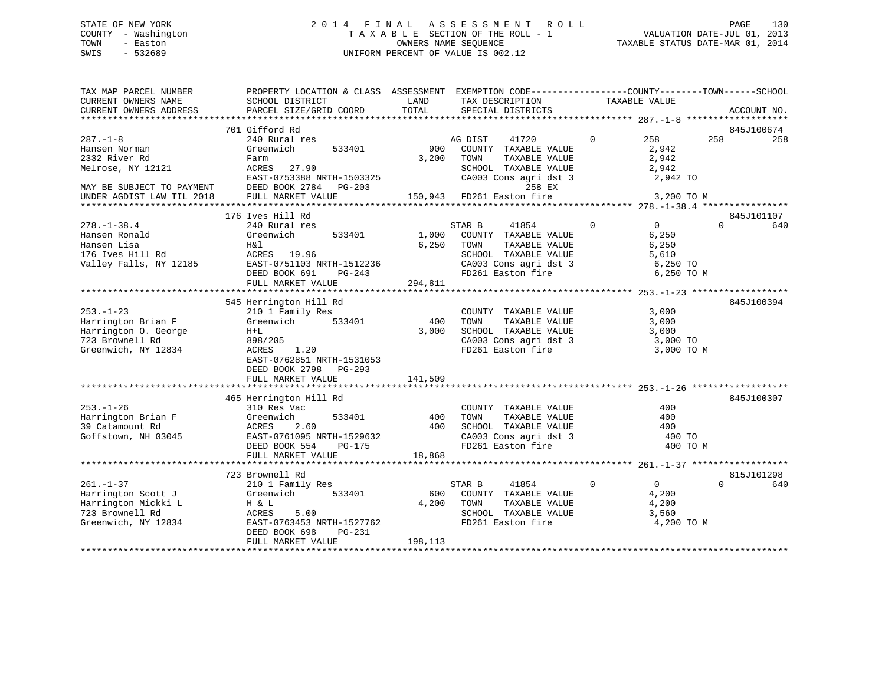STATE OF NEW YORK
COUNTY - Washington
TOWN - Easton
SWIS - 532689

2 0 1 4 F I N A L A S S E S S M E N T R O L L
T A X A B L E SECTION OF THE ROLL - 1
OWNERS NAME SEQUENCE
UNIFORM PERCENT OF VALUE IS 002.12

VALUATION DATE-JUL 01, 2013
TAXABLE STATUS DATE-MAR 01, 2014

```
TAX MAP PARCEL NUMBER          PROPERTY LOCATION & CLASS  ASSESSMENT  EXEMPTION CODE------------------COUNTY--------TOWN------SCHOOL
CURRENT OWNERS NAME            SCHOOL DISTRICT              LAND      TAX DESCRIPTION            TAXABLE VALUE
CURRENT OWNERS ADDRESS         PARCEL SIZE/GRID COORD       TOTAL     SPECIAL DISTRICTS                                   ACCOUNT NO.
******************************************************************************************************* 287.-1-8 *******************
                               701 Gifford Rd                                                                           845J100674
287.-1-8                       240 Rural res                          AG DIST    41720          0         258        258         258
Hansen Norman                  Greenwich        533401         900    COUNTY  TAXABLE VALUE              2,942
2332 River Rd                  Farm                          3,200    TOWN    TAXABLE VALUE              2,942
Melrose, NY 12121              ACRES   27.90                          SCHOOL  TAXABLE VALUE              2,942
                               EAST-0753388 NRTH-1503325              CA003 Cons agri dst 3               2,942 TO
MAY BE SUBJECT TO PAYMENT      DEED BOOK 2784   PG-203                          258 EX
UNDER AGDIST LAW TIL 2018      FULL MARKET VALUE           150,943    FD261 Easton fire                   3,200 TO M
******************************************************************************************************* 278.-1-38.4 ****************
                               176 Ives Hill Rd                                                                         845J101107
278.-1-38.4                    240 Rural res                          STAR B     41854          0           0          0         640
Hansen Ronald                  Greenwich        533401       1,000    COUNTY  TAXABLE VALUE              6,250
Hansen Lisa                    H&l                           6,250    TOWN    TAXABLE VALUE              6,250
176 Ives Hill Rd               ACRES   19.96                          SCHOOL  TAXABLE VALUE              5,610
Valley Falls, NY 12185         EAST-0751103 NRTH-1512236              CA003 Cons agri dst 3               6,250 TO
                               DEED BOOK 691    PG-243                FD261 Easton fire                   6,250 TO M
                               FULL MARKET VALUE           294,811
******************************************************************************************************* 253.-1-23 ******************
                               545 Herrington Hill Rd                                                                   845J100394
253.-1-23                      210 1 Family Res                       COUNTY  TAXABLE VALUE              3,000
Harrington Brian F             Greenwich        533401         400    TOWN    TAXABLE VALUE              3,000
Harrington O. George           H+L                           3,000    SCHOOL  TAXABLE VALUE              3,000
723 Brownell Rd                898/205                                CA003 Cons agri dst 3               3,000 TO
Greenwich, NY 12834            ACRES    1.20                          FD261 Easton fire                   3,000 TO M
                               EAST-0762851 NRTH-1531053
                               DEED BOOK 2798   PG-293
                               FULL MARKET VALUE           141,509
******************************************************************************************************* 253.-1-26 ******************
                               465 Herrington Hill Rd                                                                   845J100307
253.-1-26                      310 Res Vac                            COUNTY  TAXABLE VALUE                400
Harrington Brian F             Greenwich        533401         400    TOWN    TAXABLE VALUE                400
39 Catamount Rd                ACRES    2.60                   400    SCHOOL  TAXABLE VALUE                400
Goffstown, NH 03045            EAST-0761095 NRTH-1529632              CA003 Cons agri dst 3                 400 TO
                               DEED BOOK 554    PG-175                FD261 Easton fire                     400 TO M
                               FULL MARKET VALUE            18,868
******************************************************************************************************* 261.-1-37 ******************
                               723 Brownell Rd                                                                          815J101298
261.-1-37                      210 1 Family Res                       STAR B     41854          0           0          0         640
Harrington Scott J             Greenwich        533401         600    COUNTY  TAXABLE VALUE              4,200
Harrington Mickki L            H & L                         4,200    TOWN    TAXABLE VALUE              4,200
723 Brownell Rd                ACRES    5.00                          SCHOOL  TAXABLE VALUE              3,560
Greenwich, NY 12834            EAST-0763453 NRTH-1527762              FD261 Easton fire                   4,200 TO M
                               DEED BOOK 698    PG-231
                               FULL MARKET VALUE           198,113
************************************************************************************************************************************
```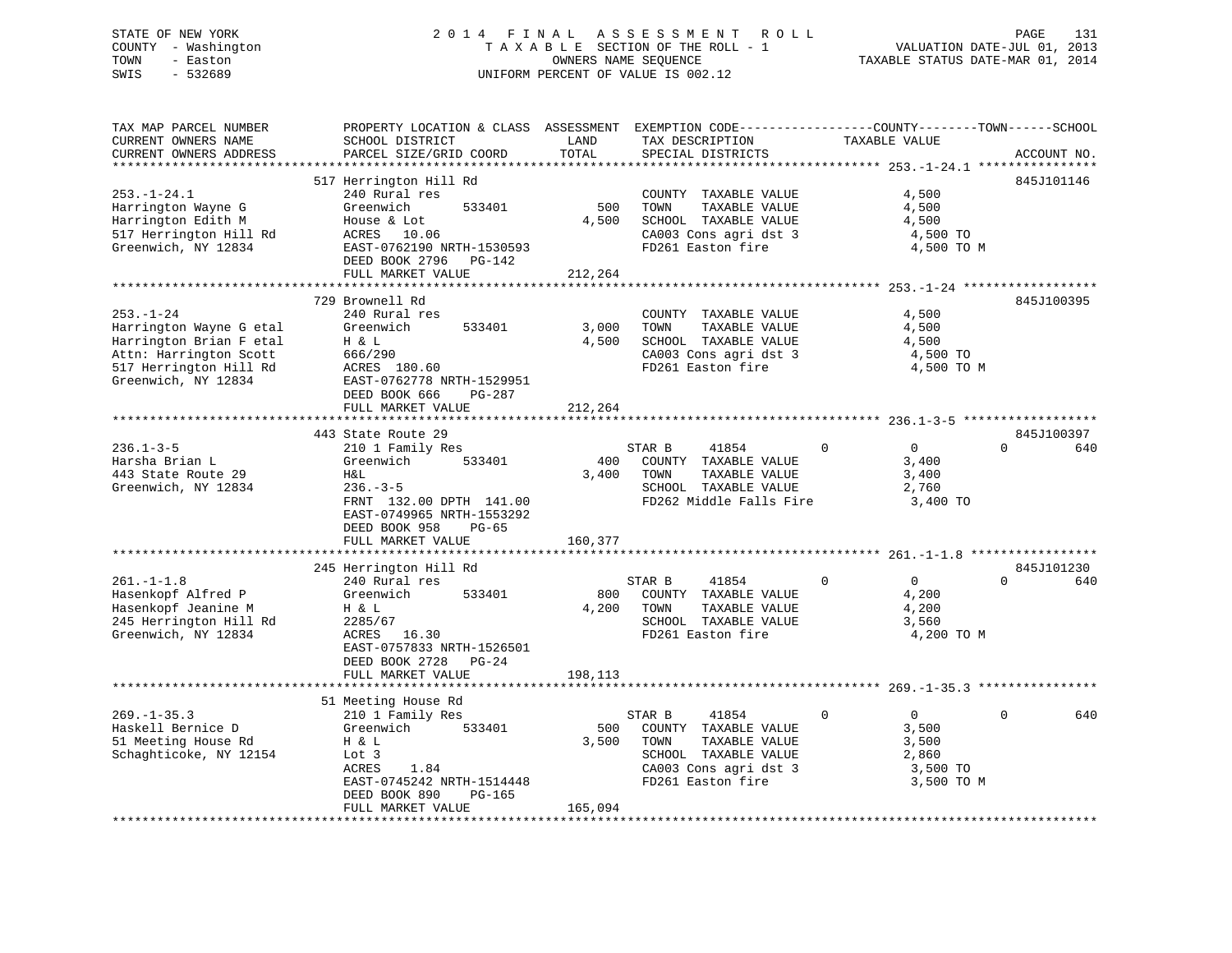STATE OF NEW YORK
COUNTY - Washington
TOWN - Easton
SWIS - 532689

2014 FINAL ASSESSMENT ROLL
TAXABLE SECTION OF THE ROLL - 1
OWNERS NAME SEQUENCE
UNIFORM PERCENT OF VALUE IS 002.12

VALUATION DATE-JUL 01, 2013
TAXABLE STATUS DATE-MAR 01, 2014

| TAX MAP PARCEL NUMBER / CURRENT OWNERS NAME / CURRENT OWNERS ADDRESS | PROPERTY LOCATION & CLASS / SCHOOL DISTRICT / PARCEL SIZE/GRID COORD | ASSESSMENT LAND / TOTAL | EXEMPTION CODE / TAX DESCRIPTION / SPECIAL DISTRICTS | COUNTY | TOWN | SCHOOL TAXABLE VALUE | ACCOUNT NO. |
|---|---|---|---|---|---|---|---|
| **253.-1-24.1** | 517 Herrington Hill Rd | | | | | | 845J101146 |
| 253.-1-24.1 | 240 Rural res | | COUNTY TAXABLE VALUE | 4,500 | | | |
| Harrington Wayne G | Greenwich 533401 | 500 | TOWN TAXABLE VALUE | 4,500 | | | |
| Harrington Edith M | House & Lot | 4,500 | SCHOOL TAXABLE VALUE | 4,500 | | | |
| 517 Herrington Hill Rd | ACRES 10.06 | | CA003 Cons agri dst 3 | 4,500 TO | | | |
| Greenwich, NY 12834 | EAST-0762190 NRTH-1530593 | | FD261 Easton fire | 4,500 TO M | | | |
| | DEED BOOK 2796 PG-142 | | | | | | |
| | FULL MARKET VALUE | 212,264 | | | | | |
| **253.-1-24** | 729 Brownell Rd | | | | | | 845J100395 |
| 253.-1-24 | 240 Rural res | | COUNTY TAXABLE VALUE | 4,500 | | | |
| Harrington Wayne G etal | Greenwich 533401 | 3,000 | TOWN TAXABLE VALUE | 4,500 | | | |
| Harrington Brian F etal | H & L | 4,500 | SCHOOL TAXABLE VALUE | 4,500 | | | |
| Attn: Harrington Scott | 666/290 | | CA003 Cons agri dst 3 | 4,500 TO | | | |
| 517 Herrington Hill Rd | ACRES 180.60 | | FD261 Easton fire | 4,500 TO M | | | |
| Greenwich, NY 12834 | EAST-0762778 NRTH-1529951 | | | | | | |
| | DEED BOOK 666 PG-287 | | | | | | |
| | FULL MARKET VALUE | 212,264 | | | | | |
| **236.1-3-5** | 443 State Route 29 | | | | | | 845J100397 |
| 236.1-3-5 | 210 1 Family Res | | STAR B 41854 | 0 | 0 | 0 | 640 |
| Harsha Brian L | Greenwich 533401 | 400 | COUNTY TAXABLE VALUE | 3,400 | | | |
| 443 State Route 29 | H&L | 3,400 | TOWN TAXABLE VALUE | 3,400 | | | |
| Greenwich, NY 12834 | 236.-3-5 | | SCHOOL TAXABLE VALUE | 2,760 | | | |
| | FRNT 132.00 DPTH 141.00 | | FD262 Middle Falls Fire | 3,400 TO | | | |
| | EAST-0749965 NRTH-1553292 | | | | | | |
| | DEED BOOK 958 PG-65 | | | | | | |
| | FULL MARKET VALUE | 160,377 | | | | | |
| **261.-1-1.8** | 245 Herrington Hill Rd | | | | | | 845J101230 |
| 261.-1-1.8 | 240 Rural res | | STAR B 41854 | 0 | 0 | 0 | 640 |
| Hasenkopf Alfred P | Greenwich 533401 | 800 | COUNTY TAXABLE VALUE | 4,200 | | | |
| Hasenkopf Jeanine M | H & L | 4,200 | TOWN TAXABLE VALUE | 4,200 | | | |
| 245 Herrington Hill Rd | 2285/67 | | SCHOOL TAXABLE VALUE | 3,560 | | | |
| Greenwich, NY 12834 | ACRES 16.30 | | FD261 Easton fire | 4,200 TO M | | | |
| | EAST-0757833 NRTH-1526501 | | | | | | |
| | DEED BOOK 2728 PG-24 | | | | | | |
| | FULL MARKET VALUE | 198,113 | | | | | |
| **269.-1-35.3** | 51 Meeting House Rd | | | | | | |
| 269.-1-35.3 | 210 1 Family Res | | STAR B 41854 | 0 | 0 | 0 | 640 |
| Haskell Bernice D | Greenwich 533401 | 500 | COUNTY TAXABLE VALUE | 3,500 | | | |
| 51 Meeting House Rd | H & L | 3,500 | TOWN TAXABLE VALUE | 3,500 | | | |
| Schaghticoke, NY 12154 | Lot 3 | | SCHOOL TAXABLE VALUE | 2,860 | | | |
| | ACRES 1.84 | | CA003 Cons agri dst 3 | 3,500 TO | | | |
| | EAST-0745242 NRTH-1514448 | | FD261 Easton fire | 3,500 TO M | | | |
| | DEED BOOK 890 PG-165 | | | | | | |
| | FULL MARKET VALUE | 165,094 | | | | | |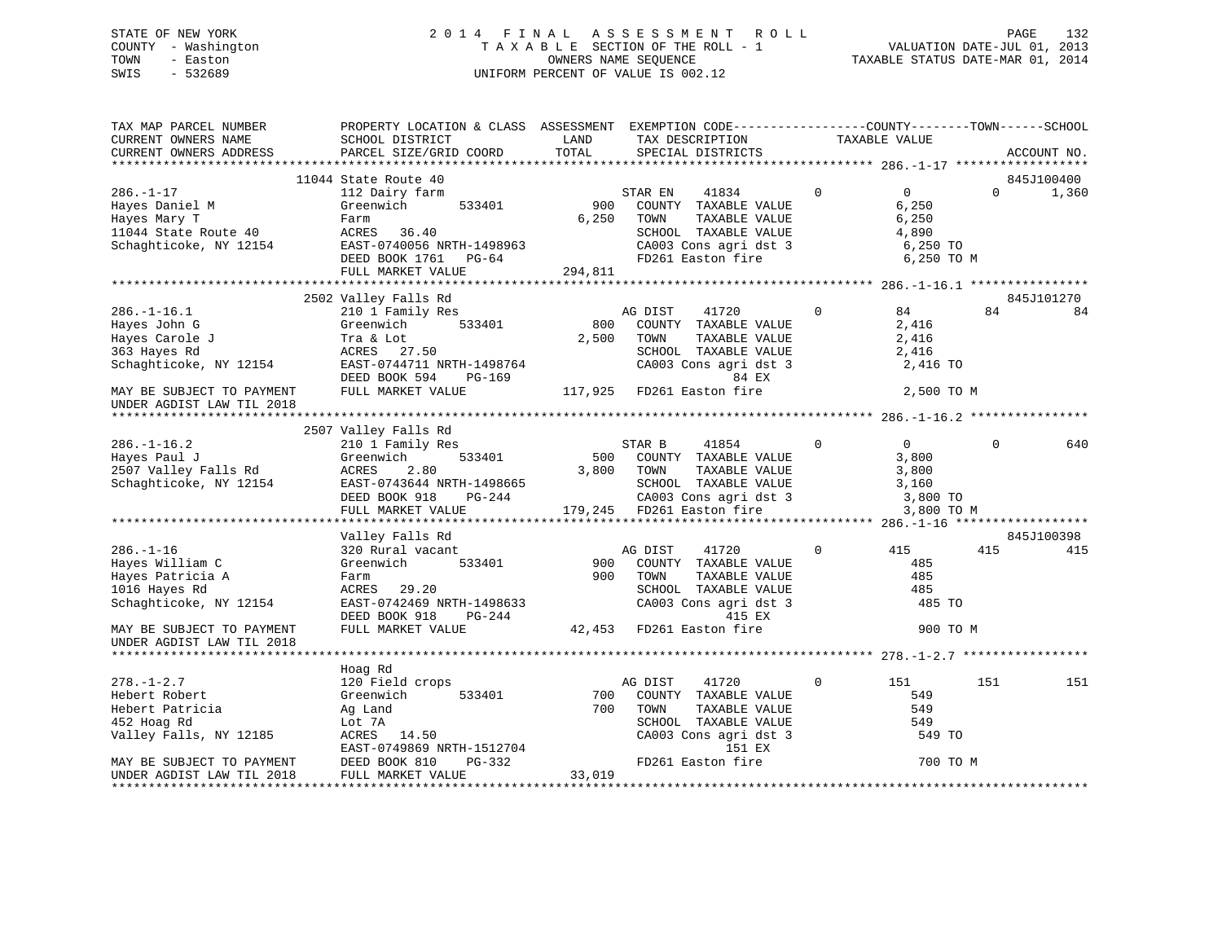STATE OF NEW YORK
COUNTY - Washington
TOWN - Easton
SWIS - 532689

# 2014 FINAL ASSESSMENT ROLL
TAXABLE SECTION OF THE ROLL - 1
OWNERS NAME SEQUENCE
UNIFORM PERCENT OF VALUE IS 002.12

VALUATION DATE-JUL 01, 2013
TAXABLE STATUS DATE-MAR 01, 2014

```
TAX MAP PARCEL NUMBER          PROPERTY LOCATION & CLASS  ASSESSMENT  EXEMPTION CODE------------------COUNTY--------TOWN------SCHOOL
CURRENT OWNERS NAME            SCHOOL DISTRICT               LAND      TAX DESCRIPTION             TAXABLE VALUE
CURRENT OWNERS ADDRESS         PARCEL SIZE/GRID COORD        TOTAL     SPECIAL DISTRICTS                                          ACCOUNT NO.
******************************************************************************************** 286.-1-17 ******************
                         11044 State Route 40                                                                             845J100400
286.-1-17                      112 Dairy farm                       STAR EN    41834          0          0          0      1,360
Hayes Daniel M                 Greenwich       533401        900    COUNTY  TAXABLE VALUE          6,250
Hayes Mary T                   Farm                        6,250    TOWN    TAXABLE VALUE          6,250
11044 State Route 40           ACRES  36.40                         SCHOOL  TAXABLE VALUE          4,890
Schaghticoke, NY 12154         EAST-0740056 NRTH-1498963            CA003 Cons agri dst 3           6,250 TO
                               DEED BOOK 1761   PG-64               FD261 Easton fire               6,250 TO M
                               FULL MARKET VALUE             294,811
******************************************************************************************** 286.-1-16.1 ****************
                          2502 Valley Falls Rd                                                                            845J101270
286.-1-16.1                    210 1 Family Res                     AG DIST    41720          0         84         84         84
Hayes John G                   Greenwich       533401        800    COUNTY  TAXABLE VALUE          2,416
Hayes Carole J                 Tra & Lot                   2,500    TOWN    TAXABLE VALUE          2,416
363 Hayes Rd                   ACRES  27.50                         SCHOOL  TAXABLE VALUE          2,416
Schaghticoke, NY 12154         EAST-0744711 NRTH-1498764            CA003 Cons agri dst 3           2,416 TO
                               DEED BOOK 594    PG-169                          84 EX
MAY BE SUBJECT TO PAYMENT      FULL MARKET VALUE             117,925  FD261 Easton fire               2,500 TO M
UNDER AGDIST LAW TIL 2018
******************************************************************************************** 286.-1-16.2 ****************
                          2507 Valley Falls Rd
286.-1-16.2                    210 1 Family Res                     STAR B     41854          0          0          0        640
Hayes Paul J                   Greenwich       533401        500    COUNTY  TAXABLE VALUE          3,800
2507 Valley Falls Rd           ACRES   2.80                3,800    TOWN    TAXABLE VALUE          3,800
Schaghticoke, NY 12154         EAST-0743644 NRTH-1498665            SCHOOL  TAXABLE VALUE          3,160
                               DEED BOOK 918    PG-244              CA003 Cons agri dst 3           3,800 TO
                               FULL MARKET VALUE             179,245  FD261 Easton fire               3,800 TO M
******************************************************************************************** 286.-1-16 ******************
                               Valley Falls Rd                                                                            845J100398
286.-1-16                      320 Rural vacant                     AG DIST    41720          0        415        415        415
Hayes William C                Greenwich       533401        900    COUNTY  TAXABLE VALUE            485
Hayes Patricia A               Farm                          900    TOWN    TAXABLE VALUE            485
1016 Hayes Rd                  ACRES  29.20                         SCHOOL  TAXABLE VALUE            485
Schaghticoke, NY 12154         EAST-0742469 NRTH-1498633            CA003 Cons agri dst 3             485 TO
                               DEED BOOK 918    PG-244                         415 EX
MAY BE SUBJECT TO PAYMENT      FULL MARKET VALUE              42,453  FD261 Easton fire                 900 TO M
UNDER AGDIST LAW TIL 2018
******************************************************************************************** 278.-1-2.7 *****************
                               Hoag Rd
278.-1-2.7                     120 Field crops                      AG DIST    41720          0        151        151        151
Hebert Robert                  Greenwich       533401        700    COUNTY  TAXABLE VALUE            549
Hebert Patricia                Ag Land                       700    TOWN    TAXABLE VALUE            549
452 Hoag Rd                    Lot 7A                               SCHOOL  TAXABLE VALUE            549
Valley Falls, NY 12185         ACRES  14.50                         CA003 Cons agri dst 3             549 TO
                               EAST-0749869 NRTH-1512704                       151 EX
MAY BE SUBJECT TO PAYMENT      DEED BOOK 810    PG-332              FD261 Easton fire                 700 TO M
UNDER AGDIST LAW TIL 2018      FULL MARKET VALUE              33,019
******************************************************************************************************************************
```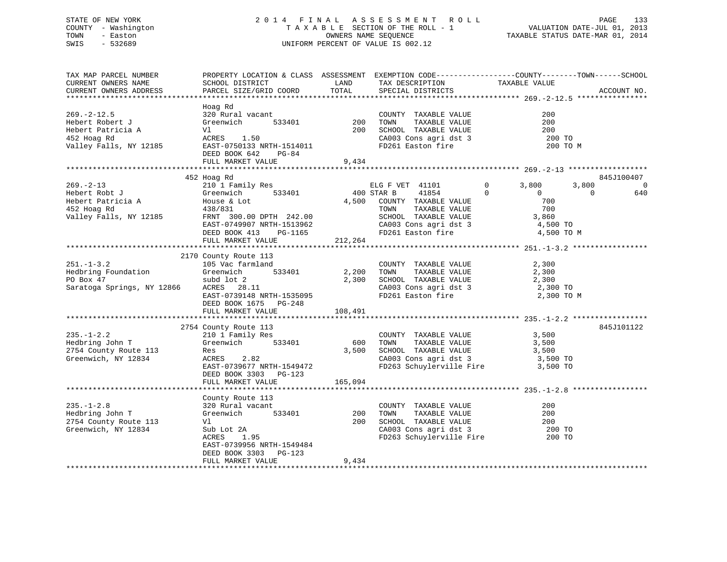STATE OF NEW YORK — 2014 FINAL ASSESSMENT ROLL
COUNTY - Washington — TAXABLE SECTION OF THE ROLL - 1 — VALUATION DATE-JUL 01, 2013
TOWN - Easton — OWNERS NAME SEQUENCE — TAXABLE STATUS DATE-MAR 01, 2014
SWIS - 532689 — UNIFORM PERCENT OF VALUE IS 002.12

```
TAX MAP PARCEL NUMBER          PROPERTY LOCATION & CLASS  ASSESSMENT  EXEMPTION CODE------------------COUNTY--------TOWN------SCHOOL
CURRENT OWNERS NAME            SCHOOL DISTRICT              LAND      TAX DESCRIPTION            TAXABLE VALUE
CURRENT OWNERS ADDRESS         PARCEL SIZE/GRID COORD       TOTAL     SPECIAL DISTRICTS                                  ACCOUNT NO.
******************************************************************************************************* 269.-2-12.5 ****************
                               Hoag Rd
269.-2-12.5                    320 Rural vacant                       COUNTY  TAXABLE VALUE               200
Hebert Robert J                Greenwich       533401        200      TOWN    TAXABLE VALUE               200
Hebert Patricia A              Vl                            200      SCHOOL  TAXABLE VALUE               200
452 Hoag Rd                    ACRES    1.50                          CA003 Cons agri dst 3                200 TO
Valley Falls, NY 12185         EAST-0750133 NRTH-1514011              FD261 Easton fire                    200 TO M
                               DEED BOOK 642    PG-84
                               FULL MARKET VALUE             9,434
******************************************************************************************************* 269.-2-13 ******************
                             452 Hoag Rd                                                                              845J100407
269.-2-13                      210 1 Family Res                    ELG F VET  41101          0       3,800       3,800           0
Hebert Robt J                  Greenwich       533401        400 STAR B      41854           0           0           0         640
Hebert Patricia A              House & Lot                 4,500   COUNTY  TAXABLE VALUE               700
452 Hoag Rd                    438/831                             TOWN    TAXABLE VALUE               700
Valley Falls, NY 12185         FRNT  300.00 DPTH  242.00           SCHOOL  TAXABLE VALUE             3,860
                               EAST-0749907 NRTH-1513962           CA003 Cons agri dst 3             4,500 TO
                               DEED BOOK 413    PG-1165            FD261 Easton fire                 4,500 TO M
                               FULL MARKET VALUE           212,264
******************************************************************************************************* 251.-1-3.2 *****************
                            2170 County Route 113
251.-1-3.2                     105 Vac farmland                       COUNTY  TAXABLE VALUE             2,300
Hedbring Foundation            Greenwich       533401      2,200      TOWN    TAXABLE VALUE             2,300
PO Box 47                      subd lot 2                  2,300      SCHOOL  TAXABLE VALUE             2,300
Saratoga Springs, NY 12866     ACRES   28.11                          CA003 Cons agri dst 3             2,300 TO
                               EAST-0739148 NRTH-1535095              FD261 Easton fire                 2,300 TO M
                               DEED BOOK 1675   PG-248
                               FULL MARKET VALUE           108,491
******************************************************************************************************* 235.-1-2.2 *****************
                            2754 County Route 113                                                                     845J101122
235.-1-2.2                     210 1 Family Res                       COUNTY  TAXABLE VALUE             3,500
Hedbring John T                Greenwich       533401        600      TOWN    TAXABLE VALUE             3,500
2754 County Route 113          Res                         3,500      SCHOOL  TAXABLE VALUE             3,500
Greenwich, NY 12834            ACRES    2.82                          CA003 Cons agri dst 3             3,500 TO
                               EAST-0739677 NRTH-1549472              FD263 Schuylerville Fire          3,500 TO
                               DEED BOOK 3303   PG-123
                               FULL MARKET VALUE           165,094
******************************************************************************************************* 235.-1-2.8 *****************
                               County Route 113
235.-1-2.8                     320 Rural vacant                       COUNTY  TAXABLE VALUE               200
Hedbring John T                Greenwich       533401        200      TOWN    TAXABLE VALUE               200
2754 County Route 113          Vl                            200      SCHOOL  TAXABLE VALUE               200
Greenwich, NY 12834            Sub Lot 2A                             CA003 Cons agri dst 3                200 TO
                               ACRES    1.95                          FD263 Schuylerville Fire             200 TO
                               EAST-0739956 NRTH-1549484
                               DEED BOOK 3303   PG-123
                               FULL MARKET VALUE             9,434
************************************************************************************************************************************
```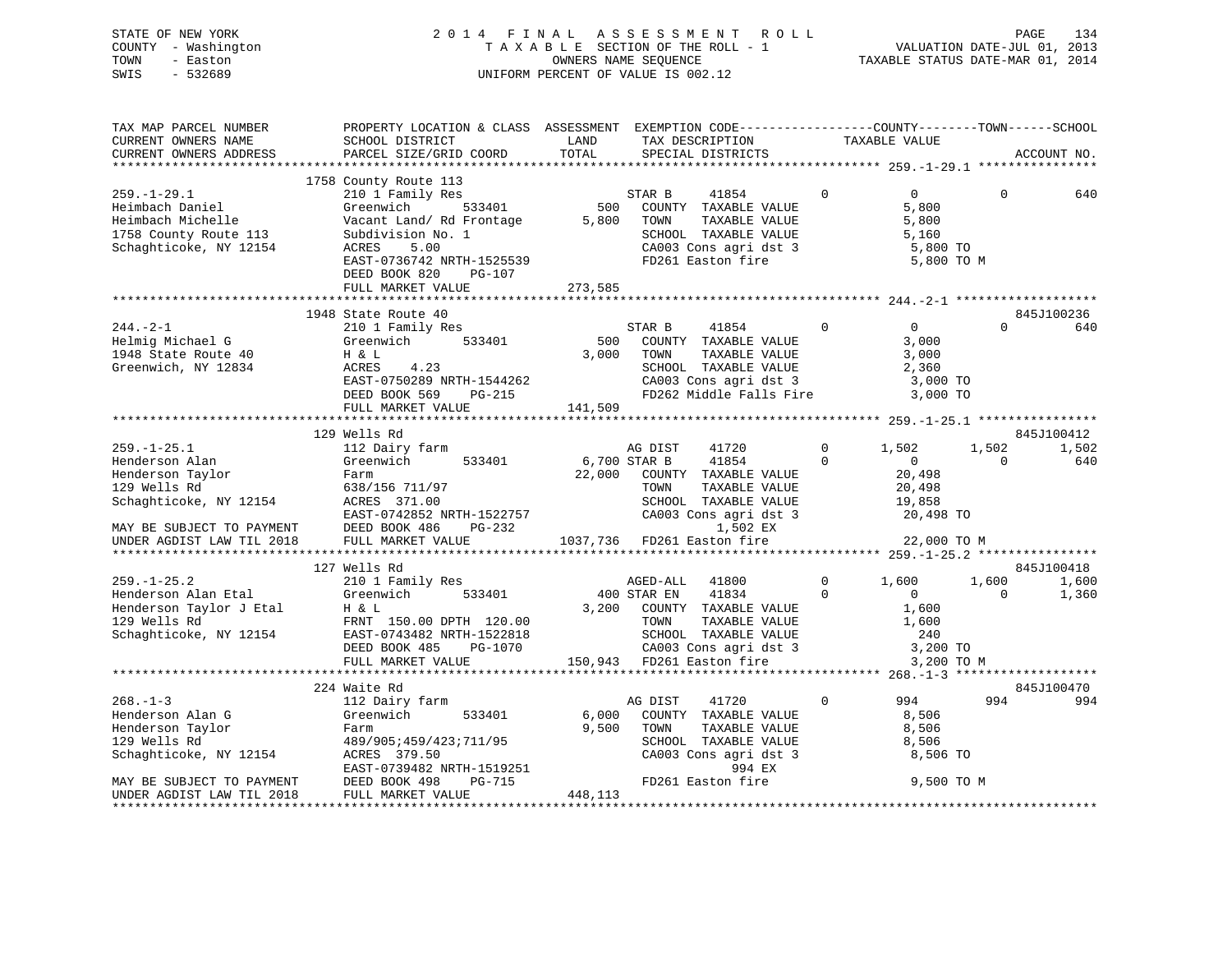STATE OF NEW YORK
COUNTY - Washington
TOWN - Easton
SWIS - 532689

2014 FINAL ASSESSMENT ROLL
TAXABLE SECTION OF THE ROLL - 1
OWNERS NAME SEQUENCE
UNIFORM PERCENT OF VALUE IS 002.12

VALUATION DATE-JUL 01, 2013
TAXABLE STATUS DATE-MAR 01, 2014

```
TAX MAP PARCEL NUMBER          PROPERTY LOCATION & CLASS  ASSESSMENT  EXEMPTION CODE------------------COUNTY--------TOWN------SCHOOL
CURRENT OWNERS NAME            SCHOOL DISTRICT              LAND       TAX DESCRIPTION            TAXABLE VALUE
CURRENT OWNERS ADDRESS         PARCEL SIZE/GRID COORD       TOTAL      SPECIAL DISTRICTS                                    ACCOUNT NO.
******************************************************************************************************* 259.-1-29.1 ****************
                               1758 County Route 113
259.-1-29.1                    210 1 Family Res                      STAR B     41854          0          0          0          640
Heimbach Daniel                Greenwich        533401         500   COUNTY  TAXABLE VALUE             5,800
Heimbach Michelle              Vacant Land/ Rd Frontage      5,800   TOWN    TAXABLE VALUE             5,800
1758 County Route 113          Subdivision No. 1                     SCHOOL  TAXABLE VALUE             5,160
Schaghticoke, NY 12154         ACRES     5.00                        CA003 Cons agri dst 3              5,800 TO
                               EAST-0736742 NRTH-1525539             FD261 Easton fire                  5,800 TO M
                               DEED BOOK 820     PG-107
                               FULL MARKET VALUE           273,585
******************************************************************************************************* 244.-2-1 *******************
                               1948 State Route 40                                                                  845J100236
244.-2-1                       210 1 Family Res                      STAR B     41854          0          0          0          640
Helmig Michael G               Greenwich        533401         500   COUNTY  TAXABLE VALUE             3,000
1948 State Route 40            H & L                         3,000   TOWN    TAXABLE VALUE             3,000
Greenwich, NY 12834            ACRES     4.23                        SCHOOL  TAXABLE VALUE             2,360
                               EAST-0750289 NRTH-1544262             CA003 Cons agri dst 3              3,000 TO
                               DEED BOOK 569     PG-215              FD262 Middle Falls Fire            3,000 TO
                               FULL MARKET VALUE           141,509
******************************************************************************************************* 259.-1-25.1 ****************
                               129 Wells Rd                                                                         845J100412
259.-1-25.1                    112 Dairy farm                        AG DIST    41720          0      1,502      1,502      1,502
Henderson Alan                 Greenwich        533401       6,700 STAR B     41854          0          0          0          640
Henderson Taylor               Farm                         22,000   COUNTY  TAXABLE VALUE            20,498
129 Wells Rd                   638/156 711/97                        TOWN    TAXABLE VALUE            20,498
Schaghticoke, NY 12154         ACRES   371.00                        SCHOOL  TAXABLE VALUE            19,858
                               EAST-0742852 NRTH-1522757             CA003 Cons agri dst 3             20,498 TO
MAY BE SUBJECT TO PAYMENT      DEED BOOK 486     PG-232                   1,502 EX
UNDER AGDIST LAW TIL 2018      FULL MARKET VALUE          1037,736   FD261 Easton fire                 22,000 TO M
******************************************************************************************************* 259.-1-25.2 ****************
                               127 Wells Rd                                                                         845J100418
259.-1-25.2                    210 1 Family Res                      AGED-ALL   41800          0      1,600      1,600      1,600
Henderson Alan Etal            Greenwich        533401         400 STAR EN    41834          0          0          0        1,360
Henderson Taylor J Etal        H & L                         3,200   COUNTY  TAXABLE VALUE             1,600
129 Wells Rd                   FRNT  150.00 DPTH  120.00             TOWN    TAXABLE VALUE             1,600
Schaghticoke, NY 12154         EAST-0743482 NRTH-1522818             SCHOOL  TAXABLE VALUE               240
                               DEED BOOK 485     PG-1070             CA003 Cons agri dst 3              3,200 TO
                               FULL MARKET VALUE           150,943   FD261 Easton fire                  3,200 TO M
******************************************************************************************************* 268.-1-3 *******************
                               224 Waite Rd                                                                         845J100470
268.-1-3                       112 Dairy farm                        AG DIST    41720          0        994        994        994
Henderson Alan G               Greenwich        533401       6,000   COUNTY  TAXABLE VALUE             8,506
Henderson Taylor               Farm                          9,500   TOWN    TAXABLE VALUE             8,506
129 Wells Rd                   489/905;459/423;711/95                SCHOOL  TAXABLE VALUE             8,506
Schaghticoke, NY 12154         ACRES   379.50                        CA003 Cons agri dst 3              8,506 TO
                               EAST-0739482 NRTH-1519251                    994 EX
MAY BE SUBJECT TO PAYMENT      DEED BOOK 498     PG-715              FD261 Easton fire                  9,500 TO M
UNDER AGDIST LAW TIL 2018      FULL MARKET VALUE           448,113
************************************************************************************************************************************
```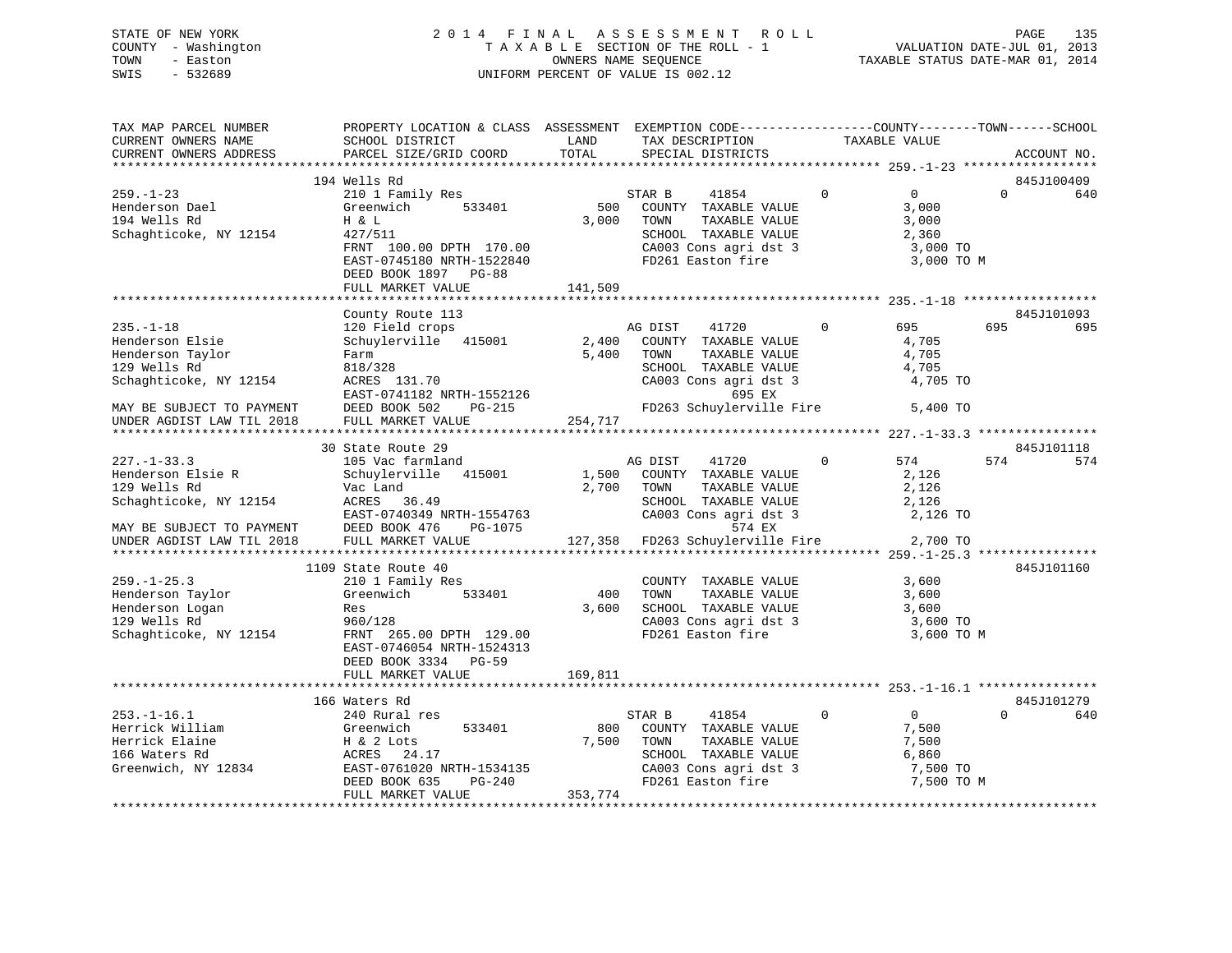STATE OF NEW YORK
COUNTY - Washington
TOWN - Easton
SWIS - 532689

2 0 1 4 F I N A L A S S E S S M E N T R O L L
T A X A B L E SECTION OF THE ROLL - 1
OWNERS NAME SEQUENCE
UNIFORM PERCENT OF VALUE IS 002.12

VALUATION DATE-JUL 01, 2013
TAXABLE STATUS DATE-MAR 01, 2014

```
TAX MAP PARCEL NUMBER          PROPERTY LOCATION & CLASS  ASSESSMENT  EXEMPTION CODE------------------COUNTY--------TOWN------SCHOOL
CURRENT OWNERS NAME            SCHOOL DISTRICT              LAND      TAX DESCRIPTION              TAXABLE VALUE
CURRENT OWNERS ADDRESS         PARCEL SIZE/GRID COORD       TOTAL     SPECIAL DISTRICTS                                     ACCOUNT NO.
******************************************************************************************************* 259.-1-23 ******************
                               194 Wells Rd                                                                                  845J100409
259.-1-23                      210 1 Family Res                       STAR B      41854           0          0            0        640
Henderson Dael                 Greenwich       533401         500     COUNTY  TAXABLE VALUE                3,000
194 Wells Rd                   H & L                        3,000     TOWN    TAXABLE VALUE                3,000
Schaghticoke, NY 12154         427/511                                SCHOOL  TAXABLE VALUE                2,360
                               FRNT 100.00 DPTH 170.00                CA003 Cons agri dst 3                 3,000 TO
                               EAST-0745180 NRTH-1522840              FD261 Easton fire                     3,000 TO M
                               DEED BOOK 1897   PG-88
                               FULL MARKET VALUE              141,509
******************************************************************************************************* 235.-1-18 ******************
                               County Route 113                                                                              845J101093
235.-1-18                      120 Field crops                        AG DIST     41720           0        695          695        695
Henderson Elsie                Schuylerville   415001       2,400     COUNTY  TAXABLE VALUE                4,705
Henderson Taylor               Farm                         5,400     TOWN    TAXABLE VALUE                4,705
129 Wells Rd                   818/328                                SCHOOL  TAXABLE VALUE                4,705
Schaghticoke, NY 12154         ACRES 131.70                           CA003 Cons agri dst 3                 4,705 TO
                               EAST-0741182 NRTH-1552126                         695 EX
MAY BE SUBJECT TO PAYMENT      DEED BOOK 502    PG-215                FD263 Schuylerville Fire              5,400 TO
UNDER AGDIST LAW TIL 2018      FULL MARKET VALUE              254,717
******************************************************************************************************* 227.-1-33.3 ****************
                               30 State Route 29                                                                             845J101118
227.-1-33.3                    105 Vac farmland                       AG DIST     41720           0        574          574        574
Henderson Elsie R              Schuylerville   415001       1,500     COUNTY  TAXABLE VALUE                2,126
129 Wells Rd                   Vac Land                     2,700     TOWN    TAXABLE VALUE                2,126
Schaghticoke, NY 12154         ACRES  36.49                           SCHOOL  TAXABLE VALUE                2,126
                               EAST-0740349 NRTH-1554763              CA003 Cons agri dst 3                 2,126 TO
MAY BE SUBJECT TO PAYMENT      DEED BOOK 476    PG-1075                          574 EX
UNDER AGDIST LAW TIL 2018      FULL MARKET VALUE              127,358 FD263 Schuylerville Fire              2,700 TO
******************************************************************************************************* 259.-1-25.3 ****************
                               1109 State Route 40                                                                           845J101160
259.-1-25.3                    210 1 Family Res                       COUNTY  TAXABLE VALUE                3,600
Henderson Taylor               Greenwich       533401         400     TOWN    TAXABLE VALUE                3,600
Henderson Logan                Res                          3,600     SCHOOL  TAXABLE VALUE                3,600
129 Wells Rd                   960/128                                CA003 Cons agri dst 3                 3,600 TO
Schaghticoke, NY 12154         FRNT 265.00 DPTH 129.00                FD261 Easton fire                     3,600 TO M
                               EAST-0746054 NRTH-1524313
                               DEED BOOK 3334   PG-59
                               FULL MARKET VALUE              169,811
******************************************************************************************************* 253.-1-16.1 ****************
                               166 Waters Rd                                                                                 845J101279
253.-1-16.1                    240 Rural res                          STAR B      41854           0          0            0        640
Herrick William                Greenwich       533401         800     COUNTY  TAXABLE VALUE                7,500
Herrick Elaine                 H & 2 Lots                   7,500     TOWN    TAXABLE VALUE                7,500
166 Waters Rd                  ACRES  24.17                           SCHOOL  TAXABLE VALUE                6,860
Greenwich, NY 12834            EAST-0761020 NRTH-1534135              CA003 Cons agri dst 3                 7,500 TO
                               DEED BOOK 635    PG-240                FD261 Easton fire                     7,500 TO M
                               FULL MARKET VALUE              353,774
************************************************************************************************************************************
```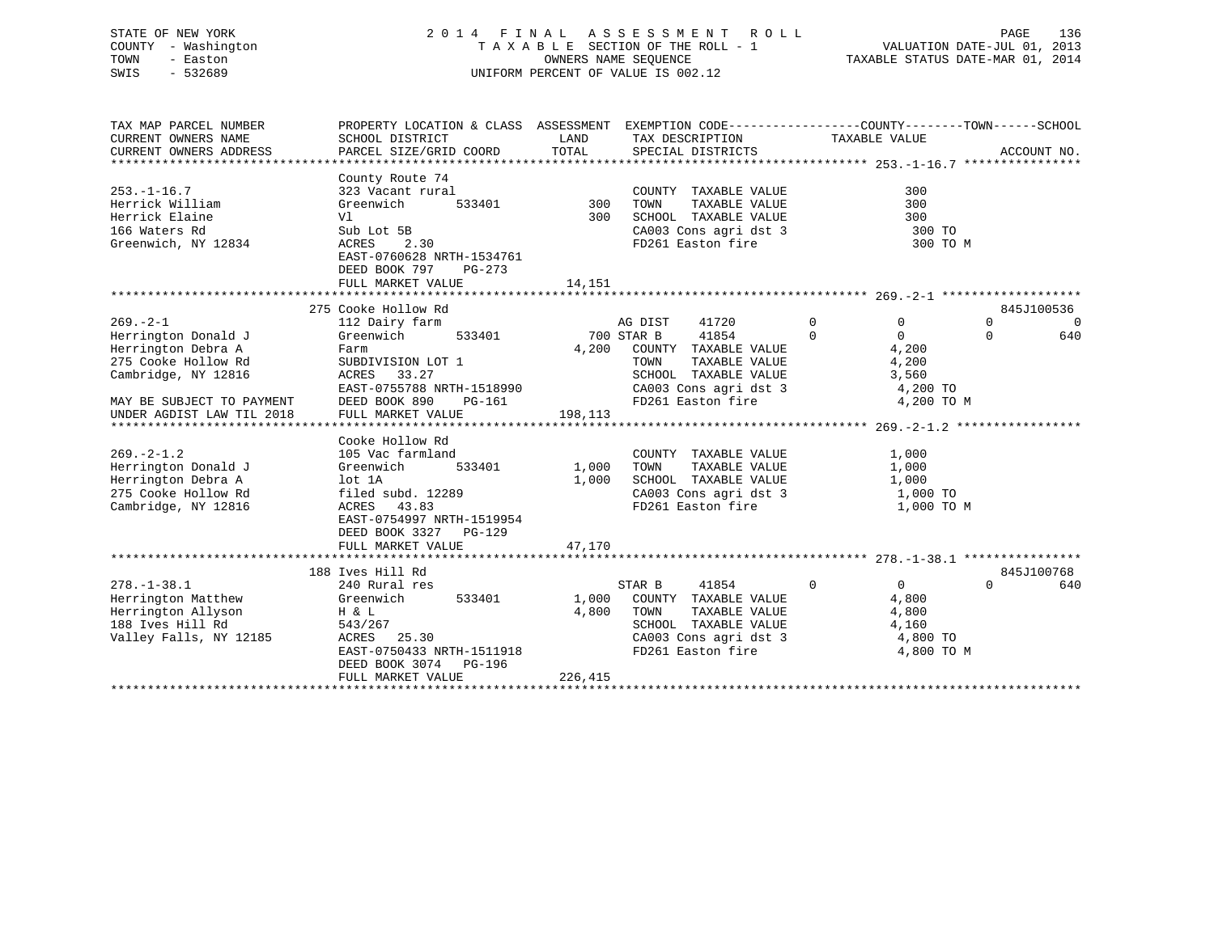STATE OF NEW YORK
COUNTY - Washington
TOWN - Easton
SWIS - 532689

2014 FINAL ASSESSMENT ROLL
TAXABLE SECTION OF THE ROLL - 1
OWNERS NAME SEQUENCE
UNIFORM PERCENT OF VALUE IS 002.12

VALUATION DATE-JUL 01, 2013
TAXABLE STATUS DATE-MAR 01, 2014

| TAX MAP PARCEL NUMBER / CURRENT OWNERS NAME / CURRENT OWNERS ADDRESS | PROPERTY LOCATION & CLASS / SCHOOL DISTRICT / PARCEL SIZE/GRID COORD | ASSESSMENT LAND / TOTAL | EXEMPTION CODE / TAX DESCRIPTION / SPECIAL DISTRICTS | COUNTY | TOWN | SCHOOL | TAXABLE VALUE | ACCOUNT NO. |
|---|---|---|---|---|---|---|---|---|
| **253.-1-16.7** | County Route 74 | | | | | | | |
| 253.-1-16.7 | 323 Vacant rural | | COUNTY TAXABLE VALUE | | | | 300 | |
| Herrick William | Greenwich 533401 | 300 | TOWN TAXABLE VALUE | | | | 300 | |
| Herrick Elaine | Vl | 300 | SCHOOL TAXABLE VALUE | | | | 300 | |
| 166 Waters Rd | Sub Lot 5B | | CA003 Cons agri dst 3 | | | | 300 TO | |
| Greenwich, NY 12834 | ACRES 2.30 | | FD261 Easton fire | | | | 300 TO M | |
| | EAST-0760628 NRTH-1534761 | | | | | | | |
| | DEED BOOK 797 PG-273 | | | | | | | |
| | FULL MARKET VALUE | 14,151 | | | | | | |
| **269.-2-1** | 275 Cooke Hollow Rd | | | | | | | 845J100536 |
| 269.-2-1 | 112 Dairy farm | | AG DIST 41720 | 0 | 0 | 0 | | |
| Herrington Donald J | Greenwich 533401 | 700 | STAR B 41854 | 0 | 0 | 640 | | |
| Herrington Debra A | Farm | 4,200 | COUNTY TAXABLE VALUE | | | | 4,200 | |
| 275 Cooke Hollow Rd | SUBDIVISION LOT 1 | | TOWN TAXABLE VALUE | | | | 4,200 | |
| Cambridge, NY 12816 | ACRES 33.27 | | SCHOOL TAXABLE VALUE | | | | 3,560 | |
| | EAST-0755788 NRTH-1518990 | | CA003 Cons agri dst 3 | | | | 4,200 TO | |
| MAY BE SUBJECT TO PAYMENT | DEED BOOK 890 PG-161 | | FD261 Easton fire | | | | 4,200 TO M | |
| UNDER AGDIST LAW TIL 2018 | FULL MARKET VALUE | 198,113 | | | | | | |
| **269.-2-1.2** | Cooke Hollow Rd | | | | | | | |
| 269.-2-1.2 | 105 Vac farmland | | COUNTY TAXABLE VALUE | | | | 1,000 | |
| Herrington Donald J | Greenwich 533401 | 1,000 | TOWN TAXABLE VALUE | | | | 1,000 | |
| Herrington Debra A | lot 1A | 1,000 | SCHOOL TAXABLE VALUE | | | | 1,000 | |
| 275 Cooke Hollow Rd | filed subd. 12289 | | CA003 Cons agri dst 3 | | | | 1,000 TO | |
| Cambridge, NY 12816 | ACRES 43.83 | | FD261 Easton fire | | | | 1,000 TO M | |
| | EAST-0754997 NRTH-1519954 | | | | | | | |
| | DEED BOOK 3327 PG-129 | | | | | | | |
| | FULL MARKET VALUE | 47,170 | | | | | | |
| **278.-1-38.1** | 188 Ives Hill Rd | | | | | | | 845J100768 |
| 278.-1-38.1 | 240 Rural res | | STAR B 41854 | 0 | 0 | 640 | | |
| Herrington Matthew | Greenwich 533401 | 1,000 | COUNTY TAXABLE VALUE | | | | 4,800 | |
| Herrington Allyson | H & L | 4,800 | TOWN TAXABLE VALUE | | | | 4,800 | |
| 188 Ives Hill Rd | 543/267 | | SCHOOL TAXABLE VALUE | | | | 4,160 | |
| Valley Falls, NY 12185 | ACRES 25.30 | | CA003 Cons agri dst 3 | | | | 4,800 TO | |
| | EAST-0750433 NRTH-1511918 | | FD261 Easton fire | | | | 4,800 TO M | |
| | DEED BOOK 3074 PG-196 | | | | | | | |
| | FULL MARKET VALUE | 226,415 | | | | | | |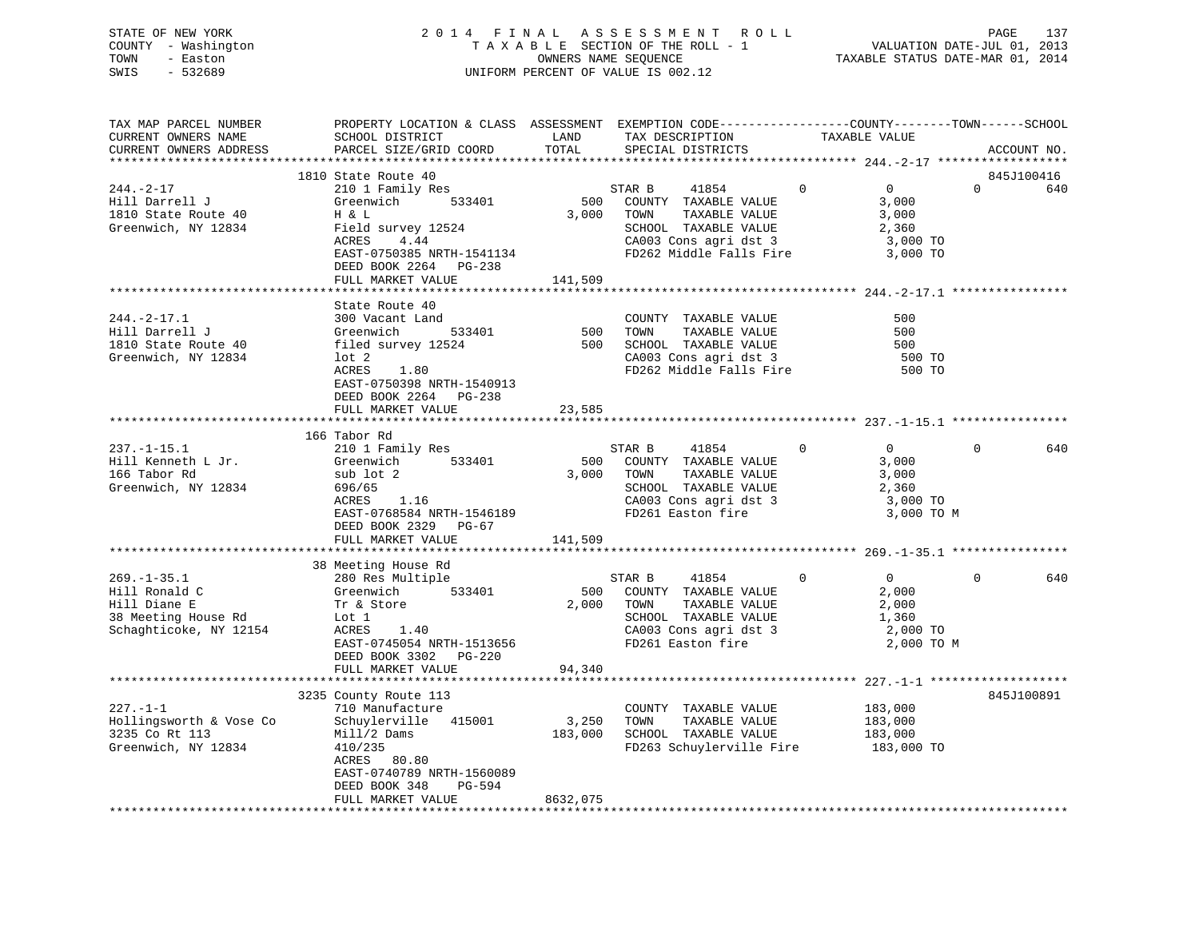STATE OF NEW YORK — 2014 FINAL ASSESSMENT ROLL
COUNTY - Washington — TAXABLE SECTION OF THE ROLL - 1 — VALUATION DATE-JUL 01, 2013
TOWN - Easton — OWNERS NAME SEQUENCE — TAXABLE STATUS DATE-MAR 01, 2014
SWIS - 532689 — UNIFORM PERCENT OF VALUE IS 002.12

| TAX MAP PARCEL NUMBER / CURRENT OWNERS NAME / CURRENT OWNERS ADDRESS | PROPERTY LOCATION & CLASS / SCHOOL DISTRICT / PARCEL SIZE/GRID COORD | ASSESSMENT LAND / TOTAL | EXEMPTION CODE / TAX DESCRIPTION / SPECIAL DISTRICTS | COUNTY TAXABLE VALUE | TOWN | SCHOOL | ACCOUNT NO. |
|---|---|---|---|---|---|---|---|
| **244.-2-17** | 1810 State Route 40 | | | | | | 845J100416 |
| 244.-2-17 | 210 1 Family Res | | STAR B 41854 | 0 | 0 | 0 | 640 |
| Hill Darrell J | Greenwich 533401 | 500 | COUNTY TAXABLE VALUE | 3,000 | | | |
| 1810 State Route 40 | H & L | 3,000 | TOWN TAXABLE VALUE | 3,000 | | | |
| Greenwich, NY 12834 | Field survey 12524 | | SCHOOL TAXABLE VALUE | 2,360 | | | |
| | ACRES 4.44 | | CA003 Cons agri dst 3 | 3,000 TO | | | |
| | EAST-0750385 NRTH-1541134 | | FD262 Middle Falls Fire | 3,000 TO | | | |
| | DEED BOOK 2264 PG-238 | | | | | | |
| | FULL MARKET VALUE | 141,509 | | | | | |
| **244.-2-17.1** | State Route 40 | | | | | | |
| 244.-2-17.1 | 300 Vacant Land | | COUNTY TAXABLE VALUE | 500 | | | |
| Hill Darrell J | Greenwich 533401 | 500 | TOWN TAXABLE VALUE | 500 | | | |
| 1810 State Route 40 | filed survey 12524 | 500 | SCHOOL TAXABLE VALUE | 500 | | | |
| Greenwich, NY 12834 | lot 2 | | CA003 Cons agri dst 3 | 500 TO | | | |
| | ACRES 1.80 | | FD262 Middle Falls Fire | 500 TO | | | |
| | EAST-0750398 NRTH-1540913 | | | | | | |
| | DEED BOOK 2264 PG-238 | | | | | | |
| | FULL MARKET VALUE | 23,585 | | | | | |
| **237.-1-15.1** | 166 Tabor Rd | | | | | | |
| 237.-1-15.1 | 210 1 Family Res | | STAR B 41854 | 0 | 0 | 0 | 640 |
| Hill Kenneth L Jr. | Greenwich 533401 | 500 | COUNTY TAXABLE VALUE | 3,000 | | | |
| 166 Tabor Rd | sub lot 2 | 3,000 | TOWN TAXABLE VALUE | 3,000 | | | |
| Greenwich, NY 12834 | 696/65 | | SCHOOL TAXABLE VALUE | 2,360 | | | |
| | ACRES 1.16 | | CA003 Cons agri dst 3 | 3,000 TO | | | |
| | EAST-0768584 NRTH-1546189 | | FD261 Easton fire | 3,000 TO M | | | |
| | DEED BOOK 2329 PG-67 | | | | | | |
| | FULL MARKET VALUE | 141,509 | | | | | |
| **269.-1-35.1** | 38 Meeting House Rd | | | | | | |
| 269.-1-35.1 | 280 Res Multiple | | STAR B 41854 | 0 | 0 | 0 | 640 |
| Hill Ronald C | Greenwich 533401 | 500 | COUNTY TAXABLE VALUE | 2,000 | | | |
| Hill Diane E | Tr & Store | 2,000 | TOWN TAXABLE VALUE | 2,000 | | | |
| 38 Meeting House Rd | Lot 1 | | SCHOOL TAXABLE VALUE | 1,360 | | | |
| Schaghticoke, NY 12154 | ACRES 1.40 | | CA003 Cons agri dst 3 | 2,000 TO | | | |
| | EAST-0745054 NRTH-1513656 | | FD261 Easton fire | 2,000 TO M | | | |
| | DEED BOOK 3302 PG-220 | | | | | | |
| | FULL MARKET VALUE | 94,340 | | | | | |
| **227.-1-1** | 3235 County Route 113 | | | | | | 845J100891 |
| 227.-1-1 | 710 Manufacture | | COUNTY TAXABLE VALUE | 183,000 | | | |
| Hollingsworth & Vose Co | Schuylerville 415001 | 3,250 | TOWN TAXABLE VALUE | 183,000 | | | |
| 3235 Co Rt 113 | Mill/2 Dams | 183,000 | SCHOOL TAXABLE VALUE | 183,000 | | | |
| Greenwich, NY 12834 | 410/235 | | FD263 Schuylerville Fire | 183,000 TO | | | |
| | ACRES 80.80 | | | | | | |
| | EAST-0740789 NRTH-1560089 | | | | | | |
| | DEED BOOK 348 PG-594 | | | | | | |
| | FULL MARKET VALUE | 8632,075 | | | | | |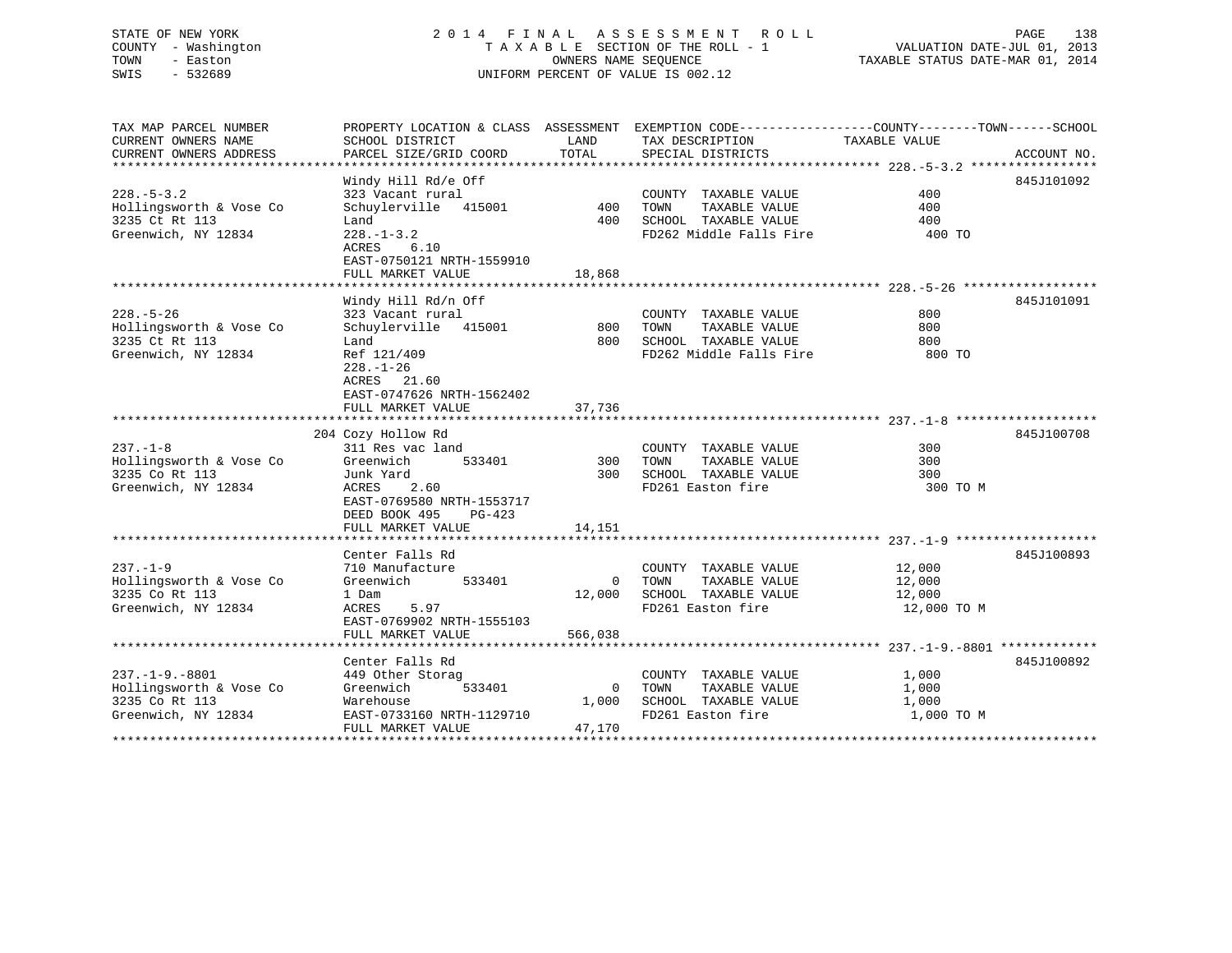STATE OF NEW YORK
COUNTY - Washington
TOWN - Easton
SWIS - 532689

2014 FINAL ASSESSMENT ROLL
TAXABLE SECTION OF THE ROLL - 1
OWNERS NAME SEQUENCE
UNIFORM PERCENT OF VALUE IS 002.12

VALUATION DATE-JUL 01, 2013
TAXABLE STATUS DATE-MAR 01, 2014

| TAX MAP PARCEL NUMBER / CURRENT OWNERS NAME / CURRENT OWNERS ADDRESS | PROPERTY LOCATION & CLASS / SCHOOL DISTRICT / PARCEL SIZE/GRID COORD | ASSESSMENT LAND / TOTAL | EXEMPTION CODE / TAX DESCRIPTION / SPECIAL DISTRICTS | COUNTY--------TOWN------SCHOOL TAXABLE VALUE | ACCOUNT NO. |
|---|---|---|---|---|---|
| **228.-5-3.2** | Windy Hill Rd/e Off | | | | 845J101092 |
| 228.-5-3.2 | 323 Vacant rural | | COUNTY TAXABLE VALUE | 400 | |
| Hollingsworth & Vose Co | Schuylerville 415001 | 400 | TOWN TAXABLE VALUE | 400 | |
| 3235 Ct Rt 113 | Land | 400 | SCHOOL TAXABLE VALUE | 400 | |
| Greenwich, NY 12834 | 228.-1-3.2 | | FD262 Middle Falls Fire | 400 TO | |
| | ACRES 6.10 | | | | |
| | EAST-0750121 NRTH-1559910 | | | | |
| | FULL MARKET VALUE | 18,868 | | | |
| **228.-5-26** | Windy Hill Rd/n Off | | | | 845J101091 |
| 228.-5-26 | 323 Vacant rural | | COUNTY TAXABLE VALUE | 800 | |
| Hollingsworth & Vose Co | Schuylerville 415001 | 800 | TOWN TAXABLE VALUE | 800 | |
| 3235 Ct Rt 113 | Land | 800 | SCHOOL TAXABLE VALUE | 800 | |
| Greenwich, NY 12834 | Ref 121/409 | | FD262 Middle Falls Fire | 800 TO | |
| | 228.-1-26 | | | | |
| | ACRES 21.60 | | | | |
| | EAST-0747626 NRTH-1562402 | | | | |
| | FULL MARKET VALUE | 37,736 | | | |
| **237.-1-8** | 204 Cozy Hollow Rd | | | | 845J100708 |
| 237.-1-8 | 311 Res vac land | | COUNTY TAXABLE VALUE | 300 | |
| Hollingsworth & Vose Co | Greenwich 533401 | 300 | TOWN TAXABLE VALUE | 300 | |
| 3235 Co Rt 113 | Junk Yard | 300 | SCHOOL TAXABLE VALUE | 300 | |
| Greenwich, NY 12834 | ACRES 2.60 | | FD261 Easton fire | 300 TO M | |
| | EAST-0769580 NRTH-1553717 | | | | |
| | DEED BOOK 495 PG-423 | | | | |
| | FULL MARKET VALUE | 14,151 | | | |
| **237.-1-9** | Center Falls Rd | | | | 845J100893 |
| 237.-1-9 | 710 Manufacture | | COUNTY TAXABLE VALUE | 12,000 | |
| Hollingsworth & Vose Co | Greenwich 533401 | 0 | TOWN TAXABLE VALUE | 12,000 | |
| 3235 Co Rt 113 | 1 Dam | 12,000 | SCHOOL TAXABLE VALUE | 12,000 | |
| Greenwich, NY 12834 | ACRES 5.97 | | FD261 Easton fire | 12,000 TO M | |
| | EAST-0769902 NRTH-1555103 | | | | |
| | FULL MARKET VALUE | 566,038 | | | |
| **237.-1-9.-8801** | Center Falls Rd | | | | 845J100892 |
| 237.-1-9.-8801 | 449 Other Storag | | COUNTY TAXABLE VALUE | 1,000 | |
| Hollingsworth & Vose Co | Greenwich 533401 | 0 | TOWN TAXABLE VALUE | 1,000 | |
| 3235 Co Rt 113 | Warehouse | 1,000 | SCHOOL TAXABLE VALUE | 1,000 | |
| Greenwich, NY 12834 | EAST-0733160 NRTH-1129710 | | FD261 Easton fire | 1,000 TO M | |
| | FULL MARKET VALUE | 47,170 | | | |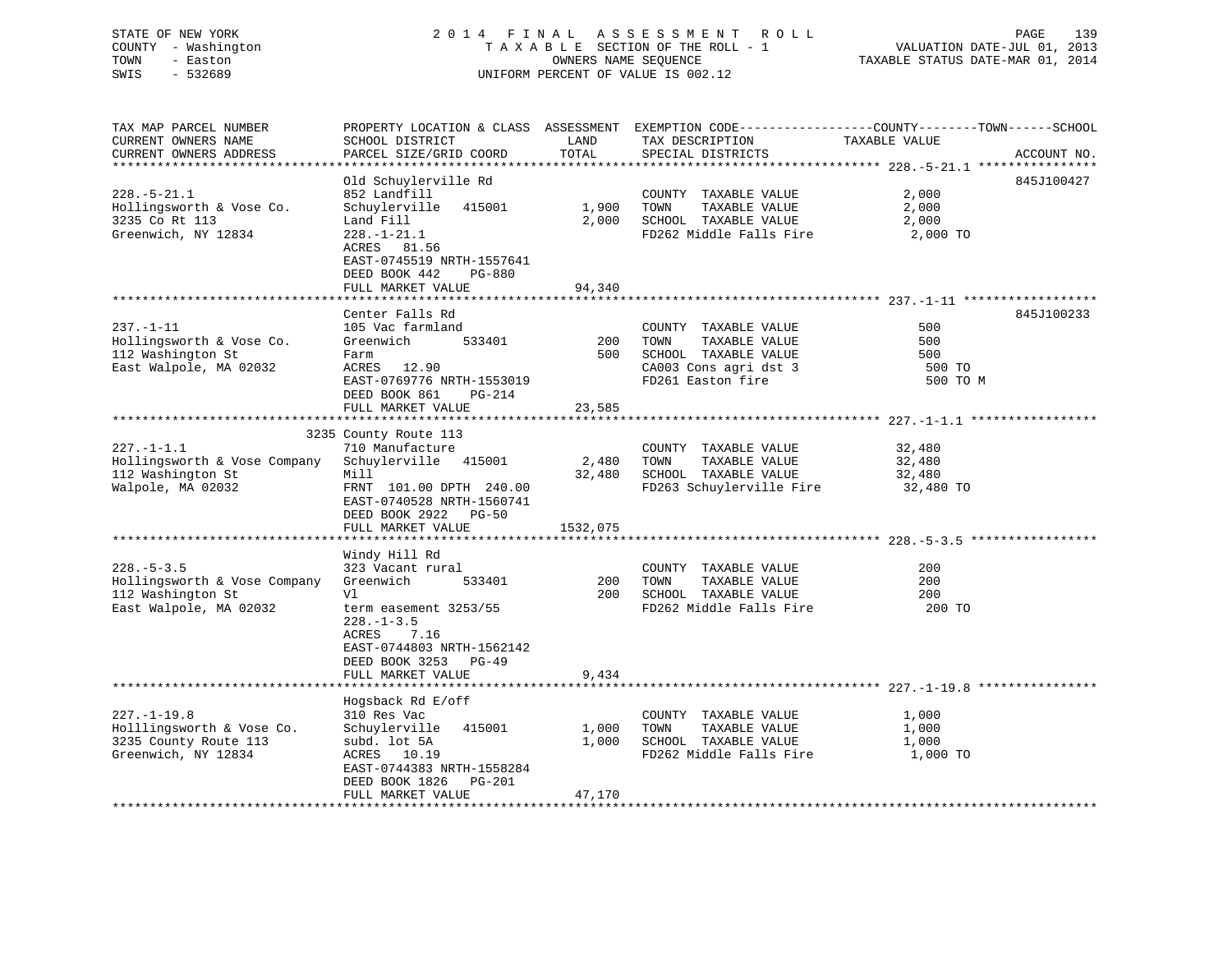STATE OF NEW YORK
COUNTY - Washington
TOWN - Easton
SWIS - 532689

2014 FINAL ASSESSMENT ROLL
TAXABLE SECTION OF THE ROLL - 1
OWNERS NAME SEQUENCE
UNIFORM PERCENT OF VALUE IS 002.12

VALUATION DATE-JUL 01, 2013
TAXABLE STATUS DATE-MAR 01, 2014

```
TAX MAP PARCEL NUMBER          PROPERTY LOCATION & CLASS  ASSESSMENT  EXEMPTION CODE------------------COUNTY--------TOWN------SCHOOL
CURRENT OWNERS NAME            SCHOOL DISTRICT               LAND      TAX DESCRIPTION              TAXABLE VALUE
CURRENT OWNERS ADDRESS         PARCEL SIZE/GRID COORD        TOTAL     SPECIAL DISTRICTS                                  ACCOUNT NO.
****************************************************************************************************** 228.-5-21.1 ****************
                               Old Schuylerville Rd                                                                      845J100427
228.-5-21.1                    852 Landfill                            COUNTY  TAXABLE VALUE              2,000
Hollingsworth & Vose Co.       Schuylerville   415001       1,900      TOWN    TAXABLE VALUE              2,000
3235 Co Rt 113                 Land Fill                    2,000      SCHOOL  TAXABLE VALUE              2,000
Greenwich, NY 12834            228.-1-21.1                             FD262 Middle Falls Fire             2,000 TO
                               ACRES  81.56
                               EAST-0745519 NRTH-1557641
                               DEED BOOK 442    PG-880
                               FULL MARKET VALUE           94,340
****************************************************************************************************** 237.-1-11 ******************
                               Center Falls Rd                                                                           845J100233
237.-1-11                      105 Vac farmland                        COUNTY  TAXABLE VALUE                500
Hollingsworth & Vose Co.       Greenwich       533401         200      TOWN    TAXABLE VALUE                500
112 Washington St              Farm                           500      SCHOOL  TAXABLE VALUE                500
East Walpole, MA 02032         ACRES  12.90                            CA003 Cons agri dst 3                500 TO
                               EAST-0769776 NRTH-1553019               FD261 Easton fire                    500 TO M
                               DEED BOOK 861    PG-214
                               FULL MARKET VALUE           23,585
****************************************************************************************************** 227.-1-1.1 *****************
                          3235 County Route 113
227.-1-1.1                     710 Manufacture                         COUNTY  TAXABLE VALUE             32,480
Hollingsworth & Vose Company   Schuylerville   415001       2,480      TOWN    TAXABLE VALUE             32,480
112 Washington St              Mill                        32,480      SCHOOL  TAXABLE VALUE             32,480
Walpole, MA 02032              FRNT 101.00 DPTH 240.00                 FD263 Schuylerville Fire           32,480 TO
                               EAST-0740528 NRTH-1560741
                               DEED BOOK 2922   PG-50
                               FULL MARKET VALUE         1532,075
****************************************************************************************************** 228.-5-3.5 *****************
                               Windy Hill Rd
228.-5-3.5                     323 Vacant rural                        COUNTY  TAXABLE VALUE                200
Hollingsworth & Vose Company   Greenwich       533401         200      TOWN    TAXABLE VALUE                200
112 Washington St              Vl                             200      SCHOOL  TAXABLE VALUE                200
East Walpole, MA 02032         term easement 3253/55                   FD262 Middle Falls Fire               200 TO
                               228.-1-3.5
                               ACRES   7.16
                               EAST-0744803 NRTH-1562142
                               DEED BOOK 3253   PG-49
                               FULL MARKET VALUE            9,434
****************************************************************************************************** 227.-1-19.8 ****************
                               Hogsback Rd E/off
227.-1-19.8                    310 Res Vac                             COUNTY  TAXABLE VALUE              1,000
Holllingsworth & Vose Co.      Schuylerville   415001       1,000      TOWN    TAXABLE VALUE              1,000
3235 County Route 113          subd. lot 5A                 1,000      SCHOOL  TAXABLE VALUE              1,000
Greenwich, NY 12834            ACRES  10.19                            FD262 Middle Falls Fire             1,000 TO
                               EAST-0744383 NRTH-1558284
                               DEED BOOK 1826   PG-201
                               FULL MARKET VALUE           47,170
************************************************************************************************************************************
```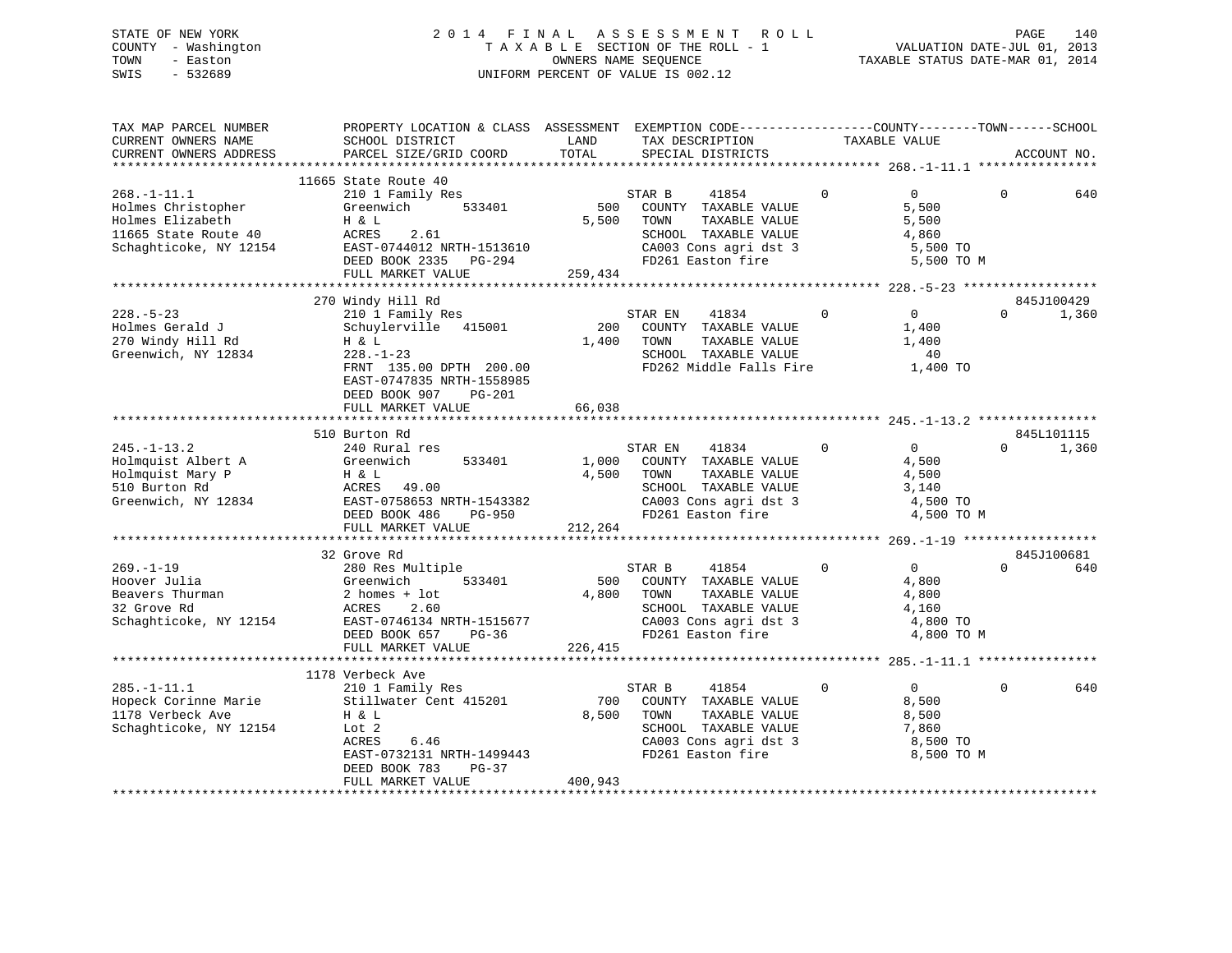STATE OF NEW YORK
COUNTY - Washington
TOWN - Easton
SWIS - 532689

2014 FINAL ASSESSMENT ROLL
TAXABLE SECTION OF THE ROLL - 1
OWNERS NAME SEQUENCE
UNIFORM PERCENT OF VALUE IS 002.12

VALUATION DATE-JUL 01, 2013
TAXABLE STATUS DATE-MAR 01, 2014

```
TAX MAP PARCEL NUMBER          PROPERTY LOCATION & CLASS  ASSESSMENT  EXEMPTION CODE-----------------COUNTY--------TOWN------SCHOOL
CURRENT OWNERS NAME            SCHOOL DISTRICT              LAND      TAX DESCRIPTION            TAXABLE VALUE
CURRENT OWNERS ADDRESS         PARCEL SIZE/GRID COORD       TOTAL     SPECIAL DISTRICTS                                     ACCOUNT NO.
******************************************************************************************************* 268.-1-11.1 ****************
                    11665 State Route 40
268.-1-11.1                    210 1 Family Res                  STAR B     41854          0          0             0         640
Holmes Christopher             Greenwich       533401       500   COUNTY  TAXABLE VALUE              5,500
Holmes Elizabeth               H & L                      5,500   TOWN    TAXABLE VALUE              5,500
11665 State Route 40           ACRES    2.61                      SCHOOL  TAXABLE VALUE              4,860
Schaghticoke, NY 12154         EAST-0744012 NRTH-1513610          CA003 Cons agri dst 3               5,500 TO
                               DEED BOOK 2335   PG-294            FD261 Easton fire                   5,500 TO M
                               FULL MARKET VALUE          259,434
******************************************************************************************************* 228.-5-23 ******************
                    270 Windy Hill Rd                                                                                845J100429
228.-5-23                      210 1 Family Res                  STAR EN    41834          0          0             0       1,360
Holmes Gerald J                Schuylerville   415001       200   COUNTY  TAXABLE VALUE              1,400
270 Windy Hill Rd              H & L                      1,400   TOWN    TAXABLE VALUE              1,400
Greenwich, NY 12834            228.-1-23                          SCHOOL  TAXABLE VALUE                 40
                               FRNT 135.00 DPTH 200.00            FD262 Middle Falls Fire             1,400 TO
                               EAST-0747835 NRTH-1558985
                               DEED BOOK 907    PG-201
                               FULL MARKET VALUE           66,038
******************************************************************************************************* 245.-1-13.2 ****************
                    510 Burton Rd                                                                                    845L101115
245.-1-13.2                    240 Rural res                     STAR EN    41834          0          0             0       1,360
Holmquist Albert A             Greenwich       533401     1,000   COUNTY  TAXABLE VALUE              4,500
Holmquist Mary P               H & L                      4,500   TOWN    TAXABLE VALUE              4,500
510 Burton Rd                  ACRES   49.00                      SCHOOL  TAXABLE VALUE              3,140
Greenwich, NY 12834            EAST-0758653 NRTH-1543382          CA003 Cons agri dst 3               4,500 TO
                               DEED BOOK 486    PG-950            FD261 Easton fire                   4,500 TO M
                               FULL MARKET VALUE          212,264
******************************************************************************************************* 269.-1-19 ******************
                    32 Grove Rd                                                                                      845J100681
269.-1-19                      280 Res Multiple                  STAR B     41854          0          0             0         640
Hoover Julia                   Greenwich       533401       500   COUNTY  TAXABLE VALUE              4,800
Beavers Thurman                2 homes + lot              4,800   TOWN    TAXABLE VALUE              4,800
32 Grove Rd                    ACRES    2.60                      SCHOOL  TAXABLE VALUE              4,160
Schaghticoke, NY 12154         EAST-0746134 NRTH-1515677          CA003 Cons agri dst 3               4,800 TO
                               DEED BOOK 657    PG-36             FD261 Easton fire                   4,800 TO M
                               FULL MARKET VALUE          226,415
******************************************************************************************************* 285.-1-11.1 ****************
                    1178 Verbeck Ave
285.-1-11.1                    210 1 Family Res                  STAR B     41854          0          0             0         640
Hopeck Corinne Marie           Stillwater Cent 415201       700   COUNTY  TAXABLE VALUE              8,500
1178 Verbeck Ave               H & L                      8,500   TOWN    TAXABLE VALUE              8,500
Schaghticoke, NY 12154         Lot 2                              SCHOOL  TAXABLE VALUE              7,860
                               ACRES    6.46                      CA003 Cons agri dst 3               8,500 TO
                               EAST-0732131 NRTH-1499443          FD261 Easton fire                   8,500 TO M
                               DEED BOOK 783    PG-37
                               FULL MARKET VALUE          400,943
************************************************************************************************************************************
```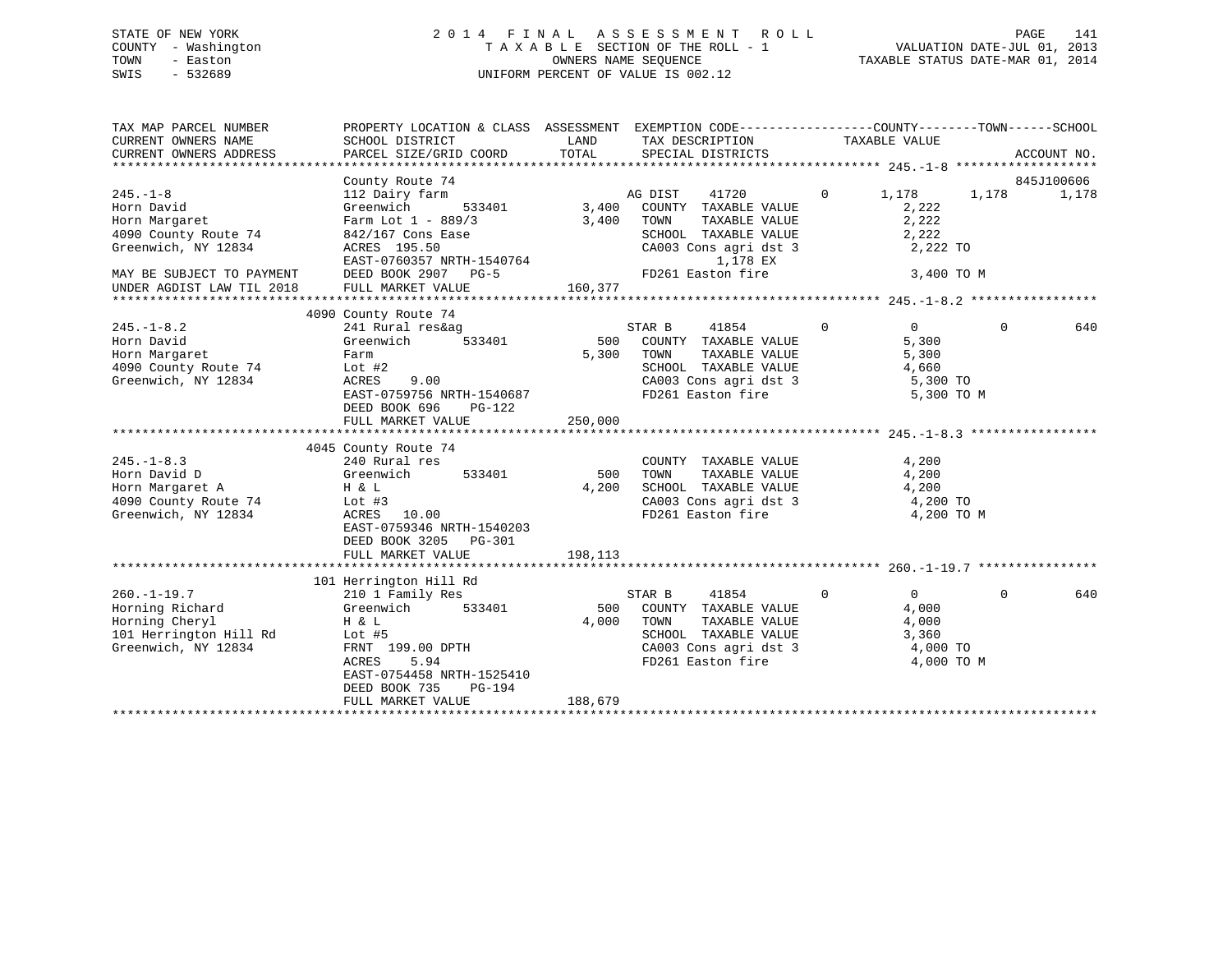STATE OF NEW YORK
COUNTY - Washington
TOWN - Easton
SWIS - 532689

2014 FINAL ASSESSMENT ROLL
TAXABLE SECTION OF THE ROLL - 1
OWNERS NAME SEQUENCE
UNIFORM PERCENT OF VALUE IS 002.12

VALUATION DATE-JUL 01, 2013
TAXABLE STATUS DATE-MAR 01, 2014

```
TAX MAP PARCEL NUMBER          PROPERTY LOCATION & CLASS  ASSESSMENT  EXEMPTION CODE------------------COUNTY--------TOWN------SCHOOL
CURRENT OWNERS NAME            SCHOOL DISTRICT             LAND       TAX DESCRIPTION            TAXABLE VALUE
CURRENT OWNERS ADDRESS         PARCEL SIZE/GRID COORD      TOTAL      SPECIAL DISTRICTS                                        ACCOUNT NO.
******************************************************************************************************* 245.-1-8 ******************
                               County Route 74                                                                              845J100606
245.-1-8                       112 Dairy farm                      AG DIST     41720         0      1,178      1,178       1,178
Horn David                     Greenwich      533401       3,400   COUNTY  TAXABLE VALUE            2,222
Horn Margaret                  Farm Lot 1 - 889/3          3,400   TOWN    TAXABLE VALUE            2,222
4090 County Route 74           842/167 Cons Ease                   SCHOOL  TAXABLE VALUE            2,222
Greenwich, NY 12834            ACRES 195.50                        CA003 Cons agri dst 3            2,222 TO
                               EAST-0760357 NRTH-1540764                  1,178 EX
MAY BE SUBJECT TO PAYMENT      DEED BOOK 2907   PG-5               FD261 Easton fire                3,400 TO M
UNDER AGDIST LAW TIL 2018      FULL MARKET VALUE         160,377
******************************************************************************************************* 245.-1-8.2 ****************
                               4090 County Route 74
245.-1-8.2                     241 Rural res&ag                    STAR B      41854         0          0          0         640
Horn David                     Greenwich      533401         500   COUNTY  TAXABLE VALUE            5,300
Horn Margaret                  Farm                        5,300   TOWN    TAXABLE VALUE            5,300
4090 County Route 74           Lot #2                              SCHOOL  TAXABLE VALUE            4,660
Greenwich, NY 12834            ACRES    9.00                       CA003 Cons agri dst 3            5,300 TO
                               EAST-0759756 NRTH-1540687           FD261 Easton fire                5,300 TO M
                               DEED BOOK 696    PG-122
                               FULL MARKET VALUE         250,000
******************************************************************************************************* 245.-1-8.3 ****************
                               4045 County Route 74
245.-1-8.3                     240 Rural res                       COUNTY  TAXABLE VALUE            4,200
Horn David D                   Greenwich      533401         500   TOWN    TAXABLE VALUE            4,200
Horn Margaret A                H & L                       4,200   SCHOOL  TAXABLE VALUE            4,200
4090 County Route 74           Lot #3                              CA003 Cons agri dst 3            4,200 TO
Greenwich, NY 12834            ACRES   10.00                       FD261 Easton fire                4,200 TO M
                               EAST-0759346 NRTH-1540203
                               DEED BOOK 3205   PG-301
                               FULL MARKET VALUE         198,113
******************************************************************************************************* 260.-1-19.7 ***************
                               101 Herrington Hill Rd
260.-1-19.7                    210 1 Family Res                    STAR B      41854         0          0          0         640
Horning Richard                Greenwich      533401         500   COUNTY  TAXABLE VALUE            4,000
Horning Cheryl                 H & L                       4,000   TOWN    TAXABLE VALUE            4,000
101 Herrington Hill Rd         Lot #5                              SCHOOL  TAXABLE VALUE            3,360
Greenwich, NY 12834            FRNT 199.00 DPTH                    CA003 Cons agri dst 3            4,000 TO
                               ACRES    5.94                       FD261 Easton fire                4,000 TO M
                               EAST-0754458 NRTH-1525410
                               DEED BOOK 735    PG-194
                               FULL MARKET VALUE         188,679
************************************************************************************************************************************
```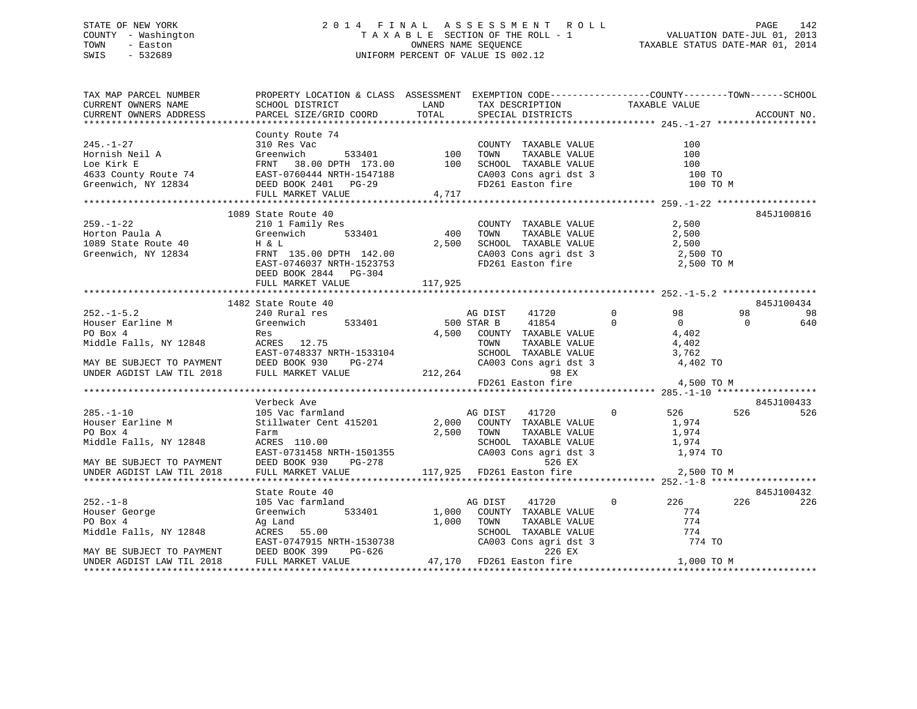STATE OF NEW YORK
COUNTY - Washington
TOWN - Easton
SWIS - 532689

2014 FINAL ASSESSMENT ROLL
TAXABLE SECTION OF THE ROLL - 1
OWNERS NAME SEQUENCE
UNIFORM PERCENT OF VALUE IS 002.12

VALUATION DATE-JUL 01, 2013
TAXABLE STATUS DATE-MAR 01, 2014

```
TAX MAP PARCEL NUMBER          PROPERTY LOCATION & CLASS  ASSESSMENT  EXEMPTION CODE------------------COUNTY--------TOWN------SCHOOL
CURRENT OWNERS NAME            SCHOOL DISTRICT               LAND      TAX DESCRIPTION            TAXABLE VALUE
CURRENT OWNERS ADDRESS         PARCEL SIZE/GRID COORD        TOTAL     SPECIAL DISTRICTS                                   ACCOUNT NO.
******************************************************************************************************* 245.-1-27 ******************
                               County Route 74
245.-1-27                      310 Res Vac                              COUNTY  TAXABLE VALUE              100
Hornish Neil A                 Greenwich      533401         100        TOWN    TAXABLE VALUE              100
Loe Kirk E                     FRNT  38.00 DPTH 173.00       100        SCHOOL  TAXABLE VALUE              100
4633 County Route 74           EAST-0760444 NRTH-1547188                CA003 Cons agri dst 3              100 TO
Greenwich, NY 12834            DEED BOOK 2401   PG-29                   FD261 Easton fire                  100 TO M
                               FULL MARKET VALUE             4,717
******************************************************************************************************* 259.-1-22 ******************
                               1089 State Route 40                                                                   845J100816
259.-1-22                      210 1 Family Res                         COUNTY  TAXABLE VALUE            2,500
Horton Paula A                 Greenwich      533401         400        TOWN    TAXABLE VALUE            2,500
1089 State Route 40            H & L                       2,500        SCHOOL  TAXABLE VALUE            2,500
Greenwich, NY 12834            FRNT 135.00 DPTH 142.00                  CA003 Cons agri dst 3            2,500 TO
                               EAST-0746037 NRTH-1523753                FD261 Easton fire                2,500 TO M
                               DEED BOOK 2844   PG-304
                               FULL MARKET VALUE           117,925
******************************************************************************************************* 252.-1-5.2 *****************
                               1482 State Route 40                                                                   845J100434
252.-1-5.2                     240 Rural res                            AG DIST   41720          0          98          98          98
Houser Earline M               Greenwich      533401         500 STAR B    41854          0           0           0         640
PO Box 4                       Res                         4,500        COUNTY  TAXABLE VALUE            4,402
Middle Falls, NY 12848         ACRES  12.75                             TOWN    TAXABLE VALUE            4,402
                               EAST-0748337 NRTH-1533104                SCHOOL  TAXABLE VALUE            3,762
MAY BE SUBJECT TO PAYMENT      DEED BOOK 930    PG-274                  CA003 Cons agri dst 3            4,402 TO
UNDER AGDIST LAW TIL 2018      FULL MARKET VALUE           212,264                     98 EX
                                                                        FD261 Easton fire                4,500 TO M
******************************************************************************************************* 285.-1-10 ******************
                               Verbeck Ave                                                                           845J100433
285.-1-10                      105 Vac farmland                         AG DIST   41720          0         526         526         526
Houser Earline M               Stillwater Cent 415201      2,000        COUNTY  TAXABLE VALUE            1,974
PO Box 4                       Farm                        2,500        TOWN    TAXABLE VALUE            1,974
Middle Falls, NY 12848         ACRES 110.00                             SCHOOL  TAXABLE VALUE            1,974
                               EAST-0731458 NRTH-1501355                CA003 Cons agri dst 3            1,974 TO
MAY BE SUBJECT TO PAYMENT      DEED BOOK 930    PG-278                                526 EX
UNDER AGDIST LAW TIL 2018      FULL MARKET VALUE           117,925      FD261 Easton fire                2,500 TO M
******************************************************************************************************* 252.-1-8 *******************
                               State Route 40                                                                        845J100432
252.-1-8                       105 Vac farmland                         AG DIST   41720          0         226         226         226
Houser George                  Greenwich      533401       1,000        COUNTY  TAXABLE VALUE              774
PO Box 4                       Ag Land                     1,000        TOWN    TAXABLE VALUE              774
Middle Falls, NY 12848         ACRES  55.00                             SCHOOL  TAXABLE VALUE              774
                               EAST-0747915 NRTH-1530738                CA003 Cons agri dst 3              774 TO
MAY BE SUBJECT TO PAYMENT      DEED BOOK 399    PG-626                                226 EX
UNDER AGDIST LAW TIL 2018      FULL MARKET VALUE            47,170      FD261 Easton fire                1,000 TO M
************************************************************************************************************************************
```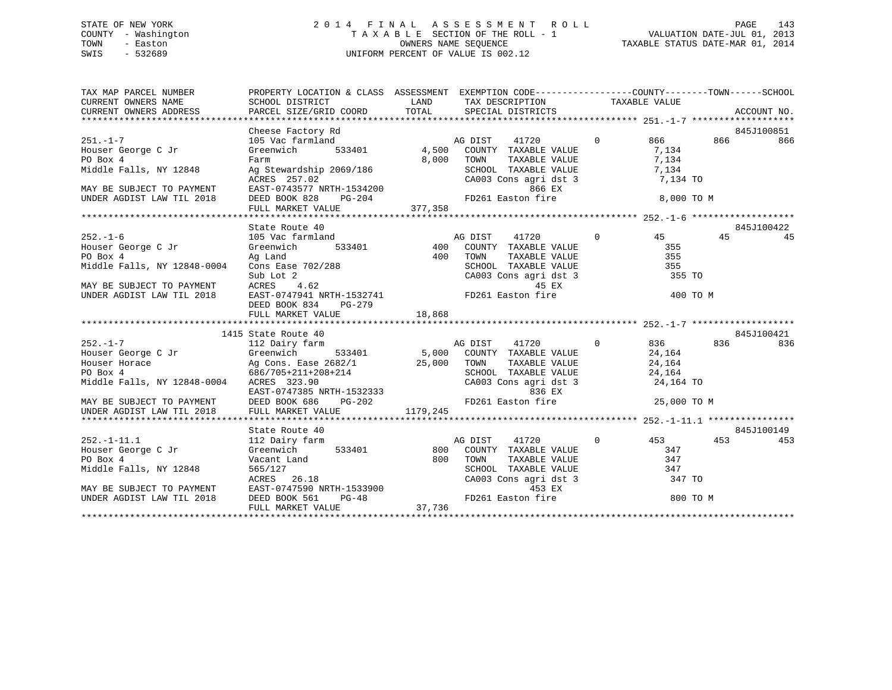STATE OF NEW YORK
COUNTY - Washington
TOWN - Easton
SWIS - 532689

2014 FINAL ASSESSMENT ROLL
TAXABLE SECTION OF THE ROLL - 1
OWNERS NAME SEQUENCE
UNIFORM PERCENT OF VALUE IS 002.12

VALUATION DATE-JUL 01, 2013
TAXABLE STATUS DATE-MAR 01, 2014

```
TAX MAP PARCEL NUMBER          PROPERTY LOCATION & CLASS  ASSESSMENT  EXEMPTION CODE------------------COUNTY--------TOWN------SCHOOL
CURRENT OWNERS NAME            SCHOOL DISTRICT              LAND      TAX DESCRIPTION              TAXABLE VALUE
CURRENT OWNERS ADDRESS         PARCEL SIZE/GRID COORD       TOTAL     SPECIAL DISTRICTS                                     ACCOUNT NO.
******************************************************************************************** 251.-1-7 *******************
                               Cheese Factory Rd                                                                         845J100851
251.-1-7                       105 Vac farmland                    AG DIST     41720          0         866        866        866
Houser George C Jr             Greenwich      533401        4,500   COUNTY  TAXABLE VALUE             7,134
PO Box 4                       Farm                         8,000   TOWN    TAXABLE VALUE             7,134
Middle Falls, NY 12848         Ag Stewardship 2069/186               SCHOOL  TAXABLE VALUE             7,134
                               ACRES  257.02                         CA003 Cons agri dst 3              7,134 TO
MAY BE SUBJECT TO PAYMENT      EAST-0743577 NRTH-1534200                         866 EX
UNDER AGDIST LAW TIL 2018      DEED BOOK 828    PG-204               FD261 Easton fire                  8,000 TO M
                               FULL MARKET VALUE            377,358
******************************************************************************************** 252.-1-6 *******************
                               State Route 40                                                                            845J100422
252.-1-6                       105 Vac farmland                    AG DIST     41720          0          45         45         45
Houser George C Jr             Greenwich      533401          400   COUNTY  TAXABLE VALUE               355
PO Box 4                       Ag Land                        400   TOWN    TAXABLE VALUE               355
Middle Falls, NY 12848-0004    Cons Ease 702/288                     SCHOOL  TAXABLE VALUE               355
                               Sub Lot 2                             CA003 Cons agri dst 3                355 TO
MAY BE SUBJECT TO PAYMENT      ACRES    4.62                                      45 EX
UNDER AGDIST LAW TIL 2018      EAST-0747941 NRTH-1532741             FD261 Easton fire                    400 TO M
                               DEED BOOK 834    PG-279
                               FULL MARKET VALUE             18,868
******************************************************************************************** 252.-1-7 *******************
                          1415 State Route 40                                                                            845J100421
252.-1-7                       112 Dairy farm                      AG DIST     41720          0         836        836        836
Houser George C Jr             Greenwich      533401        5,000   COUNTY  TAXABLE VALUE            24,164
Houser Horace                  Ag Cons. Ease 2682/1        25,000   TOWN    TAXABLE VALUE            24,164
PO Box 4                       686/705+211+208+214                   SCHOOL  TAXABLE VALUE            24,164
Middle Falls, NY 12848-0004    ACRES  323.90                         CA003 Cons agri dst 3             24,164 TO
                               EAST-0747385 NRTH-1532333                         836 EX
MAY BE SUBJECT TO PAYMENT      DEED BOOK 686    PG-202               FD261 Easton fire                 25,000 TO M
UNDER AGDIST LAW TIL 2018      FULL MARKET VALUE           1179,245
******************************************************************************************** 252.-1-11.1 ****************
                               State Route 40                                                                            845J100149
252.-1-11.1                    112 Dairy farm                      AG DIST     41720          0         453        453        453
Houser George C Jr             Greenwich      533401          800   COUNTY  TAXABLE VALUE               347
PO Box 4                       Vacant Land                    800   TOWN    TAXABLE VALUE               347
Middle Falls, NY 12848         565/127                               SCHOOL  TAXABLE VALUE               347
                               ACRES   26.18                         CA003 Cons agri dst 3                347 TO
MAY BE SUBJECT TO PAYMENT      EAST-0747590 NRTH-1533900                         453 EX
UNDER AGDIST LAW TIL 2018      DEED BOOK 561    PG-48                FD261 Easton fire                    800 TO M
                               FULL MARKET VALUE             37,736
****************************************************************************************************************************
```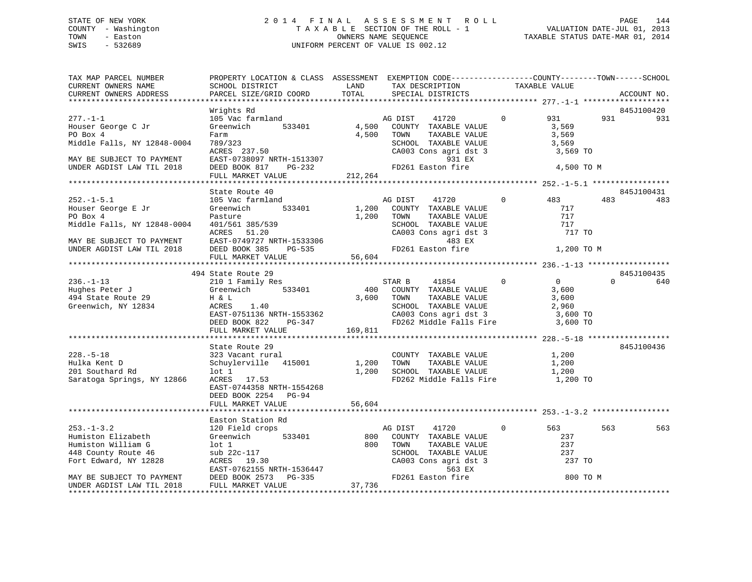STATE OF NEW YORK — 2014 FINAL ASSESSMENT ROLL
COUNTY - Washington — TAXABLE SECTION OF THE ROLL - 1 — VALUATION DATE-JUL 01, 2013
TOWN - Easton — OWNERS NAME SEQUENCE — TAXABLE STATUS DATE-MAR 01, 2014
SWIS - 532689 — UNIFORM PERCENT OF VALUE IS 002.12

```
TAX MAP PARCEL NUMBER          PROPERTY LOCATION & CLASS  ASSESSMENT  EXEMPTION CODE------------------COUNTY--------TOWN------SCHOOL
CURRENT OWNERS NAME            SCHOOL DISTRICT               LAND      TAX DESCRIPTION            TAXABLE VALUE
CURRENT OWNERS ADDRESS         PARCEL SIZE/GRID COORD        TOTAL     SPECIAL DISTRICTS                                    ACCOUNT NO.
****************************************************************************************************** 277.-1-1 *******************
                               Wrights Rd                                                                            845J100420
277.-1-1                       105 Vac farmland                      AG DIST    41720          0        931         931         931
Houser George C Jr             Greenwich       533401       4,500    COUNTY  TAXABLE VALUE            3,569
PO Box 4                       Farm                         4,500    TOWN    TAXABLE VALUE            3,569
Middle Falls, NY 12848-0004    789/323                               SCHOOL  TAXABLE VALUE            3,569
                               ACRES  237.50                         CA003 Cons agri dst 3             3,569 TO
MAY BE SUBJECT TO PAYMENT      EAST-0738097 NRTH-1513307                      931 EX
UNDER AGDIST LAW TIL 2018      DEED BOOK 817    PG-232               FD261 Easton fire                 4,500 TO M
                               FULL MARKET VALUE          212,264
****************************************************************************************************** 252.-1-5.1 *****************
                               State Route 40                                                                        845J100431
252.-1-5.1                     105 Vac farmland                      AG DIST    41720          0        483         483         483
Houser George E Jr             Greenwich       533401       1,200    COUNTY  TAXABLE VALUE              717
PO Box 4                       Pasture                      1,200    TOWN    TAXABLE VALUE              717
Middle Falls, NY 12848-0004    401/561 385/539                       SCHOOL  TAXABLE VALUE              717
                               ACRES   51.20                         CA003 Cons agri dst 3               717 TO
MAY BE SUBJECT TO PAYMENT      EAST-0749727 NRTH-1533306                      483 EX
UNDER AGDIST LAW TIL 2018      DEED BOOK 385    PG-535               FD261 Easton fire                 1,200 TO M
                               FULL MARKET VALUE           56,604
****************************************************************************************************** 236.-1-13 ******************
                           494 State Route 29                                                                        845J100435
236.-1-13                      210 1 Family Res                      STAR B     41854          0          0           0         640
Hughes Peter J                 Greenwich       533401         400    COUNTY  TAXABLE VALUE            3,600
494 State Route 29             H & L                        3,600    TOWN    TAXABLE VALUE            3,600
Greenwich, NY 12834            ACRES    1.40                         SCHOOL  TAXABLE VALUE            2,960
                               EAST-0751136 NRTH-1553362             CA003 Cons agri dst 3             3,600 TO
                               DEED BOOK 822    PG-347               FD262 Middle Falls Fire           3,600 TO
                               FULL MARKET VALUE          169,811
****************************************************************************************************** 228.-5-18 ******************
                               State Route 29                                                                        845J100436
228.-5-18                      323 Vacant rural                      COUNTY  TAXABLE VALUE            1,200
Hulka Kent D                   Schuylerville   415001       1,200    TOWN    TAXABLE VALUE            1,200
201 Southard Rd                lot 1                        1,200    SCHOOL  TAXABLE VALUE            1,200
Saratoga Springs, NY 12866     ACRES   17.53                         FD262 Middle Falls Fire           1,200 TO
                               EAST-0744358 NRTH-1554268
                               DEED BOOK 2254   PG-94
                               FULL MARKET VALUE           56,604
****************************************************************************************************** 253.-1-3.2 *****************
                               Easton Station Rd
253.-1-3.2                     120 Field crops                       AG DIST    41720          0        563         563         563
Humiston Elizabeth             Greenwich       533401         800    COUNTY  TAXABLE VALUE              237
Humiston William G             lot 1                          800    TOWN    TAXABLE VALUE              237
448 County Route 46            sub 22c-117                           SCHOOL  TAXABLE VALUE              237
Fort Edward, NY 12828          ACRES   19.30                         CA003 Cons agri dst 3               237 TO
                               EAST-0762155 NRTH-1536447                      563 EX
MAY BE SUBJECT TO PAYMENT      DEED BOOK 2573   PG-335               FD261 Easton fire                   800 TO M
UNDER AGDIST LAW TIL 2018      FULL MARKET VALUE           37,736
************************************************************************************************************************************
```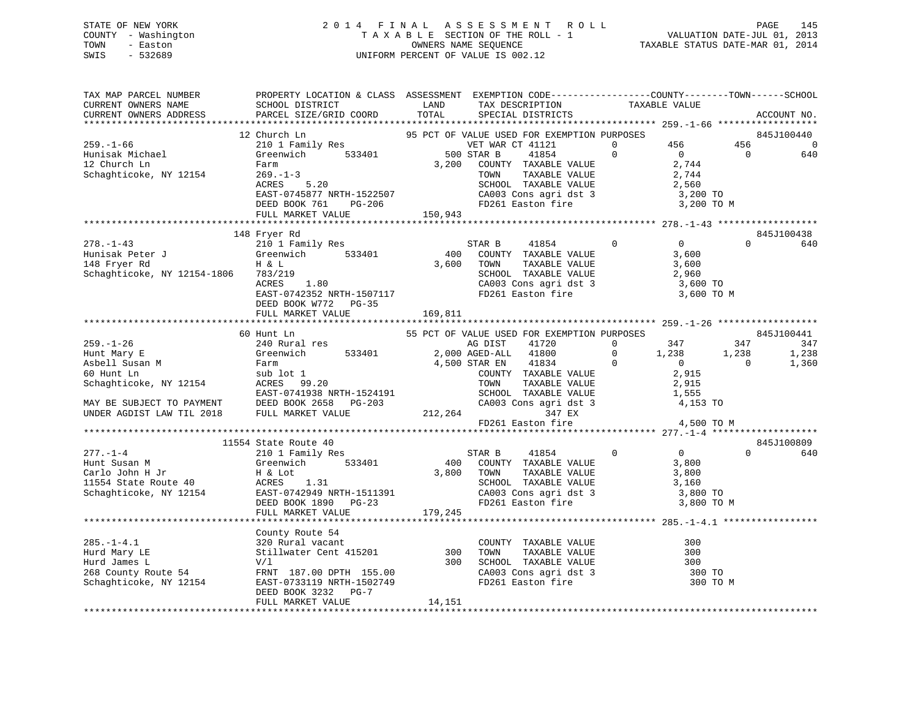STATE OF NEW YORK　　　　　　2014 FINAL ASSESSMENT ROLL　　　　　　PAGE 145
COUNTY - Washington　　　　　TAXABLE SECTION OF THE ROLL - 1　　　　VALUATION DATE-JUL 01, 2013
TOWN - Easton　　　　　　　　OWNERS NAME SEQUENCE　　　　TAXABLE STATUS DATE-MAR 01, 2014
SWIS - 532689　　　　　　　　UNIFORM PERCENT OF VALUE IS 002.12

```
TAX MAP PARCEL NUMBER          PROPERTY LOCATION & CLASS  ASSESSMENT  EXEMPTION CODE------------------COUNTY--------TOWN------SCHOOL
CURRENT OWNERS NAME            SCHOOL DISTRICT            LAND        TAX DESCRIPTION            TAXABLE VALUE
CURRENT OWNERS ADDRESS         PARCEL SIZE/GRID COORD     TOTAL       SPECIAL DISTRICTS                                  ACCOUNT NO.
******************************************************************************************************* 259.-1-66 ******************
                    12 Church Ln                     95 PCT OF VALUE USED FOR EXEMPTION PURPOSES                        845J100440
259.-1-66                210 1 Family Res                 VET WAR CT 41121        0          456         456             0
Hunisak Michael          Greenwich      533401          500 STAR B     41854       0            0           0           640
12 Church Ln             Farm                         3,200   COUNTY  TAXABLE VALUE             2,744
Schaghticoke, NY 12154   269.-1-3                             TOWN    TAXABLE VALUE             2,744
                         ACRES     5.20                       SCHOOL  TAXABLE VALUE             2,560
                         EAST-0745877 NRTH-1522507            CA003 Cons agri dst 3              3,200 TO
                         DEED BOOK 761    PG-206              FD261 Easton fire                  3,200 TO M
                         FULL MARKET VALUE              150,943
******************************************************************************************************* 278.-1-43 ******************
                    148 Fryer Rd                                                                                         845J100438
278.-1-43                210 1 Family Res                 STAR B     41854        0            0           0           640
Hunisak Peter J          Greenwich      533401          400   COUNTY  TAXABLE VALUE             3,600
148 Fryer Rd             H & L                        3,600   TOWN    TAXABLE VALUE             3,600
Schaghticoke, NY 12154-1806  783/219                          SCHOOL  TAXABLE VALUE             2,960
                         ACRES     1.80                       CA003 Cons agri dst 3              3,600 TO
                         EAST-0742352 NRTH-1507117            FD261 Easton fire                  3,600 TO M
                         DEED BOOK W772   PG-35
                         FULL MARKET VALUE              169,811
******************************************************************************************************* 259.-1-26 ******************
                    60 Hunt Ln                       55 PCT OF VALUE USED FOR EXEMPTION PURPOSES                        845J100441
259.-1-26                240 Rural res                    AG DIST    41720        0          347         347           347
Hunt Mary E              Greenwich      533401        2,000 AGED-ALL   41800        0        1,238       1,238         1,238
Asbell Susan M           Farm                         4,500 STAR EN    41834        0            0           0         1,360
60 Hunt Ln               sub lot 1                            COUNTY  TAXABLE VALUE             2,915
Schaghticoke, NY 12154   ACRES    99.20                       TOWN    TAXABLE VALUE             2,915
                         EAST-0741938 NRTH-1524191            SCHOOL  TAXABLE VALUE             1,555
MAY BE SUBJECT TO PAYMENT DEED BOOK 2658  PG-203              CA003 Cons agri dst 3              4,153 TO
UNDER AGDIST LAW TIL 2018 FULL MARKET VALUE             212,264          347 EX
                                                              FD261 Easton fire                  4,500 TO M
******************************************************************************************************* 277.-1-4 *******************
                    11554 State Route 40                                                                                 845J100809
277.-1-4                 210 1 Family Res                 STAR B     41854        0            0           0           640
Hunt Susan M             Greenwich      533401          400   COUNTY  TAXABLE VALUE             3,800
Carlo John H Jr          H & Lot                      3,800   TOWN    TAXABLE VALUE             3,800
11554 State Route 40     ACRES     1.31                       SCHOOL  TAXABLE VALUE             3,160
Schaghticoke, NY 12154   EAST-0742949 NRTH-1511391            CA003 Cons agri dst 3              3,800 TO
                         DEED BOOK 1890   PG-23               FD261 Easton fire                  3,800 TO M
                         FULL MARKET VALUE              179,245
******************************************************************************************************* 285.-1-4.1 *****************
                         County Route 54
285.-1-4.1               320 Rural vacant                     COUNTY  TAXABLE VALUE               300
Hurd Mary LE             Stillwater Cent 415201         300   TOWN    TAXABLE VALUE               300
Hurd James L             V/l                            300   SCHOOL  TAXABLE VALUE               300
268 County Route 54      FRNT 187.00 DPTH 155.00              CA003 Cons agri dst 3                300 TO
Schaghticoke, NY 12154   EAST-0733119 NRTH-1502749            FD261 Easton fire                    300 TO M
                         DEED BOOK 3232   PG-7
                         FULL MARKET VALUE               14,151
************************************************************************************************************************************
```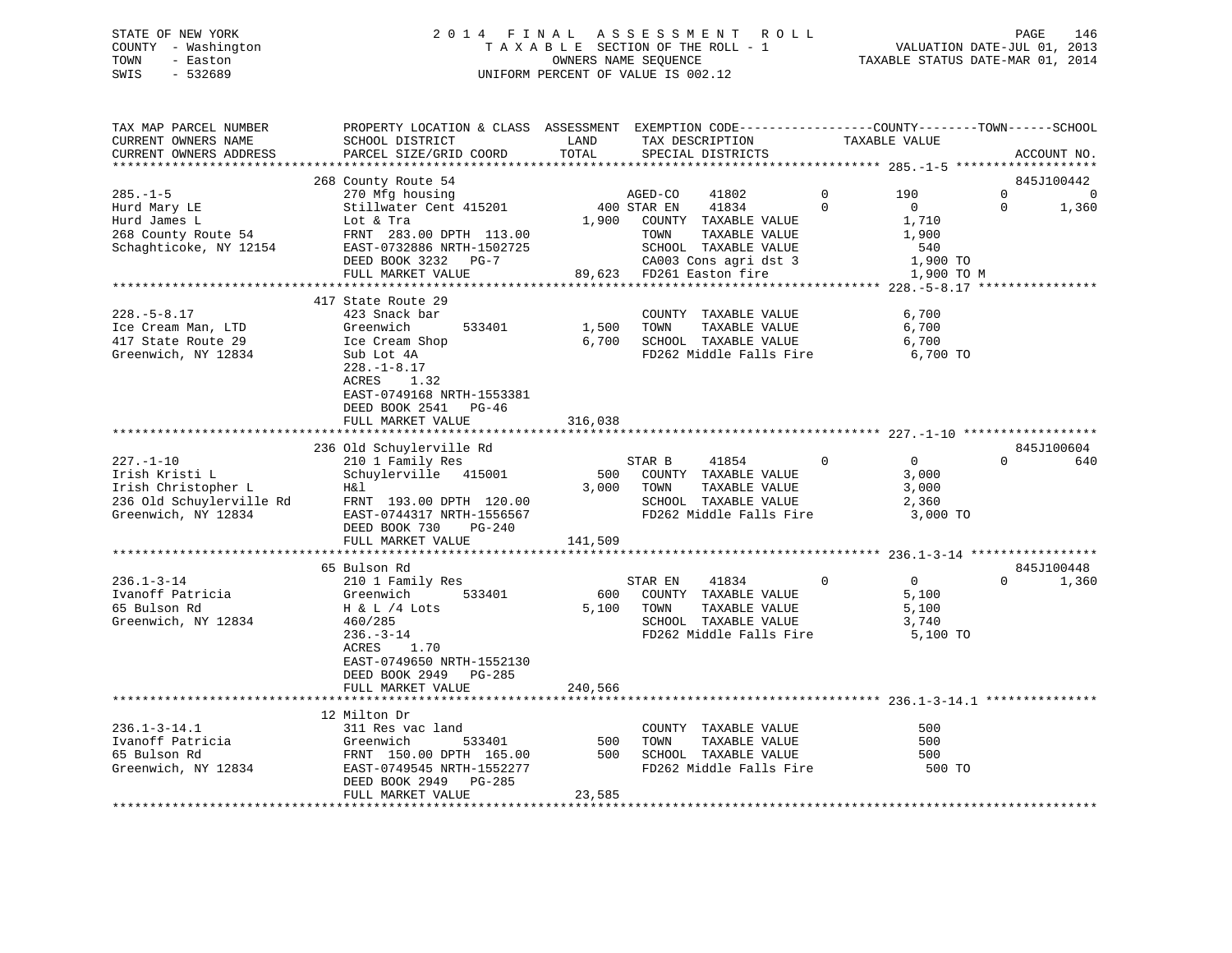STATE OF NEW YORK — 2014 FINAL ASSESSMENT ROLL
COUNTY - Washington — TAXABLE SECTION OF THE ROLL - 1 — VALUATION DATE-JUL 01, 2013
TOWN - Easton — OWNERS NAME SEQUENCE — TAXABLE STATUS DATE-MAR 01, 2014
SWIS - 532689 — UNIFORM PERCENT OF VALUE IS 002.12

```
TAX MAP PARCEL NUMBER          PROPERTY LOCATION & CLASS  ASSESSMENT  EXEMPTION CODE-----------------COUNTY--------TOWN------SCHOOL
CURRENT OWNERS NAME            SCHOOL DISTRICT              LAND       TAX DESCRIPTION             TAXABLE VALUE
CURRENT OWNERS ADDRESS         PARCEL SIZE/GRID COORD       TOTAL      SPECIAL DISTRICTS                                    ACCOUNT NO.
******************************************************************************************************* 285.-1-5 *******************
                               268 County Route 54                                                                       845J100442
285.-1-5                       270 Mfg housing                        AGED-CO     41802          0        190           0           0
Hurd Mary LE                   Stillwater Cent 415201       400 STAR EN     41834          0          0           0       1,360
Hurd James L                   Lot & Tra                  1,900   COUNTY  TAXABLE VALUE              1,710
268 County Route 54            FRNT 283.00 DPTH 113.00            TOWN    TAXABLE VALUE              1,900
Schaghticoke, NY 12154         EAST-0732886 NRTH-1502725          SCHOOL  TAXABLE VALUE                540
                               DEED BOOK 3232   PG-7              CA003 Cons agri dst 3              1,900 TO
                               FULL MARKET VALUE           89,623 FD261 Easton fire                  1,900 TO M
******************************************************************************************************* 228.-5-8.17 ****************
                               417 State Route 29
228.-5-8.17                    423 Snack bar                          COUNTY  TAXABLE VALUE              6,700
Ice Cream Man, LTD             Greenwich         533401    1,500   TOWN    TAXABLE VALUE              6,700
417 State Route 29             Ice Cream Shop              6,700   SCHOOL  TAXABLE VALUE              6,700
Greenwich, NY 12834            Sub Lot 4A                         FD262 Middle Falls Fire            6,700 TO
                               228.-1-8.17
                               ACRES    1.32
                               EAST-0749168 NRTH-1553381
                               DEED BOOK 2541   PG-46
                               FULL MARKET VALUE          316,038
******************************************************************************************************* 227.-1-10 ******************
                               236 Old Schuylerville Rd                                                                  845J100604
227.-1-10                      210 1 Family Res                       STAR B      41854          0          0           0         640
Irish Kristi L                 Schuylerville  415001        500   COUNTY  TAXABLE VALUE              3,000
Irish Christopher L            H&l                         3,000   TOWN    TAXABLE VALUE              3,000
236 Old Schuylerville Rd       FRNT 193.00 DPTH 120.00            SCHOOL  TAXABLE VALUE              2,360
Greenwich, NY 12834            EAST-0744317 NRTH-1556567          FD262 Middle Falls Fire            3,000 TO
                               DEED BOOK 730    PG-240
                               FULL MARKET VALUE          141,509
******************************************************************************************************* 236.1-3-14 *****************
                               65 Bulson Rd                                                                              845J100448
236.1-3-14                     210 1 Family Res                       STAR EN     41834          0          0           0       1,360
Ivanoff Patricia               Greenwich         533401      600   COUNTY  TAXABLE VALUE              5,100
65 Bulson Rd                   H & L /4 Lots               5,100   TOWN    TAXABLE VALUE              5,100
Greenwich, NY 12834            460/285                            SCHOOL  TAXABLE VALUE              3,740
                               236.-3-14                          FD262 Middle Falls Fire            5,100 TO
                               ACRES    1.70
                               EAST-0749650 NRTH-1552130
                               DEED BOOK 2949   PG-285
                               FULL MARKET VALUE          240,566
******************************************************************************************************* 236.1-3-14.1 ***************
                               12 Milton Dr
236.1-3-14.1                   311 Res vac land                       COUNTY  TAXABLE VALUE                500
Ivanoff Patricia               Greenwich         533401      500   TOWN    TAXABLE VALUE                500
65 Bulson Rd                   FRNT 150.00 DPTH 165.00       500   SCHOOL  TAXABLE VALUE                500
Greenwich, NY 12834            EAST-0749545 NRTH-1552277          FD262 Middle Falls Fire              500 TO
                               DEED BOOK 2949   PG-285
                               FULL MARKET VALUE           23,585
************************************************************************************************************************************
```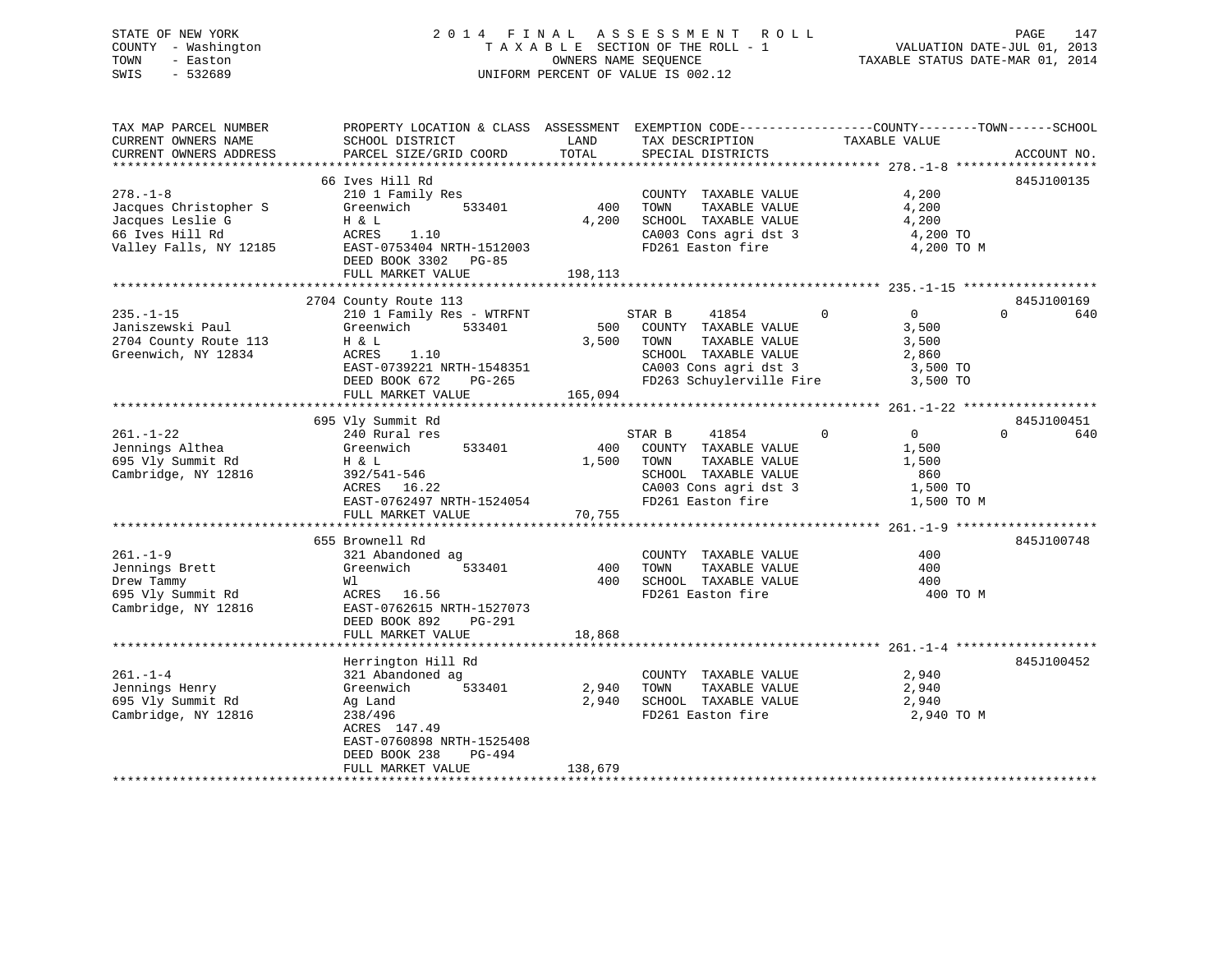STATE OF NEW YORK
COUNTY - Washington
TOWN - Easton
SWIS - 532689

2014 FINAL ASSESSMENT ROLL
TAXABLE SECTION OF THE ROLL - 1
OWNERS NAME SEQUENCE
UNIFORM PERCENT OF VALUE IS 002.12

VALUATION DATE-JUL 01, 2013
TAXABLE STATUS DATE-MAR 01, 2014

```
TAX MAP PARCEL NUMBER          PROPERTY LOCATION & CLASS  ASSESSMENT  EXEMPTION CODE------------------COUNTY--------TOWN------SCHOOL
CURRENT OWNERS NAME            SCHOOL DISTRICT               LAND      TAX DESCRIPTION            TAXABLE VALUE
CURRENT OWNERS ADDRESS         PARCEL SIZE/GRID COORD        TOTAL     SPECIAL DISTRICTS                                      ACCOUNT NO.
******************************************************************************************************* 278.-1-8 *******************
                               66 Ives Hill Rd                                                                             845J100135
278.-1-8                       210 1 Family Res                        COUNTY  TAXABLE VALUE               4,200
Jacques Christopher S          Greenwich       533401          400     TOWN    TAXABLE VALUE               4,200
Jacques Leslie G               H & L                         4,200     SCHOOL  TAXABLE VALUE               4,200
66 Ives Hill Rd                ACRES    1.10                           CA003 Cons agri dst 3                4,200 TO
Valley Falls, NY 12185         EAST-0753404 NRTH-1512003               FD261 Easton fire                    4,200 TO M
                               DEED BOOK 3302   PG-85
                               FULL MARKET VALUE           198,113
******************************************************************************************************* 235.-1-15 ******************
                               2704 County Route 113                                                                       845J100169
235.-1-15                      210 1 Family Res - WTRFNT              STAR B     41854         0              0            0       640
Janiszewski Paul               Greenwich       533401          500     COUNTY  TAXABLE VALUE               3,500
2704 County Route 113          H & L                         3,500     TOWN    TAXABLE VALUE               3,500
Greenwich, NY 12834            ACRES    1.10                           SCHOOL  TAXABLE VALUE               2,860
                               EAST-0739221 NRTH-1548351               CA003 Cons agri dst 3                3,500 TO
                               DEED BOOK 672    PG-265                 FD263 Schuylerville Fire             3,500 TO
                               FULL MARKET VALUE           165,094
******************************************************************************************************* 261.-1-22 ******************
                               695 Vly Summit Rd                                                                           845J100451
261.-1-22                      240 Rural res                          STAR B     41854         0              0            0       640
Jennings Althea                Greenwich       533401          400     COUNTY  TAXABLE VALUE               1,500
695 Vly Summit Rd              H & L                         1,500     TOWN    TAXABLE VALUE               1,500
Cambridge, NY 12816            392/541-546                             SCHOOL  TAXABLE VALUE                 860
                               ACRES   16.22                           CA003 Cons agri dst 3                1,500 TO
                               EAST-0762497 NRTH-1524054               FD261 Easton fire                    1,500 TO M
                               FULL MARKET VALUE            70,755
******************************************************************************************************* 261.-1-9 *******************
                               655 Brownell Rd                                                                             845J100748
261.-1-9                       321 Abandoned ag                        COUNTY  TAXABLE VALUE                 400
Jennings Brett                 Greenwich       533401          400     TOWN    TAXABLE VALUE                 400
Drew Tammy                     Wl                              400     SCHOOL  TAXABLE VALUE                 400
695 Vly Summit Rd              ACRES   16.56                           FD261 Easton fire                      400 TO M
Cambridge, NY 12816            EAST-0762615 NRTH-1527073
                               DEED BOOK 892    PG-291
                               FULL MARKET VALUE            18,868
******************************************************************************************************* 261.-1-4 *******************
                               Herrington Hill Rd                                                                          845J100452
261.-1-4                       321 Abandoned ag                        COUNTY  TAXABLE VALUE               2,940
Jennings Henry                 Greenwich       533401        2,940     TOWN    TAXABLE VALUE               2,940
695 Vly Summit Rd              Ag Land                       2,940     SCHOOL  TAXABLE VALUE               2,940
Cambridge, NY 12816            238/496                                 FD261 Easton fire                    2,940 TO M
                               ACRES  147.49
                               EAST-0760898 NRTH-1525408
                               DEED BOOK 238    PG-494
                               FULL MARKET VALUE           138,679
************************************************************************************************************************************
```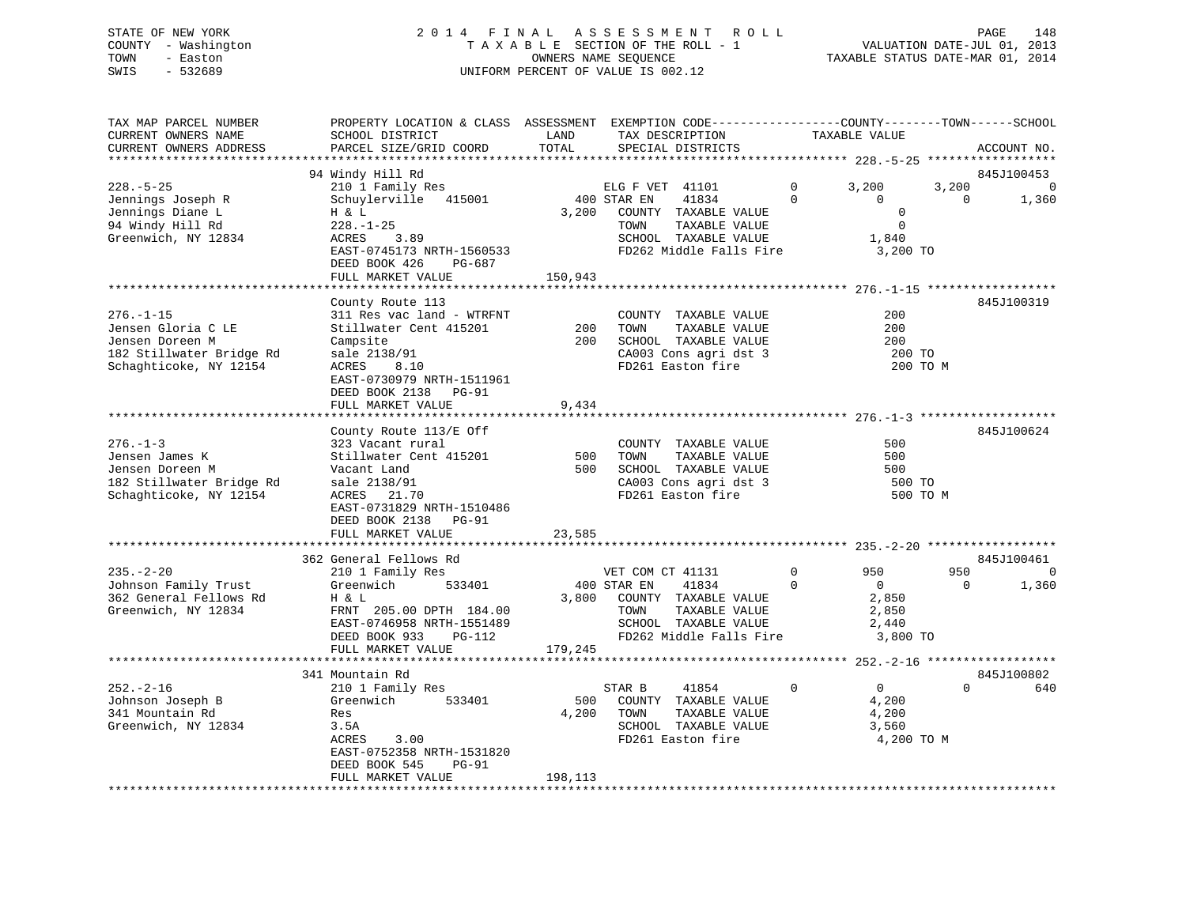STATE OF NEW YORK
COUNTY - Washington
TOWN - Easton
SWIS - 532689

2 0 1 4 F I N A L A S S E S S M E N T R O L L
T A X A B L E SECTION OF THE ROLL - 1
OWNERS NAME SEQUENCE
UNIFORM PERCENT OF VALUE IS 002.12

VALUATION DATE-JUL 01, 2013
TAXABLE STATUS DATE-MAR 01, 2014

| TAX MAP PARCEL NUMBER / CURRENT OWNERS NAME / CURRENT OWNERS ADDRESS | PROPERTY LOCATION & CLASS / SCHOOL DISTRICT / PARCEL SIZE/GRID COORD | ASSESSMENT LAND / TOTAL | EXEMPTION CODE / TAX DESCRIPTION / SPECIAL DISTRICTS | COUNTY | TOWN | SCHOOL | ACCOUNT NO. |
|---|---|---|---|---|---|---|---|
| **228.-5-25** | 94 Windy Hill Rd | | | | | | 845J100453 |
| Jennings Joseph R | 210 1 Family Res | | ELG F VET 41101 0 | 3,200 | 3,200 | 0 | |
| Jennings Diane L | Schuylerville 415001 | 400 | STAR EN 41834 0 | 0 | 0 | 1,360 | |
| 94 Windy Hill Rd | H & L | 3,200 | COUNTY TAXABLE VALUE | 0 | | | |
| Greenwich, NY 12834 | 228.-1-25 | | TOWN TAXABLE VALUE | | 0 | | |
| | ACRES 3.89 | | SCHOOL TAXABLE VALUE | | | 1,840 | |
| | EAST-0745173 NRTH-1560533 | | FD262 Middle Falls Fire | 3,200 TO | | | |
| | DEED BOOK 426 PG-687 | | | | | | |
| | FULL MARKET VALUE | 150,943 | | | | | |
| **276.-1-15** | County Route 113 | | | | | | 845J100319 |
| Jensen Gloria C LE | 311 Res vac land - WTRFNT | | COUNTY TAXABLE VALUE | 200 | | | |
| Jensen Doreen M | Stillwater Cent 415201 | 200 | TOWN TAXABLE VALUE | | 200 | | |
| 182 Stillwater Bridge Rd | Campsite | 200 | SCHOOL TAXABLE VALUE | | | 200 | |
| Schaghticoke, NY 12154 | sale 2138/91 | | CA003 Cons agri dst 3 | 200 TO | | | |
| | ACRES 8.10 | | FD261 Easton fire | 200 TO M | | | |
| | EAST-0730979 NRTH-1511961 | | | | | | |
| | DEED BOOK 2138 PG-91 | | | | | | |
| | FULL MARKET VALUE | 9,434 | | | | | |
| **276.-1-3** | County Route 113/E Off | | | | | | 845J100624 |
| Jensen James K | 323 Vacant rural | | COUNTY TAXABLE VALUE | 500 | | | |
| Jensen Doreen M | Stillwater Cent 415201 | 500 | TOWN TAXABLE VALUE | | 500 | | |
| 182 Stillwater Bridge Rd | Vacant Land | 500 | SCHOOL TAXABLE VALUE | | | 500 | |
| Schaghticoke, NY 12154 | sale 2138/91 | | CA003 Cons agri dst 3 | 500 TO | | | |
| | ACRES 21.70 | | FD261 Easton fire | 500 TO M | | | |
| | EAST-0731829 NRTH-1510486 | | | | | | |
| | DEED BOOK 2138 PG-91 | | | | | | |
| | FULL MARKET VALUE | 23,585 | | | | | |
| **235.-2-20** | 362 General Fellows Rd | | | | | | 845J100461 |
| Johnson Family Trust | 210 1 Family Res | | VET COM CT 41131 0 | 950 | 950 | 0 | |
| 362 General Fellows Rd | Greenwich 533401 | 400 | STAR EN 41834 0 | 0 | 0 | 1,360 | |
| Greenwich, NY 12834 | H & L | 3,800 | COUNTY TAXABLE VALUE | 2,850 | | | |
| | FRNT 205.00 DPTH 184.00 | | TOWN TAXABLE VALUE | | 2,850 | | |
| | EAST-0746958 NRTH-1551489 | | SCHOOL TAXABLE VALUE | | | 2,440 | |
| | DEED BOOK 933 PG-112 | | FD262 Middle Falls Fire | 3,800 TO | | | |
| | FULL MARKET VALUE | 179,245 | | | | | |
| **252.-2-16** | 341 Mountain Rd | | | | | | 845J100802 |
| Johnson Joseph B | 210 1 Family Res | | STAR B 41854 0 | 0 | 0 | 640 | |
| 341 Mountain Rd | Greenwich 533401 | 500 | COUNTY TAXABLE VALUE | 4,200 | | | |
| Greenwich, NY 12834 | Res | 4,200 | TOWN TAXABLE VALUE | | 4,200 | | |
| | 3.5A | | SCHOOL TAXABLE VALUE | | | 3,560 | |
| | ACRES 3.00 | | FD261 Easton fire | 4,200 TO M | | | |
| | EAST-0752358 NRTH-1531820 | | | | | | |
| | DEED BOOK 545 PG-91 | | | | | | |
| | FULL MARKET VALUE | 198,113 | | | | | |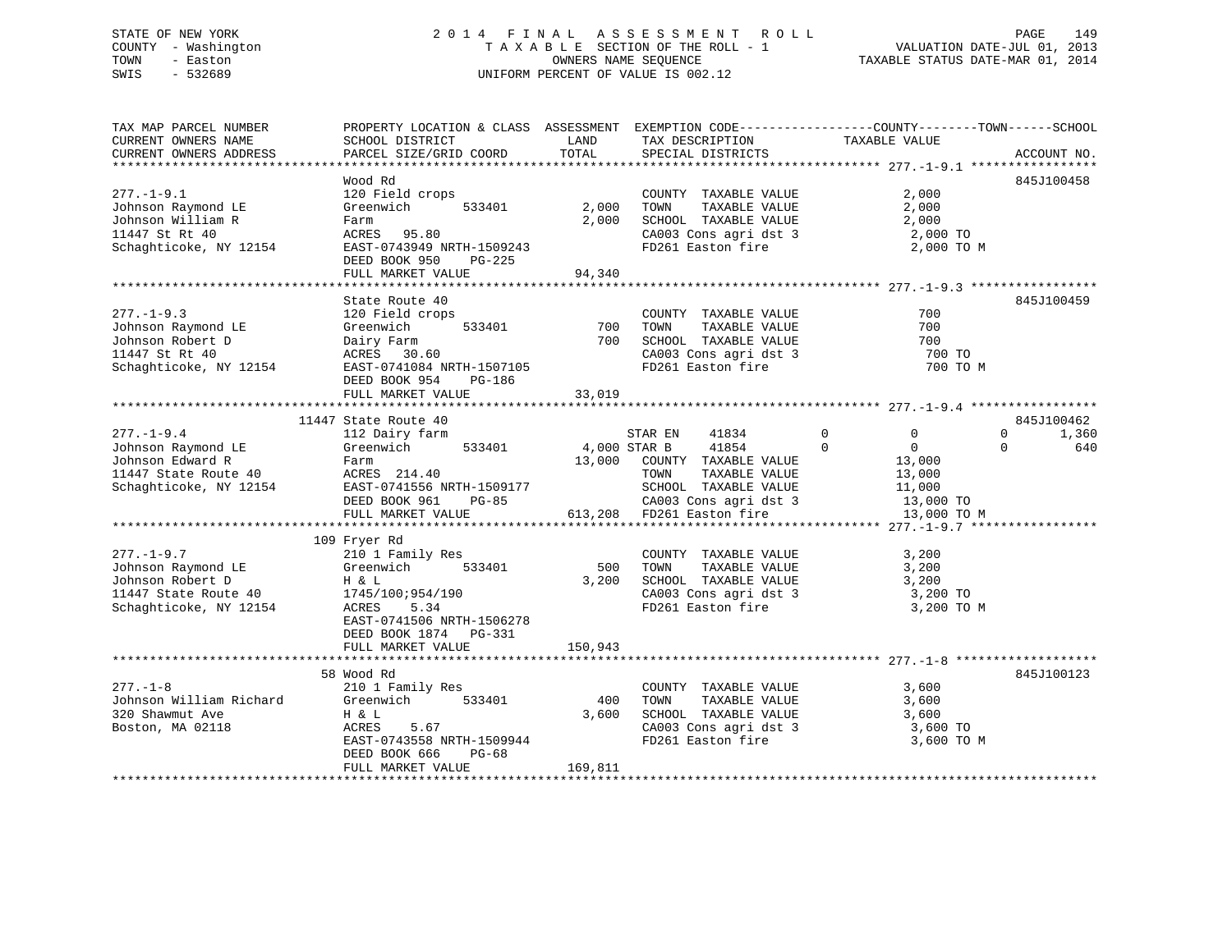STATE OF NEW YORK
COUNTY - Washington
TOWN - Easton
SWIS - 532689

2014 FINAL ASSESSMENT ROLL
TAXABLE SECTION OF THE ROLL - 1
OWNERS NAME SEQUENCE
UNIFORM PERCENT OF VALUE IS 002.12

VALUATION DATE-JUL 01, 2013
TAXABLE STATUS DATE-MAR 01, 2014

```
TAX MAP PARCEL NUMBER          PROPERTY LOCATION & CLASS  ASSESSMENT  EXEMPTION CODE------------------COUNTY--------TOWN------SCHOOL
CURRENT OWNERS NAME            SCHOOL DISTRICT               LAND      TAX DESCRIPTION             TAXABLE VALUE
CURRENT OWNERS ADDRESS         PARCEL SIZE/GRID COORD        TOTAL     SPECIAL DISTRICTS                                  ACCOUNT NO.
******************************************************************************************************* 277.-1-9.1 *****************
                               Wood Rd                                                                                845J100458
277.-1-9.1                     120 Field crops                         COUNTY  TAXABLE VALUE              2,000
Johnson Raymond LE             Greenwich       533401       2,000      TOWN    TAXABLE VALUE              2,000
Johnson William R              Farm                         2,000      SCHOOL  TAXABLE VALUE              2,000
11447 St Rt 40                 ACRES   95.80                           CA003 Cons agri dst 3               2,000 TO
Schaghticoke, NY 12154         EAST-0743949 NRTH-1509243               FD261 Easton fire                   2,000 TO M
                               DEED BOOK 950    PG-225
                               FULL MARKET VALUE           94,340
******************************************************************************************************* 277.-1-9.3 *****************
                               State Route 40                                                                         845J100459
277.-1-9.3                     120 Field crops                         COUNTY  TAXABLE VALUE                700
Johnson Raymond LE             Greenwich       533401         700      TOWN    TAXABLE VALUE                700
Johnson Robert D               Dairy Farm                     700      SCHOOL  TAXABLE VALUE                700
11447 St Rt 40                 ACRES   30.60                           CA003 Cons agri dst 3                 700 TO
Schaghticoke, NY 12154         EAST-0741084 NRTH-1507105               FD261 Easton fire                     700 TO M
                               DEED BOOK 954    PG-186
                               FULL MARKET VALUE           33,019
******************************************************************************************************* 277.-1-9.4 *****************
                         11447 State Route 40                                                                         845J100462
277.-1-9.4                     112 Dairy farm                       STAR EN     41834          0             0           0       1,360
Johnson Raymond LE             Greenwich       533401       4,000 STAR B      41854          0             0           0         640
Johnson Edward R               Farm                        13,000      COUNTY  TAXABLE VALUE             13,000
11447 State Route 40           ACRES  214.40                           TOWN    TAXABLE VALUE             13,000
Schaghticoke, NY 12154         EAST-0741556 NRTH-1509177               SCHOOL  TAXABLE VALUE             11,000
                               DEED BOOK 961    PG-85                  CA003 Cons agri dst 3              13,000 TO
                               FULL MARKET VALUE          613,208      FD261 Easton fire                  13,000 TO M
******************************************************************************************************* 277.-1-9.7 *****************
                         109 Fryer Rd
277.-1-9.7                     210 1 Family Res                        COUNTY  TAXABLE VALUE              3,200
Johnson Raymond LE             Greenwich       533401         500      TOWN    TAXABLE VALUE              3,200
Johnson Robert D               H & L                        3,200      SCHOOL  TAXABLE VALUE              3,200
11447 State Route 40           1745/100;954/190                        CA003 Cons agri dst 3               3,200 TO
Schaghticoke, NY 12154         ACRES    5.34                           FD261 Easton fire                   3,200 TO M
                               EAST-0741506 NRTH-1506278
                               DEED BOOK 1874   PG-331
                               FULL MARKET VALUE          150,943
******************************************************************************************************* 277.-1-8 *******************
                         58 Wood Rd                                                                                   845J100123
277.-1-8                       210 1 Family Res                        COUNTY  TAXABLE VALUE              3,600
Johnson William Richard        Greenwich       533401         400      TOWN    TAXABLE VALUE              3,600
320 Shawmut Ave                H & L                        3,600      SCHOOL  TAXABLE VALUE              3,600
Boston, MA 02118               ACRES    5.67                           CA003 Cons agri dst 3               3,600 TO
                               EAST-0743558 NRTH-1509944               FD261 Easton fire                   3,600 TO M
                               DEED BOOK 666    PG-68
                               FULL MARKET VALUE          169,811
************************************************************************************************************************************
```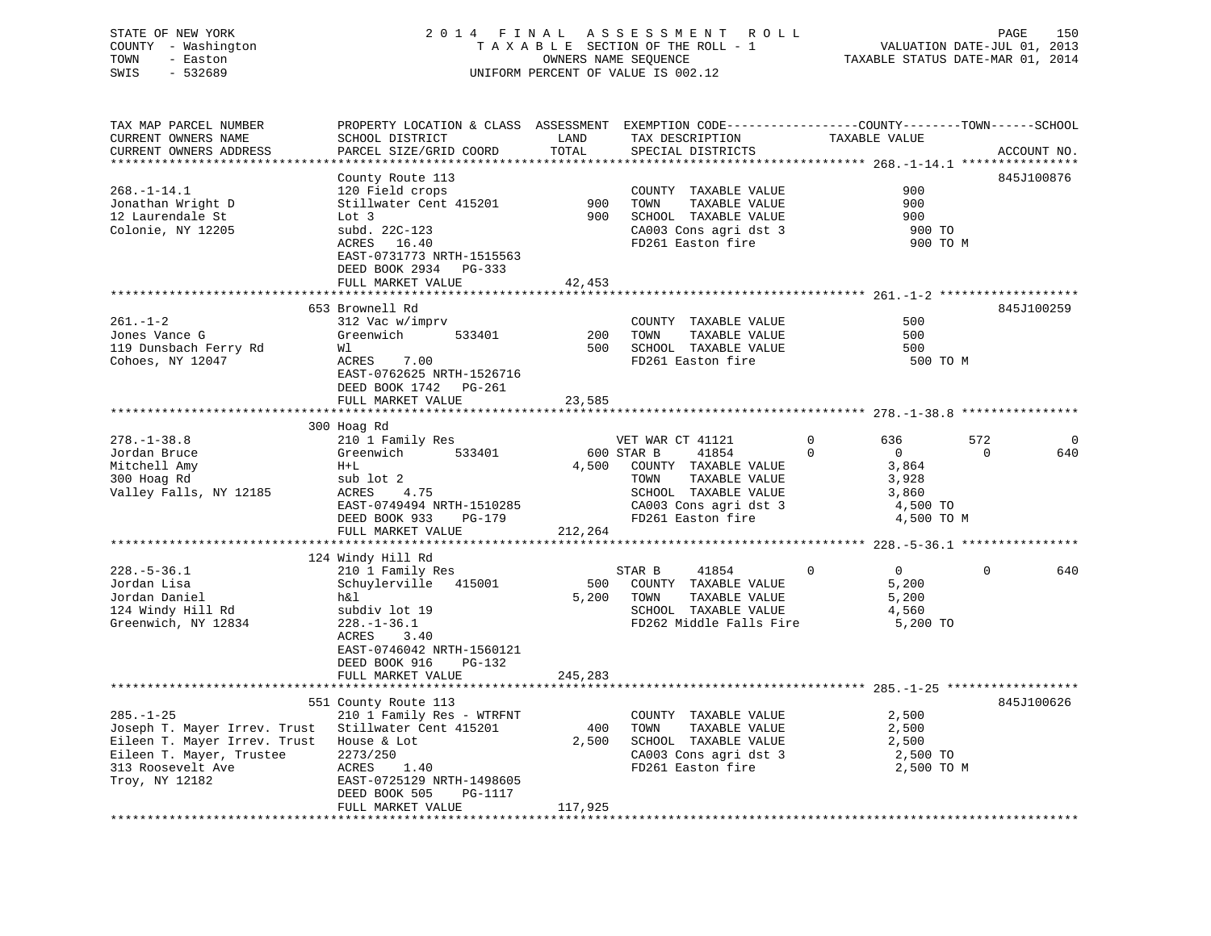STATE OF NEW YORK
COUNTY - Washington
TOWN - Easton
SWIS - 532689

2014 FINAL ASSESSMENT ROLL
TAXABLE SECTION OF THE ROLL - 1
OWNERS NAME SEQUENCE
UNIFORM PERCENT OF VALUE IS 002.12

VALUATION DATE-JUL 01, 2013
TAXABLE STATUS DATE-MAR 01, 2014

| TAX MAP PARCEL NUMBER / CURRENT OWNERS NAME / CURRENT OWNERS ADDRESS | PROPERTY LOCATION & CLASS / SCHOOL DISTRICT / PARCEL SIZE/GRID COORD | ASSESSMENT LAND / TOTAL | EXEMPTION CODE / TAX DESCRIPTION / SPECIAL DISTRICTS | COUNTY TAXABLE VALUE | TOWN | SCHOOL | ACCOUNT NO. |
|---|---|---|---|---|---|---|---|
| **268.-1-14.1** | County Route 113 | | | | | | 845J100876 |
| 268.-1-14.1 | 120 Field crops | | COUNTY TAXABLE VALUE | 900 | | | |
| Jonathan Wright D | Stillwater Cent 415201 | 900 | TOWN TAXABLE VALUE | 900 | | | |
| 12 Laurendale St | Lot 3 | 900 | SCHOOL TAXABLE VALUE | 900 | | | |
| Colonie, NY 12205 | subd. 22C-123 | | CA003 Cons agri dst 3 | 900 TO | | | |
| | ACRES 16.40 | | FD261 Easton fire | 900 TO M | | | |
| | EAST-0731773 NRTH-1515563 | | | | | | |
| | DEED BOOK 2934 PG-333 | | | | | | |
| | FULL MARKET VALUE | 42,453 | | | | | |
| **261.-1-2** | 653 Brownell Rd | | | | | | 845J100259 |
| 261.-1-2 | 312 Vac w/imprv | | COUNTY TAXABLE VALUE | 500 | | | |
| Jones Vance G | Greenwich 533401 | 200 | TOWN TAXABLE VALUE | 500 | | | |
| 119 Dunsbach Ferry Rd | Wl | 500 | SCHOOL TAXABLE VALUE | 500 | | | |
| Cohoes, NY 12047 | ACRES 7.00 | | FD261 Easton fire | 500 TO M | | | |
| | EAST-0762625 NRTH-1526716 | | | | | | |
| | DEED BOOK 1742 PG-261 | | | | | | |
| | FULL MARKET VALUE | 23,585 | | | | | |
| **278.-1-38.8** | 300 Hoag Rd | | | | | | |
| 278.-1-38.8 | 210 1 Family Res | | VET WAR CT 41121 0 | 636 | 572 | 0 | |
| Jordan Bruce | Greenwich 533401 | 600 | STAR B 41854 0 | 0 | 0 | 640 | |
| Mitchell Amy | H+L | 4,500 | COUNTY TAXABLE VALUE | 3,864 | | | |
| 300 Hoag Rd | sub lot 2 | | TOWN TAXABLE VALUE | 3,928 | | | |
| Valley Falls, NY 12185 | ACRES 4.75 | | SCHOOL TAXABLE VALUE | 3,860 | | | |
| | EAST-0749494 NRTH-1510285 | | CA003 Cons agri dst 3 | 4,500 TO | | | |
| | DEED BOOK 933 PG-179 | | FD261 Easton fire | 4,500 TO M | | | |
| | FULL MARKET VALUE | 212,264 | | | | | |
| **228.-5-36.1** | 124 Windy Hill Rd | | | | | | |
| 228.-5-36.1 | 210 1 Family Res | | STAR B 41854 0 | 0 | 0 | 640 | |
| Jordan Lisa | Schuylerville 415001 | 500 | COUNTY TAXABLE VALUE | 5,200 | | | |
| Jordan Daniel | h&l | 5,200 | TOWN TAXABLE VALUE | 5,200 | | | |
| 124 Windy Hill Rd | subdiv lot 19 | | SCHOOL TAXABLE VALUE | 4,560 | | | |
| Greenwich, NY 12834 | 228.-1-36.1 | | FD262 Middle Falls Fire | 5,200 TO | | | |
| | ACRES 3.40 | | | | | | |
| | EAST-0746042 NRTH-1560121 | | | | | | |
| | DEED BOOK 916 PG-132 | | | | | | |
| | FULL MARKET VALUE | 245,283 | | | | | |
| **285.-1-25** | 551 County Route 113 | | | | | | 845J100626 |
| 285.-1-25 | 210 1 Family Res - WTRFNT | | COUNTY TAXABLE VALUE | 2,500 | | | |
| Joseph T. Mayer Irrev. Trust | Stillwater Cent 415201 | 400 | TOWN TAXABLE VALUE | 2,500 | | | |
| Eileen T. Mayer Irrev. Trust | House & Lot | 2,500 | SCHOOL TAXABLE VALUE | 2,500 | | | |
| Eileen T. Mayer, Trustee | 2273/250 | | CA003 Cons agri dst 3 | 2,500 TO | | | |
| 313 Roosevelt Ave | ACRES 1.40 | | FD261 Easton fire | 2,500 TO M | | | |
| Troy, NY 12182 | EAST-0725129 NRTH-1498605 | | | | | | |
| | DEED BOOK 505 PG-1117 | | | | | | |
| | FULL MARKET VALUE | 117,925 | | | | | |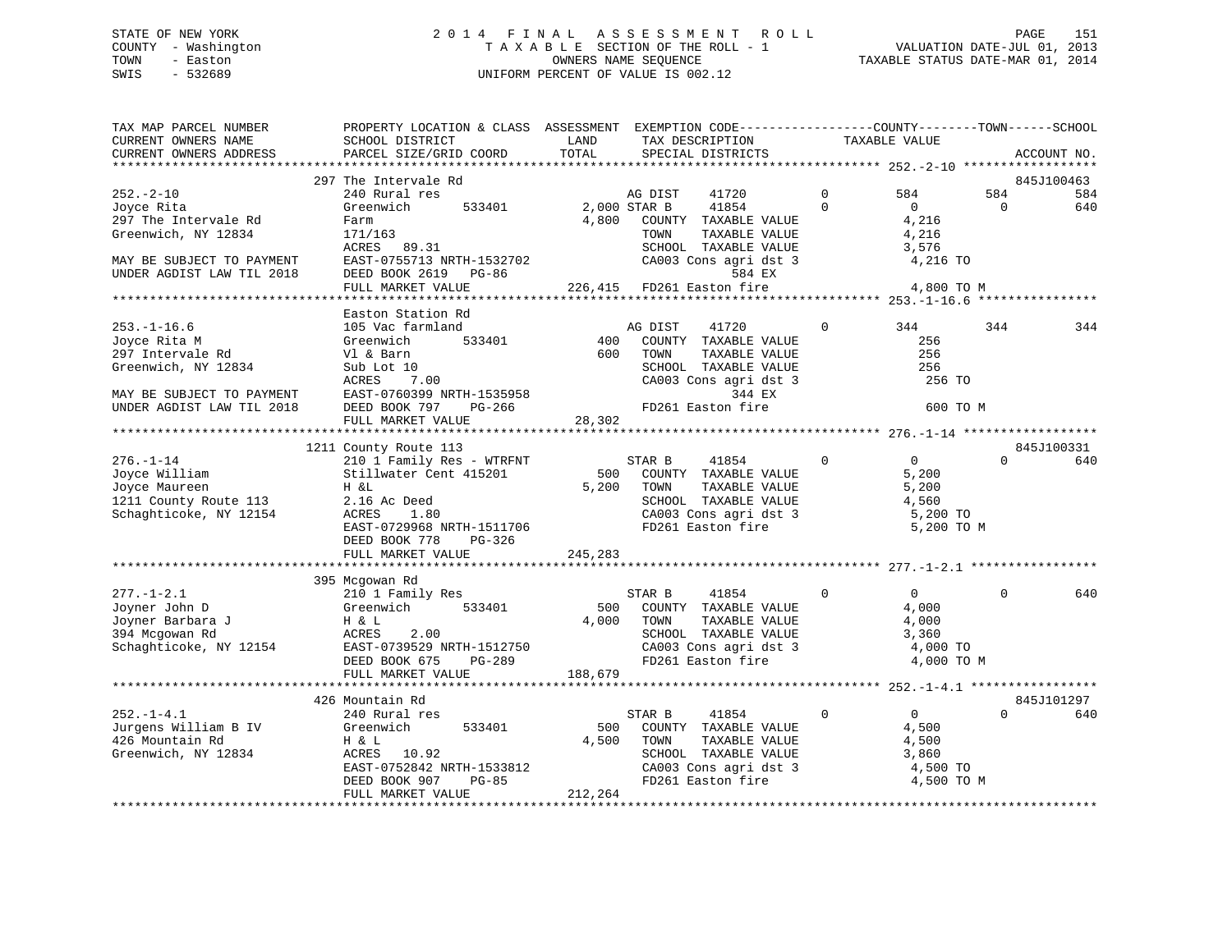STATE OF NEW YORK — 2014 FINAL ASSESSMENT ROLL — TAXABLE SECTION OF THE ROLL - 1 — VALUATION DATE-JUL 01, 2013
COUNTY - Washington — OWNERS NAME SEQUENCE — TAXABLE STATUS DATE-MAR 01, 2014
TOWN - Easton — UNIFORM PERCENT OF VALUE IS 002.12
SWIS - 532689

```
TAX MAP PARCEL NUMBER          PROPERTY LOCATION & CLASS  ASSESSMENT  EXEMPTION CODE-----------------COUNTY--------TOWN------SCHOOL
CURRENT OWNERS NAME            SCHOOL DISTRICT              LAND      TAX DESCRIPTION             TAXABLE VALUE
CURRENT OWNERS ADDRESS         PARCEL SIZE/GRID COORD       TOTAL     SPECIAL DISTRICTS                                  ACCOUNT NO.
******************************************************************************************************* 252.-2-10 ******************
                               297 The Intervale Rd                                                                      845J100463
252.-2-10                      240 Rural res                          AG DIST     41720        0         584        584        584
Joyce Rita                     Greenwich      533401       2,000 STAR B      41854        0           0          0        640
297 The Intervale Rd           Farm                         4,800    COUNTY  TAXABLE VALUE              4,216
Greenwich, NY 12834            171/163                               TOWN    TAXABLE VALUE              4,216
                               ACRES   89.31                         SCHOOL  TAXABLE VALUE              3,576
MAY BE SUBJECT TO PAYMENT      EAST-0755713 NRTH-1532702             CA003 Cons agri dst 3                4,216 TO
UNDER AGDIST LAW TIL 2018      DEED BOOK 2619   PG-86                            584 EX
                               FULL MARKET VALUE          226,415  FD261 Easton fire                     4,800 TO M
******************************************************************************************************* 253.-1-16.6 ****************
                               Easton Station Rd
253.-1-16.6                    105 Vac farmland                      AG DIST     41720        0         344        344        344
Joyce Rita M                   Greenwich      533401         400    COUNTY  TAXABLE VALUE                256
297 Intervale Rd               Vl & Barn                     600    TOWN    TAXABLE VALUE                256
Greenwich, NY 12834            Sub Lot 10                            SCHOOL  TAXABLE VALUE                256
                               ACRES    7.00                         CA003 Cons agri dst 3                  256 TO
MAY BE SUBJECT TO PAYMENT      EAST-0760399 NRTH-1535958                         344 EX
UNDER AGDIST LAW TIL 2018      DEED BOOK 797    PG-266               FD261 Easton fire                        600 TO M
                               FULL MARKET VALUE           28,302
******************************************************************************************************* 276.-1-14 ******************
                               1211 County Route 113                                                                     845J100331
276.-1-14                      210 1 Family Res - WTRFNT             STAR B      41854        0           0          0        640
Joyce William                  Stillwater Cent 415201        500    COUNTY  TAXABLE VALUE              5,200
Joyce Maureen                  H &L                         5,200    TOWN    TAXABLE VALUE              5,200
1211 County Route 113          2.16 Ac Deed                          SCHOOL  TAXABLE VALUE              4,560
Schaghticoke, NY 12154         ACRES    1.80                         CA003 Cons agri dst 3                5,200 TO
                               EAST-0729968 NRTH-1511706             FD261 Easton fire                    5,200 TO M
                               DEED BOOK 778    PG-326
                               FULL MARKET VALUE          245,283
******************************************************************************************************* 277.-1-2.1 *****************
                               395 Mcgowan Rd
277.-1-2.1                     210 1 Family Res                      STAR B      41854        0           0          0        640
Joyner John D                  Greenwich      533401         500    COUNTY  TAXABLE VALUE              4,000
Joyner Barbara J               H & L                        4,000    TOWN    TAXABLE VALUE              4,000
394 Mcgowan Rd                 ACRES    2.00                         SCHOOL  TAXABLE VALUE              3,360
Schaghticoke, NY 12154         EAST-0739529 NRTH-1512750             CA003 Cons agri dst 3                4,000 TO
                               DEED BOOK 675    PG-289               FD261 Easton fire                    4,000 TO M
                               FULL MARKET VALUE          188,679
******************************************************************************************************* 252.-1-4.1 *****************
                               426 Mountain Rd                                                                           845J101297
252.-1-4.1                     240 Rural res                         STAR B      41854        0           0          0        640
Jurgens William B IV           Greenwich      533401         500    COUNTY  TAXABLE VALUE              4,500
426 Mountain Rd                H & L                        4,500    TOWN    TAXABLE VALUE              4,500
Greenwich, NY 12834            ACRES   10.92                         SCHOOL  TAXABLE VALUE              3,860
                               EAST-0752842 NRTH-1533812             CA003 Cons agri dst 3                4,500 TO
                               DEED BOOK 907    PG-85                FD261 Easton fire                    4,500 TO M
                               FULL MARKET VALUE          212,264
************************************************************************************************************************************
```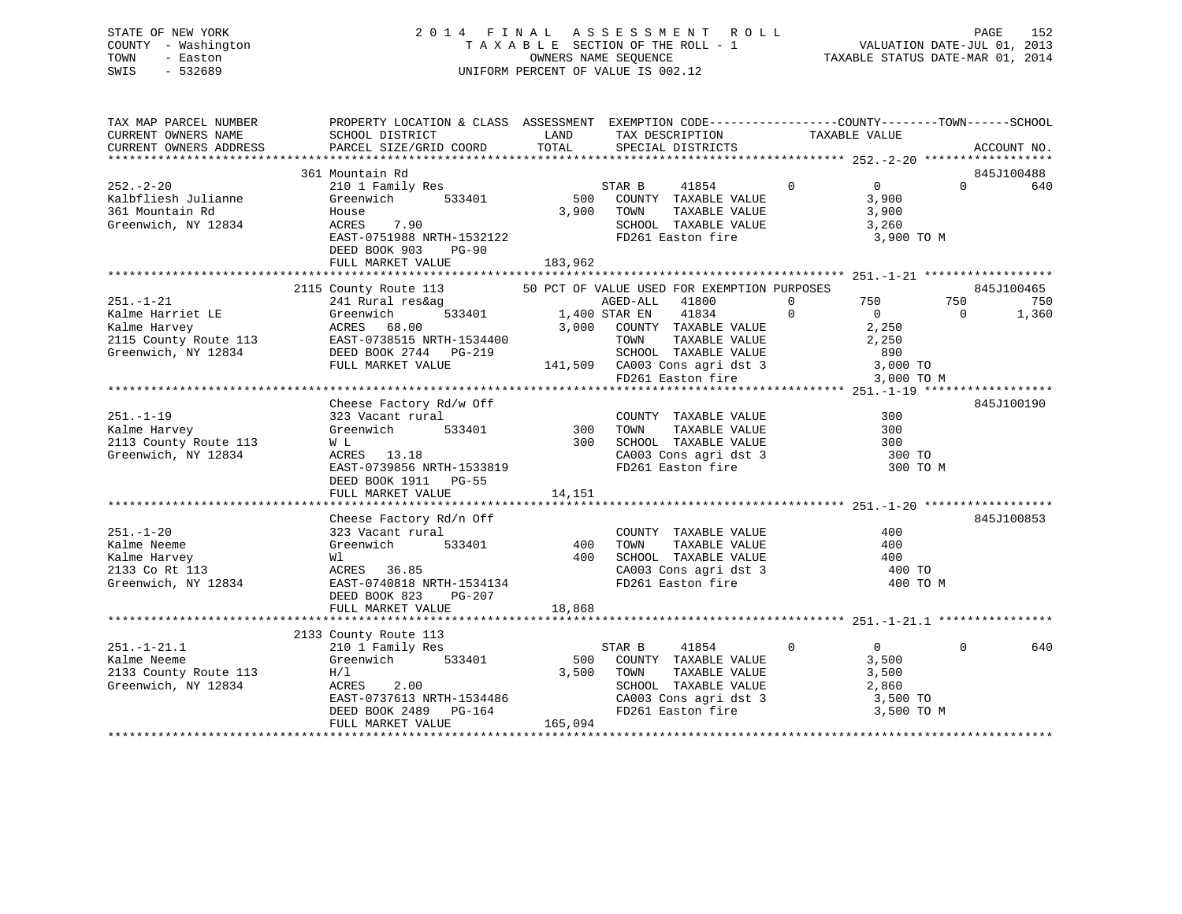STATE OF NEW YORK
COUNTY - Washington
TOWN - Easton
SWIS - 532689

2 0 1 4 F I N A L A S S E S S M E N T R O L L
T A X A B L E SECTION OF THE ROLL - 1
OWNERS NAME SEQUENCE
UNIFORM PERCENT OF VALUE IS 002.12

VALUATION DATE-JUL 01, 2013
TAXABLE STATUS DATE-MAR 01, 2014

```
TAX MAP PARCEL NUMBER       PROPERTY LOCATION & CLASS  ASSESSMENT  EXEMPTION CODE------------------COUNTY--------TOWN------SCHOOL
CURRENT OWNERS NAME         SCHOOL DISTRICT             LAND       TAX DESCRIPTION            TAXABLE VALUE
CURRENT OWNERS ADDRESS      PARCEL SIZE/GRID COORD      TOTAL      SPECIAL DISTRICTS                                      ACCOUNT NO.
******************************************************************************************************* 252.-2-20 ******************
                            361 Mountain Rd                                                                             845J100488
252.-2-20                   210 1 Family Res                        STAR B     41854          0          0          0        640
Kalbfliesh Julianne         Greenwich        533401        500      COUNTY  TAXABLE VALUE              3,900
361 Mountain Rd             House                         3,900     TOWN    TAXABLE VALUE              3,900
Greenwich, NY 12834         ACRES    7.90                           SCHOOL  TAXABLE VALUE              3,260
                            EAST-0751988 NRTH-1532122               FD261 Easton fire                  3,900 TO M
                            DEED BOOK 903    PG-90
                            FULL MARKET VALUE            183,962
******************************************************************************************************* 251.-1-21 ******************
                            2115 County Route 113        50 PCT OF VALUE USED FOR EXEMPTION PURPOSES                    845J100465
251.-1-21                   241 Rural res&ag                        AGED-ALL   41800          0        750        750        750
Kalme Harriet LE            Greenwich        533401       1,400 STAR EN    41834          0          0          0      1,360
Kalme Harvey                ACRES   68.00                 3,000     COUNTY  TAXABLE VALUE              2,250
2115 County Route 113       EAST-0738515 NRTH-1534400               TOWN    TAXABLE VALUE              2,250
Greenwich, NY 12834         DEED BOOK 2744   PG-219                 SCHOOL  TAXABLE VALUE                890
                            FULL MARKET VALUE            141,509    CA003 Cons agri dst 3              3,000 TO
                                                                    FD261 Easton fire                  3,000 TO M
******************************************************************************************************* 251.-1-19 ******************
                            Cheese Factory Rd/w Off                                                                     845J100190
251.-1-19                   323 Vacant rural                        COUNTY  TAXABLE VALUE                300
Kalme Harvey                Greenwich        533401        300      TOWN    TAXABLE VALUE                300
2113 County Route 113       W L                            300      SCHOOL  TAXABLE VALUE                300
Greenwich, NY 12834         ACRES   13.18                           CA003 Cons agri dst 3                300 TO
                            EAST-0739856 NRTH-1533819               FD261 Easton fire                    300 TO M
                            DEED BOOK 1911   PG-55
                            FULL MARKET VALUE             14,151
******************************************************************************************************* 251.-1-20 ******************
                            Cheese Factory Rd/n Off                                                                     845J100853
251.-1-20                   323 Vacant rural                        COUNTY  TAXABLE VALUE                400
Kalme Neeme                 Greenwich        533401        400      TOWN    TAXABLE VALUE                400
Kalme Harvey                Wl                             400      SCHOOL  TAXABLE VALUE                400
2133 Co Rt 113              ACRES   36.85                           CA003 Cons agri dst 3                400 TO
Greenwich, NY 12834         EAST-0740818 NRTH-1534134               FD261 Easton fire                    400 TO M
                            DEED BOOK 823    PG-207
                            FULL MARKET VALUE             18,868
******************************************************************************************************* 251.-1-21.1 ****************
                            2133 County Route 113
251.-1-21.1                 210 1 Family Res                        STAR B     41854          0          0          0        640
Kalme Neeme                 Greenwich        533401        500      COUNTY  TAXABLE VALUE              3,500
2133 County Route 113       H/l                           3,500     TOWN    TAXABLE VALUE              3,500
Greenwich, NY 12834         ACRES    2.00                           SCHOOL  TAXABLE VALUE              2,860
                            EAST-0737613 NRTH-1534486               CA003 Cons agri dst 3              3,500 TO
                            DEED BOOK 2489   PG-164                 FD261 Easton fire                  3,500 TO M
                            FULL MARKET VALUE            165,094
************************************************************************************************************************************
```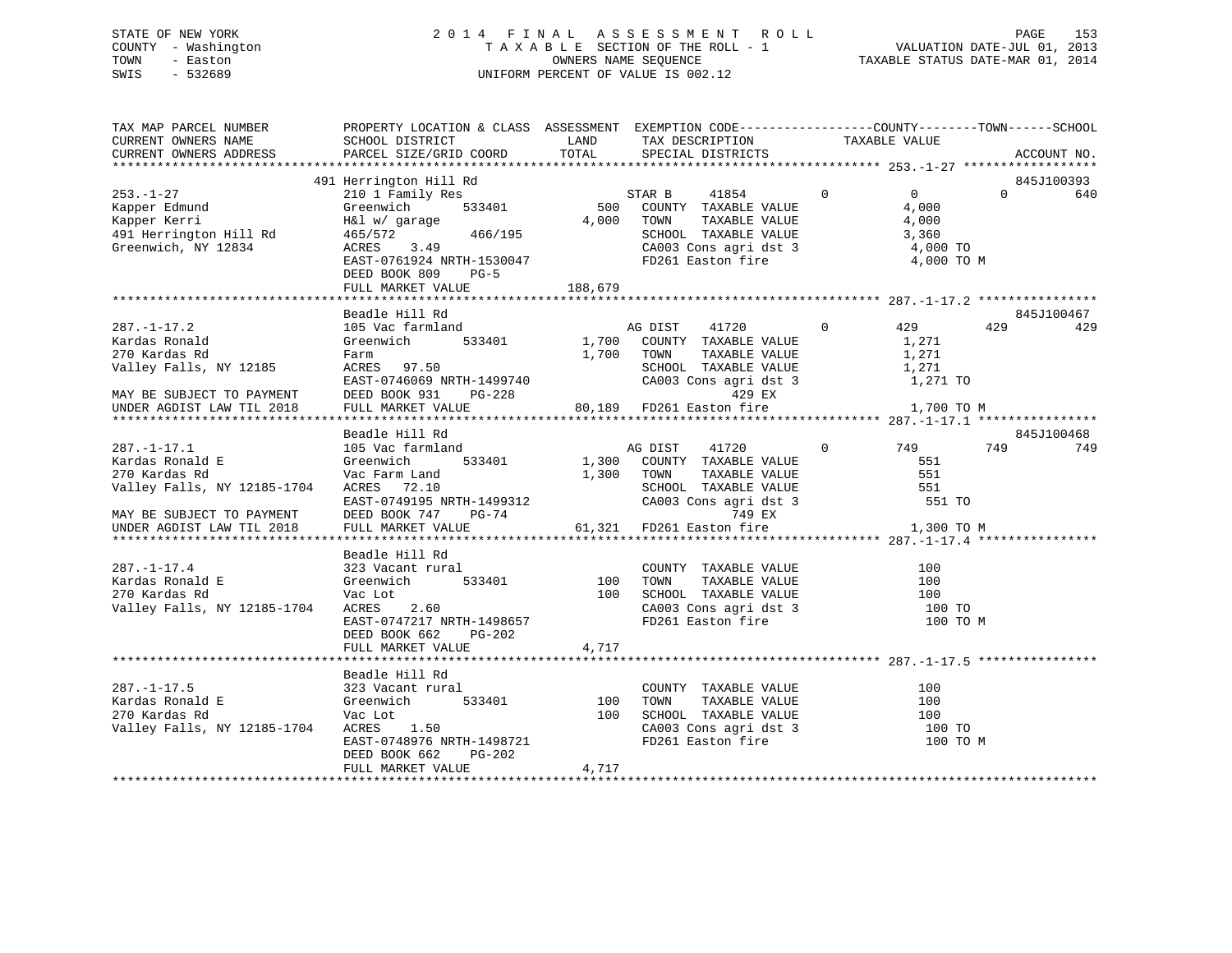STATE OF NEW YORK
COUNTY - Washington
TOWN - Easton
SWIS - 532689

2 0 1 4 F I N A L A S S E S S M E N T R O L L
T A X A B L E SECTION OF THE ROLL - 1
OWNERS NAME SEQUENCE
UNIFORM PERCENT OF VALUE IS 002.12

VALUATION DATE-JUL 01, 2013
TAXABLE STATUS DATE-MAR 01, 2014

```
TAX MAP PARCEL NUMBER          PROPERTY LOCATION & CLASS  ASSESSMENT  EXEMPTION CODE-----------------COUNTY--------TOWN------SCHOOL
CURRENT OWNERS NAME            SCHOOL DISTRICT              LAND      TAX DESCRIPTION            TAXABLE VALUE
CURRENT OWNERS ADDRESS         PARCEL SIZE/GRID COORD       TOTAL     SPECIAL DISTRICTS                                  ACCOUNT NO.
******************************************************************************************************* 253.-1-27 ******************
                               491 Herrington Hill Rd                                                                  845J100393
253.-1-27                      210 1 Family Res                     STAR B     41854         0          0          0          640
Kapper Edmund                  Greenwich       533401          500   COUNTY  TAXABLE VALUE            4,000
Kapper Kerri                   H&l w/ garage                 4,000   TOWN    TAXABLE VALUE            4,000
491 Herrington Hill Rd         465/572         466/195               SCHOOL  TAXABLE VALUE            3,360
Greenwich, NY 12834            ACRES    3.49                         CA003 Cons agri dst 3             4,000 TO
                               EAST-0761924 NRTH-1530047             FD261 Easton fire                 4,000 TO M
                               DEED BOOK 809    PG-5
                               FULL MARKET VALUE           188,679
******************************************************************************************************* 287.-1-17.2 ****************
                               Beadle Hill Rd                                                                          845J100467
287.-1-17.2                    105 Vac farmland                     AG DIST    41720         0        429        429          429
Kardas Ronald                  Greenwich       533401        1,700   COUNTY  TAXABLE VALUE            1,271
270 Kardas Rd                  Farm                          1,700   TOWN    TAXABLE VALUE            1,271
Valley Falls, NY 12185         ACRES   97.50                         SCHOOL  TAXABLE VALUE            1,271
                               EAST-0746069 NRTH-1499740             CA003 Cons agri dst 3             1,271 TO
MAY BE SUBJECT TO PAYMENT      DEED BOOK 931    PG-228                            429 EX
UNDER AGDIST LAW TIL 2018      FULL MARKET VALUE            80,189   FD261 Easton fire                 1,700 TO M
******************************************************************************************************* 287.-1-17.1 ****************
                               Beadle Hill Rd                                                                          845J100468
287.-1-17.1                    105 Vac farmland                     AG DIST    41720         0        749        749          749
Kardas Ronald E                Greenwich       533401        1,300   COUNTY  TAXABLE VALUE              551
270 Kardas Rd                  Vac Farm Land                 1,300   TOWN    TAXABLE VALUE              551
Valley Falls, NY 12185-1704    ACRES   72.10                         SCHOOL  TAXABLE VALUE              551
                               EAST-0749195 NRTH-1499312             CA003 Cons agri dst 3               551 TO
MAY BE SUBJECT TO PAYMENT      DEED BOOK 747    PG-74                             749 EX
UNDER AGDIST LAW TIL 2018      FULL MARKET VALUE            61,321   FD261 Easton fire                 1,300 TO M
******************************************************************************************************* 287.-1-17.4 ****************
                               Beadle Hill Rd
287.-1-17.4                    323 Vacant rural                      COUNTY  TAXABLE VALUE              100
Kardas Ronald E                Greenwich       533401          100   TOWN    TAXABLE VALUE              100
270 Kardas Rd                  Vac Lot                         100   SCHOOL  TAXABLE VALUE              100
Valley Falls, NY 12185-1704    ACRES    2.60                         CA003 Cons agri dst 3               100 TO
                               EAST-0747217 NRTH-1498657             FD261 Easton fire                   100 TO M
                               DEED BOOK 662    PG-202
                               FULL MARKET VALUE             4,717
******************************************************************************************************* 287.-1-17.5 ****************
                               Beadle Hill Rd
287.-1-17.5                    323 Vacant rural                      COUNTY  TAXABLE VALUE              100
Kardas Ronald E                Greenwich       533401          100   TOWN    TAXABLE VALUE              100
270 Kardas Rd                  Vac Lot                         100   SCHOOL  TAXABLE VALUE              100
Valley Falls, NY 12185-1704    ACRES    1.50                         CA003 Cons agri dst 3               100 TO
                               EAST-0748976 NRTH-1498721             FD261 Easton fire                   100 TO M
                               DEED BOOK 662    PG-202
                               FULL MARKET VALUE             4,717
************************************************************************************************************************************
```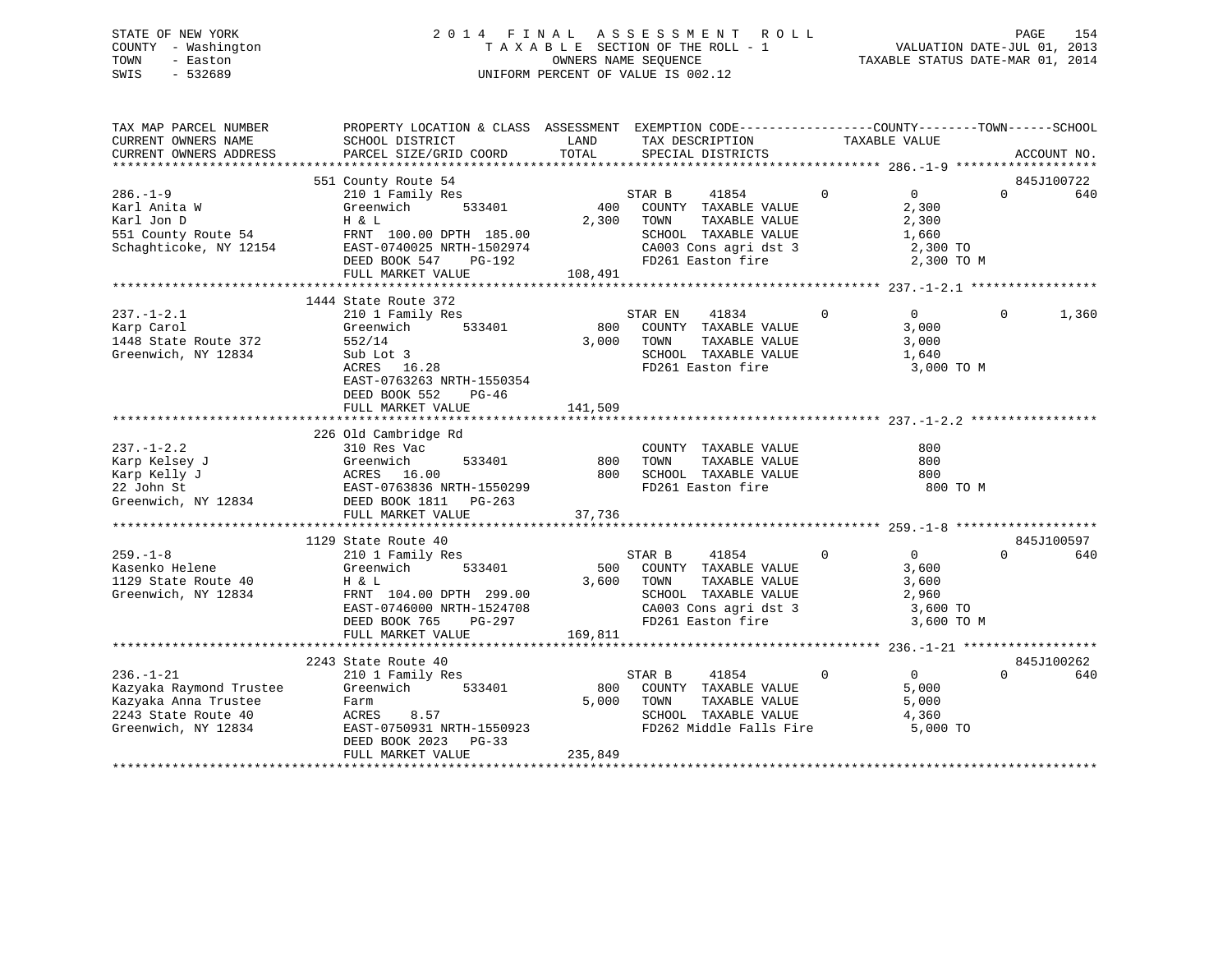STATE OF NEW YORK
COUNTY - Washington
TOWN - Easton
SWIS - 532689

# 2014 FINAL ASSESSMENT ROLL

TAXABLE SECTION OF THE ROLL - 1
OWNERS NAME SEQUENCE
UNIFORM PERCENT OF VALUE IS 002.12

VALUATION DATE-JUL 01, 2013
TAXABLE STATUS DATE-MAR 01, 2014

```
TAX MAP PARCEL NUMBER      PROPERTY LOCATION & CLASS  ASSESSMENT  EXEMPTION CODE------------------COUNTY--------TOWN------SCHOOL
CURRENT OWNERS NAME        SCHOOL DISTRICT              LAND      TAX DESCRIPTION             TAXABLE VALUE
CURRENT OWNERS ADDRESS     PARCEL SIZE/GRID COORD       TOTAL     SPECIAL DISTRICTS                                        ACCOUNT NO.
******************************************************************************************************* 286.-1-9 *******************
                           551 County Route 54                                                                              845J100722
286.-1-9                   210 1 Family Res                     STAR B     41854          0           0           0          640
Karl Anita W               Greenwich        533401        400    COUNTY  TAXABLE VALUE             2,300
Karl Jon D                 H & L                        2,300    TOWN    TAXABLE VALUE             2,300
551 County Route 54        FRNT 100.00 DPTH 185.00               SCHOOL  TAXABLE VALUE             1,660
Schaghticoke, NY 12154     EAST-0740025 NRTH-1502974             CA003 Cons agri dst 3             2,300 TO
                           DEED BOOK 547    PG-192               FD261 Easton fire                 2,300 TO M
                           FULL MARKET VALUE          108,491
******************************************************************************************************* 237.-1-2.1 *****************
                           1444 State Route 372
237.-1-2.1                 210 1 Family Res                     STAR EN    41834          0           0           0        1,360
Karp Carol                 Greenwich        533401        800    COUNTY  TAXABLE VALUE             3,000
1448 State Route 372       552/14                       3,000    TOWN    TAXABLE VALUE             3,000
Greenwich, NY 12834        Sub Lot 3                             SCHOOL  TAXABLE VALUE             1,640
                           ACRES  16.28                          FD261 Easton fire                 3,000 TO M
                           EAST-0763263 NRTH-1550354
                           DEED BOOK 552    PG-46
                           FULL MARKET VALUE          141,509
******************************************************************************************************* 237.-1-2.2 *****************
                           226 Old Cambridge Rd
237.-1-2.2                 310 Res Vac                           COUNTY  TAXABLE VALUE               800
Karp Kelsey J              Greenwich        533401        800    TOWN    TAXABLE VALUE               800
Karp Kelly J               ACRES  16.00                   800    SCHOOL  TAXABLE VALUE               800
22 John St                 EAST-0763836 NRTH-1550299             FD261 Easton fire                   800 TO M
Greenwich, NY 12834        DEED BOOK 1811   PG-263
                           FULL MARKET VALUE           37,736
******************************************************************************************************* 259.-1-8 *******************
                           1129 State Route 40                                                                              845J100597
259.-1-8                   210 1 Family Res                     STAR B     41854          0           0           0          640
Kasenko Helene             Greenwich        533401        500    COUNTY  TAXABLE VALUE             3,600
1129 State Route 40        H & L                        3,600    TOWN    TAXABLE VALUE             3,600
Greenwich, NY 12834        FRNT 104.00 DPTH 299.00               SCHOOL  TAXABLE VALUE             2,960
                           EAST-0746000 NRTH-1524708             CA003 Cons agri dst 3             3,600 TO
                           DEED BOOK 765    PG-297               FD261 Easton fire                 3,600 TO M
                           FULL MARKET VALUE          169,811
******************************************************************************************************* 236.-1-21 ******************
                           2243 State Route 40                                                                              845J100262
236.-1-21                  210 1 Family Res                     STAR B     41854          0           0           0          640
Kazyaka Raymond Trustee    Greenwich        533401        800    COUNTY  TAXABLE VALUE             5,000
Kazyaka Anna Trustee       Farm                         5,000    TOWN    TAXABLE VALUE             5,000
2243 State Route 40        ACRES   8.57                          SCHOOL  TAXABLE VALUE             4,360
Greenwich, NY 12834        EAST-0750931 NRTH-1550923             FD262 Middle Falls Fire           5,000 TO
                           DEED BOOK 2023   PG-33
                           FULL MARKET VALUE          235,849
************************************************************************************************************************************
```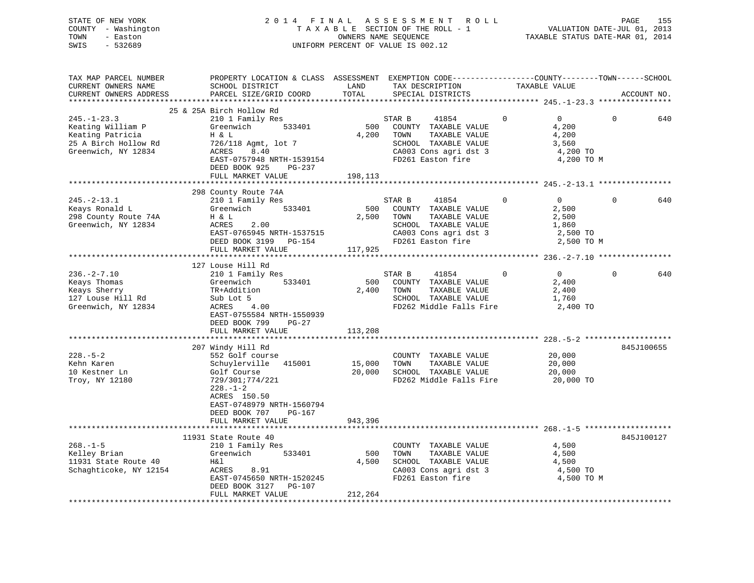STATE OF NEW YORK
COUNTY - Washington
TOWN - Easton
SWIS - 532689

# 2014 FINAL ASSESSMENT ROLL
TAXABLE SECTION OF THE ROLL - 1
OWNERS NAME SEQUENCE
UNIFORM PERCENT OF VALUE IS 002.12

VALUATION DATE-JUL 01, 2013
TAXABLE STATUS DATE-MAR 01, 2014

| TAX MAP PARCEL NUMBER / CURRENT OWNERS NAME / CURRENT OWNERS ADDRESS | PROPERTY LOCATION & CLASS / SCHOOL DISTRICT / PARCEL SIZE/GRID COORD | ASSESSMENT LAND / TOTAL | EXEMPTION CODE / TAX DESCRIPTION / SPECIAL DISTRICTS | COUNTY TAXABLE VALUE | TOWN | SCHOOL | ACCOUNT NO. |
|---|---|---|---|---|---|---|---|
| **245.-1-23.3** | 25 & 25A Birch Hollow Rd | | | | | | |
| 245.-1-23.3 | 210 1 Family Res | | STAR B 41854 | 0 | 0 | 640 | |
| Keating William P | Greenwich 533401 | 500 | COUNTY TAXABLE VALUE | 4,200 | | | |
| Keating Patricia | H & L | 4,200 | TOWN TAXABLE VALUE | 4,200 | | | |
| 25 A Birch Hollow Rd | 726/118 Agmt, lot 7 | | SCHOOL TAXABLE VALUE | 3,560 | | | |
| Greenwich, NY 12834 | ACRES 8.40 | | CA003 Cons agri dst 3 | 4,200 TO | | | |
| | EAST-0757948 NRTH-1539154 | | FD261 Easton fire | 4,200 TO M | | | |
| | DEED BOOK 925 PG-237 | | | | | | |
| | FULL MARKET VALUE | 198,113 | | | | | |
| **245.-2-13.1** | 298 County Route 74A | | | | | | |
| 245.-2-13.1 | 210 1 Family Res | | STAR B 41854 | 0 | 0 | 640 | |
| Keays Ronald L | Greenwich 533401 | 500 | COUNTY TAXABLE VALUE | 2,500 | | | |
| 298 County Route 74A | H & L | 2,500 | TOWN TAXABLE VALUE | 2,500 | | | |
| Greenwich, NY 12834 | ACRES 2.00 | | SCHOOL TAXABLE VALUE | 1,860 | | | |
| | EAST-0765945 NRTH-1537515 | | CA003 Cons agri dst 3 | 2,500 TO | | | |
| | DEED BOOK 3199 PG-154 | | FD261 Easton fire | 2,500 TO M | | | |
| | FULL MARKET VALUE | 117,925 | | | | | |
| **236.-2-7.10** | 127 Louse Hill Rd | | | | | | |
| 236.-2-7.10 | 210 1 Family Res | | STAR B 41854 | 0 | 0 | 640 | |
| Keays Thomas | Greenwich 533401 | 500 | COUNTY TAXABLE VALUE | 2,400 | | | |
| Keays Sherry | TR+Addition | 2,400 | TOWN TAXABLE VALUE | 2,400 | | | |
| 127 Louse Hill Rd | Sub Lot 5 | | SCHOOL TAXABLE VALUE | 1,760 | | | |
| Greenwich, NY 12834 | ACRES 4.00 | | FD262 Middle Falls Fire | 2,400 TO | | | |
| | EAST-0755584 NRTH-1550939 | | | | | | |
| | DEED BOOK 799 PG-27 | | | | | | |
| | FULL MARKET VALUE | 113,208 | | | | | |
| **228.-5-2** | 207 Windy Hill Rd | | | | | | 845J100655 |
| 228.-5-2 | 552 Golf course | | COUNTY TAXABLE VALUE | 20,000 | | | |
| Kehn Karen | Schuylerville 415001 | 15,000 | TOWN TAXABLE VALUE | 20,000 | | | |
| 10 Kestner Ln | Golf Course | 20,000 | SCHOOL TAXABLE VALUE | 20,000 | | | |
| Troy, NY 12180 | 729/301;774/221 | | FD262 Middle Falls Fire | 20,000 TO | | | |
| | 228.-1-2 | | | | | | |
| | ACRES 150.50 | | | | | | |
| | EAST-0748979 NRTH-1560794 | | | | | | |
| | DEED BOOK 707 PG-167 | | | | | | |
| | FULL MARKET VALUE | 943,396 | | | | | |
| **268.-1-5** | 11931 State Route 40 | | | | | | 845J100127 |
| 268.-1-5 | 210 1 Family Res | | COUNTY TAXABLE VALUE | 4,500 | | | |
| Kelley Brian | Greenwich 533401 | 500 | TOWN TAXABLE VALUE | 4,500 | | | |
| 11931 State Route 40 | H&l | 4,500 | SCHOOL TAXABLE VALUE | 4,500 | | | |
| Schaghticoke, NY 12154 | ACRES 8.91 | | CA003 Cons agri dst 3 | 4,500 TO | | | |
| | EAST-0745650 NRTH-1520245 | | FD261 Easton fire | 4,500 TO M | | | |
| | DEED BOOK 3127 PG-107 | | | | | | |
| | FULL MARKET VALUE | 212,264 | | | | | |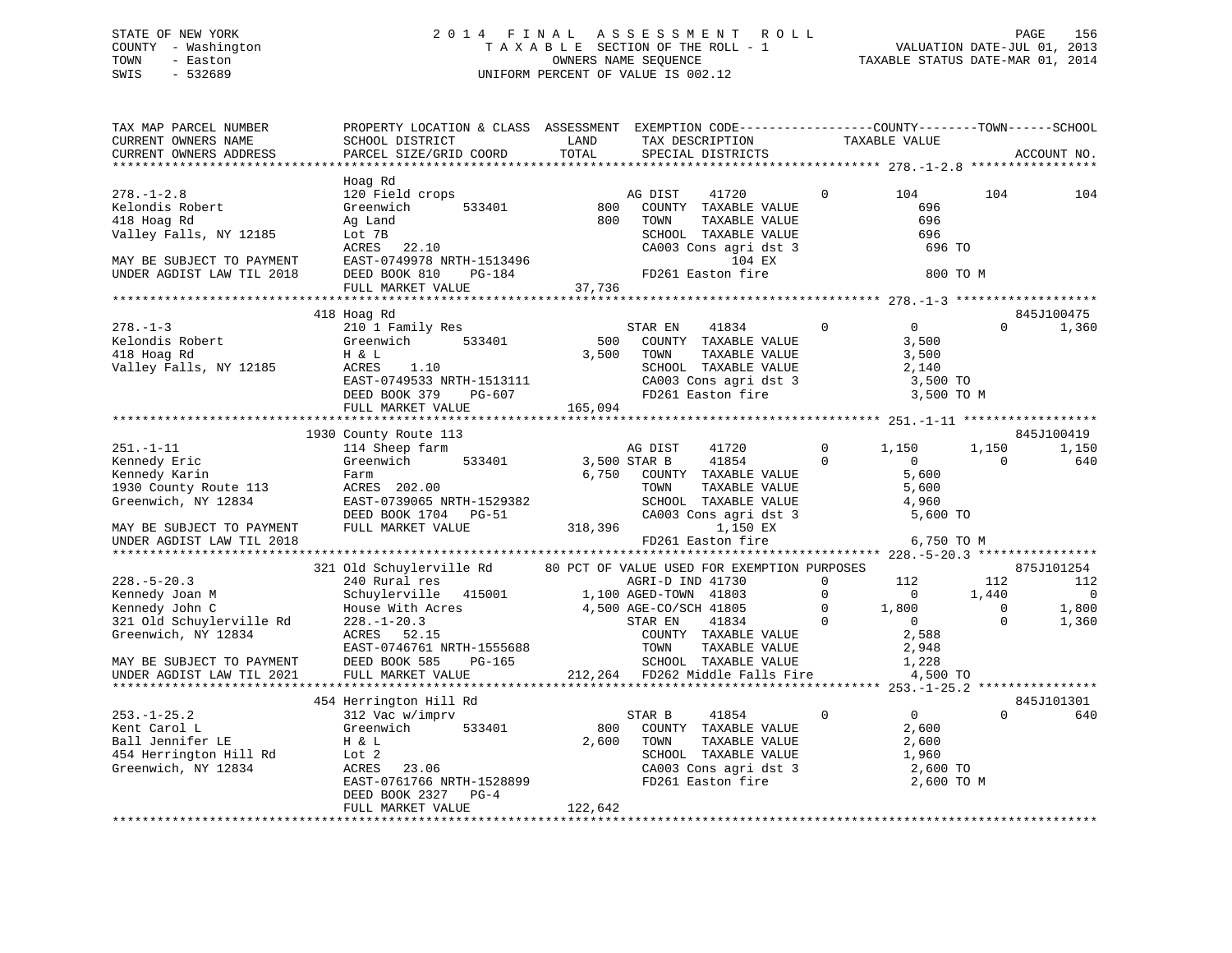STATE OF NEW YORK
COUNTY - Washington
TOWN - Easton
SWIS - 532689

2014 FINAL ASSESSMENT ROLL
TAXABLE SECTION OF THE ROLL - 1
OWNERS NAME SEQUENCE
UNIFORM PERCENT OF VALUE IS 002.12

VALUATION DATE-JUL 01, 2013
TAXABLE STATUS DATE-MAR 01, 2014

```
TAX MAP PARCEL NUMBER          PROPERTY LOCATION & CLASS  ASSESSMENT  EXEMPTION CODE------------------COUNTY--------TOWN------SCHOOL
CURRENT OWNERS NAME            SCHOOL DISTRICT              LAND      TAX DESCRIPTION            TAXABLE VALUE
CURRENT OWNERS ADDRESS         PARCEL SIZE/GRID COORD       TOTAL     SPECIAL DISTRICTS                                      ACCOUNT NO.
************************************************************************************************ 278.-1-2.8 *****************
                               Hoag Rd
278.-1-2.8                     120 Field crops                         AG DIST    41720        0         104        104        104
Kelondis Robert                Greenwich       533401         800     COUNTY  TAXABLE VALUE             696
418 Hoag Rd                    Ag Land                        800     TOWN    TAXABLE VALUE             696
Valley Falls, NY 12185         Lot 7B                                 SCHOOL  TAXABLE VALUE             696
                               ACRES   22.10                          CA003 Cons agri dst 3              696 TO
MAY BE SUBJECT TO PAYMENT      EAST-0749978 NRTH-1513496                      104 EX
UNDER AGDIST LAW TIL 2018      DEED BOOK 810    PG-184                FD261 Easton fire                  800 TO M
                               FULL MARKET VALUE           37,736
************************************************************************************************ 278.-1-3 *******************
                               418 Hoag Rd                                                                          845J100475
278.-1-3                       210 1 Family Res                        STAR EN    41834        0           0          0      1,360
Kelondis Robert                Greenwich       533401         500     COUNTY  TAXABLE VALUE           3,500
418 Hoag Rd                    H & L                        3,500     TOWN    TAXABLE VALUE           3,500
Valley Falls, NY 12185         ACRES    1.10                          SCHOOL  TAXABLE VALUE           2,140
                               EAST-0749533 NRTH-1513111              CA003 Cons agri dst 3            3,500 TO
                               DEED BOOK 379    PG-607                FD261 Easton fire                3,500 TO M
                               FULL MARKET VALUE          165,094
************************************************************************************************ 251.-1-11 ******************
                               1930 County Route 113                                                                845J100419
251.-1-11                      114 Sheep farm                          AG DIST    41720        0       1,150      1,150      1,150
Kennedy Eric                   Greenwich       533401       3,500 STAR B      41854        0           0          0        640
Kennedy Karin                  Farm                         6,750     COUNTY  TAXABLE VALUE           5,600
1930 County Route 113          ACRES  202.00                          TOWN    TAXABLE VALUE           5,600
Greenwich, NY 12834            EAST-0739065 NRTH-1529382              SCHOOL  TAXABLE VALUE           4,960
                               DEED BOOK 1704   PG-51                 CA003 Cons agri dst 3            5,600 TO
MAY BE SUBJECT TO PAYMENT      FULL MARKET VALUE          318,396             1,150 EX
UNDER AGDIST LAW TIL 2018                                             FD261 Easton fire                6,750 TO M
************************************************************************************************ 228.-5-20.3 ****************
                               321 Old Schuylerville Rd       80 PCT OF VALUE USED FOR EXEMPTION PURPOSES                   875J101254
228.-5-20.3                    240 Rural res                           AGRI-D IND 41730        0         112        112        112
Kennedy Joan M                 Schuylerville   415001       1,100 AGED-TOWN  41803        0           0      1,440          0
Kennedy John C                 House With Acres             4,500 AGE-CO/SCH 41805        0       1,800          0      1,800
321 Old Schuylerville Rd       228.-1-20.3                             STAR EN    41834        0           0          0      1,360
Greenwich, NY 12834            ACRES   52.15                          COUNTY  TAXABLE VALUE           2,588
                               EAST-0746761 NRTH-1555688              TOWN    TAXABLE VALUE           2,948
MAY BE SUBJECT TO PAYMENT      DEED BOOK 585    PG-165                SCHOOL  TAXABLE VALUE           1,228
UNDER AGDIST LAW TIL 2021      FULL MARKET VALUE          212,264  FD262 Middle Falls Fire            4,500 TO
************************************************************************************************ 253.-1-25.2 ****************
                               454 Herrington Hill Rd                                                               845J101301
253.-1-25.2                    312 Vac w/imprv                         STAR B     41854        0           0          0        640
Kent Carol L                   Greenwich       533401         800     COUNTY  TAXABLE VALUE           2,600
Ball Jennifer LE               H & L                        2,600     TOWN    TAXABLE VALUE           2,600
454 Herrington Hill Rd         Lot 2                                  SCHOOL  TAXABLE VALUE           1,960
Greenwich, NY 12834            ACRES   23.06                          CA003 Cons agri dst 3            2,600 TO
                               EAST-0761766 NRTH-1528899              FD261 Easton fire                2,600 TO M
                               DEED BOOK 2327   PG-4
                               FULL MARKET VALUE          122,642
********************************************************************************************************************************
```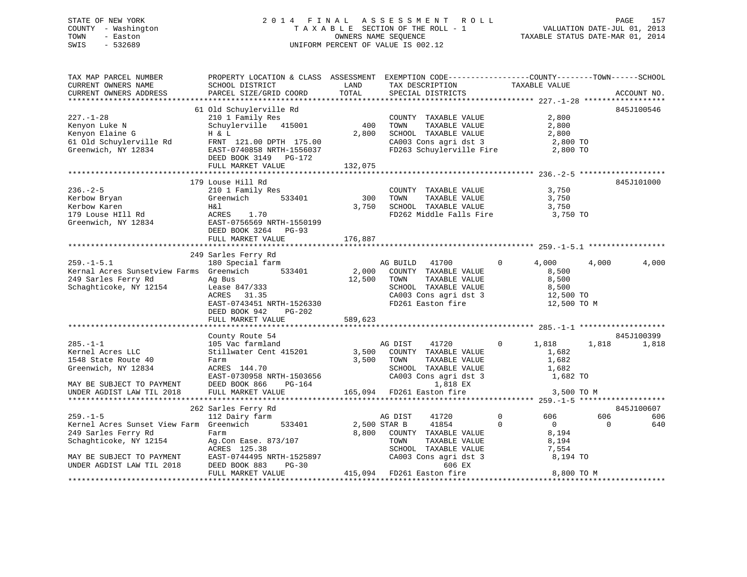STATE OF NEW YORK
COUNTY - Washington
TOWN - Easton
SWIS - 532689

2 0 1 4 F I N A L A S S E S S M E N T R O L L
T A X A B L E SECTION OF THE ROLL - 1
OWNERS NAME SEQUENCE
UNIFORM PERCENT OF VALUE IS 002.12

VALUATION DATE-JUL 01, 2013
TAXABLE STATUS DATE-MAR 01, 2014

```
TAX MAP PARCEL NUMBER          PROPERTY LOCATION & CLASS  ASSESSMENT  EXEMPTION CODE------------------COUNTY--------TOWN------SCHOOL
CURRENT OWNERS NAME            SCHOOL DISTRICT              LAND      TAX DESCRIPTION             TAXABLE VALUE
CURRENT OWNERS ADDRESS         PARCEL SIZE/GRID COORD       TOTAL     SPECIAL DISTRICTS                                     ACCOUNT NO.
************************************************************************************************ 227.-1-28 ******************
                               61 Old Schuylerville Rd                                                                      845J100546
227.-1-28                      210 1 Family Res                        COUNTY  TAXABLE VALUE           2,800
Kenyon Luke N                  Schuylerville   415001         400      TOWN    TAXABLE VALUE           2,800
Kenyon Elaine G                H & L                        2,800      SCHOOL  TAXABLE VALUE           2,800
61 Old Schuylerville Rd        FRNT 121.00 DPTH 175.00                 CA003 Cons agri dst 3            2,800 TO
Greenwich, NY 12834            EAST-0740858 NRTH-1556037               FD263 Schuylerville Fire         2,800 TO
                               DEED BOOK 3149   PG-172
                               FULL MARKET VALUE          132,075
************************************************************************************************ 236.-2-5 *******************
                               179 Louse Hill Rd                                                                            845J101000
236.-2-5                       210 1 Family Res                        COUNTY  TAXABLE VALUE           3,750
Kerbow Bryan                   Greenwich       533401         300      TOWN    TAXABLE VALUE           3,750
Kerbow Karen                   H&l                          3,750      SCHOOL  TAXABLE VALUE           3,750
179 Louse HIll Rd              ACRES    1.70                           FD262 Middle Falls Fire          3,750 TO
Greenwich, NY 12834            EAST-0756569 NRTH-1550199
                               DEED BOOK 3264   PG-93
                               FULL MARKET VALUE          176,887
************************************************************************************************ 259.-1-5.1 *****************
                               249 Sarles Ferry Rd
259.-1-5.1                     180 Special farm                        AG BUILD    41700         0       4,000      4,000      4,000
Kernal Acres Sunsetview Farms  Greenwich       533401       2,000      COUNTY  TAXABLE VALUE           8,500
249 Sarles Ferry Rd            Ag Bus                      12,500      TOWN    TAXABLE VALUE           8,500
Schaghticoke, NY 12154         Lease 847/333                           SCHOOL  TAXABLE VALUE           8,500
                               ACRES   31.35                           CA003 Cons agri dst 3           12,500 TO
                               EAST-0743451 NRTH-1526330               FD261 Easton fire               12,500 TO M
                               DEED BOOK 942    PG-202
                               FULL MARKET VALUE          589,623
************************************************************************************************ 285.-1-1 *******************
                               County Route 54                                                                              845J100399
285.-1-1                       105 Vac farmland                        AG DIST     41720         0       1,818      1,818      1,818
Kernel Acres LLC               Stillwater Cent 415201       3,500      COUNTY  TAXABLE VALUE           1,682
1548 State Route 40            Farm                         3,500      TOWN    TAXABLE VALUE           1,682
Greenwich, NY 12834            ACRES  144.70                           SCHOOL  TAXABLE VALUE           1,682
                               EAST-0730958 NRTH-1503656               CA003 Cons agri dst 3            1,682 TO
MAY BE SUBJECT TO PAYMENT      DEED BOOK 866    PG-164                           1,818 EX
UNDER AGDIST LAW TIL 2018      FULL MARKET VALUE          165,094      FD261 Easton fire                3,500 TO M
************************************************************************************************ 259.-1-5 *******************
                               262 Sarles Ferry Rd                                                                          845J100607
259.-1-5                       112 Dairy farm                          AG DIST     41720         0         606        606        606
Kernel Acres Sunset View Farm  Greenwich       533401       2,500 STAR B       41854         0           0          0        640
249 Sarles Ferry Rd            Farm                         8,800      COUNTY  TAXABLE VALUE           8,194
Schaghticoke, NY 12154         Ag.Con Ease. 873/107                    TOWN    TAXABLE VALUE           8,194
                               ACRES  125.38                           SCHOOL  TAXABLE VALUE           7,554
MAY BE SUBJECT TO PAYMENT      EAST-0744495 NRTH-1525897               CA003 Cons agri dst 3            8,194 TO
UNDER AGDIST LAW TIL 2018      DEED BOOK 883    PG-30                              606 EX
                               FULL MARKET VALUE          415,094      FD261 Easton fire                8,800 TO M
******************************************************************************************************************************
```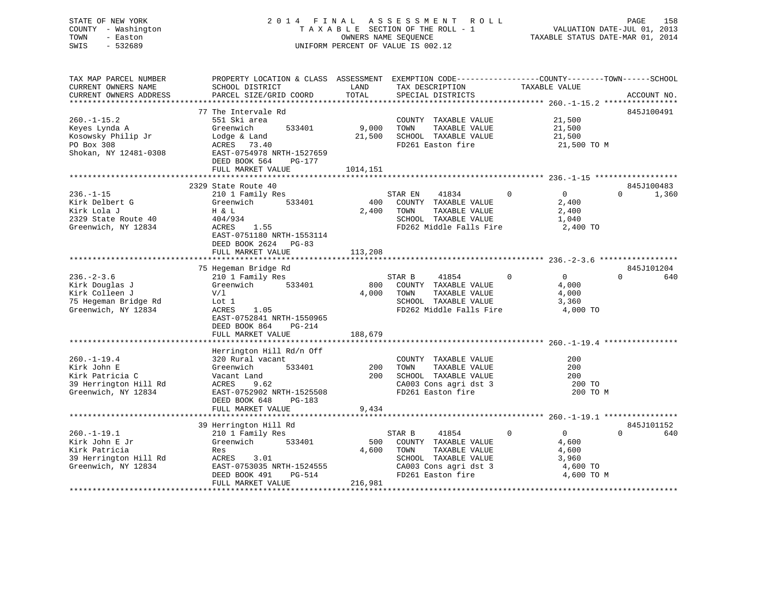STATE OF NEW YORK
COUNTY - Washington
TOWN - Easton
SWIS - 532689

# 2014 FINAL ASSESSMENT ROLL
TAXABLE SECTION OF THE ROLL - 1
OWNERS NAME SEQUENCE
UNIFORM PERCENT OF VALUE IS 002.12

VALUATION DATE-JUL 01, 2013
TAXABLE STATUS DATE-MAR 01, 2014

```
TAX MAP PARCEL NUMBER          PROPERTY LOCATION & CLASS  ASSESSMENT  EXEMPTION CODE------------------COUNTY--------TOWN------SCHOOL
CURRENT OWNERS NAME            SCHOOL DISTRICT              LAND      TAX DESCRIPTION            TAXABLE VALUE
CURRENT OWNERS ADDRESS         PARCEL SIZE/GRID COORD       TOTAL     SPECIAL DISTRICTS                                  ACCOUNT NO.
******************************************************************************************************* 260.-1-15.2 ****************
                               77 The Intervale Rd                                                                        845J100491
260.-1-15.2                    551 Ski area                           COUNTY  TAXABLE VALUE          21,500
Keyes Lynda A                  Greenwich        533401      9,000    TOWN    TAXABLE VALUE          21,500
Kosowsky Philip Jr             Lodge & Land                21,500    SCHOOL  TAXABLE VALUE          21,500
PO Box 308                     ACRES   73.40                          FD261 Easton fire               21,500 TO M
Shokan, NY 12481-0308          EAST-0754978 NRTH-1527659
                               DEED BOOK 564    PG-177
                               FULL MARKET VALUE          1014,151
******************************************************************************************************* 236.-1-15 ******************
                              2329 State Route 40                                                                         845J100483
236.-1-15                      210 1 Family Res                      STAR EN    41834       0            0          0       1,360
Kirk Delbert G                 Greenwich        533401        400    COUNTY  TAXABLE VALUE           2,400
Kirk Lola J                    H & L                        2,400    TOWN    TAXABLE VALUE           2,400
2329 State Route 40            404/934                                SCHOOL  TAXABLE VALUE           1,040
Greenwich, NY 12834            ACRES    1.55                          FD262 Middle Falls Fire          2,400 TO
                               EAST-0751180 NRTH-1553114
                               DEED BOOK 2624   PG-83
                               FULL MARKET VALUE           113,208
******************************************************************************************************* 236.-2-3.6 *****************
                               75 Hegeman Bridge Rd                                                                       845J101204
236.-2-3.6                     210 1 Family Res                      STAR B     41854       0            0          0         640
Kirk Douglas J                 Greenwich        533401        800    COUNTY  TAXABLE VALUE           4,000
Kirk Colleen J                 V/l                          4,000    TOWN    TAXABLE VALUE           4,000
75 Hegeman Bridge Rd           Lot 1                                  SCHOOL  TAXABLE VALUE           3,360
Greenwich, NY 12834            ACRES    1.05                          FD262 Middle Falls Fire          4,000 TO
                               EAST-0752841 NRTH-1550965
                               DEED BOOK 864    PG-214
                               FULL MARKET VALUE           188,679
******************************************************************************************************* 260.-1-19.4 ****************
                               Herrington Hill Rd/n Off
260.-1-19.4                    320 Rural vacant                       COUNTY  TAXABLE VALUE             200
Kirk John E                    Greenwich        533401        200    TOWN    TAXABLE VALUE             200
Kirk Patricia C                Vacant Land                    200    SCHOOL  TAXABLE VALUE             200
39 Herrington Hill Rd          ACRES    9.62                          CA003 Cons agri dst 3              200 TO
Greenwich, NY 12834            EAST-0752902 NRTH-1525508              FD261 Easton fire                  200 TO M
                               DEED BOOK 648    PG-183
                               FULL MARKET VALUE             9,434
******************************************************************************************************* 260.-1-19.1 ****************
                               39 Herrington Hill Rd                                                                      845J101152
260.-1-19.1                    210 1 Family Res                      STAR B     41854       0            0          0         640
Kirk John E Jr                 Greenwich        533401        500    COUNTY  TAXABLE VALUE           4,600
Kirk Patricia                  Res                          4,600    TOWN    TAXABLE VALUE           4,600
39 Herrington Hill Rd          ACRES    3.01                          SCHOOL  TAXABLE VALUE           3,960
Greenwich, NY 12834            EAST-0753035 NRTH-1524555              CA003 Cons agri dst 3            4,600 TO
                               DEED BOOK 491    PG-514                FD261 Easton fire                4,600 TO M
                               FULL MARKET VALUE           216,981
************************************************************************************************************************************
```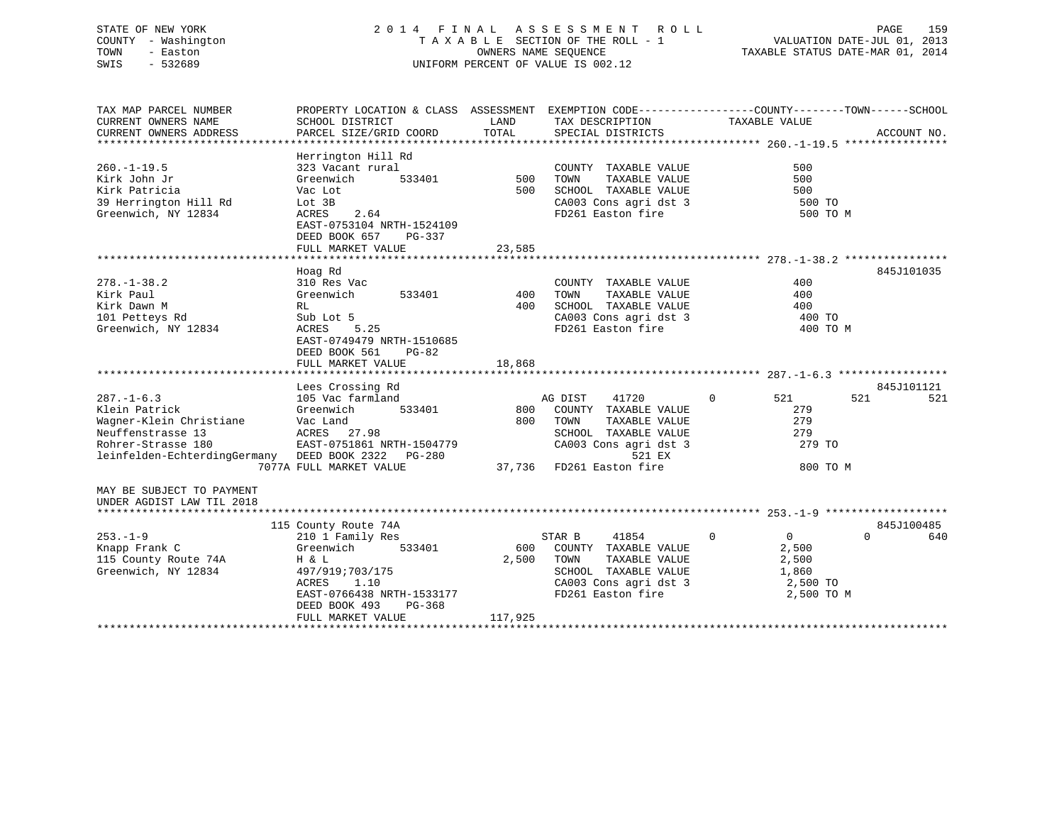STATE OF NEW YORK
COUNTY - Washington
TOWN - Easton
SWIS - 532689

2 0 1 4 F I N A L A S S E S S M E N T R O L L
T A X A B L E SECTION OF THE ROLL - 1
OWNERS NAME SEQUENCE
UNIFORM PERCENT OF VALUE IS 002.12

VALUATION DATE-JUL 01, 2013
TAXABLE STATUS DATE-MAR 01, 2014

```
TAX MAP PARCEL NUMBER          PROPERTY LOCATION & CLASS  ASSESSMENT  EXEMPTION CODE------------------COUNTY--------TOWN------SCHOOL
CURRENT OWNERS NAME            SCHOOL DISTRICT               LAND      TAX DESCRIPTION            TAXABLE VALUE
CURRENT OWNERS ADDRESS         PARCEL SIZE/GRID COORD        TOTAL     SPECIAL DISTRICTS                                    ACCOUNT NO.
******************************************************************************************************* 260.-1-19.5 ****************
                               Herrington Hill Rd
260.-1-19.5                    323 Vacant rural                        COUNTY  TAXABLE VALUE              500
Kirk John Jr                   Greenwich        533401         500     TOWN    TAXABLE VALUE              500
Kirk Patricia                  Vac Lot                         500     SCHOOL  TAXABLE VALUE              500
39 Herrington Hill Rd          Lot 3B                                  CA003 Cons agri dst 3               500 TO
Greenwich, NY 12834            ACRES    2.64                           FD261 Easton fire                   500 TO M
                               EAST-0753104 NRTH-1524109
                               DEED BOOK 657    PG-337
                               FULL MARKET VALUE             23,585
******************************************************************************************************* 278.-1-38.2 ****************
                               Hoag Rd                                                                              845J101035
278.-1-38.2                    310 Res Vac                             COUNTY  TAXABLE VALUE              400
Kirk Paul                      Greenwich        533401         400     TOWN    TAXABLE VALUE              400
Kirk Dawn M                    RL                              400     SCHOOL  TAXABLE VALUE              400
101 Petteys Rd                 Sub Lot 5                               CA003 Cons agri dst 3               400 TO
Greenwich, NY 12834            ACRES    5.25                           FD261 Easton fire                   400 TO M
                               EAST-0749479 NRTH-1510685
                               DEED BOOK 561    PG-82
                               FULL MARKET VALUE             18,868
******************************************************************************************************* 287.-1-6.3 *****************
                               Lees Crossing Rd                                                                     845J101121
287.-1-6.3                     105 Vac farmland                    AG DIST     41720        0        521         521         521
Klein Patrick                  Greenwich        533401         800     COUNTY  TAXABLE VALUE              279
Wagner-Klein Christiane        Vac Land                        800     TOWN    TAXABLE VALUE              279
Neuffenstrasse 13              ACRES   27.98                           SCHOOL  TAXABLE VALUE              279
Rohrer-Strasse 180             EAST-0751861 NRTH-1504779               CA003 Cons agri dst 3               279 TO
leinfelden-EchterdingGermany   DEED BOOK 2322   PG-280                         521 EX
                          7077A FULL MARKET VALUE            37,736    FD261 Easton fire                   800 TO M

MAY BE SUBJECT TO PAYMENT
UNDER AGDIST LAW TIL 2018
******************************************************************************************************* 253.-1-9 *******************
                           115 County Route 74A                                                                     845J100485
253.-1-9                       210 1 Family Res                    STAR B      41854        0          0           0         640
Knapp Frank C                  Greenwich        533401         600     COUNTY  TAXABLE VALUE            2,500
115 County Route 74A           H & L                         2,500     TOWN    TAXABLE VALUE            2,500
Greenwich, NY 12834            497/919;703/175                         SCHOOL  TAXABLE VALUE            1,860
                               ACRES    1.10                           CA003 Cons agri dst 3             2,500 TO
                               EAST-0766438 NRTH-1533177               FD261 Easton fire                 2,500 TO M
                               DEED BOOK 493    PG-368
                               FULL MARKET VALUE            117,925
************************************************************************************************************************************
```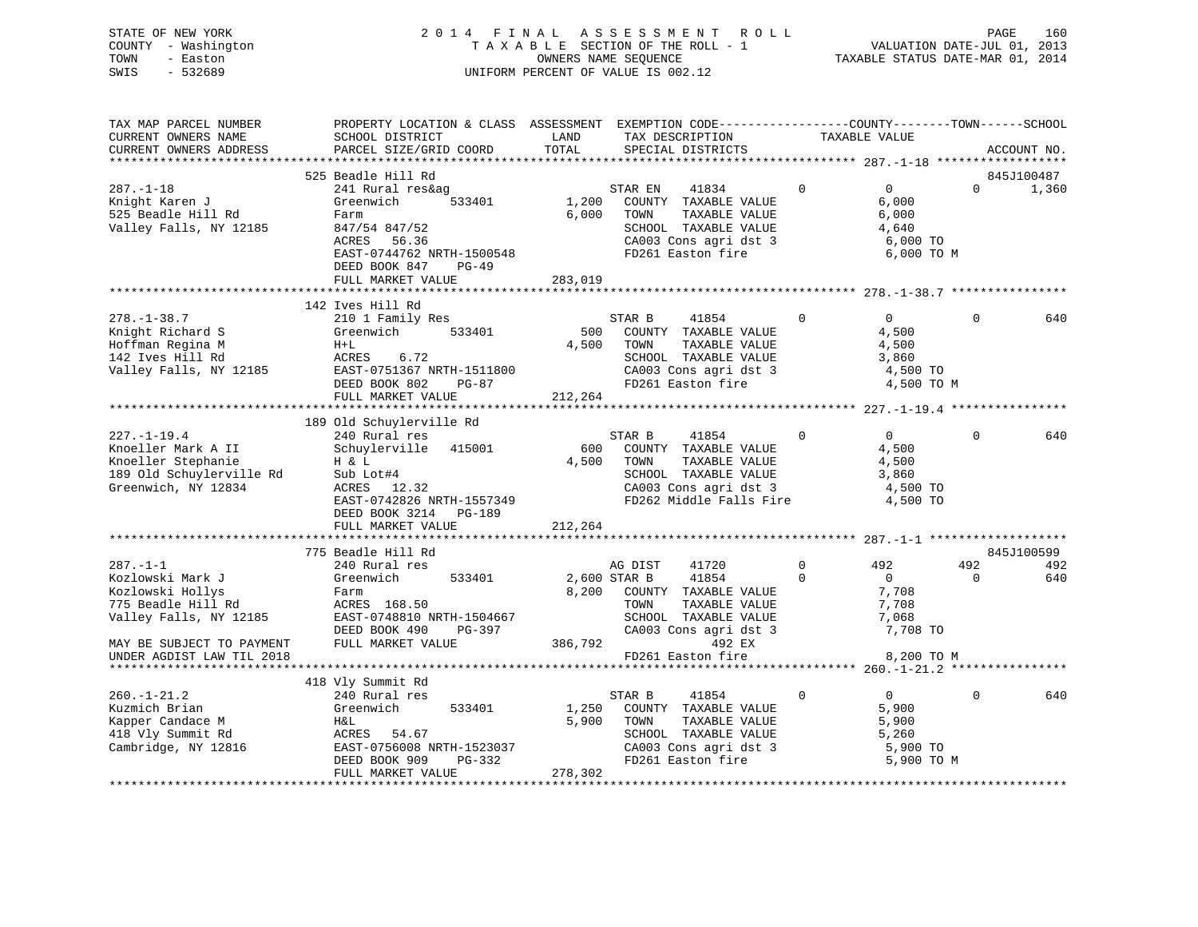STATE OF NEW YORK
COUNTY - Washington
TOWN - Easton
SWIS - 532689

2 0 1 4 F I N A L A S S E S S M E N T R O L L
T A X A B L E SECTION OF THE ROLL - 1
OWNERS NAME SEQUENCE
UNIFORM PERCENT OF VALUE IS 002.12

VALUATION DATE-JUL 01, 2013
TAXABLE STATUS DATE-MAR 01, 2014

```
TAX MAP PARCEL NUMBER          PROPERTY LOCATION & CLASS  ASSESSMENT  EXEMPTION CODE------------------COUNTY--------TOWN------SCHOOL
CURRENT OWNERS NAME            SCHOOL DISTRICT             LAND       TAX DESCRIPTION              TAXABLE VALUE
CURRENT OWNERS ADDRESS         PARCEL SIZE/GRID COORD      TOTAL      SPECIAL DISTRICTS                                        ACCOUNT NO.
******************************************************************************************************* 287.-1-18 *****************
                               525 Beadle Hill Rd                                                                              845J100487
287.-1-18                      241 Rural res&ag                       STAR EN    41834          0          0          0        1,360
Knight Karen J                 Greenwich       533401       1,200     COUNTY  TAXABLE VALUE                6,000
525 Beadle Hill Rd             Farm                         6,000     TOWN    TAXABLE VALUE                6,000
Valley Falls, NY 12185         847/54 847/52                          SCHOOL  TAXABLE VALUE                4,640
                               ACRES  56.36                           CA003 Cons agri dst 3                 6,000 TO
                               EAST-0744762 NRTH-1500548              FD261 Easton fire                     6,000 TO M
                               DEED BOOK 847    PG-49
                               FULL MARKET VALUE          283,019
******************************************************************************************************* 278.-1-38.7 ***************
                               142 Ives Hill Rd
278.-1-38.7                    210 1 Family Res                       STAR B     41854          0          0          0          640
Knight Richard S               Greenwich       533401         500     COUNTY  TAXABLE VALUE                4,500
Hoffman Regina M               H+L                          4,500     TOWN    TAXABLE VALUE                4,500
142 Ives Hill Rd               ACRES    6.72                          SCHOOL  TAXABLE VALUE                3,860
Valley Falls, NY 12185         EAST-0751367 NRTH-1511800              CA003 Cons agri dst 3                 4,500 TO
                               DEED BOOK 802    PG-87                 FD261 Easton fire                     4,500 TO M
                               FULL MARKET VALUE          212,264
******************************************************************************************************* 227.-1-19.4 ***************
                               189 Old Schuylerville Rd
227.-1-19.4                    240 Rural res                          STAR B     41854          0          0          0          640
Knoeller Mark A II             Schuylerville   415001         600     COUNTY  TAXABLE VALUE                4,500
Knoeller Stephanie             H & L                        4,500     TOWN    TAXABLE VALUE                4,500
189 Old Schuylerville Rd       Sub Lot#4                              SCHOOL  TAXABLE VALUE                3,860
Greenwich, NY 12834            ACRES  12.32                           CA003 Cons agri dst 3                 4,500 TO
                               EAST-0742826 NRTH-1557349              FD262 Middle Falls Fire               4,500 TO
                               DEED BOOK 3214   PG-189
                               FULL MARKET VALUE          212,264
******************************************************************************************************* 287.-1-1 ******************
                               775 Beadle Hill Rd                                                                              845J100599
287.-1-1                       240 Rural res                          AG DIST    41720          0        492        492          492
Kozlowski Mark J               Greenwich       533401       2,600 STAR B     41854          0          0          0          640
Kozlowski Hollys               Farm                         8,200     COUNTY  TAXABLE VALUE                7,708
775 Beadle Hill Rd             ACRES 168.50                           TOWN    TAXABLE VALUE                7,708
Valley Falls, NY 12185         EAST-0748810 NRTH-1504667              SCHOOL  TAXABLE VALUE                7,068
                               DEED BOOK 490    PG-397                CA003 Cons agri dst 3                 7,708 TO
MAY BE SUBJECT TO PAYMENT      FULL MARKET VALUE          386,792                      492 EX
UNDER AGDIST LAW TIL 2018                                             FD261 Easton fire                     8,200 TO M
******************************************************************************************************* 260.-1-21.2 ***************
                               418 Vly Summit Rd
260.-1-21.2                    240 Rural res                          STAR B     41854          0          0          0          640
Kuzmich Brian                  Greenwich       533401       1,250     COUNTY  TAXABLE VALUE                5,900
Kapper Candace M               H&L                          5,900     TOWN    TAXABLE VALUE                5,900
418 Vly Summit Rd              ACRES  54.67                           SCHOOL  TAXABLE VALUE                5,260
Cambridge, NY 12816            EAST-0756008 NRTH-1523037              CA003 Cons agri dst 3                 5,900 TO
                               DEED BOOK 909    PG-332                FD261 Easton fire                     5,900 TO M
                               FULL MARKET VALUE          278,302
************************************************************************************************************************************
```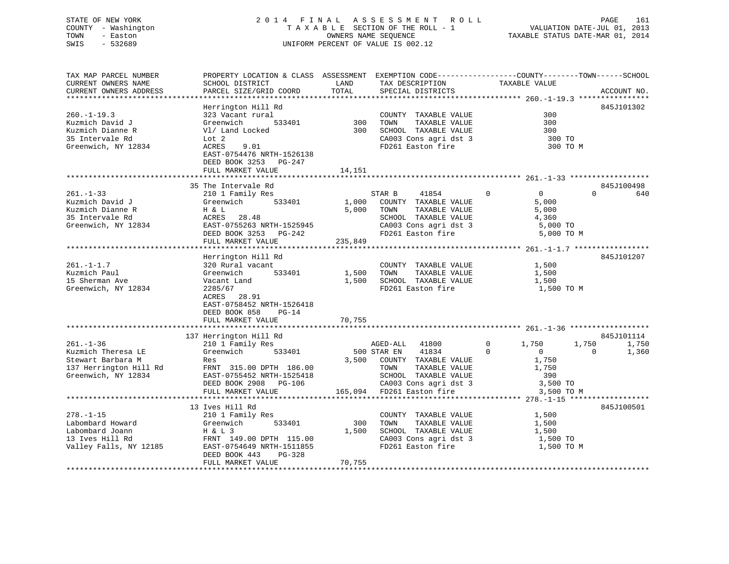STATE OF NEW YORK
COUNTY - Washington
TOWN - Easton
SWIS - 532689

2014 FINAL ASSESSMENT ROLL
TAXABLE SECTION OF THE ROLL - 1
OWNERS NAME SEQUENCE
UNIFORM PERCENT OF VALUE IS 002.12

VALUATION DATE-JUL 01, 2013
TAXABLE STATUS DATE-MAR 01, 2014

```
TAX MAP PARCEL NUMBER          PROPERTY LOCATION & CLASS  ASSESSMENT  EXEMPTION CODE------------------COUNTY--------TOWN------SCHOOL
CURRENT OWNERS NAME            SCHOOL DISTRICT               LAND      TAX DESCRIPTION             TAXABLE VALUE
CURRENT OWNERS ADDRESS         PARCEL SIZE/GRID COORD        TOTAL     SPECIAL DISTRICTS                                    ACCOUNT NO.
******************************************************************************************************* 260.-1-19.3 ****************
                               Herrington Hill Rd                                                                          845J101302
260.-1-19.3                    323 Vacant rural                        COUNTY  TAXABLE VALUE               300
Kuzmich David J                Greenwich        533401         300     TOWN    TAXABLE VALUE               300
Kuzmich Dianne R               Vl/ Land Locked                 300     SCHOOL  TAXABLE VALUE               300
35 Intervale Rd                Lot 2                                   CA003 Cons agri dst 3                300 TO
Greenwich, NY 12834            ACRES    9.01                           FD261 Easton fire                    300 TO M
                               EAST-0754476 NRTH-1526138
                               DEED BOOK 3253   PG-247
                               FULL MARKET VALUE              14,151
******************************************************************************************************* 261.-1-33 ******************
                               35 The Intervale Rd                                                                         845J100498
261.-1-33                      210 1 Family Res                        STAR B      41854          0          0          0        640
Kuzmich David J                Greenwich        533401       1,000     COUNTY  TAXABLE VALUE             5,000
Kuzmich Dianne R               H & L                         5,000     TOWN    TAXABLE VALUE             5,000
35 Intervale Rd                ACRES   28.48                           SCHOOL  TAXABLE VALUE             4,360
Greenwich, NY 12834            EAST-0755263 NRTH-1525945               CA003 Cons agri dst 3              5,000 TO
                               DEED BOOK 3253   PG-242                 FD261 Easton fire                  5,000 TO M
                               FULL MARKET VALUE             235,849
******************************************************************************************************* 261.-1-1.7 *****************
                               Herrington Hill Rd                                                                          845J101207
261.-1-1.7                     320 Rural vacant                        COUNTY  TAXABLE VALUE             1,500
Kuzmich Paul                   Greenwich        533401       1,500     TOWN    TAXABLE VALUE             1,500
15 Sherman Ave                 Vacant Land                   1,500     SCHOOL  TAXABLE VALUE             1,500
Greenwich, NY 12834            2285/67                                 FD261 Easton fire                  1,500 TO M
                               ACRES   28.91
                               EAST-0758452 NRTH-1526418
                               DEED BOOK 858    PG-14
                               FULL MARKET VALUE              70,755
******************************************************************************************************* 261.-1-36 ******************
                               137 Herrington Hill Rd                                                                      845J101114
261.-1-36                      210 1 Family Res                        AGED-ALL    41800          0      1,750      1,750      1,750
Kuzmich Theresa LE             Greenwich        533401         500     STAR EN     41834          0          0          0      1,360
Stewart Barbara M              Res                           3,500     COUNTY  TAXABLE VALUE             1,750
137 Herrington Hill Rd         FRNT 315.00 DPTH 186.00                 TOWN    TAXABLE VALUE             1,750
Greenwich, NY 12834            EAST-0755452 NRTH-1525418               SCHOOL  TAXABLE VALUE               390
                               DEED BOOK 2908   PG-106                 CA003 Cons agri dst 3              3,500 TO
                               FULL MARKET VALUE             165,094   FD261 Easton fire                  3,500 TO M
******************************************************************************************************* 278.-1-15 ******************
                               13 Ives Hill Rd                                                                             845J100501
278.-1-15                      210 1 Family Res                        COUNTY  TAXABLE VALUE             1,500
Labombard Howard               Greenwich        533401         300     TOWN    TAXABLE VALUE             1,500
Labombard Joann                H & L 3                       1,500     SCHOOL  TAXABLE VALUE             1,500
13 Ives Hill Rd                FRNT 149.00 DPTH 115.00                 CA003 Cons agri dst 3              1,500 TO
Valley Falls, NY 12185         EAST-0754649 NRTH-1511855               FD261 Easton fire                  1,500 TO M
                               DEED BOOK 443    PG-328
                               FULL MARKET VALUE              70,755
************************************************************************************************************************************
```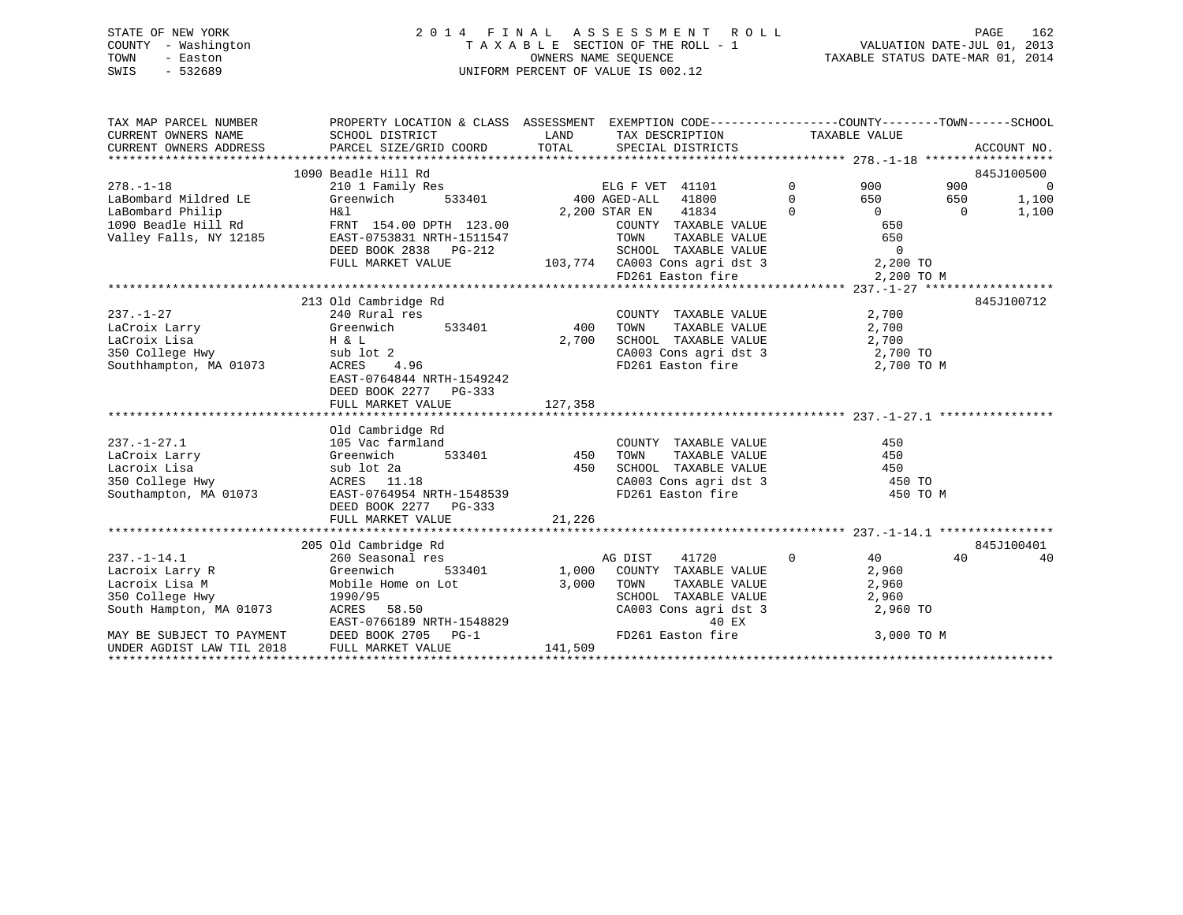STATE OF NEW YORK
COUNTY - Washington
TOWN - Easton
SWIS - 532689

2 0 1 4 F I N A L A S S E S S M E N T R O L L
T A X A B L E SECTION OF THE ROLL - 1
OWNERS NAME SEQUENCE
UNIFORM PERCENT OF VALUE IS 002.12

VALUATION DATE-JUL 01, 2013
TAXABLE STATUS DATE-MAR 01, 2014

```
TAX MAP PARCEL NUMBER          PROPERTY LOCATION & CLASS  ASSESSMENT  EXEMPTION CODE------------------COUNTY--------TOWN------SCHOOL
CURRENT OWNERS NAME            SCHOOL DISTRICT              LAND      TAX DESCRIPTION           TAXABLE VALUE
CURRENT OWNERS ADDRESS         PARCEL SIZE/GRID COORD       TOTAL     SPECIAL DISTRICTS                                   ACCOUNT NO.
******************************************************************************************************* 278.-1-18 ******************
                               1090 Beadle Hill Rd                                                                        845J100500
278.-1-18                      210 1 Family Res                     ELG F VET  41101         0         900         900           0
LaBombard Mildred LE           Greenwich       533401          400 AGED-ALL   41800         0         650         650       1,100
LaBombard Philip               H&l                           2,200 STAR EN    41834         0           0           0       1,100
1090 Beadle Hill Rd            FRNT 154.00 DPTH 123.00              COUNTY  TAXABLE VALUE              650
Valley Falls, NY 12185         EAST-0753831 NRTH-1511547            TOWN    TAXABLE VALUE              650
                               DEED BOOK 2838   PG-212              SCHOOL  TAXABLE VALUE                0
                               FULL MARKET VALUE            103,774  CA003 Cons agri dst 3            2,200 TO
                                                                    FD261 Easton fire               2,200 TO M
******************************************************************************************************* 237.-1-27 ******************
                               213 Old Cambridge Rd                                                                       845J100712
237.-1-27                      240 Rural res                        COUNTY  TAXABLE VALUE            2,700
LaCroix Larry                  Greenwich       533401          400  TOWN    TAXABLE VALUE            2,700
LaCroix Lisa                   H & L                         2,700  SCHOOL  TAXABLE VALUE            2,700
350 College Hwy                sub lot 2                            CA003 Cons agri dst 3            2,700 TO
Southhampton, MA 01073         ACRES    4.96                        FD261 Easton fire               2,700 TO M
                               EAST-0764844 NRTH-1549242
                               DEED BOOK 2277   PG-333
                               FULL MARKET VALUE            127,358
******************************************************************************************************* 237.-1-27.1 ****************
                               Old Cambridge Rd
237.-1-27.1                    105 Vac farmland                     COUNTY  TAXABLE VALUE              450
LaCroix Larry                  Greenwich       533401          450  TOWN    TAXABLE VALUE              450
Lacroix Lisa                   sub lot 2a                      450  SCHOOL  TAXABLE VALUE              450
350 College Hwy                ACRES   11.18                        CA003 Cons agri dst 3              450 TO
Southampton, MA 01073          EAST-0764954 NRTH-1548539            FD261 Easton fire                 450 TO M
                               DEED BOOK 2277   PG-333
                               FULL MARKET VALUE             21,226
******************************************************************************************************* 237.-1-14.1 ****************
                               205 Old Cambridge Rd                                                                       845J100401
237.-1-14.1                    260 Seasonal res                     AG DIST    41720         0          40          40          40
Lacroix Larry R                Greenwich       533401        1,000  COUNTY  TAXABLE VALUE            2,960
Lacroix Lisa M                 Mobile Home on Lot            3,000  TOWN    TAXABLE VALUE            2,960
350 College Hwy                1990/95                              SCHOOL  TAXABLE VALUE            2,960
South Hampton, MA 01073        ACRES   58.50                        CA003 Cons agri dst 3            2,960 TO
                               EAST-0766189 NRTH-1548829                            40 EX
MAY BE SUBJECT TO PAYMENT      DEED BOOK 2705   PG-1                FD261 Easton fire               3,000 TO M
UNDER AGDIST LAW TIL 2018      FULL MARKET VALUE            141,509
************************************************************************************************************************************
```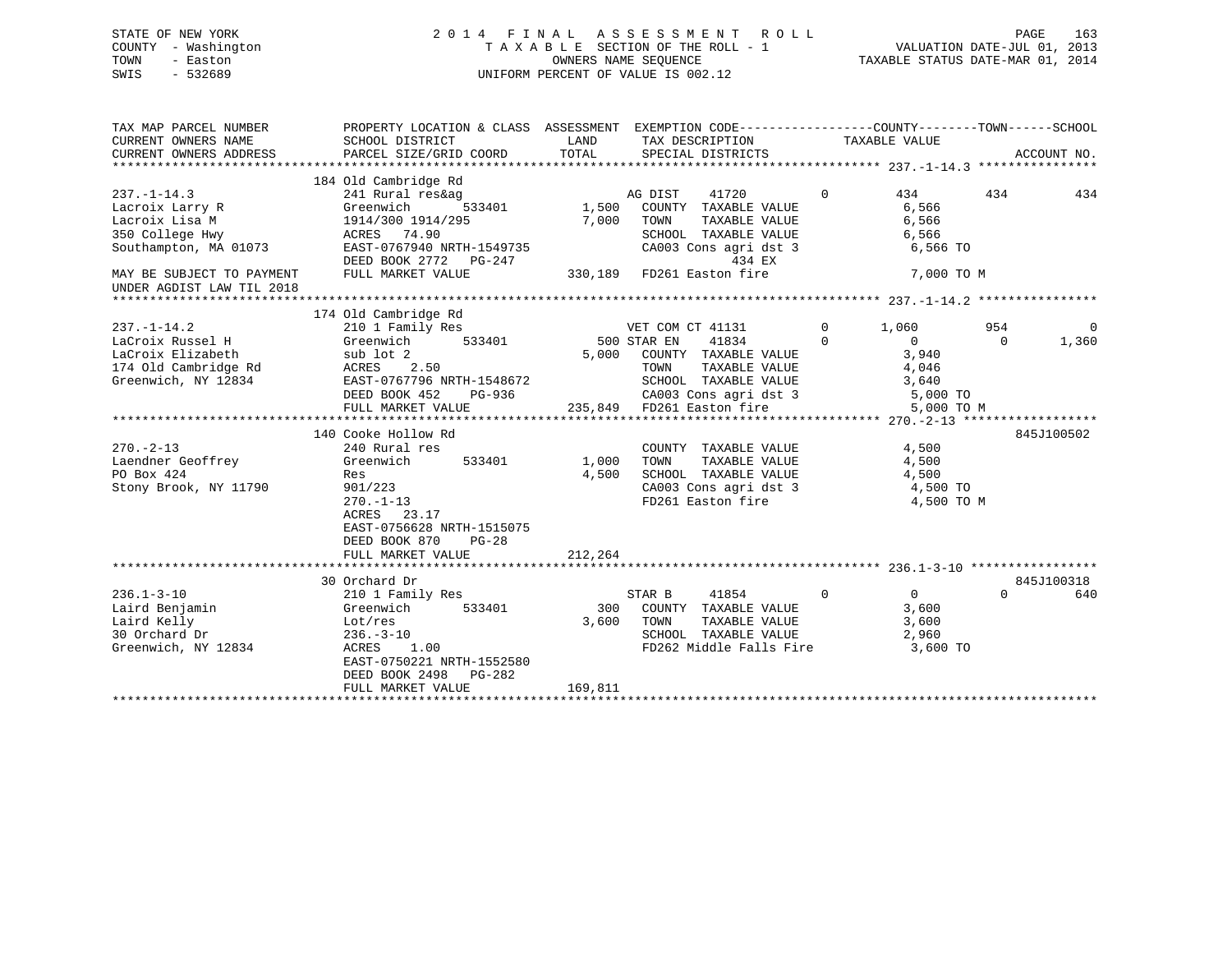STATE OF NEW YORK
COUNTY - Washington
TOWN - Easton
SWIS - 532689

# 2014 FINAL ASSESSMENT ROLL

TAXABLE SECTION OF THE ROLL - 1
OWNERS NAME SEQUENCE
UNIFORM PERCENT OF VALUE IS 002.12

VALUATION DATE-JUL 01, 2013
TAXABLE STATUS DATE-MAR 01, 2014

```
TAX MAP PARCEL NUMBER          PROPERTY LOCATION & CLASS  ASSESSMENT  EXEMPTION CODE------------------COUNTY--------TOWN------SCHOOL
CURRENT OWNERS NAME            SCHOOL DISTRICT               LAND      TAX DESCRIPTION            TAXABLE VALUE
CURRENT OWNERS ADDRESS         PARCEL SIZE/GRID COORD        TOTAL     SPECIAL DISTRICTS                                    ACCOUNT NO.
******************************************************************************************************* 237.-1-14.3 ****************
                               184 Old Cambridge Rd
237.-1-14.3                    241 Rural res&ag                   AG DIST     41720         0        434        434         434
Lacroix Larry R                Greenwich       533401     1,500   COUNTY  TAXABLE VALUE              6,566
Lacroix Lisa M                 1914/300 1914/295          7,000   TOWN    TAXABLE VALUE              6,566
350 College Hwy                ACRES   74.90                      SCHOOL  TAXABLE VALUE              6,566
Southampton, MA 01073          EAST-0767940 NRTH-1549735          CA003 Cons agri dst 3               6,566 TO
                               DEED BOOK 2772   PG-247                          434 EX
MAY BE SUBJECT TO PAYMENT      FULL MARKET VALUE          330,189  FD261 Easton fire                   7,000 TO M
UNDER AGDIST LAW TIL 2018
******************************************************************************************************* 237.-1-14.2 ****************
                               174 Old Cambridge Rd
237.-1-14.2                    210 1 Family Res                   VET COM CT 41131          0      1,060        954           0
LaCroix Russel H               Greenwich       533401       500 STAR EN     41834          0          0          0       1,360
LaCroix Elizabeth              sub lot 2                   5,000   COUNTY  TAXABLE VALUE              3,940
174 Old Cambridge Rd           ACRES    2.50                      TOWN    TAXABLE VALUE              4,046
Greenwich, NY 12834            EAST-0767796 NRTH-1548672          SCHOOL  TAXABLE VALUE              3,640
                               DEED BOOK 452    PG-936             CA003 Cons agri dst 3               5,000 TO
                               FULL MARKET VALUE          235,849  FD261 Easton fire                   5,000 TO M
******************************************************************************************************* 270.-2-13 ******************
                               140 Cooke Hollow Rd                                                                   845J100502
270.-2-13                      240 Rural res                      COUNTY  TAXABLE VALUE              4,500
Laendner Geoffrey              Greenwich       533401     1,000   TOWN    TAXABLE VALUE              4,500
PO Box 424                     Res                        4,500   SCHOOL  TAXABLE VALUE              4,500
Stony Brook, NY 11790          901/223                            CA003 Cons agri dst 3               4,500 TO
                               270.-1-13                          FD261 Easton fire                   4,500 TO M
                               ACRES   23.17
                               EAST-0756628 NRTH-1515075
                               DEED BOOK 870    PG-28
                               FULL MARKET VALUE          212,264
******************************************************************************************************* 236.1-3-10 *****************
                               30 Orchard Dr                                                                         845J100318
236.1-3-10                     210 1 Family Res                   STAR B      41854         0          0          0         640
Laird Benjamin                 Greenwich       533401       300   COUNTY  TAXABLE VALUE              3,600
Laird Kelly                    Lot/res                    3,600   TOWN    TAXABLE VALUE              3,600
30 Orchard Dr                  236.-3-10                          SCHOOL  TAXABLE VALUE              2,960
Greenwich, NY 12834            ACRES    1.00                      FD262 Middle Falls Fire             3,600 TO
                               EAST-0750221 NRTH-1552580
                               DEED BOOK 2498   PG-282
                               FULL MARKET VALUE          169,811
************************************************************************************************************************************
```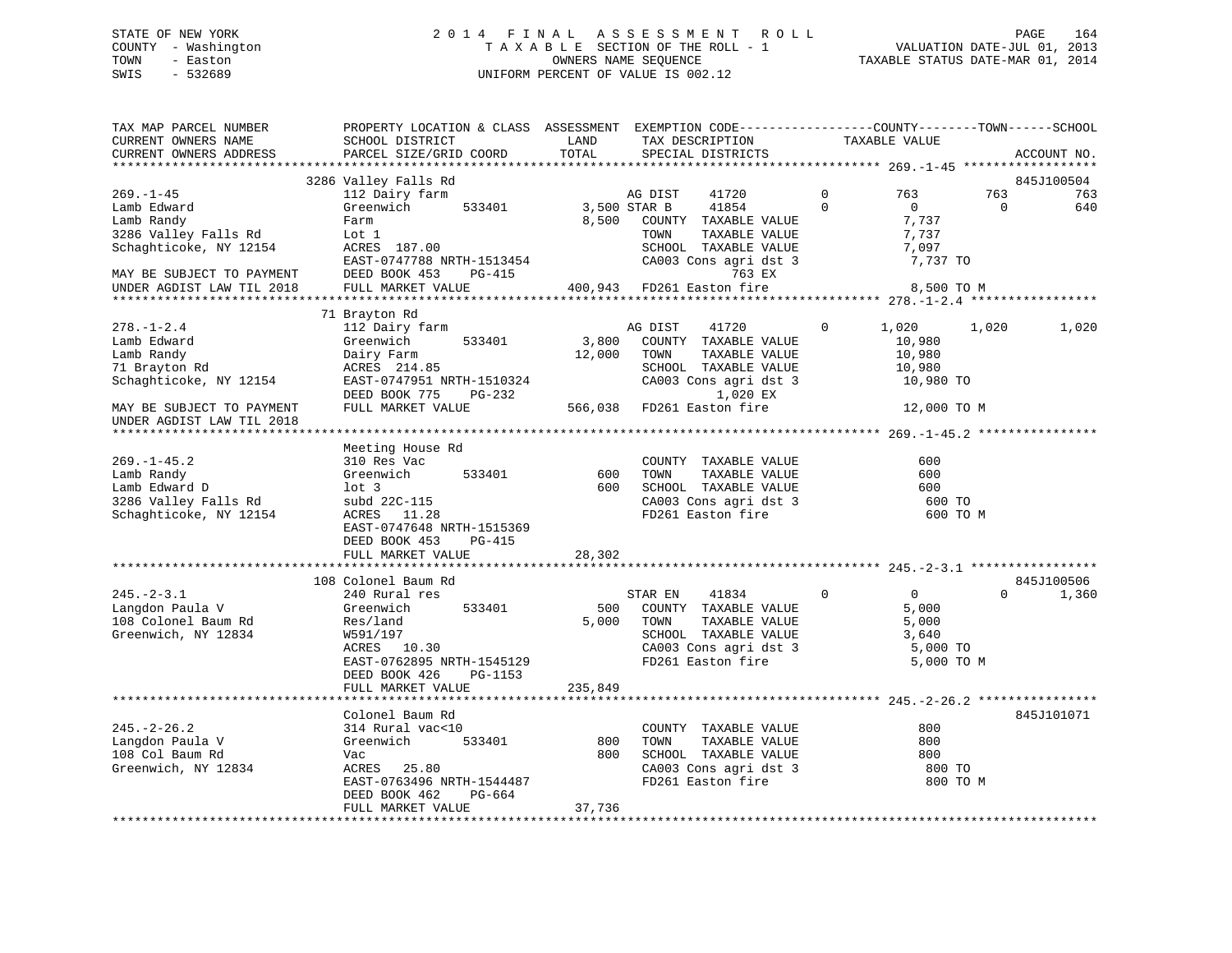STATE OF NEW YORK
COUNTY - Washington
TOWN - Easton
SWIS - 532689

2014 FINAL ASSESSMENT ROLL
TAXABLE SECTION OF THE ROLL - 1
OWNERS NAME SEQUENCE
UNIFORM PERCENT OF VALUE IS 002.12

VALUATION DATE-JUL 01, 2013
TAXABLE STATUS DATE-MAR 01, 2014

```
TAX MAP PARCEL NUMBER          PROPERTY LOCATION & CLASS  ASSESSMENT  EXEMPTION CODE------------------COUNTY--------TOWN------SCHOOL
CURRENT OWNERS NAME            SCHOOL DISTRICT              LAND      TAX DESCRIPTION            TAXABLE VALUE
CURRENT OWNERS ADDRESS         PARCEL SIZE/GRID COORD      TOTAL      SPECIAL DISTRICTS                                      ACCOUNT NO.
******************************************************************************************************* 269.-1-45 ******************
                   3286 Valley Falls Rd                                                                                845J100504
269.-1-45                      112 Dairy farm                    AG DIST     41720        0       763        763           763
Lamb Edward                    Greenwich        533401      3,500 STAR B      41854        0         0          0           640
Lamb Randy                     Farm                         8,500   COUNTY  TAXABLE VALUE           7,737
3286 Valley Falls Rd           Lot 1                                TOWN    TAXABLE VALUE           7,737
Schaghticoke, NY 12154         ACRES 187.00                         SCHOOL  TAXABLE VALUE           7,097
                               EAST-0747788 NRTH-1513454            CA003 Cons agri dst 3            7,737 TO
MAY BE SUBJECT TO PAYMENT      DEED BOOK 453    PG-415                         763 EX
UNDER AGDIST LAW TIL 2018      FULL MARKET VALUE          400,943   FD261 Easton fire                8,500 TO M
******************************************************************************************************* 278.-1-2.4 *****************
                   71 Brayton Rd
278.-1-2.4                     112 Dairy farm                    AG DIST     41720        0     1,020      1,020         1,020
Lamb Edward                    Greenwich        533401      3,800   COUNTY  TAXABLE VALUE          10,980
Lamb Randy                     Dairy Farm                  12,000   TOWN    TAXABLE VALUE          10,980
71 Brayton Rd                  ACRES 214.85                         SCHOOL  TAXABLE VALUE          10,980
Schaghticoke, NY 12154         EAST-0747951 NRTH-1510324            CA003 Cons agri dst 3           10,980 TO
                               DEED BOOK 775    PG-232                       1,020 EX
MAY BE SUBJECT TO PAYMENT      FULL MARKET VALUE          566,038   FD261 Easton fire               12,000 TO M
UNDER AGDIST LAW TIL 2018
******************************************************************************************************* 269.-1-45.2 ****************
                   Meeting House Rd
269.-1-45.2                    310 Res Vac                          COUNTY  TAXABLE VALUE             600
Lamb Randy                     Greenwich        533401        600   TOWN    TAXABLE VALUE             600
Lamb Edward D                  lot 3                          600   SCHOOL  TAXABLE VALUE             600
3286 Valley Falls Rd           subd 22C-115                         CA003 Cons agri dst 3              600 TO
Schaghticoke, NY 12154         ACRES  11.28                         FD261 Easton fire                  600 TO M
                               EAST-0747648 NRTH-1515369
                               DEED BOOK 453    PG-415
                               FULL MARKET VALUE           28,302
******************************************************************************************************* 245.-2-3.1 *****************
                   108 Colonel Baum Rd                                                                                 845J100506
245.-2-3.1                     240 Rural res                     STAR EN     41834        0         0          0         1,360
Langdon Paula V                Greenwich        533401        500   COUNTY  TAXABLE VALUE           5,000
108 Colonel Baum Rd            Res/land                     5,000   TOWN    TAXABLE VALUE           5,000
Greenwich, NY 12834            W591/197                             SCHOOL  TAXABLE VALUE           3,640
                               ACRES  10.30                         CA003 Cons agri dst 3            5,000 TO
                               EAST-0762895 NRTH-1545129            FD261 Easton fire                5,000 TO M
                               DEED BOOK 426    PG-1153
                               FULL MARKET VALUE          235,849
******************************************************************************************************* 245.-2-26.2 ****************
                   Colonel Baum Rd                                                                                     845J101071
245.-2-26.2                    314 Rural vac<10                     COUNTY  TAXABLE VALUE             800
Langdon Paula V                Greenwich        533401        800   TOWN    TAXABLE VALUE             800
108 Col Baum Rd                Vac                            800   SCHOOL  TAXABLE VALUE             800
Greenwich, NY 12834            ACRES  25.80                         CA003 Cons agri dst 3              800 TO
                               EAST-0763496 NRTH-1544487            FD261 Easton fire                  800 TO M
                               DEED BOOK 462    PG-664
                               FULL MARKET VALUE           37,736
************************************************************************************************************************************
```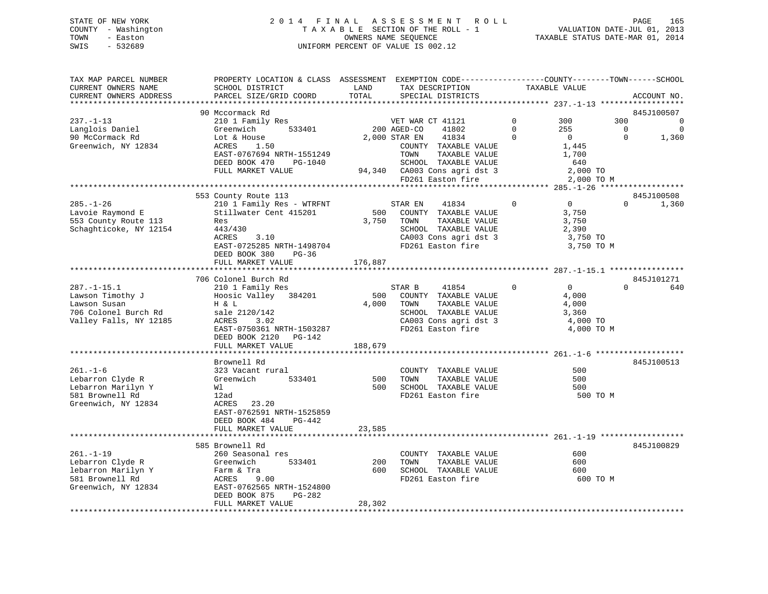STATE OF NEW YORK
COUNTY - Washington
TOWN - Easton
SWIS - 532689

2014 FINAL ASSESSMENT ROLL
TAXABLE SECTION OF THE ROLL - 1
OWNERS NAME SEQUENCE
UNIFORM PERCENT OF VALUE IS 002.12

VALUATION DATE-JUL 01, 2013
TAXABLE STATUS DATE-MAR 01, 2014

| TAX MAP PARCEL NUMBER / CURRENT OWNERS NAME / CURRENT OWNERS ADDRESS | PROPERTY LOCATION & CLASS / SCHOOL DISTRICT / PARCEL SIZE/GRID COORD | ASSESSMENT LAND / TOTAL | EXEMPTION CODE / TAX DESCRIPTION / SPECIAL DISTRICTS | COUNTY TAXABLE VALUE | TOWN | SCHOOL | ACCOUNT NO. |
|---|---|---|---|---|---|---|---|
| **237.-1-13** | 90 Mccormack Rd | | | | | | 845J100507 |
| 237.-1-13 | 210 1 Family Res | | VET WAR CT 41121 0 | 300 | 300 | 0 | |
| Langlois Daniel | Greenwich 533401 | 200 | AGED-CO 41802 0 | 255 | 0 | 0 | |
| 90 McCormack Rd | Lot & House | 2,000 | STAR EN 41834 0 | 0 | 0 | 1,360 | |
| Greenwich, NY 12834 | ACRES 1.50 | | COUNTY TAXABLE VALUE | 1,445 | | | |
| | EAST-0767694 NRTH-1551249 | | TOWN TAXABLE VALUE | 1,700 | | | |
| | DEED BOOK 470 PG-1040 | | SCHOOL TAXABLE VALUE | 640 | | | |
| | FULL MARKET VALUE | 94,340 | CA003 Cons agri dst 3 | 2,000 TO | | | |
| | | | FD261 Easton fire | 2,000 TO M | | | |
| **285.-1-26** | 553 County Route 113 | | | | | | 845J100508 |
| 285.-1-26 | 210 1 Family Res - WTRFNT | | STAR EN 41834 0 | 0 | 0 | 1,360 | |
| Lavoie Raymond E | Stillwater Cent 415201 | 500 | COUNTY TAXABLE VALUE | 3,750 | | | |
| 553 County Route 113 | Res | 3,750 | TOWN TAXABLE VALUE | 3,750 | | | |
| Schaghticoke, NY 12154 | 443/430 | | SCHOOL TAXABLE VALUE | 2,390 | | | |
| | ACRES 3.10 | | CA003 Cons agri dst 3 | 3,750 TO | | | |
| | EAST-0725285 NRTH-1498704 | | FD261 Easton fire | 3,750 TO M | | | |
| | DEED BOOK 380 PG-36 | | | | | | |
| | FULL MARKET VALUE | 176,887 | | | | | |
| **287.-1-15.1** | 706 Colonel Burch Rd | | | | | | 845J101271 |
| 287.-1-15.1 | 210 1 Family Res | | STAR B 41854 0 | 0 | 0 | 640 | |
| Lawson Timothy J | Hoosic Valley 384201 | 500 | COUNTY TAXABLE VALUE | 4,000 | | | |
| Lawson Susan | H & L | 4,000 | TOWN TAXABLE VALUE | 4,000 | | | |
| 706 Colonel Burch Rd | sale 2120/142 | | SCHOOL TAXABLE VALUE | 3,360 | | | |
| Valley Falls, NY 12185 | ACRES 3.02 | | CA003 Cons agri dst 3 | 4,000 TO | | | |
| | EAST-0750361 NRTH-1503287 | | FD261 Easton fire | 4,000 TO M | | | |
| | DEED BOOK 2120 PG-142 | | | | | | |
| | FULL MARKET VALUE | 188,679 | | | | | |
| **261.-1-6** | Brownell Rd | | | | | | 845J100513 |
| 261.-1-6 | 323 Vacant rural | | COUNTY TAXABLE VALUE | 500 | | | |
| Lebarron Clyde R | Greenwich 533401 | 500 | TOWN TAXABLE VALUE | 500 | | | |
| Lebarron Marilyn Y | Wl | 500 | SCHOOL TAXABLE VALUE | 500 | | | |
| 581 Brownell Rd | 12ad | | FD261 Easton fire | 500 TO M | | | |
| Greenwich, NY 12834 | ACRES 23.20 | | | | | | |
| | EAST-0762591 NRTH-1525859 | | | | | | |
| | DEED BOOK 484 PG-442 | | | | | | |
| | FULL MARKET VALUE | 23,585 | | | | | |
| **261.-1-19** | 585 Brownell Rd | | | | | | 845J100829 |
| 261.-1-19 | 260 Seasonal res | | COUNTY TAXABLE VALUE | 600 | | | |
| Lebarron Clyde R | Greenwich 533401 | 200 | TOWN TAXABLE VALUE | 600 | | | |
| lebarron Marilyn Y | Farm & Tra | 600 | SCHOOL TAXABLE VALUE | 600 | | | |
| 581 Brownell Rd | ACRES 9.00 | | FD261 Easton fire | 600 TO M | | | |
| Greenwich, NY 12834 | EAST-0762565 NRTH-1524800 | | | | | | |
| | DEED BOOK 875 PG-282 | | | | | | |
| | FULL MARKET VALUE | 28,302 | | | | | |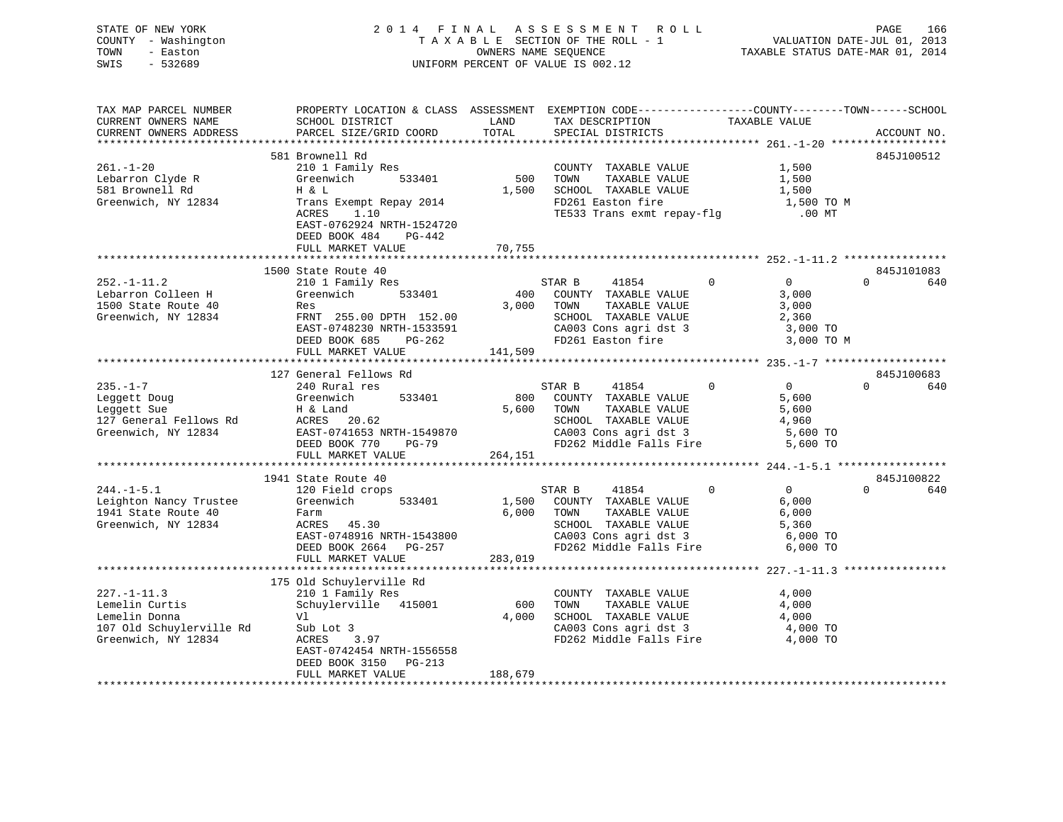STATE OF NEW YORK
COUNTY - Washington
TOWN - Easton
SWIS - 532689

2014 FINAL ASSESSMENT ROLL
TAXABLE SECTION OF THE ROLL - 1
OWNERS NAME SEQUENCE
UNIFORM PERCENT OF VALUE IS 002.12

VALUATION DATE-JUL 01, 2013
TAXABLE STATUS DATE-MAR 01, 2014

| TAX MAP PARCEL NUMBER / CURRENT OWNERS NAME / CURRENT OWNERS ADDRESS | PROPERTY LOCATION & CLASS / SCHOOL DISTRICT / PARCEL SIZE/GRID COORD | ASSESSMENT LAND | ASSESSMENT TOTAL | EXEMPTION CODE / TAX DESCRIPTION / SPECIAL DISTRICTS | COUNTY TAXABLE VALUE | TOWN | SCHOOL | ACCOUNT NO. |
|---|---|---|---|---|---|---|---|---|
| **261.-1-20** | 581 Brownell Rd | | | | | | | 845J100512 |
| Lebarron Clyde R | 210 1 Family Res | | | COUNTY TAXABLE VALUE | 1,500 | | | |
| 581 Brownell Rd | Greenwich 533401 | 500 | | TOWN TAXABLE VALUE | 1,500 | | | |
| Greenwich, NY 12834 | H & L | | 1,500 | SCHOOL TAXABLE VALUE | 1,500 | | | |
| | Trans Exempt Repay 2014 | | | FD261 Easton fire | 1,500 TO M | | | |
| | ACRES 1.10 | | | TE533 Trans exmt repay-flg | .00 MT | | | |
| | EAST-0762924 NRTH-1524720 | | | | | | | |
| | DEED BOOK 484 PG-442 | | | | | | | |
| | FULL MARKET VALUE | | 70,755 | | | | | |
| **252.-1-11.2** | 1500 State Route 40 | | | | | | | 845J101083 |
| Lebarron Colleen H | 210 1 Family Res | | | STAR B 41854 | 0 | 0 | 0 | 640 |
| 1500 State Route 40 | Greenwich 533401 | 400 | | COUNTY TAXABLE VALUE | 3,000 | | | |
| Greenwich, NY 12834 | Res | | 3,000 | TOWN TAXABLE VALUE | 3,000 | | | |
| | FRNT 255.00 DPTH 152.00 | | | SCHOOL TAXABLE VALUE | 2,360 | | | |
| | EAST-0748230 NRTH-1533591 | | | CA003 Cons agri dst 3 | 3,000 TO | | | |
| | DEED BOOK 685 PG-262 | | | FD261 Easton fire | 3,000 TO M | | | |
| | FULL MARKET VALUE | | 141,509 | | | | | |
| **235.-1-7** | 127 General Fellows Rd | | | | | | | 845J100683 |
| Leggett Doug | 240 Rural res | | | STAR B 41854 | 0 | 0 | 0 | 640 |
| Leggett Sue | Greenwich 533401 | 800 | | COUNTY TAXABLE VALUE | 5,600 | | | |
| 127 General Fellows Rd | H & Land | | 5,600 | TOWN TAXABLE VALUE | 5,600 | | | |
| Greenwich, NY 12834 | ACRES 20.62 | | | SCHOOL TAXABLE VALUE | 4,960 | | | |
| | EAST-0741653 NRTH-1549870 | | | CA003 Cons agri dst 3 | 5,600 TO | | | |
| | DEED BOOK 770 PG-79 | | | FD262 Middle Falls Fire | 5,600 TO | | | |
| | FULL MARKET VALUE | | 264,151 | | | | | |
| **244.-1-5.1** | 1941 State Route 40 | | | | | | | 845J100822 |
| Leighton Nancy Trustee | 120 Field crops | | | STAR B 41854 | 0 | 0 | 0 | 640 |
| 1941 State Route 40 | Greenwich 533401 | 1,500 | | COUNTY TAXABLE VALUE | 6,000 | | | |
| Greenwich, NY 12834 | Farm | | 6,000 | TOWN TAXABLE VALUE | 6,000 | | | |
| | ACRES 45.30 | | | SCHOOL TAXABLE VALUE | 5,360 | | | |
| | EAST-0748916 NRTH-1543800 | | | CA003 Cons agri dst 3 | 6,000 TO | | | |
| | DEED BOOK 2664 PG-257 | | | FD262 Middle Falls Fire | 6,000 TO | | | |
| | FULL MARKET VALUE | | 283,019 | | | | | |
| **227.-1-11.3** | 175 Old Schuylerville Rd | | | | | | | |
| Lemelin Curtis | 210 1 Family Res | | | COUNTY TAXABLE VALUE | 4,000 | | | |
| Lemelin Donna | Schuylerville 415001 | 600 | | TOWN TAXABLE VALUE | 4,000 | | | |
| 107 Old Schuylerville Rd | Vl | | 4,000 | SCHOOL TAXABLE VALUE | 4,000 | | | |
| Greenwich, NY 12834 | Sub Lot 3 | | | CA003 Cons agri dst 3 | 4,000 TO | | | |
| | ACRES 3.97 | | | FD262 Middle Falls Fire | 4,000 TO | | | |
| | EAST-0742454 NRTH-1556558 | | | | | | | |
| | DEED BOOK 3150 PG-213 | | | | | | | |
| | FULL MARKET VALUE | | 188,679 | | | | | |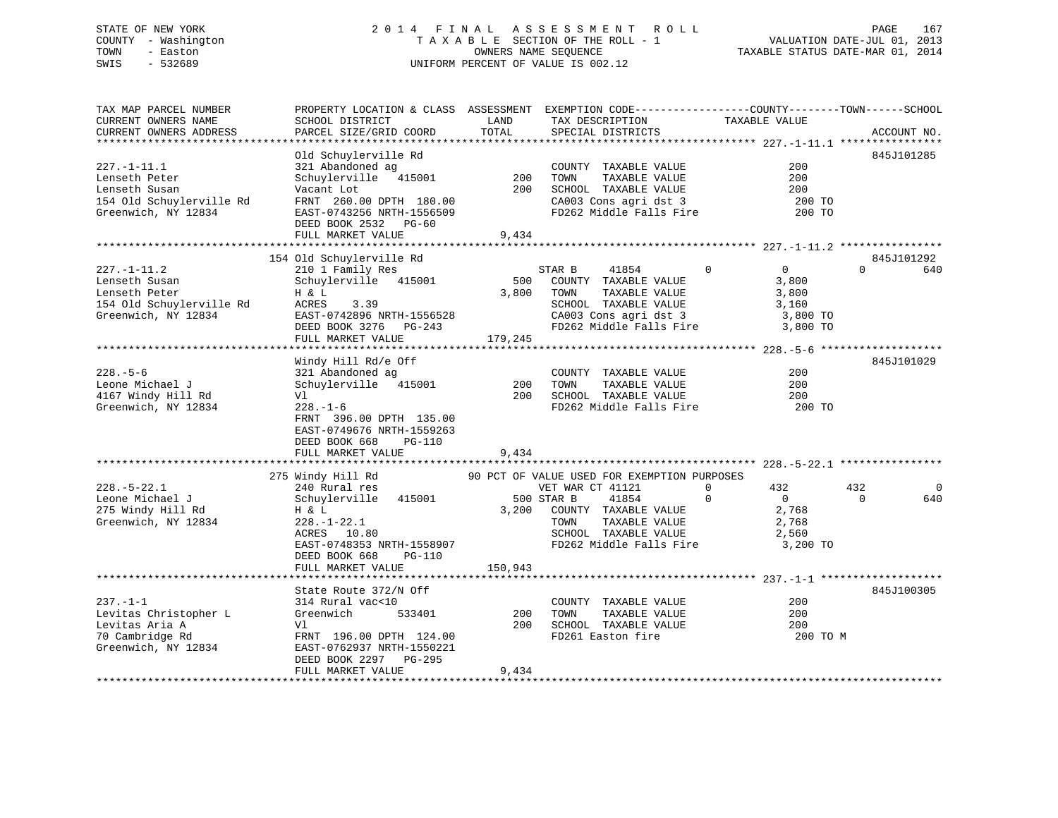STATE OF NEW YORK | COUNTY - Washington | TOWN - Easton | SWIS - 532689

**2014 FINAL ASSESSMENT ROLL**
TAXABLE SECTION OF THE ROLL - 1
OWNERS NAME SEQUENCE
UNIFORM PERCENT OF VALUE IS 002.12

VALUATION DATE-JUL 01, 2013
TAXABLE STATUS DATE-MAR 01, 2014

```
TAX MAP PARCEL NUMBER      PROPERTY LOCATION & CLASS  ASSESSMENT  EXEMPTION CODE------------------COUNTY--------TOWN------SCHOOL
CURRENT OWNERS NAME        SCHOOL DISTRICT               LAND      TAX DESCRIPTION            TAXABLE VALUE
CURRENT OWNERS ADDRESS     PARCEL SIZE/GRID COORD        TOTAL     SPECIAL DISTRICTS                                   ACCOUNT NO.
******************************************************************************************************* 227.-1-11.1 ****************
                           Old Schuylerville Rd                                                                  845J101285
227.-1-11.1                321 Abandoned ag                         COUNTY  TAXABLE VALUE              200
Lenseth Peter              Schuylerville   415001          200      TOWN    TAXABLE VALUE              200
Lenseth Susan              Vacant Lot                      200      SCHOOL  TAXABLE VALUE              200
154 Old Schuylerville Rd   FRNT  260.00 DPTH  180.00                CA003 Cons agri dst 3               200 TO
Greenwich, NY 12834        EAST-0743256 NRTH-1556509                FD262 Middle Falls Fire             200 TO
                           DEED BOOK 2532   PG-60
                           FULL MARKET VALUE             9,434
******************************************************************************************************* 227.-1-11.2 ****************
                           154 Old Schuylerville Rd                                                              845J101292
227.-1-11.2                210 1 Family Res                         STAR B      41854          0           0            0         640
Lenseth Susan              Schuylerville   415001          500      COUNTY  TAXABLE VALUE            3,800
Lenseth Peter              H & L                         3,800      TOWN    TAXABLE VALUE            3,800
154 Old Schuylerville Rd   ACRES    3.39                            SCHOOL  TAXABLE VALUE            3,160
Greenwich, NY 12834        EAST-0742896 NRTH-1556528                CA003 Cons agri dst 3             3,800 TO
                           DEED BOOK 3276   PG-243                  FD262 Middle Falls Fire           3,800 TO
                           FULL MARKET VALUE           179,245
******************************************************************************************************* 228.-5-6 *******************
                           Windy Hill Rd/e Off                                                                   845J101029
228.-5-6                   321 Abandoned ag                         COUNTY  TAXABLE VALUE              200
Leone Michael J            Schuylerville   415001          200      TOWN    TAXABLE VALUE              200
4167 Windy Hill Rd         Vl                              200      SCHOOL  TAXABLE VALUE              200
Greenwich, NY 12834        228.-1-6                                 FD262 Middle Falls Fire             200 TO
                           FRNT  396.00 DPTH  135.00
                           EAST-0749676 NRTH-1559263
                           DEED BOOK 668    PG-110
                           FULL MARKET VALUE             9,434
******************************************************************************************************* 228.-5-22.1 ****************
                           275 Windy Hill Rd          90 PCT OF VALUE USED FOR EXEMPTION PURPOSES
228.-5-22.1                240 Rural res                            VET WAR CT 41121           0         432          432           0
Leone Michael J            Schuylerville   415001          500 STAR B      41854           0           0            0         640
275 Windy Hill Rd          H & L                         3,200      COUNTY  TAXABLE VALUE            2,768
Greenwich, NY 12834        228.-1-22.1                              TOWN    TAXABLE VALUE            2,768
                           ACRES   10.80                            SCHOOL  TAXABLE VALUE            2,560
                           EAST-0748353 NRTH-1558907                FD262 Middle Falls Fire           3,200 TO
                           DEED BOOK 668    PG-110
                           FULL MARKET VALUE           150,943
******************************************************************************************************* 237.-1-1 *******************
                           State Route 372/N Off                                                                 845J100305
237.-1-1                   314 Rural vac<10                         COUNTY  TAXABLE VALUE              200
Levitas Christopher L      Greenwich       533401          200      TOWN    TAXABLE VALUE              200
Levitas Aria A             Vl                              200      SCHOOL  TAXABLE VALUE              200
70 Cambridge Rd            FRNT  196.00 DPTH  124.00                FD261 Easton fire                   200 TO M
Greenwich, NY 12834        EAST-0762937 NRTH-1550221
                           DEED BOOK 2297   PG-295
                           FULL MARKET VALUE             9,434
************************************************************************************************************************************
```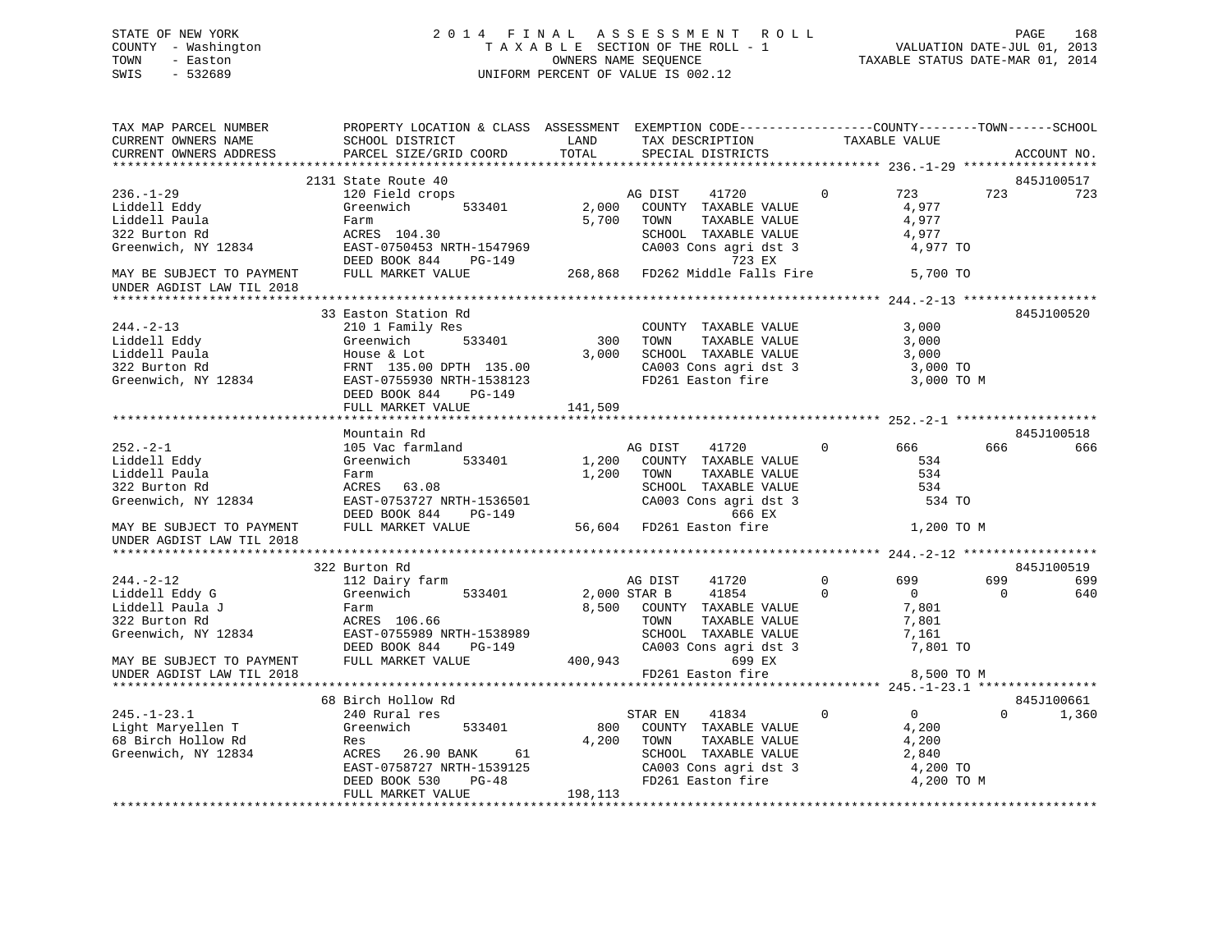STATE OF NEW YORK
COUNTY - Washington
TOWN - Easton
SWIS - 532689

2 0 1 4 F I N A L A S S E S S M E N T R O L L
T A X A B L E SECTION OF THE ROLL - 1
OWNERS NAME SEQUENCE
UNIFORM PERCENT OF VALUE IS 002.12

VALUATION DATE-JUL 01, 2013
TAXABLE STATUS DATE-MAR 01, 2014

```
TAX MAP PARCEL NUMBER          PROPERTY LOCATION & CLASS  ASSESSMENT  EXEMPTION CODE------------------COUNTY--------TOWN------SCHOOL
CURRENT OWNERS NAME            SCHOOL DISTRICT              LAND      TAX DESCRIPTION              TAXABLE VALUE
CURRENT OWNERS ADDRESS         PARCEL SIZE/GRID COORD       TOTAL     SPECIAL DISTRICTS                                      ACCOUNT NO.
******************************************************************************************************* 236.-1-29 ******************
                               2131 State Route 40                                                                           845J100517
236.-1-29                      120 Field crops                        AG DIST     41720          0         723          723        723
Liddell Eddy                   Greenwich        533401       2,000    COUNTY  TAXABLE VALUE              4,977
Liddell Paula                  Farm                          5,700    TOWN    TAXABLE VALUE              4,977
322 Burton Rd                  ACRES 104.30                           SCHOOL  TAXABLE VALUE              4,977
Greenwich, NY 12834            EAST-0750453 NRTH-1547969              CA003 Cons agri dst 3               4,977 TO
                               DEED BOOK 844     PG-149                              723 EX
MAY BE SUBJECT TO PAYMENT      FULL MARKET VALUE           268,868    FD262 Middle Falls Fire              5,700 TO
UNDER AGDIST LAW TIL 2018
******************************************************************************************************* 244.-2-13 ******************
                               33 Easton Station Rd                                                                          845J100520
244.-2-13                      210 1 Family Res                       COUNTY  TAXABLE VALUE              3,000
Liddell Eddy                   Greenwich        533401         300    TOWN    TAXABLE VALUE              3,000
Liddell Paula                  House & Lot                   3,000    SCHOOL  TAXABLE VALUE              3,000
322 Burton Rd                  FRNT 135.00 DPTH 135.00                CA003 Cons agri dst 3               3,000 TO
Greenwich, NY 12834            EAST-0755930 NRTH-1538123              FD261 Easton fire                   3,000 TO M
                               DEED BOOK 844     PG-149
                               FULL MARKET VALUE           141,509
******************************************************************************************************* 252.-2-1 *******************
                               Mountain Rd                                                                                   845J100518
252.-2-1                       105 Vac farmland                       AG DIST     41720          0         666          666        666
Liddell Eddy                   Greenwich        533401       1,200    COUNTY  TAXABLE VALUE                534
Liddell Paula                  Farm                          1,200    TOWN    TAXABLE VALUE                534
322 Burton Rd                  ACRES  63.08                           SCHOOL  TAXABLE VALUE                534
Greenwich, NY 12834            EAST-0753727 NRTH-1536501              CA003 Cons agri dst 3                 534 TO
                               DEED BOOK 844     PG-149                              666 EX
MAY BE SUBJECT TO PAYMENT      FULL MARKET VALUE            56,604    FD261 Easton fire                   1,200 TO M
UNDER AGDIST LAW TIL 2018
******************************************************************************************************* 244.-2-12 ******************
                               322 Burton Rd                                                                                 845J100519
244.-2-12                      112 Dairy farm                         AG DIST     41720          0         699          699        699
Liddell Eddy G                 Greenwich        533401       2,000 STAR B     41854          0           0            0        640
Liddell Paula J                Farm                          8,500    COUNTY  TAXABLE VALUE              7,801
322 Burton Rd                  ACRES 106.66                           TOWN    TAXABLE VALUE              7,801
Greenwich, NY 12834            EAST-0755989 NRTH-1538989              SCHOOL  TAXABLE VALUE              7,161
                               DEED BOOK 844     PG-149               CA003 Cons agri dst 3               7,801 TO
MAY BE SUBJECT TO PAYMENT      FULL MARKET VALUE           400,943                   699 EX
UNDER AGDIST LAW TIL 2018                                             FD261 Easton fire                   8,500 TO M
******************************************************************************************************* 245.-1-23.1 ****************
                               68 Birch Hollow Rd                                                                            845J100661
245.-1-23.1                    240 Rural res                          STAR EN     41834          0           0            0      1,360
Light Maryellen T              Greenwich        533401         800    COUNTY  TAXABLE VALUE              4,200
68 Birch Hollow Rd             Res                           4,200    TOWN    TAXABLE VALUE              4,200
Greenwich, NY 12834            ACRES  26.90 BANK     61               SCHOOL  TAXABLE VALUE              2,840
                               EAST-0758727 NRTH-1539125              CA003 Cons agri dst 3               4,200 TO
                               DEED BOOK 530     PG-48                FD261 Easton fire                   4,200 TO M
                               FULL MARKET VALUE           198,113
************************************************************************************************************************************
```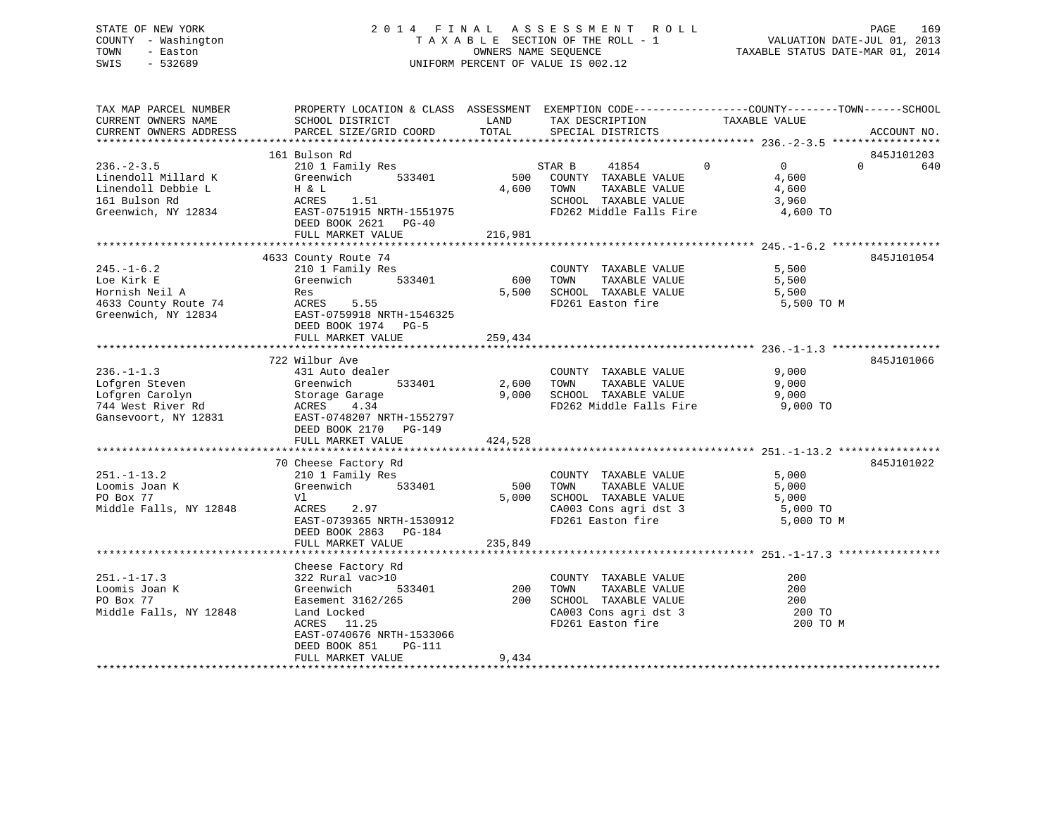STATE OF NEW YORK
COUNTY - Washington
TOWN - Easton
SWIS - 532689

2 0 1 4 F I N A L A S S E S S M E N T R O L L
T A X A B L E SECTION OF THE ROLL - 1
OWNERS NAME SEQUENCE
UNIFORM PERCENT OF VALUE IS 002.12

VALUATION DATE-JUL 01, 2013
TAXABLE STATUS DATE-MAR 01, 2014

```
TAX MAP PARCEL NUMBER     PROPERTY LOCATION & CLASS  ASSESSMENT  EXEMPTION CODE------------------COUNTY--------TOWN------SCHOOL
CURRENT OWNERS NAME       SCHOOL DISTRICT              LAND      TAX DESCRIPTION            TAXABLE VALUE
CURRENT OWNERS ADDRESS    PARCEL SIZE/GRID COORD       TOTAL     SPECIAL DISTRICTS                                    ACCOUNT NO.
******************************************************************************************************* 236.-2-3.5 *****************
                          161 Bulson Rd                                                                                 845J101203
236.-2-3.5                210 1 Family Res                       STAR B     41854          0           0            0        640
Linendoll Millard K       Greenwich        533401         500    COUNTY  TAXABLE VALUE              4,600
Linendoll Debbie L        H & L                         4,600    TOWN    TAXABLE VALUE              4,600
161 Bulson Rd             ACRES     1.51                         SCHOOL  TAXABLE VALUE              3,960
Greenwich, NY 12834       EAST-0751915 NRTH-1551975              FD262 Middle Falls Fire             4,600 TO
                          DEED BOOK 2621   PG-40
                          FULL MARKET VALUE           216,981
******************************************************************************************************* 245.-1-6.2 *****************
                          4633 County Route 74                                                                          845J101054
245.-1-6.2                210 1 Family Res                       COUNTY  TAXABLE VALUE              5,500
Loe Kirk E                Greenwich        533401         600    TOWN    TAXABLE VALUE              5,500
Hornish Neil A            Res                           5,500    SCHOOL  TAXABLE VALUE              5,500
4633 County Route 74      ACRES     5.55                         FD261 Easton fire                   5,500 TO M
Greenwich, NY 12834       EAST-0759918 NRTH-1546325
                          DEED BOOK 1974   PG-5
                          FULL MARKET VALUE           259,434
******************************************************************************************************* 236.-1-1.3 *****************
                          722 Wilbur Ave                                                                                845J101066
236.-1-1.3                431 Auto dealer                        COUNTY  TAXABLE VALUE              9,000
Lofgren Steven            Greenwich        533401       2,600    TOWN    TAXABLE VALUE              9,000
Lofgren Carolyn           Storage Garage                9,000    SCHOOL  TAXABLE VALUE              9,000
744 West River Rd         ACRES     4.34                         FD262 Middle Falls Fire             9,000 TO
Gansevoort, NY 12831      EAST-0748207 NRTH-1552797
                          DEED BOOK 2170   PG-149
                          FULL MARKET VALUE           424,528
******************************************************************************************************* 251.-1-13.2 ****************
                          70 Cheese Factory Rd                                                                          845J101022
251.-1-13.2               210 1 Family Res                       COUNTY  TAXABLE VALUE              5,000
Loomis Joan K             Greenwich        533401         500    TOWN    TAXABLE VALUE              5,000
PO Box 77                 Vl                            5,000    SCHOOL  TAXABLE VALUE              5,000
Middle Falls, NY 12848    ACRES     2.97                         CA003 Cons agri dst 3               5,000 TO
                          EAST-0739365 NRTH-1530912              FD261 Easton fire                   5,000 TO M
                          DEED BOOK 2863   PG-184
                          FULL MARKET VALUE           235,849
******************************************************************************************************* 251.-1-17.3 ****************
                          Cheese Factory Rd
251.-1-17.3               322 Rural vac>10                       COUNTY  TAXABLE VALUE                200
Loomis Joan K             Greenwich        533401         200    TOWN    TAXABLE VALUE                200
PO Box 77                 Easement 3162/265               200    SCHOOL  TAXABLE VALUE                200
Middle Falls, NY 12848    Land Locked                            CA003 Cons agri dst 3                 200 TO
                          ACRES    11.25                         FD261 Easton fire                     200 TO M
                          EAST-0740676 NRTH-1533066
                          DEED BOOK 851    PG-111
                          FULL MARKET VALUE             9,434
************************************************************************************************************************************
```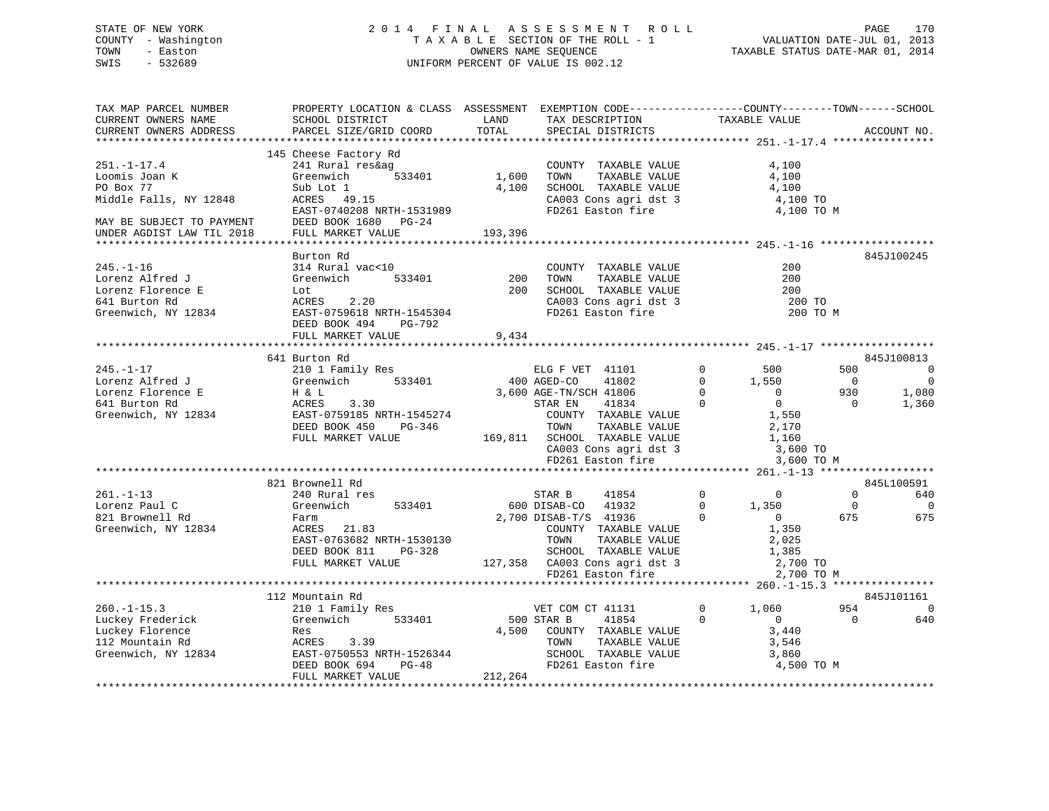STATE OF NEW YORK
COUNTY - Washington
TOWN - Easton
SWIS - 532689

2014 FINAL ASSESSMENT ROLL
TAXABLE SECTION OF THE ROLL - 1
OWNERS NAME SEQUENCE
UNIFORM PERCENT OF VALUE IS 002.12

VALUATION DATE-JUL 01, 2013
TAXABLE STATUS DATE-MAR 01, 2014

```
TAX MAP PARCEL NUMBER          PROPERTY LOCATION & CLASS  ASSESSMENT  EXEMPTION CODE-----------------COUNTY--------TOWN------SCHOOL
CURRENT OWNERS NAME            SCHOOL DISTRICT              LAND      TAX DESCRIPTION            TAXABLE VALUE
CURRENT OWNERS ADDRESS         PARCEL SIZE/GRID COORD       TOTAL     SPECIAL DISTRICTS                                   ACCOUNT NO.
******************************************************************************************************* 251.-1-17.4 ****************
                               145 Cheese Factory Rd
251.-1-17.4                    241 Rural res&ag                        COUNTY  TAXABLE VALUE            4,100
Loomis Joan K                  Greenwich      533401        1,600      TOWN    TAXABLE VALUE            4,100
PO Box 77                      Sub Lot 1                     4,100     SCHOOL  TAXABLE VALUE            4,100
Middle Falls, NY 12848         ACRES   49.15                           CA003 Cons agri dst 3              4,100 TO
                               EAST-0740208 NRTH-1531989               FD261 Easton fire                  4,100 TO M
MAY BE SUBJECT TO PAYMENT      DEED BOOK 1680   PG-24
UNDER AGDIST LAW TIL 2018      FULL MARKET VALUE           193,396
******************************************************************************************************* 245.-1-16 ******************
                               Burton Rd                                                                              845J100245
245.-1-16                      314 Rural vac<10                        COUNTY  TAXABLE VALUE              200
Lorenz Alfred J                Greenwich      533401          200      TOWN    TAXABLE VALUE              200
Lorenz Florence E              Lot                             200     SCHOOL  TAXABLE VALUE              200
641 Burton Rd                  ACRES    2.20                           CA003 Cons agri dst 3                200 TO
Greenwich, NY 12834            EAST-0759618 NRTH-1545304               FD261 Easton fire                    200 TO M
                               DEED BOOK 494    PG-792
                               FULL MARKET VALUE             9,434
******************************************************************************************************* 245.-1-17 ******************
                               641 Burton Rd                                                                          845J100813
245.-1-17                      210 1 Family Res                  ELG F VET  41101        0         500         500            0
Lorenz Alfred J                Greenwich      533401          400 AGED-CO   41802        0       1,550           0            0
Lorenz Florence E              H & L                         3,600 AGE-TN/SCH 41806      0           0         930        1,080
641 Burton Rd                  ACRES    3.30                      STAR EN   41834        0           0           0        1,360
Greenwich, NY 12834            EAST-0759185 NRTH-1545274           COUNTY  TAXABLE VALUE            1,550
                               DEED BOOK 450    PG-346             TOWN    TAXABLE VALUE            2,170
                               FULL MARKET VALUE           169,811 SCHOOL  TAXABLE VALUE            1,160
                                                                   CA003 Cons agri dst 3              3,600 TO
                                                                   FD261 Easton fire                  3,600 TO M
******************************************************************************************************* 261.-1-13 ******************
                               821 Brownell Rd                                                                        845L100591
261.-1-13                      240 Rural res                     STAR B     41854        0           0           0          640
Lorenz Paul C                  Greenwich      533401          600 DISAB-CO  41932        0       1,350           0            0
821 Brownell Rd                Farm                          2,700 DISAB-T/S 41936       0           0         675          675
Greenwich, NY 12834            ACRES   21.83                       COUNTY  TAXABLE VALUE            1,350
                               EAST-0763682 NRTH-1530130           TOWN    TAXABLE VALUE            2,025
                               DEED BOOK 811    PG-328             SCHOOL  TAXABLE VALUE            1,385
                               FULL MARKET VALUE           127,358 CA003 Cons agri dst 3              2,700 TO
                                                                   FD261 Easton fire                  2,700 TO M
******************************************************************************************************* 260.-1-15.3 ****************
                               112 Mountain Rd                                                                        845J101161
260.-1-15.3                    210 1 Family Res                  VET COM CT 41131        0       1,060         954            0
Luckey Frederick               Greenwich      533401          500 STAR B    41854        0           0           0          640
Luckey Florence                Res                           4,500 COUNTY  TAXABLE VALUE            3,440
112 Mountain Rd                ACRES    3.39                       TOWN    TAXABLE VALUE            3,546
Greenwich, NY 12834            EAST-0750553 NRTH-1526344           SCHOOL  TAXABLE VALUE            3,860
                               DEED BOOK 694    PG-48              FD261 Easton fire                  4,500 TO M
                               FULL MARKET VALUE           212,264
************************************************************************************************************************************
```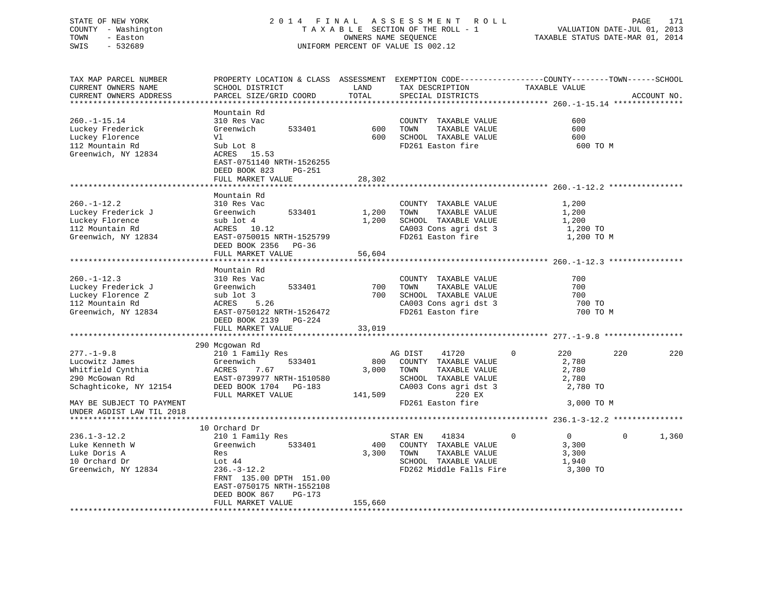STATE OF NEW YORK
COUNTY - Washington
TOWN - Easton
SWIS - 532689

2014 FINAL ASSESSMENT ROLL
TAXABLE SECTION OF THE ROLL - 1
OWNERS NAME SEQUENCE
UNIFORM PERCENT OF VALUE IS 002.12

VALUATION DATE-JUL 01, 2013
TAXABLE STATUS DATE-MAR 01, 2014

```
TAX MAP PARCEL NUMBER          PROPERTY LOCATION & CLASS  ASSESSMENT  EXEMPTION CODE------------------COUNTY--------TOWN------SCHOOL
CURRENT OWNERS NAME            SCHOOL DISTRICT               LAND      TAX DESCRIPTION            TAXABLE VALUE
CURRENT OWNERS ADDRESS         PARCEL SIZE/GRID COORD        TOTAL     SPECIAL DISTRICTS                                       ACCOUNT NO.
******************************************************************************************************* 260.-1-15.14 ***************
                               Mountain Rd
260.-1-15.14                   310 Res Vac                             COUNTY  TAXABLE VALUE              600
Luckey Frederick               Greenwich        533401         600     TOWN    TAXABLE VALUE              600
Luckey Florence                Vl                              600     SCHOOL  TAXABLE VALUE              600
112 Mountain Rd                Sub Lot 8                               FD261 Easton fire                   600 TO M
Greenwich, NY 12834            ACRES   15.53
                               EAST-0751140 NRTH-1526255
                               DEED BOOK 823    PG-251
                               FULL MARKET VALUE              28,302
******************************************************************************************************* 260.-1-12.2 ****************
                               Mountain Rd
260.-1-12.2                    310 Res Vac                             COUNTY  TAXABLE VALUE            1,200
Luckey Frederick J             Greenwich        533401       1,200     TOWN    TAXABLE VALUE            1,200
Luckey Florence                sub lot 4                     1,200     SCHOOL  TAXABLE VALUE            1,200
112 Mountain Rd                ACRES   10.12                           CA003 Cons agri dst 3             1,200 TO
Greenwich, NY 12834            EAST-0750015 NRTH-1525799               FD261 Easton fire                 1,200 TO M
                               DEED BOOK 2356   PG-36
                               FULL MARKET VALUE              56,604
******************************************************************************************************* 260.-1-12.3 ****************
                               Mountain Rd
260.-1-12.3                    310 Res Vac                             COUNTY  TAXABLE VALUE              700
Luckey Frederick J             Greenwich        533401         700     TOWN    TAXABLE VALUE              700
Luckey Florence Z              sub lot 3                       700     SCHOOL  TAXABLE VALUE              700
112 Mountain Rd                ACRES    5.26                           CA003 Cons agri dst 3               700 TO
Greenwich, NY 12834            EAST-0750122 NRTH-1526472               FD261 Easton fire                   700 TO M
                               DEED BOOK 2139   PG-224
                               FULL MARKET VALUE              33,019
******************************************************************************************************* 277.-1-9.8 *****************
                            290 Mcgowan Rd
277.-1-9.8                     210 1 Family Res                        AG DIST     41720          0        220          220          220
Lucowitz James                 Greenwich        533401         800     COUNTY  TAXABLE VALUE            2,780
Whitfield Cynthia              ACRES    7.67                 3,000     TOWN    TAXABLE VALUE            2,780
290 McGowan Rd                 EAST-0739977 NRTH-1510580               SCHOOL  TAXABLE VALUE            2,780
Schaghticoke, NY 12154         DEED BOOK 1704   PG-183                 CA003 Cons agri dst 3             2,780 TO
                               FULL MARKET VALUE             141,509              220 EX
MAY BE SUBJECT TO PAYMENT                                              FD261 Easton fire                 3,000 TO M
UNDER AGDIST LAW TIL 2018
******************************************************************************************************* 236.1-3-12.2 ***************
                            10 Orchard Dr
236.1-3-12.2                   210 1 Family Res                        STAR EN     41834          0          0            0        1,360
Luke Kenneth W                 Greenwich        533401         400     COUNTY  TAXABLE VALUE            3,300
Luke Doris A                   Res                           3,300     TOWN    TAXABLE VALUE            3,300
10 Orchard Dr                  Lot 44                                  SCHOOL  TAXABLE VALUE            1,940
Greenwich, NY 12834            236.-3-12.2                             FD262 Middle Falls Fire           3,300 TO
                               FRNT 135.00 DPTH 151.00
                               EAST-0750175 NRTH-1552108
                               DEED BOOK 867    PG-173
                               FULL MARKET VALUE             155,660
************************************************************************************************************************************
```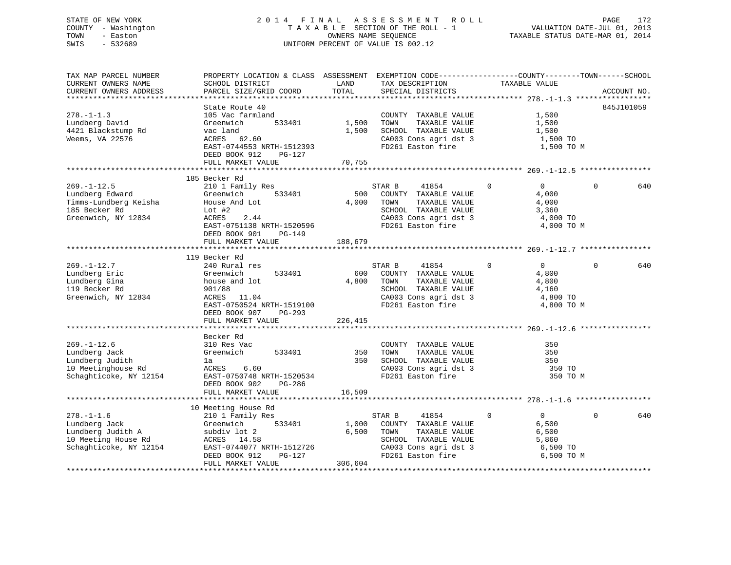STATE OF NEW YORK
COUNTY - Washington
TOWN - Easton
SWIS - 532689

2014 FINAL ASSESSMENT ROLL
TAXABLE SECTION OF THE ROLL - 1
OWNERS NAME SEQUENCE
UNIFORM PERCENT OF VALUE IS 002.12

VALUATION DATE-JUL 01, 2013
TAXABLE STATUS DATE-MAR 01, 2014

| TAX MAP PARCEL NUMBER / CURRENT OWNERS NAME / CURRENT OWNERS ADDRESS | PROPERTY LOCATION & CLASS / SCHOOL DISTRICT / PARCEL SIZE/GRID COORD | ASSESSMENT LAND / TOTAL | EXEMPTION CODE / TAX DESCRIPTION / SPECIAL DISTRICTS | COUNTY | TOWN | SCHOOL TAXABLE VALUE | ACCOUNT NO. |
|---|---|---|---|---|---|---|---|
| **278.-1-1.3** | State Route 40 | | | | | | 845J101059 |
| Lundberg David | 105 Vac farmland | | COUNTY TAXABLE VALUE | 1,500 | | | |
| 4421 Blackstump Rd | Greenwich 533401 | 1,500 | TOWN TAXABLE VALUE | 1,500 | | | |
| Weems, VA 22576 | vac land | 1,500 | SCHOOL TAXABLE VALUE | 1,500 | | | |
| | ACRES 62.60 | | CA003 Cons agri dst 3 | 1,500 TO | | | |
| | EAST-0744553 NRTH-1512393 | | FD261 Easton fire | 1,500 TO M | | | |
| | DEED BOOK 912 PG-127 | | | | | | |
| | FULL MARKET VALUE | 70,755 | | | | | |
| **269.-1-12.5** | 185 Becker Rd | | | | | | |
| Lundberg Edward | 210 1 Family Res | | STAR B 41854 | 0 | 0 | 0 | 640 |
| Timms-Lundberg Keisha | Greenwich 533401 | 500 | COUNTY TAXABLE VALUE | 4,000 | | | |
| 185 Becker Rd | House And Lot | 4,000 | TOWN TAXABLE VALUE | 4,000 | | | |
| Greenwich, NY 12834 | Lot #2 | | SCHOOL TAXABLE VALUE | 3,360 | | | |
| | ACRES 2.44 | | CA003 Cons agri dst 3 | 4,000 TO | | | |
| | EAST-0751138 NRTH-1520596 | | FD261 Easton fire | 4,000 TO M | | | |
| | DEED BOOK 901 PG-149 | | | | | | |
| | FULL MARKET VALUE | 188,679 | | | | | |
| **269.-1-12.7** | 119 Becker Rd | | | | | | |
| Lundberg Eric | 240 Rural res | | STAR B 41854 | 0 | 0 | 0 | 640 |
| Lundberg Gina | Greenwich 533401 | 600 | COUNTY TAXABLE VALUE | 4,800 | | | |
| 119 Becker Rd | house and lot | 4,800 | TOWN TAXABLE VALUE | 4,800 | | | |
| Greenwich, NY 12834 | 901/88 | | SCHOOL TAXABLE VALUE | 4,160 | | | |
| | ACRES 11.04 | | CA003 Cons agri dst 3 | 4,800 TO | | | |
| | EAST-0750524 NRTH-1519100 | | FD261 Easton fire | 4,800 TO M | | | |
| | DEED BOOK 907 PG-293 | | | | | | |
| | FULL MARKET VALUE | 226,415 | | | | | |
| **269.-1-12.6** | Becker Rd | | | | | | |
| Lundberg Jack | 310 Res Vac | | COUNTY TAXABLE VALUE | 350 | | | |
| Lundberg Judith | Greenwich 533401 | 350 | TOWN TAXABLE VALUE | 350 | | | |
| 10 Meetinghouse Rd | 1a | 350 | SCHOOL TAXABLE VALUE | 350 | | | |
| Schaghticoke, NY 12154 | ACRES 6.60 | | CA003 Cons agri dst 3 | 350 TO | | | |
| | EAST-0750748 NRTH-1520534 | | FD261 Easton fire | 350 TO M | | | |
| | DEED BOOK 902 PG-286 | | | | | | |
| | FULL MARKET VALUE | 16,509 | | | | | |
| **278.-1-1.6** | 10 Meeting House Rd | | | | | | |
| Lundberg Jack | 210 1 Family Res | | STAR B 41854 | 0 | 0 | 0 | 640 |
| Lundberg Judith A | Greenwich 533401 | 1,000 | COUNTY TAXABLE VALUE | 6,500 | | | |
| 10 Meeting House Rd | subdiv lot 2 | 6,500 | TOWN TAXABLE VALUE | 6,500 | | | |
| Schaghticoke, NY 12154 | ACRES 14.58 | | SCHOOL TAXABLE VALUE | 5,860 | | | |
| | EAST-0744077 NRTH-1512726 | | CA003 Cons agri dst 3 | 6,500 TO | | | |
| | DEED BOOK 912 PG-127 | | FD261 Easton fire | 6,500 TO M | | | |
| | FULL MARKET VALUE | 306,604 | | | | | |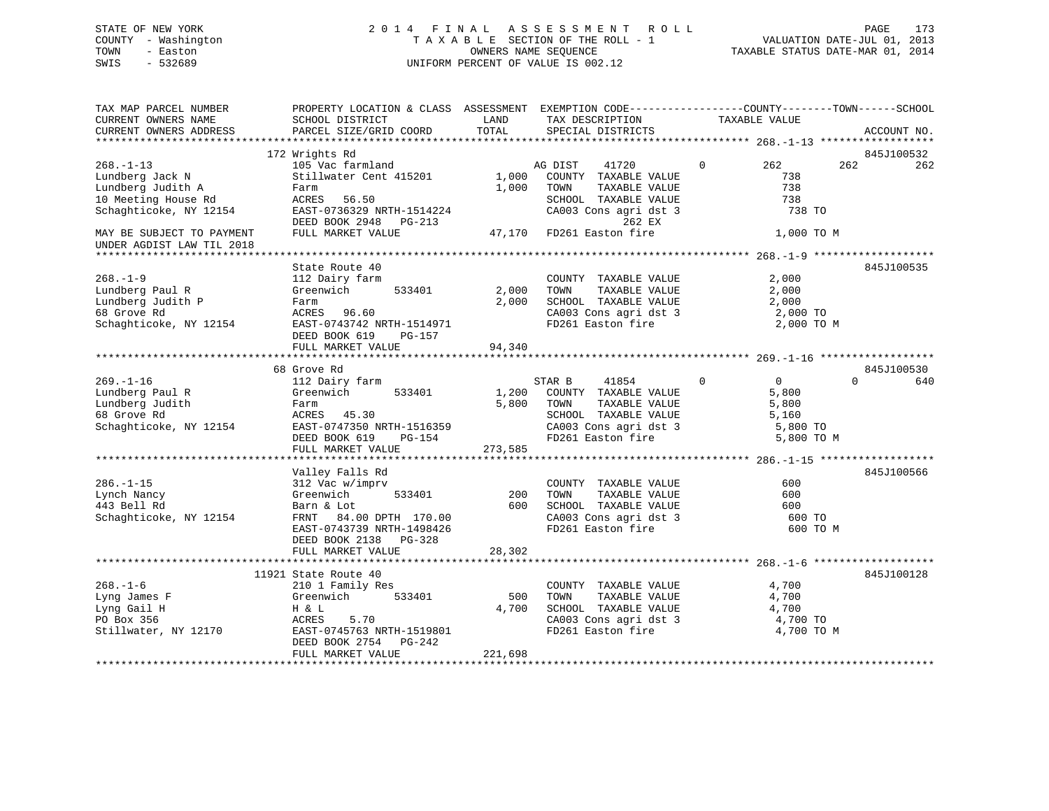STATE OF NEW YORK
COUNTY - Washington
TOWN - Easton
SWIS - 532689

2014 FINAL ASSESSMENT ROLL
TAXABLE SECTION OF THE ROLL - 1
OWNERS NAME SEQUENCE
UNIFORM PERCENT OF VALUE IS 002.12

VALUATION DATE-JUL 01, 2013
TAXABLE STATUS DATE-MAR 01, 2014

```
TAX MAP PARCEL NUMBER          PROPERTY LOCATION & CLASS  ASSESSMENT  EXEMPTION CODE------------------COUNTY--------TOWN------SCHOOL
CURRENT OWNERS NAME            SCHOOL DISTRICT               LAND      TAX DESCRIPTION            TAXABLE VALUE
CURRENT OWNERS ADDRESS         PARCEL SIZE/GRID COORD        TOTAL     SPECIAL DISTRICTS                                    ACCOUNT NO.
*********************************************************************************************** 268.-1-13 ******************
                   172 Wrights Rd                                                                                  845J100532
268.-1-13                      105 Vac farmland                   AG DIST    41720          0        262        262        262
Lundberg Jack N                Stillwater Cent 415201     1,000   COUNTY  TAXABLE VALUE              738
Lundberg Judith A              Farm                       1,000   TOWN    TAXABLE VALUE              738
10 Meeting House Rd            ACRES   56.50                      SCHOOL  TAXABLE VALUE              738
Schaghticoke, NY 12154         EAST-0736329 NRTH-1514224          CA003 Cons agri dst 3              738 TO
                               DEED BOOK 2948   PG-213                    262 EX
MAY BE SUBJECT TO PAYMENT      FULL MARKET VALUE          47,170  FD261 Easton fire                1,000 TO M
UNDER AGDIST LAW TIL 2018
*********************************************************************************************** 268.-1-9 *******************
                   State Route 40                                                                                  845J100535
268.-1-9                       112 Dairy farm                     COUNTY  TAXABLE VALUE            2,000
Lundberg Paul R                Greenwich       533401     2,000   TOWN    TAXABLE VALUE            2,000
Lundberg Judith P              Farm                       2,000   SCHOOL  TAXABLE VALUE            2,000
68 Grove Rd                    ACRES   96.60                      CA003 Cons agri dst 3            2,000 TO
Schaghticoke, NY 12154         EAST-0743742 NRTH-1514971          FD261 Easton fire                2,000 TO M
                               DEED BOOK 619    PG-157
                               FULL MARKET VALUE          94,340
*********************************************************************************************** 269.-1-16 ******************
                   68 Grove Rd                                                                                     845J100530
269.-1-16                      112 Dairy farm                     STAR B     41854          0          0          0        640
Lundberg Paul R                Greenwich       533401     1,200   COUNTY  TAXABLE VALUE            5,800
Lundberg Judith                Farm                       5,800   TOWN    TAXABLE VALUE            5,800
68 Grove Rd                    ACRES   45.30                      SCHOOL  TAXABLE VALUE            5,160
Schaghticoke, NY 12154         EAST-0747350 NRTH-1516359          CA003 Cons agri dst 3            5,800 TO
                               DEED BOOK 619    PG-154            FD261 Easton fire                5,800 TO M
                               FULL MARKET VALUE         273,585
*********************************************************************************************** 286.-1-15 ******************
                   Valley Falls Rd                                                                                 845J100566
286.-1-15                      312 Vac w/imprv                    COUNTY  TAXABLE VALUE              600
Lynch Nancy                    Greenwich       533401       200   TOWN    TAXABLE VALUE              600
443 Bell Rd                    Barn & Lot                   600   SCHOOL  TAXABLE VALUE              600
Schaghticoke, NY 12154         FRNT   84.00 DPTH 170.00           CA003 Cons agri dst 3              600 TO
                               EAST-0743739 NRTH-1498426          FD261 Easton fire                  600 TO M
                               DEED BOOK 2138   PG-328
                               FULL MARKET VALUE          28,302
*********************************************************************************************** 268.-1-6 *******************
                 11921 State Route 40                                                                              845J100128
268.-1-6                       210 1 Family Res                   COUNTY  TAXABLE VALUE            4,700
Lyng James F                   Greenwich       533401       500   TOWN    TAXABLE VALUE            4,700
Lyng Gail H                    H & L                      4,700   SCHOOL  TAXABLE VALUE            4,700
PO Box 356                     ACRES    5.70                      CA003 Cons agri dst 3            4,700 TO
Stillwater, NY 12170           EAST-0745763 NRTH-1519801          FD261 Easton fire                4,700 TO M
                               DEED BOOK 2754   PG-242
                               FULL MARKET VALUE         221,698
******************************************************************************************************************************
```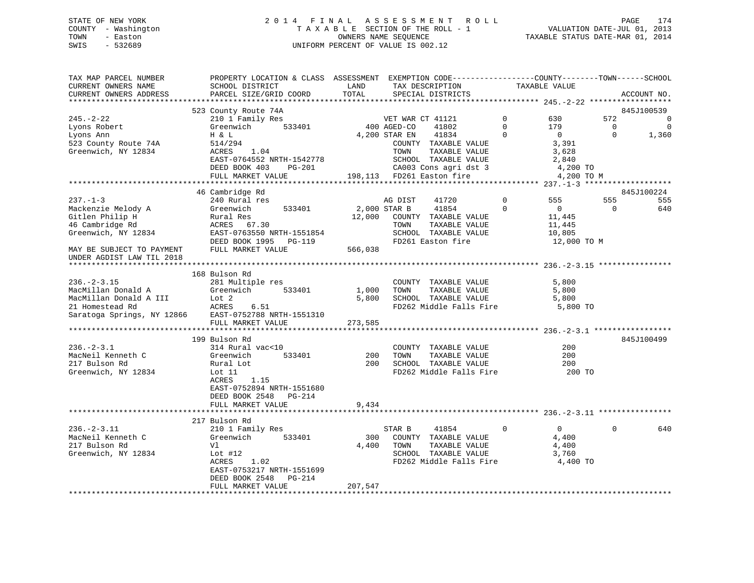STATE OF NEW YORK
COUNTY - Washington
TOWN - Easton
SWIS - 532689

# 2014 FINAL ASSESSMENT ROLL
TAXABLE SECTION OF THE ROLL - 1
OWNERS NAME SEQUENCE
UNIFORM PERCENT OF VALUE IS 002.12

VALUATION DATE-JUL 01, 2013
TAXABLE STATUS DATE-MAR 01, 2014

```
TAX MAP PARCEL NUMBER          PROPERTY LOCATION & CLASS  ASSESSMENT  EXEMPTION CODE-----------------COUNTY--------TOWN------SCHOOL
CURRENT OWNERS NAME            SCHOOL DISTRICT              LAND       TAX DESCRIPTION            TAXABLE VALUE
CURRENT OWNERS ADDRESS         PARCEL SIZE/GRID COORD       TOTAL      SPECIAL DISTRICTS                                      ACCOUNT NO.
******************************************************************************************************* 245.-2-22 ******************
                               523 County Route 74A                                                                           845J100539
245.-2-22                      210 1 Family Res                        VET WAR CT 41121        0        630          572             0
Lyons Robert                   Greenwich        533401          400 AGED-CO    41802        0        179            0             0
Lyons Ann                      H & L                           4,200 STAR EN    41834        0          0            0         1,360
523 County Route 74A           514/294                                 COUNTY  TAXABLE VALUE             3,391
Greenwich, NY 12834            ACRES     1.04                          TOWN    TAXABLE VALUE             3,628
                               EAST-0764552 NRTH-1542778               SCHOOL  TAXABLE VALUE             2,840
                               DEED BOOK 403     PG-201                CA003 Cons agri dst 3             4,200 TO
                               FULL MARKET VALUE             198,113   FD261 Easton fire                 4,200 TO M
******************************************************************************************************* 237.-1-3 *******************
                               46 Cambridge Rd                                                                                845J100224
237.-1-3                       240 Rural res                           AG DIST    41720        0        555          555           555
Mackenzie Melody A             Greenwich        533401        2,000 STAR B     41854        0          0            0           640
Gitlen Philip H                Rural Res                      12,000   COUNTY  TAXABLE VALUE            11,445
46 Cambridge Rd                ACRES    67.30                          TOWN    TAXABLE VALUE            11,445
Greenwich, NY 12834            EAST-0763550 NRTH-1551854               SCHOOL  TAXABLE VALUE            10,805
                               DEED BOOK 1995    PG-119                FD261 Easton fire                12,000 TO M
MAY BE SUBJECT TO PAYMENT      FULL MARKET VALUE             566,038
UNDER AGDIST LAW TIL 2018
******************************************************************************************************* 236.-2-3.15 ****************
                               168 Bulson Rd
236.-2-3.15                    281 Multiple res                        COUNTY  TAXABLE VALUE             5,800
MacMillan Donald A             Greenwich        533401        1,000    TOWN    TAXABLE VALUE             5,800
MacMillan Donald A III         Lot 2                          5,800    SCHOOL  TAXABLE VALUE             5,800
21 Homestead Rd                ACRES     6.51                          FD262 Middle Falls Fire           5,800 TO
Saratoga Springs, NY 12866     EAST-0752788 NRTH-1551310
                               FULL MARKET VALUE             273,585
******************************************************************************************************* 236.-2-3.1 *****************
                               199 Bulson Rd                                                                                  845J100499
236.-2-3.1                     314 Rural vac<10                        COUNTY  TAXABLE VALUE               200
MacNeil Kenneth C              Greenwich        533401          200    TOWN    TAXABLE VALUE               200
217 Bulson Rd                  Rural Lot                        200    SCHOOL  TAXABLE VALUE               200
Greenwich, NY 12834            Lot 11                                  FD262 Middle Falls Fire             200 TO
                               ACRES     1.15
                               EAST-0752894 NRTH-1551680
                               DEED BOOK 2548    PG-214
                               FULL MARKET VALUE               9,434
******************************************************************************************************* 236.-2-3.11 ****************
                               217 Bulson Rd
236.-2-3.11                    210 1 Family Res                        STAR B     41854        0          0            0           640
MacNeil Kenneth C              Greenwich        533401          300    COUNTY  TAXABLE VALUE             4,400
217 Bulson Rd                  Vl                               4,400    TOWN    TAXABLE VALUE             4,400
Greenwich, NY 12834            Lot #12                                 SCHOOL  TAXABLE VALUE             3,760
                               ACRES     1.02                          FD262 Middle Falls Fire           4,400 TO
                               EAST-0753217 NRTH-1551699
                               DEED BOOK 2548    PG-214
                               FULL MARKET VALUE             207,547
************************************************************************************************************************************
```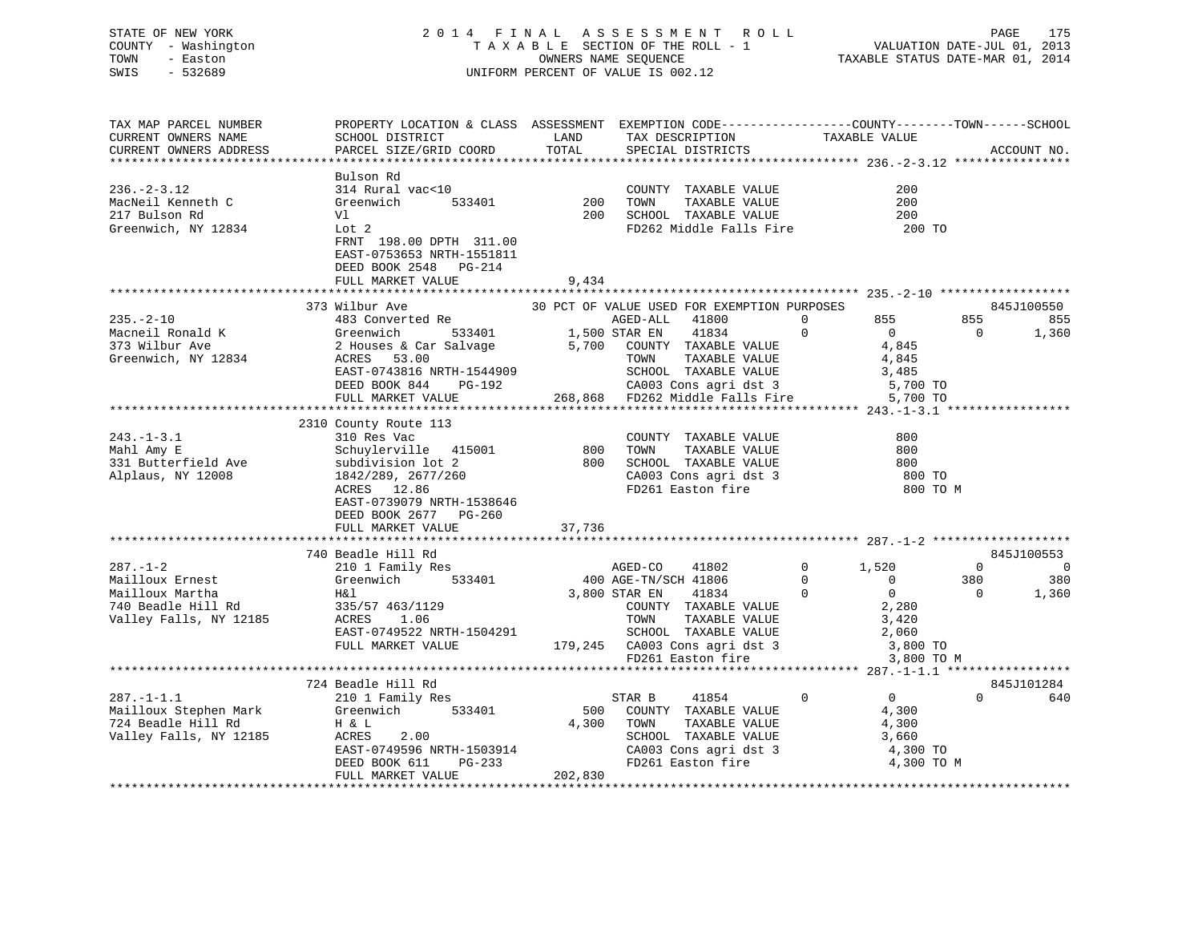STATE OF NEW YORK — 2014 FINAL ASSESSMENT ROLL
COUNTY - Washington — TAXABLE SECTION OF THE ROLL - 1 — VALUATION DATE-JUL 01, 2013
TOWN - Easton — OWNERS NAME SEQUENCE — TAXABLE STATUS DATE-MAR 01, 2014
SWIS - 532689 — UNIFORM PERCENT OF VALUE IS 002.12

```
TAX MAP PARCEL NUMBER          PROPERTY LOCATION & CLASS  ASSESSMENT  EXEMPTION CODE------------------COUNTY--------TOWN------SCHOOL
CURRENT OWNERS NAME            SCHOOL DISTRICT               LAND      TAX DESCRIPTION            TAXABLE VALUE
CURRENT OWNERS ADDRESS         PARCEL SIZE/GRID COORD        TOTAL     SPECIAL DISTRICTS                                   ACCOUNT NO.
******************************************************************************************************* 236.-2-3.12 ****************
                               Bulson Rd
236.-2-3.12                    314 Rural vac<10                       COUNTY  TAXABLE VALUE              200
MacNeil Kenneth C              Greenwich        533401         200    TOWN    TAXABLE VALUE              200
217 Bulson Rd                  Vl                              200    SCHOOL  TAXABLE VALUE              200
Greenwich, NY 12834            Lot 2                                  FD262 Middle Falls Fire              200 TO
                               FRNT 198.00 DPTH 311.00
                               EAST-0753653 NRTH-1551811
                               DEED BOOK 2548   PG-214
                               FULL MARKET VALUE               9,434
******************************************************************************************************* 235.-2-10 ******************
                               373 Wilbur Ave              30 PCT OF VALUE USED FOR EXEMPTION PURPOSES                       845J100550
235.-2-10                      483 Converted Re                    AGED-ALL   41800         0        855         855         855
Macneil Ronald K               Greenwich        533401       1,500 STAR EN    41834         0          0           0       1,360
373 Wilbur Ave                 2 Houses & Car Salvage        5,700   COUNTY  TAXABLE VALUE            4,845
Greenwich, NY 12834            ACRES   53.00                         TOWN    TAXABLE VALUE            4,845
                               EAST-0743816 NRTH-1544909             SCHOOL  TAXABLE VALUE            3,485
                               DEED BOOK 844    PG-192               CA003 Cons agri dst 3              5,700 TO
                               FULL MARKET VALUE           268,868   FD262 Middle Falls Fire            5,700 TO
******************************************************************************************************* 243.-1-3.1 *****************
                               2310 County Route 113
243.-1-3.1                     310 Res Vac                            COUNTY  TAXABLE VALUE              800
Mahl Amy E                     Schuylerville   415001          800    TOWN    TAXABLE VALUE              800
331 Butterfield Ave            subdivision lot 2               800    SCHOOL  TAXABLE VALUE              800
Alplaus, NY 12008              1842/289, 2677/260                     CA003 Cons agri dst 3                800 TO
                               ACRES   12.86                          FD261 Easton fire                    800 TO M
                               EAST-0739079 NRTH-1538646
                               DEED BOOK 2677   PG-260
                               FULL MARKET VALUE              37,736
******************************************************************************************************* 287.-1-2 *******************
                               740 Beadle Hill Rd                                                                    845J100553
287.-1-2                       210 1 Family Res                    AGED-CO    41802         0      1,520           0           0
Mailloux Ernest                Greenwich        533401         400 AGE-TN/SCH 41806         0          0         380         380
Mailloux Martha                H&l                           3,800 STAR EN    41834         0          0           0       1,360
740 Beadle Hill Rd             335/57 463/1129                       COUNTY  TAXABLE VALUE            2,280
Valley Falls, NY 12185         ACRES    1.06                         TOWN    TAXABLE VALUE            3,420
                               EAST-0749522 NRTH-1504291             SCHOOL  TAXABLE VALUE            2,060
                               FULL MARKET VALUE           179,245   CA003 Cons agri dst 3              3,800 TO
                                                                     FD261 Easton fire                  3,800 TO M
******************************************************************************************************* 287.-1-1.1 *****************
                               724 Beadle Hill Rd                                                                    845J101284
287.-1-1.1                     210 1 Family Res                    STAR B     41854         0          0           0         640
Mailloux Stephen Mark          Greenwich        533401         500   COUNTY  TAXABLE VALUE            4,300
724 Beadle Hill Rd             H & L                         4,300   TOWN    TAXABLE VALUE            4,300
Valley Falls, NY 12185         ACRES    2.00                         SCHOOL  TAXABLE VALUE            3,660
                               EAST-0749596 NRTH-1503914             CA003 Cons agri dst 3              4,300 TO
                               DEED BOOK 611    PG-233               FD261 Easton fire                  4,300 TO M
                               FULL MARKET VALUE           202,830
************************************************************************************************************************************
```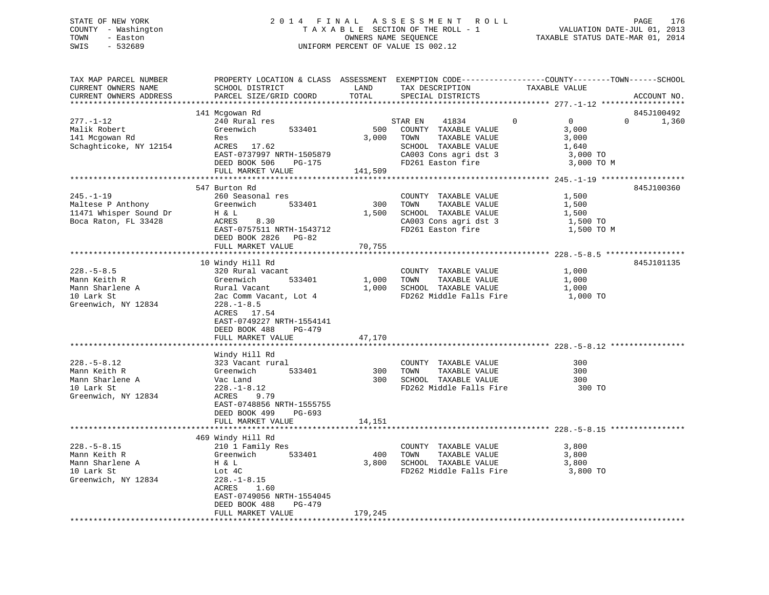STATE OF NEW YORK
COUNTY - Washington
TOWN - Easton
SWIS - 532689

# 2014 FINAL ASSESSMENT ROLL
TAXABLE SECTION OF THE ROLL - 1
OWNERS NAME SEQUENCE
UNIFORM PERCENT OF VALUE IS 002.12

VALUATION DATE-JUL 01, 2013
TAXABLE STATUS DATE-MAR 01, 2014

| TAX MAP PARCEL NUMBER / CURRENT OWNERS NAME / CURRENT OWNERS ADDRESS | PROPERTY LOCATION & CLASS / SCHOOL DISTRICT / PARCEL SIZE/GRID COORD | ASSESSMENT LAND | TOTAL | EXEMPTION CODE / TAX DESCRIPTION / SPECIAL DISTRICTS | COUNTY | TOWN | SCHOOL / TAXABLE VALUE | ACCOUNT NO. |
|---|---|---|---|---|---|---|---|---|
| **277.-1-12** | 141 Mcgowan Rd | | | | | | | 845J100492 |
| 277.-1-12 | 240 Rural res | | | STAR EN 41834 | 0 | 0 | 0 1,360 | |
| Malik Robert | Greenwich 533401 | 500 | | COUNTY TAXABLE VALUE | 3,000 | | | |
| 141 Mcgowan Rd | Res | | 3,000 | TOWN TAXABLE VALUE | | 3,000 | | |
| Schaghticoke, NY 12154 | ACRES 17.62 | | | SCHOOL TAXABLE VALUE | | | 1,640 | |
| | EAST-0737997 NRTH-1505879 | | | CA003 Cons agri dst 3 | | | 3,000 TO | |
| | DEED BOOK 506 PG-175 | | | FD261 Easton fire | | | 3,000 TO M | |
| | FULL MARKET VALUE | | 141,509 | | | | | |
| **245.-1-19** | 547 Burton Rd | | | | | | | 845J100360 |
| 245.-1-19 | 260 Seasonal res | | | COUNTY TAXABLE VALUE | 1,500 | | | |
| Maltese P Anthony | Greenwich 533401 | 300 | | TOWN TAXABLE VALUE | | 1,500 | | |
| 11471 Whisper Sound Dr | H & L | | 1,500 | SCHOOL TAXABLE VALUE | | | 1,500 | |
| Boca Raton, FL 33428 | ACRES 8.30 | | | CA003 Cons agri dst 3 | | | 1,500 TO | |
| | EAST-0757511 NRTH-1543712 | | | FD261 Easton fire | | | 1,500 TO M | |
| | DEED BOOK 2826 PG-82 | | | | | | | |
| | FULL MARKET VALUE | | 70,755 | | | | | |
| **228.-5-8.5** | 10 Windy Hill Rd | | | | | | | 845J101135 |
| 228.-5-8.5 | 320 Rural vacant | | | COUNTY TAXABLE VALUE | 1,000 | | | |
| Mann Keith R | Greenwich 533401 | 1,000 | | TOWN TAXABLE VALUE | | 1,000 | | |
| Mann Sharlene A | Rural Vacant | | 1,000 | SCHOOL TAXABLE VALUE | | | 1,000 | |
| 10 Lark St | 2ac Comm Vacant, Lot 4 | | | FD262 Middle Falls Fire | | | 1,000 TO | |
| Greenwich, NY 12834 | 228.-1-8.5 | | | | | | | |
| | ACRES 17.54 | | | | | | | |
| | EAST-0749227 NRTH-1554141 | | | | | | | |
| | DEED BOOK 488 PG-479 | | | | | | | |
| | FULL MARKET VALUE | | 47,170 | | | | | |
| **228.-5-8.12** | Windy Hill Rd | | | | | | | |
| 228.-5-8.12 | 323 Vacant rural | | | COUNTY TAXABLE VALUE | 300 | | | |
| Mann Keith R | Greenwich 533401 | 300 | | TOWN TAXABLE VALUE | | 300 | | |
| Mann Sharlene A | Vac Land | | 300 | SCHOOL TAXABLE VALUE | | | 300 | |
| 10 Lark St | 228.-1-8.12 | | | FD262 Middle Falls Fire | | | 300 TO | |
| Greenwich, NY 12834 | ACRES 9.79 | | | | | | | |
| | EAST-0748856 NRTH-1555755 | | | | | | | |
| | DEED BOOK 499 PG-693 | | | | | | | |
| | FULL MARKET VALUE | | 14,151 | | | | | |
| **228.-5-8.15** | 469 Windy Hill Rd | | | | | | | |
| 228.-5-8.15 | 210 1 Family Res | | | COUNTY TAXABLE VALUE | 3,800 | | | |
| Mann Keith R | Greenwich 533401 | 400 | | TOWN TAXABLE VALUE | | 3,800 | | |
| Mann Sharlene A | H & L | | 3,800 | SCHOOL TAXABLE VALUE | | | 3,800 | |
| 10 Lark St | Lot 4C | | | FD262 Middle Falls Fire | | | 3,800 TO | |
| Greenwich, NY 12834 | 228.-1-8.15 | | | | | | | |
| | ACRES 1.60 | | | | | | | |
| | EAST-0749056 NRTH-1554045 | | | | | | | |
| | DEED BOOK 488 PG-479 | | | | | | | |
| | FULL MARKET VALUE | | 179,245 | | | | | |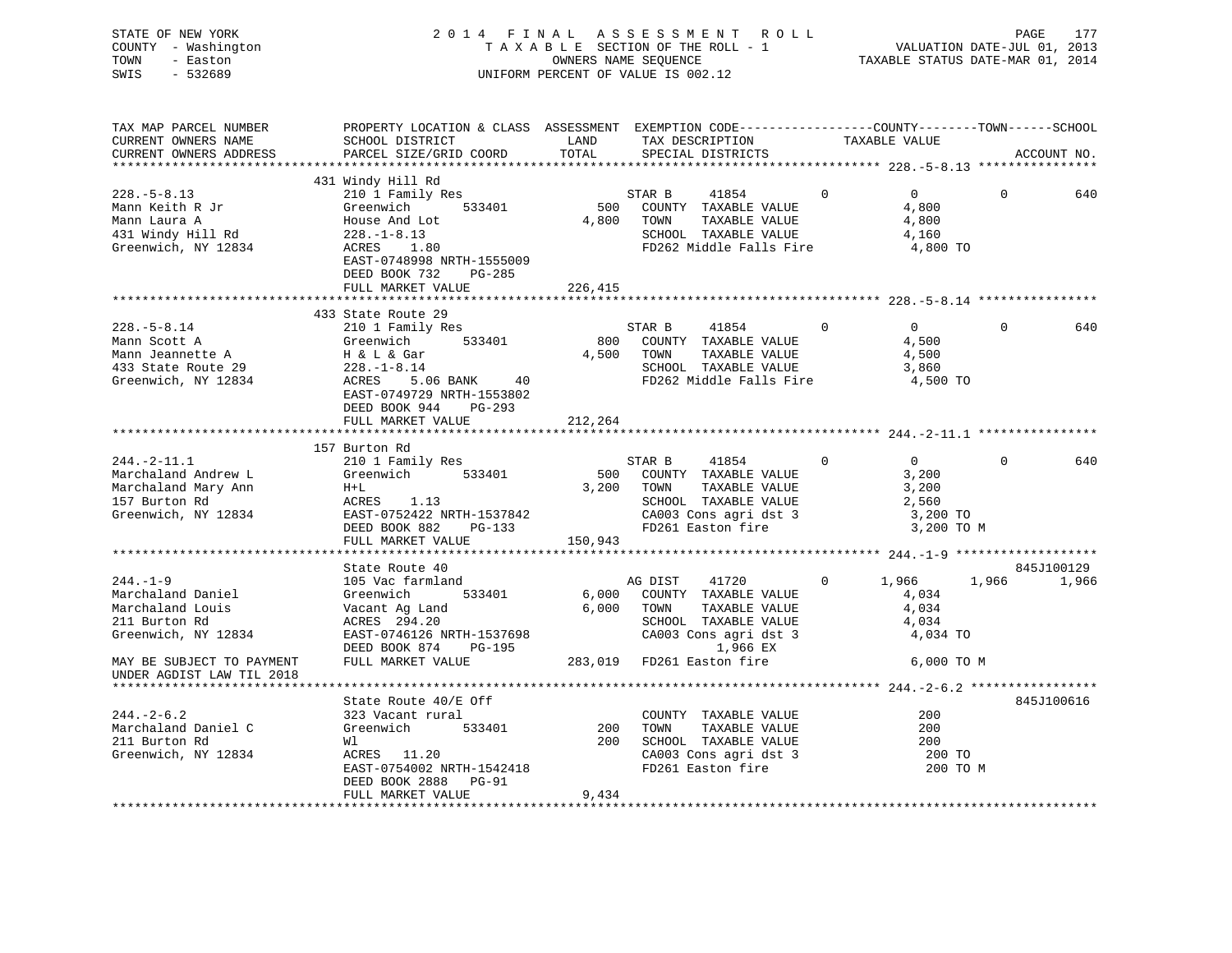STATE OF NEW YORK
COUNTY - Washington
TOWN - Easton
SWIS - 532689

2014 FINAL ASSESSMENT ROLL
TAXABLE SECTION OF THE ROLL - 1
OWNERS NAME SEQUENCE
UNIFORM PERCENT OF VALUE IS 002.12

VALUATION DATE-JUL 01, 2013
TAXABLE STATUS DATE-MAR 01, 2014

```
TAX MAP PARCEL NUMBER          PROPERTY LOCATION & CLASS  ASSESSMENT  EXEMPTION CODE------------------COUNTY--------TOWN------SCHOOL
CURRENT OWNERS NAME            SCHOOL DISTRICT               LAND      TAX DESCRIPTION            TAXABLE VALUE
CURRENT OWNERS ADDRESS         PARCEL SIZE/GRID COORD        TOTAL     SPECIAL DISTRICTS                                    ACCOUNT NO.
******************************************************************************************************* 228.-5-8.13 ****************
                               431 Windy Hill Rd
228.-5-8.13                    210 1 Family Res                  STAR B     41854         0          0           0          640
Mann Keith R Jr                Greenwich       533401        500   COUNTY  TAXABLE VALUE              4,800
Mann Laura A                   House And Lot               4,800   TOWN    TAXABLE VALUE              4,800
431 Windy Hill Rd              228.-1-8.13                         SCHOOL  TAXABLE VALUE              4,160
Greenwich, NY 12834            ACRES    1.80                       FD262 Middle Falls Fire             4,800 TO
                               EAST-0748998 NRTH-1555009
                               DEED BOOK 732    PG-285
                               FULL MARKET VALUE         226,415
******************************************************************************************************* 228.-5-8.14 ****************
                               433 State Route 29
228.-5-8.14                    210 1 Family Res                  STAR B     41854         0          0           0          640
Mann Scott A                   Greenwich       533401        800   COUNTY  TAXABLE VALUE              4,500
Mann Jeannette A               H & L & Gar                 4,500   TOWN    TAXABLE VALUE              4,500
433 State Route 29             228.-1-8.14                         SCHOOL  TAXABLE VALUE              3,860
Greenwich, NY 12834            ACRES    5.06 BANK     40           FD262 Middle Falls Fire             4,500 TO
                               EAST-0749729 NRTH-1553802
                               DEED BOOK 944    PG-293
                               FULL MARKET VALUE         212,264
******************************************************************************************************* 244.-2-11.1 ****************
                               157 Burton Rd
244.-2-11.1                    210 1 Family Res                  STAR B     41854         0          0           0          640
Marchaland Andrew L            Greenwich       533401        500   COUNTY  TAXABLE VALUE              3,200
Marchaland Mary Ann            H+L                         3,200   TOWN    TAXABLE VALUE              3,200
157 Burton Rd                  ACRES    1.13                       SCHOOL  TAXABLE VALUE              2,560
Greenwich, NY 12834            EAST-0752422 NRTH-1537842           CA003 Cons agri dst 3               3,200 TO
                               DEED BOOK 882    PG-133             FD261 Easton fire                   3,200 TO M
                               FULL MARKET VALUE         150,943
******************************************************************************************************* 244.-1-9 *******************
                               State Route 40                                                                       845J100129
244.-1-9                       105 Vac farmland                  AG DIST    41720         0      1,966       1,966        1,966
Marchaland Daniel              Greenwich       533401      6,000   COUNTY  TAXABLE VALUE              4,034
Marchaland Louis               Vacant Ag Land              6,000   TOWN    TAXABLE VALUE              4,034
211 Burton Rd                  ACRES  294.20                       SCHOOL  TAXABLE VALUE              4,034
Greenwich, NY 12834            EAST-0746126 NRTH-1537698           CA003 Cons agri dst 3               4,034 TO
                               DEED BOOK 874    PG-195                  1,966 EX
MAY BE SUBJECT TO PAYMENT      FULL MARKET VALUE         283,019   FD261 Easton fire                   6,000 TO M
UNDER AGDIST LAW TIL 2018
******************************************************************************************************* 244.-2-6.2 *****************
                               State Route 40/E Off                                                                 845J100616
244.-2-6.2                     323 Vacant rural                    COUNTY  TAXABLE VALUE                200
Marchaland Daniel C            Greenwich       533401        200   TOWN    TAXABLE VALUE                200
211 Burton Rd                  Wl                            200   SCHOOL  TAXABLE VALUE                200
Greenwich, NY 12834            ACRES   11.20                       CA003 Cons agri dst 3                 200 TO
                               EAST-0754002 NRTH-1542418           FD261 Easton fire                     200 TO M
                               DEED BOOK 2888   PG-91
                               FULL MARKET VALUE           9,434
************************************************************************************************************************************
```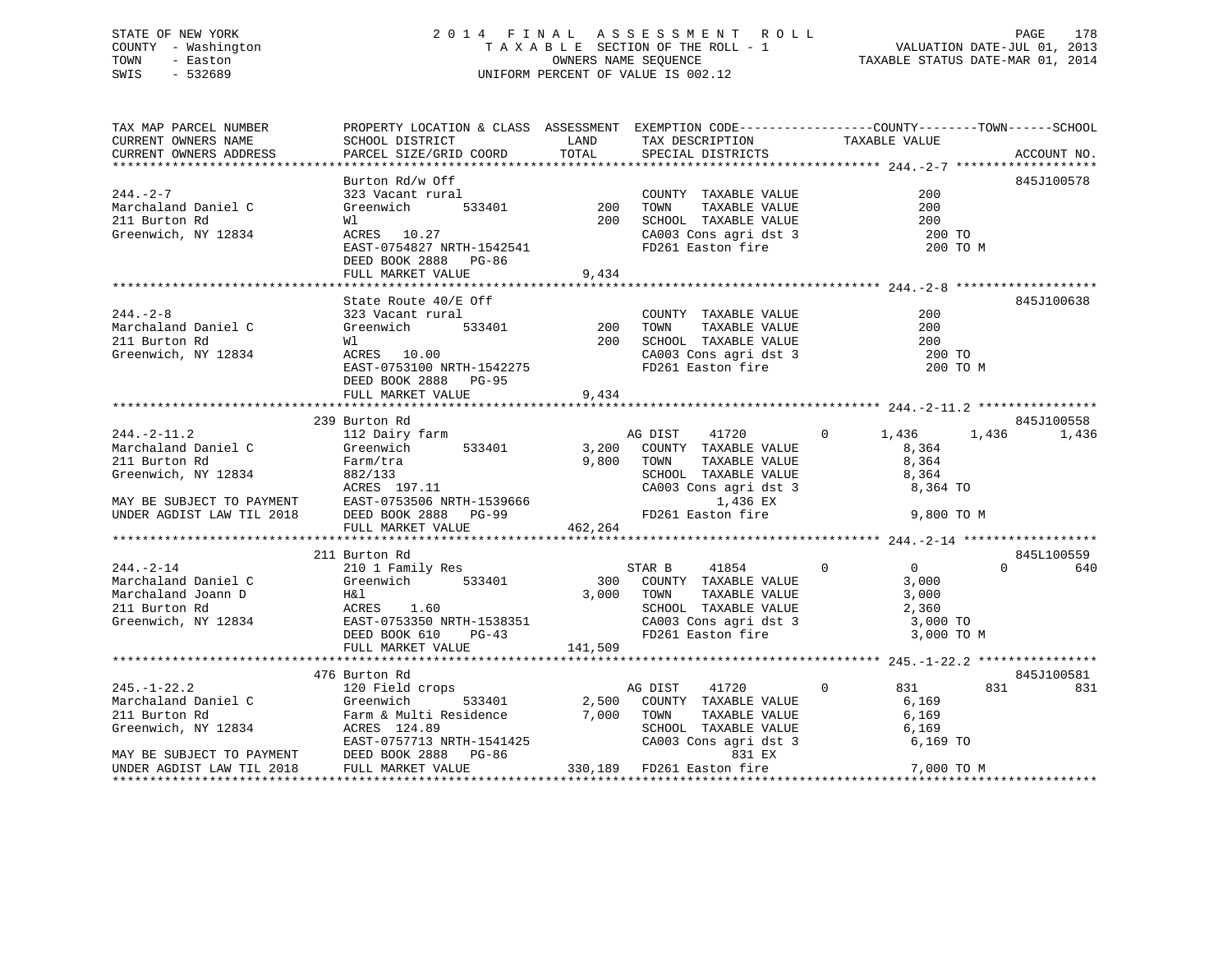STATE OF NEW YORK
COUNTY - Washington
TOWN - Easton
SWIS - 532689

# 2014 FINAL ASSESSMENT ROLL

TAXABLE SECTION OF THE ROLL - 1
OWNERS NAME SEQUENCE
UNIFORM PERCENT OF VALUE IS 002.12

VALUATION DATE-JUL 01, 2013
TAXABLE STATUS DATE-MAR 01, 2014

```
TAX MAP PARCEL NUMBER        PROPERTY LOCATION & CLASS  ASSESSMENT  EXEMPTION CODE------------------COUNTY--------TOWN------SCHOOL
CURRENT OWNERS NAME          SCHOOL DISTRICT              LAND      TAX DESCRIPTION             TAXABLE VALUE
CURRENT OWNERS ADDRESS       PARCEL SIZE/GRID COORD       TOTAL     SPECIAL DISTRICTS                                      ACCOUNT NO.
******************************************************************************************************* 244.-2-7 *******************
                             Burton Rd/w Off                                                                               845J100578
244.-2-7                     323 Vacant rural                        COUNTY  TAXABLE VALUE               200
Marchaland Daniel C          Greenwich      533401         200       TOWN    TAXABLE VALUE               200
211 Burton Rd                Wl                            200       SCHOOL  TAXABLE VALUE               200
Greenwich, NY 12834          ACRES  10.27                            CA003 Cons agri dst 3                200 TO
                             EAST-0754827 NRTH-1542541               FD261 Easton fire                    200 TO M
                             DEED BOOK 2888   PG-86
                             FULL MARKET VALUE           9,434
******************************************************************************************************* 244.-2-8 *******************
                             State Route 40/E Off                                                                          845J100638
244.-2-8                     323 Vacant rural                        COUNTY  TAXABLE VALUE               200
Marchaland Daniel C          Greenwich      533401         200       TOWN    TAXABLE VALUE               200
211 Burton Rd                Wl                            200       SCHOOL  TAXABLE VALUE               200
Greenwich, NY 12834          ACRES  10.00                            CA003 Cons agri dst 3                200 TO
                             EAST-0753100 NRTH-1542275               FD261 Easton fire                    200 TO M
                             DEED BOOK 2888   PG-95
                             FULL MARKET VALUE           9,434
******************************************************************************************************* 244.-2-11.2 ****************
                         239 Burton Rd                                                                                     845J100558
244.-2-11.2                  112 Dairy farm                          AG DIST     41720         0       1,436      1,436      1,436
Marchaland Daniel C          Greenwich      533401       3,200       COUNTY  TAXABLE VALUE             8,364
211 Burton Rd                Farm/tra                    9,800       TOWN    TAXABLE VALUE             8,364
Greenwich, NY 12834          882/133                                 SCHOOL  TAXABLE VALUE             8,364
                             ACRES 197.11                            CA003 Cons agri dst 3              8,364 TO
MAY BE SUBJECT TO PAYMENT    EAST-0753506 NRTH-1539666                    1,436 EX
UNDER AGDIST LAW TIL 2018    DEED BOOK 2888   PG-99                  FD261 Easton fire                  9,800 TO M
                             FULL MARKET VALUE         462,264
******************************************************************************************************* 244.-2-14 ******************
                         211 Burton Rd                                                                                     845L100559
244.-2-14                    210 1 Family Res                        STAR B      41854         0           0          0        640
Marchaland Daniel C          Greenwich      533401         300       COUNTY  TAXABLE VALUE             3,000
Marchaland Joann D           H&l                         3,000       TOWN    TAXABLE VALUE             3,000
211 Burton Rd                ACRES   1.60                            SCHOOL  TAXABLE VALUE             2,360
Greenwich, NY 12834          EAST-0753350 NRTH-1538351               CA003 Cons agri dst 3              3,000 TO
                             DEED BOOK 610    PG-43                  FD261 Easton fire                  3,000 TO M
                             FULL MARKET VALUE         141,509
******************************************************************************************************* 245.-1-22.2 ****************
                         476 Burton Rd                                                                                     845J100581
245.-1-22.2                  120 Field crops                         AG DIST     41720         0         831        831        831
Marchaland Daniel C          Greenwich      533401       2,500       COUNTY  TAXABLE VALUE             6,169
211 Burton Rd                Farm & Multi Residence      7,000       TOWN    TAXABLE VALUE             6,169
Greenwich, NY 12834          ACRES 124.89                            SCHOOL  TAXABLE VALUE             6,169
                             EAST-0757713 NRTH-1541425               CA003 Cons agri dst 3              6,169 TO
MAY BE SUBJECT TO PAYMENT    DEED BOOK 2888   PG-86                         831 EX
UNDER AGDIST LAW TIL 2018    FULL MARKET VALUE         330,189       FD261 Easton fire                  7,000 TO M
************************************************************************************************************************************
```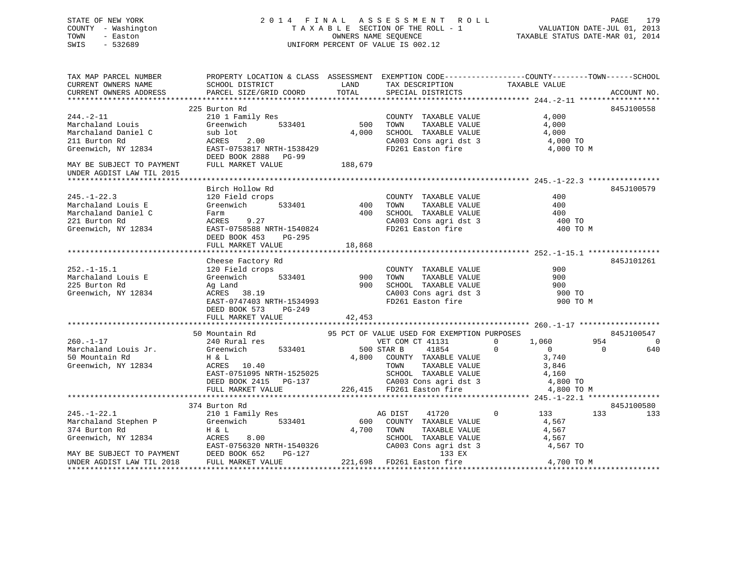STATE OF NEW YORK
COUNTY - Washington
TOWN - Easton
SWIS - 532689

2014 FINAL ASSESSMENT ROLL
TAXABLE SECTION OF THE ROLL - 1
OWNERS NAME SEQUENCE
UNIFORM PERCENT OF VALUE IS 002.12

VALUATION DATE-JUL 01, 2013
TAXABLE STATUS DATE-MAR 01, 2014

```
TAX MAP PARCEL NUMBER          PROPERTY LOCATION & CLASS  ASSESSMENT  EXEMPTION CODE-----------------COUNTY--------TOWN------SCHOOL
CURRENT OWNERS NAME            SCHOOL DISTRICT             LAND       TAX DESCRIPTION           TAXABLE VALUE
CURRENT OWNERS ADDRESS         PARCEL SIZE/GRID COORD      TOTAL      SPECIAL DISTRICTS                                    ACCOUNT NO.
******************************************************************************************************* 244.-2-11 *****************
                               225 Burton Rd                                                                               845J100558
244.-2-11                      210 1 Family Res                       COUNTY  TAXABLE VALUE              4,000
Marchaland Louis               Greenwich       533401        500      TOWN    TAXABLE VALUE              4,000
Marchaland Daniel C            sub lot                     4,000      SCHOOL  TAXABLE VALUE              4,000
211 Burton Rd                  ACRES    2.00                          CA003 Cons agri dst 3               4,000 TO
Greenwich, NY 12834            EAST-0753817 NRTH-1538429              FD261 Easton fire                   4,000 TO M
                               DEED BOOK 2888   PG-99
MAY BE SUBJECT TO PAYMENT      FULL MARKET VALUE         188,679
UNDER AGDIST LAW TIL 2015
******************************************************************************************************* 245.-1-22.3 ***************
                               Birch Hollow Rd                                                                             845J100579
245.-1-22.3                    120 Field crops                        COUNTY  TAXABLE VALUE                400
Marchaland Louis E             Greenwich       533401        400      TOWN    TAXABLE VALUE                400
Marchaland Daniel C            Farm                          400      SCHOOL  TAXABLE VALUE                400
221 Burton Rd                  ACRES    9.27                          CA003 Cons agri dst 3                 400 TO
Greenwich, NY 12834            EAST-0758588 NRTH-1540824              FD261 Easton fire                     400 TO M
                               DEED BOOK 453    PG-295
                               FULL MARKET VALUE          18,868
******************************************************************************************************* 252.-1-15.1 ***************
                               Cheese Factory Rd                                                                           845J101261
252.-1-15.1                    120 Field crops                        COUNTY  TAXABLE VALUE                900
Marchaland Louis E             Greenwich       533401        900      TOWN    TAXABLE VALUE                900
225 Burton Rd                  Ag Land                       900      SCHOOL  TAXABLE VALUE                900
Greenwich, NY 12834            ACRES   38.19                          CA003 Cons agri dst 3                 900 TO
                               EAST-0747403 NRTH-1534993              FD261 Easton fire                     900 TO M
                               DEED BOOK 573    PG-249
                               FULL MARKET VALUE          42,453
******************************************************************************************************* 260.-1-17 *****************
                               50 Mountain Rd              95 PCT OF VALUE USED FOR EXEMPTION PURPOSES                     845J100547
260.-1-17                      240 Rural res                          VET COM CT 41131        0      1,060         954           0
Marchaland Louis Jr.           Greenwich       533401        500 STAR B      41854            0          0           0         640
50 Mountain Rd                 H & L                       4,800      COUNTY  TAXABLE VALUE              3,740
Greenwich, NY 12834            ACRES   10.40                          TOWN    TAXABLE VALUE              3,846
                               EAST-0751095 NRTH-1525025              SCHOOL  TAXABLE VALUE              4,160
                               DEED BOOK 2415   PG-137                CA003 Cons agri dst 3               4,800 TO
                               FULL MARKET VALUE         226,415      FD261 Easton fire                   4,800 TO M
******************************************************************************************************* 245.-1-22.1 ***************
                               374 Burton Rd                                                                               845J100580
245.-1-22.1                    210 1 Family Res                       AG DIST     41720       0        133         133         133
Marchaland Stephen P           Greenwich       533401        600      COUNTY  TAXABLE VALUE              4,567
374 Burton Rd                  H & L                       4,700      TOWN    TAXABLE VALUE              4,567
Greenwich, NY 12834            ACRES    8.00                          SCHOOL  TAXABLE VALUE              4,567
                               EAST-0756320 NRTH-1540326              CA003 Cons agri dst 3               4,567 TO
MAY BE SUBJECT TO PAYMENT      DEED BOOK 652    PG-127                              133 EX
UNDER AGDIST LAW TIL 2018      FULL MARKET VALUE         221,698      FD261 Easton fire                   4,700 TO M
************************************************************************************************************************************
```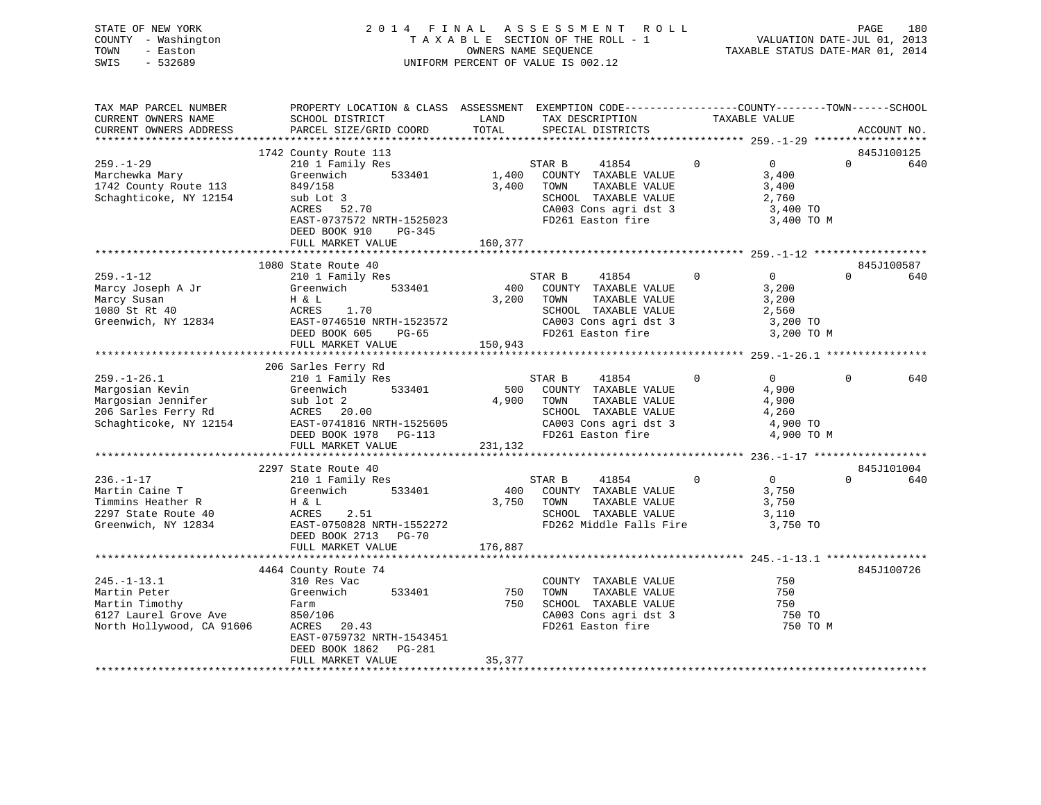STATE OF NEW YORK                    2014 FINAL ASSESSMENT ROLL
COUNTY - Washington                  TAXABLE SECTION OF THE ROLL - 1              VALUATION DATE-JUL 01, 2013
TOWN - Easton                        OWNERS NAME SEQUENCE                          TAXABLE STATUS DATE-MAR 01, 2014
SWIS - 532689                        UNIFORM PERCENT OF VALUE IS 002.12

```
TAX MAP PARCEL NUMBER        PROPERTY LOCATION & CLASS  ASSESSMENT  EXEMPTION CODE-----------------COUNTY--------TOWN------SCHOOL
CURRENT OWNERS NAME          SCHOOL DISTRICT               LAND      TAX DESCRIPTION            TAXABLE VALUE
CURRENT OWNERS ADDRESS       PARCEL SIZE/GRID COORD        TOTAL     SPECIAL DISTRICTS                                    ACCOUNT NO.
******************************************************************************************************* 259.-1-29 ******************
                       1742 County Route 113                                                                            845J100125
259.-1-29                    210 1 Family Res                   STAR B     41854          0          0          0          640
Marchewka Mary               Greenwich      533401       1,400   COUNTY  TAXABLE VALUE            3,400
1742 County Route 113        849/158                      3,400   TOWN    TAXABLE VALUE            3,400
Schaghticoke, NY 12154       sub Lot 3                            SCHOOL  TAXABLE VALUE            2,760
                             ACRES   52.70                        CA003 Cons agri dst 3             3,400 TO
                             EAST-0737572 NRTH-1525023            FD261 Easton fire                 3,400 TO M
                             DEED BOOK 910     PG-345
                             FULL MARKET VALUE           160,377
******************************************************************************************************* 259.-1-12 ******************
                       1080 State Route 40                                                                              845J100587
259.-1-12                    210 1 Family Res                   STAR B     41854          0          0          0          640
Marcy Joseph A Jr            Greenwich      533401         400   COUNTY  TAXABLE VALUE            3,200
Marcy Susan                  H & L                        3,200   TOWN    TAXABLE VALUE            3,200
1080 St Rt 40                ACRES    1.70                        SCHOOL  TAXABLE VALUE            2,560
Greenwich, NY 12834          EAST-0746510 NRTH-1523572            CA003 Cons agri dst 3             3,200 TO
                             DEED BOOK 605     PG-65              FD261 Easton fire                 3,200 TO M
                             FULL MARKET VALUE           150,943
******************************************************************************************************* 259.-1-26.1 ****************
                       206 Sarles Ferry Rd
259.-1-26.1                  210 1 Family Res                   STAR B     41854          0          0          0          640
Margosian Kevin              Greenwich      533401         500   COUNTY  TAXABLE VALUE            4,900
Margosian Jennifer           sub lot 2                    4,900   TOWN    TAXABLE VALUE            4,900
206 Sarles Ferry Rd          ACRES   20.00                        SCHOOL  TAXABLE VALUE            4,260
Schaghticoke, NY 12154       EAST-0741816 NRTH-1525605            CA003 Cons agri dst 3             4,900 TO
                             DEED BOOK 1978    PG-113             FD261 Easton fire                 4,900 TO M
                             FULL MARKET VALUE           231,132
******************************************************************************************************* 236.-1-17 ******************
                       2297 State Route 40                                                                              845J101004
236.-1-17                    210 1 Family Res                   STAR B     41854          0          0          0          640
Martin Caine T               Greenwich      533401         400   COUNTY  TAXABLE VALUE            3,750
Timmins Heather R            H & L                        3,750   TOWN    TAXABLE VALUE            3,750
2297 State Route 40          ACRES    2.51                        SCHOOL  TAXABLE VALUE            3,110
Greenwich, NY 12834          EAST-0750828 NRTH-1552272            FD262 Middle Falls Fire           3,750 TO
                             DEED BOOK 2713    PG-70
                             FULL MARKET VALUE           176,887
******************************************************************************************************* 245.-1-13.1 ****************
                       4464 County Route 74                                                                             845J100726
245.-1-13.1                  310 Res Vac                        COUNTY  TAXABLE VALUE              750
Martin Peter                 Greenwich      533401         750   TOWN    TAXABLE VALUE              750
Martin Timothy               Farm                           750   SCHOOL  TAXABLE VALUE              750
6127 Laurel Grove Ave        850/106                              CA003 Cons agri dst 3               750 TO
North Hollywood, CA 91606    ACRES   20.43                        FD261 Easton fire                   750 TO M
                             EAST-0759732 NRTH-1543451
                             DEED BOOK 1862    PG-281
                             FULL MARKET VALUE            35,377
************************************************************************************************************************************
```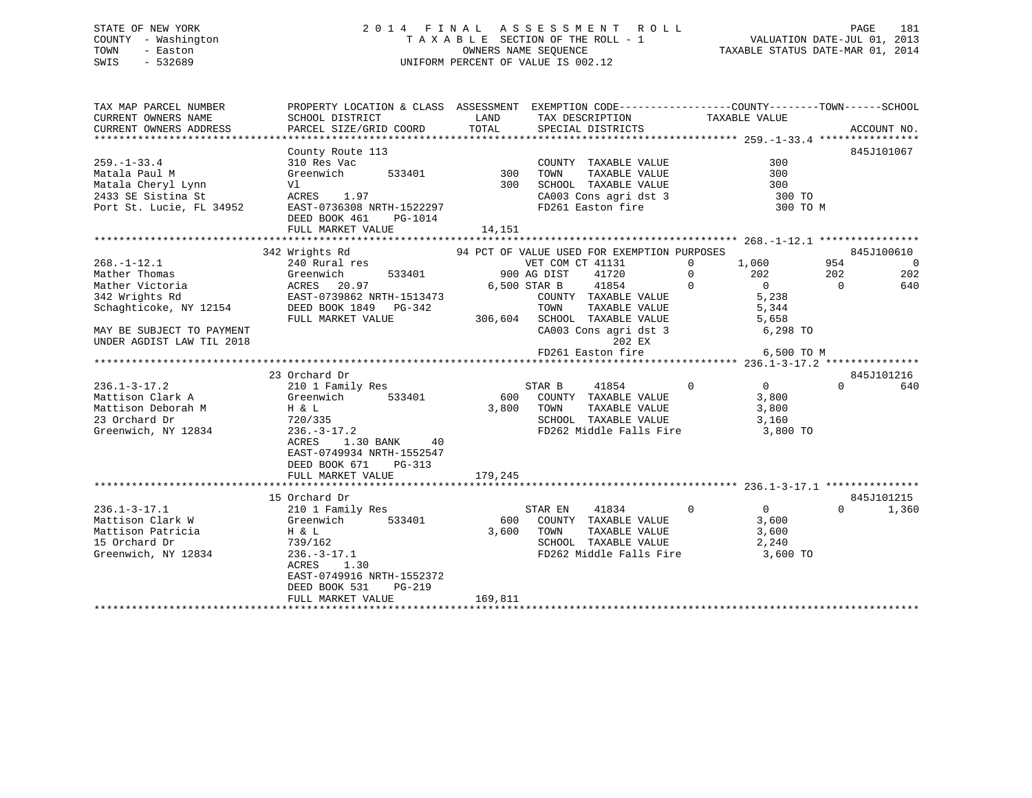STATE OF NEW YORK
COUNTY - Washington
TOWN - Easton
SWIS - 532689

2014 FINAL ASSESSMENT ROLL
TAXABLE SECTION OF THE ROLL - 1
OWNERS NAME SEQUENCE
UNIFORM PERCENT OF VALUE IS 002.12

VALUATION DATE-JUL 01, 2013
TAXABLE STATUS DATE-MAR 01, 2014

```
TAX MAP PARCEL NUMBER          PROPERTY LOCATION & CLASS  ASSESSMENT  EXEMPTION CODE------------------COUNTY--------TOWN------SCHOOL
CURRENT OWNERS NAME            SCHOOL DISTRICT               LAND      TAX DESCRIPTION            TAXABLE VALUE
CURRENT OWNERS ADDRESS         PARCEL SIZE/GRID COORD        TOTAL     SPECIAL DISTRICTS                                          ACCOUNT NO.
*********************************************************************************************** 259.-1-33.4 ****************
                               County Route 113                                                                               845J101067
259.-1-33.4                    310 Res Vac                              COUNTY  TAXABLE VALUE              300
Matala Paul M                  Greenwich      533401         300      TOWN    TAXABLE VALUE              300
Matala Cheryl Lynn             Vl                            300      SCHOOL  TAXABLE VALUE              300
2433 SE Sistina St             ACRES    1.97                           CA003 Cons agri dst 3                 300 TO
Port St. Lucie, FL 34952       EAST-0736308 NRTH-1522297              FD261 Easton fire                      300 TO M
                               DEED BOOK 461    PG-1014
                               FULL MARKET VALUE              14,151
*********************************************************************************************** 268.-1-12.1 ****************
                               342 Wrights Rd               94 PCT OF VALUE USED FOR EXEMPTION PURPOSES                       845J100610
268.-1-12.1                    240 Rural res                     VET COM CT 41131       0       1,060        954             0
Mather Thomas                  Greenwich      533401         900 AG DIST    41720       0         202        202           202
Mather Victoria                ACRES   20.97               6,500 STAR B     41854       0           0          0           640
342 Wrights Rd                 EAST-0739862 NRTH-1513473              COUNTY  TAXABLE VALUE            5,238
Schaghticoke, NY 12154         DEED BOOK 1849   PG-342                TOWN    TAXABLE VALUE            5,344
                               FULL MARKET VALUE             306,604  SCHOOL  TAXABLE VALUE            5,658
MAY BE SUBJECT TO PAYMENT                                             CA003 Cons agri dst 3              6,298 TO
UNDER AGDIST LAW TIL 2018                                                   202 EX
                                                                      FD261 Easton fire                  6,500 TO M
*********************************************************************************************** 236.1-3-17.2 ***************
                               23 Orchard Dr                                                                                  845J101216
236.1-3-17.2                   210 1 Family Res                  STAR B     41854       0           0          0           640
Mattison Clark A               Greenwich      533401         600    COUNTY  TAXABLE VALUE            3,800
Mattison Deborah M             H & L                       3,800    TOWN    TAXABLE VALUE            3,800
23 Orchard Dr                  720/335                                SCHOOL  TAXABLE VALUE            3,160
Greenwich, NY 12834            236.-3-17.2                            FD262 Middle Falls Fire            3,800 TO
                               ACRES    1.30 BANK     40
                               EAST-0749934 NRTH-1552547
                               DEED BOOK 671    PG-313
                               FULL MARKET VALUE             179,245
*********************************************************************************************** 236.1-3-17.1 ***************
                               15 Orchard Dr                                                                                  845J101215
236.1-3-17.1                   210 1 Family Res                  STAR EN    41834       0           0          0         1,360
Mattison Clark W               Greenwich      533401         600    COUNTY  TAXABLE VALUE            3,600
Mattison Patricia              H & L                       3,600    TOWN    TAXABLE VALUE            3,600
15 Orchard Dr                  739/162                                SCHOOL  TAXABLE VALUE            2,240
Greenwich, NY 12834            236.-3-17.1                            FD262 Middle Falls Fire            3,600 TO
                               ACRES    1.30
                               EAST-0749916 NRTH-1552372
                               DEED BOOK 531    PG-219
                               FULL MARKET VALUE             169,811
******************************************************************************************************************************
```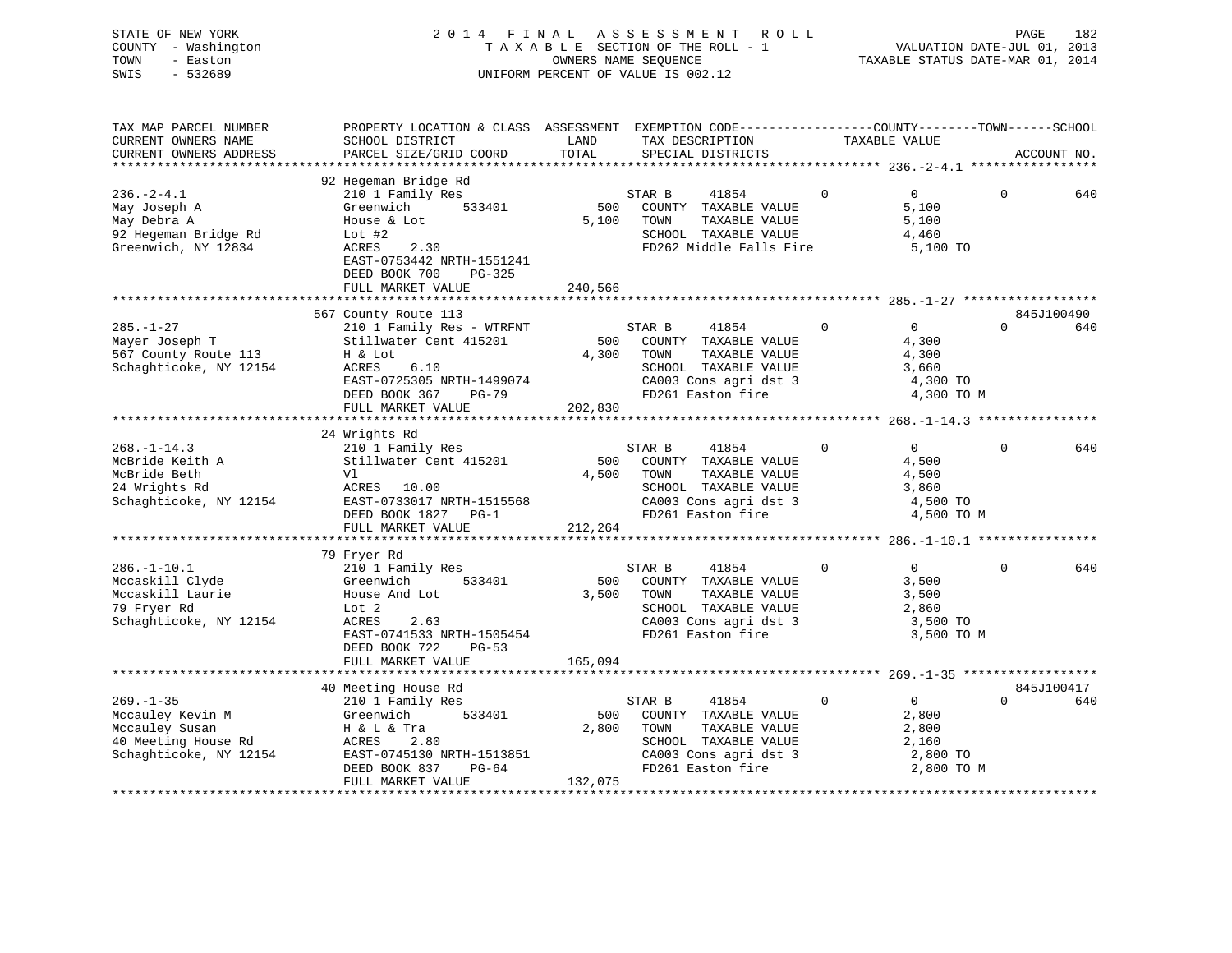STATE OF NEW YORK
COUNTY - Washington
TOWN - Easton
SWIS - 532689

2 0 1 4 F I N A L A S S E S S M E N T R O L L
T A X A B L E SECTION OF THE ROLL - 1
OWNERS NAME SEQUENCE
UNIFORM PERCENT OF VALUE IS 002.12

VALUATION DATE-JUL 01, 2013
TAXABLE STATUS DATE-MAR 01, 2014

```
TAX MAP PARCEL NUMBER          PROPERTY LOCATION & CLASS  ASSESSMENT  EXEMPTION CODE------------------COUNTY--------TOWN------SCHOOL
CURRENT OWNERS NAME            SCHOOL DISTRICT               LAND      TAX DESCRIPTION            TAXABLE VALUE
CURRENT OWNERS ADDRESS         PARCEL SIZE/GRID COORD       TOTAL      SPECIAL DISTRICTS                                      ACCOUNT NO.
******************************************************************************************************* 236.-2-4.1 *****************
                               92 Hegeman Bridge Rd
236.-2-4.1                     210 1 Family Res                   STAR B      41854          0         0          0          640
May Joseph A                   Greenwich        533401         500    COUNTY  TAXABLE VALUE           5,100
May Debra A                    House & Lot                   5,100    TOWN    TAXABLE VALUE           5,100
92 Hegeman Bridge Rd           Lot #2                                 SCHOOL  TAXABLE VALUE           4,460
Greenwich, NY 12834            ACRES    2.30                          FD262 Middle Falls Fire          5,100 TO
                               EAST-0753442 NRTH-1551241
                               DEED BOOK 700    PG-325
                               FULL MARKET VALUE           240,566
******************************************************************************************************* 285.-1-27 ******************
                               567 County Route 113                                                                  845J100490
285.-1-27                      210 1 Family Res - WTRFNT          STAR B      41854          0         0          0          640
Mayer Joseph T                 Stillwater Cent 415201          500    COUNTY  TAXABLE VALUE           4,300
567 County Route 113           H & Lot                       4,300    TOWN    TAXABLE VALUE           4,300
Schaghticoke, NY 12154         ACRES    6.10                          SCHOOL  TAXABLE VALUE           3,660
                               EAST-0725305 NRTH-1499074              CA003 Cons agri dst 3            4,300 TO
                               DEED BOOK 367    PG-79                 FD261 Easton fire                4,300 TO M
                               FULL MARKET VALUE           202,830
******************************************************************************************************* 268.-1-14.3 ****************
                               24 Wrights Rd
268.-1-14.3                    210 1 Family Res                   STAR B      41854          0         0          0          640
McBride Keith A                Stillwater Cent 415201          500    COUNTY  TAXABLE VALUE           4,500
McBride Beth                   Vl                            4,500    TOWN    TAXABLE VALUE           4,500
24 Wrights Rd                  ACRES   10.00                          SCHOOL  TAXABLE VALUE           3,860
Schaghticoke, NY 12154         EAST-0733017 NRTH-1515568              CA003 Cons agri dst 3            4,500 TO
                               DEED BOOK 1827   PG-1                  FD261 Easton fire                4,500 TO M
                               FULL MARKET VALUE           212,264
******************************************************************************************************* 286.-1-10.1 ****************
                               79 Fryer Rd
286.-1-10.1                    210 1 Family Res                   STAR B      41854          0         0          0          640
Mccaskill Clyde                Greenwich        533401         500    COUNTY  TAXABLE VALUE           3,500
Mccaskill Laurie               House And Lot                 3,500    TOWN    TAXABLE VALUE           3,500
79 Fryer Rd                    Lot 2                                  SCHOOL  TAXABLE VALUE           2,860
Schaghticoke, NY 12154         ACRES    2.63                          CA003 Cons agri dst 3            3,500 TO
                               EAST-0741533 NRTH-1505454              FD261 Easton fire                3,500 TO M
                               DEED BOOK 722    PG-53
                               FULL MARKET VALUE           165,094
******************************************************************************************************* 269.-1-35 ******************
                               40 Meeting House Rd                                                                   845J100417
269.-1-35                      210 1 Family Res                   STAR B      41854          0         0          0          640
Mccauley Kevin M               Greenwich        533401         500    COUNTY  TAXABLE VALUE           2,800
Mccauley Susan                 H & L & Tra                   2,800    TOWN    TAXABLE VALUE           2,800
40 Meeting House Rd            ACRES    2.80                          SCHOOL  TAXABLE VALUE           2,160
Schaghticoke, NY 12154         EAST-0745130 NRTH-1513851              CA003 Cons agri dst 3            2,800 TO
                               DEED BOOK 837    PG-64                 FD261 Easton fire                2,800 TO M
                               FULL MARKET VALUE           132,075
************************************************************************************************************************************
```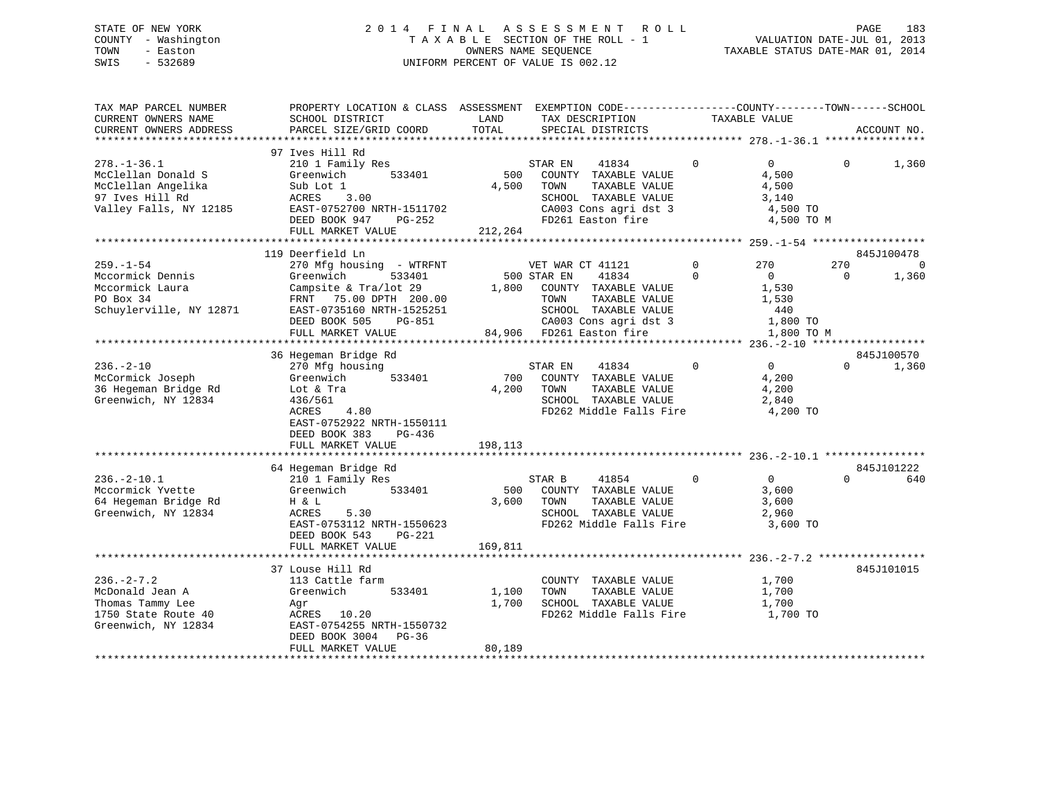STATE OF NEW YORK
COUNTY - Washington
TOWN - Easton
SWIS - 532689

2014 FINAL ASSESSMENT ROLL
TAXABLE SECTION OF THE ROLL - 1
OWNERS NAME SEQUENCE
UNIFORM PERCENT OF VALUE IS 002.12

VALUATION DATE-JUL 01, 2013
TAXABLE STATUS DATE-MAR 01, 2014

```
TAX MAP PARCEL NUMBER      PROPERTY LOCATION & CLASS  ASSESSMENT  EXEMPTION CODE-----------------COUNTY--------TOWN------SCHOOL
CURRENT OWNERS NAME        SCHOOL DISTRICT               LAND      TAX DESCRIPTION             TAXABLE VALUE
CURRENT OWNERS ADDRESS     PARCEL SIZE/GRID COORD        TOTAL     SPECIAL DISTRICTS                                     ACCOUNT NO.
******************************************************************************************************* 278.-1-36.1 ****************
                           97 Ives Hill Rd
278.-1-36.1                210 1 Family Res                   STAR EN    41834         0           0            0       1,360
McClellan Donald S         Greenwich       533401        500   COUNTY  TAXABLE VALUE             4,500
McClellan Angelika         Sub Lot 1                   4,500   TOWN    TAXABLE VALUE             4,500
97 Ives Hill Rd            ACRES     3.00                      SCHOOL  TAXABLE VALUE             3,140
Valley Falls, NY 12185     EAST-0752700 NRTH-1511702           CA003 Cons agri dst 3              4,500 TO
                           DEED BOOK 947    PG-252             FD261 Easton fire                  4,500 TO M
                           FULL MARKET VALUE         212,264
******************************************************************************************************* 259.-1-54 ******************
                           119 Deerfield Ln                                                                         845J100478
259.-1-54                  270 Mfg housing  - WTRFNT          VET WAR CT 41121         0         270          270            0
Mccormick Dennis           Greenwich       533401        500 STAR EN    41834         0           0            0       1,360
Mccormick Laura            Campsite & Tra/lot 29       1,800   COUNTY  TAXABLE VALUE             1,530
PO Box 34                  FRNT   75.00 DPTH 200.00            TOWN    TAXABLE VALUE             1,530
Schuylerville, NY 12871    EAST-0735160 NRTH-1525251           SCHOOL  TAXABLE VALUE               440
                           DEED BOOK 505    PG-851             CA003 Cons agri dst 3              1,800 TO
                           FULL MARKET VALUE          84,906   FD261 Easton fire                  1,800 TO M
******************************************************************************************************* 236.-2-10 ******************
                           36 Hegeman Bridge Rd                                                                     845J100570
236.-2-10                  270 Mfg housing                    STAR EN    41834         0           0            0       1,360
McCormick Joseph           Greenwich       533401        700   COUNTY  TAXABLE VALUE             4,200
36 Hegeman Bridge Rd       Lot & Tra                   4,200   TOWN    TAXABLE VALUE             4,200
Greenwich, NY 12834        436/561                             SCHOOL  TAXABLE VALUE             2,840
                           ACRES     4.80                      FD262 Middle Falls Fire            4,200 TO
                           EAST-0752922 NRTH-1550111
                           DEED BOOK 383    PG-436
                           FULL MARKET VALUE         198,113
******************************************************************************************************* 236.-2-10.1 ****************
                           64 Hegeman Bridge Rd                                                                     845J101222
236.-2-10.1                210 1 Family Res                   STAR B     41854         0           0            0         640
Mccormick Yvette           Greenwich       533401        500   COUNTY  TAXABLE VALUE             3,600
64 Hegeman Bridge Rd       H & L                       3,600   TOWN    TAXABLE VALUE             3,600
Greenwich, NY 12834        ACRES     5.30                      SCHOOL  TAXABLE VALUE             2,960
                           EAST-0753112 NRTH-1550623           FD262 Middle Falls Fire            3,600 TO
                           DEED BOOK 543    PG-221
                           FULL MARKET VALUE         169,811
******************************************************************************************************* 236.-2-7.2 *****************
                           37 Louse Hill Rd                                                                         845J101015
236.-2-7.2                 113 Cattle farm                     COUNTY  TAXABLE VALUE             1,700
McDonald Jean A            Greenwich       533401      1,100   TOWN    TAXABLE VALUE             1,700
Thomas Tammy Lee           Agr                         1,700   SCHOOL  TAXABLE VALUE             1,700
1750 State Route 40        ACRES    10.20                      FD262 Middle Falls Fire            1,700 TO
Greenwich, NY 12834        EAST-0754255 NRTH-1550732
                           DEED BOOK 3004   PG-36
                           FULL MARKET VALUE          80,189
************************************************************************************************************************************
```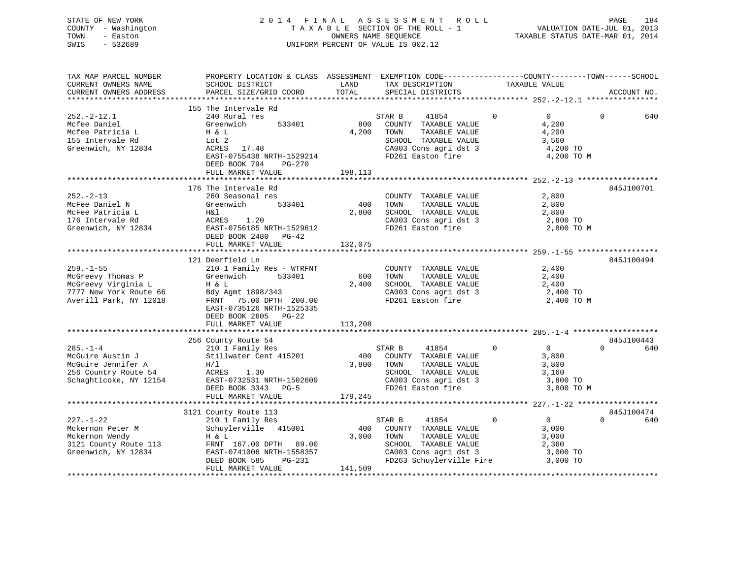STATE OF NEW YORK
COUNTY - Washington
TOWN - Easton
SWIS - 532689

2014 FINAL ASSESSMENT ROLL
TAXABLE SECTION OF THE ROLL - 1
OWNERS NAME SEQUENCE
UNIFORM PERCENT OF VALUE IS 002.12

VALUATION DATE-JUL 01, 2013
TAXABLE STATUS DATE-MAR 01, 2014

```
TAX MAP PARCEL NUMBER         PROPERTY LOCATION & CLASS  ASSESSMENT  EXEMPTION CODE------------------COUNTY--------TOWN------SCHOOL
CURRENT OWNERS NAME           SCHOOL DISTRICT               LAND      TAX DESCRIPTION              TAXABLE VALUE
CURRENT OWNERS ADDRESS        PARCEL SIZE/GRID COORD        TOTAL     SPECIAL DISTRICTS                                      ACCOUNT NO.
******************************************************************************************************* 252.-2-12.1 ****************
                              155 The Intervale Rd
252.-2-12.1                   240 Rural res                         STAR B      41854           0           0            0        640
Mcfee Daniel                  Greenwich       533401          800   COUNTY  TAXABLE VALUE               4,200
Mcfee Patricia L              H & L                          4,200  TOWN    TAXABLE VALUE               4,200
155 Intervale Rd              Lot 2                                 SCHOOL  TAXABLE VALUE               3,560
Greenwich, NY 12834           ACRES   17.48                         CA003 Cons agri dst 3                4,200 TO
                              EAST-0755438 NRTH-1529214             FD261 Easton fire                    4,200 TO M
                              DEED BOOK 794    PG-270
                              FULL MARKET VALUE             198,113
******************************************************************************************************* 252.-2-13 ******************
                              176 The Intervale Rd                                                                    845J100701
252.-2-13                     260 Seasonal res                      COUNTY  TAXABLE VALUE               2,800
McFee Daniel N                Greenwich       533401          400   TOWN    TAXABLE VALUE               2,800
McFee Patricia L              H&l                            2,800  SCHOOL  TAXABLE VALUE               2,800
176 Intervale Rd              ACRES    1.20                         CA003 Cons agri dst 3                2,800 TO
Greenwich, NY 12834           EAST-0756185 NRTH-1529612             FD261 Easton fire                    2,800 TO M
                              DEED BOOK 2480   PG-42
                              FULL MARKET VALUE             132,075
******************************************************************************************************* 259.-1-55 ******************
                              121 Deerfield Ln                                                                        845J100494
259.-1-55                     210 1 Family Res - WTRFNT             COUNTY  TAXABLE VALUE               2,400
McGreevy Thomas P             Greenwich       533401          600   TOWN    TAXABLE VALUE               2,400
McGreevy Virginia L           H & L                          2,400  SCHOOL  TAXABLE VALUE               2,400
7777 New York Route 66        Bdy Agmt 1898/343                     CA003 Cons agri dst 3                2,400 TO
Averill Park, NY 12018        FRNT   75.00 DPTH 200.00              FD261 Easton fire                    2,400 TO M
                              EAST-0735126 NRTH-1525335
                              DEED BOOK 2605   PG-22
                              FULL MARKET VALUE             113,208
******************************************************************************************************* 285.-1-4 *******************
                              256 County Route 54                                                                     845J100443
285.-1-4                      210 1 Family Res                      STAR B      41854           0           0            0        640
McGuire Austin J              Stillwater Cent 415201          400   COUNTY  TAXABLE VALUE               3,800
McGuire Jennifer A            H/l                            3,800  TOWN    TAXABLE VALUE               3,800
256 Country Route 54          ACRES    1.30                         SCHOOL  TAXABLE VALUE               3,160
Schaghticoke, NY 12154        EAST-0732531 NRTH-1502609             CA003 Cons agri dst 3                3,800 TO
                              DEED BOOK 3343   PG-5                 FD261 Easton fire                    3,800 TO M
                              FULL MARKET VALUE             179,245
******************************************************************************************************* 227.-1-22 ******************
                              3121 County Route 113                                                                   845J100474
227.-1-22                     210 1 Family Res                      STAR B      41854           0           0            0        640
Mckernon Peter M              Schuylerville   415001          400   COUNTY  TAXABLE VALUE               3,000
Mckernon Wendy                H & L                          3,000  TOWN    TAXABLE VALUE               3,000
3121 County Route 113         FRNT  167.00 DPTH  89.00              SCHOOL  TAXABLE VALUE               2,360
Greenwich, NY 12834           EAST-0741006 NRTH-1558357             CA003 Cons agri dst 3                3,000 TO
                              DEED BOOK 585    PG-231               FD263 Schuylerville Fire             3,000 TO
                              FULL MARKET VALUE             141,509
************************************************************************************************************************************
```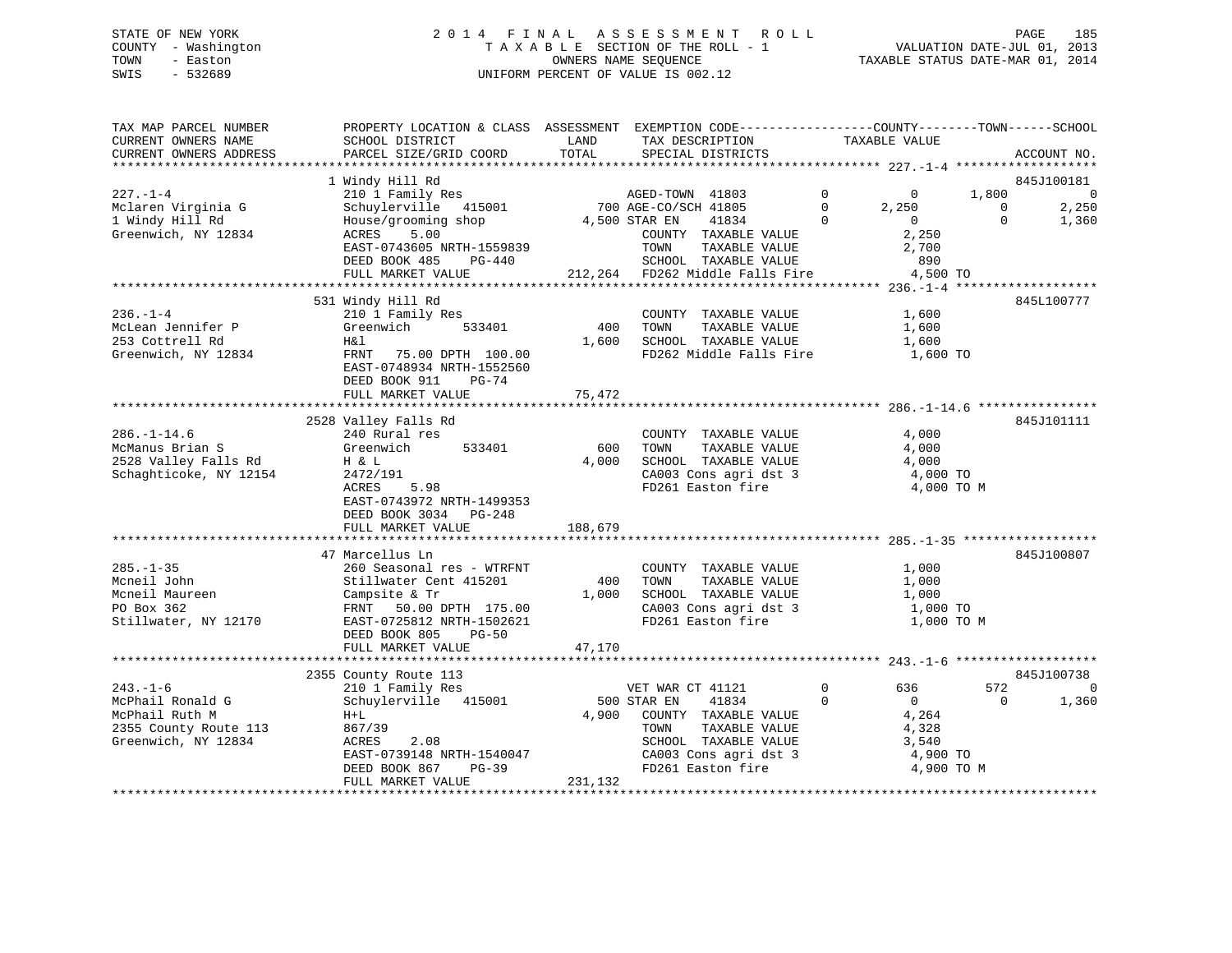STATE OF NEW YORK
COUNTY - Washington
TOWN - Easton
SWIS - 532689

2014 FINAL ASSESSMENT ROLL
TAXABLE SECTION OF THE ROLL - 1
OWNERS NAME SEQUENCE
UNIFORM PERCENT OF VALUE IS 002.12

VALUATION DATE-JUL 01, 2013
TAXABLE STATUS DATE-MAR 01, 2014

```
TAX MAP PARCEL NUMBER          PROPERTY LOCATION & CLASS  ASSESSMENT  EXEMPTION CODE------------------COUNTY--------TOWN------SCHOOL
CURRENT OWNERS NAME            SCHOOL DISTRICT              LAND      TAX DESCRIPTION             TAXABLE VALUE
CURRENT OWNERS ADDRESS         PARCEL SIZE/GRID COORD       TOTAL     SPECIAL DISTRICTS                                     ACCOUNT NO.
******************************************************************************************************* 227.-1-4 *******************
                               1 Windy Hill Rd                                                                              845J100181
227.-1-4                       210 1 Family Res                  AGED-TOWN  41803          0           0      1,800            0
Mclaren Virginia G             Schuylerville   415001        700 AGE-CO/SCH 41805          0       2,250          0        2,250
1 Windy Hill Rd                House/grooming shop         4,500 STAR EN    41834          0           0          0        1,360
Greenwich, NY 12834            ACRES     5.00                     COUNTY  TAXABLE VALUE             2,250
                               EAST-0743605 NRTH-1559839          TOWN    TAXABLE VALUE             2,700
                               DEED BOOK 485    PG-440            SCHOOL  TAXABLE VALUE               890
                               FULL MARKET VALUE           212,264 FD262 Middle Falls Fire           4,500 TO
******************************************************************************************************* 236.-1-4 *******************
                               531 Windy Hill Rd                                                                            845L100777
236.-1-4                       210 1 Family Res                   COUNTY  TAXABLE VALUE             1,600
McLean Jennifer P              Greenwich       533401        400  TOWN    TAXABLE VALUE             1,600
253 Cottrell Rd                H&l                         1,600  SCHOOL  TAXABLE VALUE             1,600
Greenwich, NY 12834            FRNT    75.00 DPTH 100.00          FD262 Middle Falls Fire           1,600 TO
                               EAST-0748934 NRTH-1552560
                               DEED BOOK 911    PG-74
                               FULL MARKET VALUE            75,472
******************************************************************************************************* 286.-1-14.6 ****************
                               2528 Valley Falls Rd                                                                         845J101111
286.-1-14.6                    240 Rural res                      COUNTY  TAXABLE VALUE             4,000
McManus Brian S                Greenwich       533401        600  TOWN    TAXABLE VALUE             4,000
2528 Valley Falls Rd           H & L                       4,000  SCHOOL  TAXABLE VALUE             4,000
Schaghticoke, NY 12154         2472/191                           CA003 Cons agri dst 3             4,000 TO
                               ACRES     5.98                     FD261 Easton fire                 4,000 TO M
                               EAST-0743972 NRTH-1499353
                               DEED BOOK 3034   PG-248
                               FULL MARKET VALUE           188,679
******************************************************************************************************* 285.-1-35 ******************
                               47 Marcellus Ln                                                                              845J100807
285.-1-35                      260 Seasonal res - WTRFNT          COUNTY  TAXABLE VALUE             1,000
Mcneil John                    Stillwater Cent 415201        400  TOWN    TAXABLE VALUE             1,000
Mcneil Maureen                 Campsite & Tr               1,000  SCHOOL  TAXABLE VALUE             1,000
PO Box 362                     FRNT    50.00 DPTH 175.00          CA003 Cons agri dst 3             1,000 TO
Stillwater, NY 12170           EAST-0725812 NRTH-1502621          FD261 Easton fire                 1,000 TO M
                               DEED BOOK 805    PG-50
                               FULL MARKET VALUE            47,170
******************************************************************************************************* 243.-1-6 *******************
                               2355 County Route 113                                                                        845J100738
243.-1-6                       210 1 Family Res                  VET WAR CT 41121          0         636        572            0
McPhail Ronald G               Schuylerville   415001        500 STAR EN    41834          0           0          0        1,360
McPhail Ruth M                 H+L                         4,900  COUNTY  TAXABLE VALUE             4,264
2355 County Route 113          867/39                             TOWN    TAXABLE VALUE             4,328
Greenwich, NY 12834            ACRES     2.08                     SCHOOL  TAXABLE VALUE             3,540
                               EAST-0739148 NRTH-1540047          CA003 Cons agri dst 3             4,900 TO
                               DEED BOOK 867    PG-39             FD261 Easton fire                 4,900 TO M
                               FULL MARKET VALUE           231,132
************************************************************************************************************************************
```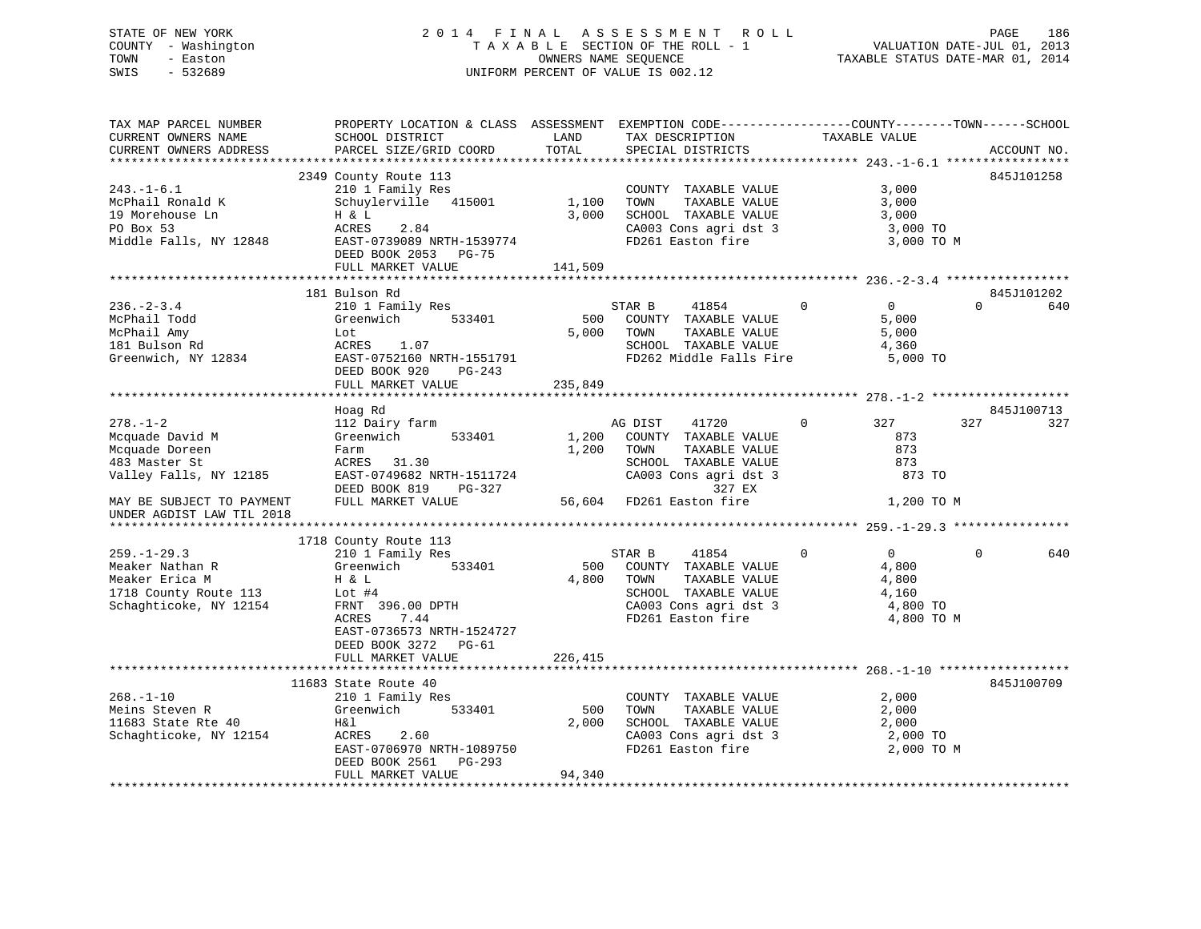STATE OF NEW YORK
COUNTY - Washington
TOWN - Easton
SWIS - 532689

2014 FINAL ASSESSMENT ROLL
TAXABLE SECTION OF THE ROLL - 1
OWNERS NAME SEQUENCE
UNIFORM PERCENT OF VALUE IS 002.12

VALUATION DATE-JUL 01, 2013
TAXABLE STATUS DATE-MAR 01, 2014

```
TAX MAP PARCEL NUMBER          PROPERTY LOCATION & CLASS  ASSESSMENT  EXEMPTION CODE------------------COUNTY--------TOWN------SCHOOL
CURRENT OWNERS NAME            SCHOOL DISTRICT              LAND      TAX DESCRIPTION            TAXABLE VALUE
CURRENT OWNERS ADDRESS         PARCEL SIZE/GRID COORD       TOTAL     SPECIAL DISTRICTS                                   ACCOUNT NO.
*********************************************************************************************** 243.-1-6.1 *****************
                               2349 County Route 113                                                                      845J101258
243.-1-6.1                     210 1 Family Res                       COUNTY  TAXABLE VALUE            3,000
McPhail Ronald K               Schuylerville   415001       1,100     TOWN    TAXABLE VALUE            3,000
19 Morehouse Ln                H & L                        3,000     SCHOOL  TAXABLE VALUE            3,000
PO Box 53                      ACRES    2.84                          CA003 Cons agri dst 3             3,000 TO
Middle Falls, NY 12848         EAST-0739089 NRTH-1539774              FD261 Easton fire                 3,000 TO M
                               DEED BOOK 2053   PG-75
                               FULL MARKET VALUE            141,509
*********************************************************************************************** 236.-2-3.4 *****************
                               181 Bulson Rd                                                                              845J101202
236.-2-3.4                     210 1 Family Res                       STAR B     41854         0          0            0          640
McPhail Todd                   Greenwich       533401         500     COUNTY  TAXABLE VALUE            5,000
McPhail Amy                    Lot                          5,000     TOWN    TAXABLE VALUE            5,000
181 Bulson Rd                  ACRES    1.07                          SCHOOL  TAXABLE VALUE            4,360
Greenwich, NY 12834            EAST-0752160 NRTH-1551791              FD262 Middle Falls Fire          5,000 TO
                               DEED BOOK 920    PG-243
                               FULL MARKET VALUE            235,849
*********************************************************************************************** 278.-1-2 *******************
                               Hoag Rd                                                                                    845J100713
278.-1-2                       112 Dairy farm                         AG DIST    41720         0        327          327          327
Mcquade David M                Greenwich       533401       1,200     COUNTY  TAXABLE VALUE              873
Mcquade Doreen                 Farm                         1,200     TOWN    TAXABLE VALUE              873
483 Master St                  ACRES   31.30                          SCHOOL  TAXABLE VALUE              873
Valley Falls, NY 12185         EAST-0749682 NRTH-1511724              CA003 Cons agri dst 3               873 TO
                               DEED BOOK 819    PG-327                            327 EX
MAY BE SUBJECT TO PAYMENT      FULL MARKET VALUE             56,604   FD261 Easton fire                 1,200 TO M
UNDER AGDIST LAW TIL 2018
*********************************************************************************************** 259.-1-29.3 ****************
                               1718 County Route 113
259.-1-29.3                    210 1 Family Res                       STAR B     41854         0          0            0          640
Meaker Nathan R                Greenwich       533401         500     COUNTY  TAXABLE VALUE            4,800
Meaker Erica M                 H & L                        4,800     TOWN    TAXABLE VALUE            4,800
1718 County Route 113          Lot #4                                 SCHOOL  TAXABLE VALUE            4,160
Schaghticoke, NY 12154         FRNT 396.00 DPTH                       CA003 Cons agri dst 3             4,800 TO
                               ACRES    7.44                          FD261 Easton fire                 4,800 TO M
                               EAST-0736573 NRTH-1524727
                               DEED BOOK 3272   PG-61
                               FULL MARKET VALUE            226,415
*********************************************************************************************** 268.-1-10 ******************
                               11683 State Route 40                                                                       845J100709
268.-1-10                      210 1 Family Res                       COUNTY  TAXABLE VALUE            2,000
Meins Steven R                 Greenwich       533401         500     TOWN    TAXABLE VALUE            2,000
11683 State Rte 40             H&l                          2,000     SCHOOL  TAXABLE VALUE            2,000
Schaghticoke, NY 12154         ACRES    2.60                          CA003 Cons agri dst 3             2,000 TO
                               EAST-0706970 NRTH-1089750              FD261 Easton fire                 2,000 TO M
                               DEED BOOK 2561   PG-293
                               FULL MARKET VALUE             94,340
******************************************************************************************************************************
```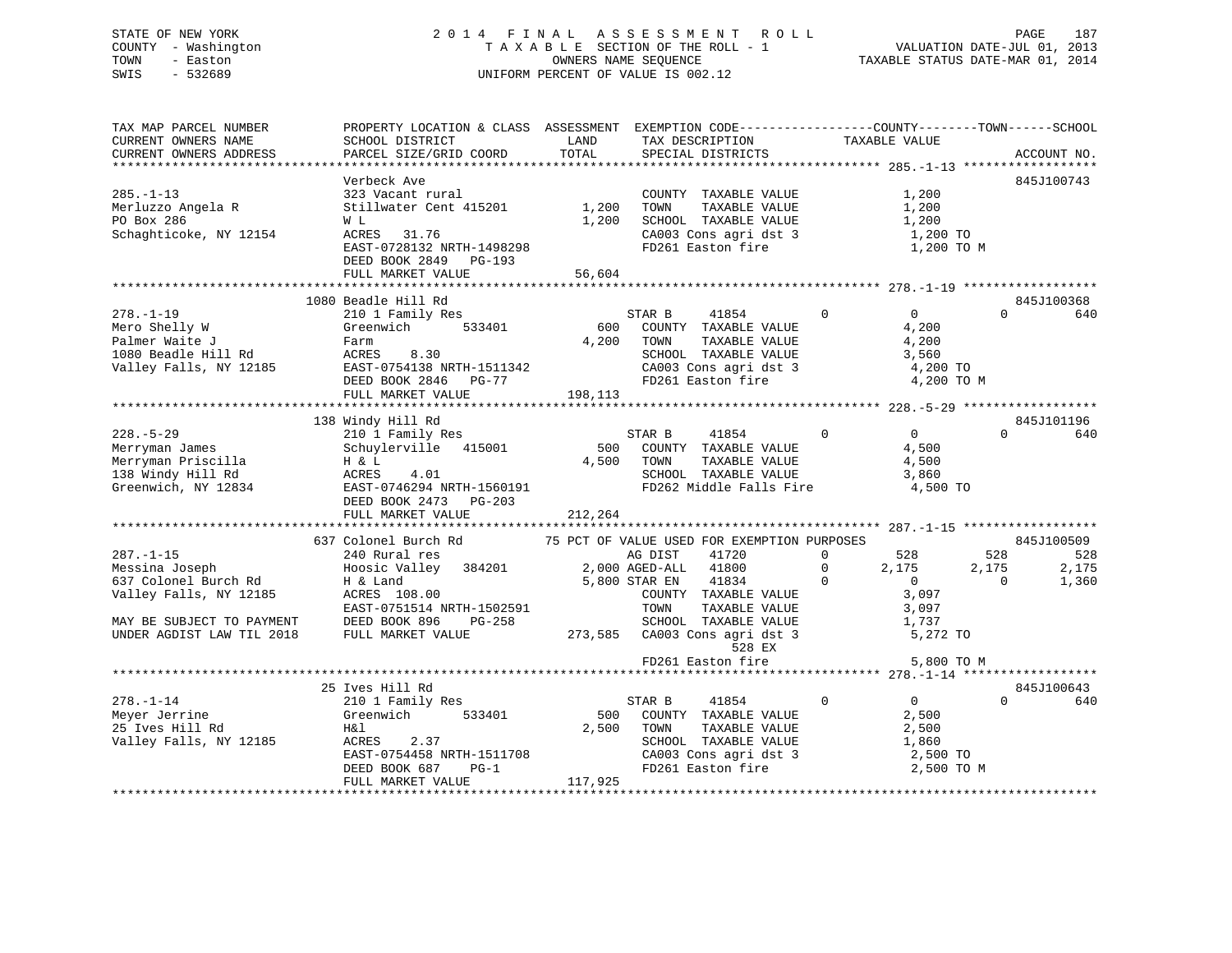STATE OF NEW YORK
COUNTY - Washington
TOWN - Easton
SWIS - 532689

2014 FINAL ASSESSMENT ROLL
TAXABLE SECTION OF THE ROLL - 1
OWNERS NAME SEQUENCE
UNIFORM PERCENT OF VALUE IS 002.12

VALUATION DATE-JUL 01, 2013
TAXABLE STATUS DATE-MAR 01, 2014

| TAX MAP PARCEL NUMBER / CURRENT OWNERS NAME / CURRENT OWNERS ADDRESS | PROPERTY LOCATION & CLASS / SCHOOL DISTRICT / PARCEL SIZE/GRID COORD | ASSESSMENT LAND / TOTAL | EXEMPTION CODE / TAX DESCRIPTION / SPECIAL DISTRICTS | COUNTY TAXABLE VALUE | TOWN | SCHOOL | ACCOUNT NO. |
|---|---|---|---|---|---|---|---|
| **285.-1-13** | Verbeck Ave | | | | | | 845J100743 |
| 285.-1-13 | 323 Vacant rural | | COUNTY TAXABLE VALUE | 1,200 | | | |
| Merluzzo Angela R | Stillwater Cent 415201 | 1,200 | TOWN TAXABLE VALUE | 1,200 | | | |
| PO Box 286 | W L | 1,200 | SCHOOL TAXABLE VALUE | 1,200 | | | |
| Schaghticoke, NY 12154 | ACRES 31.76 | | CA003 Cons agri dst 3 | 1,200 TO | | | |
| | EAST-0728132 NRTH-1498298 | | FD261 Easton fire | 1,200 TO M | | | |
| | DEED BOOK 2849 PG-193 | | | | | | |
| | FULL MARKET VALUE | 56,604 | | | | | |
| **278.-1-19** | 1080 Beadle Hill Rd | | | | | | 845J100368 |
| 278.-1-19 | 210 1 Family Res | | STAR B 41854 0 | 0 | 0 | 640 | |
| Mero Shelly W | Greenwich 533401 | 600 | COUNTY TAXABLE VALUE | 4,200 | | | |
| Palmer Waite J | Farm | 4,200 | TOWN TAXABLE VALUE | 4,200 | | | |
| 1080 Beadle Hill Rd | ACRES 8.30 | | SCHOOL TAXABLE VALUE | 3,560 | | | |
| Valley Falls, NY 12185 | EAST-0754138 NRTH-1511342 | | CA003 Cons agri dst 3 | 4,200 TO | | | |
| | DEED BOOK 2846 PG-77 | | FD261 Easton fire | 4,200 TO M | | | |
| | FULL MARKET VALUE | 198,113 | | | | | |
| **228.-5-29** | 138 Windy Hill Rd | | | | | | 845J101196 |
| 228.-5-29 | 210 1 Family Res | | STAR B 41854 0 | 0 | 0 | 640 | |
| Merryman James | Schuylerville 415001 | 500 | COUNTY TAXABLE VALUE | 4,500 | | | |
| Merryman Priscilla | H & L | 4,500 | TOWN TAXABLE VALUE | 4,500 | | | |
| 138 Windy Hill Rd | ACRES 4.01 | | SCHOOL TAXABLE VALUE | 3,860 | | | |
| Greenwich, NY 12834 | EAST-0746294 NRTH-1560191 | | FD262 Middle Falls Fire | 4,500 TO | | | |
| | DEED BOOK 2473 PG-203 | | | | | | |
| | FULL MARKET VALUE | 212,264 | | | | | |
| **287.-1-15** | 637 Colonel Burch Rd | | 75 PCT OF VALUE USED FOR EXEMPTION PURPOSES | | | | 845J100509 |
| 287.-1-15 | 240 Rural res | | AG DIST 41720 0 | 528 | 528 | 528 | |
| Messina Joseph | Hoosic Valley 384201 | 2,000 | AGED-ALL 41800 0 | 2,175 | 2,175 | 2,175 | |
| 637 Colonel Burch Rd | H & Land | 5,800 | STAR EN 41834 0 | 0 | 0 | 1,360 | |
| Valley Falls, NY 12185 | ACRES 108.00 | | COUNTY TAXABLE VALUE | 3,097 | | | |
| | EAST-0751514 NRTH-1502591 | | TOWN TAXABLE VALUE | 3,097 | | | |
| MAY BE SUBJECT TO PAYMENT | DEED BOOK 896 PG-258 | | SCHOOL TAXABLE VALUE | 1,737 | | | |
| UNDER AGDIST LAW TIL 2018 | FULL MARKET VALUE | 273,585 | CA003 Cons agri dst 3 | 5,272 TO | | | |
| | | | 528 EX | | | | |
| | | | FD261 Easton fire | 5,800 TO M | | | |
| **278.-1-14** | 25 Ives Hill Rd | | | | | | 845J100643 |
| 278.-1-14 | 210 1 Family Res | | STAR B 41854 0 | 0 | 0 | 640 | |
| Meyer Jerrine | Greenwich 533401 | 500 | COUNTY TAXABLE VALUE | 2,500 | | | |
| 25 Ives Hill Rd | H&l | 2,500 | TOWN TAXABLE VALUE | 2,500 | | | |
| Valley Falls, NY 12185 | ACRES 2.37 | | SCHOOL TAXABLE VALUE | 1,860 | | | |
| | EAST-0754458 NRTH-1511708 | | CA003 Cons agri dst 3 | 2,500 TO | | | |
| | DEED BOOK 687 PG-1 | | FD261 Easton fire | 2,500 TO M | | | |
| | FULL MARKET VALUE | 117,925 | | | | | |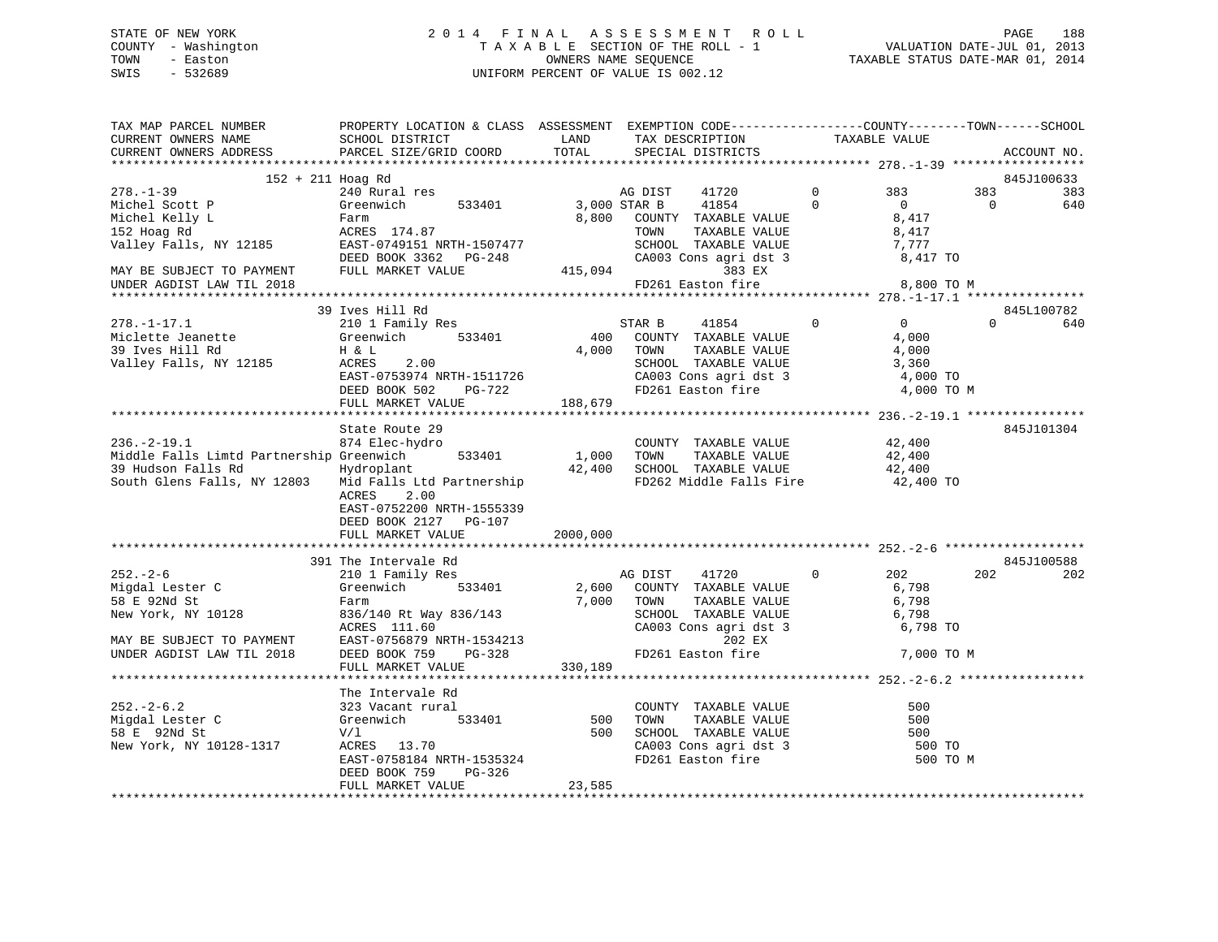STATE OF NEW YORK
COUNTY - Washington
TOWN - Easton
SWIS - 532689

2014 FINAL ASSESSMENT ROLL
TAXABLE SECTION OF THE ROLL - 1
OWNERS NAME SEQUENCE
UNIFORM PERCENT OF VALUE IS 002.12

VALUATION DATE-JUL 01, 2013
TAXABLE STATUS DATE-MAR 01, 2014

```
TAX MAP PARCEL NUMBER          PROPERTY LOCATION & CLASS  ASSESSMENT  EXEMPTION CODE-----------------COUNTY--------TOWN------SCHOOL
CURRENT OWNERS NAME            SCHOOL DISTRICT               LAND      TAX DESCRIPTION            TAXABLE VALUE
CURRENT OWNERS ADDRESS         PARCEL SIZE/GRID COORD        TOTAL     SPECIAL DISTRICTS                                   ACCOUNT NO.
******************************************************************************************************* 278.-1-39 *****************
          152 + 211 Hoag Rd                                                                                                845J100633
278.-1-39                      240 Rural res                       AG DIST    41720        0         383         383         383
Michel Scott P                 Greenwich       533401        3,000 STAR B     41854        0           0           0         640
Michel Kelly L                 Farm                          8,800    COUNTY  TAXABLE VALUE            8,417
152 Hoag Rd                    ACRES 174.87                           TOWN    TAXABLE VALUE            8,417
Valley Falls, NY 12185         EAST-0749151 NRTH-1507477              SCHOOL  TAXABLE VALUE            7,777
                               DEED BOOK 3362   PG-248                CA003 Cons agri dst 3             8,417 TO
MAY BE SUBJECT TO PAYMENT      FULL MARKET VALUE           415,094              383 EX
UNDER AGDIST LAW TIL 2018                                             FD261 Easton fire                 8,800 TO M
******************************************************************************************************* 278.-1-17.1 ***************
          39 Ives Hill Rd                                                                                                  845L100782
278.-1-17.1                    210 1 Family Res                    STAR B     41854        0           0           0         640
Miclette Jeanette              Greenwich       533401          400    COUNTY  TAXABLE VALUE            4,000
39 Ives Hill Rd                H & L                         4,000    TOWN    TAXABLE VALUE            4,000
Valley Falls, NY 12185         ACRES     2.00                         SCHOOL  TAXABLE VALUE            3,360
                               EAST-0753974 NRTH-1511726              CA003 Cons agri dst 3             4,000 TO
                               DEED BOOK 502    PG-722                FD261 Easton fire                 4,000 TO M
                               FULL MARKET VALUE           188,679
******************************************************************************************************* 236.-2-19.1 ***************
          State Route 29                                                                                                   845J101304
236.-2-19.1                    874 Elec-hydro                         COUNTY  TAXABLE VALUE           42,400
Middle Falls Limtd Partnership Greenwich       533401        1,000    TOWN    TAXABLE VALUE           42,400
39 Hudson Falls Rd             Hydroplant                   42,400    SCHOOL  TAXABLE VALUE           42,400
South Glens Falls, NY 12803    Mid Falls Ltd Partnership              FD262 Middle Falls Fire          42,400 TO
                               ACRES     2.00
                               EAST-0752200 NRTH-1555339
                               DEED BOOK 2127   PG-107
                               FULL MARKET VALUE          2000,000
******************************************************************************************************* 252.-2-6 ******************
          391 The Intervale Rd                                                                                             845J100588
252.-2-6                       210 1 Family Res                    AG DIST    41720        0         202         202         202
Migdal Lester C                Greenwich       533401        2,600    COUNTY  TAXABLE VALUE            6,798
58 E 92Nd St                   Farm                          7,000    TOWN    TAXABLE VALUE            6,798
New York, NY 10128             836/140 Rt Way 836/143                 SCHOOL  TAXABLE VALUE            6,798
                               ACRES 111.60                           CA003 Cons agri dst 3             6,798 TO
MAY BE SUBJECT TO PAYMENT      EAST-0756879 NRTH-1534213                        202 EX
UNDER AGDIST LAW TIL 2018      DEED BOOK 759    PG-328                FD261 Easton fire                 7,000 TO M
                               FULL MARKET VALUE           330,189
******************************************************************************************************* 252.-2-6.2 ****************
          The Intervale Rd
252.-2-6.2                     323 Vacant rural                       COUNTY  TAXABLE VALUE              500
Migdal Lester C                Greenwich       533401          500    TOWN    TAXABLE VALUE              500
58 E  92Nd St                  V/l                             500    SCHOOL  TAXABLE VALUE              500
New York, NY 10128-1317        ACRES    13.70                         CA003 Cons agri dst 3               500 TO
                               EAST-0758184 NRTH-1535324              FD261 Easton fire                   500 TO M
                               DEED BOOK 759    PG-326
                               FULL MARKET VALUE            23,585
************************************************************************************************************************************
```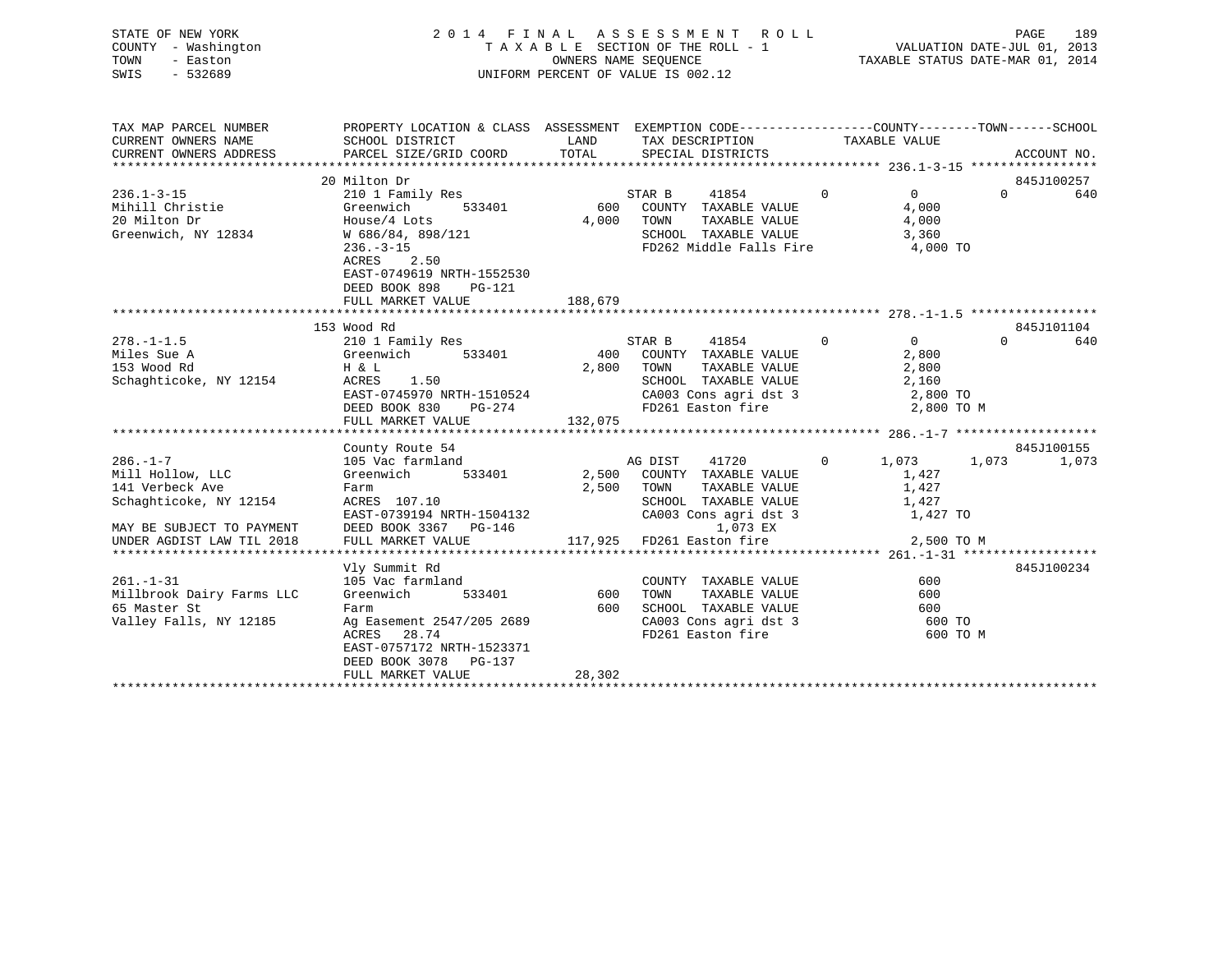STATE OF NEW YORK
COUNTY - Washington
TOWN - Easton
SWIS - 532689

2014 FINAL ASSESSMENT ROLL
TAXABLE SECTION OF THE ROLL - 1
OWNERS NAME SEQUENCE
UNIFORM PERCENT OF VALUE IS 002.12

VALUATION DATE-JUL 01, 2013
TAXABLE STATUS DATE-MAR 01, 2014

| TAX MAP PARCEL NUMBER / CURRENT OWNERS NAME / CURRENT OWNERS ADDRESS | PROPERTY LOCATION & CLASS / SCHOOL DISTRICT / PARCEL SIZE/GRID COORD | ASSESSMENT LAND / TOTAL | EXEMPTION CODE / TAX DESCRIPTION / SPECIAL DISTRICTS | COUNTY TAXABLE VALUE | TOWN | SCHOOL | ACCOUNT NO. |
|---|---|---|---|---|---|---|---|
| **236.1-3-15** | 20 Milton Dr | | | | | | 845J100257 |
| Mihill Christie | 210 1 Family Res | | STAR B 41854 0 | 0 | 0 | 640 | |
| 20 Milton Dr | Greenwich 533401 | 600 | COUNTY TAXABLE VALUE | 4,000 | | | |
| Greenwich, NY 12834 | House/4 Lots | 4,000 | TOWN TAXABLE VALUE | 4,000 | | | |
| | W 686/84, 898/121 | | SCHOOL TAXABLE VALUE | 3,360 | | | |
| | 236.-3-15 | | FD262 Middle Falls Fire | 4,000 TO | | | |
| | ACRES 2.50 | | | | | | |
| | EAST-0749619 NRTH-1552530 | | | | | | |
| | DEED BOOK 898 PG-121 | | | | | | |
| | FULL MARKET VALUE | 188,679 | | | | | |
| **278.-1-1.5** | 153 Wood Rd | | | | | | 845J101104 |
| Miles Sue A | 210 1 Family Res | | STAR B 41854 0 | 0 | 0 | 640 | |
| 153 Wood Rd | Greenwich 533401 | 400 | COUNTY TAXABLE VALUE | 2,800 | | | |
| Schaghticoke, NY 12154 | H & L | 2,800 | TOWN TAXABLE VALUE | 2,800 | | | |
| | ACRES 1.50 | | SCHOOL TAXABLE VALUE | 2,160 | | | |
| | EAST-0745970 NRTH-1510524 | | CA003 Cons agri dst 3 | 2,800 TO | | | |
| | DEED BOOK 830 PG-274 | | FD261 Easton fire | 2,800 TO M | | | |
| | FULL MARKET VALUE | 132,075 | | | | | |
| **286.-1-7** | County Route 54 | | | | | | 845J100155 |
| Mill Hollow, LLC | 105 Vac farmland | | AG DIST 41720 0 | 1,073 | 1,073 | 1,073 | |
| 141 Verbeck Ave | Greenwich 533401 | 2,500 | COUNTY TAXABLE VALUE | 1,427 | | | |
| Schaghticoke, NY 12154 | Farm | 2,500 | TOWN TAXABLE VALUE | 1,427 | | | |
| | ACRES 107.10 | | SCHOOL TAXABLE VALUE | 1,427 | | | |
| | EAST-0739194 NRTH-1504132 | | CA003 Cons agri dst 3 | 1,427 TO | | | |
| MAY BE SUBJECT TO PAYMENT | DEED BOOK 3367 PG-146 | | 1,073 EX | | | | |
| UNDER AGDIST LAW TIL 2018 | FULL MARKET VALUE | 117,925 | FD261 Easton fire | 2,500 TO M | | | |
| **261.-1-31** | Vly Summit Rd | | | | | | 845J100234 |
| Millbrook Dairy Farms LLC | 105 Vac farmland | | COUNTY TAXABLE VALUE | 600 | | | |
| 65 Master St | Greenwich 533401 | 600 | TOWN TAXABLE VALUE | 600 | | | |
| Valley Falls, NY 12185 | Farm | 600 | SCHOOL TAXABLE VALUE | 600 | | | |
| | Ag Easement 2547/205 2689 | | CA003 Cons agri dst 3 | 600 TO | | | |
| | ACRES 28.74 | | FD261 Easton fire | 600 TO M | | | |
| | EAST-0757172 NRTH-1523371 | | | | | | |
| | DEED BOOK 3078 PG-137 | | | | | | |
| | FULL MARKET VALUE | 28,302 | | | | | |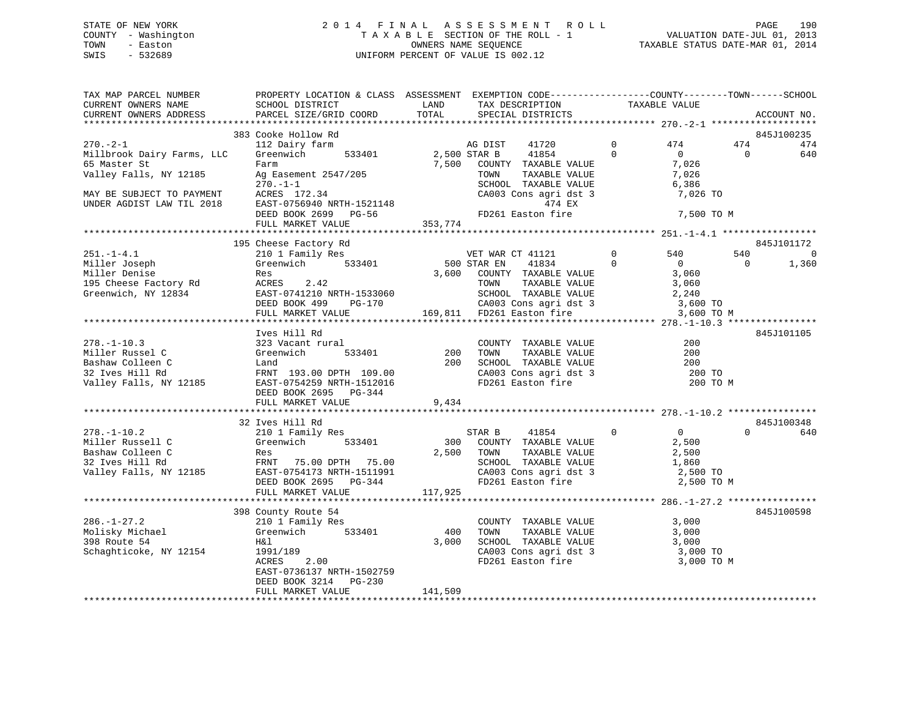STATE OF NEW YORK
COUNTY - Washington
TOWN - Easton
SWIS - 532689

2 0 1 4 F I N A L A S S E S S M E N T R O L L
T A X A B L E SECTION OF THE ROLL - 1
OWNERS NAME SEQUENCE
UNIFORM PERCENT OF VALUE IS 002.12

VALUATION DATE-JUL 01, 2013
TAXABLE STATUS DATE-MAR 01, 2014

```
TAX MAP PARCEL NUMBER          PROPERTY LOCATION & CLASS  ASSESSMENT  EXEMPTION CODE------------------COUNTY--------TOWN------SCHOOL
CURRENT OWNERS NAME            SCHOOL DISTRICT               LAND      TAX DESCRIPTION            TAXABLE VALUE
CURRENT OWNERS ADDRESS         PARCEL SIZE/GRID COORD       TOTAL      SPECIAL DISTRICTS                                     ACCOUNT NO.
******************************************************************************************************* 270.-2-1 *******************
                               383 Cooke Hollow Rd                                                                           845J100235
270.-2-1                       112 Dairy farm                      AG DIST    41720          0        474          474         474
Millbrook Dairy Farms, LLC     Greenwich       533401        2,500 STAR B     41854          0          0            0         640
65 Master St                   Farm                          7,500   COUNTY  TAXABLE VALUE              7,026
Valley Falls, NY 12185         Ag Easement 2547/205                  TOWN    TAXABLE VALUE              7,026
                               270.-1-1                              SCHOOL  TAXABLE VALUE              6,386
MAY BE SUBJECT TO PAYMENT      ACRES  172.34                         CA003 Cons agri dst 3               7,026 TO
UNDER AGDIST LAW TIL 2018      EAST-0756940 NRTH-1521148                    474 EX
                               DEED BOOK 2699   PG-56                FD261 Easton fire                   7,500 TO M
                               FULL MARKET VALUE           353,774
******************************************************************************************************* 251.-1-4.1 *****************
                               195 Cheese Factory Rd                                                                         845J101172
251.-1-4.1                     210 1 Family Res                    VET WAR CT 41121          0        540          540           0
Miller Joseph                  Greenwich       533401          500 STAR EN    41834          0          0            0       1,360
Miller Denise                  Res                           3,600   COUNTY  TAXABLE VALUE              3,060
195 Cheese Factory Rd          ACRES    2.42                         TOWN    TAXABLE VALUE              3,060
Greenwich, NY 12834            EAST-0741210 NRTH-1533060             SCHOOL  TAXABLE VALUE              2,240
                               DEED BOOK 499    PG-170               CA003 Cons agri dst 3               3,600 TO
                               FULL MARKET VALUE           169,811   FD261 Easton fire                   3,600 TO M
******************************************************************************************************* 278.-1-10.3 ****************
                               Ives Hill Rd                                                                                  845J101105
278.-1-10.3                    323 Vacant rural                      COUNTY  TAXABLE VALUE                200
Miller Russel C                Greenwich       533401          200   TOWN    TAXABLE VALUE                200
Bashaw Colleen C               Land                            200   SCHOOL  TAXABLE VALUE                200
32 Ives Hill Rd                FRNT 193.00 DPTH 109.00               CA003 Cons agri dst 3                 200 TO
Valley Falls, NY 12185         EAST-0754259 NRTH-1512016             FD261 Easton fire                     200 TO M
                               DEED BOOK 2695   PG-344
                               FULL MARKET VALUE             9,434
******************************************************************************************************* 278.-1-10.2 ****************
                               32 Ives Hill Rd                                                                               845J100348
278.-1-10.2                    210 1 Family Res                    STAR B     41854          0          0            0         640
Miller Russell C               Greenwich       533401          300   COUNTY  TAXABLE VALUE              2,500
Bashaw Colleen C               Res                           2,500   TOWN    TAXABLE VALUE              2,500
32 Ives Hill Rd                FRNT  75.00 DPTH  75.00               SCHOOL  TAXABLE VALUE              1,860
Valley Falls, NY 12185         EAST-0754173 NRTH-1511991             CA003 Cons agri dst 3               2,500 TO
                               DEED BOOK 2695   PG-344               FD261 Easton fire                   2,500 TO M
                               FULL MARKET VALUE           117,925
******************************************************************************************************* 286.-1-27.2 ****************
                               398 County Route 54                                                                           845J100598
286.-1-27.2                    210 1 Family Res                      COUNTY  TAXABLE VALUE              3,000
Molisky Michael                Greenwich       533401          400   TOWN    TAXABLE VALUE              3,000
398 Route 54                   H&l                           3,000   SCHOOL  TAXABLE VALUE              3,000
Schaghticoke, NY 12154         1991/189                              CA003 Cons agri dst 3               3,000 TO
                               ACRES    2.00                         FD261 Easton fire                   3,000 TO M
                               EAST-0736137 NRTH-1502759
                               DEED BOOK 3214   PG-230
                               FULL MARKET VALUE           141,509
************************************************************************************************************************************
```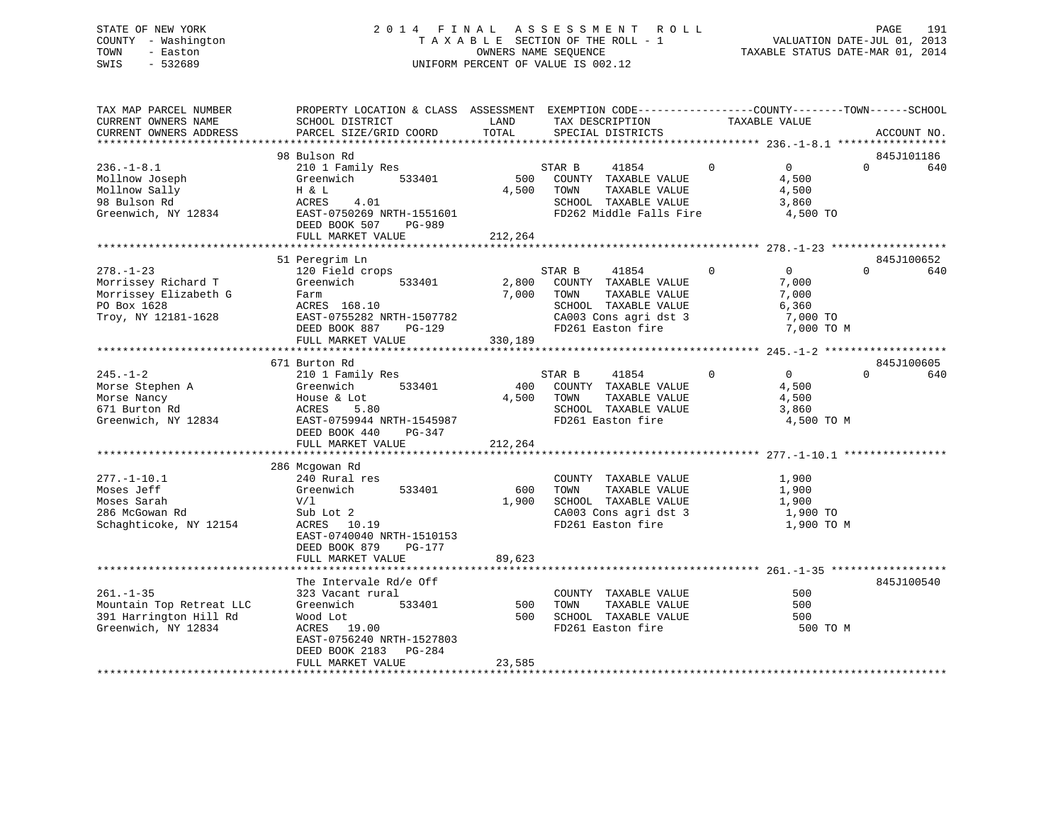STATE OF NEW YORK
COUNTY - Washington
TOWN - Easton
SWIS - 532689

2 0 1 4 F I N A L A S S E S S M E N T R O L L
T A X A B L E SECTION OF THE ROLL - 1
OWNERS NAME SEQUENCE
UNIFORM PERCENT OF VALUE IS 002.12

VALUATION DATE-JUL 01, 2013
TAXABLE STATUS DATE-MAR 01, 2014

| TAX MAP PARCEL NUMBER / CURRENT OWNERS NAME / CURRENT OWNERS ADDRESS | PROPERTY LOCATION & CLASS / SCHOOL DISTRICT / PARCEL SIZE/GRID COORD | ASSESSMENT LAND / TOTAL | EXEMPTION CODE / TAX DESCRIPTION / SPECIAL DISTRICTS | COUNTY | TOWN | SCHOOL / TAXABLE VALUE | ACCOUNT NO. |
|---|---|---|---|---|---|---|---|
| **236.-1-8.1** | 98 Bulson Rd | | | | | | 845J101186 |
| 236.-1-8.1 | 210 1 Family Res | | STAR B 41854 | 0 | 0 | 0 | 640 |
| Mollnow Joseph | Greenwich 533401 | 500 | COUNTY TAXABLE VALUE | 4,500 | | | |
| Mollnow Sally | H & L | 4,500 | TOWN TAXABLE VALUE | 4,500 | | | |
| 98 Bulson Rd | ACRES 4.01 | | SCHOOL TAXABLE VALUE | 3,860 | | | |
| Greenwich, NY 12834 | EAST-0750269 NRTH-1551601 | | FD262 Middle Falls Fire | 4,500 TO | | | |
| | DEED BOOK 507 PG-989 | | | | | | |
| | FULL MARKET VALUE | 212,264 | | | | | |
| **278.-1-23** | 51 Peregrim Ln | | | | | | 845J100652 |
| 278.-1-23 | 120 Field crops | | STAR B 41854 | 0 | 0 | 0 | 640 |
| Morrissey Richard T | Greenwich 533401 | 2,800 | COUNTY TAXABLE VALUE | 7,000 | | | |
| Morrissey Elizabeth G | Farm | 7,000 | TOWN TAXABLE VALUE | 7,000 | | | |
| PO Box 1628 | ACRES 168.10 | | SCHOOL TAXABLE VALUE | 6,360 | | | |
| Troy, NY 12181-1628 | EAST-0755282 NRTH-1507782 | | CA003 Cons agri dst 3 | 7,000 TO | | | |
| | DEED BOOK 887 PG-129 | | FD261 Easton fire | 7,000 TO M | | | |
| | FULL MARKET VALUE | 330,189 | | | | | |
| **245.-1-2** | 671 Burton Rd | | | | | | 845J100605 |
| 245.-1-2 | 210 1 Family Res | | STAR B 41854 | 0 | 0 | 0 | 640 |
| Morse Stephen A | Greenwich 533401 | 400 | COUNTY TAXABLE VALUE | 4,500 | | | |
| Morse Nancy | House & Lot | 4,500 | TOWN TAXABLE VALUE | 4,500 | | | |
| 671 Burton Rd | ACRES 5.80 | | SCHOOL TAXABLE VALUE | 3,860 | | | |
| Greenwich, NY 12834 | EAST-0759944 NRTH-1545987 | | FD261 Easton fire | 4,500 TO M | | | |
| | DEED BOOK 440 PG-347 | | | | | | |
| | FULL MARKET VALUE | 212,264 | | | | | |
| **277.-1-10.1** | 286 Mcgowan Rd | | | | | | |
| 277.-1-10.1 | 240 Rural res | | COUNTY TAXABLE VALUE | 1,900 | | | |
| Moses Jeff | Greenwich 533401 | 600 | TOWN TAXABLE VALUE | 1,900 | | | |
| Moses Sarah | V/l | 1,900 | SCHOOL TAXABLE VALUE | 1,900 | | | |
| 286 McGowan Rd | Sub Lot 2 | | CA003 Cons agri dst 3 | 1,900 TO | | | |
| Schaghticoke, NY 12154 | ACRES 10.19 | | FD261 Easton fire | 1,900 TO M | | | |
| | EAST-0740040 NRTH-1510153 | | | | | | |
| | DEED BOOK 879 PG-177 | | | | | | |
| | FULL MARKET VALUE | 89,623 | | | | | |
| **261.-1-35** | The Intervale Rd/e Off | | | | | | 845J100540 |
| 261.-1-35 | 323 Vacant rural | | COUNTY TAXABLE VALUE | 500 | | | |
| Mountain Top Retreat LLC | Greenwich 533401 | 500 | TOWN TAXABLE VALUE | 500 | | | |
| 391 Harrington Hill Rd | Wood Lot | 500 | SCHOOL TAXABLE VALUE | 500 | | | |
| Greenwich, NY 12834 | ACRES 19.00 | | FD261 Easton fire | 500 TO M | | | |
| | EAST-0756240 NRTH-1527803 | | | | | | |
| | DEED BOOK 2183 PG-284 | | | | | | |
| | FULL MARKET VALUE | 23,585 | | | | | |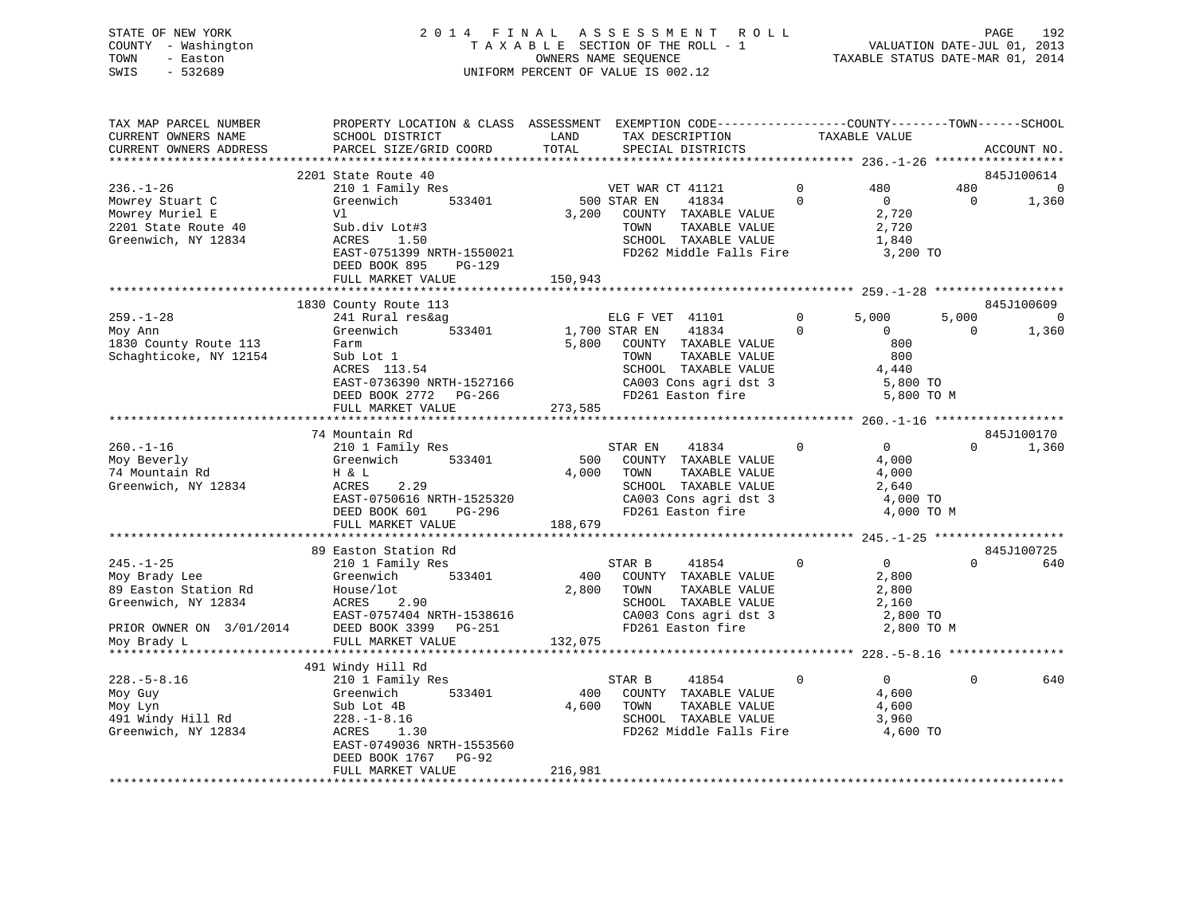STATE OF NEW YORK
COUNTY - Washington
TOWN - Easton
SWIS - 532689

# 2014 FINAL ASSESSMENT ROLL

TAXABLE SECTION OF THE ROLL - 1
OWNERS NAME SEQUENCE
UNIFORM PERCENT OF VALUE IS 002.12

VALUATION DATE-JUL 01, 2013
TAXABLE STATUS DATE-MAR 01, 2014

```
TAX MAP PARCEL NUMBER          PROPERTY LOCATION & CLASS  ASSESSMENT  EXEMPTION CODE------------------COUNTY--------TOWN------SCHOOL
CURRENT OWNERS NAME            SCHOOL DISTRICT              LAND       TAX DESCRIPTION              TAXABLE VALUE
CURRENT OWNERS ADDRESS         PARCEL SIZE/GRID COORD       TOTAL      SPECIAL DISTRICTS                                         ACCOUNT NO.
******************************************************************************************************* 236.-1-26 ******************
                               2201 State Route 40                                                                          845J100614
236.-1-26                      210 1 Family Res                     VET WAR CT 41121          0         480          480            0
Mowrey Stuart C                Greenwich        533401          500 STAR EN    41834          0           0            0        1,360
Mowrey Muriel E                Vl                             3,200   COUNTY  TAXABLE VALUE              2,720
2201 State Route 40            Sub.div Lot#3                          TOWN    TAXABLE VALUE              2,720
Greenwich, NY 12834            ACRES    1.50                          SCHOOL  TAXABLE VALUE              1,840
                               EAST-0751399 NRTH-1550021              FD262 Middle Falls Fire                3,200 TO
                               DEED BOOK 895    PG-129
                               FULL MARKET VALUE              150,943
******************************************************************************************************* 259.-1-28 ******************
                               1830 County Route 113                                                                        845J100609
259.-1-28                      241 Rural res&ag                     ELG F VET  41101          0       5,000        5,000            0
Moy Ann                        Greenwich        533401        1,700 STAR EN    41834          0           0            0        1,360
1830 County Route 113          Farm                           5,800   COUNTY  TAXABLE VALUE                800
Schaghticoke, NY 12154         Sub Lot 1                              TOWN    TAXABLE VALUE                800
                               ACRES  113.54                          SCHOOL  TAXABLE VALUE              4,440
                               EAST-0736390 NRTH-1527166              CA003 Cons agri dst 3                  5,800 TO
                               DEED BOOK 2772   PG-266                FD261 Easton fire                      5,800 TO M
                               FULL MARKET VALUE              273,585
******************************************************************************************************* 260.-1-16 ******************
                               74 Mountain Rd                                                                               845J100170
260.-1-16                      210 1 Family Res                     STAR EN    41834          0           0            0        1,360
Moy Beverly                    Greenwich        533401          500   COUNTY  TAXABLE VALUE              4,000
74 Mountain Rd                 H & L                          4,000   TOWN    TAXABLE VALUE              4,000
Greenwich, NY 12834            ACRES    2.29                          SCHOOL  TAXABLE VALUE              2,640
                               EAST-0750616 NRTH-1525320              CA003 Cons agri dst 3                  4,000 TO
                               DEED BOOK 601    PG-296                FD261 Easton fire                      4,000 TO M
                               FULL MARKET VALUE              188,679
******************************************************************************************************* 245.-1-25 ******************
                               89 Easton Station Rd                                                                         845J100725
245.-1-25                      210 1 Family Res                     STAR B     41854          0           0            0          640
Moy Brady Lee                  Greenwich        533401          400   COUNTY  TAXABLE VALUE              2,800
89 Easton Station Rd           House/lot                      2,800   TOWN    TAXABLE VALUE              2,800
Greenwich, NY 12834            ACRES    2.90                          SCHOOL  TAXABLE VALUE              2,160
                               EAST-0757404 NRTH-1538616              CA003 Cons agri dst 3                  2,800 TO
PRIOR OWNER ON 3/01/2014       DEED BOOK 3399   PG-251                FD261 Easton fire                      2,800 TO M
Moy Brady L                    FULL MARKET VALUE              132,075
******************************************************************************************************* 228.-5-8.16 ****************
                               491 Windy Hill Rd
228.-5-8.16                    210 1 Family Res                     STAR B     41854          0           0            0          640
Moy Guy                        Greenwich        533401          400   COUNTY  TAXABLE VALUE              4,600
Moy Lyn                        Sub Lot 4B                     4,600   TOWN    TAXABLE VALUE              4,600
491 Windy Hill Rd              228.-1-8.16                            SCHOOL  TAXABLE VALUE              3,960
Greenwich, NY 12834            ACRES    1.30                          FD262 Middle Falls Fire                4,600 TO
                               EAST-0749036 NRTH-1553560
                               DEED BOOK 1767   PG-92
                               FULL MARKET VALUE              216,981
************************************************************************************************************************************
```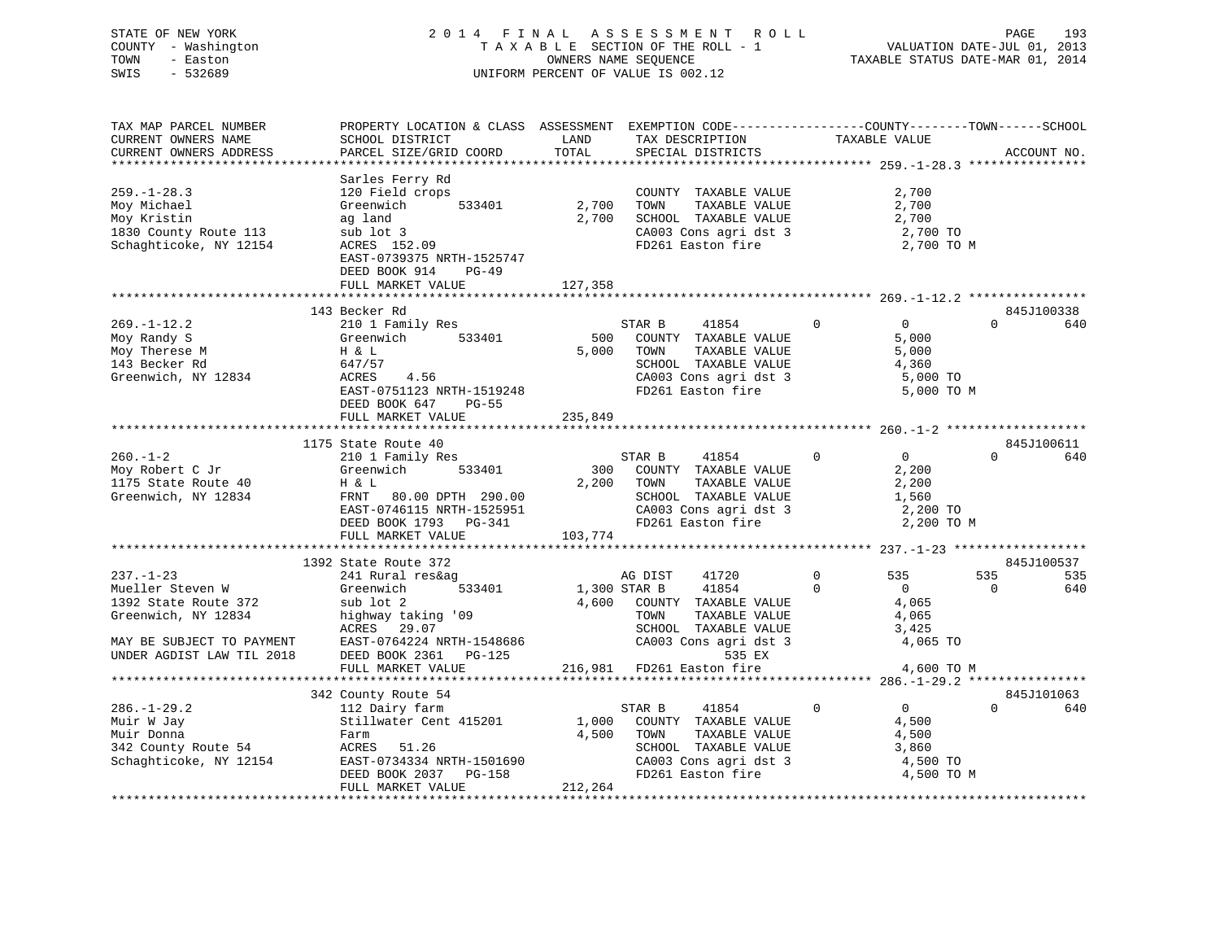STATE OF NEW YORK
COUNTY - Washington
TOWN - Easton
SWIS - 532689

2 0 1 4 F I N A L A S S E S S M E N T R O L L
T A X A B L E SECTION OF THE ROLL - 1
OWNERS NAME SEQUENCE
UNIFORM PERCENT OF VALUE IS 002.12

VALUATION DATE-JUL 01, 2013
TAXABLE STATUS DATE-MAR 01, 2014

```
TAX MAP PARCEL NUMBER          PROPERTY LOCATION & CLASS  ASSESSMENT  EXEMPTION CODE------------------COUNTY--------TOWN------SCHOOL
CURRENT OWNERS NAME            SCHOOL DISTRICT               LAND      TAX DESCRIPTION             TAXABLE VALUE
CURRENT OWNERS ADDRESS         PARCEL SIZE/GRID COORD        TOTAL     SPECIAL DISTRICTS                                      ACCOUNT NO.
******************************************************************************************************* 259.-1-28.3 ****************
                               Sarles Ferry Rd
259.-1-28.3                    120 Field crops                          COUNTY  TAXABLE VALUE             2,700
Moy Michael                    Greenwich       533401        2,700      TOWN    TAXABLE VALUE             2,700
Moy Kristin                    ag land                       2,700      SCHOOL  TAXABLE VALUE             2,700
1830 County Route 113          sub lot 3                                CA003 Cons agri dst 3              2,700 TO
Schaghticoke, NY 12154         ACRES 152.09                             FD261 Easton fire                  2,700 TO M
                               EAST-0739375 NRTH-1525747
                               DEED BOOK 914    PG-49
                               FULL MARKET VALUE           127,358
******************************************************************************************************* 269.-1-12.2 ****************
                               143 Becker Rd                                                                           845J100338
269.-1-12.2                    210 1 Family Res                    STAR B     41854           0          0            0         640
Moy Randy S                    Greenwich       533401          500    COUNTY  TAXABLE VALUE             5,000
Moy Therese M                  H & L                         5,000    TOWN    TAXABLE VALUE             5,000
143 Becker Rd                  647/57                                 SCHOOL  TAXABLE VALUE             4,360
Greenwich, NY 12834            ACRES    4.56                          CA003 Cons agri dst 3              5,000 TO
                               EAST-0751123 NRTH-1519248              FD261 Easton fire                  5,000 TO M
                               DEED BOOK 647    PG-55
                               FULL MARKET VALUE           235,849
******************************************************************************************************* 260.-1-2 *******************
                               1175 State Route 40                                                                     845J100611
260.-1-2                       210 1 Family Res                    STAR B     41854           0          0            0         640
Moy Robert C Jr                Greenwich       533401          300    COUNTY  TAXABLE VALUE             2,200
1175 State Route 40            H & L                         2,200    TOWN    TAXABLE VALUE             2,200
Greenwich, NY 12834            FRNT   80.00 DPTH 290.00               SCHOOL  TAXABLE VALUE             1,560
                               EAST-0746115 NRTH-1525951              CA003 Cons agri dst 3              2,200 TO
                               DEED BOOK 1793   PG-341                FD261 Easton fire                  2,200 TO M
                               FULL MARKET VALUE           103,774
******************************************************************************************************* 237.-1-23 ******************
                               1392 State Route 372                                                                    845J100537
237.-1-23                      241 Rural res&ag                    AG DIST    41720           0        535          535         535
Mueller Steven W               Greenwich       533401        1,300 STAR B     41854           0          0            0         640
1392 State Route 372           sub lot 2                     4,600    COUNTY  TAXABLE VALUE             4,065
Greenwich, NY 12834            highway taking '09                     TOWN    TAXABLE VALUE             4,065
                               ACRES   29.07                          SCHOOL  TAXABLE VALUE             3,425
MAY BE SUBJECT TO PAYMENT      EAST-0764224 NRTH-1548686              CA003 Cons agri dst 3              4,065 TO
UNDER AGDIST LAW TIL 2018      DEED BOOK 2361   PG-125                            535 EX
                               FULL MARKET VALUE           216,981    FD261 Easton fire                  4,600 TO M
******************************************************************************************************* 286.-1-29.2 ****************
                               342 County Route 54                                                                     845J101063
286.-1-29.2                    112 Dairy farm                      STAR B     41854           0          0            0         640
Muir W Jay                     Stillwater Cent 415201        1,000    COUNTY  TAXABLE VALUE             4,500
Muir Donna                     Farm                          4,500    TOWN    TAXABLE VALUE             4,500
342 County Route 54            ACRES   51.26                          SCHOOL  TAXABLE VALUE             3,860
Schaghticoke, NY 12154         EAST-0734334 NRTH-1501690              CA003 Cons agri dst 3              4,500 TO
                               DEED BOOK 2037   PG-158                FD261 Easton fire                  4,500 TO M
                               FULL MARKET VALUE           212,264
************************************************************************************************************************************
```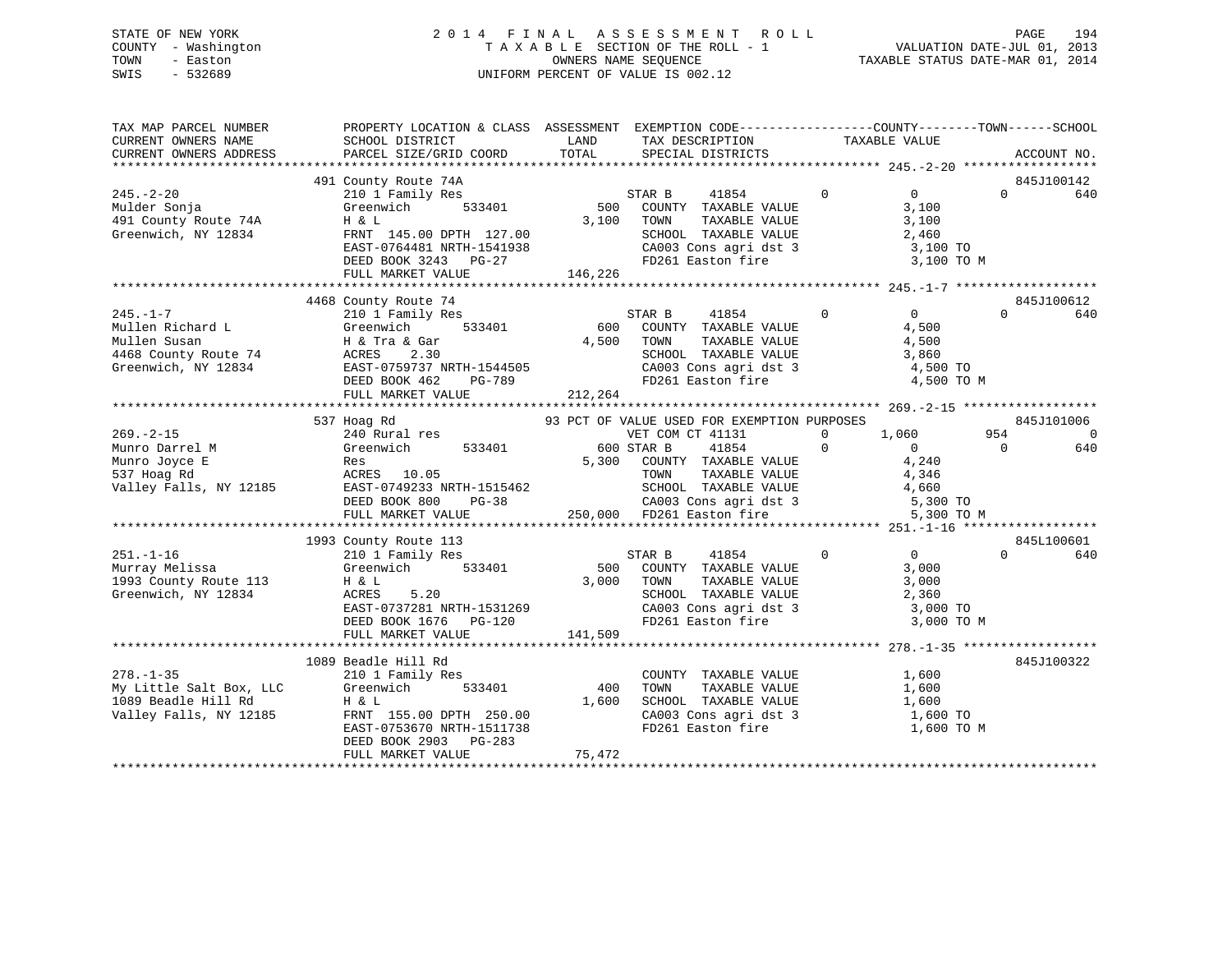STATE OF NEW YORK
COUNTY - Washington
TOWN - Easton
SWIS - 532689

# 2014 FINAL ASSESSMENT ROLL
TAXABLE SECTION OF THE ROLL - 1
OWNERS NAME SEQUENCE
UNIFORM PERCENT OF VALUE IS 002.12

VALUATION DATE-JUL 01, 2013
TAXABLE STATUS DATE-MAR 01, 2014

```
TAX MAP PARCEL NUMBER          PROPERTY LOCATION & CLASS  ASSESSMENT  EXEMPTION CODE------------------COUNTY--------TOWN------SCHOOL
CURRENT OWNERS NAME            SCHOOL DISTRICT               LAND       TAX DESCRIPTION            TAXABLE VALUE
CURRENT OWNERS ADDRESS         PARCEL SIZE/GRID COORD        TOTAL      SPECIAL DISTRICTS                                        ACCOUNT NO.
******************************************************************************************************* 245.-2-20 ******************
                               491 County Route 74A                                                                    845J100142
245.-2-20                      210 1 Family Res                         STAR B    41854          0         0            0       640
Mulder Sonja                   Greenwich        533401          500     COUNTY  TAXABLE VALUE            3,100
491 County Route 74A           H & L                          3,100     TOWN    TAXABLE VALUE            3,100
Greenwich, NY 12834            FRNT 145.00 DPTH 127.00                  SCHOOL  TAXABLE VALUE            2,460
                               EAST-0764481 NRTH-1541938                CA003 Cons agri dst 3             3,100 TO
                               DEED BOOK 3243   PG-27                   FD261 Easton fire                 3,100 TO M
                               FULL MARKET VALUE             146,226
******************************************************************************************************* 245.-1-7 *******************
                               4468 County Route 74                                                                    845J100612
245.-1-7                       210 1 Family Res                         STAR B    41854          0         0            0       640
Mullen Richard L               Greenwich        533401          600     COUNTY  TAXABLE VALUE            4,500
Mullen Susan                   H & Tra & Gar                  4,500     TOWN    TAXABLE VALUE            4,500
4468 County Route 74           ACRES    2.30                            SCHOOL  TAXABLE VALUE            3,860
Greenwich, NY 12834            EAST-0759737 NRTH-1544505                CA003 Cons agri dst 3             4,500 TO
                               DEED BOOK 462    PG-789                  FD261 Easton fire                 4,500 TO M
                               FULL MARKET VALUE             212,264
******************************************************************************************************* 269.-2-15 ******************
                               537 Hoag Rd                   93 PCT OF VALUE USED FOR EXEMPTION PURPOSES                845J101006
269.-2-15                      240 Rural res                            VET COM CT 41131         0     1,060          954         0
Munro Darrel M                 Greenwich        533401          600 STAR B    41854          0         0            0       640
Munro Joyce E                  Res                            5,300     COUNTY  TAXABLE VALUE            4,240
537 Hoag Rd                    ACRES   10.05                            TOWN    TAXABLE VALUE            4,346
Valley Falls, NY 12185         EAST-0749233 NRTH-1515462                SCHOOL  TAXABLE VALUE            4,660
                               DEED BOOK 800    PG-38                   CA003 Cons agri dst 3             5,300 TO
                               FULL MARKET VALUE             250,000    FD261 Easton fire                 5,300 TO M
******************************************************************************************************* 251.-1-16 ******************
                               1993 County Route 113                                                                   845L100601
251.-1-16                      210 1 Family Res                         STAR B    41854          0         0            0       640
Murray Melissa                 Greenwich        533401          500     COUNTY  TAXABLE VALUE            3,000
1993 County Route 113          H & L                          3,000     TOWN    TAXABLE VALUE            3,000
Greenwich, NY 12834            ACRES    5.20                            SCHOOL  TAXABLE VALUE            2,360
                               EAST-0737281 NRTH-1531269                CA003 Cons agri dst 3             3,000 TO
                               DEED BOOK 1676   PG-120                  FD261 Easton fire                 3,000 TO M
                               FULL MARKET VALUE             141,509
******************************************************************************************************* 278.-1-35 ******************
                               1089 Beadle Hill Rd                                                                     845J100322
278.-1-35                      210 1 Family Res                         COUNTY  TAXABLE VALUE            1,600
My Little Salt Box, LLC        Greenwich        533401          400     TOWN    TAXABLE VALUE            1,600
1089 Beadle Hill Rd            H & L                          1,600     SCHOOL  TAXABLE VALUE            1,600
Valley Falls, NY 12185         FRNT 155.00 DPTH 250.00                  CA003 Cons agri dst 3             1,600 TO
                               EAST-0753670 NRTH-1511738                FD261 Easton fire                 1,600 TO M
                               DEED BOOK 2903   PG-283
                               FULL MARKET VALUE              75,472
************************************************************************************************************************************
```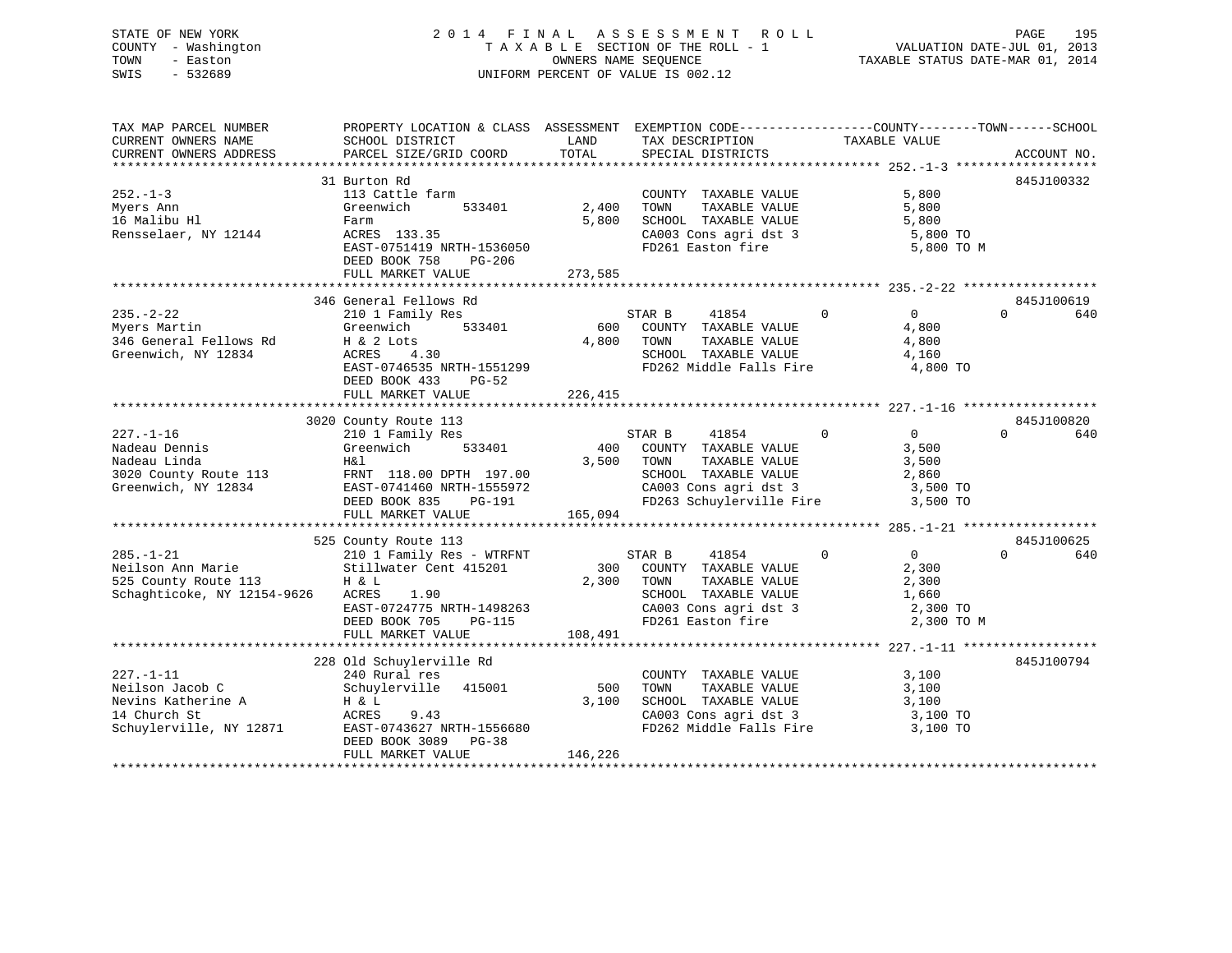STATE OF NEW YORK
COUNTY - Washington
TOWN - Easton
SWIS - 532689

2014 FINAL ASSESSMENT ROLL
TAXABLE SECTION OF THE ROLL - 1
OWNERS NAME SEQUENCE
UNIFORM PERCENT OF VALUE IS 002.12

VALUATION DATE-JUL 01, 2013
TAXABLE STATUS DATE-MAR 01, 2014

| TAX MAP PARCEL NUMBER / CURRENT OWNERS NAME / CURRENT OWNERS ADDRESS | PROPERTY LOCATION & CLASS / SCHOOL DISTRICT / PARCEL SIZE/GRID COORD | ASSESSMENT LAND / TOTAL | EXEMPTION CODE / TAX DESCRIPTION / SPECIAL DISTRICTS | COUNTY TAXABLE VALUE | TOWN | SCHOOL | ACCOUNT NO. |
|---|---|---|---|---|---|---|---|
| 252.-1-3 | 31 Burton Rd | | | | | | 845J100332 |
| 252.-1-3 | 113 Cattle farm | | COUNTY TAXABLE VALUE | 5,800 | | | |
| Myers Ann | Greenwich 533401 | 2,400 | TOWN TAXABLE VALUE | 5,800 | | | |
| 16 Malibu Hl | Farm | 5,800 | SCHOOL TAXABLE VALUE | 5,800 | | | |
| Rensselaer, NY 12144 | ACRES 133.35 | | CA003 Cons agri dst 3 | 5,800 TO | | | |
| | EAST-0751419 NRTH-1536050 | | FD261 Easton fire | 5,800 TO M | | | |
| | DEED BOOK 758 PG-206 | | | | | | |
| | FULL MARKET VALUE | 273,585 | | | | | |
| 235.-2-22 | 346 General Fellows Rd | | | | | | 845J100619 |
| 235.-2-22 | 210 1 Family Res | | STAR B 41854 0 | 0 | 0 | 640 | |
| Myers Martin | Greenwich 533401 | 600 | COUNTY TAXABLE VALUE | 4,800 | | | |
| 346 General Fellows Rd | H & 2 Lots | 4,800 | TOWN TAXABLE VALUE | 4,800 | | | |
| Greenwich, NY 12834 | ACRES 4.30 | | SCHOOL TAXABLE VALUE | 4,160 | | | |
| | EAST-0746535 NRTH-1551299 | | FD262 Middle Falls Fire | 4,800 TO | | | |
| | DEED BOOK 433 PG-52 | | | | | | |
| | FULL MARKET VALUE | 226,415 | | | | | |
| 227.-1-16 | 3020 County Route 113 | | | | | | 845J100820 |
| 227.-1-16 | 210 1 Family Res | | STAR B 41854 0 | 0 | 0 | 640 | |
| Nadeau Dennis | Greenwich 533401 | 400 | COUNTY TAXABLE VALUE | 3,500 | | | |
| Nadeau Linda | H&l | 3,500 | TOWN TAXABLE VALUE | 3,500 | | | |
| 3020 County Route 113 | FRNT 118.00 DPTH 197.00 | | SCHOOL TAXABLE VALUE | 2,860 | | | |
| Greenwich, NY 12834 | EAST-0741460 NRTH-1555972 | | CA003 Cons agri dst 3 | 3,500 TO | | | |
| | DEED BOOK 835 PG-191 | | FD263 Schuylerville Fire | 3,500 TO | | | |
| | FULL MARKET VALUE | 165,094 | | | | | |
| 285.-1-21 | 525 County Route 113 | | | | | | 845J100625 |
| 285.-1-21 | 210 1 Family Res - WTRFNT | | STAR B 41854 0 | 0 | 0 | 640 | |
| Neilson Ann Marie | Stillwater Cent 415201 | 300 | COUNTY TAXABLE VALUE | 2,300 | | | |
| 525 County Route 113 | H & L | 2,300 | TOWN TAXABLE VALUE | 2,300 | | | |
| Schaghticoke, NY 12154-9626 | ACRES 1.90 | | SCHOOL TAXABLE VALUE | 1,660 | | | |
| | EAST-0724775 NRTH-1498263 | | CA003 Cons agri dst 3 | 2,300 TO | | | |
| | DEED BOOK 705 PG-115 | | FD261 Easton fire | 2,300 TO M | | | |
| | FULL MARKET VALUE | 108,491 | | | | | |
| 227.-1-11 | 228 Old Schuylerville Rd | | | | | | 845J100794 |
| 227.-1-11 | 240 Rural res | | COUNTY TAXABLE VALUE | 3,100 | | | |
| Neilson Jacob C | Schuylerville 415001 | 500 | TOWN TAXABLE VALUE | 3,100 | | | |
| Nevins Katherine A | H & L | 3,100 | SCHOOL TAXABLE VALUE | 3,100 | | | |
| 14 Church St | ACRES 9.43 | | CA003 Cons agri dst 3 | 3,100 TO | | | |
| Schuylerville, NY 12871 | EAST-0743627 NRTH-1556680 | | FD262 Middle Falls Fire | 3,100 TO | | | |
| | DEED BOOK 3089 PG-38 | | | | | | |
| | FULL MARKET VALUE | 146,226 | | | | | |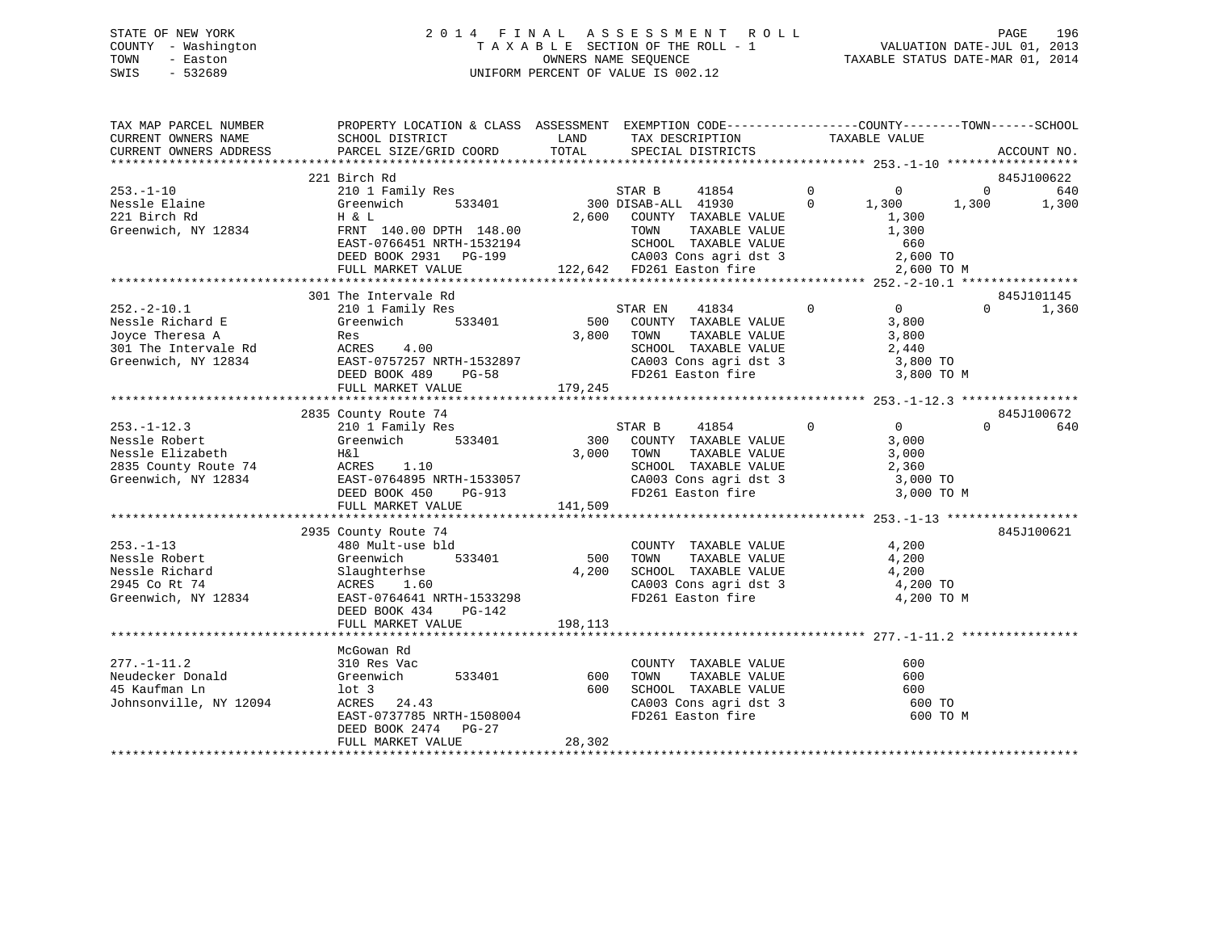STATE OF NEW YORK
COUNTY - Washington
TOWN - Easton
SWIS - 532689

2014 FINAL ASSESSMENT ROLL
TAXABLE SECTION OF THE ROLL - 1
OWNERS NAME SEQUENCE
UNIFORM PERCENT OF VALUE IS 002.12

VALUATION DATE-JUL 01, 2013
TAXABLE STATUS DATE-MAR 01, 2014

```
TAX MAP PARCEL NUMBER          PROPERTY LOCATION & CLASS  ASSESSMENT  EXEMPTION CODE------------------COUNTY--------TOWN------SCHOOL
CURRENT OWNERS NAME            SCHOOL DISTRICT             LAND        TAX DESCRIPTION              TAXABLE VALUE
CURRENT OWNERS ADDRESS         PARCEL SIZE/GRID COORD      TOTAL       SPECIAL DISTRICTS                                       ACCOUNT NO.
****************************************************************************************************** 253.-1-10 ******************
                               221 Birch Rd                                                                                845J100622
253.-1-10                      210 1 Family Res                        STAR B      41854        0          0           0         640
Nessle Elaine                  Greenwich        533401           300 DISAB-ALL 41930          0      1,300       1,300       1,300
221 Birch Rd                   H & L                           2,600   COUNTY  TAXABLE VALUE              1,300
Greenwich, NY 12834            FRNT 140.00 DPTH 148.00                 TOWN    TAXABLE VALUE              1,300
                               EAST-0766451 NRTH-1532194               SCHOOL  TAXABLE VALUE                660
                               DEED BOOK 2931   PG-199                 CA003 Cons agri dst 3              2,600 TO
                               FULL MARKET VALUE               122,642 FD261 Easton fire                  2,600 TO M
****************************************************************************************************** 252.-2-10.1 ****************
                               301 The Intervale Rd                                                                        845J101145
252.-2-10.1                    210 1 Family Res                        STAR EN     41834        0          0           0       1,360
Nessle Richard E               Greenwich        533401           500   COUNTY  TAXABLE VALUE              3,800
Joyce Theresa A                Res                             3,800   TOWN    TAXABLE VALUE              3,800
301 The Intervale Rd           ACRES    4.00                           SCHOOL  TAXABLE VALUE              2,440
Greenwich, NY 12834            EAST-0757257 NRTH-1532897               CA003 Cons agri dst 3              3,800 TO
                               DEED BOOK 489    PG-58                  FD261 Easton fire                  3,800 TO M
                               FULL MARKET VALUE               179,245
****************************************************************************************************** 253.-1-12.3 ****************
                               2835 County Route 74                                                                        845J100672
253.-1-12.3                    210 1 Family Res                        STAR B      41854        0          0           0         640
Nessle Robert                  Greenwich        533401           300   COUNTY  TAXABLE VALUE              3,000
Nessle Elizabeth               H&l                             3,000   TOWN    TAXABLE VALUE              3,000
2835 County Route 74           ACRES    1.10                           SCHOOL  TAXABLE VALUE              2,360
Greenwich, NY 12834            EAST-0764895 NRTH-1533057               CA003 Cons agri dst 3              3,000 TO
                               DEED BOOK 450    PG-913                 FD261 Easton fire                  3,000 TO M
                               FULL MARKET VALUE               141,509
****************************************************************************************************** 253.-1-13 ******************
                               2935 County Route 74                                                                        845J100621
253.-1-13                      480 Mult-use bld                        COUNTY  TAXABLE VALUE              4,200
Nessle Robert                  Greenwich        533401           500   TOWN    TAXABLE VALUE              4,200
Nessle Richard                 Slaughterhse                    4,200   SCHOOL  TAXABLE VALUE              4,200
2945 Co Rt 74                  ACRES    1.60                           CA003 Cons agri dst 3              4,200 TO
Greenwich, NY 12834            EAST-0764641 NRTH-1533298               FD261 Easton fire                  4,200 TO M
                               DEED BOOK 434    PG-142
                               FULL MARKET VALUE               198,113
****************************************************************************************************** 277.-1-11.2 ****************
                               McGowan Rd
277.-1-11.2                    310 Res Vac                             COUNTY  TAXABLE VALUE                600
Neudecker Donald               Greenwich        533401           600   TOWN    TAXABLE VALUE                600
45 Kaufman Ln                  lot 3                             600   SCHOOL  TAXABLE VALUE                600
Johnsonville, NY 12094         ACRES   24.43                           CA003 Cons agri dst 3                600 TO
                               EAST-0737785 NRTH-1508004               FD261 Easton fire                    600 TO M
                               DEED BOOK 2474   PG-27
                               FULL MARKET VALUE                28,302
************************************************************************************************************************************
```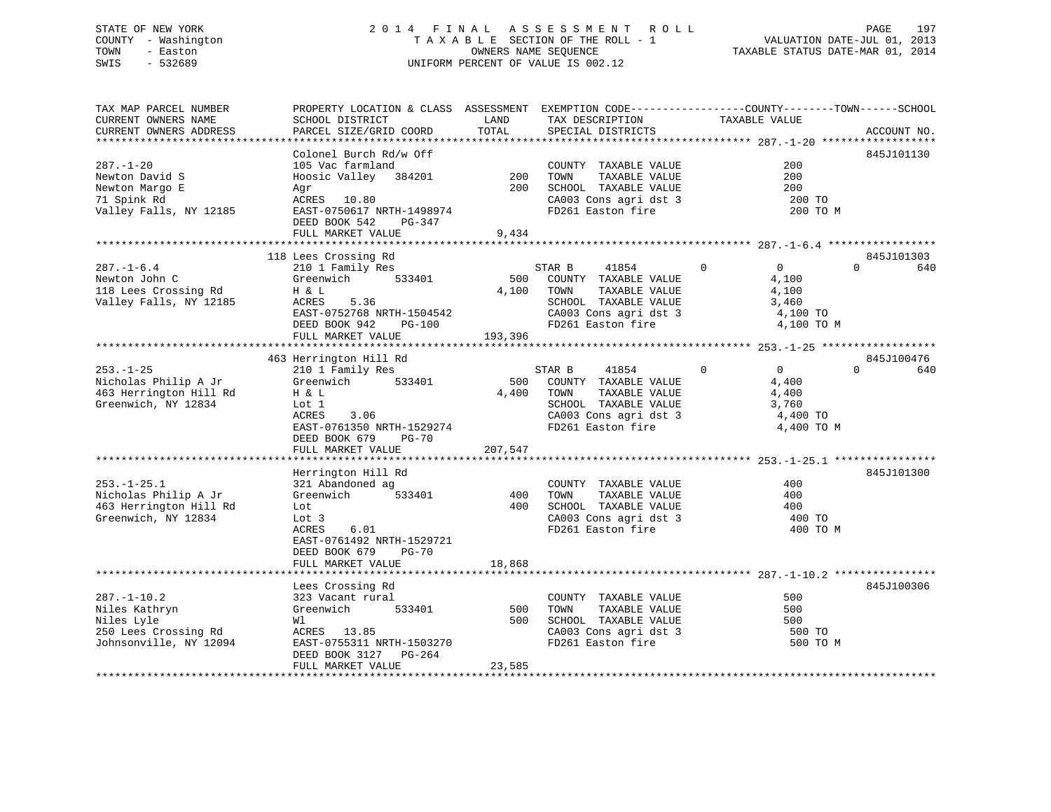STATE OF NEW YORK
COUNTY - Washington
TOWN - Easton
SWIS - 532689

# 2014 FINAL ASSESSMENT ROLL
TAXABLE SECTION OF THE ROLL - 1
OWNERS NAME SEQUENCE
UNIFORM PERCENT OF VALUE IS 002.12

VALUATION DATE-JUL 01, 2013
TAXABLE STATUS DATE-MAR 01, 2014

| TAX MAP PARCEL NUMBER / CURRENT OWNERS NAME / CURRENT OWNERS ADDRESS | PROPERTY LOCATION & CLASS / SCHOOL DISTRICT / PARCEL SIZE/GRID COORD | ASSESSMENT LAND / TOTAL | EXEMPTION CODE / TAX DESCRIPTION / SPECIAL DISTRICTS | COUNTY | TOWN | SCHOOL TAXABLE VALUE | ACCOUNT NO. |
|---|---|---|---|---|---|---|---|
| **287.-1-20** | Colonel Burch Rd/w Off | | | | | | 845J101130 |
| Newton David S | 105 Vac farmland | | COUNTY TAXABLE VALUE | 200 | | | |
| Newton Margo E | Hoosic Valley 384201 | 200 | TOWN TAXABLE VALUE | | 200 | | |
| 71 Spink Rd | Agr | 200 | SCHOOL TAXABLE VALUE | | | 200 | |
| Valley Falls, NY 12185 | ACRES 10.80 | | CA003 Cons agri dst 3 | 200 TO | | | |
| | EAST-0750617 NRTH-1498974 | | FD261 Easton fire | 200 TO M | | | |
| | DEED BOOK 542 PG-347 | | | | | | |
| | FULL MARKET VALUE | 9,434 | | | | | |
| **287.-1-6.4** | 118 Lees Crossing Rd | | | | | | 845J101303 |
| Newton John C | 210 1 Family Res | | STAR B 41854 | 0 | 0 | 640 | |
| 118 Lees Crossing Rd | Greenwich 533401 | 500 | COUNTY TAXABLE VALUE | 4,100 | | | |
| Valley Falls, NY 12185 | H & L | 4,100 | TOWN TAXABLE VALUE | | 4,100 | | |
| | ACRES 5.36 | | SCHOOL TAXABLE VALUE | | | 3,460 | |
| | EAST-0752768 NRTH-1504542 | | CA003 Cons agri dst 3 | 4,100 TO | | | |
| | DEED BOOK 942 PG-100 | | FD261 Easton fire | 4,100 TO M | | | |
| | FULL MARKET VALUE | 193,396 | | | | | |
| **253.-1-25** | 463 Herrington Hill Rd | | | | | | 845J100476 |
| Nicholas Philip A Jr | 210 1 Family Res | | STAR B 41854 | 0 | 0 | 640 | |
| 463 Herrington Hill Rd | Greenwich 533401 | 500 | COUNTY TAXABLE VALUE | 4,400 | | | |
| Greenwich, NY 12834 | H & L | 4,400 | TOWN TAXABLE VALUE | | 4,400 | | |
| | Lot 1 | | SCHOOL TAXABLE VALUE | | | 3,760 | |
| | ACRES 3.06 | | CA003 Cons agri dst 3 | 4,400 TO | | | |
| | EAST-0761350 NRTH-1529274 | | FD261 Easton fire | 4,400 TO M | | | |
| | DEED BOOK 679 PG-70 | | | | | | |
| | FULL MARKET VALUE | 207,547 | | | | | |
| **253.-1-25.1** | Herrington Hill Rd | | | | | | 845J101300 |
| Nicholas Philip A Jr | 321 Abandoned ag | | COUNTY TAXABLE VALUE | 400 | | | |
| 463 Herrington Hill Rd | Greenwich 533401 | 400 | TOWN TAXABLE VALUE | | 400 | | |
| Greenwich, NY 12834 | Lot | 400 | SCHOOL TAXABLE VALUE | | | 400 | |
| | Lot 3 | | CA003 Cons agri dst 3 | 400 TO | | | |
| | ACRES 6.01 | | FD261 Easton fire | 400 TO M | | | |
| | EAST-0761492 NRTH-1529721 | | | | | | |
| | DEED BOOK 679 PG-70 | | | | | | |
| | FULL MARKET VALUE | 18,868 | | | | | |
| **287.-1-10.2** | Lees Crossing Rd | | | | | | 845J100306 |
| Niles Kathryn | 323 Vacant rural | | COUNTY TAXABLE VALUE | 500 | | | |
| Niles Lyle | Greenwich 533401 | 500 | TOWN TAXABLE VALUE | | 500 | | |
| 250 Lees Crossing Rd | Wl | 500 | SCHOOL TAXABLE VALUE | | | 500 | |
| Johnsonville, NY 12094 | ACRES 13.85 | | CA003 Cons agri dst 3 | 500 TO | | | |
| | EAST-0755311 NRTH-1503270 | | FD261 Easton fire | 500 TO M | | | |
| | DEED BOOK 3127 PG-264 | | | | | | |
| | FULL MARKET VALUE | 23,585 | | | | | |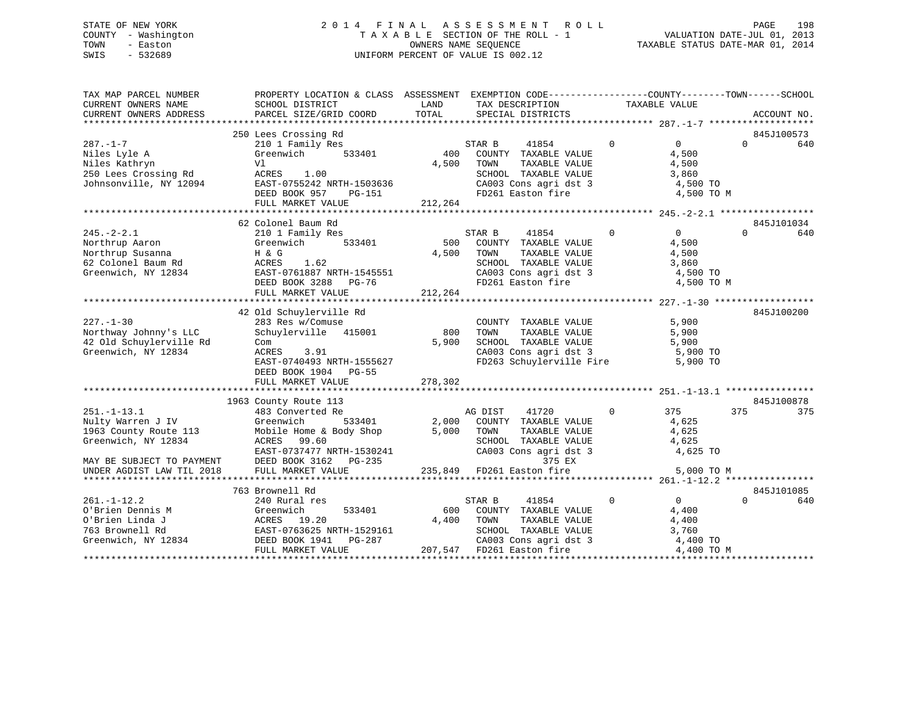STATE OF NEW YORK
COUNTY - Washington
TOWN - Easton
SWIS - 532689

2 0 1 4 F I N A L A S S E S S M E N T R O L L
T A X A B L E SECTION OF THE ROLL - 1
OWNERS NAME SEQUENCE
UNIFORM PERCENT OF VALUE IS 002.12

VALUATION DATE-JUL 01, 2013
TAXABLE STATUS DATE-MAR 01, 2014

```
TAX MAP PARCEL NUMBER          PROPERTY LOCATION & CLASS  ASSESSMENT  EXEMPTION CODE-----------------COUNTY--------TOWN------SCHOOL
CURRENT OWNERS NAME            SCHOOL DISTRICT               LAND      TAX DESCRIPTION            TAXABLE VALUE
CURRENT OWNERS ADDRESS         PARCEL SIZE/GRID COORD       TOTAL      SPECIAL DISTRICTS                                     ACCOUNT NO.
******************************************************************************************************* 287.-1-7 *******************
                               250 Lees Crossing Rd                                                                          845J100573
287.-1-7                       210 1 Family Res                        STAR B     41854         0          0           0          640
Niles Lyle A                   Greenwich        533401         400     COUNTY  TAXABLE VALUE              4,500
Niles Kathryn                  Vl                            4,500     TOWN    TAXABLE VALUE              4,500
250 Lees Crossing Rd           ACRES    1.00                           SCHOOL  TAXABLE VALUE              3,860
Johnsonville, NY 12094         EAST-0755242 NRTH-1503636               CA003 Cons agri dst 3              4,500 TO
                               DEED BOOK 957    PG-151                 FD261 Easton fire                  4,500 TO M
                               FULL MARKET VALUE           212,264
******************************************************************************************************* 245.-2-2.1 *****************
                               62 Colonel Baum Rd                                                                            845J101034
245.-2-2.1                     210 1 Family Res                        STAR B     41854         0          0           0          640
Northrup Aaron                 Greenwich        533401         500     COUNTY  TAXABLE VALUE              4,500
Northrup Susanna               H & G                         4,500     TOWN    TAXABLE VALUE              4,500
62 Colonel Baum Rd             ACRES    1.62                           SCHOOL  TAXABLE VALUE              3,860
Greenwich, NY 12834            EAST-0761887 NRTH-1545551               CA003 Cons agri dst 3              4,500 TO
                               DEED BOOK 3288   PG-76                  FD261 Easton fire                  4,500 TO M
                               FULL MARKET VALUE           212,264
******************************************************************************************************* 227.-1-30 ******************
                               42 Old Schuylerville Rd                                                                       845J100200
227.-1-30                      283 Res w/Comuse                        COUNTY  TAXABLE VALUE              5,900
Northway Johnny's LLC          Schuylerville   415001          800     TOWN    TAXABLE VALUE              5,900
42 Old Schuylerville Rd        Com                           5,900     SCHOOL  TAXABLE VALUE              5,900
Greenwich, NY 12834            ACRES    3.91                           CA003 Cons agri dst 3              5,900 TO
                               EAST-0740493 NRTH-1555627               FD263 Schuylerville Fire           5,900 TO
                               DEED BOOK 1904   PG-55
                               FULL MARKET VALUE           278,302
******************************************************************************************************* 251.-1-13.1 ****************
                               1963 County Route 113                                                                         845J100878
251.-1-13.1                    483 Converted Re                        AG DIST    41720         0        375         375          375
Nulty Warren J IV              Greenwich        533401       2,000     COUNTY  TAXABLE VALUE              4,625
1963 County Route 113          Mobile Home & Body Shop       5,000     TOWN    TAXABLE VALUE              4,625
Greenwich, NY 12834            ACRES   99.60                           SCHOOL  TAXABLE VALUE              4,625
                               EAST-0737477 NRTH-1530241               CA003 Cons agri dst 3              4,625 TO
MAY BE SUBJECT TO PAYMENT      DEED BOOK 3162   PG-235                              375 EX
UNDER AGDIST LAW TIL 2018      FULL MARKET VALUE           235,849     FD261 Easton fire                  5,000 TO M
******************************************************************************************************* 261.-1-12.2 ****************
                               763 Brownell Rd                                                                               845J101085
261.-1-12.2                    240 Rural res                           STAR B     41854         0          0           0          640
O'Brien Dennis M               Greenwich        533401         600     COUNTY  TAXABLE VALUE              4,400
O'Brien Linda J                ACRES   19.20                 4,400     TOWN    TAXABLE VALUE              4,400
763 Brownell Rd                EAST-0763625 NRTH-1529161               SCHOOL  TAXABLE VALUE              3,760
Greenwich, NY 12834            DEED BOOK 1941   PG-287                 CA003 Cons agri dst 3              4,400 TO
                               FULL MARKET VALUE           207,547     FD261 Easton fire                  4,400 TO M
************************************************************************************************************************************
```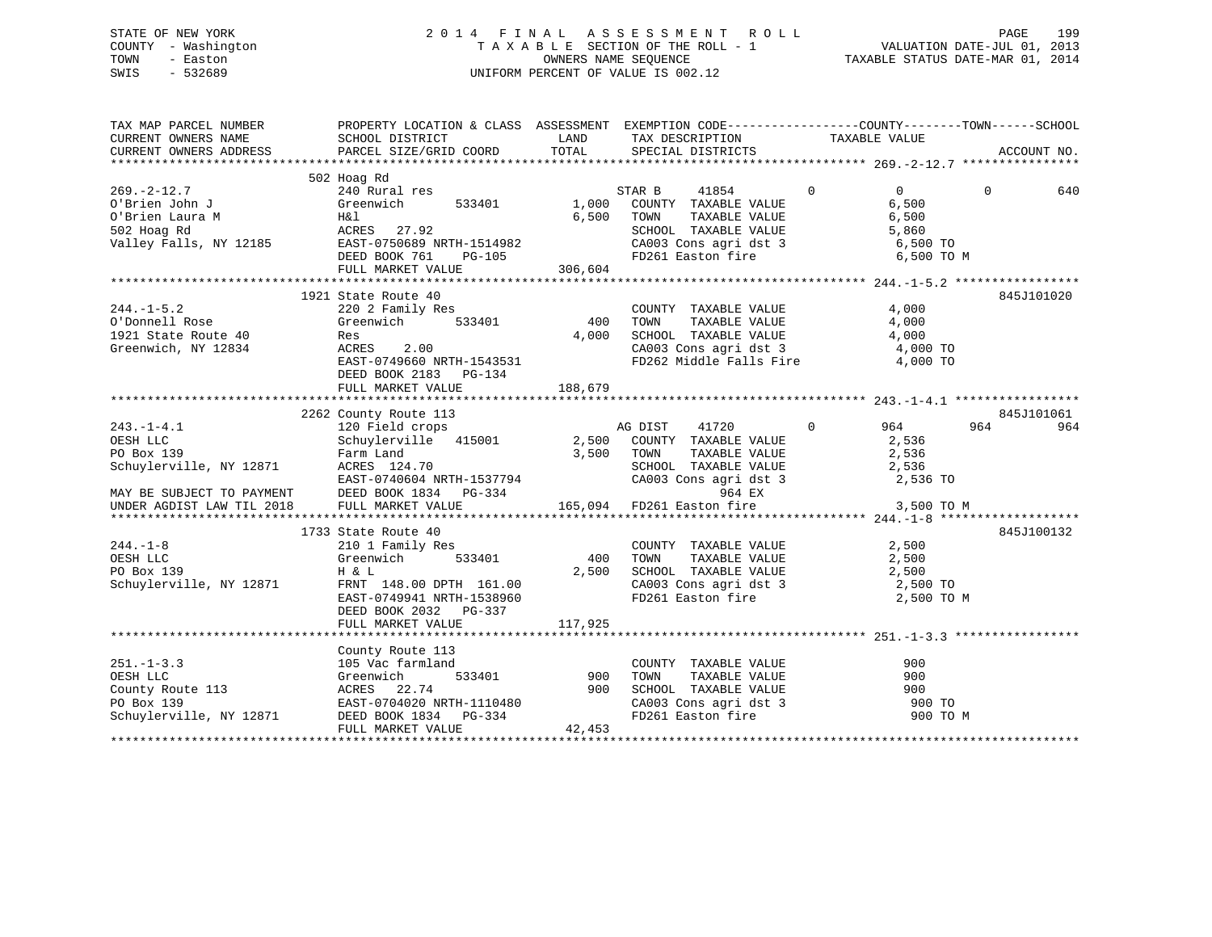STATE OF NEW YORK
COUNTY - Washington
TOWN - Easton
SWIS - 532689

# 2014 FINAL ASSESSMENT ROLL
TAXABLE SECTION OF THE ROLL - 1
OWNERS NAME SEQUENCE
UNIFORM PERCENT OF VALUE IS 002.12

VALUATION DATE-JUL 01, 2013
TAXABLE STATUS DATE-MAR 01, 2014

```
TAX MAP PARCEL NUMBER          PROPERTY LOCATION & CLASS  ASSESSMENT  EXEMPTION CODE------------------COUNTY--------TOWN------SCHOOL
CURRENT OWNERS NAME            SCHOOL DISTRICT              LAND      TAX DESCRIPTION            TAXABLE VALUE
CURRENT OWNERS ADDRESS         PARCEL SIZE/GRID COORD       TOTAL     SPECIAL DISTRICTS                                    ACCOUNT NO.
****************************************************************************************************** 269.-2-12.7 ****************
                               502 Hoag Rd
269.-2-12.7                    240 Rural res                          STAR B     41854          0          0          0         640
O'Brien John J                 Greenwich      533401        1,000     COUNTY  TAXABLE VALUE            6,500
O'Brien Laura M                H&l                          6,500     TOWN    TAXABLE VALUE            6,500
502 Hoag Rd                    ACRES  27.92                           SCHOOL  TAXABLE VALUE            5,860
Valley Falls, NY 12185         EAST-0750689 NRTH-1514982              CA003 Cons agri dst 3             6,500 TO
                               DEED BOOK 761    PG-105                FD261 Easton fire                 6,500 TO M
                               FULL MARKET VALUE           306,604
****************************************************************************************************** 244.-1-5.2 *****************
                               1921 State Route 40                                                                   845J101020
244.-1-5.2                     220 2 Family Res                       COUNTY  TAXABLE VALUE            4,000
O'Donnell Rose                 Greenwich      533401          400     TOWN    TAXABLE VALUE            4,000
1921 State Route 40            Res                          4,000     SCHOOL  TAXABLE VALUE            4,000
Greenwich, NY 12834            ACRES    2.00                          CA003 Cons agri dst 3             4,000 TO
                               EAST-0749660 NRTH-1543531              FD262 Middle Falls Fire           4,000 TO
                               DEED BOOK 2183   PG-134
                               FULL MARKET VALUE           188,679
****************************************************************************************************** 243.-1-4.1 *****************
                               2262 County Route 113                                                                 845J101061
243.-1-4.1                     120 Field crops                        AG DIST    41720          0        964        964         964
OESH LLC                       Schuylerville  415001        2,500     COUNTY  TAXABLE VALUE            2,536
PO Box 139                     Farm Land                    3,500     TOWN    TAXABLE VALUE            2,536
Schuylerville, NY 12871        ACRES 124.70                           SCHOOL  TAXABLE VALUE            2,536
                               EAST-0740604 NRTH-1537794              CA003 Cons agri dst 3             2,536 TO
MAY BE SUBJECT TO PAYMENT      DEED BOOK 1834   PG-334                         964 EX
UNDER AGDIST LAW TIL 2018      FULL MARKET VALUE           165,094    FD261 Easton fire                 3,500 TO M
****************************************************************************************************** 244.-1-8 *******************
                               1733 State Route 40                                                                   845J100132
244.-1-8                       210 1 Family Res                       COUNTY  TAXABLE VALUE            2,500
OESH LLC                       Greenwich      533401          400     TOWN    TAXABLE VALUE            2,500
PO Box 139                     H & L                        2,500     SCHOOL  TAXABLE VALUE            2,500
Schuylerville, NY 12871        FRNT 148.00 DPTH 161.00                CA003 Cons agri dst 3             2,500 TO
                               EAST-0749941 NRTH-1538960              FD261 Easton fire                 2,500 TO M
                               DEED BOOK 2032   PG-337
                               FULL MARKET VALUE           117,925
****************************************************************************************************** 251.-1-3.3 *****************
                               County Route 113
251.-1-3.3                     105 Vac farmland                       COUNTY  TAXABLE VALUE              900
OESH LLC                       Greenwich      533401          900     TOWN    TAXABLE VALUE              900
County Route 113               ACRES  22.74                   900     SCHOOL  TAXABLE VALUE              900
PO Box 139                     EAST-0704020 NRTH-1110480              CA003 Cons agri dst 3               900 TO
Schuylerville, NY 12871        DEED BOOK 1834   PG-334                FD261 Easton fire                   900 TO M
                               FULL MARKET VALUE            42,453
************************************************************************************************************************************
```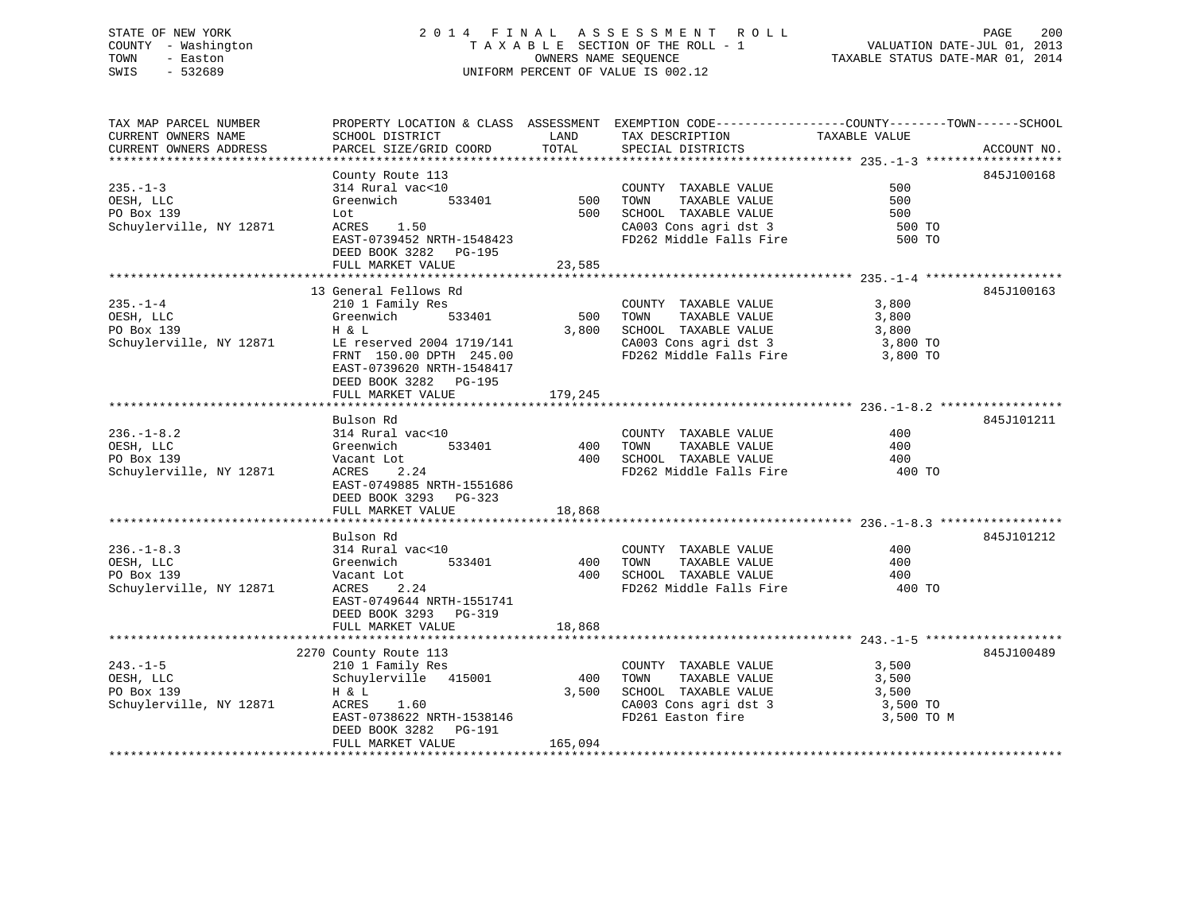STATE OF NEW YORK
COUNTY - Washington
TOWN - Easton
SWIS - 532689

2 0 1 4 F I N A L A S S E S S M E N T R O L L
T A X A B L E SECTION OF THE ROLL - 1
OWNERS NAME SEQUENCE
UNIFORM PERCENT OF VALUE IS 002.12

VALUATION DATE-JUL 01, 2013
TAXABLE STATUS DATE-MAR 01, 2014

| TAX MAP PARCEL NUMBER / CURRENT OWNERS NAME / CURRENT OWNERS ADDRESS | PROPERTY LOCATION & CLASS / SCHOOL DISTRICT / PARCEL SIZE/GRID COORD | ASSESSMENT LAND / TOTAL | EXEMPTION CODE / TAX DESCRIPTION / SPECIAL DISTRICTS | TAXABLE VALUE (COUNTY / TOWN / SCHOOL) | ACCOUNT NO. |
|---|---|---|---|---|---|
| **235.-1-3** | County Route 113 | | | | 845J100168 |
| OESH, LLC | 314 Rural vac<10 | | COUNTY TAXABLE VALUE | 500 | |
| PO Box 139 | Greenwich 533401 | 500 | TOWN TAXABLE VALUE | 500 | |
| Schuylerville, NY 12871 | Lot | 500 | SCHOOL TAXABLE VALUE | 500 | |
| | ACRES 1.50 | | CA003 Cons agri dst 3 | 500 TO | |
| | EAST-0739452 NRTH-1548423 | | FD262 Middle Falls Fire | 500 TO | |
| | DEED BOOK 3282 PG-195 | | | | |
| | FULL MARKET VALUE | 23,585 | | | |
| **235.-1-4** | 13 General Fellows Rd | | | | 845J100163 |
| OESH, LLC | 210 1 Family Res | | COUNTY TAXABLE VALUE | 3,800 | |
| PO Box 139 | Greenwich 533401 | 500 | TOWN TAXABLE VALUE | 3,800 | |
| Schuylerville, NY 12871 | H & L | 3,800 | SCHOOL TAXABLE VALUE | 3,800 | |
| | LE reserved 2004 1719/141 | | CA003 Cons agri dst 3 | 3,800 TO | |
| | FRNT 150.00 DPTH 245.00 | | FD262 Middle Falls Fire | 3,800 TO | |
| | EAST-0739620 NRTH-1548417 | | | | |
| | DEED BOOK 3282 PG-195 | | | | |
| | FULL MARKET VALUE | 179,245 | | | |
| **236.-1-8.2** | Bulson Rd | | | | 845J101211 |
| OESH, LLC | 314 Rural vac<10 | | COUNTY TAXABLE VALUE | 400 | |
| PO Box 139 | Greenwich 533401 | 400 | TOWN TAXABLE VALUE | 400 | |
| Schuylerville, NY 12871 | Vacant Lot | 400 | SCHOOL TAXABLE VALUE | 400 | |
| | ACRES 2.24 | | FD262 Middle Falls Fire | 400 TO | |
| | EAST-0749885 NRTH-1551686 | | | | |
| | DEED BOOK 3293 PG-323 | | | | |
| | FULL MARKET VALUE | 18,868 | | | |
| **236.-1-8.3** | Bulson Rd | | | | 845J101212 |
| OESH, LLC | 314 Rural vac<10 | | COUNTY TAXABLE VALUE | 400 | |
| PO Box 139 | Greenwich 533401 | 400 | TOWN TAXABLE VALUE | 400 | |
| Schuylerville, NY 12871 | Vacant Lot | 400 | SCHOOL TAXABLE VALUE | 400 | |
| | ACRES 2.24 | | FD262 Middle Falls Fire | 400 TO | |
| | EAST-0749644 NRTH-1551741 | | | | |
| | DEED BOOK 3293 PG-319 | | | | |
| | FULL MARKET VALUE | 18,868 | | | |
| **243.-1-5** | 2270 County Route 113 | | | | 845J100489 |
| OESH, LLC | 210 1 Family Res | | COUNTY TAXABLE VALUE | 3,500 | |
| PO Box 139 | Schuylerville 415001 | 400 | TOWN TAXABLE VALUE | 3,500 | |
| Schuylerville, NY 12871 | H & L | 3,500 | SCHOOL TAXABLE VALUE | 3,500 | |
| | ACRES 1.60 | | CA003 Cons agri dst 3 | 3,500 TO | |
| | EAST-0738622 NRTH-1538146 | | FD261 Easton fire | 3,500 TO M | |
| | DEED BOOK 3282 PG-191 | | | | |
| | FULL MARKET VALUE | 165,094 | | | |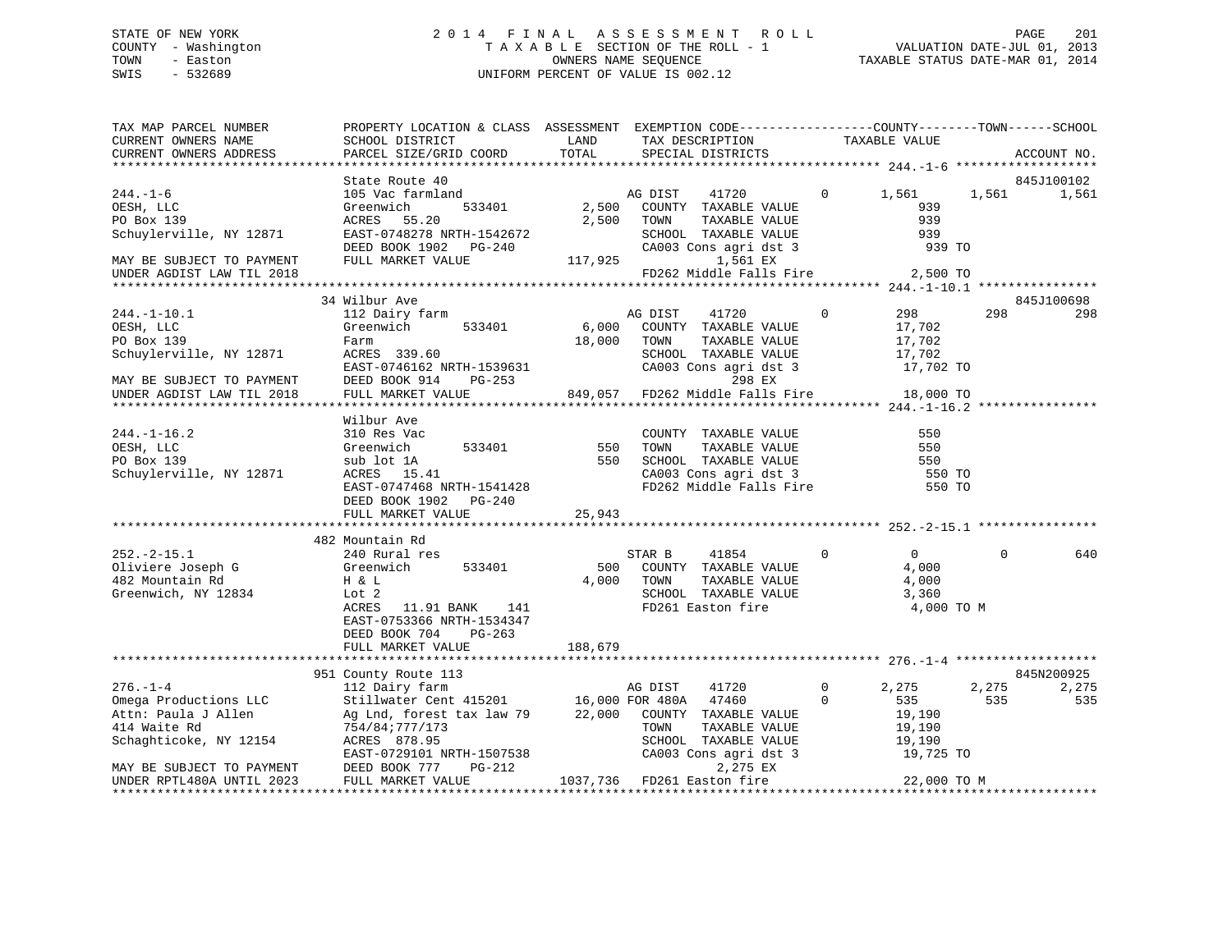STATE OF NEW YORK — 2014 FINAL ASSESSMENT ROLL
COUNTY - Washington — TAXABLE SECTION OF THE ROLL - 1 — VALUATION DATE-JUL 01, 2013
TOWN - Easton — OWNERS NAME SEQUENCE — TAXABLE STATUS DATE-MAR 01, 2014
SWIS - 532689 — UNIFORM PERCENT OF VALUE IS 002.12

```
TAX MAP PARCEL NUMBER          PROPERTY LOCATION & CLASS  ASSESSMENT  EXEMPTION CODE------------------COUNTY--------TOWN------SCHOOL
CURRENT OWNERS NAME            SCHOOL DISTRICT              LAND      TAX DESCRIPTION            TAXABLE VALUE
CURRENT OWNERS ADDRESS         PARCEL SIZE/GRID COORD       TOTAL     SPECIAL DISTRICTS                                  ACCOUNT NO.
******************************************************************************************************* 244.-1-6 *******************
                               State Route 40                                                                           845J100102
244.-1-6                       105 Vac farmland                         AG DIST    41720         0       1,561      1,561      1,561
OESH, LLC                      Greenwich        533401        2,500    COUNTY  TAXABLE VALUE              939
PO Box 139                     ACRES  55.20                   2,500    TOWN    TAXABLE VALUE              939
Schuylerville, NY 12871        EAST-0748278 NRTH-1542672               SCHOOL  TAXABLE VALUE              939
                               DEED BOOK 1902   PG-240                 CA003 Cons agri dst 3               939 TO
MAY BE SUBJECT TO PAYMENT      FULL MARKET VALUE            117,925          1,561 EX
UNDER AGDIST LAW TIL 2018                                              FD262 Middle Falls Fire           2,500 TO
******************************************************************************************************* 244.-1-10.1 ****************
                               34 Wilbur Ave                                                                            845J100698
244.-1-10.1                    112 Dairy farm                           AG DIST    41720         0         298        298        298
OESH, LLC                      Greenwich        533401        6,000    COUNTY  TAXABLE VALUE           17,702
PO Box 139                     Farm                          18,000    TOWN    TAXABLE VALUE           17,702
Schuylerville, NY 12871        ACRES 339.60                            SCHOOL  TAXABLE VALUE           17,702
                               EAST-0746162 NRTH-1539631               CA003 Cons agri dst 3            17,702 TO
MAY BE SUBJECT TO PAYMENT      DEED BOOK 914    PG-253                         298 EX
UNDER AGDIST LAW TIL 2018      FULL MARKET VALUE            849,057    FD262 Middle Falls Fire          18,000 TO
******************************************************************************************************* 244.-1-16.2 ****************
                               Wilbur Ave
244.-1-16.2                    310 Res Vac                             COUNTY  TAXABLE VALUE              550
OESH, LLC                      Greenwich        533401          550    TOWN    TAXABLE VALUE              550
PO Box 139                     sub lot 1A                       550    SCHOOL  TAXABLE VALUE              550
Schuylerville, NY 12871        ACRES  15.41                            CA003 Cons agri dst 3               550 TO
                               EAST-0747468 NRTH-1541428               FD262 Middle Falls Fire             550 TO
                               DEED BOOK 1902   PG-240
                               FULL MARKET VALUE             25,943
******************************************************************************************************* 252.-2-15.1 ****************
                               482 Mountain Rd
252.-2-15.1                    240 Rural res                            STAR B     41854         0           0          0        640
Oliviere Joseph G              Greenwich        533401          500    COUNTY  TAXABLE VALUE            4,000
482 Mountain Rd                H & L                          4,000    TOWN    TAXABLE VALUE            4,000
Greenwich, NY 12834            Lot 2                                   SCHOOL  TAXABLE VALUE            3,360
                               ACRES  11.91 BANK    141                FD261 Easton fire                 4,000 TO M
                               EAST-0753366 NRTH-1534347
                               DEED BOOK 704    PG-263
                               FULL MARKET VALUE            188,679
******************************************************************************************************* 276.-1-4 *******************
                               951 County Route 113                                                                     845N200925
276.-1-4                       112 Dairy farm                           AG DIST    41720         0       2,275      2,275      2,275
Omega Productions LLC          Stillwater Cent 415201        16,000 FOR 480A   47460         0         535        535        535
Attn: Paula J Allen            Ag Lnd, forest tax law 79     22,000    COUNTY  TAXABLE VALUE           19,190
414 Waite Rd                   754/84;777/173                          TOWN    TAXABLE VALUE           19,190
Schaghticoke, NY 12154         ACRES 878.95                            SCHOOL  TAXABLE VALUE           19,190
                               EAST-0729101 NRTH-1507538               CA003 Cons agri dst 3            19,725 TO
MAY BE SUBJECT TO PAYMENT      DEED BOOK 777    PG-212                       2,275 EX
UNDER RPTL480A UNTIL 2023      FULL MARKET VALUE           1037,736    FD261 Easton fire                22,000 TO M
************************************************************************************************************************************
```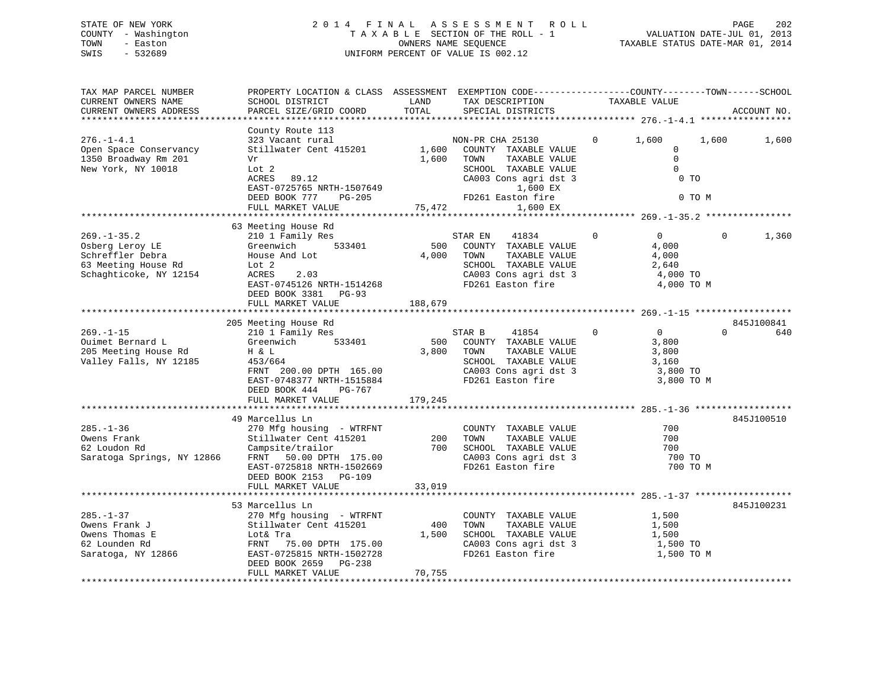STATE OF NEW YORK
COUNTY - Washington
TOWN - Easton
SWIS - 532689

2014 FINAL ASSESSMENT ROLL
TAXABLE SECTION OF THE ROLL - 1
OWNERS NAME SEQUENCE
UNIFORM PERCENT OF VALUE IS 002.12

VALUATION DATE-JUL 01, 2013
TAXABLE STATUS DATE-MAR 01, 2014

```
TAX MAP PARCEL NUMBER          PROPERTY LOCATION & CLASS  ASSESSMENT  EXEMPTION CODE------------------COUNTY--------TOWN------SCHOOL
CURRENT OWNERS NAME            SCHOOL DISTRICT              LAND      TAX DESCRIPTION            TAXABLE VALUE
CURRENT OWNERS ADDRESS         PARCEL SIZE/GRID COORD       TOTAL     SPECIAL DISTRICTS                                    ACCOUNT NO.
******************************************************************************************************* 276.-1-4.1 *****************
                               County Route 113
276.-1-4.1                     323 Vacant rural                       NON-PR CHA 25130        0     1,600      1,600      1,600
Open Space Conservancy         Stillwater Cent 415201       1,600     COUNTY  TAXABLE VALUE              0
1350 Broadway Rm 201           Vr                           1,600     TOWN    TAXABLE VALUE              0
New York, NY 10018             Lot 2                                  SCHOOL  TAXABLE VALUE              0
                               ACRES   89.12                          CA003 Cons agri dst 3              0 TO
                               EAST-0725765 NRTH-1507649                    1,600 EX
                               DEED BOOK 777    PG-205                FD261 Easton fire                  0 TO M
                               FULL MARKET VALUE            75,472          1,600 EX
******************************************************************************************************* 269.-1-35.2 ****************
                               63 Meeting House Rd
269.-1-35.2                    210 1 Family Res                       STAR EN    41834        0         0          0      1,360
Osberg Leroy LE                Greenwich        533401        500     COUNTY  TAXABLE VALUE          4,000
Schreffler Debra               House And Lot                4,000     TOWN    TAXABLE VALUE          4,000
63 Meeting House Rd            Lot 2                                  SCHOOL  TAXABLE VALUE          2,640
Schaghticoke, NY 12154         ACRES    2.03                          CA003 Cons agri dst 3          4,000 TO
                               EAST-0745126 NRTH-1514268              FD261 Easton fire              4,000 TO M
                               DEED BOOK 3381   PG-93
                               FULL MARKET VALUE           188,679
******************************************************************************************************* 269.-1-15 ******************
                               205 Meeting House Rd                                                                845J100841
269.-1-15                      210 1 Family Res                       STAR B     41854        0         0          0        640
Ouimet Bernard L               Greenwich        533401        500     COUNTY  TAXABLE VALUE          3,800
205 Meeting House Rd           H & L                        3,800     TOWN    TAXABLE VALUE          3,800
Valley Falls, NY 12185         453/664                                SCHOOL  TAXABLE VALUE          3,160
                               FRNT 200.00 DPTH 165.00                CA003 Cons agri dst 3          3,800 TO
                               EAST-0748377 NRTH-1515884              FD261 Easton fire              3,800 TO M
                               DEED BOOK 444    PG-767
                               FULL MARKET VALUE           179,245
******************************************************************************************************* 285.-1-36 ******************
                               49 Marcellus Ln                                                                     845J100510
285.-1-36                      270 Mfg housing  - WTRFNT              COUNTY  TAXABLE VALUE            700
Owens Frank                    Stillwater Cent 415201         200     TOWN    TAXABLE VALUE            700
62 Loudon Rd                   Campsite/trailor               700     SCHOOL  TAXABLE VALUE            700
Saratoga Springs, NY 12866     FRNT  50.00 DPTH 175.00                CA003 Cons agri dst 3            700 TO
                               EAST-0725818 NRTH-1502669              FD261 Easton fire                700 TO M
                               DEED BOOK 2153   PG-109
                               FULL MARKET VALUE            33,019
******************************************************************************************************* 285.-1-37 ******************
                               53 Marcellus Ln                                                                     845J100231
285.-1-37                      270 Mfg housing  - WTRFNT              COUNTY  TAXABLE VALUE          1,500
Owens Frank J                  Stillwater Cent 415201         400     TOWN    TAXABLE VALUE          1,500
Owens Thomas E                 Lot& Tra                     1,500     SCHOOL  TAXABLE VALUE          1,500
62 Lounden Rd                  FRNT  75.00 DPTH 175.00                CA003 Cons agri dst 3          1,500 TO
Saratoga, NY 12866             EAST-0725815 NRTH-1502728              FD261 Easton fire              1,500 TO M
                               DEED BOOK 2659   PG-238
                               FULL MARKET VALUE            70,755
************************************************************************************************************************************
```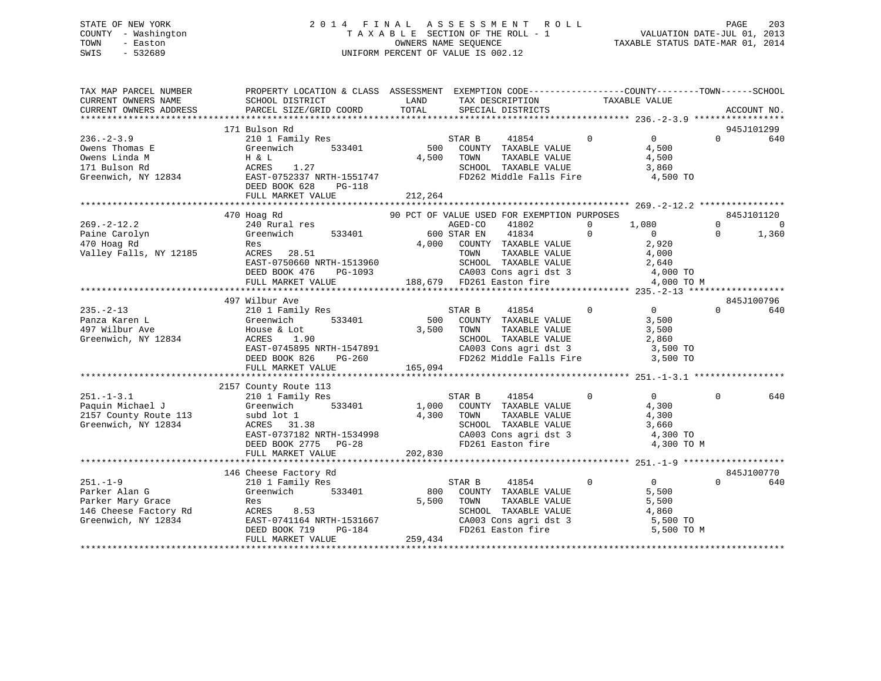STATE OF NEW YORK
COUNTY - Washington
TOWN - Easton
SWIS - 532689

2014 FINAL ASSESSMENT ROLL
TAXABLE SECTION OF THE ROLL - 1
OWNERS NAME SEQUENCE
UNIFORM PERCENT OF VALUE IS 002.12

VALUATION DATE-JUL 01, 2013
TAXABLE STATUS DATE-MAR 01, 2014

```
TAX MAP PARCEL NUMBER          PROPERTY LOCATION & CLASS  ASSESSMENT  EXEMPTION CODE-----------------COUNTY--------TOWN------SCHOOL
CURRENT OWNERS NAME            SCHOOL DISTRICT              LAND      TAX DESCRIPTION              TAXABLE VALUE
CURRENT OWNERS ADDRESS         PARCEL SIZE/GRID COORD       TOTAL     SPECIAL DISTRICTS                                    ACCOUNT NO.
******************************************************************************************************* 236.-2-3.9 *****************
                               171 Bulson Rd                                                                                945J101299
236.-2-3.9                     210 1 Family Res                       STAR B      41854        0            0           0         640
Owens Thomas E                 Greenwich       533401         500     COUNTY  TAXABLE VALUE             4,500
Owens Linda M                  H & L                        4,500     TOWN    TAXABLE VALUE             4,500
171 Bulson Rd                  ACRES    1.27                          SCHOOL  TAXABLE VALUE             3,860
Greenwich, NY 12834            EAST-0752337 NRTH-1551747              FD262 Middle Falls Fire           4,500 TO
                               DEED BOOK 628    PG-118
                               FULL MARKET VALUE          212,264
******************************************************************************************************* 269.-2-12.2 ****************
                               470 Hoag Rd                    90 PCT OF VALUE USED FOR EXEMPTION PURPOSES                      845J101120
269.-2-12.2                    240 Rural res                          AGED-CO     41802        0        1,080           0           0
Paine Carolyn                  Greenwich       533401         600 STAR EN     41834        0            0           0       1,360
470 Hoag Rd                    Res                          4,000     COUNTY  TAXABLE VALUE             2,920
Valley Falls, NY 12185         ACRES   28.51                          TOWN    TAXABLE VALUE             4,000
                               EAST-0750660 NRTH-1513960              SCHOOL  TAXABLE VALUE             2,640
                               DEED BOOK 476    PG-1093               CA003 Cons agri dst 3             4,000 TO
                               FULL MARKET VALUE          188,679     FD261 Easton fire                 4,000 TO M
******************************************************************************************************* 235.-2-13 ******************
                               497 Wilbur Ave                                                                               845J100796
235.-2-13                      210 1 Family Res                       STAR B      41854        0            0           0         640
Panza Karen L                  Greenwich       533401         500     COUNTY  TAXABLE VALUE             3,500
497 Wilbur Ave                 House & Lot                  3,500     TOWN    TAXABLE VALUE             3,500
Greenwich, NY 12834            ACRES    1.90                          SCHOOL  TAXABLE VALUE             2,860
                               EAST-0745895 NRTH-1547891              CA003 Cons agri dst 3             3,500 TO
                               DEED BOOK 826    PG-260                FD262 Middle Falls Fire           3,500 TO
                               FULL MARKET VALUE          165,094
******************************************************************************************************* 251.-1-3.1 *****************
                               2157 County Route 113
251.-1-3.1                     210 1 Family Res                       STAR B      41854        0            0           0         640
Paquin Michael J               Greenwich       533401       1,000     COUNTY  TAXABLE VALUE             4,300
2157 County Route 113          subd lot 1                   4,300     TOWN    TAXABLE VALUE             4,300
Greenwich, NY 12834            ACRES   31.38                          SCHOOL  TAXABLE VALUE             3,660
                               EAST-0737182 NRTH-1534998              CA003 Cons agri dst 3             4,300 TO
                               DEED BOOK 2775   PG-28                 FD261 Easton fire                 4,300 TO M
                               FULL MARKET VALUE          202,830
******************************************************************************************************* 251.-1-9 *******************
                               146 Cheese Factory Rd                                                                        845J100770
251.-1-9                       210 1 Family Res                       STAR B      41854        0            0           0         640
Parker Alan G                  Greenwich       533401         800     COUNTY  TAXABLE VALUE             5,500
Parker Mary Grace              Res                          5,500     TOWN    TAXABLE VALUE             5,500
146 Cheese Factory Rd          ACRES    8.53                          SCHOOL  TAXABLE VALUE             4,860
Greenwich, NY 12834            EAST-0741164 NRTH-1531667              CA003 Cons agri dst 3             5,500 TO
                               DEED BOOK 719    PG-184                FD261 Easton fire                 5,500 TO M
                               FULL MARKET VALUE          259,434
************************************************************************************************************************************
```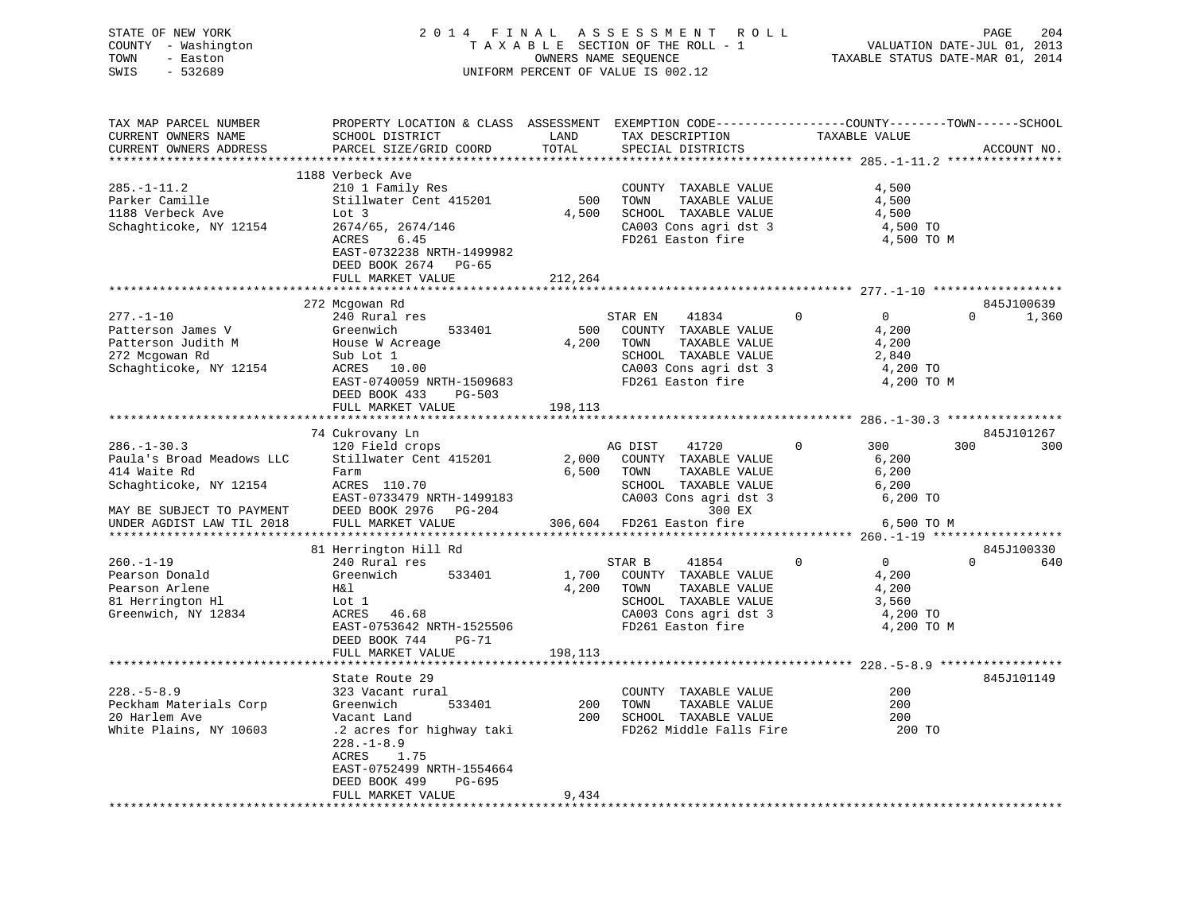STATE OF NEW YORK
COUNTY - Washington
TOWN - Easton
SWIS - 532689

2014 FINAL ASSESSMENT ROLL
TAXABLE SECTION OF THE ROLL - 1
OWNERS NAME SEQUENCE
UNIFORM PERCENT OF VALUE IS 002.12

VALUATION DATE-JUL 01, 2013
TAXABLE STATUS DATE-MAR 01, 2014

| TAX MAP PARCEL NUMBER / CURRENT OWNERS NAME / CURRENT OWNERS ADDRESS | PROPERTY LOCATION & CLASS / SCHOOL DISTRICT / PARCEL SIZE/GRID COORD | ASSESSMENT LAND / TOTAL | EXEMPTION CODE / TAX DESCRIPTION / SPECIAL DISTRICTS | COUNTY | TOWN | SCHOOL | TAXABLE VALUE / ACCOUNT NO. |
|---|---|---|---|---|---|---|---|
| 285.-1-11.2 | 1188 Verbeck Ave | | | | | | |
| Parker Camille | 210 1 Family Res | | COUNTY TAXABLE VALUE | | | | 4,500 |
| 1188 Verbeck Ave | Stillwater Cent 415201 | 500 | TOWN TAXABLE VALUE | | | | 4,500 |
| Schaghticoke, NY 12154 | Lot 3 | 4,500 | SCHOOL TAXABLE VALUE | | | | 4,500 |
| | 2674/65, 2674/146 | | CA003 Cons agri dst 3 | | | | 4,500 TO |
| | ACRES 6.45 | | FD261 Easton fire | | | | 4,500 TO M |
| | EAST-0732238 NRTH-1499982 | | | | | | |
| | DEED BOOK 2674 PG-65 | | | | | | |
| | FULL MARKET VALUE | 212,264 | | | | | |
| 277.-1-10 | 272 Mcgowan Rd | | | | | | 845J100639 |
| Patterson James V | 240 Rural res | | STAR EN 41834 | 0 | 0 | 0 | 1,360 |
| Patterson Judith M | Greenwich 533401 | 500 | COUNTY TAXABLE VALUE | | | | 4,200 |
| 272 Mcgowan Rd | House W Acreage | 4,200 | TOWN TAXABLE VALUE | | | | 4,200 |
| Schaghticoke, NY 12154 | Sub Lot 1 | | SCHOOL TAXABLE VALUE | | | | 2,840 |
| | ACRES 10.00 | | CA003 Cons agri dst 3 | | | | 4,200 TO |
| | EAST-0740059 NRTH-1509683 | | FD261 Easton fire | | | | 4,200 TO M |
| | DEED BOOK 433 PG-503 | | | | | | |
| | FULL MARKET VALUE | 198,113 | | | | | |
| 286.-1-30.3 | 74 Cukrovany Ln | | | | | | 845J101267 |
| Paula's Broad Meadows LLC | 120 Field crops | | AG DIST 41720 | 0 | 300 | 300 | 300 |
| 414 Waite Rd | Stillwater Cent 415201 | 2,000 | COUNTY TAXABLE VALUE | | | | 6,200 |
| Schaghticoke, NY 12154 | Farm | 6,500 | TOWN TAXABLE VALUE | | | | 6,200 |
| | ACRES 110.70 | | SCHOOL TAXABLE VALUE | | | | 6,200 |
| | EAST-0733479 NRTH-1499183 | | CA003 Cons agri dst 3 | | | | 6,200 TO |
| MAY BE SUBJECT TO PAYMENT | DEED BOOK 2976 PG-204 | | 300 EX | | | | |
| UNDER AGDIST LAW TIL 2018 | FULL MARKET VALUE | 306,604 | FD261 Easton fire | | | | 6,500 TO M |
| 260.-1-19 | 81 Herrington Hill Rd | | | | | | 845J100330 |
| Pearson Donald | 240 Rural res | | STAR B 41854 | 0 | 0 | 0 | 640 |
| Pearson Arlene | Greenwich 533401 | 1,700 | COUNTY TAXABLE VALUE | | | | 4,200 |
| 81 Herrington Hl | H&l | 4,200 | TOWN TAXABLE VALUE | | | | 4,200 |
| Greenwich, NY 12834 | Lot 1 | | SCHOOL TAXABLE VALUE | | | | 3,560 |
| | ACRES 46.68 | | CA003 Cons agri dst 3 | | | | 4,200 TO |
| | EAST-0753642 NRTH-1525506 | | FD261 Easton fire | | | | 4,200 TO M |
| | DEED BOOK 744 PG-71 | | | | | | |
| | FULL MARKET VALUE | 198,113 | | | | | |
| 228.-5-8.9 | State Route 29 | | | | | | 845J101149 |
| Peckham Materials Corp | 323 Vacant rural | | COUNTY TAXABLE VALUE | | | | 200 |
| 20 Harlem Ave | Greenwich 533401 | 200 | TOWN TAXABLE VALUE | | | | 200 |
| White Plains, NY 10603 | Vacant Land | 200 | SCHOOL TAXABLE VALUE | | | | 200 |
| | .2 acres for highway taki | | FD262 Middle Falls Fire | | | | 200 TO |
| | 228.-1-8.9 | | | | | | |
| | ACRES 1.75 | | | | | | |
| | EAST-0752499 NRTH-1554664 | | | | | | |
| | DEED BOOK 499 PG-695 | | | | | | |
| | FULL MARKET VALUE | 9,434 | | | | | |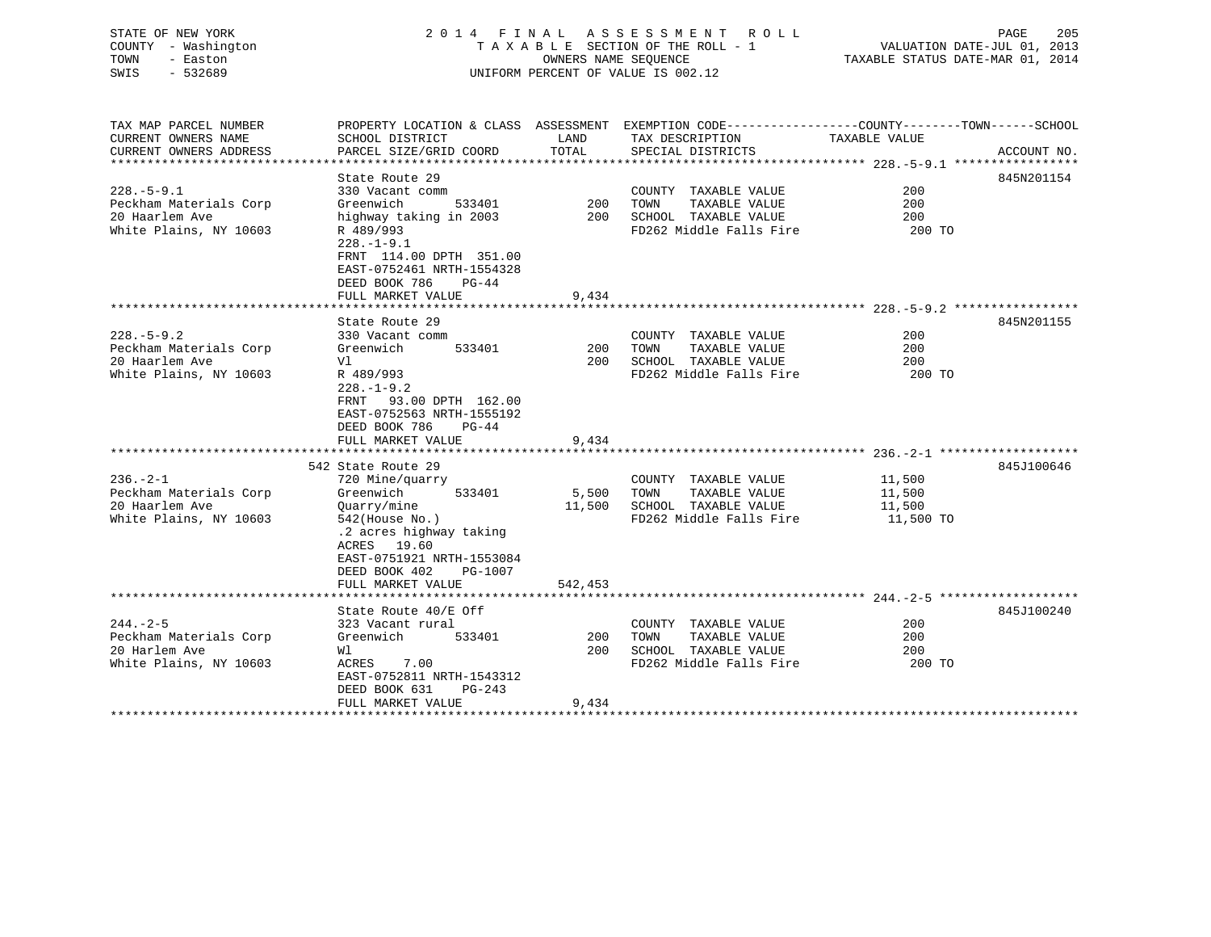STATE OF NEW YORK — COUNTY - Washington — TOWN - Easton — SWIS - 532689

**2014 FINAL ASSESSMENT ROLL**
TAXABLE SECTION OF THE ROLL - 1
OWNERS NAME SEQUENCE
UNIFORM PERCENT OF VALUE IS 002.12

VALUATION DATE-JUL 01, 2013
TAXABLE STATUS DATE-MAR 01, 2014

| TAX MAP PARCEL NUMBER / CURRENT OWNERS NAME / CURRENT OWNERS ADDRESS | PROPERTY LOCATION & CLASS / SCHOOL DISTRICT / PARCEL SIZE/GRID COORD | ASSESSMENT LAND | ASSESSMENT TOTAL | EXEMPTION CODE / TAX DESCRIPTION / SPECIAL DISTRICTS | TAXABLE VALUE | ACCOUNT NO. |
|---|---|---|---|---|---|---|
| 228.-5-9.1 | State Route 29 | | | | | 845N201154 |
| Peckham Materials Corp | 330 Vacant comm | | | COUNTY TAXABLE VALUE | 200 | |
| 20 Haarlem Ave | Greenwich 533401 | 200 | | TOWN TAXABLE VALUE | 200 | |
| White Plains, NY 10603 | highway taking in 2003 | | 200 | SCHOOL TAXABLE VALUE | 200 | |
| | R 489/993 | | | FD262 Middle Falls Fire | 200 TO | |
| | 228.-1-9.1 | | | | | |
| | FRNT 114.00 DPTH 351.00 | | | | | |
| | EAST-0752461 NRTH-1554328 | | | | | |
| | DEED BOOK 786 PG-44 | | | | | |
| | FULL MARKET VALUE | | 9,434 | | | |
| 228.-5-9.2 | State Route 29 | | | | | 845N201155 |
| Peckham Materials Corp | 330 Vacant comm | | | COUNTY TAXABLE VALUE | 200 | |
| 20 Haarlem Ave | Greenwich 533401 | 200 | | TOWN TAXABLE VALUE | 200 | |
| White Plains, NY 10603 | Vl | | 200 | SCHOOL TAXABLE VALUE | 200 | |
| | R 489/993 | | | FD262 Middle Falls Fire | 200 TO | |
| | 228.-1-9.2 | | | | | |
| | FRNT 93.00 DPTH 162.00 | | | | | |
| | EAST-0752563 NRTH-1555192 | | | | | |
| | DEED BOOK 786 PG-44 | | | | | |
| | FULL MARKET VALUE | | 9,434 | | | |
| 236.-2-1 | 542 State Route 29 | | | | | 845J100646 |
| Peckham Materials Corp | 720 Mine/quarry | | | COUNTY TAXABLE VALUE | 11,500 | |
| 20 Haarlem Ave | Greenwich 533401 | 5,500 | | TOWN TAXABLE VALUE | 11,500 | |
| White Plains, NY 10603 | Quarry/mine | | 11,500 | SCHOOL TAXABLE VALUE | 11,500 | |
| | 542(House No.) | | | FD262 Middle Falls Fire | 11,500 TO | |
| | .2 acres highway taking | | | | | |
| | ACRES 19.60 | | | | | |
| | EAST-0751921 NRTH-1553084 | | | | | |
| | DEED BOOK 402 PG-1007 | | | | | |
| | FULL MARKET VALUE | | 542,453 | | | |
| 244.-2-5 | State Route 40/E Off | | | | | 845J100240 |
| Peckham Materials Corp | 323 Vacant rural | | | COUNTY TAXABLE VALUE | 200 | |
| 20 Harlem Ave | Greenwich 533401 | 200 | | TOWN TAXABLE VALUE | 200 | |
| White Plains, NY 10603 | Wl | | 200 | SCHOOL TAXABLE VALUE | 200 | |
| | ACRES 7.00 | | | FD262 Middle Falls Fire | 200 TO | |
| | EAST-0752811 NRTH-1543312 | | | | | |
| | DEED BOOK 631 PG-243 | | | | | |
| | FULL MARKET VALUE | | 9,434 | | | |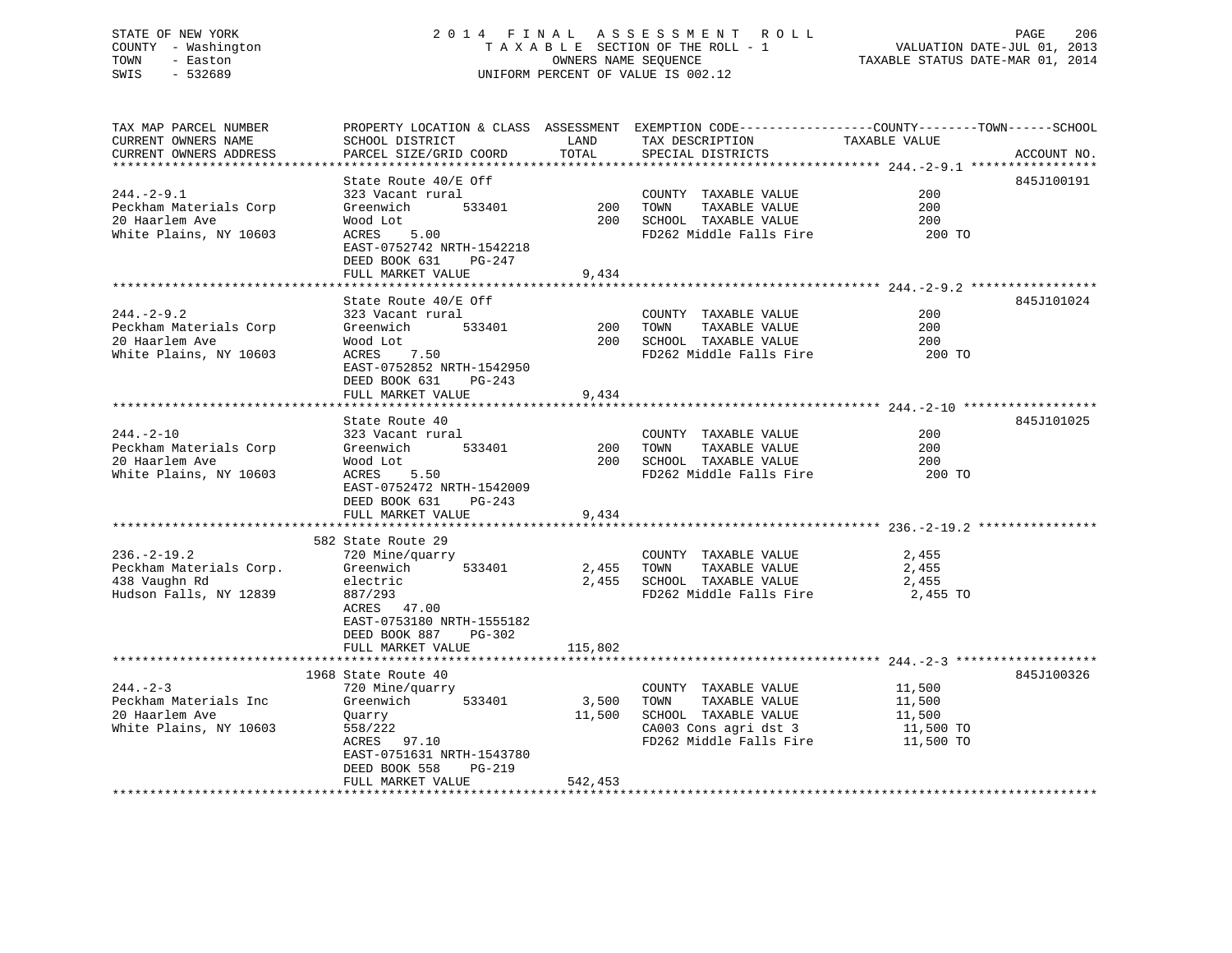STATE OF NEW YORK
COUNTY - Washington
TOWN - Easton
SWIS - 532689

2014 FINAL ASSESSMENT ROLL
TAXABLE SECTION OF THE ROLL - 1
OWNERS NAME SEQUENCE
UNIFORM PERCENT OF VALUE IS 002.12

VALUATION DATE-JUL 01, 2013
TAXABLE STATUS DATE-MAR 01, 2014

| TAX MAP PARCEL NUMBER / CURRENT OWNERS NAME / CURRENT OWNERS ADDRESS | PROPERTY LOCATION & CLASS / SCHOOL DISTRICT / PARCEL SIZE/GRID COORD | ASSESSMENT LAND | ASSESSMENT TOTAL | EXEMPTION CODE / TAX DESCRIPTION / SPECIAL DISTRICTS | COUNTY--------TOWN------SCHOOL TAXABLE VALUE | ACCOUNT NO. |
|---|---|---|---|---|---|---|
| **244.-2-9.1** | State Route 40/E Off | | | | | 845J100191 |
| 244.-2-9.1 | 323 Vacant rural | | | COUNTY TAXABLE VALUE | 200 | |
| Peckham Materials Corp | Greenwich 533401 | 200 | | TOWN TAXABLE VALUE | 200 | |
| 20 Haarlem Ave | Wood Lot | | 200 | SCHOOL TAXABLE VALUE | 200 | |
| White Plains, NY 10603 | ACRES 5.00 | | | FD262 Middle Falls Fire | 200 TO | |
| | EAST-0752742 NRTH-1542218 | | | | | |
| | DEED BOOK 631 PG-247 | | | | | |
| | FULL MARKET VALUE | | 9,434 | | | |
| **244.-2-9.2** | State Route 40/E Off | | | | | 845J101024 |
| 244.-2-9.2 | 323 Vacant rural | | | COUNTY TAXABLE VALUE | 200 | |
| Peckham Materials Corp | Greenwich 533401 | 200 | | TOWN TAXABLE VALUE | 200 | |
| 20 Haarlem Ave | Wood Lot | | 200 | SCHOOL TAXABLE VALUE | 200 | |
| White Plains, NY 10603 | ACRES 7.50 | | | FD262 Middle Falls Fire | 200 TO | |
| | EAST-0752852 NRTH-1542950 | | | | | |
| | DEED BOOK 631 PG-243 | | | | | |
| | FULL MARKET VALUE | | 9,434 | | | |
| **244.-2-10** | State Route 40 | | | | | 845J101025 |
| 244.-2-10 | 323 Vacant rural | | | COUNTY TAXABLE VALUE | 200 | |
| Peckham Materials Corp | Greenwich 533401 | 200 | | TOWN TAXABLE VALUE | 200 | |
| 20 Haarlem Ave | Wood Lot | | 200 | SCHOOL TAXABLE VALUE | 200 | |
| White Plains, NY 10603 | ACRES 5.50 | | | FD262 Middle Falls Fire | 200 TO | |
| | EAST-0752472 NRTH-1542009 | | | | | |
| | DEED BOOK 631 PG-243 | | | | | |
| | FULL MARKET VALUE | | 9,434 | | | |
| **236.-2-19.2** | 582 State Route 29 | | | | | |
| 236.-2-19.2 | 720 Mine/quarry | | | COUNTY TAXABLE VALUE | 2,455 | |
| Peckham Materials Corp. | Greenwich 533401 | 2,455 | | TOWN TAXABLE VALUE | 2,455 | |
| 438 Vaughn Rd | electric | | 2,455 | SCHOOL TAXABLE VALUE | 2,455 | |
| Hudson Falls, NY 12839 | 887/293 | | | FD262 Middle Falls Fire | 2,455 TO | |
| | ACRES 47.00 | | | | | |
| | EAST-0753180 NRTH-1555182 | | | | | |
| | DEED BOOK 887 PG-302 | | | | | |
| | FULL MARKET VALUE | | 115,802 | | | |
| **244.-2-3** | 1968 State Route 40 | | | | | 845J100326 |
| 244.-2-3 | 720 Mine/quarry | | | COUNTY TAXABLE VALUE | 11,500 | |
| Peckham Materials Inc | Greenwich 533401 | 3,500 | | TOWN TAXABLE VALUE | 11,500 | |
| 20 Haarlem Ave | Quarry | | 11,500 | SCHOOL TAXABLE VALUE | 11,500 | |
| White Plains, NY 10603 | 558/222 | | | CA003 Cons agri dst 3 | 11,500 TO | |
| | ACRES 97.10 | | | FD262 Middle Falls Fire | 11,500 TO | |
| | EAST-0751631 NRTH-1543780 | | | | | |
| | DEED BOOK 558 PG-219 | | | | | |
| | FULL MARKET VALUE | | 542,453 | | | |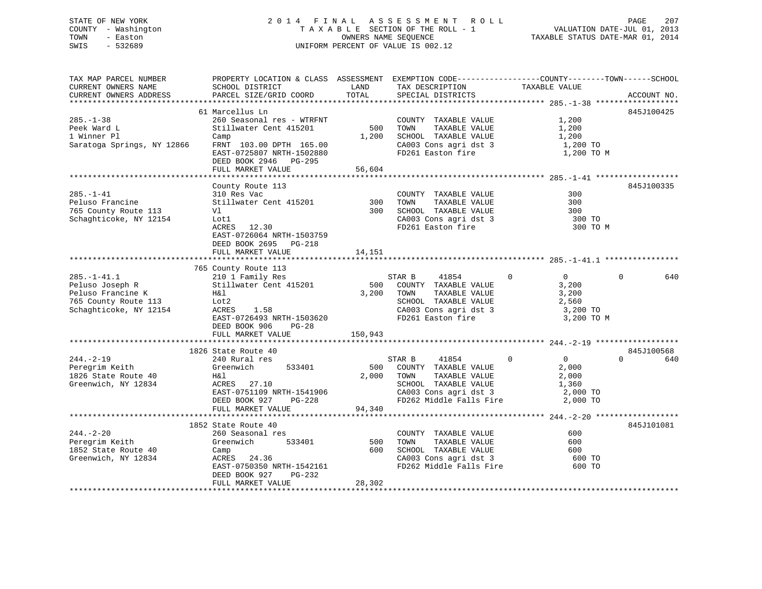STATE OF NEW YORK — COUNTY - Washington — TOWN - Easton — SWIS - 532689

**2014 FINAL ASSESSMENT ROLL**
TAXABLE SECTION OF THE ROLL - 1
OWNERS NAME SEQUENCE
UNIFORM PERCENT OF VALUE IS 002.12

VALUATION DATE-JUL 01, 2013
TAXABLE STATUS DATE-MAR 01, 2014

```
TAX MAP PARCEL NUMBER          PROPERTY LOCATION & CLASS  ASSESSMENT  EXEMPTION CODE------------------COUNTY--------TOWN------SCHOOL
CURRENT OWNERS NAME            SCHOOL DISTRICT               LAND      TAX DESCRIPTION            TAXABLE VALUE
CURRENT OWNERS ADDRESS         PARCEL SIZE/GRID COORD        TOTAL     SPECIAL DISTRICTS                                    ACCOUNT NO.
******************************************************************************************************* 285.-1-38 ******************
                               61 Marcellus Ln                                                                              845J100425
285.-1-38                      260 Seasonal res - WTRFNT               COUNTY  TAXABLE VALUE              1,200
Peek Ward L                    Stillwater Cent 415201         500      TOWN    TAXABLE VALUE              1,200
1 Winner Pl                    Camp                         1,200      SCHOOL  TAXABLE VALUE              1,200
Saratoga Springs, NY 12866     FRNT 103.00 DPTH 165.00                 CA003 Cons agri dst 3               1,200 TO
                               EAST-0725807 NRTH-1502880               FD261 Easton fire                   1,200 TO M
                               DEED BOOK 2946   PG-295
                               FULL MARKET VALUE           56,604
******************************************************************************************************* 285.-1-41 ******************
                               County Route 113                                                                             845J100335
285.-1-41                      310 Res Vac                             COUNTY  TAXABLE VALUE                300
Peluso Francine                Stillwater Cent 415201         300      TOWN    TAXABLE VALUE                300
765 County Route 113           Vl                             300      SCHOOL  TAXABLE VALUE                300
Schaghticoke, NY 12154         Lot1                                    CA003 Cons agri dst 3                 300 TO
                               ACRES  12.30                            FD261 Easton fire                     300 TO M
                               EAST-0726064 NRTH-1503759
                               DEED BOOK 2695   PG-218
                               FULL MARKET VALUE           14,151
******************************************************************************************************* 285.-1-41.1 ****************
                               765 County Route 113
285.-1-41.1                    210 1 Family Res                        STAR B     41854          0            0            0        640
Peluso Joseph R                Stillwater Cent 415201         500      COUNTY  TAXABLE VALUE              3,200
Peluso Francine K              H&l                          3,200      TOWN    TAXABLE VALUE              3,200
765 County Route 113           Lot2                                    SCHOOL  TAXABLE VALUE              2,560
Schaghticoke, NY 12154         ACRES   1.58                            CA003 Cons agri dst 3               3,200 TO
                               EAST-0726493 NRTH-1503620               FD261 Easton fire                   3,200 TO M
                               DEED BOOK 906    PG-28
                               FULL MARKET VALUE          150,943
******************************************************************************************************* 244.-2-19 ******************
                               1826 State Route 40                                                                          845J100568
244.-2-19                      240 Rural res                           STAR B     41854          0            0            0        640
Peregrim Keith                 Greenwich       533401         500      COUNTY  TAXABLE VALUE              2,000
1826 State Route 40            H&l                          2,000      TOWN    TAXABLE VALUE              2,000
Greenwich, NY 12834            ACRES  27.10                            SCHOOL  TAXABLE VALUE              1,360
                               EAST-0751109 NRTH-1541906               CA003 Cons agri dst 3               2,000 TO
                               DEED BOOK 927    PG-228                 FD262 Middle Falls Fire             2,000 TO
                               FULL MARKET VALUE           94,340
******************************************************************************************************* 244.-2-20 ******************
                               1852 State Route 40                                                                          845J101081
244.-2-20                      260 Seasonal res                        COUNTY  TAXABLE VALUE                600
Peregrim Keith                 Greenwich       533401         500      TOWN    TAXABLE VALUE                600
1852 State Route 40            Camp                           600      SCHOOL  TAXABLE VALUE                600
Greenwich, NY 12834            ACRES  24.36                            CA003 Cons agri dst 3                 600 TO
                               EAST-0750350 NRTH-1542161               FD262 Middle Falls Fire               600 TO
                               DEED BOOK 927    PG-232
                               FULL MARKET VALUE           28,302
************************************************************************************************************************************
```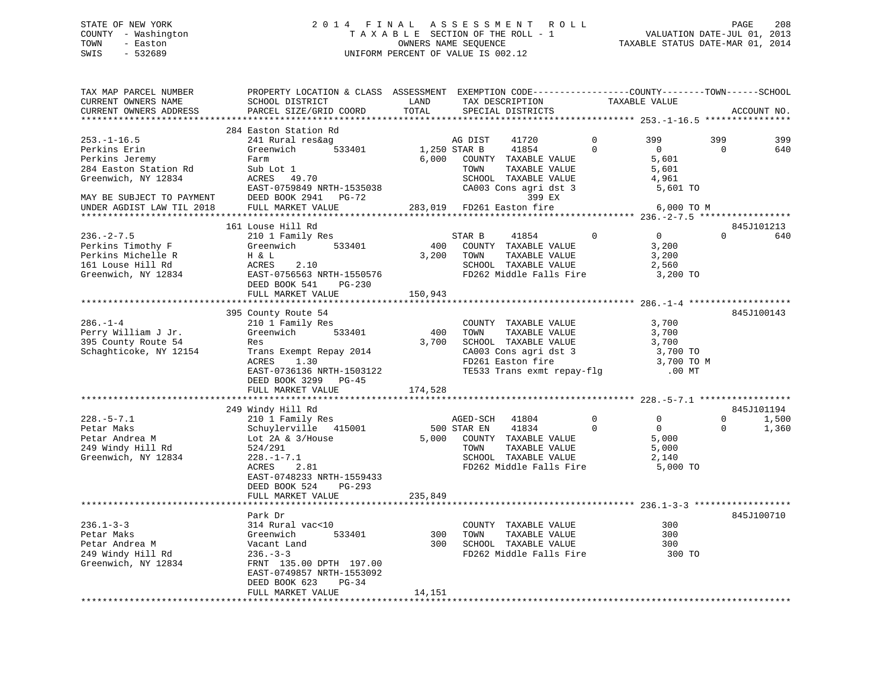STATE OF NEW YORK
COUNTY - Washington
TOWN - Easton
SWIS - 532689

2014 FINAL ASSESSMENT ROLL
TAXABLE SECTION OF THE ROLL - 1
OWNERS NAME SEQUENCE
UNIFORM PERCENT OF VALUE IS 002.12

VALUATION DATE-JUL 01, 2013
TAXABLE STATUS DATE-MAR 01, 2014

```
TAX MAP PARCEL NUMBER          PROPERTY LOCATION & CLASS  ASSESSMENT  EXEMPTION CODE------------------COUNTY--------TOWN------SCHOOL
CURRENT OWNERS NAME            SCHOOL DISTRICT               LAND     TAX DESCRIPTION            TAXABLE VALUE
CURRENT OWNERS ADDRESS         PARCEL SIZE/GRID COORD        TOTAL    SPECIAL DISTRICTS                                      ACCOUNT NO.
******************************************************************************************************* 253.-1-16.5 ****************
                               284 Easton Station Rd
253.-1-16.5                    241 Rural res&ag                  AG DIST    41720        0        399          399          399
Perkins Erin                   Greenwich        533401       1,250 STAR B     41854        0          0            0          640
Perkins Jeremy                 Farm                          6,000   COUNTY  TAXABLE VALUE            5,601
284 Easton Station Rd          Sub Lot 1                             TOWN    TAXABLE VALUE            5,601
Greenwich, NY 12834            ACRES   49.70                         SCHOOL  TAXABLE VALUE            4,961
                               EAST-0759849 NRTH-1535038             CA003 Cons agri dst 3             5,601 TO
MAY BE SUBJECT TO PAYMENT      DEED BOOK 2941   PG-72                              399 EX
UNDER AGDIST LAW TIL 2018      FULL MARKET VALUE            283,019  FD261 Easton fire                 6,000 TO M
******************************************************************************************************* 236.-2-7.5 *****************
                               161 Louse Hill Rd                                                                        845J101213
236.-2-7.5                     210 1 Family Res                  STAR B     41854        0          0            0          640
Perkins Timothy F              Greenwich        533401         400   COUNTY  TAXABLE VALUE            3,200
Perkins Michelle R             H & L                          3,200   TOWN    TAXABLE VALUE            3,200
161 Louse Hill Rd              ACRES    2.10                         SCHOOL  TAXABLE VALUE            2,560
Greenwich, NY 12834            EAST-0756563 NRTH-1550576             FD262 Middle Falls Fire           3,200 TO
                               DEED BOOK 541    PG-230
                               FULL MARKET VALUE            150,943
******************************************************************************************************* 286.-1-4 *******************
                               395 County Route 54                                                                      845J100143
286.-1-4                       210 1 Family Res                      COUNTY  TAXABLE VALUE            3,700
Perry William J Jr.            Greenwich        533401         400   TOWN    TAXABLE VALUE            3,700
395 County Route 54            Res                            3,700   SCHOOL  TAXABLE VALUE            3,700
Schaghticoke, NY 12154         Trans Exempt Repay 2014               CA003 Cons agri dst 3             3,700 TO
                               ACRES    1.30                         FD261 Easton fire                 3,700 TO M
                               EAST-0736136 NRTH-1503122             TE533 Trans exmt repay-flg          .00 MT
                               DEED BOOK 3299   PG-45
                               FULL MARKET VALUE            174,528
******************************************************************************************************* 228.-5-7.1 *****************
                               249 Windy Hill Rd                                                                        845J101194
228.-5-7.1                     210 1 Family Res                  AGED-SCH   41804        0          0            0        1,500
Petar Maks                     Schuylerville   415001          500 STAR EN    41834        0          0            0        1,360
Petar Andrea M                 Lot 2A & 3/House               5,000   COUNTY  TAXABLE VALUE            5,000
249 Windy Hill Rd              524/291                               TOWN    TAXABLE VALUE            5,000
Greenwich, NY 12834            228.-1-7.1                            SCHOOL  TAXABLE VALUE            2,140
                               ACRES    2.81                         FD262 Middle Falls Fire           5,000 TO
                               EAST-0748233 NRTH-1559433
                               DEED BOOK 524    PG-293
                               FULL MARKET VALUE            235,849
******************************************************************************************************* 236.1-3-3 ******************
                               Park Dr                                                                                  845J100710
236.1-3-3                      314 Rural vac<10                      COUNTY  TAXABLE VALUE              300
Petar Maks                     Greenwich        533401         300   TOWN    TAXABLE VALUE              300
Petar Andrea M                 Vacant Land                      300   SCHOOL  TAXABLE VALUE              300
249 Windy Hill Rd              236.-3-3                              FD262 Middle Falls Fire             300 TO
Greenwich, NY 12834            FRNT 135.00 DPTH 197.00
                               EAST-0749857 NRTH-1553092
                               DEED BOOK 623    PG-34
                               FULL MARKET VALUE             14,151
************************************************************************************************************************************
```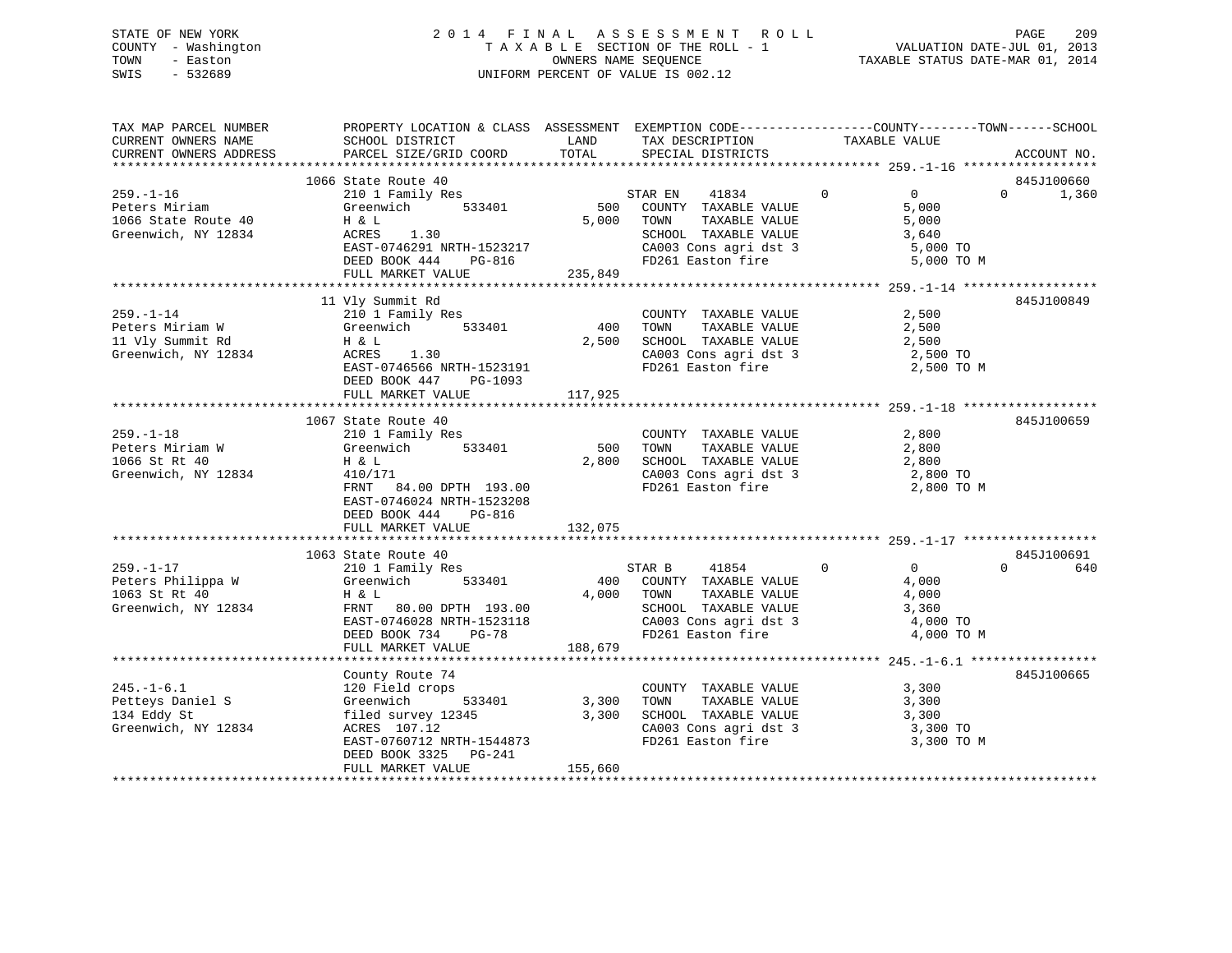STATE OF NEW YORK
COUNTY - Washington
TOWN - Easton
SWIS - 532689

2014 FINAL ASSESSMENT ROLL
TAXABLE SECTION OF THE ROLL - 1
OWNERS NAME SEQUENCE
UNIFORM PERCENT OF VALUE IS 002.12

VALUATION DATE-JUL 01, 2013
TAXABLE STATUS DATE-MAR 01, 2014

```
TAX MAP PARCEL NUMBER      PROPERTY LOCATION & CLASS  ASSESSMENT  EXEMPTION CODE-----------------COUNTY--------TOWN------SCHOOL
CURRENT OWNERS NAME        SCHOOL DISTRICT               LAND      TAX DESCRIPTION            TAXABLE VALUE
CURRENT OWNERS ADDRESS     PARCEL SIZE/GRID COORD        TOTAL     SPECIAL DISTRICTS                                    ACCOUNT NO.
******************************************************************************************************* 259.-1-16 ******************
                           1066 State Route 40                                                                          845J100660
259.-1-16                  210 1 Family Res                        STAR EN    41834        0           0            0       1,360
Peters Miriam              Greenwich       533401         500      COUNTY  TAXABLE VALUE               5,000
1066 State Route 40        H & L                         5,000     TOWN    TAXABLE VALUE               5,000
Greenwich, NY 12834        ACRES    1.30                           SCHOOL  TAXABLE VALUE               3,640
                           EAST-0746291 NRTH-1523217               CA003 Cons agri dst 3                5,000 TO
                           DEED BOOK 444    PG-816                 FD261 Easton fire                    5,000 TO M
                           FULL MARKET VALUE           235,849
******************************************************************************************************* 259.-1-14 ******************
                           11 Vly Summit Rd                                                                             845J100849
259.-1-14                  210 1 Family Res                        COUNTY  TAXABLE VALUE               2,500
Peters Miriam W            Greenwich       533401         400      TOWN    TAXABLE VALUE               2,500
11 Vly Summit Rd           H & L                         2,500     SCHOOL  TAXABLE VALUE               2,500
Greenwich, NY 12834        ACRES    1.30                           CA003 Cons agri dst 3                2,500 TO
                           EAST-0746566 NRTH-1523191               FD261 Easton fire                    2,500 TO M
                           DEED BOOK 447    PG-1093
                           FULL MARKET VALUE           117,925
******************************************************************************************************* 259.-1-18 ******************
                           1067 State Route 40                                                                          845J100659
259.-1-18                  210 1 Family Res                        COUNTY  TAXABLE VALUE               2,800
Peters Miriam W            Greenwich       533401         500      TOWN    TAXABLE VALUE               2,800
1066 St Rt 40              H & L                         2,800     SCHOOL  TAXABLE VALUE               2,800
Greenwich, NY 12834        410/171                                 CA003 Cons agri dst 3                2,800 TO
                           FRNT   84.00 DPTH 193.00                FD261 Easton fire                    2,800 TO M
                           EAST-0746024 NRTH-1523208
                           DEED BOOK 444    PG-816
                           FULL MARKET VALUE           132,075
******************************************************************************************************* 259.-1-17 ******************
                           1063 State Route 40                                                                          845J100691
259.-1-17                  210 1 Family Res                        STAR B     41854        0           0            0         640
Peters Philippa W          Greenwich       533401         400      COUNTY  TAXABLE VALUE               4,000
1063 St Rt 40              H & L                         4,000     TOWN    TAXABLE VALUE               4,000
Greenwich, NY 12834        FRNT   80.00 DPTH 193.00                SCHOOL  TAXABLE VALUE               3,360
                           EAST-0746028 NRTH-1523118               CA003 Cons agri dst 3                4,000 TO
                           DEED BOOK 734    PG-78                  FD261 Easton fire                    4,000 TO M
                           FULL MARKET VALUE           188,679
******************************************************************************************************* 245.-1-6.1 *****************
                           County Route 74                                                                              845J100665
245.-1-6.1                 120 Field crops                         COUNTY  TAXABLE VALUE               3,300
Petteys Daniel S           Greenwich       533401        3,300     TOWN    TAXABLE VALUE               3,300
134 Eddy St                filed survey 12345            3,300     SCHOOL  TAXABLE VALUE               3,300
Greenwich, NY 12834        ACRES  107.12                           CA003 Cons agri dst 3                3,300 TO
                           EAST-0760712 NRTH-1544873               FD261 Easton fire                    3,300 TO M
                           DEED BOOK 3325   PG-241
                           FULL MARKET VALUE           155,660
************************************************************************************************************************************
```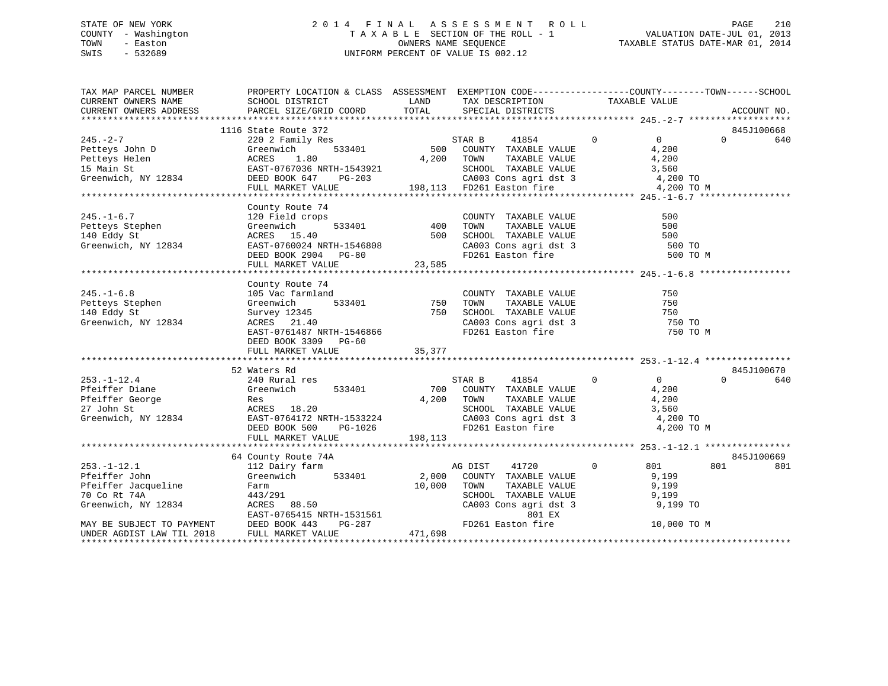STATE OF NEW YORK
COUNTY - Washington
TOWN - Easton
SWIS - 532689

# 2014 FINAL ASSESSMENT ROLL

TAXABLE SECTION OF THE ROLL - 1
OWNERS NAME SEQUENCE
UNIFORM PERCENT OF VALUE IS 002.12

VALUATION DATE-JUL 01, 2013
TAXABLE STATUS DATE-MAR 01, 2014

```
TAX MAP PARCEL NUMBER         PROPERTY LOCATION & CLASS  ASSESSMENT  EXEMPTION CODE------------------COUNTY--------TOWN------SCHOOL
CURRENT OWNERS NAME           SCHOOL DISTRICT               LAND      TAX DESCRIPTION             TAXABLE VALUE
CURRENT OWNERS ADDRESS        PARCEL SIZE/GRID COORD        TOTAL     SPECIAL DISTRICTS                                      ACCOUNT NO.
******************************************************************************************************* 245.-2-7 *******************
                              1116 State Route 372                                                                          845J100668
245.-2-7                      220 2 Family Res                         STAR B     41854          0           0          0          640
Petteys John D                Greenwich        533401        500       COUNTY  TAXABLE VALUE              4,200
Petteys Helen                 ACRES    1.80                 4,200      TOWN    TAXABLE VALUE              4,200
15 Main St                    EAST-0767036 NRTH-1543921                SCHOOL  TAXABLE VALUE              3,560
Greenwich, NY 12834           DEED BOOK 647    PG-203                  CA003 Cons agri dst 3               4,200 TO
                              FULL MARKET VALUE            198,113     FD261 Easton fire                   4,200 TO M
******************************************************************************************************* 245.-1-6.7 *****************
                              County Route 74
245.-1-6.7                    120 Field crops                          COUNTY  TAXABLE VALUE                500
Petteys Stephen               Greenwich        533401        400       TOWN    TAXABLE VALUE                500
140 Eddy St                   ACRES   15.40                  500       SCHOOL  TAXABLE VALUE                500
Greenwich, NY 12834           EAST-0760024 NRTH-1546808                CA003 Cons agri dst 3                 500 TO
                              DEED BOOK 2904   PG-80                   FD261 Easton fire                     500 TO M
                              FULL MARKET VALUE             23,585
******************************************************************************************************* 245.-1-6.8 *****************
                              County Route 74
245.-1-6.8                    105 Vac farmland                         COUNTY  TAXABLE VALUE                750
Petteys Stephen               Greenwich        533401        750       TOWN    TAXABLE VALUE                750
140 Eddy St                   Survey 12345                   750       SCHOOL  TAXABLE VALUE                750
Greenwich, NY 12834           ACRES   21.40                            CA003 Cons agri dst 3                 750 TO
                              EAST-0761487 NRTH-1546866                FD261 Easton fire                     750 TO M
                              DEED BOOK 3309   PG-60
                              FULL MARKET VALUE             35,377
******************************************************************************************************* 253.-1-12.4 ****************
                              52 Waters Rd                                                                                  845J100670
253.-1-12.4                   240 Rural res                            STAR B     41854          0           0          0          640
Pfeiffer Diane                Greenwich        533401        700       COUNTY  TAXABLE VALUE              4,200
Pfeiffer George               Res                          4,200       TOWN    TAXABLE VALUE              4,200
27 John St                    ACRES   18.20                            SCHOOL  TAXABLE VALUE              3,560
Greenwich, NY 12834           EAST-0764172 NRTH-1533224                CA003 Cons agri dst 3               4,200 TO
                              DEED BOOK 500    PG-1026                 FD261 Easton fire                   4,200 TO M
                              FULL MARKET VALUE            198,113
******************************************************************************************************* 253.-1-12.1 ****************
                              64 County Route 74A                                                                           845J100669
253.-1-12.1                   112 Dairy farm                           AG DIST    41720          0         801        801          801
Pfeiffer John                 Greenwich        533401      2,000       COUNTY  TAXABLE VALUE              9,199
Pfeiffer Jacqueline           Farm                        10,000       TOWN    TAXABLE VALUE              9,199
70 Co Rt 74A                  443/291                                  SCHOOL  TAXABLE VALUE              9,199
Greenwich, NY 12834           ACRES   88.50                            CA003 Cons agri dst 3               9,199 TO
                              EAST-0765415 NRTH-1531561                         801 EX
MAY BE SUBJECT TO PAYMENT     DEED BOOK 443    PG-287                  FD261 Easton fire                  10,000 TO M
UNDER AGDIST LAW TIL 2018     FULL MARKET VALUE            471,698
************************************************************************************************************************************
```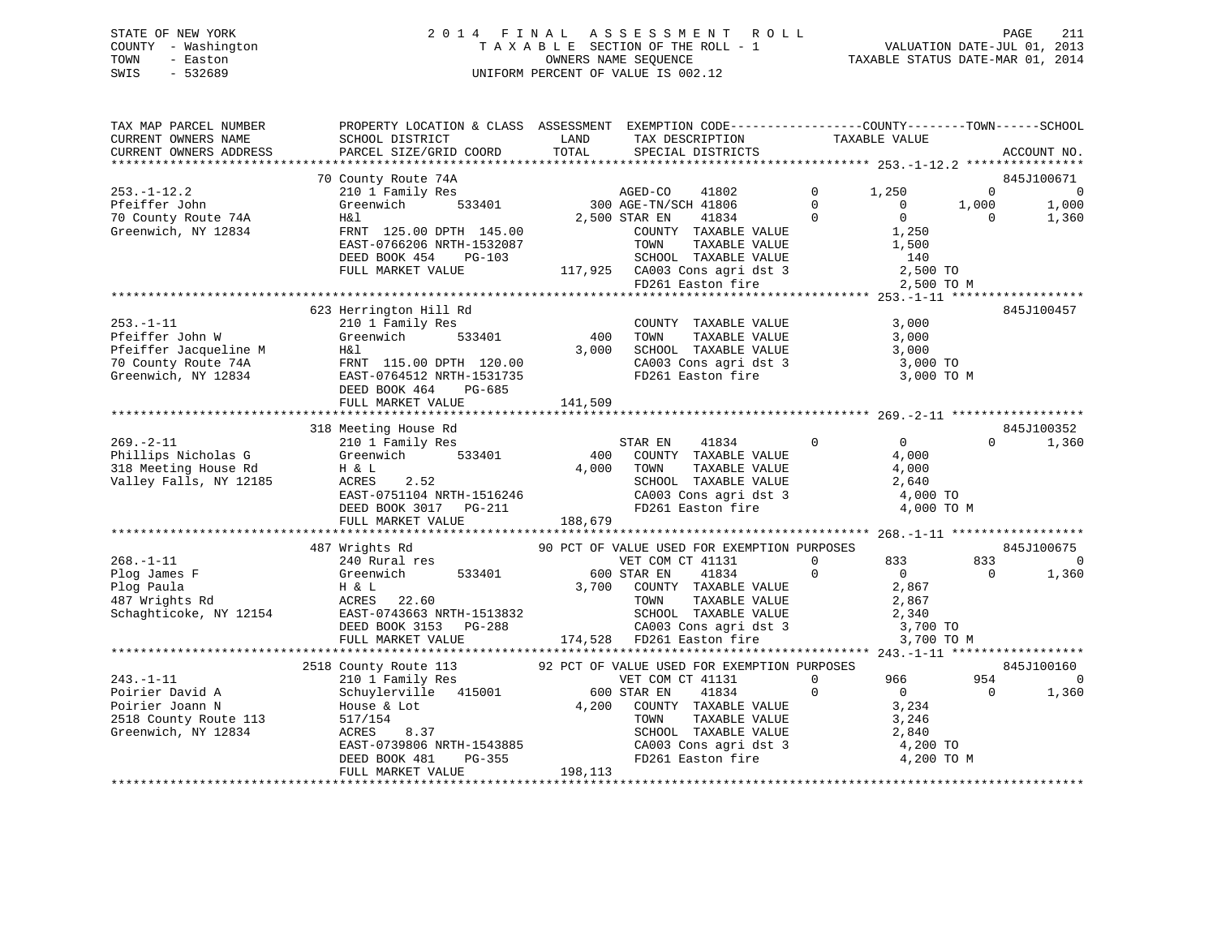STATE OF NEW YORK
COUNTY - Washington
TOWN - Easton
SWIS - 532689

2 0 1 4 F I N A L A S S E S S M E N T R O L L
T A X A B L E SECTION OF THE ROLL - 1
OWNERS NAME SEQUENCE
UNIFORM PERCENT OF VALUE IS 002.12

VALUATION DATE-JUL 01, 2013
TAXABLE STATUS DATE-MAR 01, 2014

```
TAX MAP PARCEL NUMBER          PROPERTY LOCATION & CLASS  ASSESSMENT  EXEMPTION CODE------------------COUNTY--------TOWN------SCHOOL
CURRENT OWNERS NAME            SCHOOL DISTRICT               LAND      TAX DESCRIPTION            TAXABLE VALUE
CURRENT OWNERS ADDRESS         PARCEL SIZE/GRID COORD        TOTAL     SPECIAL DISTRICTS                                      ACCOUNT NO.
*************************************************************************************************** 253.-1-12.2 ****************
                               70 County Route 74A                                                                      845J100671
253.-1-12.2                    210 1 Family Res                        AGED-CO     41802         0      1,250          0          0
Pfeiffer John                  Greenwich        533401         300 AGE-TN/SCH 41806              0          0      1,000      1,000
70 County Route 74A            H&l                           2,500 STAR EN     41834             0          0          0      1,360
Greenwich, NY 12834            FRNT 125.00 DPTH 145.00               COUNTY  TAXABLE VALUE              1,250
                               EAST-0766206 NRTH-1532087             TOWN    TAXABLE VALUE              1,500
                               DEED BOOK 454    PG-103               SCHOOL  TAXABLE VALUE                140
                               FULL MARKET VALUE           117,925   CA003 Cons agri dst 3              2,500 TO
                                                                     FD261 Easton fire                  2,500 TO M
*************************************************************************************************** 253.-1-11 ******************
                               623 Herrington Hill Rd                                                                   845J100457
253.-1-11                      210 1 Family Res                        COUNTY  TAXABLE VALUE              3,000
Pfeiffer John W                Greenwich        533401         400     TOWN    TAXABLE VALUE              3,000
Pfeiffer Jacqueline M          H&l                           3,000     SCHOOL  TAXABLE VALUE              3,000
70 County Route 74A            FRNT 115.00 DPTH 120.00                 CA003 Cons agri dst 3              3,000 TO
Greenwich, NY 12834            EAST-0764512 NRTH-1531735               FD261 Easton fire                  3,000 TO M
                               DEED BOOK 464    PG-685
                               FULL MARKET VALUE           141,509
*************************************************************************************************** 269.-2-11 ******************
                               318 Meeting House Rd                                                                     845J100352
269.-2-11                      210 1 Family Res                        STAR EN     41834         0          0          0      1,360
Phillips Nicholas G            Greenwich        533401         400     COUNTY  TAXABLE VALUE              4,000
318 Meeting House Rd           H & L                         4,000     TOWN    TAXABLE VALUE              4,000
Valley Falls, NY 12185         ACRES     2.52                          SCHOOL  TAXABLE VALUE              2,640
                               EAST-0751104 NRTH-1516246               CA003 Cons agri dst 3              4,000 TO
                               DEED BOOK 3017   PG-211                 FD261 Easton fire                  4,000 TO M
                               FULL MARKET VALUE           188,679
*************************************************************************************************** 268.-1-11 ******************
                               487 Wrights Rd                 90 PCT OF VALUE USED FOR EXEMPTION PURPOSES              845J100675
268.-1-11                      240 Rural res                           VET COM CT 41131          0        833        833          0
Plog James F                   Greenwich        533401         600 STAR EN     41834             0          0          0      1,360
Plog Paula                     H & L                         3,700     COUNTY  TAXABLE VALUE              2,867
487 Wrights Rd                 ACRES    22.60                          TOWN    TAXABLE VALUE              2,867
Schaghticoke, NY 12154         EAST-0743663 NRTH-1513832               SCHOOL  TAXABLE VALUE              2,340
                               DEED BOOK 3153   PG-288                 CA003 Cons agri dst 3              3,700 TO
                               FULL MARKET VALUE           174,528     FD261 Easton fire                  3,700 TO M
*************************************************************************************************** 243.-1-11 ******************
                               2518 County Route 113          92 PCT OF VALUE USED FOR EXEMPTION PURPOSES              845J100160
243.-1-11                      210 1 Family Res                        VET COM CT 41131          0        966        954          0
Poirier David A                Schuylerville    415001         600 STAR EN     41834             0          0          0      1,360
Poirier Joann N                House & Lot                   4,200     COUNTY  TAXABLE VALUE              3,234
2518 County Route 113          517/154                                 TOWN    TAXABLE VALUE              3,246
Greenwich, NY 12834            ACRES     8.37                          SCHOOL  TAXABLE VALUE              2,840
                               EAST-0739806 NRTH-1543885               CA003 Cons agri dst 3              4,200 TO
                               DEED BOOK 481    PG-355                 FD261 Easton fire                  4,200 TO M
                               FULL MARKET VALUE           198,113
********************************************************************************************************************************
```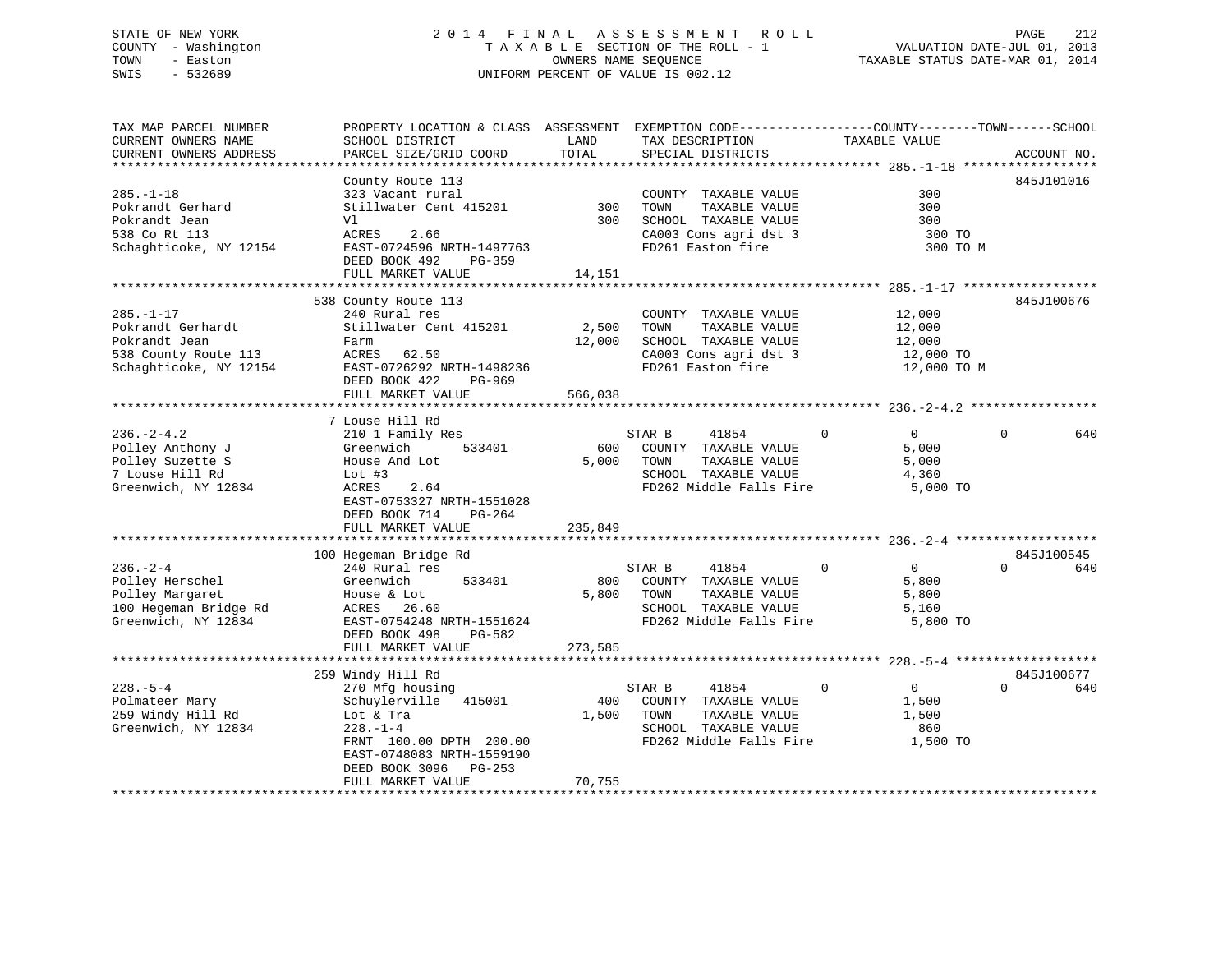STATE OF NEW YORK
COUNTY - Washington
TOWN - Easton
SWIS - 532689

2014 FINAL ASSESSMENT ROLL
TAXABLE SECTION OF THE ROLL - 1
OWNERS NAME SEQUENCE
UNIFORM PERCENT OF VALUE IS 002.12

VALUATION DATE-JUL 01, 2013
TAXABLE STATUS DATE-MAR 01, 2014

```
TAX MAP PARCEL NUMBER        PROPERTY LOCATION & CLASS  ASSESSMENT  EXEMPTION CODE------------------COUNTY--------TOWN------SCHOOL
CURRENT OWNERS NAME          SCHOOL DISTRICT              LAND      TAX DESCRIPTION              TAXABLE VALUE
CURRENT OWNERS ADDRESS       PARCEL SIZE/GRID COORD       TOTAL     SPECIAL DISTRICTS                                      ACCOUNT NO.
******************************************************************************************************* 285.-1-18 ******************
                             County Route 113                                                                             845J101016
285.-1-18                    323 Vacant rural                       COUNTY  TAXABLE VALUE              300
Pokrandt Gerhard             Stillwater Cent 415201         300     TOWN    TAXABLE VALUE              300
Pokrandt Jean                Vl                             300     SCHOOL  TAXABLE VALUE              300
538 Co Rt 113                ACRES     2.66                         CA003 Cons agri dst 3               300 TO
Schaghticoke, NY 12154       EAST-0724596 NRTH-1497763              FD261 Easton fire                   300 TO M
                             DEED BOOK 492     PG-359
                             FULL MARKET VALUE           14,151
******************************************************************************************************* 285.-1-17 ******************
                             538 County Route 113                                                                         845J100676
285.-1-17                    240 Rural res                          COUNTY  TAXABLE VALUE           12,000
Pokrandt Gerhardt            Stillwater Cent 415201       2,500     TOWN    TAXABLE VALUE           12,000
Pokrandt Jean                Farm                        12,000     SCHOOL  TAXABLE VALUE           12,000
538 County Route 113         ACRES    62.50                         CA003 Cons agri dst 3            12,000 TO
Schaghticoke, NY 12154       EAST-0726292 NRTH-1498236              FD261 Easton fire                12,000 TO M
                             DEED BOOK 422     PG-969
                             FULL MARKET VALUE          566,038
******************************************************************************************************* 236.-2-4.2 *****************
                             7 Louse Hill Rd
236.-2-4.2                   210 1 Family Res                       STAR B     41854          0          0            0        640
Polley Anthony J             Greenwich        533401        600     COUNTY  TAXABLE VALUE            5,000
Polley Suzette S             House And Lot                5,000     TOWN    TAXABLE VALUE            5,000
7 Louse Hill Rd              Lot #3                                 SCHOOL  TAXABLE VALUE            4,360
Greenwich, NY 12834          ACRES     2.64                         FD262 Middle Falls Fire           5,000 TO
                             EAST-0753327 NRTH-1551028
                             DEED BOOK 714     PG-264
                             FULL MARKET VALUE          235,849
******************************************************************************************************* 236.-2-4 *******************
                             100 Hegeman Bridge Rd                                                                        845J100545
236.-2-4                     240 Rural res                          STAR B     41854          0          0            0        640
Polley Herschel              Greenwich        533401        800     COUNTY  TAXABLE VALUE            5,800
Polley Margaret              House & Lot                  5,800     TOWN    TAXABLE VALUE            5,800
100 Hegeman Bridge Rd        ACRES    26.60                         SCHOOL  TAXABLE VALUE            5,160
Greenwich, NY 12834          EAST-0754248 NRTH-1551624              FD262 Middle Falls Fire           5,800 TO
                             DEED BOOK 498     PG-582
                             FULL MARKET VALUE          273,585
******************************************************************************************************* 228.-5-4 *******************
                             259 Windy Hill Rd                                                                            845J100677
228.-5-4                     270 Mfg housing                        STAR B     41854          0          0            0        640
Polmateer Mary               Schuylerville   415001         400     COUNTY  TAXABLE VALUE            1,500
259 Windy Hill Rd            Lot & Tra                    1,500     TOWN    TAXABLE VALUE            1,500
Greenwich, NY 12834          228.-1-4                               SCHOOL  TAXABLE VALUE              860
                             FRNT 100.00 DPTH 200.00                FD262 Middle Falls Fire           1,500 TO
                             EAST-0748083 NRTH-1559190
                             DEED BOOK 3096    PG-253
                             FULL MARKET VALUE           70,755
************************************************************************************************************************************
```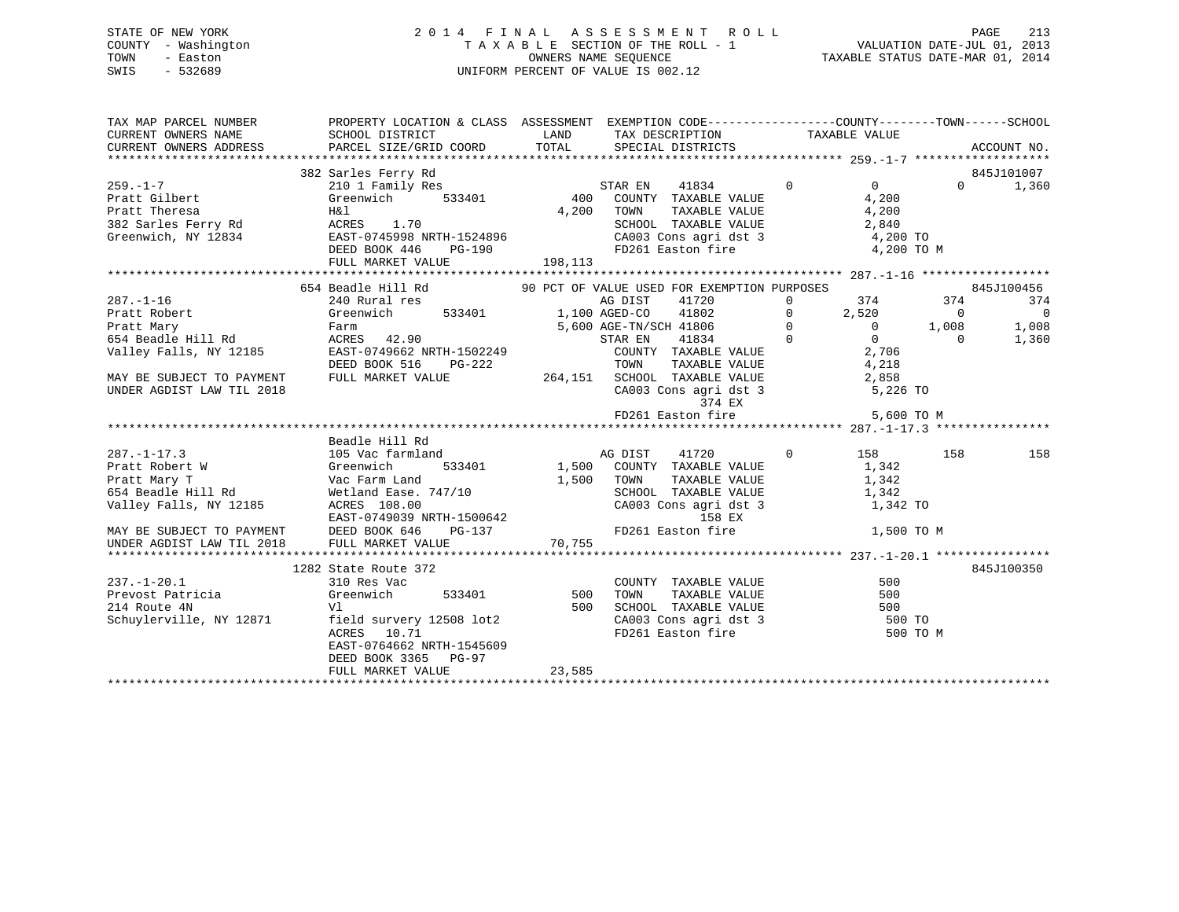STATE OF NEW YORK
COUNTY - Washington
TOWN - Easton
SWIS - 532689

# 2014 FINAL ASSESSMENT ROLL

TAXABLE SECTION OF THE ROLL - 1
OWNERS NAME SEQUENCE
UNIFORM PERCENT OF VALUE IS 002.12

VALUATION DATE-JUL 01, 2013
TAXABLE STATUS DATE-MAR 01, 2014

```
TAX MAP PARCEL NUMBER          PROPERTY LOCATION & CLASS  ASSESSMENT  EXEMPTION CODE------------------COUNTY--------TOWN------SCHOOL
CURRENT OWNERS NAME            SCHOOL DISTRICT             LAND       TAX DESCRIPTION            TAXABLE VALUE
CURRENT OWNERS ADDRESS         PARCEL SIZE/GRID COORD      TOTAL      SPECIAL DISTRICTS                                     ACCOUNT NO.
******************************************************************************************************* 259.-1-7 *******************
                               382 Sarles Ferry Rd                                                                          845J101007
259.-1-7                       210 1 Family Res                        STAR EN    41834        0          0          0       1,360
Pratt Gilbert                  Greenwich      533401         400       COUNTY  TAXABLE VALUE              4,200
Pratt Theresa                  H&l                         4,200       TOWN    TAXABLE VALUE              4,200
382 Sarles Ferry Rd            ACRES    1.70                           SCHOOL  TAXABLE VALUE              2,840
Greenwich, NY 12834            EAST-0745998 NRTH-1524896               CA003 Cons agri dst 3               4,200 TO
                               DEED BOOK 446    PG-190                 FD261 Easton fire                   4,200 TO M
                               FULL MARKET VALUE             198,113
******************************************************************************************************* 287.-1-16 ******************
                               654 Beadle Hill Rd          90 PCT OF VALUE USED FOR EXEMPTION PURPOSES                      845J100456
287.-1-16                      240 Rural res                           AG DIST    41720        0        374        374         374
Pratt Robert                   Greenwich      533401       1,100 AGED-CO      41802            0      2,520          0           0
Pratt Mary                     Farm                        5,600 AGE-TN/SCH 41806              0          0      1,008       1,008
654 Beadle Hill Rd             ACRES   42.90                           STAR EN    41834        0          0          0       1,360
Valley Falls, NY 12185         EAST-0749662 NRTH-1502249               COUNTY  TAXABLE VALUE              2,706
                               DEED BOOK 516    PG-222                 TOWN    TAXABLE VALUE              4,218
MAY BE SUBJECT TO PAYMENT      FULL MARKET VALUE             264,151   SCHOOL  TAXABLE VALUE              2,858
UNDER AGDIST LAW TIL 2018                                              CA003 Cons agri dst 3               5,226 TO
                                                                                374 EX
                                                                       FD261 Easton fire                   5,600 TO M
******************************************************************************************************* 287.-1-17.3 ****************
                               Beadle Hill Rd
287.-1-17.3                    105 Vac farmland                        AG DIST    41720        0        158        158         158
Pratt Robert W                 Greenwich      533401       1,500       COUNTY  TAXABLE VALUE              1,342
Pratt Mary T                   Vac Farm Land               1,500       TOWN    TAXABLE VALUE              1,342
654 Beadle Hill Rd             Wetland Ease. 747/10                    SCHOOL  TAXABLE VALUE              1,342
Valley Falls, NY 12185         ACRES  108.00                           CA003 Cons agri dst 3               1,342 TO
                               EAST-0749039 NRTH-1500642                        158 EX
MAY BE SUBJECT TO PAYMENT      DEED BOOK 646    PG-137                 FD261 Easton fire                   1,500 TO M
UNDER AGDIST LAW TIL 2018      FULL MARKET VALUE              70,755
******************************************************************************************************* 237.-1-20.1 ****************
                               1282 State Route 372                                                                         845J100350
237.-1-20.1                    310 Res Vac                             COUNTY  TAXABLE VALUE                500
Prevost Patricia               Greenwich      533401         500       TOWN    TAXABLE VALUE                500
214 Route 4N                   Vl                            500       SCHOOL  TAXABLE VALUE                500
Schuylerville, NY 12871        field survery 12508 lot2                CA003 Cons agri dst 3                 500 TO
                               ACRES   10.71                           FD261 Easton fire                     500 TO M
                               EAST-0764662 NRTH-1545609
                               DEED BOOK 3365   PG-97
                               FULL MARKET VALUE              23,585
************************************************************************************************************************************
```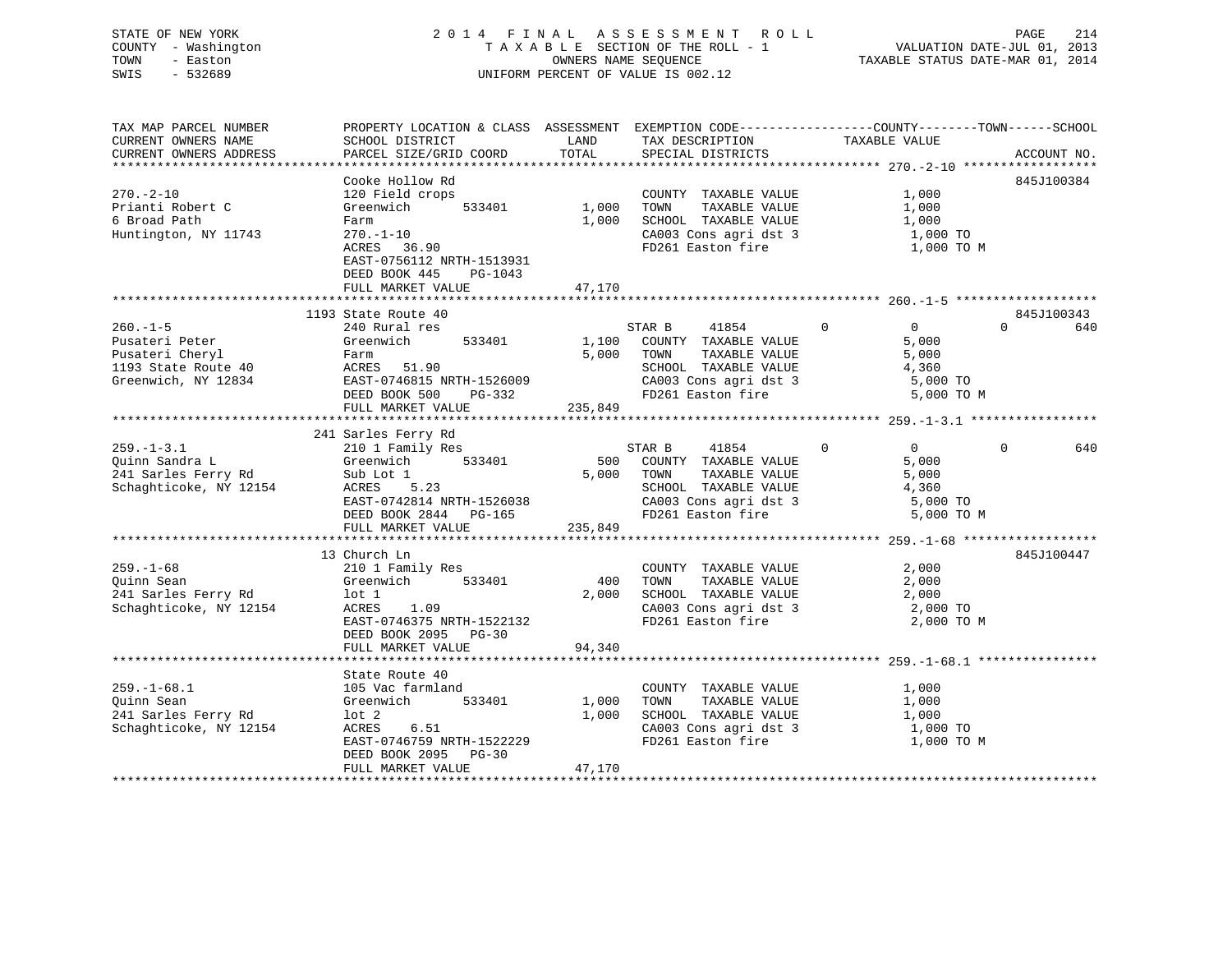STATE OF NEW YORK
COUNTY - Washington
TOWN - Easton
SWIS - 532689

2014 FINAL ASSESSMENT ROLL
TAXABLE SECTION OF THE ROLL - 1
OWNERS NAME SEQUENCE
UNIFORM PERCENT OF VALUE IS 002.12

VALUATION DATE-JUL 01, 2013
TAXABLE STATUS DATE-MAR 01, 2014

```
TAX MAP PARCEL NUMBER          PROPERTY LOCATION & CLASS  ASSESSMENT  EXEMPTION CODE------------------COUNTY--------TOWN------SCHOOL
CURRENT OWNERS NAME            SCHOOL DISTRICT              LAND      TAX DESCRIPTION            TAXABLE VALUE
CURRENT OWNERS ADDRESS         PARCEL SIZE/GRID COORD       TOTAL     SPECIAL DISTRICTS                                     ACCOUNT NO.
******************************************************************************************************* 270.-2-10 ******************
                               Cooke Hollow Rd                                                                          845J100384
270.-2-10                      120 Field crops                        COUNTY  TAXABLE VALUE              1,000
Prianti Robert C               Greenwich      533401        1,000    TOWN    TAXABLE VALUE              1,000
6 Broad Path                   Farm                          1,000    SCHOOL  TAXABLE VALUE              1,000
Huntington, NY 11743           270.-1-10                              CA003 Cons agri dst 3               1,000 TO
                               ACRES  36.90                           FD261 Easton fire                   1,000 TO M
                               EAST-0756112 NRTH-1513931
                               DEED BOOK 445    PG-1043
                               FULL MARKET VALUE            47,170
******************************************************************************************************* 260.-1-5 *******************
                               1193 State Route 40                                                                      845J100343
260.-1-5                       240 Rural res                          STAR B     41854          0            0             0         640
Pusateri Peter                 Greenwich      533401        1,100    COUNTY  TAXABLE VALUE              5,000
Pusateri Cheryl                Farm                          5,000    TOWN    TAXABLE VALUE              5,000
1193 State Route 40            ACRES  51.90                           SCHOOL  TAXABLE VALUE              4,360
Greenwich, NY 12834            EAST-0746815 NRTH-1526009              CA003 Cons agri dst 3               5,000 TO
                               DEED BOOK 500    PG-332                FD261 Easton fire                   5,000 TO M
                               FULL MARKET VALUE           235,849
******************************************************************************************************* 259.-1-3.1 *****************
                               241 Sarles Ferry Rd
259.-1-3.1                     210 1 Family Res                       STAR B     41854          0            0             0         640
Quinn Sandra L                 Greenwich      533401          500    COUNTY  TAXABLE VALUE              5,000
241 Sarles Ferry Rd            Sub Lot 1                     5,000    TOWN    TAXABLE VALUE              5,000
Schaghticoke, NY 12154         ACRES   5.23                           SCHOOL  TAXABLE VALUE              4,360
                               EAST-0742814 NRTH-1526038              CA003 Cons agri dst 3               5,000 TO
                               DEED BOOK 2844   PG-165                FD261 Easton fire                   5,000 TO M
                               FULL MARKET VALUE           235,849
******************************************************************************************************* 259.-1-68 ******************
                               13 Church Ln                                                                             845J100447
259.-1-68                      210 1 Family Res                       COUNTY  TAXABLE VALUE              2,000
Quinn Sean                     Greenwich      533401          400    TOWN    TAXABLE VALUE              2,000
241 Sarles Ferry Rd            lot 1                         2,000    SCHOOL  TAXABLE VALUE              2,000
Schaghticoke, NY 12154         ACRES   1.09                           CA003 Cons agri dst 3               2,000 TO
                               EAST-0746375 NRTH-1522132              FD261 Easton fire                   2,000 TO M
                               DEED BOOK 2095   PG-30
                               FULL MARKET VALUE            94,340
******************************************************************************************************* 259.-1-68.1 ****************
                               State Route 40
259.-1-68.1                    105 Vac farmland                       COUNTY  TAXABLE VALUE              1,000
Quinn Sean                     Greenwich      533401        1,000    TOWN    TAXABLE VALUE              1,000
241 Sarles Ferry Rd            lot 2                         1,000    SCHOOL  TAXABLE VALUE              1,000
Schaghticoke, NY 12154         ACRES   6.51                           CA003 Cons agri dst 3               1,000 TO
                               EAST-0746759 NRTH-1522229              FD261 Easton fire                   1,000 TO M
                               DEED BOOK 2095   PG-30
                               FULL MARKET VALUE            47,170
************************************************************************************************************************************
```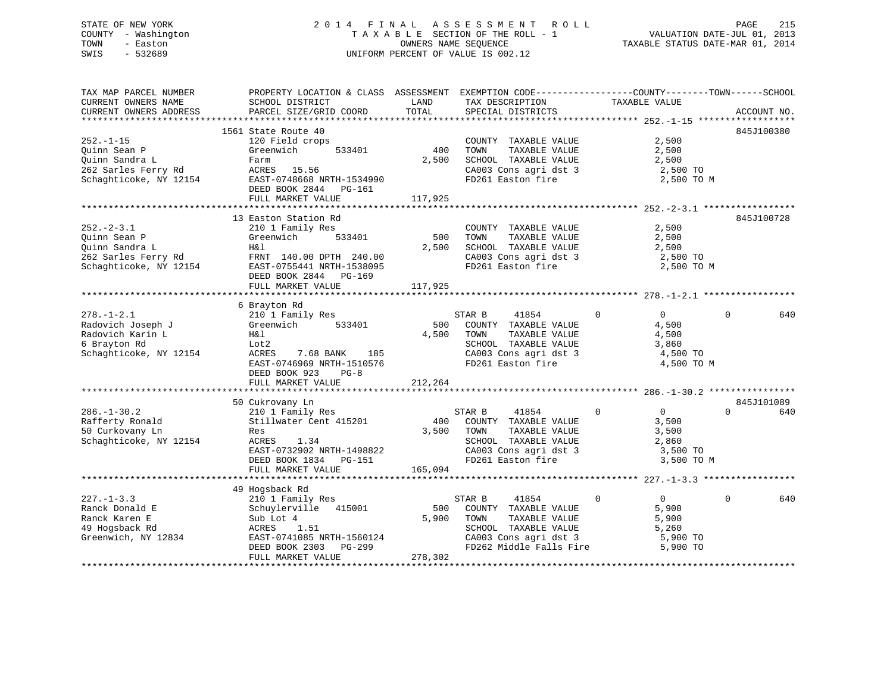STATE OF NEW YORK
COUNTY - Washington
TOWN - Easton
SWIS - 532689

2014 FINAL ASSESSMENT ROLL
TAXABLE SECTION OF THE ROLL - 1
OWNERS NAME SEQUENCE
UNIFORM PERCENT OF VALUE IS 002.12

VALUATION DATE-JUL 01, 2013
TAXABLE STATUS DATE-MAR 01, 2014

```
TAX MAP PARCEL NUMBER          PROPERTY LOCATION & CLASS  ASSESSMENT  EXEMPTION CODE------------------COUNTY--------TOWN------SCHOOL
CURRENT OWNERS NAME            SCHOOL DISTRICT               LAND      TAX DESCRIPTION            TAXABLE VALUE
CURRENT OWNERS ADDRESS         PARCEL SIZE/GRID COORD       TOTAL      SPECIAL DISTRICTS                                     ACCOUNT NO.
******************************************************************************************************* 252.-1-15 ******************
                               1561 State Route 40                                                                       845J100380
252.-1-15                      120 Field crops                         COUNTY  TAXABLE VALUE            2,500
Quinn Sean P                   Greenwich        533401         400     TOWN    TAXABLE VALUE            2,500
Quinn Sandra L                 Farm                           2,500    SCHOOL  TAXABLE VALUE            2,500
262 Sarles Ferry Rd            ACRES   15.56                           CA003 Cons agri dst 3             2,500 TO
Schaghticoke, NY 12154         EAST-0748668 NRTH-1534990               FD261 Easton fire                 2,500 TO M
                               DEED BOOK 2844   PG-161
                               FULL MARKET VALUE            117,925
******************************************************************************************************* 252.-2-3.1 *****************
                               13 Easton Station Rd                                                                      845J100728
252.-2-3.1                     210 1 Family Res                        COUNTY  TAXABLE VALUE            2,500
Quinn Sean P                   Greenwich        533401         500     TOWN    TAXABLE VALUE            2,500
Quinn Sandra L                 H&l                            2,500    SCHOOL  TAXABLE VALUE            2,500
262 Sarles Ferry Rd            FRNT 140.00 DPTH 240.00                 CA003 Cons agri dst 3             2,500 TO
Schaghticoke, NY 12154         EAST-0755441 NRTH-1538095               FD261 Easton fire                 2,500 TO M
                               DEED BOOK 2844   PG-169
                               FULL MARKET VALUE            117,925
******************************************************************************************************* 278.-1-2.1 *****************
                               6 Brayton Rd
278.-1-2.1                     210 1 Family Res                        STAR B      41854          0          0           0         640
Radovich Joseph J              Greenwich        533401         500     COUNTY  TAXABLE VALUE            4,500
Radovich Karin L               H&l                            4,500    TOWN    TAXABLE VALUE            4,500
6 Brayton Rd                   Lot2                                    SCHOOL  TAXABLE VALUE            3,860
Schaghticoke, NY 12154         ACRES    7.68 BANK    185               CA003 Cons agri dst 3             4,500 TO
                               EAST-0746969 NRTH-1510576               FD261 Easton fire                 4,500 TO M
                               DEED BOOK 923    PG-8
                               FULL MARKET VALUE            212,264
******************************************************************************************************* 286.-1-30.2 ****************
                               50 Cukrovany Ln                                                                           845J101089
286.-1-30.2                    210 1 Family Res                        STAR B      41854          0          0           0         640
Rafferty Ronald                Stillwater Cent 415201          400     COUNTY  TAXABLE VALUE            3,500
50 Curkovany Ln                Res                            3,500    TOWN    TAXABLE VALUE            3,500
Schaghticoke, NY 12154         ACRES    1.34                           SCHOOL  TAXABLE VALUE            2,860
                               EAST-0732902 NRTH-1498822               CA003 Cons agri dst 3             3,500 TO
                               DEED BOOK 1834   PG-151                 FD261 Easton fire                 3,500 TO M
                               FULL MARKET VALUE            165,094
******************************************************************************************************* 227.-1-3.3 *****************
                               49 Hogsback Rd
227.-1-3.3                     210 1 Family Res                        STAR B      41854          0          0           0         640
Ranck Donald E                 Schuylerville   415001          500     COUNTY  TAXABLE VALUE            5,900
Ranck Karen E                  Sub Lot 4                      5,900    TOWN    TAXABLE VALUE            5,900
49 Hogsback Rd                 ACRES    1.51                           SCHOOL  TAXABLE VALUE            5,260
Greenwich, NY 12834            EAST-0741085 NRTH-1560124               CA003 Cons agri dst 3             5,900 TO
                               DEED BOOK 2303   PG-299                 FD262 Middle Falls Fire           5,900 TO
                               FULL MARKET VALUE            278,302
************************************************************************************************************************************
```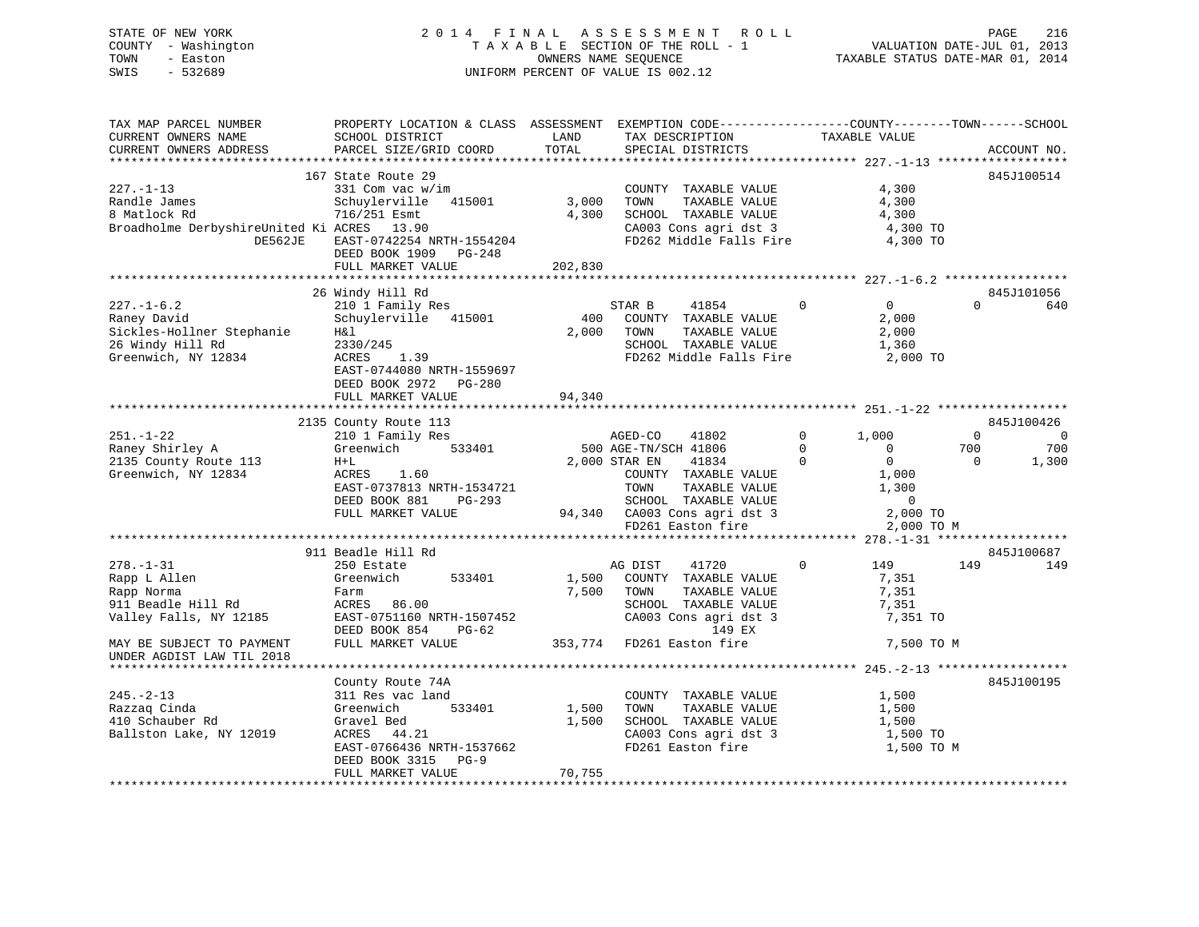STATE OF NEW YORK — COUNTY - Washington — TOWN - Easton — SWIS - 532689

# 2014 FINAL ASSESSMENT ROLL
TAXABLE SECTION OF THE ROLL - 1
OWNERS NAME SEQUENCE
UNIFORM PERCENT OF VALUE IS 002.12

VALUATION DATE-JUL 01, 2013
TAXABLE STATUS DATE-MAR 01, 2014

```
TAX MAP PARCEL NUMBER          PROPERTY LOCATION & CLASS  ASSESSMENT  EXEMPTION CODE------------------COUNTY--------TOWN------SCHOOL
CURRENT OWNERS NAME            SCHOOL DISTRICT               LAND      TAX DESCRIPTION            TAXABLE VALUE
CURRENT OWNERS ADDRESS         PARCEL SIZE/GRID COORD        TOTAL     SPECIAL DISTRICTS                                  ACCOUNT NO.
******************************************************************************************************* 227.-1-13 *****************
                               167 State Route 29                                                                         845J100514
227.-1-13                      331 Com vac w/im                        COUNTY  TAXABLE VALUE             4,300
Randle James                   Schuylerville   415001       3,000      TOWN    TAXABLE VALUE             4,300
8 Matlock Rd                   716/251 Esmt                 4,300      SCHOOL  TAXABLE VALUE             4,300
Broadholme DerbyshireUnited Ki ACRES  13.90                            CA003 Cons agri dst 3              4,300 TO
              DE562JE          EAST-0742254 NRTH-1554204               FD262 Middle Falls Fire            4,300 TO
                               DEED BOOK 1909   PG-248
                               FULL MARKET VALUE          202,830
******************************************************************************************************* 227.-1-6.2 ****************
                               26 Windy Hill Rd                                                                           845J101056
227.-1-6.2                     210 1 Family Res                        STAR B     41854          0          0          0        640
Raney David                    Schuylerville   415001         400      COUNTY  TAXABLE VALUE             2,000
Sickles-Hollner Stephanie      H&l                          2,000      TOWN    TAXABLE VALUE             2,000
26 Windy Hill Rd               2330/245                                SCHOOL  TAXABLE VALUE             1,360
Greenwich, NY 12834            ACRES   1.39                            FD262 Middle Falls Fire            2,000 TO
                               EAST-0744080 NRTH-1559697
                               DEED BOOK 2972   PG-280
                               FULL MARKET VALUE           94,340
******************************************************************************************************* 251.-1-22 *****************
                               2135 County Route 113                                                                      845J100426
251.-1-22                      210 1 Family Res                        AGED-CO    41802          0      1,000          0          0
Raney Shirley A                Greenwich       533401         500      AGE-TN/SCH 41806          0          0        700        700
2135 County Route 113          H+L                          2,000      STAR EN    41834          0          0          0      1,300
Greenwich, NY 12834            ACRES   1.60                            COUNTY  TAXABLE VALUE             1,000
                               EAST-0737813 NRTH-1534721               TOWN    TAXABLE VALUE             1,300
                               DEED BOOK 881    PG-293                 SCHOOL  TAXABLE VALUE                 0
                               FULL MARKET VALUE           94,340      CA003 Cons agri dst 3              2,000 TO
                                                                       FD261 Easton fire                  2,000 TO M
******************************************************************************************************* 278.-1-31 *****************
                               911 Beadle Hill Rd                                                                         845J100687
278.-1-31                      250 Estate                              AG DIST    41720          0        149        149        149
Rapp L Allen                   Greenwich       533401       1,500      COUNTY  TAXABLE VALUE             7,351
Rapp Norma                     Farm                         7,500      TOWN    TAXABLE VALUE             7,351
911 Beadle Hill Rd             ACRES  86.00                            SCHOOL  TAXABLE VALUE             7,351
Valley Falls, NY 12185         EAST-0751160 NRTH-1507452               CA003 Cons agri dst 3              7,351 TO
                               DEED BOOK 854    PG-62                        149 EX
MAY BE SUBJECT TO PAYMENT      FULL MARKET VALUE          353,774      FD261 Easton fire                  7,500 TO M
UNDER AGDIST LAW TIL 2018
******************************************************************************************************* 245.-2-13 *****************
                               County Route 74A                                                                           845J100195
245.-2-13                      311 Res vac land                        COUNTY  TAXABLE VALUE             1,500
Razzaq Cinda                   Greenwich       533401       1,500      TOWN    TAXABLE VALUE             1,500
410 Schauber Rd                Gravel Bed                   1,500      SCHOOL  TAXABLE VALUE             1,500
Ballston Lake, NY 12019        ACRES  44.21                            CA003 Cons agri dst 3              1,500 TO
                               EAST-0766436 NRTH-1537662               FD261 Easton fire                  1,500 TO M
                               DEED BOOK 3315   PG-9
                               FULL MARKET VALUE           70,755
************************************************************************************************************************************
```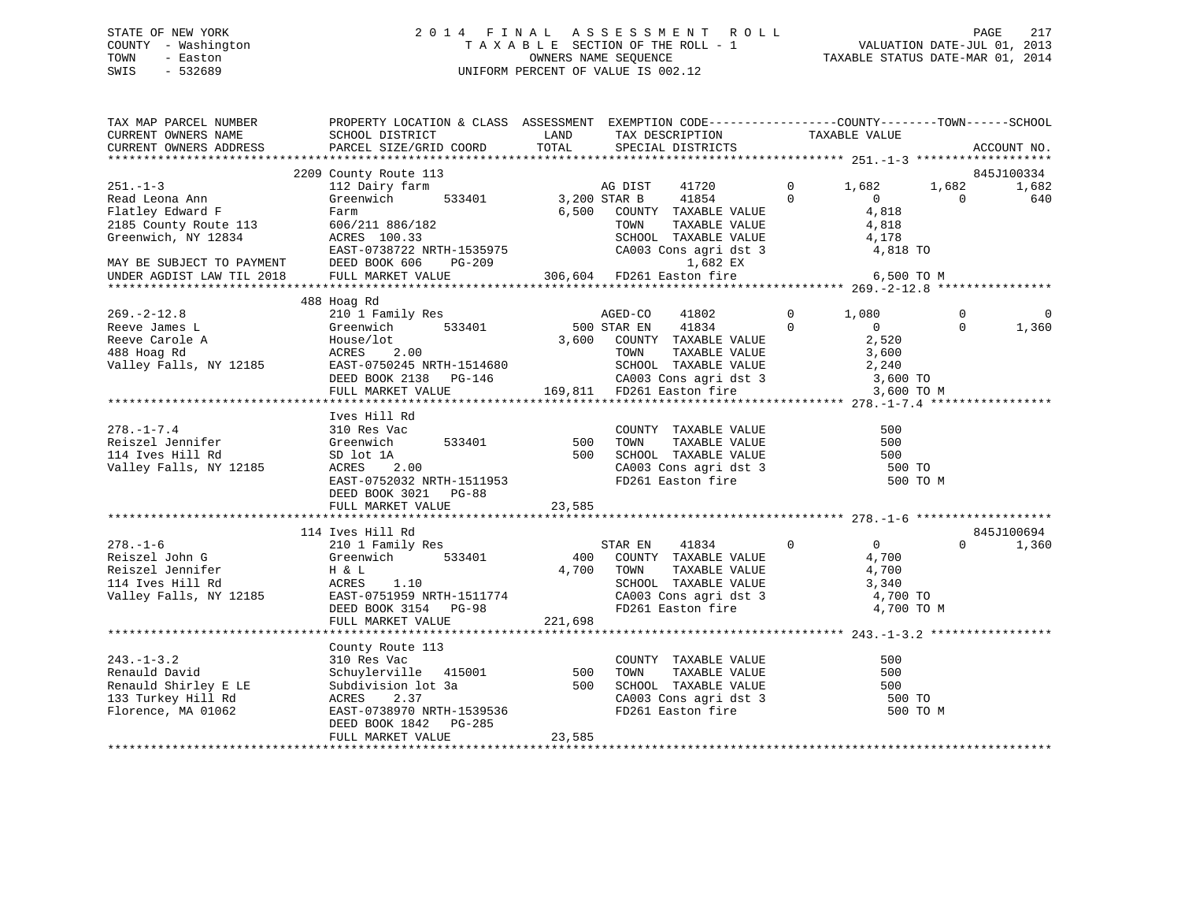STATE OF NEW YORK
COUNTY - Washington
TOWN - Easton
SWIS - 532689

2 0 1 4 F I N A L A S S E S S M E N T R O L L
T A X A B L E SECTION OF THE ROLL - 1
OWNERS NAME SEQUENCE
UNIFORM PERCENT OF VALUE IS 002.12

VALUATION DATE-JUL 01, 2013
TAXABLE STATUS DATE-MAR 01, 2014

```
TAX MAP PARCEL NUMBER          PROPERTY LOCATION & CLASS  ASSESSMENT  EXEMPTION CODE-----------------COUNTY--------TOWN------SCHOOL
CURRENT OWNERS NAME            SCHOOL DISTRICT               LAND       TAX DESCRIPTION            TAXABLE VALUE
CURRENT OWNERS ADDRESS         PARCEL SIZE/GRID COORD        TOTAL      SPECIAL DISTRICTS                                    ACCOUNT NO.
******************************************************************************************************* 251.-1-3 *******************
                       2209 County Route 113                                                                          845J100334
251.-1-3                       112 Dairy farm                    AG DIST    41720         0      1,682      1,682        1,682
Read Leona Ann                 Greenwich        533401      3,200 STAR B     41854         0          0          0          640
Flatley Edward F               Farm                         6,500   COUNTY  TAXABLE VALUE          4,818
2185 County Route 113          606/211 886/182                      TOWN    TAXABLE VALUE          4,818
Greenwich, NY 12834            ACRES  100.33                        SCHOOL  TAXABLE VALUE          4,178
                               EAST-0738722 NRTH-1535975            CA003 Cons agri dst 3           4,818 TO
MAY BE SUBJECT TO PAYMENT      DEED BOOK 606    PG-209                    1,682 EX
UNDER AGDIST LAW TIL 2018      FULL MARKET VALUE            306,604  FD261 Easton fire              6,500 TO M
******************************************************************************************************* 269.-2-12.8 ****************
                       488 Hoag Rd
269.-2-12.8                    210 1 Family Res                  AGED-CO    41802         0      1,080          0            0
Reeve James L                  Greenwich        533401        500 STAR EN    41834         0          0          0        1,360
Reeve Carole A                 House/lot                    3,600   COUNTY  TAXABLE VALUE          2,520
488 Hoag Rd                    ACRES     2.00                       TOWN    TAXABLE VALUE          3,600
Valley Falls, NY 12185         EAST-0750245 NRTH-1514680            SCHOOL  TAXABLE VALUE          2,240
                               DEED BOOK 2138   PG-146              CA003 Cons agri dst 3           3,600 TO
                               FULL MARKET VALUE            169,811  FD261 Easton fire              3,600 TO M
******************************************************************************************************* 278.-1-7.4 *****************
                       Ives Hill Rd
278.-1-7.4                     310 Res Vac                          COUNTY  TAXABLE VALUE            500
Reiszel Jennifer               Greenwich        533401        500   TOWN    TAXABLE VALUE            500
114 Ives Hill Rd               SD lot 1A                      500   SCHOOL  TAXABLE VALUE            500
Valley Falls, NY 12185         ACRES     2.00                       CA003 Cons agri dst 3             500 TO
                               EAST-0752032 NRTH-1511953            FD261 Easton fire                 500 TO M
                               DEED BOOK 3021   PG-88
                               FULL MARKET VALUE             23,585
******************************************************************************************************* 278.-1-6 *******************
                       114 Ives Hill Rd                                                                               845J100694
278.-1-6                       210 1 Family Res                  STAR EN    41834         0          0          0        1,360
Reiszel John G                 Greenwich        533401        400   COUNTY  TAXABLE VALUE          4,700
Reiszel Jennifer               H & L                        4,700   TOWN    TAXABLE VALUE          4,700
114 Ives Hill Rd               ACRES     1.10                       SCHOOL  TAXABLE VALUE          3,340
Valley Falls, NY 12185         EAST-0751959 NRTH-1511774            CA003 Cons agri dst 3           4,700 TO
                               DEED BOOK 3154   PG-98               FD261 Easton fire               4,700 TO M
                               FULL MARKET VALUE            221,698
******************************************************************************************************* 243.-1-3.2 *****************
                       County Route 113
243.-1-3.2                     310 Res Vac                          COUNTY  TAXABLE VALUE            500
Renauld David                  Schuylerville  415001          500   TOWN    TAXABLE VALUE            500
Renauld Shirley E LE           Subdivision lot 3a             500   SCHOOL  TAXABLE VALUE            500
133 Turkey Hill Rd             ACRES     2.37                       CA003 Cons agri dst 3             500 TO
Florence, MA 01062             EAST-0738970 NRTH-1539536            FD261 Easton fire                 500 TO M
                               DEED BOOK 1842   PG-285
                               FULL MARKET VALUE             23,585
************************************************************************************************************************************
```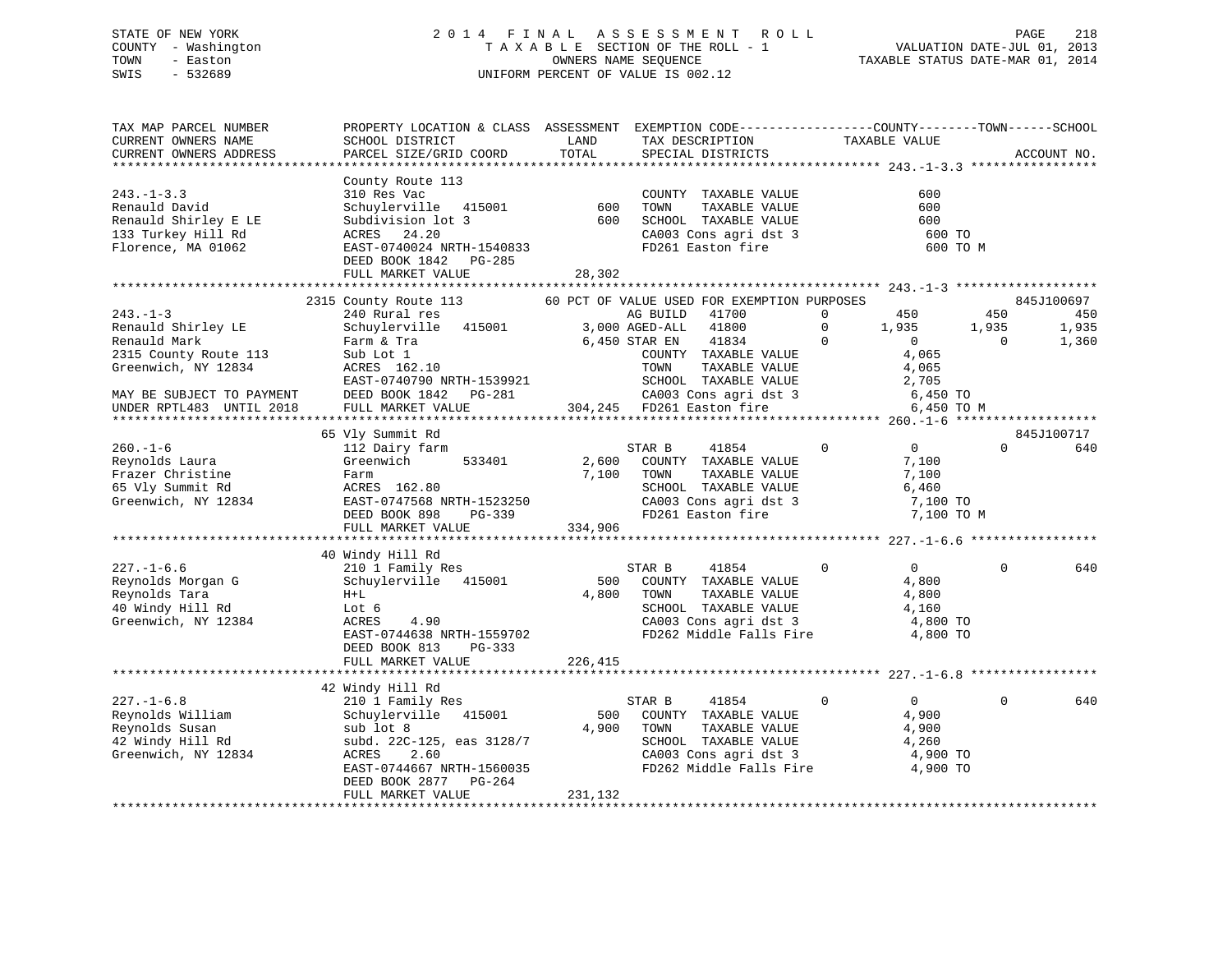STATE OF NEW YORK
COUNTY - Washington
TOWN - Easton
SWIS - 532689

2014 FINAL ASSESSMENT ROLL
TAXABLE SECTION OF THE ROLL - 1
OWNERS NAME SEQUENCE
UNIFORM PERCENT OF VALUE IS 002.12

VALUATION DATE-JUL 01, 2013
TAXABLE STATUS DATE-MAR 01, 2014

| TAX MAP PARCEL NUMBER / CURRENT OWNERS NAME / CURRENT OWNERS ADDRESS | PROPERTY LOCATION & CLASS / SCHOOL DISTRICT / PARCEL SIZE/GRID COORD | ASSESSMENT LAND / TOTAL | EXEMPTION CODE / TAX DESCRIPTION / SPECIAL DISTRICTS | COUNTY TAXABLE VALUE | TOWN | SCHOOL | ACCOUNT NO. |
|---|---|---|---|---|---|---|---|
| **243.-1-3.3** | County Route 113 | | | | | | |
| | 310 Res Vac | | COUNTY TAXABLE VALUE | 600 | | | |
| Renauld David | Schuylerville 415001 | 600 | TOWN TAXABLE VALUE | 600 | | | |
| Renauld Shirley E LE | Subdivision lot 3 | 600 | SCHOOL TAXABLE VALUE | 600 | | | |
| 133 Turkey Hill Rd | ACRES 24.20 | | CA003 Cons agri dst 3 | 600 TO | | | |
| Florence, MA 01062 | EAST-0740024 NRTH-1540833 | | FD261 Easton fire | 600 TO M | | | |
| | DEED BOOK 1842 PG-285 | | | | | | |
| | FULL MARKET VALUE | 28,302 | | | | | |
| **243.-1-3** | 2315 County Route 113 | | 60 PCT OF VALUE USED FOR EXEMPTION PURPOSES | | | | 845J100697 |
| | 240 Rural res | | AG BUILD 41700 0 | 450 | 450 | 450 | |
| Renauld Shirley LE | Schuylerville 415001 | 3,000 | AGED-ALL 41800 0 | 1,935 | 1,935 | 1,935 | |
| Renauld Mark | Farm & Tra | 6,450 | STAR EN 41834 0 | 0 | 0 | 1,360 | |
| 2315 County Route 113 | Sub Lot 1 | | COUNTY TAXABLE VALUE | 4,065 | | | |
| Greenwich, NY 12834 | ACRES 162.10 | | TOWN TAXABLE VALUE | 4,065 | | | |
| | EAST-0740790 NRTH-1539921 | | SCHOOL TAXABLE VALUE | 2,705 | | | |
| MAY BE SUBJECT TO PAYMENT | DEED BOOK 1842 PG-281 | | CA003 Cons agri dst 3 | 6,450 TO | | | |
| UNDER RPTL483 UNTIL 2018 | FULL MARKET VALUE | 304,245 | FD261 Easton fire | 6,450 TO M | | | |
| **260.-1-6** | 65 Vly Summit Rd | | | | | | 845J100717 |
| | 112 Dairy farm | | STAR B 41854 0 | 0 | 0 | 640 | |
| Reynolds Laura | Greenwich 533401 | 2,600 | COUNTY TAXABLE VALUE | 7,100 | | | |
| Frazer Christine | Farm | 7,100 | TOWN TAXABLE VALUE | 7,100 | | | |
| 65 Vly Summit Rd | ACRES 162.80 | | SCHOOL TAXABLE VALUE | 6,460 | | | |
| Greenwich, NY 12834 | EAST-0747568 NRTH-1523250 | | CA003 Cons agri dst 3 | 7,100 TO | | | |
| | DEED BOOK 898 PG-339 | | FD261 Easton fire | 7,100 TO M | | | |
| | FULL MARKET VALUE | 334,906 | | | | | |
| **227.-1-6.6** | 40 Windy Hill Rd | | | | | | |
| | 210 1 Family Res | | STAR B 41854 0 | 0 | 0 | 640 | |
| Reynolds Morgan G | Schuylerville 415001 | 500 | COUNTY TAXABLE VALUE | 4,800 | | | |
| Reynolds Tara | H+L | 4,800 | TOWN TAXABLE VALUE | 4,800 | | | |
| 40 Windy Hill Rd | Lot 6 | | SCHOOL TAXABLE VALUE | 4,160 | | | |
| Greenwich, NY 12384 | ACRES 4.90 | | CA003 Cons agri dst 3 | 4,800 TO | | | |
| | EAST-0744638 NRTH-1559702 | | FD262 Middle Falls Fire | 4,800 TO | | | |
| | DEED BOOK 813 PG-333 | | | | | | |
| | FULL MARKET VALUE | 226,415 | | | | | |
| **227.-1-6.8** | 42 Windy Hill Rd | | | | | | |
| | 210 1 Family Res | | STAR B 41854 0 | 0 | 0 | 640 | |
| Reynolds William | Schuylerville 415001 | 500 | COUNTY TAXABLE VALUE | 4,900 | | | |
| Reynolds Susan | sub lot 8 | 4,900 | TOWN TAXABLE VALUE | 4,900 | | | |
| 42 Windy Hill Rd | subd. 22C-125, eas 3128/7 | | SCHOOL TAXABLE VALUE | 4,260 | | | |
| Greenwich, NY 12834 | ACRES 2.60 | | CA003 Cons agri dst 3 | 4,900 TO | | | |
| | EAST-0744667 NRTH-1560035 | | FD262 Middle Falls Fire | 4,900 TO | | | |
| | DEED BOOK 2877 PG-264 | | | | | | |
| | FULL MARKET VALUE | 231,132 | | | | | |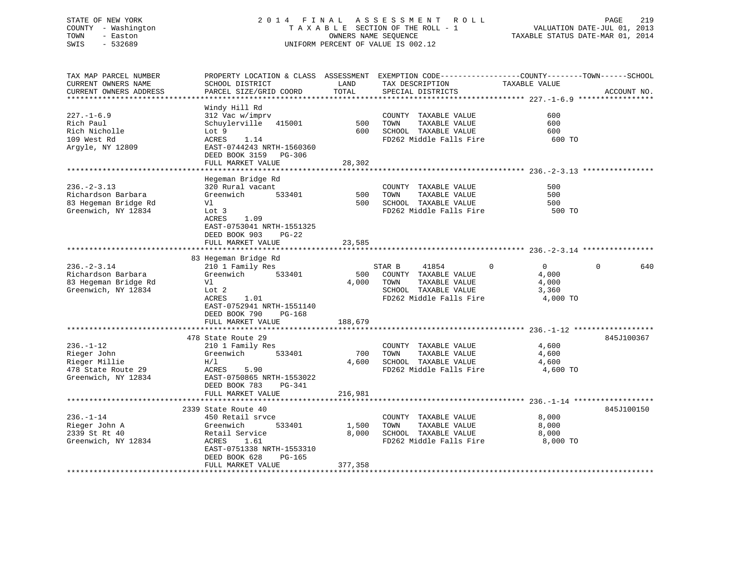STATE OF NEW YORK
COUNTY - Washington
TOWN - Easton
SWIS - 532689

2014 FINAL ASSESSMENT ROLL
TAXABLE SECTION OF THE ROLL - 1
OWNERS NAME SEQUENCE
UNIFORM PERCENT OF VALUE IS 002.12

VALUATION DATE-JUL 01, 2013
TAXABLE STATUS DATE-MAR 01, 2014

```
TAX MAP PARCEL NUMBER          PROPERTY LOCATION & CLASS  ASSESSMENT  EXEMPTION CODE------------------COUNTY--------TOWN------SCHOOL
CURRENT OWNERS NAME            SCHOOL DISTRICT               LAND      TAX DESCRIPTION              TAXABLE VALUE
CURRENT OWNERS ADDRESS         PARCEL SIZE/GRID COORD        TOTAL     SPECIAL DISTRICTS                                        ACCOUNT NO.
******************************************************************************************************* 227.-1-6.9 *****************
                               Windy Hill Rd
227.-1-6.9                     312 Vac w/imprv                         COUNTY  TAXABLE VALUE              600
Rich Paul                      Schuylerville  415001         500       TOWN    TAXABLE VALUE              600
Rich Nicholle                  Lot 9                         600       SCHOOL  TAXABLE VALUE              600
109 West Rd                    ACRES    1.14                           FD262 Middle Falls Fire             600 TO
Argyle, NY 12809               EAST-0744243 NRTH-1560360
                               DEED BOOK 3159   PG-306
                               FULL MARKET VALUE           28,302
******************************************************************************************************* 236.-2-3.13 ****************
                               Hegeman Bridge Rd
236.-2-3.13                    320 Rural vacant                        COUNTY  TAXABLE VALUE              500
Richardson Barbara             Greenwich      533401         500       TOWN    TAXABLE VALUE              500
83 Hegeman Bridge Rd           Vl                            500       SCHOOL  TAXABLE VALUE              500
Greenwich, NY 12834            Lot 3                                   FD262 Middle Falls Fire             500 TO
                               ACRES    1.09
                               EAST-0753041 NRTH-1551325
                               DEED BOOK 903    PG-22
                               FULL MARKET VALUE           23,585
******************************************************************************************************* 236.-2-3.14 ****************
                               83 Hegeman Bridge Rd
236.-2-3.14                    210 1 Family Res                        STAR B     41854          0            0            0          640
Richardson Barbara             Greenwich      533401         500       COUNTY  TAXABLE VALUE            4,000
83 Hegeman Bridge Rd           Vl                          4,000       TOWN    TAXABLE VALUE            4,000
Greenwich, NY 12834            Lot 2                                   SCHOOL  TAXABLE VALUE            3,360
                               ACRES    1.01                           FD262 Middle Falls Fire           4,000 TO
                               EAST-0752941 NRTH-1551140
                               DEED BOOK 790    PG-168
                               FULL MARKET VALUE          188,679
******************************************************************************************************* 236.-1-12 ******************
                               478 State Route 29                                                                            845J100367
236.-1-12                      210 1 Family Res                        COUNTY  TAXABLE VALUE            4,600
Rieger John                    Greenwich      533401         700       TOWN    TAXABLE VALUE            4,600
Rieger Millie                  H/l                         4,600       SCHOOL  TAXABLE VALUE            4,600
478 State Route 29             ACRES    5.90                           FD262 Middle Falls Fire           4,600 TO
Greenwich, NY 12834            EAST-0750865 NRTH-1553022
                               DEED BOOK 783    PG-341
                               FULL MARKET VALUE          216,981
******************************************************************************************************* 236.-1-14 ******************
                               2339 State Route 40                                                                           845J100150
236.-1-14                      450 Retail srvce                        COUNTY  TAXABLE VALUE            8,000
Rieger John A                  Greenwich      533401       1,500       TOWN    TAXABLE VALUE            8,000
2339 St Rt 40                  Retail Service              8,000       SCHOOL  TAXABLE VALUE            8,000
Greenwich, NY 12834            ACRES    1.61                           FD262 Middle Falls Fire           8,000 TO
                               EAST-0751338 NRTH-1553310
                               DEED BOOK 628    PG-165
                               FULL MARKET VALUE          377,358
************************************************************************************************************************************
```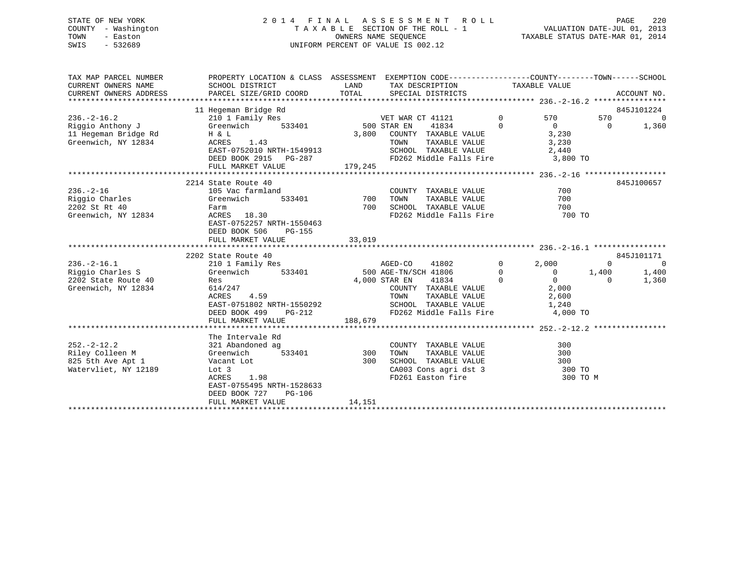STATE OF NEW YORK
COUNTY - Washington
TOWN - Easton
SWIS - 532689

2014 FINAL ASSESSMENT ROLL
TAXABLE SECTION OF THE ROLL - 1
OWNERS NAME SEQUENCE
UNIFORM PERCENT OF VALUE IS 002.12

VALUATION DATE-JUL 01, 2013
TAXABLE STATUS DATE-MAR 01, 2014

```
TAX MAP PARCEL NUMBER     PROPERTY LOCATION & CLASS  ASSESSMENT  EXEMPTION CODE-----------------COUNTY--------TOWN------SCHOOL
CURRENT OWNERS NAME       SCHOOL DISTRICT               LAND      TAX DESCRIPTION            TAXABLE VALUE
CURRENT OWNERS ADDRESS    PARCEL SIZE/GRID COORD        TOTAL     SPECIAL DISTRICTS                                      ACCOUNT NO.
******************************************************************************************************* 236.-2-16.2 ****************
                          11 Hegeman Bridge Rd                                                                           845J101224
236.-2-16.2               210 1 Family Res                        VET WAR CT 41121        0        570          570             0
Riggio Anthony J          Greenwich        533401          500 STAR EN     41834          0          0            0         1,360
11 Hegeman Bridge Rd      H & L                          3,800    COUNTY  TAXABLE VALUE             3,230
Greenwich, NY 12834       ACRES     1.43                          TOWN    TAXABLE VALUE             3,230
                          EAST-0752010 NRTH-1549913               SCHOOL  TAXABLE VALUE             2,440
                          DEED BOOK 2915    PG-287                FD262 Middle Falls Fire             3,800 TO
                          FULL MARKET VALUE            179,245
******************************************************************************************************* 236.-2-16 ******************
                          2214 State Route 40                                                                            845J100657
236.-2-16                 105 Vac farmland                        COUNTY  TAXABLE VALUE               700
Riggio Charles            Greenwich        533401          700    TOWN    TAXABLE VALUE               700
2202 St Rt 40             Farm                             700    SCHOOL  TAXABLE VALUE               700
Greenwich, NY 12834       ACRES    18.30                          FD262 Middle Falls Fire               700 TO
                          EAST-0752257 NRTH-1550463
                          DEED BOOK 506     PG-155
                          FULL MARKET VALUE             33,019
******************************************************************************************************* 236.-2-16.1 ****************
                          2202 State Route 40                                                                            845J101171
236.-2-16.1               210 1 Family Res                        AGED-CO     41802       0      2,000            0             0
Riggio Charles S          Greenwich        533401          500 AGE-TN/SCH 41806           0          0        1,400         1,400
2202 State Route 40       Res                            4,000 STAR EN     41834          0          0            0         1,360
Greenwich, NY 12834       614/247                                 COUNTY  TAXABLE VALUE             2,000
                          ACRES     4.59                          TOWN    TAXABLE VALUE             2,600
                          EAST-0751802 NRTH-1550292               SCHOOL  TAXABLE VALUE             1,240
                          DEED BOOK 499     PG-212                FD262 Middle Falls Fire             4,000 TO
                          FULL MARKET VALUE            188,679
******************************************************************************************************* 252.-2-12.2 ****************
                          The Intervale Rd
252.-2-12.2               321 Abandoned ag                        COUNTY  TAXABLE VALUE               300
Riley Colleen M           Greenwich        533401          300    TOWN    TAXABLE VALUE               300
825 5th Ave Apt 1         Vacant Lot                       300    SCHOOL  TAXABLE VALUE               300
Watervliet, NY 12189      Lot 3                                   CA003 Cons agri dst 3                 300 TO
                          ACRES     1.98                          FD261 Easton fire                     300 TO M
                          EAST-0755495 NRTH-1528633
                          DEED BOOK 727     PG-106
                          FULL MARKET VALUE             14,151
************************************************************************************************************************************
```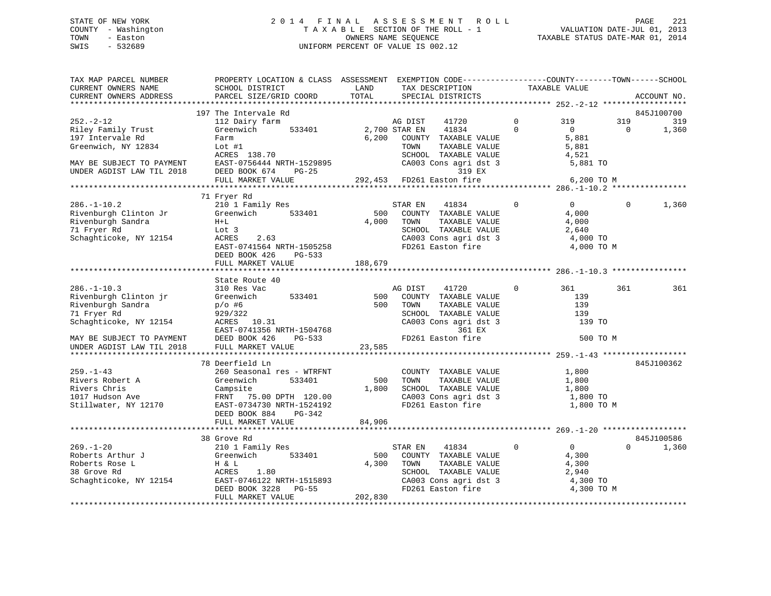STATE OF NEW YORK
COUNTY - Washington
TOWN - Easton
SWIS - 532689

2014 FINAL ASSESSMENT ROLL
TAXABLE SECTION OF THE ROLL - 1
OWNERS NAME SEQUENCE
UNIFORM PERCENT OF VALUE IS 002.12

VALUATION DATE-JUL 01, 2013
TAXABLE STATUS DATE-MAR 01, 2014

```
TAX MAP PARCEL NUMBER          PROPERTY LOCATION & CLASS  ASSESSMENT  EXEMPTION CODE-----------------COUNTY--------TOWN------SCHOOL
CURRENT OWNERS NAME            SCHOOL DISTRICT              LAND       TAX DESCRIPTION             TAXABLE VALUE
CURRENT OWNERS ADDRESS         PARCEL SIZE/GRID COORD       TOTAL      SPECIAL DISTRICTS                                       ACCOUNT NO.
******************************************************************************************************* 252.-2-12 ******************
                               197 The Intervale Rd                                                                         845J100700
252.-2-12                      112 Dairy farm                          AG DIST     41720          0       319         319          319
Riley Family Trust             Greenwich       533401       2,700 STAR EN     41834          0         0           0        1,360
197 Intervale Rd               Farm                          6,200   COUNTY  TAXABLE VALUE              5,881
Greenwich, NY 12834            Lot #1                                TOWN    TAXABLE VALUE              5,881
                               ACRES  138.70                         SCHOOL  TAXABLE VALUE              4,521
MAY BE SUBJECT TO PAYMENT      EAST-0756444 NRTH-1529895             CA003 Cons agri dst 3               5,881 TO
UNDER AGDIST LAW TIL 2018      DEED BOOK 674    PG-25                              319 EX
                               FULL MARKET VALUE            292,453  FD261 Easton fire                   6,200 TO M
******************************************************************************************************* 286.-1-10.2 ****************
                               71 Fryer Rd
286.-1-10.2                    210 1 Family Res                        STAR EN     41834          0         0           0        1,360
Rivenburgh Clinton Jr          Greenwich       533401         500   COUNTY  TAXABLE VALUE              4,000
Rivenburgh Sandra              H+L                           4,000   TOWN    TAXABLE VALUE              4,000
71 Fryer Rd                    Lot 3                                 SCHOOL  TAXABLE VALUE              2,640
Schaghticoke, NY 12154         ACRES    2.63                         CA003 Cons agri dst 3               4,000 TO
                               EAST-0741564 NRTH-1505258             FD261 Easton fire                   4,000 TO M
                               DEED BOOK 426    PG-533
                               FULL MARKET VALUE            188,679
******************************************************************************************************* 286.-1-10.3 ****************
                               State Route 40
286.-1-10.3                    310 Res Vac                             AG DIST     41720          0       361         361          361
Rivenburgh Clinton jr          Greenwich       533401         500   COUNTY  TAXABLE VALUE                139
Rivenburgh Sandra              p/o #6                          500   TOWN    TAXABLE VALUE                139
71 Fryer Rd                    929/322                               SCHOOL  TAXABLE VALUE                139
Schaghticoke, NY 12154         ACRES   10.31                         CA003 Cons agri dst 3                 139 TO
                               EAST-0741356 NRTH-1504768                           361 EX
MAY BE SUBJECT TO PAYMENT      DEED BOOK 426    PG-533               FD261 Easton fire                     500 TO M
UNDER AGDIST LAW TIL 2018      FULL MARKET VALUE             23,585
******************************************************************************************************* 259.-1-43 ******************
                               78 Deerfield Ln                                                                              845J100362
259.-1-43                      260 Seasonal res - WTRFNT               COUNTY  TAXABLE VALUE              1,800
Rivers Robert A                Greenwich       533401         500   TOWN    TAXABLE VALUE              1,800
Rivers Chris                   Campsite                      1,800   SCHOOL  TAXABLE VALUE              1,800
1017 Hudson Ave                FRNT   75.00 DPTH 120.00              CA003 Cons agri dst 3               1,800 TO
Stillwater, NY 12170           EAST-0734730 NRTH-1524192             FD261 Easton fire                   1,800 TO M
                               DEED BOOK 884    PG-342
                               FULL MARKET VALUE             84,906
******************************************************************************************************* 269.-1-20 ******************
                               38 Grove Rd                                                                                  845J100586
269.-1-20                      210 1 Family Res                        STAR EN     41834          0         0           0        1,360
Roberts Arthur J               Greenwich       533401         500   COUNTY  TAXABLE VALUE              4,300
Roberts Rose L                 H & L                         4,300   TOWN    TAXABLE VALUE              4,300
38 Grove Rd                    ACRES    1.80                         SCHOOL  TAXABLE VALUE              2,940
Schaghticoke, NY 12154         EAST-0746122 NRTH-1515893             CA003 Cons agri dst 3               4,300 TO
                               DEED BOOK 3228   PG-55                FD261 Easton fire                   4,300 TO M
                               FULL MARKET VALUE            202,830
************************************************************************************************************************************
```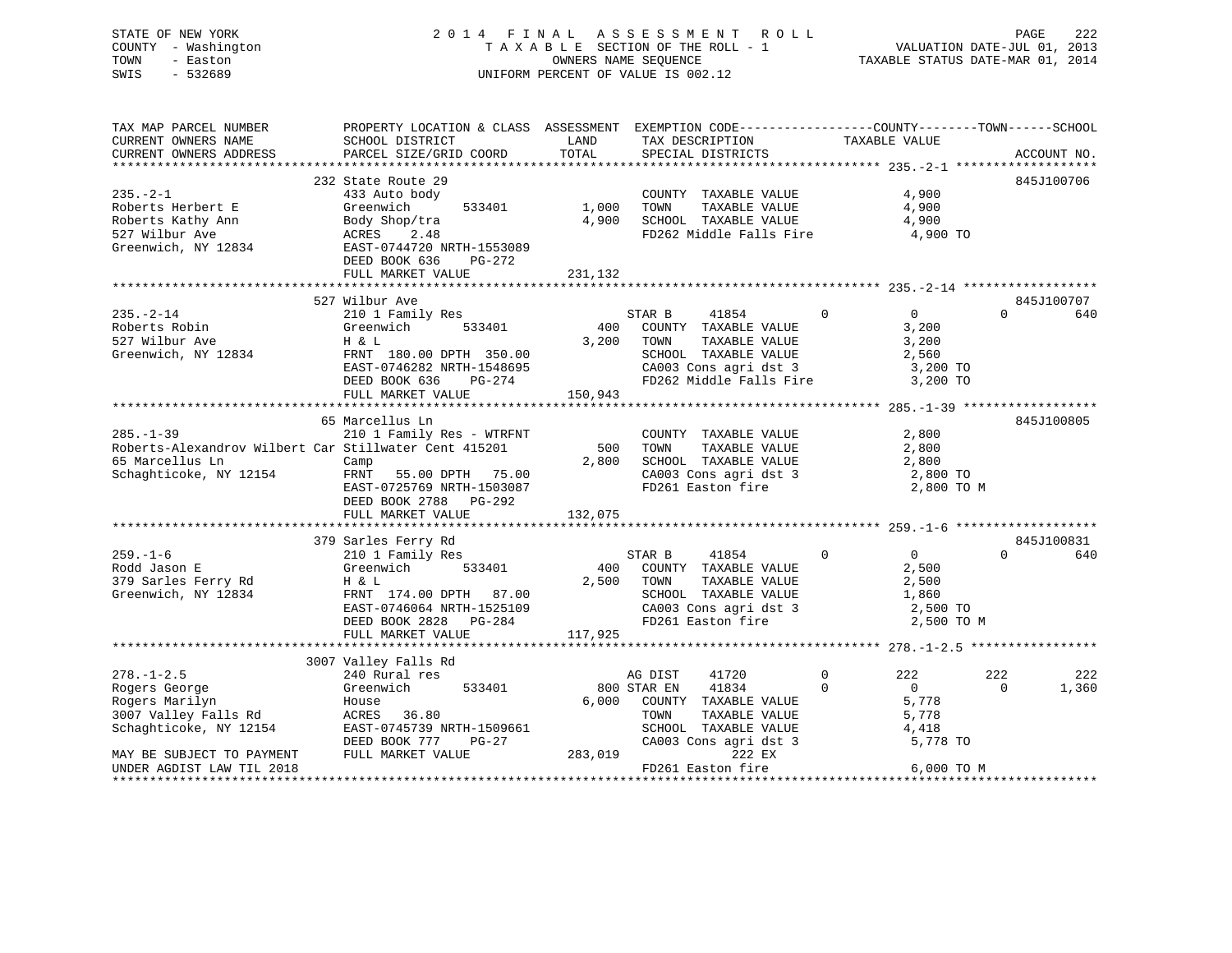STATE OF NEW YORK
COUNTY - Washington
TOWN - Easton
SWIS - 532689

2014 FINAL ASSESSMENT ROLL
TAXABLE SECTION OF THE ROLL - 1
OWNERS NAME SEQUENCE
UNIFORM PERCENT OF VALUE IS 002.12

VALUATION DATE-JUL 01, 2013
TAXABLE STATUS DATE-MAR 01, 2014

```
TAX MAP PARCEL NUMBER          PROPERTY LOCATION & CLASS  ASSESSMENT  EXEMPTION CODE------------------COUNTY--------TOWN------SCHOOL
CURRENT OWNERS NAME            SCHOOL DISTRICT               LAND      TAX DESCRIPTION            TAXABLE VALUE
CURRENT OWNERS ADDRESS         PARCEL SIZE/GRID COORD        TOTAL     SPECIAL DISTRICTS                                   ACCOUNT NO.
*********************************************************************************************** 235.-2-1 *******************
                               232 State Route 29                                                                          845J100706
235.-2-1                       433 Auto body                           COUNTY  TAXABLE VALUE              4,900
Roberts Herbert E              Greenwich        533401       1,000    TOWN    TAXABLE VALUE              4,900
Roberts Kathy Ann              Body Shop/tra                 4,900    SCHOOL  TAXABLE VALUE              4,900
527 Wilbur Ave                 ACRES    2.48                           FD262 Middle Falls Fire             4,900 TO
Greenwich, NY 12834            EAST-0744720 NRTH-1553089
                               DEED BOOK 636    PG-272
                               FULL MARKET VALUE           231,132
*********************************************************************************************** 235.-2-14 ******************
                               527 Wilbur Ave                                                                              845J100707
235.-2-14                      210 1 Family Res                        STAR B      41854          0          0            0         640
Roberts Robin                  Greenwich        533401         400    COUNTY  TAXABLE VALUE              3,200
527 Wilbur Ave                 H & L                         3,200    TOWN    TAXABLE VALUE              3,200
Greenwich, NY 12834            FRNT 180.00 DPTH 350.00                 SCHOOL  TAXABLE VALUE              2,560
                               EAST-0746282 NRTH-1548695               CA003 Cons agri dst 3               3,200 TO
                               DEED BOOK 636    PG-274                 FD262 Middle Falls Fire             3,200 TO
                               FULL MARKET VALUE           150,943
*********************************************************************************************** 285.-1-39 ******************
                               65 Marcellus Ln                                                                             845J100805
285.-1-39                      210 1 Family Res - WTRFNT               COUNTY  TAXABLE VALUE              2,800
Roberts-Alexandrov Wilbert Car Stillwater Cent 415201          500    TOWN    TAXABLE VALUE              2,800
65 Marcellus Ln                Camp                          2,800    SCHOOL  TAXABLE VALUE              2,800
Schaghticoke, NY 12154         FRNT   55.00 DPTH  75.00                CA003 Cons agri dst 3               2,800 TO
                               EAST-0725769 NRTH-1503087               FD261 Easton fire                   2,800 TO M
                               DEED BOOK 2788   PG-292
                               FULL MARKET VALUE           132,075
*********************************************************************************************** 259.-1-6 *******************
                               379 Sarles Ferry Rd                                                                         845J100831
259.-1-6                       210 1 Family Res                        STAR B      41854          0          0            0         640
Rodd Jason E                   Greenwich        533401         400    COUNTY  TAXABLE VALUE              2,500
379 Sarles Ferry Rd            H & L                         2,500    TOWN    TAXABLE VALUE              2,500
Greenwich, NY 12834            FRNT 174.00 DPTH  87.00                 SCHOOL  TAXABLE VALUE              1,860
                               EAST-0746064 NRTH-1525109               CA003 Cons agri dst 3               2,500 TO
                               DEED BOOK 2828   PG-284                 FD261 Easton fire                   2,500 TO M
                               FULL MARKET VALUE           117,925
*********************************************************************************************** 278.-1-2.5 *****************
                               3007 Valley Falls Rd
278.-1-2.5                     240 Rural res                           AG DIST     41720          0        222          222         222
Rogers George                  Greenwich        533401         800 STAR EN     41834          0          0            0       1,360
Rogers Marilyn                 House                         6,000    COUNTY  TAXABLE VALUE              5,778
3007 Valley Falls Rd           ACRES   36.80                           TOWN    TAXABLE VALUE              5,778
Schaghticoke, NY 12154         EAST-0745739 NRTH-1509661               SCHOOL  TAXABLE VALUE              4,418
                               DEED BOOK 777    PG-27                  CA003 Cons agri dst 3               5,778 TO
MAY BE SUBJECT TO PAYMENT      FULL MARKET VALUE           283,019             222 EX
UNDER AGDIST LAW TIL 2018                                              FD261 Easton fire                   6,000 TO M
******************************************************************************************************************************
```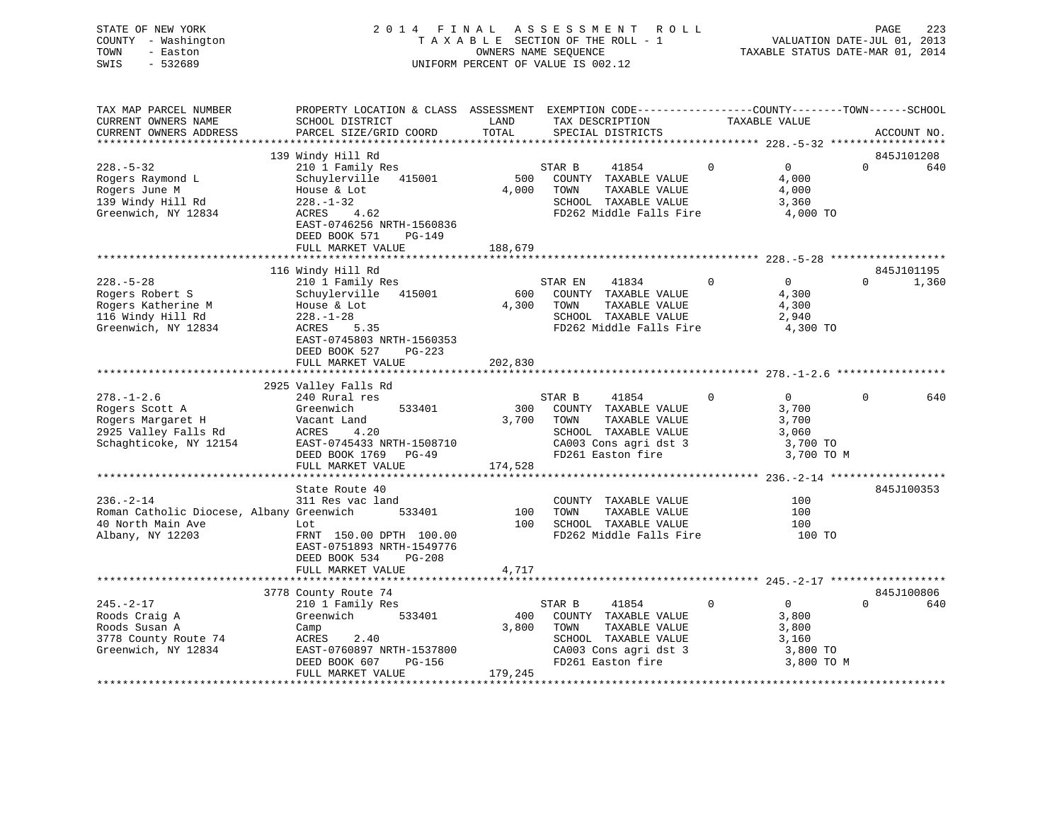STATE OF NEW YORK
COUNTY - Washington
TOWN - Easton
SWIS - 532689

2014 FINAL ASSESSMENT ROLL
TAXABLE SECTION OF THE ROLL - 1
OWNERS NAME SEQUENCE
UNIFORM PERCENT OF VALUE IS 002.12

VALUATION DATE-JUL 01, 2013
TAXABLE STATUS DATE-MAR 01, 2014

| TAX MAP PARCEL NUMBER / CURRENT OWNERS NAME / CURRENT OWNERS ADDRESS | PROPERTY LOCATION & CLASS / SCHOOL DISTRICT / PARCEL SIZE/GRID COORD | ASSESSMENT LAND / TOTAL | EXEMPTION CODE / TAX DESCRIPTION / SPECIAL DISTRICTS | COUNTY | TOWN | SCHOOL / ACCOUNT NO. |
|---|---|---|---|---|---|---|
| 228.-5-32 | 139 Windy Hill Rd | | | | | 845J101208 |
| Rogers Raymond L | 210 1 Family Res | | STAR B 41854 | 0 | 0 | 640 |
| Rogers June M | Schuylerville 415001 | 500 | COUNTY TAXABLE VALUE | 4,000 | | |
| 139 Windy Hill Rd | House & Lot | 4,000 | TOWN TAXABLE VALUE | | 4,000 | |
| Greenwich, NY 12834 | 228.-1-32 | | SCHOOL TAXABLE VALUE | | | 3,360 |
| | ACRES 4.62 | | FD262 Middle Falls Fire | 4,000 TO | | |
| | EAST-0746256 NRTH-1560836 | | | | | |
| | DEED BOOK 571 PG-149 | | | | | |
| | FULL MARKET VALUE | 188,679 | | | | |
| 228.-5-28 | 116 Windy Hill Rd | | | | | 845J101195 |
| Rogers Robert S | 210 1 Family Res | | STAR EN 41834 | 0 | 0 | 1,360 |
| Rogers Katherine M | Schuylerville 415001 | 600 | COUNTY TAXABLE VALUE | 4,300 | | |
| 116 Windy Hill Rd | House & Lot | 4,300 | TOWN TAXABLE VALUE | | 4,300 | |
| Greenwich, NY 12834 | 228.-1-28 | | SCHOOL TAXABLE VALUE | | | 2,940 |
| | ACRES 5.35 | | FD262 Middle Falls Fire | 4,300 TO | | |
| | EAST-0745803 NRTH-1560353 | | | | | |
| | DEED BOOK 527 PG-223 | | | | | |
| | FULL MARKET VALUE | 202,830 | | | | |
| 278.-1-2.6 | 2925 Valley Falls Rd | | | | | |
| Rogers Scott A | 240 Rural res | | STAR B 41854 | 0 | 0 | 640 |
| Rogers Margaret H | Greenwich 533401 | 300 | COUNTY TAXABLE VALUE | 3,700 | | |
| 2925 Valley Falls Rd | Vacant Land | 3,700 | TOWN TAXABLE VALUE | | 3,700 | |
| Schaghticoke, NY 12154 | ACRES 4.20 | | SCHOOL TAXABLE VALUE | | | 3,060 |
| | EAST-0745433 NRTH-1508710 | | CA003 Cons agri dst 3 | 3,700 TO | | |
| | DEED BOOK 1769 PG-49 | | FD261 Easton fire | 3,700 TO M | | |
| | FULL MARKET VALUE | 174,528 | | | | |
| 236.-2-14 | State Route 40 | | | | | 845J100353 |
| Roman Catholic Diocese, Albany | 311 Res vac land | | COUNTY TAXABLE VALUE | 100 | | |
| 40 North Main Ave | Greenwich 533401 | 100 | TOWN TAXABLE VALUE | | 100 | |
| Albany, NY 12203 | Lot | 100 | SCHOOL TAXABLE VALUE | | | 100 |
| | FRNT 150.00 DPTH 100.00 | | FD262 Middle Falls Fire | 100 TO | | |
| | EAST-0751893 NRTH-1549776 | | | | | |
| | DEED BOOK 534 PG-208 | | | | | |
| | FULL MARKET VALUE | 4,717 | | | | |
| 245.-2-17 | 3778 County Route 74 | | | | | 845J100806 |
| Roods Craig A | 210 1 Family Res | | STAR B 41854 | 0 | 0 | 640 |
| Roods Susan A | Greenwich 533401 | 400 | COUNTY TAXABLE VALUE | 3,800 | | |
| 3778 County Route 74 | Camp | 3,800 | TOWN TAXABLE VALUE | | 3,800 | |
| Greenwich, NY 12834 | ACRES 2.40 | | SCHOOL TAXABLE VALUE | | | 3,160 |
| | EAST-0760897 NRTH-1537800 | | CA003 Cons agri dst 3 | 3,800 TO | | |
| | DEED BOOK 607 PG-156 | | FD261 Easton fire | 3,800 TO M | | |
| | FULL MARKET VALUE | 179,245 | | | | |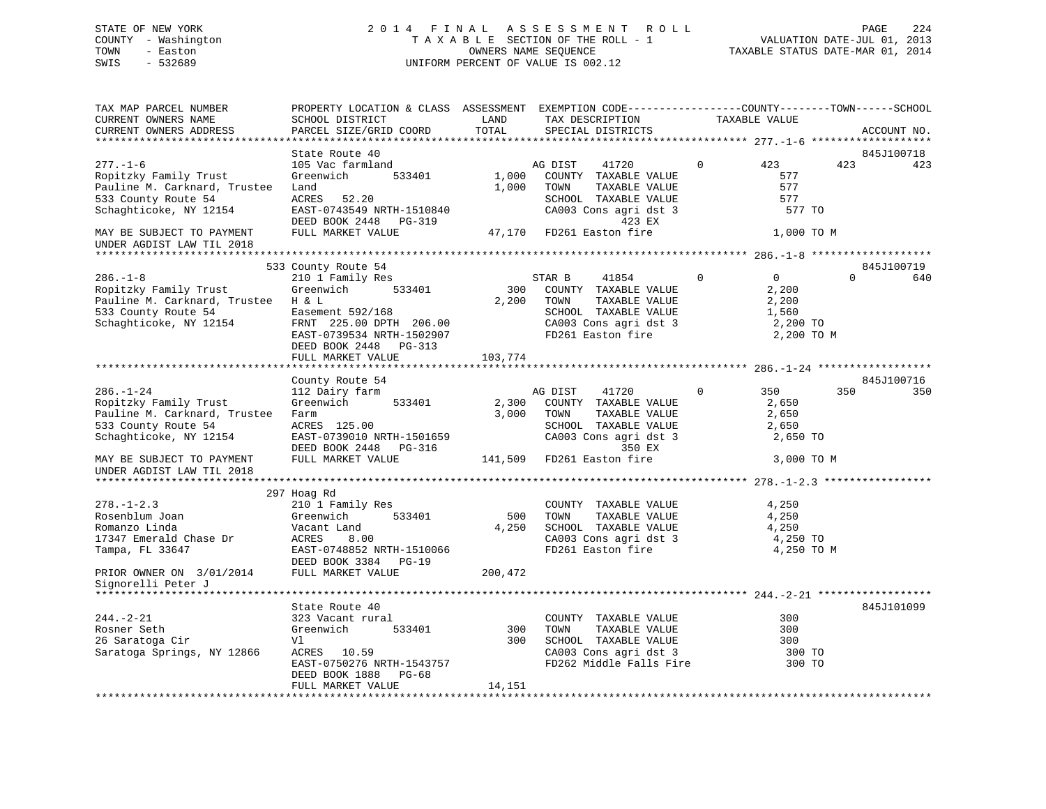STATE OF NEW YORK
COUNTY - Washington
TOWN - Easton
SWIS - 532689

2014 FINAL ASSESSMENT ROLL
TAXABLE SECTION OF THE ROLL - 1
OWNERS NAME SEQUENCE
UNIFORM PERCENT OF VALUE IS 002.12

VALUATION DATE-JUL 01, 2013
TAXABLE STATUS DATE-MAR 01, 2014

```
TAX MAP PARCEL NUMBER          PROPERTY LOCATION & CLASS  ASSESSMENT  EXEMPTION CODE------------------COUNTY--------TOWN------SCHOOL
CURRENT OWNERS NAME            SCHOOL DISTRICT               LAND      TAX DESCRIPTION             TAXABLE VALUE
CURRENT OWNERS ADDRESS         PARCEL SIZE/GRID COORD        TOTAL     SPECIAL DISTRICTS                                    ACCOUNT NO.
******************************************************************************************************* 277.-1-6 *******************
                               State Route 40                                                                               845J100718
277.-1-6                       105 Vac farmland                        AG DIST     41720          0       423        423         423
Ropitzky Family Trust          Greenwich        533401       1,000     COUNTY  TAXABLE VALUE                577
Pauline M. Carknard, Trustee   Land                          1,000     TOWN    TAXABLE VALUE                577
533 County Route 54            ACRES   52.20                           SCHOOL  TAXABLE VALUE                577
Schaghticoke, NY 12154         EAST-0743549 NRTH-1510840               CA003 Cons agri dst 3                577 TO
                               DEED BOOK 2448   PG-319                            423 EX
MAY BE SUBJECT TO PAYMENT      FULL MARKET VALUE            47,170     FD261 Easton fire                  1,000 TO M
UNDER AGDIST LAW TIL 2018
******************************************************************************************************* 286.-1-8 *******************
                               533 County Route 54                                                                          845J100719
286.-1-8                       210 1 Family Res                        STAR B      41854          0         0          0         640
Ropitzky Family Trust          Greenwich        533401         300     COUNTY  TAXABLE VALUE              2,200
Pauline M. Carknard, Trustee   H & L                         2,200     TOWN    TAXABLE VALUE              2,200
533 County Route 54            Easement 592/168                        SCHOOL  TAXABLE VALUE              1,560
Schaghticoke, NY 12154         FRNT  225.00 DPTH  206.00               CA003 Cons agri dst 3              2,200 TO
                               EAST-0739534 NRTH-1502907               FD261 Easton fire                  2,200 TO M
                               DEED BOOK 2448   PG-313
                               FULL MARKET VALUE           103,774
******************************************************************************************************* 286.-1-24 ******************
                               County Route 54                                                                              845J100716
286.-1-24                      112 Dairy farm                          AG DIST     41720          0       350        350         350
Ropitzky Family Trust          Greenwich        533401       2,300     COUNTY  TAXABLE VALUE              2,650
Pauline M. Carknard, Trustee   Farm                          3,000     TOWN    TAXABLE VALUE              2,650
533 County Route 54            ACRES  125.00                           SCHOOL  TAXABLE VALUE              2,650
Schaghticoke, NY 12154         EAST-0739010 NRTH-1501659               CA003 Cons agri dst 3              2,650 TO
                               DEED BOOK 2448   PG-316                            350 EX
MAY BE SUBJECT TO PAYMENT      FULL MARKET VALUE           141,509     FD261 Easton fire                  3,000 TO M
UNDER AGDIST LAW TIL 2018
******************************************************************************************************* 278.-1-2.3 *****************
                               297 Hoag Rd
278.-1-2.3                     210 1 Family Res                        COUNTY  TAXABLE VALUE              4,250
Rosenblum Joan                 Greenwich        533401         500     TOWN    TAXABLE VALUE              4,250
Romanzo Linda                  Vacant Land                   4,250     SCHOOL  TAXABLE VALUE              4,250
17347 Emerald Chase Dr         ACRES    8.00                           CA003 Cons agri dst 3              4,250 TO
Tampa, FL 33647                EAST-0748852 NRTH-1510066               FD261 Easton fire                  4,250 TO M
                               DEED BOOK 3384   PG-19
PRIOR OWNER ON 3/01/2014       FULL MARKET VALUE           200,472
Signorelli Peter J
******************************************************************************************************* 244.-2-21 ******************
                               State Route 40                                                                               845J101099
244.-2-21                      323 Vacant rural                        COUNTY  TAXABLE VALUE                300
Rosner Seth                    Greenwich        533401         300     TOWN    TAXABLE VALUE                300
26 Saratoga Cir                Vl                              300     SCHOOL  TAXABLE VALUE                300
Saratoga Springs, NY 12866     ACRES   10.59                           CA003 Cons agri dst 3                300 TO
                               EAST-0750276 NRTH-1543757               FD262 Middle Falls Fire              300 TO
                               DEED BOOK 1888   PG-68
                               FULL MARKET VALUE            14,151
************************************************************************************************************************************
```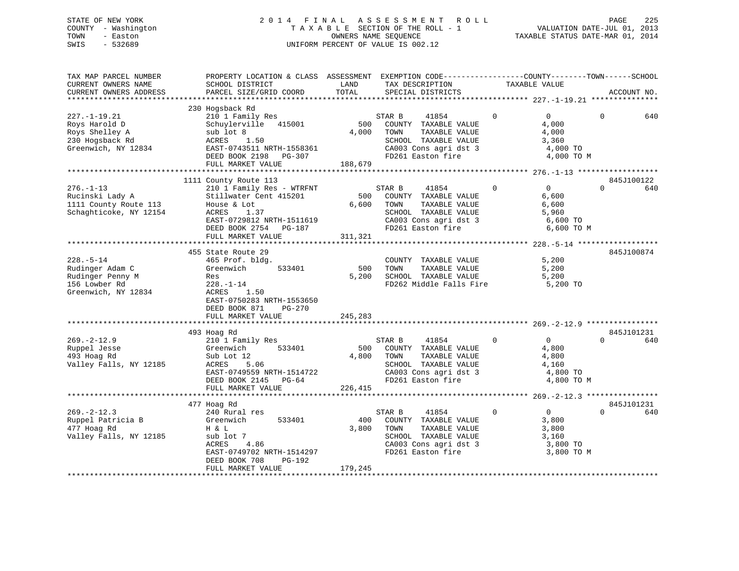STATE OF NEW YORK
COUNTY - Washington
TOWN - Easton
SWIS - 532689

2014 FINAL ASSESSMENT ROLL
TAXABLE SECTION OF THE ROLL - 1
OWNERS NAME SEQUENCE
UNIFORM PERCENT OF VALUE IS 002.12

VALUATION DATE-JUL 01, 2013
TAXABLE STATUS DATE-MAR 01, 2014

```
TAX MAP PARCEL NUMBER          PROPERTY LOCATION & CLASS  ASSESSMENT  EXEMPTION CODE------------------COUNTY--------TOWN------SCHOOL
CURRENT OWNERS NAME            SCHOOL DISTRICT               LAND      TAX DESCRIPTION            TAXABLE VALUE
CURRENT OWNERS ADDRESS         PARCEL SIZE/GRID COORD        TOTAL     SPECIAL DISTRICTS                                     ACCOUNT NO.
******************************************************************************************************* 227.-1-19.21 ***************
                               230 Hogsback Rd
227.-1-19.21                   210 1 Family Res                   STAR B      41854        0          0           0          640
Roys Harold D                  Schuylerville   415001       500   COUNTY  TAXABLE VALUE              4,000
Roys Shelley A                 sub lot 8                  4,000   TOWN    TAXABLE VALUE              4,000
230 Hogsback Rd                ACRES    1.50                      SCHOOL  TAXABLE VALUE              3,360
Greenwich, NY 12834            EAST-0743511 NRTH-1558361          CA003 Cons agri dst 3               4,000 TO
                               DEED BOOK 2198   PG-307            FD261 Easton fire                   4,000 TO M
                               FULL MARKET VALUE           188,679
******************************************************************************************************* 276.-1-13 ******************
                               1111 County Route 113                                                                  845J100122
276.-1-13                      210 1 Family Res - WTRFNT          STAR B      41854        0          0           0          640
Rucinski Lady A                Stillwater Cent 415201       500   COUNTY  TAXABLE VALUE              6,600
1111 County Route 113          House & Lot                6,600   TOWN    TAXABLE VALUE              6,600
Schaghticoke, NY 12154         ACRES    1.37                      SCHOOL  TAXABLE VALUE              5,960
                               EAST-0729812 NRTH-1511619          CA003 Cons agri dst 3               6,600 TO
                               DEED BOOK 2754   PG-187            FD261 Easton fire                   6,600 TO M
                               FULL MARKET VALUE           311,321
******************************************************************************************************* 228.-5-14 ******************
                               455 State Route 29                                                                     845J100874
228.-5-14                      465 Prof. bldg.                    COUNTY  TAXABLE VALUE              5,200
Rudinger Adam C                Greenwich       533401       500   TOWN    TAXABLE VALUE              5,200
Rudinger Penny M               Res                        5,200   SCHOOL  TAXABLE VALUE              5,200
156 Lowber Rd                  228.-1-14                          FD262 Middle Falls Fire             5,200 TO
Greenwich, NY 12834            ACRES    1.50
                               EAST-0750283 NRTH-1553650
                               DEED BOOK 871    PG-270
                               FULL MARKET VALUE           245,283
******************************************************************************************************* 269.-2-12.9 ****************
                               493 Hoag Rd                                                                            845J101231
269.-2-12.9                    210 1 Family Res                   STAR B      41854        0          0           0          640
Ruppel Jesse                   Greenwich       533401       500   COUNTY  TAXABLE VALUE              4,800
493 Hoag Rd                    Sub Lot 12                 4,800   TOWN    TAXABLE VALUE              4,800
Valley Falls, NY 12185         ACRES    5.06                      SCHOOL  TAXABLE VALUE              4,160
                               EAST-0749559 NRTH-1514722          CA003 Cons agri dst 3               4,800 TO
                               DEED BOOK 2145   PG-64             FD261 Easton fire                   4,800 TO M
                               FULL MARKET VALUE           226,415
******************************************************************************************************* 269.-2-12.3 ****************
                               477 Hoag Rd                                                                            845J101231
269.-2-12.3                    240 Rural res                      STAR B      41854        0          0           0          640
Ruppel Patricia B              Greenwich       533401       400   COUNTY  TAXABLE VALUE              3,800
477 Hoag Rd                    H & L                      3,800   TOWN    TAXABLE VALUE              3,800
Valley Falls, NY 12185         sub lot 7                          SCHOOL  TAXABLE VALUE              3,160
                               ACRES    4.86                      CA003 Cons agri dst 3               3,800 TO
                               EAST-0749702 NRTH-1514297          FD261 Easton fire                   3,800 TO M
                               DEED BOOK 708    PG-192
                               FULL MARKET VALUE           179,245
************************************************************************************************************************************
```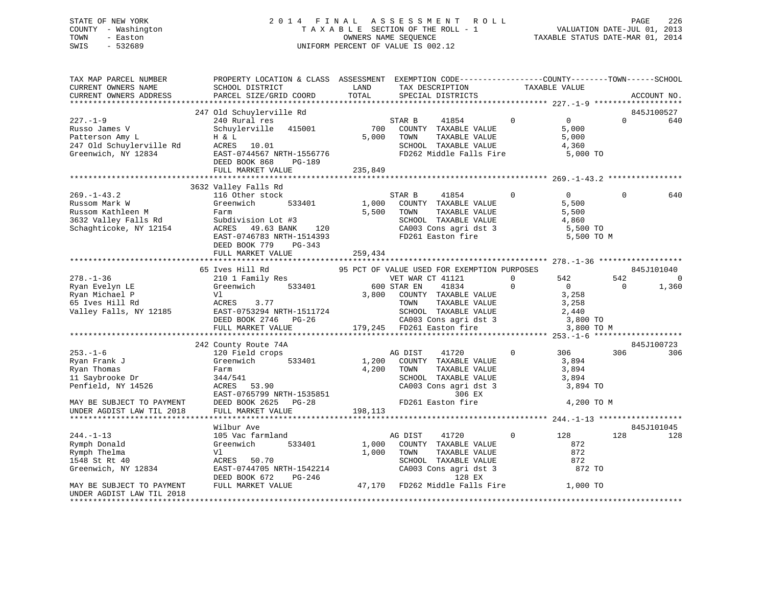STATE OF NEW YORK
COUNTY - Washington
TOWN - Easton
SWIS - 532689

# 2014 FINAL ASSESSMENT ROLL
TAXABLE SECTION OF THE ROLL - 1
OWNERS NAME SEQUENCE
UNIFORM PERCENT OF VALUE IS 002.12

VALUATION DATE-JUL 01, 2013
TAXABLE STATUS DATE-MAR 01, 2014

```
TAX MAP PARCEL NUMBER         PROPERTY LOCATION & CLASS  ASSESSMENT  EXEMPTION CODE------------------COUNTY--------TOWN------SCHOOL
CURRENT OWNERS NAME           SCHOOL DISTRICT              LAND      TAX DESCRIPTION            TAXABLE VALUE
CURRENT OWNERS ADDRESS        PARCEL SIZE/GRID COORD       TOTAL     SPECIAL DISTRICTS                                   ACCOUNT NO.
******************************************************************************************************* 227.-1-9 *******************
                              247 Old Schuylerville Rd                                                                    845J100527
227.-1-9                      240 Rural res                         STAR B     41854         0           0         0          640
Russo James V                 Schuylerville   415001          700    COUNTY  TAXABLE VALUE             5,000
Patterson Amy L               H & L                         5,000    TOWN    TAXABLE VALUE             5,000
247 Old Schuylerville Rd      ACRES   10.01                          SCHOOL  TAXABLE VALUE             4,360
Greenwich, NY 12834           EAST-0744567 NRTH-1556776              FD262 Middle Falls Fire            5,000 TO
                              DEED BOOK 868    PG-189
                              FULL MARKET VALUE           235,849
******************************************************************************************************* 269.-1-43.2 ****************
                              3632 Valley Falls Rd
269.-1-43.2                   116 Other stock                       STAR B     41854         0           0         0          640
Russom Mark W                 Greenwich       533401        1,000    COUNTY  TAXABLE VALUE             5,500
Russom Kathleen M             Farm                          5,500    TOWN    TAXABLE VALUE             5,500
3632 Valley Falls Rd          Subdivision Lot #3                     SCHOOL  TAXABLE VALUE             4,860
Schaghticoke, NY 12154        ACRES   49.63 BANK    120              CA003 Cons agri dst 3              5,500 TO
                              EAST-0746783 NRTH-1514393              FD261 Easton fire                  5,500 TO M
                              DEED BOOK 779    PG-343
                              FULL MARKET VALUE           259,434
******************************************************************************************************* 278.-1-36 ******************
                              65 Ives Hill Rd              95 PCT OF VALUE USED FOR EXEMPTION PURPOSES                    845J101040
278.-1-36                     210 1 Family Res                      VET WAR CT 41121         0         542       542            0
Ryan Evelyn LE                Greenwich       533401          600 STAR EN    41834         0           0         0        1,360
Ryan Michael P                Vl                            3,800    COUNTY  TAXABLE VALUE             3,258
65 Ives Hill Rd               ACRES    3.77                          TOWN    TAXABLE VALUE             3,258
Valley Falls, NY 12185        EAST-0753294 NRTH-1511724              SCHOOL  TAXABLE VALUE             2,440
                              DEED BOOK 2746   PG-26                 CA003 Cons agri dst 3              3,800 TO
                              FULL MARKET VALUE           179,245    FD261 Easton fire                  3,800 TO M
******************************************************************************************************* 253.-1-6 *******************
                              242 County Route 74A                                                                        845J100723
253.-1-6                      120 Field crops                       AG DIST    41720         0         306       306          306
Ryan Frank J                  Greenwich       533401        1,200    COUNTY  TAXABLE VALUE             3,894
Ryan Thomas                   Farm                          4,200    TOWN    TAXABLE VALUE             3,894
11 Saybrooke Dr               344/541                                SCHOOL  TAXABLE VALUE             3,894
Penfield, NY 14526            ACRES   53.90                          CA003 Cons agri dst 3              3,894 TO
                              EAST-0765799 NRTH-1535851                         306 EX
MAY BE SUBJECT TO PAYMENT     DEED BOOK 2625   PG-28                 FD261 Easton fire                  4,200 TO M
UNDER AGDIST LAW TIL 2018     FULL MARKET VALUE           198,113
******************************************************************************************************* 244.-1-13 ******************
                              Wilbur Ave                                                                                  845J101045
244.-1-13                     105 Vac farmland                      AG DIST    41720         0         128       128          128
Rymph Donald                  Greenwich       533401        1,000    COUNTY  TAXABLE VALUE               872
Rymph Thelma                  Vl                            1,000    TOWN    TAXABLE VALUE               872
1548 St Rt 40                 ACRES   50.70                          SCHOOL  TAXABLE VALUE               872
Greenwich, NY 12834           EAST-0744705 NRTH-1542214              CA003 Cons agri dst 3                872 TO
                              DEED BOOK 672    PG-246                           128 EX
MAY BE SUBJECT TO PAYMENT     FULL MARKET VALUE            47,170    FD262 Middle Falls Fire            1,000 TO
UNDER AGDIST LAW TIL 2018
************************************************************************************************************************************
```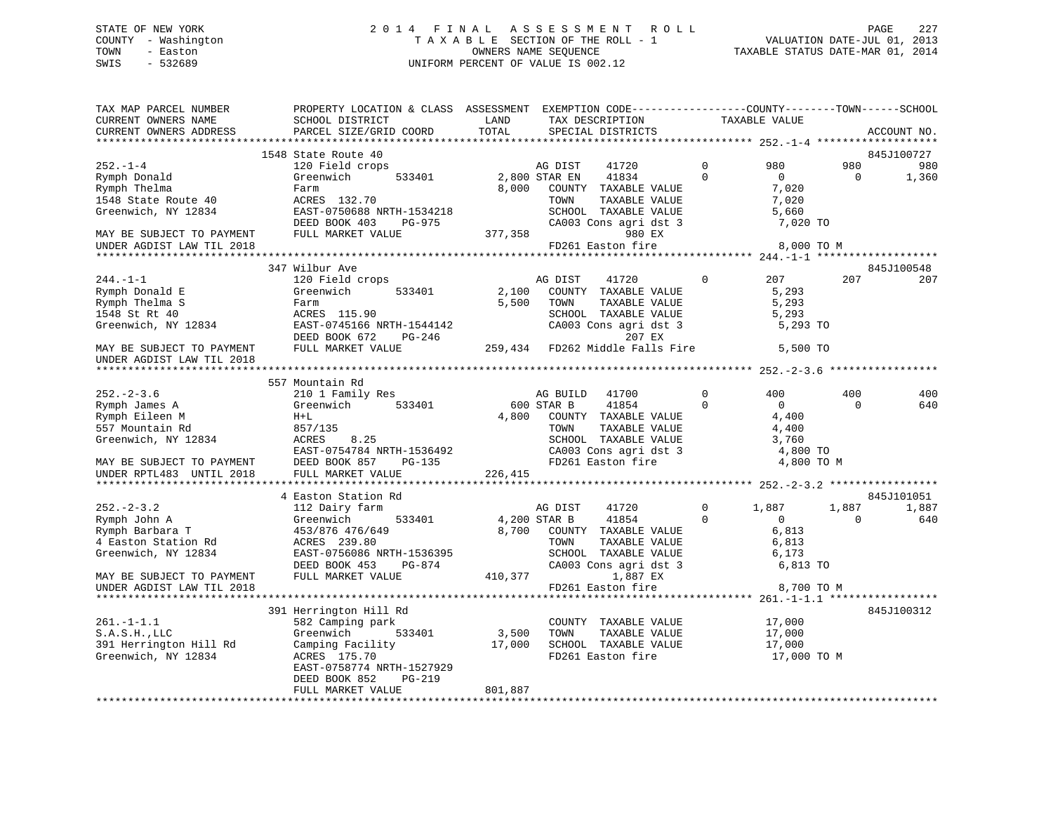STATE OF NEW YORK                    2014 FINAL ASSESSMENT ROLL
COUNTY - Washington                  TAXABLE SECTION OF THE ROLL - 1                VALUATION DATE-JUL 01, 2013
TOWN - Easton                        OWNERS NAME SEQUENCE                           TAXABLE STATUS DATE-MAR 01, 2014
SWIS - 532689                        UNIFORM PERCENT OF VALUE IS 002.12

```
TAX MAP PARCEL NUMBER          PROPERTY LOCATION & CLASS  ASSESSMENT  EXEMPTION CODE------------------COUNTY--------TOWN------SCHOOL
CURRENT OWNERS NAME            SCHOOL DISTRICT              LAND      TAX DESCRIPTION            TAXABLE VALUE
CURRENT OWNERS ADDRESS         PARCEL SIZE/GRID COORD       TOTAL     SPECIAL DISTRICTS                                      ACCOUNT NO.
******************************************************************************************************* 252.-1-4 *******************
                               1548 State Route 40                                                                            845J100727
252.-1-4                       120 Field crops                        AG DIST     41720         0        980          980          980
Rymph Donald                   Greenwich        533401      2,800 STAR EN     41834         0          0            0        1,360
Rymph Thelma                   Farm                         8,000    COUNTY  TAXABLE VALUE          7,020
1548 State Route 40            ACRES 132.70                          TOWN    TAXABLE VALUE          7,020
Greenwich, NY 12834            EAST-0750688 NRTH-1534218             SCHOOL  TAXABLE VALUE          5,660
                               DEED BOOK 403    PG-975               CA003 Cons agri dst 3           7,020 TO
MAY BE SUBJECT TO PAYMENT      FULL MARKET VALUE          377,358                980 EX
UNDER AGDIST LAW TIL 2018                                            FD261 Easton fire               8,000 TO M
******************************************************************************************************* 244.-1-1 *******************
                               347 Wilbur Ave                                                                                 845J100548
244.-1-1                       120 Field crops                        AG DIST     41720         0        207          207          207
Rymph Donald E                 Greenwich        533401      2,100    COUNTY  TAXABLE VALUE          5,293
Rymph Thelma S                 Farm                         5,500    TOWN    TAXABLE VALUE          5,293
1548 St Rt 40                  ACRES 115.90                          SCHOOL  TAXABLE VALUE          5,293
Greenwich, NY 12834            EAST-0745166 NRTH-1544142             CA003 Cons agri dst 3           5,293 TO
                               DEED BOOK 672    PG-246                           207 EX
MAY BE SUBJECT TO PAYMENT      FULL MARKET VALUE          259,434    FD262 Middle Falls Fire         5,500 TO
UNDER AGDIST LAW TIL 2018
******************************************************************************************************* 252.-2-3.6 *****************
                               557 Mountain Rd
252.-2-3.6                     210 1 Family Res                       AG BUILD    41700         0        400          400          400
Rymph James A                  Greenwich        533401        600 STAR B      41854         0          0            0          640
Rymph Eileen M                 H+L                          4,800    COUNTY  TAXABLE VALUE          4,400
557 Mountain Rd                857/135                               TOWN    TAXABLE VALUE          4,400
Greenwich, NY 12834            ACRES    8.25                         SCHOOL  TAXABLE VALUE          3,760
                               EAST-0754784 NRTH-1536492             CA003 Cons agri dst 3           4,800 TO
MAY BE SUBJECT TO PAYMENT      DEED BOOK 857    PG-135               FD261 Easton fire               4,800 TO M
UNDER RPTL483  UNTIL 2018      FULL MARKET VALUE          226,415
******************************************************************************************************* 252.-2-3.2 *****************
                               4 Easton Station Rd                                                                            845J101051
252.-2-3.2                     112 Dairy farm                         AG DIST     41720         0      1,887        1,887        1,887
Rymph John A                   Greenwich        533401      4,200 STAR B      41854         0          0            0          640
Rymph Barbara T                453/876 476/649              8,700    COUNTY  TAXABLE VALUE          6,813
4 Easton Station Rd            ACRES 239.80                          TOWN    TAXABLE VALUE          6,813
Greenwich, NY 12834            EAST-0756086 NRTH-1536395             SCHOOL  TAXABLE VALUE          6,173
                               DEED BOOK 453    PG-874               CA003 Cons agri dst 3           6,813 TO
MAY BE SUBJECT TO PAYMENT      FULL MARKET VALUE          410,377              1,887 EX
UNDER AGDIST LAW TIL 2018                                            FD261 Easton fire               8,700 TO M
******************************************************************************************************* 261.-1-1.1 *****************
                               391 Herrington Hill Rd                                                                         845J100312
261.-1-1.1                     582 Camping park                      COUNTY  TAXABLE VALUE         17,000
S.A.S.H.,LLC                   Greenwich        533401      3,500    TOWN    TAXABLE VALUE         17,000
391 Herrington Hill Rd         Camping Facility            17,000    SCHOOL  TAXABLE VALUE         17,000
Greenwich, NY 12834            ACRES 175.70                          FD261 Easton fire              17,000 TO M
                               EAST-0758774 NRTH-1527929
                               DEED BOOK 852    PG-219
                               FULL MARKET VALUE          801,887
************************************************************************************************************************************
```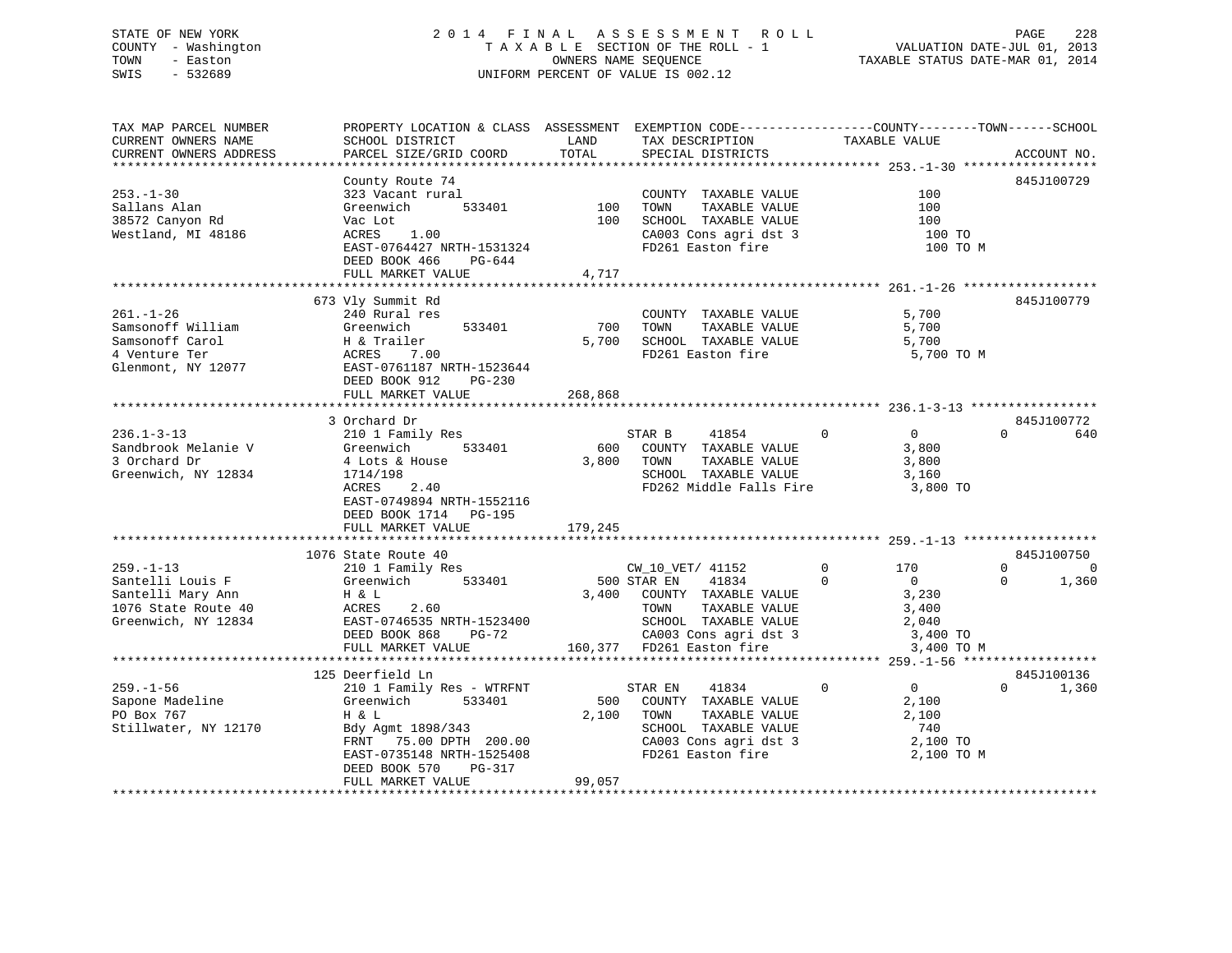STATE OF NEW YORK
COUNTY - Washington
TOWN - Easton
SWIS - 532689

2 0 1 4 F I N A L A S S E S S M E N T R O L L
T A X A B L E SECTION OF THE ROLL - 1
OWNERS NAME SEQUENCE
UNIFORM PERCENT OF VALUE IS 002.12

VALUATION DATE-JUL 01, 2013
TAXABLE STATUS DATE-MAR 01, 2014

```
TAX MAP PARCEL NUMBER          PROPERTY LOCATION & CLASS  ASSESSMENT  EXEMPTION CODE------------------COUNTY--------TOWN------SCHOOL
CURRENT OWNERS NAME            SCHOOL DISTRICT               LAND      TAX DESCRIPTION              TAXABLE VALUE
CURRENT OWNERS ADDRESS         PARCEL SIZE/GRID COORD        TOTAL     SPECIAL DISTRICTS                                  ACCOUNT NO.
******************************************************************************************************* 253.-1-30 ******************
                               County Route 74                                                                         845J100729
253.-1-30                      323 Vacant rural                        COUNTY  TAXABLE VALUE              100
Sallans Alan                   Greenwich        533401        100      TOWN    TAXABLE VALUE              100
38572 Canyon Rd                Vac Lot                        100      SCHOOL  TAXABLE VALUE              100
Westland, MI 48186             ACRES    1.00                           CA003 Cons agri dst 3               100 TO
                               EAST-0764427 NRTH-1531324               FD261 Easton fire                   100 TO M
                               DEED BOOK 466    PG-644
                               FULL MARKET VALUE            4,717
******************************************************************************************************* 261.-1-26 ******************
                               673 Vly Summit Rd                                                                       845J100779
261.-1-26                      240 Rural res                           COUNTY  TAXABLE VALUE            5,700
Samsonoff William              Greenwich        533401        700      TOWN    TAXABLE VALUE            5,700
Samsonoff Carol                H & Trailer                  5,700      SCHOOL  TAXABLE VALUE            5,700
4 Venture Ter                  ACRES    7.00                           FD261 Easton fire                 5,700 TO M
Glenmont, NY 12077             EAST-0761187 NRTH-1523644
                               DEED BOOK 912    PG-230
                               FULL MARKET VALUE          268,868
******************************************************************************************************* 236.1-3-13 *****************
                               3 Orchard Dr                                                                            845J100772
236.1-3-13                     210 1 Family Res                        STAR B     41854         0          0          0        640
Sandbrook Melanie V            Greenwich        533401        600      COUNTY  TAXABLE VALUE            3,800
3 Orchard Dr                   4 Lots & House               3,800      TOWN    TAXABLE VALUE            3,800
Greenwich, NY 12834            1714/198                                SCHOOL  TAXABLE VALUE            3,160
                               ACRES    2.40                           FD262 Middle Falls Fire           3,800 TO
                               EAST-0749894 NRTH-1552116
                               DEED BOOK 1714   PG-195
                               FULL MARKET VALUE          179,245
******************************************************************************************************* 259.-1-13 ******************
                               1076 State Route 40                                                                     845J100750
259.-1-13                      210 1 Family Res                        CW_10_VET/ 41152         0        170          0          0
Santelli Louis F               Greenwich        533401        500      STAR EN    41834         0          0          0      1,360
Santelli Mary Ann              H & L                        3,400      COUNTY  TAXABLE VALUE            3,230
1076 State Route 40            ACRES    2.60                           TOWN    TAXABLE VALUE            3,400
Greenwich, NY 12834            EAST-0746535 NRTH-1523400               SCHOOL  TAXABLE VALUE            2,040
                               DEED BOOK 868    PG-72                  CA003 Cons agri dst 3             3,400 TO
                               FULL MARKET VALUE          160,377      FD261 Easton fire                 3,400 TO M
******************************************************************************************************* 259.-1-56 ******************
                               125 Deerfield Ln                                                                        845J100136
259.-1-56                      210 1 Family Res - WTRFNT               STAR EN    41834         0          0          0      1,360
Sapone Madeline                Greenwich        533401        500      COUNTY  TAXABLE VALUE            2,100
PO Box 767                     H & L                        2,100      TOWN    TAXABLE VALUE            2,100
Stillwater, NY 12170           Bdy Agmt 1898/343                       SCHOOL  TAXABLE VALUE              740
                               FRNT   75.00 DPTH 200.00                CA003 Cons agri dst 3             2,100 TO
                               EAST-0735148 NRTH-1525408               FD261 Easton fire                 2,100 TO M
                               DEED BOOK 570    PG-317
                               FULL MARKET VALUE           99,057
************************************************************************************************************************************
```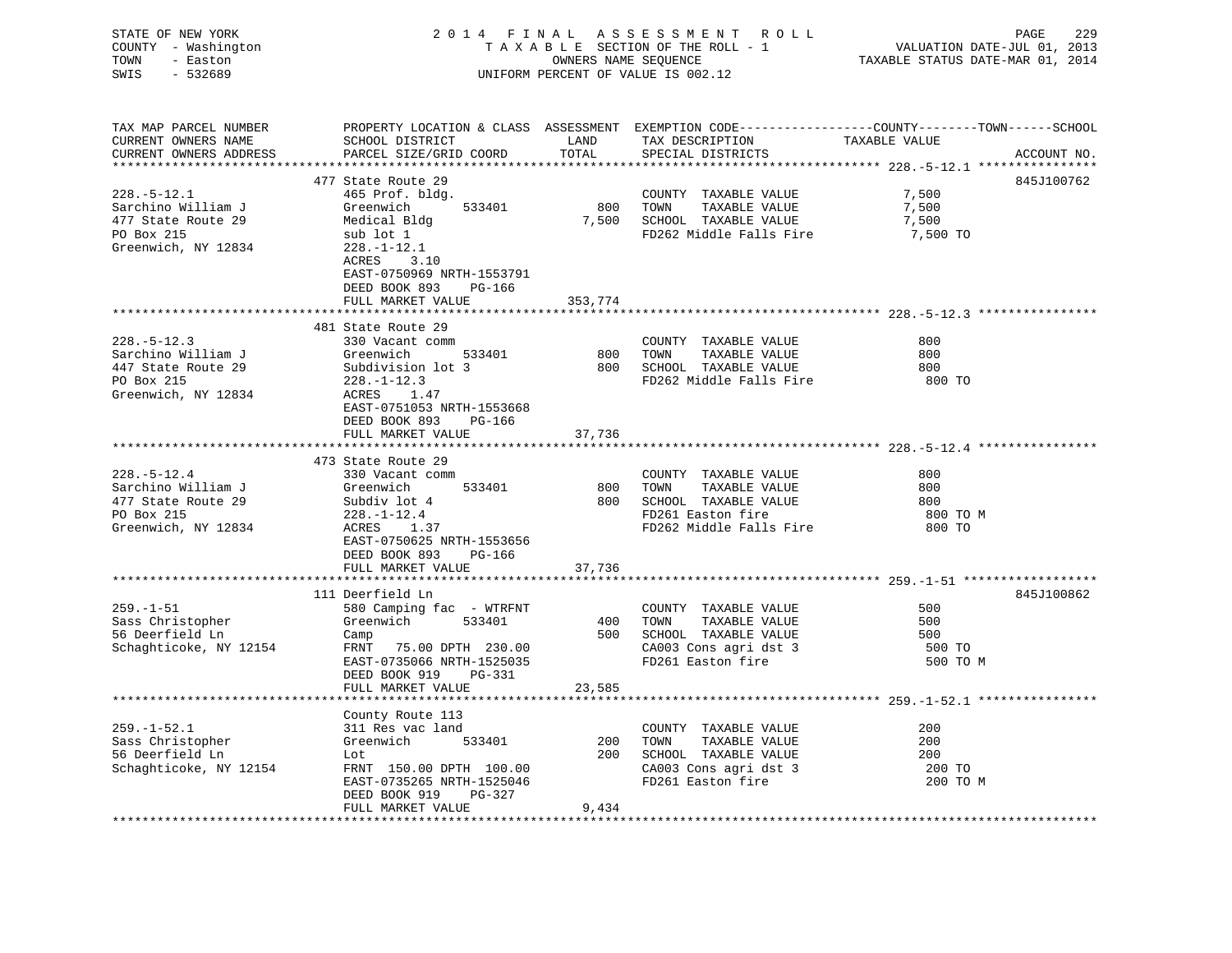STATE OF NEW YORK
COUNTY - Washington
TOWN - Easton
SWIS - 532689

2014 FINAL ASSESSMENT ROLL
TAXABLE SECTION OF THE ROLL - 1
OWNERS NAME SEQUENCE
UNIFORM PERCENT OF VALUE IS 002.12

VALUATION DATE-JUL 01, 2013
TAXABLE STATUS DATE-MAR 01, 2014

| TAX MAP PARCEL NUMBER / CURRENT OWNERS NAME / CURRENT OWNERS ADDRESS | PROPERTY LOCATION & CLASS / SCHOOL DISTRICT / PARCEL SIZE/GRID COORD | ASSESSMENT LAND / TOTAL | EXEMPTION CODE / TAX DESCRIPTION / SPECIAL DISTRICTS | COUNTY / TOWN / SCHOOL TAXABLE VALUE | ACCOUNT NO. |
|---|---|---|---|---|---|
| 228.-5-12.1 | 477 State Route 29 | | | | 845J100762 |
| Sarchino William J | 465 Prof. bldg. | | COUNTY TAXABLE VALUE | 7,500 | |
| 477 State Route 29 | Greenwich 533401 | 800 | TOWN TAXABLE VALUE | 7,500 | |
| PO Box 215 | Medical Bldg | 7,500 | SCHOOL TAXABLE VALUE | 7,500 | |
| Greenwich, NY 12834 | sub lot 1 | | FD262 Middle Falls Fire | 7,500 TO | |
| | 228.-1-12.1 | | | | |
| | ACRES 3.10 | | | | |
| | EAST-0750969 NRTH-1553791 | | | | |
| | DEED BOOK 893 PG-166 | | | | |
| | FULL MARKET VALUE | 353,774 | | | |
| 228.-5-12.3 | 481 State Route 29 | | | | |
| Sarchino William J | 330 Vacant comm | | COUNTY TAXABLE VALUE | 800 | |
| 447 State Route 29 | Greenwich 533401 | 800 | TOWN TAXABLE VALUE | 800 | |
| PO Box 215 | Subdivision lot 3 | 800 | SCHOOL TAXABLE VALUE | 800 | |
| Greenwich, NY 12834 | 228.-1-12.3 | | FD262 Middle Falls Fire | 800 TO | |
| | ACRES 1.47 | | | | |
| | EAST-0751053 NRTH-1553668 | | | | |
| | DEED BOOK 893 PG-166 | | | | |
| | FULL MARKET VALUE | 37,736 | | | |
| 228.-5-12.4 | 473 State Route 29 | | | | |
| Sarchino William J | 330 Vacant comm | | COUNTY TAXABLE VALUE | 800 | |
| 477 State Route 29 | Greenwich 533401 | 800 | TOWN TAXABLE VALUE | 800 | |
| PO Box 215 | Subdiv lot 4 | 800 | SCHOOL TAXABLE VALUE | 800 | |
| Greenwich, NY 12834 | 228.-1-12.4 | | FD261 Easton fire | 800 TO M | |
| | ACRES 1.37 | | FD262 Middle Falls Fire | 800 TO | |
| | EAST-0750625 NRTH-1553656 | | | | |
| | DEED BOOK 893 PG-166 | | | | |
| | FULL MARKET VALUE | 37,736 | | | |
| 259.-1-51 | 111 Deerfield Ln | | | | 845J100862 |
| Sass Christopher | 580 Camping fac - WTRFNT | | COUNTY TAXABLE VALUE | 500 | |
| 56 Deerfield Ln | Greenwich 533401 | 400 | TOWN TAXABLE VALUE | 500 | |
| Schaghticoke, NY 12154 | Camp | 500 | SCHOOL TAXABLE VALUE | 500 | |
| | FRNT 75.00 DPTH 230.00 | | CA003 Cons agri dst 3 | 500 TO | |
| | EAST-0735066 NRTH-1525035 | | FD261 Easton fire | 500 TO M | |
| | DEED BOOK 919 PG-331 | | | | |
| | FULL MARKET VALUE | 23,585 | | | |
| 259.-1-52.1 | County Route 113 | | | | |
| Sass Christopher | 311 Res vac land | | COUNTY TAXABLE VALUE | 200 | |
| 56 Deerfield Ln | Greenwich 533401 | 200 | TOWN TAXABLE VALUE | 200 | |
| Schaghticoke, NY 12154 | Lot | 200 | SCHOOL TAXABLE VALUE | 200 | |
| | FRNT 150.00 DPTH 100.00 | | CA003 Cons agri dst 3 | 200 TO | |
| | EAST-0735265 NRTH-1525046 | | FD261 Easton fire | 200 TO M | |
| | DEED BOOK 919 PG-327 | | | | |
| | FULL MARKET VALUE | 9,434 | | | |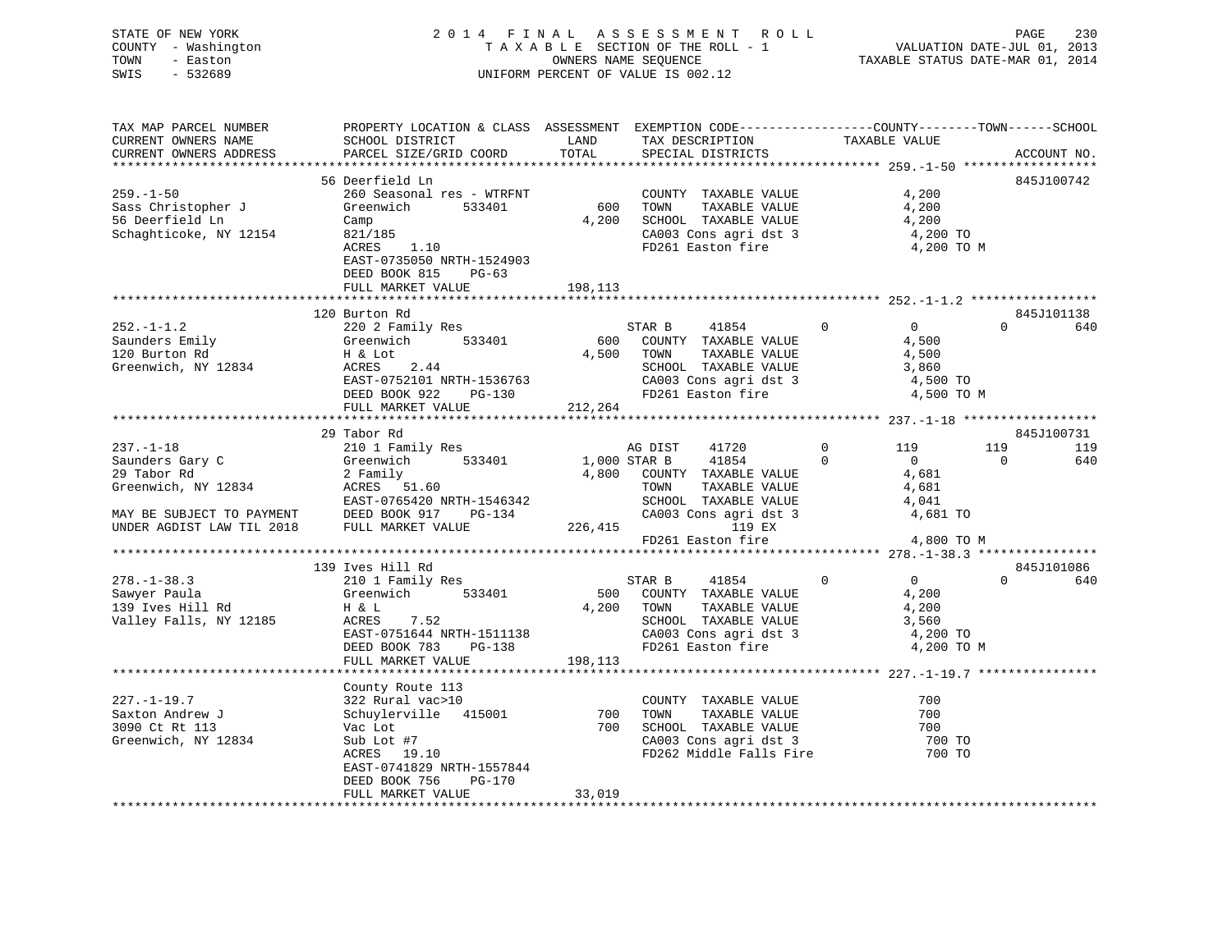STATE OF NEW YORK
COUNTY - Washington
TOWN - Easton
SWIS - 532689

2014 FINAL ASSESSMENT ROLL
TAXABLE SECTION OF THE ROLL - 1
OWNERS NAME SEQUENCE
UNIFORM PERCENT OF VALUE IS 002.12

VALUATION DATE-JUL 01, 2013
TAXABLE STATUS DATE-MAR 01, 2014

```
TAX MAP PARCEL NUMBER          PROPERTY LOCATION & CLASS  ASSESSMENT  EXEMPTION CODE------------------COUNTY--------TOWN------SCHOOL
CURRENT OWNERS NAME            SCHOOL DISTRICT              LAND      TAX DESCRIPTION              TAXABLE VALUE
CURRENT OWNERS ADDRESS         PARCEL SIZE/GRID COORD       TOTAL     SPECIAL DISTRICTS                                       ACCOUNT NO.
******************************************************************************************************* 259.-1-50 ******************
                               56 Deerfield Ln                                                                               845J100742
259.-1-50                      260 Seasonal res - WTRFNT              COUNTY  TAXABLE VALUE             4,200
Sass Christopher J             Greenwich        533401        600     TOWN    TAXABLE VALUE             4,200
56 Deerfield Ln                Camp                         4,200     SCHOOL  TAXABLE VALUE             4,200
Schaghticoke, NY 12154         821/185                                CA003 Cons agri dst 3              4,200 TO
                               ACRES    1.10                          FD261 Easton fire                  4,200 TO M
                               EAST-0735050 NRTH-1524903
                               DEED BOOK 815    PG-63
                               FULL MARKET VALUE          198,113
******************************************************************************************************* 252.-1-1.2 *****************
                               120 Burton Rd                                                                                 845J101138
252.-1-1.2                     220 2 Family Res                       STAR B     41854          0          0           0          640
Saunders Emily                 Greenwich        533401        600     COUNTY  TAXABLE VALUE             4,500
120 Burton Rd                  H & Lot                      4,500     TOWN    TAXABLE VALUE             4,500
Greenwich, NY 12834            ACRES    2.44                          SCHOOL  TAXABLE VALUE             3,860
                               EAST-0752101 NRTH-1536763              CA003 Cons agri dst 3              4,500 TO
                               DEED BOOK 922    PG-130                FD261 Easton fire                  4,500 TO M
                               FULL MARKET VALUE          212,264
******************************************************************************************************* 237.-1-18 ******************
                               29 Tabor Rd                                                                                   845J100731
237.-1-18                      210 1 Family Res                       AG DIST    41720          0        119         119          119
Saunders Gary C                Greenwich        533401      1,000 STAR B     41854          0          0           0          640
29 Tabor Rd                    2 Family                     4,800     COUNTY  TAXABLE VALUE             4,681
Greenwich, NY 12834            ACRES   51.60                          TOWN    TAXABLE VALUE             4,681
                               EAST-0765420 NRTH-1546342              SCHOOL  TAXABLE VALUE             4,041
MAY BE SUBJECT TO PAYMENT      DEED BOOK 917    PG-134                CA003 Cons agri dst 3              4,681 TO
UNDER AGDIST LAW TIL 2018      FULL MARKET VALUE          226,415                119 EX
                                                                      FD261 Easton fire                  4,800 TO M
******************************************************************************************************* 278.-1-38.3 ****************
                               139 Ives Hill Rd                                                                              845J101086
278.-1-38.3                    210 1 Family Res                       STAR B     41854          0          0           0          640
Sawyer Paula                   Greenwich        533401        500     COUNTY  TAXABLE VALUE             4,200
139 Ives Hill Rd               H & L                        4,200     TOWN    TAXABLE VALUE             4,200
Valley Falls, NY 12185         ACRES    7.52                          SCHOOL  TAXABLE VALUE             3,560
                               EAST-0751644 NRTH-1511138              CA003 Cons agri dst 3              4,200 TO
                               DEED BOOK 783    PG-138                FD261 Easton fire                  4,200 TO M
                               FULL MARKET VALUE          198,113
******************************************************************************************************* 227.-1-19.7 ****************
                               County Route 113
227.-1-19.7                    322 Rural vac>10                       COUNTY  TAXABLE VALUE               700
Saxton Andrew J                Schuylerville    415001        700     TOWN    TAXABLE VALUE               700
3090 Ct Rt 113                 Vac Lot                        700     SCHOOL  TAXABLE VALUE               700
Greenwich, NY 12834            Sub Lot #7                             CA003 Cons agri dst 3                700 TO
                               ACRES   19.10                          FD262 Middle Falls Fire              700 TO
                               EAST-0741829 NRTH-1557844
                               DEED BOOK 756    PG-170
                               FULL MARKET VALUE           33,019
************************************************************************************************************************************
```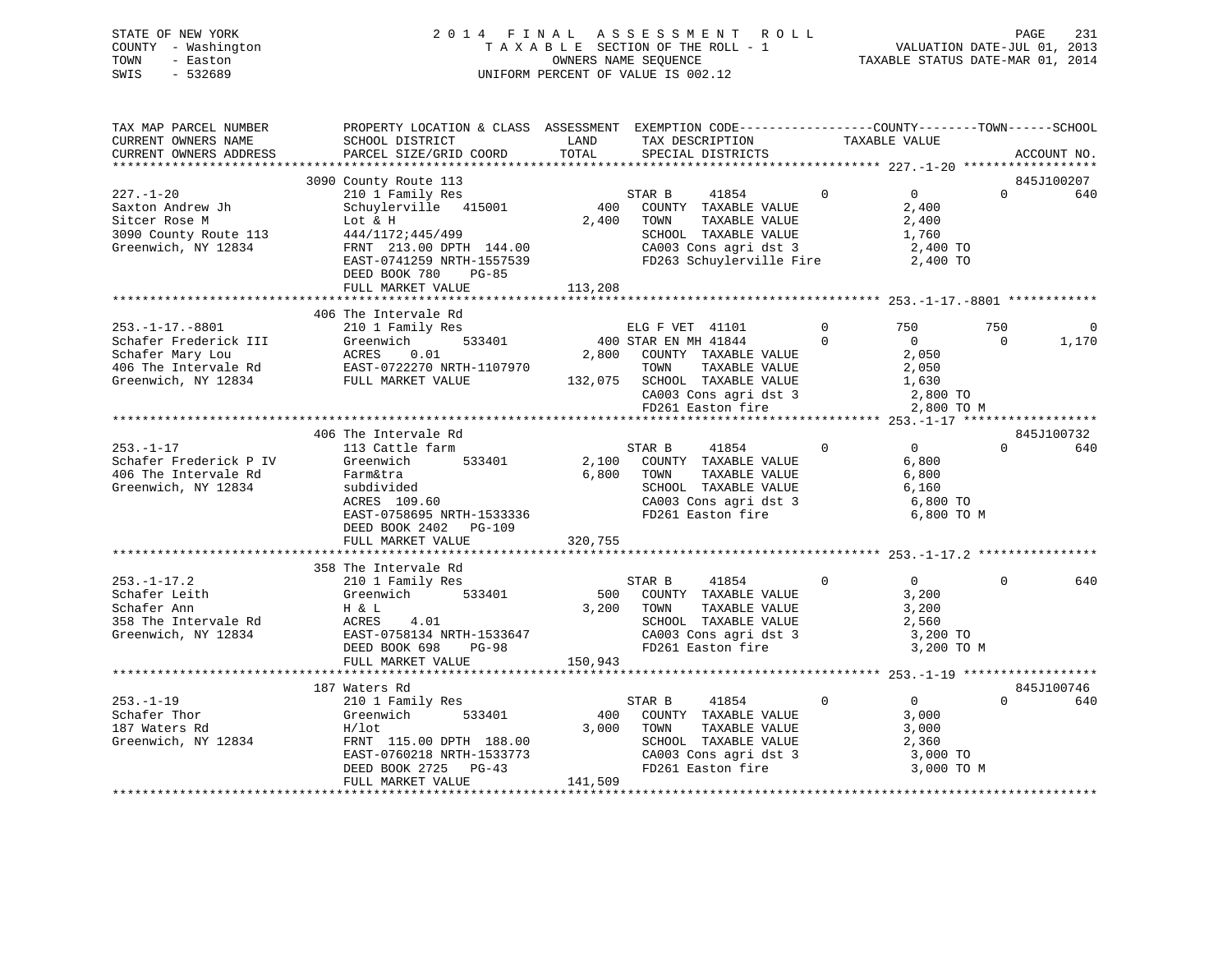STATE OF NEW YORK
COUNTY - Washington
TOWN - Easton
SWIS - 532689

# 2014 FINAL ASSESSMENT ROLL

TAXABLE SECTION OF THE ROLL - 1
OWNERS NAME SEQUENCE
UNIFORM PERCENT OF VALUE IS 002.12

VALUATION DATE-JUL 01, 2013
TAXABLE STATUS DATE-MAR 01, 2014

| TAX MAP PARCEL NUMBER / CURRENT OWNERS NAME / CURRENT OWNERS ADDRESS | PROPERTY LOCATION & CLASS / SCHOOL DISTRICT / PARCEL SIZE/GRID COORD | ASSESSMENT LAND / TOTAL | EXEMPTION CODE / TAX DESCRIPTION / SPECIAL DISTRICTS | COUNTY TAXABLE VALUE | TOWN | SCHOOL | ACCOUNT NO. |
|---|---|---|---|---|---|---|---|
| **227.-1-20** | 3090 County Route 113 | | | | | | 845J100207 |
| 227.-1-20 | 210 1 Family Res | | STAR B 41854 0 | 0 | 0 | 640 | |
| Saxton Andrew Jh | Schuylerville 415001 | 400 | COUNTY TAXABLE VALUE | 2,400 | | | |
| Sitcer Rose M | Lot & H | 2,400 | TOWN TAXABLE VALUE | 2,400 | | | |
| 3090 County Route 113 | 444/1172;445/499 | | SCHOOL TAXABLE VALUE | 1,760 | | | |
| Greenwich, NY 12834 | FRNT 213.00 DPTH 144.00 | | CA003 Cons agri dst 3 | 2,400 TO | | | |
| | EAST-0741259 NRTH-1557539 | | FD263 Schuylerville Fire | 2,400 TO | | | |
| | DEED BOOK 780 PG-85 | | | | | | |
| | FULL MARKET VALUE | 113,208 | | | | | |
| **253.-1-17.-8801** | 406 The Intervale Rd | | | | | | |
| 253.-1-17.-8801 | 210 1 Family Res | | ELG F VET 41101 0 | 750 | 750 | 0 | |
| Schafer Frederick III | Greenwich 533401 | 400 | STAR EN MH 41844 0 | 0 | 0 | 1,170 | |
| Schafer Mary Lou | ACRES 0.01 | 2,800 | COUNTY TAXABLE VALUE | 2,050 | | | |
| 406 The Intervale Rd | EAST-0722270 NRTH-1107970 | | TOWN TAXABLE VALUE | 2,050 | | | |
| Greenwich, NY 12834 | FULL MARKET VALUE | 132,075 | SCHOOL TAXABLE VALUE | 1,630 | | | |
| | | | CA003 Cons agri dst 3 | 2,800 TO | | | |
| | | | FD261 Easton fire | 2,800 TO M | | | |
| **253.-1-17** | 406 The Intervale Rd | | | | | | 845J100732 |
| 253.-1-17 | 113 Cattle farm | | STAR B 41854 0 | 0 | 0 | 640 | |
| Schafer Frederick P IV | Greenwich 533401 | 2,100 | COUNTY TAXABLE VALUE | 6,800 | | | |
| 406 The Intervale Rd | Farm&tra | 6,800 | TOWN TAXABLE VALUE | 6,800 | | | |
| Greenwich, NY 12834 | subdivided | | SCHOOL TAXABLE VALUE | 6,160 | | | |
| | ACRES 109.60 | | CA003 Cons agri dst 3 | 6,800 TO | | | |
| | EAST-0758695 NRTH-1533336 | | FD261 Easton fire | 6,800 TO M | | | |
| | DEED BOOK 2402 PG-109 | | | | | | |
| | FULL MARKET VALUE | 320,755 | | | | | |
| **253.-1-17.2** | 358 The Intervale Rd | | | | | | |
| 253.-1-17.2 | 210 1 Family Res | | STAR B 41854 0 | 0 | 0 | 640 | |
| Schafer Leith | Greenwich 533401 | 500 | COUNTY TAXABLE VALUE | 3,200 | | | |
| Schafer Ann | H & L | 3,200 | TOWN TAXABLE VALUE | 3,200 | | | |
| 358 The Intervale Rd | ACRES 4.01 | | SCHOOL TAXABLE VALUE | 2,560 | | | |
| Greenwich, NY 12834 | EAST-0758134 NRTH-1533647 | | CA003 Cons agri dst 3 | 3,200 TO | | | |
| | DEED BOOK 698 PG-98 | | FD261 Easton fire | 3,200 TO M | | | |
| | FULL MARKET VALUE | 150,943 | | | | | |
| **253.-1-19** | 187 Waters Rd | | | | | | 845J100746 |
| 253.-1-19 | 210 1 Family Res | | STAR B 41854 0 | 0 | 0 | 640 | |
| Schafer Thor | Greenwich 533401 | 400 | COUNTY TAXABLE VALUE | 3,000 | | | |
| 187 Waters Rd | H/lot | 3,000 | TOWN TAXABLE VALUE | 3,000 | | | |
| Greenwich, NY 12834 | FRNT 115.00 DPTH 188.00 | | SCHOOL TAXABLE VALUE | 2,360 | | | |
| | EAST-0760218 NRTH-1533773 | | CA003 Cons agri dst 3 | 3,000 TO | | | |
| | DEED BOOK 2725 PG-43 | | FD261 Easton fire | 3,000 TO M | | | |
| | FULL MARKET VALUE | 141,509 | | | | | |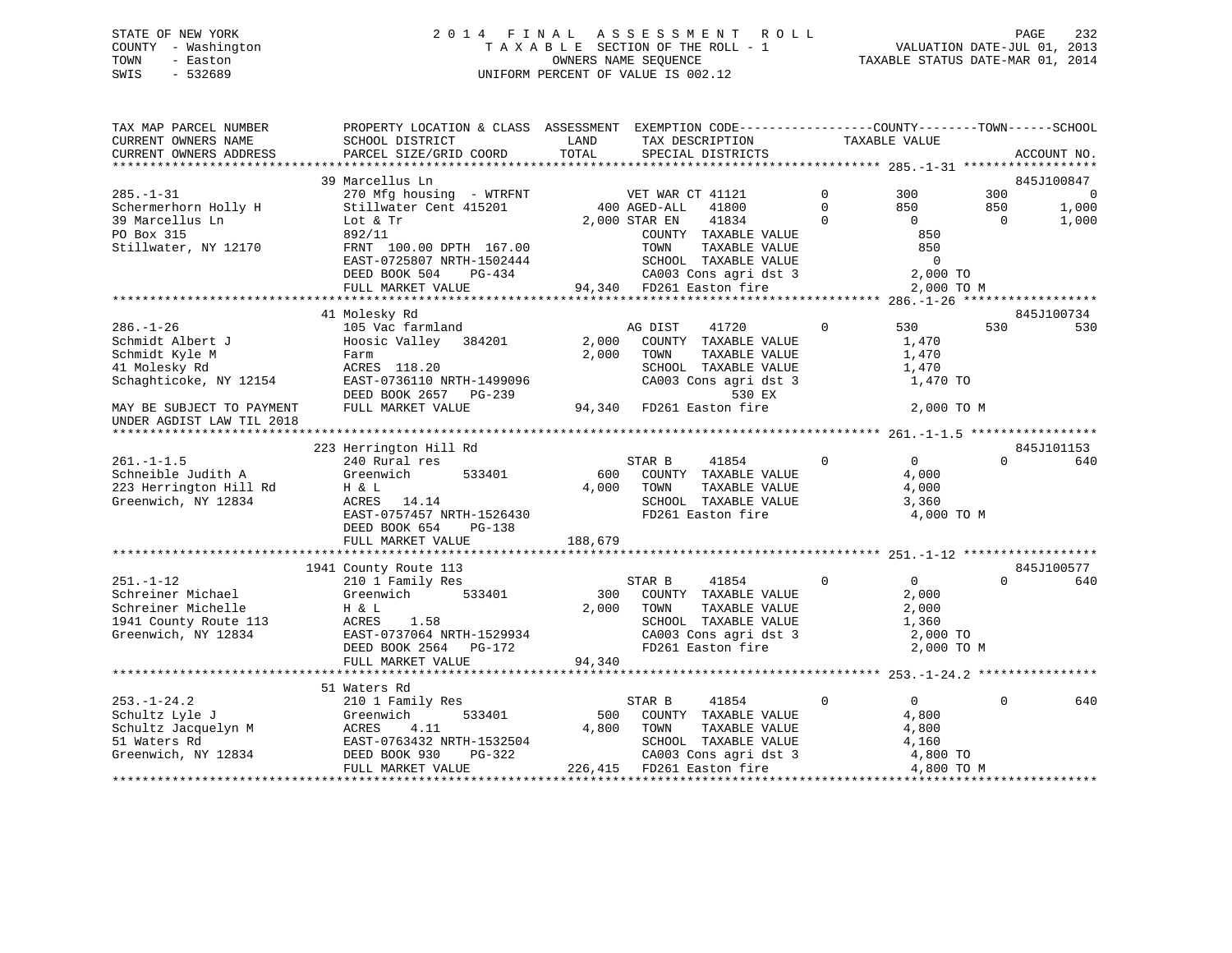STATE OF NEW YORK
COUNTY - Washington
TOWN - Easton
SWIS - 532689

# 2014 FINAL ASSESSMENT ROLL
TAXABLE SECTION OF THE ROLL - 1
OWNERS NAME SEQUENCE
UNIFORM PERCENT OF VALUE IS 002.12

VALUATION DATE-JUL 01, 2013
TAXABLE STATUS DATE-MAR 01, 2014

```
TAX MAP PARCEL NUMBER          PROPERTY LOCATION & CLASS  ASSESSMENT  EXEMPTION CODE------------------COUNTY--------TOWN------SCHOOL
CURRENT OWNERS NAME            SCHOOL DISTRICT               LAND       TAX DESCRIPTION             TAXABLE VALUE
CURRENT OWNERS ADDRESS         PARCEL SIZE/GRID COORD        TOTAL      SPECIAL DISTRICTS                                        ACCOUNT NO.
****************************************************************************************************** 285.-1-31 ******************
                               39 Marcellus Ln                                                                                845J100847
285.-1-31                      270 Mfg housing - WTRFNT         VET WAR CT 41121       0          300         300           0
Schermerhorn Holly H           Stillwater Cent 415201       400 AGED-ALL  41800        0          850         850       1,000
39 Marcellus Ln                Lot & Tr                   2,000 STAR EN    41834       0            0           0       1,000
PO Box 315                     892/11                           COUNTY  TAXABLE VALUE               850
Stillwater, NY 12170           FRNT 100.00 DPTH 167.00          TOWN    TAXABLE VALUE               850
                               EAST-0725807 NRTH-1502444        SCHOOL  TAXABLE VALUE                 0
                               DEED BOOK 504    PG-434          CA003 Cons agri dst 3             2,000 TO
                               FULL MARKET VALUE            94,340  FD261 Easton fire             2,000 TO M
****************************************************************************************************** 286.-1-26 ******************
                               41 Molesky Rd                                                                                  845J100734
286.-1-26                      105 Vac farmland                 AG DIST    41720       0          530         530         530
Schmidt Albert J               Hoosic Valley  384201      2,000  COUNTY  TAXABLE VALUE            1,470
Schmidt Kyle M                 Farm                       2,000  TOWN    TAXABLE VALUE            1,470
41 Molesky Rd                  ACRES 118.20                      SCHOOL  TAXABLE VALUE            1,470
Schaghticoke, NY 12154         EAST-0736110 NRTH-1499096         CA003 Cons agri dst 3            1,470 TO
                               DEED BOOK 2657   PG-239                   530 EX
MAY BE SUBJECT TO PAYMENT      FULL MARKET VALUE            94,340  FD261 Easton fire             2,000 TO M
UNDER AGDIST LAW TIL 2018
****************************************************************************************************** 261.-1-1.5 *****************
                               223 Herrington Hill Rd                                                                         845J101153
261.-1-1.5                     240 Rural res                    STAR B     41854       0            0           0         640
Schneible Judith A             Greenwich      533401        600  COUNTY  TAXABLE VALUE            4,000
223 Herrington Hill Rd         H & L                      4,000  TOWN    TAXABLE VALUE            4,000
Greenwich, NY 12834            ACRES  14.14                      SCHOOL  TAXABLE VALUE            3,360
                               EAST-0757457 NRTH-1526430         FD261 Easton fire                4,000 TO M
                               DEED BOOK 654    PG-138
                               FULL MARKET VALUE           188,679
****************************************************************************************************** 251.-1-12 ******************
                               1941 County Route 113                                                                          845J100577
251.-1-12                      210 1 Family Res                 STAR B     41854       0            0           0         640
Schreiner Michael              Greenwich      533401        300  COUNTY  TAXABLE VALUE            2,000
Schreiner Michelle             H & L                      2,000  TOWN    TAXABLE VALUE            2,000
1941 County Route 113          ACRES    1.58                     SCHOOL  TAXABLE VALUE            1,360
Greenwich, NY 12834            EAST-0737064 NRTH-1529934         CA003 Cons agri dst 3            2,000 TO
                               DEED BOOK 2564   PG-172           FD261 Easton fire                2,000 TO M
                               FULL MARKET VALUE            94,340
****************************************************************************************************** 253.-1-24.2 ****************
                               51 Waters Rd
253.-1-24.2                    210 1 Family Res                 STAR B     41854       0            0           0         640
Schultz Lyle J                 Greenwich      533401        500  COUNTY  TAXABLE VALUE            4,800
Schultz Jacquelyn M            ACRES    4.11              4,800  TOWN    TAXABLE VALUE            4,800
51 Waters Rd                   EAST-0763432 NRTH-1532504         SCHOOL  TAXABLE VALUE            4,160
Greenwich, NY 12834            DEED BOOK 930    PG-322           CA003 Cons agri dst 3            4,800 TO
                               FULL MARKET VALUE           226,415  FD261 Easton fire             4,800 TO M
************************************************************************************************************************************
```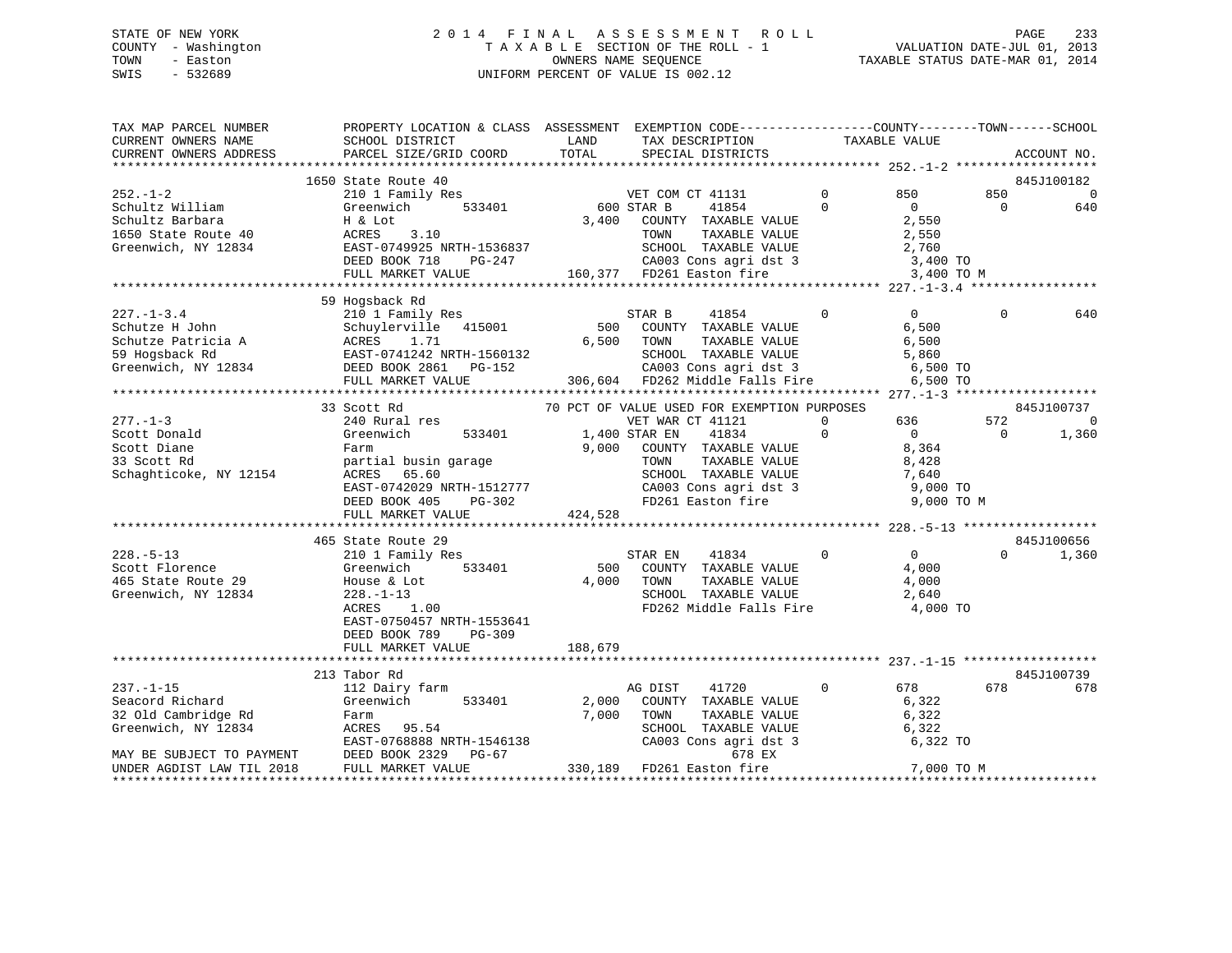STATE OF NEW YORK                    2 0 1 4   F I N A L   A S S E S S M E N T   R O L L
COUNTY - Washington                  T A X A B L E  SECTION OF THE ROLL - 1                 VALUATION DATE-JUL 01, 2013
TOWN   - Easton                      OWNERS NAME SEQUENCE                                    TAXABLE STATUS DATE-MAR 01, 2014
SWIS   - 532689                      UNIFORM PERCENT OF VALUE IS 002.12

```
TAX MAP PARCEL NUMBER          PROPERTY LOCATION & CLASS  ASSESSMENT  EXEMPTION CODE------------------COUNTY--------TOWN------SCHOOL
CURRENT OWNERS NAME            SCHOOL DISTRICT               LAND      TAX DESCRIPTION              TAXABLE VALUE
CURRENT OWNERS ADDRESS         PARCEL SIZE/GRID COORD        TOTAL     SPECIAL DISTRICTS                                   ACCOUNT NO.
******************************************************************************************************* 252.-1-2 ********************
                            1650 State Route 40                                                                          845J100182
252.-1-2                    210 1 Family Res                     VET COM CT 41131       0          850         850             0
Schultz William             Greenwich         533401         600 STAR B      41854       0            0           0           640
Schultz Barbara             H & Lot                         3,400   COUNTY  TAXABLE VALUE               2,550
1650 State Route 40         ACRES     3.10                          TOWN    TAXABLE VALUE               2,550
Greenwich, NY 12834         EAST-0749925 NRTH-1536837               SCHOOL  TAXABLE VALUE               2,760
                            DEED BOOK 718     PG-247                CA003 Cons agri dst 3                 3,400 TO
                            FULL MARKET VALUE              160,377  FD261 Easton fire                     3,400 TO M
******************************************************************************************************* 227.-1-3.4 ******************
                            59 Hogsback Rd
227.-1-3.4                  210 1 Family Res                     STAR B      41854       0            0           0           640
Schutze H John              Schuylerville  415001            500   COUNTY  TAXABLE VALUE               6,500
Schutze Patricia A          ACRES     1.71                  6,500   TOWN    TAXABLE VALUE               6,500
59 Hogsback Rd              EAST-0741242 NRTH-1560132               SCHOOL  TAXABLE VALUE               5,860
Greenwich, NY 12834         DEED BOOK 2861    PG-152                CA003 Cons agri dst 3                 6,500 TO
                            FULL MARKET VALUE              306,604  FD262 Middle Falls Fire               6,500 TO
******************************************************************************************************* 277.-1-3 ********************
                            33 Scott Rd                  70 PCT OF VALUE USED FOR EXEMPTION PURPOSES                    845J100737
277.-1-3                    240 Rural res                        VET WAR CT 41121       0          636         572             0
Scott Donald                Greenwich         533401       1,400 STAR EN     41834       0            0           0         1,360
Scott Diane                 Farm                            9,000   COUNTY  TAXABLE VALUE               8,364
33 Scott Rd                 partial busin garage                    TOWN    TAXABLE VALUE               8,428
Schaghticoke, NY 12154      ACRES    65.60                          SCHOOL  TAXABLE VALUE               7,640
                            EAST-0742029 NRTH-1512777               CA003 Cons agri dst 3                 9,000 TO
                            DEED BOOK 405     PG-302                FD261 Easton fire                     9,000 TO M
                            FULL MARKET VALUE              424,528
******************************************************************************************************* 228.-5-13 *******************
                            465 State Route 29                                                                           845J100656
228.-5-13                   210 1 Family Res                     STAR EN     41834       0            0           0         1,360
Scott Florence              Greenwich         533401         500   COUNTY  TAXABLE VALUE               4,000
465 State Route 29          House & Lot                     4,000   TOWN    TAXABLE VALUE               4,000
Greenwich, NY 12834         228.-1-13                               SCHOOL  TAXABLE VALUE               2,640
                            ACRES     1.00                          FD262 Middle Falls Fire               4,000 TO
                            EAST-0750457 NRTH-1553641
                            DEED BOOK 789     PG-309
                            FULL MARKET VALUE              188,679
******************************************************************************************************* 237.-1-15 *******************
                            213 Tabor Rd                                                                                 845J100739
237.-1-15                   112 Dairy farm                       AG DIST     41720       0          678         678           678
Seacord Richard             Greenwich         533401       2,000   COUNTY  TAXABLE VALUE               6,322
32 Old Cambridge Rd         Farm                            7,000   TOWN    TAXABLE VALUE               6,322
Greenwich, NY 12834         ACRES    95.54                          SCHOOL  TAXABLE VALUE               6,322
                            EAST-0768888 NRTH-1546138               CA003 Cons agri dst 3                 6,322 TO
MAY BE SUBJECT TO PAYMENT   DEED BOOK 2329    PG-67                                678 EX
UNDER AGDIST LAW TIL 2018   FULL MARKET VALUE              330,189  FD261 Easton fire                     7,000 TO M
*************************************************************************************************************************************
```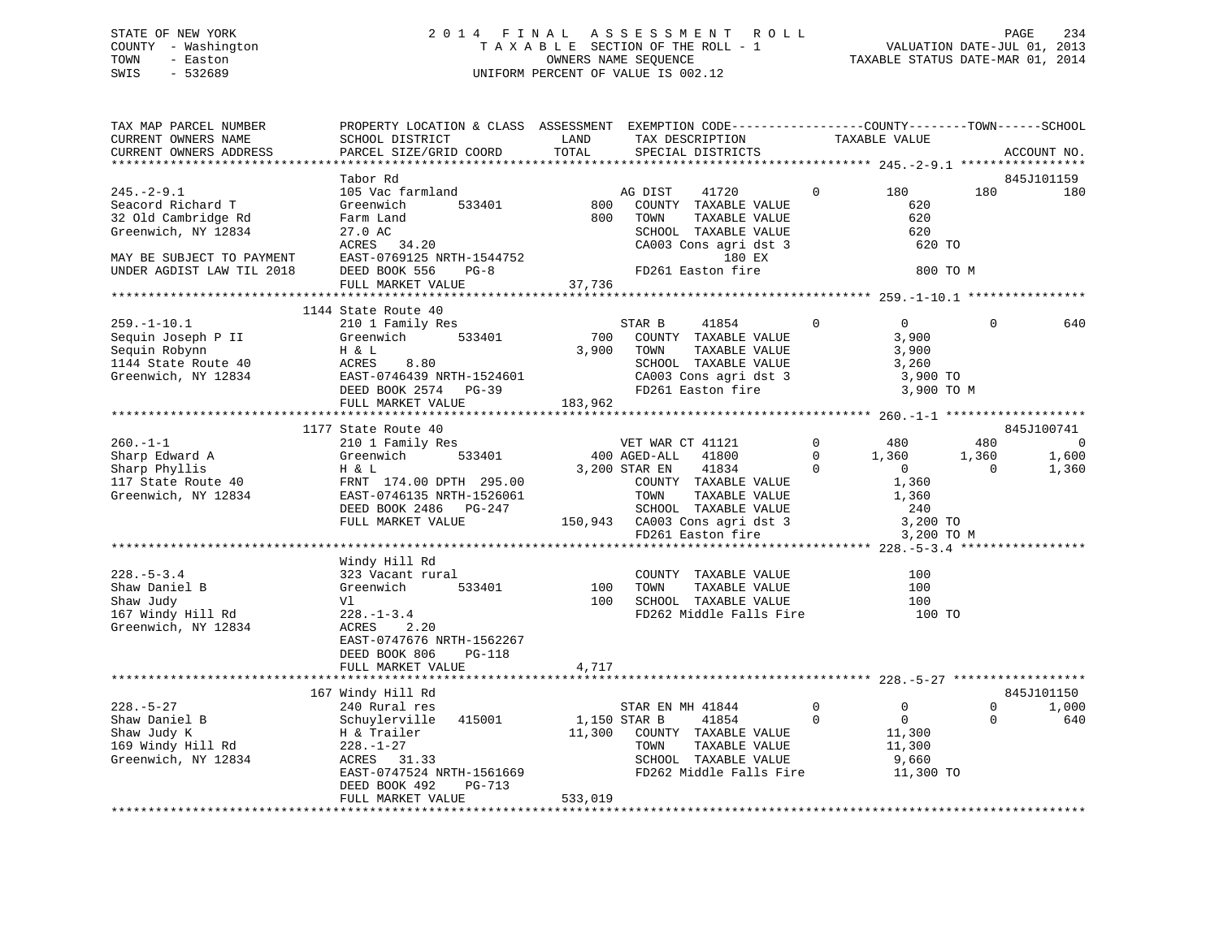STATE OF NEW YORK
COUNTY - Washington
TOWN - Easton
SWIS - 532689

# 2014 FINAL ASSESSMENT ROLL

TAXABLE SECTION OF THE ROLL - 1
OWNERS NAME SEQUENCE
UNIFORM PERCENT OF VALUE IS 002.12

VALUATION DATE-JUL 01, 2013
TAXABLE STATUS DATE-MAR 01, 2014

```
TAX MAP PARCEL NUMBER          PROPERTY LOCATION & CLASS  ASSESSMENT  EXEMPTION CODE-----------------COUNTY--------TOWN------SCHOOL
CURRENT OWNERS NAME            SCHOOL DISTRICT               LAND      TAX DESCRIPTION             TAXABLE VALUE
CURRENT OWNERS ADDRESS         PARCEL SIZE/GRID COORD        TOTAL     SPECIAL DISTRICTS                                    ACCOUNT NO.
*********************************************************************************************************** 245.-2-9.1 *****************
                               Tabor Rd                                                                                 845J101159
245.-2-9.1                     105 Vac farmland                    AG DIST     41720          0        180          180          180
Seacord Richard T              Greenwich       533401        800   COUNTY  TAXABLE VALUE                 620
32 Old Cambridge Rd            Farm Land                     800   TOWN    TAXABLE VALUE                 620
Greenwich, NY 12834            27.0 AC                             SCHOOL  TAXABLE VALUE                 620
                               ACRES   34.20                       CA003 Cons agri dst 3                  620 TO
MAY BE SUBJECT TO PAYMENT      EAST-0769125 NRTH-1544752                     180 EX
UNDER AGDIST LAW TIL 2018      DEED BOOK 556    PG-8               FD261 Easton fire                      800 TO M
                               FULL MARKET VALUE            37,736
*********************************************************************************************************** 259.-1-10.1 ****************
                               1144 State Route 40
259.-1-10.1                    210 1 Family Res                    STAR B      41854          0          0            0          640
Sequin Joseph P II             Greenwich       533401        700   COUNTY  TAXABLE VALUE               3,900
Sequin Robynn                  H & L                       3,900   TOWN    TAXABLE VALUE               3,900
1144 State Route 40            ACRES    8.80                       SCHOOL  TAXABLE VALUE               3,260
Greenwich, NY 12834            EAST-0746439 NRTH-1524601           CA003 Cons agri dst 3                3,900 TO
                               DEED BOOK 2574   PG-39              FD261 Easton fire                    3,900 TO M
                               FULL MARKET VALUE           183,962
*********************************************************************************************************** 260.-1-1 *******************
                               1177 State Route 40                                                                      845J100741
260.-1-1                       210 1 Family Res                    VET WAR CT 41121           0        480          480            0
Sharp Edward A                 Greenwich       533401        400   AGED-ALL    41800          0      1,360        1,360        1,600
Sharp Phyllis                  H & L                       3,200   STAR EN     41834          0          0            0        1,360
117 State Route 40             FRNT 174.00 DPTH 295.00             COUNTY  TAXABLE VALUE               1,360
Greenwich, NY 12834            EAST-0746135 NRTH-1526061           TOWN    TAXABLE VALUE               1,360
                               DEED BOOK 2486   PG-247             SCHOOL  TAXABLE VALUE                 240
                               FULL MARKET VALUE           150,943 CA003 Cons agri dst 3                3,200 TO
                                                                   FD261 Easton fire                    3,200 TO M
*********************************************************************************************************** 228.-5-3.4 *****************
                               Windy Hill Rd
228.-5-3.4                     323 Vacant rural                    COUNTY  TAXABLE VALUE                 100
Shaw Daniel B                  Greenwich       533401        100   TOWN    TAXABLE VALUE                 100
Shaw Judy                      Vl                            100   SCHOOL  TAXABLE VALUE                 100
167 Windy Hill Rd              228.-1-3.4                          FD262 Middle Falls Fire                100 TO
Greenwich, NY 12834            ACRES    2.20
                               EAST-0747676 NRTH-1562267
                               DEED BOOK 806    PG-118
                               FULL MARKET VALUE             4,717
*********************************************************************************************************** 228.-5-27 ******************
                               167 Windy Hill Rd                                                                        845J101150
228.-5-27                      240 Rural res                       STAR EN MH 41844           0          0            0        1,000
Shaw Daniel B                  Schuylerville   415001      1,150   STAR B      41854          0          0            0          640
Shaw Judy K                    H & Trailer                11,300   COUNTY  TAXABLE VALUE              11,300
169 Windy Hill Rd              228.-1-27                           TOWN    TAXABLE VALUE              11,300
Greenwich, NY 12834            ACRES   31.33                       SCHOOL  TAXABLE VALUE               9,660
                               EAST-0747524 NRTH-1561669           FD262 Middle Falls Fire             11,300 TO
                               DEED BOOK 492    PG-713
                               FULL MARKET VALUE           533,019
****************************************************************************************************************************************
```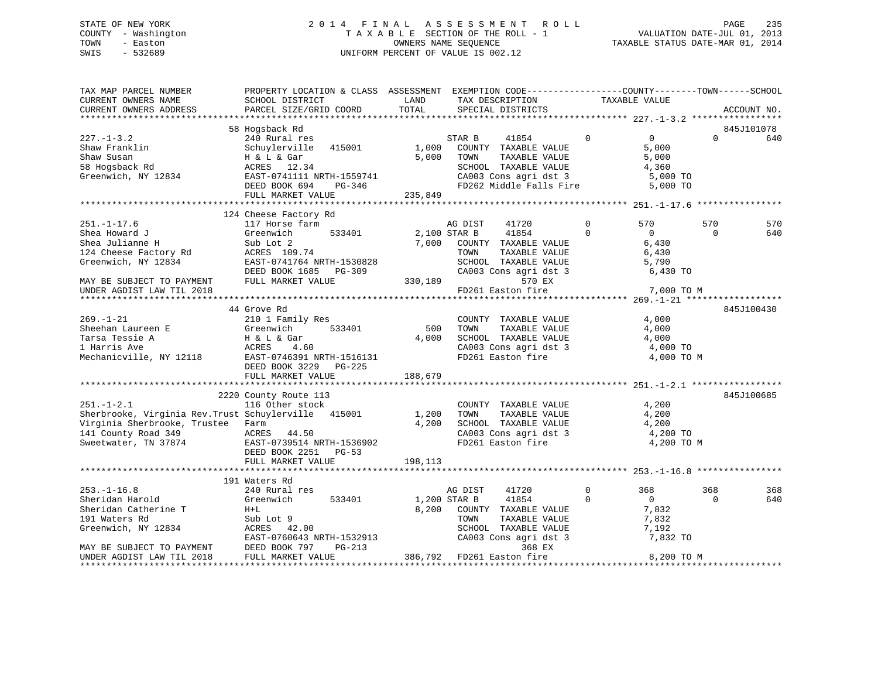STATE OF NEW YORK
COUNTY - Washington
TOWN - Easton
SWIS - 532689

2 0 1 4 F I N A L A S S E S S M E N T R O L L
T A X A B L E SECTION OF THE ROLL - 1
OWNERS NAME SEQUENCE
UNIFORM PERCENT OF VALUE IS 002.12

VALUATION DATE-JUL 01, 2013
TAXABLE STATUS DATE-MAR 01, 2014

```
TAX MAP PARCEL NUMBER          PROPERTY LOCATION & CLASS  ASSESSMENT  EXEMPTION CODE------------------COUNTY--------TOWN------SCHOOL
CURRENT OWNERS NAME            SCHOOL DISTRICT              LAND      TAX DESCRIPTION            TAXABLE VALUE
CURRENT OWNERS ADDRESS         PARCEL SIZE/GRID COORD       TOTAL     SPECIAL DISTRICTS                                        ACCOUNT NO.
******************************************************************************************************* 227.-1-3.2 *****************
                               58 Hogsback Rd                                                                                 845J101078
227.-1-3.2                     240 Rural res                          STAR B     41854          0          0           0           640
Shaw Franklin                  Schuylerville   415001       1,000     COUNTY  TAXABLE VALUE             5,000
Shaw Susan                     H & L & Gar                  5,000     TOWN    TAXABLE VALUE             5,000
58 Hogsback Rd                 ACRES  12.34                           SCHOOL  TAXABLE VALUE             4,360
Greenwich, NY 12834            EAST-0741111 NRTH-1559741              CA003 Cons agri dst 3              5,000 TO
                               DEED BOOK 694    PG-346                FD262 Middle Falls Fire            5,000 TO
                               FULL MARKET VALUE          235,849
******************************************************************************************************* 251.-1-17.6 ****************
                               124 Cheese Factory Rd
251.-1-17.6                    117 Horse farm                         AG DIST    41720          0        570         570           570
Shea Howard J                  Greenwich       533401       2,100 STAR B     41854          0          0           0           640
Shea Julianne H                Sub Lot 2                    7,000     COUNTY  TAXABLE VALUE             6,430
124 Cheese Factory Rd          ACRES 109.74                           TOWN    TAXABLE VALUE             6,430
Greenwich, NY 12834            EAST-0741764 NRTH-1530828              SCHOOL  TAXABLE VALUE             5,790
                               DEED BOOK 1685   PG-309                CA003 Cons agri dst 3              6,430 TO
MAY BE SUBJECT TO PAYMENT      FULL MARKET VALUE          330,189              570 EX
UNDER AGDIST LAW TIL 2018                                             FD261 Easton fire                  7,000 TO M
******************************************************************************************************* 269.-1-21 ******************
                               44 Grove Rd                                                                                    845J100430
269.-1-21                      210 1 Family Res                       COUNTY  TAXABLE VALUE             4,000
Sheehan Laureen E              Greenwich       533401         500     TOWN    TAXABLE VALUE             4,000
Tarsa Tessie A                 H & L & Gar                  4,000     SCHOOL  TAXABLE VALUE             4,000
1 Harris Ave                   ACRES   4.60                           CA003 Cons agri dst 3              4,000 TO
Mechanicville, NY 12118        EAST-0746391 NRTH-1516131              FD261 Easton fire                  4,000 TO M
                               DEED BOOK 3229   PG-225
                               FULL MARKET VALUE          188,679
******************************************************************************************************* 251.-1-2.1 *****************
                               2220 County Route 113                                                                          845J100685
251.-1-2.1                     116 Other stock                        COUNTY  TAXABLE VALUE             4,200
Sherbrooke, Virginia Rev.Trust Schuylerville   415001       1,200     TOWN    TAXABLE VALUE             4,200
Virginia Sherbrooke, Trustee   Farm                         4,200     SCHOOL  TAXABLE VALUE             4,200
141 County Road 349            ACRES  44.50                           CA003 Cons agri dst 3              4,200 TO
Sweetwater, TN 37874           EAST-0739514 NRTH-1536902              FD261 Easton fire                  4,200 TO M
                               DEED BOOK 2251   PG-53
                               FULL MARKET VALUE          198,113
******************************************************************************************************* 253.-1-16.8 ****************
                               191 Waters Rd
253.-1-16.8                    240 Rural res                          AG DIST    41720          0        368         368           368
Sheridan Harold                Greenwich       533401       1,200 STAR B     41854          0          0           0           640
Sheridan Catherine T           H+L                          8,200     COUNTY  TAXABLE VALUE             7,832
191 Waters Rd                  Sub Lot 9                              TOWN    TAXABLE VALUE             7,832
Greenwich, NY 12834            ACRES  42.00                           SCHOOL  TAXABLE VALUE             7,192
                               EAST-0760643 NRTH-1532913              CA003 Cons agri dst 3              7,832 TO
MAY BE SUBJECT TO PAYMENT      DEED BOOK 797    PG-213                         368 EX
UNDER AGDIST LAW TIL 2018      FULL MARKET VALUE          386,792     FD261 Easton fire                  8,200 TO M
************************************************************************************************************************************
```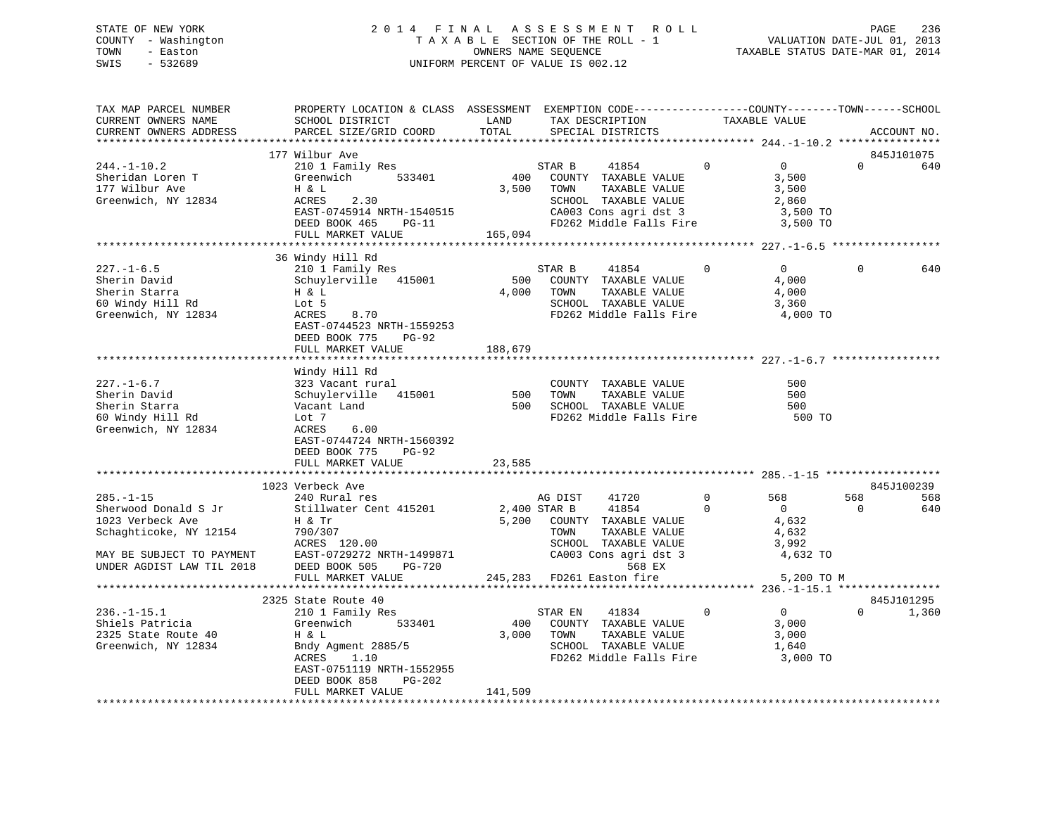STATE OF NEW YORK
COUNTY - Washington
TOWN - Easton
SWIS - 532689

# 2014 FINAL ASSESSMENT ROLL

TAXABLE SECTION OF THE ROLL - 1
OWNERS NAME SEQUENCE
UNIFORM PERCENT OF VALUE IS 002.12

VALUATION DATE-JUL 01, 2013
TAXABLE STATUS DATE-MAR 01, 2014

```
TAX MAP PARCEL NUMBER          PROPERTY LOCATION & CLASS  ASSESSMENT  EXEMPTION CODE-----------------COUNTY--------TOWN------SCHOOL
CURRENT OWNERS NAME            SCHOOL DISTRICT              LAND      TAX DESCRIPTION            TAXABLE VALUE
CURRENT OWNERS ADDRESS         PARCEL SIZE/GRID COORD       TOTAL     SPECIAL DISTRICTS                                        ACCOUNT NO.
******************************************************************************************************* 244.-1-10.2 ****************
                               177 Wilbur Ave                                                                            845J101075
244.-1-10.2                    210 1 Family Res                       STAR B     41854         0          0           0         640
Sheridan Loren T               Greenwich       533401          400    COUNTY  TAXABLE VALUE             3,500
177 Wilbur Ave                 H & L                          3,500   TOWN    TAXABLE VALUE             3,500
Greenwich, NY 12834            ACRES    2.30                          SCHOOL  TAXABLE VALUE             2,860
                               EAST-0745914 NRTH-1540515              CA003 Cons agri dst 3              3,500 TO
                               DEED BOOK 465    PG-11                 FD262 Middle Falls Fire            3,500 TO
                               FULL MARKET VALUE             165,094
******************************************************************************************************* 227.-1-6.5 *****************
                               36 Windy Hill Rd
227.-1-6.5                     210 1 Family Res                       STAR B     41854         0          0           0         640
Sherin David                   Schuylerville   415001          500    COUNTY  TAXABLE VALUE             4,000
Sherin Starra                  H & L                          4,000   TOWN    TAXABLE VALUE             4,000
60 Windy Hill Rd               Lot 5                                  SCHOOL  TAXABLE VALUE             3,360
Greenwich, NY 12834            ACRES    8.70                          FD262 Middle Falls Fire            4,000 TO
                               EAST-0744523 NRTH-1559253
                               DEED BOOK 775    PG-92
                               FULL MARKET VALUE             188,679
******************************************************************************************************* 227.-1-6.7 *****************
                               Windy Hill Rd
227.-1-6.7                     323 Vacant rural                       COUNTY  TAXABLE VALUE               500
Sherin David                   Schuylerville   415001          500    TOWN    TAXABLE VALUE               500
Sherin Starra                  Vacant Land                     500    SCHOOL  TAXABLE VALUE               500
60 Windy Hill Rd               Lot 7                                  FD262 Middle Falls Fire              500 TO
Greenwich, NY 12834            ACRES    6.00
                               EAST-0744724 NRTH-1560392
                               DEED BOOK 775    PG-92
                               FULL MARKET VALUE              23,585
******************************************************************************************************* 285.-1-15 ******************
                               1023 Verbeck Ave                                                                          845J100239
285.-1-15                      240 Rural res                          AG DIST    41720         0        568         568         568
Sherwood Donald S Jr           Stillwater Cent 415201         2,400 STAR B     41854         0          0           0         640
1023 Verbeck Ave               H & Tr                         5,200   COUNTY  TAXABLE VALUE             4,632
Schaghticoke, NY 12154         790/307                                TOWN    TAXABLE VALUE             4,632
                               ACRES  120.00                          SCHOOL  TAXABLE VALUE             3,992
MAY BE SUBJECT TO PAYMENT      EAST-0729272 NRTH-1499871              CA003 Cons agri dst 3              4,632 TO
UNDER AGDIST LAW TIL 2018      DEED BOOK 505    PG-720                           568 EX
                               FULL MARKET VALUE             245,283  FD261 Easton fire                  5,200 TO M
******************************************************************************************************* 236.-1-15.1 ****************
                               2325 State Route 40                                                                       845J101295
236.-1-15.1                    210 1 Family Res                       STAR EN    41834         0          0           0       1,360
Shiels Patricia                Greenwich       533401          400    COUNTY  TAXABLE VALUE             3,000
2325 State Route 40            H & L                          3,000   TOWN    TAXABLE VALUE             3,000
Greenwich, NY 12834            Bndy Agment 2885/5                     SCHOOL  TAXABLE VALUE             1,640
                               ACRES    1.10                          FD262 Middle Falls Fire            3,000 TO
                               EAST-0751119 NRTH-1552955
                               DEED BOOK 858    PG-202
                               FULL MARKET VALUE             141,509
************************************************************************************************************************************
```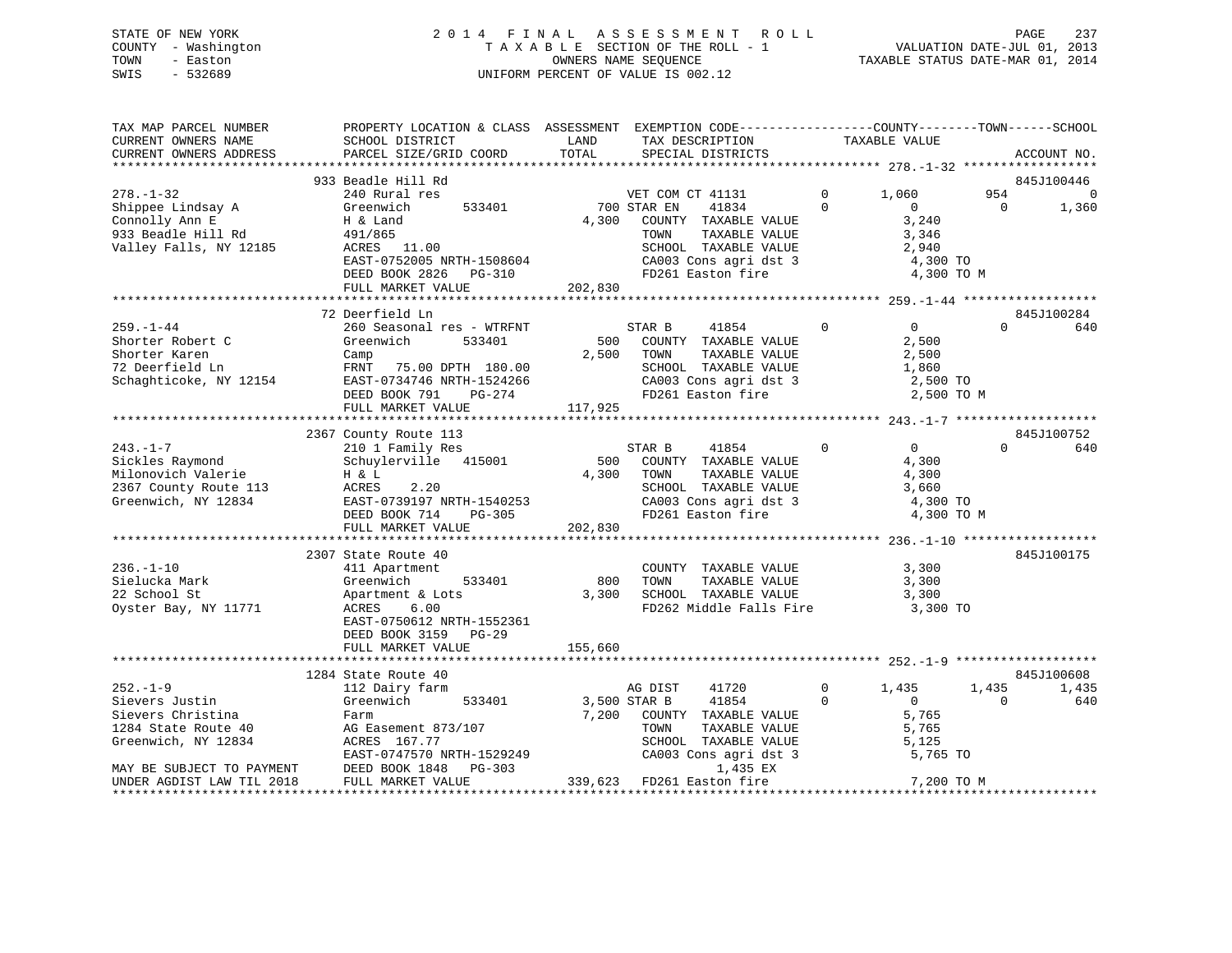STATE OF NEW YORK
COUNTY - Washington
TOWN - Easton
SWIS - 532689

2014 FINAL ASSESSMENT ROLL
TAXABLE SECTION OF THE ROLL - 1
OWNERS NAME SEQUENCE
UNIFORM PERCENT OF VALUE IS 002.12

VALUATION DATE-JUL 01, 2013
TAXABLE STATUS DATE-MAR 01, 2014

```
TAX MAP PARCEL NUMBER        PROPERTY LOCATION & CLASS  ASSESSMENT  EXEMPTION CODE------------------COUNTY--------TOWN------SCHOOL
CURRENT OWNERS NAME          SCHOOL DISTRICT              LAND      TAX DESCRIPTION              TAXABLE VALUE
CURRENT OWNERS ADDRESS       PARCEL SIZE/GRID COORD      TOTAL      SPECIAL DISTRICTS                                     ACCOUNT NO.
******************************************************************************************************* 278.-1-32 ******************
                           933 Beadle Hill Rd                                                                          845J100446
278.-1-32                  240 Rural res                      VET COM CT 41131        0      1,060         954           0
Shippee Lindsay A          Greenwich       533401        700 STAR EN    41834         0          0           0       1,360
Connolly Ann E             H & Land                    4,300   COUNTY  TAXABLE VALUE            3,240
933 Beadle Hill Rd         491/865                             TOWN    TAXABLE VALUE            3,346
Valley Falls, NY 12185     ACRES  11.00                        SCHOOL  TAXABLE VALUE            2,940
                           EAST-0752005 NRTH-1508604           CA003 Cons agri dst 3              4,300 TO
                           DEED BOOK 2826   PG-310             FD261 Easton fire                  4,300 TO M
                           FULL MARKET VALUE         202,830
******************************************************************************************************* 259.-1-44 ******************
                           72 Deerfield Ln                                                                             845J100284
259.-1-44                  260 Seasonal res - WTRFNT          STAR B     41854        0          0           0         640
Shorter Robert C           Greenwich       533401        500   COUNTY  TAXABLE VALUE            2,500
Shorter Karen              Camp                        2,500   TOWN    TAXABLE VALUE            2,500
72 Deerfield Ln            FRNT   75.00 DPTH 180.00            SCHOOL  TAXABLE VALUE            1,860
Schaghticoke, NY 12154     EAST-0734746 NRTH-1524266           CA003 Cons agri dst 3              2,500 TO
                           DEED BOOK 791    PG-274             FD261 Easton fire                  2,500 TO M
                           FULL MARKET VALUE         117,925
******************************************************************************************************* 243.-1-7 *******************
                           2367 County Route 113                                                                       845J100752
243.-1-7                   210 1 Family Res                   STAR B     41854        0          0           0         640
Sickles Raymond            Schuylerville  415001         500   COUNTY  TAXABLE VALUE            4,300
Milonovich Valerie         H & L                       4,300   TOWN    TAXABLE VALUE            4,300
2367 County Route 113      ACRES    2.20                       SCHOOL  TAXABLE VALUE            3,660
Greenwich, NY 12834        EAST-0739197 NRTH-1540253           CA003 Cons agri dst 3              4,300 TO
                           DEED BOOK 714    PG-305             FD261 Easton fire                  4,300 TO M
                           FULL MARKET VALUE         202,830
******************************************************************************************************* 236.-1-10 ******************
                           2307 State Route 40                                                                         845J100175
236.-1-10                  411 Apartment                       COUNTY  TAXABLE VALUE            3,300
Sielucka Mark              Greenwich       533401        800   TOWN    TAXABLE VALUE            3,300
22 School St               Apartment & Lots            3,300   SCHOOL  TAXABLE VALUE            3,300
Oyster Bay, NY 11771       ACRES    6.00                       FD262 Middle Falls Fire            3,300 TO
                           EAST-0750612 NRTH-1552361
                           DEED BOOK 3159   PG-29
                           FULL MARKET VALUE         155,660
******************************************************************************************************* 252.-1-9 *******************
                           1284 State Route 40                                                                         845J100608
252.-1-9                   112 Dairy farm                     AG DIST    41720        0      1,435       1,435       1,435
Sievers Justin             Greenwich       533401      3,500 STAR B     41854         0          0           0         640
Sievers Christina          Farm                        7,200   COUNTY  TAXABLE VALUE            5,765
1284 State Route 40        AG Easement 873/107                 TOWN    TAXABLE VALUE            5,765
Greenwich, NY 12834        ACRES 167.77                        SCHOOL  TAXABLE VALUE            5,125
                           EAST-0747570 NRTH-1529249           CA003 Cons agri dst 3              5,765 TO
MAY BE SUBJECT TO PAYMENT  DEED BOOK 1848   PG-303                       1,435 EX
UNDER AGDIST LAW TIL 2018  FULL MARKET VALUE         339,623   FD261 Easton fire                  7,200 TO M
************************************************************************************************************************************
```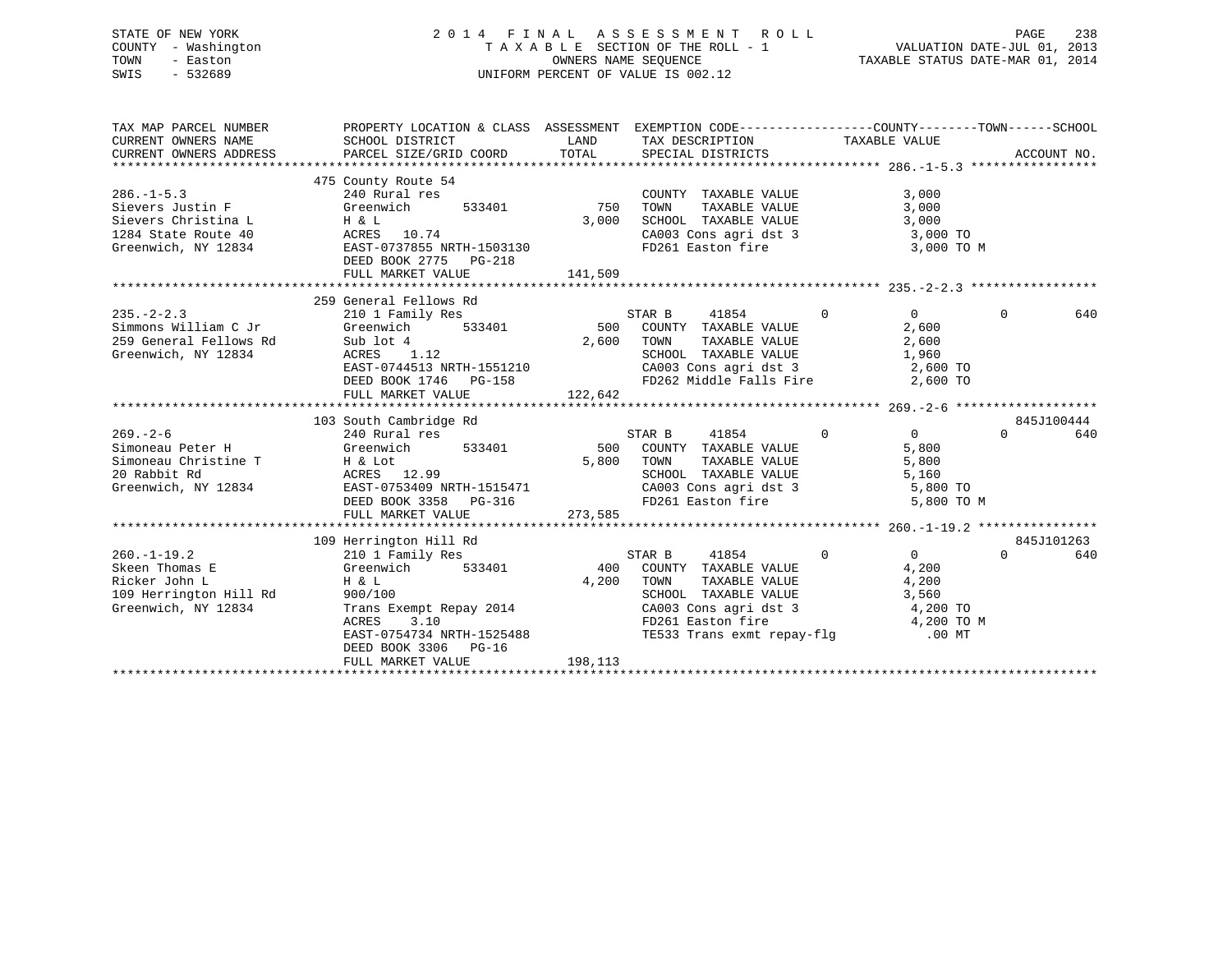STATE OF NEW YORK
COUNTY - Washington
TOWN - Easton
SWIS - 532689

2014 FINAL ASSESSMENT ROLL
TAXABLE SECTION OF THE ROLL - 1
OWNERS NAME SEQUENCE
UNIFORM PERCENT OF VALUE IS 002.12

VALUATION DATE-JUL 01, 2013
TAXABLE STATUS DATE-MAR 01, 2014

| TAX MAP PARCEL NUMBER / CURRENT OWNERS NAME / CURRENT OWNERS ADDRESS | PROPERTY LOCATION & CLASS / SCHOOL DISTRICT / PARCEL SIZE/GRID COORD | ASSESSMENT LAND | TOTAL | EXEMPTION CODE / TAX DESCRIPTION / SPECIAL DISTRICTS | COUNTY TAXABLE VALUE | TOWN | SCHOOL | ACCOUNT NO. |
|---|---|---|---|---|---|---|---|---|
| **286.-1-5.3** | 475 County Route 54 | | | | | | | |
| 286.-1-5.3 | 240 Rural res | | | COUNTY TAXABLE VALUE | 3,000 | | | |
| Sievers Justin F | Greenwich 533401 | 750 | | TOWN TAXABLE VALUE | 3,000 | | | |
| Sievers Christina L | H & L | | 3,000 | SCHOOL TAXABLE VALUE | 3,000 | | | |
| 1284 State Route 40 | ACRES 10.74 | | | CA003 Cons agri dst 3 | 3,000 TO | | | |
| Greenwich, NY 12834 | EAST-0737855 NRTH-1503130 | | | FD261 Easton fire | 3,000 TO M | | | |
| | DEED BOOK 2775 PG-218 | | | | | | | |
| | FULL MARKET VALUE | | 141,509 | | | | | |
| **235.-2-2.3** | 259 General Fellows Rd | | | | | | | |
| 235.-2-2.3 | 210 1 Family Res | | | STAR B 41854 | 0 | 0 | 640 | |
| Simmons William C Jr | Greenwich 533401 | 500 | | COUNTY TAXABLE VALUE | 2,600 | | | |
| 259 General Fellows Rd | Sub lot 4 | | 2,600 | TOWN TAXABLE VALUE | 2,600 | | | |
| Greenwich, NY 12834 | ACRES 1.12 | | | SCHOOL TAXABLE VALUE | 1,960 | | | |
| | EAST-0744513 NRTH-1551210 | | | CA003 Cons agri dst 3 | 2,600 TO | | | |
| | DEED BOOK 1746 PG-158 | | | FD262 Middle Falls Fire | 2,600 TO | | | |
| | FULL MARKET VALUE | | 122,642 | | | | | |
| **269.-2-6** | 103 South Cambridge Rd | | | | | | | 845J100444 |
| 269.-2-6 | 240 Rural res | | | STAR B 41854 | 0 | 0 | 640 | |
| Simoneau Peter H | Greenwich 533401 | 500 | | COUNTY TAXABLE VALUE | 5,800 | | | |
| Simoneau Christine T | H & Lot | | 5,800 | TOWN TAXABLE VALUE | 5,800 | | | |
| 20 Rabbit Rd | ACRES 12.99 | | | SCHOOL TAXABLE VALUE | 5,160 | | | |
| Greenwich, NY 12834 | EAST-0753409 NRTH-1515471 | | | CA003 Cons agri dst 3 | 5,800 TO | | | |
| | DEED BOOK 3358 PG-316 | | | FD261 Easton fire | 5,800 TO M | | | |
| | FULL MARKET VALUE | | 273,585 | | | | | |
| **260.-1-19.2** | 109 Herrington Hill Rd | | | | | | | 845J101263 |
| 260.-1-19.2 | 210 1 Family Res | | | STAR B 41854 | 0 | 0 | 640 | |
| Skeen Thomas E | Greenwich 533401 | 400 | | COUNTY TAXABLE VALUE | 4,200 | | | |
| Ricker John L | H & L | | 4,200 | TOWN TAXABLE VALUE | 4,200 | | | |
| 109 Herrington Hill Rd | 900/100 | | | SCHOOL TAXABLE VALUE | 3,560 | | | |
| Greenwich, NY 12834 | Trans Exempt Repay 2014 | | | CA003 Cons agri dst 3 | 4,200 TO | | | |
| | ACRES 3.10 | | | FD261 Easton fire | 4,200 TO M | | | |
| | EAST-0754734 NRTH-1525488 | | | TE533 Trans exmt repay-flg | .00 MT | | | |
| | DEED BOOK 3306 PG-16 | | | | | | | |
| | FULL MARKET VALUE | | 198,113 | | | | | |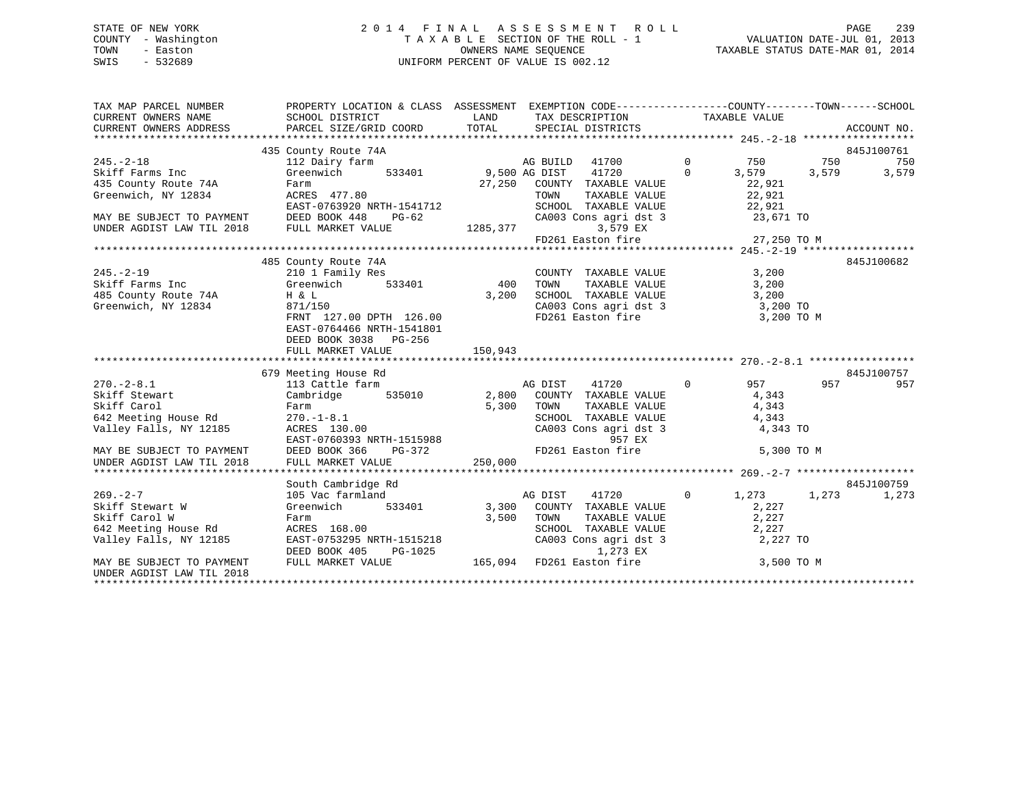STATE OF NEW YORK
COUNTY - Washington
TOWN - Easton
SWIS - 532689

2 0 1 4 F I N A L A S S E S S M E N T R O L L
T A X A B L E SECTION OF THE ROLL - 1
OWNERS NAME SEQUENCE
UNIFORM PERCENT OF VALUE IS 002.12

VALUATION DATE-JUL 01, 2013
TAXABLE STATUS DATE-MAR 01, 2014

```
TAX MAP PARCEL NUMBER          PROPERTY LOCATION & CLASS  ASSESSMENT  EXEMPTION CODE-----------------COUNTY--------TOWN------SCHOOL
CURRENT OWNERS NAME            SCHOOL DISTRICT               LAND      TAX DESCRIPTION            TAXABLE VALUE
CURRENT OWNERS ADDRESS         PARCEL SIZE/GRID COORD        TOTAL     SPECIAL DISTRICTS                                      ACCOUNT NO.
*********************************************************************************************** 245.-2-18 ******************
                               435 County Route 74A                                                                        845J100761
245.-2-18                      112 Dairy farm                      AG BUILD  41700         0        750         750         750
Skiff Farms Inc                Greenwich        533401      9,500 AG DIST    41720         0      3,579       3,579       3,579
435 County Route 74A           Farm                        27,250   COUNTY  TAXABLE VALUE           22,921
Greenwich, NY 12834            ACRES  477.80                        TOWN    TAXABLE VALUE           22,921
                               EAST-0763920 NRTH-1541712            SCHOOL  TAXABLE VALUE           22,921
MAY BE SUBJECT TO PAYMENT      DEED BOOK 448    PG-62               CA003 Cons agri dst 3            23,671 TO
UNDER AGDIST LAW TIL 2018      FULL MARKET VALUE         1285,377         3,579 EX
                                                                    FD261 Easton fire                27,250 TO M
*********************************************************************************************** 245.-2-19 ******************
                               485 County Route 74A                                                                        845J100682
245.-2-19                      210 1 Family Res                     COUNTY  TAXABLE VALUE            3,200
Skiff Farms Inc                Greenwich        533401        400   TOWN    TAXABLE VALUE            3,200
485 County Route 74A           H & L                        3,200   SCHOOL  TAXABLE VALUE            3,200
Greenwich, NY 12834            871/150                              CA003 Cons agri dst 3             3,200 TO
                               FRNT 127.00 DPTH 126.00              FD261 Easton fire                 3,200 TO M
                               EAST-0764466 NRTH-1541801
                               DEED BOOK 3038   PG-256
                               FULL MARKET VALUE          150,943
*********************************************************************************************** 270.-2-8.1 *****************
                               679 Meeting House Rd                                                                        845J100757
270.-2-8.1                     113 Cattle farm                      AG DIST    41720         0        957         957         957
Skiff Stewart                  Cambridge        535010      2,800   COUNTY  TAXABLE VALUE            4,343
Skiff Carol                    Farm                         5,300   TOWN    TAXABLE VALUE            4,343
642 Meeting House Rd           270.-1-8.1                           SCHOOL  TAXABLE VALUE            4,343
Valley Falls, NY 12185         ACRES  130.00                        CA003 Cons agri dst 3             4,343 TO
                               EAST-0760393 NRTH-1515988                    957 EX
MAY BE SUBJECT TO PAYMENT      DEED BOOK 366    PG-372              FD261 Easton fire                 5,300 TO M
UNDER AGDIST LAW TIL 2018      FULL MARKET VALUE          250,000
*********************************************************************************************** 269.-2-7 *******************
                               South Cambridge Rd                                                                          845J100759
269.-2-7                       105 Vac farmland                     AG DIST    41720         0      1,273       1,273       1,273
Skiff Stewart W                Greenwich        533401      3,300   COUNTY  TAXABLE VALUE            2,227
Skiff Carol W                  Farm                         3,500   TOWN    TAXABLE VALUE            2,227
642 Meeting House Rd           ACRES  168.00                        SCHOOL  TAXABLE VALUE            2,227
Valley Falls, NY 12185         EAST-0753295 NRTH-1515218            CA003 Cons agri dst 3             2,227 TO
                               DEED BOOK 405    PG-1025                   1,273 EX
MAY BE SUBJECT TO PAYMENT      FULL MARKET VALUE          165,094   FD261 Easton fire                 3,500 TO M
UNDER AGDIST LAW TIL 2018
******************************************************************************************************************************
```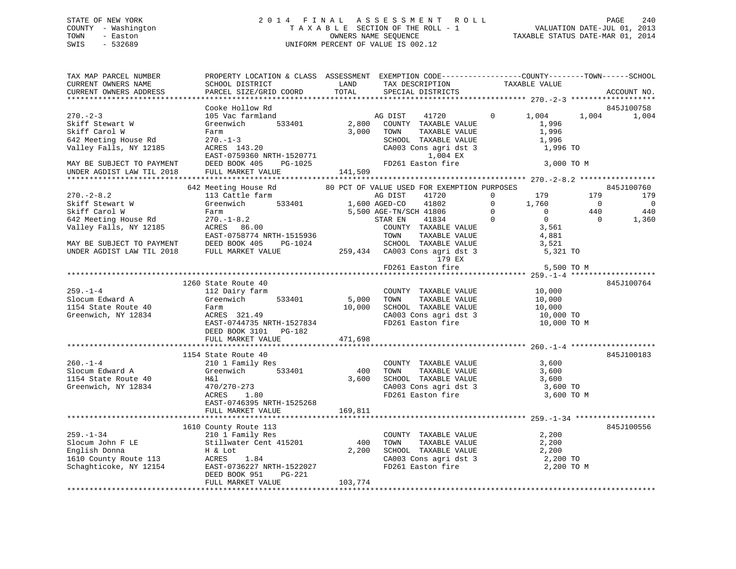STATE OF NEW YORK
COUNTY - Washington
TOWN - Easton
SWIS - 532689

2014 FINAL ASSESSMENT ROLL
TAXABLE SECTION OF THE ROLL - 1
OWNERS NAME SEQUENCE
UNIFORM PERCENT OF VALUE IS 002.12

VALUATION DATE-JUL 01, 2013
TAXABLE STATUS DATE-MAR 01, 2014

```
TAX MAP PARCEL NUMBER         PROPERTY LOCATION & CLASS  ASSESSMENT  EXEMPTION CODE------------------COUNTY--------TOWN------SCHOOL
CURRENT OWNERS NAME           SCHOOL DISTRICT               LAND      TAX DESCRIPTION            TAXABLE VALUE
CURRENT OWNERS ADDRESS        PARCEL SIZE/GRID COORD        TOTAL     SPECIAL DISTRICTS                                    ACCOUNT NO.
******************************************************************************************************* 270.-2-3 *******************
                              Cooke Hollow Rd                                                                               845J100758
270.-2-3                      105 Vac farmland                    AG DIST    41720         0      1,004      1,004       1,004
Skiff Stewart W               Greenwich        533401      2,800   COUNTY  TAXABLE VALUE            1,996
Skiff Carol W                 Farm                         3,000   TOWN    TAXABLE VALUE            1,996
642 Meeting House Rd          270.-1-3                             SCHOOL  TAXABLE VALUE            1,996
Valley Falls, NY 12185        ACRES 143.20                         CA003 Cons agri dst 3             1,996 TO
                              EAST-0759360 NRTH-1520771                     1,004 EX
MAY BE SUBJECT TO PAYMENT     DEED BOOK 405    PG-1025             FD261 Easton fire                 3,000 TO M
UNDER AGDIST LAW TIL 2018     FULL MARKET VALUE           141,509
******************************************************************************************************* 270.-2-8.2 *****************
                          642 Meeting House Rd            80 PCT OF VALUE USED FOR EXEMPTION PURPOSES                      845J100760
270.-2-8.2                    113 Cattle farm                     AG DIST    41720         0        179        179         179
Skiff Stewart W               Greenwich        533401       1,600 AGED-CO    41802         0      1,760          0           0
Skiff Carol W                 Farm                          5,500 AGE-TN/SCH 41806         0          0        440         440
642 Meeting House Rd          270.-1-8.2                          STAR EN    41834         0          0          0       1,360
Valley Falls, NY 12185        ACRES  86.00                         COUNTY  TAXABLE VALUE            3,561
                              EAST-0758774 NRTH-1515936            TOWN    TAXABLE VALUE            4,881
MAY BE SUBJECT TO PAYMENT     DEED BOOK 405    PG-1024             SCHOOL  TAXABLE VALUE            3,521
UNDER AGDIST LAW TIL 2018     FULL MARKET VALUE           259,434  CA003 Cons agri dst 3             5,321 TO
                                                                            179 EX
                                                                   FD261 Easton fire                 5,500 TO M
******************************************************************************************************* 259.-1-4 *******************
                          1260 State Route 40                                                                               845J100764
259.-1-4                      112 Dairy farm                       COUNTY  TAXABLE VALUE           10,000
Slocum Edward A               Greenwich        533401      5,000   TOWN    TAXABLE VALUE           10,000
1154 State Route 40           Farm                        10,000   SCHOOL  TAXABLE VALUE           10,000
Greenwich, NY 12834           ACRES 321.49                         CA003 Cons agri dst 3            10,000 TO
                              EAST-0744735 NRTH-1527834            FD261 Easton fire                10,000 TO M
                              DEED BOOK 3101   PG-182
                              FULL MARKET VALUE           471,698
******************************************************************************************************* 260.-1-4 *******************
                          1154 State Route 40                                                                               845J100183
260.-1-4                      210 1 Family Res                     COUNTY  TAXABLE VALUE            3,600
Slocum Edward A               Greenwich        533401        400   TOWN    TAXABLE VALUE            3,600
1154 State Route 40           H&l                          3,600   SCHOOL  TAXABLE VALUE            3,600
Greenwich, NY 12834           470/270-273                          CA003 Cons agri dst 3             3,600 TO
                              ACRES   1.80                         FD261 Easton fire                 3,600 TO M
                              EAST-0746395 NRTH-1525268
                              FULL MARKET VALUE           169,811
******************************************************************************************************* 259.-1-34 ******************
                          1610 County Route 113                                                                             845J100556
259.-1-34                     210 1 Family Res                     COUNTY  TAXABLE VALUE            2,200
Slocum John F LE              Stillwater Cent 415201         400   TOWN    TAXABLE VALUE            2,200
English Donna                 H & Lot                      2,200   SCHOOL  TAXABLE VALUE            2,200
1610 County Route 113         ACRES   1.84                         CA003 Cons agri dst 3             2,200 TO
Schaghticoke, NY 12154        EAST-0736227 NRTH-1522027            FD261 Easton fire                 2,200 TO M
                              DEED BOOK 951    PG-221
                              FULL MARKET VALUE           103,774
************************************************************************************************************************************
```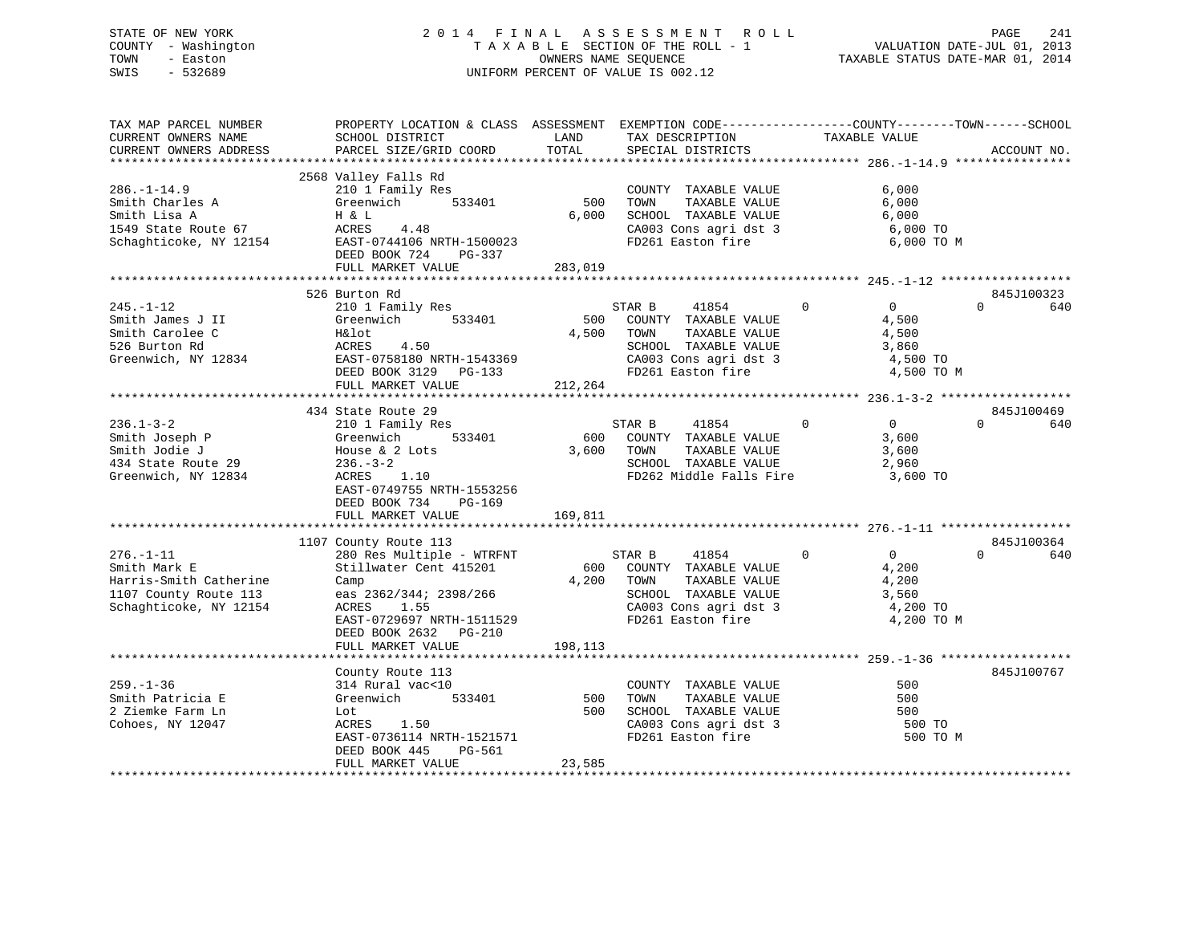STATE OF NEW YORK
COUNTY - Washington
TOWN - Easton
SWIS - 532689

2 0 1 4 F I N A L A S S E S S M E N T R O L L
T A X A B L E SECTION OF THE ROLL - 1
OWNERS NAME SEQUENCE
UNIFORM PERCENT OF VALUE IS 002.12

VALUATION DATE-JUL 01, 2013
TAXABLE STATUS DATE-MAR 01, 2014

```
TAX MAP PARCEL NUMBER          PROPERTY LOCATION & CLASS  ASSESSMENT  EXEMPTION CODE------------------COUNTY--------TOWN------SCHOOL
CURRENT OWNERS NAME            SCHOOL DISTRICT               LAND      TAX DESCRIPTION             TAXABLE VALUE
CURRENT OWNERS ADDRESS         PARCEL SIZE/GRID COORD        TOTAL     SPECIAL DISTRICTS                                       ACCOUNT NO.
******************************************************************************************************* 286.-1-14.9 ****************
                               2568 Valley Falls Rd
286.-1-14.9                    210 1 Family Res                        COUNTY  TAXABLE VALUE             6,000
Smith Charles A                Greenwich       533401          500     TOWN    TAXABLE VALUE             6,000
Smith Lisa A                   H & L                          6,000    SCHOOL  TAXABLE VALUE             6,000
1549 State Route 67            ACRES    4.48                           CA003 Cons agri dst 3              6,000 TO
Schaghticoke, NY 12154         EAST-0744106 NRTH-1500023               FD261 Easton fire                  6,000 TO M
                               DEED BOOK 724    PG-337
                               FULL MARKET VALUE             283,019
******************************************************************************************************* 245.-1-12 ******************
                               526 Burton Rd                                                                           845J100323
245.-1-12                      210 1 Family Res                     STAR B     41854           0              0            0        640
Smith James J II               Greenwich       533401          500     COUNTY  TAXABLE VALUE             4,500
Smith Carolee C                H&lot                          4,500    TOWN    TAXABLE VALUE             4,500
526 Burton Rd                  ACRES    4.50                           SCHOOL  TAXABLE VALUE             3,860
Greenwich, NY 12834            EAST-0758180 NRTH-1543369               CA003 Cons agri dst 3              4,500 TO
                               DEED BOOK 3129   PG-133                 FD261 Easton fire                  4,500 TO M
                               FULL MARKET VALUE             212,264
******************************************************************************************************* 236.1-3-2 ******************
                               434 State Route 29                                                                      845J100469
236.1-3-2                      210 1 Family Res                     STAR B     41854           0              0            0        640
Smith Joseph P                 Greenwich       533401          600     COUNTY  TAXABLE VALUE             3,600
Smith Jodie J                  House & 2 Lots                 3,600    TOWN    TAXABLE VALUE             3,600
434 State Route 29             236.-3-2                                SCHOOL  TAXABLE VALUE             2,960
Greenwich, NY 12834            ACRES    1.10                           FD262 Middle Falls Fire            3,600 TO
                               EAST-0749755 NRTH-1553256
                               DEED BOOK 734    PG-169
                               FULL MARKET VALUE             169,811
******************************************************************************************************* 276.-1-11 ******************
                               1107 County Route 113                                                                   845J100364
276.-1-11                      280 Res Multiple - WTRFNT            STAR B     41854           0              0            0        640
Smith Mark E                   Stillwater Cent 415201          600     COUNTY  TAXABLE VALUE             4,200
Harris-Smith Catherine         Camp                           4,200    TOWN    TAXABLE VALUE             4,200
1107 County Route 113          eas 2362/344; 2398/266                  SCHOOL  TAXABLE VALUE             3,560
Schaghticoke, NY 12154         ACRES    1.55                           CA003 Cons agri dst 3              4,200 TO
                               EAST-0729697 NRTH-1511529               FD261 Easton fire                  4,200 TO M
                               DEED BOOK 2632   PG-210
                               FULL MARKET VALUE             198,113
******************************************************************************************************* 259.-1-36 ******************
                               County Route 113                                                                        845J100767
259.-1-36                      314 Rural vac<10                        COUNTY  TAXABLE VALUE               500
Smith Patricia E               Greenwich       533401          500     TOWN    TAXABLE VALUE               500
2 Ziemke Farm Ln               Lot                             500     SCHOOL  TAXABLE VALUE               500
Cohoes, NY 12047               ACRES    1.50                           CA003 Cons agri dst 3                500 TO
                               EAST-0736114 NRTH-1521571               FD261 Easton fire                    500 TO M
                               DEED BOOK 445    PG-561
                               FULL MARKET VALUE              23,585
************************************************************************************************************************************
```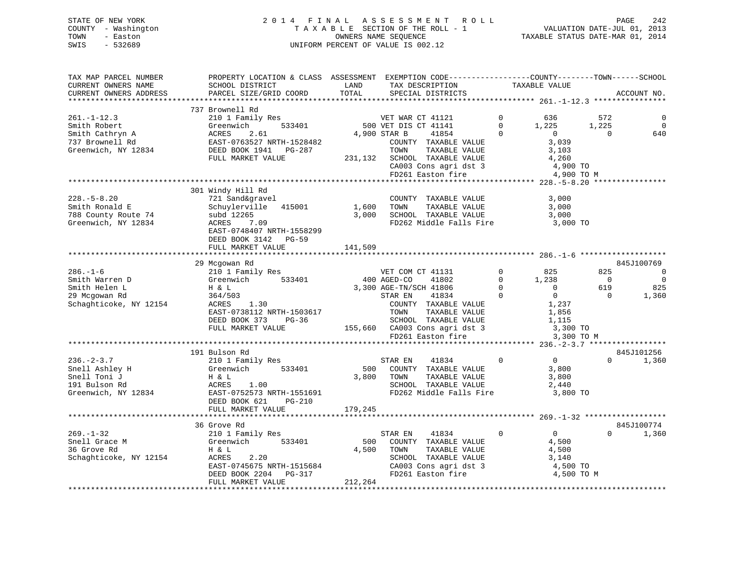STATE OF NEW YORK
COUNTY - Washington
TOWN - Easton
SWIS - 532689

2014 FINAL ASSESSMENT ROLL
TAXABLE SECTION OF THE ROLL - 1
OWNERS NAME SEQUENCE
UNIFORM PERCENT OF VALUE IS 002.12

VALUATION DATE-JUL 01, 2013
TAXABLE STATUS DATE-MAR 01, 2014

| TAX MAP PARCEL NUMBER / CURRENT OWNERS NAME / CURRENT OWNERS ADDRESS | PROPERTY LOCATION & CLASS / SCHOOL DISTRICT / PARCEL SIZE/GRID COORD | ASSESSMENT LAND / TOTAL | EXEMPTION CODE / TAX DESCRIPTION / SPECIAL DISTRICTS | | COUNTY TAXABLE VALUE | TOWN | SCHOOL | ACCOUNT NO. |
|---|---|---|---|---|---|---|---|---|
| **261.-1-12.3** | 737 Brownell Rd | | | | | | | |
| 261.-1-12.3 | 210 1 Family Res | | VET WAR CT 41121 | 0 | 636 | 572 | 0 | |
| Smith Robert | Greenwich 533401 | 500 | VET DIS CT 41141 | 0 | 1,225 | 1,225 | 0 | |
| Smith Cathryn A | ACRES 2.61 | 4,900 | STAR B 41854 | 0 | 0 | 0 | 640 | |
| 737 Brownell Rd | EAST-0763527 NRTH-1528482 | | COUNTY TAXABLE VALUE | | 3,039 | | | |
| Greenwich, NY 12834 | DEED BOOK 1941 PG-287 | | TOWN TAXABLE VALUE | | 3,103 | | | |
| | FULL MARKET VALUE | 231,132 | SCHOOL TAXABLE VALUE | | 4,260 | | | |
| | | | CA003 Cons agri dst 3 | | 4,900 TO | | | |
| | | | FD261 Easton fire | | 4,900 TO M | | | |
| **228.-5-8.20** | 301 Windy Hill Rd | | | | | | | |
| 228.-5-8.20 | 721 Sand&gravel | | COUNTY TAXABLE VALUE | | 3,000 | | | |
| Smith Ronald E | Schuylerville 415001 | 1,600 | TOWN TAXABLE VALUE | | 3,000 | | | |
| 788 County Route 74 | subd 12265 | 3,000 | SCHOOL TAXABLE VALUE | | 3,000 | | | |
| Greenwich, NY 12834 | ACRES 7.09 | | FD262 Middle Falls Fire | | 3,000 TO | | | |
| | EAST-0748407 NRTH-1558299 | | | | | | | |
| | DEED BOOK 3142 PG-59 | | | | | | | |
| | FULL MARKET VALUE | 141,509 | | | | | | |
| **286.-1-6** | 29 Mcgowan Rd | | | | | | | 845J100769 |
| 286.-1-6 | 210 1 Family Res | | VET COM CT 41131 | 0 | 825 | 825 | 0 | |
| Smith Warren D | Greenwich 533401 | 400 | AGED-CO 41802 | 0 | 1,238 | 0 | 0 | |
| Smith Helen L | H & L | 3,300 | AGE-TN/SCH 41806 | 0 | 0 | 619 | 825 | |
| 29 Mcgowan Rd | 364/503 | | STAR EN 41834 | 0 | 0 | 0 | 1,360 | |
| Schaghticoke, NY 12154 | ACRES 1.30 | | COUNTY TAXABLE VALUE | | 1,237 | | | |
| | EAST-0738112 NRTH-1503617 | | TOWN TAXABLE VALUE | | 1,856 | | | |
| | DEED BOOK 373 PG-36 | | SCHOOL TAXABLE VALUE | | 1,115 | | | |
| | FULL MARKET VALUE | 155,660 | CA003 Cons agri dst 3 | | 3,300 TO | | | |
| | | | FD261 Easton fire | | 3,300 TO M | | | |
| **236.-2-3.7** | 191 Bulson Rd | | | | | | | 845J101256 |
| 236.-2-3.7 | 210 1 Family Res | | STAR EN 41834 | 0 | 0 | 0 | 1,360 | |
| Snell Ashley H | Greenwich 533401 | 500 | COUNTY TAXABLE VALUE | | 3,800 | | | |
| Snell Toni J | H & L | 3,800 | TOWN TAXABLE VALUE | | 3,800 | | | |
| 191 Bulson Rd | ACRES 1.00 | | SCHOOL TAXABLE VALUE | | 2,440 | | | |
| Greenwich, NY 12834 | EAST-0752573 NRTH-1551691 | | FD262 Middle Falls Fire | | 3,800 TO | | | |
| | DEED BOOK 621 PG-210 | | | | | | | |
| | FULL MARKET VALUE | 179,245 | | | | | | |
| **269.-1-32** | 36 Grove Rd | | | | | | | 845J100774 |
| 269.-1-32 | 210 1 Family Res | | STAR EN 41834 | 0 | 0 | 0 | 1,360 | |
| Snell Grace M | Greenwich 533401 | 500 | COUNTY TAXABLE VALUE | | 4,500 | | | |
| 36 Grove Rd | H & L | 4,500 | TOWN TAXABLE VALUE | | 4,500 | | | |
| Schaghticoke, NY 12154 | ACRES 2.20 | | SCHOOL TAXABLE VALUE | | 3,140 | | | |
| | EAST-0745675 NRTH-1515684 | | CA003 Cons agri dst 3 | | 4,500 TO | | | |
| | DEED BOOK 2204 PG-317 | | FD261 Easton fire | | 4,500 TO M | | | |
| | FULL MARKET VALUE | 212,264 | | | | | | |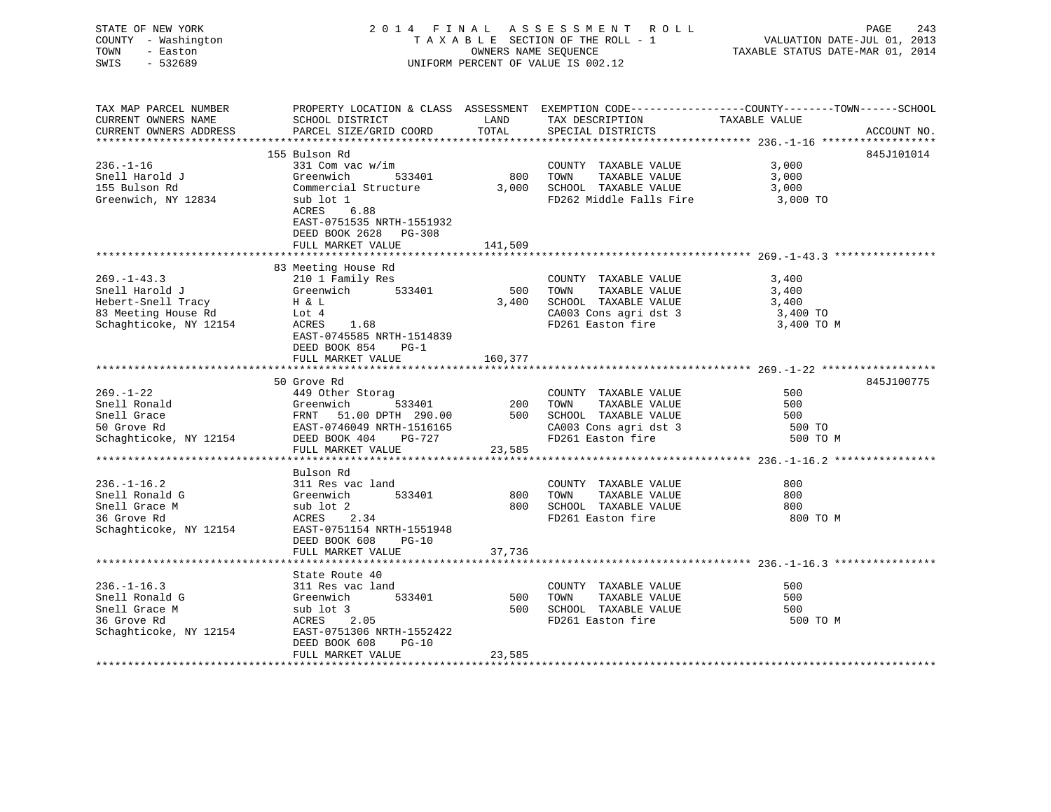STATE OF NEW YORK
COUNTY - Washington
TOWN - Easton
SWIS - 532689

2014 FINAL ASSESSMENT ROLL
TAXABLE SECTION OF THE ROLL - 1
OWNERS NAME SEQUENCE
UNIFORM PERCENT OF VALUE IS 002.12

VALUATION DATE-JUL 01, 2013
TAXABLE STATUS DATE-MAR 01, 2014

| TAX MAP PARCEL NUMBER / CURRENT OWNERS NAME / CURRENT OWNERS ADDRESS | PROPERTY LOCATION & CLASS / SCHOOL DISTRICT / PARCEL SIZE/GRID COORD | ASSESSMENT LAND | TOTAL | EXEMPTION CODE / TAX DESCRIPTION / SPECIAL DISTRICTS | TAXABLE VALUE (COUNTY / TOWN / SCHOOL) | ACCOUNT NO. |
|---|---|---|---|---|---|---|
| 236.-1-16 | 155 Bulson Rd | | | | | 845J101014 |
| 236.-1-16 | 331 Com vac w/im | | | COUNTY TAXABLE VALUE | 3,000 | |
| Snell Harold J | Greenwich 533401 | 800 | | TOWN TAXABLE VALUE | 3,000 | |
| 155 Bulson Rd | Commercial Structure | | 3,000 | SCHOOL TAXABLE VALUE | 3,000 | |
| Greenwich, NY 12834 | sub lot 1 | | | FD262 Middle Falls Fire | 3,000 TO | |
| | ACRES 6.88 | | | | | |
| | EAST-0751535 NRTH-1551932 | | | | | |
| | DEED BOOK 2628 PG-308 | | | | | |
| | FULL MARKET VALUE | | 141,509 | | | |
| 269.-1-43.3 | 83 Meeting House Rd | | | | | |
| 269.-1-43.3 | 210 1 Family Res | | | COUNTY TAXABLE VALUE | 3,400 | |
| Snell Harold J | Greenwich 533401 | 500 | | TOWN TAXABLE VALUE | 3,400 | |
| Hebert-Snell Tracy | H & L | | 3,400 | SCHOOL TAXABLE VALUE | 3,400 | |
| 83 Meeting House Rd | Lot 4 | | | CA003 Cons agri dst 3 | 3,400 TO | |
| Schaghticoke, NY 12154 | ACRES 1.68 | | | FD261 Easton fire | 3,400 TO M | |
| | EAST-0745585 NRTH-1514839 | | | | | |
| | DEED BOOK 854 PG-1 | | | | | |
| | FULL MARKET VALUE | | 160,377 | | | |
| 269.-1-22 | 50 Grove Rd | | | | | 845J100775 |
| 269.-1-22 | 449 Other Storag | | | COUNTY TAXABLE VALUE | 500 | |
| Snell Ronald | Greenwich 533401 | 200 | | TOWN TAXABLE VALUE | 500 | |
| Snell Grace | FRNT 51.00 DPTH 290.00 | | 500 | SCHOOL TAXABLE VALUE | 500 | |
| 50 Grove Rd | EAST-0746049 NRTH-1516165 | | | CA003 Cons agri dst 3 | 500 TO | |
| Schaghticoke, NY 12154 | DEED BOOK 404 PG-727 | | | FD261 Easton fire | 500 TO M | |
| | FULL MARKET VALUE | | 23,585 | | | |
| 236.-1-16.2 | Bulson Rd | | | | | |
| 236.-1-16.2 | 311 Res vac land | | | COUNTY TAXABLE VALUE | 800 | |
| Snell Ronald G | Greenwich 533401 | 800 | | TOWN TAXABLE VALUE | 800 | |
| Snell Grace M | sub lot 2 | | 800 | SCHOOL TAXABLE VALUE | 800 | |
| 36 Grove Rd | ACRES 2.34 | | | FD261 Easton fire | 800 TO M | |
| Schaghticoke, NY 12154 | EAST-0751154 NRTH-1551948 | | | | | |
| | DEED BOOK 608 PG-10 | | | | | |
| | FULL MARKET VALUE | | 37,736 | | | |
| 236.-1-16.3 | State Route 40 | | | | | |
| 236.-1-16.3 | 311 Res vac land | | | COUNTY TAXABLE VALUE | 500 | |
| Snell Ronald G | Greenwich 533401 | 500 | | TOWN TAXABLE VALUE | 500 | |
| Snell Grace M | sub lot 3 | | 500 | SCHOOL TAXABLE VALUE | 500 | |
| 36 Grove Rd | ACRES 2.05 | | | FD261 Easton fire | 500 TO M | |
| Schaghticoke, NY 12154 | EAST-0751306 NRTH-1552422 | | | | | |
| | DEED BOOK 608 PG-10 | | | | | |
| | FULL MARKET VALUE | | 23,585 | | | |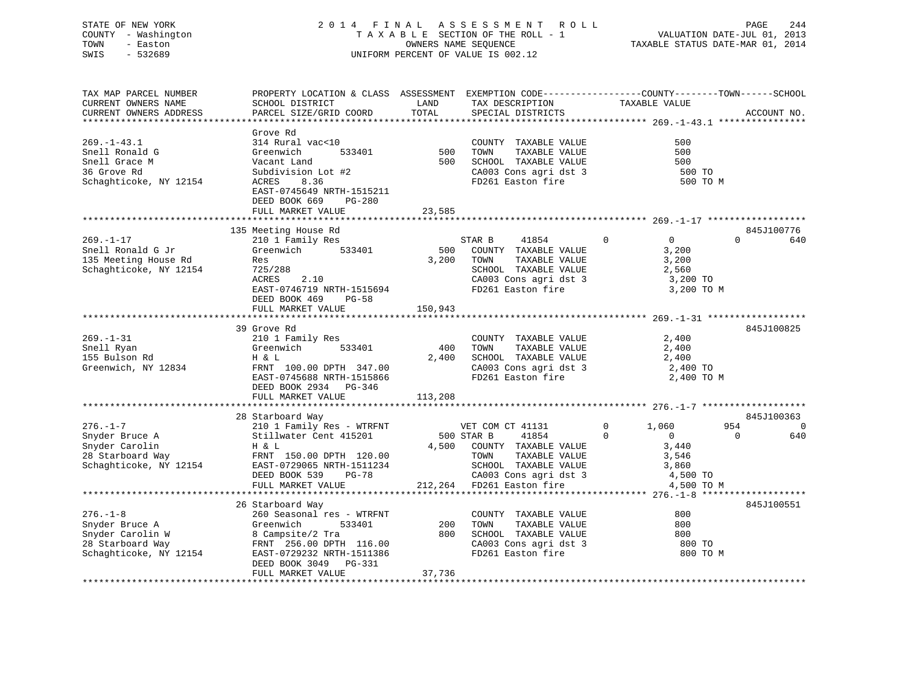STATE OF NEW YORK
COUNTY - Washington
TOWN - Easton
SWIS - 532689

2014 FINAL ASSESSMENT ROLL
TAXABLE SECTION OF THE ROLL - 1
OWNERS NAME SEQUENCE
UNIFORM PERCENT OF VALUE IS 002.12

VALUATION DATE-JUL 01, 2013
TAXABLE STATUS DATE-MAR 01, 2014

```
TAX MAP PARCEL NUMBER      PROPERTY LOCATION & CLASS  ASSESSMENT  EXEMPTION CODE------------------COUNTY--------TOWN------SCHOOL
CURRENT OWNERS NAME        SCHOOL DISTRICT              LAND      TAX DESCRIPTION             TAXABLE VALUE
CURRENT OWNERS ADDRESS     PARCEL SIZE/GRID COORD       TOTAL     SPECIAL DISTRICTS                                    ACCOUNT NO.
******************************************************************************************************* 269.-1-43.1 ****************
                           Grove Rd
269.-1-43.1                314 Rural vac<10                        COUNTY  TAXABLE VALUE               500
Snell Ronald G             Greenwich        533401       500       TOWN    TAXABLE VALUE               500
Snell Grace M              Vacant Land                   500       SCHOOL  TAXABLE VALUE               500
36 Grove Rd                Subdivision Lot #2                      CA003 Cons agri dst 3                500 TO
Schaghticoke, NY 12154     ACRES    8.36                           FD261 Easton fire                    500 TO M
                           EAST-0745649 NRTH-1515211
                           DEED BOOK 669    PG-280
                           FULL MARKET VALUE          23,585
******************************************************************************************************* 269.-1-17 ******************
                           135 Meeting House Rd                                                                          845J100776
269.-1-17                  210 1 Family Res                        STAR B      41854          0          0          0        640
Snell Ronald G Jr          Greenwich        533401       500       COUNTY  TAXABLE VALUE             3,200
135 Meeting House Rd       Res                         3,200       TOWN    TAXABLE VALUE             3,200
Schaghticoke, NY 12154     725/288                                 SCHOOL  TAXABLE VALUE             2,560
                           ACRES    2.10                           CA003 Cons agri dst 3              3,200 TO
                           EAST-0746719 NRTH-1515694               FD261 Easton fire                  3,200 TO M
                           DEED BOOK 469    PG-58
                           FULL MARKET VALUE         150,943
******************************************************************************************************* 269.-1-31 ******************
                           39 Grove Rd                                                                                   845J100825
269.-1-31                  210 1 Family Res                        COUNTY  TAXABLE VALUE             2,400
Snell Ryan                 Greenwich        533401       400       TOWN    TAXABLE VALUE             2,400
155 Bulson Rd              H & L                       2,400       SCHOOL  TAXABLE VALUE             2,400
Greenwich, NY 12834        FRNT 100.00 DPTH 347.00                 CA003 Cons agri dst 3              2,400 TO
                           EAST-0745688 NRTH-1515866               FD261 Easton fire                  2,400 TO M
                           DEED BOOK 2934   PG-346
                           FULL MARKET VALUE         113,208
******************************************************************************************************* 276.-1-7 *******************
                           28 Starboard Way                                                                              845J100363
276.-1-7                   210 1 Family Res - WTRFNT               VET COM CT 41131           0      1,060        954          0
Snyder Bruce A             Stillwater Cent 415201        500 STAR B      41854                0          0          0        640
Snyder Carolin             H & L                       4,500       COUNTY  TAXABLE VALUE             3,440
28 Starboard Way           FRNT 150.00 DPTH 120.00                 TOWN    TAXABLE VALUE             3,546
Schaghticoke, NY 12154     EAST-0729065 NRTH-1511234               SCHOOL  TAXABLE VALUE             3,860
                           DEED BOOK 539    PG-78                  CA003 Cons agri dst 3              4,500 TO
                           FULL MARKET VALUE         212,264       FD261 Easton fire                  4,500 TO M
******************************************************************************************************* 276.-1-8 *******************
                           26 Starboard Way                                                                              845J100551
276.-1-8                   260 Seasonal res - WTRFNT               COUNTY  TAXABLE VALUE               800
Snyder Bruce A             Greenwich        533401       200       TOWN    TAXABLE VALUE               800
Snyder Carolin W           8 Campsite/2 Tra              800       SCHOOL  TAXABLE VALUE               800
28 Starboard Way           FRNT 256.00 DPTH 116.00                 CA003 Cons agri dst 3                800 TO
Schaghticoke, NY 12154     EAST-0729232 NRTH-1511386               FD261 Easton fire                    800 TO M
                           DEED BOOK 3049   PG-331
                           FULL MARKET VALUE          37,736
************************************************************************************************************************************
```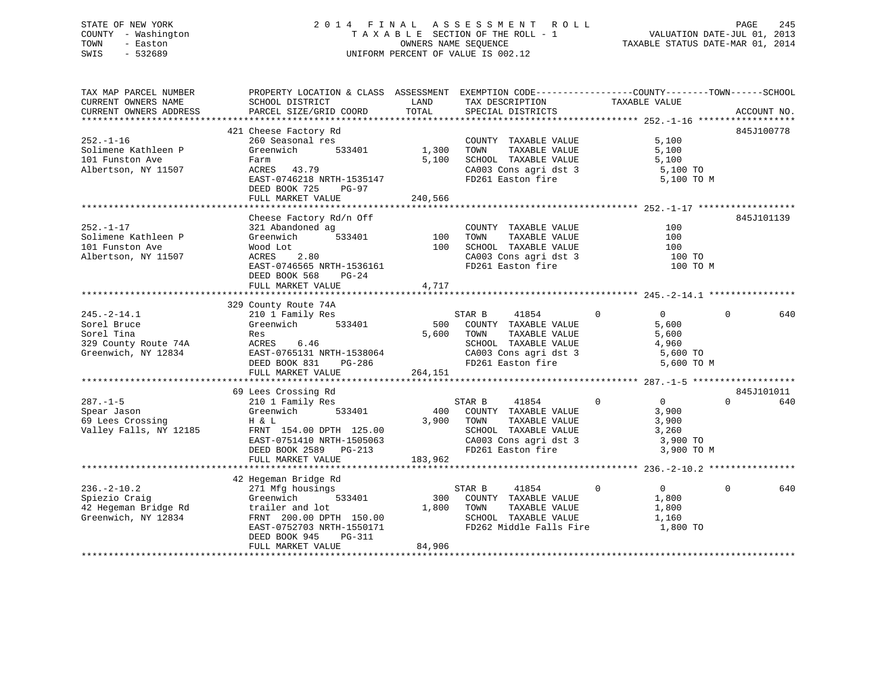STATE OF NEW YORK
COUNTY - Washington
TOWN - Easton
SWIS - 532689

2 0 1 4 F I N A L A S S E S S M E N T R O L L
T A X A B L E SECTION OF THE ROLL - 1
OWNERS NAME SEQUENCE
UNIFORM PERCENT OF VALUE IS 002.12

VALUATION DATE-JUL 01, 2013
TAXABLE STATUS DATE-MAR 01, 2014

```
TAX MAP PARCEL NUMBER          PROPERTY LOCATION & CLASS  ASSESSMENT  EXEMPTION CODE-----------------COUNTY--------TOWN------SCHOOL
CURRENT OWNERS NAME            SCHOOL DISTRICT               LAND      TAX DESCRIPTION            TAXABLE VALUE
CURRENT OWNERS ADDRESS         PARCEL SIZE/GRID COORD        TOTAL     SPECIAL DISTRICTS                                    ACCOUNT NO.
*********************************************************************************************** 252.-1-16 ******************
                          421 Cheese Factory Rd                                                                  845J100778
252.-1-16                      260 Seasonal res                         COUNTY  TAXABLE VALUE              5,100
Solimene Kathleen P            Greenwich       533401        1,300      TOWN    TAXABLE VALUE              5,100
101 Funston Ave                Farm                          5,100      SCHOOL  TAXABLE VALUE              5,100
Albertson, NY 11507            ACRES   43.79                            CA003 Cons agri dst 3               5,100 TO
                               EAST-0746218 NRTH-1535147                FD261 Easton fire                   5,100 TO M
                               DEED BOOK 725    PG-97
                               FULL MARKET VALUE           240,566
*********************************************************************************************** 252.-1-17 ******************
                          Cheese Factory Rd/n Off                                                                845J101139
252.-1-17                      321 Abandoned ag                         COUNTY  TAXABLE VALUE                100
Solimene Kathleen P            Greenwich       533401          100      TOWN    TAXABLE VALUE                100
101 Funston Ave                Wood Lot                        100      SCHOOL  TAXABLE VALUE                100
Albertson, NY 11507            ACRES    2.80                            CA003 Cons agri dst 3                 100 TO
                               EAST-0746565 NRTH-1536161                FD261 Easton fire                     100 TO M
                               DEED BOOK 568    PG-24
                               FULL MARKET VALUE             4,717
*********************************************************************************************** 245.-2-14.1 ****************
                          329 County Route 74A
245.-2-14.1                    210 1 Family Res                    STAR B      41854        0          0            0         640
Sorel Bruce                    Greenwich       533401          500      COUNTY  TAXABLE VALUE              5,600
Sorel Tina                     Res                           5,600      TOWN    TAXABLE VALUE              5,600
329 County Route 74A           ACRES    6.46                            SCHOOL  TAXABLE VALUE              4,960
Greenwich, NY 12834            EAST-0765131 NRTH-1538064                CA003 Cons agri dst 3               5,600 TO
                               DEED BOOK 831    PG-286                  FD261 Easton fire                   5,600 TO M
                               FULL MARKET VALUE           264,151
*********************************************************************************************** 287.-1-5 *******************
                          69 Lees Crossing Rd                                                                    845J101011
287.-1-5                       210 1 Family Res                    STAR B      41854        0          0            0         640
Spear Jason                    Greenwich       533401          400      COUNTY  TAXABLE VALUE              3,900
69 Lees Crossing               H & L                         3,900      TOWN    TAXABLE VALUE              3,900
Valley Falls, NY 12185         FRNT 154.00 DPTH 125.00                  SCHOOL  TAXABLE VALUE              3,260
                               EAST-0751410 NRTH-1505063                CA003 Cons agri dst 3               3,900 TO
                               DEED BOOK 2589   PG-213                  FD261 Easton fire                   3,900 TO M
                               FULL MARKET VALUE           183,962
*********************************************************************************************** 236.-2-10.2 ****************
                          42 Hegeman Bridge Rd
236.-2-10.2                    271 Mfg housings                    STAR B      41854        0          0            0         640
Spiezio Craig                  Greenwich       533401          300      COUNTY  TAXABLE VALUE              1,800
42 Hegeman Bridge Rd           trailer and lot               1,800      TOWN    TAXABLE VALUE              1,800
Greenwich, NY 12834            FRNT 200.00 DPTH 150.00                  SCHOOL  TAXABLE VALUE              1,160
                               EAST-0752703 NRTH-1550171                FD262 Middle Falls Fire             1,800 TO
                               DEED BOOK 945    PG-311
                               FULL MARKET VALUE            84,906
************************************************************************************************************************************
```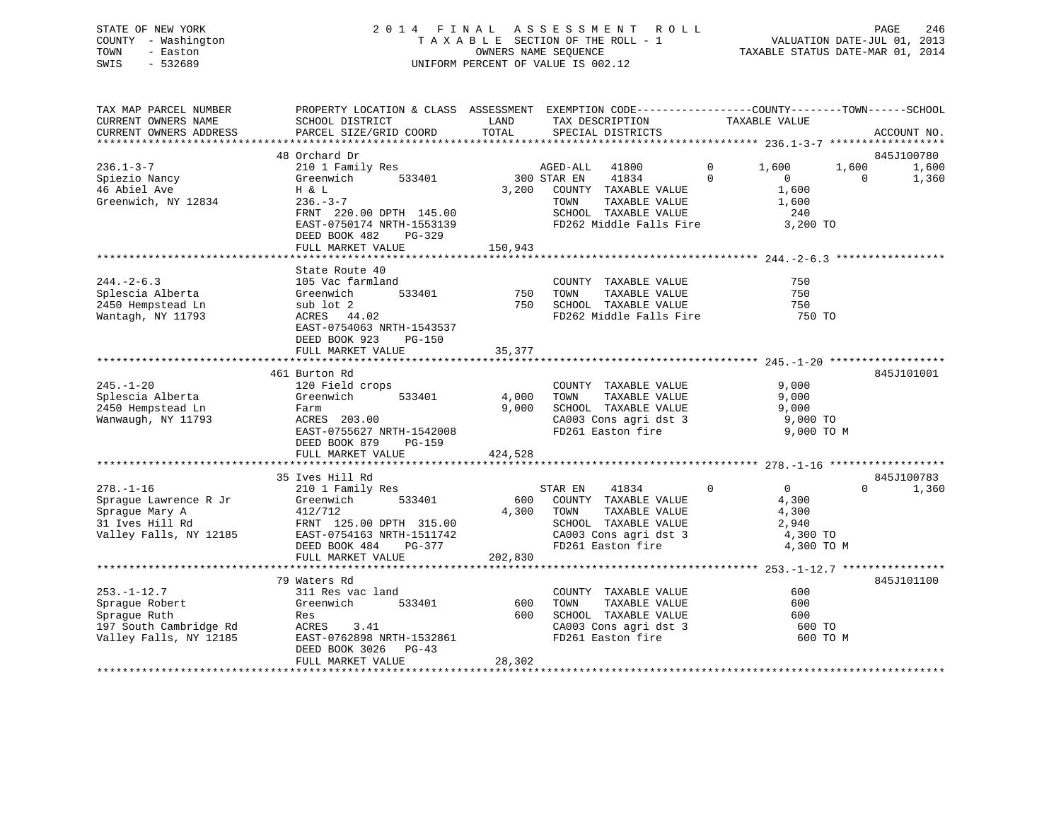STATE OF NEW YORK
COUNTY - Washington
TOWN - Easton
SWIS - 532689

2014 FINAL ASSESSMENT ROLL
TAXABLE SECTION OF THE ROLL - 1
OWNERS NAME SEQUENCE
UNIFORM PERCENT OF VALUE IS 002.12

VALUATION DATE-JUL 01, 2013
TAXABLE STATUS DATE-MAR 01, 2014

```
TAX MAP PARCEL NUMBER          PROPERTY LOCATION & CLASS  ASSESSMENT  EXEMPTION CODE------------------COUNTY--------TOWN------SCHOOL
CURRENT OWNERS NAME            SCHOOL DISTRICT               LAND      TAX DESCRIPTION              TAXABLE VALUE
CURRENT OWNERS ADDRESS         PARCEL SIZE/GRID COORD        TOTAL     SPECIAL DISTRICTS                                      ACCOUNT NO.
******************************************************************************************************* 236.1-3-7 ******************
                               48 Orchard Dr                                                                              845J100780
236.1-3-7                      210 1 Family Res                  AGED-ALL   41800         0      1,600       1,600       1,600
Spiezio Nancy                  Greenwich        533401      300 STAR EN    41834         0          0           0        1,360
46 Abiel Ave                   H & L                      3,200   COUNTY  TAXABLE VALUE            1,600
Greenwich, NY 12834            236.-3-7                           TOWN    TAXABLE VALUE            1,600
                               FRNT 220.00 DPTH 145.00            SCHOOL  TAXABLE VALUE              240
                               EAST-0750174 NRTH-1553139          FD262 Middle Falls Fire          3,200 TO
                               DEED BOOK 482    PG-329
                               FULL MARKET VALUE            150,943
******************************************************************************************************* 244.-2-6.3 *****************
                               State Route 40
244.-2-6.3                     105 Vac farmland                    COUNTY  TAXABLE VALUE              750
Splescia Alberta               Greenwich        533401        750  TOWN    TAXABLE VALUE              750
2450 Hempstead Ln              sub lot 2                      750  SCHOOL  TAXABLE VALUE              750
Wantagh, NY 11793              ACRES  44.02                        FD262 Middle Falls Fire            750 TO
                               EAST-0754063 NRTH-1543537
                               DEED BOOK 923    PG-150
                               FULL MARKET VALUE             35,377
******************************************************************************************************* 245.-1-20 ******************
                               461 Burton Rd                                                                              845J101001
245.-1-20                      120 Field crops                     COUNTY  TAXABLE VALUE            9,000
Splescia Alberta               Greenwich        533401      4,000  TOWN    TAXABLE VALUE            9,000
2450 Hempstead Ln              Farm                         9,000  SCHOOL  TAXABLE VALUE            9,000
Wanwaugh, NY 11793             ACRES 203.00                        CA003 Cons agri dst 3            9,000 TO
                               EAST-0755627 NRTH-1542008           FD261 Easton fire                9,000 TO M
                               DEED BOOK 879    PG-159
                               FULL MARKET VALUE            424,528
******************************************************************************************************* 278.-1-16 ******************
                               35 Ives Hill Rd                                                                            845J100783
278.-1-16                      210 1 Family Res                  STAR EN    41834         0          0           0        1,360
Sprague Lawrence R Jr          Greenwich        533401        600  COUNTY  TAXABLE VALUE            4,300
Sprague Mary A                 412/712                      4,300  TOWN    TAXABLE VALUE            4,300
31 Ives Hill Rd                FRNT 125.00 DPTH 315.00             SCHOOL  TAXABLE VALUE            2,940
Valley Falls, NY 12185         EAST-0754163 NRTH-1511742           CA003 Cons agri dst 3            4,300 TO
                               DEED BOOK 484    PG-377             FD261 Easton fire                4,300 TO M
                               FULL MARKET VALUE            202,830
******************************************************************************************************* 253.-1-12.7 ****************
                               79 Waters Rd                                                                               845J101100
253.-1-12.7                    311 Res vac land                    COUNTY  TAXABLE VALUE              600
Sprague Robert                 Greenwich        533401        600  TOWN    TAXABLE VALUE              600
Sprague Ruth                   Res                            600  SCHOOL  TAXABLE VALUE              600
197 South Cambridge Rd         ACRES   3.41                        CA003 Cons agri dst 3              600 TO
Valley Falls, NY 12185         EAST-0762898 NRTH-1532861           FD261 Easton fire                  600 TO M
                               DEED BOOK 3026   PG-43
                               FULL MARKET VALUE             28,302
************************************************************************************************************************************
```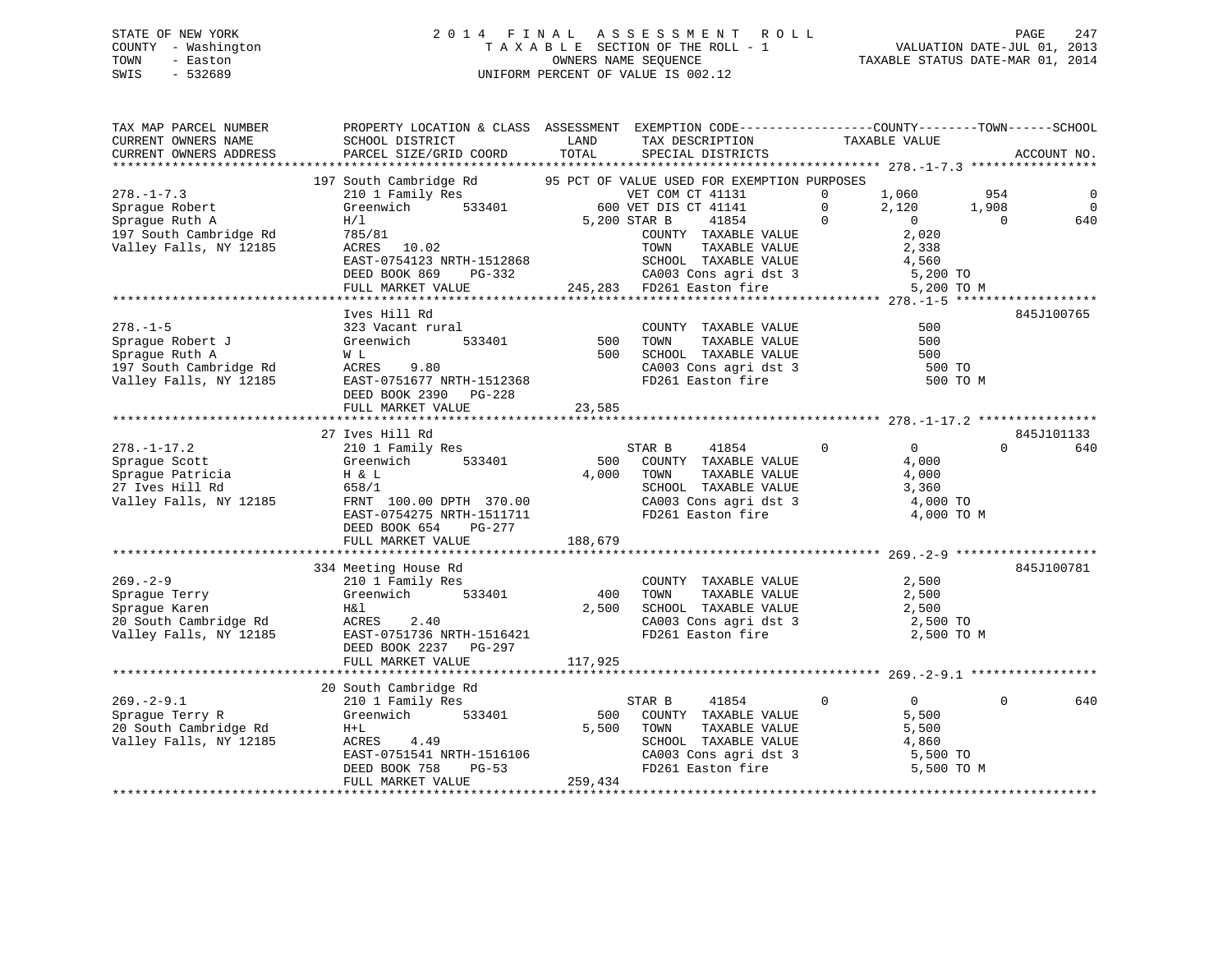STATE OF NEW YORK  
COUNTY - Washington  
TOWN - Easton  
SWIS - 532689

2 0 1 4 F I N A L A S S E S S M E N T R O L L  
T A X A B L E SECTION OF THE ROLL - 1  
OWNERS NAME SEQUENCE  
UNIFORM PERCENT OF VALUE IS 002.12

VALUATION DATE-JUL 01, 2013  
TAXABLE STATUS DATE-MAR 01, 2014

```
TAX MAP PARCEL NUMBER          PROPERTY LOCATION & CLASS  ASSESSMENT  EXEMPTION CODE------------------COUNTY--------TOWN------SCHOOL
CURRENT OWNERS NAME            SCHOOL DISTRICT              LAND      TAX DESCRIPTION             TAXABLE VALUE
CURRENT OWNERS ADDRESS         PARCEL SIZE/GRID COORD       TOTAL     SPECIAL DISTRICTS                                      ACCOUNT NO.
******************************************************************************************************* 278.-1-7.3 *****************
                               197 South Cambridge Rd          95 PCT OF VALUE USED FOR EXEMPTION PURPOSES
278.-1-7.3                     210 1 Family Res                     VET COM CT 41131          0      1,060         954             0
Sprague Robert                 Greenwich        533401          600 VET DIS CT 41141          0      2,120       1,908             0
Sprague Ruth A                 H/l                            5,200 STAR B     41854          0          0           0           640
197 South Cambridge Rd         785/81                                COUNTY  TAXABLE VALUE            2,020
Valley Falls, NY 12185         ACRES   10.02                         TOWN    TAXABLE VALUE            2,338
                               EAST-0754123 NRTH-1512868             SCHOOL  TAXABLE VALUE            4,560
                               DEED BOOK 869    PG-332               CA003 Cons agri dst 3             5,200 TO
                               FULL MARKET VALUE              245,283  FD261 Easton fire                5,200 TO M
******************************************************************************************************* 278.-1-5 *******************
                               Ives Hill Rd                                                                              845J100765
278.-1-5                       323 Vacant rural                      COUNTY  TAXABLE VALUE              500
Sprague Robert J               Greenwich        533401          500  TOWN    TAXABLE VALUE              500
Sprague Ruth A                 W L                              500  SCHOOL  TAXABLE VALUE              500
197 South Cambridge Rd         ACRES    9.80                         CA003 Cons agri dst 3               500 TO
Valley Falls, NY 12185         EAST-0751677 NRTH-1512368             FD261 Easton fire                   500 TO M
                               DEED BOOK 2390   PG-228
                               FULL MARKET VALUE               23,585
******************************************************************************************************* 278.-1-17.2 ****************
                               27 Ives Hill Rd                                                                           845J101133
278.-1-17.2                    210 1 Family Res                     STAR B     41854          0          0           0           640
Sprague Scott                  Greenwich        533401          500  COUNTY  TAXABLE VALUE            4,000
Sprague Patricia               H & L                          4,000  TOWN    TAXABLE VALUE            4,000
27 Ives Hill Rd                658/1                                 SCHOOL  TAXABLE VALUE            3,360
Valley Falls, NY 12185         FRNT 100.00 DPTH 370.00               CA003 Cons agri dst 3             4,000 TO
                               EAST-0754275 NRTH-1511711             FD261 Easton fire                 4,000 TO M
                               DEED BOOK 654    PG-277
                               FULL MARKET VALUE              188,679
******************************************************************************************************* 269.-2-9 *******************
                               334 Meeting House Rd                                                                      845J100781
269.-2-9                       210 1 Family Res                      COUNTY  TAXABLE VALUE            2,500
Sprague Terry                  Greenwich        533401          400  TOWN    TAXABLE VALUE            2,500
Sprague Karen                  H&l                            2,500  SCHOOL  TAXABLE VALUE            2,500
20 South Cambridge Rd          ACRES    2.40                         CA003 Cons agri dst 3             2,500 TO
Valley Falls, NY 12185         EAST-0751736 NRTH-1516421             FD261 Easton fire                 2,500 TO M
                               DEED BOOK 2237   PG-297
                               FULL MARKET VALUE              117,925
******************************************************************************************************* 269.-2-9.1 *****************
                               20 South Cambridge Rd
269.-2-9.1                     210 1 Family Res                     STAR B     41854          0          0           0           640
Sprague Terry R                Greenwich        533401          500  COUNTY  TAXABLE VALUE            5,500
20 South Cambridge Rd          H+L                            5,500  TOWN    TAXABLE VALUE            5,500
Valley Falls, NY 12185         ACRES    4.49                         SCHOOL  TAXABLE VALUE            4,860
                               EAST-0751541 NRTH-1516106             CA003 Cons agri dst 3             5,500 TO
                               DEED BOOK 758    PG-53                FD261 Easton fire                 5,500 TO M
                               FULL MARKET VALUE              259,434
************************************************************************************************************************************
```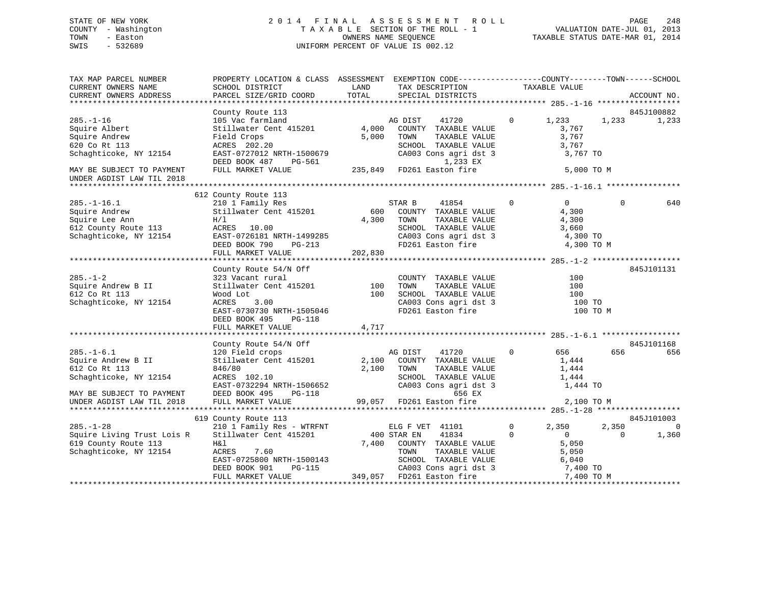STATE OF NEW YORK
COUNTY - Washington
TOWN - Easton
SWIS - 532689

# 2014 FINAL ASSESSMENT ROLL

TAXABLE SECTION OF THE ROLL - 1
OWNERS NAME SEQUENCE
UNIFORM PERCENT OF VALUE IS 002.12

VALUATION DATE-JUL 01, 2013
TAXABLE STATUS DATE-MAR 01, 2014

```
TAX MAP PARCEL NUMBER          PROPERTY LOCATION & CLASS  ASSESSMENT  EXEMPTION CODE------------------COUNTY--------TOWN------SCHOOL
CURRENT OWNERS NAME            SCHOOL DISTRICT              LAND      TAX DESCRIPTION            TAXABLE VALUE
CURRENT OWNERS ADDRESS         PARCEL SIZE/GRID COORD       TOTAL     SPECIAL DISTRICTS                                    ACCOUNT NO.
****************************************************************************************************** 285.-1-16 ******************
                               County Route 113                                                                          845J100882
285.-1-16                      105 Vac farmland                        AG DIST    41720         0      1,233       1,233       1,233
Squire Albert                  Stillwater Cent 415201        4,000    COUNTY  TAXABLE VALUE            3,767
Squire Andrew                  Field Crops                   5,000    TOWN    TAXABLE VALUE            3,767
620 Co Rt 113                  ACRES 202.20                           SCHOOL  TAXABLE VALUE            3,767
Schaghticoke, NY 12154         EAST-0727012 NRTH-1500679              CA003 Cons agri dst 3             3,767 TO
                               DEED BOOK 487    PG-561                        1,233 EX
MAY BE SUBJECT TO PAYMENT      FULL MARKET VALUE           235,849    FD261 Easton fire                 5,000 TO M
UNDER AGDIST LAW TIL 2018
****************************************************************************************************** 285.-1-16.1 ****************
                               612 County Route 113
285.-1-16.1                    210 1 Family Res                        STAR B     41854         0          0           0         640
Squire Andrew                  Stillwater Cent 415201          600    COUNTY  TAXABLE VALUE            4,300
Squire Lee Ann                 H/l                           4,300    TOWN    TAXABLE VALUE            4,300
612 County Route 113           ACRES  10.00                           SCHOOL  TAXABLE VALUE            3,660
Schaghticoke, NY 12154         EAST-0726181 NRTH-1499285              CA003 Cons agri dst 3             4,300 TO
                               DEED BOOK 790    PG-213                FD261 Easton fire                 4,300 TO M
                               FULL MARKET VALUE           202,830
****************************************************************************************************** 285.-1-2 *******************
                               County Route 54/N Off                                                                     845J101131
285.-1-2                       323 Vacant rural                       COUNTY  TAXABLE VALUE              100
Squire Andrew B II             Stillwater Cent 415201          100    TOWN    TAXABLE VALUE              100
612 Co Rt 113                  Wood Lot                        100    SCHOOL  TAXABLE VALUE              100
Schaghticoke, NY 12154         ACRES   3.00                           CA003 Cons agri dst 3               100 TO
                               EAST-0730730 NRTH-1505046              FD261 Easton fire                   100 TO M
                               DEED BOOK 495    PG-118
                               FULL MARKET VALUE             4,717
****************************************************************************************************** 285.-1-6.1 *****************
                               County Route 54/N Off                                                                     845J101168
285.-1-6.1                     120 Field crops                         AG DIST    41720         0        656         656         656
Squire Andrew B II             Stillwater Cent 415201        2,100    COUNTY  TAXABLE VALUE            1,444
612 Co Rt 113                  846/80                        2,100    TOWN    TAXABLE VALUE            1,444
Schaghticoke, NY 12154         ACRES 102.10                           SCHOOL  TAXABLE VALUE            1,444
                               EAST-0732294 NRTH-1506652              CA003 Cons agri dst 3             1,444 TO
MAY BE SUBJECT TO PAYMENT      DEED BOOK 495    PG-118                          656 EX
UNDER AGDIST LAW TIL 2018      FULL MARKET VALUE            99,057    FD261 Easton fire                 2,100 TO M
****************************************************************************************************** 285.-1-28 ******************
                               619 County Route 113                                                                      845J101003
285.-1-28                      210 1 Family Res - WTRFNT               ELG F VET  41101         0      2,350       2,350           0
Squire Living Trust Lois R     Stillwater Cent 415201          400 STAR EN    41834         0          0           0       1,360
619 County Route 113           H&l                           7,400    COUNTY  TAXABLE VALUE            5,050
Schaghticoke, NY 12154         ACRES   7.60                           TOWN    TAXABLE VALUE            5,050
                               EAST-0725800 NRTH-1500143              SCHOOL  TAXABLE VALUE            6,040
                               DEED BOOK 901    PG-115                CA003 Cons agri dst 3             7,400 TO
                               FULL MARKET VALUE           349,057    FD261 Easton fire                 7,400 TO M
************************************************************************************************************************************
```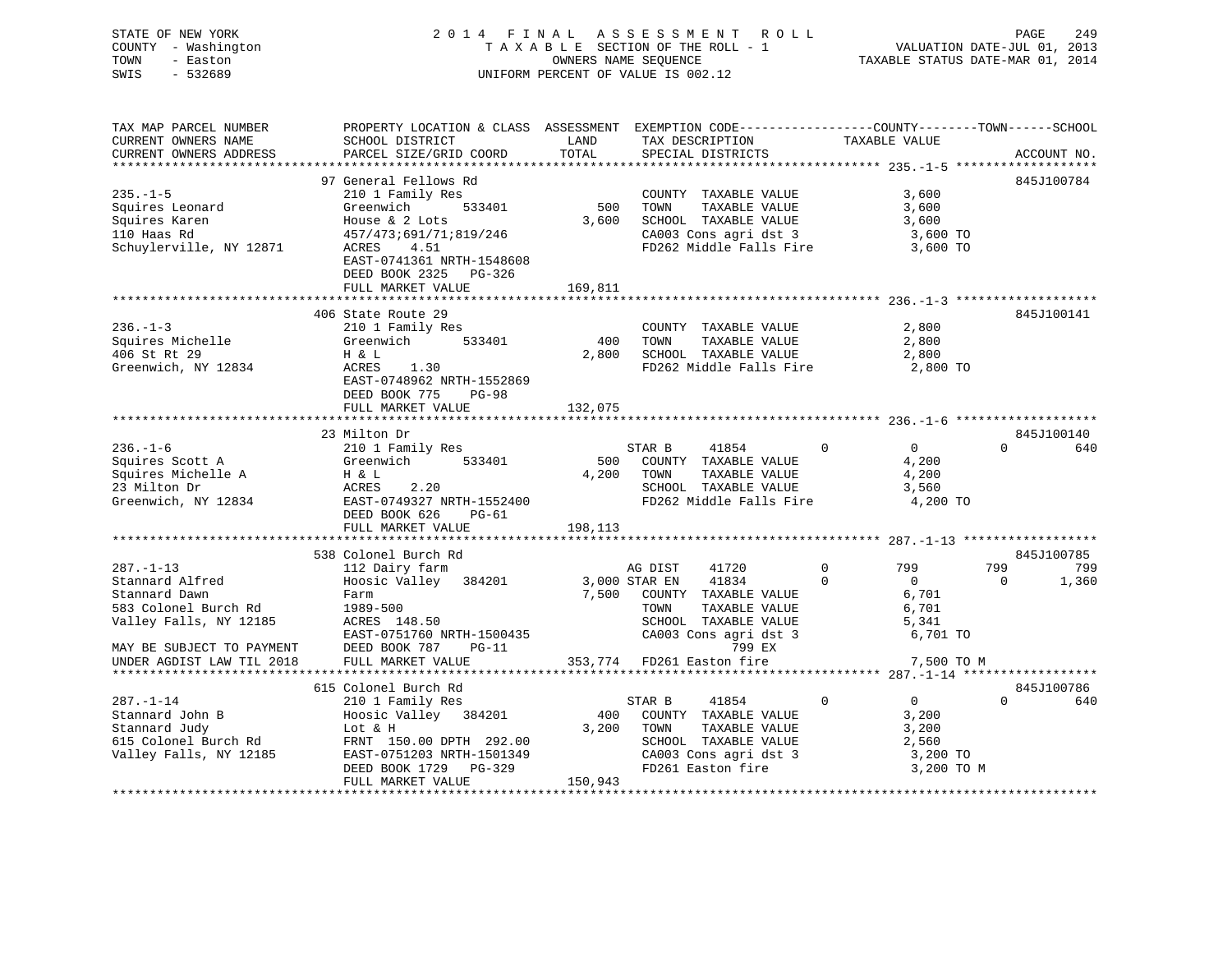STATE OF NEW YORK 2 0 1 4 F I N A L A S S E S S M E N T R O L L
COUNTY - Washington T A X A B L E SECTION OF THE ROLL - 1 VALUATION DATE-JUL 01, 2013
TOWN - Easton OWNERS NAME SEQUENCE TAXABLE STATUS DATE-MAR 01, 2014
SWIS - 532689 UNIFORM PERCENT OF VALUE IS 002.12

```
TAX MAP PARCEL NUMBER          PROPERTY LOCATION & CLASS  ASSESSMENT  EXEMPTION CODE------------------COUNTY--------TOWN------SCHOOL
CURRENT OWNERS NAME            SCHOOL DISTRICT               LAND      TAX DESCRIPTION             TAXABLE VALUE
CURRENT OWNERS ADDRESS         PARCEL SIZE/GRID COORD        TOTAL     SPECIAL DISTRICTS                                       ACCOUNT NO.
******************************************************************************************************* 235.-1-5 *******************
                               97 General Fellows Rd                                                                           845J100784
235.-1-5                       210 1 Family Res                         COUNTY  TAXABLE VALUE              3,600
Squires Leonard                Greenwich        533401          500     TOWN    TAXABLE VALUE              3,600
Squires Karen                  House & 2 Lots                 3,600     SCHOOL  TAXABLE VALUE              3,600
110 Haas Rd                    457/473;691/71;819/246                   CA003 Cons agri dst 3              3,600 TO
Schuylerville, NY 12871        ACRES     4.51                           FD262 Middle Falls Fire            3,600 TO
                               EAST-0741361 NRTH-1548608
                               DEED BOOK 2325    PG-326
                               FULL MARKET VALUE            169,811
******************************************************************************************************* 236.-1-3 *******************
                               406 State Route 29                                                                              845J100141
236.-1-3                       210 1 Family Res                         COUNTY  TAXABLE VALUE              2,800
Squires Michelle               Greenwich        533401          400     TOWN    TAXABLE VALUE              2,800
406 St Rt 29                   H & L                          2,800     SCHOOL  TAXABLE VALUE              2,800
Greenwich, NY 12834            ACRES     1.30                           FD262 Middle Falls Fire            2,800 TO
                               EAST-0748962 NRTH-1552869
                               DEED BOOK 775     PG-98
                               FULL MARKET VALUE            132,075
******************************************************************************************************* 236.-1-6 *******************
                               23 Milton Dr                                                                                    845J100140
236.-1-6                       210 1 Family Res                         STAR B     41854          0             0            0         640
Squires Scott A                Greenwich        533401          500     COUNTY  TAXABLE VALUE              4,200
Squires Michelle A             H & L                          4,200     TOWN    TAXABLE VALUE              4,200
23 Milton Dr                   ACRES     2.20                           SCHOOL  TAXABLE VALUE              3,560
Greenwich, NY 12834            EAST-0749327 NRTH-1552400                FD262 Middle Falls Fire            4,200 TO
                               DEED BOOK 626     PG-61
                               FULL MARKET VALUE            198,113
******************************************************************************************************* 287.-1-13 ******************
                               538 Colonel Burch Rd                                                                            845J100785
287.-1-13                      112 Dairy farm                           AG DIST    41720          0           799          799         799
Stannard Alfred                Hoosic Valley   384201       3,000 STAR EN    41834          0             0            0       1,360
Stannard Dawn                  Farm                           7,500     COUNTY  TAXABLE VALUE              6,701
583 Colonel Burch Rd           1989-500                                 TOWN    TAXABLE VALUE              6,701
Valley Falls, NY 12185         ACRES   148.50                           SCHOOL  TAXABLE VALUE              5,341
                               EAST-0751760 NRTH-1500435                CA003 Cons agri dst 3              6,701 TO
MAY BE SUBJECT TO PAYMENT      DEED BOOK 787     PG-11                        799 EX
UNDER AGDIST LAW TIL 2018      FULL MARKET VALUE            353,774     FD261 Easton fire                  7,500 TO M
******************************************************************************************************* 287.-1-14 ******************
                               615 Colonel Burch Rd                                                                            845J100786
287.-1-14                      210 1 Family Res                         STAR B     41854          0             0            0         640
Stannard John B                Hoosic Valley   384201          400     COUNTY  TAXABLE VALUE              3,200
Stannard Judy                  Lot & H                        3,200     TOWN    TAXABLE VALUE              3,200
615 Colonel Burch Rd           FRNT 150.00 DPTH 292.00                  SCHOOL  TAXABLE VALUE              2,560
Valley Falls, NY 12185         EAST-0751203 NRTH-1501349                CA003 Cons agri dst 3              3,200 TO
                               DEED BOOK 1729    PG-329                 FD261 Easton fire                  3,200 TO M
                               FULL MARKET VALUE            150,943
************************************************************************************************************************************
```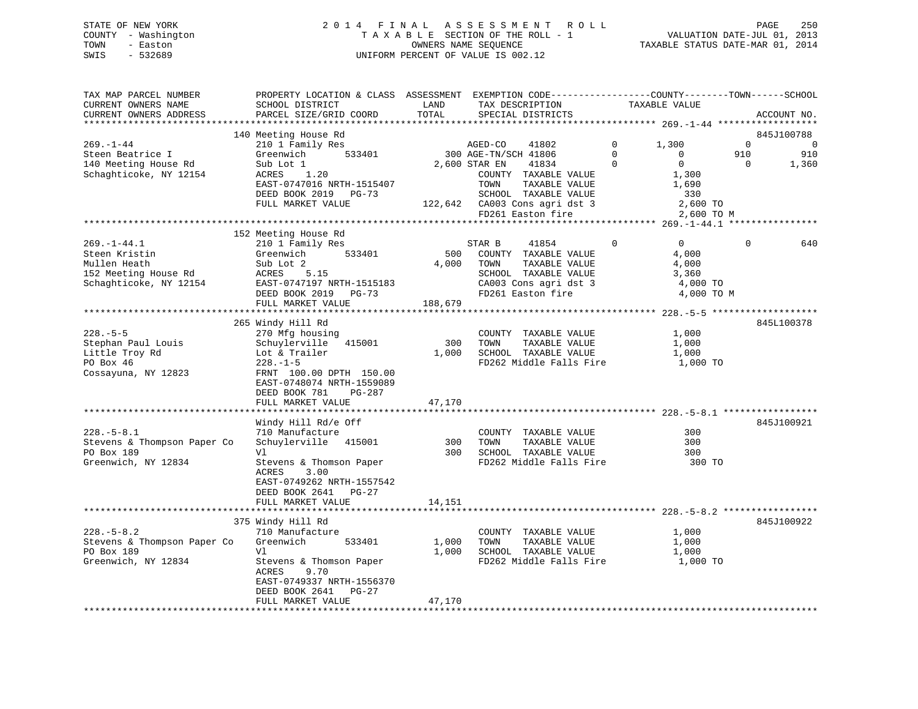STATE OF NEW YORK
COUNTY - Washington
TOWN - Easton
SWIS - 532689

2014 FINAL ASSESSMENT ROLL
TAXABLE SECTION OF THE ROLL - 1
OWNERS NAME SEQUENCE
UNIFORM PERCENT OF VALUE IS 002.12

VALUATION DATE-JUL 01, 2013
TAXABLE STATUS DATE-MAR 01, 2014

```
TAX MAP PARCEL NUMBER          PROPERTY LOCATION & CLASS  ASSESSMENT  EXEMPTION CODE------------------COUNTY--------TOWN------SCHOOL
CURRENT OWNERS NAME            SCHOOL DISTRICT              LAND      TAX DESCRIPTION            TAXABLE VALUE
CURRENT OWNERS ADDRESS         PARCEL SIZE/GRID COORD       TOTAL     SPECIAL DISTRICTS                                        ACCOUNT NO.
******************************************************************************************************* 269.-1-44 ******************
                               140 Meeting House Rd                                                                            845J100788
269.-1-44                      210 1 Family Res                      AGED-CO     41802         0      1,300           0             0
Steen Beatrice I               Greenwich       533401           300 AGE-TN/SCH 41806         0          0         910           910
140 Meeting House Rd           Sub Lot 1                      2,600 STAR EN     41834         0          0           0         1,360
Schaghticoke, NY 12154         ACRES     1.20                        COUNTY  TAXABLE VALUE             1,300
                               EAST-0747016 NRTH-1515407             TOWN    TAXABLE VALUE             1,690
                               DEED BOOK 2019   PG-73                SCHOOL  TAXABLE VALUE               330
                               FULL MARKET VALUE            122,642  CA003 Cons agri dst 3             2,600 TO
                                                                     FD261 Easton fire                 2,600 TO M
******************************************************************************************************* 269.-1-44.1 ****************
                               152 Meeting House Rd
269.-1-44.1                    210 1 Family Res                      STAR B      41854         0          0           0           640
Steen Kristin                  Greenwich       533401           500  COUNTY  TAXABLE VALUE             4,000
Mullen Heath                   Sub Lot 2                      4,000  TOWN    TAXABLE VALUE             4,000
152 Meeting House Rd           ACRES     5.15                        SCHOOL  TAXABLE VALUE             3,360
Schaghticoke, NY 12154         EAST-0747197 NRTH-1515183             CA003 Cons agri dst 3             4,000 TO
                               DEED BOOK 2019   PG-73                FD261 Easton fire                 4,000 TO M
                               FULL MARKET VALUE            188,679
******************************************************************************************************* 228.-5-5 *******************
                               265 Windy Hill Rd                                                                               845L100378
228.-5-5                       270 Mfg housing                       COUNTY  TAXABLE VALUE             1,000
Stephan Paul Louis             Schuylerville   415001           300  TOWN    TAXABLE VALUE             1,000
Little Troy Rd                 Lot & Trailer                  1,000  SCHOOL  TAXABLE VALUE             1,000
PO Box 46                      228.-1-5                              FD262 Middle Falls Fire           1,000 TO
Cossayuna, NY 12823            FRNT 100.00 DPTH 150.00
                               EAST-0748074 NRTH-1559089
                               DEED BOOK 781    PG-287
                               FULL MARKET VALUE             47,170
******************************************************************************************************* 228.-5-8.1 *****************
                               Windy Hill Rd/e Off                                                                             845J100921
228.-5-8.1                     710 Manufacture                       COUNTY  TAXABLE VALUE               300
Stevens & Thompson Paper Co    Schuylerville   415001           300  TOWN    TAXABLE VALUE               300
PO Box 189                     Vl                               300  SCHOOL  TAXABLE VALUE               300
Greenwich, NY 12834            Stevens & Thomson Paper               FD262 Middle Falls Fire             300 TO
                               ACRES     3.00
                               EAST-0749262 NRTH-1557542
                               DEED BOOK 2641   PG-27
                               FULL MARKET VALUE             14,151
******************************************************************************************************* 228.-5-8.2 *****************
                               375 Windy Hill Rd                                                                               845J100922
228.-5-8.2                     710 Manufacture                       COUNTY  TAXABLE VALUE             1,000
Stevens & Thompson Paper Co    Greenwich       533401         1,000  TOWN    TAXABLE VALUE             1,000
PO Box 189                     Vl                             1,000  SCHOOL  TAXABLE VALUE             1,000
Greenwich, NY 12834            Stevens & Thomson Paper               FD262 Middle Falls Fire           1,000 TO
                               ACRES     9.70
                               EAST-0749337 NRTH-1556370
                               DEED BOOK 2641   PG-27
                               FULL MARKET VALUE             47,170
************************************************************************************************************************************
```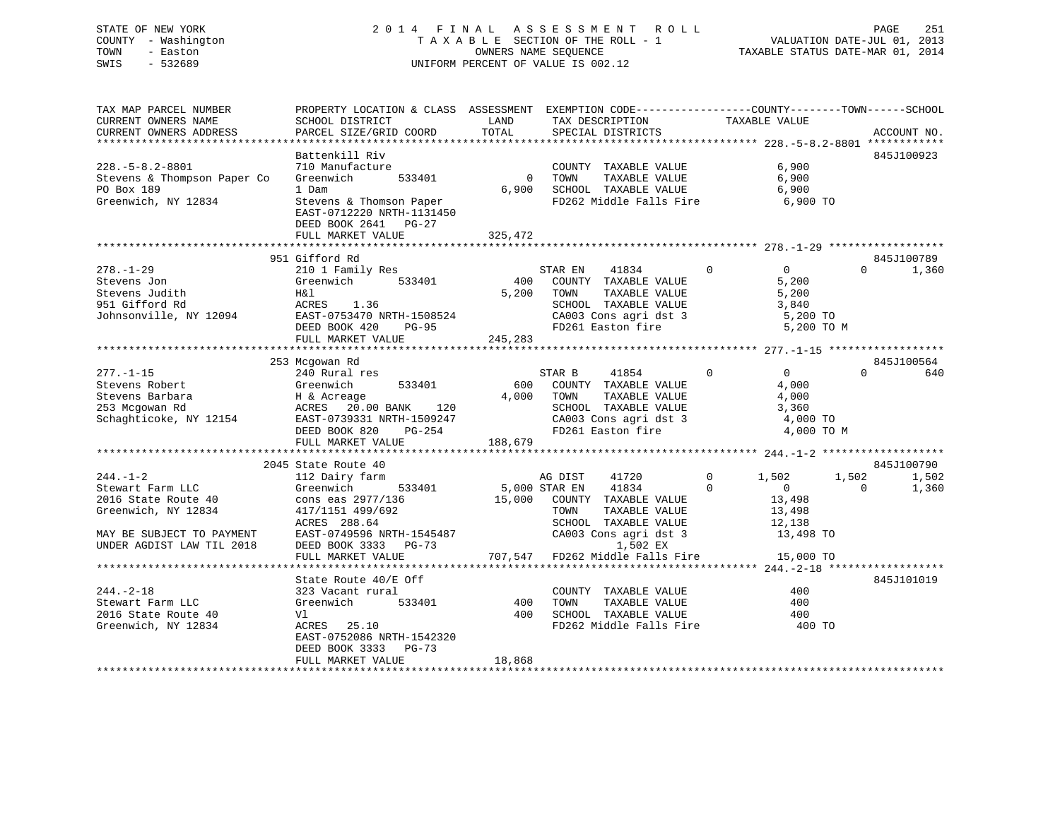STATE OF NEW YORK — COUNTY - Washington — TOWN - Easton — SWIS - 532689

2014 FINAL ASSESSMENT ROLL
TAXABLE SECTION OF THE ROLL - 1
OWNERS NAME SEQUENCE
UNIFORM PERCENT OF VALUE IS 002.12

VALUATION DATE-JUL 01, 2013
TAXABLE STATUS DATE-MAR 01, 2014

```
TAX MAP PARCEL NUMBER          PROPERTY LOCATION & CLASS  ASSESSMENT  EXEMPTION CODE-----------------COUNTY--------TOWN------SCHOOL
CURRENT OWNERS NAME            SCHOOL DISTRICT              LAND      TAX DESCRIPTION            TAXABLE VALUE
CURRENT OWNERS ADDRESS         PARCEL SIZE/GRID COORD       TOTAL     SPECIAL DISTRICTS                                     ACCOUNT NO.
************************************************************************************************ 228.-5-8.2-8801 ************
                               Battenkill Riv                                                                            845J100923
228.-5-8.2-8801                710 Manufacture                        COUNTY  TAXABLE VALUE           6,900
Stevens & Thompson Paper Co    Greenwich       533401          0      TOWN    TAXABLE VALUE           6,900
PO Box 189                     1 Dam                        6,900     SCHOOL  TAXABLE VALUE           6,900
Greenwich, NY 12834            Stevens & Thomson Paper                FD262 Middle Falls Fire          6,900 TO
                               EAST-0712220 NRTH-1131450
                               DEED BOOK 2641   PG-27
                               FULL MARKET VALUE          325,472
************************************************************************************************ 278.-1-29 ******************
                               951 Gifford Rd                                                                            845J100789
278.-1-29                      210 1 Family Res                       STAR EN    41834       0          0           0         1,360
Stevens Jon                    Greenwich       533401         400     COUNTY  TAXABLE VALUE           5,200
Stevens Judith                 H&l                          5,200     TOWN    TAXABLE VALUE           5,200
951 Gifford Rd                 ACRES    1.36                          SCHOOL  TAXABLE VALUE           3,840
Johnsonville, NY 12094         EAST-0753470 NRTH-1508524              CA003 Cons agri dst 3            5,200 TO
                               DEED BOOK 420    PG-95                 FD261 Easton fire                5,200 TO M
                               FULL MARKET VALUE          245,283
************************************************************************************************ 277.-1-15 ******************
                               253 Mcgowan Rd                                                                            845J100564
277.-1-15                      240 Rural res                          STAR B     41854       0          0           0           640
Stevens Robert                 Greenwich       533401         600     COUNTY  TAXABLE VALUE           4,000
Stevens Barbara                H & Acreage                  4,000     TOWN    TAXABLE VALUE           4,000
253 Mcgowan Rd                 ACRES   20.00 BANK    120              SCHOOL  TAXABLE VALUE           3,360
Schaghticoke, NY 12154         EAST-0739331 NRTH-1509247              CA003 Cons agri dst 3            4,000 TO
                               DEED BOOK 820    PG-254                FD261 Easton fire                4,000 TO M
                               FULL MARKET VALUE          188,679
************************************************************************************************ 244.-1-2 *******************
                               2045 State Route 40                                                                       845J100790
244.-1-2                       112 Dairy farm                         AG DIST    41720       0      1,502       1,502         1,502
Stewart Farm LLC               Greenwich       533401       5,000 STAR EN    41834       0          0           0         1,360
2016 State Route 40            cons eas 2977/136           15,000     COUNTY  TAXABLE VALUE          13,498
Greenwich, NY 12834            417/1151 499/692                       TOWN    TAXABLE VALUE          13,498
                               ACRES  288.64                          SCHOOL  TAXABLE VALUE          12,138
MAY BE SUBJECT TO PAYMENT      EAST-0749596 NRTH-1545487              CA003 Cons agri dst 3           13,498 TO
UNDER AGDIST LAW TIL 2018      DEED BOOK 3333   PG-73                        1,502 EX
                               FULL MARKET VALUE          707,547     FD262 Middle Falls Fire         15,000 TO
************************************************************************************************ 244.-2-18 ******************
                               State Route 40/E Off                                                                      845J101019
244.-2-18                      323 Vacant rural                       COUNTY  TAXABLE VALUE             400
Stewart Farm LLC               Greenwich       533401         400     TOWN    TAXABLE VALUE             400
2016 State Route 40            Vl                             400     SCHOOL  TAXABLE VALUE             400
Greenwich, NY 12834            ACRES   25.10                          FD262 Middle Falls Fire            400 TO
                               EAST-0752086 NRTH-1542320
                               DEED BOOK 3333   PG-73
                               FULL MARKET VALUE           18,868
*****************************************************************************************************************************
```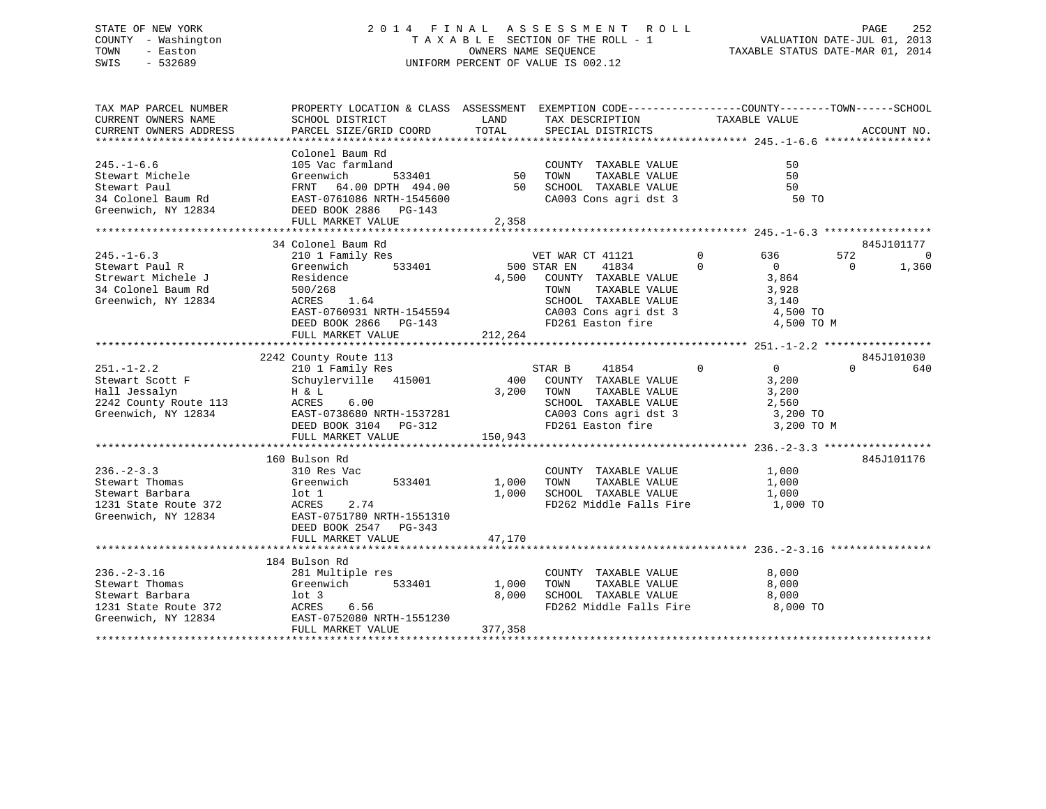STATE OF NEW YORK — 2014 FINAL ASSESSMENT ROLL
COUNTY - Washington — TAXABLE SECTION OF THE ROLL - 1 — VALUATION DATE-JUL 01, 2013
TOWN - Easton — OWNERS NAME SEQUENCE — TAXABLE STATUS DATE-MAR 01, 2014
SWIS - 532689 — UNIFORM PERCENT OF VALUE IS 002.12

```
TAX MAP PARCEL NUMBER          PROPERTY LOCATION & CLASS  ASSESSMENT  EXEMPTION CODE------------------COUNTY--------TOWN------SCHOOL
CURRENT OWNERS NAME            SCHOOL DISTRICT               LAND      TAX DESCRIPTION            TAXABLE VALUE
CURRENT OWNERS ADDRESS         PARCEL SIZE/GRID COORD        TOTAL     SPECIAL DISTRICTS                                    ACCOUNT NO.
******************************************************************************************************* 245.-1-6.6 *****************
                               Colonel Baum Rd
245.-1-6.6                     105 Vac farmland                        COUNTY  TAXABLE VALUE              50
Stewart Michele                Greenwich       533401          50      TOWN    TAXABLE VALUE              50
Stewart Paul                   FRNT   64.00 DPTH  494.00       50      SCHOOL  TAXABLE VALUE              50
34 Colonel Baum Rd             EAST-0761086 NRTH-1545600               CA003 Cons agri dst 3               50 TO
Greenwich, NY 12834            DEED BOOK 2886   PG-143
                               FULL MARKET VALUE              2,358
******************************************************************************************************* 245.-1-6.3 *****************
                               34 Colonel Baum Rd                                                                     845J101177
245.-1-6.3                     210 1 Family Res                    VET WAR CT 41121        0         636          572            0
Stewart Paul R                 Greenwich       533401           500 STAR EN    41834       0           0            0        1,360
Strewart Michele J             Residence                      4,500   COUNTY  TAXABLE VALUE             3,864
34 Colonel Baum Rd             500/268                                 TOWN    TAXABLE VALUE             3,928
Greenwich, NY 12834            ACRES    1.64                           SCHOOL  TAXABLE VALUE             3,140
                               EAST-0760931 NRTH-1545594               CA003 Cons agri dst 3              4,500 TO
                               DEED BOOK 2866   PG-143                 FD261 Easton fire                  4,500 TO M
                               FULL MARKET VALUE            212,264
******************************************************************************************************* 251.-1-2.2 *****************
                               2242 County Route 113                                                                  845J101030
251.-1-2.2                     210 1 Family Res                    STAR B     41854        0           0            0          640
Stewart Scott F                Schuylerville   415001           400   COUNTY  TAXABLE VALUE             3,200
Hall Jessalyn                  H & L                          3,200   TOWN    TAXABLE VALUE             3,200
2242 County Route 113          ACRES    6.00                           SCHOOL  TAXABLE VALUE             2,560
Greenwich, NY 12834            EAST-0738680 NRTH-1537281               CA003 Cons agri dst 3              3,200 TO
                               DEED BOOK 3104   PG-312                 FD261 Easton fire                  3,200 TO M
                               FULL MARKET VALUE            150,943
******************************************************************************************************* 236.-2-3.3 *****************
                               160 Bulson Rd                                                                          845J101176
236.-2-3.3                     310 Res Vac                             COUNTY  TAXABLE VALUE             1,000
Stewart Thomas                 Greenwich       533401         1,000   TOWN    TAXABLE VALUE             1,000
Stewart Barbara                lot 1                          1,000   SCHOOL  TAXABLE VALUE             1,000
1231 State Route 372           ACRES    2.74                           FD262 Middle Falls Fire            1,000 TO
Greenwich, NY 12834            EAST-0751780 NRTH-1551310
                               DEED BOOK 2547   PG-343
                               FULL MARKET VALUE             47,170
******************************************************************************************************* 236.-2-3.16 ****************
                               184 Bulson Rd
236.-2-3.16                    281 Multiple res                        COUNTY  TAXABLE VALUE             8,000
Stewart Thomas                 Greenwich       533401         1,000   TOWN    TAXABLE VALUE             8,000
Stewart Barbara                lot 3                          8,000   SCHOOL  TAXABLE VALUE             8,000
1231 State Route 372           ACRES    6.56                           FD262 Middle Falls Fire            8,000 TO
Greenwich, NY 12834            EAST-0752080 NRTH-1551230
                               FULL MARKET VALUE            377,358
************************************************************************************************************************************
```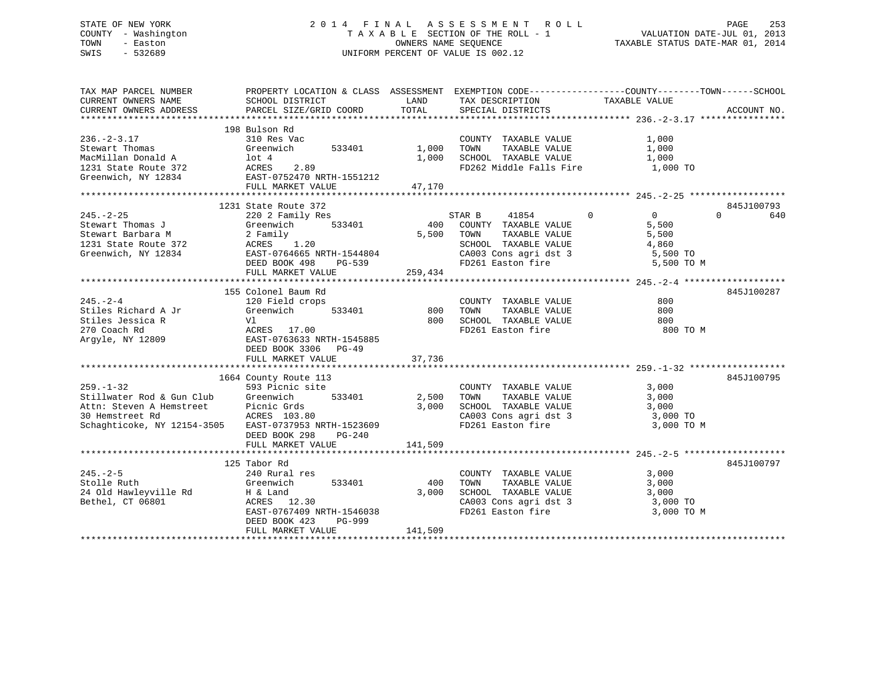STATE OF NEW YORK
COUNTY - Washington
TOWN - Easton
SWIS - 532689

# 2014 FINAL ASSESSMENT ROLL

TAXABLE SECTION OF THE ROLL - 1
OWNERS NAME SEQUENCE
UNIFORM PERCENT OF VALUE IS 002.12

VALUATION DATE-JUL 01, 2013
TAXABLE STATUS DATE-MAR 01, 2014

| TAX MAP PARCEL NUMBER / CURRENT OWNERS NAME / CURRENT OWNERS ADDRESS | PROPERTY LOCATION & CLASS / SCHOOL DISTRICT / PARCEL SIZE/GRID COORD | ASSESSMENT LAND / TOTAL | EXEMPTION CODE / TAX DESCRIPTION / SPECIAL DISTRICTS | COUNTY / TOWN / SCHOOL TAXABLE VALUE | ACCOUNT NO. |
|---|---|---|---|---|---|
| **236.-2-3.17** | 198 Bulson Rd | | | | |
| 236.-2-3.17 | 310 Res Vac | | COUNTY TAXABLE VALUE | 1,000 | |
| Stewart Thomas | Greenwich 533401 | 1,000 | TOWN TAXABLE VALUE | 1,000 | |
| MacMillan Donald A | lot 4 | 1,000 | SCHOOL TAXABLE VALUE | 1,000 | |
| 1231 State Route 372 | ACRES 2.89 | | FD262 Middle Falls Fire | 1,000 TO | |
| Greenwich, NY 12834 | EAST-0752470 NRTH-1551212 | | | | |
| | FULL MARKET VALUE | 47,170 | | | |
| **245.-2-25** | 1231 State Route 372 | | | | 845J100793 |
| 245.-2-25 | 220 2 Family Res | | STAR B 41854 | 0 / 0 / 640 | |
| Stewart Thomas J | Greenwich 533401 | 400 | COUNTY TAXABLE VALUE | 5,500 | |
| Stewart Barbara M | 2 Family | 5,500 | TOWN TAXABLE VALUE | 5,500 | |
| 1231 State Route 372 | ACRES 1.20 | | SCHOOL TAXABLE VALUE | 4,860 | |
| Greenwich, NY 12834 | EAST-0764665 NRTH-1544804 | | CA003 Cons agri dst 3 | 5,500 TO | |
| | DEED BOOK 498 PG-539 | | FD261 Easton fire | 5,500 TO M | |
| | FULL MARKET VALUE | 259,434 | | | |
| **245.-2-4** | 155 Colonel Baum Rd | | | | 845J100287 |
| 245.-2-4 | 120 Field crops | | COUNTY TAXABLE VALUE | 800 | |
| Stiles Richard A Jr | Greenwich 533401 | 800 | TOWN TAXABLE VALUE | 800 | |
| Stiles Jessica R | Vl | 800 | SCHOOL TAXABLE VALUE | 800 | |
| 270 Coach Rd | ACRES 17.00 | | FD261 Easton fire | 800 TO M | |
| Argyle, NY 12809 | EAST-0763633 NRTH-1545885 | | | | |
| | DEED BOOK 3306 PG-49 | | | | |
| | FULL MARKET VALUE | 37,736 | | | |
| **259.-1-32** | 1664 County Route 113 | | | | 845J100795 |
| 259.-1-32 | 593 Picnic site | | COUNTY TAXABLE VALUE | 3,000 | |
| Stillwater Rod & Gun Club | Greenwich 533401 | 2,500 | TOWN TAXABLE VALUE | 3,000 | |
| Attn: Steven A Hemstreet | Picnic Grds | 3,000 | SCHOOL TAXABLE VALUE | 3,000 | |
| 30 Hemstreet Rd | ACRES 103.80 | | CA003 Cons agri dst 3 | 3,000 TO | |
| Schaghticoke, NY 12154-3505 | EAST-0737953 NRTH-1523609 | | FD261 Easton fire | 3,000 TO M | |
| | DEED BOOK 298 PG-240 | | | | |
| | FULL MARKET VALUE | 141,509 | | | |
| **245.-2-5** | 125 Tabor Rd | | | | 845J100797 |
| 245.-2-5 | 240 Rural res | | COUNTY TAXABLE VALUE | 3,000 | |
| Stolle Ruth | Greenwich 533401 | 400 | TOWN TAXABLE VALUE | 3,000 | |
| 24 Old Hawleyville Rd | H & Land | 3,000 | SCHOOL TAXABLE VALUE | 3,000 | |
| Bethel, CT 06801 | ACRES 12.30 | | CA003 Cons agri dst 3 | 3,000 TO | |
| | EAST-0767409 NRTH-1546038 | | FD261 Easton fire | 3,000 TO M | |
| | DEED BOOK 423 PG-999 | | | | |
| | FULL MARKET VALUE | 141,509 | | | |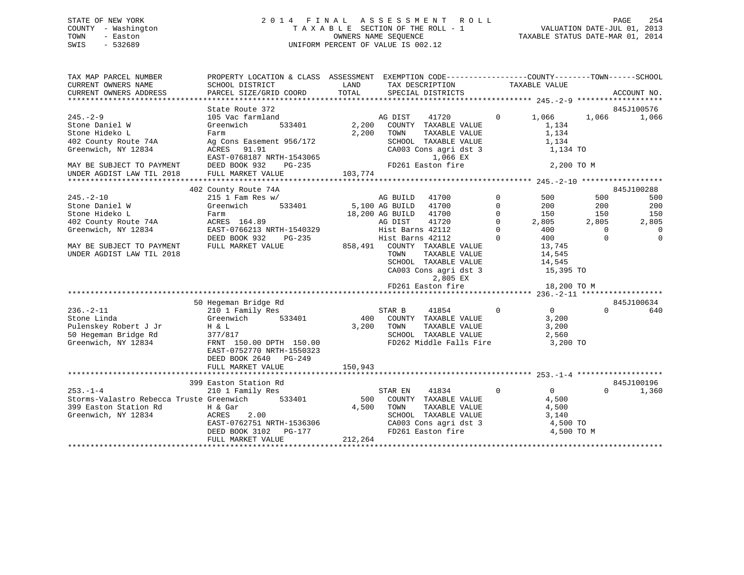STATE OF NEW YORK
COUNTY - Washington
TOWN - Easton
SWIS - 532689

# 2014 FINAL ASSESSMENT ROLL

TAXABLE SECTION OF THE ROLL - 1
OWNERS NAME SEQUENCE
UNIFORM PERCENT OF VALUE IS 002.12

VALUATION DATE-JUL 01, 2013
TAXABLE STATUS DATE-MAR 01, 2014

```
TAX MAP PARCEL NUMBER          PROPERTY LOCATION & CLASS  ASSESSMENT  EXEMPTION CODE-----------------COUNTY--------TOWN------SCHOOL
CURRENT OWNERS NAME            SCHOOL DISTRICT            LAND        TAX DESCRIPTION            TAXABLE VALUE
CURRENT OWNERS ADDRESS         PARCEL SIZE/GRID COORD     TOTAL       SPECIAL DISTRICTS                                      ACCOUNT NO.
*********************************************************************************************** 245.-2-9 *******************
                               State Route 372                                                                     845J100576
245.-2-9                       105 Vac farmland                  AG DIST    41720          0        1,066      1,066      1,066
Stone Daniel W                 Greenwich      533401      2,200  COUNTY  TAXABLE VALUE              1,134
Stone Hideko L                 Farm                       2,200  TOWN    TAXABLE VALUE              1,134
402 County Route 74A           Ag Cons Easement 956/172          SCHOOL  TAXABLE VALUE              1,134
Greenwich, NY 12834            ACRES  91.91                      CA003 Cons agri dst 3               1,134 TO
                               EAST-0768187 NRTH-1543065                1,066 EX
MAY BE SUBJECT TO PAYMENT      DEED BOOK 932    PG-235           FD261 Easton fire                   2,200 TO M
UNDER AGDIST LAW TIL 2018      FULL MARKET VALUE          103,774
*********************************************************************************************** 245.-2-10 ******************
                               402 County Route 74A                                                                845J100288
245.-2-10                      215 1 Fam Res w/                  AG BUILD   41700          0          500        500        500
Stone Daniel W                 Greenwich      533401      5,100 AG BUILD   41700          0          200        200        200
Stone Hideko L                 Farm                      18,200 AG BUILD   41700          0          150        150        150
402 County Route 74A           ACRES 164.89                      AG DIST    41720          0        2,805      2,805      2,805
Greenwich, NY 12834            EAST-0766213 NRTH-1540329         Hist Barns 42112          0          400          0          0
                               DEED BOOK 932    PG-235           Hist Barns 42112          0          400          0          0
MAY BE SUBJECT TO PAYMENT      FULL MARKET VALUE          858,491  COUNTY  TAXABLE VALUE             13,745
UNDER AGDIST LAW TIL 2018                                          TOWN    TAXABLE VALUE             14,545
                                                                   SCHOOL  TAXABLE VALUE             14,545
                                                                   CA003 Cons agri dst 3             15,395 TO
                                                                            2,805 EX
                                                                   FD261 Easton fire                 18,200 TO M
*********************************************************************************************** 236.-2-11 ******************
                               50 Hegeman Bridge Rd                                                                845J100634
236.-2-11                      210 1 Family Res                  STAR B     41854          0            0          0        640
Stone Linda                    Greenwich      533401        400  COUNTY  TAXABLE VALUE              3,200
Pulenskey Robert J Jr          H & L                      3,200  TOWN    TAXABLE VALUE              3,200
50 Hegeman Bridge Rd           377/817                           SCHOOL  TAXABLE VALUE              2,560
Greenwich, NY 12834            FRNT 150.00 DPTH 150.00           FD262 Middle Falls Fire             3,200 TO
                               EAST-0752770 NRTH-1550323
                               DEED BOOK 2640   PG-249
                               FULL MARKET VALUE          150,943
*********************************************************************************************** 253.-1-4 *******************
                               399 Easton Station Rd                                                               845J100196
253.-1-4                       210 1 Family Res                  STAR EN    41834          0            0          0      1,360
Storms-Valastro Rebecca Truste Greenwich      533401        500  COUNTY  TAXABLE VALUE              4,500
399 Easton Station Rd          H & Gar                    4,500  TOWN    TAXABLE VALUE              4,500
Greenwich, NY 12834            ACRES   2.00                      SCHOOL  TAXABLE VALUE              3,140
                               EAST-0762751 NRTH-1536306         CA003 Cons agri dst 3               4,500 TO
                               DEED BOOK 3102   PG-177           FD261 Easton fire                   4,500 TO M
                               FULL MARKET VALUE          212,264
******************************************************************************************************************************
```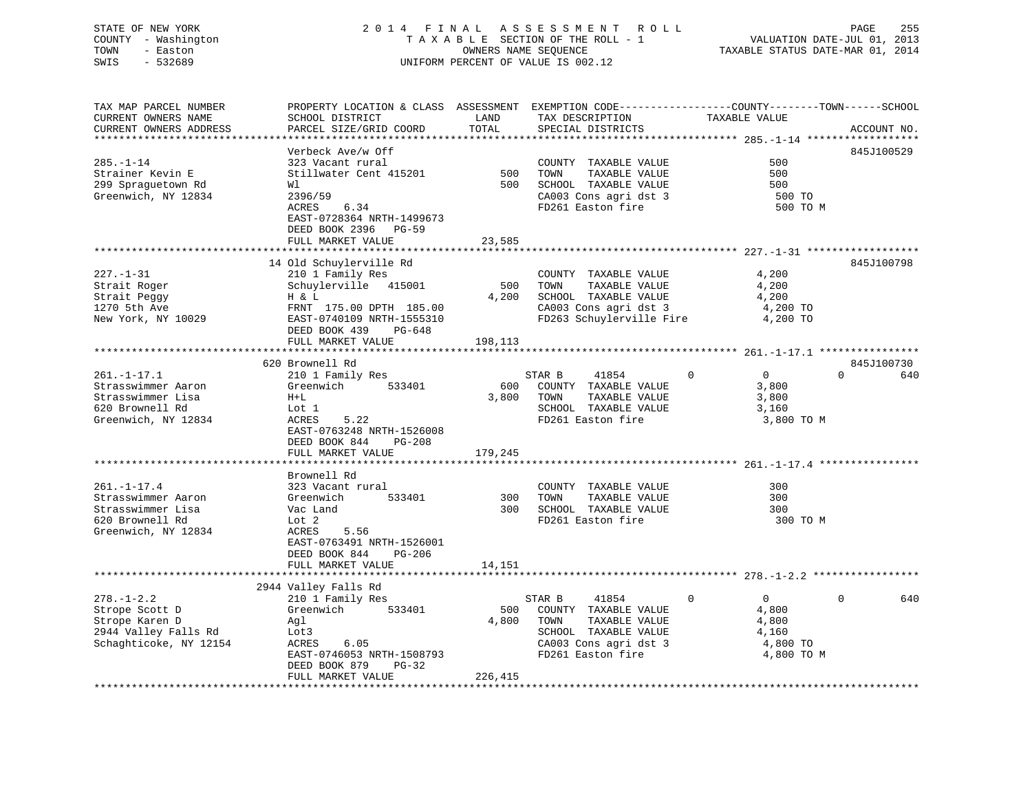STATE OF NEW YORK — 2014 FINAL ASSESSMENT ROLL — PAGE 255
COUNTY - Washington — TAXABLE SECTION OF THE ROLL - 1 — VALUATION DATE-JUL 01, 2013
TOWN - Easton — OWNERS NAME SEQUENCE — TAXABLE STATUS DATE-MAR 01, 2014
SWIS - 532689 — UNIFORM PERCENT OF VALUE IS 002.12

```
TAX MAP PARCEL NUMBER          PROPERTY LOCATION & CLASS  ASSESSMENT  EXEMPTION CODE------------------COUNTY--------TOWN------SCHOOL
CURRENT OWNERS NAME            SCHOOL DISTRICT               LAND      TAX DESCRIPTION            TAXABLE VALUE
CURRENT OWNERS ADDRESS         PARCEL SIZE/GRID COORD        TOTAL     SPECIAL DISTRICTS                                   ACCOUNT NO.
******************************************************************************************************* 285.-1-14 ******************
                               Verbeck Ave/w Off                                                                           845J100529
285.-1-14                      323 Vacant rural                        COUNTY  TAXABLE VALUE              500
Strainer Kevin E               Stillwater Cent 415201          500     TOWN    TAXABLE VALUE              500
299 Spraguetown Rd             Wl                              500     SCHOOL  TAXABLE VALUE              500
Greenwich, NY 12834            2396/59                                 CA003 Cons agri dst 3              500 TO
                               ACRES    6.34                           FD261 Easton fire                  500 TO M
                               EAST-0728364 NRTH-1499673
                               DEED BOOK 2396   PG-59
                               FULL MARKET VALUE            23,585
******************************************************************************************************* 227.-1-31 ******************
                               14 Old Schuylerville Rd                                                                     845J100798
227.-1-31                      210 1 Family Res                        COUNTY  TAXABLE VALUE            4,200
Strait Roger                   Schuylerville  415001           500     TOWN    TAXABLE VALUE            4,200
Strait Peggy                   H & L                         4,200     SCHOOL  TAXABLE VALUE            4,200
1270 5th Ave                   FRNT 175.00 DPTH 185.00                 CA003 Cons agri dst 3            4,200 TO
New York, NY 10029             EAST-0740109 NRTH-1555310               FD263 Schuylerville Fire         4,200 TO
                               DEED BOOK 439    PG-648
                               FULL MARKET VALUE           198,113
******************************************************************************************************* 261.-1-17.1 ****************
                               620 Brownell Rd                                                                             845J100730
261.-1-17.1                    210 1 Family Res                        STAR B     41854          0          0          0          640
Strasswimmer Aaron             Greenwich       533401          600     COUNTY  TAXABLE VALUE            3,800
Strasswimmer Lisa              H+L                           3,800     TOWN    TAXABLE VALUE            3,800
620 Brownell Rd                Lot 1                                   SCHOOL  TAXABLE VALUE            3,160
Greenwich, NY 12834            ACRES    5.22                           FD261 Easton fire                3,800 TO M
                               EAST-0763248 NRTH-1526008
                               DEED BOOK 844    PG-208
                               FULL MARKET VALUE           179,245
******************************************************************************************************* 261.-1-17.4 ****************
                               Brownell Rd
261.-1-17.4                    323 Vacant rural                        COUNTY  TAXABLE VALUE              300
Strasswimmer Aaron             Greenwich       533401          300     TOWN    TAXABLE VALUE              300
Strasswimmer Lisa              Vac Land                        300     SCHOOL  TAXABLE VALUE              300
620 Brownell Rd                Lot 2                                   FD261 Easton fire                  300 TO M
Greenwich, NY 12834            ACRES    5.56
                               EAST-0763491 NRTH-1526001
                               DEED BOOK 844    PG-206
                               FULL MARKET VALUE            14,151
******************************************************************************************************* 278.-1-2.2 *****************
                               2944 Valley Falls Rd
278.-1-2.2                     210 1 Family Res                        STAR B     41854          0          0          0          640
Strope Scott D                 Greenwich       533401          500     COUNTY  TAXABLE VALUE            4,800
Strope Karen D                 Agl                           4,800     TOWN    TAXABLE VALUE            4,800
2944 Valley Falls Rd           Lot3                                    SCHOOL  TAXABLE VALUE            4,160
Schaghticoke, NY 12154         ACRES    6.05                           CA003 Cons agri dst 3            4,800 TO
                               EAST-0746053 NRTH-1508793               FD261 Easton fire                4,800 TO M
                               DEED BOOK 879    PG-32
                               FULL MARKET VALUE           226,415
************************************************************************************************************************************
```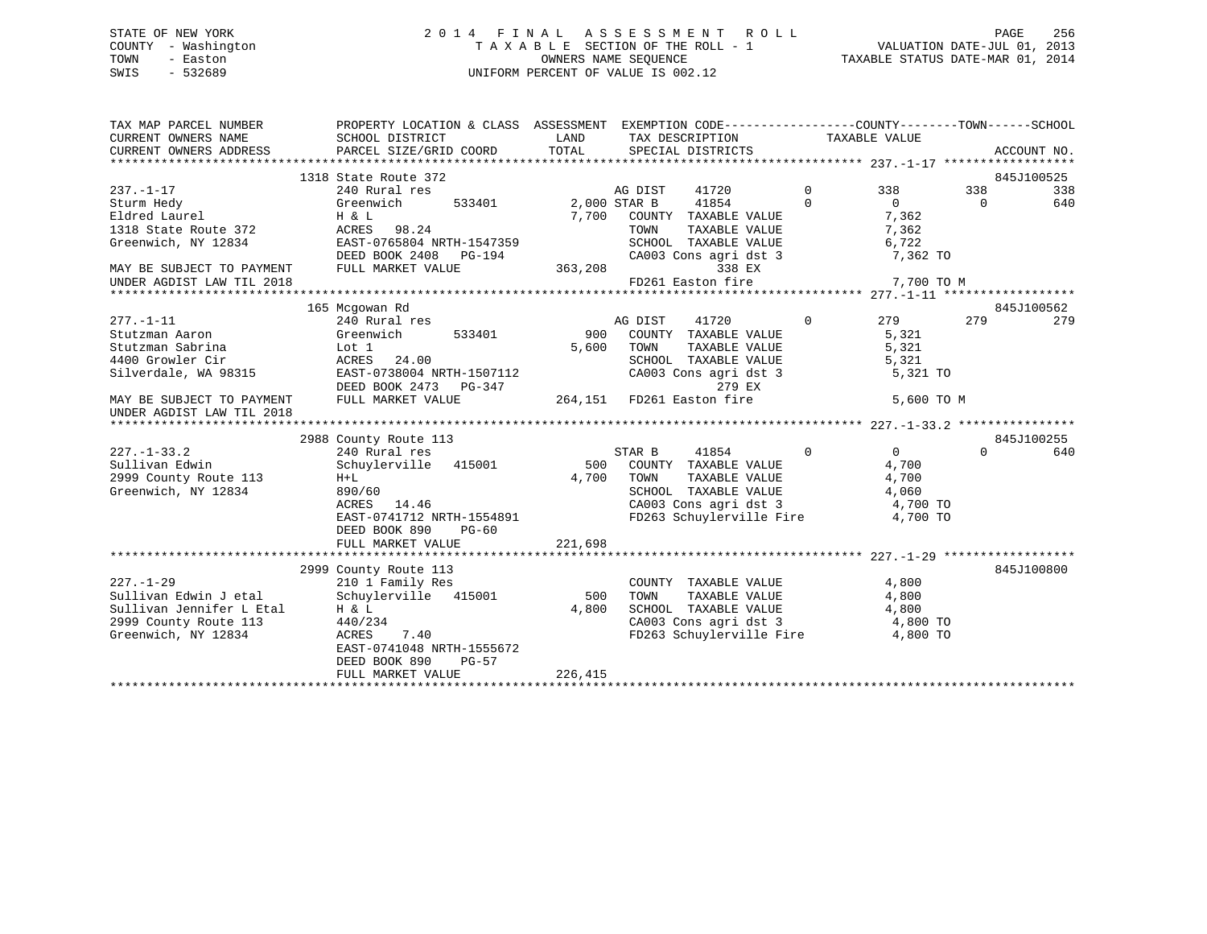```
STATE OF NEW YORK                    2 0 1 4   F I N A L   A S S E S S M E N T   R O L L                          PAGE   256
COUNTY  - Washington                      T A X A B L E SECTION OF THE ROLL - 1                    VALUATION DATE-JUL 01, 2013
TOWN    - Easton                                  OWNERS NAME SEQUENCE                            TAXABLE STATUS DATE-MAR 01, 2014
SWIS    - 532689                            UNIFORM PERCENT OF VALUE IS 002.12


TAX MAP PARCEL NUMBER          PROPERTY LOCATION & CLASS  ASSESSMENT  EXEMPTION CODE------------------COUNTY--------TOWN------SCHOOL
CURRENT OWNERS NAME            SCHOOL DISTRICT               LAND      TAX DESCRIPTION            TAXABLE VALUE
CURRENT OWNERS ADDRESS         PARCEL SIZE/GRID COORD        TOTAL     SPECIAL DISTRICTS                                   ACCOUNT NO.
******************************************************************************************************* 237.-1-17 ******************
                    1318 State Route 372                                                                               845J100525
237.-1-17                      240 Rural res                            AG DIST    41720          0          338        338        338
Sturm Hedy                     Greenwich       533401         2,000 STAR B     41854          0            0          0        640
Eldred Laurel                  H & L                          7,700   COUNTY  TAXABLE VALUE              7,362
1318 State Route 372           ACRES   98.24                          TOWN    TAXABLE VALUE              7,362
Greenwich, NY 12834            EAST-0765804 NRTH-1547359              SCHOOL  TAXABLE VALUE              6,722
                               DEED BOOK 2408   PG-194                CA003 Cons agri dst 3               7,362 TO
MAY BE SUBJECT TO PAYMENT      FULL MARKET VALUE            363,208              338 EX
UNDER AGDIST LAW TIL 2018                                             FD261 Easton fire                   7,700 TO M
******************************************************************************************************* 277.-1-11 ******************
                    165 Mcgowan Rd                                                                                     845J100562
277.-1-11                      240 Rural res                            AG DIST    41720          0          279        279        279
Stutzman Aaron                 Greenwich       533401           900   COUNTY  TAXABLE VALUE              5,321
Stutzman Sabrina               Lot 1                          5,600   TOWN    TAXABLE VALUE              5,321
4400 Growler Cir               ACRES   24.00                          SCHOOL  TAXABLE VALUE              5,321
Silverdale, WA 98315           EAST-0738004 NRTH-1507112              CA003 Cons agri dst 3               5,321 TO
                               DEED BOOK 2473   PG-347                           279 EX
MAY BE SUBJECT TO PAYMENT      FULL MARKET VALUE            264,151   FD261 Easton fire                   5,600 TO M
UNDER AGDIST LAW TIL 2018
******************************************************************************************************* 227.-1-33.2 ****************
                    2988 County Route 113                                                                              845J100255
227.-1-33.2                    240 Rural res                            STAR B     41854          0            0          0        640
Sullivan Edwin                 Schuylerville   415001           500   COUNTY  TAXABLE VALUE              4,700
2999 County Route 113          H+L                            4,700   TOWN    TAXABLE VALUE              4,700
Greenwich, NY 12834            890/60                                 SCHOOL  TAXABLE VALUE              4,060
                               ACRES   14.46                          CA003 Cons agri dst 3               4,700 TO
                               EAST-0741712 NRTH-1554891              FD263 Schuylerville Fire            4,700 TO
                               DEED BOOK 890    PG-60
                               FULL MARKET VALUE            221,698
******************************************************************************************************* 227.-1-29 ******************
                    2999 County Route 113                                                                              845J100800
227.-1-29                      210 1 Family Res                         COUNTY  TAXABLE VALUE              4,800
Sullivan Edwin J etal          Schuylerville   415001           500   TOWN    TAXABLE VALUE              4,800
Sullivan Jennifer L Etal       H & L                          4,800   SCHOOL  TAXABLE VALUE              4,800
2999 County Route 113          440/234                                CA003 Cons agri dst 3               4,800 TO
Greenwich, NY 12834            ACRES    7.40                          FD263 Schuylerville Fire            4,800 TO
                               EAST-0741048 NRTH-1555672
                               DEED BOOK 890    PG-57
                               FULL MARKET VALUE            226,415
************************************************************************************************************************************
```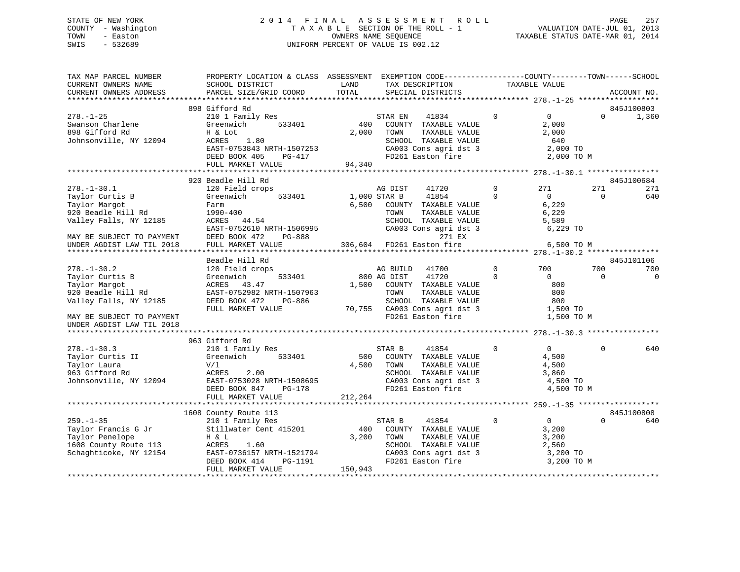STATE OF NEW YORK
COUNTY - Washington
TOWN - Easton
SWIS - 532689

2014 FINAL ASSESSMENT ROLL
TAXABLE SECTION OF THE ROLL - 1
OWNERS NAME SEQUENCE
UNIFORM PERCENT OF VALUE IS 002.12

VALUATION DATE-JUL 01, 2013
TAXABLE STATUS DATE-MAR 01, 2014

```
TAX MAP PARCEL NUMBER          PROPERTY LOCATION & CLASS  ASSESSMENT  EXEMPTION CODE-----------------COUNTY--------TOWN------SCHOOL
CURRENT OWNERS NAME            SCHOOL DISTRICT               LAND      TAX DESCRIPTION            TAXABLE VALUE
CURRENT OWNERS ADDRESS         PARCEL SIZE/GRID COORD        TOTAL     SPECIAL DISTRICTS                                        ACCOUNT NO.
******************************************************************************************************* 278.-1-25 ******************
                               898 Gifford Rd                                                                                845J100803
278.-1-25                      210 1 Family Res                        STAR EN    41834          0          0           0        1,360
Swanson Charlene               Greenwich       533401          400     COUNTY  TAXABLE VALUE              2,000
898 Gifford Rd                 H & Lot                       2,000     TOWN    TAXABLE VALUE              2,000
Johnsonville, NY 12094         ACRES    1.80                           SCHOOL  TAXABLE VALUE                640
                               EAST-0753843 NRTH-1507253               CA003 Cons agri dst 3              2,000 TO
                               DEED BOOK 405     PG-417                FD261 Easton fire                  2,000 TO M
                               FULL MARKET VALUE            94,340
******************************************************************************************************* 278.-1-30.1 ****************
                               920 Beadle Hill Rd                                                                            845J100684
278.-1-30.1                    120 Field crops                         AG DIST    41720          0        271         271          271
Taylor Curtis B                Greenwich       533401        1,000 STAR B     41854          0          0           0          640
Taylor Margot                  Farm                          6,500     COUNTY  TAXABLE VALUE              6,229
920 Beadle Hill Rd             1990-400                                TOWN    TAXABLE VALUE              6,229
Valley Falls, NY 12185         ACRES   44.54                           SCHOOL  TAXABLE VALUE              5,589
                               EAST-0752610 NRTH-1506995               CA003 Cons agri dst 3              6,229 TO
MAY BE SUBJECT TO PAYMENT      DEED BOOK 472     PG-888                          271 EX
UNDER AGDIST LAW TIL 2018      FULL MARKET VALUE           306,604     FD261 Easton fire                  6,500 TO M
******************************************************************************************************* 278.-1-30.2 ****************
                               Beadle Hill Rd                                                                                845J101106
278.-1-30.2                    120 Field crops                         AG BUILD   41700          0        700         700          700
Taylor Curtis B                Greenwich       533401          800 AG DIST    41720          0          0           0            0
Taylor Margot                  ACRES   43.47                 1,500     COUNTY  TAXABLE VALUE                800
920 Beadle Hill Rd             EAST-0752982 NRTH-1507963               TOWN    TAXABLE VALUE                800
Valley Falls, NY 12185         DEED BOOK 472     PG-886                SCHOOL  TAXABLE VALUE                800
                               FULL MARKET VALUE            70,755     CA003 Cons agri dst 3              1,500 TO
MAY BE SUBJECT TO PAYMENT                                              FD261 Easton fire                  1,500 TO M
UNDER AGDIST LAW TIL 2018
******************************************************************************************************* 278.-1-30.3 ****************
                               963 Gifford Rd
278.-1-30.3                    210 1 Family Res                        STAR B     41854          0          0           0          640
Taylor Curtis II               Greenwich       533401          500     COUNTY  TAXABLE VALUE              4,500
Taylor Laura                   V/l                           4,500     TOWN    TAXABLE VALUE              4,500
963 Gifford Rd                 ACRES    2.00                           SCHOOL  TAXABLE VALUE              3,860
Johnsonville, NY 12094         EAST-0753028 NRTH-1508695               CA003 Cons agri dst 3              4,500 TO
                               DEED BOOK 847     PG-178                FD261 Easton fire                  4,500 TO M
                               FULL MARKET VALUE           212,264
******************************************************************************************************* 259.-1-35 ******************
                               1608 County Route 113                                                                         845J100808
259.-1-35                      210 1 Family Res                        STAR B     41854          0          0           0          640
Taylor Francis G Jr            Stillwater Cent 415201          400     COUNTY  TAXABLE VALUE              3,200
Taylor Penelope                H & L                         3,200     TOWN    TAXABLE VALUE              3,200
1608 County Route 113          ACRES    1.60                           SCHOOL  TAXABLE VALUE              2,560
Schaghticoke, NY 12154         EAST-0736157 NRTH-1521794               CA003 Cons agri dst 3              3,200 TO
                               DEED BOOK 414     PG-1191               FD261 Easton fire                  3,200 TO M
                               FULL MARKET VALUE           150,943
************************************************************************************************************************************
```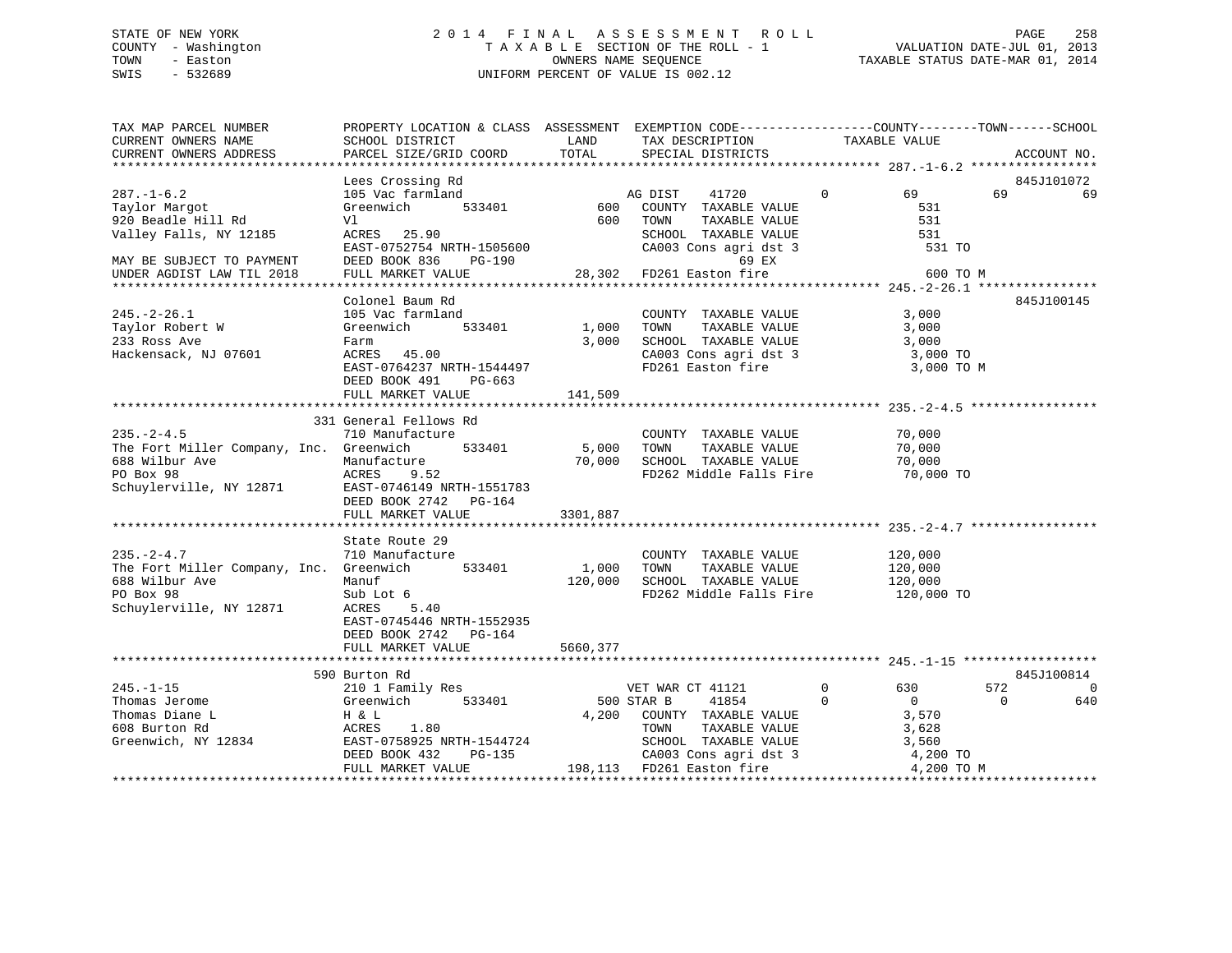STATE OF NEW YORK
COUNTY - Washington
TOWN - Easton
SWIS - 532689

2 0 1 4 F I N A L A S S E S S M E N T R O L L
T A X A B L E SECTION OF THE ROLL - 1
OWNERS NAME SEQUENCE
UNIFORM PERCENT OF VALUE IS 002.12

VALUATION DATE-JUL 01, 2013
TAXABLE STATUS DATE-MAR 01, 2014

```
TAX MAP PARCEL NUMBER          PROPERTY LOCATION & CLASS  ASSESSMENT  EXEMPTION CODE------------------COUNTY--------TOWN------SCHOOL
CURRENT OWNERS NAME            SCHOOL DISTRICT               LAND      TAX DESCRIPTION             TAXABLE VALUE
CURRENT OWNERS ADDRESS         PARCEL SIZE/GRID COORD        TOTAL     SPECIAL DISTRICTS                                        ACCOUNT NO.
******************************************************************************************************* 287.-1-6.2 *****************
                               Lees Crossing Rd                                                                              845J101072
287.-1-6.2                     105 Vac farmland                        AG DIST    41720           0         69          69          69
Taylor Margot                  Greenwich       533401         600      COUNTY  TAXABLE VALUE                531
920 Beadle Hill Rd             Vl                             600      TOWN    TAXABLE VALUE                531
Valley Falls, NY 12185         ACRES   25.90                           SCHOOL  TAXABLE VALUE                531
                               EAST-0752754 NRTH-1505600               CA003 Cons agri dst 3                531 TO
MAY BE SUBJECT TO PAYMENT      DEED BOOK 836     PG-190                               69 EX
UNDER AGDIST LAW TIL 2018      FULL MARKET VALUE             28,302    FD261 Easton fire                    600 TO M
******************************************************************************************************* 245.-2-26.1 ****************
                               Colonel Baum Rd                                                                               845J100145
245.-2-26.1                    105 Vac farmland                        COUNTY  TAXABLE VALUE              3,000
Taylor Robert W                Greenwich       533401       1,000      TOWN    TAXABLE VALUE              3,000
233 Ross Ave                   Farm                         3,000      SCHOOL  TAXABLE VALUE              3,000
Hackensack, NJ 07601           ACRES   45.00                           CA003 Cons agri dst 3              3,000 TO
                               EAST-0764237 NRTH-1544497               FD261 Easton fire                  3,000 TO M
                               DEED BOOK 491     PG-663
                               FULL MARKET VALUE            141,509
******************************************************************************************************* 235.-2-4.5 *****************
                           331 General Fellows Rd
235.-2-4.5                     710 Manufacture                         COUNTY  TAXABLE VALUE             70,000
The Fort Miller Company, Inc.  Greenwich       533401       5,000      TOWN    TAXABLE VALUE             70,000
688 Wilbur Ave                 Manufacture                 70,000      SCHOOL  TAXABLE VALUE             70,000
PO Box 98                      ACRES    9.52                           FD262 Middle Falls Fire           70,000 TO
Schuylerville, NY 12871        EAST-0746149 NRTH-1551783
                               DEED BOOK 2742    PG-164
                               FULL MARKET VALUE           3301,887
******************************************************************************************************* 235.-2-4.7 *****************
                               State Route 29
235.-2-4.7                     710 Manufacture                         COUNTY  TAXABLE VALUE            120,000
The Fort Miller Company, Inc.  Greenwich       533401       1,000      TOWN    TAXABLE VALUE            120,000
688 Wilbur Ave                 Manuf                      120,000      SCHOOL  TAXABLE VALUE            120,000
PO Box 98                      Sub Lot 6                               FD262 Middle Falls Fire          120,000 TO
Schuylerville, NY 12871        ACRES    5.40
                               EAST-0745446 NRTH-1552935
                               DEED BOOK 2742    PG-164
                               FULL MARKET VALUE           5660,377
******************************************************************************************************* 245.-1-15 ******************
                           590 Burton Rd                                                                                     845J100814
245.-1-15                      210 1 Family Res                        VET WAR CT 41121           0        630         572           0
Thomas Jerome                  Greenwich       533401         500 STAR B     41854           0          0           0         640
Thomas Diane L                 H & L                        4,200      COUNTY  TAXABLE VALUE              3,570
608 Burton Rd                  ACRES    1.80                           TOWN    TAXABLE VALUE              3,628
Greenwich, NY 12834            EAST-0758925 NRTH-1544724               SCHOOL  TAXABLE VALUE              3,560
                               DEED BOOK 432     PG-135                CA003 Cons agri dst 3              4,200 TO
                               FULL MARKET VALUE            198,113    FD261 Easton fire                  4,200 TO M
************************************************************************************************************************************
```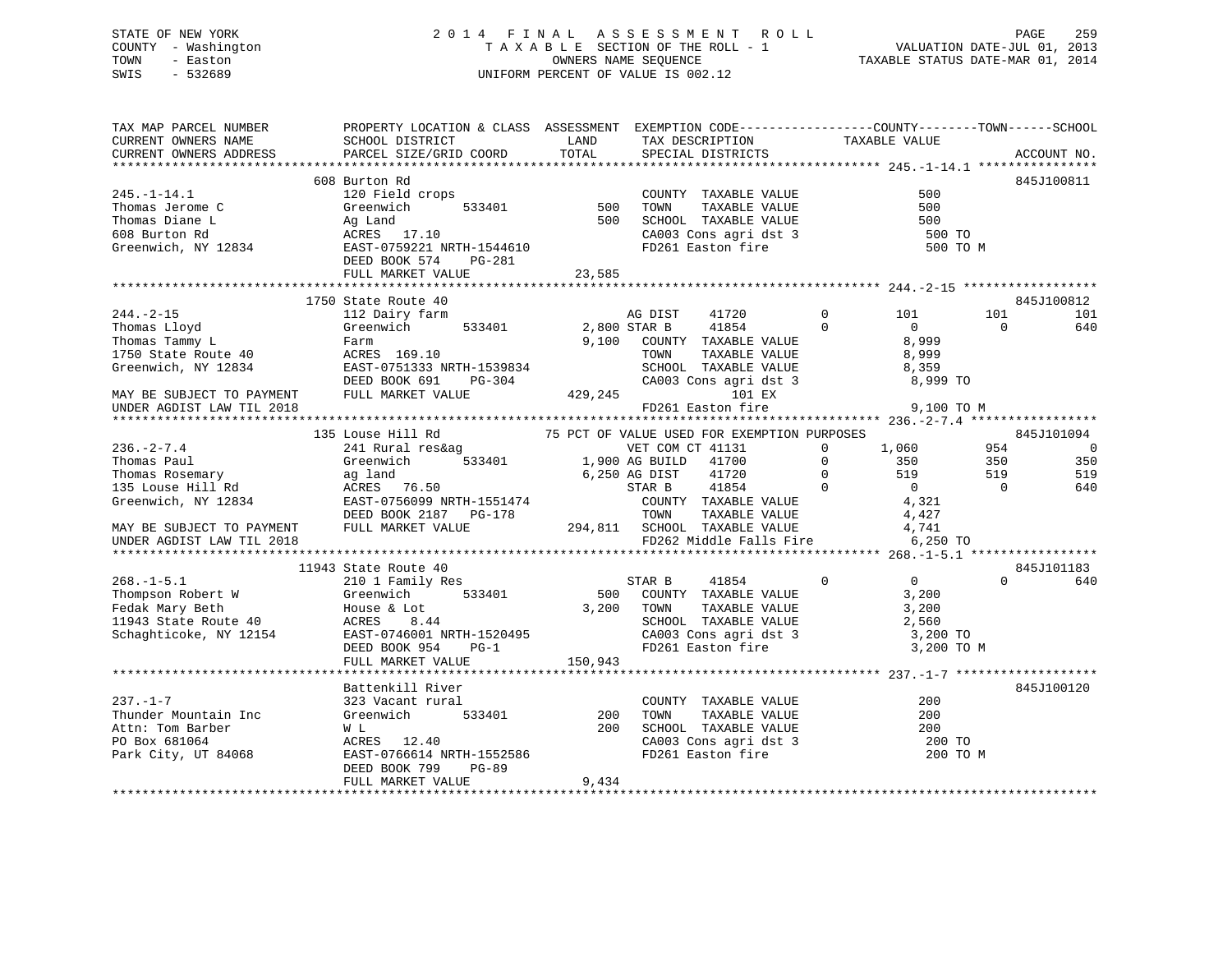STATE OF NEW YORK
COUNTY - Washington
TOWN - Easton
SWIS - 532689

# 2014 FINAL ASSESSMENT ROLL
TAXABLE SECTION OF THE ROLL - 1
OWNERS NAME SEQUENCE
UNIFORM PERCENT OF VALUE IS 002.12

VALUATION DATE-JUL 01, 2013
TAXABLE STATUS DATE-MAR 01, 2014

| TAX MAP PARCEL NUMBER / CURRENT OWNERS NAME / CURRENT OWNERS ADDRESS | PROPERTY LOCATION & CLASS / SCHOOL DISTRICT / PARCEL SIZE/GRID COORD | ASSESSMENT LAND / TOTAL | EXEMPTION CODE / TAX DESCRIPTION / SPECIAL DISTRICTS | COUNTY TAXABLE VALUE | TOWN | SCHOOL | ACCOUNT NO. |
|---|---|---|---|---|---|---|---|
| **245.-1-14.1** | 608 Burton Rd | | | | | | 845J100811 |
| 245.-1-14.1 | 120 Field crops | | COUNTY TAXABLE VALUE | 500 | | | |
| Thomas Jerome C | Greenwich 533401 | 500 | TOWN TAXABLE VALUE | 500 | | | |
| Thomas Diane L | Ag Land | 500 | SCHOOL TAXABLE VALUE | 500 | | | |
| 608 Burton Rd | ACRES 17.10 | | CA003 Cons agri dst 3 | 500 TO | | | |
| Greenwich, NY 12834 | EAST-0759221 NRTH-1544610 | | FD261 Easton fire | 500 TO M | | | |
| | DEED BOOK 574 PG-281 | | | | | | |
| | FULL MARKET VALUE | 23,585 | | | | | |
| **244.-2-15** | 1750 State Route 40 | | | | | | 845J100812 |
| 244.-2-15 | 112 Dairy farm | | AG DIST 41720 0 | 101 | 101 | 101 | |
| Thomas Lloyd | Greenwich 533401 | 2,800 | STAR B 41854 0 | 0 | 0 | 640 | |
| Thomas Tammy L | Farm | 9,100 | COUNTY TAXABLE VALUE | 8,999 | | | |
| 1750 State Route 40 | ACRES 169.10 | | TOWN TAXABLE VALUE | 8,999 | | | |
| Greenwich, NY 12834 | EAST-0751333 NRTH-1539834 | | SCHOOL TAXABLE VALUE | 8,359 | | | |
| | DEED BOOK 691 PG-304 | | CA003 Cons agri dst 3 | 8,999 TO | | | |
| MAY BE SUBJECT TO PAYMENT | FULL MARKET VALUE | 429,245 | 101 EX | | | | |
| UNDER AGDIST LAW TIL 2018 | | | FD261 Easton fire | 9,100 TO M | | | |
| **236.-2-7.4** | 135 Louse Hill Rd | | 75 PCT OF VALUE USED FOR EXEMPTION PURPOSES | | | | 845J101094 |
| 236.-2-7.4 | 241 Rural res&ag | | VET COM CT 41131 0 | 1,060 | 954 | 0 | |
| Thomas Paul | Greenwich 533401 | 1,900 | AG BUILD 41700 0 | 350 | 350 | 350 | |
| Thomas Rosemary | ag land | 6,250 | AG DIST 41720 0 | 519 | 519 | 519 | |
| 135 Louse Hill Rd | ACRES 76.50 | | STAR B 41854 0 | 0 | 0 | 640 | |
| Greenwich, NY 12834 | EAST-0756099 NRTH-1551474 | | COUNTY TAXABLE VALUE | 4,321 | | | |
| | DEED BOOK 2187 PG-178 | | TOWN TAXABLE VALUE | 4,427 | | | |
| MAY BE SUBJECT TO PAYMENT | FULL MARKET VALUE | 294,811 | SCHOOL TAXABLE VALUE | 4,741 | | | |
| UNDER AGDIST LAW TIL 2018 | | | FD262 Middle Falls Fire | 6,250 TO | | | |
| **268.-1-5.1** | 11943 State Route 40 | | | | | | 845J101183 |
| 268.-1-5.1 | 210 1 Family Res | | STAR B 41854 0 | 0 | 0 | 640 | |
| Thompson Robert W | Greenwich 533401 | 500 | COUNTY TAXABLE VALUE | 3,200 | | | |
| Fedak Mary Beth | House & Lot | 3,200 | TOWN TAXABLE VALUE | 3,200 | | | |
| 11943 State Route 40 | ACRES 8.44 | | SCHOOL TAXABLE VALUE | 2,560 | | | |
| Schaghticoke, NY 12154 | EAST-0746001 NRTH-1520495 | | CA003 Cons agri dst 3 | 3,200 TO | | | |
| | DEED BOOK 954 PG-1 | | FD261 Easton fire | 3,200 TO M | | | |
| | FULL MARKET VALUE | 150,943 | | | | | |
| **237.-1-7** | Battenkill River | | | | | | 845J100120 |
| 237.-1-7 | 323 Vacant rural | | COUNTY TAXABLE VALUE | 200 | | | |
| Thunder Mountain Inc | Greenwich 533401 | 200 | TOWN TAXABLE VALUE | 200 | | | |
| Attn: Tom Barber | W L | 200 | SCHOOL TAXABLE VALUE | 200 | | | |
| PO Box 681064 | ACRES 12.40 | | CA003 Cons agri dst 3 | 200 TO | | | |
| Park City, UT 84068 | EAST-0766614 NRTH-1552586 | | FD261 Easton fire | 200 TO M | | | |
| | DEED BOOK 799 PG-89 | | | | | | |
| | FULL MARKET VALUE | 9,434 | | | | | |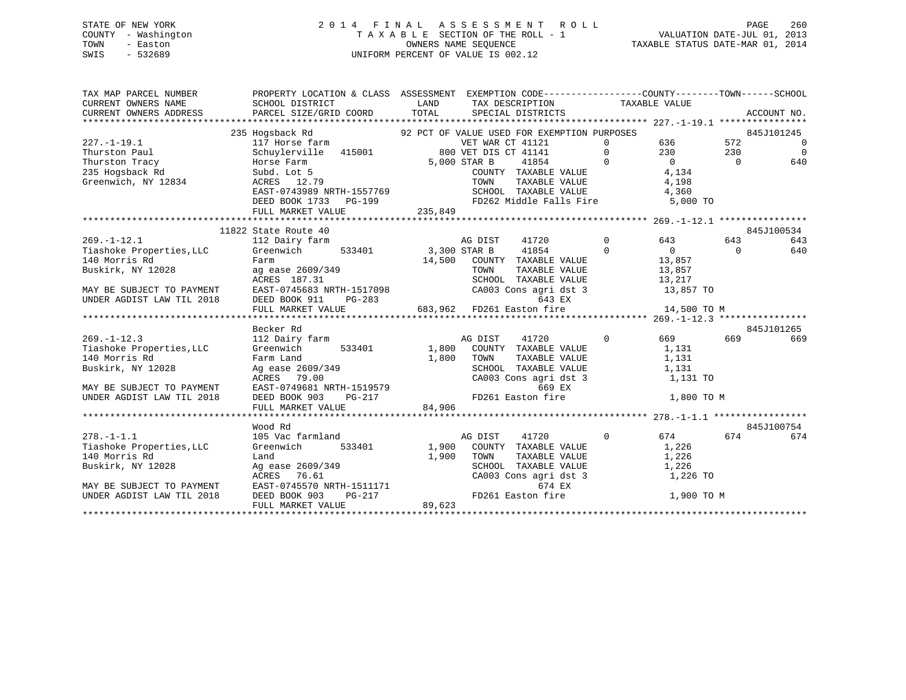STATE OF NEW YORK
COUNTY - Washington
TOWN - Easton
SWIS - 532689

2 0 1 4 F I N A L A S S E S S M E N T R O L L
T A X A B L E SECTION OF THE ROLL - 1
OWNERS NAME SEQUENCE
UNIFORM PERCENT OF VALUE IS 002.12

VALUATION DATE-JUL 01, 2013
TAXABLE STATUS DATE-MAR 01, 2014

```
TAX MAP PARCEL NUMBER        PROPERTY LOCATION & CLASS  ASSESSMENT  EXEMPTION CODE------------------COUNTY--------TOWN------SCHOOL
CURRENT OWNERS NAME          SCHOOL DISTRICT               LAND      TAX DESCRIPTION            TAXABLE VALUE
CURRENT OWNERS ADDRESS       PARCEL SIZE/GRID COORD       TOTAL      SPECIAL DISTRICTS                                   ACCOUNT NO.
******************************************************************************************************* 227.-1-19.1 ****************
                         235 Hogsback Rd                  92 PCT OF VALUE USED FOR EXEMPTION PURPOSES                   845J101245
227.-1-19.1                  117 Horse farm                        VET WAR CT 41121        0         636         572           0
Thurston Paul                Schuylerville   415001          800 VET DIS CT 41141        0         230         230           0
Thurston Tracy               Horse Farm                    5,000 STAR B     41854        0           0           0         640
235 Hogsback Rd              Subd. Lot 5                           COUNTY  TAXABLE VALUE               4,134
Greenwich, NY 12834          ACRES  12.79                          TOWN    TAXABLE VALUE               4,198
                             EAST-0743989 NRTH-1557769             SCHOOL  TAXABLE VALUE               4,360
                             DEED BOOK 1733   PG-199               FD262 Middle Falls Fire              5,000 TO
                             FULL MARKET VALUE             235,849
******************************************************************************************************* 269.-1-12.1 ****************
                         11822 State Route 40                                                                    845J100534
269.-1-12.1                  112 Dairy farm                        AG DIST    41720        0         643         643         643
Tiashoke Properties,LLC      Greenwich       533401        3,300 STAR B     41854        0           0           0         640
140 Morris Rd                Farm                         14,500   COUNTY  TAXABLE VALUE              13,857
Buskirk, NY 12028            ag ease 2609/349                      TOWN    TAXABLE VALUE              13,857
                             ACRES 187.31                          SCHOOL  TAXABLE VALUE              13,217
MAY BE SUBJECT TO PAYMENT    EAST-0745683 NRTH-1517098             CA003 Cons agri dst 3              13,857 TO
UNDER AGDIST LAW TIL 2018    DEED BOOK 911    PG-283                         643 EX
                             FULL MARKET VALUE             683,962 FD261 Easton fire                  14,500 TO M
******************************************************************************************************* 269.-1-12.3 ****************
                             Becker Rd                                                                           845J101265
269.-1-12.3                  112 Dairy farm                        AG DIST    41720        0         669         669         669
Tiashoke Properties,LLC      Greenwich       533401        1,800   COUNTY  TAXABLE VALUE               1,131
140 Morris Rd                Farm Land                     1,800   TOWN    TAXABLE VALUE               1,131
Buskirk, NY 12028            Ag ease 2609/349                      SCHOOL  TAXABLE VALUE               1,131
                             ACRES  79.00                          CA003 Cons agri dst 3               1,131 TO
MAY BE SUBJECT TO PAYMENT    EAST-0749681 NRTH-1519579                       669 EX
UNDER AGDIST LAW TIL 2018    DEED BOOK 903    PG-217               FD261 Easton fire                   1,800 TO M
                             FULL MARKET VALUE              84,906
******************************************************************************************************* 278.-1-1.1 *****************
                             Wood Rd                                                                             845J100754
278.-1-1.1                   105 Vac farmland                      AG DIST    41720        0         674         674         674
Tiashoke Properties,LLC      Greenwich       533401        1,900   COUNTY  TAXABLE VALUE               1,226
140 Morris Rd                Land                          1,900   TOWN    TAXABLE VALUE               1,226
Buskirk, NY 12028            Ag ease 2609/349                      SCHOOL  TAXABLE VALUE               1,226
                             ACRES  76.61                          CA003 Cons agri dst 3               1,226 TO
MAY BE SUBJECT TO PAYMENT    EAST-0745570 NRTH-1511171                       674 EX
UNDER AGDIST LAW TIL 2018    DEED BOOK 903    PG-217               FD261 Easton fire                   1,900 TO M
                             FULL MARKET VALUE              89,623
************************************************************************************************************************************
```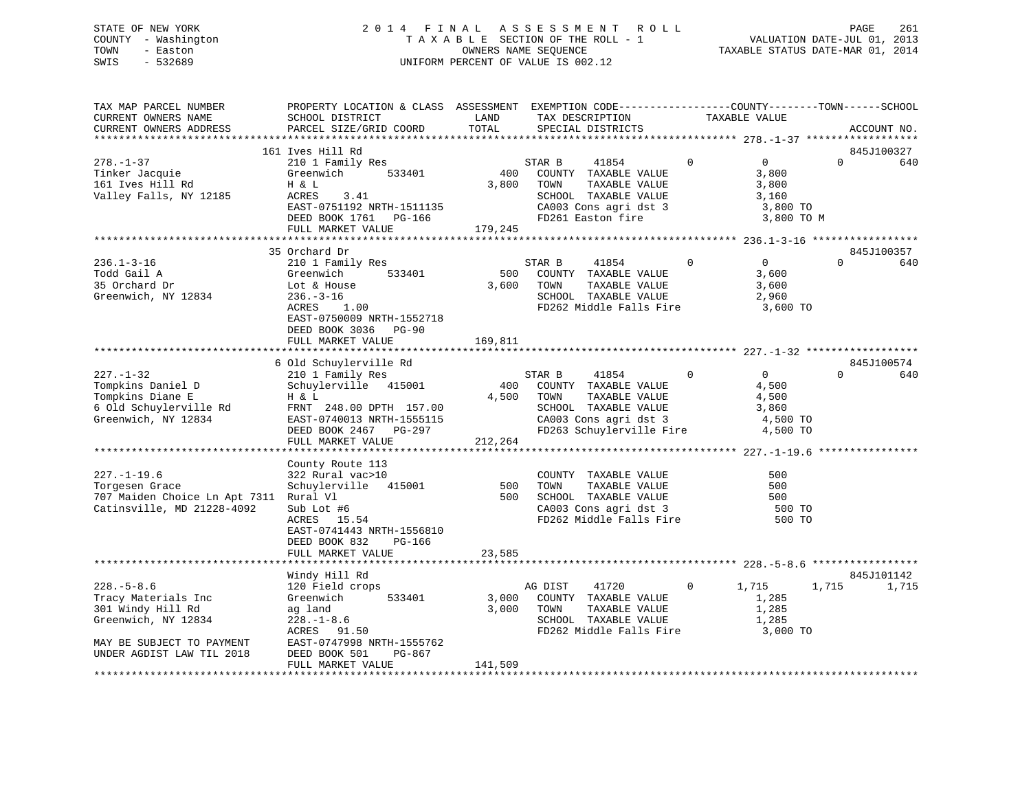STATE OF NEW YORK
COUNTY - Washington
TOWN - Easton
SWIS - 532689

2014 FINAL ASSESSMENT ROLL
TAXABLE SECTION OF THE ROLL - 1
OWNERS NAME SEQUENCE
UNIFORM PERCENT OF VALUE IS 002.12

VALUATION DATE-JUL 01, 2013
TAXABLE STATUS DATE-MAR 01, 2014

| TAX MAP PARCEL NUMBER / CURRENT OWNERS NAME / CURRENT OWNERS ADDRESS | PROPERTY LOCATION & CLASS / SCHOOL DISTRICT / PARCEL SIZE/GRID COORD | ASSESSMENT LAND / TOTAL | EXEMPTION CODE / TAX DESCRIPTION / SPECIAL DISTRICTS | COUNTY TAXABLE VALUE | TOWN | SCHOOL | ACCOUNT NO. |
|---|---|---|---|---|---|---|---|
| **278.-1-37** | 161 Ives Hill Rd | | | | | | 845J100327 |
| Tinker Jacquie | 210 1 Family Res | | STAR B 41854 0 | 0 | 0 | 640 | |
| 161 Ives Hill Rd | Greenwich 533401 | 400 | COUNTY TAXABLE VALUE | 3,800 | | | |
| Valley Falls, NY 12185 | H & L | 3,800 | TOWN TAXABLE VALUE | 3,800 | | | |
| | ACRES 3.41 | | SCHOOL TAXABLE VALUE | 3,160 | | | |
| | EAST-0751192 NRTH-1511135 | | CA003 Cons agri dst 3 | 3,800 TO | | | |
| | DEED BOOK 1761 PG-166 | | FD261 Easton fire | 3,800 TO M | | | |
| | FULL MARKET VALUE | 179,245 | | | | | |
| **236.1-3-16** | 35 Orchard Dr | | | | | | 845J100357 |
| Todd Gail A | 210 1 Family Res | | STAR B 41854 0 | 0 | 0 | 640 | |
| 35 Orchard Dr | Greenwich 533401 | 500 | COUNTY TAXABLE VALUE | 3,600 | | | |
| Greenwich, NY 12834 | Lot & House | 3,600 | TOWN TAXABLE VALUE | 3,600 | | | |
| | 236.-3-16 | | SCHOOL TAXABLE VALUE | 2,960 | | | |
| | ACRES 1.00 | | FD262 Middle Falls Fire | 3,600 TO | | | |
| | EAST-0750009 NRTH-1552718 | | | | | | |
| | DEED BOOK 3036 PG-90 | | | | | | |
| | FULL MARKET VALUE | 169,811 | | | | | |
| **227.-1-32** | 6 Old Schuylerville Rd | | | | | | 845J100574 |
| Tompkins Daniel D | 210 1 Family Res | | STAR B 41854 0 | 0 | 0 | 640 | |
| Tompkins Diane E | Schuylerville 415001 | 400 | COUNTY TAXABLE VALUE | 4,500 | | | |
| 6 Old Schuylerville Rd | H & L | 4,500 | TOWN TAXABLE VALUE | 4,500 | | | |
| Greenwich, NY 12834 | FRNT 248.00 DPTH 157.00 | | SCHOOL TAXABLE VALUE | 3,860 | | | |
| | EAST-0740013 NRTH-1555115 | | CA003 Cons agri dst 3 | 4,500 TO | | | |
| | DEED BOOK 2467 PG-297 | | FD263 Schuylerville Fire | 4,500 TO | | | |
| | FULL MARKET VALUE | 212,264 | | | | | |
| **227.-1-19.6** | County Route 113 | | | | | | |
| Torgesen Grace | 322 Rural vac>10 | | COUNTY TAXABLE VALUE | 500 | | | |
| 707 Maiden Choice Ln Apt 7311 | Schuylerville 415001 | 500 | TOWN TAXABLE VALUE | 500 | | | |
| Catinsville, MD 21228-4092 | Rural Vl | 500 | SCHOOL TAXABLE VALUE | 500 | | | |
| | Sub Lot #6 | | CA003 Cons agri dst 3 | 500 TO | | | |
| | ACRES 15.54 | | FD262 Middle Falls Fire | 500 TO | | | |
| | EAST-0741443 NRTH-1556810 | | | | | | |
| | DEED BOOK 832 PG-166 | | | | | | |
| | FULL MARKET VALUE | 23,585 | | | | | |
| **228.-5-8.6** | Windy Hill Rd | | | | | | 845J101142 |
| Tracy Materials Inc | 120 Field crops | | AG DIST 41720 0 | 1,715 | 1,715 | 1,715 | |
| 301 Windy Hill Rd | Greenwich 533401 | 3,000 | COUNTY TAXABLE VALUE | 1,285 | | | |
| Greenwich, NY 12834 | ag land | 3,000 | TOWN TAXABLE VALUE | 1,285 | | | |
| | 228.-1-8.6 | | SCHOOL TAXABLE VALUE | 1,285 | | | |
| | ACRES 91.50 | | FD262 Middle Falls Fire | 3,000 TO | | | |
| MAY BE SUBJECT TO PAYMENT | EAST-0747998 NRTH-1555762 | | | | | | |
| UNDER AGDIST LAW TIL 2018 | DEED BOOK 501 PG-867 | | | | | | |
| | FULL MARKET VALUE | 141,509 | | | | | |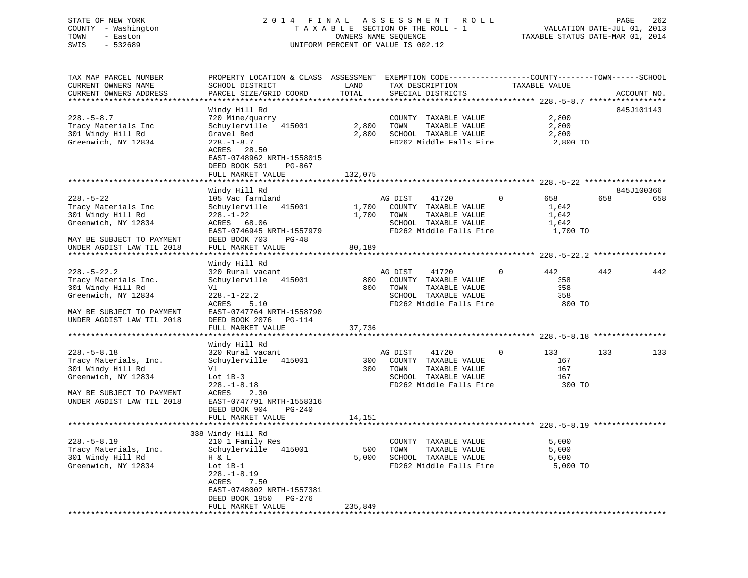STATE OF NEW YORK | 2014 FINAL ASSESSMENT ROLL | VALUATION DATE-JUL 01, 2013
COUNTY - Washington | TAXABLE SECTION OF THE ROLL - 1 | TAXABLE STATUS DATE-MAR 01, 2014
TOWN - Easton | OWNERS NAME SEQUENCE
SWIS - 532689 | UNIFORM PERCENT OF VALUE IS 002.12

| TAX MAP PARCEL NUMBER / CURRENT OWNERS NAME / CURRENT OWNERS ADDRESS | PROPERTY LOCATION & CLASS / SCHOOL DISTRICT / PARCEL SIZE/GRID COORD | ASSESSMENT LAND | TOTAL | EXEMPTION CODE / TAX DESCRIPTION / SPECIAL DISTRICTS | COUNTY TAXABLE VALUE | TOWN | SCHOOL | ACCOUNT NO. |
|---|---|---|---|---|---|---|---|---|
| **228.-5-8.7** | Windy Hill Rd | | | | | | | 845J101143 |
| 228.-5-8.7 | 720 Mine/quarry | | | COUNTY TAXABLE VALUE | 2,800 | | | |
| Tracy Materials Inc | Schuylerville 415001 | 2,800 | | TOWN TAXABLE VALUE | 2,800 | | | |
| 301 Windy Hill Rd | Gravel Bed | | 2,800 | SCHOOL TAXABLE VALUE | 2,800 | | | |
| Greenwich, NY 12834 | 228.-1-8.7 | | | FD262 Middle Falls Fire | 2,800 TO | | | |
| | ACRES 28.50 | | | | | | | |
| | EAST-0748962 NRTH-1558015 | | | | | | | |
| | DEED BOOK 501 PG-867 | | | | | | | |
| | FULL MARKET VALUE | | 132,075 | | | | | |
| **228.-5-22** | Windy Hill Rd | | | | | | | 845J100366 |
| 228.-5-22 | 105 Vac farmland | | | AG DIST 41720 0 | 658 | 658 | 658 | |
| Tracy Materials Inc | Schuylerville 415001 | 1,700 | | COUNTY TAXABLE VALUE | 1,042 | | | |
| 301 Windy Hill Rd | 228.-1-22 | | 1,700 | TOWN TAXABLE VALUE | 1,042 | | | |
| Greenwich, NY 12834 | ACRES 68.06 | | | SCHOOL TAXABLE VALUE | 1,042 | | | |
| | EAST-0746945 NRTH-1557979 | | | FD262 Middle Falls Fire | 1,700 TO | | | |
| MAY BE SUBJECT TO PAYMENT | DEED BOOK 703 PG-48 | | | | | | | |
| UNDER AGDIST LAW TIL 2018 | FULL MARKET VALUE | | 80,189 | | | | | |
| **228.-5-22.2** | Windy Hill Rd | | | | | | | |
| 228.-5-22.2 | 320 Rural vacant | | | AG DIST 41720 0 | 442 | 442 | 442 | |
| Tracy Materials Inc. | Schuylerville 415001 | 800 | | COUNTY TAXABLE VALUE | 358 | | | |
| 301 Windy Hill Rd | Vl | | 800 | TOWN TAXABLE VALUE | 358 | | | |
| Greenwich, NY 12834 | 228.-1-22.2 | | | SCHOOL TAXABLE VALUE | 358 | | | |
| | ACRES 5.10 | | | FD262 Middle Falls Fire | 800 TO | | | |
| MAY BE SUBJECT TO PAYMENT | EAST-0747764 NRTH-1558790 | | | | | | | |
| UNDER AGDIST LAW TIL 2018 | DEED BOOK 2076 PG-114 | | | | | | | |
| | FULL MARKET VALUE | | 37,736 | | | | | |
| **228.-5-8.18** | Windy Hill Rd | | | | | | | |
| 228.-5-8.18 | 320 Rural vacant | | | AG DIST 41720 0 | 133 | 133 | 133 | |
| Tracy Materials, Inc. | Schuylerville 415001 | 300 | | COUNTY TAXABLE VALUE | 167 | | | |
| 301 Windy Hill Rd | Vl | | 300 | TOWN TAXABLE VALUE | 167 | | | |
| Greenwich, NY 12834 | Lot 1B-3 | | | SCHOOL TAXABLE VALUE | 167 | | | |
| | 228.-1-8.18 | | | FD262 Middle Falls Fire | 300 TO | | | |
| MAY BE SUBJECT TO PAYMENT | ACRES 2.30 | | | | | | | |
| UNDER AGDIST LAW TIL 2018 | EAST-0747791 NRTH-1558316 | | | | | | | |
| | DEED BOOK 904 PG-240 | | | | | | | |
| | FULL MARKET VALUE | | 14,151 | | | | | |
| **228.-5-8.19** | 338 Windy Hill Rd | | | | | | | |
| 228.-5-8.19 | 210 1 Family Res | | | COUNTY TAXABLE VALUE | 5,000 | | | |
| Tracy Materials, Inc. | Schuylerville 415001 | 500 | | TOWN TAXABLE VALUE | 5,000 | | | |
| 301 Windy Hill Rd | H & L | | 5,000 | SCHOOL TAXABLE VALUE | 5,000 | | | |
| Greenwich, NY 12834 | Lot 1B-1 | | | FD262 Middle Falls Fire | 5,000 TO | | | |
| | 228.-1-8.19 | | | | | | | |
| | ACRES 7.50 | | | | | | | |
| | EAST-0748002 NRTH-1557381 | | | | | | | |
| | DEED BOOK 1950 PG-276 | | | | | | | |
| | FULL MARKET VALUE | | 235,849 | | | | | |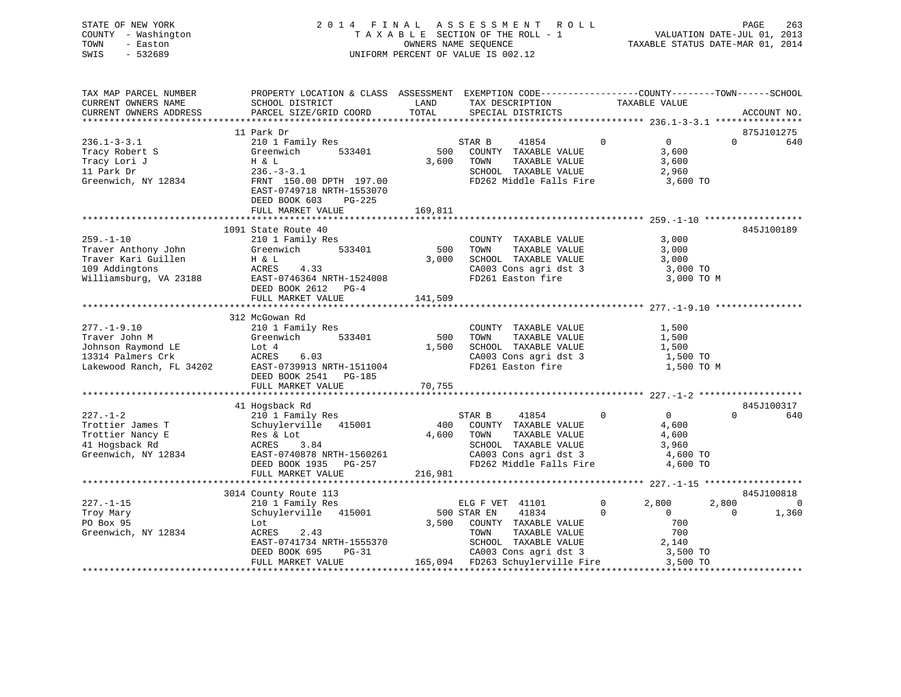STATE OF NEW YORK
COUNTY - Washington
TOWN - Easton
SWIS - 532689

2014 FINAL ASSESSMENT ROLL
TAXABLE SECTION OF THE ROLL - 1
OWNERS NAME SEQUENCE
UNIFORM PERCENT OF VALUE IS 002.12

VALUATION DATE-JUL 01, 2013
TAXABLE STATUS DATE-MAR 01, 2014

| TAX MAP PARCEL NUMBER / CURRENT OWNERS NAME / CURRENT OWNERS ADDRESS | PROPERTY LOCATION & CLASS / SCHOOL DISTRICT / PARCEL SIZE/GRID COORD | ASSESSMENT LAND / TOTAL | EXEMPTION CODE / TAX DESCRIPTION / SPECIAL DISTRICTS | COUNTY | TOWN | SCHOOL TAXABLE VALUE | ACCOUNT NO. |
|---|---|---|---|---|---|---|---|
| **236.1-3-3.1** | 11 Park Dr | | | | | | 875J101275 |
| 236.1-3-3.1 | 210 1 Family Res | | STAR B 41854 0 | 0 | 0 | 640 | |
| Tracy Robert S | Greenwich 533401 | 500 | COUNTY TAXABLE VALUE | 3,600 | | | |
| Tracy Lori J | H & L | 3,600 | TOWN TAXABLE VALUE | | 3,600 | | |
| 11 Park Dr | 236.-3-3.1 | | SCHOOL TAXABLE VALUE | | | 2,960 | |
| Greenwich, NY 12834 | FRNT 150.00 DPTH 197.00 | | FD262 Middle Falls Fire | 3,600 TO | | | |
| | EAST-0749718 NRTH-1553070 | | | | | | |
| | DEED BOOK 603 PG-225 | | | | | | |
| | FULL MARKET VALUE | 169,811 | | | | | |
| **259.-1-10** | 1091 State Route 40 | | | | | | 845J100189 |
| 259.-1-10 | 210 1 Family Res | | COUNTY TAXABLE VALUE | 3,000 | | | |
| Traver Anthony John | Greenwich 533401 | 500 | TOWN TAXABLE VALUE | | 3,000 | | |
| Traver Kari Guillen | H & L | 3,000 | SCHOOL TAXABLE VALUE | | | 3,000 | |
| 109 Addingtons | ACRES 4.33 | | CA003 Cons agri dst 3 | 3,000 TO | | | |
| Williamsburg, VA 23188 | EAST-0746364 NRTH-1524008 | | FD261 Easton fire | 3,000 TO M | | | |
| | DEED BOOK 2612 PG-4 | | | | | | |
| | FULL MARKET VALUE | 141,509 | | | | | |
| **277.-1-9.10** | 312 McGowan Rd | | | | | | |
| 277.-1-9.10 | 210 1 Family Res | | COUNTY TAXABLE VALUE | 1,500 | | | |
| Traver John M | Greenwich 533401 | 500 | TOWN TAXABLE VALUE | | 1,500 | | |
| Johnson Raymond LE | Lot 4 | 1,500 | SCHOOL TAXABLE VALUE | | | 1,500 | |
| 13314 Palmers Crk | ACRES 6.03 | | CA003 Cons agri dst 3 | 1,500 TO | | | |
| Lakewood Ranch, FL 34202 | EAST-0739913 NRTH-1511004 | | FD261 Easton fire | 1,500 TO M | | | |
| | DEED BOOK 2541 PG-185 | | | | | | |
| | FULL MARKET VALUE | 70,755 | | | | | |
| **227.-1-2** | 41 Hogsback Rd | | | | | | 845J100317 |
| 227.-1-2 | 210 1 Family Res | | STAR B 41854 0 | 0 | 0 | 640 | |
| Trottier James T | Schuylerville 415001 | 400 | COUNTY TAXABLE VALUE | 4,600 | | | |
| Trottier Nancy E | Res & Lot | 4,600 | TOWN TAXABLE VALUE | | 4,600 | | |
| 41 Hogsback Rd | ACRES 3.84 | | SCHOOL TAXABLE VALUE | | | 3,960 | |
| Greenwich, NY 12834 | EAST-0740878 NRTH-1560261 | | CA003 Cons agri dst 3 | 4,600 TO | | | |
| | DEED BOOK 1935 PG-257 | | FD262 Middle Falls Fire | 4,600 TO | | | |
| | FULL MARKET VALUE | 216,981 | | | | | |
| **227.-1-15** | 3014 County Route 113 | | | | | | 845J100818 |
| 227.-1-15 | 210 1 Family Res | | ELG F VET 41101 0 | 2,800 | 2,800 | 0 | |
| Troy Mary | Schuylerville 415001 | 500 | STAR EN 41834 0 | 0 | 0 | 1,360 | |
| PO Box 95 | Lot | 3,500 | COUNTY TAXABLE VALUE | 700 | | | |
| Greenwich, NY 12834 | ACRES 2.43 | | TOWN TAXABLE VALUE | | 700 | | |
| | EAST-0741734 NRTH-1555370 | | SCHOOL TAXABLE VALUE | | | 2,140 | |
| | DEED BOOK 695 PG-31 | | CA003 Cons agri dst 3 | 3,500 TO | | | |
| | FULL MARKET VALUE | 165,094 | FD263 Schuylerville Fire | 3,500 TO | | | |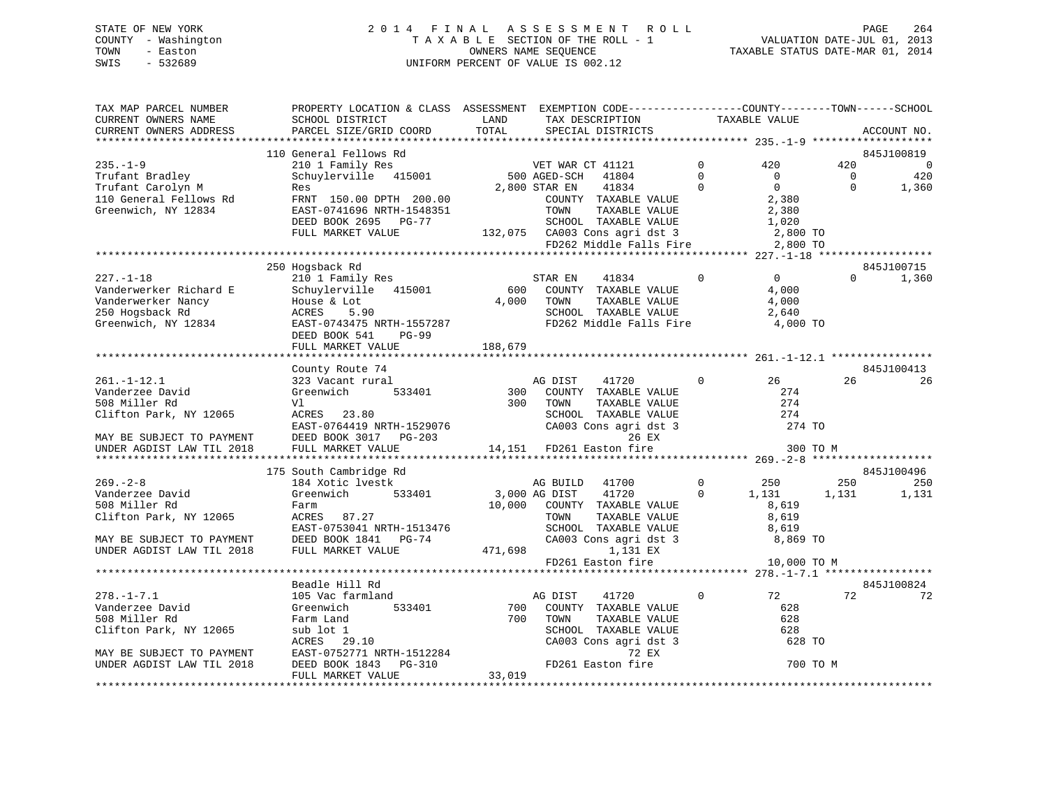STATE OF NEW YORK
COUNTY - Washington
TOWN - Easton
SWIS - 532689

2014 FINAL ASSESSMENT ROLL
TAXABLE SECTION OF THE ROLL - 1
OWNERS NAME SEQUENCE
UNIFORM PERCENT OF VALUE IS 002.12

VALUATION DATE-JUL 01, 2013
TAXABLE STATUS DATE-MAR 01, 2014

```
TAX MAP PARCEL NUMBER          PROPERTY LOCATION & CLASS  ASSESSMENT  EXEMPTION CODE------------------COUNTY--------TOWN------SCHOOL
CURRENT OWNERS NAME            SCHOOL DISTRICT               LAND      TAX DESCRIPTION            TAXABLE VALUE
CURRENT OWNERS ADDRESS         PARCEL SIZE/GRID COORD        TOTAL     SPECIAL DISTRICTS                                  ACCOUNT NO.
*********************************************************************************************** 235.-1-9 *******************
                               110 General Fellows Rd                                                                     845J100819
235.-1-9                       210 1 Family Res                   VET WAR CT 41121        0          420         420            0
Trufant Bradley                Schuylerville  415001          500 AGED-SCH   41804        0            0           0          420
Trufant Carolyn M              Res                          2,800 STAR EN    41834        0            0           0        1,360
110 General Fellows Rd         FRNT 150.00 DPTH 200.00             COUNTY  TAXABLE VALUE           2,380
Greenwich, NY 12834            EAST-0741696 NRTH-1548351           TOWN    TAXABLE VALUE           2,380
                               DEED BOOK 2695   PG-77              SCHOOL  TAXABLE VALUE           1,020
                               FULL MARKET VALUE            132,075  CA003 Cons agri dst 3           2,800 TO
                                                                   FD262 Middle Falls Fire          2,800 TO
*********************************************************************************************** 227.-1-18 ******************
                               250 Hogsback Rd                                                                            845J100715
227.-1-18                      210 1 Family Res                   STAR EN    41834        0            0           0        1,360
Vanderwerker Richard E         Schuylerville  415001          600  COUNTY  TAXABLE VALUE           4,000
Vanderwerker Nancy             House & Lot                  4,000  TOWN    TAXABLE VALUE           4,000
250 Hogsback Rd                ACRES    5.90                       SCHOOL  TAXABLE VALUE           2,640
Greenwich, NY 12834            EAST-0743475 NRTH-1557287           FD262 Middle Falls Fire          4,000 TO
                               DEED BOOK 541    PG-99
                               FULL MARKET VALUE            188,679
*********************************************************************************************** 261.-1-12.1 ****************
                               County Route 74                                                                            845J100413
261.-1-12.1                    323 Vacant rural                   AG DIST    41720        0           26          26           26
Vanderzee David                Greenwich      533401          300  COUNTY  TAXABLE VALUE             274
508 Miller Rd                  Vl                             300  TOWN    TAXABLE VALUE             274
Clifton Park, NY 12065         ACRES   23.80                       SCHOOL  TAXABLE VALUE             274
                               EAST-0764419 NRTH-1529076           CA003 Cons agri dst 3             274 TO
MAY BE SUBJECT TO PAYMENT      DEED BOOK 3017   PG-203                         26 EX
UNDER AGDIST LAW TIL 2018      FULL MARKET VALUE             14,151  FD261 Easton fire                  300 TO M
*********************************************************************************************** 269.-2-8 *******************
                               175 South Cambridge Rd                                                                     845J100496
269.-2-8                       184 Xotic lvestk                   AG BUILD   41700        0          250         250          250
Vanderzee David                Greenwich      533401        3,000 AG DIST    41720        0        1,131       1,131        1,131
508 Miller Rd                  Farm                        10,000  COUNTY  TAXABLE VALUE           8,619
Clifton Park, NY 12065         ACRES   87.27                       TOWN    TAXABLE VALUE           8,619
                               EAST-0753041 NRTH-1513476           SCHOOL  TAXABLE VALUE           8,619
MAY BE SUBJECT TO PAYMENT      DEED BOOK 1841   PG-74              CA003 Cons agri dst 3           8,869 TO
UNDER AGDIST LAW TIL 2018      FULL MARKET VALUE            471,698              1,131 EX
                                                                   FD261 Easton fire               10,000 TO M
*********************************************************************************************** 278.-1-7.1 *****************
                               Beadle Hill Rd                                                                             845J100824
278.-1-7.1                     105 Vac farmland                   AG DIST    41720        0           72          72           72
Vanderzee David                Greenwich      533401          700  COUNTY  TAXABLE VALUE             628
508 Miller Rd                  Farm Land                      700  TOWN    TAXABLE VALUE             628
Clifton Park, NY 12065         sub lot 1                           SCHOOL  TAXABLE VALUE             628
                               ACRES   29.10                       CA003 Cons agri dst 3             628 TO
MAY BE SUBJECT TO PAYMENT      EAST-0752771 NRTH-1512284                        72 EX
UNDER AGDIST LAW TIL 2018      DEED BOOK 1843   PG-310             FD261 Easton fire                  700 TO M
                               FULL MARKET VALUE             33,019
******************************************************************************************************************************
```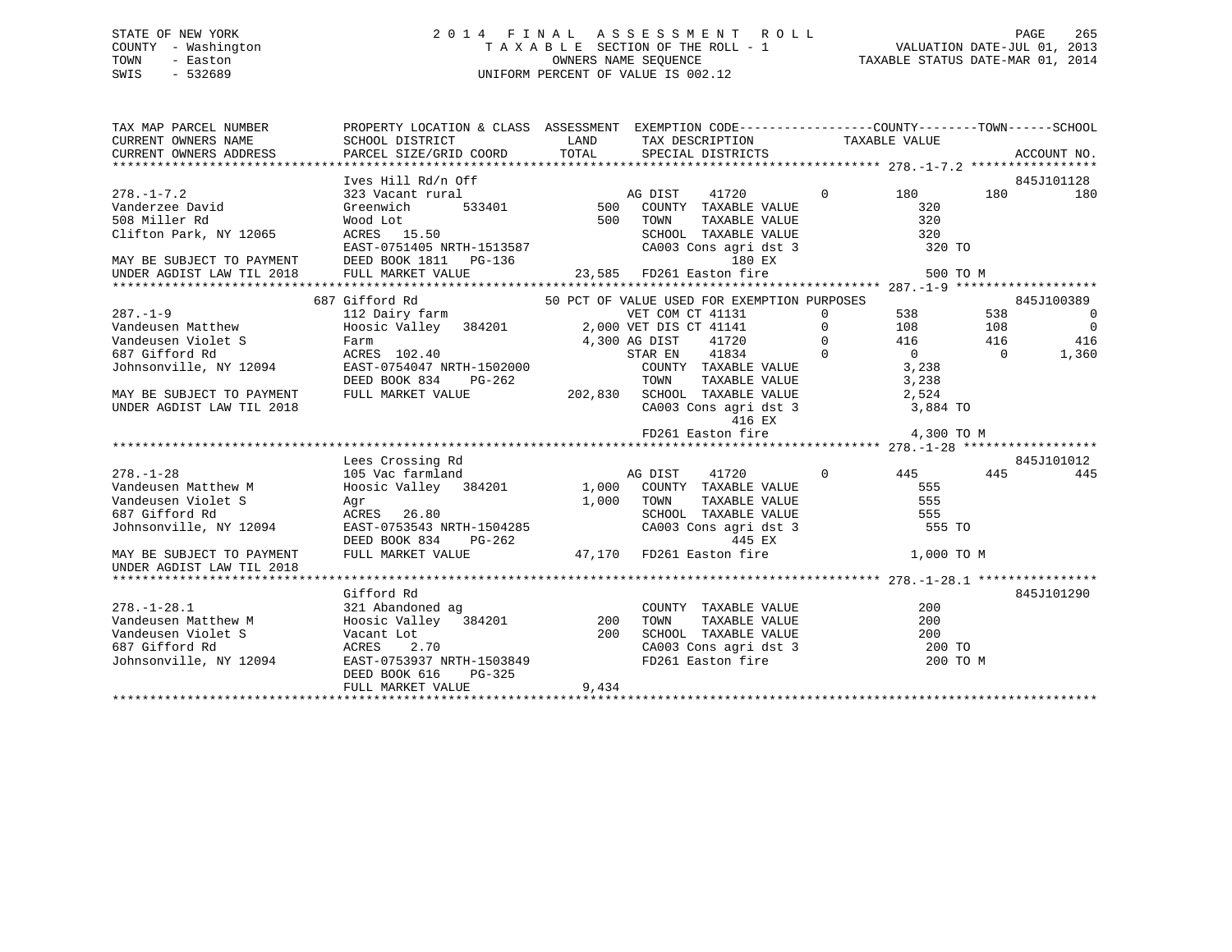STATE OF NEW YORK
COUNTY - Washington
TOWN - Easton
SWIS - 532689

2 0 1 4 F I N A L A S S E S S M E N T R O L L
T A X A B L E SECTION OF THE ROLL - 1
OWNERS NAME SEQUENCE
UNIFORM PERCENT OF VALUE IS 002.12

VALUATION DATE-JUL 01, 2013
TAXABLE STATUS DATE-MAR 01, 2014

```
TAX MAP PARCEL NUMBER          PROPERTY LOCATION & CLASS  ASSESSMENT  EXEMPTION CODE------------------COUNTY--------TOWN------SCHOOL
CURRENT OWNERS NAME            SCHOOL DISTRICT               LAND      TAX DESCRIPTION            TAXABLE VALUE
CURRENT OWNERS ADDRESS         PARCEL SIZE/GRID COORD       TOTAL      SPECIAL DISTRICTS                                    ACCOUNT NO.
******************************************************************************************************* 278.-1-7.2 *****************
                               Ives Hill Rd/n Off                                                                         845J101128
278.-1-7.2                     323 Vacant rural                       AG DIST    41720        0        180         180         180
Vanderzee David                Greenwich       533401        500     COUNTY  TAXABLE VALUE              320
508 Miller Rd                  Wood Lot                      500     TOWN    TAXABLE VALUE              320
Clifton Park, NY 12065         ACRES  15.50                           SCHOOL  TAXABLE VALUE              320
                               EAST-0751405 NRTH-1513587              CA003 Cons agri dst 3               320 TO
MAY BE SUBJECT TO PAYMENT      DEED BOOK 1811   PG-136                      180 EX
UNDER AGDIST LAW TIL 2018      FULL MARKET VALUE           23,585     FD261 Easton fire                   500 TO M
******************************************************************************************************* 287.-1-9 *******************
                           687 Gifford Rd              50 PCT OF VALUE USED FOR EXEMPTION PURPOSES                          845J100389
287.-1-9                       112 Dairy farm                         VET COM CT 41131     0        538         538           0
Vandeusen Matthew              Hoosic Valley   384201      2,000 VET DIS CT 41141     0        108         108           0
Vandeusen Violet S             Farm                        4,300 AG DIST    41720     0        416         416         416
687 Gifford Rd                 ACRES 102.40                           STAR EN    41834     0          0           0       1,360
Johnsonville, NY 12094         EAST-0754047 NRTH-1502000              COUNTY  TAXABLE VALUE            3,238
                               DEED BOOK 834    PG-262                TOWN    TAXABLE VALUE            3,238
MAY BE SUBJECT TO PAYMENT      FULL MARKET VALUE          202,830     SCHOOL  TAXABLE VALUE            2,524
UNDER AGDIST LAW TIL 2018                                             CA003 Cons agri dst 3             3,884 TO
                                                                            416 EX
                                                                      FD261 Easton fire                 4,300 TO M
******************************************************************************************************* 278.-1-28 ******************
                               Lees Crossing Rd                                                                           845J101012
278.-1-28                      105 Vac farmland                       AG DIST    41720        0        445         445         445
Vandeusen Matthew M            Hoosic Valley   384201      1,000     COUNTY  TAXABLE VALUE              555
Vandeusen Violet S             Agr                         1,000     TOWN    TAXABLE VALUE              555
687 Gifford Rd                 ACRES  26.80                           SCHOOL  TAXABLE VALUE              555
Johnsonville, NY 12094         EAST-0753543 NRTH-1504285              CA003 Cons agri dst 3               555 TO
                               DEED BOOK 834    PG-262                      445 EX
MAY BE SUBJECT TO PAYMENT      FULL MARKET VALUE           47,170     FD261 Easton fire                 1,000 TO M
UNDER AGDIST LAW TIL 2018
******************************************************************************************************* 278.-1-28.1 ****************
                               Gifford Rd                                                                                 845J101290
278.-1-28.1                    321 Abandoned ag                       COUNTY  TAXABLE VALUE              200
Vandeusen Matthew M            Hoosic Valley   384201        200     TOWN    TAXABLE VALUE              200
Vandeusen Violet S             Vacant Lot                    200     SCHOOL  TAXABLE VALUE              200
687 Gifford Rd                 ACRES   2.70                           CA003 Cons agri dst 3               200 TO
Johnsonville, NY 12094         EAST-0753937 NRTH-1503849              FD261 Easton fire                   200 TO M
                               DEED BOOK 616    PG-325
                               FULL MARKET VALUE            9,434
************************************************************************************************************************************
```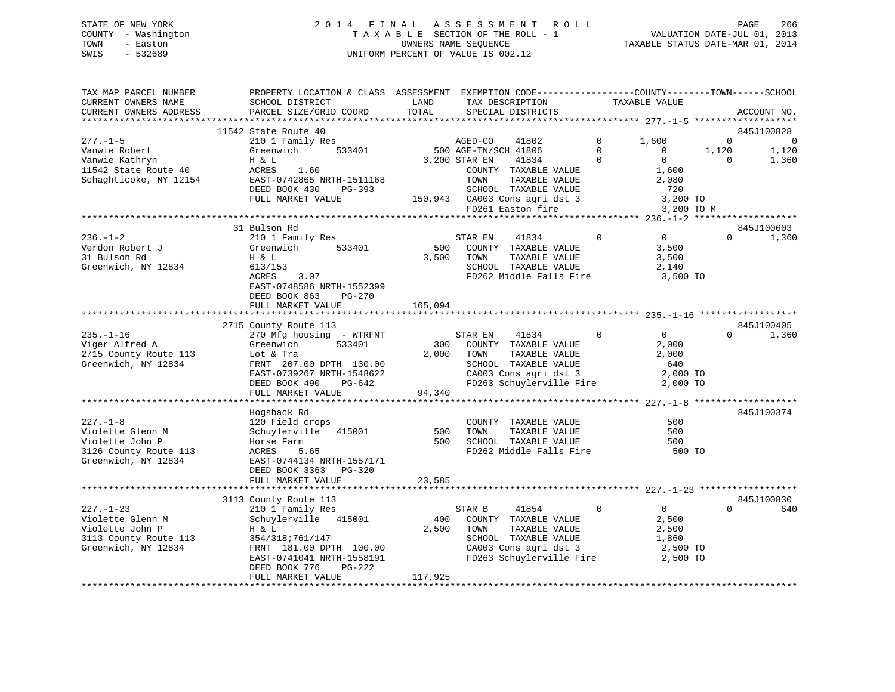STATE OF NEW YORK
COUNTY - Washington
TOWN - Easton
SWIS - 532689

2014 FINAL ASSESSMENT ROLL
TAXABLE SECTION OF THE ROLL - 1
OWNERS NAME SEQUENCE
UNIFORM PERCENT OF VALUE IS 002.12

VALUATION DATE-JUL 01, 2013
TAXABLE STATUS DATE-MAR 01, 2014

```
TAX MAP PARCEL NUMBER      PROPERTY LOCATION & CLASS  ASSESSMENT  EXEMPTION CODE------------------COUNTY--------TOWN------SCHOOL
CURRENT OWNERS NAME        SCHOOL DISTRICT               LAND      TAX DESCRIPTION            TAXABLE VALUE
CURRENT OWNERS ADDRESS     PARCEL SIZE/GRID COORD        TOTAL     SPECIAL DISTRICTS                                    ACCOUNT NO.
******************************************************************************************************* 277.-1-5 ******************
                      11542 State Route 40                                                                               845J100828
277.-1-5                   210 1 Family Res                     AGED-CO    41802        0       1,600          0             0
Vanwie Robert              Greenwich       533401          500 AGE-TN/SCH 41806        0           0      1,120         1,120
Vanwie Kathryn             H & L                         3,200 STAR EN    41834        0           0          0         1,360
11542 State Route 40       ACRES     1.60                       COUNTY  TAXABLE VALUE              1,600
Schaghticoke, NY 12154     EAST-0742865 NRTH-1511168            TOWN    TAXABLE VALUE              2,080
                           DEED BOOK 430    PG-393              SCHOOL  TAXABLE VALUE                720
                           FULL MARKET VALUE           150,943  CA003 Cons agri dst 3              3,200 TO
                                                                FD261 Easton fire                  3,200 TO M
******************************************************************************************************* 236.-1-2 ******************
                      31 Bulson Rd                                                                                       845J100603
236.-1-2                   210 1 Family Res                     STAR EN    41834        0           0          0         1,360
Verdon Robert J            Greenwich       533401          500  COUNTY  TAXABLE VALUE              3,500
31 Bulson Rd               H & L                         3,500  TOWN    TAXABLE VALUE              3,500
Greenwich, NY 12834        613/153                              SCHOOL  TAXABLE VALUE              2,140
                           ACRES     3.07                       FD262 Middle Falls Fire            3,500 TO
                           EAST-0748586 NRTH-1552399
                           DEED BOOK 863    PG-270
                           FULL MARKET VALUE           165,094
******************************************************************************************************* 235.-1-16 *****************
                      2715 County Route 113                                                                              845J100405
235.-1-16                  270 Mfg housing - WTRFNT             STAR EN    41834        0           0          0         1,360
Viger Alfred A             Greenwich       533401          300  COUNTY  TAXABLE VALUE              2,000
2715 County Route 113      Lot & Tra                     2,000  TOWN    TAXABLE VALUE              2,000
Greenwich, NY 12834        FRNT 207.00 DPTH 130.00              SCHOOL  TAXABLE VALUE                640
                           EAST-0739267 NRTH-1548622            CA003 Cons agri dst 3              2,000 TO
                           DEED BOOK 490    PG-642              FD263 Schuylerville Fire           2,000 TO
                           FULL MARKET VALUE            94,340
******************************************************************************************************* 227.-1-8 ******************
                      Hogsback Rd                                                                                        845J100374
227.-1-8                   120 Field crops                      COUNTY  TAXABLE VALUE                500
Violette Glenn M           Schuylerville   415001          500  TOWN    TAXABLE VALUE                500
Violette John P            Horse Farm                      500  SCHOOL  TAXABLE VALUE                500
3126 County Route 113      ACRES     5.65                       FD262 Middle Falls Fire              500 TO
Greenwich, NY 12834        EAST-0744134 NRTH-1557171
                           DEED BOOK 3363   PG-320
                           FULL MARKET VALUE            23,585
******************************************************************************************************* 227.-1-23 *****************
                      3113 County Route 113                                                                              845J100830
227.-1-23                  210 1 Family Res                     STAR B     41854        0           0          0           640
Violette Glenn M           Schuylerville   415001          400  COUNTY  TAXABLE VALUE              2,500
Violette John P            H & L                         2,500  TOWN    TAXABLE VALUE              2,500
3113 County Route 113      354/318;761/147                      SCHOOL  TAXABLE VALUE              1,860
Greenwich, NY 12834        FRNT 181.00 DPTH 100.00              CA003 Cons agri dst 3              2,500 TO
                           EAST-0741041 NRTH-1558191            FD263 Schuylerville Fire           2,500 TO
                           DEED BOOK 776    PG-222
                           FULL MARKET VALUE           117,925
************************************************************************************************************************************
```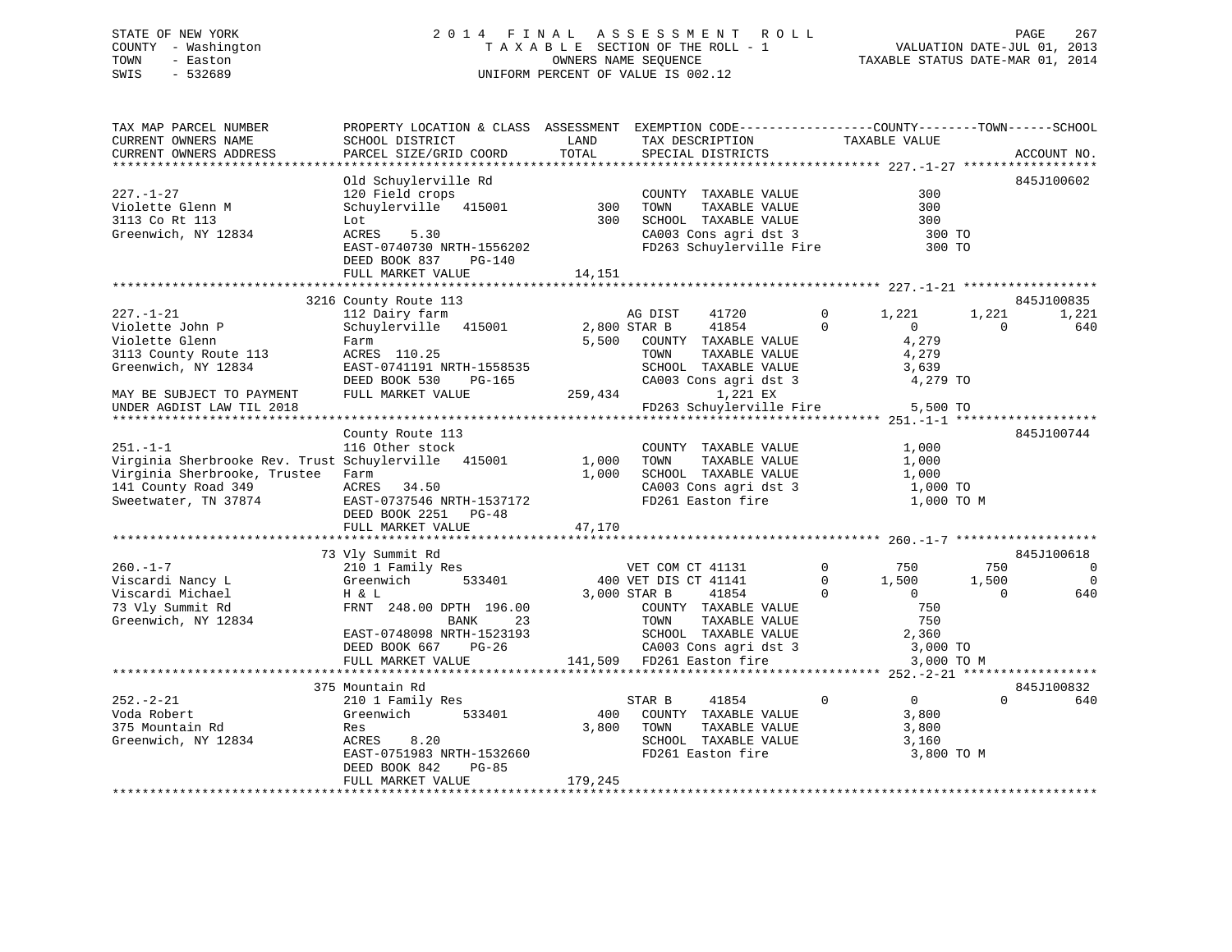STATE OF NEW YORK
COUNTY - Washington
TOWN - Easton
SWIS - 532689

2014 FINAL ASSESSMENT ROLL
TAXABLE SECTION OF THE ROLL - 1
OWNERS NAME SEQUENCE
UNIFORM PERCENT OF VALUE IS 002.12

VALUATION DATE-JUL 01, 2013
TAXABLE STATUS DATE-MAR 01, 2014

```
TAX MAP PARCEL NUMBER          PROPERTY LOCATION & CLASS  ASSESSMENT  EXEMPTION CODE------------------COUNTY--------TOWN------SCHOOL
CURRENT OWNERS NAME            SCHOOL DISTRICT               LAND      TAX DESCRIPTION            TAXABLE VALUE
CURRENT OWNERS ADDRESS         PARCEL SIZE/GRID COORD       TOTAL      SPECIAL DISTRICTS                                   ACCOUNT NO.
******************************************************************************************************* 227.-1-27 ******************
                               Old Schuylerville Rd                                                                     845J100602
227.-1-27                      120 Field crops                         COUNTY  TAXABLE VALUE                300
Violette Glenn M               Schuylerville   415001         300      TOWN    TAXABLE VALUE                300
3113 Co Rt 113                 Lot                            300      SCHOOL  TAXABLE VALUE                300
Greenwich, NY 12834            ACRES     5.30                          CA003 Cons agri dst 3                300 TO
                               EAST-0740730 NRTH-1556202               FD263 Schuylerville Fire              300 TO
                               DEED BOOK 837     PG-140
                               FULL MARKET VALUE              14,151
******************************************************************************************************* 227.-1-21 ******************
                               3216 County Route 113                                                                    845J100835
227.-1-21                      112 Dairy farm                          AG DIST     41720          0       1,221        1,221       1,221
Violette John P                Schuylerville   415001       2,800 STAR B      41854          0           0            0         640
Violette Glenn                 Farm                          5,500     COUNTY  TAXABLE VALUE              4,279
3113 County Route 113          ACRES  110.25                           TOWN    TAXABLE VALUE              4,279
Greenwich, NY 12834            EAST-0741191 NRTH-1558535               SCHOOL  TAXABLE VALUE              3,639
                               DEED BOOK 530     PG-165                CA003 Cons agri dst 3              4,279 TO
MAY BE SUBJECT TO PAYMENT      FULL MARKET VALUE             259,434         1,221 EX
UNDER AGDIST LAW TIL 2018                                              FD263 Schuylerville Fire            5,500 TO
******************************************************************************************************* 251.-1-1 *******************
                               County Route 113                                                                         845J100744
251.-1-1                       116 Other stock                         COUNTY  TAXABLE VALUE              1,000
Virginia Sherbrooke Rev. Trust Schuylerville   415001       1,000      TOWN    TAXABLE VALUE              1,000
Virginia Sherbrooke, Trustee   Farm                          1,000     SCHOOL  TAXABLE VALUE              1,000
141 County Road 349            ACRES   34.50                           CA003 Cons agri dst 3              1,000 TO
Sweetwater, TN 37874           EAST-0737546 NRTH-1537172               FD261 Easton fire                  1,000 TO M
                               DEED BOOK 2251    PG-48
                               FULL MARKET VALUE              47,170
******************************************************************************************************* 260.-1-7 *******************
                               73 Vly Summit Rd                                                                         845J100618
260.-1-7                       210 1 Family Res                        VET COM CT 41131          0         750          750           0
Viscardi Nancy L               Greenwich       533401          400 VET DIS CT 41141          0       1,500        1,500           0
Viscardi Michael               H & L                         3,000 STAR B      41854          0           0            0         640
73 Vly Summit Rd               FRNT  248.00 DPTH  196.00               COUNTY  TAXABLE VALUE                750
Greenwich, NY 12834                         BANK     23                TOWN    TAXABLE VALUE                750
                               EAST-0748098 NRTH-1523193               SCHOOL  TAXABLE VALUE              2,360
                               DEED BOOK 667     PG-26                 CA003 Cons agri dst 3              3,000 TO
                               FULL MARKET VALUE             141,509   FD261 Easton fire                  3,000 TO M
******************************************************************************************************* 252.-2-21 ******************
                               375 Mountain Rd                                                                          845J100832
252.-2-21                      210 1 Family Res                        STAR B      41854          0           0            0         640
Voda Robert                    Greenwich       533401          400     COUNTY  TAXABLE VALUE              3,800
375 Mountain Rd                Res                           3,800     TOWN    TAXABLE VALUE              3,800
Greenwich, NY 12834            ACRES     8.20                          SCHOOL  TAXABLE VALUE              3,160
                               EAST-0751983 NRTH-1532660               FD261 Easton fire                  3,800 TO M
                               DEED BOOK 842     PG-85
                               FULL MARKET VALUE             179,245
************************************************************************************************************************************
```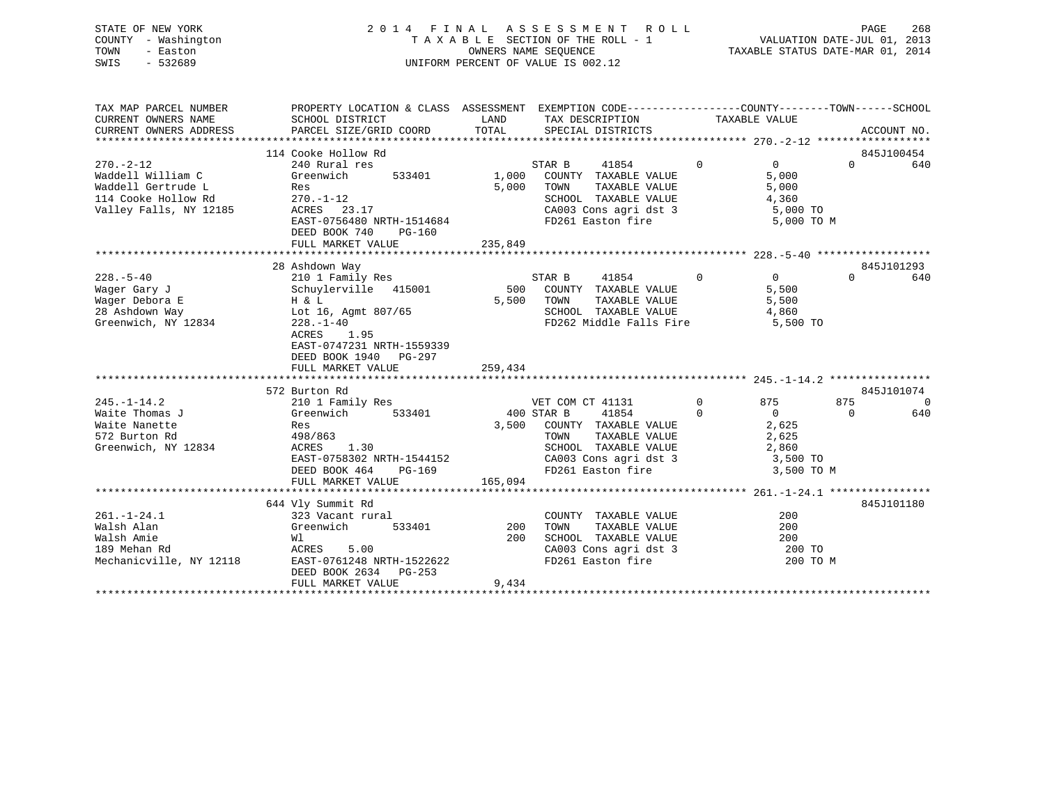STATE OF NEW YORK
COUNTY - Washington
TOWN - Easton
SWIS - 532689

2014 FINAL ASSESSMENT ROLL
TAXABLE SECTION OF THE ROLL - 1
OWNERS NAME SEQUENCE
UNIFORM PERCENT OF VALUE IS 002.12

VALUATION DATE-JUL 01, 2013
TAXABLE STATUS DATE-MAR 01, 2014

| TAX MAP PARCEL NUMBER / CURRENT OWNERS NAME / CURRENT OWNERS ADDRESS | PROPERTY LOCATION & CLASS / SCHOOL DISTRICT / PARCEL SIZE/GRID COORD | ASSESSMENT LAND / TOTAL | EXEMPTION CODE / TAX DESCRIPTION / SPECIAL DISTRICTS | COUNTY TAXABLE VALUE | TOWN | SCHOOL | ACCOUNT NO. |
|---|---|---|---|---|---|---|---|
| 270.-2-12 | 114 Cooke Hollow Rd | | | | | | 845J100454 |
| Waddell William C | 240 Rural res | | STAR B 41854 0 | 0 | 0 | 640 | |
| Waddell Gertrude L | Greenwich 533401 | 1,000 | COUNTY TAXABLE VALUE | 5,000 | | | |
| 114 Cooke Hollow Rd | Res | 5,000 | TOWN TAXABLE VALUE | 5,000 | | | |
| Valley Falls, NY 12185 | 270.-1-12 | | SCHOOL TAXABLE VALUE | 4,360 | | | |
| | ACRES 23.17 | | CA003 Cons agri dst 3 | 5,000 TO | | | |
| | EAST-0756480 NRTH-1514684 | | FD261 Easton fire | 5,000 TO M | | | |
| | DEED BOOK 740 PG-160 | | | | | | |
| | FULL MARKET VALUE | 235,849 | | | | | |
| 228.-5-40 | 28 Ashdown Way | | | | | | 845J101293 |
| Wager Gary J | 210 1 Family Res | | STAR B 41854 0 | 0 | 0 | 640 | |
| Wager Debora E | Schuylerville 415001 | 500 | COUNTY TAXABLE VALUE | 5,500 | | | |
| 28 Ashdown Way | H & L | 5,500 | TOWN TAXABLE VALUE | 5,500 | | | |
| Greenwich, NY 12834 | Lot 16, Agmt 807/65 | | SCHOOL TAXABLE VALUE | 4,860 | | | |
| | 228.-1-40 | | FD262 Middle Falls Fire | 5,500 TO | | | |
| | ACRES 1.95 | | | | | | |
| | EAST-0747231 NRTH-1559339 | | | | | | |
| | DEED BOOK 1940 PG-297 | | | | | | |
| | FULL MARKET VALUE | 259,434 | | | | | |
| 245.-1-14.2 | 572 Burton Rd | | | | | | 845J101074 |
| Waite Thomas J | 210 1 Family Res | | VET COM CT 41131 0 | 875 | 875 | 0 | |
| Waite Nanette | Greenwich 533401 | 400 | STAR B 41854 0 | 0 | 0 | 640 | |
| 572 Burton Rd | Res | 3,500 | COUNTY TAXABLE VALUE | 2,625 | | | |
| Greenwich, NY 12834 | 498/863 | | TOWN TAXABLE VALUE | 2,625 | | | |
| | ACRES 1.30 | | SCHOOL TAXABLE VALUE | 2,860 | | | |
| | EAST-0758302 NRTH-1544152 | | CA003 Cons agri dst 3 | 3,500 TO | | | |
| | DEED BOOK 464 PG-169 | | FD261 Easton fire | 3,500 TO M | | | |
| | FULL MARKET VALUE | 165,094 | | | | | |
| 261.-1-24.1 | 644 Vly Summit Rd | | | | | | 845J101180 |
| Walsh Alan | 323 Vacant rural | | COUNTY TAXABLE VALUE | 200 | | | |
| Walsh Amie | Greenwich 533401 | 200 | TOWN TAXABLE VALUE | 200 | | | |
| 189 Mehan Rd | Wl | 200 | SCHOOL TAXABLE VALUE | 200 | | | |
| Mechanicville, NY 12118 | ACRES 5.00 | | CA003 Cons agri dst 3 | 200 TO | | | |
| | EAST-0761248 NRTH-1522622 | | FD261 Easton fire | 200 TO M | | | |
| | DEED BOOK 2634 PG-253 | | | | | | |
| | FULL MARKET VALUE | 9,434 | | | | | |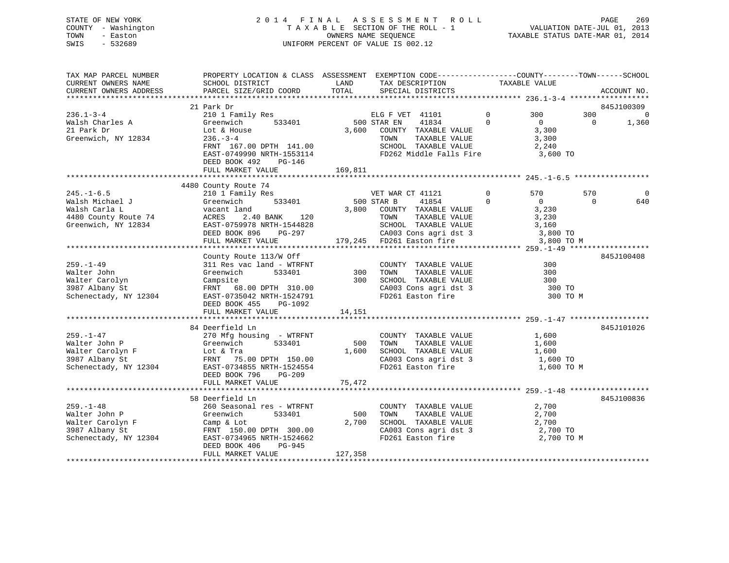STATE OF NEW YORK
COUNTY - Washington
TOWN - Easton
SWIS - 532689

2014 FINAL ASSESSMENT ROLL
TAXABLE SECTION OF THE ROLL - 1
OWNERS NAME SEQUENCE
UNIFORM PERCENT OF VALUE IS 002.12

VALUATION DATE-JUL 01, 2013
TAXABLE STATUS DATE-MAR 01, 2014

```
TAX MAP PARCEL NUMBER          PROPERTY LOCATION & CLASS  ASSESSMENT  EXEMPTION CODE------------------COUNTY--------TOWN------SCHOOL
CURRENT OWNERS NAME            SCHOOL DISTRICT              LAND       TAX DESCRIPTION            TAXABLE VALUE
CURRENT OWNERS ADDRESS         PARCEL SIZE/GRID COORD       TOTAL      SPECIAL DISTRICTS                                       ACCOUNT NO.
******************************************************************************************************* 236.1-3-4 ******************
                               21 Park Dr                                                                                  845J100309
236.1-3-4                      210 1 Family Res                        ELG F VET  41101        0        300        300             0
Walsh Charles A                Greenwich       533401         500 STAR EN    41834        0          0          0         1,360
21 Park Dr                     Lot & House                  3,600   COUNTY  TAXABLE VALUE              3,300
Greenwich, NY 12834            236.-3-4                              TOWN    TAXABLE VALUE              3,300
                               FRNT 167.00 DPTH 141.00               SCHOOL  TAXABLE VALUE              2,240
                               EAST-0749990 NRTH-1553114             FD262 Middle Falls Fire             3,600 TO
                               DEED BOOK 492    PG-146
                               FULL MARKET VALUE            169,811
******************************************************************************************************* 245.-1-6.5 *****************
                               4480 County Route 74
245.-1-6.5                     210 1 Family Res                        VET WAR CT 41121        0        570        570             0
Walsh Michael J                Greenwich       533401         500 STAR B     41854        0          0          0           640
Walsh Carla L                  vacant land                  3,800   COUNTY  TAXABLE VALUE              3,230
4480 County Route 74           ACRES    2.40 BANK    120             TOWN    TAXABLE VALUE              3,230
Greenwich, NY 12834            EAST-0759978 NRTH-1544828             SCHOOL  TAXABLE VALUE              3,160
                               DEED BOOK 896    PG-297               CA003 Cons agri dst 3               3,800 TO
                               FULL MARKET VALUE            179,245 FD261 Easton fire                   3,800 TO M
******************************************************************************************************* 259.-1-49 ******************
                               County Route 113/W Off                                                                      845J100408
259.-1-49                      311 Res vac land - WTRFNT               COUNTY  TAXABLE VALUE                300
Walter John                    Greenwich       533401         300   TOWN    TAXABLE VALUE                300
Walter Carolyn                 Campsite                       300   SCHOOL  TAXABLE VALUE                300
3987 Albany St                 FRNT   68.00 DPTH 310.00              CA003 Cons agri dst 3                 300 TO
Schenectady, NY 12304          EAST-0735042 NRTH-1524791             FD261 Easton fire                     300 TO M
                               DEED BOOK 455    PG-1092
                               FULL MARKET VALUE             14,151
******************************************************************************************************* 259.-1-47 ******************
                               84 Deerfield Ln                                                                             845J101026
259.-1-47                      270 Mfg housing  - WTRFNT               COUNTY  TAXABLE VALUE              1,600
Walter John P                  Greenwich       533401         500   TOWN    TAXABLE VALUE              1,600
Walter Carolyn F               Lot & Tra                    1,600   SCHOOL  TAXABLE VALUE              1,600
3987 Albany St                 FRNT   75.00 DPTH 150.00              CA003 Cons agri dst 3               1,600 TO
Schenectady, NY 12304          EAST-0734855 NRTH-1524554             FD261 Easton fire                   1,600 TO M
                               DEED BOOK 796    PG-209
                               FULL MARKET VALUE             75,472
******************************************************************************************************* 259.-1-48 ******************
                               58 Deerfield Ln                                                                             845J100836
259.-1-48                      260 Seasonal res - WTRFNT               COUNTY  TAXABLE VALUE              2,700
Walter John P                  Greenwich       533401         500   TOWN    TAXABLE VALUE              2,700
Walter Carolyn F               Camp & Lot                   2,700   SCHOOL  TAXABLE VALUE              2,700
3987 Albany St                 FRNT 150.00 DPTH 300.00               CA003 Cons agri dst 3               2,700 TO
Schenectady, NY 12304          EAST-0734965 NRTH-1524662             FD261 Easton fire                   2,700 TO M
                               DEED BOOK 406    PG-945
                               FULL MARKET VALUE            127,358
************************************************************************************************************************************
```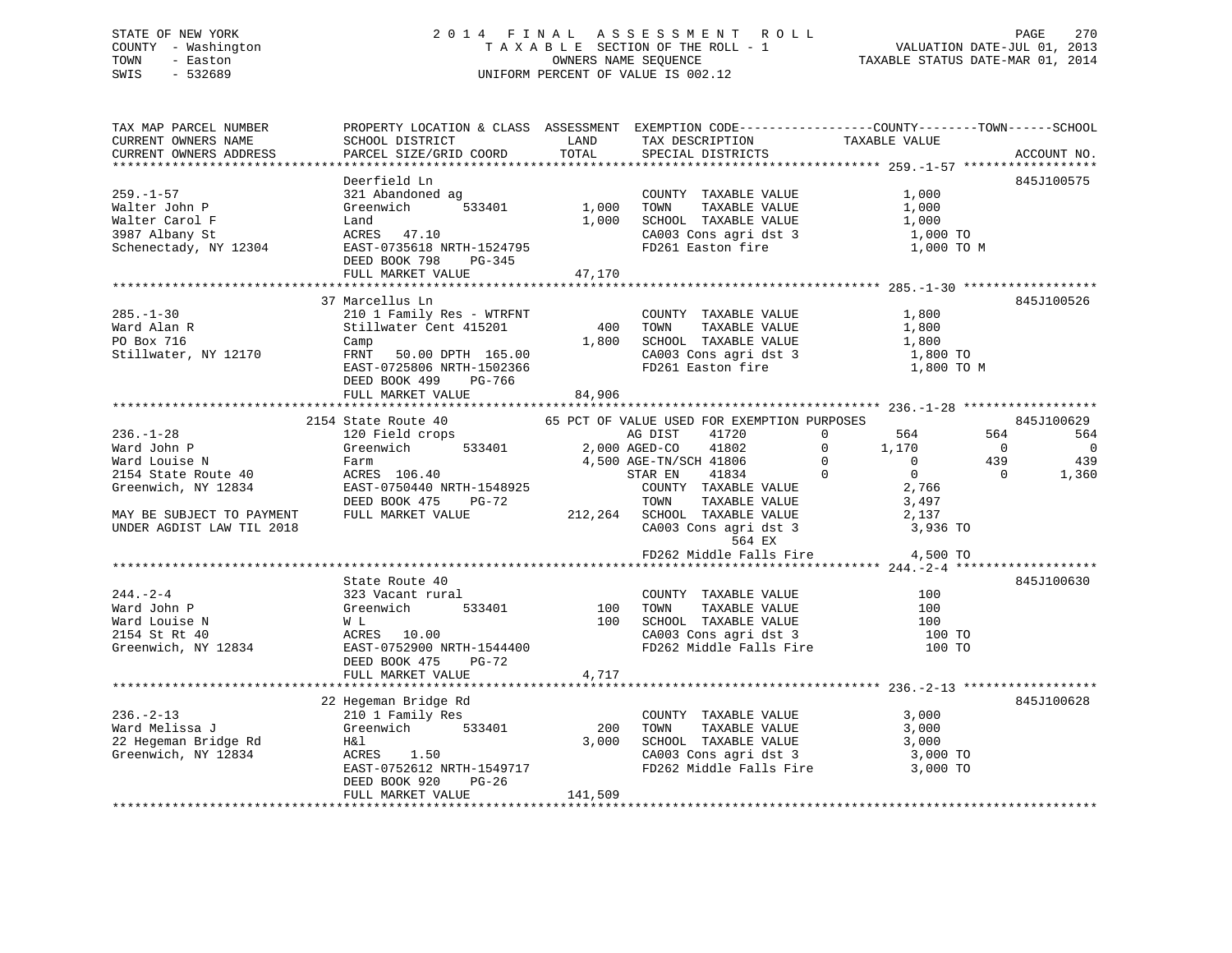STATE OF NEW YORK — 2014 FINAL ASSESSMENT ROLL — TAXABLE SECTION OF THE ROLL - 1

COUNTY - Washington
TOWN - Easton
SWIS - 532689

OWNERS NAME SEQUENCE
UNIFORM PERCENT OF VALUE IS 002.12

VALUATION DATE-JUL 01, 2013
TAXABLE STATUS DATE-MAR 01, 2014

```
TAX MAP PARCEL NUMBER          PROPERTY LOCATION & CLASS  ASSESSMENT  EXEMPTION CODE------------------COUNTY--------TOWN------SCHOOL
CURRENT OWNERS NAME            SCHOOL DISTRICT               LAND     TAX DESCRIPTION             TAXABLE VALUE
CURRENT OWNERS ADDRESS         PARCEL SIZE/GRID COORD        TOTAL    SPECIAL DISTRICTS                                       ACCOUNT NO.
******************************************************************************************************* 259.-1-57 ******************
                               Deerfield Ln                                                                               845J100575
259.-1-57                      321 Abandoned ag                       COUNTY  TAXABLE VALUE             1,000
Walter John P                  Greenwich        533401       1,000    TOWN    TAXABLE VALUE             1,000
Walter Carol F                 Land                          1,000    SCHOOL  TAXABLE VALUE             1,000
3987 Albany St                 ACRES  47.10                           CA003 Cons agri dst 3              1,000 TO
Schenectady, NY 12304          EAST-0735618 NRTH-1524795              FD261 Easton fire                  1,000 TO M
                               DEED BOOK 798    PG-345
                               FULL MARKET VALUE            47,170
******************************************************************************************************* 285.-1-30 ******************
                               37 Marcellus Ln                                                                            845J100526
285.-1-30                      210 1 Family Res - WTRFNT              COUNTY  TAXABLE VALUE             1,800
Ward Alan R                    Stillwater Cent 415201         400     TOWN    TAXABLE VALUE             1,800
PO Box 716                     Camp                          1,800    SCHOOL  TAXABLE VALUE             1,800
Stillwater, NY 12170           FRNT   50.00 DPTH 165.00               CA003 Cons agri dst 3              1,800 TO
                               EAST-0725806 NRTH-1502366              FD261 Easton fire                  1,800 TO M
                               DEED BOOK 499    PG-766
                               FULL MARKET VALUE            84,906
******************************************************************************************************* 236.-1-28 ******************
                               2154 State Route 40           65 PCT OF VALUE USED FOR EXEMPTION PURPOSES                  845J100629
236.-1-28                      120 Field crops                        AG DIST     41720        0          564        564         564
Ward John P                    Greenwich        533401       2,000 AGED-CO     41802        0        1,170          0           0
Ward Louise N                  Farm                          4,500 AGE-TN/SCH 41806        0            0        439         439
2154 State Route 40            ACRES 106.40                           STAR EN     41834        0            0          0       1,360
Greenwich, NY 12834            EAST-0750440 NRTH-1548925              COUNTY  TAXABLE VALUE             2,766
                               DEED BOOK 475    PG-72                 TOWN    TAXABLE VALUE             3,497
MAY BE SUBJECT TO PAYMENT      FULL MARKET VALUE           212,264    SCHOOL  TAXABLE VALUE             2,137
UNDER AGDIST LAW TIL 2018                                             CA003 Cons agri dst 3              3,936 TO
                                                                              564 EX
                                                                      FD262 Middle Falls Fire            4,500 TO
******************************************************************************************************* 244.-2-4 *******************
                               State Route 40                                                                             845J100630
244.-2-4                       323 Vacant rural                       COUNTY  TAXABLE VALUE               100
Ward John P                    Greenwich        533401         100    TOWN    TAXABLE VALUE               100
Ward Louise N                  W L                             100    SCHOOL  TAXABLE VALUE               100
2154 St Rt 40                  ACRES  10.00                           CA003 Cons agri dst 3                100 TO
Greenwich, NY 12834            EAST-0752900 NRTH-1544400              FD262 Middle Falls Fire              100 TO
                               DEED BOOK 475    PG-72
                               FULL MARKET VALUE             4,717
******************************************************************************************************* 236.-2-13 ******************
                               22 Hegeman Bridge Rd                                                                       845J100628
236.-2-13                      210 1 Family Res                       COUNTY  TAXABLE VALUE             3,000
Ward Melissa J                 Greenwich        533401         200    TOWN    TAXABLE VALUE             3,000
22 Hegeman Bridge Rd           H&l                           3,000    SCHOOL  TAXABLE VALUE             3,000
Greenwich, NY 12834            ACRES   1.50                           CA003 Cons agri dst 3              3,000 TO
                               EAST-0752612 NRTH-1549717              FD262 Middle Falls Fire            3,000 TO
                               DEED BOOK 920    PG-26
                               FULL MARKET VALUE           141,509
************************************************************************************************************************************
```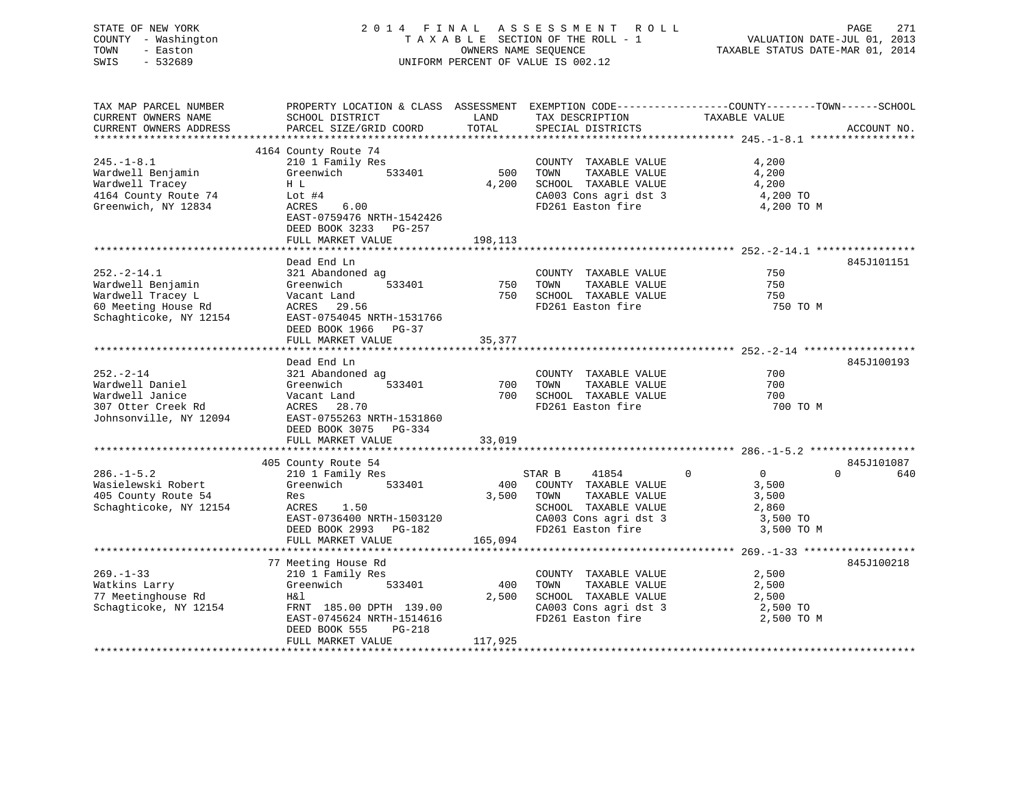STATE OF NEW YORK
COUNTY - Washington
TOWN - Easton
SWIS - 532689

2014 FINAL ASSESSMENT ROLL
TAXABLE SECTION OF THE ROLL - 1
OWNERS NAME SEQUENCE
UNIFORM PERCENT OF VALUE IS 002.12

VALUATION DATE-JUL 01, 2013
TAXABLE STATUS DATE-MAR 01, 2014

| TAX MAP PARCEL NUMBER / CURRENT OWNERS NAME / CURRENT OWNERS ADDRESS | PROPERTY LOCATION & CLASS / SCHOOL DISTRICT / PARCEL SIZE/GRID COORD | ASSESSMENT LAND / TOTAL | EXEMPTION CODE / TAX DESCRIPTION / SPECIAL DISTRICTS | COUNTY / TOWN / SCHOOL TAXABLE VALUE | ACCOUNT NO. |
|---|---|---|---|---|---|
| **245.-1-8.1** | 4164 County Route 74 | | | | |
| 245.-1-8.1 | 210 1 Family Res | | COUNTY TAXABLE VALUE | 4,200 | |
| Wardwell Benjamin | Greenwich 533401 | 500 | TOWN TAXABLE VALUE | 4,200 | |
| Wardwell Tracey | H L | 4,200 | SCHOOL TAXABLE VALUE | 4,200 | |
| 4164 County Route 74 | Lot #4 | | CA003 Cons agri dst 3 | 4,200 TO | |
| Greenwich, NY 12834 | ACRES 6.00 | | FD261 Easton fire | 4,200 TO M | |
| | EAST-0759476 NRTH-1542426 | | | | |
| | DEED BOOK 3233 PG-257 | | | | |
| | FULL MARKET VALUE | 198,113 | | | |
| **252.-2-14.1** | Dead End Ln | | | | 845J101151 |
| 252.-2-14.1 | 321 Abandoned ag | | COUNTY TAXABLE VALUE | 750 | |
| Wardwell Benjamin | Greenwich 533401 | 750 | TOWN TAXABLE VALUE | 750 | |
| Wardwell Tracey L | Vacant Land | 750 | SCHOOL TAXABLE VALUE | 750 | |
| 60 Meeting House Rd | ACRES 29.56 | | FD261 Easton fire | 750 TO M | |
| Schaghticoke, NY 12154 | EAST-0754045 NRTH-1531766 | | | | |
| | DEED BOOK 1966 PG-37 | | | | |
| | FULL MARKET VALUE | 35,377 | | | |
| **252.-2-14** | Dead End Ln | | | | 845J100193 |
| 252.-2-14 | 321 Abandoned ag | | COUNTY TAXABLE VALUE | 700 | |
| Wardwell Daniel | Greenwich 533401 | 700 | TOWN TAXABLE VALUE | 700 | |
| Wardwell Janice | Vacant Land | 700 | SCHOOL TAXABLE VALUE | 700 | |
| 307 Otter Creek Rd | ACRES 28.70 | | FD261 Easton fire | 700 TO M | |
| Johnsonville, NY 12094 | EAST-0755263 NRTH-1531860 | | | | |
| | DEED BOOK 3075 PG-334 | | | | |
| | FULL MARKET VALUE | 33,019 | | | |
| **286.-1-5.2** | 405 County Route 54 | | | | 845J101087 |
| 286.-1-5.2 | 210 1 Family Res | | STAR B 41854 | 0 0 0 640 | |
| Wasielewski Robert | Greenwich 533401 | 400 | COUNTY TAXABLE VALUE | 3,500 | |
| 405 County Route 54 | Res | 3,500 | TOWN TAXABLE VALUE | 3,500 | |
| Schaghticoke, NY 12154 | ACRES 1.50 | | SCHOOL TAXABLE VALUE | 2,860 | |
| | EAST-0736400 NRTH-1503120 | | CA003 Cons agri dst 3 | 3,500 TO | |
| | DEED BOOK 2993 PG-182 | | FD261 Easton fire | 3,500 TO M | |
| | FULL MARKET VALUE | 165,094 | | | |
| **269.-1-33** | 77 Meeting House Rd | | | | 845J100218 |
| 269.-1-33 | 210 1 Family Res | | COUNTY TAXABLE VALUE | 2,500 | |
| Watkins Larry | Greenwich 533401 | 400 | TOWN TAXABLE VALUE | 2,500 | |
| 77 Meetinghouse Rd | H&l | 2,500 | SCHOOL TAXABLE VALUE | 2,500 | |
| Schagticoke, NY 12154 | FRNT 185.00 DPTH 139.00 | | CA003 Cons agri dst 3 | 2,500 TO | |
| | EAST-0745624 NRTH-1514616 | | FD261 Easton fire | 2,500 TO M | |
| | DEED BOOK 555 PG-218 | | | | |
| | FULL MARKET VALUE | 117,925 | | | |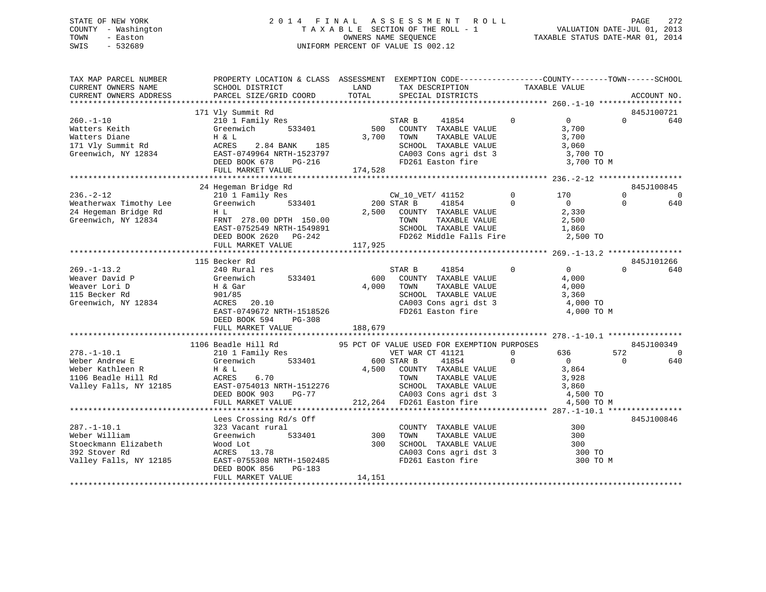STATE OF NEW YORK
COUNTY - Washington
TOWN - Easton
SWIS - 532689

# 2014 FINAL ASSESSMENT ROLL

TAXABLE SECTION OF THE ROLL - 1
OWNERS NAME SEQUENCE
UNIFORM PERCENT OF VALUE IS 002.12

VALUATION DATE-JUL 01, 2013
TAXABLE STATUS DATE-MAR 01, 2014

```
TAX MAP PARCEL NUMBER          PROPERTY LOCATION & CLASS  ASSESSMENT  EXEMPTION CODE------------------COUNTY--------TOWN------SCHOOL
CURRENT OWNERS NAME            SCHOOL DISTRICT             LAND       TAX DESCRIPTION            TAXABLE VALUE
CURRENT OWNERS ADDRESS         PARCEL SIZE/GRID COORD      TOTAL      SPECIAL DISTRICTS                                      ACCOUNT NO.
******************************************************************************************************* 260.-1-10 ******************
                               171 Vly Summit Rd                                                                         845J100721
260.-1-10                      210 1 Family Res                       STAR B     41854          0          0          0        640
Watters Keith                  Greenwich       533401          500    COUNTY  TAXABLE VALUE              3,700
Watters Diane                  H & L                         3,700    TOWN    TAXABLE VALUE              3,700
171 Vly Summit Rd              ACRES    2.84 BANK    185              SCHOOL  TAXABLE VALUE              3,060
Greenwich, NY 12834            EAST-0749964 NRTH-1523797              CA003 Cons agri dst 3               3,700 TO
                               DEED BOOK 678    PG-216                FD261 Easton fire                   3,700 TO M
                               FULL MARKET VALUE             174,528
******************************************************************************************************* 236.-2-12 ******************
                               24 Hegeman Bridge Rd                                                                      845J100845
236.-2-12                      210 1 Family Res                       CW_10_VET/ 41152          0        170          0          0
Weatherwax Timothy Lee         Greenwich       533401          200 STAR B     41854          0          0          0        640
24 Hegeman Bridge Rd           H L                           2,500    COUNTY  TAXABLE VALUE              2,330
Greenwich, NY 12834            FRNT  278.00 DPTH  150.00              TOWN    TAXABLE VALUE              2,500
                               EAST-0752549 NRTH-1549891              SCHOOL  TAXABLE VALUE              1,860
                               DEED BOOK 2620   PG-242                FD262 Middle Falls Fire             2,500 TO
                               FULL MARKET VALUE             117,925
******************************************************************************************************* 269.-1-13.2 ****************
                               115 Becker Rd                                                                             845J101266
269.-1-13.2                    240 Rural res                          STAR B     41854          0          0          0        640
Weaver David P                 Greenwich       533401          600    COUNTY  TAXABLE VALUE              4,000
Weaver Lori D                  H & Gar                       4,000    TOWN    TAXABLE VALUE              4,000
115 Becker Rd                  901/85                                 SCHOOL  TAXABLE VALUE              3,360
Greenwich, NY 12834            ACRES   20.10                          CA003 Cons agri dst 3               4,000 TO
                               EAST-0749672 NRTH-1518526              FD261 Easton fire                   4,000 TO M
                               DEED BOOK 594    PG-308
                               FULL MARKET VALUE             188,679
******************************************************************************************************* 278.-1-10.1 ****************
                               1106 Beadle Hill Rd          95 PCT OF VALUE USED FOR EXEMPTION PURPOSES                  845J100349
278.-1-10.1                    210 1 Family Res                       VET WAR CT 41121          0        636        572          0
Weber Andrew E                 Greenwich       533401          600 STAR B     41854          0          0          0        640
Weber Kathleen R               H & L                         4,500    COUNTY  TAXABLE VALUE              3,864
1106 Beadle Hill Rd            ACRES    6.70                          TOWN    TAXABLE VALUE              3,928
Valley Falls, NY 12185         EAST-0754013 NRTH-1512276              SCHOOL  TAXABLE VALUE              3,860
                               DEED BOOK 903    PG-77                 CA003 Cons agri dst 3               4,500 TO
                               FULL MARKET VALUE             212,264  FD261 Easton fire                   4,500 TO M
******************************************************************************************************* 287.-1-10.1 ****************
                               Lees Crossing Rd/s Off                                                                    845J100846
287.-1-10.1                    323 Vacant rural                       COUNTY  TAXABLE VALUE                300
Weber William                  Greenwich       533401          300    TOWN    TAXABLE VALUE                300
Stoeckmann Elizabeth           Wood Lot                        300    SCHOOL  TAXABLE VALUE                300
392 Stover Rd                  ACRES   13.78                          CA003 Cons agri dst 3                 300 TO
Valley Falls, NY 12185         EAST-0755308 NRTH-1502485              FD261 Easton fire                     300 TO M
                               DEED BOOK 856    PG-183
                               FULL MARKET VALUE              14,151
************************************************************************************************************************************
```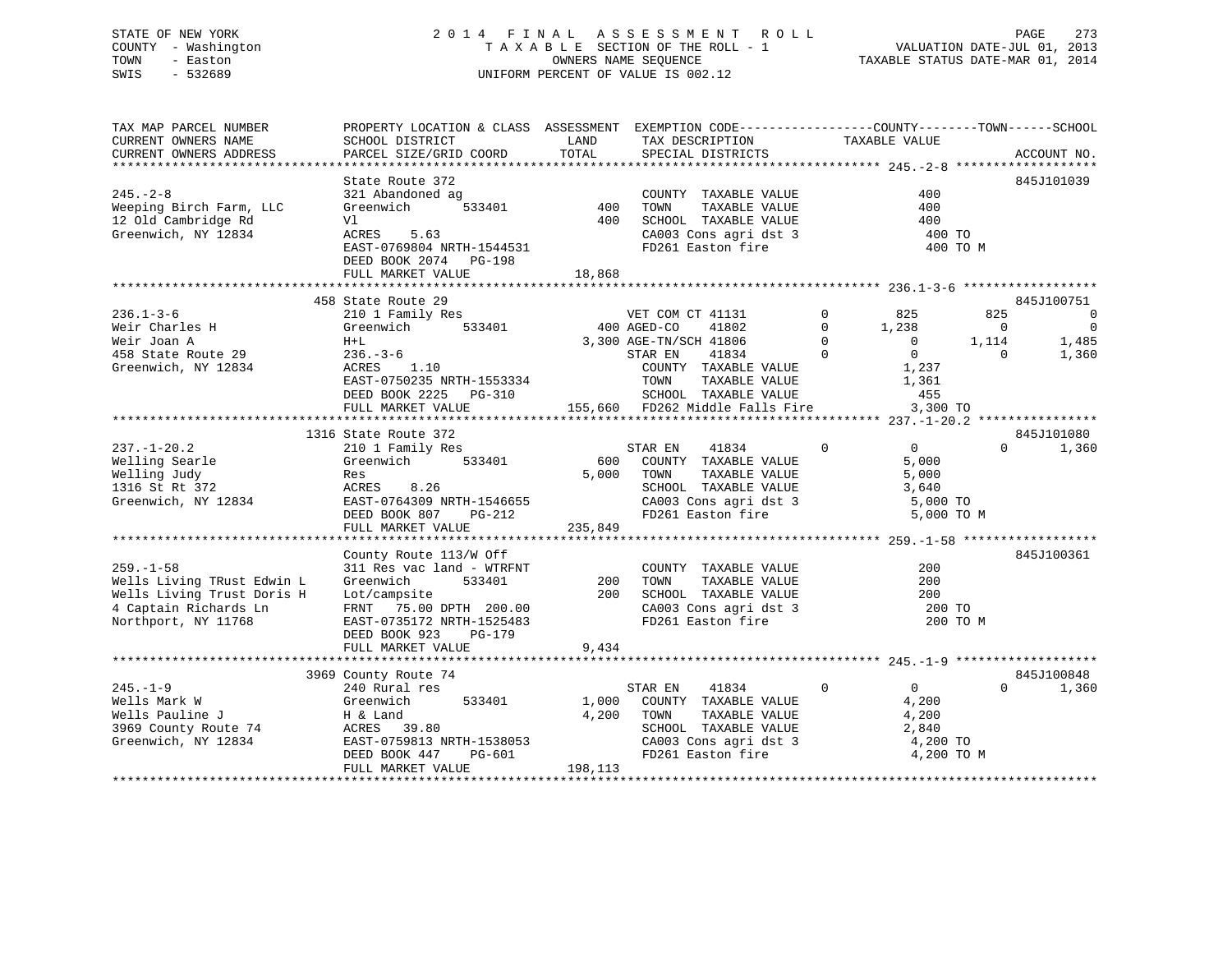STATE OF NEW YORK
COUNTY - Washington
TOWN - Easton
SWIS - 532689

2014 FINAL ASSESSMENT ROLL
TAXABLE SECTION OF THE ROLL - 1
OWNERS NAME SEQUENCE
UNIFORM PERCENT OF VALUE IS 002.12

VALUATION DATE-JUL 01, 2013
TAXABLE STATUS DATE-MAR 01, 2014

```
TAX MAP PARCEL NUMBER          PROPERTY LOCATION & CLASS  ASSESSMENT  EXEMPTION CODE------------------COUNTY--------TOWN------SCHOOL
CURRENT OWNERS NAME            SCHOOL DISTRICT              LAND      TAX DESCRIPTION            TAXABLE VALUE
CURRENT OWNERS ADDRESS         PARCEL SIZE/GRID COORD       TOTAL     SPECIAL DISTRICTS                                  ACCOUNT NO.
******************************************************************************************************* 245.-2-8 *******************
                               State Route 372                                                                      845J101039
245.-2-8                       321 Abandoned ag                        COUNTY  TAXABLE VALUE              400
Weeping Birch Farm, LLC        Greenwich       533401        400      TOWN    TAXABLE VALUE              400
12 Old Cambridge Rd            Vl                            400      SCHOOL  TAXABLE VALUE              400
Greenwich, NY 12834            ACRES    5.63                          CA003 Cons agri dst 3                400 TO
                               EAST-0769804 NRTH-1544531              FD261 Easton fire                    400 TO M
                               DEED BOOK 2074   PG-198
                               FULL MARKET VALUE            18,868
******************************************************************************************************* 236.1-3-6 ******************
                               458 State Route 29                                                                   845J100751
236.1-3-6                      210 1 Family Res                   VET COM CT 41131         0        825        825          0
Weir Charles H                 Greenwich       533401        400 AGED-CO    41802           0      1,238          0          0
Weir Joan A                    H+L                         3,300 AGE-TN/SCH 41806           0          0      1,114      1,485
458 State Route 29             236.-3-6                           STAR EN    41834           0          0          0      1,360
Greenwich, NY 12834            ACRES    1.10                          COUNTY  TAXABLE VALUE            1,237
                               EAST-0750235 NRTH-1553334              TOWN    TAXABLE VALUE            1,361
                               DEED BOOK 2225   PG-310                SCHOOL  TAXABLE VALUE              455
                               FULL MARKET VALUE           155,660  FD262 Middle Falls Fire          3,300 TO
******************************************************************************************************* 237.-1-20.2 ****************
                               1316 State Route 372                                                                 845J101080
237.-1-20.2                    210 1 Family Res                   STAR EN    41834           0          0          0      1,360
Welling Searle                 Greenwich       533401        600      COUNTY  TAXABLE VALUE            5,000
Welling Judy                   Res                         5,000      TOWN    TAXABLE VALUE            5,000
1316 St Rt 372                 ACRES    8.26                          SCHOOL  TAXABLE VALUE            3,640
Greenwich, NY 12834            EAST-0764309 NRTH-1546655              CA003 Cons agri dst 3              5,000 TO
                               DEED BOOK 807    PG-212                FD261 Easton fire                  5,000 TO M
                               FULL MARKET VALUE           235,849
******************************************************************************************************* 259.-1-58 ******************
                               County Route 113/W Off                                                               845J100361
259.-1-58                      311 Res vac land - WTRFNT               COUNTY  TAXABLE VALUE              200
Wells Living TRust Edwin L     Greenwich       533401        200      TOWN    TAXABLE VALUE              200
Wells Living Trust Doris H     Lot/campsite                  200      SCHOOL  TAXABLE VALUE              200
4 Captain Richards Ln          FRNT    75.00 DPTH 200.00              CA003 Cons agri dst 3                200 TO
Northport, NY 11768            EAST-0735172 NRTH-1525483              FD261 Easton fire                    200 TO M
                               DEED BOOK 923    PG-179
                               FULL MARKET VALUE             9,434
******************************************************************************************************* 245.-1-9 *******************
                               3969 County Route 74                                                                 845J100848
245.-1-9                       240 Rural res                      STAR EN    41834           0          0          0      1,360
Wells Mark W                   Greenwich       533401      1,000      COUNTY  TAXABLE VALUE            4,200
Wells Pauline J                H & Land                    4,200      TOWN    TAXABLE VALUE            4,200
3969 County Route 74           ACRES   39.80                          SCHOOL  TAXABLE VALUE            2,840
Greenwich, NY 12834            EAST-0759813 NRTH-1538053              CA003 Cons agri dst 3              4,200 TO
                               DEED BOOK 447    PG-601                FD261 Easton fire                  4,200 TO M
                               FULL MARKET VALUE           198,113
************************************************************************************************************************************
```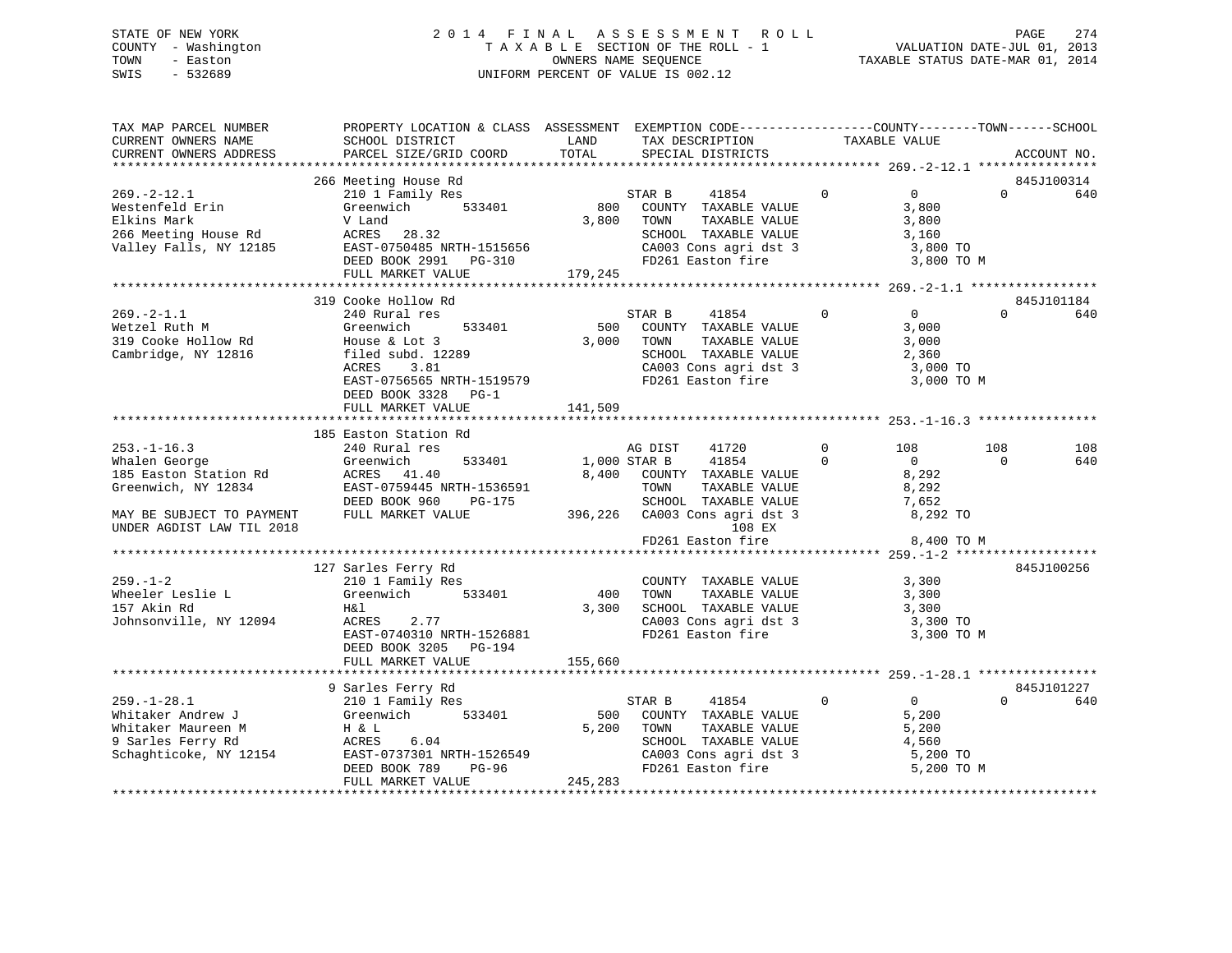STATE OF NEW YORK
COUNTY - Washington
TOWN - Easton
SWIS - 532689

2014 FINAL ASSESSMENT ROLL
TAXABLE SECTION OF THE ROLL - 1
OWNERS NAME SEQUENCE
UNIFORM PERCENT OF VALUE IS 002.12

VALUATION DATE-JUL 01, 2013
TAXABLE STATUS DATE-MAR 01, 2014

```
TAX MAP PARCEL NUMBER          PROPERTY LOCATION & CLASS  ASSESSMENT  EXEMPTION CODE-----------------COUNTY--------TOWN------SCHOOL
CURRENT OWNERS NAME            SCHOOL DISTRICT               LAND      TAX DESCRIPTION             TAXABLE VALUE
CURRENT OWNERS ADDRESS         PARCEL SIZE/GRID COORD        TOTAL     SPECIAL DISTRICTS                                   ACCOUNT NO.
******************************************************************************************************* 269.-2-12.1 ****************
                               266 Meeting House Rd                                                                        845J100314
269.-2-12.1                    210 1 Family Res                        STAR B     41854         0          0          0        640
Westenfeld Erin                Greenwich       533401         800      COUNTY  TAXABLE VALUE             3,800
Elkins Mark                    V Land                       3,800      TOWN    TAXABLE VALUE             3,800
266 Meeting House Rd           ACRES   28.32                           SCHOOL  TAXABLE VALUE             3,160
Valley Falls, NY 12185         EAST-0750485 NRTH-1515656               CA003 Cons agri dst 3              3,800 TO
                               DEED BOOK 2991   PG-310                 FD261 Easton fire                  3,800 TO M
                               FULL MARKET VALUE            179,245
******************************************************************************************************* 269.-2-1.1 *****************
                               319 Cooke Hollow Rd                                                                         845J101184
269.-2-1.1                     240 Rural res                           STAR B     41854         0          0          0        640
Wetzel Ruth M                  Greenwich       533401         500      COUNTY  TAXABLE VALUE             3,000
319 Cooke Hollow Rd            House & Lot 3                3,000      TOWN    TAXABLE VALUE             3,000
Cambridge, NY 12816            filed subd. 12289                       SCHOOL  TAXABLE VALUE             2,360
                               ACRES    3.81                           CA003 Cons agri dst 3              3,000 TO
                               EAST-0756565 NRTH-1519579               FD261 Easton fire                  3,000 TO M
                               DEED BOOK 3328   PG-1
                               FULL MARKET VALUE            141,509
******************************************************************************************************* 253.-1-16.3 ****************
                               185 Easton Station Rd
253.-1-16.3                    240 Rural res                           AG DIST    41720         0        108        108        108
Whalen George                  Greenwich       533401       1,000 STAR B      41854         0          0          0        640
185 Easton Station Rd          ACRES   41.40                8,400      COUNTY  TAXABLE VALUE             8,292
Greenwich, NY 12834            EAST-0759445 NRTH-1536591               TOWN    TAXABLE VALUE             8,292
                               DEED BOOK 960    PG-175                 SCHOOL  TAXABLE VALUE             7,652
MAY BE SUBJECT TO PAYMENT      FULL MARKET VALUE            396,226    CA003 Cons agri dst 3              8,292 TO
UNDER AGDIST LAW TIL 2018                                                       108 EX
                                                                       FD261 Easton fire                  8,400 TO M
******************************************************************************************************* 259.-1-2 *******************
                               127 Sarles Ferry Rd                                                                         845J100256
259.-1-2                       210 1 Family Res                        COUNTY  TAXABLE VALUE             3,300
Wheeler Leslie L               Greenwich       533401         400      TOWN    TAXABLE VALUE             3,300
157 Akin Rd                    H&l                          3,300      SCHOOL  TAXABLE VALUE             3,300
Johnsonville, NY 12094         ACRES    2.77                           CA003 Cons agri dst 3              3,300 TO
                               EAST-0740310 NRTH-1526881               FD261 Easton fire                  3,300 TO M
                               DEED BOOK 3205   PG-194
                               FULL MARKET VALUE            155,660
******************************************************************************************************* 259.-1-28.1 ****************
                               9 Sarles Ferry Rd                                                                           845J101227
259.-1-28.1                    210 1 Family Res                        STAR B     41854         0          0          0        640
Whitaker Andrew J              Greenwich       533401         500      COUNTY  TAXABLE VALUE             5,200
Whitaker Maureen M             H & L                        5,200      TOWN    TAXABLE VALUE             5,200
9 Sarles Ferry Rd              ACRES    6.04                           SCHOOL  TAXABLE VALUE             4,560
Schaghticoke, NY 12154         EAST-0737301 NRTH-1526549               CA003 Cons agri dst 3              5,200 TO
                               DEED BOOK 789    PG-96                  FD261 Easton fire                  5,200 TO M
                               FULL MARKET VALUE            245,283
************************************************************************************************************************************
```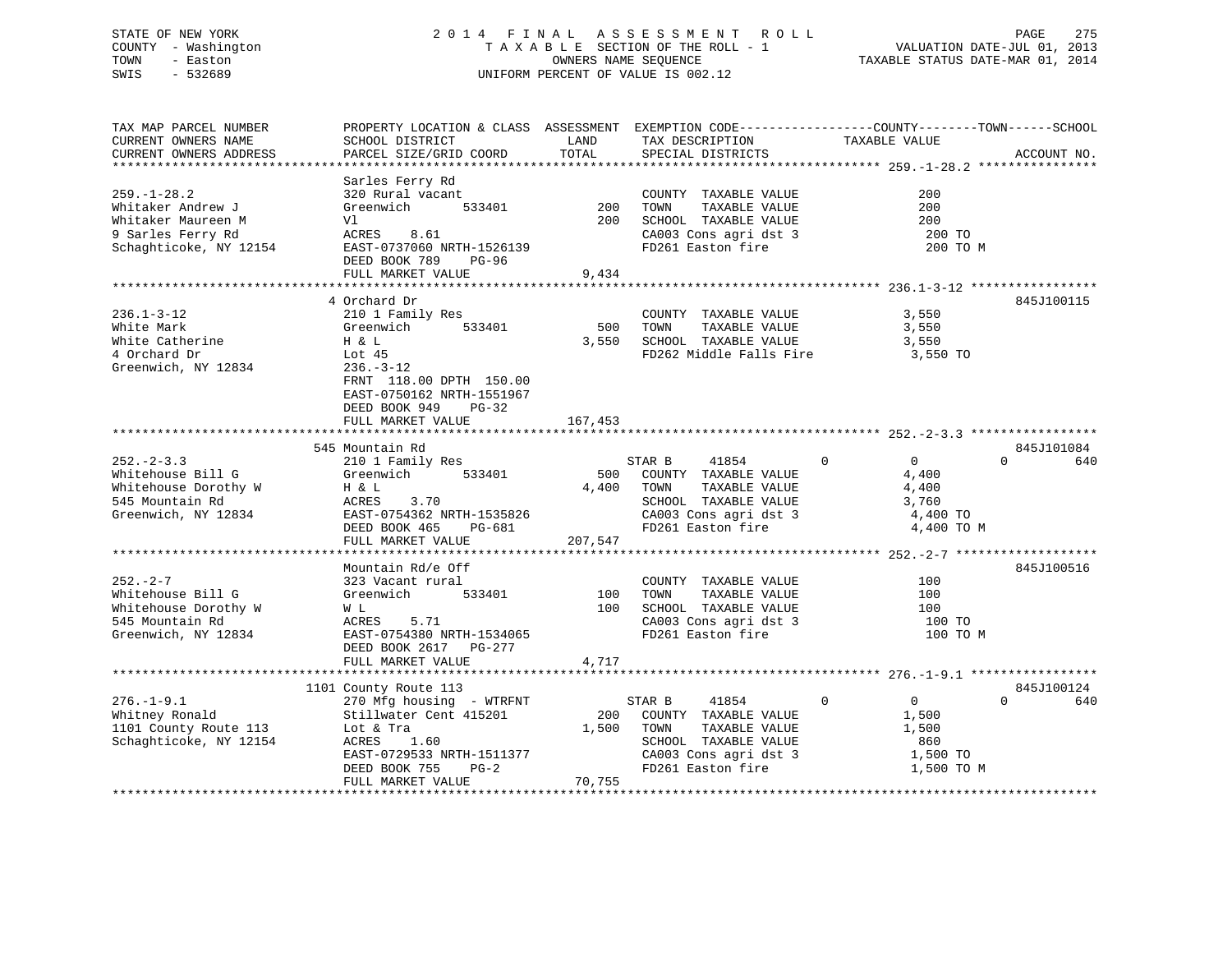STATE OF NEW YORK
COUNTY - Washington
TOWN - Easton
SWIS - 532689

2014 FINAL ASSESSMENT ROLL
TAXABLE SECTION OF THE ROLL - 1
OWNERS NAME SEQUENCE
UNIFORM PERCENT OF VALUE IS 002.12

VALUATION DATE-JUL 01, 2013
TAXABLE STATUS DATE-MAR 01, 2014

| TAX MAP PARCEL NUMBER / CURRENT OWNERS NAME / CURRENT OWNERS ADDRESS | PROPERTY LOCATION & CLASS / SCHOOL DISTRICT / PARCEL SIZE/GRID COORD | ASSESSMENT LAND / TOTAL | EXEMPTION CODE / TAX DESCRIPTION / SPECIAL DISTRICTS | COUNTY / TOWN / SCHOOL TAXABLE VALUE | ACCOUNT NO. |
|---|---|---|---|---|---|
| 259.-1-28.2 | Sarles Ferry Rd | | | | |
| | 320 Rural vacant | | COUNTY TAXABLE VALUE | 200 | |
| Whitaker Andrew J | Greenwich 533401 | 200 | TOWN TAXABLE VALUE | 200 | |
| Whitaker Maureen M | Vl | 200 | SCHOOL TAXABLE VALUE | 200 | |
| 9 Sarles Ferry Rd | ACRES 8.61 | | CA003 Cons agri dst 3 | 200 TO | |
| Schaghticoke, NY 12154 | EAST-0737060 NRTH-1526139 | | FD261 Easton fire | 200 TO M | |
| | DEED BOOK 789 PG-96 | | | | |
| | FULL MARKET VALUE | 9,434 | | | |
| 236.1-3-12 | 4 Orchard Dr | | | | 845J100115 |
| | 210 1 Family Res | | COUNTY TAXABLE VALUE | 3,550 | |
| White Mark | Greenwich 533401 | 500 | TOWN TAXABLE VALUE | 3,550 | |
| White Catherine | H & L | 3,550 | SCHOOL TAXABLE VALUE | 3,550 | |
| 4 Orchard Dr | Lot 45 | | FD262 Middle Falls Fire | 3,550 TO | |
| Greenwich, NY 12834 | 236.-3-12 | | | | |
| | FRNT 118.00 DPTH 150.00 | | | | |
| | EAST-0750162 NRTH-1551967 | | | | |
| | DEED BOOK 949 PG-32 | | | | |
| | FULL MARKET VALUE | 167,453 | | | |
| 252.-2-3.3 | 545 Mountain Rd | | | | 845J101084 |
| | 210 1 Family Res | | STAR B 41854 | 0 / 0 / 640 | |
| Whitehouse Bill G | Greenwich 533401 | 500 | COUNTY TAXABLE VALUE | 4,400 | |
| Whitehouse Dorothy W | H & L | 4,400 | TOWN TAXABLE VALUE | 4,400 | |
| 545 Mountain Rd | ACRES 3.70 | | SCHOOL TAXABLE VALUE | 3,760 | |
| Greenwich, NY 12834 | EAST-0754362 NRTH-1535826 | | CA003 Cons agri dst 3 | 4,400 TO | |
| | DEED BOOK 465 PG-681 | | FD261 Easton fire | 4,400 TO M | |
| | FULL MARKET VALUE | 207,547 | | | |
| 252.-2-7 | Mountain Rd/e Off | | | | 845J100516 |
| | 323 Vacant rural | | COUNTY TAXABLE VALUE | 100 | |
| Whitehouse Bill G | Greenwich 533401 | 100 | TOWN TAXABLE VALUE | 100 | |
| Whitehouse Dorothy W | W L | 100 | SCHOOL TAXABLE VALUE | 100 | |
| 545 Mountain Rd | ACRES 5.71 | | CA003 Cons agri dst 3 | 100 TO | |
| Greenwich, NY 12834 | EAST-0754380 NRTH-1534065 | | FD261 Easton fire | 100 TO M | |
| | DEED BOOK 2617 PG-277 | | | | |
| | FULL MARKET VALUE | 4,717 | | | |
| 276.-1-9.1 | 1101 County Route 113 | | | | 845J100124 |
| | 270 Mfg housing - WTRFNT | | STAR B 41854 | 0 / 0 / 640 | |
| Whitney Ronald | Stillwater Cent 415201 | 200 | COUNTY TAXABLE VALUE | 1,500 | |
| 1101 County Route 113 | Lot & Tra | 1,500 | TOWN TAXABLE VALUE | 1,500 | |
| Schaghticoke, NY 12154 | ACRES 1.60 | | SCHOOL TAXABLE VALUE | 860 | |
| | EAST-0729533 NRTH-1511377 | | CA003 Cons agri dst 3 | 1,500 TO | |
| | DEED BOOK 755 PG-2 | | FD261 Easton fire | 1,500 TO M | |
| | FULL MARKET VALUE | 70,755 | | | |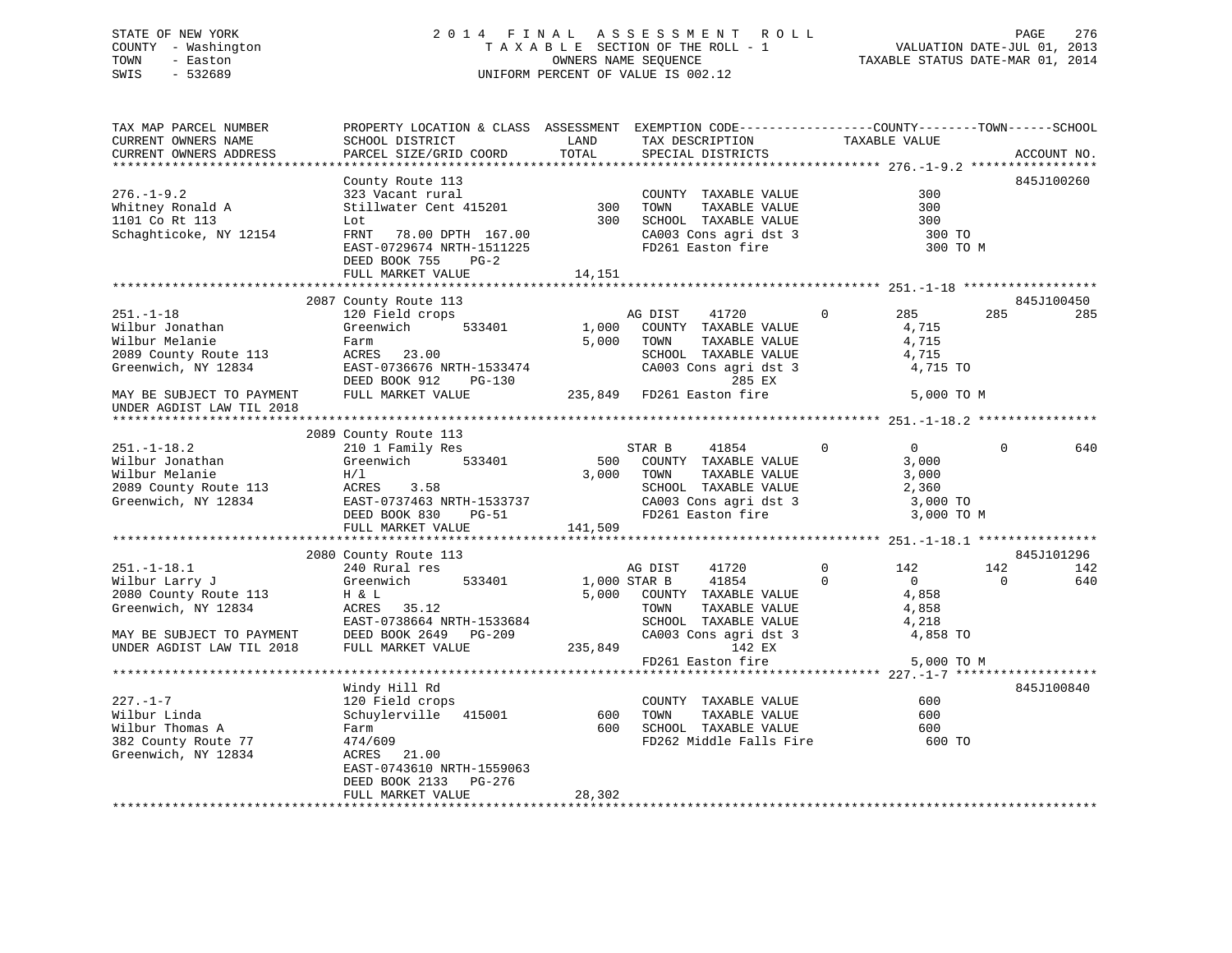STATE OF NEW YORK
COUNTY - Washington
TOWN - Easton
SWIS - 532689

# 2014 FINAL ASSESSMENT ROLL

TAXABLE SECTION OF THE ROLL - 1
OWNERS NAME SEQUENCE
UNIFORM PERCENT OF VALUE IS 002.12

VALUATION DATE-JUL 01, 2013
TAXABLE STATUS DATE-MAR 01, 2014

```
TAX MAP PARCEL NUMBER          PROPERTY LOCATION & CLASS  ASSESSMENT  EXEMPTION CODE------------------COUNTY--------TOWN------SCHOOL
CURRENT OWNERS NAME            SCHOOL DISTRICT              LAND      TAX DESCRIPTION            TAXABLE VALUE
CURRENT OWNERS ADDRESS         PARCEL SIZE/GRID COORD       TOTAL     SPECIAL DISTRICTS                                     ACCOUNT NO.
****************************************************************************************************** 276.-1-9.2 *****************
                               County Route 113                                                                        845J100260
276.-1-9.2                     323 Vacant rural                       COUNTY  TAXABLE VALUE            300
Whitney Ronald A               Stillwater Cent 415201         300     TOWN    TAXABLE VALUE            300
1101 Co Rt 113                 Lot                            300     SCHOOL  TAXABLE VALUE            300
Schaghticoke, NY 12154         FRNT  78.00 DPTH 167.00                CA003 Cons agri dst 3              300 TO
                               EAST-0729674 NRTH-1511225              FD261 Easton fire                  300 TO M
                               DEED BOOK 755     PG-2
                               FULL MARKET VALUE            14,151
****************************************************************************************************** 251.-1-18 ******************
                               2087 County Route 113                                                                   845J100450
251.-1-18                      120 Field crops                        AG DIST     41720         0          285         285         285
Wilbur Jonathan                Greenwich       533401       1,000     COUNTY  TAXABLE VALUE          4,715
Wilbur Melanie                 Farm                         5,000     TOWN    TAXABLE VALUE          4,715
2089 County Route 113          ACRES   23.00                          SCHOOL  TAXABLE VALUE          4,715
Greenwich, NY 12834            EAST-0736676 NRTH-1533474              CA003 Cons agri dst 3            4,715 TO
                               DEED BOOK 912     PG-130                         285 EX
MAY BE SUBJECT TO PAYMENT      FULL MARKET VALUE           235,849    FD261 Easton fire                5,000 TO M
UNDER AGDIST LAW TIL 2018
****************************************************************************************************** 251.-1-18.2 ****************
                               2089 County Route 113
251.-1-18.2                    210 1 Family Res                       STAR B      41854         0            0           0         640
Wilbur Jonathan                Greenwich       533401         500     COUNTY  TAXABLE VALUE          3,000
Wilbur Melanie                 H/l                          3,000     TOWN    TAXABLE VALUE          3,000
2089 County Route 113          ACRES    3.58                          SCHOOL  TAXABLE VALUE          2,360
Greenwich, NY 12834            EAST-0737463 NRTH-1533737              CA003 Cons agri dst 3            3,000 TO
                               DEED BOOK 830     PG-51                FD261 Easton fire                3,000 TO M
                               FULL MARKET VALUE           141,509
****************************************************************************************************** 251.-1-18.1 ****************
                               2080 County Route 113                                                                   845J101296
251.-1-18.1                    240 Rural res                          AG DIST     41720         0          142         142         142
Wilbur Larry J                 Greenwich       533401       1,000 STAR B      41854         0            0           0         640
2080 County Route 113          H & L                        5,000     COUNTY  TAXABLE VALUE          4,858
Greenwich, NY 12834            ACRES   35.12                          TOWN    TAXABLE VALUE          4,858
                               EAST-0738664 NRTH-1533684              SCHOOL  TAXABLE VALUE          4,218
MAY BE SUBJECT TO PAYMENT      DEED BOOK 2649    PG-209               CA003 Cons agri dst 3            4,858 TO
UNDER AGDIST LAW TIL 2018      FULL MARKET VALUE           235,849              142 EX
                                                                      FD261 Easton fire                5,000 TO M
****************************************************************************************************** 227.-1-7 *******************
                               Windy Hill Rd                                                                           845J100840
227.-1-7                       120 Field crops                        COUNTY  TAXABLE VALUE            600
Wilbur Linda                   Schuylerville   415001         600     TOWN    TAXABLE VALUE            600
Wilbur Thomas A                Farm                           600     SCHOOL  TAXABLE VALUE            600
382 County Route 77            474/609                                FD262 Middle Falls Fire            600 TO
Greenwich, NY 12834            ACRES   21.00
                               EAST-0743610 NRTH-1559063
                               DEED BOOK 2133    PG-276
                               FULL MARKET VALUE            28,302
************************************************************************************************************************************
```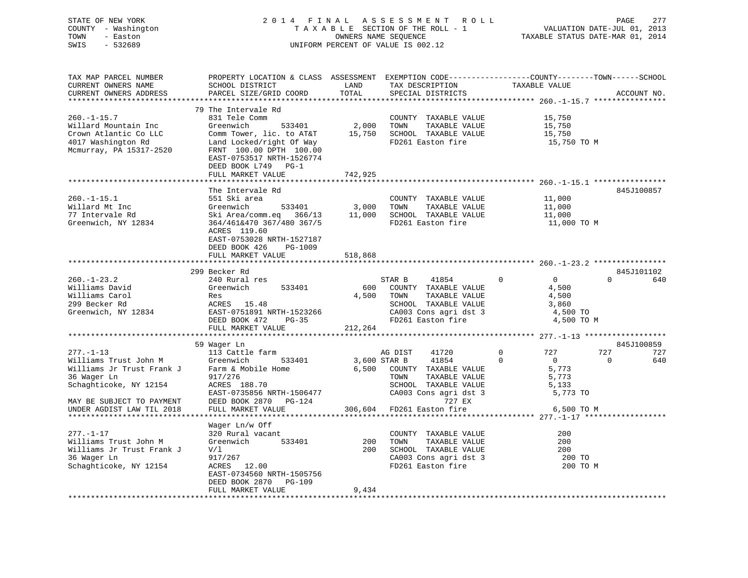STATE OF NEW YORK | 2014 FINAL ASSESSMENT ROLL | VALUATION DATE-JUL 01, 2013
COUNTY - Washington | TAXABLE SECTION OF THE ROLL - 1 | TAXABLE STATUS DATE-MAR 01, 2014
TOWN - Easton | OWNERS NAME SEQUENCE
SWIS - 532689 | UNIFORM PERCENT OF VALUE IS 002.12

| TAX MAP PARCEL NUMBER / CURRENT OWNERS NAME / CURRENT OWNERS ADDRESS | PROPERTY LOCATION & CLASS / SCHOOL DISTRICT / PARCEL SIZE/GRID COORD | ASSESSMENT LAND / TOTAL | EXEMPTION CODE / TAX DESCRIPTION / SPECIAL DISTRICTS | COUNTY | TOWN | SCHOOL | TAXABLE VALUE | ACCOUNT NO. |
|---|---|---|---|---|---|---|---|---|
| **260.-1-15.7** | 79 The Intervale Rd | | | | | | | |
| | 831 Tele Comm | | COUNTY TAXABLE VALUE | | | | 15,750 | |
| Willard Mountain Inc | Greenwich 533401 | 2,000 | TOWN TAXABLE VALUE | | | | 15,750 | |
| Crown Atlantic Co LLC | Comm Tower, lic. to AT&T | 15,750 | SCHOOL TAXABLE VALUE | | | | 15,750 | |
| 4017 Washington Rd | Land Locked/right Of Way | | FD261 Easton fire | | | | 15,750 TO M | |
| Mcmurray, PA 15317-2520 | FRNT 100.00 DPTH 100.00 | | | | | | | |
| | EAST-0753517 NRTH-1526774 | | | | | | | |
| | DEED BOOK L749 PG-1 | | | | | | | |
| | FULL MARKET VALUE | 742,925 | | | | | | |
| **260.-1-15.1** | The Intervale Rd | | | | | | | 845J100857 |
| | 551 Ski area | | COUNTY TAXABLE VALUE | | | | 11,000 | |
| Willard Mt Inc | Greenwich 533401 | 3,000 | TOWN TAXABLE VALUE | | | | 11,000 | |
| 77 Intervale Rd | Ski Area/comm.eq 366/13 | 11,000 | SCHOOL TAXABLE VALUE | | | | 11,000 | |
| Greenwich, NY 12834 | 364/461&470 367/480 367/5 | | FD261 Easton fire | | | | 11,000 TO M | |
| | ACRES 119.60 | | | | | | | |
| | EAST-0753028 NRTH-1527187 | | | | | | | |
| | DEED BOOK 426 PG-1009 | | | | | | | |
| | FULL MARKET VALUE | 518,868 | | | | | | |
| **260.-1-23.2** | 299 Becker Rd | | | | | | | 845J101102 |
| | 240 Rural res | | STAR B 41854 | 0 | 0 | 0 | | 640 |
| Williams David | Greenwich 533401 | 600 | COUNTY TAXABLE VALUE | | | | 4,500 | |
| Williams Carol | Res | 4,500 | TOWN TAXABLE VALUE | | | | 4,500 | |
| 299 Becker Rd | ACRES 15.48 | | SCHOOL TAXABLE VALUE | | | | 3,860 | |
| Greenwich, NY 12834 | EAST-0751891 NRTH-1523266 | | CA003 Cons agri dst 3 | | | | 4,500 TO | |
| | DEED BOOK 472 PG-35 | | FD261 Easton fire | | | | 4,500 TO M | |
| | FULL MARKET VALUE | 212,264 | | | | | | |
| **277.-1-13** | 59 Wager Ln | | | | | | | 845J100859 |
| | 113 Cattle farm | | AG DIST 41720 | 0 | 727 | 727 | | 727 |
| Williams Trust John M | Greenwich 533401 | 3,600 | STAR B 41854 | 0 | 0 | 0 | | 640 |
| Williams Jr Trust Frank J | Farm & Mobile Home | 6,500 | COUNTY TAXABLE VALUE | | | | 5,773 | |
| 36 Wager Ln | 917/276 | | TOWN TAXABLE VALUE | | | | 5,773 | |
| Schaghticoke, NY 12154 | ACRES 188.70 | | SCHOOL TAXABLE VALUE | | | | 5,133 | |
| | EAST-0735856 NRTH-1506477 | | CA003 Cons agri dst 3 | | | | 5,773 TO | |
| MAY BE SUBJECT TO PAYMENT | DEED BOOK 2870 PG-124 | | 727 EX | | | | | |
| UNDER AGDIST LAW TIL 2018 | FULL MARKET VALUE | 306,604 | FD261 Easton fire | | | | 6,500 TO M | |
| **277.-1-17** | Wager Ln/w Off | | | | | | | |
| | 320 Rural vacant | | COUNTY TAXABLE VALUE | | | | 200 | |
| Williams Trust John M | Greenwich 533401 | 200 | TOWN TAXABLE VALUE | | | | 200 | |
| Williams Jr Trust Frank J | V/l | 200 | SCHOOL TAXABLE VALUE | | | | 200 | |
| 36 Wager Ln | 917/267 | | CA003 Cons agri dst 3 | | | | 200 TO | |
| Schaghticoke, NY 12154 | ACRES 12.00 | | FD261 Easton fire | | | | 200 TO M | |
| | EAST-0734560 NRTH-1505756 | | | | | | | |
| | DEED BOOK 2870 PG-109 | | | | | | | |
| | FULL MARKET VALUE | 9,434 | | | | | | |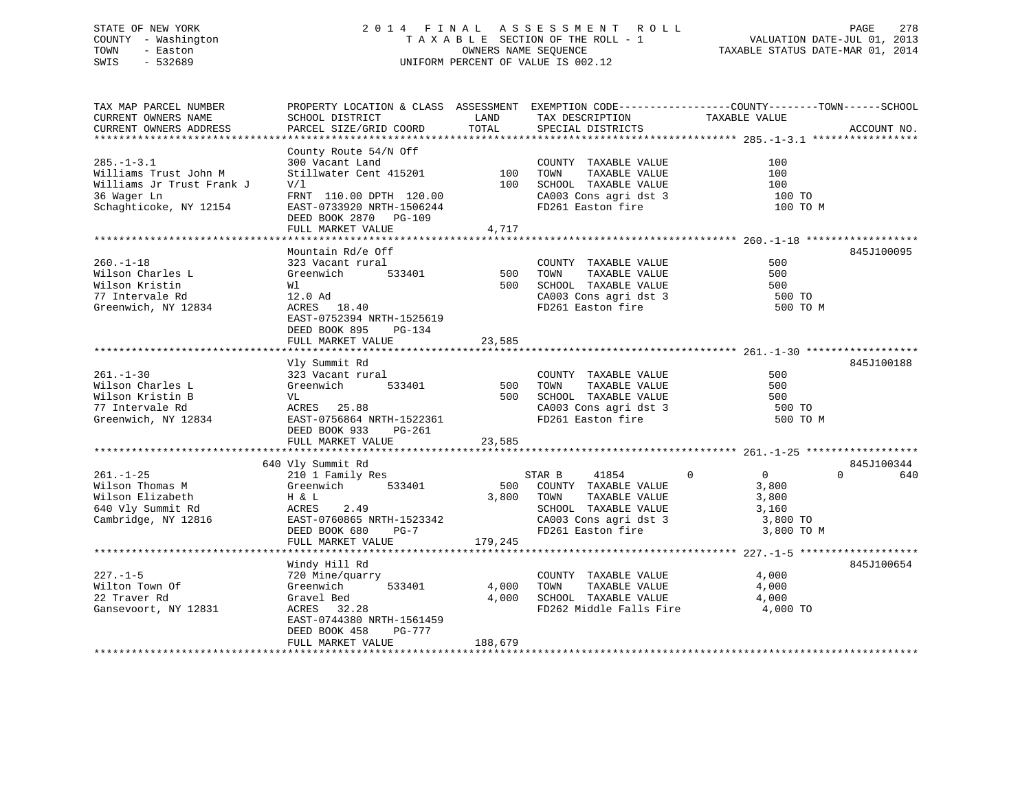STATE OF NEW YORK
COUNTY - Washington
TOWN - Easton
SWIS - 532689

2014 FINAL ASSESSMENT ROLL
TAXABLE SECTION OF THE ROLL - 1
OWNERS NAME SEQUENCE
UNIFORM PERCENT OF VALUE IS 002.12

VALUATION DATE-JUL 01, 2013
TAXABLE STATUS DATE-MAR 01, 2014

| TAX MAP PARCEL NUMBER / CURRENT OWNERS NAME / CURRENT OWNERS ADDRESS | PROPERTY LOCATION & CLASS / SCHOOL DISTRICT / PARCEL SIZE/GRID COORD | ASSESSMENT LAND / TOTAL | EXEMPTION CODE / TAX DESCRIPTION / SPECIAL DISTRICTS | COUNTY TAXABLE VALUE | TOWN | SCHOOL | ACCOUNT NO. |
|---|---|---|---|---|---|---|---|
| **285.-1-3.1** | County Route 54/N Off | | | | | | |
| 285.-1-3.1 | 300 Vacant Land | | COUNTY TAXABLE VALUE | 100 | | | |
| Williams Trust John M | Stillwater Cent 415201 | 100 | TOWN TAXABLE VALUE | 100 | | | |
| Williams Jr Trust Frank J | V/l | 100 | SCHOOL TAXABLE VALUE | 100 | | | |
| 36 Wager Ln | FRNT 110.00 DPTH 120.00 | | CA003 Cons agri dst 3 | 100 TO | | | |
| Schaghticoke, NY 12154 | EAST-0733920 NRTH-1506244 | | FD261 Easton fire | 100 TO M | | | |
| | DEED BOOK 2870 PG-109 | | | | | | |
| | FULL MARKET VALUE | 4,717 | | | | | |
| **260.-1-18** | Mountain Rd/e Off | | | | | | 845J100095 |
| 260.-1-18 | 323 Vacant rural | | COUNTY TAXABLE VALUE | 500 | | | |
| Wilson Charles L | Greenwich 533401 | 500 | TOWN TAXABLE VALUE | 500 | | | |
| Wilson Kristin | Wl | 500 | SCHOOL TAXABLE VALUE | 500 | | | |
| 77 Intervale Rd | 12.0 Ad | | CA003 Cons agri dst 3 | 500 TO | | | |
| Greenwich, NY 12834 | ACRES 18.40 | | FD261 Easton fire | 500 TO M | | | |
| | EAST-0752394 NRTH-1525619 | | | | | | |
| | DEED BOOK 895 PG-134 | | | | | | |
| | FULL MARKET VALUE | 23,585 | | | | | |
| **261.-1-30** | Vly Summit Rd | | | | | | 845J100188 |
| 261.-1-30 | 323 Vacant rural | | COUNTY TAXABLE VALUE | 500 | | | |
| Wilson Charles L | Greenwich 533401 | 500 | TOWN TAXABLE VALUE | 500 | | | |
| Wilson Kristin B | VL | 500 | SCHOOL TAXABLE VALUE | 500 | | | |
| 77 Intervale Rd | ACRES 25.88 | | CA003 Cons agri dst 3 | 500 TO | | | |
| Greenwich, NY 12834 | EAST-0756864 NRTH-1522361 | | FD261 Easton fire | 500 TO M | | | |
| | DEED BOOK 933 PG-261 | | | | | | |
| | FULL MARKET VALUE | 23,585 | | | | | |
| **261.-1-25** | 640 Vly Summit Rd | | | | | | 845J100344 |
| 261.-1-25 | 210 1 Family Res | | STAR B 41854 | 0 | 0 | 0 | 640 |
| Wilson Thomas M | Greenwich 533401 | 500 | COUNTY TAXABLE VALUE | 3,800 | | | |
| Wilson Elizabeth | H & L | 3,800 | TOWN TAXABLE VALUE | 3,800 | | | |
| 640 Vly Summit Rd | ACRES 2.49 | | SCHOOL TAXABLE VALUE | 3,160 | | | |
| Cambridge, NY 12816 | EAST-0760865 NRTH-1523342 | | CA003 Cons agri dst 3 | 3,800 TO | | | |
| | DEED BOOK 680 PG-7 | | FD261 Easton fire | 3,800 TO M | | | |
| | FULL MARKET VALUE | 179,245 | | | | | |
| **227.-1-5** | Windy Hill Rd | | | | | | 845J100654 |
| 227.-1-5 | 720 Mine/quarry | | COUNTY TAXABLE VALUE | 4,000 | | | |
| Wilton Town Of | Greenwich 533401 | 4,000 | TOWN TAXABLE VALUE | 4,000 | | | |
| 22 Traver Rd | Gravel Bed | 4,000 | SCHOOL TAXABLE VALUE | 4,000 | | | |
| Gansevoort, NY 12831 | ACRES 32.28 | | FD262 Middle Falls Fire | 4,000 TO | | | |
| | EAST-0744380 NRTH-1561459 | | | | | | |
| | DEED BOOK 458 PG-777 | | | | | | |
| | FULL MARKET VALUE | 188,679 | | | | | |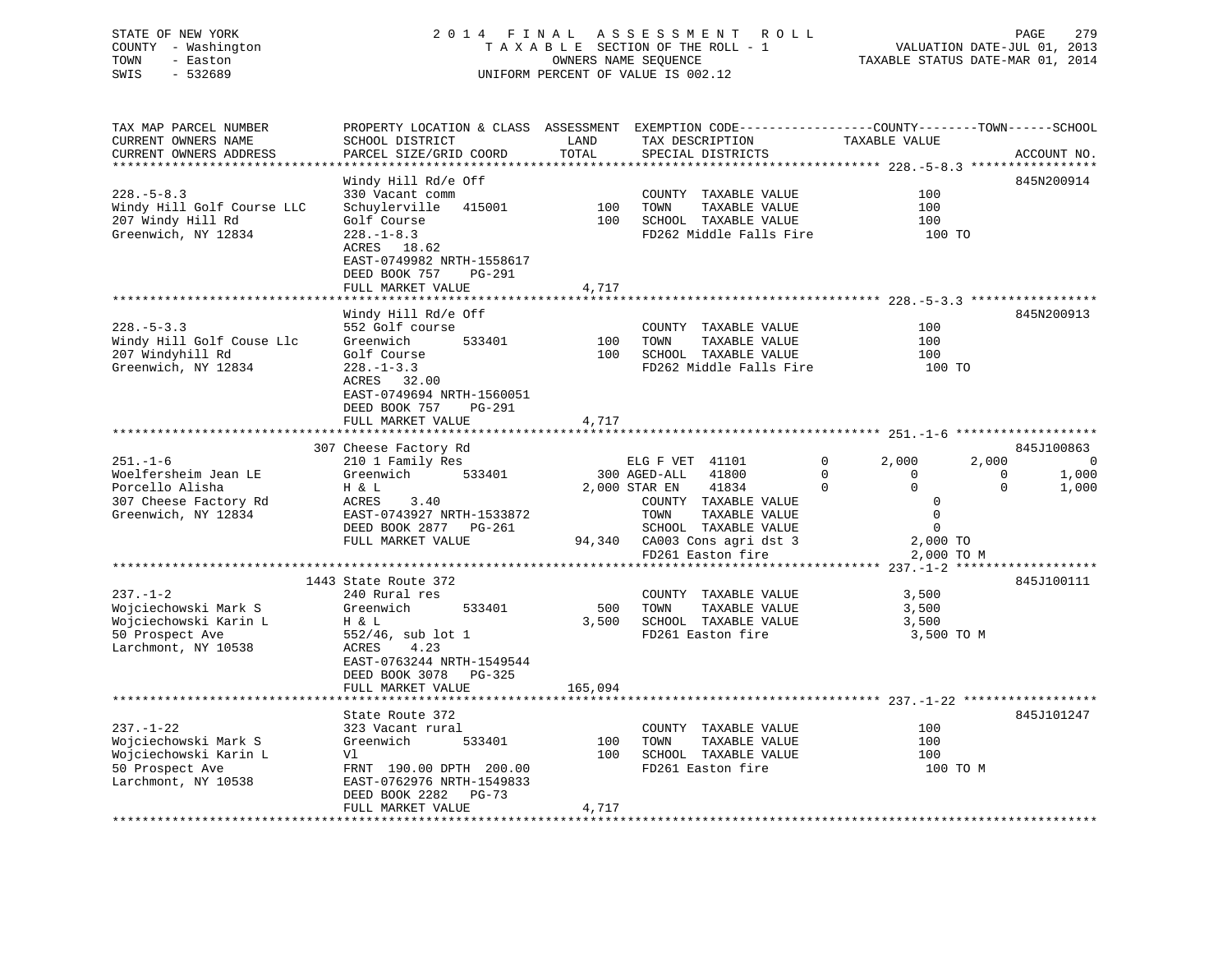STATE OF NEW YORK
COUNTY - Washington
TOWN - Easton
SWIS - 532689

2014 FINAL ASSESSMENT ROLL
TAXABLE SECTION OF THE ROLL - 1
OWNERS NAME SEQUENCE
UNIFORM PERCENT OF VALUE IS 002.12

VALUATION DATE-JUL 01, 2013
TAXABLE STATUS DATE-MAR 01, 2014

```
TAX MAP PARCEL NUMBER          PROPERTY LOCATION & CLASS  ASSESSMENT  EXEMPTION CODE------------------COUNTY--------TOWN------SCHOOL
CURRENT OWNERS NAME            SCHOOL DISTRICT              LAND      TAX DESCRIPTION            TAXABLE VALUE
CURRENT OWNERS ADDRESS         PARCEL SIZE/GRID COORD       TOTAL     SPECIAL DISTRICTS                                      ACCOUNT NO.
******************************************************************************************************* 228.-5-8.3 *****************
                               Windy Hill Rd/e Off                                                                         845N200914
228.-5-8.3                     330 Vacant comm                        COUNTY  TAXABLE VALUE              100
Windy Hill Golf Course LLC     Schuylerville   415001        100      TOWN    TAXABLE VALUE              100
207 Windy Hill Rd              Golf Course                   100      SCHOOL  TAXABLE VALUE              100
Greenwich, NY 12834            228.-1-8.3                             FD262 Middle Falls Fire            100 TO
                               ACRES   18.62
                               EAST-0749982 NRTH-1558617
                               DEED BOOK 757    PG-291
                               FULL MARKET VALUE            4,717
******************************************************************************************************* 228.-5-3.3 *****************
                               Windy Hill Rd/e Off                                                                         845N200913
228.-5-3.3                     552 Golf course                        COUNTY  TAXABLE VALUE              100
Windy Hill Golf Couse Llc      Greenwich       533401        100      TOWN    TAXABLE VALUE              100
207 Windyhill Rd               Golf Course                   100      SCHOOL  TAXABLE VALUE              100
Greenwich, NY 12834            228.-1-3.3                             FD262 Middle Falls Fire            100 TO
                               ACRES   32.00
                               EAST-0749694 NRTH-1560051
                               DEED BOOK 757    PG-291
                               FULL MARKET VALUE            4,717
******************************************************************************************************* 251.-1-6 *******************
                           307 Cheese Factory Rd                                                                           845J100863
251.-1-6                       210 1 Family Res                ELG F VET  41101          0       2,000        2,000            0
Woelfersheim Jean LE           Greenwich       533401        300 AGED-ALL   41800          0           0            0        1,000
Porcello Alisha                H & L                       2,000 STAR EN    41834          0           0            0        1,000
307 Cheese Factory Rd          ACRES    3.40                          COUNTY  TAXABLE VALUE                0
Greenwich, NY 12834            EAST-0743927 NRTH-1533872              TOWN    TAXABLE VALUE                0
                               DEED BOOK 2877   PG-261                SCHOOL  TAXABLE VALUE                0
                               FULL MARKET VALUE           94,340     CA003 Cons agri dst 3            2,000 TO
                                                                      FD261 Easton fire                2,000 TO M
******************************************************************************************************* 237.-1-2 *******************
                          1443 State Route 372                                                                             845J100111
237.-1-2                       240 Rural res                          COUNTY  TAXABLE VALUE            3,500
Wojciechowski Mark S           Greenwich       533401        500      TOWN    TAXABLE VALUE            3,500
Wojciechowski Karin L          H & L                       3,500      SCHOOL  TAXABLE VALUE            3,500
50 Prospect Ave                552/46, sub lot 1                      FD261 Easton fire                3,500 TO M
Larchmont, NY 10538            ACRES    4.23
                               EAST-0763244 NRTH-1549544
                               DEED BOOK 3078   PG-325
                               FULL MARKET VALUE          165,094
******************************************************************************************************* 237.-1-22 ******************
                               State Route 372                                                                             845J101247
237.-1-22                      323 Vacant rural                       COUNTY  TAXABLE VALUE              100
Wojciechowski Mark S           Greenwich       533401        100      TOWN    TAXABLE VALUE              100
Wojciechowski Karin L          Vl                            100      SCHOOL  TAXABLE VALUE              100
50 Prospect Ave                FRNT 190.00 DPTH 200.00                FD261 Easton fire                  100 TO M
Larchmont, NY 10538            EAST-0762976 NRTH-1549833
                               DEED BOOK 2282   PG-73
                               FULL MARKET VALUE            4,717
************************************************************************************************************************************
```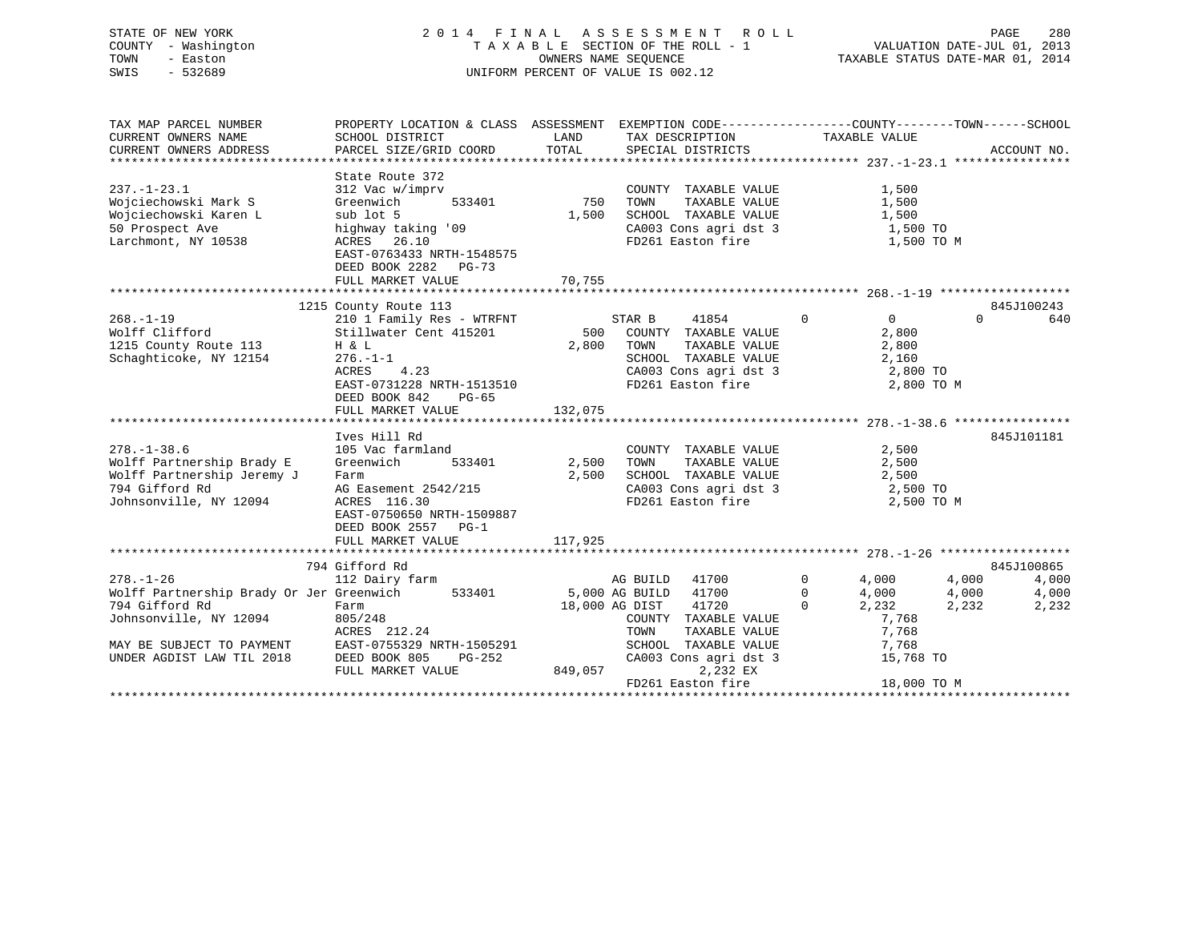STATE OF NEW YORK
COUNTY - Washington
TOWN - Easton
SWIS - 532689

2014 FINAL ASSESSMENT ROLL
TAXABLE SECTION OF THE ROLL - 1
OWNERS NAME SEQUENCE
UNIFORM PERCENT OF VALUE IS 002.12

VALUATION DATE-JUL 01, 2013
TAXABLE STATUS DATE-MAR 01, 2014

```
TAX MAP PARCEL NUMBER          PROPERTY LOCATION & CLASS  ASSESSMENT  EXEMPTION CODE-----------------COUNTY--------TOWN------SCHOOL
CURRENT OWNERS NAME            SCHOOL DISTRICT               LAND      TAX DESCRIPTION            TAXABLE VALUE
CURRENT OWNERS ADDRESS         PARCEL SIZE/GRID COORD        TOTAL     SPECIAL DISTRICTS                                     ACCOUNT NO.
******************************************************************************************************* 237.-1-23.1 ****************
                               State Route 372
237.-1-23.1                    312 Vac w/imprv                         COUNTY  TAXABLE VALUE          1,500
Wojciechowski Mark S           Greenwich       533401         750      TOWN    TAXABLE VALUE          1,500
Wojciechowski Karen L          sub lot 5                    1,500      SCHOOL  TAXABLE VALUE          1,500
50 Prospect Ave                highway taking '09                      CA003 Cons agri dst 3           1,500 TO
Larchmont, NY 10538            ACRES  26.10                            FD261 Easton fire               1,500 TO M
                               EAST-0763433 NRTH-1548575
                               DEED BOOK 2282   PG-73
                               FULL MARKET VALUE           70,755
******************************************************************************************************* 268.-1-19 ******************
                          1215 County Route 113                                                                    845J100243
268.-1-19                      210 1 Family Res - WTRFNT          STAR B     41854          0         0           0        640
Wolff Clifford                 Stillwater Cent 415201         500   COUNTY  TAXABLE VALUE          2,800
1215 County Route 113          H & L                        2,800   TOWN    TAXABLE VALUE          2,800
Schaghticoke, NY 12154         276.-1-1                             SCHOOL  TAXABLE VALUE          2,160
                               ACRES    4.23                        CA003 Cons agri dst 3           2,800 TO
                               EAST-0731228 NRTH-1513510            FD261 Easton fire               2,800 TO M
                               DEED BOOK 842    PG-65
                               FULL MARKET VALUE          132,075
******************************************************************************************************* 278.-1-38.6 ****************
                               Ives Hill Rd                                                                        845J101181
278.-1-38.6                    105 Vac farmland                        COUNTY  TAXABLE VALUE          2,500
Wolff Partnership Brady E      Greenwich       533401       2,500      TOWN    TAXABLE VALUE          2,500
Wolff Partnership Jeremy J     Farm                         2,500      SCHOOL  TAXABLE VALUE          2,500
794 Gifford Rd                 AG Easement 2542/215                    CA003 Cons agri dst 3           2,500 TO
Johnsonville, NY 12094         ACRES 116.30                            FD261 Easton fire               2,500 TO M
                               EAST-0750650 NRTH-1509887
                               DEED BOOK 2557   PG-1
                               FULL MARKET VALUE          117,925
******************************************************************************************************* 278.-1-26 ******************
                           794 Gifford Rd                                                                          845J100865
278.-1-26                      112 Dairy farm                     AG BUILD   41700          0     4,000       4,000      4,000
Wolff Partnership Brady Or Jer Greenwich       533401       5,000 AG BUILD   41700          0     4,000       4,000      4,000
794 Gifford Rd                 Farm                        18,000 AG DIST    41720          0     2,232       2,232      2,232
Johnsonville, NY 12094         805/248                            COUNTY  TAXABLE VALUE          7,768
                               ACRES 212.24                       TOWN    TAXABLE VALUE          7,768
MAY BE SUBJECT TO PAYMENT      EAST-0755329 NRTH-1505291          SCHOOL  TAXABLE VALUE          7,768
UNDER AGDIST LAW TIL 2018      DEED BOOK 805    PG-252            CA003 Cons agri dst 3          15,768 TO
                               FULL MARKET VALUE          849,057          2,232 EX
                                                                  FD261 Easton fire              18,000 TO M
************************************************************************************************************************************
```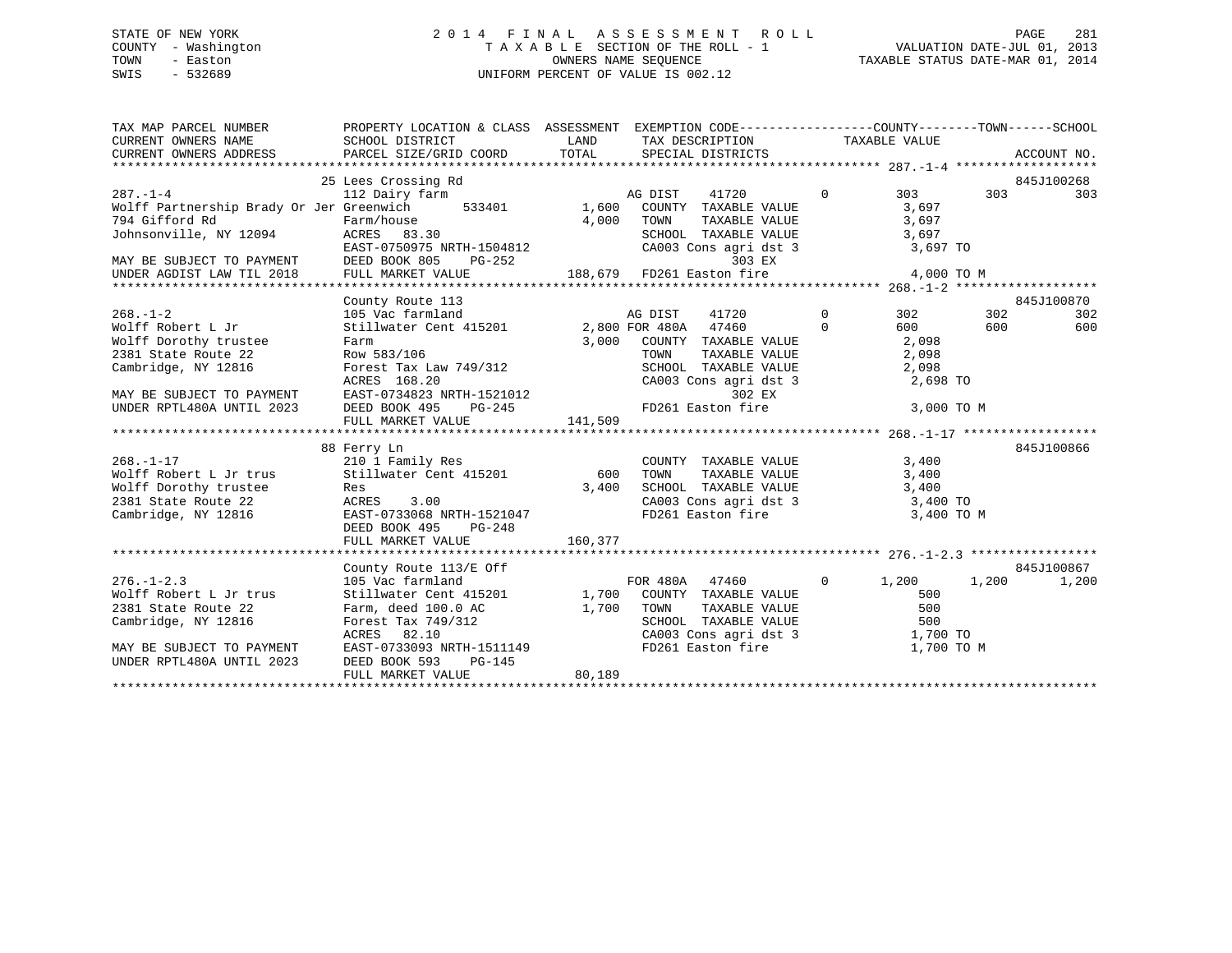STATE OF NEW YORK — 2014 FINAL ASSESSMENT ROLL
COUNTY - Washington — TAXABLE SECTION OF THE ROLL - 1 — VALUATION DATE-JUL 01, 2013
TOWN - Easton — OWNERS NAME SEQUENCE — TAXABLE STATUS DATE-MAR 01, 2014
SWIS - 532689 — UNIFORM PERCENT OF VALUE IS 002.12

```
TAX MAP PARCEL NUMBER          PROPERTY LOCATION & CLASS  ASSESSMENT  EXEMPTION CODE------------------COUNTY--------TOWN------SCHOOL
CURRENT OWNERS NAME            SCHOOL DISTRICT             LAND       TAX DESCRIPTION              TAXABLE VALUE
CURRENT OWNERS ADDRESS         PARCEL SIZE/GRID COORD      TOTAL      SPECIAL DISTRICTS                                      ACCOUNT NO.
****************************************************************************************************** 287.-1-4 *******************
                               25 Lees Crossing Rd                                                                          845J100268
287.-1-4                       112 Dairy farm                         AG DIST    41720        0         303         303          303
Wolff Partnership Brady Or Jer Greenwich       533401       1,600     COUNTY  TAXABLE VALUE             3,697
794 Gifford Rd                 Farm/house                   4,000     TOWN    TAXABLE VALUE             3,697
Johnsonville, NY 12094         ACRES   83.30                          SCHOOL  TAXABLE VALUE             3,697
                               EAST-0750975 NRTH-1504812              CA003 Cons agri dst 3              3,697 TO
MAY BE SUBJECT TO PAYMENT      DEED BOOK 805    PG-252                       303 EX
UNDER AGDIST LAW TIL 2018      FULL MARKET VALUE          188,679     FD261 Easton fire                  4,000 TO M
****************************************************************************************************** 268.-1-2 *******************
                               County Route 113                                                                             845J100870
268.-1-2                       105 Vac farmland                       AG DIST    41720        0         302         302          302
Wolff Robert L Jr              Stillwater Cent 415201       2,800 FOR 480A   47460        0         600         600          600
Wolff Dorothy trustee          Farm                         3,000     COUNTY  TAXABLE VALUE             2,098
2381 State Route 22            Row 583/106                            TOWN    TAXABLE VALUE             2,098
Cambridge, NY 12816            Forest Tax Law 749/312                 SCHOOL  TAXABLE VALUE             2,098
                               ACRES  168.20                          CA003 Cons agri dst 3              2,698 TO
MAY BE SUBJECT TO PAYMENT      EAST-0734823 NRTH-1521012                     302 EX
UNDER RPTL480A UNTIL 2023      DEED BOOK 495    PG-245                FD261 Easton fire                  3,000 TO M
                               FULL MARKET VALUE          141,509
****************************************************************************************************** 268.-1-17 ******************
                               88 Ferry Ln                                                                                  845J100866
268.-1-17                      210 1 Family Res                       COUNTY  TAXABLE VALUE             3,400
Wolff Robert L Jr trus         Stillwater Cent 415201         600     TOWN    TAXABLE VALUE             3,400
Wolff Dorothy trustee          Res                          3,400     SCHOOL  TAXABLE VALUE             3,400
2381 State Route 22            ACRES    3.00                          CA003 Cons agri dst 3              3,400 TO
Cambridge, NY 12816            EAST-0733068 NRTH-1521047              FD261 Easton fire                  3,400 TO M
                               DEED BOOK 495    PG-248
                               FULL MARKET VALUE          160,377
****************************************************************************************************** 276.-1-2.3 *****************
                               County Route 113/E Off                                                                       845J100867
276.-1-2.3                     105 Vac farmland                       FOR 480A   47460        0       1,200       1,200        1,200
Wolff Robert L Jr trus         Stillwater Cent 415201       1,700     COUNTY  TAXABLE VALUE               500
2381 State Route 22            Farm, deed 100.0 AC          1,700     TOWN    TAXABLE VALUE               500
Cambridge, NY 12816            Forest Tax 749/312                     SCHOOL  TAXABLE VALUE               500
                               ACRES   82.10                          CA003 Cons agri dst 3              1,700 TO
MAY BE SUBJECT TO PAYMENT      EAST-0733093 NRTH-1511149              FD261 Easton fire                  1,700 TO M
UNDER RPTL480A UNTIL 2023      DEED BOOK 593    PG-145
                               FULL MARKET VALUE           80,189
************************************************************************************************************************************
```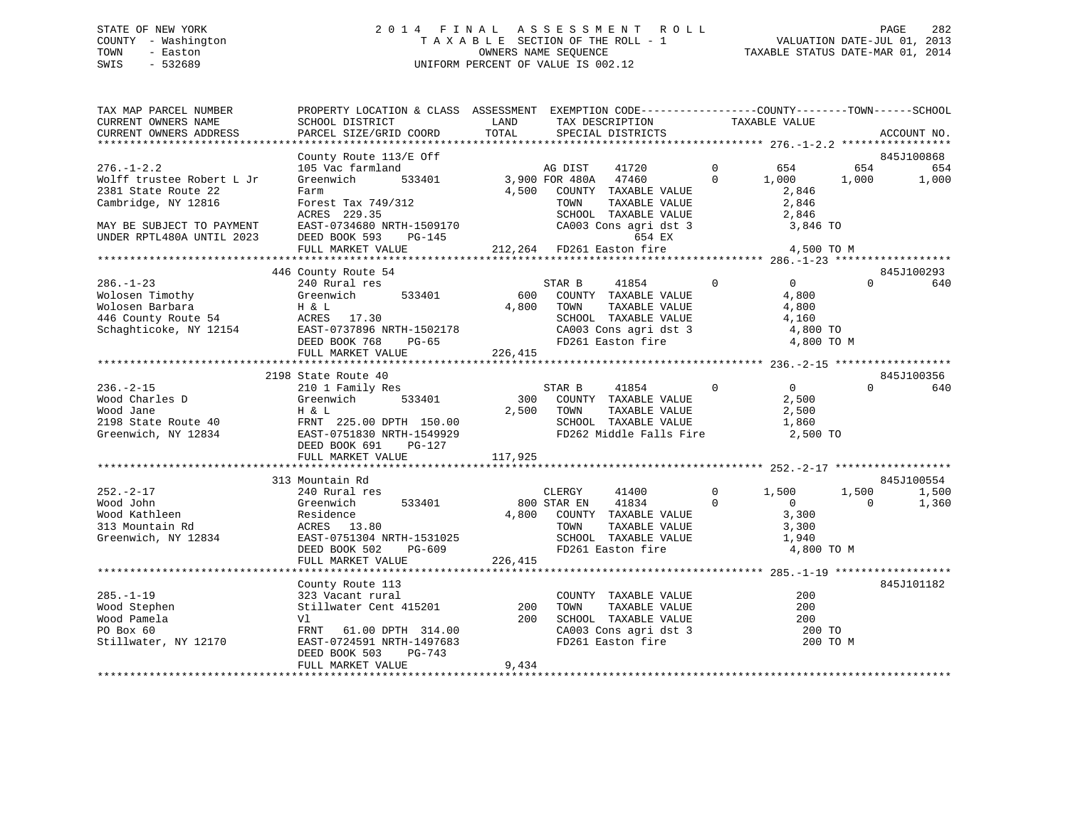STATE OF NEW YORK
COUNTY - Washington
TOWN - Easton
SWIS - 532689

2014 FINAL ASSESSMENT ROLL
TAXABLE SECTION OF THE ROLL - 1
OWNERS NAME SEQUENCE
UNIFORM PERCENT OF VALUE IS 002.12

VALUATION DATE-JUL 01, 2013
TAXABLE STATUS DATE-MAR 01, 2014

```
TAX MAP PARCEL NUMBER          PROPERTY LOCATION & CLASS  ASSESSMENT  EXEMPTION CODE------------------COUNTY--------TOWN------SCHOOL
CURRENT OWNERS NAME            SCHOOL DISTRICT              LAND      TAX DESCRIPTION              TAXABLE VALUE
CURRENT OWNERS ADDRESS         PARCEL SIZE/GRID COORD       TOTAL     SPECIAL DISTRICTS                                    ACCOUNT NO.
******************************************************************************************************* 276.-1-2.2 *****************
                               County Route 113/E Off                                                                     845J100868
276.-1-2.2                     105 Vac farmland                       AG DIST     41720          0        654        654        654
Wolff trustee Robert L Jr      Greenwich       533401         3,900 FOR 480A   47460          0      1,000      1,000      1,000
2381 State Route 22            Farm                           4,500   COUNTY  TAXABLE VALUE            2,846
Cambridge, NY 12816            Forest Tax 749/312                     TOWN    TAXABLE VALUE            2,846
                               ACRES  229.35                          SCHOOL  TAXABLE VALUE            2,846
MAY BE SUBJECT TO PAYMENT      EAST-0734680 NRTH-1509170              CA003 Cons agri dst 3            3,846 TO
UNDER RPTL480A UNTIL 2023      DEED BOOK 593    PG-145                         654 EX
                               FULL MARKET VALUE            212,264   FD261 Easton fire                4,500 TO M
******************************************************************************************************* 286.-1-23 ******************
                               446 County Route 54                                                                        845J100293
286.-1-23                      240 Rural res                          STAR B      41854          0          0          0        640
Wolosen Timothy                Greenwich       533401           600   COUNTY  TAXABLE VALUE            4,800
Wolosen Barbara                H & L                          4,800   TOWN    TAXABLE VALUE            4,800
446 County Route 54            ACRES   17.30                          SCHOOL  TAXABLE VALUE            4,160
Schaghticoke, NY 12154         EAST-0737896 NRTH-1502178              CA003 Cons agri dst 3            4,800 TO
                               DEED BOOK 768    PG-65                 FD261 Easton fire                4,800 TO M
                               FULL MARKET VALUE            226,415
******************************************************************************************************* 236.-2-15 ******************
                               2198 State Route 40                                                                        845J100356
236.-2-15                      210 1 Family Res                       STAR B      41854          0          0          0        640
Wood Charles D                 Greenwich       533401           300   COUNTY  TAXABLE VALUE            2,500
Wood Jane                      H & L                          2,500   TOWN    TAXABLE VALUE            2,500
2198 State Route 40            FRNT 225.00 DPTH 150.00                SCHOOL  TAXABLE VALUE            1,860
Greenwich, NY 12834            EAST-0751830 NRTH-1549929              FD262 Middle Falls Fire          2,500 TO
                               DEED BOOK 691    PG-127
                               FULL MARKET VALUE            117,925
******************************************************************************************************* 252.-2-17 ******************
                               313 Mountain Rd                                                                            845J100554
252.-2-17                      240 Rural res                          CLERGY      41400          0      1,500      1,500      1,500
Wood John                      Greenwich       533401           800 STAR EN     41834          0          0          0      1,360
Wood Kathleen                  Residence                      4,800   COUNTY  TAXABLE VALUE            3,300
313 Mountain Rd                ACRES   13.80                          TOWN    TAXABLE VALUE            3,300
Greenwich, NY 12834            EAST-0751304 NRTH-1531025              SCHOOL  TAXABLE VALUE            1,940
                               DEED BOOK 502    PG-609                FD261 Easton fire                4,800 TO M
                               FULL MARKET VALUE            226,415
******************************************************************************************************* 285.-1-19 ******************
                               County Route 113                                                                           845J101182
285.-1-19                      323 Vacant rural                       COUNTY  TAXABLE VALUE              200
Wood Stephen                   Stillwater Cent 415201           200   TOWN    TAXABLE VALUE              200
Wood Pamela                    Vl                               200   SCHOOL  TAXABLE VALUE              200
PO Box 60                      FRNT  61.00 DPTH 314.00                CA003 Cons agri dst 3              200 TO
Stillwater, NY 12170           EAST-0724591 NRTH-1497683              FD261 Easton fire                  200 TO M
                               DEED BOOK 503    PG-743
                               FULL MARKET VALUE              9,434
************************************************************************************************************************************
```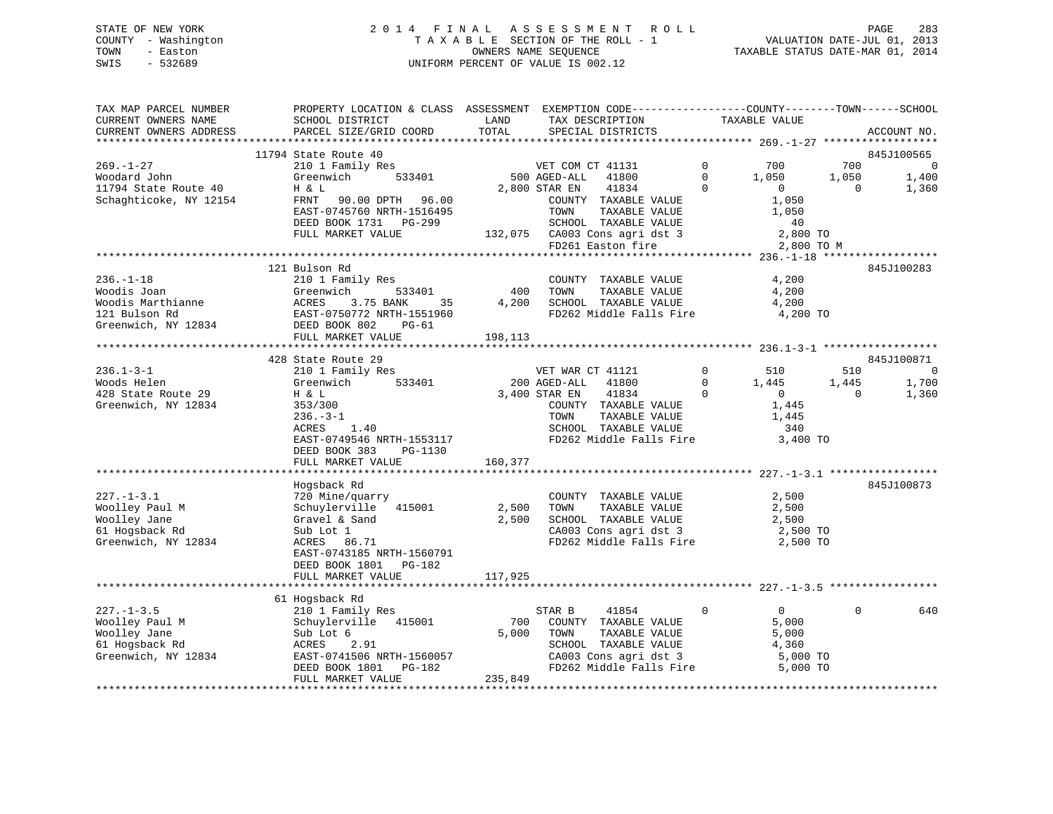STATE OF NEW YORK
COUNTY - Washington
TOWN - Easton
SWIS - 532689

2014 FINAL ASSESSMENT ROLL
TAXABLE SECTION OF THE ROLL - 1
OWNERS NAME SEQUENCE
UNIFORM PERCENT OF VALUE IS 002.12

VALUATION DATE-JUL 01, 2013
TAXABLE STATUS DATE-MAR 01, 2014

```
TAX MAP PARCEL NUMBER          PROPERTY LOCATION & CLASS  ASSESSMENT  EXEMPTION CODE------------------COUNTY--------TOWN------SCHOOL
CURRENT OWNERS NAME            SCHOOL DISTRICT              LAND      TAX DESCRIPTION            TAXABLE VALUE
CURRENT OWNERS ADDRESS         PARCEL SIZE/GRID COORD       TOTAL     SPECIAL DISTRICTS                                      ACCOUNT NO.
******************************************************************************************************* 269.-1-27 ******************
                 11794 State Route 40                                                                                     845J100565
269.-1-27                      210 1 Family Res                      VET COM CT 41131        0         700         700           0
Woodard John                   Greenwich        533401         500 AGED-ALL   41800          0       1,050       1,050       1,400
11794 State Route 40           H & L                         2,800 STAR EN    41834          0           0           0       1,360
Schaghticoke, NY 12154         FRNT   90.00 DPTH   96.00             COUNTY  TAXABLE VALUE              1,050
                               EAST-0745760 NRTH-1516495             TOWN    TAXABLE VALUE              1,050
                               DEED BOOK 1731   PG-299               SCHOOL  TAXABLE VALUE                 40
                               FULL MARKET VALUE             132,075  CA003 Cons agri dst 3              2,800 TO
                                                                      FD261 Easton fire                   2,800 TO M
******************************************************************************************************* 236.-1-18 ******************
                 121 Bulson Rd                                                                                            845J100283
236.-1-18                      210 1 Family Res                      COUNTY  TAXABLE VALUE              4,200
Woodis Joan                    Greenwich        533401         400   TOWN    TAXABLE VALUE              4,200
Woodis Marthianne              ACRES    3.75 BANK     35     4,200   SCHOOL  TAXABLE VALUE              4,200
121 Bulson Rd                  EAST-0750772 NRTH-1551960             FD262 Middle Falls Fire             4,200 TO
Greenwich, NY 12834            DEED BOOK 802    PG-61
                               FULL MARKET VALUE             198,113
******************************************************************************************************* 236.1-3-1 ******************
                 428 State Route 29                                                                                       845J100871
236.1-3-1                      210 1 Family Res                      VET WAR CT 41121        0         510         510           0
Woods Helen                    Greenwich        533401         200 AGED-ALL   41800          0       1,445       1,445       1,700
428 State Route 29             H & L                         3,400 STAR EN    41834          0           0           0       1,360
Greenwich, NY 12834            353/300                               COUNTY  TAXABLE VALUE              1,445
                               236.-3-1                              TOWN    TAXABLE VALUE              1,445
                               ACRES    1.40                         SCHOOL  TAXABLE VALUE                340
                               EAST-0749546 NRTH-1553117             FD262 Middle Falls Fire             3,400 TO
                               DEED BOOK 383    PG-1130
                               FULL MARKET VALUE             160,377
******************************************************************************************************* 227.-1-3.1 *****************
                 Hogsback Rd                                                                                              845J100873
227.-1-3.1                     720 Mine/quarry                       COUNTY  TAXABLE VALUE              2,500
Woolley Paul M                 Schuylerville   415001        2,500   TOWN    TAXABLE VALUE              2,500
Woolley Jane                   Gravel & Sand                 2,500   SCHOOL  TAXABLE VALUE              2,500
61 Hogsback Rd                 Sub Lot 1                             CA003 Cons agri dst 3               2,500 TO
Greenwich, NY 12834            ACRES   86.71                         FD262 Middle Falls Fire             2,500 TO
                               EAST-0743185 NRTH-1560791
                               DEED BOOK 1801   PG-182
                               FULL MARKET VALUE             117,925
******************************************************************************************************* 227.-1-3.5 *****************
                 61 Hogsback Rd
227.-1-3.5                     210 1 Family Res                      STAR B     41854        0           0           0         640
Woolley Paul M                 Schuylerville   415001          700   COUNTY  TAXABLE VALUE              5,000
Woolley Jane                   Sub Lot 6                     5,000   TOWN    TAXABLE VALUE              5,000
61 Hogsback Rd                 ACRES    2.91                         SCHOOL  TAXABLE VALUE              4,360
Greenwich, NY 12834            EAST-0741506 NRTH-1560057             CA003 Cons agri dst 3               5,000 TO
                               DEED BOOK 1801   PG-182               FD262 Middle Falls Fire             5,000 TO
                               FULL MARKET VALUE             235,849
************************************************************************************************************************************
```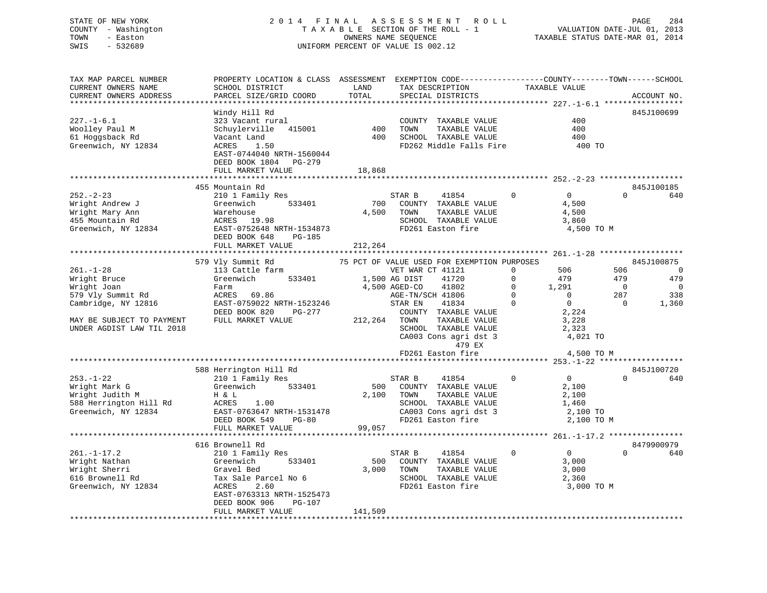STATE OF NEW YORK                2 0 1 4   F I N A L   A S S E S S M E N T   R O L L
COUNTY - Washington              T A X A B L E  SECTION OF THE ROLL - 1        VALUATION DATE-JUL 01, 2013
TOWN - Easton                    OWNERS NAME SEQUENCE                          TAXABLE STATUS DATE-MAR 01, 2014
SWIS - 532689                    UNIFORM PERCENT OF VALUE IS 002.12

| TAX MAP PARCEL NUMBER / CURRENT OWNERS NAME / CURRENT OWNERS ADDRESS | PROPERTY LOCATION & CLASS / SCHOOL DISTRICT / PARCEL SIZE/GRID COORD | ASSESSMENT LAND / TOTAL | EXEMPTION CODE / TAX DESCRIPTION / SPECIAL DISTRICTS | COUNTY TAXABLE VALUE | TOWN | SCHOOL / ACCOUNT NO. |
|---|---|---|---|---|---|---|
| **227.-1-6.1** | Windy Hill Rd | | | | | 845J100699 |
| 227.-1-6.1 | 323 Vacant rural | | COUNTY TAXABLE VALUE | 400 | | |
| Woolley Paul M | Schuylerville 415001 | 400 | TOWN TAXABLE VALUE | 400 | | |
| 61 Hoggsback Rd | Vacant Land | 400 | SCHOOL TAXABLE VALUE | 400 | | |
| Greenwich, NY 12834 | ACRES 1.50 | | FD262 Middle Falls Fire | 400 TO | | |
| | EAST-0744040 NRTH-1560044 | | | | | |
| | DEED BOOK 1804 PG-279 | | | | | |
| | FULL MARKET VALUE | 18,868 | | | | |
| **252.-2-23** | 455 Mountain Rd | | | | | 845J100185 |
| 252.-2-23 | 210 1 Family Res | | STAR B 41854 0 | 0 | 0 | 640 |
| Wright Andrew J | Greenwich 533401 | 700 | COUNTY TAXABLE VALUE | 4,500 | | |
| Wright Mary Ann | Warehouse | 4,500 | TOWN TAXABLE VALUE | 4,500 | | |
| 455 Mountain Rd | ACRES 19.98 | | SCHOOL TAXABLE VALUE | 3,860 | | |
| Greenwich, NY 12834 | EAST-0752648 NRTH-1534873 | | FD261 Easton fire | 4,500 TO M | | |
| | DEED BOOK 648 PG-185 | | | | | |
| | FULL MARKET VALUE | 212,264 | | | | |
| **261.-1-28** | 579 Vly Summit Rd | | 75 PCT OF VALUE USED FOR EXEMPTION PURPOSES | | | 845J100875 |
| 261.-1-28 | 113 Cattle farm | | VET WAR CT 41121 0 | 506 | 506 | 0 |
| Wright Bruce | Greenwich 533401 | 1,500 | AG DIST 41720 0 | 479 | 479 | 479 |
| Wright Joan | Farm | 4,500 | AGED-CO 41802 0 | 1,291 | 0 | 0 |
| 579 Vly Summit Rd | ACRES 69.86 | | AGE-TN/SCH 41806 0 | 0 | 287 | 338 |
| Cambridge, NY 12816 | EAST-0759022 NRTH-1523246 | | STAR EN 41834 0 | 0 | 0 | 1,360 |
| | DEED BOOK 820 PG-277 | | COUNTY TAXABLE VALUE | 2,224 | | |
| MAY BE SUBJECT TO PAYMENT | FULL MARKET VALUE | 212,264 | TOWN TAXABLE VALUE | 3,228 | | |
| UNDER AGDIST LAW TIL 2018 | | | SCHOOL TAXABLE VALUE | 2,323 | | |
| | | | CA003 Cons agri dst 3 | 4,021 TO | | |
| | | | 479 EX | | | |
| | | | FD261 Easton fire | 4,500 TO M | | |
| **253.-1-22** | 588 Herrington Hill Rd | | | | | 845J100720 |
| 253.-1-22 | 210 1 Family Res | | STAR B 41854 0 | 0 | 0 | 640 |
| Wright Mark G | Greenwich 533401 | 500 | COUNTY TAXABLE VALUE | 2,100 | | |
| Wright Judith M | H & L | 2,100 | TOWN TAXABLE VALUE | 2,100 | | |
| 588 Herrington Hill Rd | ACRES 1.00 | | SCHOOL TAXABLE VALUE | 1,460 | | |
| Greenwich, NY 12834 | EAST-0763647 NRTH-1531478 | | CA003 Cons agri dst 3 | 2,100 TO | | |
| | DEED BOOK 549 PG-80 | | FD261 Easton fire | 2,100 TO M | | |
| | FULL MARKET VALUE | 99,057 | | | | |
| **261.-1-17.2** | 616 Brownell Rd | | | | | 8479900979 |
| 261.-1-17.2 | 210 1 Family Res | | STAR B 41854 0 | 0 | 0 | 640 |
| Wright Nathan | Greenwich 533401 | 500 | COUNTY TAXABLE VALUE | 3,000 | | |
| Wright Sherri | Gravel Bed | 3,000 | TOWN TAXABLE VALUE | 3,000 | | |
| 616 Brownell Rd | Tax Sale Parcel No 6 | | SCHOOL TAXABLE VALUE | 2,360 | | |
| Greenwich, NY 12834 | ACRES 2.60 | | FD261 Easton fire | 3,000 TO M | | |
| | EAST-0763313 NRTH-1525473 | | | | | |
| | DEED BOOK 906 PG-107 | | | | | |
| | FULL MARKET VALUE | 141,509 | | | | |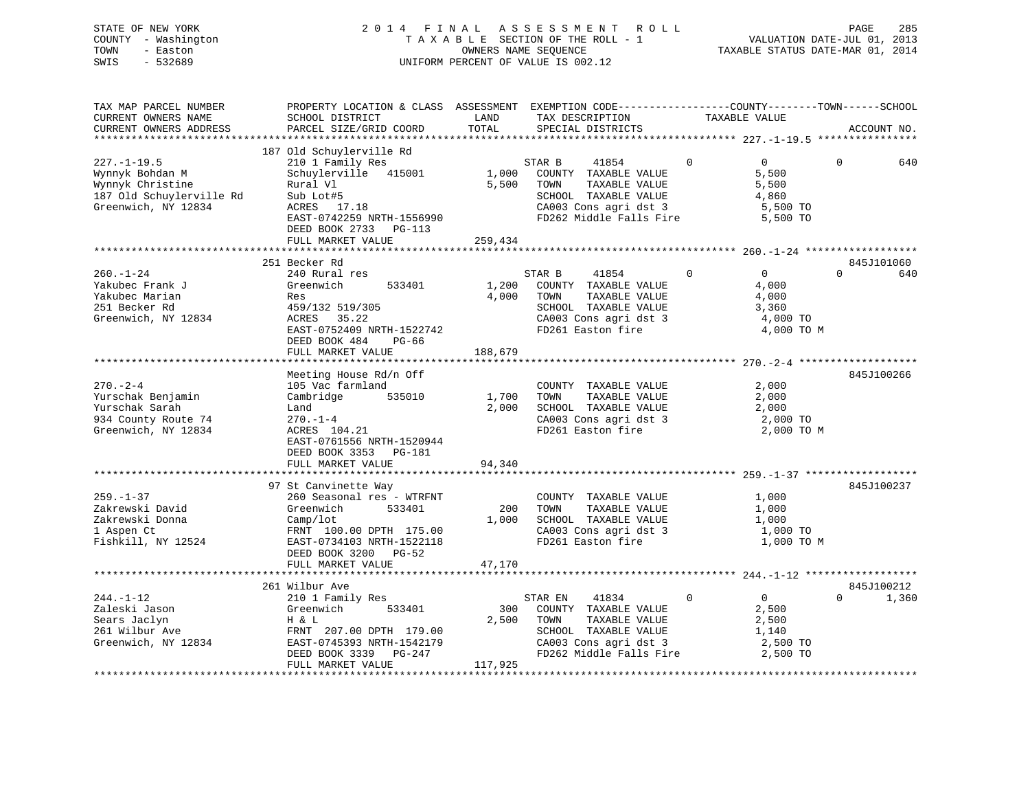STATE OF NEW YORK
COUNTY - Washington
TOWN - Easton
SWIS - 532689

2014 FINAL ASSESSMENT ROLL
TAXABLE SECTION OF THE ROLL - 1
OWNERS NAME SEQUENCE
UNIFORM PERCENT OF VALUE IS 002.12

VALUATION DATE-JUL 01, 2013
TAXABLE STATUS DATE-MAR 01, 2014

| TAX MAP PARCEL NUMBER / CURRENT OWNERS NAME / CURRENT OWNERS ADDRESS | PROPERTY LOCATION & CLASS / SCHOOL DISTRICT / PARCEL SIZE/GRID COORD | ASSESSMENT LAND / TOTAL | EXEMPTION CODE / TAX DESCRIPTION / SPECIAL DISTRICTS | COUNTY | TOWN | SCHOOL | TAXABLE VALUE | ACCOUNT NO. |
|---|---|---|---|---|---|---|---|---|
| 227.-1-19.5 | 187 Old Schuylerville Rd | | | | | | | |
| 227.-1-19.5 | 210 1 Family Res | | STAR B 41854 | 0 | 0 | 0 | 640 | |
| Wynnyk Bohdan M | Schuylerville 415001 | 1,000 | COUNTY TAXABLE VALUE | | | | 5,500 | |
| Wynnyk Christine | Rural Vl | 5,500 | TOWN TAXABLE VALUE | | | | 5,500 | |
| 187 Old Schuylerville Rd | Sub Lot#5 | | SCHOOL TAXABLE VALUE | | | | 4,860 | |
| Greenwich, NY 12834 | ACRES 17.18 | | CA003 Cons agri dst 3 | | | | 5,500 TO | |
| | EAST-0742259 NRTH-1556990 | | FD262 Middle Falls Fire | | | | 5,500 TO | |
| | DEED BOOK 2733 PG-113 | | | | | | | |
| | FULL MARKET VALUE | 259,434 | | | | | | |
| 260.-1-24 | 251 Becker Rd | | | | | | | 845J101060 |
| 260.-1-24 | 240 Rural res | | STAR B 41854 | 0 | 0 | 0 | 640 | |
| Yakubec Frank J | Greenwich 533401 | 1,200 | COUNTY TAXABLE VALUE | | | | 4,000 | |
| Yakubec Marian | Res | 4,000 | TOWN TAXABLE VALUE | | | | 4,000 | |
| 251 Becker Rd | 459/132 519/305 | | SCHOOL TAXABLE VALUE | | | | 3,360 | |
| Greenwich, NY 12834 | ACRES 35.22 | | CA003 Cons agri dst 3 | | | | 4,000 TO | |
| | EAST-0752409 NRTH-1522742 | | FD261 Easton fire | | | | 4,000 TO M | |
| | DEED BOOK 484 PG-66 | | | | | | | |
| | FULL MARKET VALUE | 188,679 | | | | | | |
| 270.-2-4 | Meeting House Rd/n Off | | | | | | | 845J100266 |
| 270.-2-4 | 105 Vac farmland | | COUNTY TAXABLE VALUE | | | | 2,000 | |
| Yurschak Benjamin | Cambridge 535010 | 1,700 | TOWN TAXABLE VALUE | | | | 2,000 | |
| Yurschak Sarah | Land | 2,000 | SCHOOL TAXABLE VALUE | | | | 2,000 | |
| 934 County Route 74 | 270.-1-4 | | CA003 Cons agri dst 3 | | | | 2,000 TO | |
| Greenwich, NY 12834 | ACRES 104.21 | | FD261 Easton fire | | | | 2,000 TO M | |
| | EAST-0761556 NRTH-1520944 | | | | | | | |
| | DEED BOOK 3353 PG-181 | | | | | | | |
| | FULL MARKET VALUE | 94,340 | | | | | | |
| 259.-1-37 | 97 St Canvinette Way | | | | | | | 845J100237 |
| 259.-1-37 | 260 Seasonal res - WTRFNT | | COUNTY TAXABLE VALUE | | | | 1,000 | |
| Zakrewski David | Greenwich 533401 | 200 | TOWN TAXABLE VALUE | | | | 1,000 | |
| Zakrewski Donna | Camp/lot | 1,000 | SCHOOL TAXABLE VALUE | | | | 1,000 | |
| 1 Aspen Ct | FRNT 100.00 DPTH 175.00 | | CA003 Cons agri dst 3 | | | | 1,000 TO | |
| Fishkill, NY 12524 | EAST-0734103 NRTH-1522118 | | FD261 Easton fire | | | | 1,000 TO M | |
| | DEED BOOK 3200 PG-52 | | | | | | | |
| | FULL MARKET VALUE | 47,170 | | | | | | |
| 244.-1-12 | 261 Wilbur Ave | | | | | | | 845J100212 |
| 244.-1-12 | 210 1 Family Res | | STAR EN 41834 | 0 | 0 | 0 | 1,360 | |
| Zaleski Jason | Greenwich 533401 | 300 | COUNTY TAXABLE VALUE | | | | 2,500 | |
| Sears Jaclyn | H & L | 2,500 | TOWN TAXABLE VALUE | | | | 2,500 | |
| 261 Wilbur Ave | FRNT 207.00 DPTH 179.00 | | SCHOOL TAXABLE VALUE | | | | 1,140 | |
| Greenwich, NY 12834 | EAST-0745393 NRTH-1542179 | | CA003 Cons agri dst 3 | | | | 2,500 TO | |
| | DEED BOOK 3339 PG-247 | | FD262 Middle Falls Fire | | | | 2,500 TO | |
| | FULL MARKET VALUE | 117,925 | | | | | | |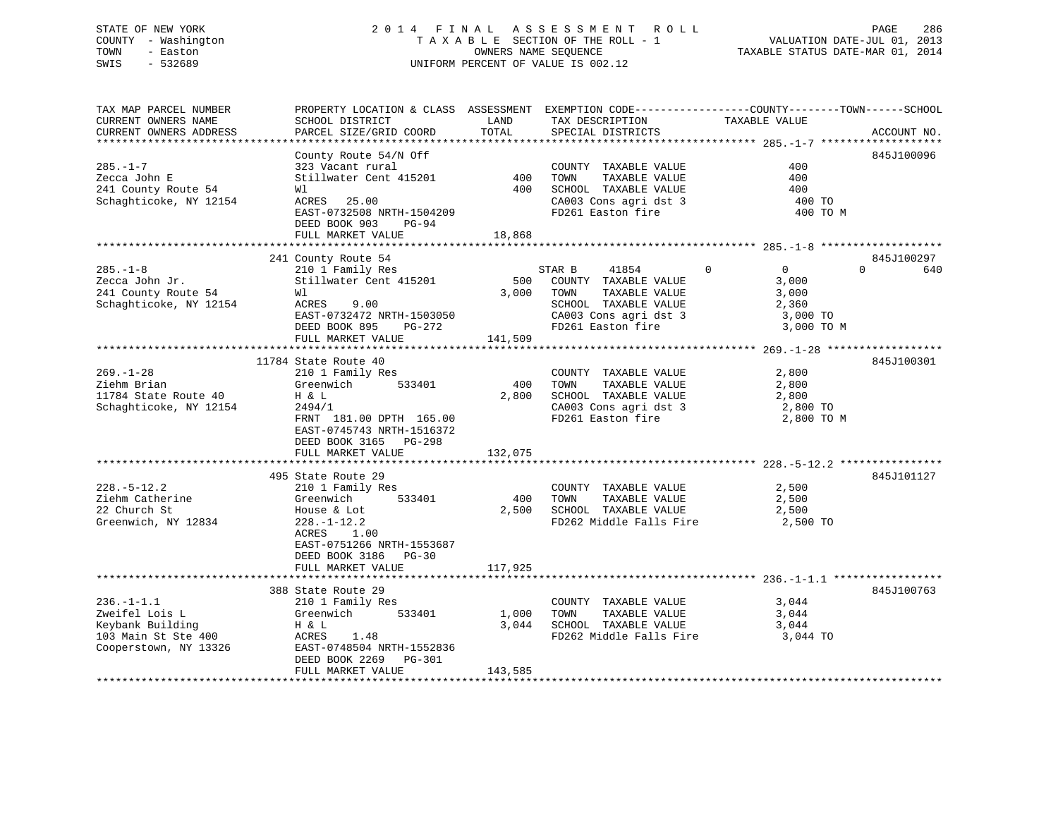STATE OF NEW YORK
COUNTY - Washington
TOWN - Easton
SWIS - 532689

2014 FINAL ASSESSMENT ROLL
TAXABLE SECTION OF THE ROLL - 1
OWNERS NAME SEQUENCE
UNIFORM PERCENT OF VALUE IS 002.12

VALUATION DATE-JUL 01, 2013
TAXABLE STATUS DATE-MAR 01, 2014

| TAX MAP PARCEL NUMBER / CURRENT OWNERS NAME / CURRENT OWNERS ADDRESS | PROPERTY LOCATION & CLASS / SCHOOL DISTRICT / PARCEL SIZE/GRID COORD | ASSESSMENT LAND | TOTAL | EXEMPTION CODE / TAX DESCRIPTION / SPECIAL DISTRICTS | COUNTY | TOWN | SCHOOL TAXABLE VALUE | ACCOUNT NO. |
|---|---|---|---|---|---|---|---|---|
| **285.-1-7** | County Route 54/N Off | | | | | | | 845J100096 |
| Zecca John E | 323 Vacant rural | | | COUNTY TAXABLE VALUE | 400 | | | |
| 241 County Route 54 | Stillwater Cent 415201 | 400 | | TOWN TAXABLE VALUE | | 400 | | |
| Schaghticoke, NY 12154 | Wl | | 400 | SCHOOL TAXABLE VALUE | | | 400 | |
| | ACRES 25.00 | | | CA003 Cons agri dst 3 | 400 TO | | | |
| | EAST-0732508 NRTH-1504209 | | | FD261 Easton fire | 400 TO M | | | |
| | DEED BOOK 903 PG-94 | | | | | | | |
| | FULL MARKET VALUE | | 18,868 | | | | | |
| **285.-1-8** | 241 County Route 54 | | | | | | | 845J100297 |
| Zecca John Jr. | 210 1 Family Res | | | STAR B 41854 | 0 | 0 | 640 | |
| 241 County Route 54 | Stillwater Cent 415201 | 500 | | COUNTY TAXABLE VALUE | 3,000 | | | |
| Schaghticoke, NY 12154 | Wl | | 3,000 | TOWN TAXABLE VALUE | | 3,000 | | |
| | ACRES 9.00 | | | SCHOOL TAXABLE VALUE | | | 2,360 | |
| | EAST-0732472 NRTH-1503050 | | | CA003 Cons agri dst 3 | 3,000 TO | | | |
| | DEED BOOK 895 PG-272 | | | FD261 Easton fire | 3,000 TO M | | | |
| | FULL MARKET VALUE | | 141,509 | | | | | |
| **269.-1-28** | 11784 State Route 40 | | | | | | | 845J100301 |
| Ziehm Brian | 210 1 Family Res | | | COUNTY TAXABLE VALUE | 2,800 | | | |
| 11784 State Route 40 | Greenwich 533401 | 400 | | TOWN TAXABLE VALUE | | 2,800 | | |
| Schaghticoke, NY 12154 | H & L | | 2,800 | SCHOOL TAXABLE VALUE | | | 2,800 | |
| | 2494/1 | | | CA003 Cons agri dst 3 | 2,800 TO | | | |
| | FRNT 181.00 DPTH 165.00 | | | FD261 Easton fire | 2,800 TO M | | | |
| | EAST-0745743 NRTH-1516372 | | | | | | | |
| | DEED BOOK 3165 PG-298 | | | | | | | |
| | FULL MARKET VALUE | | 132,075 | | | | | |
| **228.-5-12.2** | 495 State Route 29 | | | | | | | 845J101127 |
| Ziehm Catherine | 210 1 Family Res | | | COUNTY TAXABLE VALUE | 2,500 | | | |
| 22 Church St | Greenwich 533401 | 400 | | TOWN TAXABLE VALUE | | 2,500 | | |
| Greenwich, NY 12834 | House & Lot | | 2,500 | SCHOOL TAXABLE VALUE | | | 2,500 | |
| | 228.-1-12.2 | | | FD262 Middle Falls Fire | 2,500 TO | | | |
| | ACRES 1.00 | | | | | | | |
| | EAST-0751266 NRTH-1553687 | | | | | | | |
| | DEED BOOK 3186 PG-30 | | | | | | | |
| | FULL MARKET VALUE | | 117,925 | | | | | |
| **236.-1-1.1** | 388 State Route 29 | | | | | | | 845J100763 |
| Zweifel Lois L | 210 1 Family Res | | | COUNTY TAXABLE VALUE | 3,044 | | | |
| Keybank Building | Greenwich 533401 | 1,000 | | TOWN TAXABLE VALUE | | 3,044 | | |
| 103 Main St Ste 400 | H & L | | 3,044 | SCHOOL TAXABLE VALUE | | | 3,044 | |
| Cooperstown, NY 13326 | ACRES 1.48 | | | FD262 Middle Falls Fire | 3,044 TO | | | |
| | EAST-0748504 NRTH-1552836 | | | | | | | |
| | DEED BOOK 2269 PG-301 | | | | | | | |
| | FULL MARKET VALUE | | 143,585 | | | | | |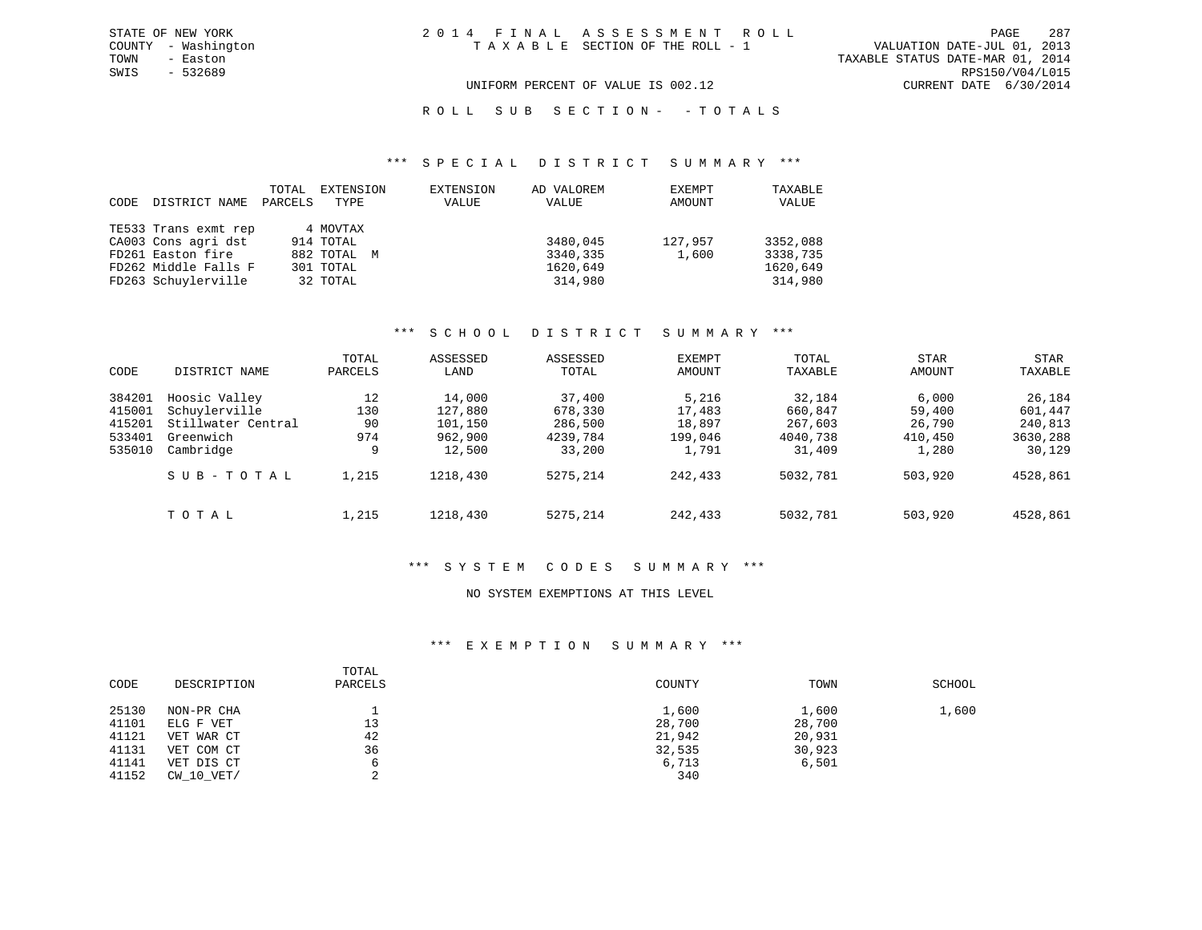STATE OF NEW YORK
COUNTY - Washington
TOWN - Easton
SWIS - 532689

2014 FINAL ASSESSMENT ROLL
TAXABLE SECTION OF THE ROLL - 1

VALUATION DATE-JUL 01, 2013
TAXABLE STATUS DATE-MAR 01, 2014
RPS150/V04/L015
CURRENT DATE 6/30/2014

UNIFORM PERCENT OF VALUE IS 002.12

ROLL SUB SECTION- - TOTALS

## *** SPECIAL DISTRICT SUMMARY ***

| CODE | DISTRICT NAME | TOTAL PARCELS | EXTENSION TYPE | EXTENSION VALUE | AD VALOREM VALUE | EXEMPT AMOUNT | TAXABLE VALUE |
|---|---|---|---|---|---|---|---|
| TE533 | Trans exmt rep | 4 | MOVTAX | | | | |
| CA003 | Cons agri dst | 914 | TOTAL | | 3480,045 | 127,957 | 3352,088 |
| FD261 | Easton fire | 882 | TOTAL M | | 3340,335 | 1,600 | 3338,735 |
| FD262 | Middle Falls F | 301 | TOTAL | | 1620,649 | | 1620,649 |
| FD263 | Schuylerville | 32 | TOTAL | | 314,980 | | 314,980 |

## *** SCHOOL DISTRICT SUMMARY ***

| CODE | DISTRICT NAME | TOTAL PARCELS | ASSESSED LAND | ASSESSED TOTAL | EXEMPT AMOUNT | TOTAL TAXABLE | STAR AMOUNT | STAR TAXABLE |
|---|---|---|---|---|---|---|---|---|
| 384201 | Hoosic Valley | 12 | 14,000 | 37,400 | 5,216 | 32,184 | 6,000 | 26,184 |
| 415001 | Schuylerville | 130 | 127,880 | 678,330 | 17,483 | 660,847 | 59,400 | 601,447 |
| 415201 | Stillwater Central | 90 | 101,150 | 286,500 | 18,897 | 267,603 | 26,790 | 240,813 |
| 533401 | Greenwich | 974 | 962,900 | 4239,784 | 199,046 | 4040,738 | 410,450 | 3630,288 |
| 535010 | Cambridge | 9 | 12,500 | 33,200 | 1,791 | 31,409 | 1,280 | 30,129 |
| | SUB-TOTAL | 1,215 | 1218,430 | 5275,214 | 242,433 | 5032,781 | 503,920 | 4528,861 |
| | TOTAL | 1,215 | 1218,430 | 5275,214 | 242,433 | 5032,781 | 503,920 | 4528,861 |

## *** SYSTEM CODES SUMMARY ***

NO SYSTEM EXEMPTIONS AT THIS LEVEL

## *** EXEMPTION SUMMARY ***

| CODE | DESCRIPTION | TOTAL PARCELS | COUNTY | TOWN | SCHOOL |
|---|---|---|---|---|---|
| 25130 | NON-PR CHA | 1 | 1,600 | 1,600 | 1,600 |
| 41101 | ELG F VET | 13 | 28,700 | 28,700 | |
| 41121 | VET WAR CT | 42 | 21,942 | 20,931 | |
| 41131 | VET COM CT | 36 | 32,535 | 30,923 | |
| 41141 | VET DIS CT | 6 | 6,713 | 6,501 | |
| 41152 | CW_10_VET/ | 2 | 340 | | |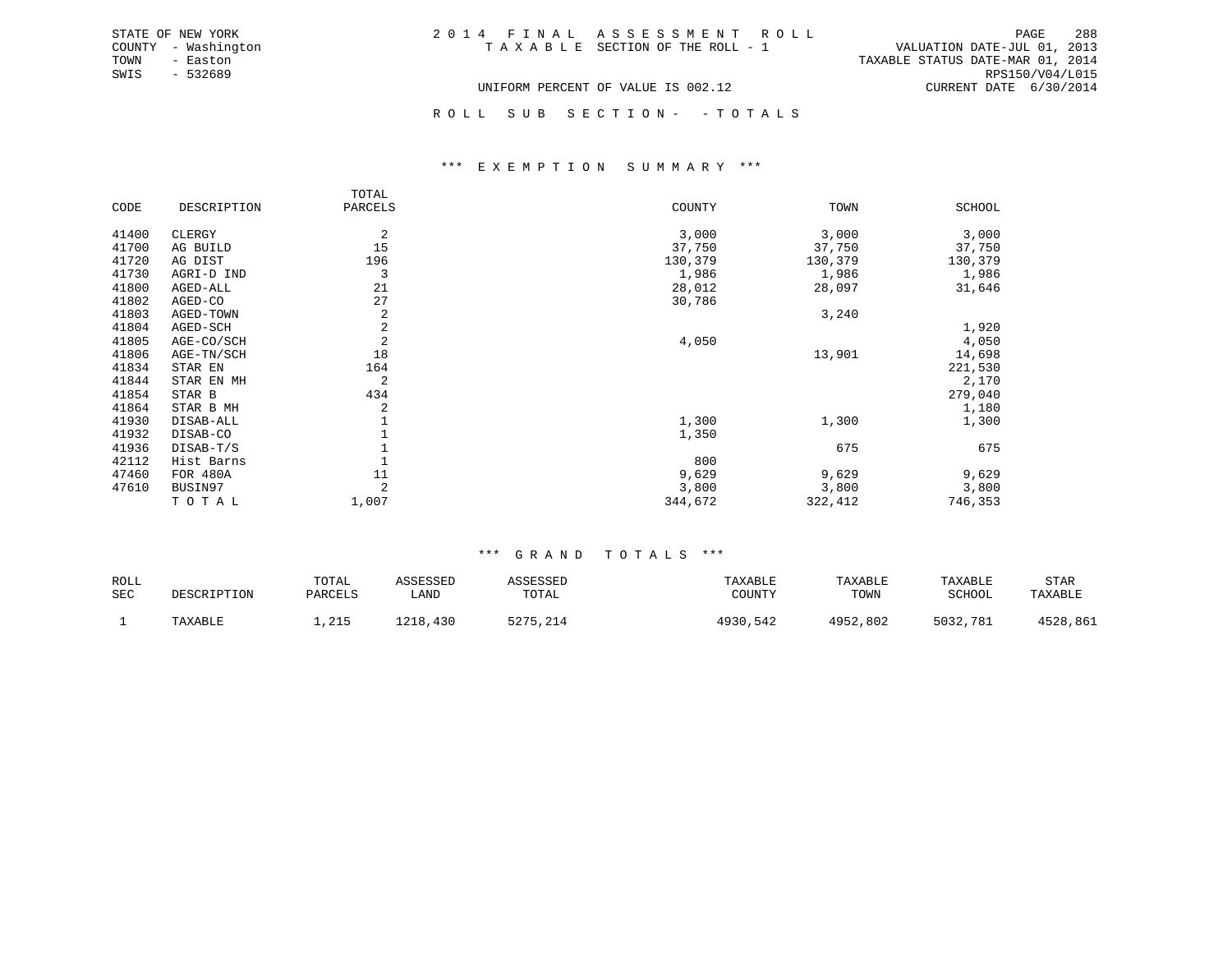STATE OF NEW YORK
COUNTY - Washington
TOWN - Easton
SWIS - 532689

2 0 1 4 F I N A L A S S E S S M E N T R O L L
T A X A B L E SECTION OF THE ROLL - 1

VALUATION DATE-JUL 01, 2013
TAXABLE STATUS DATE-MAR 01, 2014
RPS150/V04/L015
CURRENT DATE 6/30/2014

UNIFORM PERCENT OF VALUE IS 002.12

R O L L S U B S E C T I O N - - T O T A L S

### *** E X E M P T I O N S U M M A R Y ***

| CODE | DESCRIPTION | TOTAL PARCELS | COUNTY | TOWN | SCHOOL |
|---|---|---|---|---|---|
| 41400 | CLERGY | 2 | 3,000 | 3,000 | 3,000 |
| 41700 | AG BUILD | 15 | 37,750 | 37,750 | 37,750 |
| 41720 | AG DIST | 196 | 130,379 | 130,379 | 130,379 |
| 41730 | AGRI-D IND | 3 | 1,986 | 1,986 | 1,986 |
| 41800 | AGED-ALL | 21 | 28,012 | 28,097 | 31,646 |
| 41802 | AGED-CO | 27 | 30,786 | | |
| 41803 | AGED-TOWN | 2 | | 3,240 | |
| 41804 | AGED-SCH | 2 | | | 1,920 |
| 41805 | AGE-CO/SCH | 2 | 4,050 | | 4,050 |
| 41806 | AGE-TN/SCH | 18 | | 13,901 | 14,698 |
| 41834 | STAR EN | 164 | | | 221,530 |
| 41844 | STAR EN MH | 2 | | | 2,170 |
| 41854 | STAR B | 434 | | | 279,040 |
| 41864 | STAR B MH | 2 | | | 1,180 |
| 41930 | DISAB-ALL | 1 | 1,300 | 1,300 | 1,300 |
| 41932 | DISAB-CO | 1 | 1,350 | | |
| 41936 | DISAB-T/S | 1 | | 675 | 675 |
| 42112 | Hist Barns | 1 | 800 | | |
| 47460 | FOR 480A | 11 | 9,629 | 9,629 | 9,629 |
| 47610 | BUSIN97 | 2 | 3,800 | 3,800 | 3,800 |
| | T O T A L | 1,007 | 344,672 | 322,412 | 746,353 |

### *** G R A N D T O T A L S ***

| ROLL SEC | DESCRIPTION | TOTAL PARCELS | ASSESSED LAND | ASSESSED TOTAL | TAXABLE COUNTY | TAXABLE TOWN | TAXABLE SCHOOL | STAR TAXABLE |
|---|---|---|---|---|---|---|---|---|
| 1 | TAXABLE | 1,215 | 1218,430 | 5275,214 | 4930,542 | 4952,802 | 5032,781 | 4528,861 |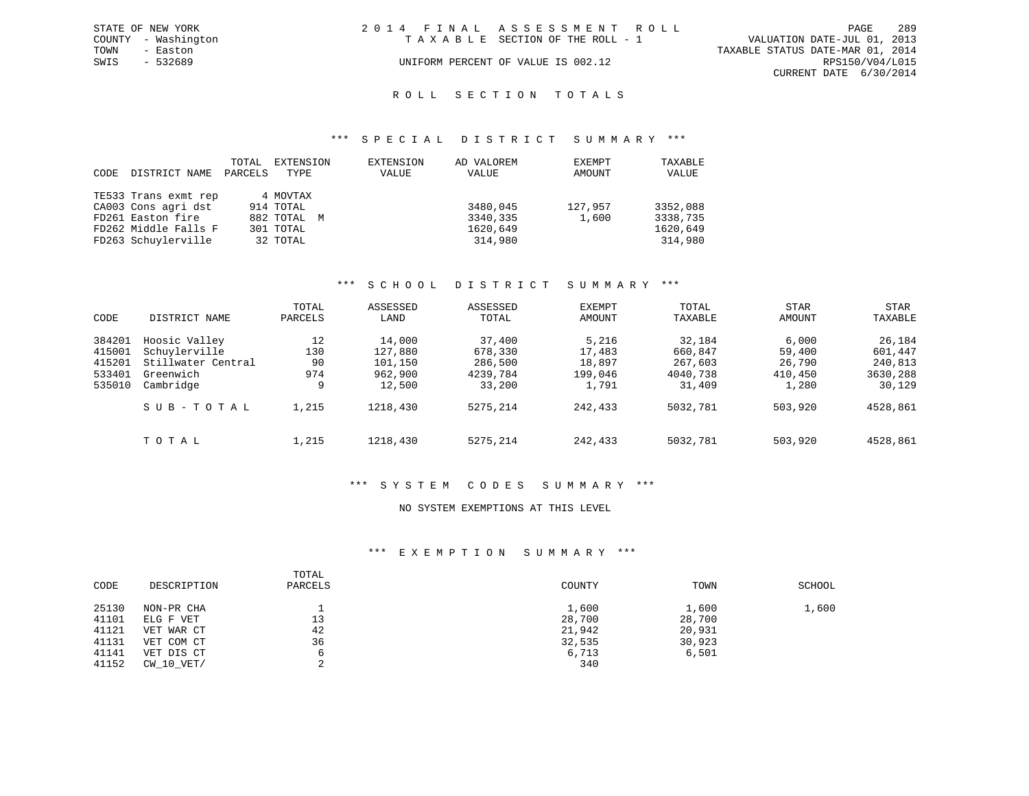STATE OF NEW YORK
COUNTY - Washington
TOWN - Easton
SWIS - 532689

2014 FINAL ASSESSMENT ROLL
TAXABLE SECTION OF THE ROLL - 1
UNIFORM PERCENT OF VALUE IS 002.12

VALUATION DATE-JUL 01, 2013
TAXABLE STATUS DATE-MAR 01, 2014
RPS150/V04/L015
CURRENT DATE 6/30/2014

## ROLL SECTION TOTALS

### *** SPECIAL DISTRICT SUMMARY ***

| CODE | DISTRICT NAME | TOTAL PARCELS | EXTENSION TYPE | EXTENSION VALUE | AD VALOREM VALUE | EXEMPT AMOUNT | TAXABLE VALUE |
|---|---|---|---|---|---|---|---|
| TE533 | Trans exmt rep | 4 | MOVTAX | | | | |
| CA003 | Cons agri dst | 914 | TOTAL | | 3480,045 | 127,957 | 3352,088 |
| FD261 | Easton fire | 882 | TOTAL M | | 3340,335 | 1,600 | 3338,735 |
| FD262 | Middle Falls F | 301 | TOTAL | | 1620,649 | | 1620,649 |
| FD263 | Schuylerville | 32 | TOTAL | | 314,980 | | 314,980 |

### *** SCHOOL DISTRICT SUMMARY ***

| CODE | DISTRICT NAME | TOTAL PARCELS | ASSESSED LAND | ASSESSED TOTAL | EXEMPT AMOUNT | TOTAL TAXABLE | STAR AMOUNT | STAR TAXABLE |
|---|---|---|---|---|---|---|---|---|
| 384201 | Hoosic Valley | 12 | 14,000 | 37,400 | 5,216 | 32,184 | 6,000 | 26,184 |
| 415001 | Schuylerville | 130 | 127,880 | 678,330 | 17,483 | 660,847 | 59,400 | 601,447 |
| 415201 | Stillwater Central | 90 | 101,150 | 286,500 | 18,897 | 267,603 | 26,790 | 240,813 |
| 533401 | Greenwich | 974 | 962,900 | 4239,784 | 199,046 | 4040,738 | 410,450 | 3630,288 |
| 535010 | Cambridge | 9 | 12,500 | 33,200 | 1,791 | 31,409 | 1,280 | 30,129 |
| | SUB-TOTAL | 1,215 | 1218,430 | 5275,214 | 242,433 | 5032,781 | 503,920 | 4528,861 |
| | TOTAL | 1,215 | 1218,430 | 5275,214 | 242,433 | 5032,781 | 503,920 | 4528,861 |

### *** SYSTEM CODES SUMMARY ***

NO SYSTEM EXEMPTIONS AT THIS LEVEL

### *** EXEMPTION SUMMARY ***

| CODE | DESCRIPTION | TOTAL PARCELS | COUNTY | TOWN | SCHOOL |
|---|---|---|---|---|---|
| 25130 | NON-PR CHA | 1 | 1,600 | 1,600 | 1,600 |
| 41101 | ELG F VET | 13 | 28,700 | 28,700 | |
| 41121 | VET WAR CT | 42 | 21,942 | 20,931 | |
| 41131 | VET COM CT | 36 | 32,535 | 30,923 | |
| 41141 | VET DIS CT | 6 | 6,713 | 6,501 | |
| 41152 | CW_10_VET/ | 2 | 340 | | |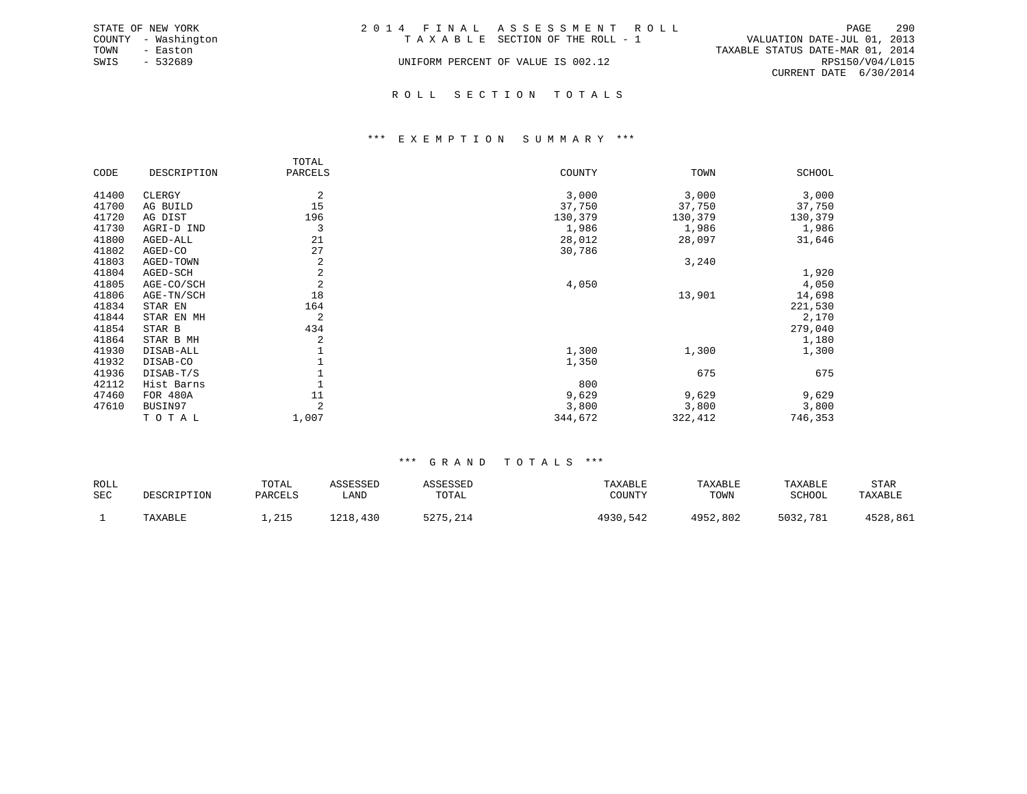STATE OF NEW YORK
COUNTY - Washington
TOWN - Easton
SWIS - 532689

2014 FINAL ASSESSMENT ROLL
TAXABLE SECTION OF THE ROLL - 1
UNIFORM PERCENT OF VALUE IS 002.12

VALUATION DATE-JUL 01, 2013
TAXABLE STATUS DATE-MAR 01, 2014
RPS150/V04/L015
CURRENT DATE 6/30/2014

## ROLL SECTION TOTALS

### *** EXEMPTION SUMMARY ***

| CODE | DESCRIPTION | TOTAL PARCELS | COUNTY | TOWN | SCHOOL |
|---|---|---|---|---|---|
| 41400 | CLERGY | 2 | 3,000 | 3,000 | 3,000 |
| 41700 | AG BUILD | 15 | 37,750 | 37,750 | 37,750 |
| 41720 | AG DIST | 196 | 130,379 | 130,379 | 130,379 |
| 41730 | AGRI-D IND | 3 | 1,986 | 1,986 | 1,986 |
| 41800 | AGED-ALL | 21 | 28,012 | 28,097 | 31,646 |
| 41802 | AGED-CO | 27 | 30,786 | | |
| 41803 | AGED-TOWN | 2 | | 3,240 | |
| 41804 | AGED-SCH | 2 | | | 1,920 |
| 41805 | AGE-CO/SCH | 2 | 4,050 | | 4,050 |
| 41806 | AGE-TN/SCH | 18 | | 13,901 | 14,698 |
| 41834 | STAR EN | 164 | | | 221,530 |
| 41844 | STAR EN MH | 2 | | | 2,170 |
| 41854 | STAR B | 434 | | | 279,040 |
| 41864 | STAR B MH | 2 | | | 1,180 |
| 41930 | DISAB-ALL | 1 | 1,300 | 1,300 | 1,300 |
| 41932 | DISAB-CO | 1 | 1,350 | | |
| 41936 | DISAB-T/S | 1 | | 675 | 675 |
| 42112 | Hist Barns | 1 | 800 | | |
| 47460 | FOR 480A | 11 | 9,629 | 9,629 | 9,629 |
| 47610 | BUSIN97 | 2 | 3,800 | 3,800 | 3,800 |
| | TOTAL | 1,007 | 344,672 | 322,412 | 746,353 |

### *** GRAND TOTALS ***

| ROLL SEC | DESCRIPTION | TOTAL PARCELS | ASSESSED LAND | ASSESSED TOTAL | TAXABLE COUNTY | TAXABLE TOWN | TAXABLE SCHOOL | STAR TAXABLE |
|---|---|---|---|---|---|---|---|---|
| 1 | TAXABLE | 1,215 | 1218,430 | 5275,214 | 4930,542 | 4952,802 | 5032,781 | 4528,861 |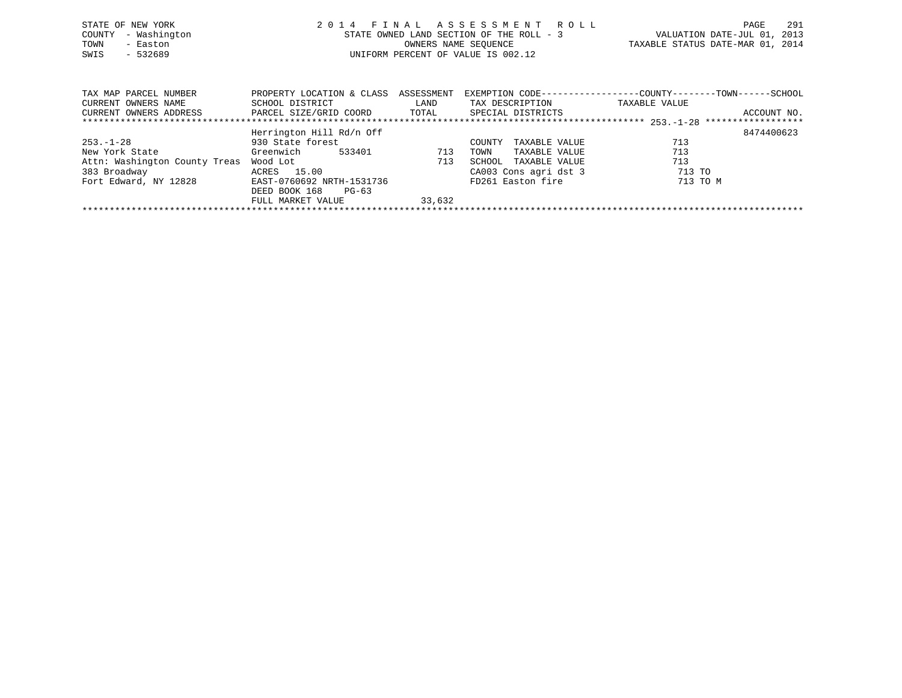STATE OF NEW YORK
COUNTY - Washington
TOWN - Easton
SWIS - 532689

2014 FINAL ASSESSMENT ROLL
STATE OWNED LAND SECTION OF THE ROLL - 3
OWNERS NAME SEQUENCE
UNIFORM PERCENT OF VALUE IS 002.12

VALUATION DATE-JUL 01, 2013
TAXABLE STATUS DATE-MAR 01, 2014

| TAX MAP PARCEL NUMBER / CURRENT OWNERS NAME / CURRENT OWNERS ADDRESS | PROPERTY LOCATION & CLASS / SCHOOL DISTRICT / PARCEL SIZE/GRID COORD | ASSESSMENT LAND / TOTAL | EXEMPTION CODE / TAX DESCRIPTION / SPECIAL DISTRICTS | TAXABLE VALUE (COUNTY--TOWN--SCHOOL) | ACCOUNT NO. |
|---|---|---|---|---|---|
| 253.-1-28 | Herrington Hill Rd/n Off | | | | 8474400623 |
| 253.-1-28 | 930 State forest | | COUNTY TAXABLE VALUE | 713 | |
| New York State | Greenwich 533401 | 713 | TOWN TAXABLE VALUE | 713 | |
| Attn: Washington County Treas | Wood Lot | 713 | SCHOOL TAXABLE VALUE | 713 | |
| 383 Broadway | ACRES 15.00 | | CA003 Cons agri dst 3 | 713 TO | |
| Fort Edward, NY 12828 | EAST-0760692 NRTH-1531736 | | FD261 Easton fire | 713 TO M | |
| | DEED BOOK 168 PG-63 | | | | |
| | FULL MARKET VALUE | 33,632 | | | |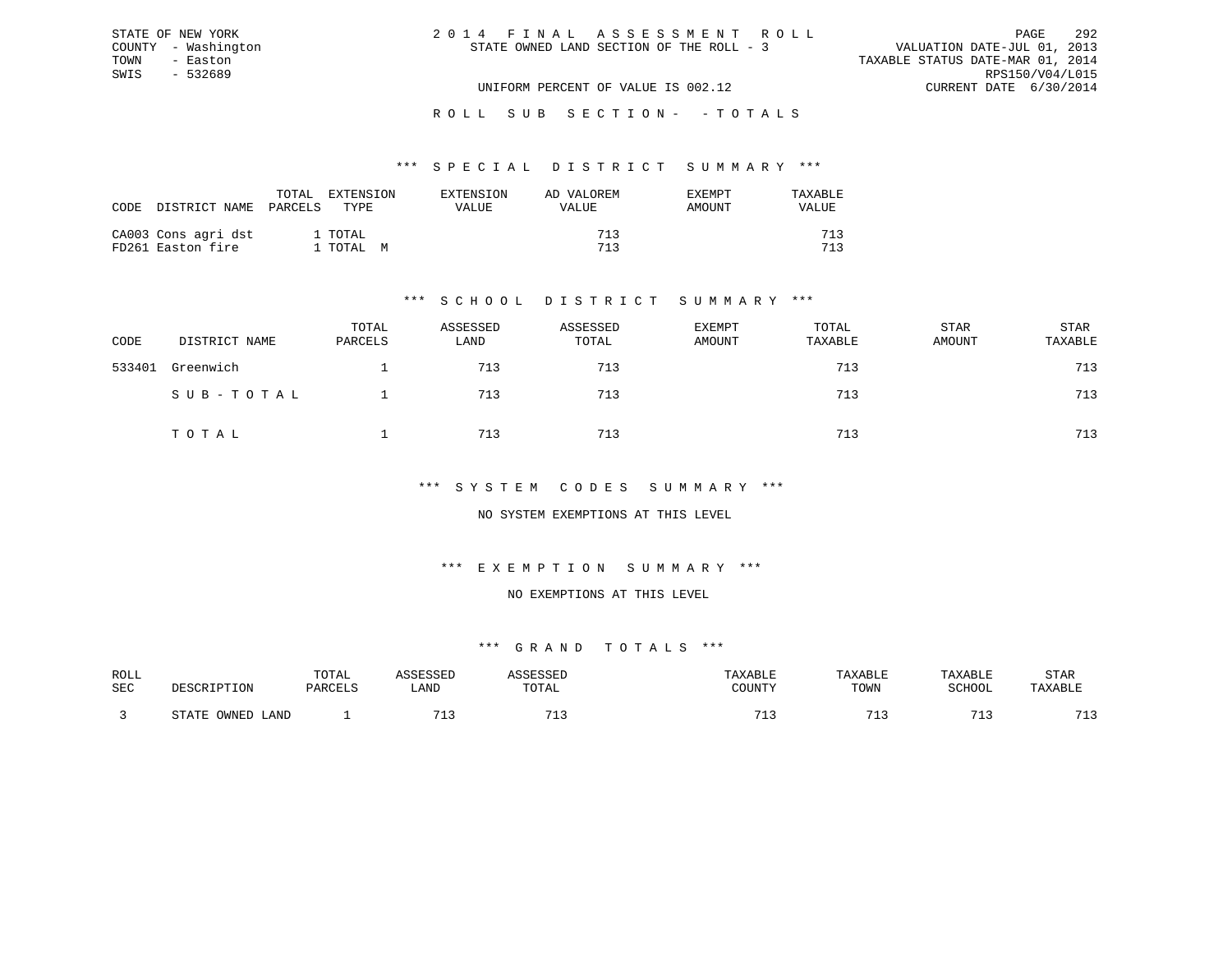STATE OF NEW YORK
COUNTY - Washington
TOWN - Easton
SWIS - 532689

2014 FINAL ASSESSMENT ROLL
STATE OWNED LAND SECTION OF THE ROLL - 3

VALUATION DATE-JUL 01, 2013
TAXABLE STATUS DATE-MAR 01, 2014
RPS150/V04/L015
CURRENT DATE 6/30/2014

UNIFORM PERCENT OF VALUE IS 002.12

ROLL SUB SECTION- - TOTALS

### *** SPECIAL DISTRICT SUMMARY ***

| CODE | DISTRICT NAME | TOTAL PARCELS | EXTENSION TYPE | EXTENSION VALUE | AD VALOREM VALUE | EXEMPT AMOUNT | TAXABLE VALUE |
|---|---|---|---|---|---|---|---|
| CA003 | Cons agri dst | 1 | TOTAL | | 713 | | 713 |
| FD261 | Easton fire | 1 | TOTAL M | | 713 | | 713 |

### *** SCHOOL DISTRICT SUMMARY ***

| CODE | DISTRICT NAME | TOTAL PARCELS | ASSESSED LAND | ASSESSED TOTAL | EXEMPT AMOUNT | TOTAL TAXABLE | STAR AMOUNT | STAR TAXABLE |
|---|---|---|---|---|---|---|---|---|
| 533401 | Greenwich | 1 | 713 | 713 | | 713 | | 713 |
| | SUB-TOTAL | 1 | 713 | 713 | | 713 | | 713 |
| | TOTAL | 1 | 713 | 713 | | 713 | | 713 |

### *** SYSTEM CODES SUMMARY ***

NO SYSTEM EXEMPTIONS AT THIS LEVEL

### *** EXEMPTION SUMMARY ***

NO EXEMPTIONS AT THIS LEVEL

### *** GRAND TOTALS ***

| ROLL SEC | DESCRIPTION | TOTAL PARCELS | ASSESSED LAND | ASSESSED TOTAL | TAXABLE COUNTY | TAXABLE TOWN | TAXABLE SCHOOL | STAR TAXABLE |
|---|---|---|---|---|---|---|---|---|
| 3 | STATE OWNED LAND | 1 | 713 | 713 | 713 | 713 | 713 | 713 |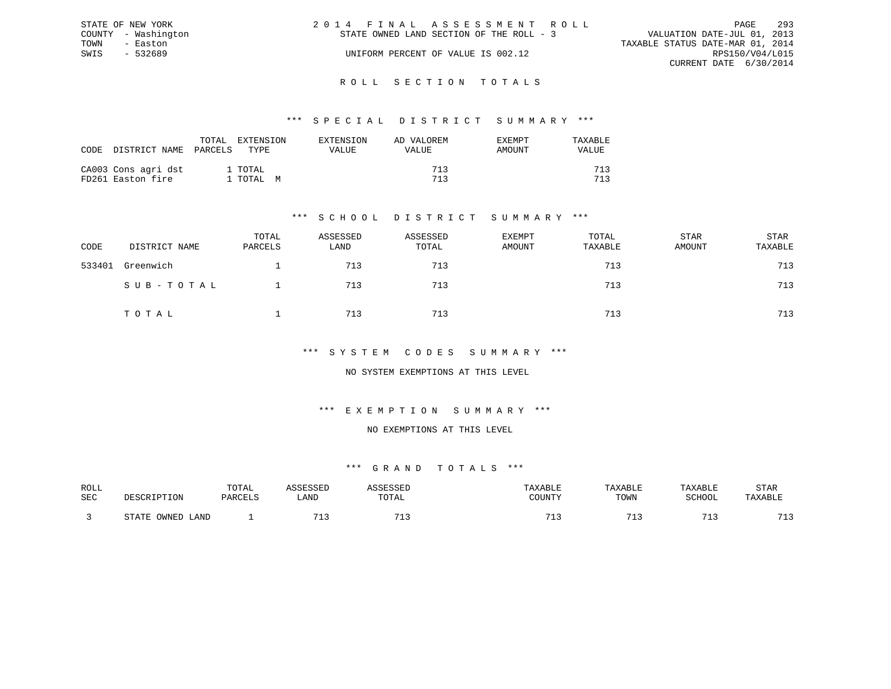STATE OF NEW YORK
COUNTY - Washington
TOWN - Easton
SWIS - 532689

2 0 1 4 F I N A L A S S E S S M E N T R O L L
STATE OWNED LAND SECTION OF THE ROLL - 3
UNIFORM PERCENT OF VALUE IS 002.12

PAGE 293
VALUATION DATE-JUL 01, 2013
TAXABLE STATUS DATE-MAR 01, 2014
RPS150/V04/L015
CURRENT DATE 6/30/2014

## R O L L S E C T I O N T O T A L S

### *** S P E C I A L D I S T R I C T S U M M A R Y ***

| CODE | DISTRICT NAME | TOTAL PARCELS | EXTENSION TYPE | EXTENSION VALUE | AD VALOREM VALUE | EXEMPT AMOUNT | TAXABLE VALUE |
|---|---|---|---|---|---|---|---|
| CA003 | Cons agri dst | 1 | TOTAL | | 713 | | 713 |
| FD261 | Easton fire | 1 | TOTAL M | | 713 | | 713 |

### *** S C H O O L D I S T R I C T S U M M A R Y ***

| CODE | DISTRICT NAME | TOTAL PARCELS | ASSESSED LAND | ASSESSED TOTAL | EXEMPT AMOUNT | TOTAL TAXABLE | STAR AMOUNT | STAR TAXABLE |
|---|---|---|---|---|---|---|---|---|
| 533401 | Greenwich | 1 | 713 | 713 | | 713 | | 713 |
| | S U B - T O T A L | 1 | 713 | 713 | | 713 | | 713 |
| | T O T A L | 1 | 713 | 713 | | 713 | | 713 |

### *** S Y S T E M C O D E S S U M M A R Y ***

NO SYSTEM EXEMPTIONS AT THIS LEVEL

### *** E X E M P T I O N S U M M A R Y ***

NO EXEMPTIONS AT THIS LEVEL

### *** G R A N D T O T A L S ***

| ROLL SEC | DESCRIPTION | TOTAL PARCELS | ASSESSED LAND | ASSESSED TOTAL | TAXABLE COUNTY | TAXABLE TOWN | TAXABLE SCHOOL | STAR TAXABLE |
|---|---|---|---|---|---|---|---|---|
| 3 | STATE OWNED LAND | 1 | 713 | 713 | 713 | 713 | 713 | 713 |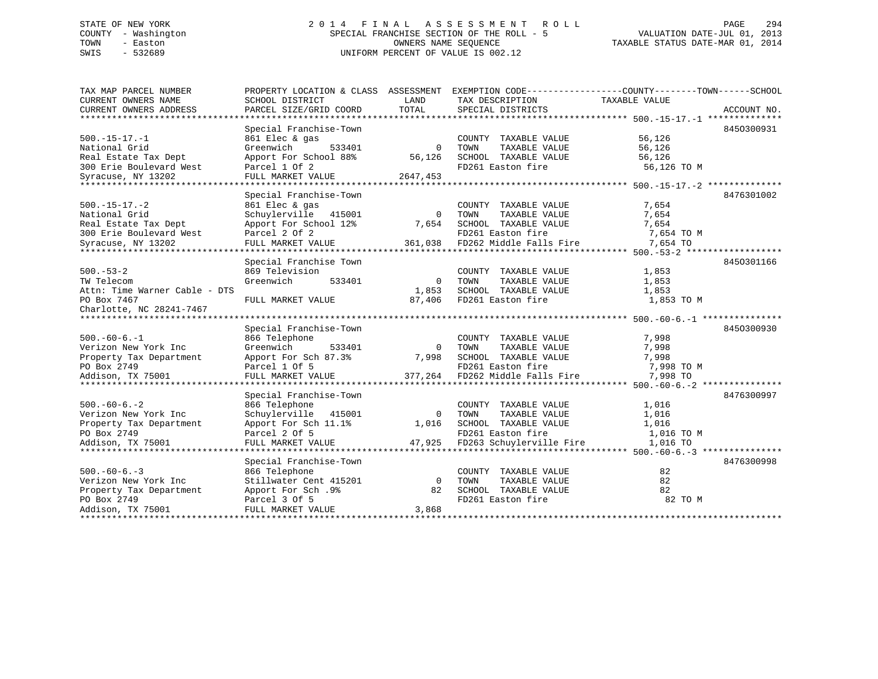STATE OF NEW YORK
COUNTY - Washington
TOWN - Easton
SWIS - 532689

# 2014 FINAL ASSESSMENT ROLL

SPECIAL FRANCHISE SECTION OF THE ROLL - 5
OWNERS NAME SEQUENCE
UNIFORM PERCENT OF VALUE IS 002.12

VALUATION DATE-JUL 01, 2013
TAXABLE STATUS DATE-MAR 01, 2014

| TAX MAP PARCEL NUMBER / CURRENT OWNERS NAME / CURRENT OWNERS ADDRESS | PROPERTY LOCATION & CLASS / SCHOOL DISTRICT / PARCEL SIZE/GRID COORD | ASSESSMENT LAND | TOTAL | EXEMPTION CODE / TAX DESCRIPTION / SPECIAL DISTRICTS | TAXABLE VALUE (COUNTY / TOWN / SCHOOL) | ACCOUNT NO. |
|---|---|---|---|---|---|---|
| 500.-15-17.-1 | Special Franchise-Town | | | | | 8450300931 |
| 500.-15-17.-1 | 861 Elec & gas | | | COUNTY TAXABLE VALUE | 56,126 | |
| National Grid | Greenwich 533401 | 0 | | TOWN TAXABLE VALUE | 56,126 | |
| Real Estate Tax Dept | Apport For School 88% | | 56,126 | SCHOOL TAXABLE VALUE | 56,126 | |
| 300 Erie Boulevard West | Parcel 1 Of 2 | | | FD261 Easton fire | 56,126 TO M | |
| Syracuse, NY 13202 | FULL MARKET VALUE | | 2647,453 | | | |
| 500.-15-17.-2 | Special Franchise-Town | | | | | 8476301002 |
| 500.-15-17.-2 | 861 Elec & gas | | | COUNTY TAXABLE VALUE | 7,654 | |
| National Grid | Schuylerville 415001 | 0 | | TOWN TAXABLE VALUE | 7,654 | |
| Real Estate Tax Dept | Apport For School 12% | | 7,654 | SCHOOL TAXABLE VALUE | 7,654 | |
| 300 Erie Boulevard West | Parcel 2 Of 2 | | | FD261 Easton fire | 7,654 TO M | |
| Syracuse, NY 13202 | FULL MARKET VALUE | | 361,038 | FD262 Middle Falls Fire | 7,654 TO | |
| 500.-53-2 | Special Franchise Town | | | | | 8450301166 |
| 500.-53-2 | 869 Television | | | COUNTY TAXABLE VALUE | 1,853 | |
| TW Telecom | Greenwich 533401 | 0 | | TOWN TAXABLE VALUE | 1,853 | |
| Attn: Time Warner Cable - DTS | | | 1,853 | SCHOOL TAXABLE VALUE | 1,853 | |
| PO Box 7467 | FULL MARKET VALUE | | 87,406 | FD261 Easton fire | 1,853 TO M | |
| Charlotte, NC 28241-7467 | | | | | | |
| 500.-60-6.-1 | Special Franchise-Town | | | | | 8450300930 |
| 500.-60-6.-1 | 866 Telephone | | | COUNTY TAXABLE VALUE | 7,998 | |
| Verizon New York Inc | Greenwich 533401 | 0 | | TOWN TAXABLE VALUE | 7,998 | |
| Property Tax Department | Apport For Sch 87.3% | | 7,998 | SCHOOL TAXABLE VALUE | 7,998 | |
| PO Box 2749 | Parcel 1 Of 5 | | | FD261 Easton fire | 7,998 TO M | |
| Addison, TX 75001 | FULL MARKET VALUE | | 377,264 | FD262 Middle Falls Fire | 7,998 TO | |
| 500.-60-6.-2 | Special Franchise-Town | | | | | 8476300997 |
| 500.-60-6.-2 | 866 Telephone | | | COUNTY TAXABLE VALUE | 1,016 | |
| Verizon New York Inc | Schuylerville 415001 | 0 | | TOWN TAXABLE VALUE | 1,016 | |
| Property Tax Department | Apport For Sch 11.1% | | 1,016 | SCHOOL TAXABLE VALUE | 1,016 | |
| PO Box 2749 | Parcel 2 Of 5 | | | FD261 Easton fire | 1,016 TO M | |
| Addison, TX 75001 | FULL MARKET VALUE | | 47,925 | FD263 Schuylerville Fire | 1,016 TO | |
| 500.-60-6.-3 | Special Franchise-Town | | | | | 8476300998 |
| 500.-60-6.-3 | 866 Telephone | | | COUNTY TAXABLE VALUE | 82 | |
| Verizon New York Inc | Stillwater Cent 415201 | 0 | | TOWN TAXABLE VALUE | 82 | |
| Property Tax Department | Apport For Sch .9% | | 82 | SCHOOL TAXABLE VALUE | 82 | |
| PO Box 2749 | Parcel 3 Of 5 | | | FD261 Easton fire | 82 TO M | |
| Addison, TX 75001 | FULL MARKET VALUE | | 3,868 | | | |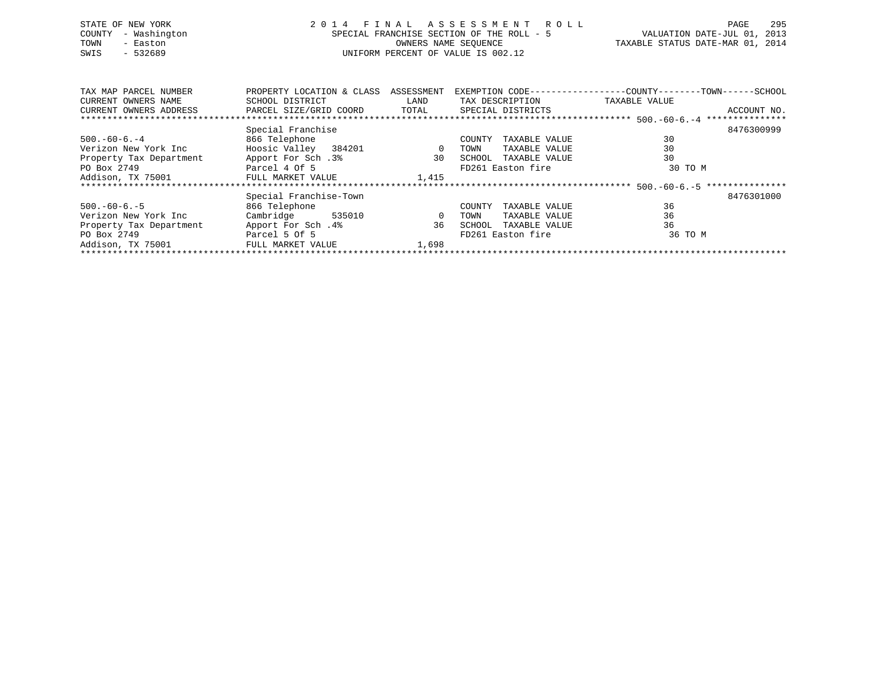STATE OF NEW YORK
COUNTY - Washington
TOWN - Easton
SWIS - 532689

2 0 1 4 F I N A L A S S E S S M E N T R O L L
SPECIAL FRANCHISE SECTION OF THE ROLL - 5
OWNERS NAME SEQUENCE
UNIFORM PERCENT OF VALUE IS 002.12

VALUATION DATE-JUL 01, 2013
TAXABLE STATUS DATE-MAR 01, 2014

| TAX MAP PARCEL NUMBER / CURRENT OWNERS NAME / CURRENT OWNERS ADDRESS | PROPERTY LOCATION & CLASS / SCHOOL DISTRICT / PARCEL SIZE/GRID COORD | ASSESSMENT LAND / TOTAL | EXEMPTION CODE / TAX DESCRIPTION / SPECIAL DISTRICTS | COUNTY--------TOWN------SCHOOL TAXABLE VALUE | ACCOUNT NO. |
|---|---|---|---|---|---|
| 500.-60-6.-4 | Special Franchise | | | | 8476300999 |
| 500.-60-6.-4 | 866 Telephone | | COUNTY TAXABLE VALUE | 30 | |
| Verizon New York Inc | Hoosic Valley 384201 | 0 | TOWN TAXABLE VALUE | 30 | |
| Property Tax Department | Apport For Sch .3% | 30 | SCHOOL TAXABLE VALUE | 30 | |
| PO Box 2749 | Parcel 4 Of 5 | | FD261 Easton fire | 30 TO M | |
| Addison, TX 75001 | FULL MARKET VALUE | 1,415 | | | |
| 500.-60-6.-5 | Special Franchise-Town | | | | 8476301000 |
| 500.-60-6.-5 | 866 Telephone | | COUNTY TAXABLE VALUE | 36 | |
| Verizon New York Inc | Cambridge 535010 | 0 | TOWN TAXABLE VALUE | 36 | |
| Property Tax Department | Apport For Sch .4% | 36 | SCHOOL TAXABLE VALUE | 36 | |
| PO Box 2749 | Parcel 5 Of 5 | | FD261 Easton fire | 36 TO M | |
| Addison, TX 75001 | FULL MARKET VALUE | 1,698 | | | |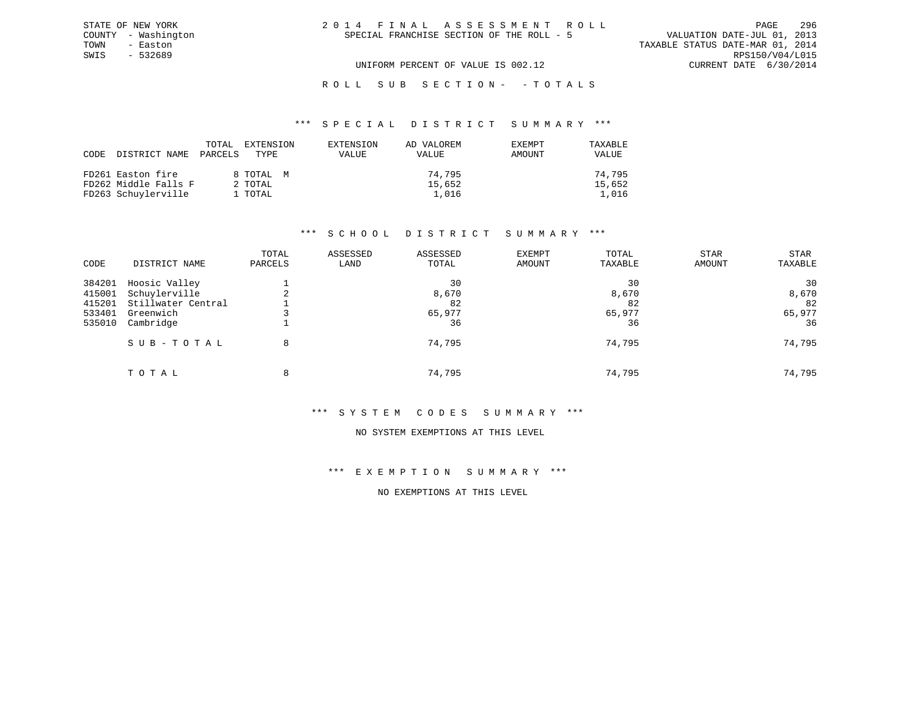STATE OF NEW YORK
COUNTY - Washington
TOWN - Easton
SWIS - 532689

# 2014 FINAL ASSESSMENT ROLL
SPECIAL FRANCHISE SECTION OF THE ROLL - 5

UNIFORM PERCENT OF VALUE IS 002.12

VALUATION DATE-JUL 01, 2013
TAXABLE STATUS DATE-MAR 01, 2014
RPS150/V04/L015
CURRENT DATE 6/30/2014

## ROLL SUB SECTION- - TOTALS

### *** SPECIAL DISTRICT SUMMARY ***

| CODE | DISTRICT NAME | TOTAL PARCELS | EXTENSION TYPE | EXTENSION VALUE | AD VALOREM VALUE | EXEMPT AMOUNT | TAXABLE VALUE |
|---|---|---|---|---|---|---|---|
| FD261 | Easton fire | 8 | TOTAL M | | 74,795 | | 74,795 |
| FD262 | Middle Falls F | 2 | TOTAL | | 15,652 | | 15,652 |
| FD263 | Schuylerville | 1 | TOTAL | | 1,016 | | 1,016 |

### *** SCHOOL DISTRICT SUMMARY ***

| CODE | DISTRICT NAME | TOTAL PARCELS | ASSESSED LAND | ASSESSED TOTAL | EXEMPT AMOUNT | TOTAL TAXABLE | STAR AMOUNT | STAR TAXABLE |
|---|---|---|---|---|---|---|---|---|
| 384201 | Hoosic Valley | 1 | | 30 | | 30 | | 30 |
| 415001 | Schuylerville | 2 | | 8,670 | | 8,670 | | 8,670 |
| 415201 | Stillwater Central | 1 | | 82 | | 82 | | 82 |
| 533401 | Greenwich | 3 | | 65,977 | | 65,977 | | 65,977 |
| 535010 | Cambridge | 1 | | 36 | | 36 | | 36 |
| | SUB-TOTAL | 8 | | 74,795 | | 74,795 | | 74,795 |
| | TOTAL | 8 | | 74,795 | | 74,795 | | 74,795 |

### *** SYSTEM CODES SUMMARY ***

NO SYSTEM EXEMPTIONS AT THIS LEVEL

### *** EXEMPTION SUMMARY ***

NO EXEMPTIONS AT THIS LEVEL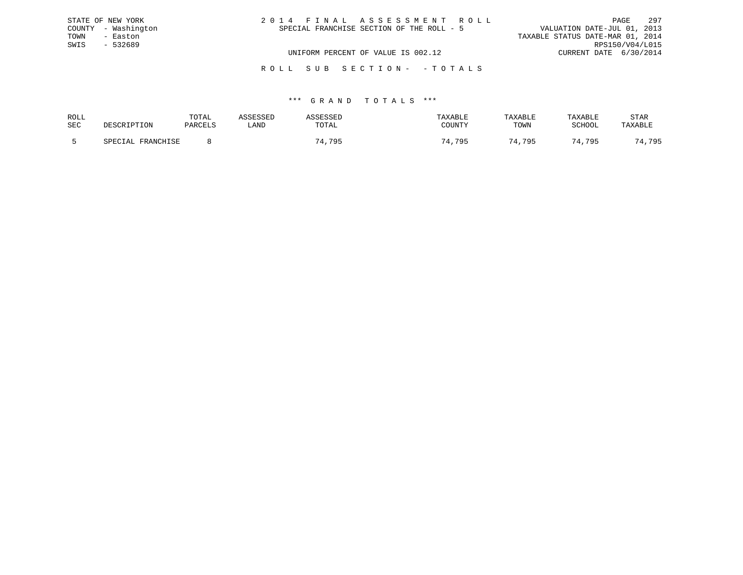STATE OF NEW YORK
COUNTY - Washington
TOWN - Easton
SWIS - 532689

# 2014 FINAL ASSESSMENT ROLL

SPECIAL FRANCHISE SECTION OF THE ROLL - 5

VALUATION DATE-JUL 01, 2013
TAXABLE STATUS DATE-MAR 01, 2014
RPS150/V04/L015
CURRENT DATE 6/30/2014

UNIFORM PERCENT OF VALUE IS 002.12

## ROLL SUB SECTION- - TOTALS

### *** GRAND TOTALS ***

| ROLL SEC | DESCRIPTION | TOTAL PARCELS | ASSESSED LAND | ASSESSED TOTAL | TAXABLE COUNTY | TAXABLE TOWN | TAXABLE SCHOOL | STAR TAXABLE |
|---|---|---|---|---|---|---|---|---|
| 5 | SPECIAL FRANCHISE | 8 | | 74,795 | 74,795 | 74,795 | 74,795 | 74,795 |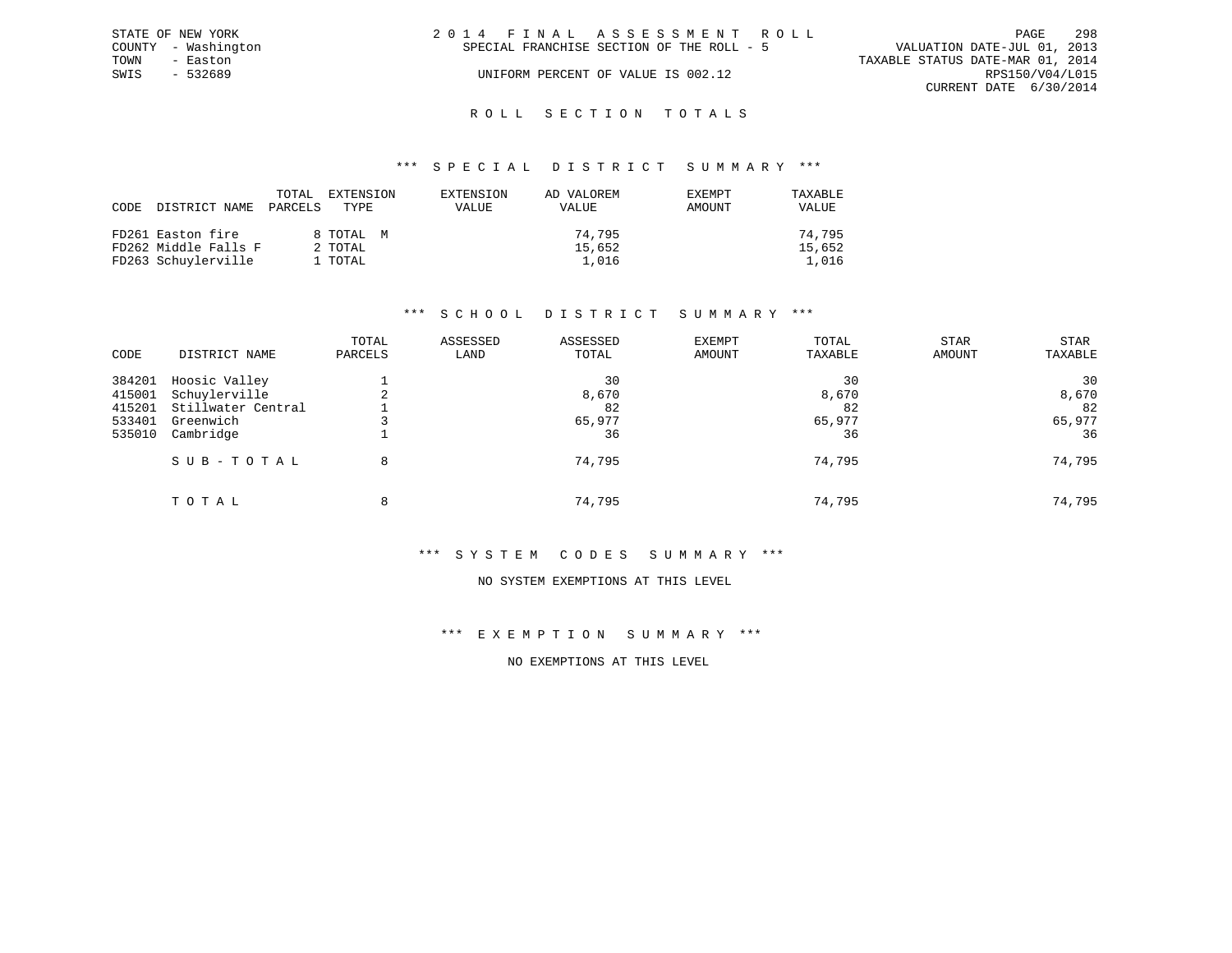STATE OF NEW YORK
COUNTY - Washington
TOWN - Easton
SWIS - 532689

2 0 1 4 F I N A L A S S E S S M E N T R O L L
SPECIAL FRANCHISE SECTION OF THE ROLL - 5

UNIFORM PERCENT OF VALUE IS 002.12

VALUATION DATE-JUL 01, 2013
TAXABLE STATUS DATE-MAR 01, 2014
RPS150/V04/L015
CURRENT DATE 6/30/2014

## R O L L S E C T I O N T O T A L S

### *** S P E C I A L D I S T R I C T S U M M A R Y ***

| CODE DISTRICT NAME | TOTAL PARCELS | EXTENSION TYPE | EXTENSION VALUE | AD VALOREM VALUE | EXEMPT AMOUNT | TAXABLE VALUE |
|---|---|---|---|---|---|---|
| FD261 Easton fire | 8 | TOTAL M | | 74,795 | | 74,795 |
| FD262 Middle Falls F | 2 | TOTAL | | 15,652 | | 15,652 |
| FD263 Schuylerville | 1 | TOTAL | | 1,016 | | 1,016 |

### *** S C H O O L D I S T R I C T S U M M A R Y ***

| CODE | DISTRICT NAME | TOTAL PARCELS | ASSESSED LAND | ASSESSED TOTAL | EXEMPT AMOUNT | TOTAL TAXABLE | STAR AMOUNT | STAR TAXABLE |
|---|---|---|---|---|---|---|---|---|
| 384201 | Hoosic Valley | 1 | | 30 | | 30 | | 30 |
| 415001 | Schuylerville | 2 | | 8,670 | | 8,670 | | 8,670 |
| 415201 | Stillwater Central | 1 | | 82 | | 82 | | 82 |
| 533401 | Greenwich | 3 | | 65,977 | | 65,977 | | 65,977 |
| 535010 | Cambridge | 1 | | 36 | | 36 | | 36 |
| | S U B - T O T A L | 8 | | 74,795 | | 74,795 | | 74,795 |
| | T O T A L | 8 | | 74,795 | | 74,795 | | 74,795 |

### *** S Y S T E M C O D E S S U M M A R Y ***

NO SYSTEM EXEMPTIONS AT THIS LEVEL

### *** E X E M P T I O N S U M M A R Y ***

NO EXEMPTIONS AT THIS LEVEL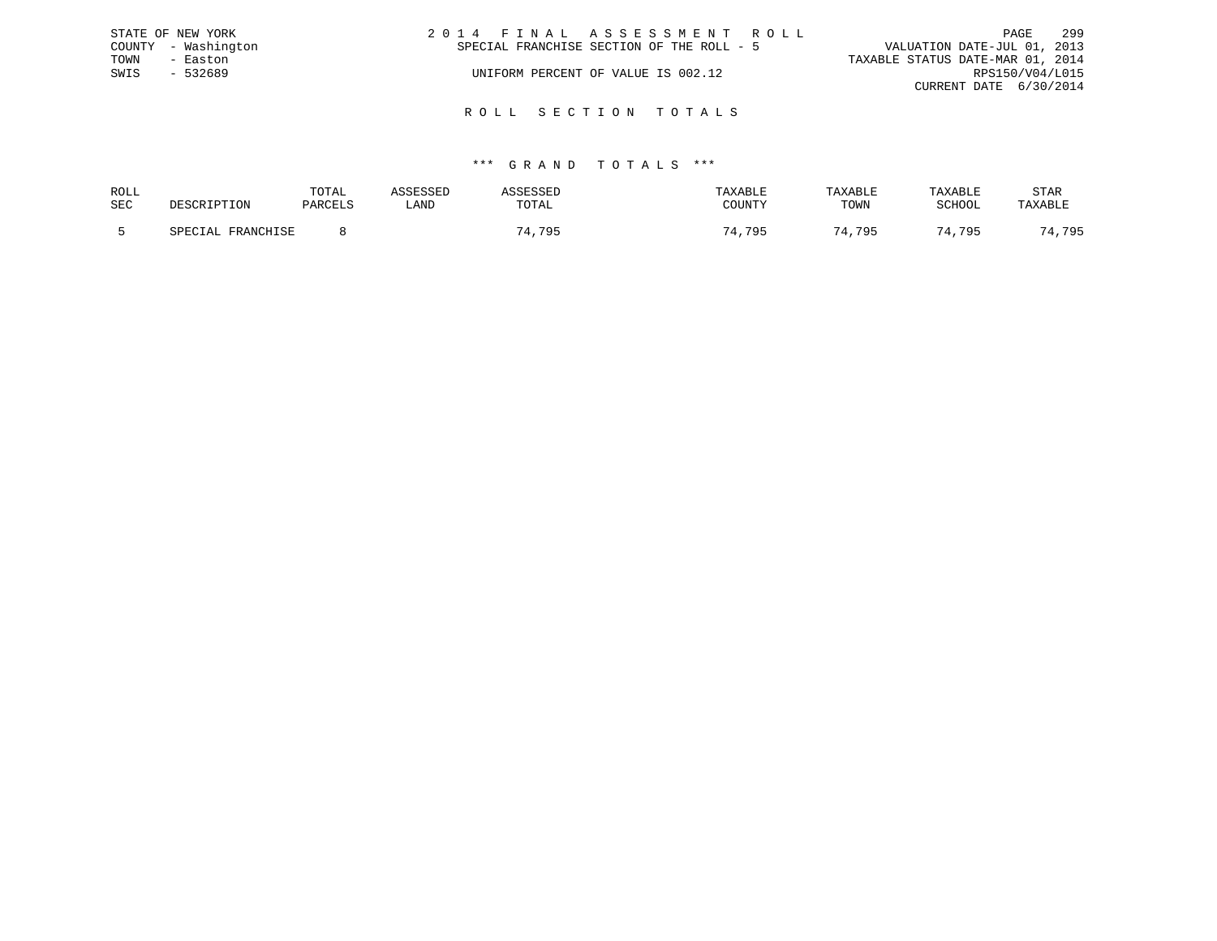STATE OF NEW YORK
COUNTY - Washington
TOWN - Easton
SWIS - 532689

# 2014 FINAL ASSESSMENT ROLL

SPECIAL FRANCHISE SECTION OF THE ROLL - 5

UNIFORM PERCENT OF VALUE IS 002.12

VALUATION DATE-JUL 01, 2013
TAXABLE STATUS DATE-MAR 01, 2014
RPS150/V04/L015
CURRENT DATE 6/30/2014

## ROLL SECTION TOTALS

### *** GRAND TOTALS ***

| ROLL SEC | DESCRIPTION | TOTAL PARCELS | ASSESSED LAND | ASSESSED TOTAL | TAXABLE COUNTY | TAXABLE TOWN | TAXABLE SCHOOL | STAR TAXABLE |
|---|---|---|---|---|---|---|---|---|
| 5 | SPECIAL FRANCHISE | 8 | | 74,795 | 74,795 | 74,795 | 74,795 | 74,795 |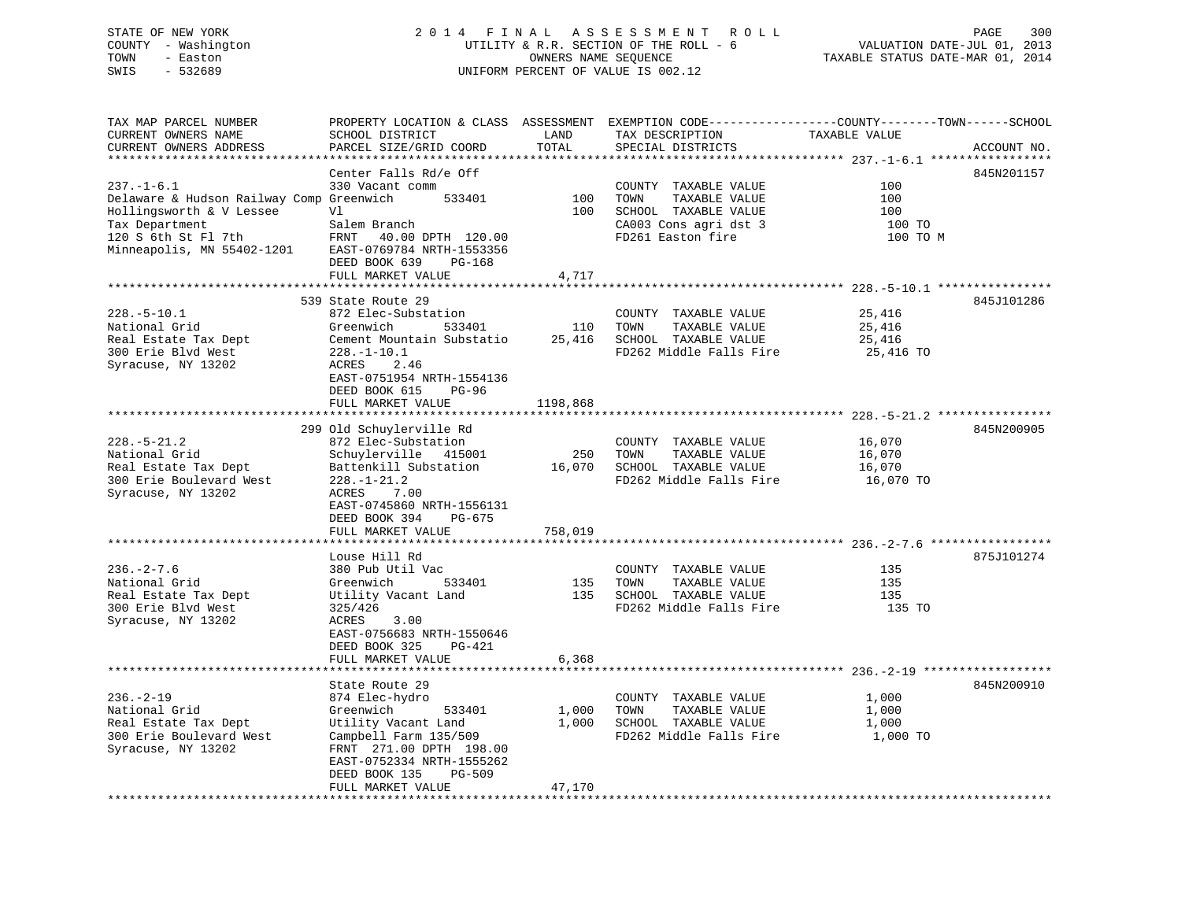STATE OF NEW YORK — COUNTY - Washington — TOWN - Easton — SWIS - 532689

2014 FINAL ASSESSMENT ROLL
UTILITY & R.R. SECTION OF THE ROLL - 6
OWNERS NAME SEQUENCE
UNIFORM PERCENT OF VALUE IS 002.12

VALUATION DATE-JUL 01, 2013
TAXABLE STATUS DATE-MAR 01, 2014

| TAX MAP PARCEL NUMBER / CURRENT OWNERS NAME / CURRENT OWNERS ADDRESS | PROPERTY LOCATION & CLASS / SCHOOL DISTRICT / PARCEL SIZE/GRID COORD | ASSESSMENT LAND / TOTAL | EXEMPTION CODE / TAX DESCRIPTION / SPECIAL DISTRICTS | TAXABLE VALUE | ACCOUNT NO. |
|---|---|---|---|---|---|
| **237.-1-6.1** | Center Falls Rd/e Off | | | | 845N201157 |
| 237.-1-6.1 | 330 Vacant comm | | COUNTY TAXABLE VALUE | 100 | |
| Delaware & Hudson Railway Comp | Greenwich 533401 | 100 | TOWN TAXABLE VALUE | 100 | |
| Hollingsworth & V Lessee | Vl | 100 | SCHOOL TAXABLE VALUE | 100 | |
| Tax Department | Salem Branch | | CA003 Cons agri dst 3 | 100 TO | |
| 120 S 6th St Fl 7th | FRNT 40.00 DPTH 120.00 | | FD261 Easton fire | 100 TO M | |
| Minneapolis, MN 55402-1201 | EAST-0769784 NRTH-1553356 | | | | |
| | DEED BOOK 639 PG-168 | | | | |
| | FULL MARKET VALUE | 4,717 | | | |
| **228.-5-10.1** | 539 State Route 29 | | | | 845J101286 |
| 228.-5-10.1 | 872 Elec-Substation | | COUNTY TAXABLE VALUE | 25,416 | |
| National Grid | Greenwich 533401 | 110 | TOWN TAXABLE VALUE | 25,416 | |
| Real Estate Tax Dept | Cement Mountain Substatio | 25,416 | SCHOOL TAXABLE VALUE | 25,416 | |
| 300 Erie Blvd West | 228.-1-10.1 | | FD262 Middle Falls Fire | 25,416 TO | |
| Syracuse, NY 13202 | ACRES 2.46 | | | | |
| | EAST-0751954 NRTH-1554136 | | | | |
| | DEED BOOK 615 PG-96 | | | | |
| | FULL MARKET VALUE | 1198,868 | | | |
| **228.-5-21.2** | 299 Old Schuylerville Rd | | | | 845N200905 |
| 228.-5-21.2 | 872 Elec-Substation | | COUNTY TAXABLE VALUE | 16,070 | |
| National Grid | Schuylerville 415001 | 250 | TOWN TAXABLE VALUE | 16,070 | |
| Real Estate Tax Dept | Battenkill Substation | 16,070 | SCHOOL TAXABLE VALUE | 16,070 | |
| 300 Erie Boulevard West | 228.-1-21.2 | | FD262 Middle Falls Fire | 16,070 TO | |
| Syracuse, NY 13202 | ACRES 7.00 | | | | |
| | EAST-0745860 NRTH-1556131 | | | | |
| | DEED BOOK 394 PG-675 | | | | |
| | FULL MARKET VALUE | 758,019 | | | |
| **236.-2-7.6** | Louse Hill Rd | | | | 875J101274 |
| 236.-2-7.6 | 380 Pub Util Vac | | COUNTY TAXABLE VALUE | 135 | |
| National Grid | Greenwich 533401 | 135 | TOWN TAXABLE VALUE | 135 | |
| Real Estate Tax Dept | Utility Vacant Land | 135 | SCHOOL TAXABLE VALUE | 135 | |
| 300 Erie Blvd West | 325/426 | | FD262 Middle Falls Fire | 135 TO | |
| Syracuse, NY 13202 | ACRES 3.00 | | | | |
| | EAST-0756683 NRTH-1550646 | | | | |
| | DEED BOOK 325 PG-421 | | | | |
| | FULL MARKET VALUE | 6,368 | | | |
| **236.-2-19** | State Route 29 | | | | 845N200910 |
| 236.-2-19 | 874 Elec-hydro | | COUNTY TAXABLE VALUE | 1,000 | |
| National Grid | Greenwich 533401 | 1,000 | TOWN TAXABLE VALUE | 1,000 | |
| Real Estate Tax Dept | Utility Vacant Land | 1,000 | SCHOOL TAXABLE VALUE | 1,000 | |
| 300 Erie Boulevard West | Campbell Farm 135/509 | | FD262 Middle Falls Fire | 1,000 TO | |
| Syracuse, NY 13202 | FRNT 271.00 DPTH 198.00 | | | | |
| | EAST-0752334 NRTH-1555262 | | | | |
| | DEED BOOK 135 PG-509 | | | | |
| | FULL MARKET VALUE | 47,170 | | | |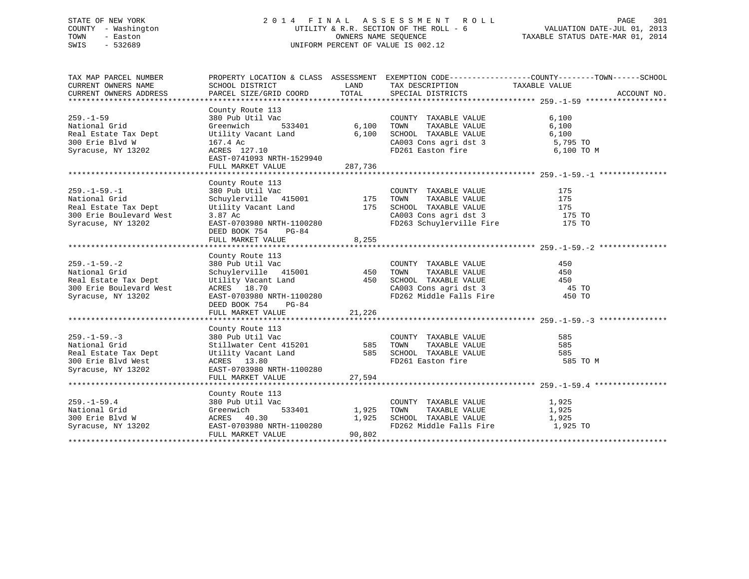STATE OF NEW YORK
COUNTY - Washington
TOWN - Easton
SWIS - 532689

2014 FINAL ASSESSMENT ROLL
UTILITY & R.R. SECTION OF THE ROLL - 6
OWNERS NAME SEQUENCE
UNIFORM PERCENT OF VALUE IS 002.12

VALUATION DATE-JUL 01, 2013
TAXABLE STATUS DATE-MAR 01, 2014

| TAX MAP PARCEL NUMBER / CURRENT OWNERS NAME / CURRENT OWNERS ADDRESS | PROPERTY LOCATION & CLASS / SCHOOL DISTRICT / PARCEL SIZE/GRID COORD | ASSESSMENT LAND | TOTAL | EXEMPTION CODE / TAX DESCRIPTION / SPECIAL DISTRICTS | TAXABLE VALUE (COUNTY--TOWN--SCHOOL) | ACCOUNT NO. |
|---|---|---|---|---|---|---|
| **259.-1-59** | County Route 113 | | | | | |
| 259.-1-59 | 380 Pub Util Vac | | | COUNTY TAXABLE VALUE | 6,100 | |
| National Grid | Greenwich 533401 | 6,100 | | TOWN TAXABLE VALUE | 6,100 | |
| Real Estate Tax Dept | Utility Vacant Land | | 6,100 | SCHOOL TAXABLE VALUE | 6,100 | |
| 300 Erie Blvd W | 167.4 Ac | | | CA003 Cons agri dst 3 | 5,795 TO | |
| Syracuse, NY 13202 | ACRES 127.10 | | | FD261 Easton fire | 6,100 TO M | |
| | EAST-0741093 NRTH-1529940 | | | | | |
| | FULL MARKET VALUE | | 287,736 | | | |
| **259.-1-59.-1** | County Route 113 | | | | | |
| 259.-1-59.-1 | 380 Pub Util Vac | | | COUNTY TAXABLE VALUE | 175 | |
| National Grid | Schuylerville 415001 | 175 | | TOWN TAXABLE VALUE | 175 | |
| Real Estate Tax Dept | Utility Vacant Land | | 175 | SCHOOL TAXABLE VALUE | 175 | |
| 300 Erie Boulevard West | 3.87 Ac | | | CA003 Cons agri dst 3 | 175 TO | |
| Syracuse, NY 13202 | EAST-0703980 NRTH-1100280 | | | FD263 Schuylerville Fire | 175 TO | |
| | DEED BOOK 754 PG-84 | | | | | |
| | FULL MARKET VALUE | | 8,255 | | | |
| **259.-1-59.-2** | County Route 113 | | | | | |
| 259.-1-59.-2 | 380 Pub Util Vac | | | COUNTY TAXABLE VALUE | 450 | |
| National Grid | Schuylerville 415001 | 450 | | TOWN TAXABLE VALUE | 450 | |
| Real Estate Tax Dept | Utility Vacant Land | | 450 | SCHOOL TAXABLE VALUE | 450 | |
| 300 Erie Boulevard West | ACRES 18.70 | | | CA003 Cons agri dst 3 | 45 TO | |
| Syracuse, NY 13202 | EAST-0703980 NRTH-1100280 | | | FD262 Middle Falls Fire | 450 TO | |
| | DEED BOOK 754 PG-84 | | | | | |
| | FULL MARKET VALUE | | 21,226 | | | |
| **259.-1-59.-3** | County Route 113 | | | | | |
| 259.-1-59.-3 | 380 Pub Util Vac | | | COUNTY TAXABLE VALUE | 585 | |
| National Grid | Stillwater Cent 415201 | 585 | | TOWN TAXABLE VALUE | 585 | |
| Real Estate Tax Dept | Utility Vacant Land | | 585 | SCHOOL TAXABLE VALUE | 585 | |
| 300 Erie Blvd West | ACRES 13.80 | | | FD261 Easton fire | 585 TO M | |
| Syracuse, NY 13202 | EAST-0703980 NRTH-1100280 | | | | | |
| | FULL MARKET VALUE | | 27,594 | | | |
| **259.-1-59.4** | County Route 113 | | | | | |
| 259.-1-59.4 | 380 Pub Util Vac | | | COUNTY TAXABLE VALUE | 1,925 | |
| National Grid | Greenwich 533401 | 1,925 | | TOWN TAXABLE VALUE | 1,925 | |
| 300 Erie Blvd W | ACRES 40.30 | | 1,925 | SCHOOL TAXABLE VALUE | 1,925 | |
| Syracuse, NY 13202 | EAST-0703980 NRTH-1100280 | | | FD262 Middle Falls Fire | 1,925 TO | |
| | FULL MARKET VALUE | | 90,802 | | | |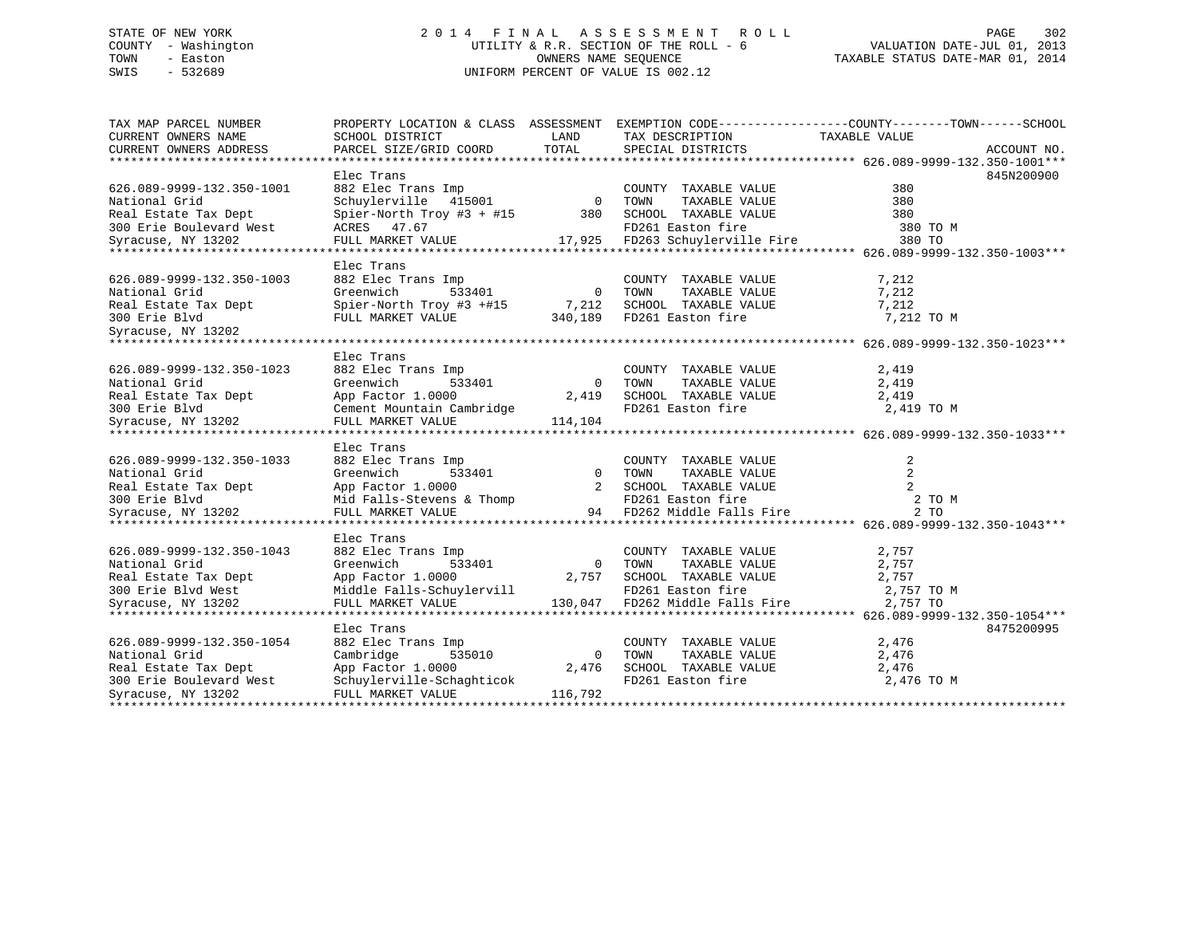STATE OF NEW YORK
COUNTY - Washington
TOWN - Easton
SWIS - 532689

2 0 1 4 F I N A L A S S E S S M E N T R O L L
UTILITY & R.R. SECTION OF THE ROLL - 6
OWNERS NAME SEQUENCE
UNIFORM PERCENT OF VALUE IS 002.12

VALUATION DATE-JUL 01, 2013
TAXABLE STATUS DATE-MAR 01, 2014

| TAX MAP PARCEL NUMBER / CURRENT OWNERS NAME / CURRENT OWNERS ADDRESS | PROPERTY LOCATION & CLASS / SCHOOL DISTRICT / PARCEL SIZE/GRID COORD | ASSESSMENT LAND / TOTAL | EXEMPTION CODE / TAX DESCRIPTION / SPECIAL DISTRICTS | TAXABLE VALUE (COUNTY / TOWN / SCHOOL) | ACCOUNT NO. |
|---|---|---|---|---|---|
| **626.089-9999-132.350-1001** | Elec Trans | | | | 845N200900 |
| 626.089-9999-132.350-1001 | 882 Elec Trans Imp | | COUNTY TAXABLE VALUE | 380 | |
| National Grid | Schuylerville 415001 | 0 | TOWN TAXABLE VALUE | 380 | |
| Real Estate Tax Dept | Spier-North Troy #3 + #15 | 380 | SCHOOL TAXABLE VALUE | 380 | |
| 300 Erie Boulevard West | ACRES 47.67 | | FD261 Easton fire | 380 TO M | |
| Syracuse, NY 13202 | FULL MARKET VALUE | 17,925 | FD263 Schuylerville Fire | 380 TO | |
| **626.089-9999-132.350-1003** | Elec Trans | | | | |
| 626.089-9999-132.350-1003 | 882 Elec Trans Imp | | COUNTY TAXABLE VALUE | 7,212 | |
| National Grid | Greenwich 533401 | 0 | TOWN TAXABLE VALUE | 7,212 | |
| Real Estate Tax Dept | Spier-North Troy #3 +#15 | 7,212 | SCHOOL TAXABLE VALUE | 7,212 | |
| 300 Erie Blvd | FULL MARKET VALUE | 340,189 | FD261 Easton fire | 7,212 TO M | |
| Syracuse, NY 13202 | | | | | |
| **626.089-9999-132.350-1023** | Elec Trans | | | | |
| 626.089-9999-132.350-1023 | 882 Elec Trans Imp | | COUNTY TAXABLE VALUE | 2,419 | |
| National Grid | Greenwich 533401 | 0 | TOWN TAXABLE VALUE | 2,419 | |
| Real Estate Tax Dept | App Factor 1.0000 | 2,419 | SCHOOL TAXABLE VALUE | 2,419 | |
| 300 Erie Blvd | Cement Mountain Cambridge | | FD261 Easton fire | 2,419 TO M | |
| Syracuse, NY 13202 | FULL MARKET VALUE | 114,104 | | | |
| **626.089-9999-132.350-1033** | Elec Trans | | | | |
| 626.089-9999-132.350-1033 | 882 Elec Trans Imp | | COUNTY TAXABLE VALUE | 2 | |
| National Grid | Greenwich 533401 | 0 | TOWN TAXABLE VALUE | 2 | |
| Real Estate Tax Dept | App Factor 1.0000 | 2 | SCHOOL TAXABLE VALUE | 2 | |
| 300 Erie Blvd | Mid Falls-Stevens & Thomp | | FD261 Easton fire | 2 TO M | |
| Syracuse, NY 13202 | FULL MARKET VALUE | 94 | FD262 Middle Falls Fire | 2 TO | |
| **626.089-9999-132.350-1043** | Elec Trans | | | | |
| 626.089-9999-132.350-1043 | 882 Elec Trans Imp | | COUNTY TAXABLE VALUE | 2,757 | |
| National Grid | Greenwich 533401 | 0 | TOWN TAXABLE VALUE | 2,757 | |
| Real Estate Tax Dept | App Factor 1.0000 | 2,757 | SCHOOL TAXABLE VALUE | 2,757 | |
| 300 Erie Blvd West | Middle Falls-Schuylervill | | FD261 Easton fire | 2,757 TO M | |
| Syracuse, NY 13202 | FULL MARKET VALUE | 130,047 | FD262 Middle Falls Fire | 2,757 TO | |
| **626.089-9999-132.350-1054** | Elec Trans | | | | 8475200995 |
| 626.089-9999-132.350-1054 | 882 Elec Trans Imp | | COUNTY TAXABLE VALUE | 2,476 | |
| National Grid | Cambridge 535010 | 0 | TOWN TAXABLE VALUE | 2,476 | |
| Real Estate Tax Dept | App Factor 1.0000 | 2,476 | SCHOOL TAXABLE VALUE | 2,476 | |
| 300 Erie Boulevard West | Schuylerville-Schaghticok | | FD261 Easton fire | 2,476 TO M | |
| Syracuse, NY 13202 | FULL MARKET VALUE | 116,792 | | | |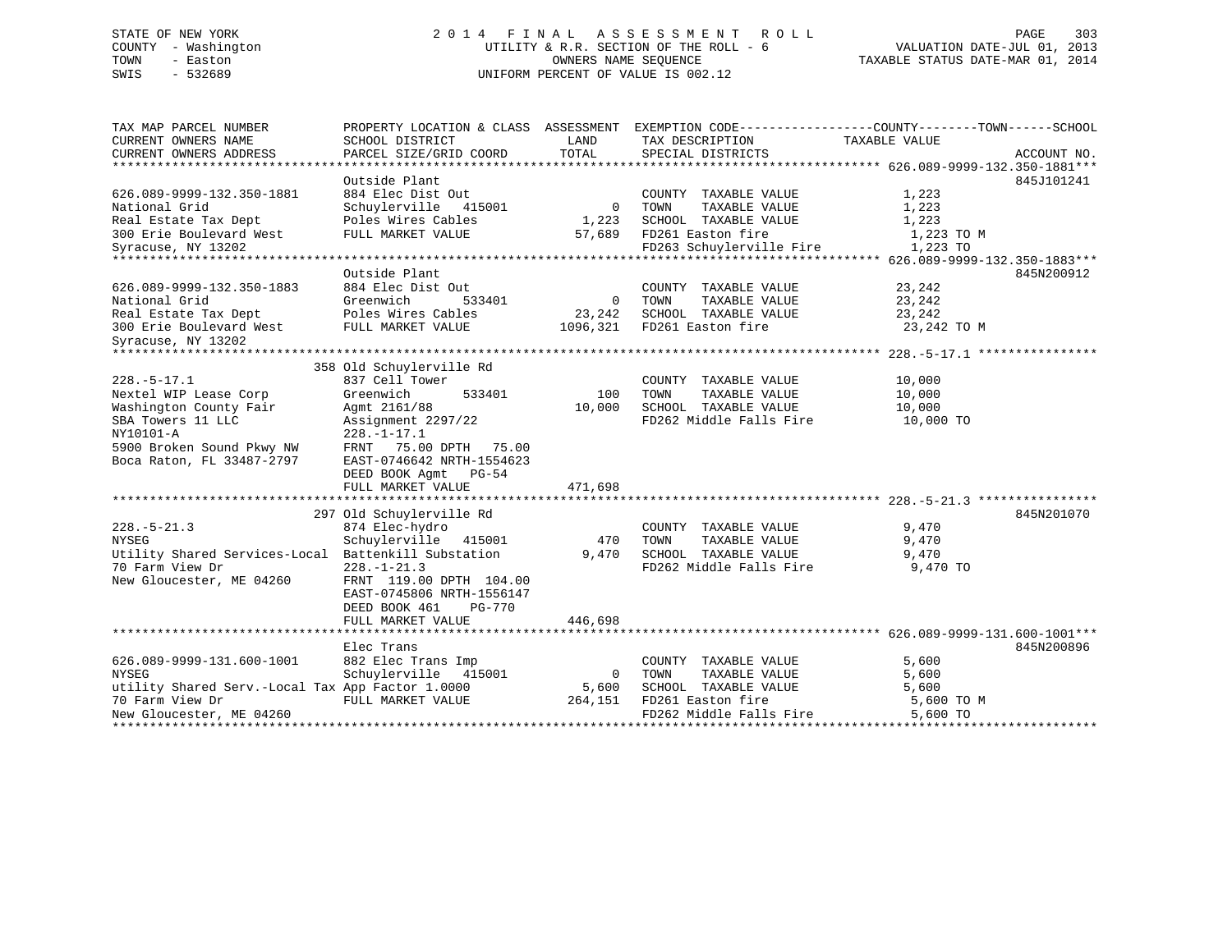STATE OF NEW YORK
COUNTY - Washington
TOWN - Easton
SWIS - 532689

2014 FINAL ASSESSMENT ROLL
UTILITY & R.R. SECTION OF THE ROLL - 6
OWNERS NAME SEQUENCE
UNIFORM PERCENT OF VALUE IS 002.12

VALUATION DATE-JUL 01, 2013
TAXABLE STATUS DATE-MAR 01, 2014

| TAX MAP PARCEL NUMBER / CURRENT OWNERS NAME / CURRENT OWNERS ADDRESS | PROPERTY LOCATION & CLASS / SCHOOL DISTRICT / PARCEL SIZE/GRID COORD | ASSESSMENT LAND / TOTAL | EXEMPTION CODE / TAX DESCRIPTION / SPECIAL DISTRICTS | TAXABLE VALUE (COUNTY / TOWN / SCHOOL) | ACCOUNT NO. |
|---|---|---|---|---|---|
| **626.089-9999-132.350-1881** | Outside Plant | | | | 845J101241 |
| 626.089-9999-132.350-1881 | 884 Elec Dist Out | | COUNTY TAXABLE VALUE | 1,223 | |
| National Grid | Schuylerville 415001 | 0 | TOWN TAXABLE VALUE | 1,223 | |
| Real Estate Tax Dept | Poles Wires Cables | 1,223 | SCHOOL TAXABLE VALUE | 1,223 | |
| 300 Erie Boulevard West | FULL MARKET VALUE | 57,689 | FD261 Easton fire | 1,223 TO M | |
| Syracuse, NY 13202 | | | FD263 Schuylerville Fire | 1,223 TO | |
| **626.089-9999-132.350-1883** | Outside Plant | | | | 845N200912 |
| 626.089-9999-132.350-1883 | 884 Elec Dist Out | | COUNTY TAXABLE VALUE | 23,242 | |
| National Grid | Greenwich 533401 | 0 | TOWN TAXABLE VALUE | 23,242 | |
| Real Estate Tax Dept | Poles Wires Cables | 23,242 | SCHOOL TAXABLE VALUE | 23,242 | |
| 300 Erie Boulevard West | FULL MARKET VALUE | 1096,321 | FD261 Easton fire | 23,242 TO M | |
| Syracuse, NY 13202 | | | | | |
| **228.-5-17.1** | 358 Old Schuylerville Rd | | | | |
| 228.-5-17.1 | 837 Cell Tower | | COUNTY TAXABLE VALUE | 10,000 | |
| Nextel WIP Lease Corp | Greenwich 533401 | 100 | TOWN TAXABLE VALUE | 10,000 | |
| Washington County Fair | Agmt 2161/88 | 10,000 | SCHOOL TAXABLE VALUE | 10,000 | |
| SBA Towers 11 LLC | Assignment 2297/22 | | FD262 Middle Falls Fire | 10,000 TO | |
| NY10101-A | 228.-1-17.1 | | | | |
| 5900 Broken Sound Pkwy NW | FRNT 75.00 DPTH 75.00 | | | | |
| Boca Raton, FL 33487-2797 | EAST-0746642 NRTH-1554623 | | | | |
| | DEED BOOK Agmt PG-54 | | | | |
| | FULL MARKET VALUE | 471,698 | | | |
| **228.-5-21.3** | 297 Old Schuylerville Rd | | | | 845N201070 |
| 228.-5-21.3 | 874 Elec-hydro | | COUNTY TAXABLE VALUE | 9,470 | |
| NYSEG | Schuylerville 415001 | 470 | TOWN TAXABLE VALUE | 9,470 | |
| Utility Shared Services-Local | Battenkill Substation | 9,470 | SCHOOL TAXABLE VALUE | 9,470 | |
| 70 Farm View Dr | 228.-1-21.3 | | FD262 Middle Falls Fire | 9,470 TO | |
| New Gloucester, ME 04260 | FRNT 119.00 DPTH 104.00 | | | | |
| | EAST-0745806 NRTH-1556147 | | | | |
| | DEED BOOK 461 PG-770 | | | | |
| | FULL MARKET VALUE | 446,698 | | | |
| **626.089-9999-131.600-1001** | Elec Trans | | | | 845N200896 |
| 626.089-9999-131.600-1001 | 882 Elec Trans Imp | | COUNTY TAXABLE VALUE | 5,600 | |
| NYSEG | Schuylerville 415001 | 0 | TOWN TAXABLE VALUE | 5,600 | |
| utility Shared Serv.-Local Tax | App Factor 1.0000 | 5,600 | SCHOOL TAXABLE VALUE | 5,600 | |
| 70 Farm View Dr | FULL MARKET VALUE | 264,151 | FD261 Easton fire | 5,600 TO M | |
| New Gloucester, ME 04260 | | | FD262 Middle Falls Fire | 5,600 TO | |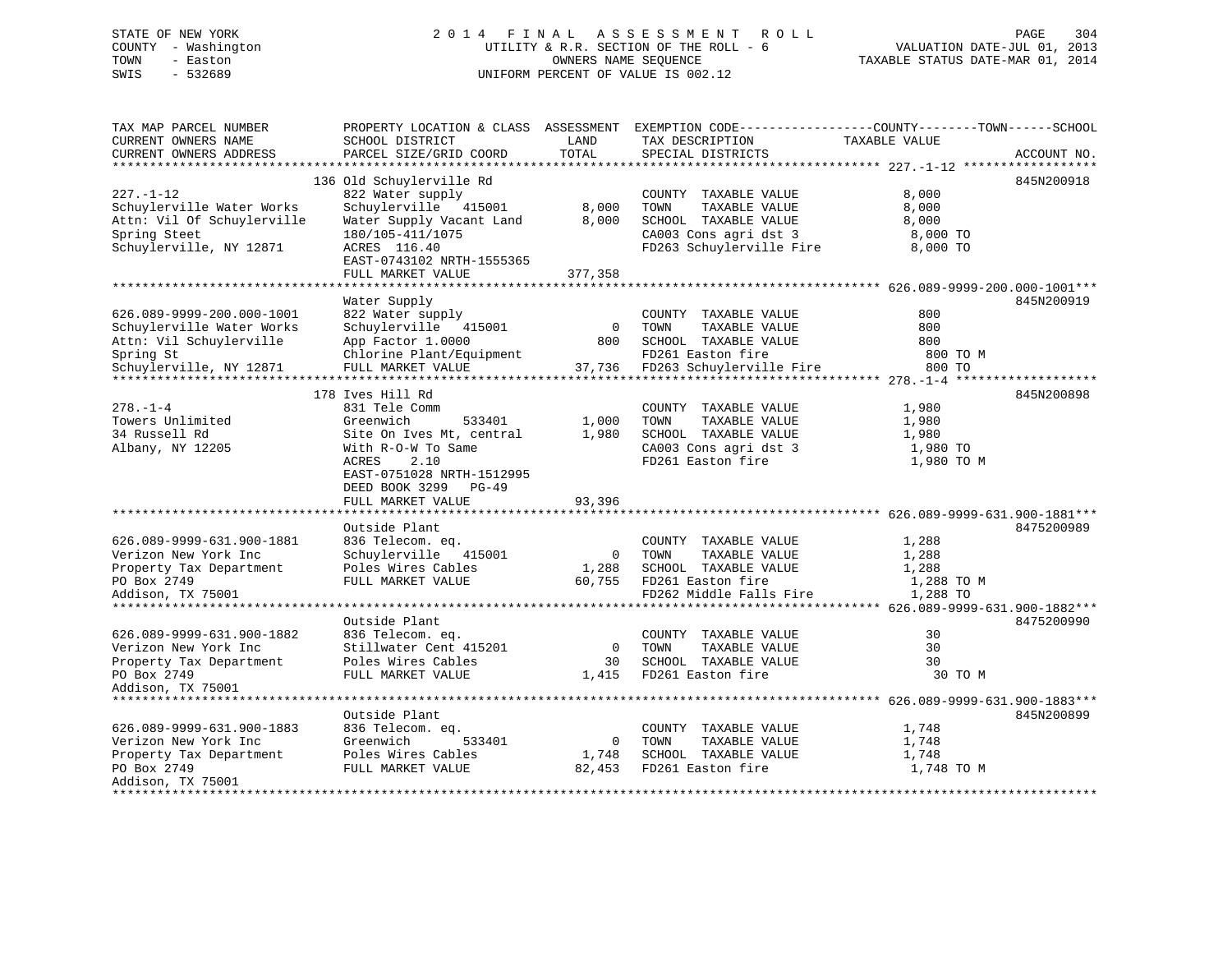STATE OF NEW YORK
COUNTY - Washington
TOWN - Easton
SWIS - 532689

2014 FINAL ASSESSMENT ROLL
UTILITY & R.R. SECTION OF THE ROLL - 6
OWNERS NAME SEQUENCE
UNIFORM PERCENT OF VALUE IS 002.12

VALUATION DATE-JUL 01, 2013
TAXABLE STATUS DATE-MAR 01, 2014

| TAX MAP PARCEL NUMBER / CURRENT OWNERS NAME / CURRENT OWNERS ADDRESS | PROPERTY LOCATION & CLASS / SCHOOL DISTRICT / PARCEL SIZE/GRID COORD | ASSESSMENT LAND | TOTAL | EXEMPTION CODE / TAX DESCRIPTION / SPECIAL DISTRICTS | TAXABLE VALUE (COUNTY / TOWN / SCHOOL) | ACCOUNT NO. |
|---|---|---|---|---|---|---|
| 227.-1-12 | 136 Old Schuylerville Rd | | | | | 845N200918 |
| 227.-1-12 | 822 Water supply | | | COUNTY TAXABLE VALUE | 8,000 | |
| Schuylerville Water Works | Schuylerville 415001 | 8,000 | | TOWN TAXABLE VALUE | 8,000 | |
| Attn: Vil Of Schuylerville | Water Supply Vacant Land | | 8,000 | SCHOOL TAXABLE VALUE | 8,000 | |
| Spring Steet | 180/105-411/1075 | | | CA003 Cons agri dst 3 | 8,000 TO | |
| Schuylerville, NY 12871 | ACRES 116.40 | | | FD263 Schuylerville Fire | 8,000 TO | |
| | EAST-0743102 NRTH-1555365 | | | | | |
| | FULL MARKET VALUE | | 377,358 | | | |
| 626.089-9999-200.000-1001 | Water Supply | | | | | 845N200919 |
| 626.089-9999-200.000-1001 | 822 Water supply | | | COUNTY TAXABLE VALUE | 800 | |
| Schuylerville Water Works | Schuylerville 415001 | 0 | | TOWN TAXABLE VALUE | 800 | |
| Attn: Vil Schuylerville | App Factor 1.0000 | | 800 | SCHOOL TAXABLE VALUE | 800 | |
| Spring St | Chlorine Plant/Equipment | | | FD261 Easton fire | 800 TO M | |
| Schuylerville, NY 12871 | FULL MARKET VALUE | | 37,736 | FD263 Schuylerville Fire | 800 TO | |
| 278.-1-4 | 178 Ives Hill Rd | | | | | 845N200898 |
| 278.-1-4 | 831 Tele Comm | | | COUNTY TAXABLE VALUE | 1,980 | |
| Towers Unlimited | Greenwich 533401 | 1,000 | | TOWN TAXABLE VALUE | 1,980 | |
| 34 Russell Rd | Site On Ives Mt, central | | 1,980 | SCHOOL TAXABLE VALUE | 1,980 | |
| Albany, NY 12205 | With R-O-W To Same | | | CA003 Cons agri dst 3 | 1,980 TO | |
| | ACRES 2.10 | | | FD261 Easton fire | 1,980 TO M | |
| | EAST-0751028 NRTH-1512995 | | | | | |
| | DEED BOOK 3299 PG-49 | | | | | |
| | FULL MARKET VALUE | | 93,396 | | | |
| 626.089-9999-631.900-1881 | Outside Plant | | | | | 8475200989 |
| 626.089-9999-631.900-1881 | 836 Telecom. eq. | | | COUNTY TAXABLE VALUE | 1,288 | |
| Verizon New York Inc | Schuylerville 415001 | 0 | | TOWN TAXABLE VALUE | 1,288 | |
| Property Tax Department | Poles Wires Cables | | 1,288 | SCHOOL TAXABLE VALUE | 1,288 | |
| PO Box 2749 | FULL MARKET VALUE | | 60,755 | FD261 Easton fire | 1,288 TO M | |
| Addison, TX 75001 | | | | FD262 Middle Falls Fire | 1,288 TO | |
| 626.089-9999-631.900-1882 | Outside Plant | | | | | 8475200990 |
| 626.089-9999-631.900-1882 | 836 Telecom. eq. | | | COUNTY TAXABLE VALUE | 30 | |
| Verizon New York Inc | Stillwater Cent 415201 | 0 | | TOWN TAXABLE VALUE | 30 | |
| Property Tax Department | Poles Wires Cables | | 30 | SCHOOL TAXABLE VALUE | 30 | |
| PO Box 2749 | FULL MARKET VALUE | | 1,415 | FD261 Easton fire | 30 TO M | |
| Addison, TX 75001 | | | | | | |
| 626.089-9999-631.900-1883 | Outside Plant | | | | | 845N200899 |
| 626.089-9999-631.900-1883 | 836 Telecom. eq. | | | COUNTY TAXABLE VALUE | 1,748 | |
| Verizon New York Inc | Greenwich 533401 | 0 | | TOWN TAXABLE VALUE | 1,748 | |
| Property Tax Department | Poles Wires Cables | | 1,748 | SCHOOL TAXABLE VALUE | 1,748 | |
| PO Box 2749 | FULL MARKET VALUE | | 82,453 | FD261 Easton fire | 1,748 TO M | |
| Addison, TX 75001 | | | | | | |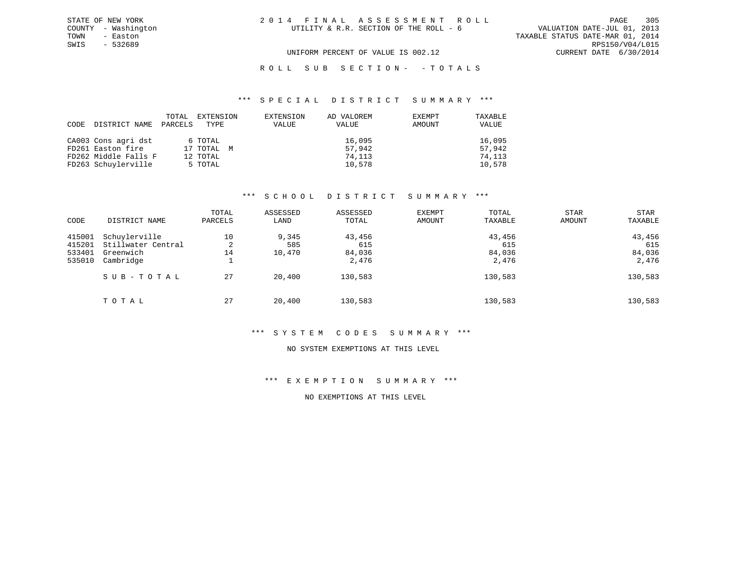STATE OF NEW YORK
COUNTY - Washington
TOWN - Easton
SWIS - 532689

# 2014 FINAL ASSESSMENT ROLL

UTILITY & R.R. SECTION OF THE ROLL - 6

VALUATION DATE-JUL 01, 2013
TAXABLE STATUS DATE-MAR 01, 2014
RPS150/V04/L015
CURRENT DATE 6/30/2014

UNIFORM PERCENT OF VALUE IS 002.12

## ROLL SUB SECTION- - TOTALS

### *** SPECIAL DISTRICT SUMMARY ***

| CODE DISTRICT NAME | TOTAL PARCELS | EXTENSION TYPE | EXTENSION VALUE | AD VALOREM VALUE | EXEMPT AMOUNT | TAXABLE VALUE |
|---|---|---|---|---|---|---|
| CA003 Cons agri dst | 6 | TOTAL | | 16,095 | | 16,095 |
| FD261 Easton fire | 17 | TOTAL M | | 57,942 | | 57,942 |
| FD262 Middle Falls F | 12 | TOTAL | | 74,113 | | 74,113 |
| FD263 Schuylerville | 5 | TOTAL | | 10,578 | | 10,578 |

### *** SCHOOL DISTRICT SUMMARY ***

| CODE | DISTRICT NAME | TOTAL PARCELS | ASSESSED LAND | ASSESSED TOTAL | EXEMPT AMOUNT | TOTAL TAXABLE | STAR AMOUNT | STAR TAXABLE |
|---|---|---|---|---|---|---|---|---|
| 415001 | Schuylerville | 10 | 9,345 | 43,456 | | 43,456 | | 43,456 |
| 415201 | Stillwater Central | 2 | 585 | 615 | | 615 | | 615 |
| 533401 | Greenwich | 14 | 10,470 | 84,036 | | 84,036 | | 84,036 |
| 535010 | Cambridge | 1 | | 2,476 | | 2,476 | | 2,476 |
| | SUB-TOTAL | 27 | 20,400 | 130,583 | | 130,583 | | 130,583 |
| | TOTAL | 27 | 20,400 | 130,583 | | 130,583 | | 130,583 |

### *** SYSTEM CODES SUMMARY ***

NO SYSTEM EXEMPTIONS AT THIS LEVEL

### *** EXEMPTION SUMMARY ***

NO EXEMPTIONS AT THIS LEVEL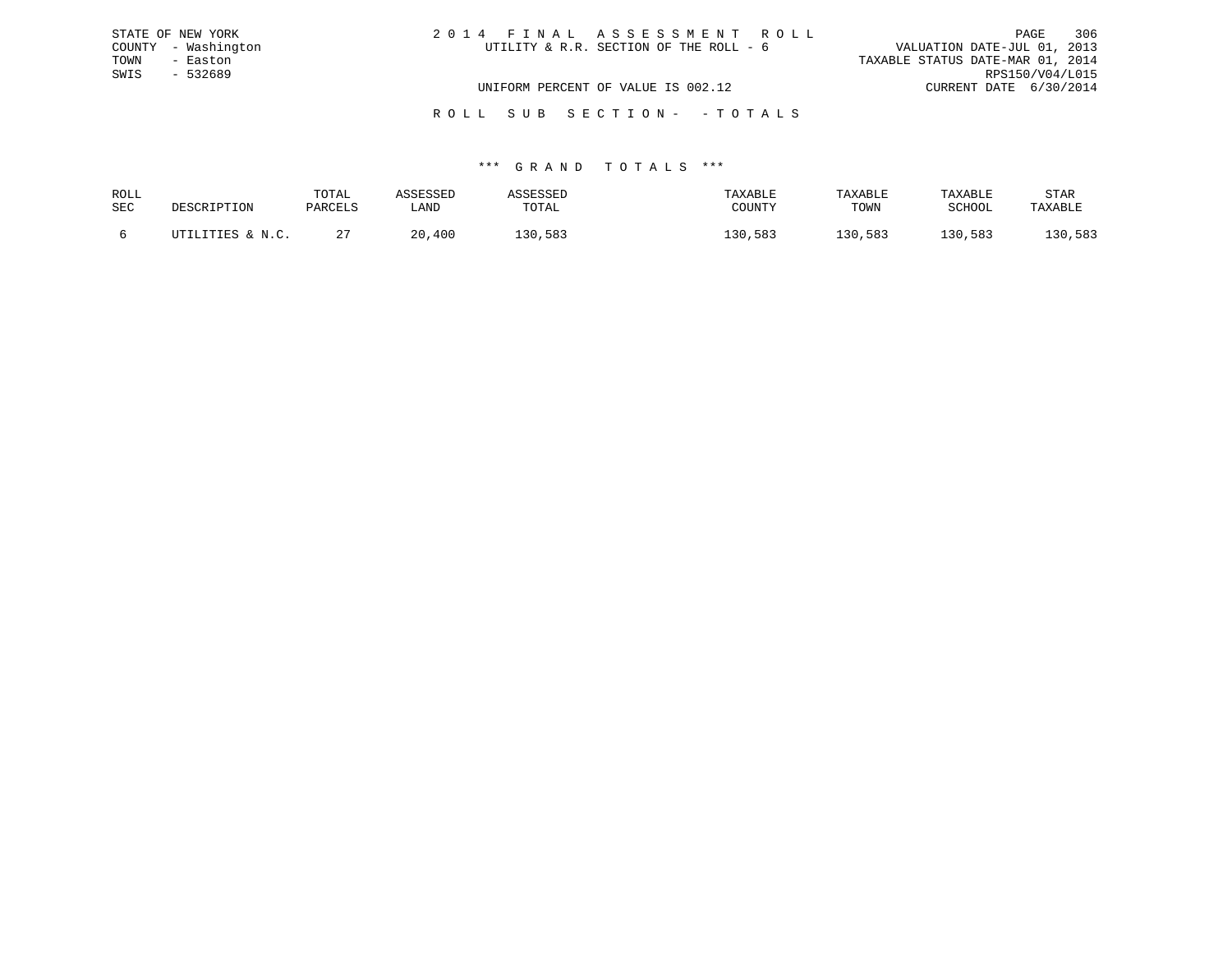STATE OF NEW YORK
COUNTY - Washington
TOWN - Easton
SWIS - 532689

# 2014 FINAL ASSESSMENT ROLL

UTILITY & R.R. SECTION OF THE ROLL - 6

UNIFORM PERCENT OF VALUE IS 002.12

VALUATION DATE-JUL 01, 2013
TAXABLE STATUS DATE-MAR 01, 2014
RPS150/V04/L015
CURRENT DATE 6/30/2014

## ROLL SUB SECTION- - TOTALS

### *** GRAND TOTALS ***

| ROLL SEC | DESCRIPTION | TOTAL PARCELS | ASSESSED LAND | ASSESSED TOTAL | TAXABLE COUNTY | TAXABLE TOWN | TAXABLE SCHOOL | STAR TAXABLE |
|---|---|---|---|---|---|---|---|---|
| 6 | UTILITIES & N.C. | 27 | 20,400 | 130,583 | 130,583 | 130,583 | 130,583 | 130,583 |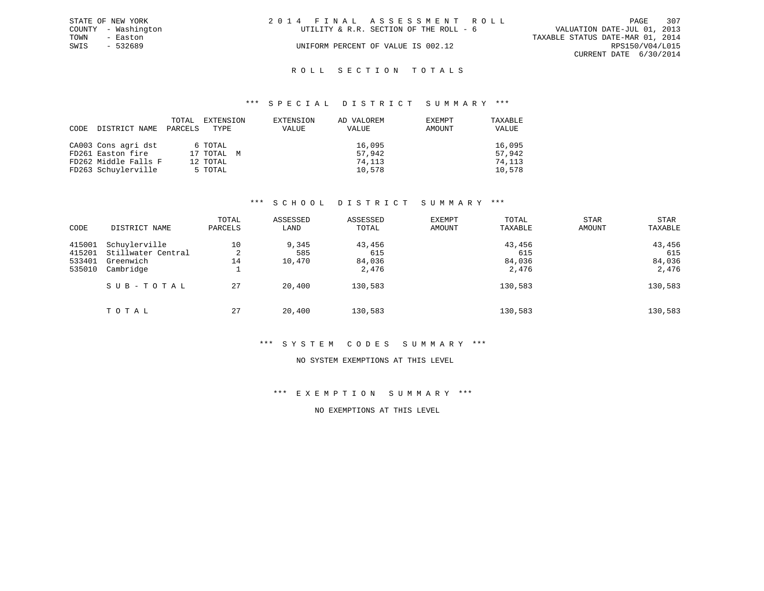STATE OF NEW YORK
COUNTY - Washington
TOWN - Easton
SWIS - 532689

2 0 1 4 F I N A L A S S E S S M E N T R O L L
UTILITY & R.R. SECTION OF THE ROLL - 6
UNIFORM PERCENT OF VALUE IS 002.12

VALUATION DATE-JUL 01, 2013
TAXABLE STATUS DATE-MAR 01, 2014
RPS150/V04/L015
CURRENT DATE 6/30/2014

## R O L L S E C T I O N T O T A L S

### *** S P E C I A L D I S T R I C T S U M M A R Y ***

| CODE | DISTRICT NAME | TOTAL PARCELS | EXTENSION TYPE | EXTENSION VALUE | AD VALOREM VALUE | EXEMPT AMOUNT | TAXABLE VALUE |
|---|---|---|---|---|---|---|---|
| CA003 | Cons agri dst | 6 | TOTAL | | 16,095 | | 16,095 |
| FD261 | Easton fire | 17 | TOTAL M | | 57,942 | | 57,942 |
| FD262 | Middle Falls F | 12 | TOTAL | | 74,113 | | 74,113 |
| FD263 | Schuylerville | 5 | TOTAL | | 10,578 | | 10,578 |

### *** S C H O O L D I S T R I C T S U M M A R Y ***

| CODE | DISTRICT NAME | TOTAL PARCELS | ASSESSED LAND | ASSESSED TOTAL | EXEMPT AMOUNT | TOTAL TAXABLE | STAR AMOUNT | STAR TAXABLE |
|---|---|---|---|---|---|---|---|---|
| 415001 | Schuylerville | 10 | 9,345 | 43,456 | | 43,456 | | 43,456 |
| 415201 | Stillwater Central | 2 | 585 | 615 | | 615 | | 615 |
| 533401 | Greenwich | 14 | 10,470 | 84,036 | | 84,036 | | 84,036 |
| 535010 | Cambridge | 1 | | 2,476 | | 2,476 | | 2,476 |
| | S U B - T O T A L | 27 | 20,400 | 130,583 | | 130,583 | | 130,583 |
| | T O T A L | 27 | 20,400 | 130,583 | | 130,583 | | 130,583 |

### *** S Y S T E M C O D E S S U M M A R Y ***

NO SYSTEM EXEMPTIONS AT THIS LEVEL

### *** E X E M P T I O N S U M M A R Y ***

NO EXEMPTIONS AT THIS LEVEL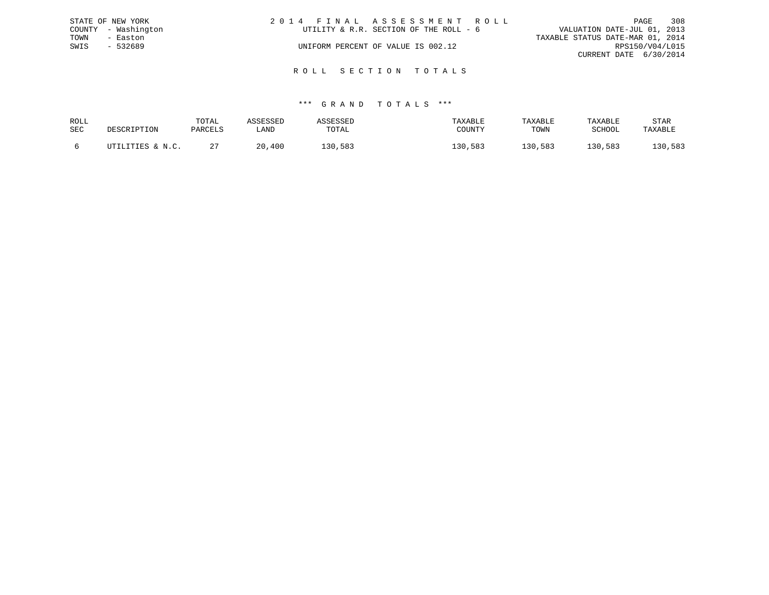STATE OF NEW YORK
COUNTY - Washington
TOWN - Easton
SWIS - 532689

2 0 1 4 F I N A L A S S E S S M E N T R O L L
UTILITY & R.R. SECTION OF THE ROLL - 6

UNIFORM PERCENT OF VALUE IS 002.12

VALUATION DATE-JUL 01, 2013
TAXABLE STATUS DATE-MAR 01, 2014
RPS150/V04/L015
CURRENT DATE 6/30/2014

## R O L L S E C T I O N T O T A L S

### *** G R A N D T O T A L S ***

| ROLL SEC | DESCRIPTION | TOTAL PARCELS | ASSESSED LAND | ASSESSED TOTAL | TAXABLE COUNTY | TAXABLE TOWN | TAXABLE SCHOOL | STAR TAXABLE |
|---|---|---|---|---|---|---|---|---|
| 6 | UTILITIES & N.C. | 27 | 20,400 | 130,583 | 130,583 | 130,583 | 130,583 | 130,583 |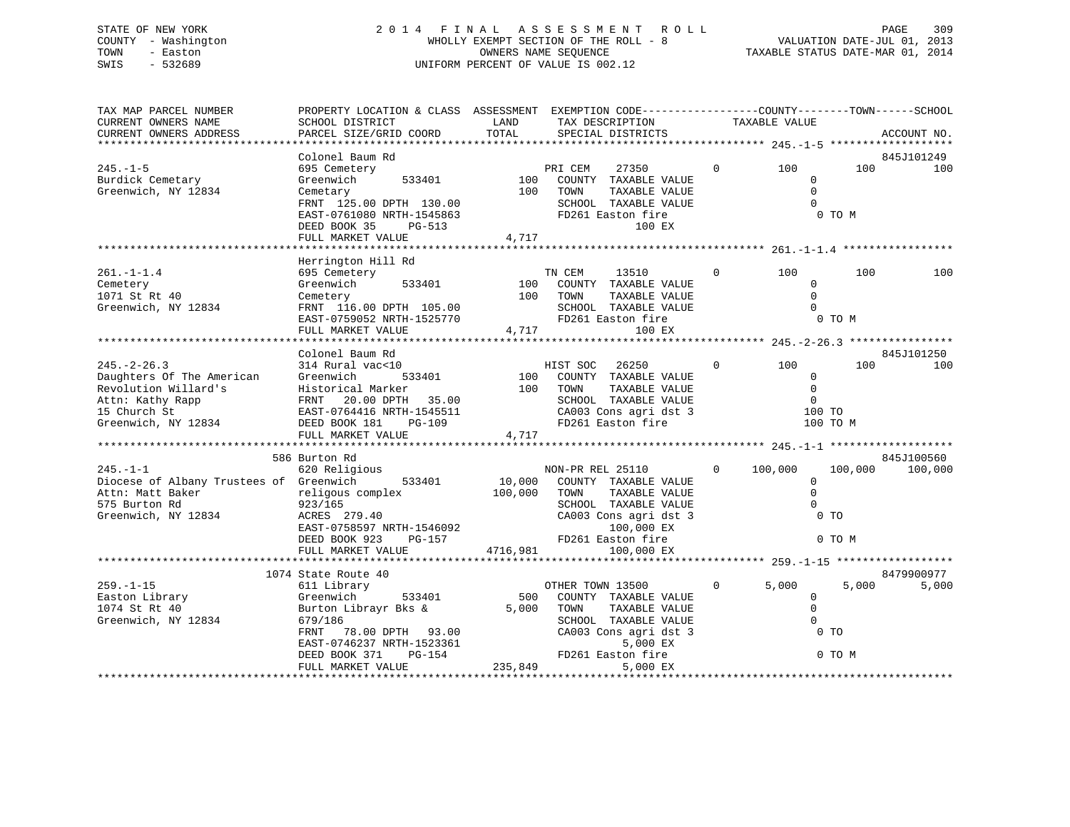STATE OF NEW YORK
COUNTY - Washington
TOWN - Easton
SWIS - 532689

2 0 1 4 F I N A L A S S E S S M E N T R O L L
WHOLLY EXEMPT SECTION OF THE ROLL - 8
OWNERS NAME SEQUENCE
UNIFORM PERCENT OF VALUE IS 002.12

VALUATION DATE-JUL 01, 2013
TAXABLE STATUS DATE-MAR 01, 2014

```
TAX MAP PARCEL NUMBER          PROPERTY LOCATION & CLASS  ASSESSMENT  EXEMPTION CODE------------------COUNTY--------TOWN------SCHOOL
CURRENT OWNERS NAME            SCHOOL DISTRICT              LAND      TAX DESCRIPTION             TAXABLE VALUE
CURRENT OWNERS ADDRESS         PARCEL SIZE/GRID COORD       TOTAL     SPECIAL DISTRICTS                                    ACCOUNT NO.
*********************************************************************************************** 245.-1-5 *******************
                               Colonel Baum Rd                                                                        845J101249
245.-1-5                       695 Cemetery                           PRI CEM     27350         0        100          100         100
Burdick Cemetary               Greenwich      533401          100     COUNTY  TAXABLE VALUE                0
Greenwich, NY 12834            Cemetary                       100     TOWN    TAXABLE VALUE                0
                               FRNT  125.00 DPTH  130.00              SCHOOL  TAXABLE VALUE                0
                               EAST-0761080 NRTH-1545863              FD261 Easton fire                     0 TO M
                               DEED BOOK 35     PG-513                              100 EX
                               FULL MARKET VALUE            4,717
*********************************************************************************************** 261.-1-1.4 *****************
                               Herrington Hill Rd
261.-1-1.4                     695 Cemetery                           TN CEM      13510         0        100          100         100
Cemetery                       Greenwich      533401          100     COUNTY  TAXABLE VALUE                0
1071 St Rt 40                  Cemetery                       100     TOWN    TAXABLE VALUE                0
Greenwich, NY 12834            FRNT  116.00 DPTH  105.00              SCHOOL  TAXABLE VALUE                0
                               EAST-0759052 NRTH-1525770              FD261 Easton fire                     0 TO M
                               FULL MARKET VALUE            4,717                   100 EX
*********************************************************************************************** 245.-2-26.3 ****************
                               Colonel Baum Rd                                                                        845J101250
245.-2-26.3                    314 Rural vac<10                       HIST SOC    26250         0        100          100         100
Daughters Of The American      Greenwich      533401          100     COUNTY  TAXABLE VALUE                0
Revolution Willard's           Historical Marker              100     TOWN    TAXABLE VALUE                0
Attn: Kathy Rapp               FRNT   20.00 DPTH   35.00              SCHOOL  TAXABLE VALUE                0
15 Church St                   EAST-0764416 NRTH-1545511              CA003 Cons agri dst 3               100 TO
Greenwich, NY 12834            DEED BOOK 181    PG-109                FD261 Easton fire                   100 TO M
                               FULL MARKET VALUE            4,717
*********************************************************************************************** 245.-1-1 *******************
                           586 Burton Rd                                                                              845J100560
245.-1-1                       620 Religious                          NON-PR REL 25110          0    100,000      100,000     100,000
Diocese of Albany Trustees of  Greenwich      533401       10,000     COUNTY  TAXABLE VALUE                0
Attn: Matt Baker               religous complex           100,000     TOWN    TAXABLE VALUE                0
575 Burton Rd                  923/165                                SCHOOL  TAXABLE VALUE                0
Greenwich, NY 12834            ACRES 279.40                           CA003 Cons agri dst 3                 0 TO
                               EAST-0758597 NRTH-1546092                        100,000 EX
                               DEED BOOK 923    PG-157                FD261 Easton fire                     0 TO M
                               FULL MARKET VALUE         4716,981               100,000 EX
*********************************************************************************************** 259.-1-15 ******************
                          1074 State Route 40                                                                         8479900977
259.-1-15                      611 Library                            OTHER TOWN 13500          0      5,000        5,000       5,000
Easton Library                 Greenwich      533401          500     COUNTY  TAXABLE VALUE                0
1074 St Rt 40                  Burton Librayr Bks &         5,000     TOWN    TAXABLE VALUE                0
Greenwich, NY 12834            679/186                                SCHOOL  TAXABLE VALUE                0
                               FRNT   78.00 DPTH   93.00              CA003 Cons agri dst 3                 0 TO
                               EAST-0746237 NRTH-1523361                          5,000 EX
                               DEED BOOK 371    PG-154                FD261 Easton fire                     0 TO M
                               FULL MARKET VALUE          235,849                 5,000 EX
******************************************************************************************************************************
```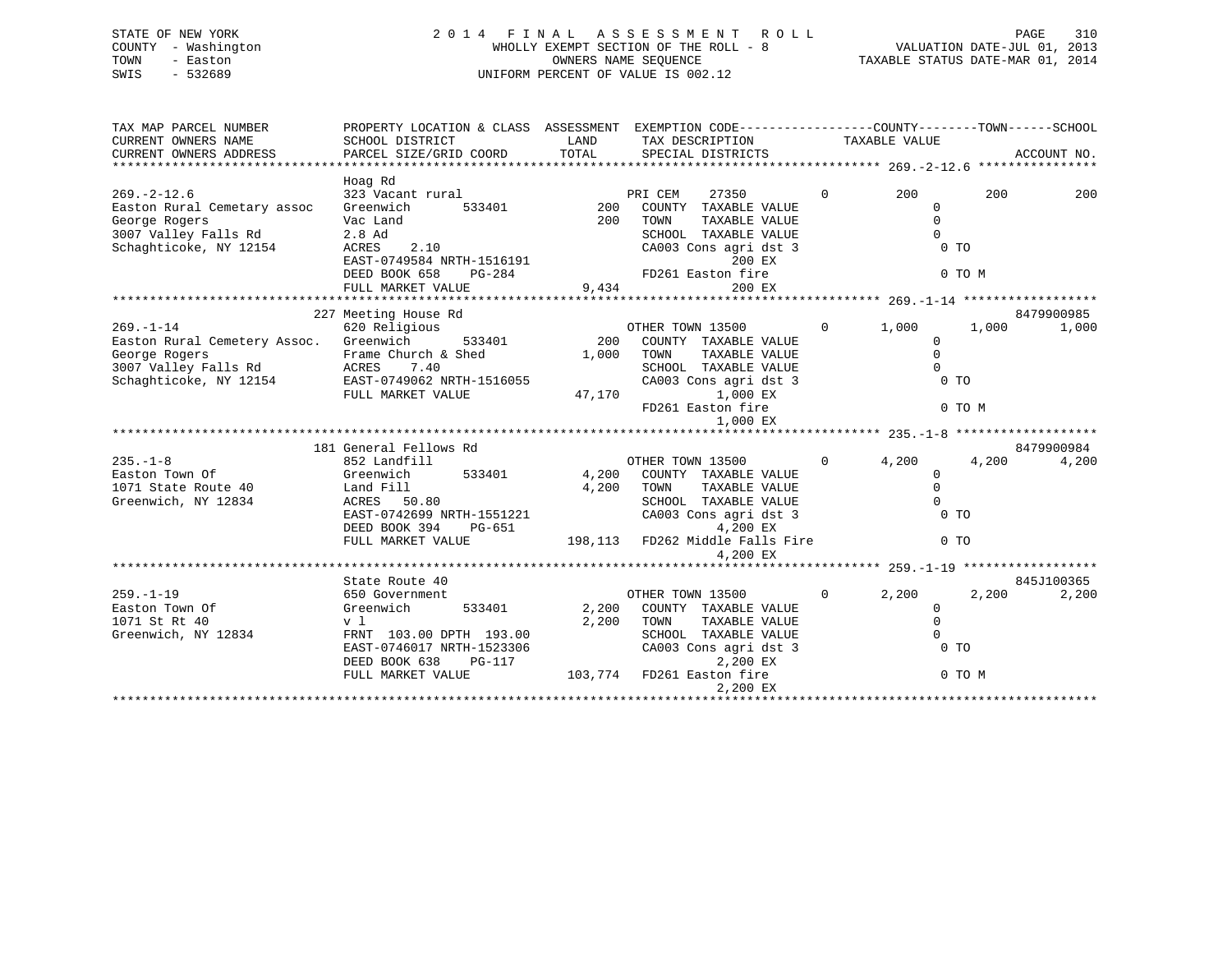STATE OF NEW YORK
COUNTY - Washington
TOWN - Easton
SWIS - 532689

# 2014 FINAL ASSESSMENT ROLL

WHOLLY EXEMPT SECTION OF THE ROLL - 8
OWNERS NAME SEQUENCE
UNIFORM PERCENT OF VALUE IS 002.12

VALUATION DATE-JUL 01, 2013
TAXABLE STATUS DATE-MAR 01, 2014

```
TAX MAP PARCEL NUMBER          PROPERTY LOCATION & CLASS  ASSESSMENT  EXEMPTION CODE------------------COUNTY--------TOWN------SCHOOL
CURRENT OWNERS NAME            SCHOOL DISTRICT              LAND      TAX DESCRIPTION              TAXABLE VALUE
CURRENT OWNERS ADDRESS         PARCEL SIZE/GRID COORD       TOTAL     SPECIAL DISTRICTS                                    ACCOUNT NO.
******************************************************************************************************* 269.-2-12.6 ****************
                               Hoag Rd
269.-2-12.6                    323 Vacant rural                      PRI CEM     27350           0         200         200          200
Easton Rural Cemetary assoc    Greenwich        533401           200   COUNTY  TAXABLE VALUE                   0
George Rogers                  Vac Land                          200   TOWN    TAXABLE VALUE                   0
3007 Valley Falls Rd           2.8 Ad                                  SCHOOL  TAXABLE VALUE                   0
Schaghticoke, NY 12154         ACRES    2.10                           CA003 Cons agri dst 3                    0 TO
                               EAST-0749584 NRTH-1516191                          200 EX
                               DEED BOOK 658    PG-284                 FD261 Easton fire                        0 TO M
                               FULL MARKET VALUE                9,434             200 EX
******************************************************************************************************* 269.-1-14 ******************
                               227 Meeting House Rd                                                                         8479900985
269.-1-14                      620 Religious                         OTHER TOWN 13500            0       1,000       1,000        1,000
Easton Rural Cemetery Assoc.   Greenwich        533401           200   COUNTY  TAXABLE VALUE                   0
George Rogers                  Frame Church & Shed             1,000   TOWN    TAXABLE VALUE                   0
3007 Valley Falls Rd           ACRES    7.40                           SCHOOL  TAXABLE VALUE                   0
Schaghticoke, NY 12154         EAST-0749062 NRTH-1516055               CA003 Cons agri dst 3                    0 TO
                               FULL MARKET VALUE               47,170           1,000 EX
                                                                       FD261 Easton fire                        0 TO M
                                                                                1,000 EX
******************************************************************************************************* 235.-1-8 *******************
                               181 General Fellows Rd                                                                       8479900984
235.-1-8                       852 Landfill                          OTHER TOWN 13500            0       4,200       4,200        4,200
Easton Town Of                 Greenwich        533401         4,200   COUNTY  TAXABLE VALUE                   0
1071 State Route 40            Land Fill                       4,200   TOWN    TAXABLE VALUE                   0
Greenwich, NY 12834            ACRES   50.80                           SCHOOL  TAXABLE VALUE                   0
                               EAST-0742699 NRTH-1551221               CA003 Cons agri dst 3                    0 TO
                               DEED BOOK 394    PG-651                          4,200 EX
                               FULL MARKET VALUE              198,113  FD262 Middle Falls Fire                   0 TO
                                                                                4,200 EX
******************************************************************************************************* 259.-1-19 ******************
                               State Route 40                                                                               845J100365
259.-1-19                      650 Government                        OTHER TOWN 13500            0       2,200       2,200        2,200
Easton Town Of                 Greenwich        533401         2,200   COUNTY  TAXABLE VALUE                   0
1071 St Rt 40                  v l                             2,200   TOWN    TAXABLE VALUE                   0
Greenwich, NY 12834            FRNT 103.00 DPTH 193.00                 SCHOOL  TAXABLE VALUE                   0
                               EAST-0746017 NRTH-1523306               CA003 Cons agri dst 3                    0 TO
                               DEED BOOK 638    PG-117                          2,200 EX
                               FULL MARKET VALUE              103,774  FD261 Easton fire                        0 TO M
                                                                                2,200 EX
************************************************************************************************************************************
```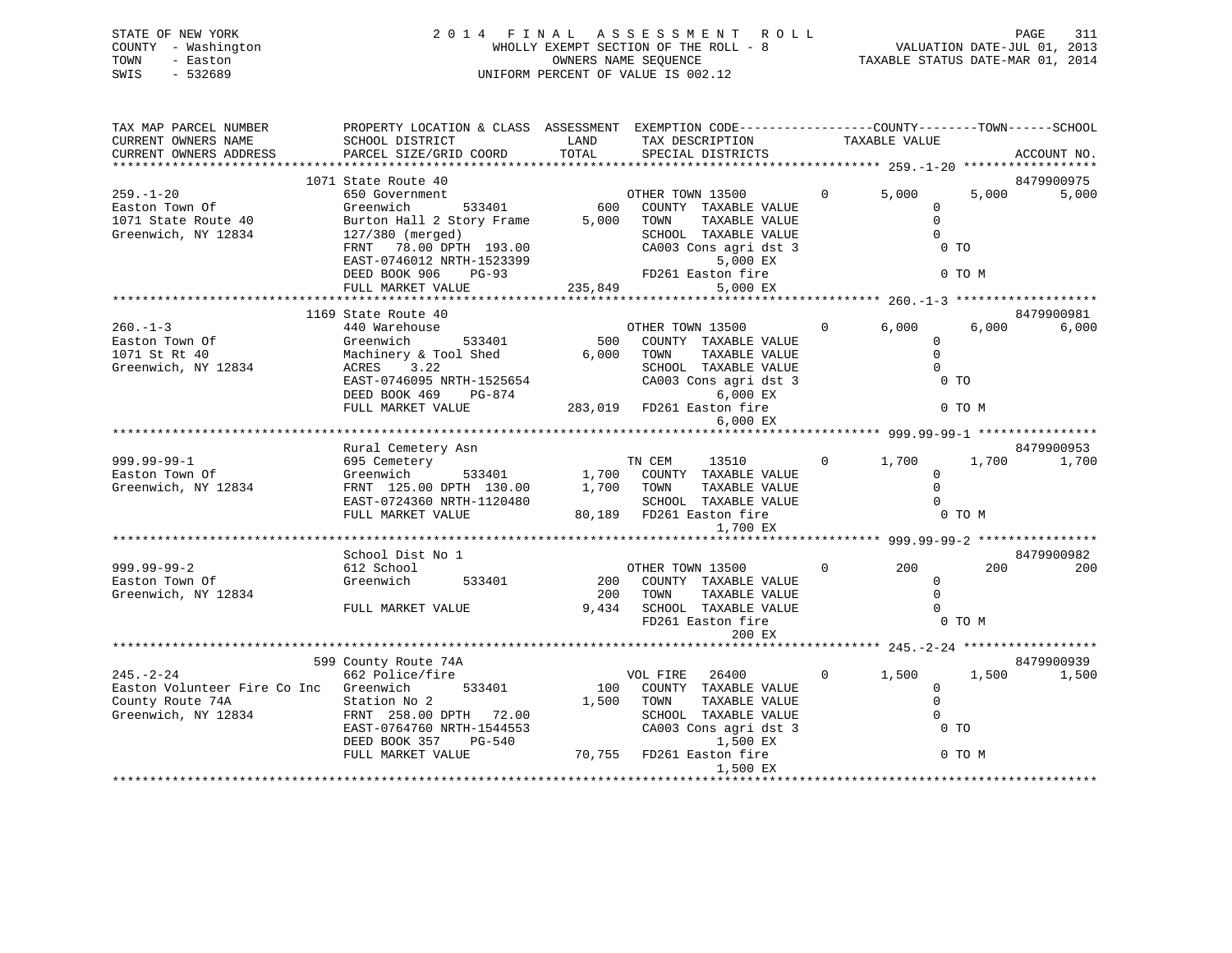STATE OF NEW YORK
COUNTY - Washington
TOWN - Easton
SWIS - 532689

2014 FINAL ASSESSMENT ROLL
WHOLLY EXEMPT SECTION OF THE ROLL - 8
OWNERS NAME SEQUENCE
UNIFORM PERCENT OF VALUE IS 002.12

VALUATION DATE-JUL 01, 2013
TAXABLE STATUS DATE-MAR 01, 2014

```
TAX MAP PARCEL NUMBER          PROPERTY LOCATION & CLASS  ASSESSMENT  EXEMPTION CODE------------------COUNTY--------TOWN------SCHOOL
CURRENT OWNERS NAME            SCHOOL DISTRICT               LAND       TAX DESCRIPTION            TAXABLE VALUE
CURRENT OWNERS ADDRESS         PARCEL SIZE/GRID COORD       TOTAL       SPECIAL DISTRICTS                                    ACCOUNT NO.
******************************************************************************************** 259.-1-20 ******************
                          1071 State Route 40                                                                        8479900975
259.-1-20                  650 Government                     OTHER TOWN 13500         0       5,000        5,000        5,000
Easton Town Of             Greenwich        533401       600   COUNTY  TAXABLE VALUE                0
1071 State Route 40        Burton Hall 2 Story Frame   5,000   TOWN    TAXABLE VALUE                0
Greenwich, NY 12834        127/380 (merged)                    SCHOOL  TAXABLE VALUE                0
                           FRNT  78.00 DPTH 193.00              CA003 Cons agri dst 3                 0 TO
                           EAST-0746012 NRTH-1523399                   5,000 EX
                           DEED BOOK 906    PG-93               FD261 Easton fire                     0 TO M
                           FULL MARKET VALUE           235,849         5,000 EX
******************************************************************************************** 260.-1-3 *******************
                          1169 State Route 40                                                                        8479900981
260.-1-3                   440 Warehouse                      OTHER TOWN 13500         0       6,000        6,000        6,000
Easton Town Of             Greenwich        533401       500   COUNTY  TAXABLE VALUE                0
1071 St Rt 40              Machinery & Tool Shed       6,000   TOWN    TAXABLE VALUE                0
Greenwich, NY 12834        ACRES    3.22                       SCHOOL  TAXABLE VALUE                0
                           EAST-0746095 NRTH-1525654            CA003 Cons agri dst 3                 0 TO
                           DEED BOOK 469    PG-874                     6,000 EX
                           FULL MARKET VALUE           283,019  FD261 Easton fire                     0 TO M
                                                                       6,000 EX
******************************************************************************************** 999.99-99-1 ****************
                          Rural Cemetery Asn                                                                         8479900953
999.99-99-1                695 Cemetery                       TN CEM    13510          0       1,700        1,700        1,700
Easton Town Of             Greenwich        533401     1,700   COUNTY  TAXABLE VALUE                0
Greenwich, NY 12834        FRNT 125.00 DPTH 130.00     1,700   TOWN    TAXABLE VALUE                0
                           EAST-0724360 NRTH-1120480           SCHOOL  TAXABLE VALUE                0
                           FULL MARKET VALUE            80,189  FD261 Easton fire                     0 TO M
                                                                       1,700 EX
******************************************************************************************** 999.99-99-2 ****************
                          School Dist No 1                                                                           8479900982
999.99-99-2                612 School                         OTHER TOWN 13500         0         200          200          200
Easton Town Of             Greenwich        533401       200   COUNTY  TAXABLE VALUE                0
Greenwich, NY 12834                                      200   TOWN    TAXABLE VALUE                0
                           FULL MARKET VALUE             9,434  SCHOOL  TAXABLE VALUE                0
                                                                FD261 Easton fire                     0 TO M
                                                                         200 EX
******************************************************************************************** 245.-2-24 ******************
                          599 County Route 74A                                                                       8479900939
245.-2-24                  662 Police/fire                    VOL FIRE  26400          0       1,500        1,500        1,500
Easton Volunteer Fire Co Inc  Greenwich     533401       100   COUNTY  TAXABLE VALUE                0
County Route 74A           Station No 2                1,500   TOWN    TAXABLE VALUE                0
Greenwich, NY 12834        FRNT 258.00 DPTH  72.00             SCHOOL  TAXABLE VALUE                0
                           EAST-0764760 NRTH-1544553            CA003 Cons agri dst 3                 0 TO
                           DEED BOOK 357    PG-540                     1,500 EX
                           FULL MARKET VALUE            70,755  FD261 Easton fire                     0 TO M
                                                                       1,500 EX
****************************************************************************************************************************
```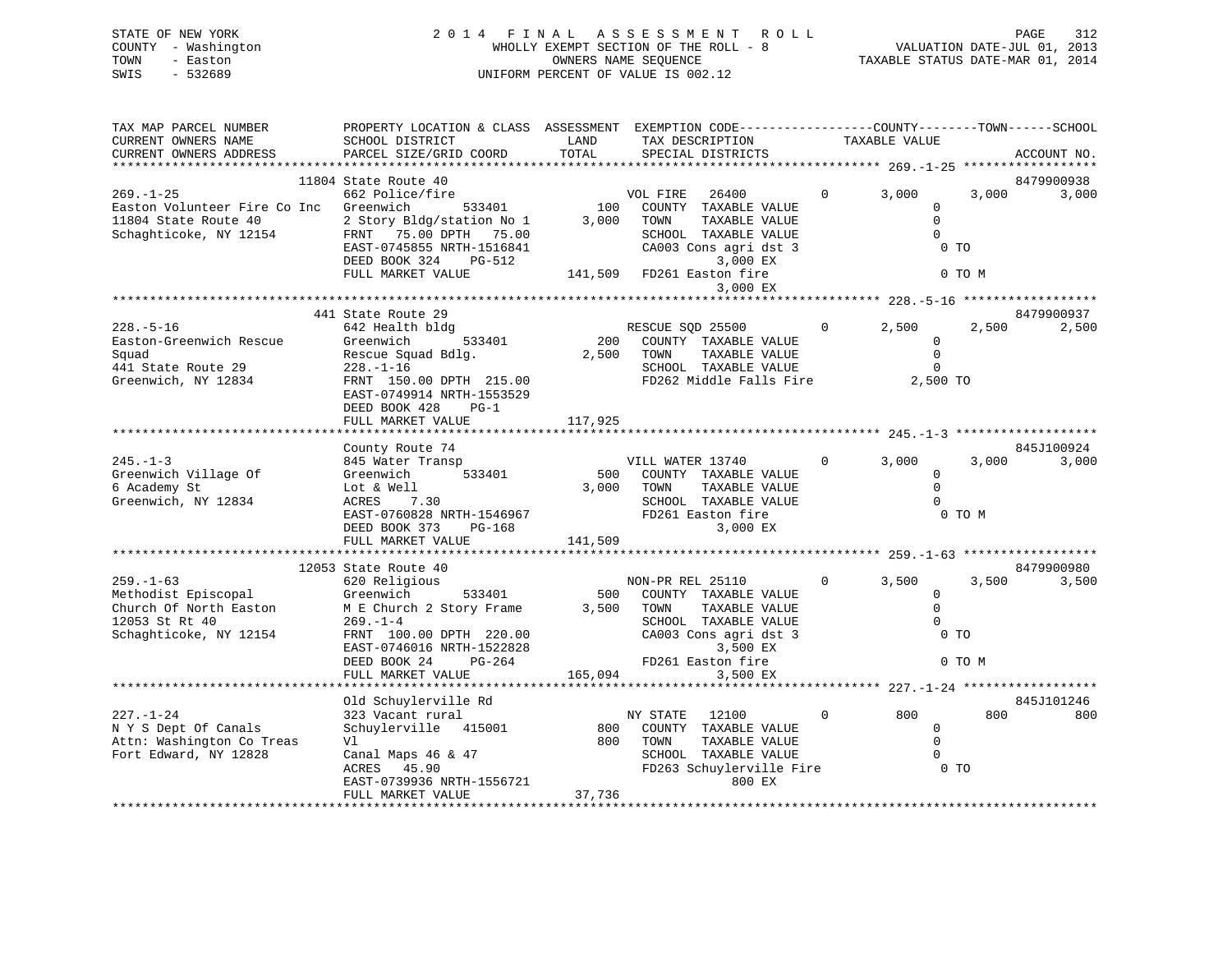STATE OF NEW YORK — 2014 FINAL ASSESSMENT ROLL
COUNTY - Washington — WHOLLY EXEMPT SECTION OF THE ROLL - 8 — VALUATION DATE-JUL 01, 2013
TOWN - Easton — OWNERS NAME SEQUENCE — TAXABLE STATUS DATE-MAR 01, 2014
SWIS - 532689 — UNIFORM PERCENT OF VALUE IS 002.12

```
TAX MAP PARCEL NUMBER          PROPERTY LOCATION & CLASS  ASSESSMENT  EXEMPTION CODE-----------------COUNTY--------TOWN------SCHOOL
CURRENT OWNERS NAME            SCHOOL DISTRICT               LAND      TAX DESCRIPTION            TAXABLE VALUE
CURRENT OWNERS ADDRESS         PARCEL SIZE/GRID COORD        TOTAL     SPECIAL DISTRICTS                                    ACCOUNT NO.
******************************************************************************************************* 269.-1-25 ******************
                      11804 State Route 40                                                                                  8479900938
269.-1-25                      662 Police/fire                       VOL FIRE    26400          0      3,000       3,000        3,000
Easton Volunteer Fire Co Inc   Greenwich        533401         100    COUNTY  TAXABLE VALUE                0
11804 State Route 40           2 Story Bldg/station No 1     3,000    TOWN    TAXABLE VALUE                0
Schaghticoke, NY 12154         FRNT   75.00 DPTH   75.00              SCHOOL  TAXABLE VALUE                0
                               EAST-0745855 NRTH-1516841              CA003 Cons agri dst 3                  0 TO
                               DEED BOOK 324    PG-512                          3,000 EX
                               FULL MARKET VALUE           141,509    FD261 Easton fire                      0 TO M
                                                                                3,000 EX
******************************************************************************************************* 228.-5-16 ******************
                      441 State Route 29                                                                                    8479900937
228.-5-16                      642 Health bldg                       RESCUE SQD 25500           0      2,500       2,500        2,500
Easton-Greenwich Rescue        Greenwich        533401         200    COUNTY  TAXABLE VALUE                0
Squad                          Rescue Squad Bdlg.            2,500    TOWN    TAXABLE VALUE                0
441 State Route 29             228.-1-16                              SCHOOL  TAXABLE VALUE                0
Greenwich, NY 12834            FRNT  150.00 DPTH  215.00              FD262 Middle Falls Fire            2,500 TO
                               EAST-0749914 NRTH-1553529
                               DEED BOOK 428    PG-1
                               FULL MARKET VALUE           117,925
******************************************************************************************************* 245.-1-3 *******************
                               County Route 74                                                                              845J100924
245.-1-3                       845 Water Transp                      VILL WATER 13740           0      3,000       3,000        3,000
Greenwich Village Of           Greenwich        533401         500    COUNTY  TAXABLE VALUE                0
6 Academy St                   Lot & Well                    3,000    TOWN    TAXABLE VALUE                0
Greenwich, NY 12834            ACRES    7.30                          SCHOOL  TAXABLE VALUE                0
                               EAST-0760828 NRTH-1546967              FD261 Easton fire                      0 TO M
                               DEED BOOK 373    PG-168                          3,000 EX
                               FULL MARKET VALUE           141,509
******************************************************************************************************* 259.-1-63 ******************
                      12053 State Route 40                                                                                  8479900980
259.-1-63                      620 Religious                         NON-PR REL 25110           0      3,500       3,500        3,500
Methodist Episcopal            Greenwich        533401         500    COUNTY  TAXABLE VALUE                0
Church Of North Easton         M E Church 2 Story Frame      3,500    TOWN    TAXABLE VALUE                0
12053 St Rt 40                 269.-1-4                               SCHOOL  TAXABLE VALUE                0
Schaghticoke, NY 12154         FRNT  100.00 DPTH  220.00              CA003 Cons agri dst 3                  0 TO
                               EAST-0746016 NRTH-1522828                        3,500 EX
                               DEED BOOK 24     PG-264                FD261 Easton fire                      0 TO M
                               FULL MARKET VALUE           165,094              3,500 EX
******************************************************************************************************* 227.-1-24 ******************
                               Old Schuylerville Rd                                                                         845J101246
227.-1-24                      323 Vacant rural                      NY STATE    12100          0        800         800          800
N Y S Dept Of Canals           Schuylerville   415001          800    COUNTY  TAXABLE VALUE                0
Attn: Washington Co Treas      Vl                              800    TOWN    TAXABLE VALUE                0
Fort Edward, NY 12828          Canal Maps 46 & 47                     SCHOOL  TAXABLE VALUE                0
                               ACRES   45.90                          FD263 Schuylerville Fire               0 TO
                               EAST-0739936 NRTH-1556721                          800 EX
                               FULL MARKET VALUE            37,736
************************************************************************************************************************************
```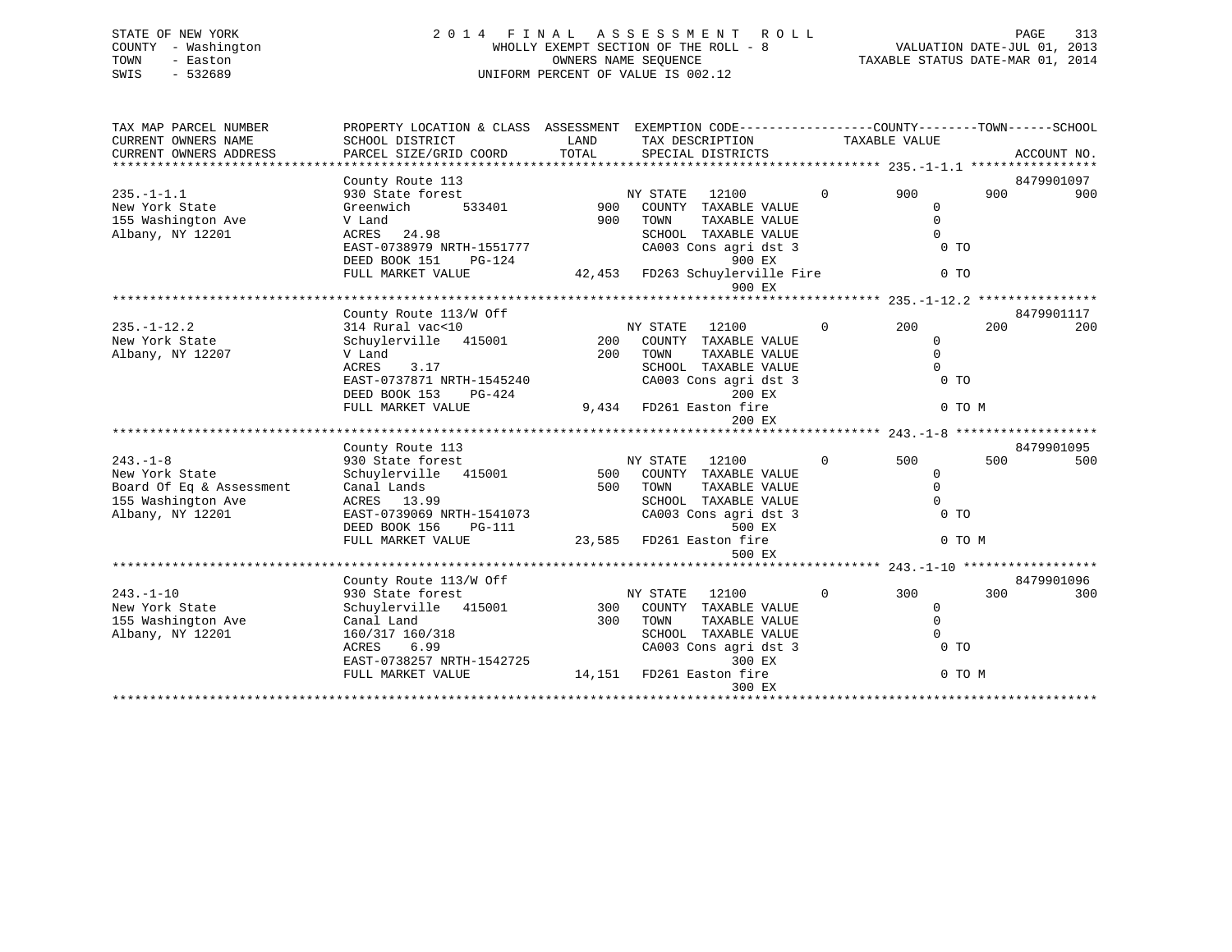STATE OF NEW YORK — 2014 FINAL ASSESSMENT ROLL
COUNTY - Washington — WHOLLY EXEMPT SECTION OF THE ROLL - 8 — VALUATION DATE-JUL 01, 2013
TOWN - Easton — OWNERS NAME SEQUENCE — TAXABLE STATUS DATE-MAR 01, 2014
SWIS - 532689 — UNIFORM PERCENT OF VALUE IS 002.12

| TAX MAP PARCEL NUMBER / CURRENT OWNERS NAME / CURRENT OWNERS ADDRESS | PROPERTY LOCATION & CLASS / SCHOOL DISTRICT / PARCEL SIZE/GRID COORD | ASSESSMENT LAND / TOTAL | EXEMPTION CODE / TAX DESCRIPTION / SPECIAL DISTRICTS | COUNTY TAXABLE VALUE | TOWN | SCHOOL | ACCOUNT NO. |
|---|---|---|---|---|---|---|---|
| **235.-1-1.1** | County Route 113 | | | | | | 8479901097 |
| 235.-1-1.1 | 930 State forest | | NY STATE 12100 0 | 900 | 900 | 900 | |
| New York State | Greenwich 533401 | 900 | COUNTY TAXABLE VALUE | 0 | | | |
| 155 Washington Ave | V Land | 900 | TOWN TAXABLE VALUE | 0 | | | |
| Albany, NY 12201 | ACRES 24.98 | | SCHOOL TAXABLE VALUE | 0 | | | |
| | EAST-0738979 NRTH-1551777 | | CA003 Cons agri dst 3 | 0 TO | | | |
| | DEED BOOK 151 PG-124 | | 900 EX | | | | |
| | FULL MARKET VALUE | 42,453 | FD263 Schuylerville Fire | 0 TO | | | |
| | | | 900 EX | | | | |
| **235.-1-12.2** | County Route 113/W Off | | | | | | 8479901117 |
| 235.-1-12.2 | 314 Rural vac<10 | | NY STATE 12100 0 | 200 | 200 | 200 | |
| New York State | Schuylerville 415001 | 200 | COUNTY TAXABLE VALUE | 0 | | | |
| Albany, NY 12207 | V Land | 200 | TOWN TAXABLE VALUE | 0 | | | |
| | ACRES 3.17 | | SCHOOL TAXABLE VALUE | 0 | | | |
| | EAST-0737871 NRTH-1545240 | | CA003 Cons agri dst 3 | 0 TO | | | |
| | DEED BOOK 153 PG-424 | | 200 EX | | | | |
| | FULL MARKET VALUE | 9,434 | FD261 Easton fire | 0 TO M | | | |
| | | | 200 EX | | | | |
| **243.-1-8** | County Route 113 | | | | | | 8479901095 |
| 243.-1-8 | 930 State forest | | NY STATE 12100 0 | 500 | 500 | 500 | |
| New York State | Schuylerville 415001 | 500 | COUNTY TAXABLE VALUE | 0 | | | |
| Board Of Eq & Assessment | Canal Lands | 500 | TOWN TAXABLE VALUE | 0 | | | |
| 155 Washington Ave | ACRES 13.99 | | SCHOOL TAXABLE VALUE | 0 | | | |
| Albany, NY 12201 | EAST-0739069 NRTH-1541073 | | CA003 Cons agri dst 3 | 0 TO | | | |
| | DEED BOOK 156 PG-111 | | 500 EX | | | | |
| | FULL MARKET VALUE | 23,585 | FD261 Easton fire | 0 TO M | | | |
| | | | 500 EX | | | | |
| **243.-1-10** | County Route 113/W Off | | | | | | 8479901096 |
| 243.-1-10 | 930 State forest | | NY STATE 12100 0 | 300 | 300 | 300 | |
| New York State | Schuylerville 415001 | 300 | COUNTY TAXABLE VALUE | 0 | | | |
| 155 Washington Ave | Canal Land | 300 | TOWN TAXABLE VALUE | 0 | | | |
| Albany, NY 12201 | 160/317 160/318 | | SCHOOL TAXABLE VALUE | 0 | | | |
| | ACRES 6.99 | | CA003 Cons agri dst 3 | 0 TO | | | |
| | EAST-0738257 NRTH-1542725 | | 300 EX | | | | |
| | FULL MARKET VALUE | 14,151 | FD261 Easton fire | 0 TO M | | | |
| | | | 300 EX | | | | |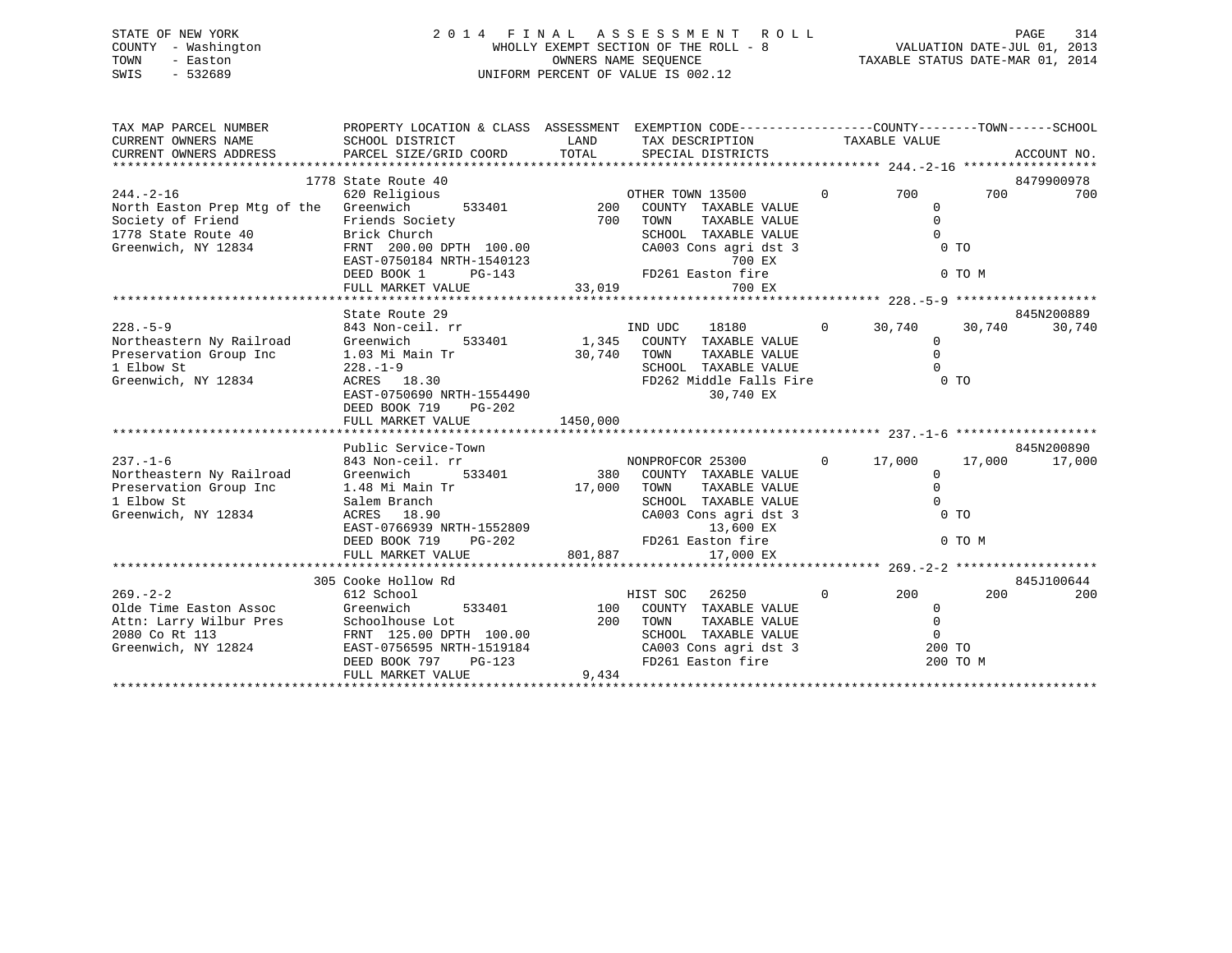STATE OF NEW YORK
COUNTY - Washington
TOWN - Easton
SWIS - 532689

2014 FINAL ASSESSMENT ROLL
WHOLLY EXEMPT SECTION OF THE ROLL - 8
OWNERS NAME SEQUENCE
UNIFORM PERCENT OF VALUE IS 002.12

VALUATION DATE-JUL 01, 2013
TAXABLE STATUS DATE-MAR 01, 2014

```
TAX MAP PARCEL NUMBER          PROPERTY LOCATION & CLASS  ASSESSMENT  EXEMPTION CODE------------------COUNTY--------TOWN------SCHOOL
CURRENT OWNERS NAME            SCHOOL DISTRICT              LAND      TAX DESCRIPTION             TAXABLE VALUE
CURRENT OWNERS ADDRESS         PARCEL SIZE/GRID COORD      TOTAL      SPECIAL DISTRICTS                                        ACCOUNT NO.
****************************************************************************************************** 244.-2-16 ******************
                         1778 State Route 40                                                                                8479900978
244.-2-16                      620 Religious                          OTHER TOWN 13500         0        700          700         700
North Easton Prep Mtg of the   Greenwich        533401          200   COUNTY  TAXABLE VALUE                 0
Society of Friend              Friends Society                  700   TOWN    TAXABLE VALUE                 0
1778 State Route 40            Brick Church                           SCHOOL  TAXABLE VALUE                 0
Greenwich, NY 12834            FRNT 200.00 DPTH 100.00                CA003 Cons agri dst 3                  0 TO
                               EAST-0750184 NRTH-1540123                          700 EX
                               DEED BOOK 1      PG-143                FD261 Easton fire                      0 TO M
                               FULL MARKET VALUE              33,019              700 EX
****************************************************************************************************** 228.-5-9 *******************
                               State Route 29                                                                               845N200889
228.-5-9                       843 Non-ceil. rr                       IND UDC     18180        0     30,740       30,740      30,740
Northeastern Ny Railroad       Greenwich        533401        1,345   COUNTY  TAXABLE VALUE                 0
Preservation Group Inc         1.03 Mi Main Tr               30,740   TOWN    TAXABLE VALUE                 0
1 Elbow St                     228.-1-9                               SCHOOL  TAXABLE VALUE                 0
Greenwich, NY 12834            ACRES  18.30                           FD262 Middle Falls Fire                0 TO
                               EAST-0750690 NRTH-1554490                       30,740 EX
                               DEED BOOK 719    PG-202
                               FULL MARKET VALUE            1450,000
****************************************************************************************************** 237.-1-6 *******************
                               Public Service-Town                                                                          845N200890
237.-1-6                       843 Non-ceil. rr                       NONPROFCOR 25300         0     17,000       17,000      17,000
Northeastern Ny Railroad       Greenwich        533401          380   COUNTY  TAXABLE VALUE                 0
Preservation Group Inc         1.48 Mi Main Tr               17,000   TOWN    TAXABLE VALUE                 0
1 Elbow St                     Salem Branch                           SCHOOL  TAXABLE VALUE                 0
Greenwich, NY 12834            ACRES  18.90                           CA003 Cons agri dst 3                  0 TO
                               EAST-0766939 NRTH-1552809                       13,600 EX
                               DEED BOOK 719    PG-202                FD261 Easton fire                      0 TO M
                               FULL MARKET VALUE             801,887           17,000 EX
****************************************************************************************************** 269.-2-2 *******************
                          305 Cooke Hollow Rd                                                                               845J100644
269.-2-2                       612 School                             HIST SOC    26250        0        200          200         200
Olde Time Easton Assoc         Greenwich        533401          100   COUNTY  TAXABLE VALUE                 0
Attn: Larry Wilbur Pres        Schoolhouse Lot                  200   TOWN    TAXABLE VALUE                 0
2080 Co Rt 113                 FRNT 125.00 DPTH 100.00                SCHOOL  TAXABLE VALUE                 0
Greenwich, NY 12824            EAST-0756595 NRTH-1519184              CA003 Cons agri dst 3                200 TO
                               DEED BOOK 797    PG-123                FD261 Easton fire                    200 TO M
                               FULL MARKET VALUE               9,434
************************************************************************************************************************************
```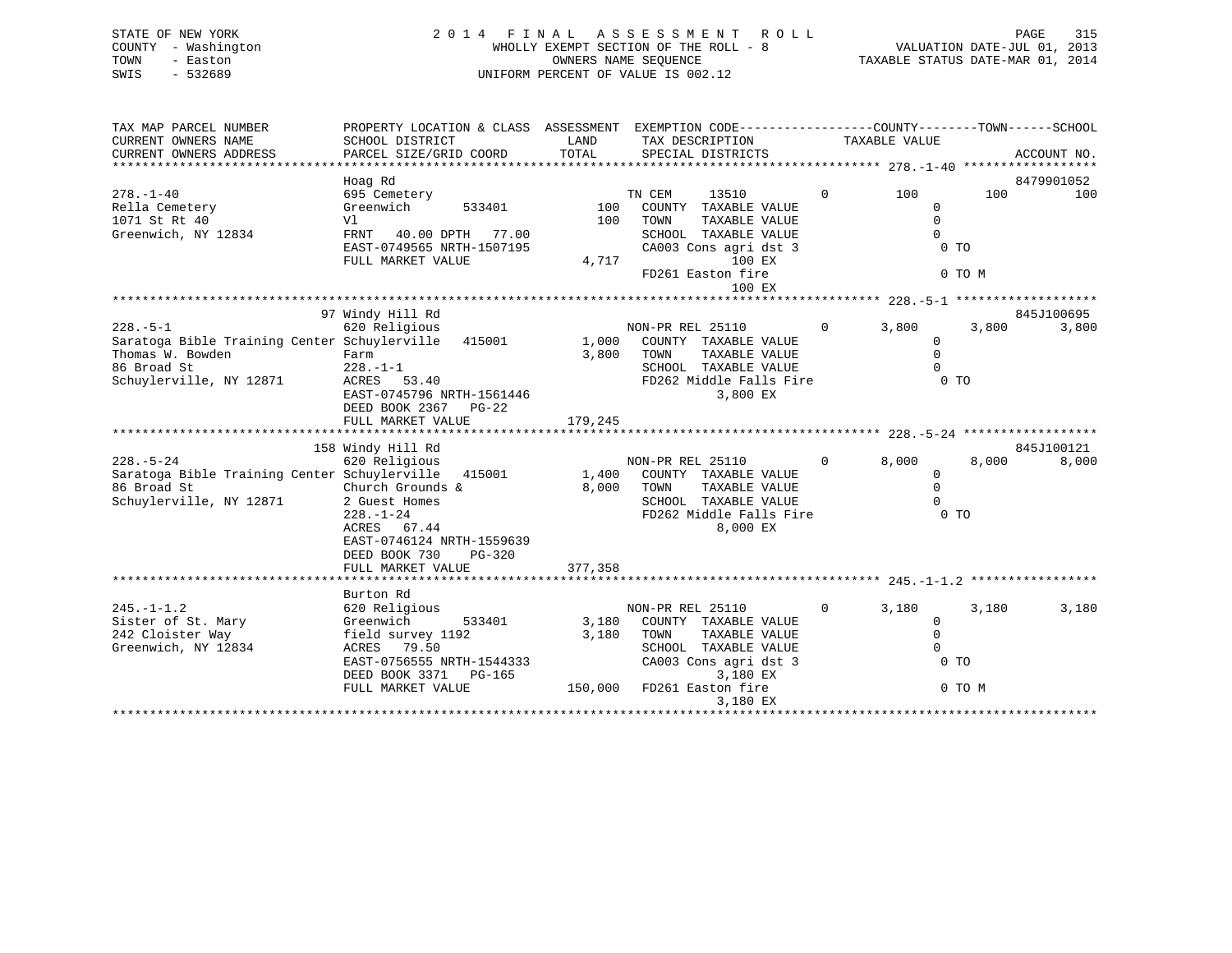STATE OF NEW YORK
COUNTY - Washington
TOWN - Easton
SWIS - 532689

2 0 1 4 F I N A L A S S E S S M E N T R O L L
WHOLLY EXEMPT SECTION OF THE ROLL - 8
OWNERS NAME SEQUENCE
UNIFORM PERCENT OF VALUE IS 002.12

VALUATION DATE-JUL 01, 2013
TAXABLE STATUS DATE-MAR 01, 2014

```
TAX MAP PARCEL NUMBER          PROPERTY LOCATION & CLASS  ASSESSMENT  EXEMPTION CODE-----------------COUNTY--------TOWN------SCHOOL
CURRENT OWNERS NAME            SCHOOL DISTRICT            LAND        TAX DESCRIPTION              TAXABLE VALUE
CURRENT OWNERS ADDRESS         PARCEL SIZE/GRID COORD     TOTAL       SPECIAL DISTRICTS                                        ACCOUNT NO.
******************************************************************************************************* 278.-1-40 ******************
                               Hoag Rd                                                                                     8479901052
278.-1-40                      695 Cemetery                          TN CEM      13510          0        100         100         100
Rella Cemetery                 Greenwich      533401        100      COUNTY  TAXABLE VALUE                   0
1071 St Rt 40                  Vl                           100      TOWN    TAXABLE VALUE                   0
Greenwich, NY 12834            FRNT   40.00 DPTH   77.00             SCHOOL  TAXABLE VALUE                   0
                               EAST-0749565 NRTH-1507195             CA003 Cons agri dst 3                    0 TO
                               FULL MARKET VALUE            4,717                100 EX
                                                                     FD261 Easton fire                        0 TO M
                                                                                 100 EX
******************************************************************************************************* 228.-5-1 *******************
                               97 Windy Hill Rd                                                                            845J100695
228.-5-1                       620 Religious                         NON-PR REL 25110           0      3,800       3,800       3,800
Saratoga Bible Training Center Schuylerville   415001     1,000      COUNTY  TAXABLE VALUE                   0
Thomas W. Bowden               Farm                       3,800      TOWN    TAXABLE VALUE                   0
86 Broad St                    228.-1-1                              SCHOOL  TAXABLE VALUE                   0
Schuylerville, NY 12871        ACRES   53.40                         FD262 Middle Falls Fire                  0 TO
                               EAST-0745796 NRTH-1561446                       3,800 EX
                               DEED BOOK 2367   PG-22
                               FULL MARKET VALUE          179,245
******************************************************************************************************* 228.-5-24 ******************
                               158 Windy Hill Rd                                                                           845J100121
228.-5-24                      620 Religious                         NON-PR REL 25110           0      8,000       8,000       8,000
Saratoga Bible Training Center Schuylerville   415001     1,400      COUNTY  TAXABLE VALUE                   0
86 Broad St                    Church Grounds &           8,000      TOWN    TAXABLE VALUE                   0
Schuylerville, NY 12871        2 Guest Homes                         SCHOOL  TAXABLE VALUE                   0
                               228.-1-24                             FD262 Middle Falls Fire                  0 TO
                               ACRES   67.44                                   8,000 EX
                               EAST-0746124 NRTH-1559639
                               DEED BOOK 730    PG-320
                               FULL MARKET VALUE          377,358
******************************************************************************************************* 245.-1-1.2 *****************
                               Burton Rd
245.-1-1.2                     620 Religious                         NON-PR REL 25110           0      3,180       3,180       3,180
Sister of St. Mary             Greenwich      533401      3,180      COUNTY  TAXABLE VALUE                   0
242 Cloister Way               field survey 1192          3,180      TOWN    TAXABLE VALUE                   0
Greenwich, NY 12834            ACRES   79.50                         SCHOOL  TAXABLE VALUE                   0
                               EAST-0756555 NRTH-1544333             CA003 Cons agri dst 3                    0 TO
                               DEED BOOK 3371   PG-165                         3,180 EX
                               FULL MARKET VALUE          150,000    FD261 Easton fire                        0 TO M
                                                                               3,180 EX
************************************************************************************************************************************
```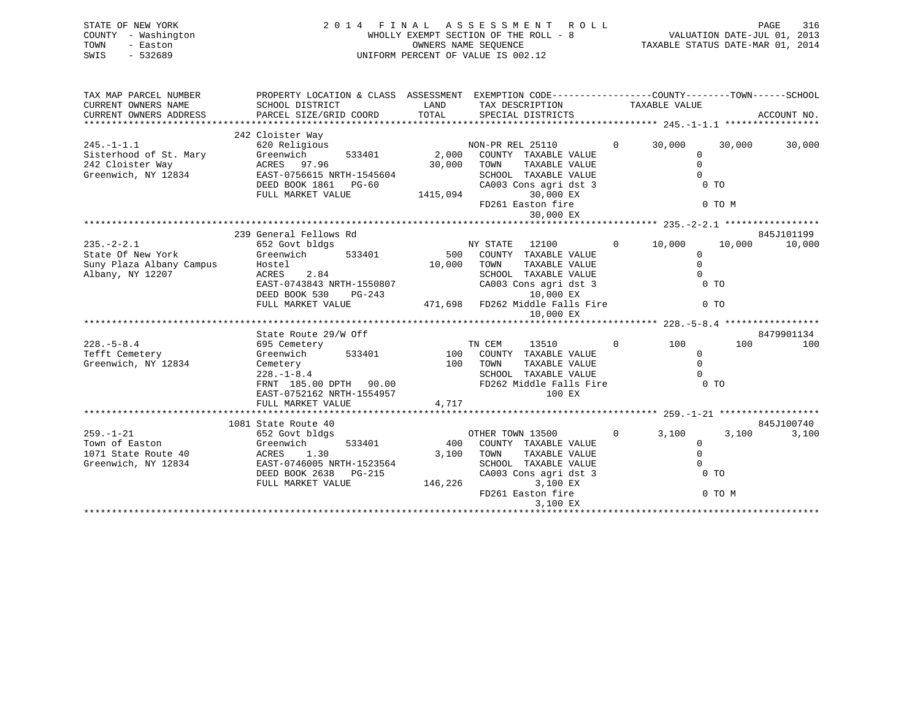STATE OF NEW YORK
COUNTY - Washington
TOWN - Easton
SWIS - 532689

2014 FINAL ASSESSMENT ROLL
WHOLLY EXEMPT SECTION OF THE ROLL - 8
OWNERS NAME SEQUENCE
UNIFORM PERCENT OF VALUE IS 002.12

VALUATION DATE-JUL 01, 2013
TAXABLE STATUS DATE-MAR 01, 2014

| TAX MAP PARCEL NUMBER / CURRENT OWNERS NAME / CURRENT OWNERS ADDRESS | PROPERTY LOCATION & CLASS / SCHOOL DISTRICT / PARCEL SIZE/GRID COORD | ASSESSMENT LAND | ASSESSMENT TOTAL | EXEMPTION CODE / TAX DESCRIPTION / SPECIAL DISTRICTS | COUNTY TAXABLE VALUE | TOWN | SCHOOL | ACCOUNT NO. |
|---|---|---|---|---|---|---|---|---|
| 245.-1-1.1 | 242 Cloister Way | | | | | | | |
| | 620 Religious | | | NON-PR REL 25110 0 | 30,000 | 30,000 | 30,000 | |
| Sisterhood of St. Mary | Greenwich 533401 | 2,000 | | COUNTY TAXABLE VALUE | 0 | | | |
| 242 Cloister Way | ACRES 97.96 | | 30,000 | TOWN TAXABLE VALUE | 0 | | | |
| Greenwich, NY 12834 | EAST-0756615 NRTH-1545604 | | | SCHOOL TAXABLE VALUE | 0 | | | |
| | DEED BOOK 1861 PG-60 | | | CA003 Cons agri dst 3 | 0 TO | | | |
| | FULL MARKET VALUE | | 1415,094 | 30,000 EX | | | | |
| | | | | FD261 Easton fire | 0 TO M | | | |
| | | | | 30,000 EX | | | | |
| 235.-2-2.1 | 239 General Fellows Rd | | | | | | | 845J101199 |
| | 652 Govt bldgs | | | NY STATE 12100 0 | 10,000 | 10,000 | 10,000 | |
| State Of New York | Greenwich 533401 | 500 | | COUNTY TAXABLE VALUE | 0 | | | |
| Suny Plaza Albany Campus | Hostel | | 10,000 | TOWN TAXABLE VALUE | 0 | | | |
| Albany, NY 12207 | ACRES 2.84 | | | SCHOOL TAXABLE VALUE | 0 | | | |
| | EAST-0743843 NRTH-1550807 | | | CA003 Cons agri dst 3 | 0 TO | | | |
| | DEED BOOK 530 PG-243 | | | 10,000 EX | | | | |
| | FULL MARKET VALUE | | 471,698 | FD262 Middle Falls Fire | 0 TO | | | |
| | | | | 10,000 EX | | | | |
| 228.-5-8.4 | State Route 29/W Off | | | | | | | 8479901134 |
| | 695 Cemetery | | | TN CEM 13510 0 | 100 | 100 | 100 | |
| Tefft Cemetery | Greenwich 533401 | 100 | | COUNTY TAXABLE VALUE | 0 | | | |
| Greenwich, NY 12834 | Cemetery | | 100 | TOWN TAXABLE VALUE | 0 | | | |
| | 228.-1-8.4 | | | SCHOOL TAXABLE VALUE | 0 | | | |
| | FRNT 185.00 DPTH 90.00 | | | FD262 Middle Falls Fire | 0 TO | | | |
| | EAST-0752162 NRTH-1554957 | | | 100 EX | | | | |
| | FULL MARKET VALUE | | 4,717 | | | | | |
| 259.-1-21 | 1081 State Route 40 | | | | | | | 845J100740 |
| | 652 Govt bldgs | | | OTHER TOWN 13500 0 | 3,100 | 3,100 | 3,100 | |
| Town of Easton | Greenwich 533401 | 400 | | COUNTY TAXABLE VALUE | 0 | | | |
| 1071 State Route 40 | ACRES 1.30 | | 3,100 | TOWN TAXABLE VALUE | 0 | | | |
| Greenwich, NY 12834 | EAST-0746005 NRTH-1523564 | | | SCHOOL TAXABLE VALUE | 0 | | | |
| | DEED BOOK 2638 PG-215 | | | CA003 Cons agri dst 3 | 0 TO | | | |
| | FULL MARKET VALUE | | 146,226 | 3,100 EX | | | | |
| | | | | FD261 Easton fire | 0 TO M | | | |
| | | | | 3,100 EX | | | | |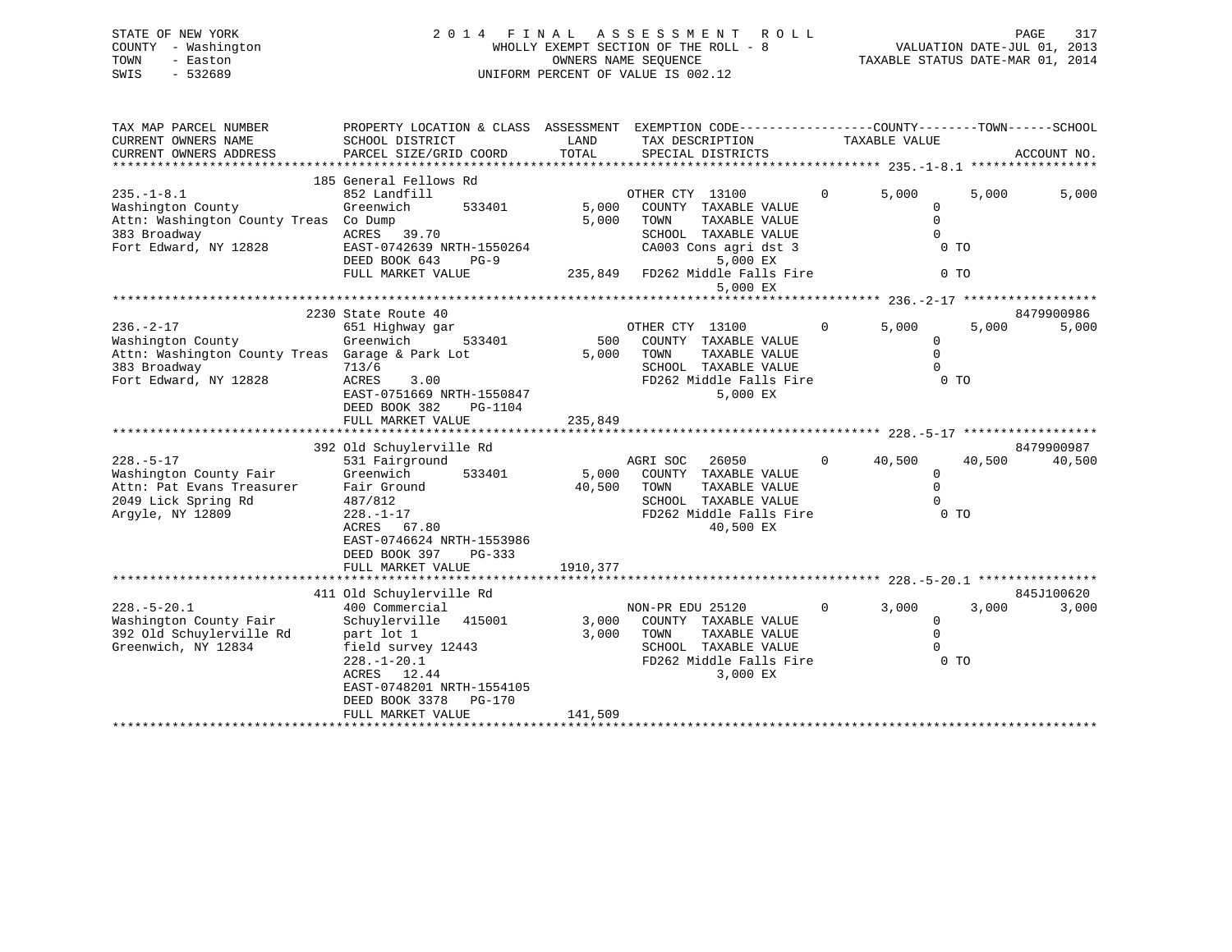STATE OF NEW YORK
COUNTY - Washington
TOWN - Easton
SWIS - 532689

2014 FINAL ASSESSMENT ROLL
WHOLLY EXEMPT SECTION OF THE ROLL - 8
OWNERS NAME SEQUENCE
UNIFORM PERCENT OF VALUE IS 002.12

VALUATION DATE-JUL 01, 2013
TAXABLE STATUS DATE-MAR 01, 2014

```
TAX MAP PARCEL NUMBER          PROPERTY LOCATION & CLASS  ASSESSMENT  EXEMPTION CODE------------------COUNTY--------TOWN------SCHOOL
CURRENT OWNERS NAME            SCHOOL DISTRICT              LAND      TAX DESCRIPTION              TAXABLE VALUE
CURRENT OWNERS ADDRESS         PARCEL SIZE/GRID COORD       TOTAL     SPECIAL DISTRICTS                                      ACCOUNT NO.
******************************************************************************************************* 235.-1-8.1 *****************
                               185 General Fellows Rd
235.-1-8.1                     852 Landfill                           OTHER CTY  13100          0        5,000        5,000        5,000
Washington County              Greenwich        533401       5,000    COUNTY  TAXABLE VALUE                   0
Attn: Washington County Treas  Co Dump                       5,000    TOWN    TAXABLE VALUE                   0
383 Broadway                   ACRES   39.70                          SCHOOL  TAXABLE VALUE                   0
Fort Edward, NY 12828          EAST-0742639 NRTH-1550264              CA003 Cons agri dst 3                   0 TO
                               DEED BOOK 643    PG-9                          5,000 EX
                               FULL MARKET VALUE           235,849    FD262 Middle Falls Fire                 0 TO
                                                                              5,000 EX
******************************************************************************************************* 236.-2-17 ******************
                               2230 State Route 40                                                                       8479900986
236.-2-17                      651 Highway gar                        OTHER CTY  13100          0        5,000        5,000        5,000
Washington County              Greenwich        533401         500    COUNTY  TAXABLE VALUE                   0
Attn: Washington County Treas  Garage & Park Lot             5,000    TOWN    TAXABLE VALUE                   0
383 Broadway                   713/6                                  SCHOOL  TAXABLE VALUE                   0
Fort Edward, NY 12828          ACRES    3.00                          FD262 Middle Falls Fire                 0 TO
                               EAST-0751669 NRTH-1550847                      5,000 EX
                               DEED BOOK 382    PG-1104
                               FULL MARKET VALUE           235,849
******************************************************************************************************* 228.-5-17 ******************
                               392 Old Schuylerville Rd                                                                  8479900987
228.-5-17                      531 Fairground                         AGRI SOC   26050          0       40,500       40,500       40,500
Washington County Fair         Greenwich        533401       5,000    COUNTY  TAXABLE VALUE                   0
Attn: Pat Evans Treasurer      Fair Ground                  40,500    TOWN    TAXABLE VALUE                   0
2049 Lick Spring Rd            487/812                                SCHOOL  TAXABLE VALUE                   0
Argyle, NY 12809               228.-1-17                              FD262 Middle Falls Fire                 0 TO
                               ACRES   67.80                                 40,500 EX
                               EAST-0746624 NRTH-1553986
                               DEED BOOK 397    PG-333
                               FULL MARKET VALUE          1910,377
******************************************************************************************************* 228.-5-20.1 ****************
                               411 Old Schuylerville Rd                                                                  845J100620
228.-5-20.1                    400 Commercial                         NON-PR EDU 25120          0        3,000        3,000        3,000
Washington County Fair         Schuylerville   415001        3,000    COUNTY  TAXABLE VALUE                   0
392 Old Schuylerville Rd       part lot 1                    3,000    TOWN    TAXABLE VALUE                   0
Greenwich, NY 12834            field survey 12443                     SCHOOL  TAXABLE VALUE                   0
                               228.-1-20.1                            FD262 Middle Falls Fire                 0 TO
                               ACRES   12.44                                  3,000 EX
                               EAST-0748201 NRTH-1554105
                               DEED BOOK 3378   PG-170
                               FULL MARKET VALUE           141,509
************************************************************************************************************************************
```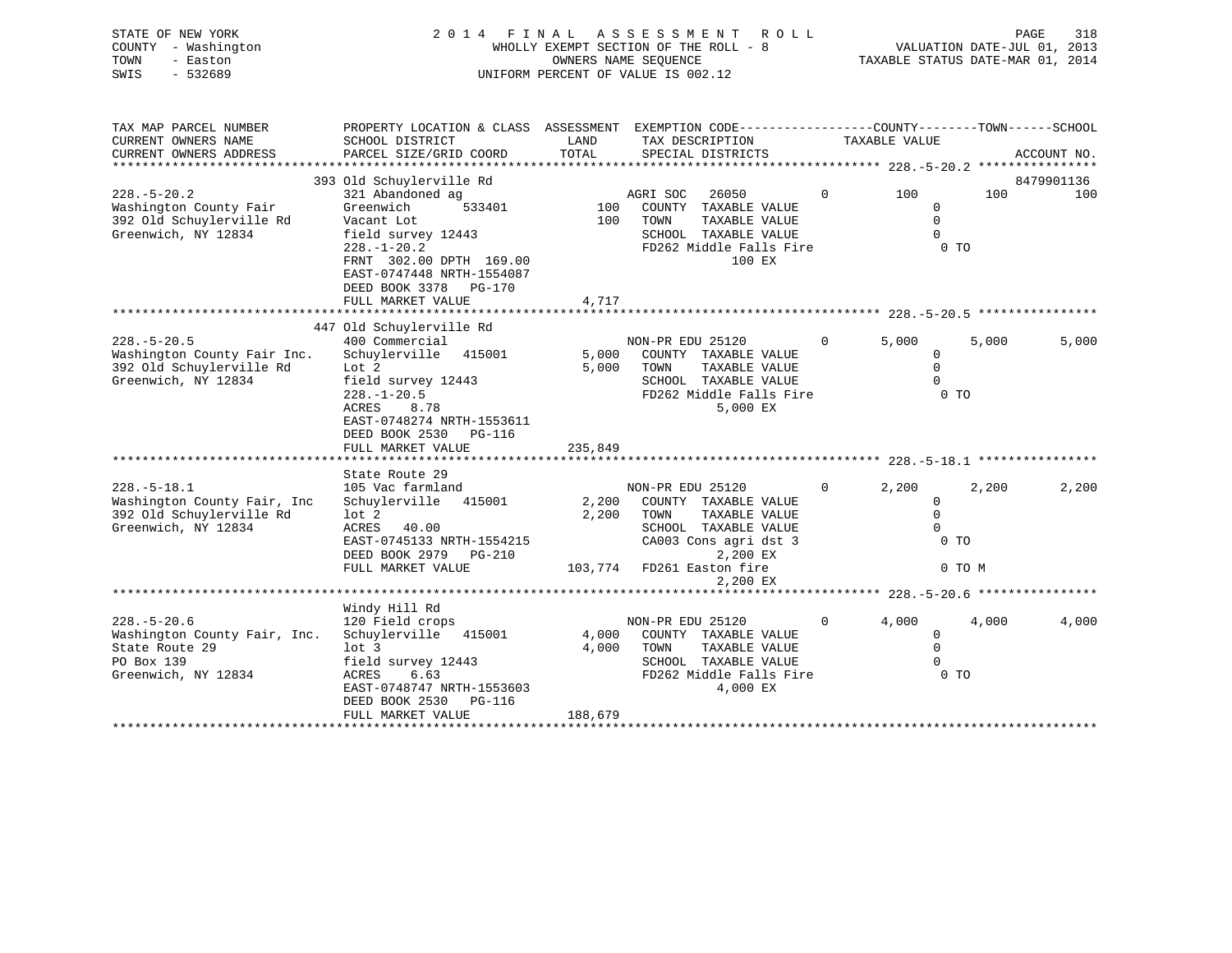STATE OF NEW YORK
COUNTY - Washington
TOWN - Easton
SWIS - 532689

2014 FINAL ASSESSMENT ROLL
WHOLLY EXEMPT SECTION OF THE ROLL - 8
OWNERS NAME SEQUENCE
UNIFORM PERCENT OF VALUE IS 002.12

VALUATION DATE-JUL 01, 2013
TAXABLE STATUS DATE-MAR 01, 2014

| TAX MAP PARCEL NUMBER / CURRENT OWNERS NAME / CURRENT OWNERS ADDRESS | PROPERTY LOCATION & CLASS / SCHOOL DISTRICT / PARCEL SIZE/GRID COORD | ASSESSMENT LAND / TOTAL | EXEMPTION CODE / TAX DESCRIPTION / SPECIAL DISTRICTS | COUNTY TAXABLE VALUE | TOWN | SCHOOL / ACCOUNT NO. |
|---|---|---|---|---|---|---|
| **228.-5-20.2** | 393 Old Schuylerville Rd | | | | | 8479901136 |
| 228.-5-20.2 | 321 Abandoned ag | | AGRI SOC 26050 0 | 100 | 100 | 100 |
| Washington County Fair | Greenwich 533401 | 100 | COUNTY TAXABLE VALUE | 0 | | |
| 392 Old Schuylerville Rd | Vacant Lot | 100 | TOWN TAXABLE VALUE | 0 | | |
| Greenwich, NY 12834 | field survey 12443 | | SCHOOL TAXABLE VALUE | 0 | | |
| | 228.-1-20.2 | | FD262 Middle Falls Fire | 0 TO | | |
| | FRNT 302.00 DPTH 169.00 | | 100 EX | | | |
| | EAST-0747448 NRTH-1554087 | | | | | |
| | DEED BOOK 3378 PG-170 | | | | | |
| | FULL MARKET VALUE | 4,717 | | | | |
| **228.-5-20.5** | 447 Old Schuylerville Rd | | | | | |
| 228.-5-20.5 | 400 Commercial | | NON-PR EDU 25120 0 | 5,000 | 5,000 | 5,000 |
| Washington County Fair Inc. | Schuylerville 415001 | 5,000 | COUNTY TAXABLE VALUE | 0 | | |
| 392 Old Schuylerville Rd | Lot 2 | 5,000 | TOWN TAXABLE VALUE | 0 | | |
| Greenwich, NY 12834 | field survey 12443 | | SCHOOL TAXABLE VALUE | 0 | | |
| | 228.-1-20.5 | | FD262 Middle Falls Fire | 0 TO | | |
| | ACRES 8.78 | | 5,000 EX | | | |
| | EAST-0748274 NRTH-1553611 | | | | | |
| | DEED BOOK 2530 PG-116 | | | | | |
| | FULL MARKET VALUE | 235,849 | | | | |
| **228.-5-18.1** | State Route 29 | | | | | |
| 228.-5-18.1 | 105 Vac farmland | | NON-PR EDU 25120 0 | 2,200 | 2,200 | 2,200 |
| Washington County Fair, Inc | Schuylerville 415001 | 2,200 | COUNTY TAXABLE VALUE | 0 | | |
| 392 Old Schuylerville Rd | lot 2 | 2,200 | TOWN TAXABLE VALUE | 0 | | |
| Greenwich, NY 12834 | ACRES 40.00 | | SCHOOL TAXABLE VALUE | 0 | | |
| | EAST-0745133 NRTH-1554215 | | CA003 Cons agri dst 3 | 0 TO | | |
| | DEED BOOK 2979 PG-210 | | 2,200 EX | | | |
| | FULL MARKET VALUE | 103,774 | FD261 Easton fire | 0 TO M | | |
| | | | 2,200 EX | | | |
| **228.-5-20.6** | Windy Hill Rd | | | | | |
| 228.-5-20.6 | 120 Field crops | | NON-PR EDU 25120 0 | 4,000 | 4,000 | 4,000 |
| Washington County Fair, Inc. | Schuylerville 415001 | 4,000 | COUNTY TAXABLE VALUE | 0 | | |
| State Route 29 | lot 3 | 4,000 | TOWN TAXABLE VALUE | 0 | | |
| PO Box 139 | field survey 12443 | | SCHOOL TAXABLE VALUE | 0 | | |
| Greenwich, NY 12834 | ACRES 6.63 | | FD262 Middle Falls Fire | 0 TO | | |
| | EAST-0748747 NRTH-1553603 | | 4,000 EX | | | |
| | DEED BOOK 2530 PG-116 | | | | | |
| | FULL MARKET VALUE | 188,679 | | | | |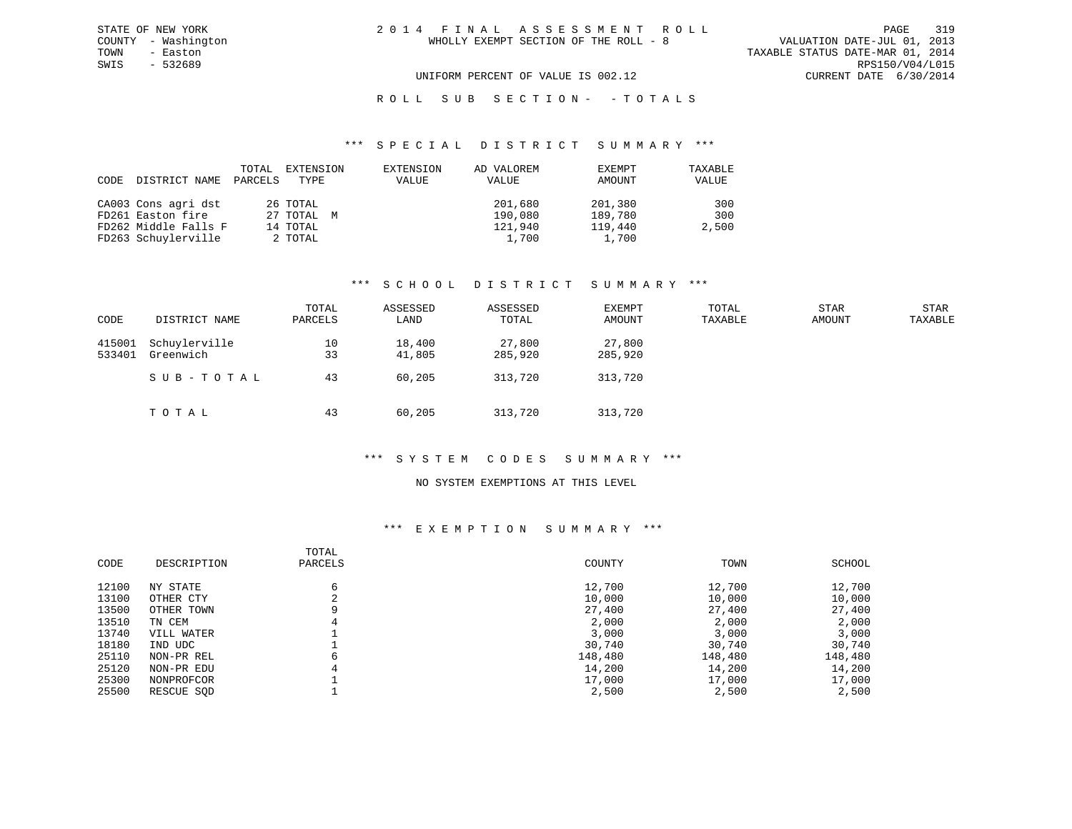STATE OF NEW YORK
COUNTY - Washington
TOWN - Easton
SWIS - 532689

# 2014 FINAL ASSESSMENT ROLL

WHOLLY EXEMPT SECTION OF THE ROLL - 8

VALUATION DATE-JUL 01, 2013
TAXABLE STATUS DATE-MAR 01, 2014
RPS150/V04/L015
CURRENT DATE 6/30/2014

UNIFORM PERCENT OF VALUE IS 002.12

## ROLL SUB SECTION- - TOTALS

### *** SPECIAL DISTRICT SUMMARY ***

| CODE | DISTRICT NAME | TOTAL PARCELS | EXTENSION TYPE | EXTENSION VALUE | AD VALOREM VALUE | EXEMPT AMOUNT | TAXABLE VALUE |
|---|---|---|---|---|---|---|---|
| CA003 | Cons agri dst | 26 | TOTAL | | 201,680 | 201,380 | 300 |
| FD261 | Easton fire | 27 | TOTAL M | | 190,080 | 189,780 | 300 |
| FD262 | Middle Falls F | 14 | TOTAL | | 121,940 | 119,440 | 2,500 |
| FD263 | Schuylerville | 2 | TOTAL | | 1,700 | 1,700 | |

### *** SCHOOL DISTRICT SUMMARY ***

| CODE | DISTRICT NAME | TOTAL PARCELS | ASSESSED LAND | ASSESSED TOTAL | EXEMPT AMOUNT | TOTAL TAXABLE | STAR AMOUNT | STAR TAXABLE |
|---|---|---|---|---|---|---|---|---|
| 415001 | Schuylerville | 10 | 18,400 | 27,800 | 27,800 | | | |
| 533401 | Greenwich | 33 | 41,805 | 285,920 | 285,920 | | | |
| | SUB-TOTAL | 43 | 60,205 | 313,720 | 313,720 | | | |
| | TOTAL | 43 | 60,205 | 313,720 | 313,720 | | | |

### *** SYSTEM CODES SUMMARY ***

NO SYSTEM EXEMPTIONS AT THIS LEVEL

### *** EXEMPTION SUMMARY ***

| CODE | DESCRIPTION | TOTAL PARCELS | COUNTY | TOWN | SCHOOL |
|---|---|---|---|---|---|
| 12100 | NY STATE | 6 | 12,700 | 12,700 | 12,700 |
| 13100 | OTHER CTY | 2 | 10,000 | 10,000 | 10,000 |
| 13500 | OTHER TOWN | 9 | 27,400 | 27,400 | 27,400 |
| 13510 | TN CEM | 4 | 2,000 | 2,000 | 2,000 |
| 13740 | VILL WATER | 1 | 3,000 | 3,000 | 3,000 |
| 18180 | IND UDC | 1 | 30,740 | 30,740 | 30,740 |
| 25110 | NON-PR REL | 6 | 148,480 | 148,480 | 148,480 |
| 25120 | NON-PR EDU | 4 | 14,200 | 14,200 | 14,200 |
| 25300 | NONPROFCOR | 1 | 17,000 | 17,000 | 17,000 |
| 25500 | RESCUE SQD | 1 | 2,500 | 2,500 | 2,500 |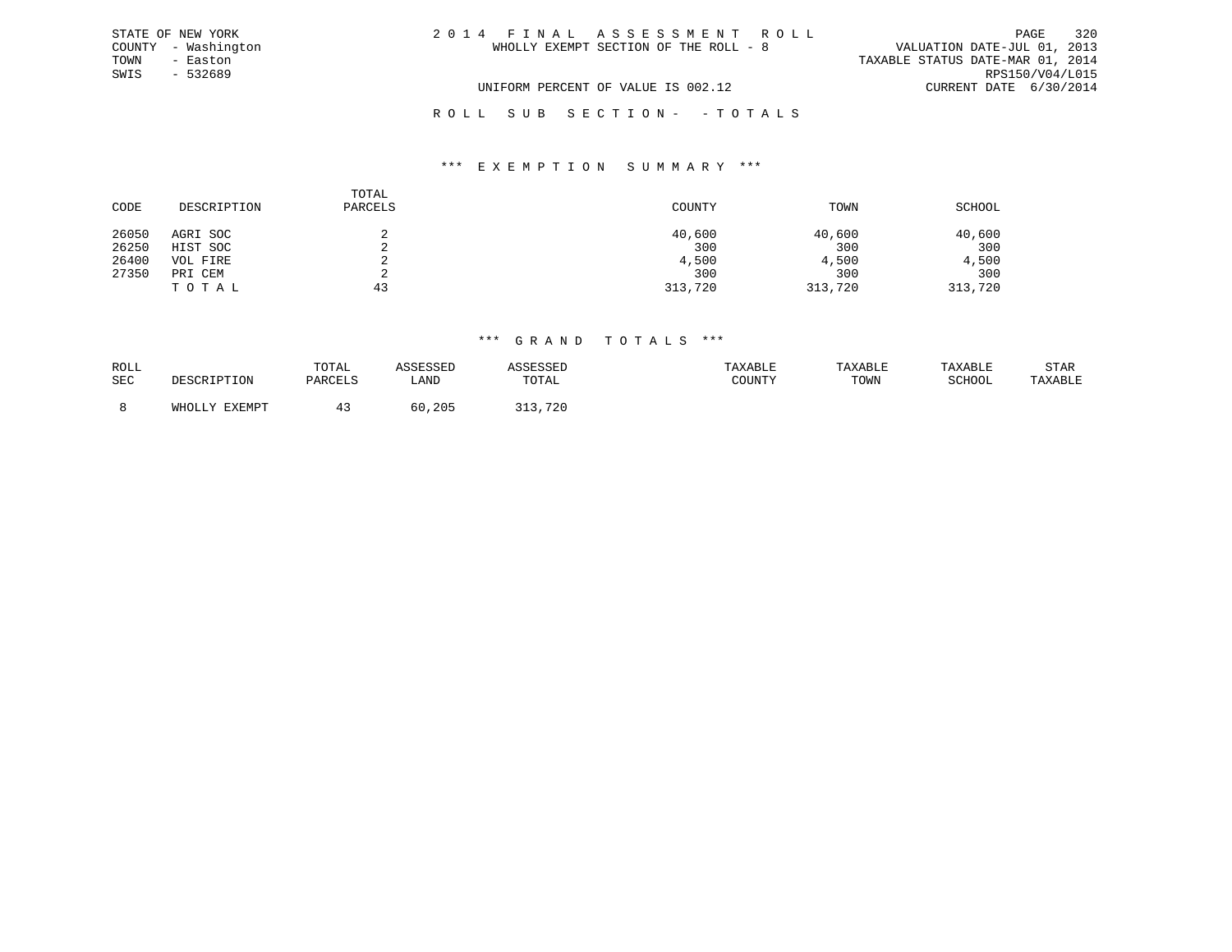STATE OF NEW YORK
COUNTY - Washington
TOWN - Easton
SWIS - 532689

2014 FINAL ASSESSMENT ROLL
WHOLLY EXEMPT SECTION OF THE ROLL - 8
UNIFORM PERCENT OF VALUE IS 002.12

VALUATION DATE-JUL 01, 2013
TAXABLE STATUS DATE-MAR 01, 2014
RPS150/V04/L015
CURRENT DATE 6/30/2014

ROLL SUB SECTION- - TOTALS

### *** EXEMPTION SUMMARY ***

| CODE | DESCRIPTION | TOTAL PARCELS | COUNTY | TOWN | SCHOOL |
|---|---|---|---|---|---|
| 26050 | AGRI SOC | 2 | 40,600 | 40,600 | 40,600 |
| 26250 | HIST SOC | 2 | 300 | 300 | 300 |
| 26400 | VOL FIRE | 2 | 4,500 | 4,500 | 4,500 |
| 27350 | PRI CEM | 2 | 300 | 300 | 300 |
| | TOTAL | 43 | 313,720 | 313,720 | 313,720 |

### *** GRAND TOTALS ***

| ROLL SEC | DESCRIPTION | TOTAL PARCELS | ASSESSED LAND | ASSESSED TOTAL | TAXABLE COUNTY | TAXABLE TOWN | TAXABLE SCHOOL | STAR TAXABLE |
|---|---|---|---|---|---|---|---|---|
| 8 | WHOLLY EXEMPT | 43 | 60,205 | 313,720 | | | | |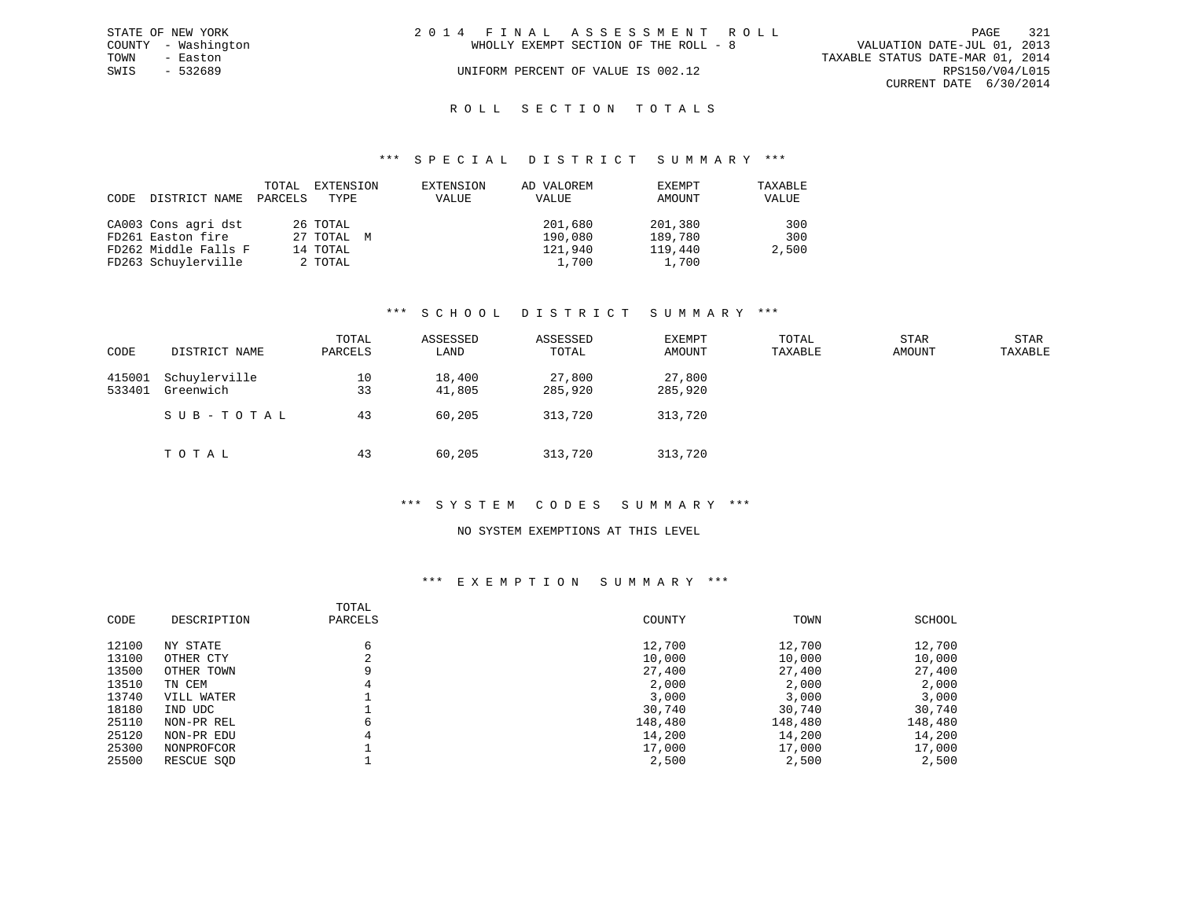STATE OF NEW YORK
COUNTY - Washington
TOWN - Easton
SWIS - 532689

2 0 1 4 F I N A L A S S E S S M E N T R O L L
WHOLLY EXEMPT SECTION OF THE ROLL - 8
UNIFORM PERCENT OF VALUE IS 002.12

VALUATION DATE-JUL 01, 2013
TAXABLE STATUS DATE-MAR 01, 2014
RPS150/V04/L015
CURRENT DATE 6/30/2014

## R O L L S E C T I O N T O T A L S

### *** S P E C I A L D I S T R I C T S U M M A R Y ***

| CODE | DISTRICT NAME | TOTAL PARCELS | EXTENSION TYPE | EXTENSION VALUE | AD VALOREM VALUE | EXEMPT AMOUNT | TAXABLE VALUE |
|---|---|---|---|---|---|---|---|
| CA003 | Cons agri dst | 26 | TOTAL | | 201,680 | 201,380 | 300 |
| FD261 | Easton fire | 27 | TOTAL M | | 190,080 | 189,780 | 300 |
| FD262 | Middle Falls F | 14 | TOTAL | | 121,940 | 119,440 | 2,500 |
| FD263 | Schuylerville | 2 | TOTAL | | 1,700 | 1,700 | |

### *** S C H O O L D I S T R I C T S U M M A R Y ***

| CODE | DISTRICT NAME | TOTAL PARCELS | ASSESSED LAND | ASSESSED TOTAL | EXEMPT AMOUNT | TOTAL TAXABLE | STAR AMOUNT | STAR TAXABLE |
|---|---|---|---|---|---|---|---|---|
| 415001 | Schuylerville | 10 | 18,400 | 27,800 | 27,800 | | | |
| 533401 | Greenwich | 33 | 41,805 | 285,920 | 285,920 | | | |
| | S U B - T O T A L | 43 | 60,205 | 313,720 | 313,720 | | | |
| | T O T A L | 43 | 60,205 | 313,720 | 313,720 | | | |

### *** S Y S T E M C O D E S S U M M A R Y ***

NO SYSTEM EXEMPTIONS AT THIS LEVEL

### *** E X E M P T I O N S U M M A R Y ***

| CODE | DESCRIPTION | TOTAL PARCELS | COUNTY | TOWN | SCHOOL |
|---|---|---|---|---|---|
| 12100 | NY STATE | 6 | 12,700 | 12,700 | 12,700 |
| 13100 | OTHER CTY | 2 | 10,000 | 10,000 | 10,000 |
| 13500 | OTHER TOWN | 9 | 27,400 | 27,400 | 27,400 |
| 13510 | TN CEM | 4 | 2,000 | 2,000 | 2,000 |
| 13740 | VILL WATER | 1 | 3,000 | 3,000 | 3,000 |
| 18180 | IND UDC | 1 | 30,740 | 30,740 | 30,740 |
| 25110 | NON-PR REL | 6 | 148,480 | 148,480 | 148,480 |
| 25120 | NON-PR EDU | 4 | 14,200 | 14,200 | 14,200 |
| 25300 | NONPROFCOR | 1 | 17,000 | 17,000 | 17,000 |
| 25500 | RESCUE SQD | 1 | 2,500 | 2,500 | 2,500 |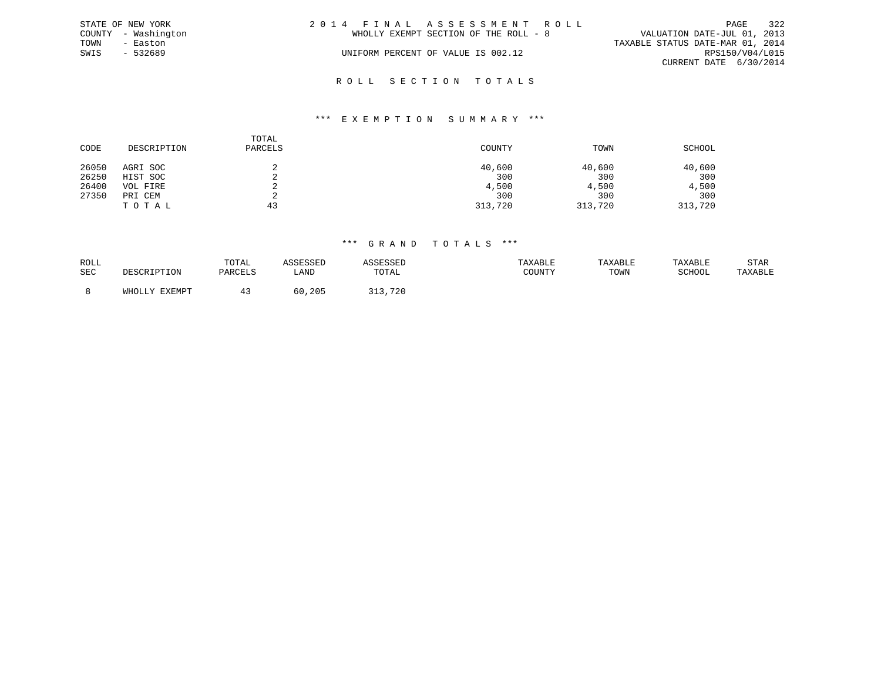STATE OF NEW YORK
COUNTY - Washington
TOWN - Easton
SWIS - 532689

# 2014 FINAL ASSESSMENT ROLL

WHOLLY EXEMPT SECTION OF THE ROLL - 8

UNIFORM PERCENT OF VALUE IS 002.12

VALUATION DATE-JUL 01, 2013
TAXABLE STATUS DATE-MAR 01, 2014
RPS150/V04/L015
CURRENT DATE 6/30/2014

## ROLL SECTION TOTALS

### *** EXEMPTION SUMMARY ***

| CODE | DESCRIPTION | TOTAL PARCELS | COUNTY | TOWN | SCHOOL |
|---|---|---|---|---|---|
| 26050 | AGRI SOC | 2 | 40,600 | 40,600 | 40,600 |
| 26250 | HIST SOC | 2 | 300 | 300 | 300 |
| 26400 | VOL FIRE | 2 | 4,500 | 4,500 | 4,500 |
| 27350 | PRI CEM | 2 | 300 | 300 | 300 |
| | T O T A L | 43 | 313,720 | 313,720 | 313,720 |

### *** GRAND TOTALS ***

| ROLL SEC | DESCRIPTION | TOTAL PARCELS | ASSESSED LAND | ASSESSED TOTAL | TAXABLE COUNTY | TAXABLE TOWN | TAXABLE SCHOOL | STAR TAXABLE |
|---|---|---|---|---|---|---|---|---|
| 8 | WHOLLY EXEMPT | 43 | 60,205 | 313,720 | | | | |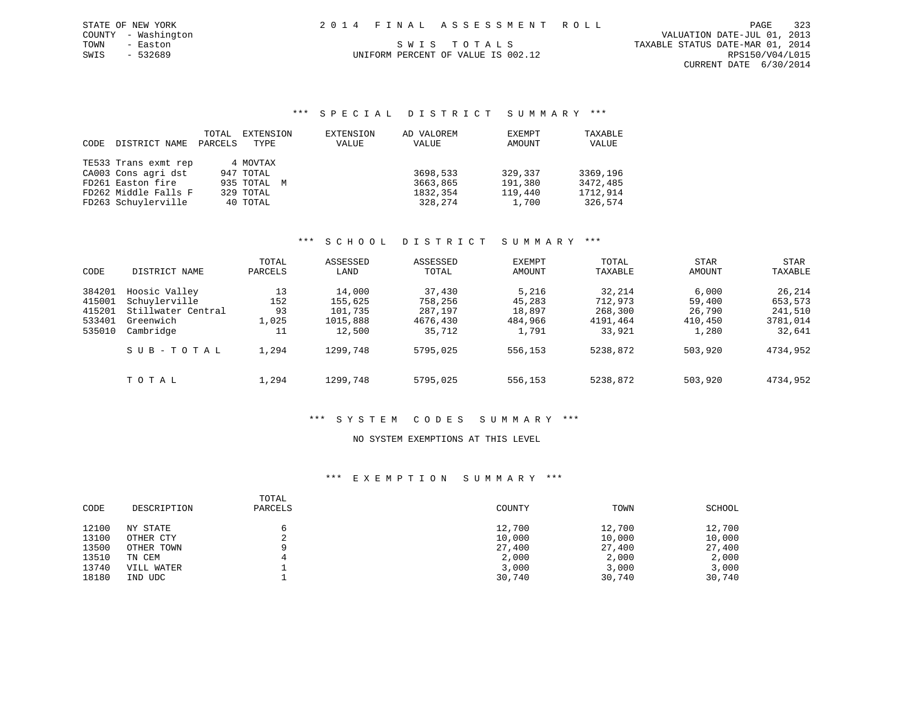STATE OF NEW YORK
COUNTY - Washington
TOWN - Easton
SWIS - 532689

2014 FINAL ASSESSMENT ROLL

SWIS TOTALS

UNIFORM PERCENT OF VALUE IS 002.12

VALUATION DATE-JUL 01, 2013
TAXABLE STATUS DATE-MAR 01, 2014
RPS150/V04/L015
CURRENT DATE 6/30/2014

## *** SPECIAL DISTRICT SUMMARY ***

| CODE | DISTRICT NAME | TOTAL PARCELS | EXTENSION TYPE | EXTENSION VALUE | AD VALOREM VALUE | EXEMPT AMOUNT | TAXABLE VALUE |
|---|---|---|---|---|---|---|---|
| TE533 | Trans exmt rep | 4 | MOVTAX | | | | |
| CA003 | Cons agri dst | 947 | TOTAL | | 3698,533 | 329,337 | 3369,196 |
| FD261 | Easton fire | 935 | TOTAL M | | 3663,865 | 191,380 | 3472,485 |
| FD262 | Middle Falls F | 329 | TOTAL | | 1832,354 | 119,440 | 1712,914 |
| FD263 | Schuylerville | 40 | TOTAL | | 328,274 | 1,700 | 326,574 |

## *** SCHOOL DISTRICT SUMMARY ***

| CODE | DISTRICT NAME | TOTAL PARCELS | ASSESSED LAND | ASSESSED TOTAL | EXEMPT AMOUNT | TOTAL TAXABLE | STAR AMOUNT | STAR TAXABLE |
|---|---|---|---|---|---|---|---|---|
| 384201 | Hoosic Valley | 13 | 14,000 | 37,430 | 5,216 | 32,214 | 6,000 | 26,214 |
| 415001 | Schuylerville | 152 | 155,625 | 758,256 | 45,283 | 712,973 | 59,400 | 653,573 |
| 415201 | Stillwater Central | 93 | 101,735 | 287,197 | 18,897 | 268,300 | 26,790 | 241,510 |
| 533401 | Greenwich | 1,025 | 1015,888 | 4676,430 | 484,966 | 4191,464 | 410,450 | 3781,014 |
| 535010 | Cambridge | 11 | 12,500 | 35,712 | 1,791 | 33,921 | 1,280 | 32,641 |
| | SUB-TOTAL | 1,294 | 1299,748 | 5795,025 | 556,153 | 5238,872 | 503,920 | 4734,952 |
| | TOTAL | 1,294 | 1299,748 | 5795,025 | 556,153 | 5238,872 | 503,920 | 4734,952 |

## *** SYSTEM CODES SUMMARY ***

NO SYSTEM EXEMPTIONS AT THIS LEVEL

## *** EXEMPTION SUMMARY ***

| CODE | DESCRIPTION | TOTAL PARCELS | COUNTY | TOWN | SCHOOL |
|---|---|---|---|---|---|
| 12100 | NY STATE | 6 | 12,700 | 12,700 | 12,700 |
| 13100 | OTHER CTY | 2 | 10,000 | 10,000 | 10,000 |
| 13500 | OTHER TOWN | 9 | 27,400 | 27,400 | 27,400 |
| 13510 | TN CEM | 4 | 2,000 | 2,000 | 2,000 |
| 13740 | VILL WATER | 1 | 3,000 | 3,000 | 3,000 |
| 18180 | IND UDC | 1 | 30,740 | 30,740 | 30,740 |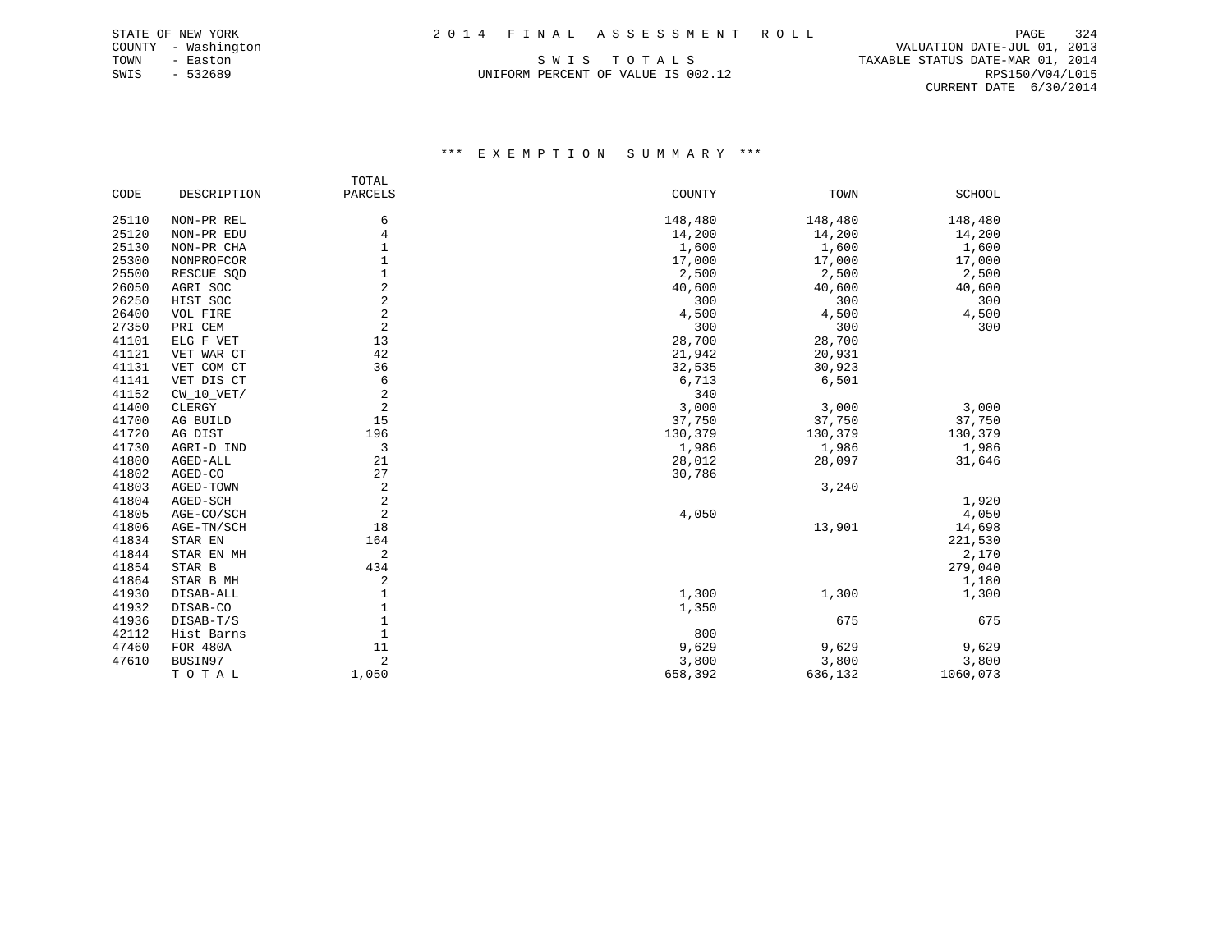STATE OF NEW YORK
COUNTY - Washington
TOWN - Easton
SWIS - 532689

2014 FINAL ASSESSMENT ROLL

SWIS TOTALS

UNIFORM PERCENT OF VALUE IS 002.12

VALUATION DATE-JUL 01, 2013
TAXABLE STATUS DATE-MAR 01, 2014
RPS150/V04/L015
CURRENT DATE 6/30/2014

### *** EXEMPTION SUMMARY ***

| CODE | DESCRIPTION | TOTAL PARCELS | COUNTY | TOWN | SCHOOL |
|---|---|---|---|---|---|
| 25110 | NON-PR REL | 6 | 148,480 | 148,480 | 148,480 |
| 25120 | NON-PR EDU | 4 | 14,200 | 14,200 | 14,200 |
| 25130 | NON-PR CHA | 1 | 1,600 | 1,600 | 1,600 |
| 25300 | NONPROFCOR | 1 | 17,000 | 17,000 | 17,000 |
| 25500 | RESCUE SQD | 1 | 2,500 | 2,500 | 2,500 |
| 26050 | AGRI SOC | 2 | 40,600 | 40,600 | 40,600 |
| 26250 | HIST SOC | 2 | 300 | 300 | 300 |
| 26400 | VOL FIRE | 2 | 4,500 | 4,500 | 4,500 |
| 27350 | PRI CEM | 2 | 300 | 300 | 300 |
| 41101 | ELG F VET | 13 | 28,700 | 28,700 | |
| 41121 | VET WAR CT | 42 | 21,942 | 20,931 | |
| 41131 | VET COM CT | 36 | 32,535 | 30,923 | |
| 41141 | VET DIS CT | 6 | 6,713 | 6,501 | |
| 41152 | CW_10_VET/ | 2 | 340 | | |
| 41400 | CLERGY | 2 | 3,000 | 3,000 | 3,000 |
| 41700 | AG BUILD | 15 | 37,750 | 37,750 | 37,750 |
| 41720 | AG DIST | 196 | 130,379 | 130,379 | 130,379 |
| 41730 | AGRI-D IND | 3 | 1,986 | 1,986 | 1,986 |
| 41800 | AGED-ALL | 21 | 28,012 | 28,097 | 31,646 |
| 41802 | AGED-CO | 27 | 30,786 | | |
| 41803 | AGED-TOWN | 2 | | 3,240 | |
| 41804 | AGED-SCH | 2 | | | 1,920 |
| 41805 | AGE-CO/SCH | 2 | 4,050 | | 4,050 |
| 41806 | AGE-TN/SCH | 18 | | 13,901 | 14,698 |
| 41834 | STAR EN | 164 | | | 221,530 |
| 41844 | STAR EN MH | 2 | | | 2,170 |
| 41854 | STAR B | 434 | | | 279,040 |
| 41864 | STAR B MH | 2 | | | 1,180 |
| 41930 | DISAB-ALL | 1 | 1,300 | 1,300 | 1,300 |
| 41932 | DISAB-CO | 1 | 1,350 | | |
| 41936 | DISAB-T/S | 1 | | 675 | 675 |
| 42112 | Hist Barns | 1 | 800 | | |
| 47460 | FOR 480A | 11 | 9,629 | 9,629 | 9,629 |
| 47610 | BUSIN97 | 2 | 3,800 | 3,800 | 3,800 |
| | TOTAL | 1,050 | 658,392 | 636,132 | 1060,073 |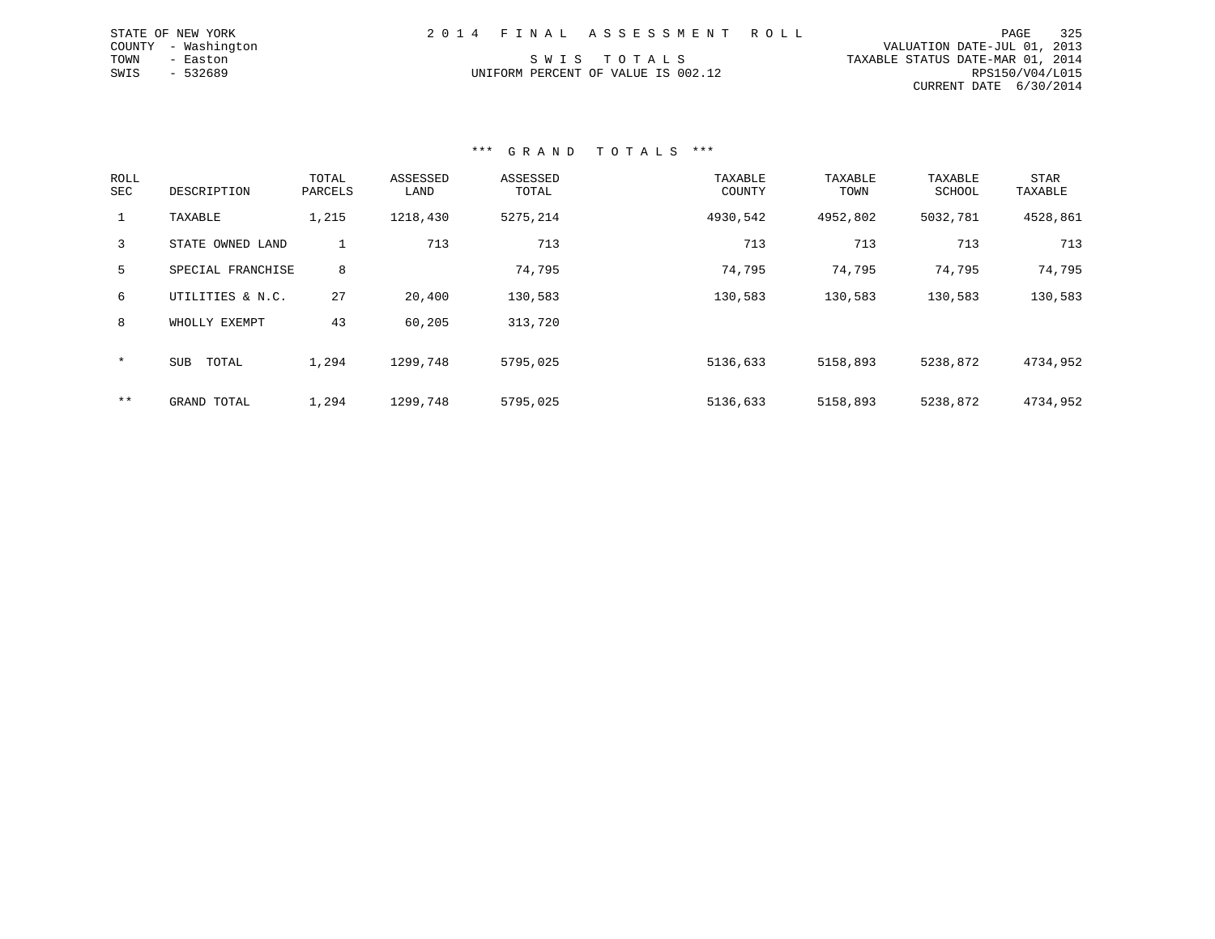STATE OF NEW YORK
COUNTY - Washington
TOWN - Easton
SWIS - 532689

2 0 1 4 F I N A L A S S E S S M E N T R O L L

S W I S T O T A L S
UNIFORM PERCENT OF VALUE IS 002.12

VALUATION DATE-JUL 01, 2013
TAXABLE STATUS DATE-MAR 01, 2014
RPS150/V04/L015
CURRENT DATE 6/30/2014

### *** G R A N D T O T A L S ***

| ROLL SEC | DESCRIPTION | TOTAL PARCELS | ASSESSED LAND | ASSESSED TOTAL | TAXABLE COUNTY | TAXABLE TOWN | TAXABLE SCHOOL | STAR TAXABLE |
|---|---|---|---|---|---|---|---|---|
| 1 | TAXABLE | 1,215 | 1218,430 | 5275,214 | 4930,542 | 4952,802 | 5032,781 | 4528,861 |
| 3 | STATE OWNED LAND | 1 | 713 | 713 | 713 | 713 | 713 | 713 |
| 5 | SPECIAL FRANCHISE | 8 | | 74,795 | 74,795 | 74,795 | 74,795 | 74,795 |
| 6 | UTILITIES & N.C. | 27 | 20,400 | 130,583 | 130,583 | 130,583 | 130,583 | 130,583 |
| 8 | WHOLLY EXEMPT | 43 | 60,205 | 313,720 | | | | |
| * | SUB TOTAL | 1,294 | 1299,748 | 5795,025 | 5136,633 | 5158,893 | 5238,872 | 4734,952 |
| ** | GRAND TOTAL | 1,294 | 1299,748 | 5795,025 | 5136,633 | 5158,893 | 5238,872 | 4734,952 |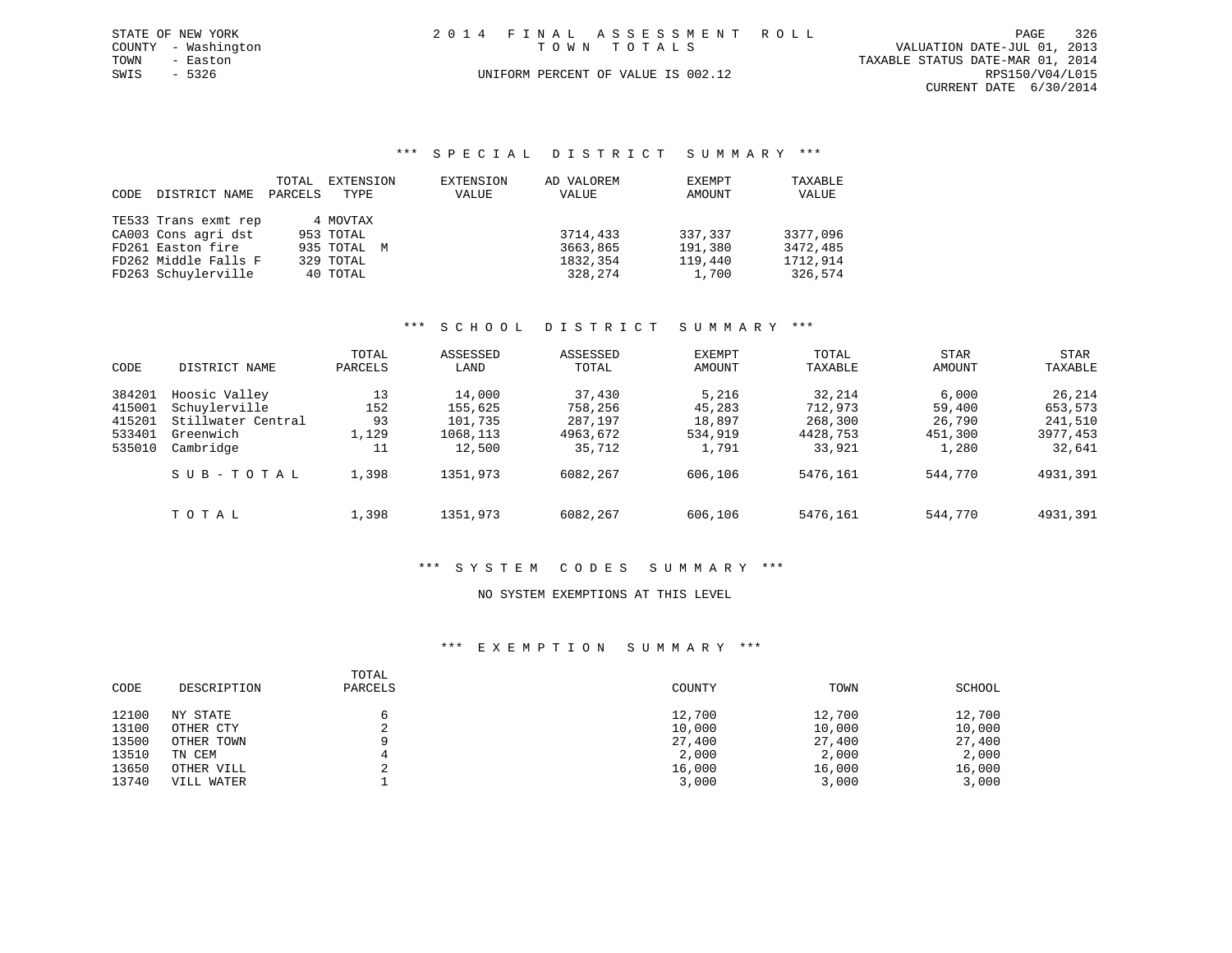STATE OF NEW YORK
COUNTY - Washington
TOWN - Easton
SWIS - 5326

2 0 1 4  F I N A L  A S S E S S M E N T  R O L L
T O W N  T O T A L S
UNIFORM PERCENT OF VALUE IS 002.12

VALUATION DATE-JUL 01, 2013
TAXABLE STATUS DATE-MAR 01, 2014
RPS150/V04/L015
CURRENT DATE 6/30/2014

### *** S P E C I A L  D I S T R I C T  S U M M A R Y ***

| CODE | DISTRICT NAME | TOTAL PARCELS | EXTENSION TYPE | EXTENSION VALUE | AD VALOREM VALUE | EXEMPT AMOUNT | TAXABLE VALUE |
|---|---|---|---|---|---|---|---|
| TE533 | Trans exmt rep | 4 | MOVTAX | | | | |
| CA003 | Cons agri dst | 953 | TOTAL | | 3714,433 | 337,337 | 3377,096 |
| FD261 | Easton fire | 935 | TOTAL M | | 3663,865 | 191,380 | 3472,485 |
| FD262 | Middle Falls F | 329 | TOTAL | | 1832,354 | 119,440 | 1712,914 |
| FD263 | Schuylerville | 40 | TOTAL | | 328,274 | 1,700 | 326,574 |

### *** S C H O O L  D I S T R I C T  S U M M A R Y ***

| CODE | DISTRICT NAME | TOTAL PARCELS | ASSESSED LAND | ASSESSED TOTAL | EXEMPT AMOUNT | TOTAL TAXABLE | STAR AMOUNT | STAR TAXABLE |
|---|---|---|---|---|---|---|---|---|
| 384201 | Hoosic Valley | 13 | 14,000 | 37,430 | 5,216 | 32,214 | 6,000 | 26,214 |
| 415001 | Schuylerville | 152 | 155,625 | 758,256 | 45,283 | 712,973 | 59,400 | 653,573 |
| 415201 | Stillwater Central | 93 | 101,735 | 287,197 | 18,897 | 268,300 | 26,790 | 241,510 |
| 533401 | Greenwich | 1,129 | 1068,113 | 4963,672 | 534,919 | 4428,753 | 451,300 | 3977,453 |
| 535010 | Cambridge | 11 | 12,500 | 35,712 | 1,791 | 33,921 | 1,280 | 32,641 |
| | S U B - T O T A L | 1,398 | 1351,973 | 6082,267 | 606,106 | 5476,161 | 544,770 | 4931,391 |
| | T O T A L | 1,398 | 1351,973 | 6082,267 | 606,106 | 5476,161 | 544,770 | 4931,391 |

### *** S Y S T E M  C O D E S  S U M M A R Y ***

NO SYSTEM EXEMPTIONS AT THIS LEVEL

### *** E X E M P T I O N  S U M M A R Y ***

| CODE | DESCRIPTION | TOTAL PARCELS | COUNTY | TOWN | SCHOOL |
|---|---|---|---|---|---|
| 12100 | NY STATE | 6 | 12,700 | 12,700 | 12,700 |
| 13100 | OTHER CTY | 2 | 10,000 | 10,000 | 10,000 |
| 13500 | OTHER TOWN | 9 | 27,400 | 27,400 | 27,400 |
| 13510 | TN CEM | 4 | 2,000 | 2,000 | 2,000 |
| 13650 | OTHER VILL | 2 | 16,000 | 16,000 | 16,000 |
| 13740 | VILL WATER | 1 | 3,000 | 3,000 | 3,000 |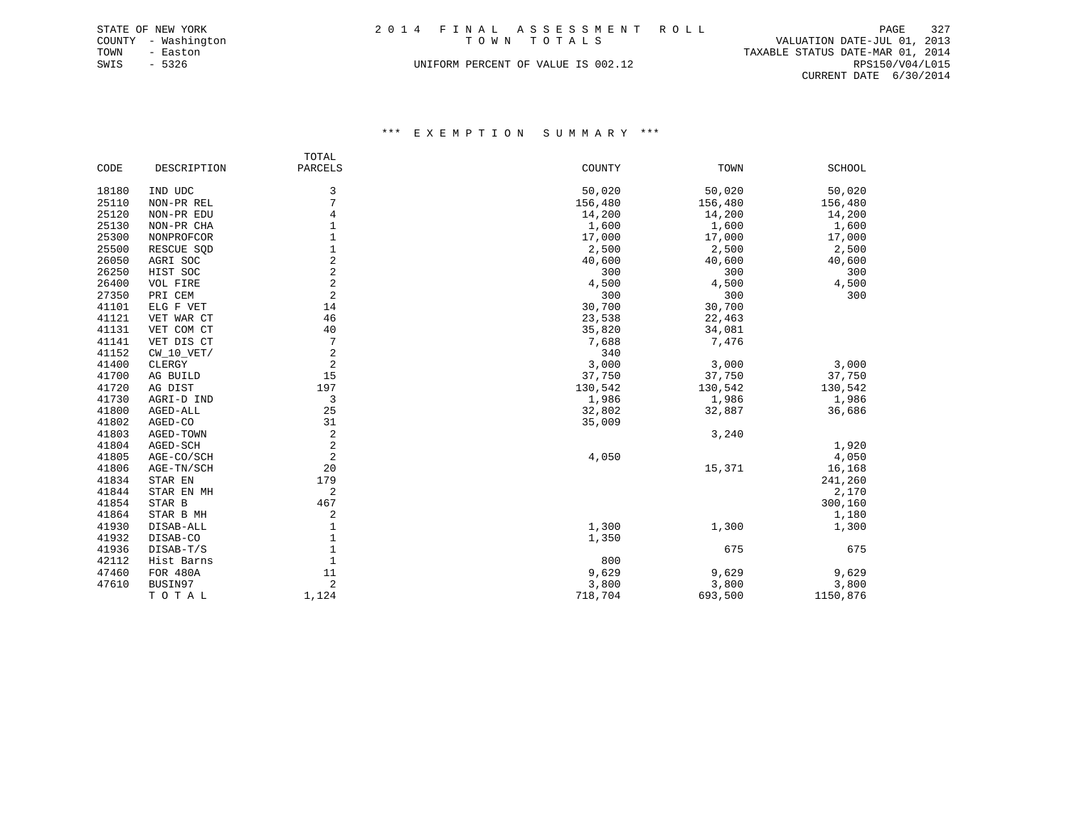STATE OF NEW YORK
COUNTY - Washington
TOWN - Easton
SWIS - 5326

# 2014 FINAL ASSESSMENT ROLL
## TOWN TOTALS

UNIFORM PERCENT OF VALUE IS 002.12

VALUATION DATE-JUL 01, 2013
TAXABLE STATUS DATE-MAR 01, 2014
RPS150/V04/L015
CURRENT DATE 6/30/2014

### *** EXEMPTION SUMMARY ***

| CODE | DESCRIPTION | TOTAL PARCELS | COUNTY | TOWN | SCHOOL |
|---|---|---|---|---|---|
| 18180 | IND UDC | 3 | 50,020 | 50,020 | 50,020 |
| 25110 | NON-PR REL | 7 | 156,480 | 156,480 | 156,480 |
| 25120 | NON-PR EDU | 4 | 14,200 | 14,200 | 14,200 |
| 25130 | NON-PR CHA | 1 | 1,600 | 1,600 | 1,600 |
| 25300 | NONPROFCOR | 1 | 17,000 | 17,000 | 17,000 |
| 25500 | RESCUE SQD | 1 | 2,500 | 2,500 | 2,500 |
| 26050 | AGRI SOC | 2 | 40,600 | 40,600 | 40,600 |
| 26250 | HIST SOC | 2 | 300 | 300 | 300 |
| 26400 | VOL FIRE | 2 | 4,500 | 4,500 | 4,500 |
| 27350 | PRI CEM | 2 | 300 | 300 | 300 |
| 41101 | ELG F VET | 14 | 30,700 | 30,700 | |
| 41121 | VET WAR CT | 46 | 23,538 | 22,463 | |
| 41131 | VET COM CT | 40 | 35,820 | 34,081 | |
| 41141 | VET DIS CT | 7 | 7,688 | 7,476 | |
| 41152 | CW_10_VET/ | 2 | 340 | | |
| 41400 | CLERGY | 2 | 3,000 | 3,000 | 3,000 |
| 41700 | AG BUILD | 15 | 37,750 | 37,750 | 37,750 |
| 41720 | AG DIST | 197 | 130,542 | 130,542 | 130,542 |
| 41730 | AGRI-D IND | 3 | 1,986 | 1,986 | 1,986 |
| 41800 | AGED-ALL | 25 | 32,802 | 32,887 | 36,686 |
| 41802 | AGED-CO | 31 | 35,009 | | |
| 41803 | AGED-TOWN | 2 | | 3,240 | |
| 41804 | AGED-SCH | 2 | | | 1,920 |
| 41805 | AGE-CO/SCH | 2 | 4,050 | | 4,050 |
| 41806 | AGE-TN/SCH | 20 | | 15,371 | 16,168 |
| 41834 | STAR EN | 179 | | | 241,260 |
| 41844 | STAR EN MH | 2 | | | 2,170 |
| 41854 | STAR B | 467 | | | 300,160 |
| 41864 | STAR B MH | 2 | | | 1,180 |
| 41930 | DISAB-ALL | 1 | 1,300 | 1,300 | 1,300 |
| 41932 | DISAB-CO | 1 | 1,350 | | |
| 41936 | DISAB-T/S | 1 | | 675 | 675 |
| 42112 | Hist Barns | 1 | 800 | | |
| 47460 | FOR 480A | 11 | 9,629 | 9,629 | 9,629 |
| 47610 | BUSIN97 | 2 | 3,800 | 3,800 | 3,800 |
| | T O T A L | 1,124 | 718,704 | 693,500 | 1150,876 |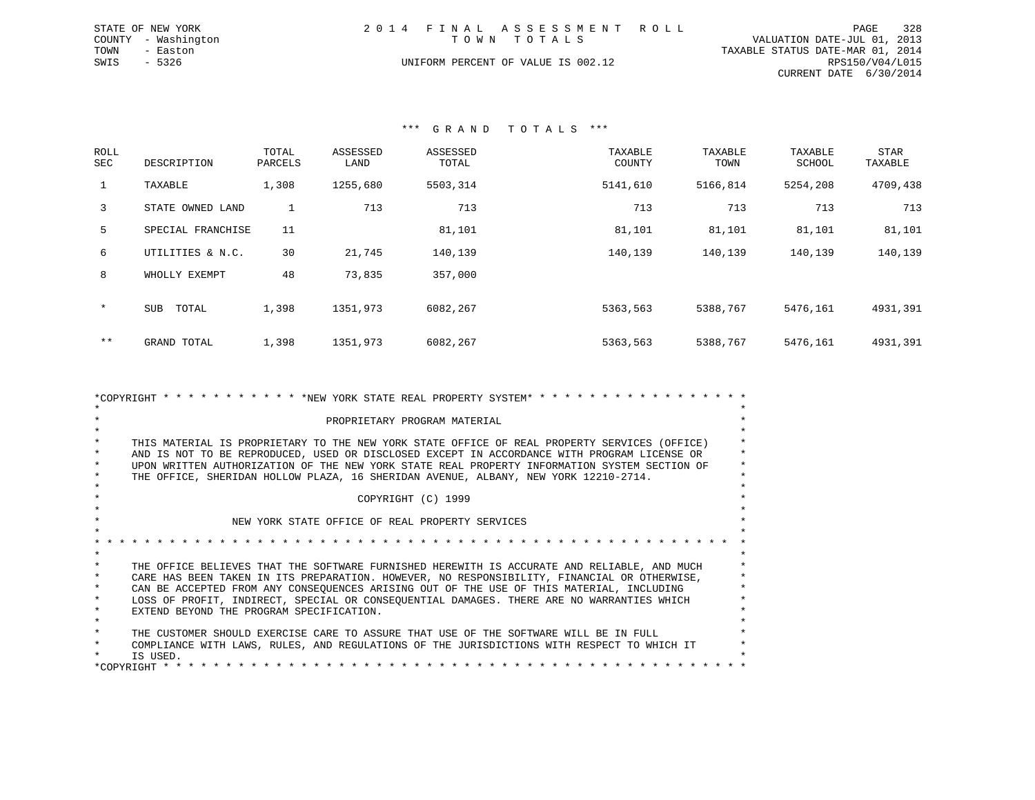STATE OF NEW YORK
COUNTY - Washington
TOWN - Easton
SWIS - 5326

2 0 1 4 F I N A L A S S E S S M E N T R O L L
T O W N T O T A L S

UNIFORM PERCENT OF VALUE IS 002.12

VALUATION DATE-JUL 01, 2013
TAXABLE STATUS DATE-MAR 01, 2014
RPS150/V04/L015
CURRENT DATE 6/30/2014

## *** G R A N D T O T A L S ***

| ROLL SEC | DESCRIPTION | TOTAL PARCELS | ASSESSED LAND | ASSESSED TOTAL | TAXABLE COUNTY | TAXABLE TOWN | TAXABLE SCHOOL | STAR TAXABLE |
|---|---|---|---|---|---|---|---|---|
| 1 | TAXABLE | 1,308 | 1255,680 | 5503,314 | 5141,610 | 5166,814 | 5254,208 | 4709,438 |
| 3 | STATE OWNED LAND | 1 | 713 | 713 | 713 | 713 | 713 | 713 |
| 5 | SPECIAL FRANCHISE | 11 | | 81,101 | 81,101 | 81,101 | 81,101 | 81,101 |
| 6 | UTILITIES & N.C. | 30 | 21,745 | 140,139 | 140,139 | 140,139 | 140,139 | 140,139 |
| 8 | WHOLLY EXEMPT | 48 | 73,835 | 357,000 | | | | |
| * | SUB TOTAL | 1,398 | 1351,973 | 6082,267 | 5363,563 | 5388,767 | 5476,161 | 4931,391 |
| ** | GRAND TOTAL | 1,398 | 1351,973 | 6082,267 | 5363,563 | 5388,767 | 5476,161 | 4931,391 |

*COPYRIGHT * * * * * * * * * * * *NEW YORK STATE REAL PROPERTY SYSTEM* * * * * * * * * * * * * * * * * *

PROPRIETARY PROGRAM MATERIAL

THIS MATERIAL IS PROPRIETARY TO THE NEW YORK STATE OFFICE OF REAL PROPERTY SERVICES (OFFICE) AND IS NOT TO BE REPRODUCED, USED OR DISCLOSED EXCEPT IN ACCORDANCE WITH PROGRAM LICENSE OR UPON WRITTEN AUTHORIZATION OF THE NEW YORK STATE REAL PROPERTY INFORMATION SYSTEM SECTION OF THE OFFICE, SHERIDAN HOLLOW PLAZA, 16 SHERIDAN AVENUE, ALBANY, NEW YORK 12210-2714.

COPYRIGHT (C) 1999

NEW YORK STATE OFFICE OF REAL PROPERTY SERVICES

THE OFFICE BELIEVES THAT THE SOFTWARE FURNISHED HEREWITH IS ACCURATE AND RELIABLE, AND MUCH CARE HAS BEEN TAKEN IN ITS PREPARATION. HOWEVER, NO RESPONSIBILITY, FINANCIAL OR OTHERWISE, CAN BE ACCEPTED FROM ANY CONSEQUENCES ARISING OUT OF THE USE OF THIS MATERIAL, INCLUDING LOSS OF PROFIT, INDIRECT, SPECIAL OR CONSEQUENTIAL DAMAGES. THERE ARE NO WARRANTIES WHICH EXTEND BEYOND THE PROGRAM SPECIFICATION.

THE CUSTOMER SHOULD EXERCISE CARE TO ASSURE THAT USE OF THE SOFTWARE WILL BE IN FULL COMPLIANCE WITH LAWS, RULES, AND REGULATIONS OF THE JURISDICTIONS WITH RESPECT TO WHICH IT IS USED.

*COPYRIGHT * * * * * * * * * * * * * * * * * * * * * * * * * * * * * * * * * * * * * * * * * * * * * * * *